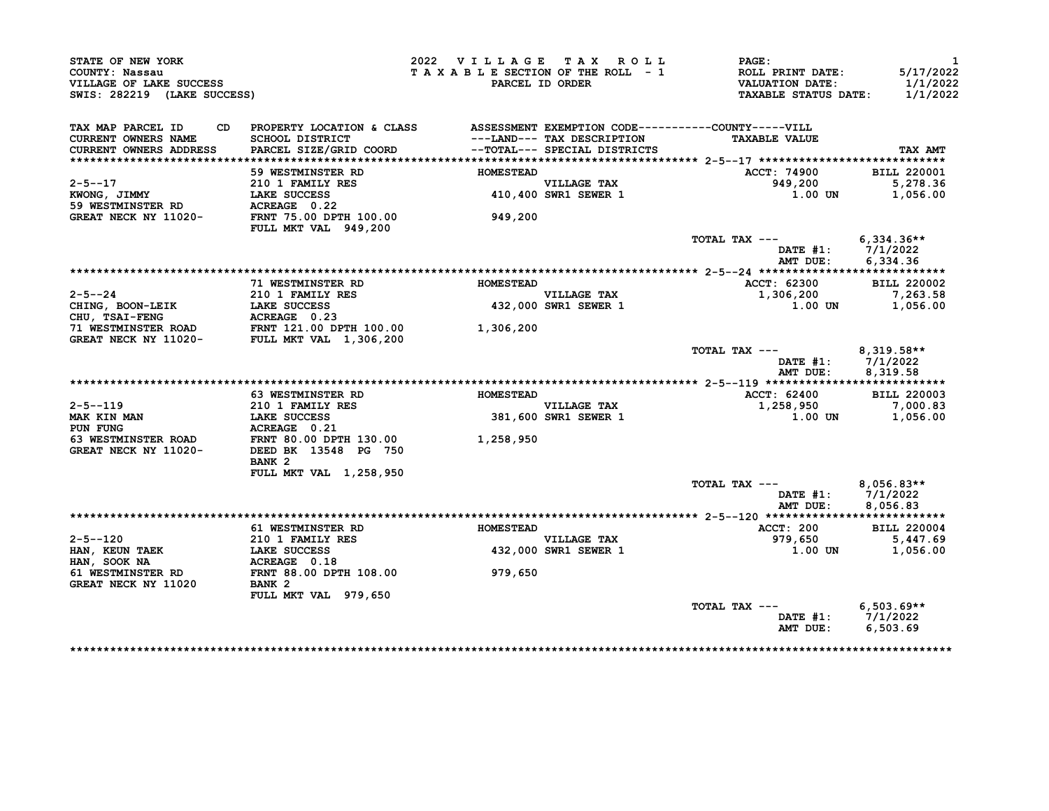STATE OF NEW YORK
COUNTY: Nassau
VILLAGE OF LAKE SUCCESS
SWIS: 282219 (LAKE SUCCESS)

**2022 VILLAGE TAX ROLL**
**TAXABLE SECTION OF THE ROLL - 1**
**PARCEL ID ORDER**

PAGE: 1
ROLL PRINT DATE: 5/17/2022
VALUATION DATE: 1/1/2022
TAXABLE STATUS DATE: 1/1/2022

| TAX MAP PARCEL ID / CURRENT OWNERS NAME / CURRENT OWNERS ADDRESS | CD | PROPERTY LOCATION & CLASS / SCHOOL DISTRICT / PARCEL SIZE/GRID COORD | ASSESSMENT ---LAND--- / --TOTAL--- | EXEMPTION CODE / TAX DESCRIPTION / SPECIAL DISTRICTS | COUNTY-----VILL TAXABLE VALUE | TAX AMT |
|---|---|---|---|---|---|---|
| **2-5--17** | | 59 WESTMINSTER RD | HOMESTEAD | | ACCT: 74900 | BILL 220001 |
| 2-5--17 | | 210 1 FAMILY RES | | VILLAGE TAX | 949,200 | 5,278.36 |
| KWONG, JIMMY | | LAKE SUCCESS | 410,400 | SWR1 SEWER 1 | 1.00 UN | 1,056.00 |
| 59 WESTMINSTER RD | | ACREAGE 0.22 | | | | |
| GREAT NECK NY 11020- | | FRNT 75.00 DPTH 100.00 | 949,200 | | | |
| | | FULL MKT VAL 949,200 | | | | |
| | | | | | TOTAL TAX --- | 6,334.36** |
| | | | | | DATE #1: | 7/1/2022 |
| | | | | | AMT DUE: | 6,334.36 |
| **2-5--24** | | 71 WESTMINSTER RD | HOMESTEAD | | ACCT: 62300 | BILL 220002 |
| 2-5--24 | | 210 1 FAMILY RES | | VILLAGE TAX | 1,306,200 | 7,263.58 |
| CHING, BOON-LEIK | | LAKE SUCCESS | 432,000 | SWR1 SEWER 1 | 1.00 UN | 1,056.00 |
| CHU, TSAI-FENG | | ACREAGE 0.23 | | | | |
| 71 WESTMINSTER ROAD | | FRNT 121.00 DPTH 100.00 | 1,306,200 | | | |
| GREAT NECK NY 11020- | | FULL MKT VAL 1,306,200 | | | | |
| | | | | | TOTAL TAX --- | 8,319.58** |
| | | | | | DATE #1: | 7/1/2022 |
| | | | | | AMT DUE: | 8,319.58 |
| **2-5--119** | | 63 WESTMINSTER RD | HOMESTEAD | | ACCT: 62400 | BILL 220003 |
| 2-5--119 | | 210 1 FAMILY RES | | VILLAGE TAX | 1,258,950 | 7,000.83 |
| MAK KIN MAN | | LAKE SUCCESS | 381,600 | SWR1 SEWER 1 | 1.00 UN | 1,056.00 |
| PUN FUNG | | ACREAGE 0.21 | | | | |
| 63 WESTMINSTER ROAD | | FRNT 80.00 DPTH 130.00 | 1,258,950 | | | |
| GREAT NECK NY 11020- | | DEED BK 13548 PG 750 | | | | |
| | | BANK 2 | | | | |
| | | FULL MKT VAL 1,258,950 | | | | |
| | | | | | TOTAL TAX --- | 8,056.83** |
| | | | | | DATE #1: | 7/1/2022 |
| | | | | | AMT DUE: | 8,056.83 |
| **2-5--120** | | 61 WESTMINSTER RD | HOMESTEAD | | ACCT: 200 | BILL 220004 |
| 2-5--120 | | 210 1 FAMILY RES | | VILLAGE TAX | 979,650 | 5,447.69 |
| HAN, KEUN TAEK | | LAKE SUCCESS | 432,000 | SWR1 SEWER 1 | 1.00 UN | 1,056.00 |
| HAN, SOOK NA | | ACREAGE 0.18 | | | | |
| 61 WESTMINSTER RD | | FRNT 88.00 DPTH 108.00 | 979,650 | | | |
| GREAT NECK NY 11020 | | BANK 2 | | | | |
| | | FULL MKT VAL 979,650 | | | | |
| | | | | | TOTAL TAX --- | 6,503.69** |
| | | | | | DATE #1: | 7/1/2022 |
| | | | | | AMT DUE: | 6,503.69 |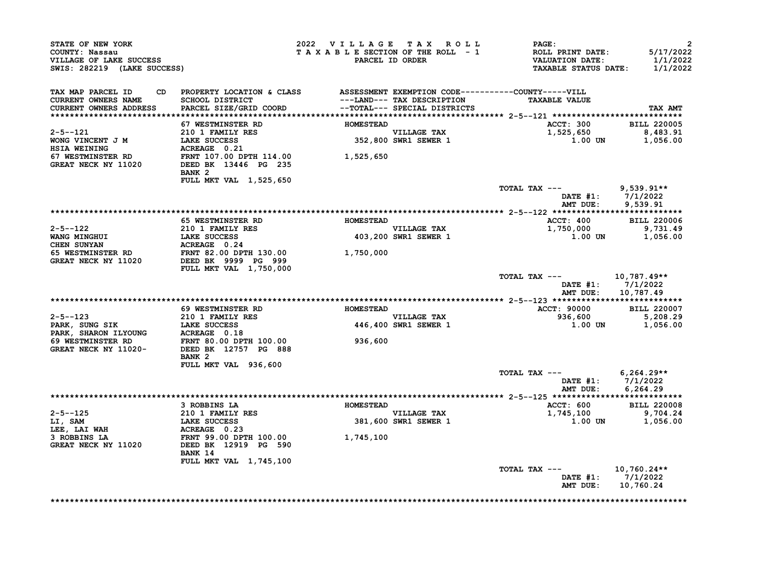STATE OF NEW YORK
COUNTY: Nassau
VILLAGE OF LAKE SUCCESS
SWIS: 282219 (LAKE SUCCESS)

2022 VILLAGE TAX ROLL
TAXABLE SECTION OF THE ROLL - 1
PARCEL ID ORDER

ROLL PRINT DATE: 5/17/2022
VALUATION DATE: 1/1/2022
TAXABLE STATUS DATE: 1/1/2022

| TAX MAP PARCEL ID / CURRENT OWNERS NAME / CURRENT OWNERS ADDRESS | CD | PROPERTY LOCATION & CLASS / SCHOOL DISTRICT / PARCEL SIZE/GRID COORD | ASSESSMENT ---LAND--- / --TOTAL-- | EXEMPTION CODE / TAX DESCRIPTION / SPECIAL DISTRICTS | TAXABLE VALUE | TAX AMT |
|---|---|---|---|---|---|---|
| 2-5--121 | | 67 WESTMINSTER RD | HOMESTEAD | | ACCT: 300 | BILL 220005 |
| WONG VINCENT J M | | 210 1 FAMILY RES | | VILLAGE TAX | 1,525,650 | 8,483.91 |
| HSIA WEINING | | LAKE SUCCESS | 352,800 | SWR1 SEWER 1 | 1.00 UN | 1,056.00 |
| 67 WESTMINSTER RD | | ACREAGE 0.21 | | | | |
| GREAT NECK NY 11020 | | FRNT 107.00 DPTH 114.00 | 1,525,650 | | | |
| | | DEED BK 13446 PG 235 | | | | |
| | | BANK 2 | | | | |
| | | FULL MKT VAL 1,525,650 | | | | |
| | | | | | TOTAL TAX --- | 9,539.91** |
| | | | | | DATE #1: | 7/1/2022 |
| | | | | | AMT DUE: | 9,539.91 |
| 2-5--122 | | 65 WESTMINSTER RD | HOMESTEAD | | ACCT: 400 | BILL 220006 |
| WANG MINGHUI | | 210 1 FAMILY RES | | VILLAGE TAX | 1,750,000 | 9,731.49 |
| CHEN SUNYAN | | LAKE SUCCESS | 403,200 | SWR1 SEWER 1 | 1.00 UN | 1,056.00 |
| 65 WESTMINSTER RD | | ACREAGE 0.24 | | | | |
| GREAT NECK NY 11020 | | FRNT 82.00 DPTH 130.00 | 1,750,000 | | | |
| | | DEED BK 9999 PG 999 | | | | |
| | | FULL MKT VAL 1,750,000 | | | | |
| | | | | | TOTAL TAX --- | 10,787.49** |
| | | | | | DATE #1: | 7/1/2022 |
| | | | | | AMT DUE: | 10,787.49 |
| 2-5--123 | | 69 WESTMINSTER RD | HOMESTEAD | | ACCT: 90000 | BILL 220007 |
| PARK, SUNG SIK | | 210 1 FAMILY RES | | VILLAGE TAX | 936,600 | 5,208.29 |
| PARK, SHARON ILYOUNG | | LAKE SUCCESS | 446,400 | SWR1 SEWER 1 | 1.00 UN | 1,056.00 |
| 69 WESTMINSTER RD | | ACREAGE 0.18 | | | | |
| GREAT NECK NY 11020- | | FRNT 80.00 DPTH 100.00 | 936,600 | | | |
| | | DEED BK 12757 PG 888 | | | | |
| | | BANK 2 | | | | |
| | | FULL MKT VAL 936,600 | | | | |
| | | | | | TOTAL TAX --- | 6,264.29** |
| | | | | | DATE #1: | 7/1/2022 |
| | | | | | AMT DUE: | 6,264.29 |
| 2-5--125 | | 3 ROBBINS LA | HOMESTEAD | | ACCT: 600 | BILL 220008 |
| LI, SAM | | 210 1 FAMILY RES | | VILLAGE TAX | 1,745,100 | 9,704.24 |
| LEE, LAI WAH | | LAKE SUCCESS | 381,600 | SWR1 SEWER 1 | 1.00 UN | 1,056.00 |
| 3 ROBBINS LA | | ACREAGE 0.23 | | | | |
| GREAT NECK NY 11020 | | FRNT 99.00 DPTH 100.00 | 1,745,100 | | | |
| | | DEED BK 12919 PG 590 | | | | |
| | | BANK 14 | | | | |
| | | FULL MKT VAL 1,745,100 | | | | |
| | | | | | TOTAL TAX --- | 10,760.24** |
| | | | | | DATE #1: | 7/1/2022 |
| | | | | | AMT DUE: | 10,760.24 |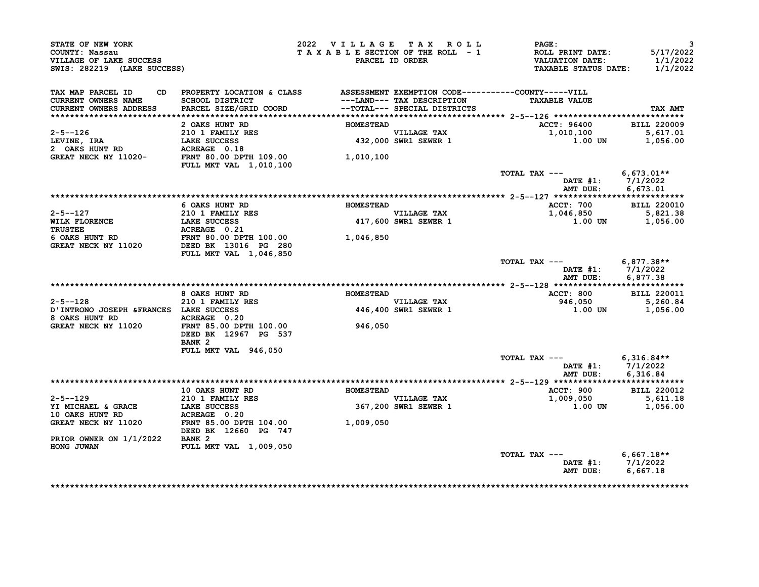STATE OF NEW YORK
COUNTY: Nassau
VILLAGE OF LAKE SUCCESS
SWIS: 282219 (LAKE SUCCESS)

2022 VILLAGE TAX ROLL
TAXABLE SECTION OF THE ROLL - 1
PARCEL ID ORDER

ROLL PRINT DATE: 5/17/2022
VALUATION DATE: 1/1/2022
TAXABLE STATUS DATE: 1/1/2022

| TAX MAP PARCEL ID / CURRENT OWNERS NAME / CURRENT OWNERS ADDRESS | PROPERTY LOCATION & CLASS / SCHOOL DISTRICT / PARCEL SIZE/GRID COORD | ASSESSMENT ---LAND--- / --TOTAL--- | EXEMPTION CODE / TAX DESCRIPTION / SPECIAL DISTRICTS | TAXABLE VALUE | TAX AMT |
|---|---|---|---|---|---|
| **2-5--126** | 2 OAKS HUNT RD | HOMESTEAD | | ACCT: 96400 | BILL 220009 |
| 2-5--126 | 210 1 FAMILY RES | | VILLAGE TAX | 1,010,100 | 5,617.01 |
| LEVINE, IRA | LAKE SUCCESS | 432,000 | SWR1 SEWER 1 | 1.00 UN | 1,056.00 |
| 2 OAKS HUNT RD | ACREAGE 0.18 | | | | |
| GREAT NECK NY 11020- | FRNT 80.00 DPTH 109.00 | 1,010,100 | | | |
| | FULL MKT VAL 1,010,100 | | | | |
| | | | | TOTAL TAX --- | 6,673.01** |
| | | | | DATE #1: | 7/1/2022 |
| | | | | AMT DUE: | 6,673.01 |
| **2-5--127** | 6 OAKS HUNT RD | HOMESTEAD | | ACCT: 700 | BILL 220010 |
| 2-5--127 | 210 1 FAMILY RES | | VILLAGE TAX | 1,046,850 | 5,821.38 |
| WILK FLORENCE | LAKE SUCCESS | 417,600 | SWR1 SEWER 1 | 1.00 UN | 1,056.00 |
| TRUSTEE | ACREAGE 0.21 | | | | |
| 6 OAKS HUNT RD | FRNT 80.00 DPTH 100.00 | 1,046,850 | | | |
| GREAT NECK NY 11020 | DEED BK 13016 PG 280 | | | | |
| | FULL MKT VAL 1,046,850 | | | | |
| | | | | TOTAL TAX --- | 6,877.38** |
| | | | | DATE #1: | 7/1/2022 |
| | | | | AMT DUE: | 6,877.38 |
| **2-5--128** | 8 OAKS HUNT RD | HOMESTEAD | | ACCT: 800 | BILL 220011 |
| 2-5--128 | 210 1 FAMILY RES | | VILLAGE TAX | 946,050 | 5,260.84 |
| D'INTRONO JOSEPH &FRANCES | LAKE SUCCESS | 446,400 | SWR1 SEWER 1 | 1.00 UN | 1,056.00 |
| 8 OAKS HUNT RD | ACREAGE 0.20 | | | | |
| GREAT NECK NY 11020 | FRNT 85.00 DPTH 100.00 | 946,050 | | | |
| | DEED BK 12967 PG 537 | | | | |
| | BANK 2 | | | | |
| | FULL MKT VAL 946,050 | | | | |
| | | | | TOTAL TAX --- | 6,316.84** |
| | | | | DATE #1: | 7/1/2022 |
| | | | | AMT DUE: | 6,316.84 |
| **2-5--129** | 10 OAKS HUNT RD | HOMESTEAD | | ACCT: 900 | BILL 220012 |
| 2-5--129 | 210 1 FAMILY RES | | VILLAGE TAX | 1,009,050 | 5,611.18 |
| YI MICHAEL & GRACE | LAKE SUCCESS | 367,200 | SWR1 SEWER 1 | 1.00 UN | 1,056.00 |
| 10 OAKS HUNT RD | ACREAGE 0.20 | | | | |
| GREAT NECK NY 11020 | FRNT 85.00 DPTH 104.00 | 1,009,050 | | | |
| | DEED BK 12660 PG 747 | | | | |
| PRIOR OWNER ON 1/1/2022 | BANK 2 | | | | |
| HONG JUWAN | FULL MKT VAL 1,009,050 | | | | |
| | | | | TOTAL TAX --- | 6,667.18** |
| | | | | DATE #1: | 7/1/2022 |
| | | | | AMT DUE: | 6,667.18 |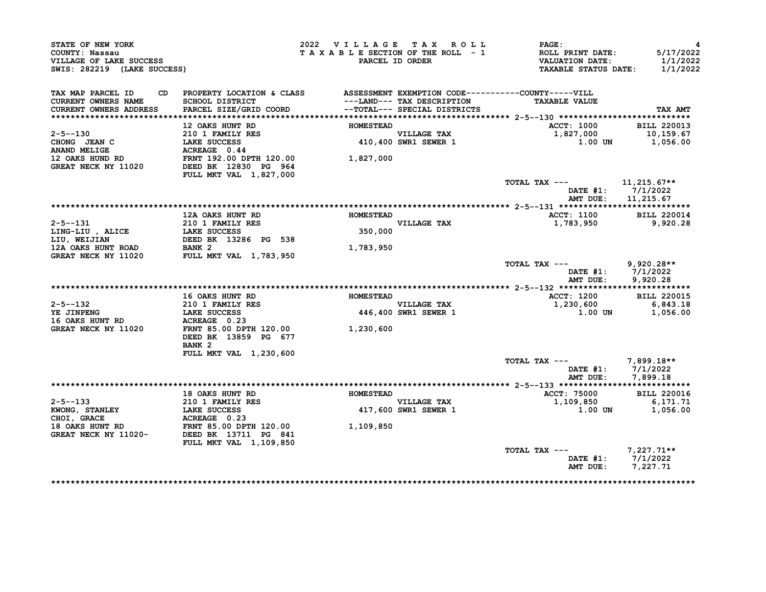STATE OF NEW YORK
COUNTY: Nassau
VILLAGE OF LAKE SUCCESS
SWIS: 282219 (LAKE SUCCESS)

2022 VILLAGE TAX ROLL
TAXABLE SECTION OF THE ROLL - 1
PARCEL ID ORDER

ROLL PRINT DATE: 5/17/2022
VALUATION DATE: 1/1/2022
TAXABLE STATUS DATE: 1/1/2022

| TAX MAP PARCEL ID / CURRENT OWNERS NAME / CURRENT OWNERS ADDRESS | CD | PROPERTY LOCATION & CLASS / SCHOOL DISTRICT / PARCEL SIZE/GRID COORD | ASSESSMENT ---LAND--- / --TOTAL--- | EXEMPTION CODE / TAX DESCRIPTION / SPECIAL DISTRICTS | COUNTY-----VILL TAXABLE VALUE | TAX AMT |
|---|---|---|---|---|---|---|
| **2-5--130** | | 12 OAKS HUNT RD | HOMESTEAD | | ACCT: 1000 | BILL 220013 |
| 2-5--130 | | 210 1 FAMILY RES | | VILLAGE TAX | 1,827,000 | 10,159.67 |
| CHONG JEAN C | | LAKE SUCCESS | 410,400 | SWR1 SEWER 1 | 1.00 UN | 1,056.00 |
| ANAND MELIGE | | ACREAGE 0.44 | | | | |
| 12 OAKS HUND RD | | FRNT 192.00 DPTH 120.00 | 1,827,000 | | | |
| GREAT NECK NY 11020 | | DEED BK 12830 PG 964 | | | | |
| | | FULL MKT VAL 1,827,000 | | | | |
| | | | | | TOTAL TAX --- | 11,215.67** |
| | | | | | DATE #1: | 7/1/2022 |
| | | | | | AMT DUE: | 11,215.67 |
| **2-5--131** | | 12A OAKS HUNT RD | HOMESTEAD | | ACCT: 1100 | BILL 220014 |
| 2-5--131 | | 210 1 FAMILY RES | | VILLAGE TAX | 1,783,950 | 9,920.28 |
| LING-LIU , ALICE | | LAKE SUCCESS | 350,000 | | | |
| LIU, WEIJIAN | | DEED BK 13286 PG 538 | | | | |
| 12A OAKS HUNT ROAD | | BANK 2 | 1,783,950 | | | |
| GREAT NECK NY 11020 | | FULL MKT VAL 1,783,950 | | | | |
| | | | | | TOTAL TAX --- | 9,920.28** |
| | | | | | DATE #1: | 7/1/2022 |
| | | | | | AMT DUE: | 9,920.28 |
| **2-5--132** | | 16 OAKS HUNT RD | HOMESTEAD | | ACCT: 1200 | BILL 220015 |
| 2-5--132 | | 210 1 FAMILY RES | | VILLAGE TAX | 1,230,600 | 6,843.18 |
| YE JINPENG | | LAKE SUCCESS | 446,400 | SWR1 SEWER 1 | 1.00 UN | 1,056.00 |
| 16 OAKS HUNT RD | | ACREAGE 0.23 | | | | |
| GREAT NECK NY 11020 | | FRNT 85.00 DPTH 120.00 | 1,230,600 | | | |
| | | DEED BK 13859 PG 677 | | | | |
| | | BANK 2 | | | | |
| | | FULL MKT VAL 1,230,600 | | | | |
| | | | | | TOTAL TAX --- | 7,899.18** |
| | | | | | DATE #1: | 7/1/2022 |
| | | | | | AMT DUE: | 7,899.18 |
| **2-5--133** | | 18 OAKS HUNT RD | HOMESTEAD | | ACCT: 75000 | BILL 220016 |
| 2-5--133 | | 210 1 FAMILY RES | | VILLAGE TAX | 1,109,850 | 6,171.71 |
| KWONG, STANLEY | | LAKE SUCCESS | 417,600 | SWR1 SEWER 1 | 1.00 UN | 1,056.00 |
| CHOI, GRACE | | ACREAGE 0.23 | | | | |
| 18 OAKS HUNT RD | | FRNT 85.00 DPTH 120.00 | 1,109,850 | | | |
| GREAT NECK NY 11020- | | DEED BK 13711 PG 841 | | | | |
| | | FULL MKT VAL 1,109,850 | | | | |
| | | | | | TOTAL TAX --- | 7,227.71** |
| | | | | | DATE #1: | 7/1/2022 |
| | | | | | AMT DUE: | 7,227.71 |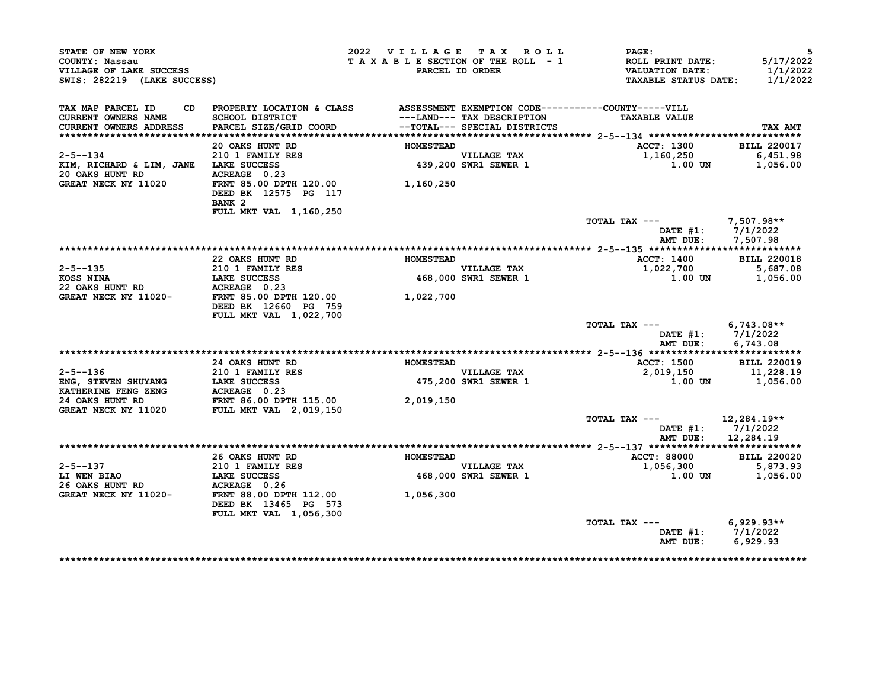STATE OF NEW YORK
COUNTY: Nassau
VILLAGE OF LAKE SUCCESS
SWIS: 282219 (LAKE SUCCESS)

2022 VILLAGE TAX ROLL
TAXABLE SECTION OF THE ROLL - 1
PARCEL ID ORDER

ROLL PRINT DATE: 5/17/2022
VALUATION DATE: 1/1/2022
TAXABLE STATUS DATE: 1/1/2022

| TAX MAP PARCEL ID / CURRENT OWNERS NAME / CURRENT OWNERS ADDRESS | CD | PROPERTY LOCATION & CLASS / SCHOOL DISTRICT / PARCEL SIZE/GRID COORD | ASSESSMENT ---LAND--- / --TOTAL--- | EXEMPTION CODE / TAX DESCRIPTION / SPECIAL DISTRICTS | COUNTY-----VILL TAXABLE VALUE | TAX AMT |
|---|---|---|---|---|---|---|

**2-5--134**

| | | | | | |
|---|---|---|---|---|---|
| 2-5--134 | 20 OAKS HUNT RD | HOMESTEAD | | ACCT: 1300 | BILL 220017 |
| KIM, RICHARD & LIM, JANE | 210 1 FAMILY RES | | VILLAGE TAX | 1,160,250 | 6,451.98 |
| 20 OAKS HUNT RD | LAKE SUCCESS | 439,200 | SWR1 SEWER 1 | 1.00 UN | 1,056.00 |
| GREAT NECK NY 11020 | ACREAGE 0.23 | | | | |
| | FRNT 85.00 DPTH 120.00 | 1,160,250 | | | |
| | DEED BK 12575 PG 117 | | | | |
| | BANK 2 | | | | |
| | FULL MKT VAL 1,160,250 | | | | |
| | | | TOTAL TAX --- | | 7,507.98** |
| | | | | DATE #1: | 7/1/2022 |
| | | | | AMT DUE: | 7,507.98 |

**2-5--135**

| | | | | | |
|---|---|---|---|---|---|
| 2-5--135 | 22 OAKS HUNT RD | HOMESTEAD | | ACCT: 1400 | BILL 220018 |
| KOSS NINA | 210 1 FAMILY RES | | VILLAGE TAX | 1,022,700 | 5,687.08 |
| 22 OAKS HUNT RD | LAKE SUCCESS | 468,000 | SWR1 SEWER 1 | 1.00 UN | 1,056.00 |
| GREAT NECK NY 11020- | ACREAGE 0.23 | | | | |
| | FRNT 85.00 DPTH 120.00 | 1,022,700 | | | |
| | DEED BK 12660 PG 759 | | | | |
| | FULL MKT VAL 1,022,700 | | | | |
| | | | TOTAL TAX --- | | 6,743.08** |
| | | | | DATE #1: | 7/1/2022 |
| | | | | AMT DUE: | 6,743.08 |

**2-5--136**

| | | | | | |
|---|---|---|---|---|---|
| 2-5--136 | 24 OAKS HUNT RD | HOMESTEAD | | ACCT: 1500 | BILL 220019 |
| ENG, STEVEN SHUYANG | 210 1 FAMILY RES | | VILLAGE TAX | 2,019,150 | 11,228.19 |
| KATHERINE FENG ZENG | LAKE SUCCESS | 475,200 | SWR1 SEWER 1 | 1.00 UN | 1,056.00 |
| 24 OAKS HUNT RD | ACREAGE 0.23 | | | | |
| GREAT NECK NY 11020 | FRNT 86.00 DPTH 115.00 | 2,019,150 | | | |
| | FULL MKT VAL 2,019,150 | | | | |
| | | | TOTAL TAX --- | | 12,284.19** |
| | | | | DATE #1: | 7/1/2022 |
| | | | | AMT DUE: | 12,284.19 |

**2-5--137**

| | | | | | |
|---|---|---|---|---|---|
| 2-5--137 | 26 OAKS HUNT RD | HOMESTEAD | | ACCT: 88000 | BILL 220020 |
| LI WEN BIAO | 210 1 FAMILY RES | | VILLAGE TAX | 1,056,300 | 5,873.93 |
| 26 OAKS HUNT RD | LAKE SUCCESS | 468,000 | SWR1 SEWER 1 | 1.00 UN | 1,056.00 |
| GREAT NECK NY 11020- | ACREAGE 0.26 | | | | |
| | FRNT 88.00 DPTH 112.00 | 1,056,300 | | | |
| | DEED BK 13465 PG 573 | | | | |
| | FULL MKT VAL 1,056,300 | | | | |
| | | | TOTAL TAX --- | | 6,929.93** |
| | | | | DATE #1: | 7/1/2022 |
| | | | | AMT DUE: | 6,929.93 |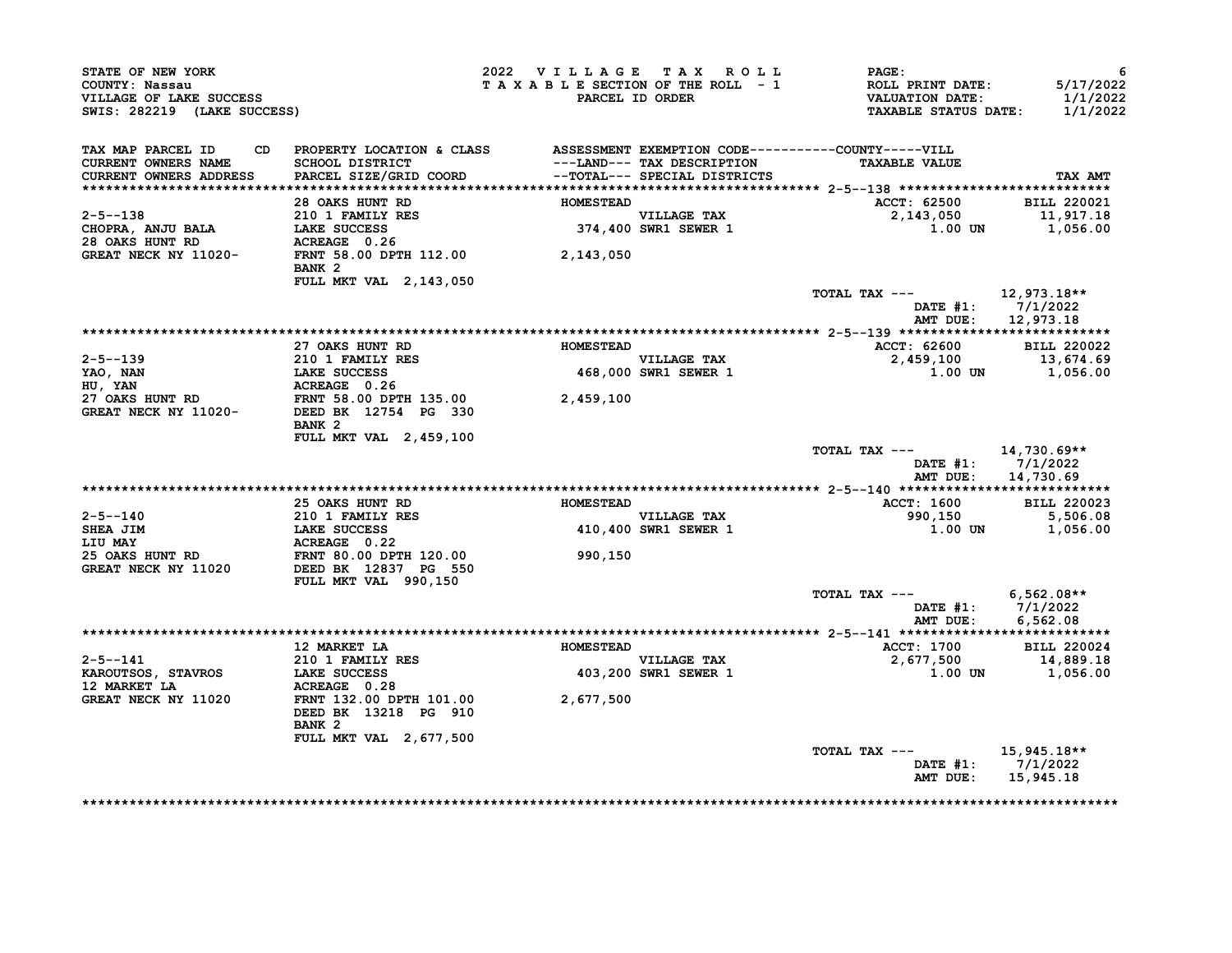STATE OF NEW YORK
COUNTY: Nassau
VILLAGE OF LAKE SUCCESS
SWIS: 282219 (LAKE SUCCESS)

2022 VILLAGE TAX ROLL
TAXABLE SECTION OF THE ROLL - 1
PARCEL ID ORDER

ROLL PRINT DATE: 5/17/2022
VALUATION DATE: 1/1/2022
TAXABLE STATUS DATE: 1/1/2022

| TAX MAP PARCEL ID / CURRENT OWNERS NAME / CURRENT OWNERS ADDRESS | CD | PROPERTY LOCATION & CLASS / SCHOOL DISTRICT / PARCEL SIZE/GRID COORD | ASSESSMENT ---LAND--- --TOTAL--- | EXEMPTION CODE / TAX DESCRIPTION / SPECIAL DISTRICTS | TAXABLE VALUE | TAX AMT |
|---|---|---|---|---|---|---|
| **2-5--138** | | 28 OAKS HUNT RD | HOMESTEAD | | ACCT: 62500 | BILL 220021 |
| 2-5--138 | | 210 1 FAMILY RES | | VILLAGE TAX | 2,143,050 | 11,917.18 |
| CHOPRA, ANJU BALA | | LAKE SUCCESS | 374,400 | SWR1 SEWER 1 | 1.00 UN | 1,056.00 |
| 28 OAKS HUNT RD | | ACREAGE 0.26 | | | | |
| GREAT NECK NY 11020- | | FRNT 58.00 DPTH 112.00 | 2,143,050 | | | |
| | | BANK 2 | | | | |
| | | FULL MKT VAL 2,143,050 | | | | |
| | | | | | TOTAL TAX --- | 12,973.18** |
| | | | | | DATE #1: | 7/1/2022 |
| | | | | | AMT DUE: | 12,973.18 |
| **2-5--139** | | 27 OAKS HUNT RD | HOMESTEAD | | ACCT: 62600 | BILL 220022 |
| 2-5--139 | | 210 1 FAMILY RES | | VILLAGE TAX | 2,459,100 | 13,674.69 |
| YAO, NAN | | LAKE SUCCESS | 468,000 | SWR1 SEWER 1 | 1.00 UN | 1,056.00 |
| HU, YAN | | ACREAGE 0.26 | | | | |
| 27 OAKS HUNT RD | | FRNT 58.00 DPTH 135.00 | 2,459,100 | | | |
| GREAT NECK NY 11020- | | DEED BK 12754 PG 330 | | | | |
| | | BANK 2 | | | | |
| | | FULL MKT VAL 2,459,100 | | | | |
| | | | | | TOTAL TAX --- | 14,730.69** |
| | | | | | DATE #1: | 7/1/2022 |
| | | | | | AMT DUE: | 14,730.69 |
| **2-5--140** | | 25 OAKS HUNT RD | HOMESTEAD | | ACCT: 1600 | BILL 220023 |
| 2-5--140 | | 210 1 FAMILY RES | | VILLAGE TAX | 990,150 | 5,506.08 |
| SHEA JIM | | LAKE SUCCESS | 410,400 | SWR1 SEWER 1 | 1.00 UN | 1,056.00 |
| LIU MAY | | ACREAGE 0.22 | | | | |
| 25 OAKS HUNT RD | | FRNT 80.00 DPTH 120.00 | 990,150 | | | |
| GREAT NECK NY 11020 | | DEED BK 12837 PG 550 | | | | |
| | | FULL MKT VAL 990,150 | | | | |
| | | | | | TOTAL TAX --- | 6,562.08** |
| | | | | | DATE #1: | 7/1/2022 |
| | | | | | AMT DUE: | 6,562.08 |
| **2-5--141** | | 12 MARKET LA | HOMESTEAD | | ACCT: 1700 | BILL 220024 |
| 2-5--141 | | 210 1 FAMILY RES | | VILLAGE TAX | 2,677,500 | 14,889.18 |
| KAROUTSOS, STAVROS | | LAKE SUCCESS | 403,200 | SWR1 SEWER 1 | 1.00 UN | 1,056.00 |
| 12 MARKET LA | | ACREAGE 0.28 | | | | |
| GREAT NECK NY 11020 | | FRNT 132.00 DPTH 101.00 | 2,677,500 | | | |
| | | DEED BK 13218 PG 910 | | | | |
| | | BANK 2 | | | | |
| | | FULL MKT VAL 2,677,500 | | | | |
| | | | | | TOTAL TAX --- | 15,945.18** |
| | | | | | DATE #1: | 7/1/2022 |
| | | | | | AMT DUE: | 15,945.18 |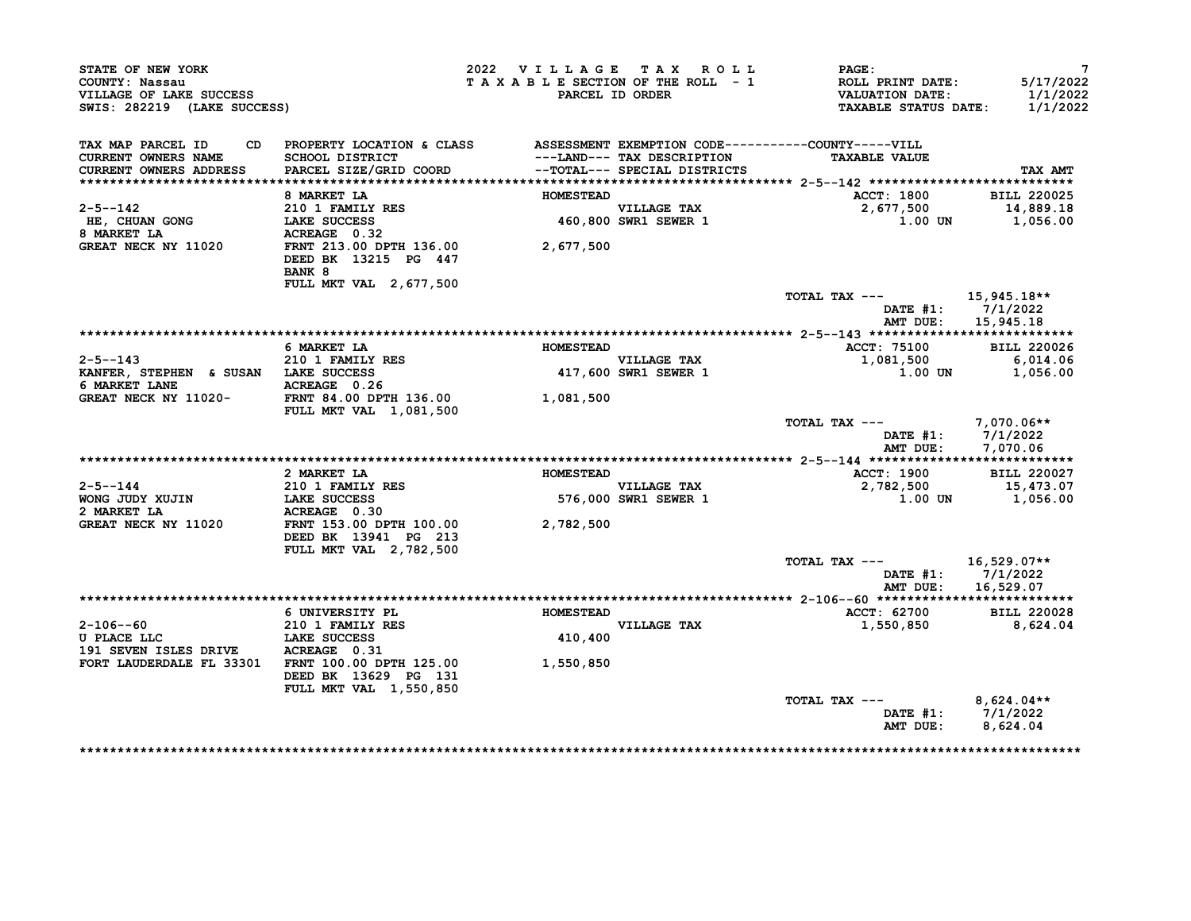STATE OF NEW YORK
COUNTY: Nassau
VILLAGE OF LAKE SUCCESS
SWIS: 282219 (LAKE SUCCESS)

2022 VILLAGE TAX ROLL
TAXABLE SECTION OF THE ROLL - 1
PARCEL ID ORDER

ROLL PRINT DATE: 5/17/2022
VALUATION DATE: 1/1/2022
TAXABLE STATUS DATE: 1/1/2022

| TAX MAP PARCEL ID / CURRENT OWNERS NAME / CURRENT OWNERS ADDRESS | CD | PROPERTY LOCATION & CLASS / SCHOOL DISTRICT / PARCEL SIZE/GRID COORD | ASSESSMENT ---LAND--- / --TOTAL--- | EXEMPTION CODE / TAX DESCRIPTION / SPECIAL DISTRICTS | COUNTY-----VILL TAXABLE VALUE | TAX AMT |
|---|---|---|---|---|---|---|
| **2-5--142** | | 8 MARKET LA | HOMESTEAD | | ACCT: 1800 | BILL 220025 |
| 2-5--142 | | 210 1 FAMILY RES | | VILLAGE TAX | 2,677,500 | 14,889.18 |
| HE, CHUAN GONG | | LAKE SUCCESS | 460,800 | SWR1 SEWER 1 | 1.00 UN | 1,056.00 |
| 8 MARKET LA | | ACREAGE 0.32 | | | | |
| GREAT NECK NY 11020 | | FRNT 213.00 DPTH 136.00 | 2,677,500 | | | |
| | | DEED BK 13215 PG 447 | | | | |
| | | BANK 8 | | | | |
| | | FULL MKT VAL 2,677,500 | | | | |
| | | | | | TOTAL TAX --- | 15,945.18** |
| | | | | | DATE #1: | 7/1/2022 |
| | | | | | AMT DUE: | 15,945.18 |
| **2-5--143** | | 6 MARKET LA | HOMESTEAD | | ACCT: 75100 | BILL 220026 |
| 2-5--143 | | 210 1 FAMILY RES | | VILLAGE TAX | 1,081,500 | 6,014.06 |
| KANFER, STEPHEN & SUSAN | | LAKE SUCCESS | 417,600 | SWR1 SEWER 1 | 1.00 UN | 1,056.00 |
| 6 MARKET LANE | | ACREAGE 0.26 | | | | |
| GREAT NECK NY 11020- | | FRNT 84.00 DPTH 136.00 | 1,081,500 | | | |
| | | FULL MKT VAL 1,081,500 | | | | |
| | | | | | TOTAL TAX --- | 7,070.06** |
| | | | | | DATE #1: | 7/1/2022 |
| | | | | | AMT DUE: | 7,070.06 |
| **2-5--144** | | 2 MARKET LA | HOMESTEAD | | ACCT: 1900 | BILL 220027 |
| 2-5--144 | | 210 1 FAMILY RES | | VILLAGE TAX | 2,782,500 | 15,473.07 |
| WONG JUDY XUJIN | | LAKE SUCCESS | 576,000 | SWR1 SEWER 1 | 1.00 UN | 1,056.00 |
| 2 MARKET LA | | ACREAGE 0.30 | | | | |
| GREAT NECK NY 11020 | | FRNT 153.00 DPTH 100.00 | 2,782,500 | | | |
| | | DEED BK 13941 PG 213 | | | | |
| | | FULL MKT VAL 2,782,500 | | | | |
| | | | | | TOTAL TAX --- | 16,529.07** |
| | | | | | DATE #1: | 7/1/2022 |
| | | | | | AMT DUE: | 16,529.07 |
| **2-106--60** | | 6 UNIVERSITY PL | HOMESTEAD | | ACCT: 62700 | BILL 220028 |
| 2-106--60 | | 210 1 FAMILY RES | | VILLAGE TAX | 1,550,850 | 8,624.04 |
| U PLACE LLC | | LAKE SUCCESS | 410,400 | | | |
| 191 SEVEN ISLES DRIVE | | ACREAGE 0.31 | | | | |
| FORT LAUDERDALE FL 33301 | | FRNT 100.00 DPTH 125.00 | 1,550,850 | | | |
| | | DEED BK 13629 PG 131 | | | | |
| | | FULL MKT VAL 1,550,850 | | | | |
| | | | | | TOTAL TAX --- | 8,624.04** |
| | | | | | DATE #1: | 7/1/2022 |
| | | | | | AMT DUE: | 8,624.04 |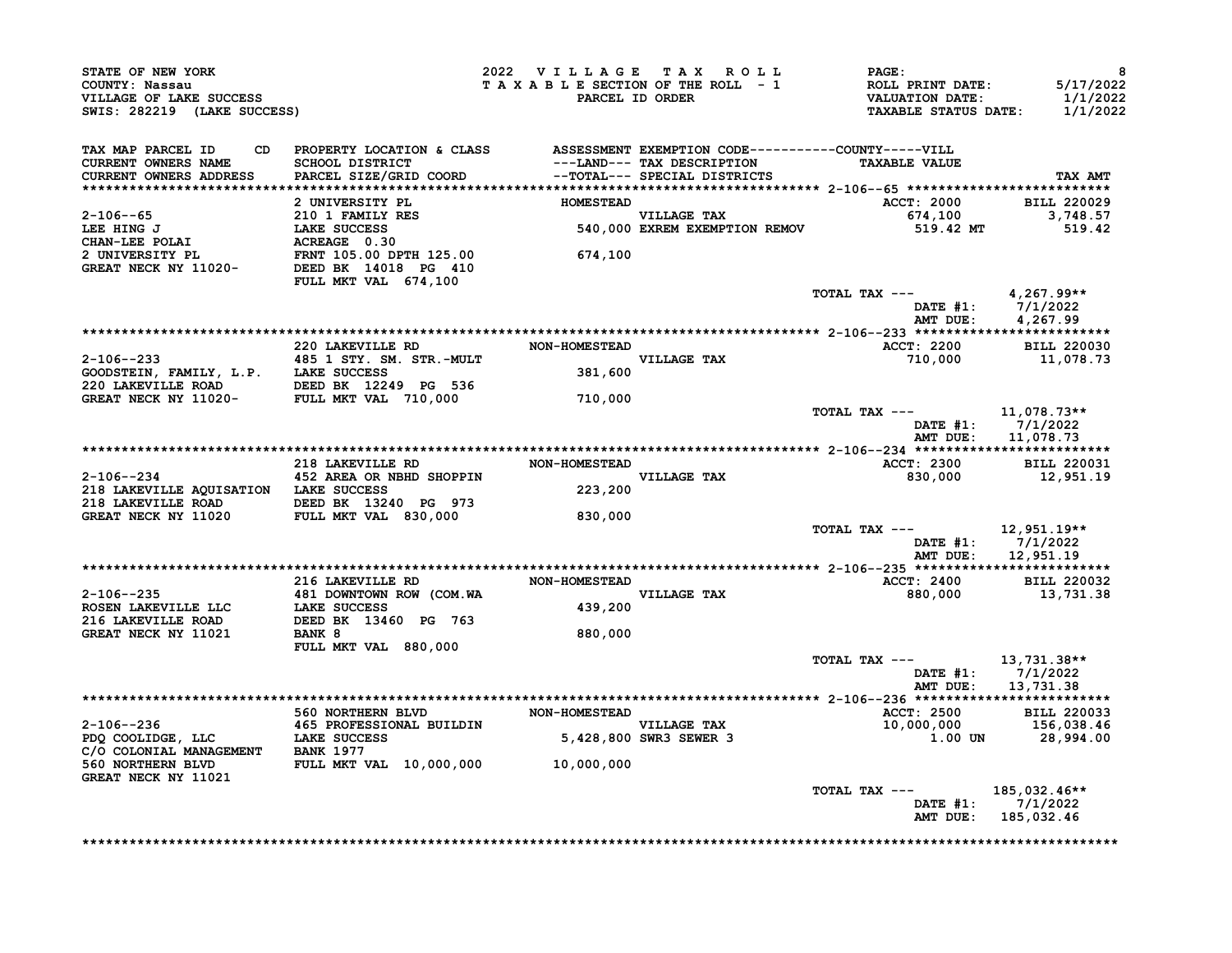STATE OF NEW YORK
COUNTY: Nassau
VILLAGE OF LAKE SUCCESS
SWIS: 282219 (LAKE SUCCESS)

2022 VILLAGE TAX ROLL
TAXABLE SECTION OF THE ROLL - 1
PARCEL ID ORDER

ROLL PRINT DATE: 5/17/2022
VALUATION DATE: 1/1/2022
TAXABLE STATUS DATE: 1/1/2022

| TAX MAP PARCEL ID / CURRENT OWNERS NAME / CURRENT OWNERS ADDRESS | CD | PROPERTY LOCATION & CLASS / SCHOOL DISTRICT / PARCEL SIZE/GRID COORD | ASSESSMENT ---LAND--- / --TOTAL--- | EXEMPTION CODE / TAX DESCRIPTION / SPECIAL DISTRICTS | COUNTY-----VILL TAXABLE VALUE | TAX AMT |
|---|---|---|---|---|---|---|
| **2-106--65** | | 2 UNIVERSITY PL | HOMESTEAD | | ACCT: 2000 | BILL 220029 |
| 2-106--65 | | 210 1 FAMILY RES | | VILLAGE TAX | 674,100 | 3,748.57 |
| LEE HING J | | LAKE SUCCESS | 540,000 | EXREM EXEMPTION REMOV | 519.42 MT | 519.42 |
| CHAN-LEE POLAI | | ACREAGE 0.30 | | | | |
| 2 UNIVERSITY PL | | FRNT 105.00 DPTH 125.00 | 674,100 | | | |
| GREAT NECK NY 11020- | | DEED BK 14018 PG 410 | | | | |
| | | FULL MKT VAL 674,100 | | | | |
| | | | | | TOTAL TAX --- | 4,267.99** |
| | | | | | DATE #1: | 7/1/2022 |
| | | | | | AMT DUE: | 4,267.99 |
| **2-106--233** | | 220 LAKEVILLE RD | NON-HOMESTEAD | | ACCT: 2200 | BILL 220030 |
| 2-106--233 | | 485 1 STY. SM. STR.-MULT | | VILLAGE TAX | 710,000 | 11,078.73 |
| GOODSTEIN, FAMILY, L.P. | | LAKE SUCCESS | 381,600 | | | |
| 220 LAKEVILLE ROAD | | DEED BK 12249 PG 536 | | | | |
| GREAT NECK NY 11020- | | FULL MKT VAL 710,000 | 710,000 | | | |
| | | | | | TOTAL TAX --- | 11,078.73** |
| | | | | | DATE #1: | 7/1/2022 |
| | | | | | AMT DUE: | 11,078.73 |
| **2-106--234** | | 218 LAKEVILLE RD | NON-HOMESTEAD | | ACCT: 2300 | BILL 220031 |
| 2-106--234 | | 452 AREA OR NBHD SHOPPIN | | VILLAGE TAX | 830,000 | 12,951.19 |
| 218 LAKEVILLE AQUISATION | | LAKE SUCCESS | 223,200 | | | |
| 218 LAKEVILLE ROAD | | DEED BK 13240 PG 973 | | | | |
| GREAT NECK NY 11020 | | FULL MKT VAL 830,000 | 830,000 | | | |
| | | | | | TOTAL TAX --- | 12,951.19** |
| | | | | | DATE #1: | 7/1/2022 |
| | | | | | AMT DUE: | 12,951.19 |
| **2-106--235** | | 216 LAKEVILLE RD | NON-HOMESTEAD | | ACCT: 2400 | BILL 220032 |
| 2-106--235 | | 481 DOWNTOWN ROW (COM.WA | | VILLAGE TAX | 880,000 | 13,731.38 |
| ROSEN LAKEVILLE LLC | | LAKE SUCCESS | 439,200 | | | |
| 216 LAKEVILLE ROAD | | DEED BK 13460 PG 763 | | | | |
| GREAT NECK NY 11021 | | BANK 8 | 880,000 | | | |
| | | FULL MKT VAL 880,000 | | | | |
| | | | | | TOTAL TAX --- | 13,731.38** |
| | | | | | DATE #1: | 7/1/2022 |
| | | | | | AMT DUE: | 13,731.38 |
| **2-106--236** | | 560 NORTHERN BLVD | NON-HOMESTEAD | | ACCT: 2500 | BILL 220033 |
| 2-106--236 | | 465 PROFESSIONAL BUILDIN | | VILLAGE TAX | 10,000,000 | 156,038.46 |
| PDQ COOLIDGE, LLC | | LAKE SUCCESS | 5,428,800 | SWR3 SEWER 3 | 1.00 UN | 28,994.00 |
| C/O COLONIAL MANAGEMENT | | BANK 1977 | | | | |
| 560 NORTHERN BLVD | | FULL MKT VAL 10,000,000 | 10,000,000 | | | |
| GREAT NECK NY 11021 | | | | | | |
| | | | | | TOTAL TAX --- | 185,032.46** |
| | | | | | DATE #1: | 7/1/2022 |
| | | | | | AMT DUE: | 185,032.46 |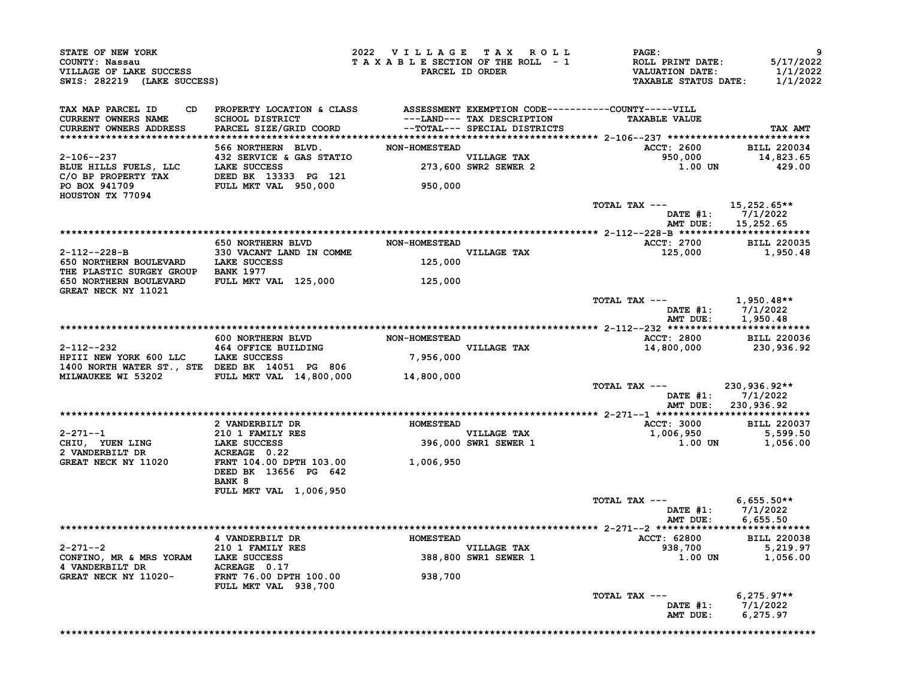STATE OF NEW YORK
COUNTY: Nassau
VILLAGE OF LAKE SUCCESS
SWIS: 282219 (LAKE SUCCESS)

2022 VILLAGE TAX ROLL
TAXABLE SECTION OF THE ROLL - 1
PARCEL ID ORDER

ROLL PRINT DATE: 5/17/2022
VALUATION DATE: 1/1/2022
TAXABLE STATUS DATE: 1/1/2022

| TAX MAP PARCEL ID / CURRENT OWNERS NAME / CURRENT OWNERS ADDRESS | PROPERTY LOCATION & CLASS / SCHOOL DISTRICT / PARCEL SIZE/GRID COORD | ASSESSMENT ---LAND--- / --TOTAL--- | EXEMPTION CODE / TAX DESCRIPTION / SPECIAL DISTRICTS | TAXABLE VALUE | TAX AMT |
|---|---|---|---|---|---|
| 2-106--237 | 566 NORTHERN BLVD. | NON-HOMESTEAD | | ACCT: 2600 | BILL 220034 |
| BLUE HILLS FUELS, LLC | 432 SERVICE & GAS STATIO | | VILLAGE TAX | 950,000 | 14,823.65 |
| C/O BP PROPERTY TAX | LAKE SUCCESS | 273,600 | SWR2 SEWER 2 | 1.00 UN | 429.00 |
| PO BOX 941709 | DEED BK 13333 PG 121 | | | | |
| HOUSTON TX 77094 | FULL MKT VAL 950,000 | 950,000 | | | |
| | | | | TOTAL TAX --- | 15,252.65** |
| | | | | DATE #1: | 7/1/2022 |
| | | | | AMT DUE: | 15,252.65 |
| 2-112--228-B | 650 NORTHERN BLVD | NON-HOMESTEAD | | ACCT: 2700 | BILL 220035 |
| 650 NORTHERN BOULEVARD | 330 VACANT LAND IN COMME | | VILLAGE TAX | 125,000 | 1,950.48 |
| THE PLASTIC SURGEY GROUP | LAKE SUCCESS | 125,000 | | | |
| 650 NORTHERN BOULEVARD | BANK 1977 | | | | |
| GREAT NECK NY 11021 | FULL MKT VAL 125,000 | 125,000 | | | |
| | | | | TOTAL TAX --- | 1,950.48** |
| | | | | DATE #1: | 7/1/2022 |
| | | | | AMT DUE: | 1,950.48 |
| 2-112--232 | 600 NORTHERN BLVD | NON-HOMESTEAD | | ACCT: 2800 | BILL 220036 |
| HPIII NEW YORK 600 LLC | 464 OFFICE BUILDING | | VILLAGE TAX | 14,800,000 | 230,936.92 |
| 1400 NORTH WATER ST., STE | LAKE SUCCESS | 7,956,000 | | | |
| MILWAUKEE WI 53202 | DEED BK 14051 PG 806 | | | | |
| | FULL MKT VAL 14,800,000 | 14,800,000 | | | |
| | | | | TOTAL TAX --- | 230,936.92** |
| | | | | DATE #1: | 7/1/2022 |
| | | | | AMT DUE: | 230,936.92 |
| 2-271--1 | 2 VANDERBILT DR | HOMESTEAD | | ACCT: 3000 | BILL 220037 |
| CHIU, YUEN LING | 210 1 FAMILY RES | | VILLAGE TAX | 1,006,950 | 5,599.50 |
| 2 VANDERBILT DR | LAKE SUCCESS | 396,000 | SWR1 SEWER 1 | 1.00 UN | 1,056.00 |
| GREAT NECK NY 11020 | ACREAGE 0.22 | | | | |
| | FRNT 104.00 DPTH 103.00 | 1,006,950 | | | |
| | DEED BK 13656 PG 642 | | | | |
| | BANK 8 | | | | |
| | FULL MKT VAL 1,006,950 | | | | |
| | | | | TOTAL TAX --- | 6,655.50** |
| | | | | DATE #1: | 7/1/2022 |
| | | | | AMT DUE: | 6,655.50 |
| 2-271--2 | 4 VANDERBILT DR | HOMESTEAD | | ACCT: 62800 | BILL 220038 |
| CONFINO, MR & MRS YORAM | 210 1 FAMILY RES | | VILLAGE TAX | 938,700 | 5,219.97 |
| 4 VANDERBILT DR | LAKE SUCCESS | 388,800 | SWR1 SEWER 1 | 1.00 UN | 1,056.00 |
| GREAT NECK NY 11020- | ACREAGE 0.17 | | | | |
| | FRNT 76.00 DPTH 100.00 | 938,700 | | | |
| | FULL MKT VAL 938,700 | | | | |
| | | | | TOTAL TAX --- | 6,275.97** |
| | | | | DATE #1: | 7/1/2022 |
| | | | | AMT DUE: | 6,275.97 |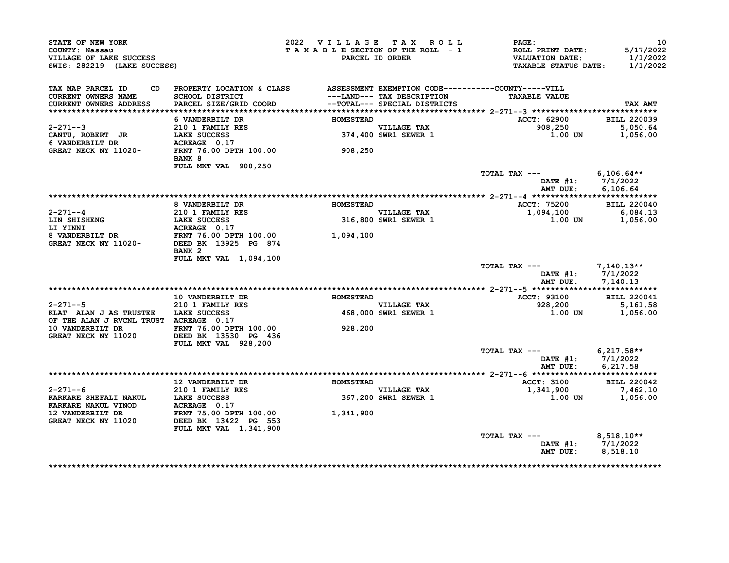STATE OF NEW YORK
COUNTY: Nassau
VILLAGE OF LAKE SUCCESS
SWIS: 282219 (LAKE SUCCESS)

2022 VILLAGE TAX ROLL
TAXABLE SECTION OF THE ROLL - 1
PARCEL ID ORDER

ROLL PRINT DATE: 5/17/2022
VALUATION DATE: 1/1/2022
TAXABLE STATUS DATE: 1/1/2022

| TAX MAP PARCEL ID CD / CURRENT OWNERS NAME / CURRENT OWNERS ADDRESS | PROPERTY LOCATION & CLASS / SCHOOL DISTRICT / PARCEL SIZE/GRID COORD | ASSESSMENT ---LAND--- / --TOTAL--- | EXEMPTION CODE / TAX DESCRIPTION / SPECIAL DISTRICTS | COUNTY-----VILL TAXABLE VALUE | TAX AMT |
|---|---|---|---|---|---|
| 2-271--3 | 6 VANDERBILT DR | HOMESTEAD | | ACCT: 62900 | BILL 220039 |
| CANTU, ROBERT JR | 210 1 FAMILY RES | | VILLAGE TAX | 908,250 | 5,050.64 |
| 6 VANDERBILT DR | LAKE SUCCESS | 374,400 | SWR1 SEWER 1 | 1.00 UN | 1,056.00 |
| GREAT NECK NY 11020- | ACREAGE 0.17 | | | | |
| | FRNT 76.00 DPTH 100.00 | 908,250 | | | |
| | BANK 8 | | | | |
| | FULL MKT VAL 908,250 | | | | |
| | | | | TOTAL TAX --- | 6,106.64** |
| | | | | DATE #1: | 7/1/2022 |
| | | | | AMT DUE: | 6,106.64 |
| 2-271--4 | 8 VANDERBILT DR | HOMESTEAD | | ACCT: 75200 | BILL 220040 |
| LIN SHISHENG | 210 1 FAMILY RES | | VILLAGE TAX | 1,094,100 | 6,084.13 |
| LI YINNI | LAKE SUCCESS | 316,800 | SWR1 SEWER 1 | 1.00 UN | 1,056.00 |
| 8 VANDERBILT DR | ACREAGE 0.17 | | | | |
| GREAT NECK NY 11020- | FRNT 76.00 DPTH 100.00 | 1,094,100 | | | |
| | DEED BK 13925 PG 874 | | | | |
| | BANK 2 | | | | |
| | FULL MKT VAL 1,094,100 | | | | |
| | | | | TOTAL TAX --- | 7,140.13** |
| | | | | DATE #1: | 7/1/2022 |
| | | | | AMT DUE: | 7,140.13 |
| 2-271--5 | 10 VANDERBILT DR | HOMESTEAD | | ACCT: 93100 | BILL 220041 |
| KLAT ALAN J AS TRUSTEE | 210 1 FAMILY RES | | VILLAGE TAX | 928,200 | 5,161.58 |
| OF THE ALAN J RVCNL TRUST | LAKE SUCCESS | 468,000 | SWR1 SEWER 1 | 1.00 UN | 1,056.00 |
| 10 VANDERBILT DR | ACREAGE 0.17 | | | | |
| GREAT NECK NY 11020 | FRNT 76.00 DPTH 100.00 | 928,200 | | | |
| | DEED BK 13530 PG 436 | | | | |
| | FULL MKT VAL 928,200 | | | | |
| | | | | TOTAL TAX --- | 6,217.58** |
| | | | | DATE #1: | 7/1/2022 |
| | | | | AMT DUE: | 6,217.58 |
| 2-271--6 | 12 VANDERBILT DR | HOMESTEAD | | ACCT: 3100 | BILL 220042 |
| KARKARE SHEFALI NAKUL | 210 1 FAMILY RES | | VILLAGE TAX | 1,341,900 | 7,462.10 |
| KARKARE NAKUL VINOD | LAKE SUCCESS | 367,200 | SWR1 SEWER 1 | 1.00 UN | 1,056.00 |
| 12 VANDERBILT DR | ACREAGE 0.17 | | | | |
| GREAT NECK NY 11020 | FRNT 75.00 DPTH 100.00 | 1,341,900 | | | |
| | DEED BK 13422 PG 553 | | | | |
| | FULL MKT VAL 1,341,900 | | | | |
| | | | | TOTAL TAX --- | 8,518.10** |
| | | | | DATE #1: | 7/1/2022 |
| | | | | AMT DUE: | 8,518.10 |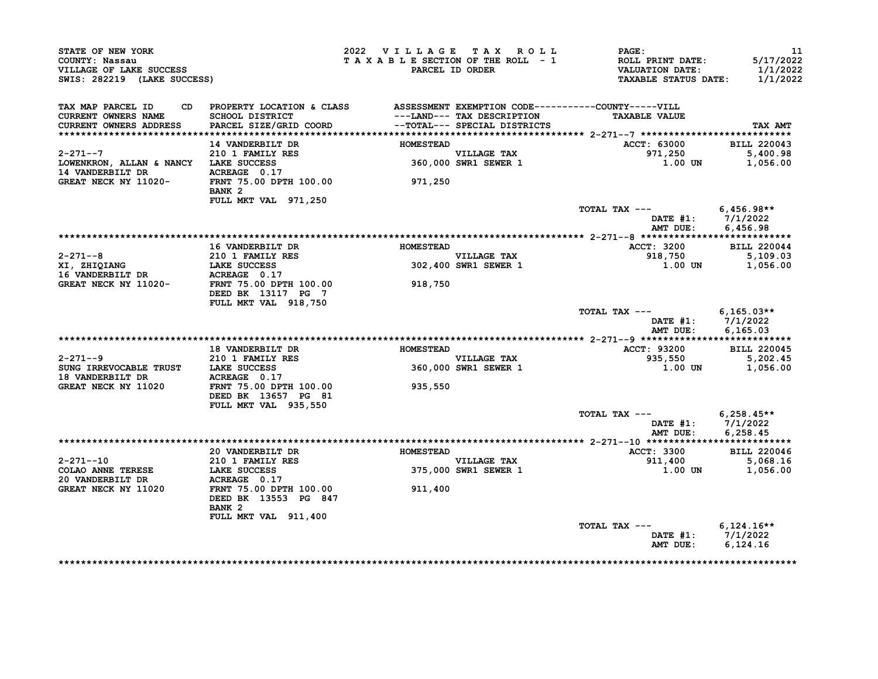STATE OF NEW YORK
COUNTY: Nassau
VILLAGE OF LAKE SUCCESS
SWIS: 282219 (LAKE SUCCESS)

2022 VILLAGE TAX ROLL
TAXABLE SECTION OF THE ROLL - 1
PARCEL ID ORDER

ROLL PRINT DATE: 5/17/2022
VALUATION DATE: 1/1/2022
TAXABLE STATUS DATE: 1/1/2022

| TAX MAP PARCEL ID / CURRENT OWNERS NAME / CURRENT OWNERS ADDRESS | CD | PROPERTY LOCATION & CLASS / SCHOOL DISTRICT / PARCEL SIZE/GRID COORD | ASSESSMENT ---LAND--- / --TOTAL--- | EXEMPTION CODE / TAX DESCRIPTION / SPECIAL DISTRICTS | TAXABLE VALUE | TAX AMT |
|---|---|---|---|---|---|---|
| **2-271--7** | | 14 VANDERBILT DR | HOMESTEAD | | ACCT: 63000 | BILL 220043 |
| 2-271--7 | | 210 1 FAMILY RES | | VILLAGE TAX | 971,250 | 5,400.98 |
| LOWENKRON, ALLAN & NANCY | | LAKE SUCCESS | 360,000 | SWR1 SEWER 1 | 1.00 UN | 1,056.00 |
| 14 VANDERBILT DR | | ACREAGE 0.17 | | | | |
| GREAT NECK NY 11020- | | FRNT 75.00 DPTH 100.00 | 971,250 | | | |
| | | BANK 2 | | | | |
| | | FULL MKT VAL 971,250 | | | | |
| | | | | | TOTAL TAX --- | 6,456.98** |
| | | | | | DATE #1: | 7/1/2022 |
| | | | | | AMT DUE: | 6,456.98 |
| **2-271--8** | | 16 VANDERBILT DR | HOMESTEAD | | ACCT: 3200 | BILL 220044 |
| 2-271--8 | | 210 1 FAMILY RES | | VILLAGE TAX | 918,750 | 5,109.03 |
| XI, ZHIQIANG | | LAKE SUCCESS | 302,400 | SWR1 SEWER 1 | 1.00 UN | 1,056.00 |
| 16 VANDERBILT DR | | ACREAGE 0.17 | | | | |
| GREAT NECK NY 11020- | | FRNT 75.00 DPTH 100.00 | 918,750 | | | |
| | | DEED BK 13117 PG 7 | | | | |
| | | FULL MKT VAL 918,750 | | | | |
| | | | | | TOTAL TAX --- | 6,165.03** |
| | | | | | DATE #1: | 7/1/2022 |
| | | | | | AMT DUE: | 6,165.03 |
| **2-271--9** | | 18 VANDERBILT DR | HOMESTEAD | | ACCT: 93200 | BILL 220045 |
| 2-271--9 | | 210 1 FAMILY RES | | VILLAGE TAX | 935,550 | 5,202.45 |
| SUNG IRREVOCABLE TRUST | | LAKE SUCCESS | 360,000 | SWR1 SEWER 1 | 1.00 UN | 1,056.00 |
| 18 VANDERBILT DR | | ACREAGE 0.17 | | | | |
| GREAT NECK NY 11020 | | FRNT 75.00 DPTH 100.00 | 935,550 | | | |
| | | DEED BK 13657 PG 81 | | | | |
| | | FULL MKT VAL 935,550 | | | | |
| | | | | | TOTAL TAX --- | 6,258.45** |
| | | | | | DATE #1: | 7/1/2022 |
| | | | | | AMT DUE: | 6,258.45 |
| **2-271--10** | | 20 VANDERBILT DR | HOMESTEAD | | ACCT: 3300 | BILL 220046 |
| 2-271--10 | | 210 1 FAMILY RES | | VILLAGE TAX | 911,400 | 5,068.16 |
| COLAO ANNE TERESE | | LAKE SUCCESS | 375,000 | SWR1 SEWER 1 | 1.00 UN | 1,056.00 |
| 20 VANDERBILT DR | | ACREAGE 0.17 | | | | |
| GREAT NECK NY 11020 | | FRNT 75.00 DPTH 100.00 | 911,400 | | | |
| | | DEED BK 13553 PG 847 | | | | |
| | | BANK 2 | | | | |
| | | FULL MKT VAL 911,400 | | | | |
| | | | | | TOTAL TAX --- | 6,124.16** |
| | | | | | DATE #1: | 7/1/2022 |
| | | | | | AMT DUE: | 6,124.16 |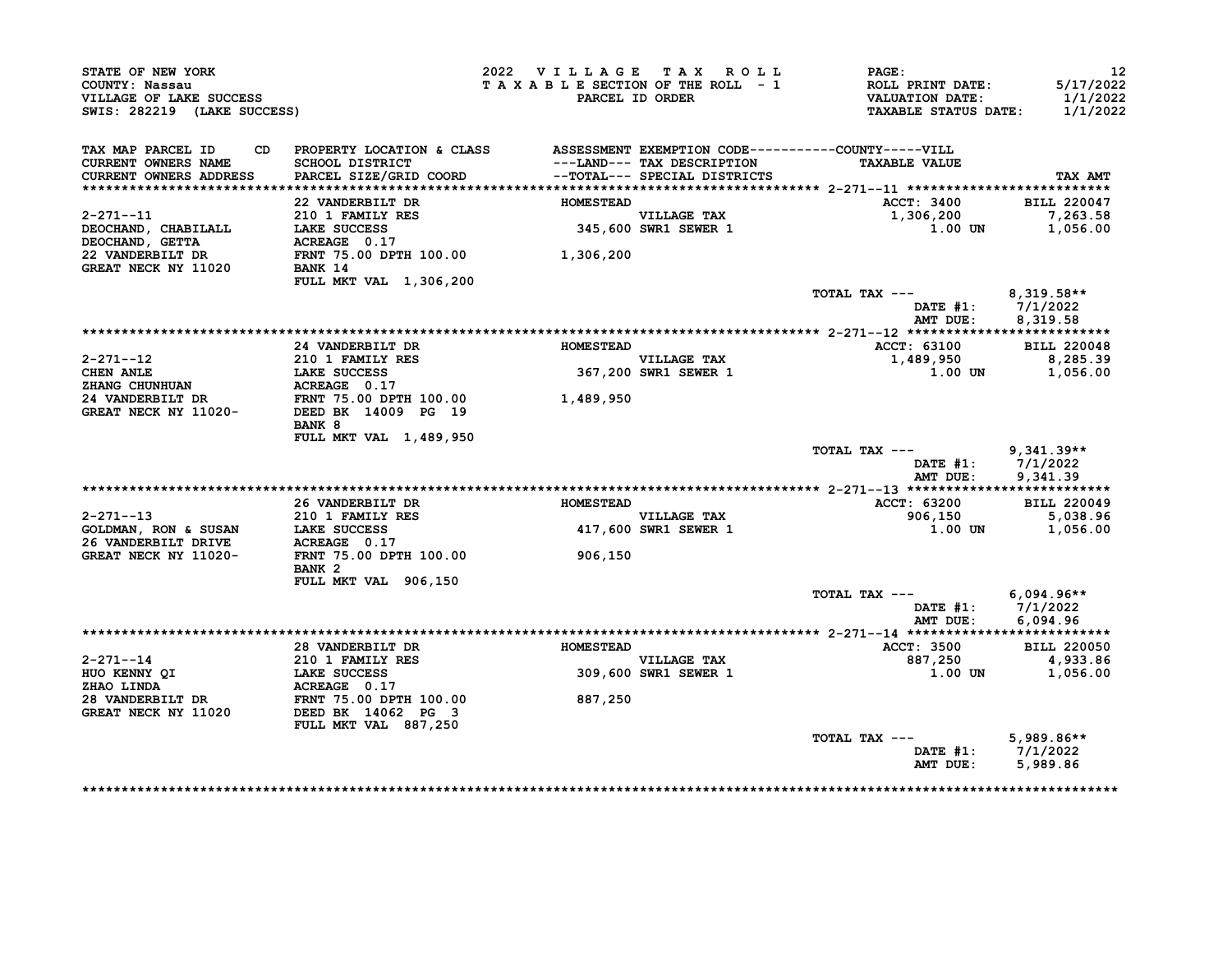STATE OF NEW YORK
COUNTY: Nassau
VILLAGE OF LAKE SUCCESS
SWIS: 282219 (LAKE SUCCESS)

2022 VILLAGE TAX ROLL
TAXABLE SECTION OF THE ROLL - 1
PARCEL ID ORDER

PAGE: 12
ROLL PRINT DATE: 5/17/2022
VALUATION DATE: 1/1/2022
TAXABLE STATUS DATE: 1/1/2022

| TAX MAP PARCEL ID / CURRENT OWNERS NAME / CURRENT OWNERS ADDRESS | PROPERTY LOCATION & CLASS / SCHOOL DISTRICT / PARCEL SIZE/GRID COORD | ASSESSMENT ---LAND--- --TOTAL--- | EXEMPTION CODE / TAX DESCRIPTION / SPECIAL DISTRICTS | TAXABLE VALUE | TAX AMT |
|---|---|---|---|---|---|
| **2-271--11** | 22 VANDERBILT DR | HOMESTEAD | | ACCT: 3400 | BILL 220047 |
| 2-271--11 | 210 1 FAMILY RES | | VILLAGE TAX | 1,306,200 | 7,263.58 |
| DEOCHAND, CHABILALL | LAKE SUCCESS | 345,600 | SWR1 SEWER 1 | 1.00 UN | 1,056.00 |
| DEOCHAND, GETTA | ACREAGE 0.17 | | | | |
| 22 VANDERBILT DR | FRNT 75.00 DPTH 100.00 | 1,306,200 | | | |
| GREAT NECK NY 11020 | BANK 14 | | | | |
| | FULL MKT VAL 1,306,200 | | | | |
| | | | | TOTAL TAX --- | 8,319.58** |
| | | | | DATE #1: | 7/1/2022 |
| | | | | AMT DUE: | 8,319.58 |
| **2-271--12** | 24 VANDERBILT DR | HOMESTEAD | | ACCT: 63100 | BILL 220048 |
| 2-271--12 | 210 1 FAMILY RES | | VILLAGE TAX | 1,489,950 | 8,285.39 |
| CHEN ANLE | LAKE SUCCESS | 367,200 | SWR1 SEWER 1 | 1.00 UN | 1,056.00 |
| ZHANG CHUNHUAN | ACREAGE 0.17 | | | | |
| 24 VANDERBILT DR | FRNT 75.00 DPTH 100.00 | 1,489,950 | | | |
| GREAT NECK NY 11020- | DEED BK 14009 PG 19 | | | | |
| | BANK 8 | | | | |
| | FULL MKT VAL 1,489,950 | | | | |
| | | | | TOTAL TAX --- | 9,341.39** |
| | | | | DATE #1: | 7/1/2022 |
| | | | | AMT DUE: | 9,341.39 |
| **2-271--13** | 26 VANDERBILT DR | HOMESTEAD | | ACCT: 63200 | BILL 220049 |
| 2-271--13 | 210 1 FAMILY RES | | VILLAGE TAX | 906,150 | 5,038.96 |
| GOLDMAN, RON & SUSAN | LAKE SUCCESS | 417,600 | SWR1 SEWER 1 | 1.00 UN | 1,056.00 |
| 26 VANDERBILT DRIVE | ACREAGE 0.17 | | | | |
| GREAT NECK NY 11020- | FRNT 75.00 DPTH 100.00 | 906,150 | | | |
| | BANK 2 | | | | |
| | FULL MKT VAL 906,150 | | | | |
| | | | | TOTAL TAX --- | 6,094.96** |
| | | | | DATE #1: | 7/1/2022 |
| | | | | AMT DUE: | 6,094.96 |
| **2-271--14** | 28 VANDERBILT DR | HOMESTEAD | | ACCT: 3500 | BILL 220050 |
| 2-271--14 | 210 1 FAMILY RES | | VILLAGE TAX | 887,250 | 4,933.86 |
| HUO KENNY QI | LAKE SUCCESS | 309,600 | SWR1 SEWER 1 | 1.00 UN | 1,056.00 |
| ZHAO LINDA | ACREAGE 0.17 | | | | |
| 28 VANDERBILT DR | FRNT 75.00 DPTH 100.00 | 887,250 | | | |
| GREAT NECK NY 11020 | DEED BK 14062 PG 3 | | | | |
| | FULL MKT VAL 887,250 | | | | |
| | | | | TOTAL TAX --- | 5,989.86** |
| | | | | DATE #1: | 7/1/2022 |
| | | | | AMT DUE: | 5,989.86 |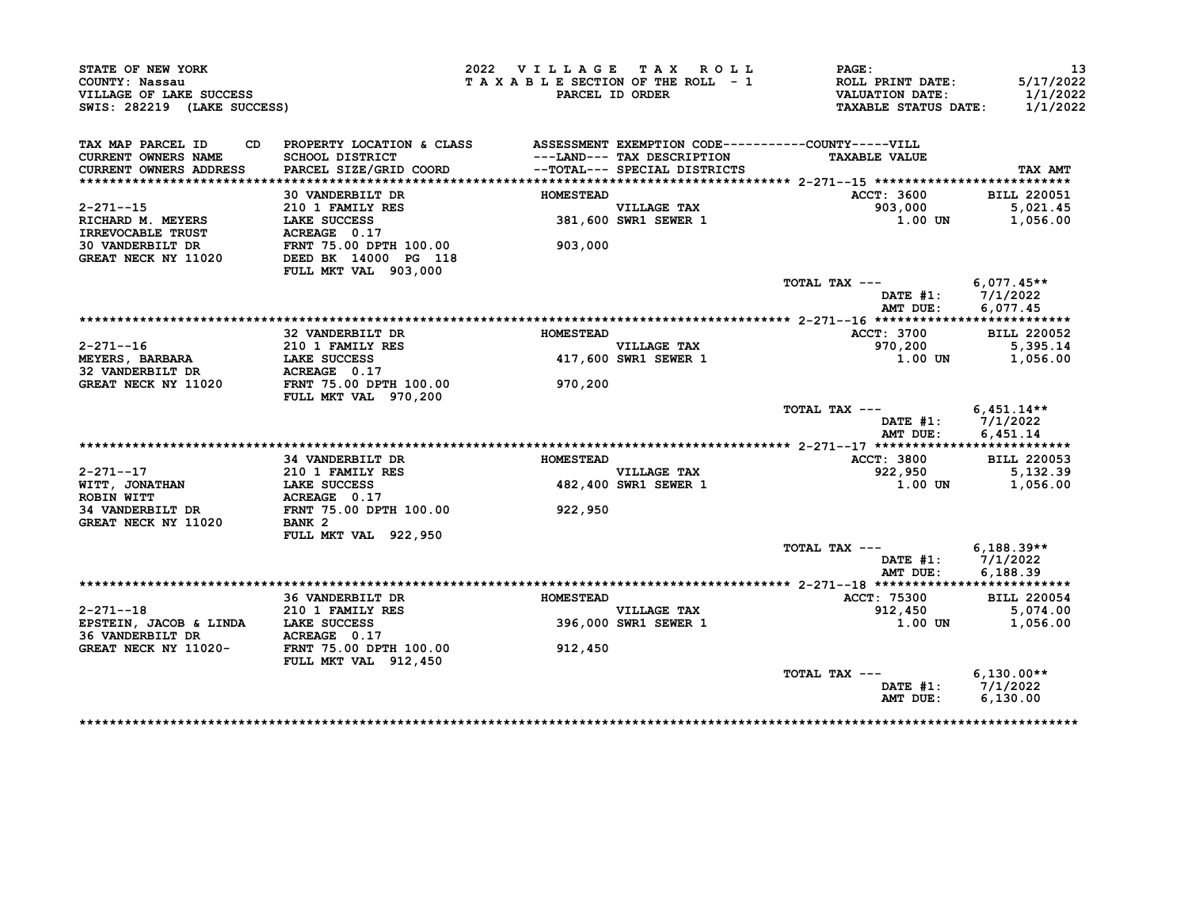STATE OF NEW YORK
COUNTY: Nassau
VILLAGE OF LAKE SUCCESS
SWIS: 282219 (LAKE SUCCESS)

2022 VILLAGE TAX ROLL
TAXABLE SECTION OF THE ROLL - 1
PARCEL ID ORDER

PAGE: 13
ROLL PRINT DATE: 5/17/2022
VALUATION DATE: 1/1/2022
TAXABLE STATUS DATE: 1/1/2022

| TAX MAP PARCEL ID / CURRENT OWNERS NAME / CURRENT OWNERS ADDRESS | PROPERTY LOCATION & CLASS / SCHOOL DISTRICT / PARCEL SIZE/GRID COORD | ASSESSMENT ---LAND--- --TOTAL--- | EXEMPTION CODE / TAX DESCRIPTION / SPECIAL DISTRICTS | TAXABLE VALUE | TAX AMT |
|---|---|---|---|---|---|
| **2-271--15** | 30 VANDERBILT DR | HOMESTEAD | | ACCT: 3600 | BILL 220051 |
| 2-271--15 | 210 1 FAMILY RES | | VILLAGE TAX | 903,000 | 5,021.45 |
| RICHARD M. MEYERS | LAKE SUCCESS | 381,600 | SWR1 SEWER 1 | 1.00 UN | 1,056.00 |
| IRREVOCABLE TRUST | ACREAGE 0.17 | | | | |
| 30 VANDERBILT DR | FRNT 75.00 DPTH 100.00 | 903,000 | | | |
| GREAT NECK NY 11020 | DEED BK 14000 PG 118 | | | | |
| | FULL MKT VAL 903,000 | | | | |
| | | | | TOTAL TAX --- | 6,077.45** |
| | | | | DATE #1: | 7/1/2022 |
| | | | | AMT DUE: | 6,077.45 |
| **2-271--16** | 32 VANDERBILT DR | HOMESTEAD | | ACCT: 3700 | BILL 220052 |
| 2-271--16 | 210 1 FAMILY RES | | VILLAGE TAX | 970,200 | 5,395.14 |
| MEYERS, BARBARA | LAKE SUCCESS | 417,600 | SWR1 SEWER 1 | 1.00 UN | 1,056.00 |
| 32 VANDERBILT DR | ACREAGE 0.17 | | | | |
| GREAT NECK NY 11020 | FRNT 75.00 DPTH 100.00 | 970,200 | | | |
| | FULL MKT VAL 970,200 | | | | |
| | | | | TOTAL TAX --- | 6,451.14** |
| | | | | DATE #1: | 7/1/2022 |
| | | | | AMT DUE: | 6,451.14 |
| **2-271--17** | 34 VANDERBILT DR | HOMESTEAD | | ACCT: 3800 | BILL 220053 |
| 2-271--17 | 210 1 FAMILY RES | | VILLAGE TAX | 922,950 | 5,132.39 |
| WITT, JONATHAN | LAKE SUCCESS | 482,400 | SWR1 SEWER 1 | 1.00 UN | 1,056.00 |
| ROBIN WITT | ACREAGE 0.17 | | | | |
| 34 VANDERBILT DR | FRNT 75.00 DPTH 100.00 | 922,950 | | | |
| GREAT NECK NY 11020 | BANK 2 | | | | |
| | FULL MKT VAL 922,950 | | | | |
| | | | | TOTAL TAX --- | 6,188.39** |
| | | | | DATE #1: | 7/1/2022 |
| | | | | AMT DUE: | 6,188.39 |
| **2-271--18** | 36 VANDERBILT DR | HOMESTEAD | | ACCT: 75300 | BILL 220054 |
| 2-271--18 | 210 1 FAMILY RES | | VILLAGE TAX | 912,450 | 5,074.00 |
| EPSTEIN, JACOB & LINDA | LAKE SUCCESS | 396,000 | SWR1 SEWER 1 | 1.00 UN | 1,056.00 |
| 36 VANDERBILT DR | ACREAGE 0.17 | | | | |
| GREAT NECK NY 11020- | FRNT 75.00 DPTH 100.00 | 912,450 | | | |
| | FULL MKT VAL 912,450 | | | | |
| | | | | TOTAL TAX --- | 6,130.00** |
| | | | | DATE #1: | 7/1/2022 |
| | | | | AMT DUE: | 6,130.00 |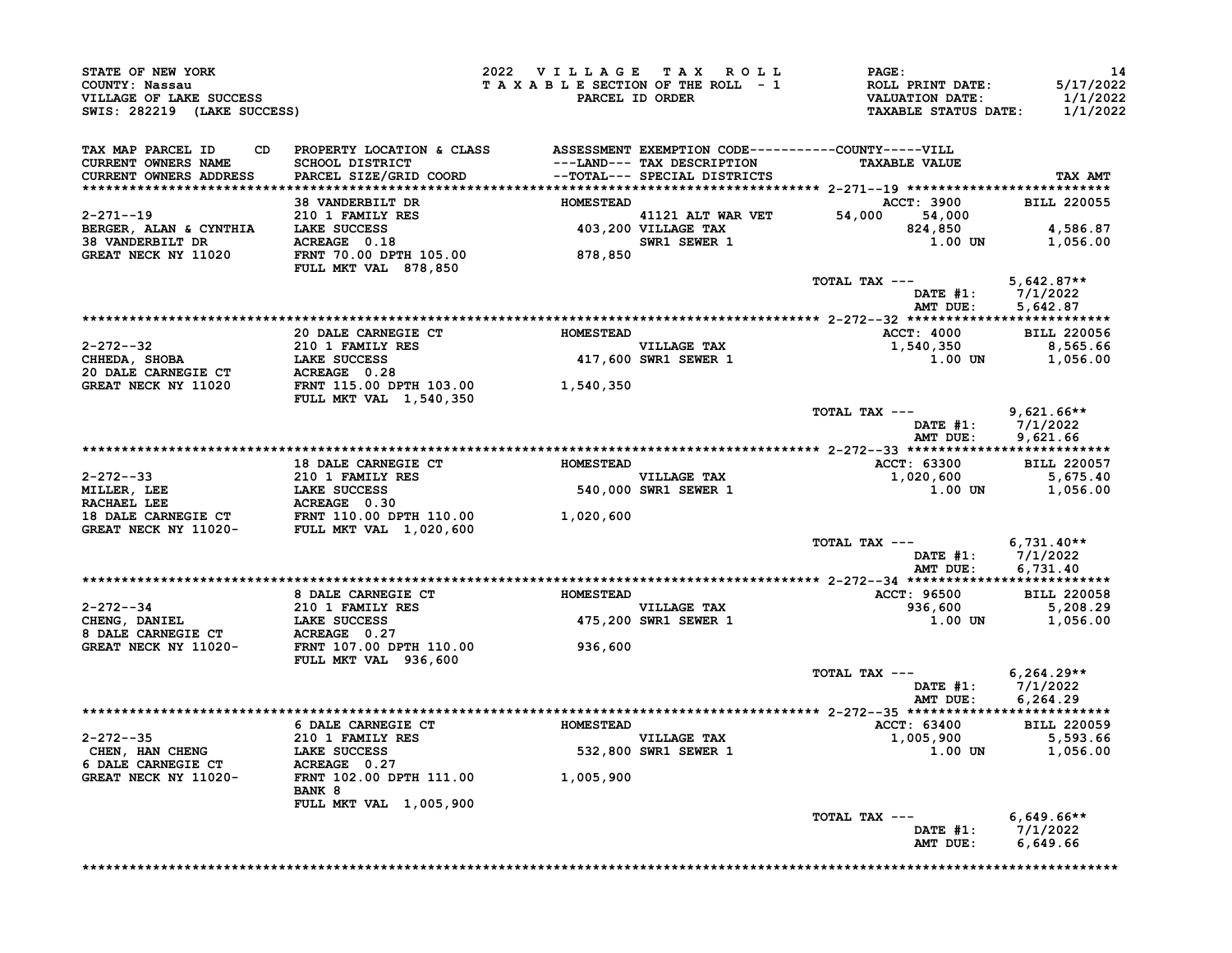STATE OF NEW YORK
COUNTY: Nassau
VILLAGE OF LAKE SUCCESS
SWIS: 282219 (LAKE SUCCESS)

2022 VILLAGE TAX ROLL
TAXABLE SECTION OF THE ROLL - 1
PARCEL ID ORDER

PAGE: 14
ROLL PRINT DATE: 5/17/2022
VALUATION DATE: 1/1/2022
TAXABLE STATUS DATE: 1/1/2022

| TAX MAP PARCEL ID / CURRENT OWNERS NAME / CURRENT OWNERS ADDRESS | CD | PROPERTY LOCATION & CLASS / SCHOOL DISTRICT / PARCEL SIZE/GRID COORD | ASSESSMENT ---LAND--- --TOTAL--- | EXEMPTION CODE / TAX DESCRIPTION / SPECIAL DISTRICTS | COUNTY | VILL / TAXABLE VALUE | TAX AMT |
|---|---|---|---|---|---|---|---|
| 2-271--19 | | 38 VANDERBILT DR | HOMESTEAD | | | ACCT: 3900 | BILL 220055 |
| BERGER, ALAN & CYNTHIA | | 210 1 FAMILY RES | | 41121 ALT WAR VET | 54,000 | 54,000 | |
| 38 VANDERBILT DR | | LAKE SUCCESS | 403,200 | VILLAGE TAX | | 824,850 | 4,586.87 |
| GREAT NECK NY 11020 | | ACREAGE 0.18 | | SWR1 SEWER 1 | | 1.00 UN | 1,056.00 |
| | | FRNT 70.00 DPTH 105.00 | 878,850 | | | | |
| | | FULL MKT VAL 878,850 | | | | | |
| | | | | TOTAL TAX --- | | | 5,642.87** |
| | | | | | | DATE #1: | 7/1/2022 |
| | | | | | | AMT DUE: | 5,642.87 |
| 2-272--32 | | 20 DALE CARNEGIE CT | HOMESTEAD | | | ACCT: 4000 | BILL 220056 |
| CHHEDA, SHOBA | | 210 1 FAMILY RES | | VILLAGE TAX | | 1,540,350 | 8,565.66 |
| 20 DALE CARNEGIE CT | | LAKE SUCCESS | 417,600 | SWR1 SEWER 1 | | 1.00 UN | 1,056.00 |
| GREAT NECK NY 11020 | | ACREAGE 0.28 | | | | | |
| | | FRNT 115.00 DPTH 103.00 | 1,540,350 | | | | |
| | | FULL MKT VAL 1,540,350 | | | | | |
| | | | | TOTAL TAX --- | | | 9,621.66** |
| | | | | | | DATE #1: | 7/1/2022 |
| | | | | | | AMT DUE: | 9,621.66 |
| 2-272--33 | | 18 DALE CARNEGIE CT | HOMESTEAD | | | ACCT: 63300 | BILL 220057 |
| MILLER, LEE | | 210 1 FAMILY RES | | VILLAGE TAX | | 1,020,600 | 5,675.40 |
| RACHAEL LEE | | LAKE SUCCESS | 540,000 | SWR1 SEWER 1 | | 1.00 UN | 1,056.00 |
| 18 DALE CARNEGIE CT | | ACREAGE 0.30 | | | | | |
| GREAT NECK NY 11020- | | FRNT 110.00 DPTH 110.00 | 1,020,600 | | | | |
| | | FULL MKT VAL 1,020,600 | | | | | |
| | | | | TOTAL TAX --- | | | 6,731.40** |
| | | | | | | DATE #1: | 7/1/2022 |
| | | | | | | AMT DUE: | 6,731.40 |
| 2-272--34 | | 8 DALE CARNEGIE CT | HOMESTEAD | | | ACCT: 96500 | BILL 220058 |
| CHENG, DANIEL | | 210 1 FAMILY RES | | VILLAGE TAX | | 936,600 | 5,208.29 |
| 8 DALE CARNEGIE CT | | LAKE SUCCESS | 475,200 | SWR1 SEWER 1 | | 1.00 UN | 1,056.00 |
| GREAT NECK NY 11020- | | ACREAGE 0.27 | | | | | |
| | | FRNT 107.00 DPTH 110.00 | 936,600 | | | | |
| | | FULL MKT VAL 936,600 | | | | | |
| | | | | TOTAL TAX --- | | | 6,264.29** |
| | | | | | | DATE #1: | 7/1/2022 |
| | | | | | | AMT DUE: | 6,264.29 |
| 2-272--35 | | 6 DALE CARNEGIE CT | HOMESTEAD | | | ACCT: 63400 | BILL 220059 |
| CHEN, HAN CHENG | | 210 1 FAMILY RES | | VILLAGE TAX | | 1,005,900 | 5,593.66 |
| 6 DALE CARNEGIE CT | | LAKE SUCCESS | 532,800 | SWR1 SEWER 1 | | 1.00 UN | 1,056.00 |
| GREAT NECK NY 11020- | | ACREAGE 0.27 | | | | | |
| | | FRNT 102.00 DPTH 111.00 | 1,005,900 | | | | |
| | | BANK 8 | | | | | |
| | | FULL MKT VAL 1,005,900 | | | | | |
| | | | | TOTAL TAX --- | | | 6,649.66** |
| | | | | | | DATE #1: | 7/1/2022 |
| | | | | | | AMT DUE: | 6,649.66 |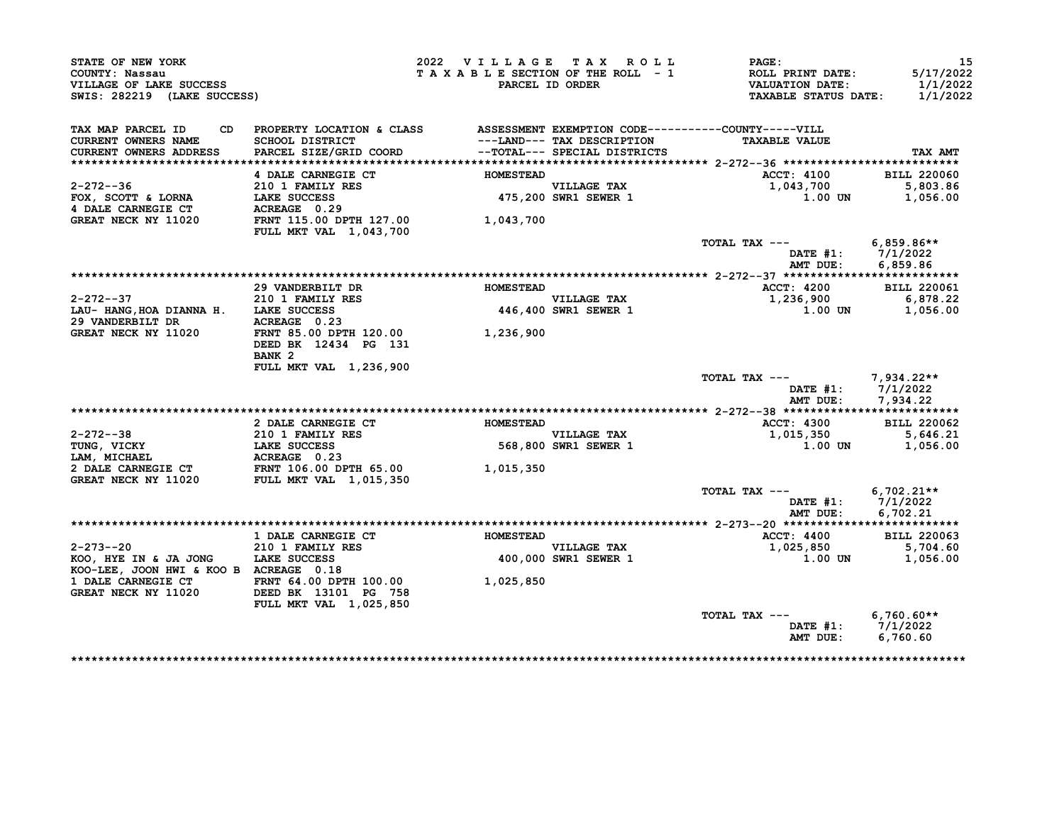STATE OF NEW YORK
COUNTY: Nassau
VILLAGE OF LAKE SUCCESS
SWIS: 282219 (LAKE SUCCESS)

2022 VILLAGE TAX ROLL
TAXABLE SECTION OF THE ROLL - 1
PARCEL ID ORDER

PAGE: 15
ROLL PRINT DATE: 5/17/2022
VALUATION DATE: 1/1/2022
TAXABLE STATUS DATE: 1/1/2022

| TAX MAP PARCEL ID / CURRENT OWNERS NAME / CURRENT OWNERS ADDRESS | CD | PROPERTY LOCATION & CLASS / SCHOOL DISTRICT / PARCEL SIZE/GRID COORD | ASSESSMENT ---LAND--- --TOTAL--- | EXEMPTION CODE / TAX DESCRIPTION / SPECIAL DISTRICTS | TAXABLE VALUE | TAX AMT |
|---|---|---|---|---|---|---|
| 2-272--36 | | 4 DALE CARNEGIE CT | HOMESTEAD | | ACCT: 4100 | BILL 220060 |
| FOX, SCOTT & LORNA | | 210 1 FAMILY RES | | VILLAGE TAX | 1,043,700 | 5,803.86 |
| 4 DALE CARNEGIE CT | | LAKE SUCCESS | 475,200 | SWR1 SEWER 1 | 1.00 UN | 1,056.00 |
| GREAT NECK NY 11020 | | ACREAGE 0.29 | | | | |
| | | FRNT 115.00 DPTH 127.00 | 1,043,700 | | | |
| | | FULL MKT VAL 1,043,700 | | | | |
| | | | | | TOTAL TAX --- | 6,859.86** |
| | | | | | DATE #1: | 7/1/2022 |
| | | | | | AMT DUE: | 6,859.86 |
| 2-272--37 | | 29 VANDERBILT DR | HOMESTEAD | | ACCT: 4200 | BILL 220061 |
| LAU- HANG,HOA DIANNA H. | | 210 1 FAMILY RES | | VILLAGE TAX | 1,236,900 | 6,878.22 |
| 29 VANDERBILT DR | | LAKE SUCCESS | 446,400 | SWR1 SEWER 1 | 1.00 UN | 1,056.00 |
| GREAT NECK NY 11020 | | ACREAGE 0.23 | | | | |
| | | FRNT 85.00 DPTH 120.00 | 1,236,900 | | | |
| | | DEED BK 12434 PG 131 | | | | |
| | | BANK 2 | | | | |
| | | FULL MKT VAL 1,236,900 | | | | |
| | | | | | TOTAL TAX --- | 7,934.22** |
| | | | | | DATE #1: | 7/1/2022 |
| | | | | | AMT DUE: | 7,934.22 |
| 2-272--38 | | 2 DALE CARNEGIE CT | HOMESTEAD | | ACCT: 4300 | BILL 220062 |
| TUNG, VICKY | | 210 1 FAMILY RES | | VILLAGE TAX | 1,015,350 | 5,646.21 |
| LAM, MICHAEL | | LAKE SUCCESS | 568,800 | SWR1 SEWER 1 | 1.00 UN | 1,056.00 |
| 2 DALE CARNEGIE CT | | ACREAGE 0.23 | | | | |
| GREAT NECK NY 11020 | | FRNT 106.00 DPTH 65.00 | 1,015,350 | | | |
| | | FULL MKT VAL 1,015,350 | | | | |
| | | | | | TOTAL TAX --- | 6,702.21** |
| | | | | | DATE #1: | 7/1/2022 |
| | | | | | AMT DUE: | 6,702.21 |
| 2-273--20 | | 1 DALE CARNEGIE CT | HOMESTEAD | | ACCT: 4400 | BILL 220063 |
| KOO, HYE IN & JA JONG | | 210 1 FAMILY RES | | VILLAGE TAX | 1,025,850 | 5,704.60 |
| KOO-LEE, JOON HWI & KOO B | | LAKE SUCCESS | 400,000 | SWR1 SEWER 1 | 1.00 UN | 1,056.00 |
| 1 DALE CARNEGIE CT | | ACREAGE 0.18 | | | | |
| GREAT NECK NY 11020 | | FRNT 64.00 DPTH 100.00 | 1,025,850 | | | |
| | | DEED BK 13101 PG 758 | | | | |
| | | FULL MKT VAL 1,025,850 | | | | |
| | | | | | TOTAL TAX --- | 6,760.60** |
| | | | | | DATE #1: | 7/1/2022 |
| | | | | | AMT DUE: | 6,760.60 |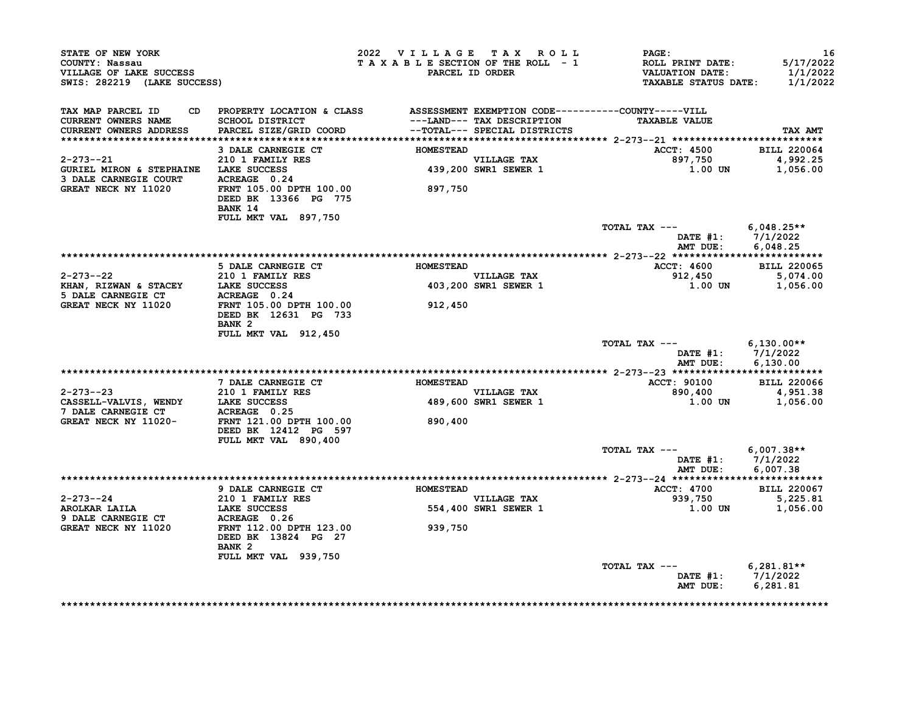STATE OF NEW YORK
COUNTY: Nassau
VILLAGE OF LAKE SUCCESS
SWIS: 282219 (LAKE SUCCESS)

2022 VILLAGE TAX ROLL
TAXABLE SECTION OF THE ROLL - 1
PARCEL ID ORDER

ROLL PRINT DATE: 5/17/2022
VALUATION DATE: 1/1/2022
TAXABLE STATUS DATE: 1/1/2022

| TAX MAP PARCEL ID / CURRENT OWNERS NAME / CURRENT OWNERS ADDRESS | PROPERTY LOCATION & CLASS / SCHOOL DISTRICT / PARCEL SIZE/GRID COORD | ASSESSMENT ---LAND--- / --TOTAL--- | EXEMPTION CODE / TAX DESCRIPTION / SPECIAL DISTRICTS | TAXABLE VALUE | TAX AMT |
|---|---|---|---|---|---|
| **2-273--21** | 3 DALE CARNEGIE CT | HOMESTEAD | | ACCT: 4500 | BILL 220064 |
| 2-273--21 | 210 1 FAMILY RES | | VILLAGE TAX | 897,750 | 4,992.25 |
| GURIEL MIRON & STEPHAINE | LAKE SUCCESS | 439,200 | SWR1 SEWER 1 | 1.00 UN | 1,056.00 |
| 3 DALE CARNEGIE COURT | ACREAGE 0.24 | | | | |
| GREAT NECK NY 11020 | FRNT 105.00 DPTH 100.00 | 897,750 | | | |
| | DEED BK 13366 PG 775 | | | | |
| | BANK 14 | | | | |
| | FULL MKT VAL 897,750 | | | | |
| | | | | TOTAL TAX --- | 6,048.25** |
| | | | | DATE #1: | 7/1/2022 |
| | | | | AMT DUE: | 6,048.25 |
| **2-273--22** | 5 DALE CARNEGIE CT | HOMESTEAD | | ACCT: 4600 | BILL 220065 |
| 2-273--22 | 210 1 FAMILY RES | | VILLAGE TAX | 912,450 | 5,074.00 |
| KHAN, RIZWAN & STACEY | LAKE SUCCESS | 403,200 | SWR1 SEWER 1 | 1.00 UN | 1,056.00 |
| 5 DALE CARNEGIE CT | ACREAGE 0.24 | | | | |
| GREAT NECK NY 11020 | FRNT 105.00 DPTH 100.00 | 912,450 | | | |
| | DEED BK 12631 PG 733 | | | | |
| | BANK 2 | | | | |
| | FULL MKT VAL 912,450 | | | | |
| | | | | TOTAL TAX --- | 6,130.00** |
| | | | | DATE #1: | 7/1/2022 |
| | | | | AMT DUE: | 6,130.00 |
| **2-273--23** | 7 DALE CARNEGIE CT | HOMESTEAD | | ACCT: 90100 | BILL 220066 |
| 2-273--23 | 210 1 FAMILY RES | | VILLAGE TAX | 890,400 | 4,951.38 |
| CASSELL-VALVIS, WENDY | LAKE SUCCESS | 489,600 | SWR1 SEWER 1 | 1.00 UN | 1,056.00 |
| 7 DALE CARNEGIE CT | ACREAGE 0.25 | | | | |
| GREAT NECK NY 11020- | FRNT 121.00 DPTH 100.00 | 890,400 | | | |
| | DEED BK 12412 PG 597 | | | | |
| | FULL MKT VAL 890,400 | | | | |
| | | | | TOTAL TAX --- | 6,007.38** |
| | | | | DATE #1: | 7/1/2022 |
| | | | | AMT DUE: | 6,007.38 |
| **2-273--24** | 9 DALE CARNEGIE CT | HOMESTEAD | | ACCT: 4700 | BILL 220067 |
| 2-273--24 | 210 1 FAMILY RES | | VILLAGE TAX | 939,750 | 5,225.81 |
| AROLKAR LAILA | LAKE SUCCESS | 554,400 | SWR1 SEWER 1 | 1.00 UN | 1,056.00 |
| 9 DALE CARNEGIE CT | ACREAGE 0.26 | | | | |
| GREAT NECK NY 11020 | FRNT 112.00 DPTH 123.00 | 939,750 | | | |
| | DEED BK 13824 PG 27 | | | | |
| | BANK 2 | | | | |
| | FULL MKT VAL 939,750 | | | | |
| | | | | TOTAL TAX --- | 6,281.81** |
| | | | | DATE #1: | 7/1/2022 |
| | | | | AMT DUE: | 6,281.81 |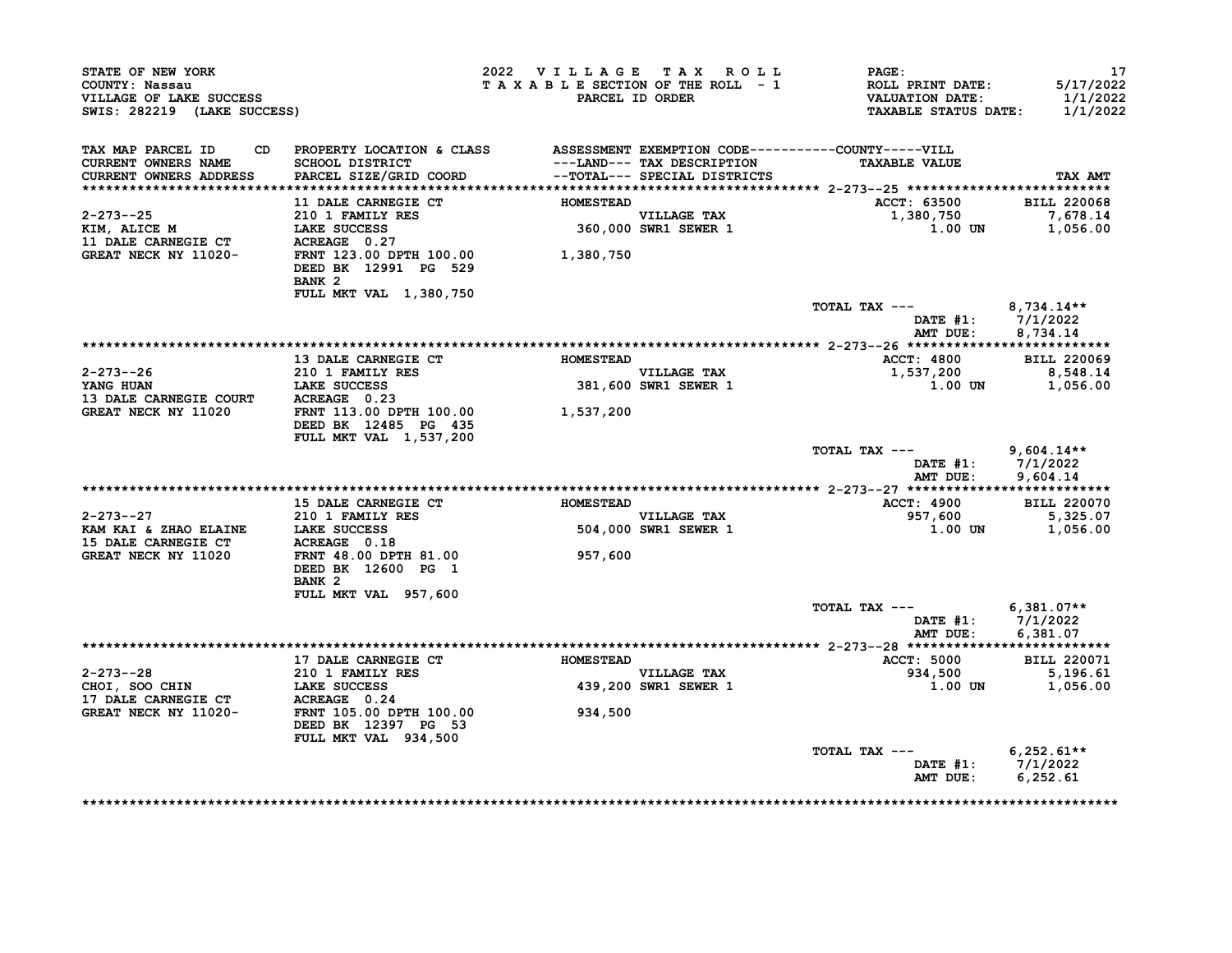STATE OF NEW YORK
COUNTY: Nassau
VILLAGE OF LAKE SUCCESS
SWIS: 282219 (LAKE SUCCESS)

2022 V I L L A G E  T A X  R O L L
T A X A B L E SECTION OF THE ROLL - 1
PARCEL ID ORDER

ROLL PRINT DATE: 5/17/2022
VALUATION DATE: 1/1/2022
TAXABLE STATUS DATE: 1/1/2022

| TAX MAP PARCEL ID / CURRENT OWNERS NAME / CURRENT OWNERS ADDRESS | PROPERTY LOCATION & CLASS / SCHOOL DISTRICT / PARCEL SIZE/GRID COORD | ASSESSMENT / ---LAND--- / --TOTAL--- | EXEMPTION CODE / TAX DESCRIPTION / SPECIAL DISTRICTS | TAXABLE VALUE | TAX AMT |
|---|---|---|---|---|---|
| **2-273--25** | 11 DALE CARNEGIE CT | HOMESTEAD | | ACCT: 63500 | BILL 220068 |
| 2-273--25 | 210 1 FAMILY RES | | VILLAGE TAX | 1,380,750 | 7,678.14 |
| KIM, ALICE M | LAKE SUCCESS | 360,000 | SWR1 SEWER 1 | 1.00 UN | 1,056.00 |
| 11 DALE CARNEGIE CT | ACREAGE 0.27 | | | | |
| GREAT NECK NY 11020- | FRNT 123.00 DPTH 100.00 | 1,380,750 | | | |
| | DEED BK 12991 PG 529 | | | | |
| | BANK 2 | | | | |
| | FULL MKT VAL 1,380,750 | | | | |
| | | | TOTAL TAX --- | | 8,734.14** |
| | | | | DATE #1: | 7/1/2022 |
| | | | | AMT DUE: | 8,734.14 |
| **2-273--26** | 13 DALE CARNEGIE CT | HOMESTEAD | | ACCT: 4800 | BILL 220069 |
| 2-273--26 | 210 1 FAMILY RES | | VILLAGE TAX | 1,537,200 | 8,548.14 |
| YANG HUAN | LAKE SUCCESS | 381,600 | SWR1 SEWER 1 | 1.00 UN | 1,056.00 |
| 13 DALE CARNEGIE COURT | ACREAGE 0.23 | | | | |
| GREAT NECK NY 11020 | FRNT 113.00 DPTH 100.00 | 1,537,200 | | | |
| | DEED BK 12485 PG 435 | | | | |
| | FULL MKT VAL 1,537,200 | | | | |
| | | | TOTAL TAX --- | | 9,604.14** |
| | | | | DATE #1: | 7/1/2022 |
| | | | | AMT DUE: | 9,604.14 |
| **2-273--27** | 15 DALE CARNEGIE CT | HOMESTEAD | | ACCT: 4900 | BILL 220070 |
| 2-273--27 | 210 1 FAMILY RES | | VILLAGE TAX | 957,600 | 5,325.07 |
| KAM KAI & ZHAO ELAINE | LAKE SUCCESS | 504,000 | SWR1 SEWER 1 | 1.00 UN | 1,056.00 |
| 15 DALE CARNEGIE CT | ACREAGE 0.18 | | | | |
| GREAT NECK NY 11020 | FRNT 48.00 DPTH 81.00 | 957,600 | | | |
| | DEED BK 12600 PG 1 | | | | |
| | BANK 2 | | | | |
| | FULL MKT VAL 957,600 | | | | |
| | | | TOTAL TAX --- | | 6,381.07** |
| | | | | DATE #1: | 7/1/2022 |
| | | | | AMT DUE: | 6,381.07 |
| **2-273--28** | 17 DALE CARNEGIE CT | HOMESTEAD | | ACCT: 5000 | BILL 220071 |
| 2-273--28 | 210 1 FAMILY RES | | VILLAGE TAX | 934,500 | 5,196.61 |
| CHOI, SOO CHIN | LAKE SUCCESS | 439,200 | SWR1 SEWER 1 | 1.00 UN | 1,056.00 |
| 17 DALE CARNEGIE CT | ACREAGE 0.24 | | | | |
| GREAT NECK NY 11020- | FRNT 105.00 DPTH 100.00 | 934,500 | | | |
| | DEED BK 12397 PG 53 | | | | |
| | FULL MKT VAL 934,500 | | | | |
| | | | TOTAL TAX --- | | 6,252.61** |
| | | | | DATE #1: | 7/1/2022 |
| | | | | AMT DUE: | 6,252.61 |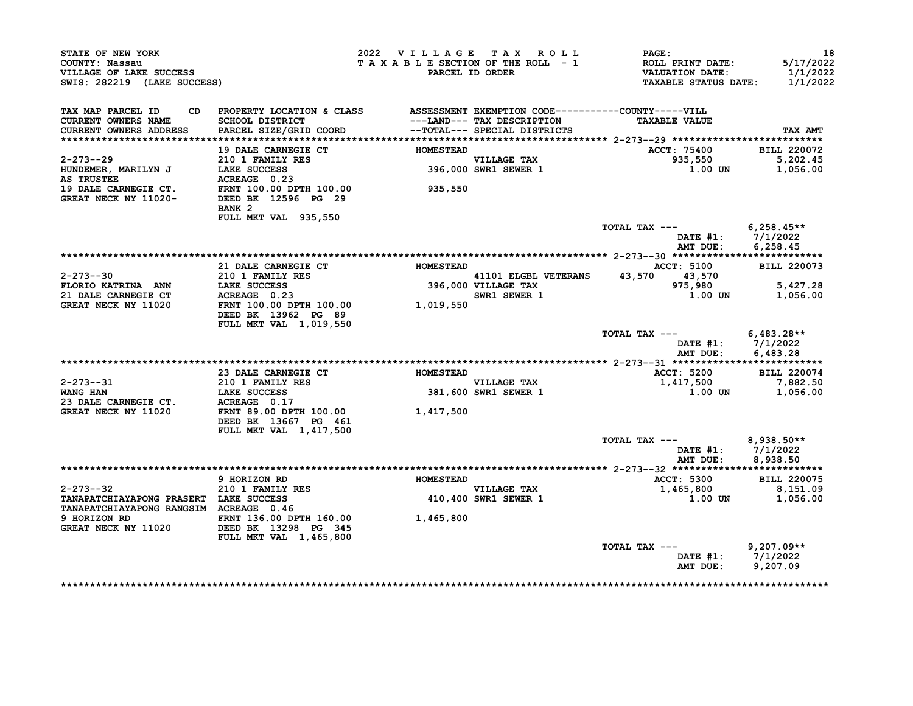STATE OF NEW YORK
COUNTY: Nassau
VILLAGE OF LAKE SUCCESS
SWIS: 282219 (LAKE SUCCESS)

2022 VILLAGE TAX ROLL
TAXABLE SECTION OF THE ROLL - 1
PARCEL ID ORDER

PAGE: 18
ROLL PRINT DATE: 5/17/2022
VALUATION DATE: 1/1/2022
TAXABLE STATUS DATE: 1/1/2022

| TAX MAP PARCEL ID / CURRENT OWNERS NAME / CURRENT OWNERS ADDRESS | PROPERTY LOCATION & CLASS / SCHOOL DISTRICT / PARCEL SIZE/GRID COORD | ASSESSMENT ---LAND--- / --TOTAL--- | EXEMPTION CODE / TAX DESCRIPTION / SPECIAL DISTRICTS | COUNTY | VILL / TAXABLE VALUE | TAX AMT |
|---|---|---|---|---|---|---|
| **2-273--29** | 19 DALE CARNEGIE CT | HOMESTEAD | | | ACCT: 75400 | BILL 220072 |
| 2-273--29 | 210 1 FAMILY RES | | VILLAGE TAX | | 935,550 | 5,202.45 |
| HUNDEMER, MARILYN J | LAKE SUCCESS | 396,000 | SWR1 SEWER 1 | | 1.00 UN | 1,056.00 |
| AS TRUSTEE | ACREAGE 0.23 | | | | | |
| 19 DALE CARNEGIE CT. | FRNT 100.00 DPTH 100.00 | 935,550 | | | | |
| GREAT NECK NY 11020- | DEED BK 12596 PG 29 | | | | | |
| | BANK 2 | | | | | |
| | FULL MKT VAL 935,550 | | | | | |
| | | | TOTAL TAX --- | | | 6,258.45** |
| | | | | | DATE #1: | 7/1/2022 |
| | | | | | AMT DUE: | 6,258.45 |
| **2-273--30** | 21 DALE CARNEGIE CT | HOMESTEAD | | | ACCT: 5100 | BILL 220073 |
| 2-273--30 | 210 1 FAMILY RES | | 41101 ELGBL VETERANS | 43,570 | 43,570 | |
| FLORIO KATRINA ANN | LAKE SUCCESS | 396,000 | VILLAGE TAX | | 975,980 | 5,427.28 |
| 21 DALE CARNEGIE CT | ACREAGE 0.23 | | SWR1 SEWER 1 | | 1.00 UN | 1,056.00 |
| GREAT NECK NY 11020 | FRNT 100.00 DPTH 100.00 | 1,019,550 | | | | |
| | DEED BK 13962 PG 89 | | | | | |
| | FULL MKT VAL 1,019,550 | | | | | |
| | | | TOTAL TAX --- | | | 6,483.28** |
| | | | | | DATE #1: | 7/1/2022 |
| | | | | | AMT DUE: | 6,483.28 |
| **2-273--31** | 23 DALE CARNEGIE CT | HOMESTEAD | | | ACCT: 5200 | BILL 220074 |
| 2-273--31 | 210 1 FAMILY RES | | VILLAGE TAX | | 1,417,500 | 7,882.50 |
| WANG HAN | LAKE SUCCESS | 381,600 | SWR1 SEWER 1 | | 1.00 UN | 1,056.00 |
| 23 DALE CARNEGIE CT. | ACREAGE 0.17 | | | | | |
| GREAT NECK NY 11020 | FRNT 89.00 DPTH 100.00 | 1,417,500 | | | | |
| | DEED BK 13667 PG 461 | | | | | |
| | FULL MKT VAL 1,417,500 | | | | | |
| | | | TOTAL TAX --- | | | 8,938.50** |
| | | | | | DATE #1: | 7/1/2022 |
| | | | | | AMT DUE: | 8,938.50 |
| **2-273--32** | 9 HORIZON RD | HOMESTEAD | | | ACCT: 5300 | BILL 220075 |
| 2-273--32 | 210 1 FAMILY RES | | VILLAGE TAX | | 1,465,800 | 8,151.09 |
| TANAPATCHIAYAPONG PRASERT | LAKE SUCCESS | 410,400 | SWR1 SEWER 1 | | 1.00 UN | 1,056.00 |
| TANAPATCHIAYAPONG RANGSIM | ACREAGE 0.46 | | | | | |
| 9 HORIZON RD | FRNT 136.00 DPTH 160.00 | 1,465,800 | | | | |
| GREAT NECK NY 11020 | DEED BK 13298 PG 345 | | | | | |
| | FULL MKT VAL 1,465,800 | | | | | |
| | | | TOTAL TAX --- | | | 9,207.09** |
| | | | | | DATE #1: | 7/1/2022 |
| | | | | | AMT DUE: | 9,207.09 |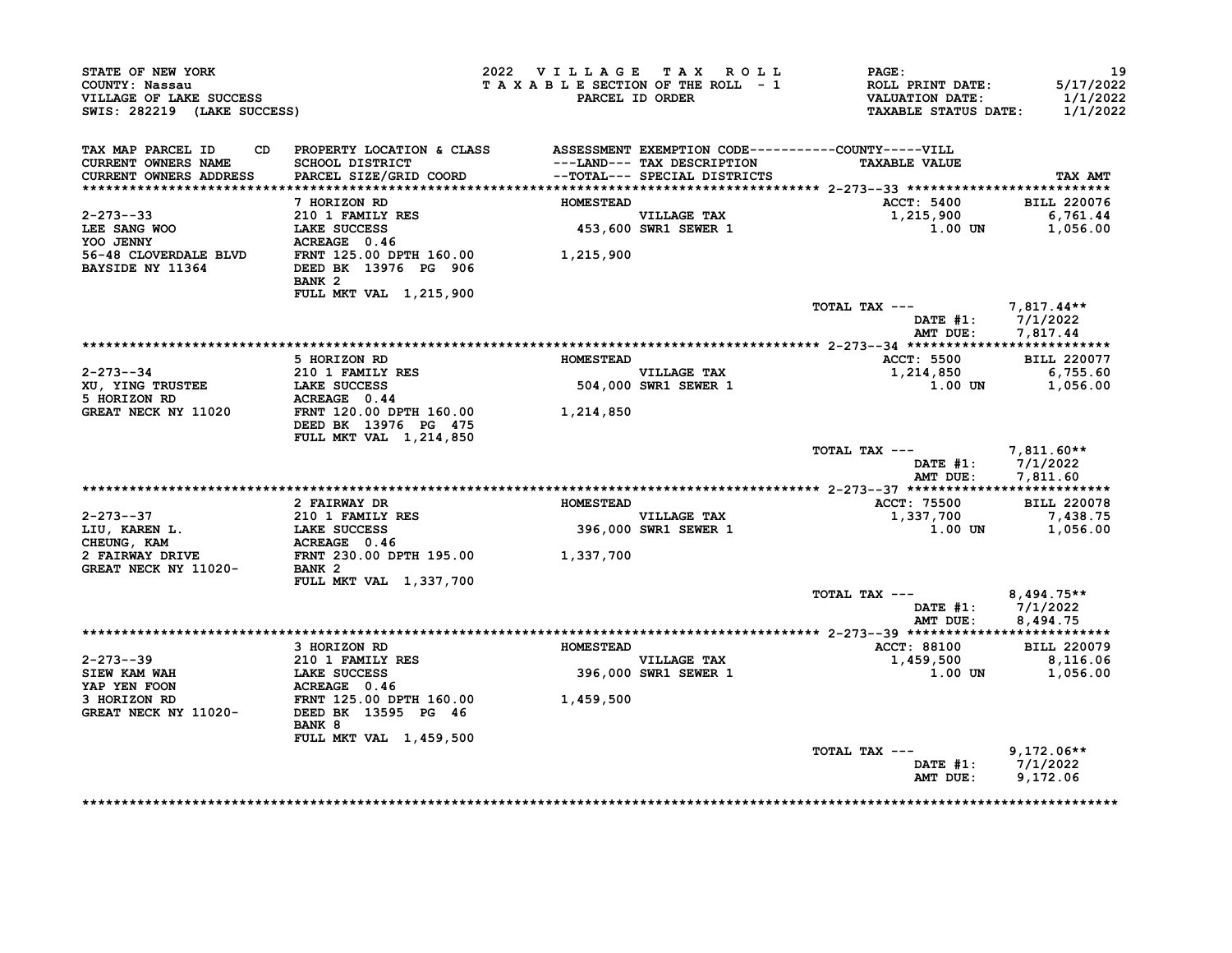STATE OF NEW YORK
COUNTY: Nassau
VILLAGE OF LAKE SUCCESS
SWIS: 282219 (LAKE SUCCESS)

2022 VILLAGE TAX ROLL
TAXABLE SECTION OF THE ROLL - 1
PARCEL ID ORDER

ROLL PRINT DATE: 5/17/2022
VALUATION DATE: 1/1/2022
TAXABLE STATUS DATE: 1/1/2022

| TAX MAP PARCEL ID / CURRENT OWNERS NAME / CURRENT OWNERS ADDRESS | CD | PROPERTY LOCATION & CLASS / SCHOOL DISTRICT / PARCEL SIZE/GRID COORD | ASSESSMENT ---LAND--- --TOTAL--- | EXEMPTION CODE / TAX DESCRIPTION / SPECIAL DISTRICTS | TAXABLE VALUE | TAX AMT |
|---|---|---|---|---|---|---|
| 2-273--33 | | 7 HORIZON RD | HOMESTEAD | | ACCT: 5400 | BILL 220076 |
| LEE SANG WOO | | 210 1 FAMILY RES | | VILLAGE TAX | 1,215,900 | 6,761.44 |
| YOO JENNY | | LAKE SUCCESS | 453,600 | SWR1 SEWER 1 | 1.00 UN | 1,056.00 |
| 56-48 CLOVERDALE BLVD | | ACREAGE 0.46 | | | | |
| BAYSIDE NY 11364 | | FRNT 125.00 DPTH 160.00 | 1,215,900 | | | |
| | | DEED BK 13976 PG 906 | | | | |
| | | BANK 2 | | | | |
| | | FULL MKT VAL 1,215,900 | | | | |
| | | | | | TOTAL TAX --- | 7,817.44** |
| | | | | | DATE #1: | 7/1/2022 |
| | | | | | AMT DUE: | 7,817.44 |
| 2-273--34 | | 5 HORIZON RD | HOMESTEAD | | ACCT: 5500 | BILL 220077 |
| XU, YING TRUSTEE | | 210 1 FAMILY RES | | VILLAGE TAX | 1,214,850 | 6,755.60 |
| 5 HORIZON RD | | LAKE SUCCESS | 504,000 | SWR1 SEWER 1 | 1.00 UN | 1,056.00 |
| GREAT NECK NY 11020 | | ACREAGE 0.44 | | | | |
| | | FRNT 120.00 DPTH 160.00 | 1,214,850 | | | |
| | | DEED BK 13976 PG 475 | | | | |
| | | FULL MKT VAL 1,214,850 | | | | |
| | | | | | TOTAL TAX --- | 7,811.60** |
| | | | | | DATE #1: | 7/1/2022 |
| | | | | | AMT DUE: | 7,811.60 |
| 2-273--37 | | 2 FAIRWAY DR | HOMESTEAD | | ACCT: 75500 | BILL 220078 |
| LIU, KAREN L. | | 210 1 FAMILY RES | | VILLAGE TAX | 1,337,700 | 7,438.75 |
| CHEUNG, KAM | | LAKE SUCCESS | 396,000 | SWR1 SEWER 1 | 1.00 UN | 1,056.00 |
| 2 FAIRWAY DRIVE | | ACREAGE 0.46 | | | | |
| GREAT NECK NY 11020- | | FRNT 230.00 DPTH 195.00 | 1,337,700 | | | |
| | | BANK 2 | | | | |
| | | FULL MKT VAL 1,337,700 | | | | |
| | | | | | TOTAL TAX --- | 8,494.75** |
| | | | | | DATE #1: | 7/1/2022 |
| | | | | | AMT DUE: | 8,494.75 |
| 2-273--39 | | 3 HORIZON RD | HOMESTEAD | | ACCT: 88100 | BILL 220079 |
| SIEW KAM WAH | | 210 1 FAMILY RES | | VILLAGE TAX | 1,459,500 | 8,116.06 |
| YAP YEN FOON | | LAKE SUCCESS | 396,000 | SWR1 SEWER 1 | 1.00 UN | 1,056.00 |
| 3 HORIZON RD | | ACREAGE 0.46 | | | | |
| GREAT NECK NY 11020- | | FRNT 125.00 DPTH 160.00 | 1,459,500 | | | |
| | | DEED BK 13595 PG 46 | | | | |
| | | BANK 8 | | | | |
| | | FULL MKT VAL 1,459,500 | | | | |
| | | | | | TOTAL TAX --- | 9,172.06** |
| | | | | | DATE #1: | 7/1/2022 |
| | | | | | AMT DUE: | 9,172.06 |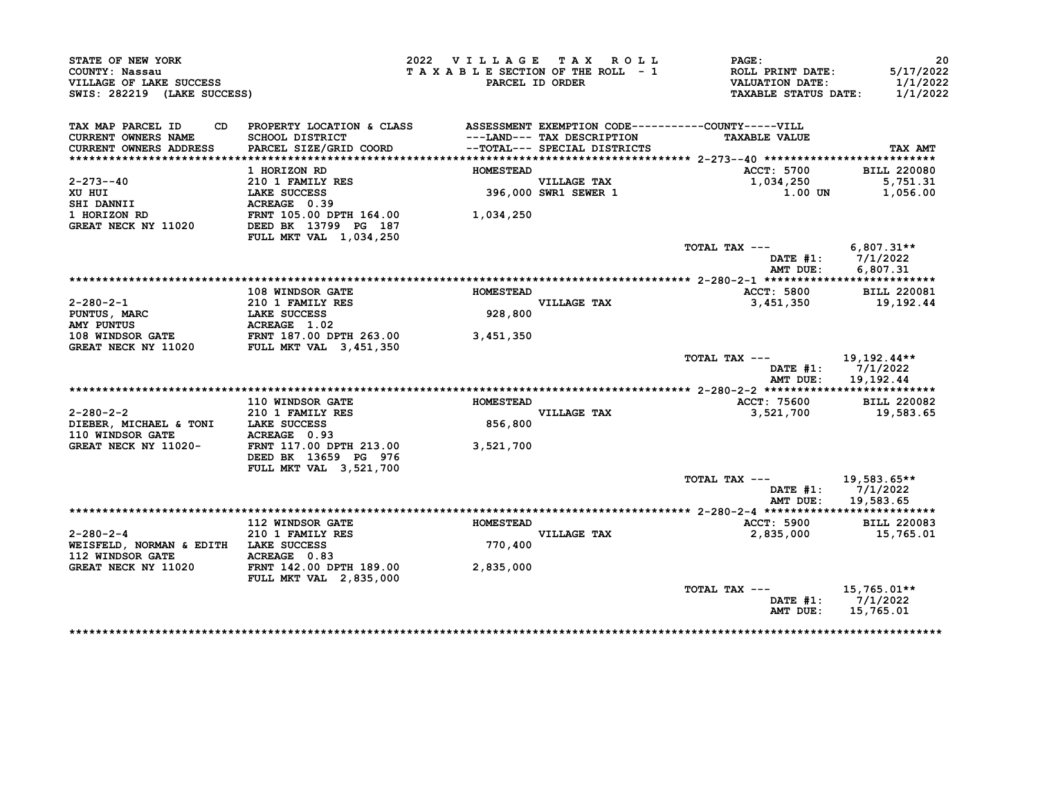STATE OF NEW YORK
COUNTY: Nassau
VILLAGE OF LAKE SUCCESS
SWIS: 282219 (LAKE SUCCESS)

2022 VILLAGE TAX ROLL
TAXABLE SECTION OF THE ROLL - 1
PARCEL ID ORDER

ROLL PRINT DATE: 5/17/2022
VALUATION DATE: 1/1/2022
TAXABLE STATUS DATE: 1/1/2022

| TAX MAP PARCEL ID CD / CURRENT OWNERS NAME / CURRENT OWNERS ADDRESS | PROPERTY LOCATION & CLASS / SCHOOL DISTRICT / PARCEL SIZE/GRID COORD | ASSESSMENT ---LAND--- / --TOTAL--- | EXEMPTION CODE / TAX DESCRIPTION / SPECIAL DISTRICTS | TAXABLE VALUE (COUNTY-----VILL) | TAX AMT |
|---|---|---|---|---|---|
| **2-273--40** | 1 HORIZON RD | HOMESTEAD | | ACCT: 5700 | BILL 220080 |
| 2-273--40 | 210 1 FAMILY RES | | VILLAGE TAX | 1,034,250 | 5,751.31 |
| XU HUI | LAKE SUCCESS | 396,000 | SWR1 SEWER 1 | 1.00 UN | 1,056.00 |
| SHI DANNII | ACREAGE 0.39 | | | | |
| 1 HORIZON RD | FRNT 105.00 DPTH 164.00 | 1,034,250 | | | |
| GREAT NECK NY 11020 | DEED BK 13799 PG 187 | | | | |
| | FULL MKT VAL 1,034,250 | | | | |
| | | | | TOTAL TAX --- | 6,807.31** |
| | | | | DATE #1: | 7/1/2022 |
| | | | | AMT DUE: | 6,807.31 |
| **2-280-2-1** | 108 WINDSOR GATE | HOMESTEAD | | ACCT: 5800 | BILL 220081 |
| 2-280-2-1 | 210 1 FAMILY RES | | VILLAGE TAX | 3,451,350 | 19,192.44 |
| PUNTUS, MARC | LAKE SUCCESS | 928,800 | | | |
| AMY PUNTUS | ACREAGE 1.02 | | | | |
| 108 WINDSOR GATE | FRNT 187.00 DPTH 263.00 | 3,451,350 | | | |
| GREAT NECK NY 11020 | FULL MKT VAL 3,451,350 | | | | |
| | | | | TOTAL TAX --- | 19,192.44** |
| | | | | DATE #1: | 7/1/2022 |
| | | | | AMT DUE: | 19,192.44 |
| **2-280-2-2** | 110 WINDSOR GATE | HOMESTEAD | | ACCT: 75600 | BILL 220082 |
| 2-280-2-2 | 210 1 FAMILY RES | | VILLAGE TAX | 3,521,700 | 19,583.65 |
| DIEBER, MICHAEL & TONI | LAKE SUCCESS | 856,800 | | | |
| 110 WINDSOR GATE | ACREAGE 0.93 | | | | |
| GREAT NECK NY 11020- | FRNT 117.00 DPTH 213.00 | 3,521,700 | | | |
| | DEED BK 13659 PG 976 | | | | |
| | FULL MKT VAL 3,521,700 | | | | |
| | | | | TOTAL TAX --- | 19,583.65** |
| | | | | DATE #1: | 7/1/2022 |
| | | | | AMT DUE: | 19,583.65 |
| **2-280-2-4** | 112 WINDSOR GATE | HOMESTEAD | | ACCT: 5900 | BILL 220083 |
| 2-280-2-4 | 210 1 FAMILY RES | | VILLAGE TAX | 2,835,000 | 15,765.01 |
| WEISFELD, NORMAN & EDITH | LAKE SUCCESS | 770,400 | | | |
| 112 WINDSOR GATE | ACREAGE 0.83 | | | | |
| GREAT NECK NY 11020 | FRNT 142.00 DPTH 189.00 | 2,835,000 | | | |
| | FULL MKT VAL 2,835,000 | | | | |
| | | | | TOTAL TAX --- | 15,765.01** |
| | | | | DATE #1: | 7/1/2022 |
| | | | | AMT DUE: | 15,765.01 |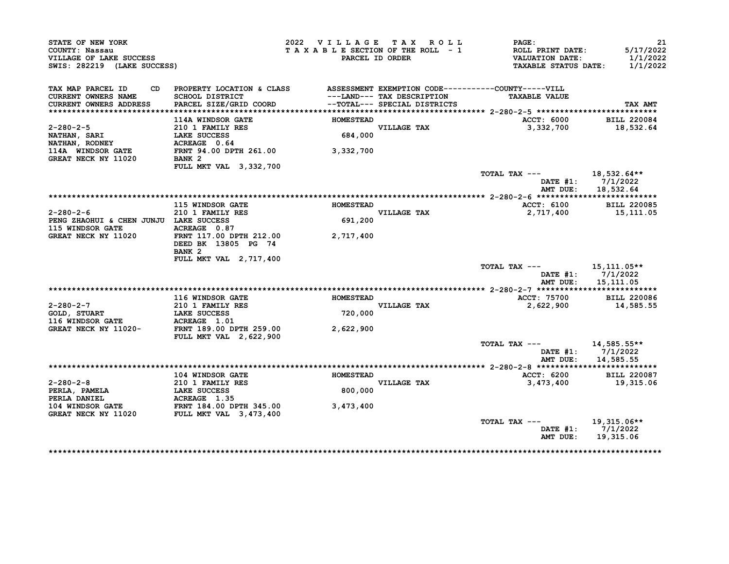STATE OF NEW YORK
COUNTY: Nassau
VILLAGE OF LAKE SUCCESS
SWIS: 282219 (LAKE SUCCESS)

2022 VILLAGE TAX ROLL
TAXABLE SECTION OF THE ROLL - 1
PARCEL ID ORDER

ROLL PRINT DATE: 5/17/2022
VALUATION DATE: 1/1/2022
TAXABLE STATUS DATE: 1/1/2022

| TAX MAP PARCEL ID / CURRENT OWNERS NAME / CURRENT OWNERS ADDRESS | CD PROPERTY LOCATION & CLASS / SCHOOL DISTRICT / PARCEL SIZE/GRID COORD | ASSESSMENT ---LAND--- / --TOTAL--- | EXEMPTION CODE / TAX DESCRIPTION / SPECIAL DISTRICTS | TAXABLE VALUE | TAX AMT |
|---|---|---|---|---|---|
| **2-280-2-5** | 114A WINDSOR GATE | HOMESTEAD | | ACCT: 6000 | BILL 220084 |
| 2-280-2-5 | 210 1 FAMILY RES | | VILLAGE TAX | 3,332,700 | 18,532.64 |
| NATHAN, SARI | LAKE SUCCESS | 684,000 | | | |
| NATHAN, RODNEY | ACREAGE 0.64 | | | | |
| 114A WINDSOR GATE | FRNT 94.00 DPTH 261.00 | 3,332,700 | | | |
| GREAT NECK NY 11020 | BANK 2 | | | | |
| | FULL MKT VAL 3,332,700 | | | | |
| | | | | TOTAL TAX --- | 18,532.64** |
| | | | | DATE #1: | 7/1/2022 |
| | | | | AMT DUE: | 18,532.64 |
| **2-280-2-6** | 115 WINDSOR GATE | HOMESTEAD | | ACCT: 6100 | BILL 220085 |
| 2-280-2-6 | 210 1 FAMILY RES | | VILLAGE TAX | 2,717,400 | 15,111.05 |
| PENG ZHAOHUI & CHEN JUNJU | LAKE SUCCESS | 691,200 | | | |
| 115 WINDSOR GATE | ACREAGE 0.87 | | | | |
| GREAT NECK NY 11020 | FRNT 117.00 DPTH 212.00 | 2,717,400 | | | |
| | DEED BK 13805 PG 74 | | | | |
| | BANK 2 | | | | |
| | FULL MKT VAL 2,717,400 | | | | |
| | | | | TOTAL TAX --- | 15,111.05** |
| | | | | DATE #1: | 7/1/2022 |
| | | | | AMT DUE: | 15,111.05 |
| **2-280-2-7** | 116 WINDSOR GATE | HOMESTEAD | | ACCT: 75700 | BILL 220086 |
| 2-280-2-7 | 210 1 FAMILY RES | | VILLAGE TAX | 2,622,900 | 14,585.55 |
| GOLD, STUART | LAKE SUCCESS | 720,000 | | | |
| 116 WINDSOR GATE | ACREAGE 1.01 | | | | |
| GREAT NECK NY 11020- | FRNT 189.00 DPTH 259.00 | 2,622,900 | | | |
| | FULL MKT VAL 2,622,900 | | | | |
| | | | | TOTAL TAX --- | 14,585.55** |
| | | | | DATE #1: | 7/1/2022 |
| | | | | AMT DUE: | 14,585.55 |
| **2-280-2-8** | 104 WINDSOR GATE | HOMESTEAD | | ACCT: 6200 | BILL 220087 |
| 2-280-2-8 | 210 1 FAMILY RES | | VILLAGE TAX | 3,473,400 | 19,315.06 |
| PERLA, PAMELA | LAKE SUCCESS | 800,000 | | | |
| PERLA DANIEL | ACREAGE 1.35 | | | | |
| 104 WINDSOR GATE | FRNT 184.00 DPTH 345.00 | 3,473,400 | | | |
| GREAT NECK NY 11020 | FULL MKT VAL 3,473,400 | | | | |
| | | | | TOTAL TAX --- | 19,315.06** |
| | | | | DATE #1: | 7/1/2022 |
| | | | | AMT DUE: | 19,315.06 |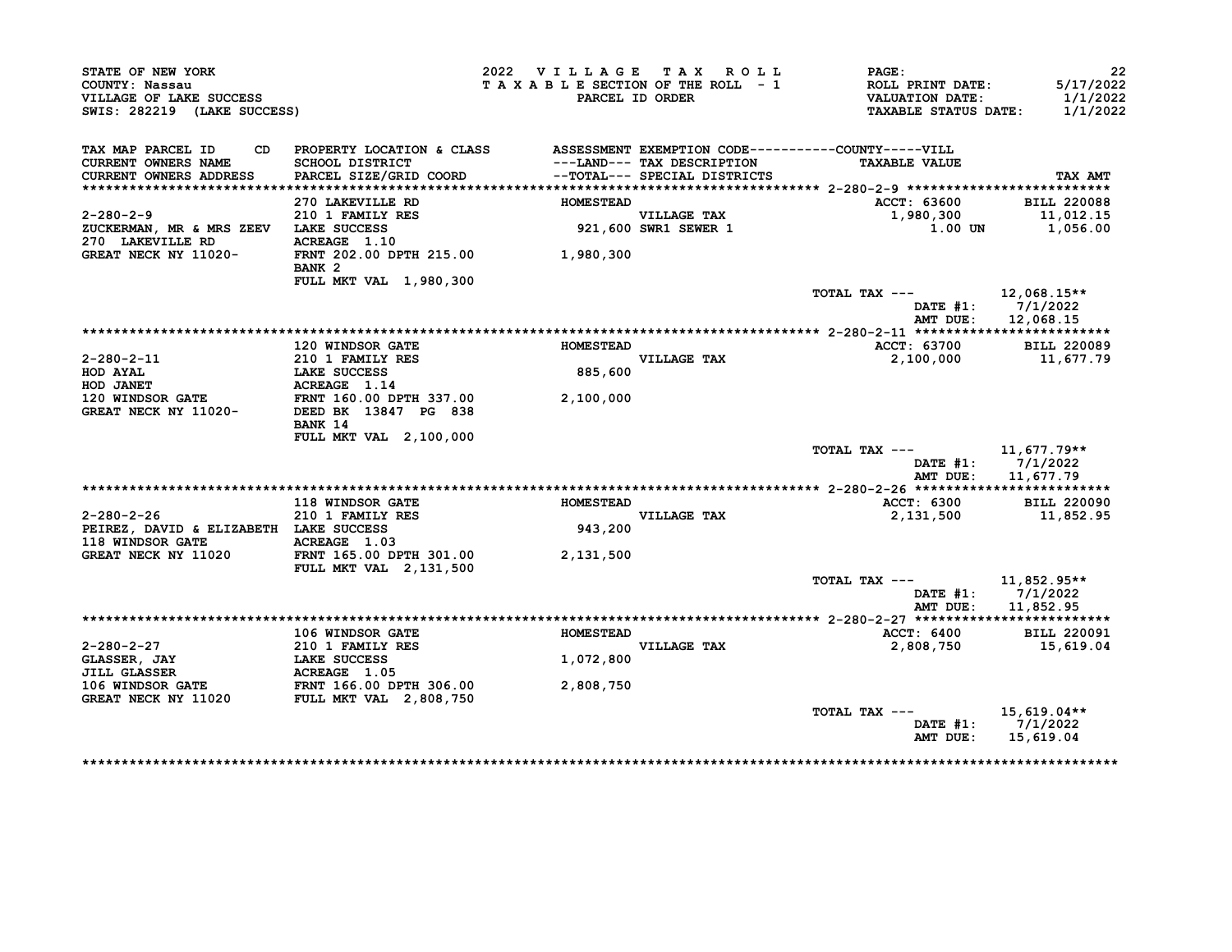STATE OF NEW YORK
COUNTY: Nassau
VILLAGE OF LAKE SUCCESS
SWIS: 282219 (LAKE SUCCESS)

2022 VILLAGE TAX ROLL
TAXABLE SECTION OF THE ROLL - 1
PARCEL ID ORDER

PAGE: 22
ROLL PRINT DATE: 5/17/2022
VALUATION DATE: 1/1/2022
TAXABLE STATUS DATE: 1/1/2022

| TAX MAP PARCEL ID CD / CURRENT OWNERS NAME / CURRENT OWNERS ADDRESS | PROPERTY LOCATION & CLASS / SCHOOL DISTRICT / PARCEL SIZE/GRID COORD | ASSESSMENT ---LAND--- --TOTAL--- | EXEMPTION CODE / TAX DESCRIPTION / SPECIAL DISTRICTS | COUNTY-----VILL TAXABLE VALUE | TAX AMT |
|---|---|---|---|---|---|
| 2-280-2-9 | 270 LAKEVILLE RD | HOMESTEAD | | ACCT: 63600 | BILL 220088 |
| ZUCKERMAN, MR & MRS ZEEV | 210 1 FAMILY RES | | VILLAGE TAX | 1,980,300 | 11,012.15 |
| 270 LAKEVILLE RD | LAKE SUCCESS | 921,600 | SWR1 SEWER 1 | 1.00 UN | 1,056.00 |
| GREAT NECK NY 11020- | ACREAGE 1.10 | | | | |
| | FRNT 202.00 DPTH 215.00 | 1,980,300 | | | |
| | BANK 2 | | | | |
| | FULL MKT VAL 1,980,300 | | | | |
| | | | | TOTAL TAX --- | 12,068.15** |
| | | | | DATE #1: | 7/1/2022 |
| | | | | AMT DUE: | 12,068.15 |
| 2-280-2-11 | 120 WINDSOR GATE | HOMESTEAD | | ACCT: 63700 | BILL 220089 |
| HOD AYAL | 210 1 FAMILY RES | | VILLAGE TAX | 2,100,000 | 11,677.79 |
| HOD JANET | LAKE SUCCESS | 885,600 | | | |
| 120 WINDSOR GATE | ACREAGE 1.14 | | | | |
| GREAT NECK NY 11020- | FRNT 160.00 DPTH 337.00 | 2,100,000 | | | |
| | DEED BK 13847 PG 838 | | | | |
| | BANK 14 | | | | |
| | FULL MKT VAL 2,100,000 | | | | |
| | | | | TOTAL TAX --- | 11,677.79** |
| | | | | DATE #1: | 7/1/2022 |
| | | | | AMT DUE: | 11,677.79 |
| 2-280-2-26 | 118 WINDSOR GATE | HOMESTEAD | | ACCT: 6300 | BILL 220090 |
| PEIREZ, DAVID & ELIZABETH | 210 1 FAMILY RES | | VILLAGE TAX | 2,131,500 | 11,852.95 |
| 118 WINDSOR GATE | LAKE SUCCESS | 943,200 | | | |
| GREAT NECK NY 11020 | ACREAGE 1.03 | | | | |
| | FRNT 165.00 DPTH 301.00 | 2,131,500 | | | |
| | FULL MKT VAL 2,131,500 | | | | |
| | | | | TOTAL TAX --- | 11,852.95** |
| | | | | DATE #1: | 7/1/2022 |
| | | | | AMT DUE: | 11,852.95 |
| 2-280-2-27 | 106 WINDSOR GATE | HOMESTEAD | | ACCT: 6400 | BILL 220091 |
| GLASSER, JAY | 210 1 FAMILY RES | | VILLAGE TAX | 2,808,750 | 15,619.04 |
| JILL GLASSER | LAKE SUCCESS | 1,072,800 | | | |
| 106 WINDSOR GATE | ACREAGE 1.05 | | | | |
| GREAT NECK NY 11020 | FRNT 166.00 DPTH 306.00 | 2,808,750 | | | |
| | FULL MKT VAL 2,808,750 | | | | |
| | | | | TOTAL TAX --- | 15,619.04** |
| | | | | DATE #1: | 7/1/2022 |
| | | | | AMT DUE: | 15,619.04 |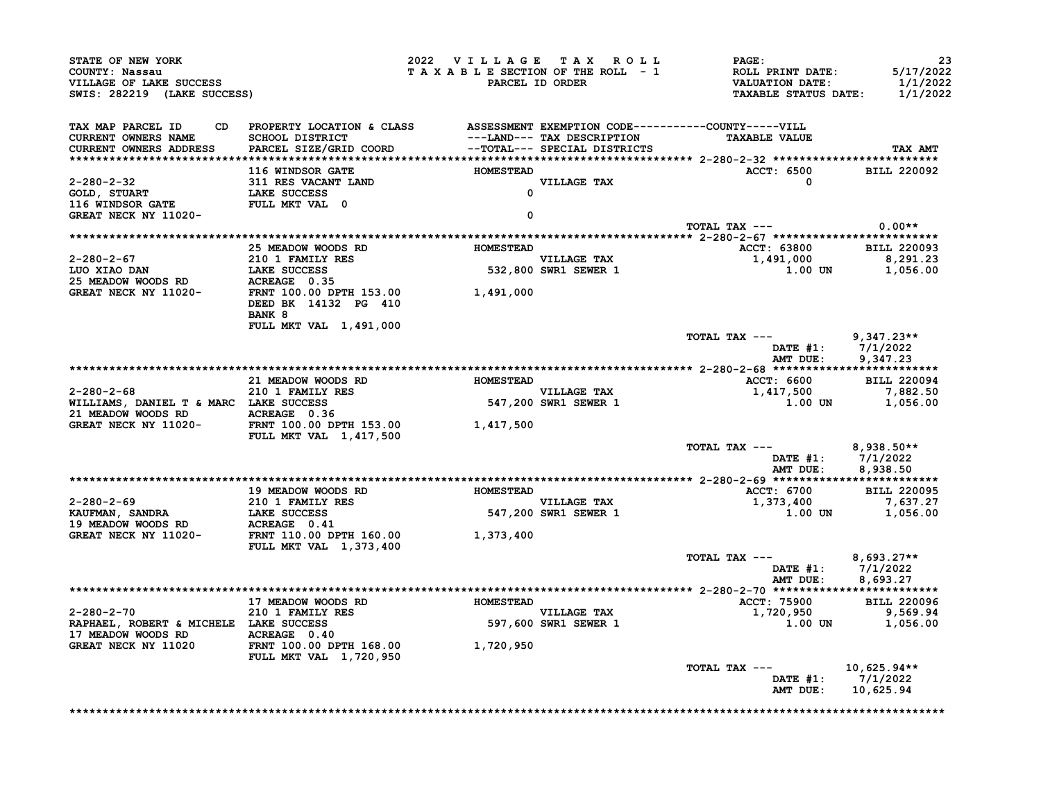STATE OF NEW YORK
COUNTY: Nassau
VILLAGE OF LAKE SUCCESS
SWIS: 282219 (LAKE SUCCESS)

2022 VILLAGE TAX ROLL
TAXABLE SECTION OF THE ROLL - 1
PARCEL ID ORDER

PAGE: 23
ROLL PRINT DATE: 5/17/2022
VALUATION DATE: 1/1/2022
TAXABLE STATUS DATE: 1/1/2022

| TAX MAP PARCEL ID / CURRENT OWNERS NAME / CURRENT OWNERS ADDRESS | CD | PROPERTY LOCATION & CLASS / SCHOOL DISTRICT / PARCEL SIZE/GRID COORD | ASSESSMENT ---LAND--- / --TOTAL--- | EXEMPTION CODE / TAX DESCRIPTION / SPECIAL DISTRICTS | TAXABLE VALUE (COUNTY-----VILL) | TAX AMT |
|---|---|---|---|---|---|---|
| **2-280-2-32** | | 116 WINDSOR GATE | HOMESTEAD | | ACCT: 6500 | BILL 220092 |
| 2-280-2-32 | | 311 RES VACANT LAND | | VILLAGE TAX | 0 | |
| GOLD, STUART | | LAKE SUCCESS | 0 | | | |
| 116 WINDSOR GATE | | FULL MKT VAL 0 | | | | |
| GREAT NECK NY 11020- | | | 0 | | | |
| | | | | | TOTAL TAX --- | 0.00** |
| **2-280-2-67** | | 25 MEADOW WOODS RD | HOMESTEAD | | ACCT: 63800 | BILL 220093 |
| 2-280-2-67 | | 210 1 FAMILY RES | | VILLAGE TAX | 1,491,000 | 8,291.23 |
| LUO XIAO DAN | | LAKE SUCCESS | 532,800 | SWR1 SEWER 1 | 1.00 UN | 1,056.00 |
| 25 MEADOW WOODS RD | | ACREAGE 0.35 | | | | |
| GREAT NECK NY 11020- | | FRNT 100.00 DPTH 153.00 | 1,491,000 | | | |
| | | DEED BK 14132 PG 410 | | | | |
| | | BANK 8 | | | | |
| | | FULL MKT VAL 1,491,000 | | | | |
| | | | | | TOTAL TAX --- | 9,347.23** |
| | | | | | DATE #1: | 7/1/2022 |
| | | | | | AMT DUE: | 9,347.23 |
| **2-280-2-68** | | 21 MEADOW WOODS RD | HOMESTEAD | | ACCT: 6600 | BILL 220094 |
| 2-280-2-68 | | 210 1 FAMILY RES | | VILLAGE TAX | 1,417,500 | 7,882.50 |
| WILLIAMS, DANIEL T & MARC | | LAKE SUCCESS | 547,200 | SWR1 SEWER 1 | 1.00 UN | 1,056.00 |
| 21 MEADOW WOODS RD | | ACREAGE 0.36 | | | | |
| GREAT NECK NY 11020- | | FRNT 100.00 DPTH 153.00 | 1,417,500 | | | |
| | | FULL MKT VAL 1,417,500 | | | | |
| | | | | | TOTAL TAX --- | 8,938.50** |
| | | | | | DATE #1: | 7/1/2022 |
| | | | | | AMT DUE: | 8,938.50 |
| **2-280-2-69** | | 19 MEADOW WOODS RD | HOMESTEAD | | ACCT: 6700 | BILL 220095 |
| 2-280-2-69 | | 210 1 FAMILY RES | | VILLAGE TAX | 1,373,400 | 7,637.27 |
| KAUFMAN, SANDRA | | LAKE SUCCESS | 547,200 | SWR1 SEWER 1 | 1.00 UN | 1,056.00 |
| 19 MEADOW WOODS RD | | ACREAGE 0.41 | | | | |
| GREAT NECK NY 11020- | | FRNT 110.00 DPTH 160.00 | 1,373,400 | | | |
| | | FULL MKT VAL 1,373,400 | | | | |
| | | | | | TOTAL TAX --- | 8,693.27** |
| | | | | | DATE #1: | 7/1/2022 |
| | | | | | AMT DUE: | 8,693.27 |
| **2-280-2-70** | | 17 MEADOW WOODS RD | HOMESTEAD | | ACCT: 75900 | BILL 220096 |
| 2-280-2-70 | | 210 1 FAMILY RES | | VILLAGE TAX | 1,720,950 | 9,569.94 |
| RAPHAEL, ROBERT & MICHELE | | LAKE SUCCESS | 597,600 | SWR1 SEWER 1 | 1.00 UN | 1,056.00 |
| 17 MEADOW WOODS RD | | ACREAGE 0.40 | | | | |
| GREAT NECK NY 11020 | | FRNT 100.00 DPTH 168.00 | 1,720,950 | | | |
| | | FULL MKT VAL 1,720,950 | | | | |
| | | | | | TOTAL TAX --- | 10,625.94** |
| | | | | | DATE #1: | 7/1/2022 |
| | | | | | AMT DUE: | 10,625.94 |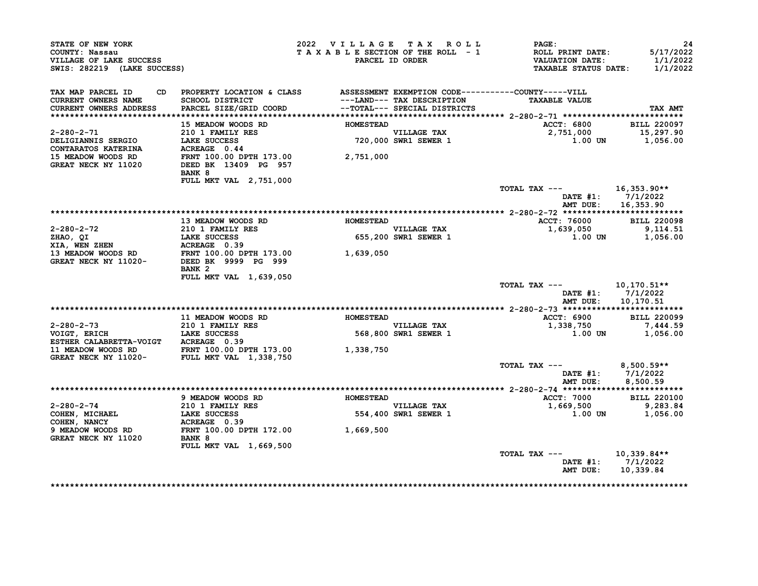STATE OF NEW YORK
COUNTY: Nassau
VILLAGE OF LAKE SUCCESS
SWIS: 282219 (LAKE SUCCESS)

2022 VILLAGE TAX ROLL
TAXABLE SECTION OF THE ROLL - 1
PARCEL ID ORDER

ROLL PRINT DATE: 5/17/2022
VALUATION DATE: 1/1/2022
TAXABLE STATUS DATE: 1/1/2022

| TAX MAP PARCEL ID / CURRENT OWNERS NAME / CURRENT OWNERS ADDRESS | CD PROPERTY LOCATION & CLASS / SCHOOL DISTRICT / PARCEL SIZE/GRID COORD | ASSESSMENT ---LAND--- / --TOTAL--- | EXEMPTION CODE / TAX DESCRIPTION / SPECIAL DISTRICTS | TAXABLE VALUE | TAX AMT |
|---|---|---|---|---|---|
| **2-280-2-71** | | | | ACCT: 6800 | BILL 220097 |
| 2-280-2-71 | 15 MEADOW WOODS RD | HOMESTEAD | | | |
| DELIGIANNIS SERGIO | 210 1 FAMILY RES | | VILLAGE TAX | 2,751,000 | 15,297.90 |
| CONTARATOS KATERINA | LAKE SUCCESS | 720,000 | SWR1 SEWER 1 | 1.00 UN | 1,056.00 |
| 15 MEADOW WOODS RD | ACREAGE 0.44 | | | | |
| GREAT NECK NY 11020 | FRNT 100.00 DPTH 173.00 | 2,751,000 | | | |
| | DEED BK 13409 PG 957 | | | | |
| | BANK 8 | | | | |
| | FULL MKT VAL 2,751,000 | | | | |
| | | | | TOTAL TAX --- | 16,353.90** |
| | | | | DATE #1: | 7/1/2022 |
| | | | | AMT DUE: | 16,353.90 |
| **2-280-2-72** | | | | ACCT: 76000 | BILL 220098 |
| 2-280-2-72 | 13 MEADOW WOODS RD | HOMESTEAD | | | |
| ZHAO, QI | 210 1 FAMILY RES | | VILLAGE TAX | 1,639,050 | 9,114.51 |
| XIA, WEN ZHEN | LAKE SUCCESS | 655,200 | SWR1 SEWER 1 | 1.00 UN | 1,056.00 |
| 13 MEADOW WOODS RD | ACREAGE 0.39 | | | | |
| GREAT NECK NY 11020- | FRNT 100.00 DPTH 173.00 | 1,639,050 | | | |
| | DEED BK 9999 PG 999 | | | | |
| | BANK 2 | | | | |
| | FULL MKT VAL 1,639,050 | | | | |
| | | | | TOTAL TAX --- | 10,170.51** |
| | | | | DATE #1: | 7/1/2022 |
| | | | | AMT DUE: | 10,170.51 |
| **2-280-2-73** | | | | ACCT: 6900 | BILL 220099 |
| 2-280-2-73 | 11 MEADOW WOODS RD | HOMESTEAD | | | |
| VOIGT, ERICH | 210 1 FAMILY RES | | VILLAGE TAX | 1,338,750 | 7,444.59 |
| ESTHER CALABRETTA-VOIGT | LAKE SUCCESS | 568,800 | SWR1 SEWER 1 | 1.00 UN | 1,056.00 |
| 11 MEADOW WOODS RD | ACREAGE 0.39 | | | | |
| GREAT NECK NY 11020- | FRNT 100.00 DPTH 173.00 | 1,338,750 | | | |
| | FULL MKT VAL 1,338,750 | | | | |
| | | | | TOTAL TAX --- | 8,500.59** |
| | | | | DATE #1: | 7/1/2022 |
| | | | | AMT DUE: | 8,500.59 |
| **2-280-2-74** | | | | ACCT: 7000 | BILL 220100 |
| 2-280-2-74 | 9 MEADOW WOODS RD | HOMESTEAD | | | |
| COHEN, MICHAEL | 210 1 FAMILY RES | | VILLAGE TAX | 1,669,500 | 9,283.84 |
| COHEN, NANCY | LAKE SUCCESS | 554,400 | SWR1 SEWER 1 | 1.00 UN | 1,056.00 |
| 9 MEADOW WOODS RD | ACREAGE 0.39 | | | | |
| GREAT NECK NY 11020 | FRNT 100.00 DPTH 172.00 | 1,669,500 | | | |
| | BANK 8 | | | | |
| | FULL MKT VAL 1,669,500 | | | | |
| | | | | TOTAL TAX --- | 10,339.84** |
| | | | | DATE #1: | 7/1/2022 |
| | | | | AMT DUE: | 10,339.84 |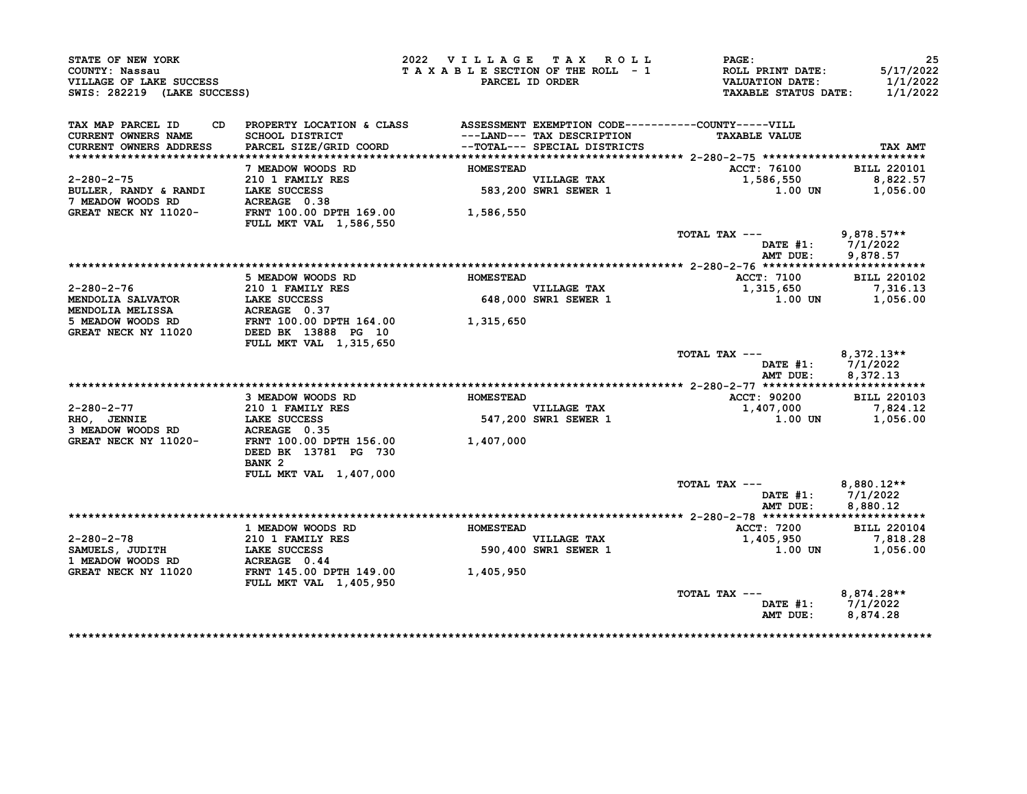STATE OF NEW YORK
COUNTY: Nassau
VILLAGE OF LAKE SUCCESS
SWIS: 282219 (LAKE SUCCESS)

2022 VILLAGE TAX ROLL
TAXABLE SECTION OF THE ROLL - 1
PARCEL ID ORDER

ROLL PRINT DATE: 5/17/2022
VALUATION DATE: 1/1/2022
TAXABLE STATUS DATE: 1/1/2022

| TAX MAP PARCEL ID / CURRENT OWNERS NAME / CURRENT OWNERS ADDRESS | CD | PROPERTY LOCATION & CLASS / SCHOOL DISTRICT / PARCEL SIZE/GRID COORD | ASSESSMENT ---LAND--- / --TOTAL--- | EXEMPTION CODE / TAX DESCRIPTION / SPECIAL DISTRICTS | TAXABLE VALUE (COUNTY-----VILL) | TAX AMT |
|---|---|---|---|---|---|---|
| **2-280-2-75** | | 7 MEADOW WOODS RD | HOMESTEAD | | ACCT: 76100 | BILL 220101 |
| 2-280-2-75 | | 210 1 FAMILY RES | | VILLAGE TAX | 1,586,550 | 8,822.57 |
| BULLER, RANDY & RANDI | | LAKE SUCCESS | 583,200 | SWR1 SEWER 1 | 1.00 UN | 1,056.00 |
| 7 MEADOW WOODS RD | | ACREAGE 0.38 | | | | |
| GREAT NECK NY 11020- | | FRNT 100.00 DPTH 169.00 | 1,586,550 | | | |
| | | FULL MKT VAL 1,586,550 | | | | |
| | | | | | TOTAL TAX --- | 9,878.57** |
| | | | | | DATE #1: | 7/1/2022 |
| | | | | | AMT DUE: | 9,878.57 |
| **2-280-2-76** | | 5 MEADOW WOODS RD | HOMESTEAD | | ACCT: 7100 | BILL 220102 |
| 2-280-2-76 | | 210 1 FAMILY RES | | VILLAGE TAX | 1,315,650 | 7,316.13 |
| MENDOLIA SALVATOR | | LAKE SUCCESS | 648,000 | SWR1 SEWER 1 | 1.00 UN | 1,056.00 |
| MENDOLIA MELISSA | | ACREAGE 0.37 | | | | |
| 5 MEADOW WOODS RD | | FRNT 100.00 DPTH 164.00 | 1,315,650 | | | |
| GREAT NECK NY 11020 | | DEED BK 13888 PG 10 | | | | |
| | | FULL MKT VAL 1,315,650 | | | | |
| | | | | | TOTAL TAX --- | 8,372.13** |
| | | | | | DATE #1: | 7/1/2022 |
| | | | | | AMT DUE: | 8,372.13 |
| **2-280-2-77** | | 3 MEADOW WOODS RD | HOMESTEAD | | ACCT: 90200 | BILL 220103 |
| 2-280-2-77 | | 210 1 FAMILY RES | | VILLAGE TAX | 1,407,000 | 7,824.12 |
| RHO, JENNIE | | LAKE SUCCESS | 547,200 | SWR1 SEWER 1 | 1.00 UN | 1,056.00 |
| 3 MEADOW WOODS RD | | ACREAGE 0.35 | | | | |
| GREAT NECK NY 11020- | | FRNT 100.00 DPTH 156.00 | 1,407,000 | | | |
| | | DEED BK 13781 PG 730 | | | | |
| | | BANK 2 | | | | |
| | | FULL MKT VAL 1,407,000 | | | | |
| | | | | | TOTAL TAX --- | 8,880.12** |
| | | | | | DATE #1: | 7/1/2022 |
| | | | | | AMT DUE: | 8,880.12 |
| **2-280-2-78** | | 1 MEADOW WOODS RD | HOMESTEAD | | ACCT: 7200 | BILL 220104 |
| 2-280-2-78 | | 210 1 FAMILY RES | | VILLAGE TAX | 1,405,950 | 7,818.28 |
| SAMUELS, JUDITH | | LAKE SUCCESS | 590,400 | SWR1 SEWER 1 | 1.00 UN | 1,056.00 |
| 1 MEADOW WOODS RD | | ACREAGE 0.44 | | | | |
| GREAT NECK NY 11020 | | FRNT 145.00 DPTH 149.00 | 1,405,950 | | | |
| | | FULL MKT VAL 1,405,950 | | | | |
| | | | | | TOTAL TAX --- | 8,874.28** |
| | | | | | DATE #1: | 7/1/2022 |
| | | | | | AMT DUE: | 8,874.28 |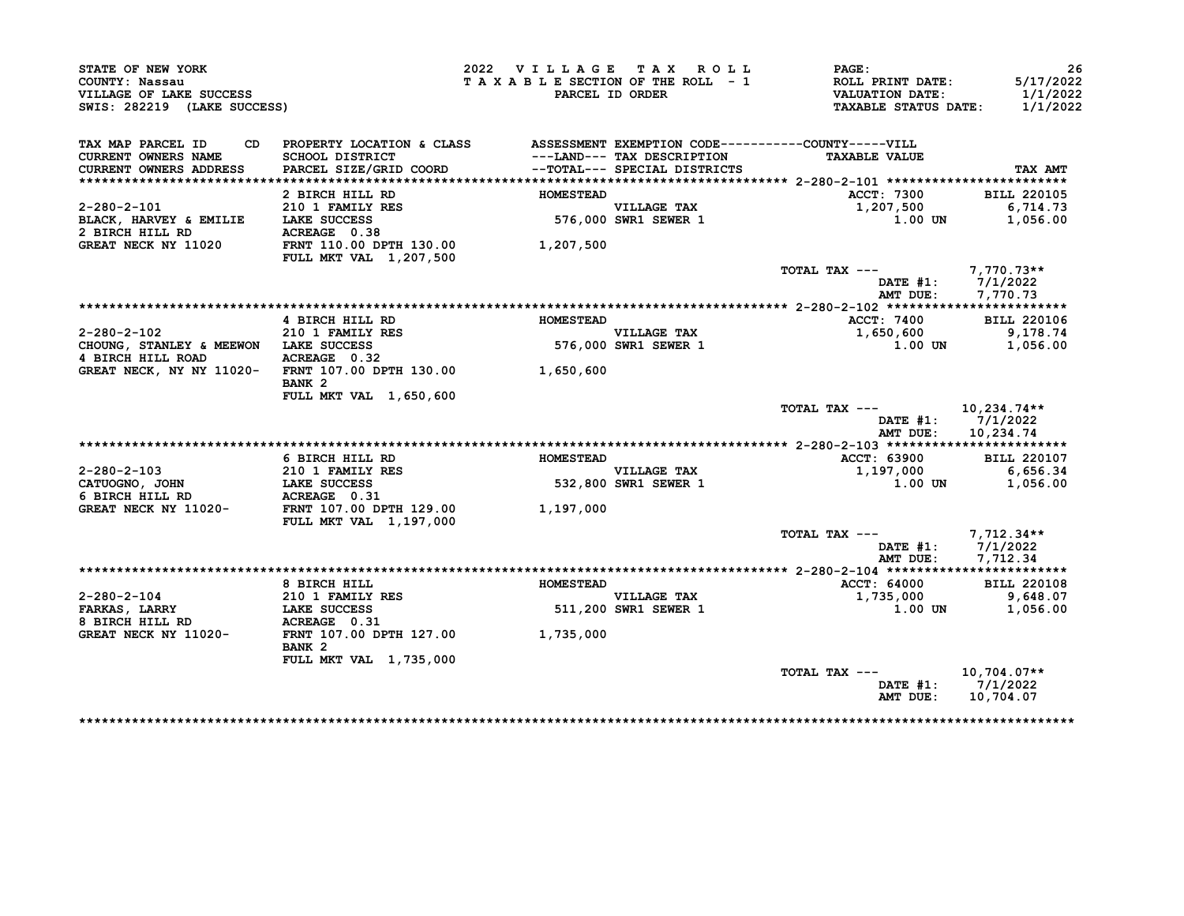STATE OF NEW YORK
COUNTY: Nassau
VILLAGE OF LAKE SUCCESS
SWIS: 282219 (LAKE SUCCESS)

2022 VILLAGE TAX ROLL
TAXABLE SECTION OF THE ROLL - 1
PARCEL ID ORDER

ROLL PRINT DATE: 5/17/2022
VALUATION DATE: 1/1/2022
TAXABLE STATUS DATE: 1/1/2022

| TAX MAP PARCEL ID / CURRENT OWNERS NAME / CURRENT OWNERS ADDRESS | CD | PROPERTY LOCATION & CLASS / SCHOOL DISTRICT / PARCEL SIZE/GRID COORD | ASSESSMENT ---LAND--- --TOTAL--- | EXEMPTION CODE / TAX DESCRIPTION / SPECIAL DISTRICTS | TAXABLE VALUE | TAX AMT |
|---|---|---|---|---|---|---|
| 2-280-2-101 | | 2 BIRCH HILL RD | HOMESTEAD | | ACCT: 7300 | BILL 220105 |
| | | 210 1 FAMILY RES | | VILLAGE TAX | 1,207,500 | 6,714.73 |
| BLACK, HARVEY & EMILIE | | LAKE SUCCESS | 576,000 | SWR1 SEWER 1 | 1.00 UN | 1,056.00 |
| 2 BIRCH HILL RD | | ACREAGE 0.38 | | | | |
| GREAT NECK NY 11020 | | FRNT 110.00 DPTH 130.00 | 1,207,500 | | | |
| | | FULL MKT VAL 1,207,500 | | | | |
| | | | | | TOTAL TAX --- | 7,770.73** |
| | | | | | DATE #1: | 7/1/2022 |
| | | | | | AMT DUE: | 7,770.73 |
| 2-280-2-102 | | 4 BIRCH HILL RD | HOMESTEAD | | ACCT: 7400 | BILL 220106 |
| | | 210 1 FAMILY RES | | VILLAGE TAX | 1,650,600 | 9,178.74 |
| CHOUNG, STANLEY & MEEWON | | LAKE SUCCESS | 576,000 | SWR1 SEWER 1 | 1.00 UN | 1,056.00 |
| 4 BIRCH HILL ROAD | | ACREAGE 0.32 | | | | |
| GREAT NECK, NY NY 11020- | | FRNT 107.00 DPTH 130.00 | 1,650,600 | | | |
| | | BANK 2 | | | | |
| | | FULL MKT VAL 1,650,600 | | | | |
| | | | | | TOTAL TAX --- | 10,234.74** |
| | | | | | DATE #1: | 7/1/2022 |
| | | | | | AMT DUE: | 10,234.74 |
| 2-280-2-103 | | 6 BIRCH HILL RD | HOMESTEAD | | ACCT: 63900 | BILL 220107 |
| | | 210 1 FAMILY RES | | VILLAGE TAX | 1,197,000 | 6,656.34 |
| CATUOGNO, JOHN | | LAKE SUCCESS | 532,800 | SWR1 SEWER 1 | 1.00 UN | 1,056.00 |
| 6 BIRCH HILL RD | | ACREAGE 0.31 | | | | |
| GREAT NECK NY 11020- | | FRNT 107.00 DPTH 129.00 | 1,197,000 | | | |
| | | FULL MKT VAL 1,197,000 | | | | |
| | | | | | TOTAL TAX --- | 7,712.34** |
| | | | | | DATE #1: | 7/1/2022 |
| | | | | | AMT DUE: | 7,712.34 |
| 2-280-2-104 | | 8 BIRCH HILL | HOMESTEAD | | ACCT: 64000 | BILL 220108 |
| | | 210 1 FAMILY RES | | VILLAGE TAX | 1,735,000 | 9,648.07 |
| FARKAS, LARRY | | LAKE SUCCESS | 511,200 | SWR1 SEWER 1 | 1.00 UN | 1,056.00 |
| 8 BIRCH HILL RD | | ACREAGE 0.31 | | | | |
| GREAT NECK NY 11020- | | FRNT 107.00 DPTH 127.00 | 1,735,000 | | | |
| | | BANK 2 | | | | |
| | | FULL MKT VAL 1,735,000 | | | | |
| | | | | | TOTAL TAX --- | 10,704.07** |
| | | | | | DATE #1: | 7/1/2022 |
| | | | | | AMT DUE: | 10,704.07 |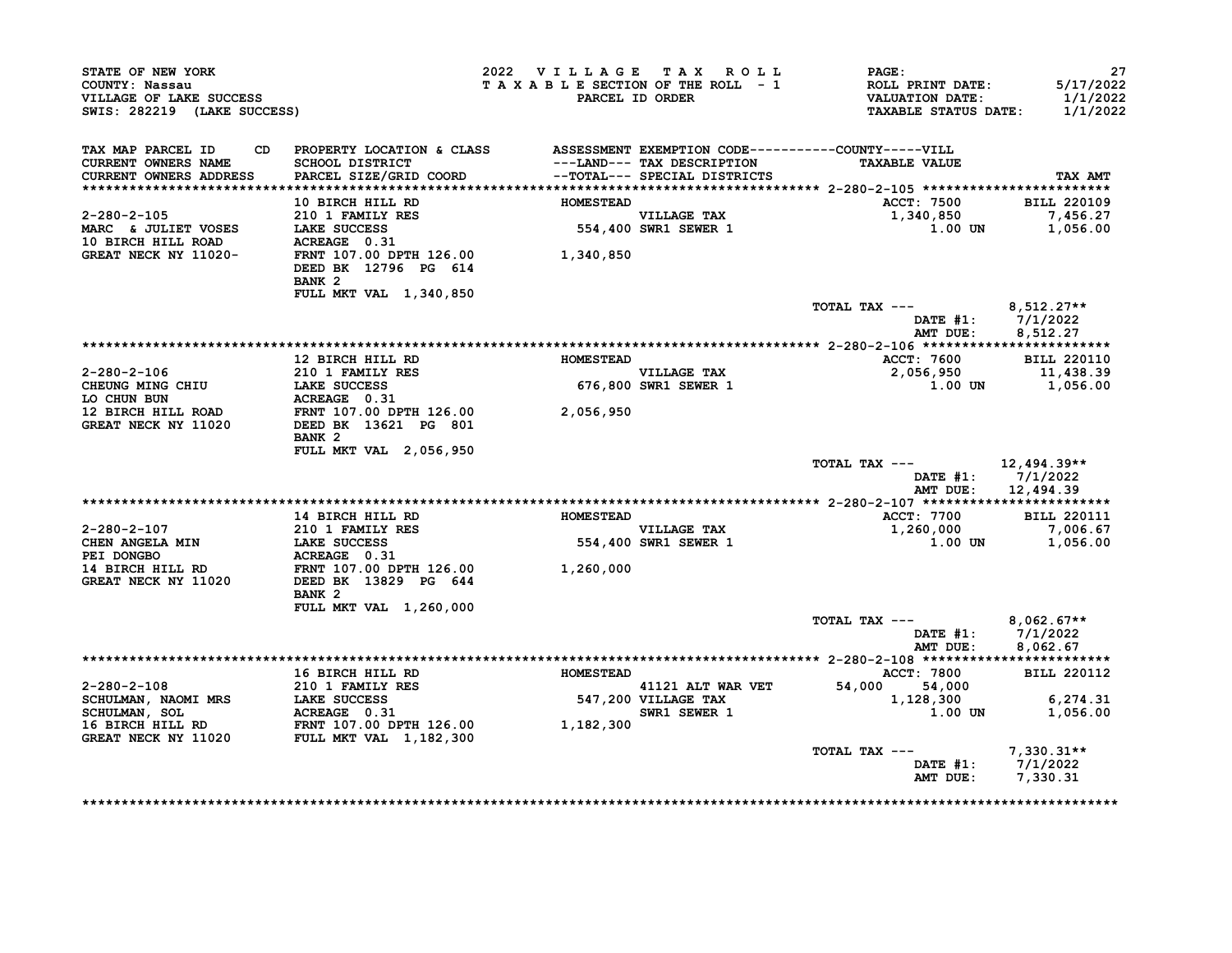STATE OF NEW YORK
COUNTY: Nassau
VILLAGE OF LAKE SUCCESS
SWIS: 282219 (LAKE SUCCESS)

2022 VILLAGE TAX ROLL
TAXABLE SECTION OF THE ROLL - 1
PARCEL ID ORDER

ROLL PRINT DATE: 5/17/2022
VALUATION DATE: 1/1/2022
TAXABLE STATUS DATE: 1/1/2022

| TAX MAP PARCEL ID / CURRENT OWNERS NAME / CURRENT OWNERS ADDRESS | PROPERTY LOCATION & CLASS / SCHOOL DISTRICT / PARCEL SIZE/GRID COORD | ASSESSMENT ---LAND--- / --TOTAL--- | EXEMPTION CODE / TAX DESCRIPTION / SPECIAL DISTRICTS | COUNTY | VILL / TAXABLE VALUE | TAX AMT |
|---|---|---|---|---|---|---|
| **2-280-2-105** | 10 BIRCH HILL RD | HOMESTEAD | | | ACCT: 7500 | BILL 220109 |
| 2-280-2-105 | 210 1 FAMILY RES | | VILLAGE TAX | | 1,340,850 | 7,456.27 |
| MARC & JULIET VOSES | LAKE SUCCESS | 554,400 | SWR1 SEWER 1 | | 1.00 UN | 1,056.00 |
| 10 BIRCH HILL ROAD | ACREAGE 0.31 | | | | | |
| GREAT NECK NY 11020- | FRNT 107.00 DPTH 126.00 | 1,340,850 | | | | |
| | DEED BK 12796 PG 614 | | | | | |
| | BANK 2 | | | | | |
| | FULL MKT VAL 1,340,850 | | | | | |
| | | | | TOTAL TAX --- | | 8,512.27** |
| | | | | | DATE #1: | 7/1/2022 |
| | | | | | AMT DUE: | 8,512.27 |
| **2-280-2-106** | 12 BIRCH HILL RD | HOMESTEAD | | | ACCT: 7600 | BILL 220110 |
| 2-280-2-106 | 210 1 FAMILY RES | | VILLAGE TAX | | 2,056,950 | 11,438.39 |
| CHEUNG MING CHIU | LAKE SUCCESS | 676,800 | SWR1 SEWER 1 | | 1.00 UN | 1,056.00 |
| LO CHUN BUN | ACREAGE 0.31 | | | | | |
| 12 BIRCH HILL ROAD | FRNT 107.00 DPTH 126.00 | 2,056,950 | | | | |
| GREAT NECK NY 11020 | DEED BK 13621 PG 801 | | | | | |
| | BANK 2 | | | | | |
| | FULL MKT VAL 2,056,950 | | | | | |
| | | | | TOTAL TAX --- | | 12,494.39** |
| | | | | | DATE #1: | 7/1/2022 |
| | | | | | AMT DUE: | 12,494.39 |
| **2-280-2-107** | 14 BIRCH HILL RD | HOMESTEAD | | | ACCT: 7700 | BILL 220111 |
| 2-280-2-107 | 210 1 FAMILY RES | | VILLAGE TAX | | 1,260,000 | 7,006.67 |
| CHEN ANGELA MIN | LAKE SUCCESS | 554,400 | SWR1 SEWER 1 | | 1.00 UN | 1,056.00 |
| PEI DONGBO | ACREAGE 0.31 | | | | | |
| 14 BIRCH HILL RD | FRNT 107.00 DPTH 126.00 | 1,260,000 | | | | |
| GREAT NECK NY 11020 | DEED BK 13829 PG 644 | | | | | |
| | BANK 2 | | | | | |
| | FULL MKT VAL 1,260,000 | | | | | |
| | | | | TOTAL TAX --- | | 8,062.67** |
| | | | | | DATE #1: | 7/1/2022 |
| | | | | | AMT DUE: | 8,062.67 |
| **2-280-2-108** | 16 BIRCH HILL RD | HOMESTEAD | | | ACCT: 7800 | BILL 220112 |
| 2-280-2-108 | 210 1 FAMILY RES | | 41121 ALT WAR VET | 54,000 | 54,000 | |
| SCHULMAN, NAOMI MRS | LAKE SUCCESS | 547,200 | VILLAGE TAX | | 1,128,300 | 6,274.31 |
| SCHULMAN, SOL | ACREAGE 0.31 | | SWR1 SEWER 1 | | 1.00 UN | 1,056.00 |
| 16 BIRCH HILL RD | FRNT 107.00 DPTH 126.00 | 1,182,300 | | | | |
| GREAT NECK NY 11020 | FULL MKT VAL 1,182,300 | | | | | |
| | | | | TOTAL TAX --- | | 7,330.31** |
| | | | | | DATE #1: | 7/1/2022 |
| | | | | | AMT DUE: | 7,330.31 |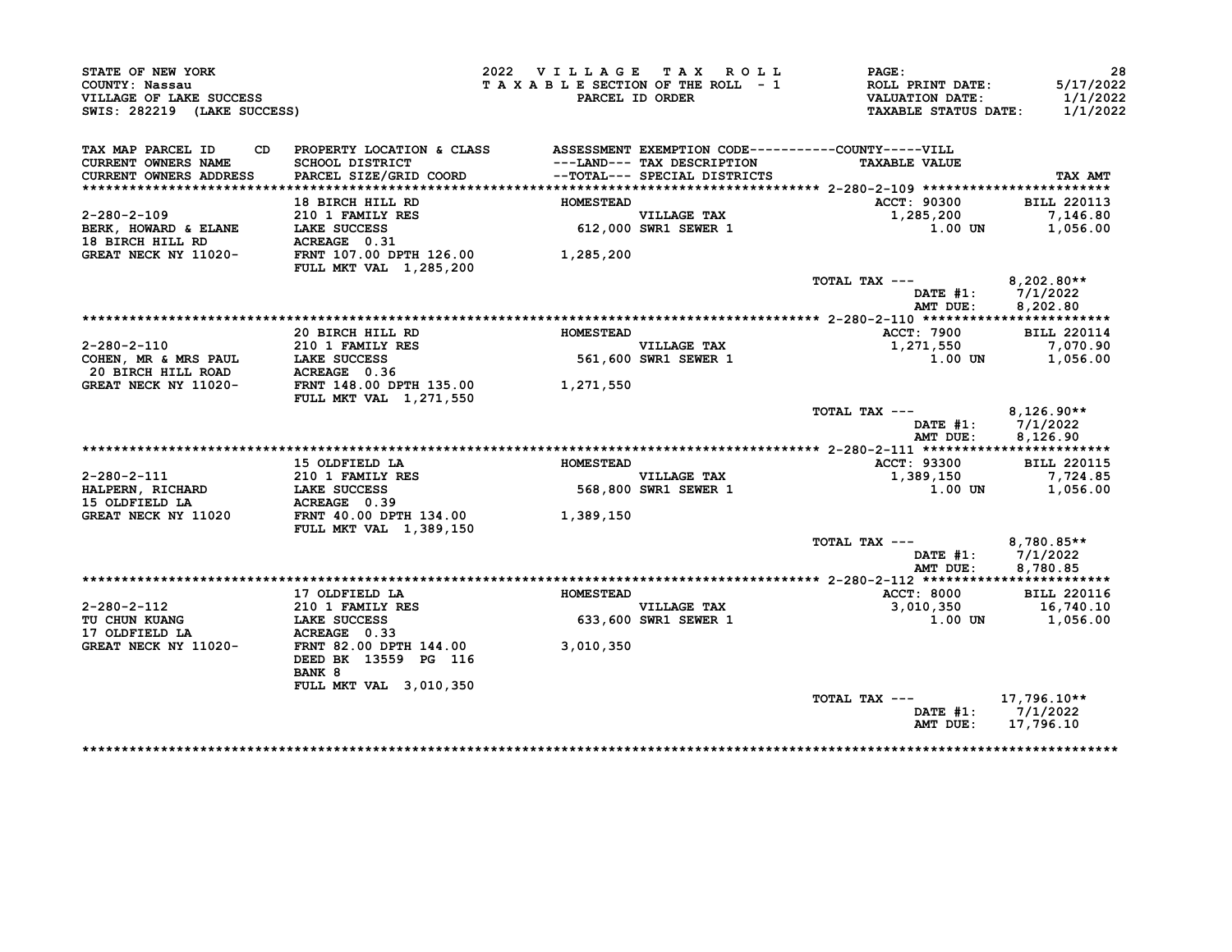STATE OF NEW YORK
COUNTY: Nassau
VILLAGE OF LAKE SUCCESS
SWIS: 282219 (LAKE SUCCESS)

2022 VILLAGE TAX ROLL
TAXABLE SECTION OF THE ROLL - 1
PARCEL ID ORDER

ROLL PRINT DATE: 5/17/2022
VALUATION DATE: 1/1/2022
TAXABLE STATUS DATE: 1/1/2022

| TAX MAP PARCEL ID / CURRENT OWNERS NAME / CURRENT OWNERS ADDRESS | PROPERTY LOCATION & CLASS / SCHOOL DISTRICT / PARCEL SIZE/GRID COORD | ASSESSMENT ---LAND--- --TOTAL--- | EXEMPTION CODE / TAX DESCRIPTION / SPECIAL DISTRICTS | TAXABLE VALUE | TAX AMT |
|---|---|---|---|---|---|
| 2-280-2-109 | 18 BIRCH HILL RD | HOMESTEAD | | ACCT: 90300 | BILL 220113 |
| BERK, HOWARD & ELANE | 210 1 FAMILY RES | | VILLAGE TAX | 1,285,200 | 7,146.80 |
| 18 BIRCH HILL RD | LAKE SUCCESS | 612,000 | SWR1 SEWER 1 | 1.00 UN | 1,056.00 |
| GREAT NECK NY 11020- | ACREAGE 0.31 | | | | |
| | FRNT 107.00 DPTH 126.00 | 1,285,200 | | | |
| | FULL MKT VAL 1,285,200 | | | | |
| | | | TOTAL TAX --- | | 8,202.80** |
| | | | | DATE #1: | 7/1/2022 |
| | | | | AMT DUE: | 8,202.80 |
| 2-280-2-110 | 20 BIRCH HILL RD | HOMESTEAD | | ACCT: 7900 | BILL 220114 |
| COHEN, MR & MRS PAUL | 210 1 FAMILY RES | | VILLAGE TAX | 1,271,550 | 7,070.90 |
| 20 BIRCH HILL ROAD | LAKE SUCCESS | 561,600 | SWR1 SEWER 1 | 1.00 UN | 1,056.00 |
| GREAT NECK NY 11020- | ACREAGE 0.36 | | | | |
| | FRNT 148.00 DPTH 135.00 | 1,271,550 | | | |
| | FULL MKT VAL 1,271,550 | | | | |
| | | | TOTAL TAX --- | | 8,126.90** |
| | | | | DATE #1: | 7/1/2022 |
| | | | | AMT DUE: | 8,126.90 |
| 2-280-2-111 | 15 OLDFIELD LA | HOMESTEAD | | ACCT: 93300 | BILL 220115 |
| HALPERN, RICHARD | 210 1 FAMILY RES | | VILLAGE TAX | 1,389,150 | 7,724.85 |
| 15 OLDFIELD LA | LAKE SUCCESS | 568,800 | SWR1 SEWER 1 | 1.00 UN | 1,056.00 |
| GREAT NECK NY 11020 | ACREAGE 0.39 | | | | |
| | FRNT 40.00 DPTH 134.00 | 1,389,150 | | | |
| | FULL MKT VAL 1,389,150 | | | | |
| | | | TOTAL TAX --- | | 8,780.85** |
| | | | | DATE #1: | 7/1/2022 |
| | | | | AMT DUE: | 8,780.85 |
| 2-280-2-112 | 17 OLDFIELD LA | HOMESTEAD | | ACCT: 8000 | BILL 220116 |
| TU CHUN KUANG | 210 1 FAMILY RES | | VILLAGE TAX | 3,010,350 | 16,740.10 |
| 17 OLDFIELD LA | LAKE SUCCESS | 633,600 | SWR1 SEWER 1 | 1.00 UN | 1,056.00 |
| GREAT NECK NY 11020- | ACREAGE 0.33 | | | | |
| | FRNT 82.00 DPTH 144.00 | 3,010,350 | | | |
| | DEED BK 13559 PG 116 | | | | |
| | BANK 8 | | | | |
| | FULL MKT VAL 3,010,350 | | | | |
| | | | TOTAL TAX --- | | 17,796.10** |
| | | | | DATE #1: | 7/1/2022 |
| | | | | AMT DUE: | 17,796.10 |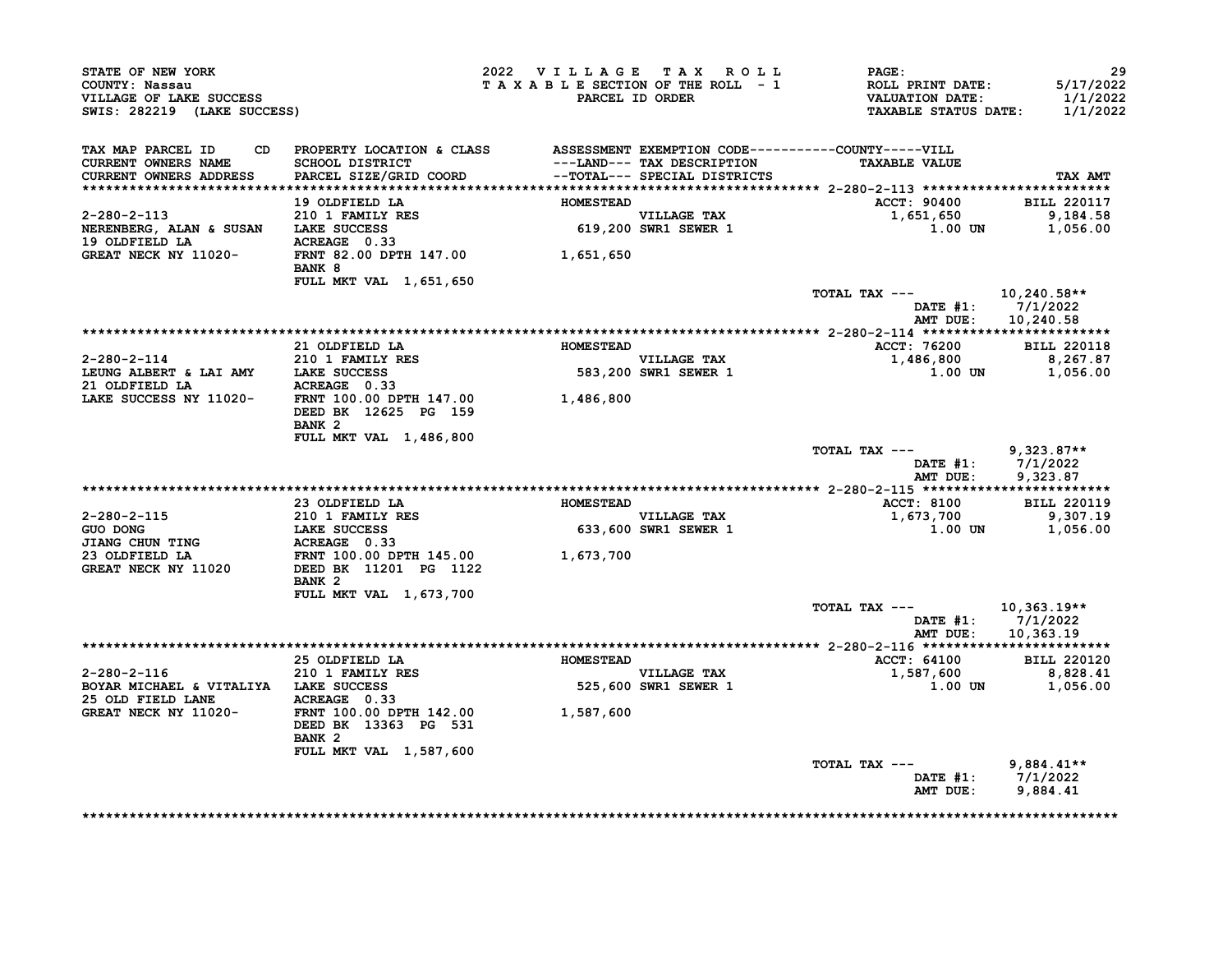STATE OF NEW YORK
COUNTY: Nassau
VILLAGE OF LAKE SUCCESS
SWIS: 282219 (LAKE SUCCESS)

2022 VILLAGE TAX ROLL
TAXABLE SECTION OF THE ROLL - 1
PARCEL ID ORDER

PAGE: 29
ROLL PRINT DATE: 5/17/2022
VALUATION DATE: 1/1/2022
TAXABLE STATUS DATE: 1/1/2022

| TAX MAP PARCEL ID / CURRENT OWNERS NAME / CURRENT OWNERS ADDRESS | CD | PROPERTY LOCATION & CLASS / SCHOOL DISTRICT / PARCEL SIZE/GRID COORD | ASSESSMENT ---LAND--- / --TOTAL--- | EXEMPTION CODE / TAX DESCRIPTION / SPECIAL DISTRICTS | TAXABLE VALUE (COUNTY-----VILL) | TAX AMT |
|---|---|---|---|---|---|---|
| **2-280-2-113** | | 19 OLDFIELD LA | HOMESTEAD | | ACCT: 90400 | BILL 220117 |
| 2-280-2-113 | | 210 1 FAMILY RES | | VILLAGE TAX | 1,651,650 | 9,184.58 |
| NERENBERG, ALAN & SUSAN | | LAKE SUCCESS | 619,200 | SWR1 SEWER 1 | 1.00 UN | 1,056.00 |
| 19 OLDFIELD LA | | ACREAGE 0.33 | | | | |
| GREAT NECK NY 11020- | | FRNT 82.00 DPTH 147.00 | 1,651,650 | | | |
| | | BANK 8 | | | | |
| | | FULL MKT VAL 1,651,650 | | | | |
| | | | | | TOTAL TAX --- | 10,240.58** |
| | | | | | DATE #1: | 7/1/2022 |
| | | | | | AMT DUE: | 10,240.58 |
| **2-280-2-114** | | 21 OLDFIELD LA | HOMESTEAD | | ACCT: 76200 | BILL 220118 |
| 2-280-2-114 | | 210 1 FAMILY RES | | VILLAGE TAX | 1,486,800 | 8,267.87 |
| LEUNG ALBERT & LAI AMY | | LAKE SUCCESS | 583,200 | SWR1 SEWER 1 | 1.00 UN | 1,056.00 |
| 21 OLDFIELD LA | | ACREAGE 0.33 | | | | |
| LAKE SUCCESS NY 11020- | | FRNT 100.00 DPTH 147.00 | 1,486,800 | | | |
| | | DEED BK 12625 PG 159 | | | | |
| | | BANK 2 | | | | |
| | | FULL MKT VAL 1,486,800 | | | | |
| | | | | | TOTAL TAX --- | 9,323.87** |
| | | | | | DATE #1: | 7/1/2022 |
| | | | | | AMT DUE: | 9,323.87 |
| **2-280-2-115** | | 23 OLDFIELD LA | HOMESTEAD | | ACCT: 8100 | BILL 220119 |
| 2-280-2-115 | | 210 1 FAMILY RES | | VILLAGE TAX | 1,673,700 | 9,307.19 |
| GUO DONG | | LAKE SUCCESS | 633,600 | SWR1 SEWER 1 | 1.00 UN | 1,056.00 |
| JIANG CHUN TING | | ACREAGE 0.33 | | | | |
| 23 OLDFIELD LA | | FRNT 100.00 DPTH 145.00 | 1,673,700 | | | |
| GREAT NECK NY 11020 | | DEED BK 11201 PG 1122 | | | | |
| | | BANK 2 | | | | |
| | | FULL MKT VAL 1,673,700 | | | | |
| | | | | | TOTAL TAX --- | 10,363.19** |
| | | | | | DATE #1: | 7/1/2022 |
| | | | | | AMT DUE: | 10,363.19 |
| **2-280-2-116** | | 25 OLDFIELD LA | HOMESTEAD | | ACCT: 64100 | BILL 220120 |
| 2-280-2-116 | | 210 1 FAMILY RES | | VILLAGE TAX | 1,587,600 | 8,828.41 |
| BOYAR MICHAEL & VITALIYA | | LAKE SUCCESS | 525,600 | SWR1 SEWER 1 | 1.00 UN | 1,056.00 |
| 25 OLD FIELD LANE | | ACREAGE 0.33 | | | | |
| GREAT NECK NY 11020- | | FRNT 100.00 DPTH 142.00 | 1,587,600 | | | |
| | | DEED BK 13363 PG 531 | | | | |
| | | BANK 2 | | | | |
| | | FULL MKT VAL 1,587,600 | | | | |
| | | | | | TOTAL TAX --- | 9,884.41** |
| | | | | | DATE #1: | 7/1/2022 |
| | | | | | AMT DUE: | 9,884.41 |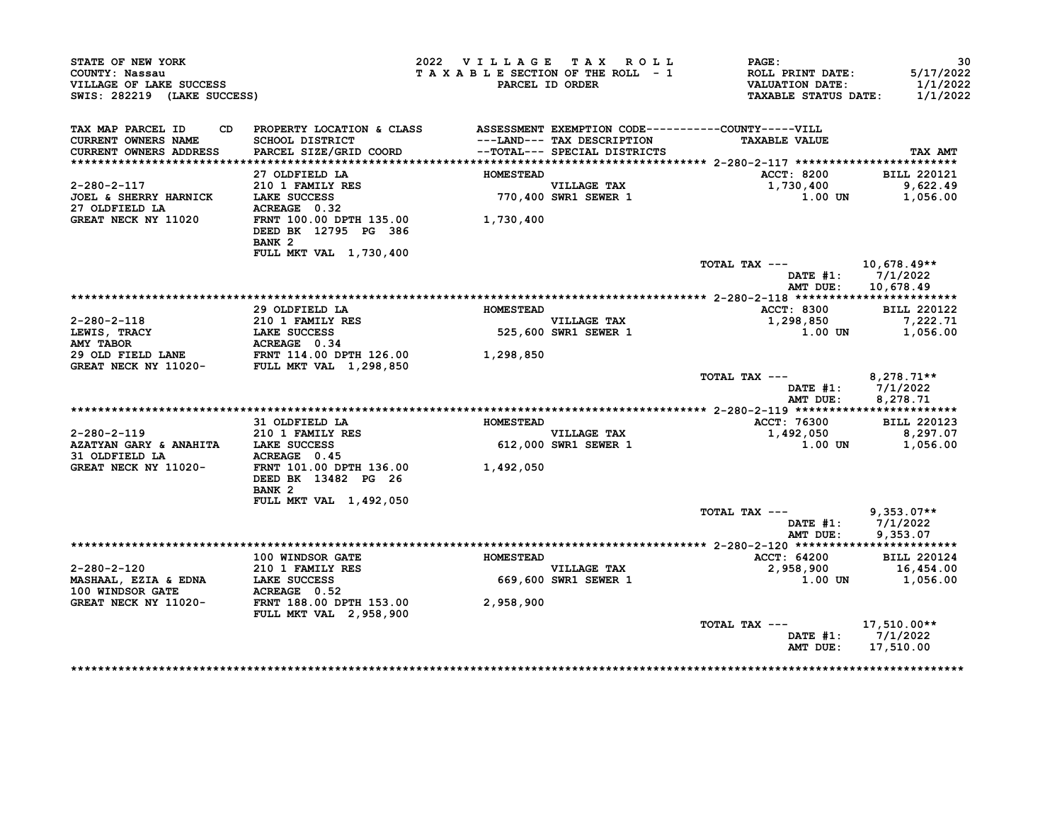STATE OF NEW YORK
COUNTY: Nassau
VILLAGE OF LAKE SUCCESS
SWIS: 282219 (LAKE SUCCESS)

2022 VILLAGE TAX ROLL
TAXABLE SECTION OF THE ROLL - 1
PARCEL ID ORDER

ROLL PRINT DATE: 5/17/2022
VALUATION DATE: 1/1/2022
TAXABLE STATUS DATE: 1/1/2022

| TAX MAP PARCEL ID / CURRENT OWNERS NAME / CURRENT OWNERS ADDRESS | PROPERTY LOCATION & CLASS / SCHOOL DISTRICT / PARCEL SIZE/GRID COORD | ASSESSMENT ---LAND--- / --TOTAL--- | EXEMPTION CODE / TAX DESCRIPTION / SPECIAL DISTRICTS | TAXABLE VALUE | TAX AMT |
|---|---|---|---|---|---|
| 2-280-2-117 | 27 OLDFIELD LA | HOMESTEAD | | ACCT: 8200 | BILL 220121 |
| JOEL & SHERRY HARNICK | 210 1 FAMILY RES | | VILLAGE TAX | 1,730,400 | 9,622.49 |
| 27 OLDFIELD LA | LAKE SUCCESS | 770,400 | SWR1 SEWER 1 | 1.00 UN | 1,056.00 |
| GREAT NECK NY 11020 | ACREAGE 0.32 | | | | |
| | FRNT 100.00 DPTH 135.00 | 1,730,400 | | | |
| | DEED BK 12795 PG 386 | | | | |
| | BANK 2 | | | | |
| | FULL MKT VAL 1,730,400 | | | | |
| | | | | TOTAL TAX --- | 10,678.49** |
| | | | | DATE #1: | 7/1/2022 |
| | | | | AMT DUE: | 10,678.49 |
| 2-280-2-118 | 29 OLDFIELD LA | HOMESTEAD | | ACCT: 8300 | BILL 220122 |
| LEWIS, TRACY | 210 1 FAMILY RES | | VILLAGE TAX | 1,298,850 | 7,222.71 |
| AMY TABOR | LAKE SUCCESS | 525,600 | SWR1 SEWER 1 | 1.00 UN | 1,056.00 |
| 29 OLD FIELD LANE | ACREAGE 0.34 | | | | |
| GREAT NECK NY 11020- | FRNT 114.00 DPTH 126.00 | 1,298,850 | | | |
| | FULL MKT VAL 1,298,850 | | | | |
| | | | | TOTAL TAX --- | 8,278.71** |
| | | | | DATE #1: | 7/1/2022 |
| | | | | AMT DUE: | 8,278.71 |
| 2-280-2-119 | 31 OLDFIELD LA | HOMESTEAD | | ACCT: 76300 | BILL 220123 |
| AZATYAN GARY & ANAHITA | 210 1 FAMILY RES | | VILLAGE TAX | 1,492,050 | 8,297.07 |
| 31 OLDFIELD LA | LAKE SUCCESS | 612,000 | SWR1 SEWER 1 | 1.00 UN | 1,056.00 |
| GREAT NECK NY 11020- | ACREAGE 0.45 | | | | |
| | FRNT 101.00 DPTH 136.00 | 1,492,050 | | | |
| | DEED BK 13482 PG 26 | | | | |
| | BANK 2 | | | | |
| | FULL MKT VAL 1,492,050 | | | | |
| | | | | TOTAL TAX --- | 9,353.07** |
| | | | | DATE #1: | 7/1/2022 |
| | | | | AMT DUE: | 9,353.07 |
| 2-280-2-120 | 100 WINDSOR GATE | HOMESTEAD | | ACCT: 64200 | BILL 220124 |
| MASHAAL, EZIA & EDNA | 210 1 FAMILY RES | | VILLAGE TAX | 2,958,900 | 16,454.00 |
| 100 WINDSOR GATE | LAKE SUCCESS | 669,600 | SWR1 SEWER 1 | 1.00 UN | 1,056.00 |
| GREAT NECK NY 11020- | ACREAGE 0.52 | | | | |
| | FRNT 188.00 DPTH 153.00 | 2,958,900 | | | |
| | FULL MKT VAL 2,958,900 | | | | |
| | | | | TOTAL TAX --- | 17,510.00** |
| | | | | DATE #1: | 7/1/2022 |
| | | | | AMT DUE: | 17,510.00 |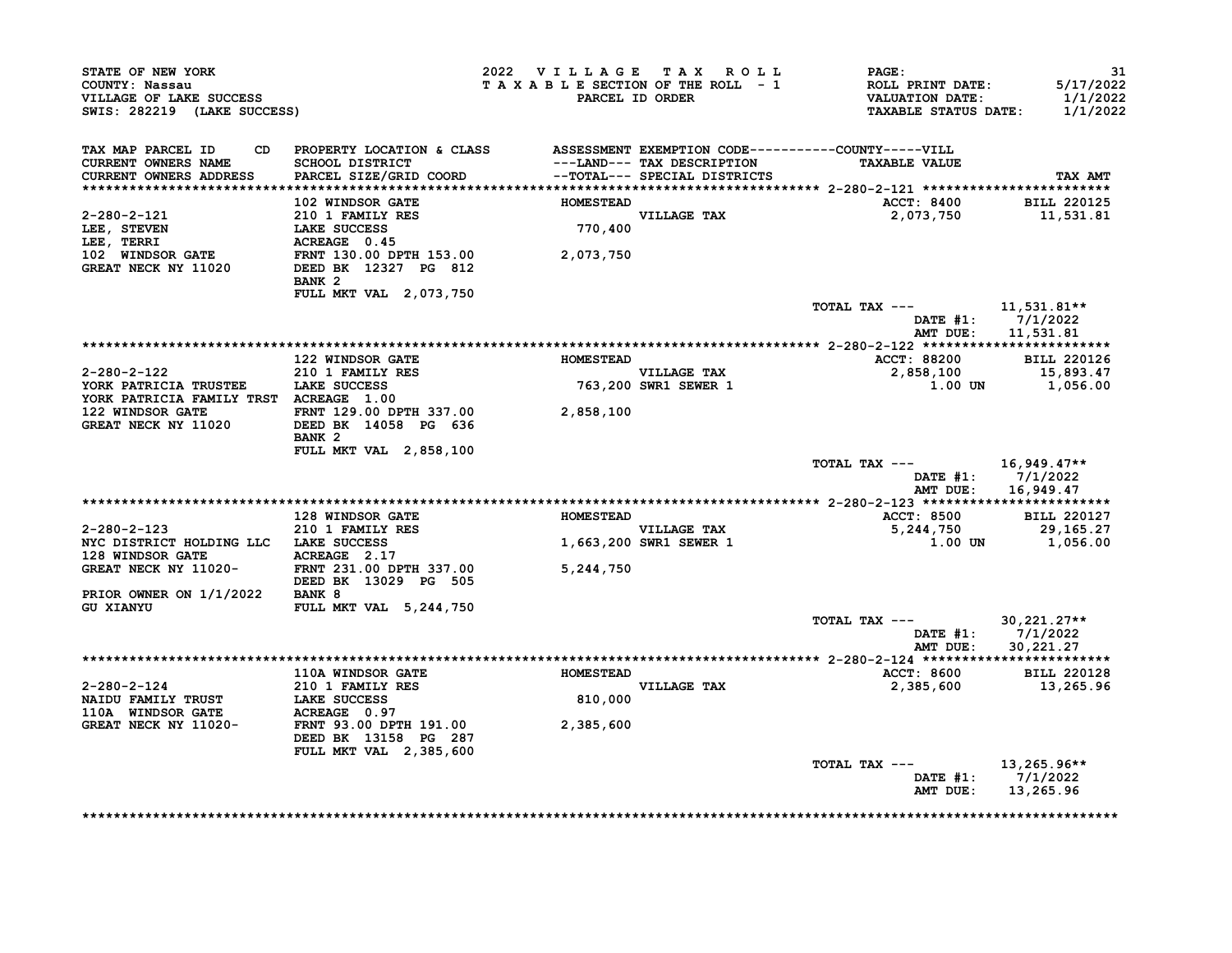STATE OF NEW YORK
COUNTY: Nassau
VILLAGE OF LAKE SUCCESS
SWIS: 282219 (LAKE SUCCESS)

2022 VILLAGE TAX ROLL
TAXABLE SECTION OF THE ROLL - 1
PARCEL ID ORDER

ROLL PRINT DATE: 5/17/2022
VALUATION DATE: 1/1/2022
TAXABLE STATUS DATE: 1/1/2022

| TAX MAP PARCEL ID / CURRENT OWNERS NAME / CURRENT OWNERS ADDRESS | CD | PROPERTY LOCATION & CLASS / SCHOOL DISTRICT / PARCEL SIZE/GRID COORD | ASSESSMENT ---LAND--- / --TOTAL--- | EXEMPTION CODE / TAX DESCRIPTION / SPECIAL DISTRICTS | TAXABLE VALUE | TAX AMT |
|---|---|---|---|---|---|---|
| **2-280-2-121** | | 102 WINDSOR GATE | HOMESTEAD | | ACCT: 8400 | BILL 220125 |
| 2-280-2-121 | | 210 1 FAMILY RES | | VILLAGE TAX | 2,073,750 | 11,531.81 |
| LEE, STEVEN | | LAKE SUCCESS | 770,400 | | | |
| LEE, TERRI | | ACREAGE 0.45 | | | | |
| 102 WINDSOR GATE | | FRNT 130.00 DPTH 153.00 | 2,073,750 | | | |
| GREAT NECK NY 11020 | | DEED BK 12327 PG 812 | | | | |
| | | BANK 2 | | | | |
| | | FULL MKT VAL 2,073,750 | | | | |
| | | | | | TOTAL TAX --- | 11,531.81** |
| | | | | | DATE #1: | 7/1/2022 |
| | | | | | AMT DUE: | 11,531.81 |
| **2-280-2-122** | | 122 WINDSOR GATE | HOMESTEAD | | ACCT: 88200 | BILL 220126 |
| 2-280-2-122 | | 210 1 FAMILY RES | | VILLAGE TAX | 2,858,100 | 15,893.47 |
| YORK PATRICIA TRUSTEE | | LAKE SUCCESS | 763,200 | SWR1 SEWER 1 | 1.00 UN | 1,056.00 |
| YORK PATRICIA FAMILY TRST | | ACREAGE 1.00 | | | | |
| 122 WINDSOR GATE | | FRNT 129.00 DPTH 337.00 | 2,858,100 | | | |
| GREAT NECK NY 11020 | | DEED BK 14058 PG 636 | | | | |
| | | BANK 2 | | | | |
| | | FULL MKT VAL 2,858,100 | | | | |
| | | | | | TOTAL TAX --- | 16,949.47** |
| | | | | | DATE #1: | 7/1/2022 |
| | | | | | AMT DUE: | 16,949.47 |
| **2-280-2-123** | | 128 WINDSOR GATE | HOMESTEAD | | ACCT: 8500 | BILL 220127 |
| 2-280-2-123 | | 210 1 FAMILY RES | | VILLAGE TAX | 5,244,750 | 29,165.27 |
| NYC DISTRICT HOLDING LLC | | LAKE SUCCESS | 1,663,200 | SWR1 SEWER 1 | 1.00 UN | 1,056.00 |
| 128 WINDSOR GATE | | ACREAGE 2.17 | | | | |
| GREAT NECK NY 11020- | | FRNT 231.00 DPTH 337.00 | 5,244,750 | | | |
| | | DEED BK 13029 PG 505 | | | | |
| PRIOR OWNER ON 1/1/2022 | | BANK 8 | | | | |
| GU XIANYU | | FULL MKT VAL 5,244,750 | | | | |
| | | | | | TOTAL TAX --- | 30,221.27** |
| | | | | | DATE #1: | 7/1/2022 |
| | | | | | AMT DUE: | 30,221.27 |
| **2-280-2-124** | | 110A WINDSOR GATE | HOMESTEAD | | ACCT: 8600 | BILL 220128 |
| 2-280-2-124 | | 210 1 FAMILY RES | | VILLAGE TAX | 2,385,600 | 13,265.96 |
| NAIDU FAMILY TRUST | | LAKE SUCCESS | 810,000 | | | |
| 110A WINDSOR GATE | | ACREAGE 0.97 | | | | |
| GREAT NECK NY 11020- | | FRNT 93.00 DPTH 191.00 | 2,385,600 | | | |
| | | DEED BK 13158 PG 287 | | | | |
| | | FULL MKT VAL 2,385,600 | | | | |
| | | | | | TOTAL TAX --- | 13,265.96** |
| | | | | | DATE #1: | 7/1/2022 |
| | | | | | AMT DUE: | 13,265.96 |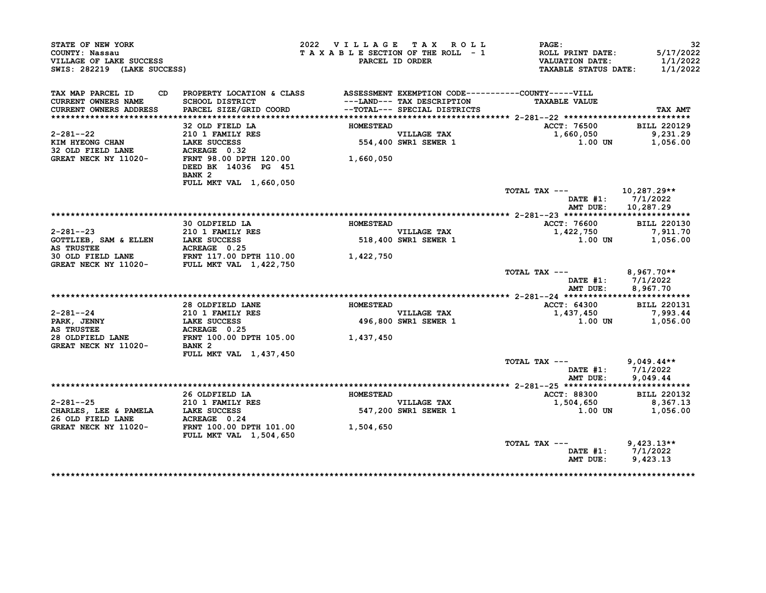STATE OF NEW YORK
COUNTY: Nassau
VILLAGE OF LAKE SUCCESS
SWIS: 282219 (LAKE SUCCESS)

2022 VILLAGE TAX ROLL
TAXABLE SECTION OF THE ROLL - 1
PARCEL ID ORDER

PAGE: 32
ROLL PRINT DATE: 5/17/2022
VALUATION DATE: 1/1/2022
TAXABLE STATUS DATE: 1/1/2022

| TAX MAP PARCEL ID / CURRENT OWNERS NAME / CURRENT OWNERS ADDRESS | CD | PROPERTY LOCATION & CLASS / SCHOOL DISTRICT / PARCEL SIZE/GRID COORD | ASSESSMENT ---LAND--- --TOTAL--- | EXEMPTION CODE / TAX DESCRIPTION / SPECIAL DISTRICTS | TAXABLE VALUE (COUNTY / VILL) | TAX AMT |
|---|---|---|---|---|---|---|
| 2-281--22 | | 32 OLD FIELD LA | HOMESTEAD | | ACCT: 76500 | BILL 220129 |
| KIM HYEONG CHAN | | 210 1 FAMILY RES | | VILLAGE TAX | 1,660,050 | 9,231.29 |
| 32 OLD FIELD LANE | | LAKE SUCCESS | 554,400 | SWR1 SEWER 1 | 1.00 UN | 1,056.00 |
| GREAT NECK NY 11020- | | ACREAGE 0.32 | | | | |
| | | FRNT 98.00 DPTH 120.00 | 1,660,050 | | | |
| | | DEED BK 14036 PG 451 | | | | |
| | | BANK 2 | | | | |
| | | FULL MKT VAL 1,660,050 | | | | |
| | | | | | TOTAL TAX --- | 10,287.29** |
| | | | | | DATE #1: | 7/1/2022 |
| | | | | | AMT DUE: | 10,287.29 |
| 2-281--23 | | 30 OLDFIELD LA | HOMESTEAD | | ACCT: 76600 | BILL 220130 |
| GOTTLIEB, SAM & ELLEN | | 210 1 FAMILY RES | | VILLAGE TAX | 1,422,750 | 7,911.70 |
| AS TRUSTEE | | LAKE SUCCESS | 518,400 | SWR1 SEWER 1 | 1.00 UN | 1,056.00 |
| 30 OLD FIELD LANE | | ACREAGE 0.25 | | | | |
| GREAT NECK NY 11020- | | FRNT 117.00 DPTH 110.00 | 1,422,750 | | | |
| | | FULL MKT VAL 1,422,750 | | | | |
| | | | | | TOTAL TAX --- | 8,967.70** |
| | | | | | DATE #1: | 7/1/2022 |
| | | | | | AMT DUE: | 8,967.70 |
| 2-281--24 | | 28 OLDFIELD LANE | HOMESTEAD | | ACCT: 64300 | BILL 220131 |
| PARK, JENNY | | 210 1 FAMILY RES | | VILLAGE TAX | 1,437,450 | 7,993.44 |
| AS TRUSTEE | | LAKE SUCCESS | 496,800 | SWR1 SEWER 1 | 1.00 UN | 1,056.00 |
| 28 OLDFIELD LANE | | ACREAGE 0.25 | | | | |
| GREAT NECK NY 11020- | | FRNT 100.00 DPTH 105.00 | 1,437,450 | | | |
| | | BANK 2 | | | | |
| | | FULL MKT VAL 1,437,450 | | | | |
| | | | | | TOTAL TAX --- | 9,049.44** |
| | | | | | DATE #1: | 7/1/2022 |
| | | | | | AMT DUE: | 9,049.44 |
| 2-281--25 | | 26 OLDFIELD LA | HOMESTEAD | | ACCT: 88300 | BILL 220132 |
| CHARLES, LEE & PAMELA | | 210 1 FAMILY RES | | VILLAGE TAX | 1,504,650 | 8,367.13 |
| 26 OLD FIELD LANE | | LAKE SUCCESS | 547,200 | SWR1 SEWER 1 | 1.00 UN | 1,056.00 |
| GREAT NECK NY 11020- | | ACREAGE 0.24 | | | | |
| | | FRNT 100.00 DPTH 101.00 | 1,504,650 | | | |
| | | FULL MKT VAL 1,504,650 | | | | |
| | | | | | TOTAL TAX --- | 9,423.13** |
| | | | | | DATE #1: | 7/1/2022 |
| | | | | | AMT DUE: | 9,423.13 |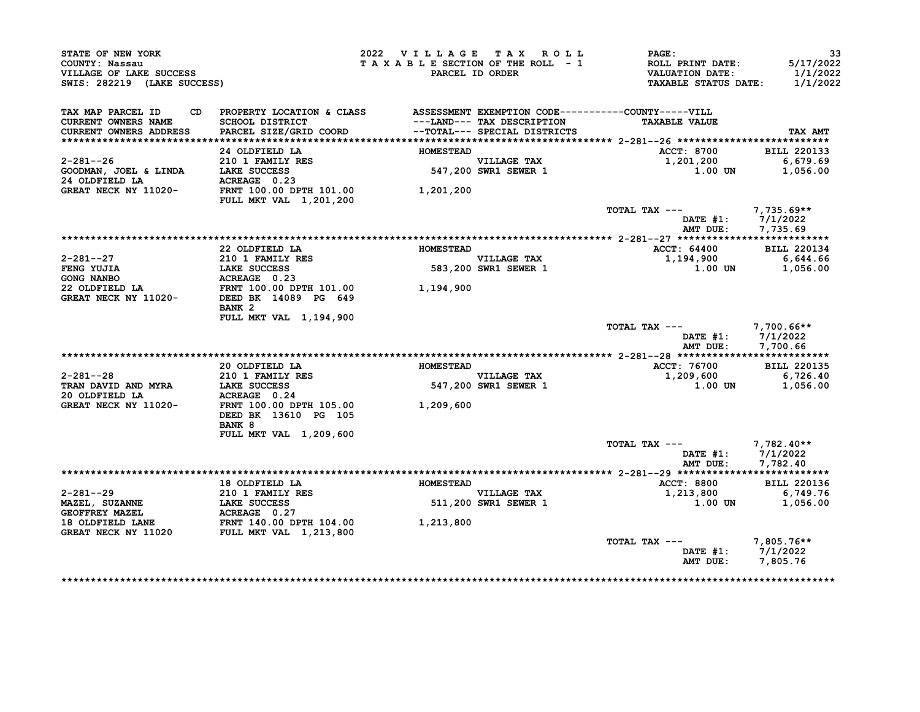STATE OF NEW YORK
COUNTY: Nassau
VILLAGE OF LAKE SUCCESS
SWIS: 282219 (LAKE SUCCESS)

2022 VILLAGE TAX ROLL
TAXABLE SECTION OF THE ROLL - 1
PARCEL ID ORDER

PAGE: 33
ROLL PRINT DATE: 5/17/2022
VALUATION DATE: 1/1/2022
TAXABLE STATUS DATE: 1/1/2022

| TAX MAP PARCEL ID / CURRENT OWNERS NAME / CURRENT OWNERS ADDRESS | PROPERTY LOCATION & CLASS / SCHOOL DISTRICT / PARCEL SIZE/GRID COORD | ASSESSMENT ---LAND--- / --TOTAL--- | EXEMPTION CODE / TAX DESCRIPTION / SPECIAL DISTRICTS | TAXABLE VALUE (VILL) | TAX AMT |
|---|---|---|---|---|---|
| **2-281--26** | 24 OLDFIELD LA | HOMESTEAD | | ACCT: 8700 | BILL 220133 |
| GOODMAN, JOEL & LINDA | 210 1 FAMILY RES | | VILLAGE TAX | 1,201,200 | 6,679.69 |
| 24 OLDFIELD LA | LAKE SUCCESS | 547,200 | SWR1 SEWER 1 | 1.00 UN | 1,056.00 |
| GREAT NECK NY 11020- | ACREAGE 0.23 | | | | |
| | FRNT 100.00 DPTH 101.00 | 1,201,200 | | | |
| | FULL MKT VAL 1,201,200 | | | | |
| | | | TOTAL TAX --- | | 7,735.69** |
| | | | DATE #1: | | 7/1/2022 |
| | | | AMT DUE: | | 7,735.69 |
| **2-281--27** | 22 OLDFIELD LA | HOMESTEAD | | ACCT: 64400 | BILL 220134 |
| FENG YUJIA | 210 1 FAMILY RES | | VILLAGE TAX | 1,194,900 | 6,644.66 |
| GONG NANBO | LAKE SUCCESS | 583,200 | SWR1 SEWER 1 | 1.00 UN | 1,056.00 |
| 22 OLDFIELD LA | ACREAGE 0.23 | | | | |
| GREAT NECK NY 11020- | FRNT 100.00 DPTH 101.00 | 1,194,900 | | | |
| | DEED BK 14089 PG 649 | | | | |
| | BANK 2 | | | | |
| | FULL MKT VAL 1,194,900 | | | | |
| | | | TOTAL TAX --- | | 7,700.66** |
| | | | DATE #1: | | 7/1/2022 |
| | | | AMT DUE: | | 7,700.66 |
| **2-281--28** | 20 OLDFIELD LA | HOMESTEAD | | ACCT: 76700 | BILL 220135 |
| TRAN DAVID AND MYRA | 210 1 FAMILY RES | | VILLAGE TAX | 1,209,600 | 6,726.40 |
| 20 OLDFIELD LA | LAKE SUCCESS | 547,200 | SWR1 SEWER 1 | 1.00 UN | 1,056.00 |
| GREAT NECK NY 11020- | ACREAGE 0.24 | | | | |
| | FRNT 100.00 DPTH 105.00 | 1,209,600 | | | |
| | DEED BK 13610 PG 105 | | | | |
| | BANK 8 | | | | |
| | FULL MKT VAL 1,209,600 | | | | |
| | | | TOTAL TAX --- | | 7,782.40** |
| | | | DATE #1: | | 7/1/2022 |
| | | | AMT DUE: | | 7,782.40 |
| **2-281--29** | 18 OLDFIELD LA | HOMESTEAD | | ACCT: 8800 | BILL 220136 |
| MAZEL, SUZANNE | 210 1 FAMILY RES | | VILLAGE TAX | 1,213,800 | 6,749.76 |
| GEOFFREY MAZEL | LAKE SUCCESS | 511,200 | SWR1 SEWER 1 | 1.00 UN | 1,056.00 |
| 18 OLDFIELD LANE | ACREAGE 0.27 | | | | |
| GREAT NECK NY 11020 | FRNT 140.00 DPTH 104.00 | 1,213,800 | | | |
| | FULL MKT VAL 1,213,800 | | | | |
| | | | TOTAL TAX --- | | 7,805.76** |
| | | | DATE #1: | | 7/1/2022 |
| | | | AMT DUE: | | 7,805.76 |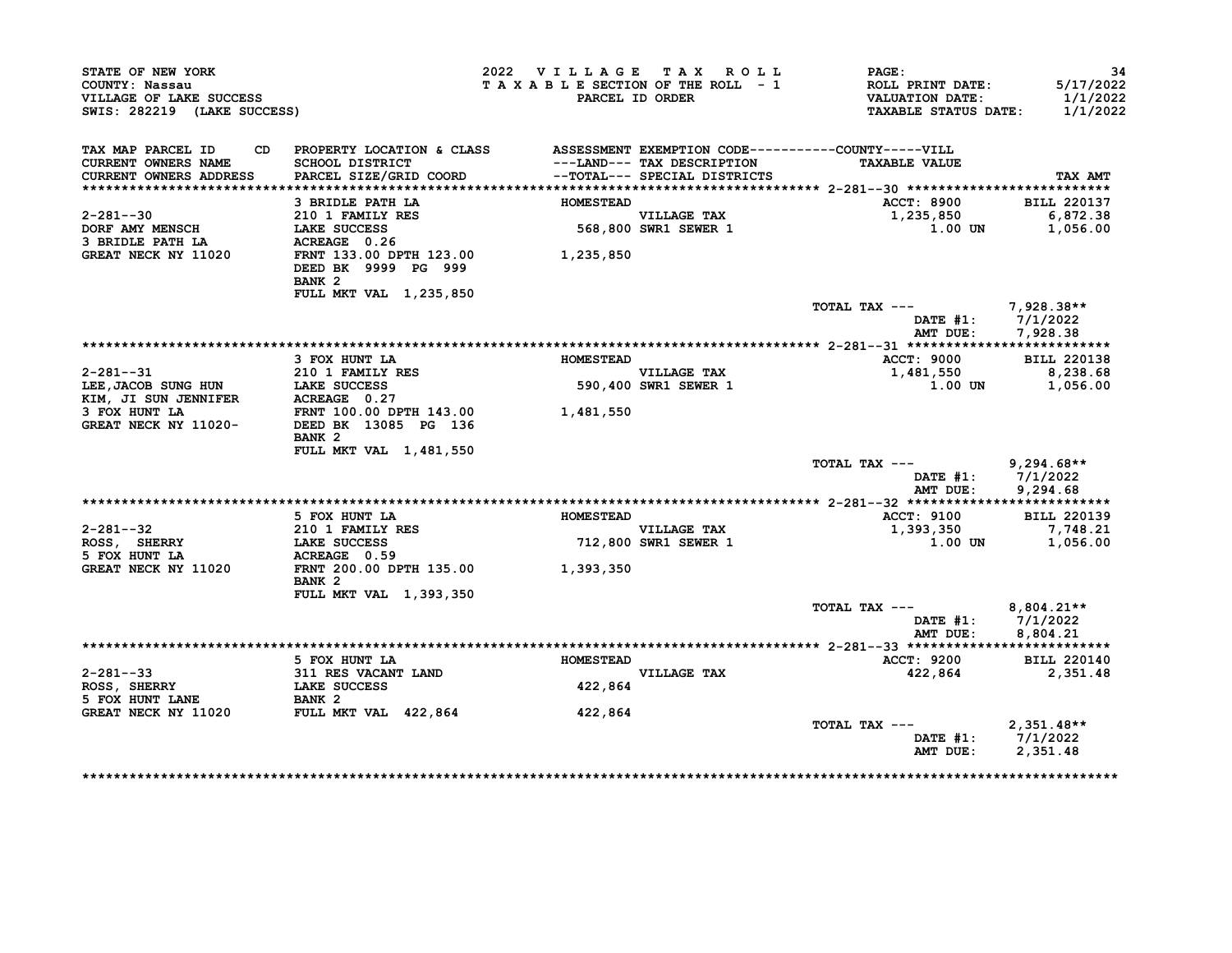STATE OF NEW YORK
COUNTY: Nassau
VILLAGE OF LAKE SUCCESS
SWIS: 282219 (LAKE SUCCESS)

2022 VILLAGE TAX ROLL
TAXABLE SECTION OF THE ROLL - 1
PARCEL ID ORDER

PAGE: 34
ROLL PRINT DATE: 5/17/2022
VALUATION DATE: 1/1/2022
TAXABLE STATUS DATE: 1/1/2022

| TAX MAP PARCEL ID / CURRENT OWNERS NAME / CURRENT OWNERS ADDRESS | CD | PROPERTY LOCATION & CLASS / SCHOOL DISTRICT / PARCEL SIZE/GRID COORD | ASSESSMENT ---LAND--- / --TOTAL--- | EXEMPTION CODE / TAX DESCRIPTION / SPECIAL DISTRICTS | TAXABLE VALUE (COUNTY-----VILL) | TAX AMT |
|---|---|---|---|---|---|---|
| **2-281--30** | | 3 BRIDLE PATH LA | HOMESTEAD | | ACCT: 8900 | BILL 220137 |
| 2-281--30 | | 210 1 FAMILY RES | | VILLAGE TAX | 1,235,850 | 6,872.38 |
| DORF AMY MENSCH | | LAKE SUCCESS | 568,800 | SWR1 SEWER 1 | 1.00 UN | 1,056.00 |
| 3 BRIDLE PATH LA | | ACREAGE 0.26 | | | | |
| GREAT NECK NY 11020 | | FRNT 133.00 DPTH 123.00 | 1,235,850 | | | |
| | | DEED BK 9999 PG 999 | | | | |
| | | BANK 2 | | | | |
| | | FULL MKT VAL 1,235,850 | | | | |
| | | | | | TOTAL TAX --- | 7,928.38** |
| | | | | | DATE #1: | 7/1/2022 |
| | | | | | AMT DUE: | 7,928.38 |
| **2-281--31** | | 3 FOX HUNT LA | HOMESTEAD | | ACCT: 9000 | BILL 220138 |
| 2-281--31 | | 210 1 FAMILY RES | | VILLAGE TAX | 1,481,550 | 8,238.68 |
| LEE,JACOB SUNG HUN | | LAKE SUCCESS | 590,400 | SWR1 SEWER 1 | 1.00 UN | 1,056.00 |
| KIM, JI SUN JENNIFER | | ACREAGE 0.27 | | | | |
| 3 FOX HUNT LA | | FRNT 100.00 DPTH 143.00 | 1,481,550 | | | |
| GREAT NECK NY 11020- | | DEED BK 13085 PG 136 | | | | |
| | | BANK 2 | | | | |
| | | FULL MKT VAL 1,481,550 | | | | |
| | | | | | TOTAL TAX --- | 9,294.68** |
| | | | | | DATE #1: | 7/1/2022 |
| | | | | | AMT DUE: | 9,294.68 |
| **2-281--32** | | 5 FOX HUNT LA | HOMESTEAD | | ACCT: 9100 | BILL 220139 |
| 2-281--32 | | 210 1 FAMILY RES | | VILLAGE TAX | 1,393,350 | 7,748.21 |
| ROSS, SHERRY | | LAKE SUCCESS | 712,800 | SWR1 SEWER 1 | 1.00 UN | 1,056.00 |
| 5 FOX HUNT LA | | ACREAGE 0.59 | | | | |
| GREAT NECK NY 11020 | | FRNT 200.00 DPTH 135.00 | 1,393,350 | | | |
| | | BANK 2 | | | | |
| | | FULL MKT VAL 1,393,350 | | | | |
| | | | | | TOTAL TAX --- | 8,804.21** |
| | | | | | DATE #1: | 7/1/2022 |
| | | | | | AMT DUE: | 8,804.21 |
| **2-281--33** | | 5 FOX HUNT LA | HOMESTEAD | | ACCT: 9200 | BILL 220140 |
| 2-281--33 | | 311 RES VACANT LAND | | VILLAGE TAX | 422,864 | 2,351.48 |
| ROSS, SHERRY | | LAKE SUCCESS | 422,864 | | | |
| 5 FOX HUNT LANE | | BANK 2 | | | | |
| GREAT NECK NY 11020 | | FULL MKT VAL 422,864 | 422,864 | | | |
| | | | | | TOTAL TAX --- | 2,351.48** |
| | | | | | DATE #1: | 7/1/2022 |
| | | | | | AMT DUE: | 2,351.48 |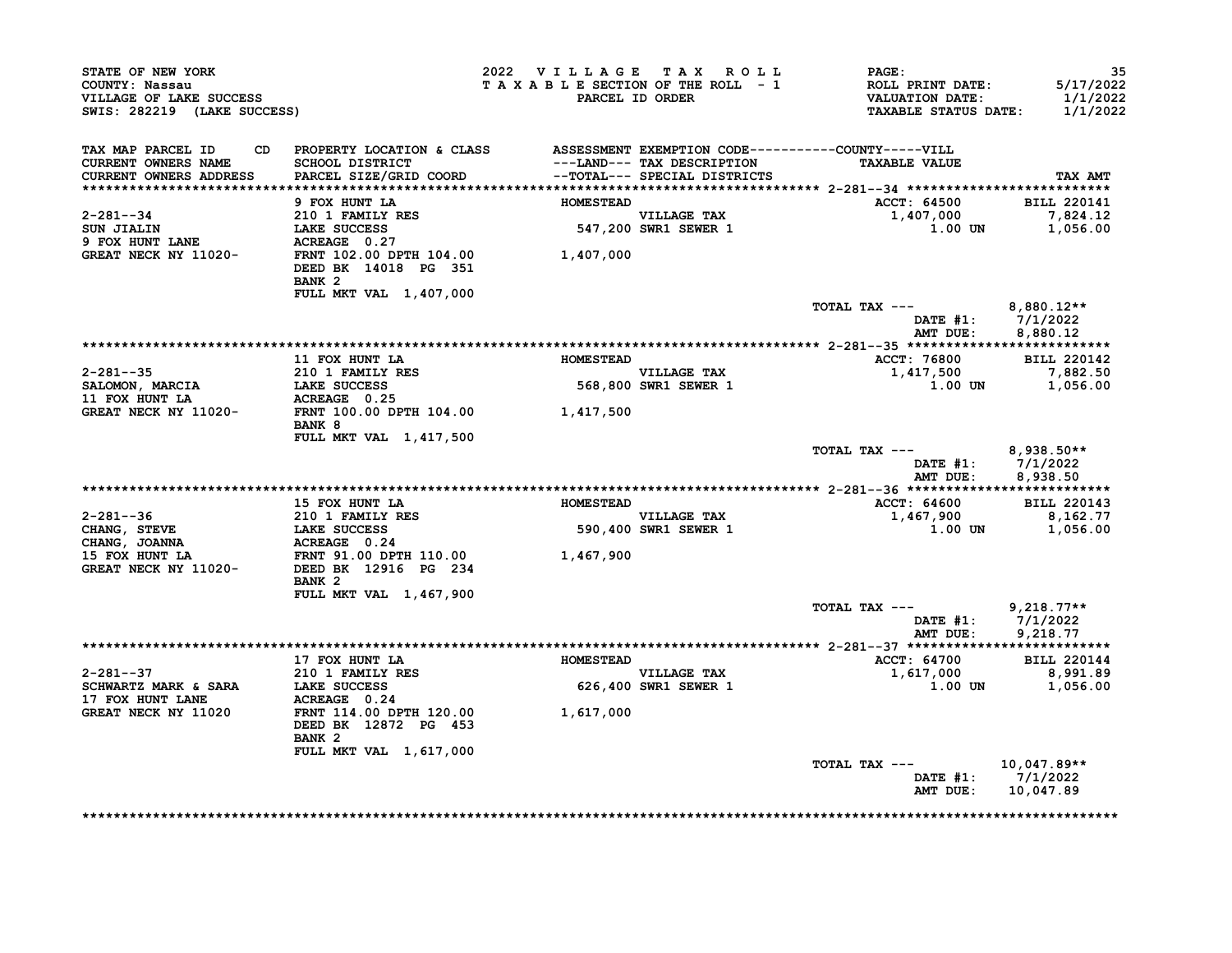STATE OF NEW YORK
COUNTY: Nassau
VILLAGE OF LAKE SUCCESS
SWIS: 282219 (LAKE SUCCESS)

2022 VILLAGE TAX ROLL
TAXABLE SECTION OF THE ROLL - 1
PARCEL ID ORDER

ROLL PRINT DATE: 5/17/2022
VALUATION DATE: 1/1/2022
TAXABLE STATUS DATE: 1/1/2022

| TAX MAP PARCEL ID / CURRENT OWNERS NAME / CURRENT OWNERS ADDRESS | CD | PROPERTY LOCATION & CLASS / SCHOOL DISTRICT / PARCEL SIZE/GRID COORD | ASSESSMENT ---LAND--- / --TOTAL--- | EXEMPTION CODE / TAX DESCRIPTION / SPECIAL DISTRICTS | TAXABLE VALUE (COUNTY-----VILL) | TAX AMT |
|---|---|---|---|---|---|---|
| **2-281--34** | | 9 FOX HUNT LA | HOMESTEAD | | ACCT: 64500 | BILL 220141 |
| 2-281--34 | | 210 1 FAMILY RES | | VILLAGE TAX | 1,407,000 | 7,824.12 |
| SUN JIALIN | | LAKE SUCCESS | 547,200 | SWR1 SEWER 1 | 1.00 UN | 1,056.00 |
| 9 FOX HUNT LANE | | ACREAGE 0.27 | | | | |
| GREAT NECK NY 11020- | | FRNT 102.00 DPTH 104.00 | 1,407,000 | | | |
| | | DEED BK 14018 PG 351 | | | | |
| | | BANK 2 | | | | |
| | | FULL MKT VAL 1,407,000 | | | | |
| | | | | | TOTAL TAX --- | 8,880.12** |
| | | | | | DATE #1: | 7/1/2022 |
| | | | | | AMT DUE: | 8,880.12 |
| **2-281--35** | | 11 FOX HUNT LA | HOMESTEAD | | ACCT: 76800 | BILL 220142 |
| 2-281--35 | | 210 1 FAMILY RES | | VILLAGE TAX | 1,417,500 | 7,882.50 |
| SALOMON, MARCIA | | LAKE SUCCESS | 568,800 | SWR1 SEWER 1 | 1.00 UN | 1,056.00 |
| 11 FOX HUNT LA | | ACREAGE 0.25 | | | | |
| GREAT NECK NY 11020- | | FRNT 100.00 DPTH 104.00 | 1,417,500 | | | |
| | | BANK 8 | | | | |
| | | FULL MKT VAL 1,417,500 | | | | |
| | | | | | TOTAL TAX --- | 8,938.50** |
| | | | | | DATE #1: | 7/1/2022 |
| | | | | | AMT DUE: | 8,938.50 |
| **2-281--36** | | 15 FOX HUNT LA | HOMESTEAD | | ACCT: 64600 | BILL 220143 |
| 2-281--36 | | 210 1 FAMILY RES | | VILLAGE TAX | 1,467,900 | 8,162.77 |
| CHANG, STEVE | | LAKE SUCCESS | 590,400 | SWR1 SEWER 1 | 1.00 UN | 1,056.00 |
| CHANG, JOANNA | | ACREAGE 0.24 | | | | |
| 15 FOX HUNT LA | | FRNT 91.00 DPTH 110.00 | 1,467,900 | | | |
| GREAT NECK NY 11020- | | DEED BK 12916 PG 234 | | | | |
| | | BANK 2 | | | | |
| | | FULL MKT VAL 1,467,900 | | | | |
| | | | | | TOTAL TAX --- | 9,218.77** |
| | | | | | DATE #1: | 7/1/2022 |
| | | | | | AMT DUE: | 9,218.77 |
| **2-281--37** | | 17 FOX HUNT LA | HOMESTEAD | | ACCT: 64700 | BILL 220144 |
| 2-281--37 | | 210 1 FAMILY RES | | VILLAGE TAX | 1,617,000 | 8,991.89 |
| SCHWARTZ MARK & SARA | | LAKE SUCCESS | 626,400 | SWR1 SEWER 1 | 1.00 UN | 1,056.00 |
| 17 FOX HUNT LANE | | ACREAGE 0.24 | | | | |
| GREAT NECK NY 11020 | | FRNT 114.00 DPTH 120.00 | 1,617,000 | | | |
| | | DEED BK 12872 PG 453 | | | | |
| | | BANK 2 | | | | |
| | | FULL MKT VAL 1,617,000 | | | | |
| | | | | | TOTAL TAX --- | 10,047.89** |
| | | | | | DATE #1: | 7/1/2022 |
| | | | | | AMT DUE: | 10,047.89 |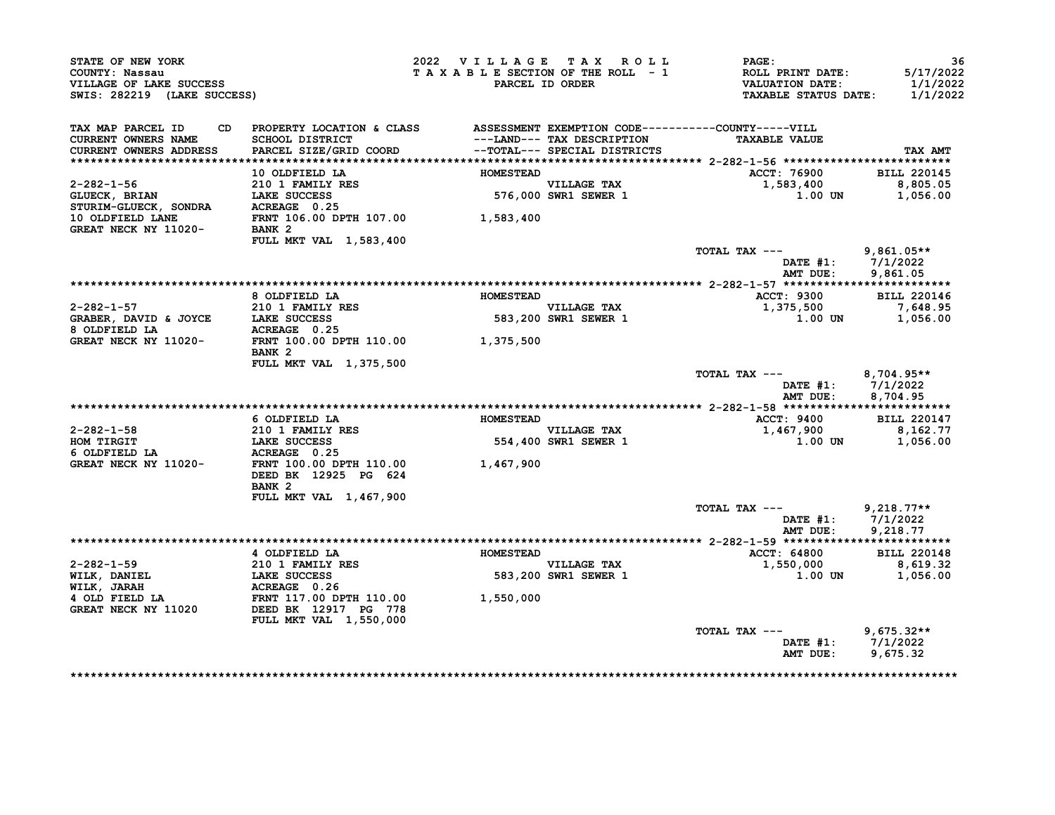STATE OF NEW YORK
COUNTY: Nassau
VILLAGE OF LAKE SUCCESS
SWIS: 282219 (LAKE SUCCESS)

2022 VILLAGE TAX ROLL
TAXABLE SECTION OF THE ROLL - 1
PARCEL ID ORDER

ROLL PRINT DATE: 5/17/2022
VALUATION DATE: 1/1/2022
TAXABLE STATUS DATE: 1/1/2022

| TAX MAP PARCEL ID / CURRENT OWNERS NAME / CURRENT OWNERS ADDRESS | CD | PROPERTY LOCATION & CLASS / SCHOOL DISTRICT / PARCEL SIZE/GRID COORD | ASSESSMENT ---LAND--- --TOTAL--- | EXEMPTION CODE / TAX DESCRIPTION / SPECIAL DISTRICTS | TAXABLE VALUE (COUNTY / VILL) | TAX AMT |
|---|---|---|---|---|---|---|
| **2-282-1-56** | | | | | | |
| | | 10 OLDFIELD LA | HOMESTEAD | | ACCT: 76900 | BILL 220145 |
| 2-282-1-56 | | 210 1 FAMILY RES | | VILLAGE TAX | 1,583,400 | 8,805.05 |
| GLUECK, BRIAN | | LAKE SUCCESS | 576,000 | SWR1 SEWER 1 | 1.00 UN | 1,056.00 |
| STURIM-GLUECK, SONDRA | | ACREAGE 0.25 | | | | |
| 10 OLDFIELD LANE | | FRNT 106.00 DPTH 107.00 | 1,583,400 | | | |
| GREAT NECK NY 11020- | | BANK 2 | | | | |
| | | FULL MKT VAL 1,583,400 | | | | |
| | | | | | TOTAL TAX --- | 9,861.05** |
| | | | | | DATE #1: | 7/1/2022 |
| | | | | | AMT DUE: | 9,861.05 |
| **2-282-1-57** | | | | | | |
| | | 8 OLDFIELD LA | HOMESTEAD | | ACCT: 9300 | BILL 220146 |
| 2-282-1-57 | | 210 1 FAMILY RES | | VILLAGE TAX | 1,375,500 | 7,648.95 |
| GRABER, DAVID & JOYCE | | LAKE SUCCESS | 583,200 | SWR1 SEWER 1 | 1.00 UN | 1,056.00 |
| 8 OLDFIELD LA | | ACREAGE 0.25 | | | | |
| GREAT NECK NY 11020- | | FRNT 100.00 DPTH 110.00 | 1,375,500 | | | |
| | | BANK 2 | | | | |
| | | FULL MKT VAL 1,375,500 | | | | |
| | | | | | TOTAL TAX --- | 8,704.95** |
| | | | | | DATE #1: | 7/1/2022 |
| | | | | | AMT DUE: | 8,704.95 |
| **2-282-1-58** | | | | | | |
| | | 6 OLDFIELD LA | HOMESTEAD | | ACCT: 9400 | BILL 220147 |
| 2-282-1-58 | | 210 1 FAMILY RES | | VILLAGE TAX | 1,467,900 | 8,162.77 |
| HOM TIRGIT | | LAKE SUCCESS | 554,400 | SWR1 SEWER 1 | 1.00 UN | 1,056.00 |
| 6 OLDFIELD LA | | ACREAGE 0.25 | | | | |
| GREAT NECK NY 11020- | | FRNT 100.00 DPTH 110.00 | 1,467,900 | | | |
| | | DEED BK 12925 PG 624 | | | | |
| | | BANK 2 | | | | |
| | | FULL MKT VAL 1,467,900 | | | | |
| | | | | | TOTAL TAX --- | 9,218.77** |
| | | | | | DATE #1: | 7/1/2022 |
| | | | | | AMT DUE: | 9,218.77 |
| **2-282-1-59** | | | | | | |
| | | 4 OLDFIELD LA | HOMESTEAD | | ACCT: 64800 | BILL 220148 |
| 2-282-1-59 | | 210 1 FAMILY RES | | VILLAGE TAX | 1,550,000 | 8,619.32 |
| WILK, DANIEL | | LAKE SUCCESS | 583,200 | SWR1 SEWER 1 | 1.00 UN | 1,056.00 |
| WILK, JARAH | | ACREAGE 0.26 | | | | |
| 4 OLD FIELD LA | | FRNT 117.00 DPTH 110.00 | 1,550,000 | | | |
| GREAT NECK NY 11020 | | DEED BK 12917 PG 778 | | | | |
| | | FULL MKT VAL 1,550,000 | | | | |
| | | | | | TOTAL TAX --- | 9,675.32** |
| | | | | | DATE #1: | 7/1/2022 |
| | | | | | AMT DUE: | 9,675.32 |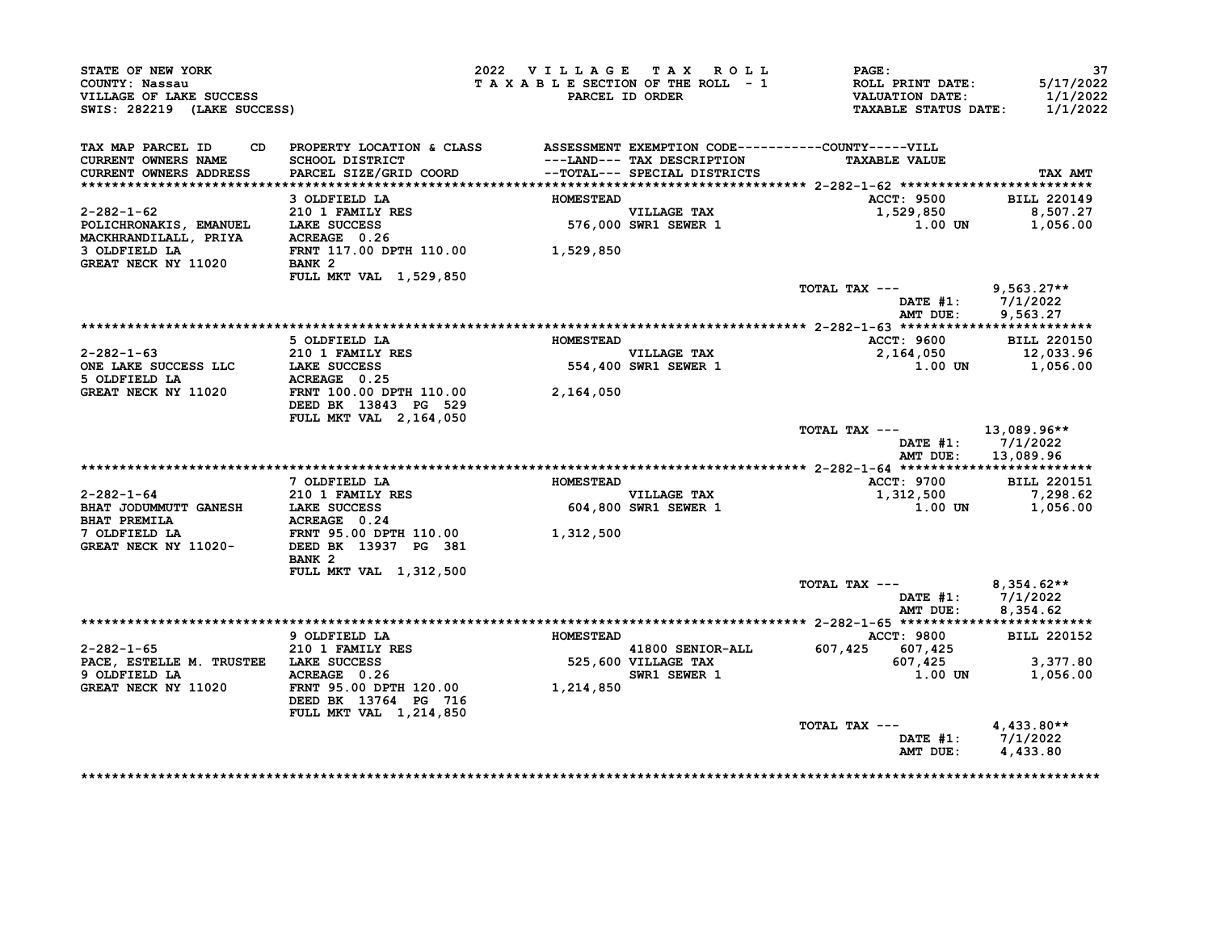STATE OF NEW YORK
COUNTY: Nassau
VILLAGE OF LAKE SUCCESS
SWIS: 282219 (LAKE SUCCESS)

2022 VILLAGE TAX ROLL
TAXABLE SECTION OF THE ROLL - 1
PARCEL ID ORDER

ROLL PRINT DATE: 5/17/2022
VALUATION DATE: 1/1/2022
TAXABLE STATUS DATE: 1/1/2022

| TAX MAP PARCEL ID / CURRENT OWNERS NAME / CURRENT OWNERS ADDRESS | CD | PROPERTY LOCATION & CLASS / SCHOOL DISTRICT / PARCEL SIZE/GRID COORD | ASSESSMENT ---LAND--- --TOTAL--- | EXEMPTION CODE / TAX DESCRIPTION / SPECIAL DISTRICTS | COUNTY | VILL TAXABLE VALUE | TAX AMT |
|---|---|---|---|---|---|---|---|
| **2-282-1-62** | | 3 OLDFIELD LA | HOMESTEAD | | | ACCT: 9500 | BILL 220149 |
| 2-282-1-62 | | 210 1 FAMILY RES | | VILLAGE TAX | | 1,529,850 | 8,507.27 |
| POLICHRONAKIS, EMANUEL | | LAKE SUCCESS | 576,000 | SWR1 SEWER 1 | | 1.00 UN | 1,056.00 |
| MACKHRANDILALL, PRIYA | | ACREAGE 0.26 | | | | | |
| 3 OLDFIELD LA | | FRNT 117.00 DPTH 110.00 | 1,529,850 | | | | |
| GREAT NECK NY 11020 | | BANK 2 | | | | | |
| | | FULL MKT VAL 1,529,850 | | | | | |
| | | | | | | TOTAL TAX --- | 9,563.27** |
| | | | | | | DATE #1: | 7/1/2022 |
| | | | | | | AMT DUE: | 9,563.27 |
| **2-282-1-63** | | 5 OLDFIELD LA | HOMESTEAD | | | ACCT: 9600 | BILL 220150 |
| 2-282-1-63 | | 210 1 FAMILY RES | | VILLAGE TAX | | 2,164,050 | 12,033.96 |
| ONE LAKE SUCCESS LLC | | LAKE SUCCESS | 554,400 | SWR1 SEWER 1 | | 1.00 UN | 1,056.00 |
| 5 OLDFIELD LA | | ACREAGE 0.25 | | | | | |
| GREAT NECK NY 11020 | | FRNT 100.00 DPTH 110.00 | 2,164,050 | | | | |
| | | DEED BK 13843 PG 529 | | | | | |
| | | FULL MKT VAL 2,164,050 | | | | | |
| | | | | | | TOTAL TAX --- | 13,089.96** |
| | | | | | | DATE #1: | 7/1/2022 |
| | | | | | | AMT DUE: | 13,089.96 |
| **2-282-1-64** | | 7 OLDFIELD LA | HOMESTEAD | | | ACCT: 9700 | BILL 220151 |
| 2-282-1-64 | | 210 1 FAMILY RES | | VILLAGE TAX | | 1,312,500 | 7,298.62 |
| BHAT JODUMMUTT GANESH | | LAKE SUCCESS | 604,800 | SWR1 SEWER 1 | | 1.00 UN | 1,056.00 |
| BHAT PREMILA | | ACREAGE 0.24 | | | | | |
| 7 OLDFIELD LA | | FRNT 95.00 DPTH 110.00 | 1,312,500 | | | | |
| GREAT NECK NY 11020- | | DEED BK 13937 PG 381 | | | | | |
| | | BANK 2 | | | | | |
| | | FULL MKT VAL 1,312,500 | | | | | |
| | | | | | | TOTAL TAX --- | 8,354.62** |
| | | | | | | DATE #1: | 7/1/2022 |
| | | | | | | AMT DUE: | 8,354.62 |
| **2-282-1-65** | | 9 OLDFIELD LA | HOMESTEAD | | | ACCT: 9800 | BILL 220152 |
| 2-282-1-65 | | 210 1 FAMILY RES | | 41800 SENIOR-ALL | 607,425 | 607,425 | |
| PACE, ESTELLE M. TRUSTEE | | LAKE SUCCESS | 525,600 | VILLAGE TAX | | 607,425 | 3,377.80 |
| 9 OLDFIELD LA | | ACREAGE 0.26 | | SWR1 SEWER 1 | | 1.00 UN | 1,056.00 |
| GREAT NECK NY 11020 | | FRNT 95.00 DPTH 120.00 | 1,214,850 | | | | |
| | | DEED BK 13764 PG 716 | | | | | |
| | | FULL MKT VAL 1,214,850 | | | | | |
| | | | | | | TOTAL TAX --- | 4,433.80** |
| | | | | | | DATE #1: | 7/1/2022 |
| | | | | | | AMT DUE: | 4,433.80 |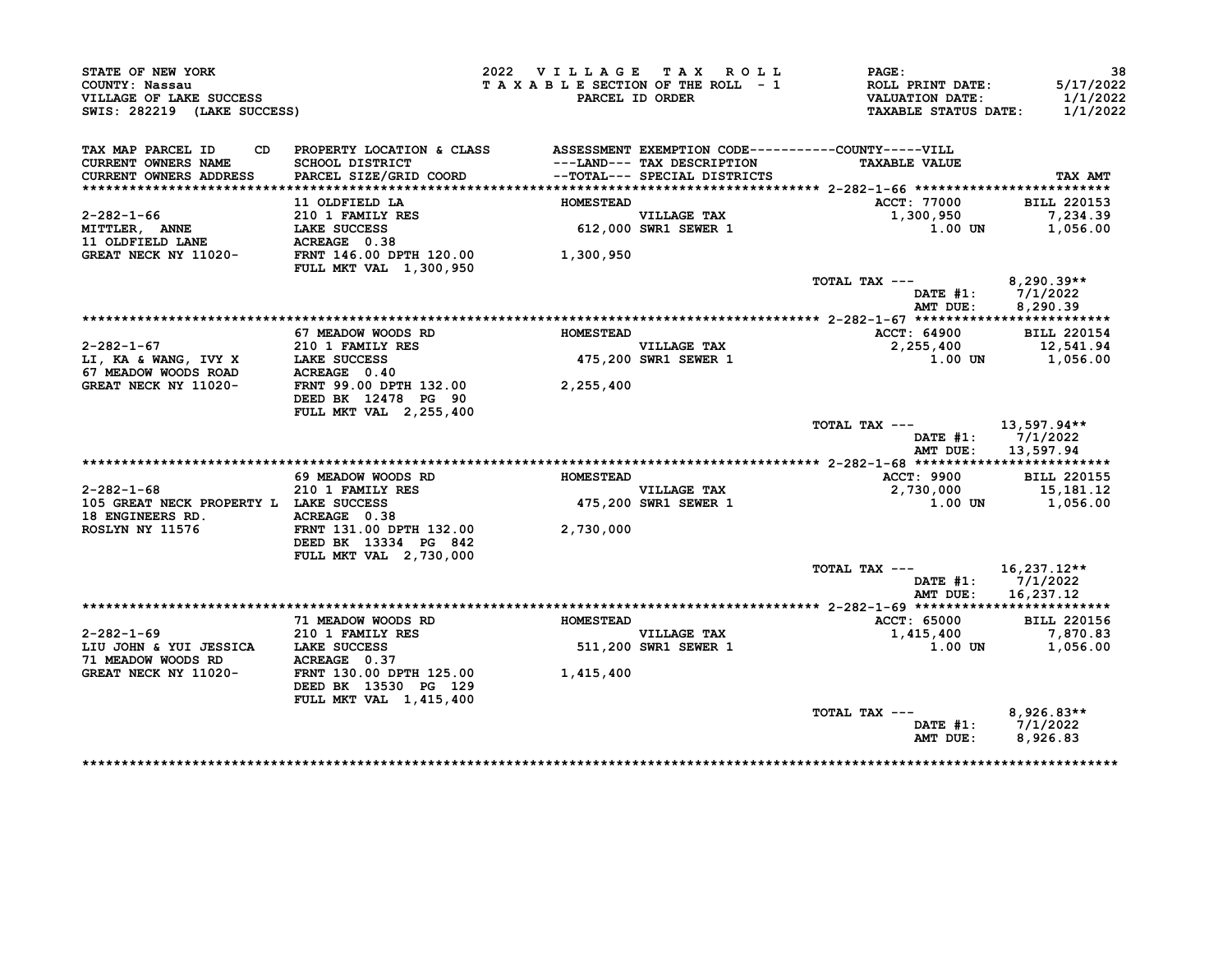STATE OF NEW YORK
COUNTY: Nassau
VILLAGE OF LAKE SUCCESS
SWIS: 282219 (LAKE SUCCESS)

2022 VILLAGE TAX ROLL
TAXABLE SECTION OF THE ROLL - 1
PARCEL ID ORDER

ROLL PRINT DATE: 5/17/2022
VALUATION DATE: 1/1/2022
TAXABLE STATUS DATE: 1/1/2022

| TAX MAP PARCEL ID / CURRENT OWNERS NAME / CURRENT OWNERS ADDRESS | CD | PROPERTY LOCATION & CLASS / SCHOOL DISTRICT / PARCEL SIZE/GRID COORD | ASSESSMENT ---LAND--- / --TOTAL--- | EXEMPTION CODE / TAX DESCRIPTION / SPECIAL DISTRICTS | TAXABLE VALUE | TAX AMT |
|---|---|---|---|---|---|---|
| **2-282-1-66** | | 11 OLDFIELD LA | HOMESTEAD | | ACCT: 77000 | BILL 220153 |
| 2-282-1-66 | | 210 1 FAMILY RES | | VILLAGE TAX | 1,300,950 | 7,234.39 |
| MITTLER, ANNE | | LAKE SUCCESS | 612,000 | SWR1 SEWER 1 | 1.00 UN | 1,056.00 |
| 11 OLDFIELD LANE | | ACREAGE 0.38 | | | | |
| GREAT NECK NY 11020- | | FRNT 146.00 DPTH 120.00 | 1,300,950 | | | |
| | | FULL MKT VAL 1,300,950 | | | | |
| | | | | | TOTAL TAX --- | 8,290.39** |
| | | | | | DATE #1: | 7/1/2022 |
| | | | | | AMT DUE: | 8,290.39 |
| **2-282-1-67** | | 67 MEADOW WOODS RD | HOMESTEAD | | ACCT: 64900 | BILL 220154 |
| 2-282-1-67 | | 210 1 FAMILY RES | | VILLAGE TAX | 2,255,400 | 12,541.94 |
| LI, KA & WANG, IVY X | | LAKE SUCCESS | 475,200 | SWR1 SEWER 1 | 1.00 UN | 1,056.00 |
| 67 MEADOW WOODS ROAD | | ACREAGE 0.40 | | | | |
| GREAT NECK NY 11020- | | FRNT 99.00 DPTH 132.00 | 2,255,400 | | | |
| | | DEED BK 12478 PG 90 | | | | |
| | | FULL MKT VAL 2,255,400 | | | | |
| | | | | | TOTAL TAX --- | 13,597.94** |
| | | | | | DATE #1: | 7/1/2022 |
| | | | | | AMT DUE: | 13,597.94 |
| **2-282-1-68** | | 69 MEADOW WOODS RD | HOMESTEAD | | ACCT: 9900 | BILL 220155 |
| 2-282-1-68 | | 210 1 FAMILY RES | | VILLAGE TAX | 2,730,000 | 15,181.12 |
| 105 GREAT NECK PROPERTY L | | LAKE SUCCESS | 475,200 | SWR1 SEWER 1 | 1.00 UN | 1,056.00 |
| 18 ENGINEERS RD. | | ACREAGE 0.38 | | | | |
| ROSLYN NY 11576 | | FRNT 131.00 DPTH 132.00 | 2,730,000 | | | |
| | | DEED BK 13334 PG 842 | | | | |
| | | FULL MKT VAL 2,730,000 | | | | |
| | | | | | TOTAL TAX --- | 16,237.12** |
| | | | | | DATE #1: | 7/1/2022 |
| | | | | | AMT DUE: | 16,237.12 |
| **2-282-1-69** | | 71 MEADOW WOODS RD | HOMESTEAD | | ACCT: 65000 | BILL 220156 |
| 2-282-1-69 | | 210 1 FAMILY RES | | VILLAGE TAX | 1,415,400 | 7,870.83 |
| LIU JOHN & YUI JESSICA | | LAKE SUCCESS | 511,200 | SWR1 SEWER 1 | 1.00 UN | 1,056.00 |
| 71 MEADOW WOODS RD | | ACREAGE 0.37 | | | | |
| GREAT NECK NY 11020- | | FRNT 130.00 DPTH 125.00 | 1,415,400 | | | |
| | | DEED BK 13530 PG 129 | | | | |
| | | FULL MKT VAL 1,415,400 | | | | |
| | | | | | TOTAL TAX --- | 8,926.83** |
| | | | | | DATE #1: | 7/1/2022 |
| | | | | | AMT DUE: | 8,926.83 |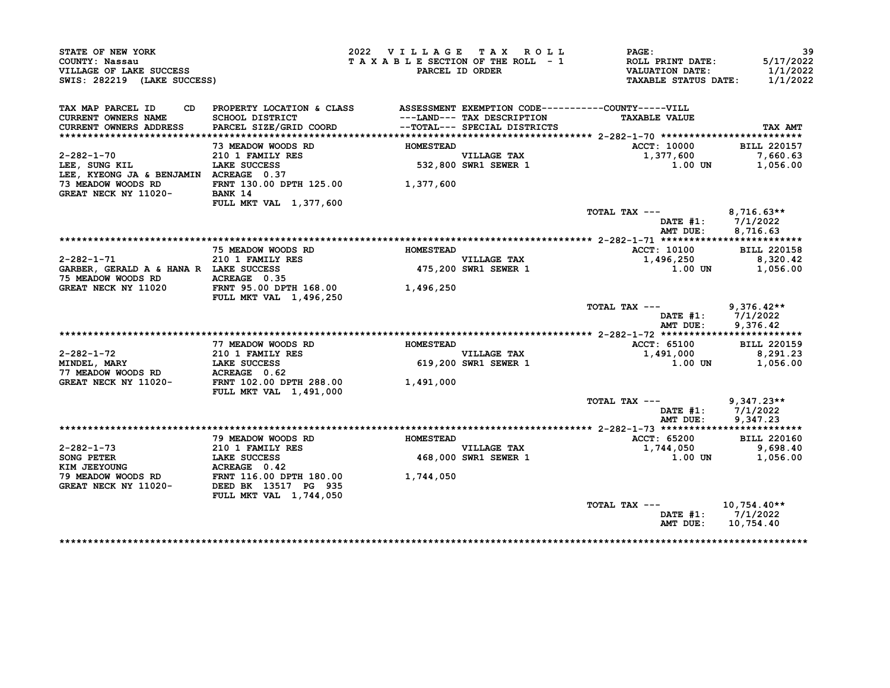STATE OF NEW YORK
COUNTY: Nassau
VILLAGE OF LAKE SUCCESS
SWIS: 282219 (LAKE SUCCESS)

2022 VILLAGE TAX ROLL
TAXABLE SECTION OF THE ROLL - 1
PARCEL ID ORDER

ROLL PRINT DATE: 5/17/2022
VALUATION DATE: 1/1/2022
TAXABLE STATUS DATE: 1/1/2022

| TAX MAP PARCEL ID / CURRENT OWNERS NAME / CURRENT OWNERS ADDRESS | PROPERTY LOCATION & CLASS / SCHOOL DISTRICT / PARCEL SIZE/GRID COORD | ASSESSMENT ---LAND--- / --TOTAL--- | EXEMPTION CODE / TAX DESCRIPTION / SPECIAL DISTRICTS | TAXABLE VALUE | TAX AMT |
|---|---|---|---|---|---|
| **2-282-1-70** | 73 MEADOW WOODS RD | HOMESTEAD | | ACCT: 10000 | BILL 220157 |
| 2-282-1-70 | 210 1 FAMILY RES | | VILLAGE TAX | 1,377,600 | 7,660.63 |
| LEE, SUNG KIL | LAKE SUCCESS | 532,800 | SWR1 SEWER 1 | 1.00 UN | 1,056.00 |
| LEE, KYEONG JA & BENJAMIN | ACREAGE 0.37 | | | | |
| 73 MEADOW WOODS RD | FRNT 130.00 DPTH 125.00 | 1,377,600 | | | |
| GREAT NECK NY 11020- | BANK 14 | | | | |
| | FULL MKT VAL 1,377,600 | | | | |
| | | | TOTAL TAX --- | | 8,716.63** |
| | | | | DATE #1: | 7/1/2022 |
| | | | | AMT DUE: | 8,716.63 |
| **2-282-1-71** | 75 MEADOW WOODS RD | HOMESTEAD | | ACCT: 10100 | BILL 220158 |
| 2-282-1-71 | 210 1 FAMILY RES | | VILLAGE TAX | 1,496,250 | 8,320.42 |
| GARBER, GERALD A & HANA R | LAKE SUCCESS | 475,200 | SWR1 SEWER 1 | 1.00 UN | 1,056.00 |
| 75 MEADOW WOODS RD | ACREAGE 0.35 | | | | |
| GREAT NECK NY 11020 | FRNT 95.00 DPTH 168.00 | 1,496,250 | | | |
| | FULL MKT VAL 1,496,250 | | | | |
| | | | TOTAL TAX --- | | 9,376.42** |
| | | | | DATE #1: | 7/1/2022 |
| | | | | AMT DUE: | 9,376.42 |
| **2-282-1-72** | 77 MEADOW WOODS RD | HOMESTEAD | | ACCT: 65100 | BILL 220159 |
| 2-282-1-72 | 210 1 FAMILY RES | | VILLAGE TAX | 1,491,000 | 8,291.23 |
| MINDEL, MARY | LAKE SUCCESS | 619,200 | SWR1 SEWER 1 | 1.00 UN | 1,056.00 |
| 77 MEADOW WOODS RD | ACREAGE 0.62 | | | | |
| GREAT NECK NY 11020- | FRNT 102.00 DPTH 288.00 | 1,491,000 | | | |
| | FULL MKT VAL 1,491,000 | | | | |
| | | | TOTAL TAX --- | | 9,347.23** |
| | | | | DATE #1: | 7/1/2022 |
| | | | | AMT DUE: | 9,347.23 |
| **2-282-1-73** | 79 MEADOW WOODS RD | HOMESTEAD | | ACCT: 65200 | BILL 220160 |
| 2-282-1-73 | 210 1 FAMILY RES | | VILLAGE TAX | 1,744,050 | 9,698.40 |
| SONG PETER | LAKE SUCCESS | 468,000 | SWR1 SEWER 1 | 1.00 UN | 1,056.00 |
| KIM JEEYOUNG | ACREAGE 0.42 | | | | |
| 79 MEADOW WOODS RD | FRNT 116.00 DPTH 180.00 | 1,744,050 | | | |
| GREAT NECK NY 11020- | DEED BK 13517 PG 935 | | | | |
| | FULL MKT VAL 1,744,050 | | | | |
| | | | TOTAL TAX --- | | 10,754.40** |
| | | | | DATE #1: | 7/1/2022 |
| | | | | AMT DUE: | 10,754.40 |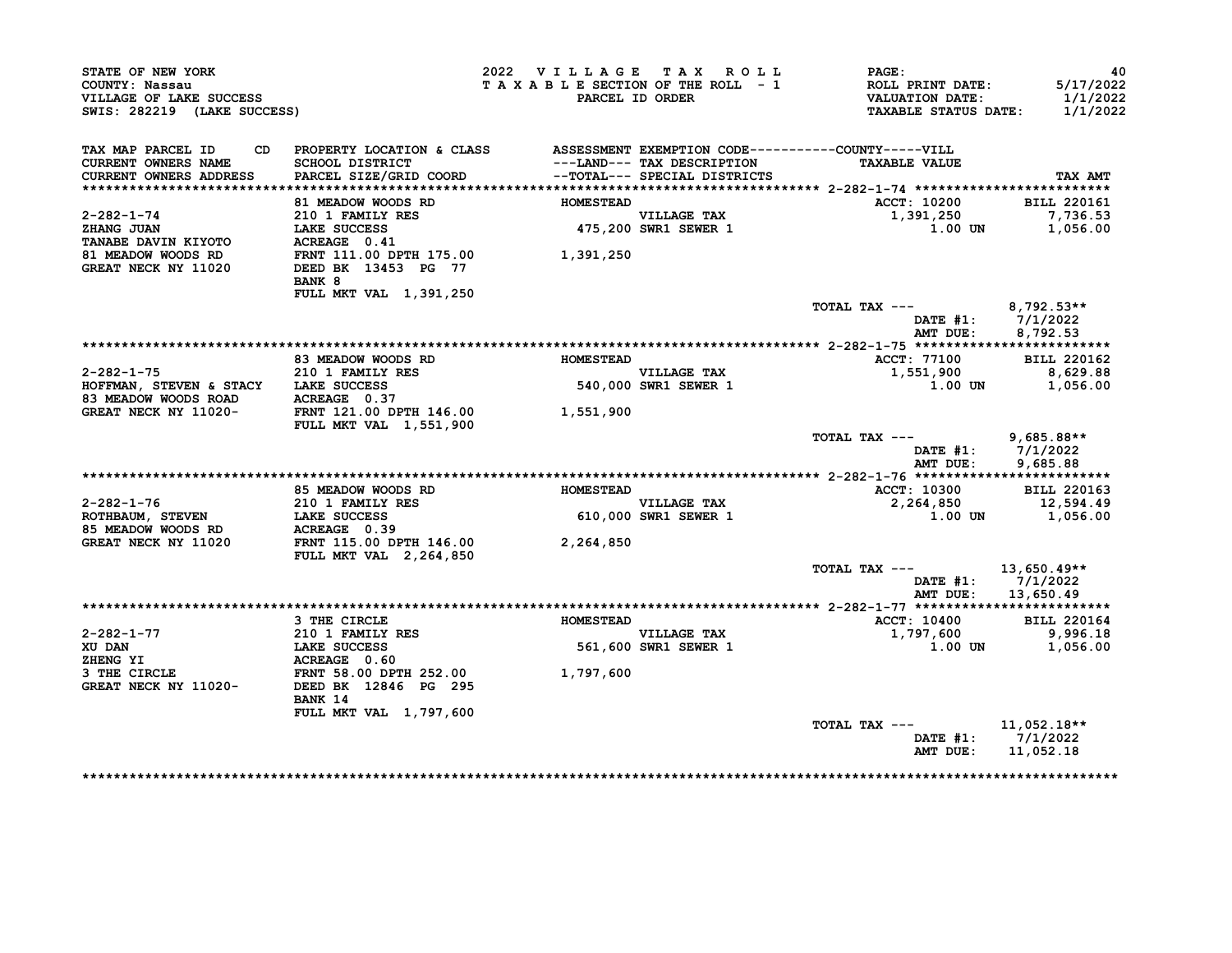STATE OF NEW YORK
COUNTY: Nassau
VILLAGE OF LAKE SUCCESS
SWIS: 282219 (LAKE SUCCESS)

2022 VILLAGE TAX ROLL
TAXABLE SECTION OF THE ROLL - 1
PARCEL ID ORDER

PAGE: 40
ROLL PRINT DATE: 5/17/2022
VALUATION DATE: 1/1/2022
TAXABLE STATUS DATE: 1/1/2022

| TAX MAP PARCEL ID / CURRENT OWNERS NAME / CURRENT OWNERS ADDRESS | PROPERTY LOCATION & CLASS / SCHOOL DISTRICT / PARCEL SIZE/GRID COORD | ASSESSMENT ---LAND--- / ---TOTAL--- | EXEMPTION CODE / TAX DESCRIPTION / SPECIAL DISTRICTS | TAXABLE VALUE | TAX AMT |
|---|---|---|---|---|---|
| 2-282-1-74 | 81 MEADOW WOODS RD | HOMESTEAD | | ACCT: 10200 | BILL 220161 |
| ZHANG JUAN | 210 1 FAMILY RES | | VILLAGE TAX | 1,391,250 | 7,736.53 |
| TANABE DAVIN KIYOTO | LAKE SUCCESS | 475,200 | SWR1 SEWER 1 | 1.00 UN | 1,056.00 |
| 81 MEADOW WOODS RD | ACREAGE 0.41 | | | | |
| GREAT NECK NY 11020 | FRNT 111.00 DPTH 175.00 | 1,391,250 | | | |
| | DEED BK 13453 PG 77 | | | | |
| | BANK 8 | | | | |
| | FULL MKT VAL 1,391,250 | | | | |
| | | | | TOTAL TAX --- | 8,792.53** |
| | | | | DATE #1: | 7/1/2022 |
| | | | | AMT DUE: | 8,792.53 |
| 2-282-1-75 | 83 MEADOW WOODS RD | HOMESTEAD | | ACCT: 77100 | BILL 220162 |
| HOFFMAN, STEVEN & STACY | 210 1 FAMILY RES | | VILLAGE TAX | 1,551,900 | 8,629.88 |
| 83 MEADOW WOODS ROAD | LAKE SUCCESS | 540,000 | SWR1 SEWER 1 | 1.00 UN | 1,056.00 |
| GREAT NECK NY 11020- | ACREAGE 0.37 | | | | |
| | FRNT 121.00 DPTH 146.00 | 1,551,900 | | | |
| | FULL MKT VAL 1,551,900 | | | | |
| | | | | TOTAL TAX --- | 9,685.88** |
| | | | | DATE #1: | 7/1/2022 |
| | | | | AMT DUE: | 9,685.88 |
| 2-282-1-76 | 85 MEADOW WOODS RD | HOMESTEAD | | ACCT: 10300 | BILL 220163 |
| ROTHBAUM, STEVEN | 210 1 FAMILY RES | | VILLAGE TAX | 2,264,850 | 12,594.49 |
| 85 MEADOW WOODS RD | LAKE SUCCESS | 610,000 | SWR1 SEWER 1 | 1.00 UN | 1,056.00 |
| GREAT NECK NY 11020 | ACREAGE 0.39 | | | | |
| | FRNT 115.00 DPTH 146.00 | 2,264,850 | | | |
| | FULL MKT VAL 2,264,850 | | | | |
| | | | | TOTAL TAX --- | 13,650.49** |
| | | | | DATE #1: | 7/1/2022 |
| | | | | AMT DUE: | 13,650.49 |
| 2-282-1-77 | 3 THE CIRCLE | HOMESTEAD | | ACCT: 10400 | BILL 220164 |
| XU DAN | 210 1 FAMILY RES | | VILLAGE TAX | 1,797,600 | 9,996.18 |
| ZHENG YI | LAKE SUCCESS | 561,600 | SWR1 SEWER 1 | 1.00 UN | 1,056.00 |
| 3 THE CIRCLE | ACREAGE 0.60 | | | | |
| GREAT NECK NY 11020- | FRNT 58.00 DPTH 252.00 | 1,797,600 | | | |
| | DEED BK 12846 PG 295 | | | | |
| | BANK 14 | | | | |
| | FULL MKT VAL 1,797,600 | | | | |
| | | | | TOTAL TAX --- | 11,052.18** |
| | | | | DATE #1: | 7/1/2022 |
| | | | | AMT DUE: | 11,052.18 |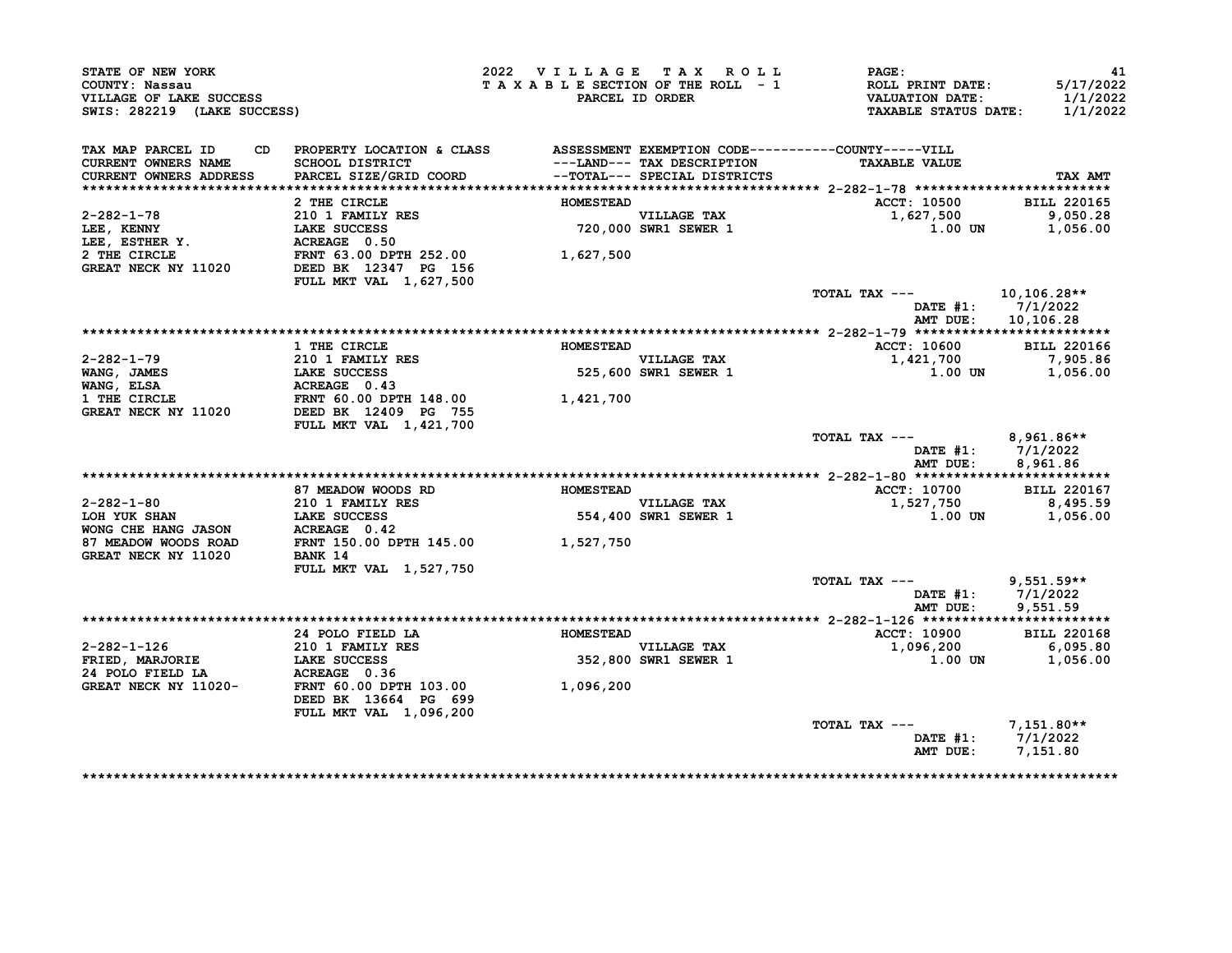STATE OF NEW YORK
COUNTY: Nassau
VILLAGE OF LAKE SUCCESS
SWIS: 282219 (LAKE SUCCESS)

2022 VILLAGE TAX ROLL
TAXABLE SECTION OF THE ROLL - 1
PARCEL ID ORDER

PAGE: 41
ROLL PRINT DATE: 5/17/2022
VALUATION DATE: 1/1/2022
TAXABLE STATUS DATE: 1/1/2022

| TAX MAP PARCEL ID / CURRENT OWNERS NAME / CURRENT OWNERS ADDRESS | CD | PROPERTY LOCATION & CLASS / SCHOOL DISTRICT / PARCEL SIZE/GRID COORD | ASSESSMENT ---LAND--- / --TOTAL--- | EXEMPTION CODE / TAX DESCRIPTION / SPECIAL DISTRICTS | TAXABLE VALUE (COUNTY-----VILL) | TAX AMT |
|---|---|---|---|---|---|---|
| **2-282-1-78** | | 2 THE CIRCLE | HOMESTEAD | | ACCT: 10500 | BILL 220165 |
| 2-282-1-78 | | 210 1 FAMILY RES | | VILLAGE TAX | 1,627,500 | 9,050.28 |
| LEE, KENNY | | LAKE SUCCESS | 720,000 | SWR1 SEWER 1 | 1.00 UN | 1,056.00 |
| LEE, ESTHER Y. | | ACREAGE 0.50 | | | | |
| 2 THE CIRCLE | | FRNT 63.00 DPTH 252.00 | 1,627,500 | | | |
| GREAT NECK NY 11020 | | DEED BK 12347 PG 156 | | | | |
| | | FULL MKT VAL 1,627,500 | | | | |
| | | | | | TOTAL TAX --- | 10,106.28** |
| | | | | | DATE #1: | 7/1/2022 |
| | | | | | AMT DUE: | 10,106.28 |
| **2-282-1-79** | | 1 THE CIRCLE | HOMESTEAD | | ACCT: 10600 | BILL 220166 |
| 2-282-1-79 | | 210 1 FAMILY RES | | VILLAGE TAX | 1,421,700 | 7,905.86 |
| WANG, JAMES | | LAKE SUCCESS | 525,600 | SWR1 SEWER 1 | 1.00 UN | 1,056.00 |
| WANG, ELSA | | ACREAGE 0.43 | | | | |
| 1 THE CIRCLE | | FRNT 60.00 DPTH 148.00 | 1,421,700 | | | |
| GREAT NECK NY 11020 | | DEED BK 12409 PG 755 | | | | |
| | | FULL MKT VAL 1,421,700 | | | | |
| | | | | | TOTAL TAX --- | 8,961.86** |
| | | | | | DATE #1: | 7/1/2022 |
| | | | | | AMT DUE: | 8,961.86 |
| **2-282-1-80** | | 87 MEADOW WOODS RD | HOMESTEAD | | ACCT: 10700 | BILL 220167 |
| 2-282-1-80 | | 210 1 FAMILY RES | | VILLAGE TAX | 1,527,750 | 8,495.59 |
| LOH YUK SHAN | | LAKE SUCCESS | 554,400 | SWR1 SEWER 1 | 1.00 UN | 1,056.00 |
| WONG CHE HANG JASON | | ACREAGE 0.42 | | | | |
| 87 MEADOW WOODS ROAD | | FRNT 150.00 DPTH 145.00 | 1,527,750 | | | |
| GREAT NECK NY 11020 | | BANK 14 | | | | |
| | | FULL MKT VAL 1,527,750 | | | | |
| | | | | | TOTAL TAX --- | 9,551.59** |
| | | | | | DATE #1: | 7/1/2022 |
| | | | | | AMT DUE: | 9,551.59 |
| **2-282-1-126** | | 24 POLO FIELD LA | HOMESTEAD | | ACCT: 10900 | BILL 220168 |
| 2-282-1-126 | | 210 1 FAMILY RES | | VILLAGE TAX | 1,096,200 | 6,095.80 |
| FRIED, MARJORIE | | LAKE SUCCESS | 352,800 | SWR1 SEWER 1 | 1.00 UN | 1,056.00 |
| 24 POLO FIELD LA | | ACREAGE 0.36 | | | | |
| GREAT NECK NY 11020- | | FRNT 60.00 DPTH 103.00 | 1,096,200 | | | |
| | | DEED BK 13664 PG 699 | | | | |
| | | FULL MKT VAL 1,096,200 | | | | |
| | | | | | TOTAL TAX --- | 7,151.80** |
| | | | | | DATE #1: | 7/1/2022 |
| | | | | | AMT DUE: | 7,151.80 |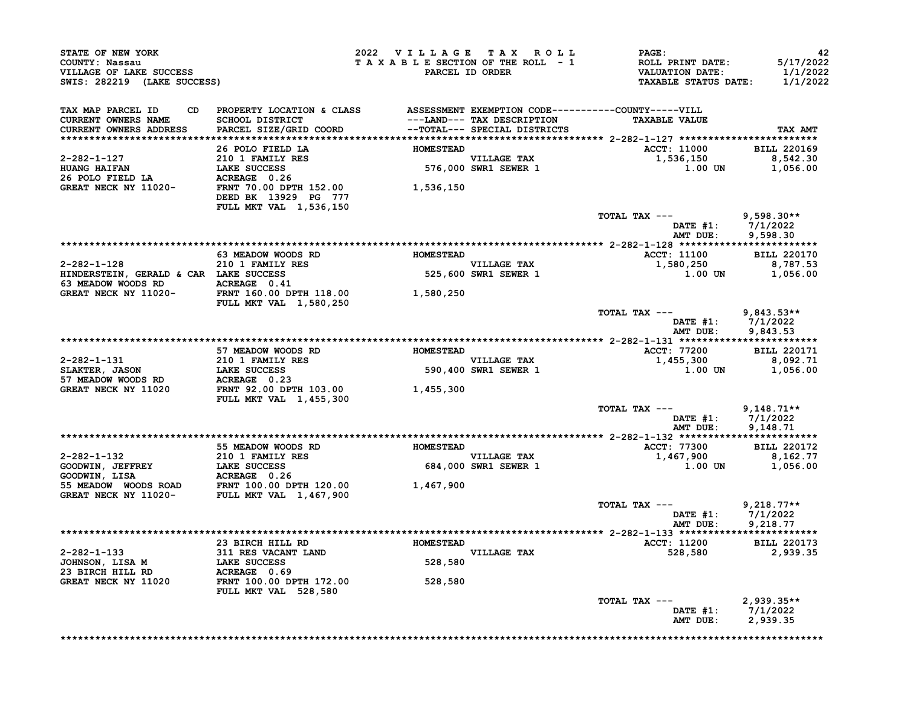STATE OF NEW YORK
COUNTY: Nassau
VILLAGE OF LAKE SUCCESS
SWIS: 282219 (LAKE SUCCESS)

2022 VILLAGE TAX ROLL
TAXABLE SECTION OF THE ROLL - 1
PARCEL ID ORDER

ROLL PRINT DATE: 5/17/2022
VALUATION DATE: 1/1/2022
TAXABLE STATUS DATE: 1/1/2022

| TAX MAP PARCEL ID / CURRENT OWNERS NAME / CURRENT OWNERS ADDRESS | PROPERTY LOCATION & CLASS / SCHOOL DISTRICT / PARCEL SIZE/GRID COORD | ASSESSMENT / ---LAND--- / --TOTAL--- | EXEMPTION CODE / TAX DESCRIPTION / SPECIAL DISTRICTS | TAXABLE VALUE | TAX AMT |
|---|---|---|---|---|---|
| 2-282-1-127 | 26 POLO FIELD LA | HOMESTEAD | | ACCT: 11000 | BILL 220169 |
| HUANG HAIFAN | 210 1 FAMILY RES | | VILLAGE TAX | 1,536,150 | 8,542.30 |
| 26 POLO FIELD LA | LAKE SUCCESS | 576,000 | SWR1 SEWER 1 | 1.00 UN | 1,056.00 |
| GREAT NECK NY 11020- | ACREAGE 0.26 | | | | |
| | FRNT 70.00 DPTH 152.00 | 1,536,150 | | | |
| | DEED BK 13929 PG 777 | | | | |
| | FULL MKT VAL 1,536,150 | | | | |
| | | | | TOTAL TAX --- | 9,598.30** |
| | | | | DATE #1: | 7/1/2022 |
| | | | | AMT DUE: | 9,598.30 |
| 2-282-1-128 | 63 MEADOW WOODS RD | HOMESTEAD | | ACCT: 11100 | BILL 220170 |
| HINDERSTEIN, GERALD & CAR | 210 1 FAMILY RES | | VILLAGE TAX | 1,580,250 | 8,787.53 |
| 63 MEADOW WOODS RD | LAKE SUCCESS | 525,600 | SWR1 SEWER 1 | 1.00 UN | 1,056.00 |
| GREAT NECK NY 11020- | ACREAGE 0.41 | | | | |
| | FRNT 160.00 DPTH 118.00 | 1,580,250 | | | |
| | FULL MKT VAL 1,580,250 | | | | |
| | | | | TOTAL TAX --- | 9,843.53** |
| | | | | DATE #1: | 7/1/2022 |
| | | | | AMT DUE: | 9,843.53 |
| 2-282-1-131 | 57 MEADOW WOODS RD | HOMESTEAD | | ACCT: 77200 | BILL 220171 |
| SLAKTER, JASON | 210 1 FAMILY RES | | VILLAGE TAX | 1,455,300 | 8,092.71 |
| 57 MEADOW WOODS RD | LAKE SUCCESS | 590,400 | SWR1 SEWER 1 | 1.00 UN | 1,056.00 |
| GREAT NECK NY 11020 | ACREAGE 0.23 | | | | |
| | FRNT 92.00 DPTH 103.00 | 1,455,300 | | | |
| | FULL MKT VAL 1,455,300 | | | | |
| | | | | TOTAL TAX --- | 9,148.71** |
| | | | | DATE #1: | 7/1/2022 |
| | | | | AMT DUE: | 9,148.71 |
| 2-282-1-132 | 55 MEADOW WOODS RD | HOMESTEAD | | ACCT: 77300 | BILL 220172 |
| GOODWIN, JEFFREY | 210 1 FAMILY RES | | VILLAGE TAX | 1,467,900 | 8,162.77 |
| GOODWIN, LISA | LAKE SUCCESS | 684,000 | SWR1 SEWER 1 | 1.00 UN | 1,056.00 |
| 55 MEADOW WOODS ROAD | ACREAGE 0.26 | | | | |
| GREAT NECK NY 11020- | FRNT 100.00 DPTH 120.00 | 1,467,900 | | | |
| | FULL MKT VAL 1,467,900 | | | | |
| | | | | TOTAL TAX --- | 9,218.77** |
| | | | | DATE #1: | 7/1/2022 |
| | | | | AMT DUE: | 9,218.77 |
| 2-282-1-133 | 23 BIRCH HILL RD | HOMESTEAD | | ACCT: 11200 | BILL 220173 |
| JOHNSON, LISA M | 311 RES VACANT LAND | | VILLAGE TAX | 528,580 | 2,939.35 |
| 23 BIRCH HILL RD | LAKE SUCCESS | 528,580 | | | |
| GREAT NECK NY 11020 | ACREAGE 0.69 | | | | |
| | FRNT 100.00 DPTH 172.00 | 528,580 | | | |
| | FULL MKT VAL 528,580 | | | | |
| | | | | TOTAL TAX --- | 2,939.35** |
| | | | | DATE #1: | 7/1/2022 |
| | | | | AMT DUE: | 2,939.35 |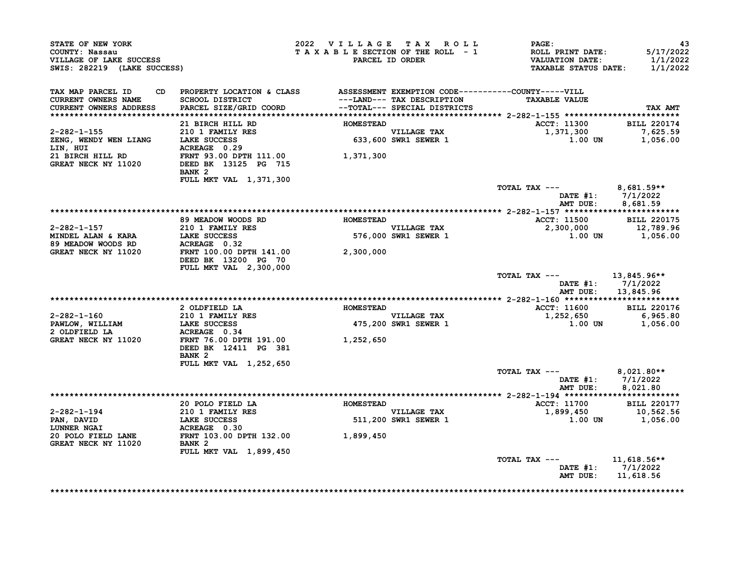STATE OF NEW YORK
COUNTY: Nassau
VILLAGE OF LAKE SUCCESS
SWIS: 282219 (LAKE SUCCESS)

2022 VILLAGE TAX ROLL
TAXABLE SECTION OF THE ROLL - 1
PARCEL ID ORDER

ROLL PRINT DATE: 5/17/2022
VALUATION DATE: 1/1/2022
TAXABLE STATUS DATE: 1/1/2022

| TAX MAP PARCEL ID / CURRENT OWNERS NAME / CURRENT OWNERS ADDRESS | CD | PROPERTY LOCATION & CLASS / SCHOOL DISTRICT / PARCEL SIZE/GRID COORD | ASSESSMENT ---LAND--- --TOTAL--- | EXEMPTION CODE / TAX DESCRIPTION / SPECIAL DISTRICTS | TAXABLE VALUE | TAX AMT |
|---|---|---|---|---|---|---|
| **2-282-1-155** | | 21 BIRCH HILL RD | HOMESTEAD | | ACCT: 11300 | BILL 220174 |
| 2-282-1-155 | | 210 1 FAMILY RES | | VILLAGE TAX | 1,371,300 | 7,625.59 |
| ZENG, WENDY WEN LIANG | | LAKE SUCCESS | 633,600 | SWR1 SEWER 1 | 1.00 UN | 1,056.00 |
| LIN, HUI | | ACREAGE 0.29 | | | | |
| 21 BIRCH HILL RD | | FRNT 93.00 DPTH 111.00 | 1,371,300 | | | |
| GREAT NECK NY 11020 | | DEED BK 13125 PG 715 | | | | |
| | | BANK 2 | | | | |
| | | FULL MKT VAL 1,371,300 | | | | |
| | | | | | TOTAL TAX --- | 8,681.59** |
| | | | | | DATE #1: | 7/1/2022 |
| | | | | | AMT DUE: | 8,681.59 |
| **2-282-1-157** | | 89 MEADOW WOODS RD | HOMESTEAD | | ACCT: 11500 | BILL 220175 |
| 2-282-1-157 | | 210 1 FAMILY RES | | VILLAGE TAX | 2,300,000 | 12,789.96 |
| MINDEL ALAN & KARA | | LAKE SUCCESS | 576,000 | SWR1 SEWER 1 | 1.00 UN | 1,056.00 |
| 89 MEADOW WOODS RD | | ACREAGE 0.32 | | | | |
| GREAT NECK NY 11020 | | FRNT 100.00 DPTH 141.00 | 2,300,000 | | | |
| | | DEED BK 13200 PG 70 | | | | |
| | | FULL MKT VAL 2,300,000 | | | | |
| | | | | | TOTAL TAX --- | 13,845.96** |
| | | | | | DATE #1: | 7/1/2022 |
| | | | | | AMT DUE: | 13,845.96 |
| **2-282-1-160** | | 2 OLDFIELD LA | HOMESTEAD | | ACCT: 11600 | BILL 220176 |
| 2-282-1-160 | | 210 1 FAMILY RES | | VILLAGE TAX | 1,252,650 | 6,965.80 |
| PAWLOW, WILLIAM | | LAKE SUCCESS | 475,200 | SWR1 SEWER 1 | 1.00 UN | 1,056.00 |
| 2 OLDFIELD LA | | ACREAGE 0.34 | | | | |
| GREAT NECK NY 11020 | | FRNT 76.00 DPTH 191.00 | 1,252,650 | | | |
| | | DEED BK 12411 PG 381 | | | | |
| | | BANK 2 | | | | |
| | | FULL MKT VAL 1,252,650 | | | | |
| | | | | | TOTAL TAX --- | 8,021.80** |
| | | | | | DATE #1: | 7/1/2022 |
| | | | | | AMT DUE: | 8,021.80 |
| **2-282-1-194** | | 20 POLO FIELD LA | HOMESTEAD | | ACCT: 11700 | BILL 220177 |
| 2-282-1-194 | | 210 1 FAMILY RES | | VILLAGE TAX | 1,899,450 | 10,562.56 |
| PAN, DAVID | | LAKE SUCCESS | 511,200 | SWR1 SEWER 1 | 1.00 UN | 1,056.00 |
| LUNNER NGAI | | ACREAGE 0.30 | | | | |
| 20 POLO FIELD LANE | | FRNT 103.00 DPTH 132.00 | 1,899,450 | | | |
| GREAT NECK NY 11020 | | BANK 2 | | | | |
| | | FULL MKT VAL 1,899,450 | | | | |
| | | | | | TOTAL TAX --- | 11,618.56** |
| | | | | | DATE #1: | 7/1/2022 |
| | | | | | AMT DUE: | 11,618.56 |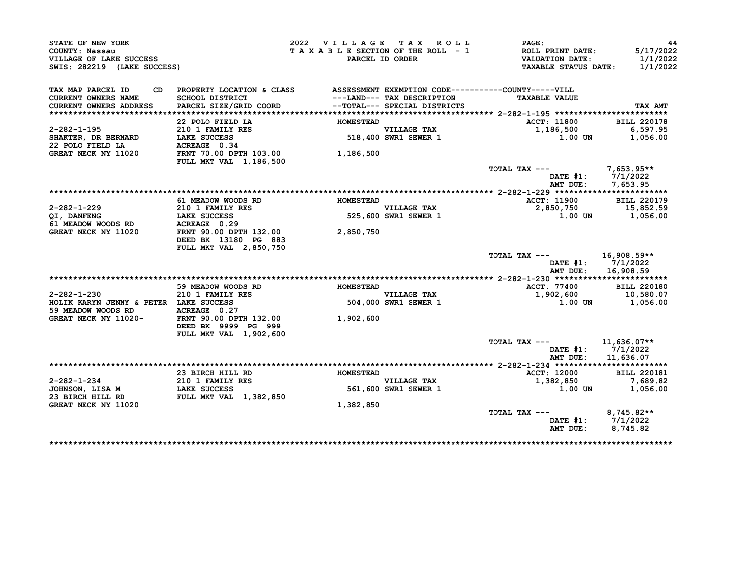STATE OF NEW YORK
COUNTY: Nassau
VILLAGE OF LAKE SUCCESS
SWIS: 282219 (LAKE SUCCESS)

2022 VILLAGE TAX ROLL
TAXABLE SECTION OF THE ROLL - 1
PARCEL ID ORDER

ROLL PRINT DATE: 5/17/2022
VALUATION DATE: 1/1/2022
TAXABLE STATUS DATE: 1/1/2022

| TAX MAP PARCEL ID / CURRENT OWNERS NAME / CURRENT OWNERS ADDRESS | PROPERTY LOCATION & CLASS / SCHOOL DISTRICT / PARCEL SIZE/GRID COORD | ASSESSMENT ---LAND--- / --TOTAL--- | EXEMPTION CODE / TAX DESCRIPTION / SPECIAL DISTRICTS | TAXABLE VALUE | TAX AMT |
|---|---|---|---|---|---|
| 2-282-1-195 | 22 POLO FIELD LA | HOMESTEAD | | ACCT: 11800 | BILL 220178 |
| SHAKTER, DR BERNARD | 210 1 FAMILY RES | | VILLAGE TAX | 1,186,500 | 6,597.95 |
| 22 POLO FIELD LA | LAKE SUCCESS | 518,400 | SWR1 SEWER 1 | 1.00 UN | 1,056.00 |
| GREAT NECK NY 11020 | ACREAGE 0.34 | | | | |
| | FRNT 70.00 DPTH 103.00 | 1,186,500 | | | |
| | FULL MKT VAL 1,186,500 | | | | |
| | | | | TOTAL TAX --- | 7,653.95** |
| | | | | DATE #1: | 7/1/2022 |
| | | | | AMT DUE: | 7,653.95 |
| 2-282-1-229 | 61 MEADOW WOODS RD | HOMESTEAD | | ACCT: 11900 | BILL 220179 |
| QI, DANFENG | 210 1 FAMILY RES | | VILLAGE TAX | 2,850,750 | 15,852.59 |
| 61 MEADOW WOODS RD | LAKE SUCCESS | 525,600 | SWR1 SEWER 1 | 1.00 UN | 1,056.00 |
| GREAT NECK NY 11020 | ACREAGE 0.29 | | | | |
| | FRNT 90.00 DPTH 132.00 | 2,850,750 | | | |
| | DEED BK 13180 PG 883 | | | | |
| | FULL MKT VAL 2,850,750 | | | | |
| | | | | TOTAL TAX --- | 16,908.59** |
| | | | | DATE #1: | 7/1/2022 |
| | | | | AMT DUE: | 16,908.59 |
| 2-282-1-230 | 59 MEADOW WOODS RD | HOMESTEAD | | ACCT: 77400 | BILL 220180 |
| HOLIK KARYN JENNY & PETER | 210 1 FAMILY RES | | VILLAGE TAX | 1,902,600 | 10,580.07 |
| 59 MEADOW WOODS RD | LAKE SUCCESS | 504,000 | SWR1 SEWER 1 | 1.00 UN | 1,056.00 |
| GREAT NECK NY 11020- | ACREAGE 0.27 | | | | |
| | FRNT 90.00 DPTH 132.00 | 1,902,600 | | | |
| | DEED BK 9999 PG 999 | | | | |
| | FULL MKT VAL 1,902,600 | | | | |
| | | | | TOTAL TAX --- | 11,636.07** |
| | | | | DATE #1: | 7/1/2022 |
| | | | | AMT DUE: | 11,636.07 |
| 2-282-1-234 | 23 BIRCH HILL RD | HOMESTEAD | | ACCT: 12000 | BILL 220181 |
| JOHNSON, LISA M | 210 1 FAMILY RES | | VILLAGE TAX | 1,382,850 | 7,689.82 |
| 23 BIRCH HILL RD | LAKE SUCCESS | 561,600 | SWR1 SEWER 1 | 1.00 UN | 1,056.00 |
| GREAT NECK NY 11020 | FULL MKT VAL 1,382,850 | 1,382,850 | | | |
| | | | | TOTAL TAX --- | 8,745.82** |
| | | | | DATE #1: | 7/1/2022 |
| | | | | AMT DUE: | 8,745.82 |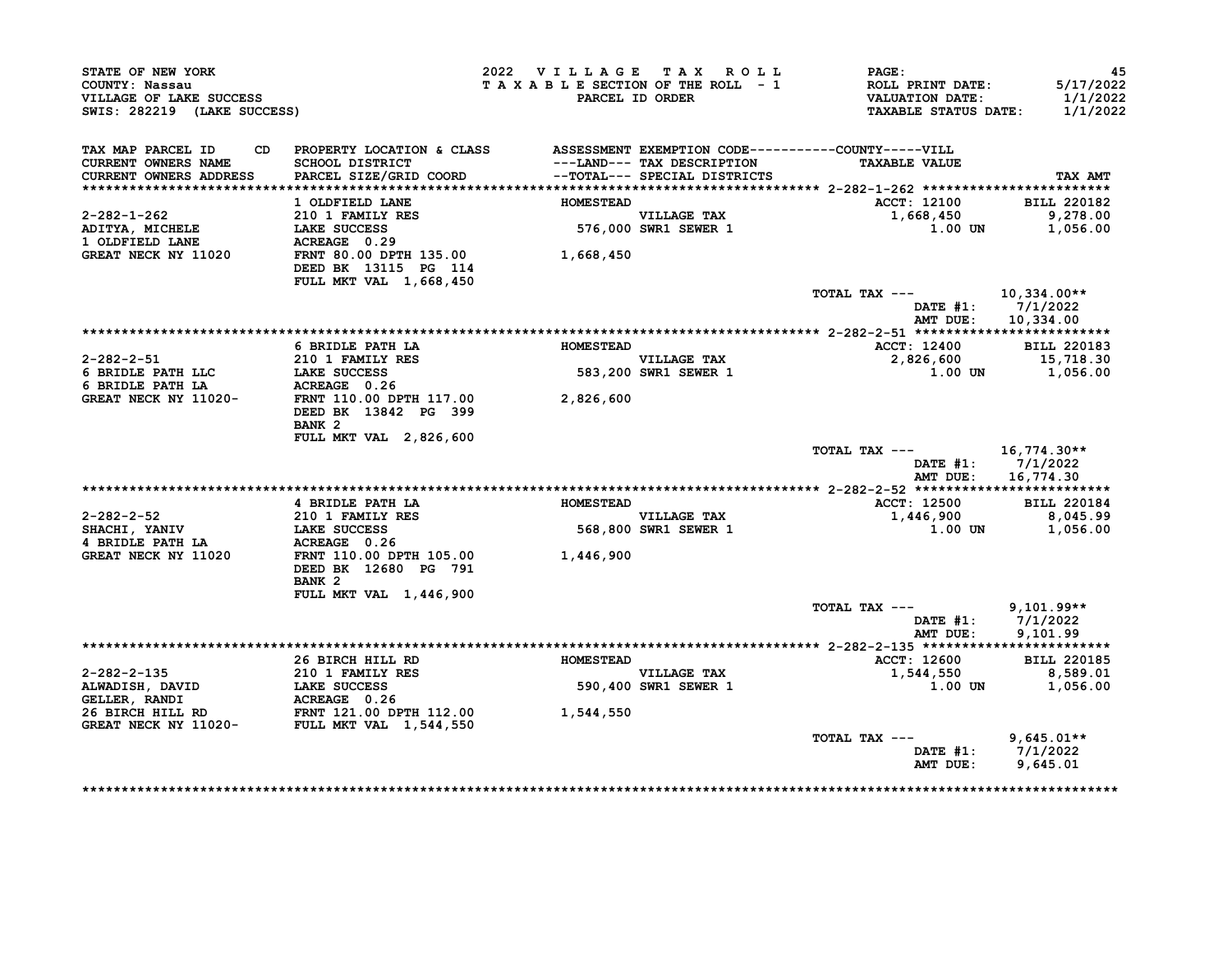STATE OF NEW YORK
COUNTY: Nassau
VILLAGE OF LAKE SUCCESS
SWIS: 282219 (LAKE SUCCESS)

2022 VILLAGE TAX ROLL
TAXABLE SECTION OF THE ROLL - 1
PARCEL ID ORDER

PAGE: 45
ROLL PRINT DATE: 5/17/2022
VALUATION DATE: 1/1/2022
TAXABLE STATUS DATE: 1/1/2022

| TAX MAP PARCEL ID / CURRENT OWNERS NAME / CURRENT OWNERS ADDRESS | CD | PROPERTY LOCATION & CLASS / SCHOOL DISTRICT / PARCEL SIZE/GRID COORD | ASSESSMENT ---LAND--- / --TOTAL--- | EXEMPTION CODE / TAX DESCRIPTION / SPECIAL DISTRICTS | TAXABLE VALUE (COUNTY-----VILL) | TAX AMT |
|---|---|---|---|---|---|---|
| **2-282-1-262** | | 1 OLDFIELD LANE | HOMESTEAD | | ACCT: 12100 | BILL 220182 |
| 2-282-1-262 | | 210 1 FAMILY RES | | VILLAGE TAX | 1,668,450 | 9,278.00 |
| ADITYA, MICHELE | | LAKE SUCCESS | 576,000 | SWR1 SEWER 1 | 1.00 UN | 1,056.00 |
| 1 OLDFIELD LANE | | ACREAGE 0.29 | | | | |
| GREAT NECK NY 11020 | | FRNT 80.00 DPTH 135.00 | 1,668,450 | | | |
| | | DEED BK 13115 PG 114 | | | | |
| | | FULL MKT VAL 1,668,450 | | | | |
| | | | | | TOTAL TAX --- | 10,334.00** |
| | | | | | DATE #1: | 7/1/2022 |
| | | | | | AMT DUE: | 10,334.00 |
| **2-282-2-51** | | 6 BRIDLE PATH LA | HOMESTEAD | | ACCT: 12400 | BILL 220183 |
| 2-282-2-51 | | 210 1 FAMILY RES | | VILLAGE TAX | 2,826,600 | 15,718.30 |
| 6 BRIDLE PATH LLC | | LAKE SUCCESS | 583,200 | SWR1 SEWER 1 | 1.00 UN | 1,056.00 |
| 6 BRIDLE PATH LA | | ACREAGE 0.26 | | | | |
| GREAT NECK NY 11020- | | FRNT 110.00 DPTH 117.00 | 2,826,600 | | | |
| | | DEED BK 13842 PG 399 | | | | |
| | | BANK 2 | | | | |
| | | FULL MKT VAL 2,826,600 | | | | |
| | | | | | TOTAL TAX --- | 16,774.30** |
| | | | | | DATE #1: | 7/1/2022 |
| | | | | | AMT DUE: | 16,774.30 |
| **2-282-2-52** | | 4 BRIDLE PATH LA | HOMESTEAD | | ACCT: 12500 | BILL 220184 |
| 2-282-2-52 | | 210 1 FAMILY RES | | VILLAGE TAX | 1,446,900 | 8,045.99 |
| SHACHI, YANIV | | LAKE SUCCESS | 568,800 | SWR1 SEWER 1 | 1.00 UN | 1,056.00 |
| 4 BRIDLE PATH LA | | ACREAGE 0.26 | | | | |
| GREAT NECK NY 11020 | | FRNT 110.00 DPTH 105.00 | 1,446,900 | | | |
| | | DEED BK 12680 PG 791 | | | | |
| | | BANK 2 | | | | |
| | | FULL MKT VAL 1,446,900 | | | | |
| | | | | | TOTAL TAX --- | 9,101.99** |
| | | | | | DATE #1: | 7/1/2022 |
| | | | | | AMT DUE: | 9,101.99 |
| **2-282-2-135** | | 26 BIRCH HILL RD | HOMESTEAD | | ACCT: 12600 | BILL 220185 |
| 2-282-2-135 | | 210 1 FAMILY RES | | VILLAGE TAX | 1,544,550 | 8,589.01 |
| ALWADISH, DAVID | | LAKE SUCCESS | 590,400 | SWR1 SEWER 1 | 1.00 UN | 1,056.00 |
| GELLER, RANDI | | ACREAGE 0.26 | | | | |
| 26 BIRCH HILL RD | | FRNT 121.00 DPTH 112.00 | 1,544,550 | | | |
| GREAT NECK NY 11020- | | FULL MKT VAL 1,544,550 | | | | |
| | | | | | TOTAL TAX --- | 9,645.01** |
| | | | | | DATE #1: | 7/1/2022 |
| | | | | | AMT DUE: | 9,645.01 |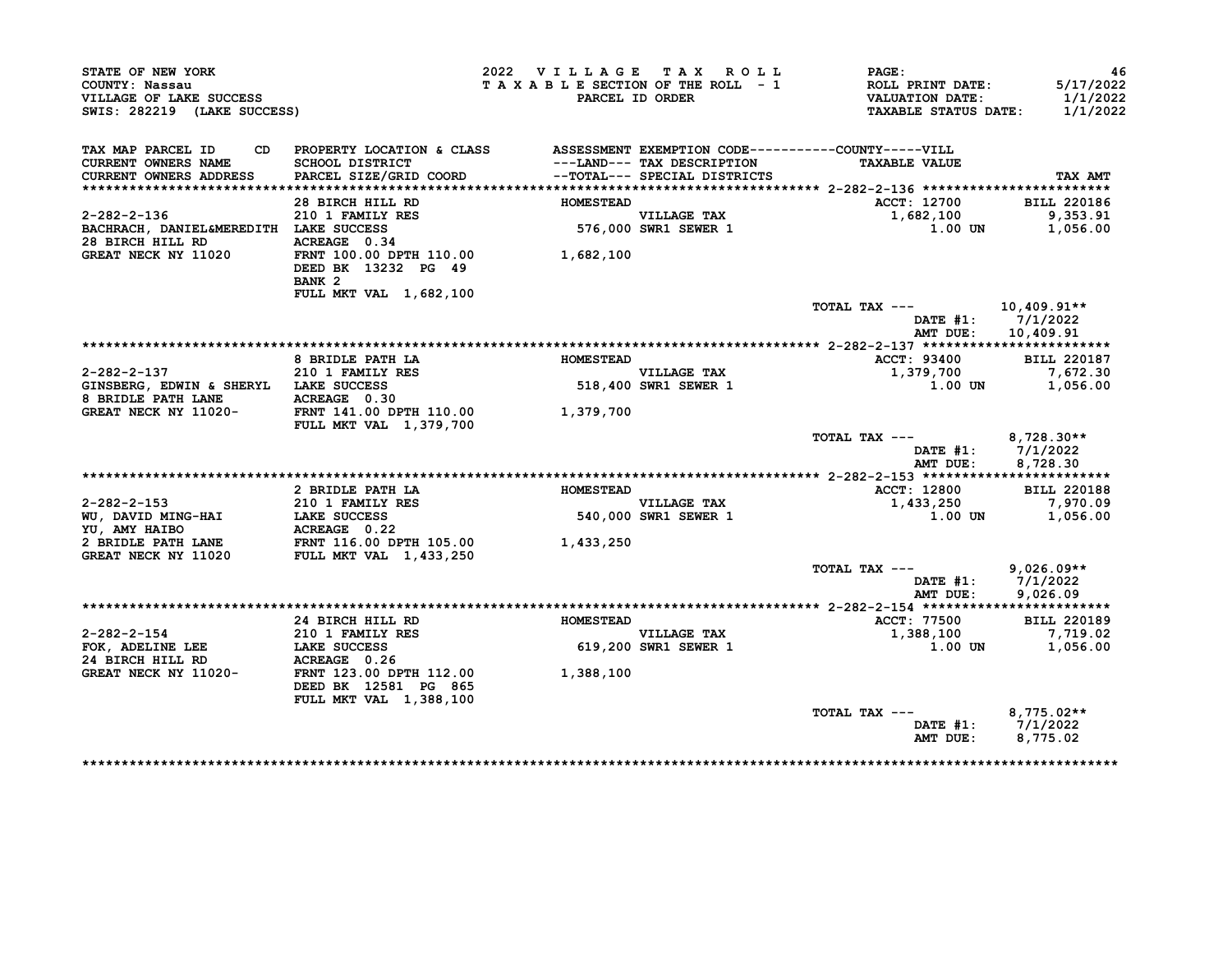STATE OF NEW YORK
COUNTY: Nassau
VILLAGE OF LAKE SUCCESS
SWIS: 282219 (LAKE SUCCESS)

2022 VILLAGE TAX ROLL
TAXABLE SECTION OF THE ROLL - 1
PARCEL ID ORDER

ROLL PRINT DATE: 5/17/2022
VALUATION DATE: 1/1/2022
TAXABLE STATUS DATE: 1/1/2022

| TAX MAP PARCEL ID / CURRENT OWNERS NAME / CURRENT OWNERS ADDRESS | PROPERTY LOCATION & CLASS / SCHOOL DISTRICT / PARCEL SIZE/GRID COORD | ASSESSMENT ---LAND--- --TOTAL--- | EXEMPTION CODE / TAX DESCRIPTION / SPECIAL DISTRICTS | TAXABLE VALUE | TAX AMT |
|---|---|---|---|---|---|
| **2-282-2-136** | 28 BIRCH HILL RD | HOMESTEAD | | ACCT: 12700 | BILL 220186 |
| 2-282-2-136 | 210 1 FAMILY RES | | VILLAGE TAX | 1,682,100 | 9,353.91 |
| BACHRACH, DANIEL&MEREDITH | LAKE SUCCESS | 576,000 | SWR1 SEWER 1 | 1.00 UN | 1,056.00 |
| 28 BIRCH HILL RD | ACREAGE 0.34 | | | | |
| GREAT NECK NY 11020 | FRNT 100.00 DPTH 110.00 | 1,682,100 | | | |
| | DEED BK 13232 PG 49 | | | | |
| | BANK 2 | | | | |
| | FULL MKT VAL 1,682,100 | | | | |
| | | | | TOTAL TAX --- | 10,409.91** |
| | | | | DATE #1: | 7/1/2022 |
| | | | | AMT DUE: | 10,409.91 |
| **2-282-2-137** | 8 BRIDLE PATH LA | HOMESTEAD | | ACCT: 93400 | BILL 220187 |
| 2-282-2-137 | 210 1 FAMILY RES | | VILLAGE TAX | 1,379,700 | 7,672.30 |
| GINSBERG, EDWIN & SHERYL | LAKE SUCCESS | 518,400 | SWR1 SEWER 1 | 1.00 UN | 1,056.00 |
| 8 BRIDLE PATH LANE | ACREAGE 0.30 | | | | |
| GREAT NECK NY 11020- | FRNT 141.00 DPTH 110.00 | 1,379,700 | | | |
| | FULL MKT VAL 1,379,700 | | | | |
| | | | | TOTAL TAX --- | 8,728.30** |
| | | | | DATE #1: | 7/1/2022 |
| | | | | AMT DUE: | 8,728.30 |
| **2-282-2-153** | 2 BRIDLE PATH LA | HOMESTEAD | | ACCT: 12800 | BILL 220188 |
| 2-282-2-153 | 210 1 FAMILY RES | | VILLAGE TAX | 1,433,250 | 7,970.09 |
| WU, DAVID MING-HAI | LAKE SUCCESS | 540,000 | SWR1 SEWER 1 | 1.00 UN | 1,056.00 |
| YU, AMY HAIBO | ACREAGE 0.22 | | | | |
| 2 BRIDLE PATH LANE | FRNT 116.00 DPTH 105.00 | 1,433,250 | | | |
| GREAT NECK NY 11020 | FULL MKT VAL 1,433,250 | | | | |
| | | | | TOTAL TAX --- | 9,026.09** |
| | | | | DATE #1: | 7/1/2022 |
| | | | | AMT DUE: | 9,026.09 |
| **2-282-2-154** | 24 BIRCH HILL RD | HOMESTEAD | | ACCT: 77500 | BILL 220189 |
| 2-282-2-154 | 210 1 FAMILY RES | | VILLAGE TAX | 1,388,100 | 7,719.02 |
| FOK, ADELINE LEE | LAKE SUCCESS | 619,200 | SWR1 SEWER 1 | 1.00 UN | 1,056.00 |
| 24 BIRCH HILL RD | ACREAGE 0.26 | | | | |
| GREAT NECK NY 11020- | FRNT 123.00 DPTH 112.00 | 1,388,100 | | | |
| | DEED BK 12581 PG 865 | | | | |
| | FULL MKT VAL 1,388,100 | | | | |
| | | | | TOTAL TAX --- | 8,775.02** |
| | | | | DATE #1: | 7/1/2022 |
| | | | | AMT DUE: | 8,775.02 |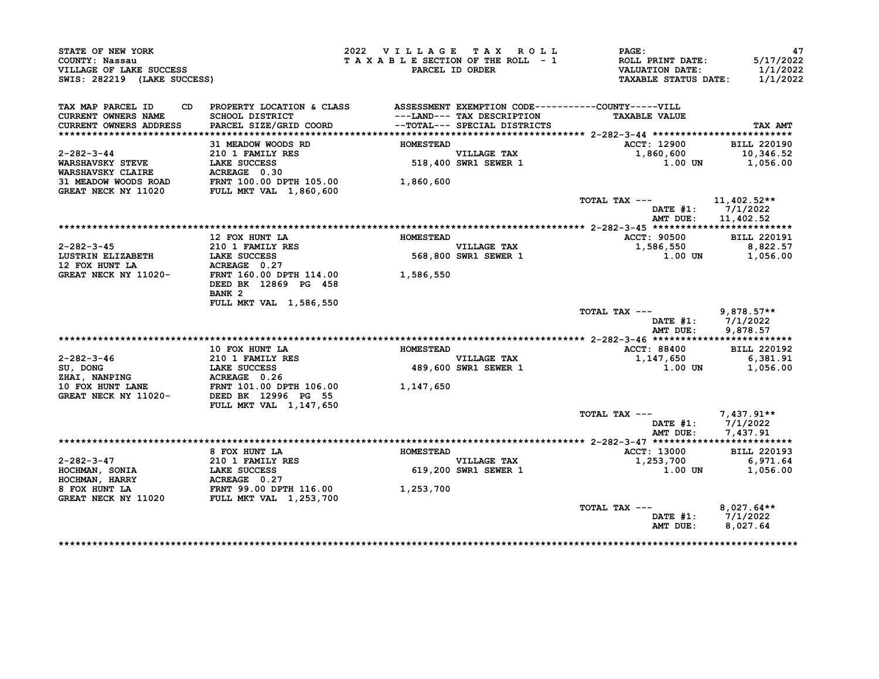STATE OF NEW YORK
COUNTY: Nassau
VILLAGE OF LAKE SUCCESS
SWIS: 282219 (LAKE SUCCESS)

2022 VILLAGE TAX ROLL
TAXABLE SECTION OF THE ROLL - 1
PARCEL ID ORDER

ROLL PRINT DATE: 5/17/2022
VALUATION DATE: 1/1/2022
TAXABLE STATUS DATE: 1/1/2022

| TAX MAP PARCEL ID / CURRENT OWNERS NAME / CURRENT OWNERS ADDRESS | PROPERTY LOCATION & CLASS / SCHOOL DISTRICT / PARCEL SIZE/GRID COORD | ASSESSMENT ---LAND--- / --TOTAL--- | EXEMPTION CODE / TAX DESCRIPTION / SPECIAL DISTRICTS | TAXABLE VALUE (VILL) | TAX AMT |
|---|---|---|---|---|---|
| **2-282-3-44** | 31 MEADOW WOODS RD | HOMESTEAD | | ACCT: 12900 | BILL 220190 |
| 2-282-3-44 | 210 1 FAMILY RES | | VILLAGE TAX | 1,860,600 | 10,346.52 |
| WARSHAVSKY STEVE | LAKE SUCCESS | 518,400 | SWR1 SEWER 1 | 1.00 UN | 1,056.00 |
| WARSHAVSKY CLAIRE | ACREAGE 0.30 | | | | |
| 31 MEADOW WOODS ROAD | FRNT 100.00 DPTH 105.00 | 1,860,600 | | | |
| GREAT NECK NY 11020 | FULL MKT VAL 1,860,600 | | | | |
| | | | TOTAL TAX --- | | 11,402.52** |
| | | | | DATE #1: | 7/1/2022 |
| | | | | AMT DUE: | 11,402.52 |
| **2-282-3-45** | 12 FOX HUNT LA | HOMESTEAD | | ACCT: 90500 | BILL 220191 |
| 2-282-3-45 | 210 1 FAMILY RES | | VILLAGE TAX | 1,586,550 | 8,822.57 |
| LUSTRIN ELIZABETH | LAKE SUCCESS | 568,800 | SWR1 SEWER 1 | 1.00 UN | 1,056.00 |
| 12 FOX HUNT LA | ACREAGE 0.27 | | | | |
| GREAT NECK NY 11020- | FRNT 160.00 DPTH 114.00 | 1,586,550 | | | |
| | DEED BK 12869 PG 458 | | | | |
| | BANK 2 | | | | |
| | FULL MKT VAL 1,586,550 | | | | |
| | | | TOTAL TAX --- | | 9,878.57** |
| | | | | DATE #1: | 7/1/2022 |
| | | | | AMT DUE: | 9,878.57 |
| **2-282-3-46** | 10 FOX HUNT LA | HOMESTEAD | | ACCT: 88400 | BILL 220192 |
| 2-282-3-46 | 210 1 FAMILY RES | | VILLAGE TAX | 1,147,650 | 6,381.91 |
| SU, DONG | LAKE SUCCESS | 489,600 | SWR1 SEWER 1 | 1.00 UN | 1,056.00 |
| ZHAI, NANPING | ACREAGE 0.26 | | | | |
| 10 FOX HUNT LANE | FRNT 101.00 DPTH 106.00 | 1,147,650 | | | |
| GREAT NECK NY 11020- | DEED BK 12996 PG 55 | | | | |
| | FULL MKT VAL 1,147,650 | | | | |
| | | | TOTAL TAX --- | | 7,437.91** |
| | | | | DATE #1: | 7/1/2022 |
| | | | | AMT DUE: | 7,437.91 |
| **2-282-3-47** | 8 FOX HUNT LA | HOMESTEAD | | ACCT: 13000 | BILL 220193 |
| 2-282-3-47 | 210 1 FAMILY RES | | VILLAGE TAX | 1,253,700 | 6,971.64 |
| HOCHMAN, SONIA | LAKE SUCCESS | 619,200 | SWR1 SEWER 1 | 1.00 UN | 1,056.00 |
| HOCHMAN, HARRY | ACREAGE 0.27 | | | | |
| 8 FOX HUNT LA | FRNT 99.00 DPTH 116.00 | 1,253,700 | | | |
| GREAT NECK NY 11020 | FULL MKT VAL 1,253,700 | | | | |
| | | | TOTAL TAX --- | | 8,027.64** |
| | | | | DATE #1: | 7/1/2022 |
| | | | | AMT DUE: | 8,027.64 |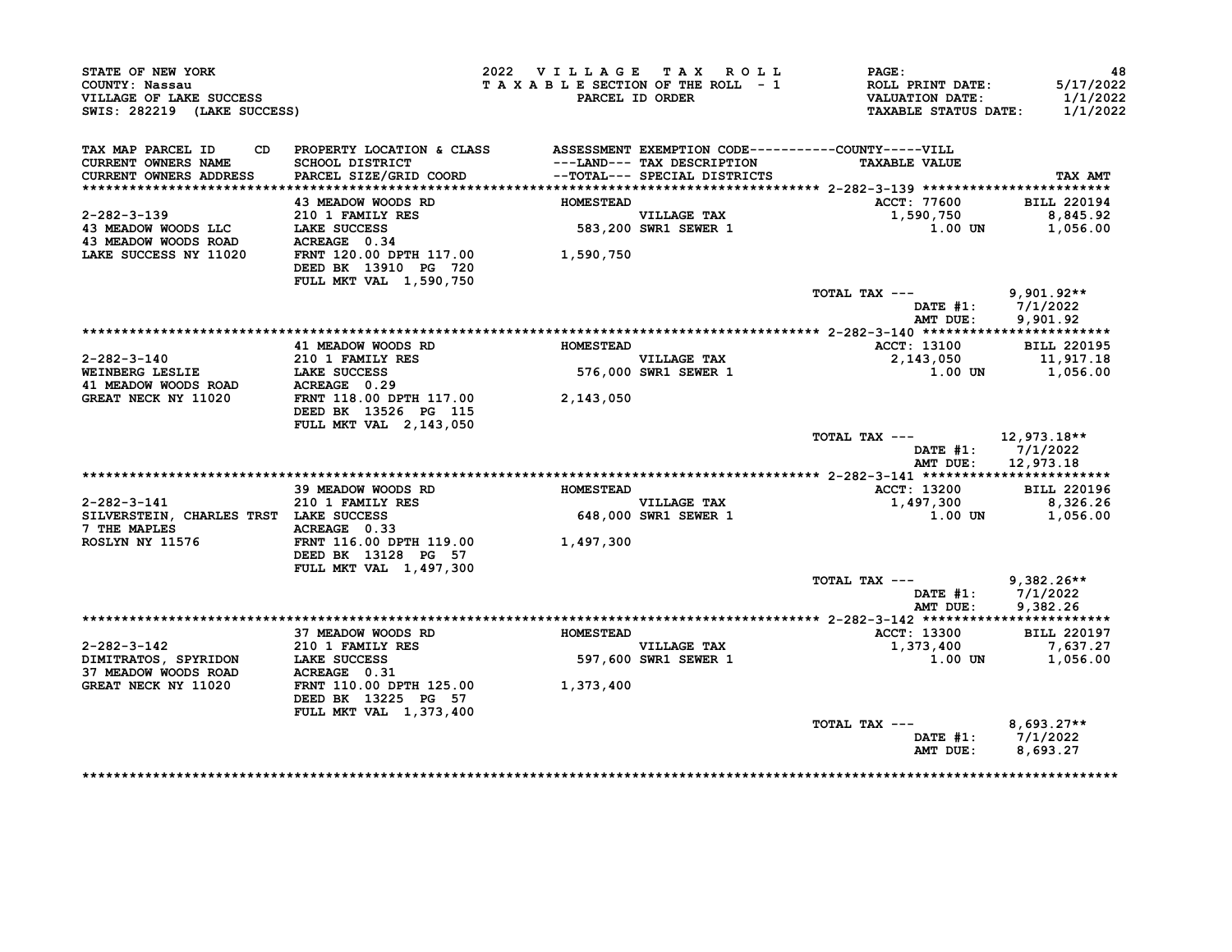STATE OF NEW YORK
COUNTY: Nassau
VILLAGE OF LAKE SUCCESS
SWIS: 282219 (LAKE SUCCESS)

2022 VILLAGE TAX ROLL
TAXABLE SECTION OF THE ROLL - 1
PARCEL ID ORDER

PAGE: 48
ROLL PRINT DATE: 5/17/2022
VALUATION DATE: 1/1/2022
TAXABLE STATUS DATE: 1/1/2022

| TAX MAP PARCEL ID / CURRENT OWNERS NAME / CURRENT OWNERS ADDRESS | PROPERTY LOCATION & CLASS / SCHOOL DISTRICT / PARCEL SIZE/GRID COORD | ASSESSMENT ---LAND--- / --TOTAL--- | EXEMPTION CODE / TAX DESCRIPTION / SPECIAL DISTRICTS | TAXABLE VALUE (COUNTY-----VILL) | TAX AMT |
|---|---|---|---|---|---|
| 2-282-3-139 | 43 MEADOW WOODS RD | HOMESTEAD | | ACCT: 77600 | BILL 220194 |
| 43 MEADOW WOODS LLC | 210 1 FAMILY RES | | VILLAGE TAX | 1,590,750 | 8,845.92 |
| 43 MEADOW WOODS ROAD | LAKE SUCCESS | 583,200 | SWR1 SEWER 1 | 1.00 UN | 1,056.00 |
| LAKE SUCCESS NY 11020 | ACREAGE 0.34 | | | | |
| | FRNT 120.00 DPTH 117.00 | 1,590,750 | | | |
| | DEED BK 13910 PG 720 | | | | |
| | FULL MKT VAL 1,590,750 | | | | |
| | | | | TOTAL TAX --- | 9,901.92** |
| | | | | DATE #1: | 7/1/2022 |
| | | | | AMT DUE: | 9,901.92 |
| 2-282-3-140 | 41 MEADOW WOODS RD | HOMESTEAD | | ACCT: 13100 | BILL 220195 |
| WEINBERG LESLIE | 210 1 FAMILY RES | | VILLAGE TAX | 2,143,050 | 11,917.18 |
| 41 MEADOW WOODS ROAD | LAKE SUCCESS | 576,000 | SWR1 SEWER 1 | 1.00 UN | 1,056.00 |
| GREAT NECK NY 11020 | ACREAGE 0.29 | | | | |
| | FRNT 118.00 DPTH 117.00 | 2,143,050 | | | |
| | DEED BK 13526 PG 115 | | | | |
| | FULL MKT VAL 2,143,050 | | | | |
| | | | | TOTAL TAX --- | 12,973.18** |
| | | | | DATE #1: | 7/1/2022 |
| | | | | AMT DUE: | 12,973.18 |
| 2-282-3-141 | 39 MEADOW WOODS RD | HOMESTEAD | | ACCT: 13200 | BILL 220196 |
| SILVERSTEIN, CHARLES TRST | 210 1 FAMILY RES | | VILLAGE TAX | 1,497,300 | 8,326.26 |
| 7 THE MAPLES | LAKE SUCCESS | 648,000 | SWR1 SEWER 1 | 1.00 UN | 1,056.00 |
| ROSLYN NY 11576 | ACREAGE 0.33 | | | | |
| | FRNT 116.00 DPTH 119.00 | 1,497,300 | | | |
| | DEED BK 13128 PG 57 | | | | |
| | FULL MKT VAL 1,497,300 | | | | |
| | | | | TOTAL TAX --- | 9,382.26** |
| | | | | DATE #1: | 7/1/2022 |
| | | | | AMT DUE: | 9,382.26 |
| 2-282-3-142 | 37 MEADOW WOODS RD | HOMESTEAD | | ACCT: 13300 | BILL 220197 |
| DIMITRATOS, SPYRIDON | 210 1 FAMILY RES | | VILLAGE TAX | 1,373,400 | 7,637.27 |
| 37 MEADOW WOODS ROAD | LAKE SUCCESS | 597,600 | SWR1 SEWER 1 | 1.00 UN | 1,056.00 |
| GREAT NECK NY 11020 | ACREAGE 0.31 | | | | |
| | FRNT 110.00 DPTH 125.00 | 1,373,400 | | | |
| | DEED BK 13225 PG 57 | | | | |
| | FULL MKT VAL 1,373,400 | | | | |
| | | | | TOTAL TAX --- | 8,693.27** |
| | | | | DATE #1: | 7/1/2022 |
| | | | | AMT DUE: | 8,693.27 |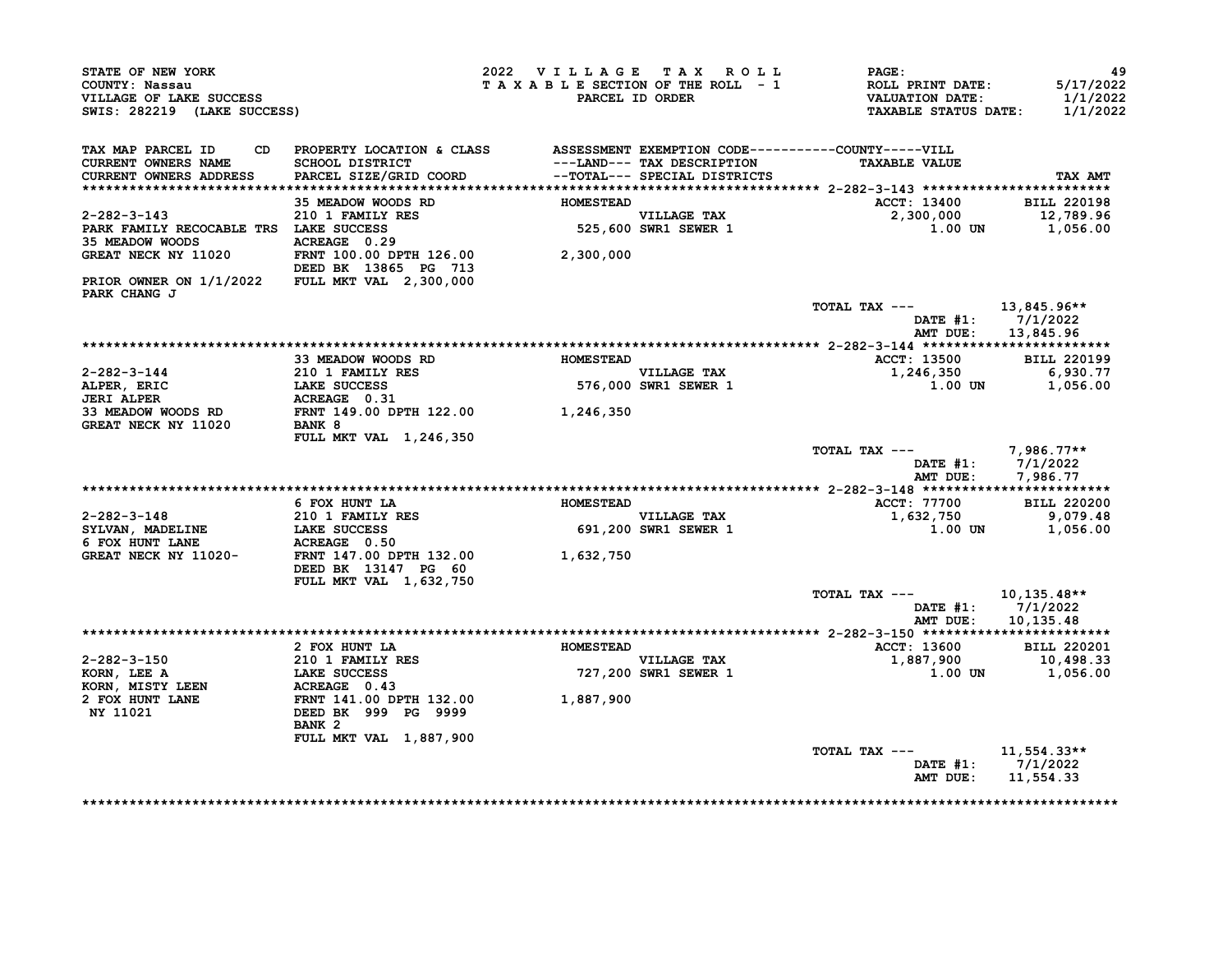STATE OF NEW YORK
COUNTY: Nassau
VILLAGE OF LAKE SUCCESS
SWIS: 282219 (LAKE SUCCESS)

2022 VILLAGE TAX ROLL
TAXABLE SECTION OF THE ROLL - 1
PARCEL ID ORDER

ROLL PRINT DATE: 5/17/2022
VALUATION DATE: 1/1/2022
TAXABLE STATUS DATE: 1/1/2022

| TAX MAP PARCEL ID / CURRENT OWNERS NAME / CURRENT OWNERS ADDRESS | PROPERTY LOCATION & CLASS / SCHOOL DISTRICT / PARCEL SIZE/GRID COORD | ASSESSMENT ---LAND--- / ---TOTAL--- | EXEMPTION CODE / TAX DESCRIPTION / SPECIAL DISTRICTS | TAXABLE VALUE | TAX AMT |
|---|---|---|---|---|---|
| **2-282-3-143** | 35 MEADOW WOODS RD | HOMESTEAD | | ACCT: 13400 | BILL 220198 |
| 2-282-3-143 | 210 1 FAMILY RES | | VILLAGE TAX | 2,300,000 | 12,789.96 |
| PARK FAMILY RECOCABLE TRS | LAKE SUCCESS | 525,600 | SWR1 SEWER 1 | 1.00 UN | 1,056.00 |
| 35 MEADOW WOODS | ACREAGE 0.29 | | | | |
| GREAT NECK NY 11020 | FRNT 100.00 DPTH 126.00 | 2,300,000 | | | |
| | DEED BK 13865 PG 713 | | | | |
| PRIOR OWNER ON 1/1/2022 | FULL MKT VAL 2,300,000 | | | | |
| PARK CHANG J | | | | | |
| | | | | TOTAL TAX --- | 13,845.96** |
| | | | | DATE #1: | 7/1/2022 |
| | | | | AMT DUE: | 13,845.96 |
| **2-282-3-144** | 33 MEADOW WOODS RD | HOMESTEAD | | ACCT: 13500 | BILL 220199 |
| 2-282-3-144 | 210 1 FAMILY RES | | VILLAGE TAX | 1,246,350 | 6,930.77 |
| ALPER, ERIC | LAKE SUCCESS | 576,000 | SWR1 SEWER 1 | 1.00 UN | 1,056.00 |
| JERI ALPER | ACREAGE 0.31 | | | | |
| 33 MEADOW WOODS RD | FRNT 149.00 DPTH 122.00 | 1,246,350 | | | |
| GREAT NECK NY 11020 | BANK 8 | | | | |
| | FULL MKT VAL 1,246,350 | | | | |
| | | | | TOTAL TAX --- | 7,986.77** |
| | | | | DATE #1: | 7/1/2022 |
| | | | | AMT DUE: | 7,986.77 |
| **2-282-3-148** | 6 FOX HUNT LA | HOMESTEAD | | ACCT: 77700 | BILL 220200 |
| 2-282-3-148 | 210 1 FAMILY RES | | VILLAGE TAX | 1,632,750 | 9,079.48 |
| SYLVAN, MADELINE | LAKE SUCCESS | 691,200 | SWR1 SEWER 1 | 1.00 UN | 1,056.00 |
| 6 FOX HUNT LANE | ACREAGE 0.50 | | | | |
| GREAT NECK NY 11020- | FRNT 147.00 DPTH 132.00 | 1,632,750 | | | |
| | DEED BK 13147 PG 60 | | | | |
| | FULL MKT VAL 1,632,750 | | | | |
| | | | | TOTAL TAX --- | 10,135.48** |
| | | | | DATE #1: | 7/1/2022 |
| | | | | AMT DUE: | 10,135.48 |
| **2-282-3-150** | 2 FOX HUNT LA | HOMESTEAD | | ACCT: 13600 | BILL 220201 |
| 2-282-3-150 | 210 1 FAMILY RES | | VILLAGE TAX | 1,887,900 | 10,498.33 |
| KORN, LEE A | LAKE SUCCESS | 727,200 | SWR1 SEWER 1 | 1.00 UN | 1,056.00 |
| KORN, MISTY LEEN | ACREAGE 0.43 | | | | |
| 2 FOX HUNT LANE | FRNT 141.00 DPTH 132.00 | 1,887,900 | | | |
| NY 11021 | DEED BK 999 PG 9999 | | | | |
| | BANK 2 | | | | |
| | FULL MKT VAL 1,887,900 | | | | |
| | | | | TOTAL TAX --- | 11,554.33** |
| | | | | DATE #1: | 7/1/2022 |
| | | | | AMT DUE: | 11,554.33 |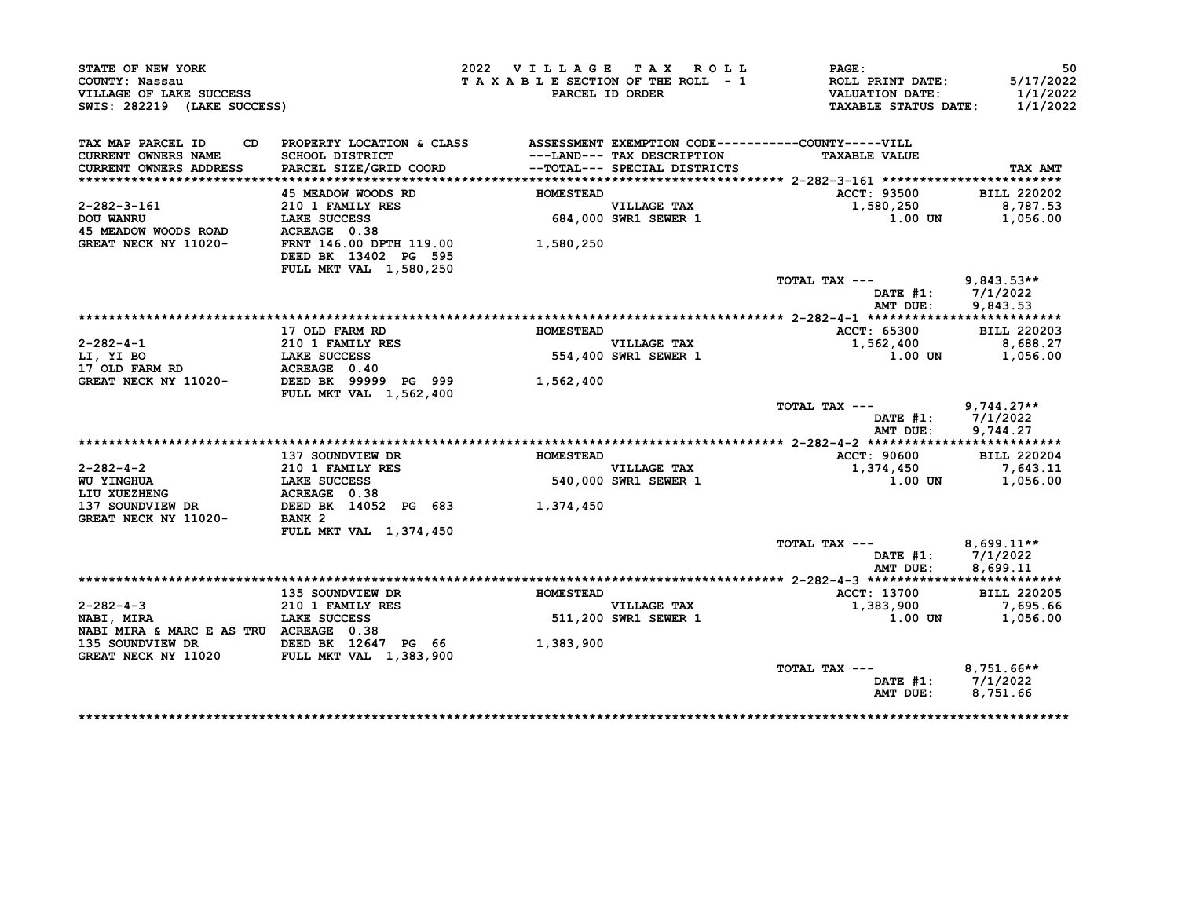STATE OF NEW YORK
COUNTY: Nassau
VILLAGE OF LAKE SUCCESS
SWIS: 282219 (LAKE SUCCESS)

2022 VILLAGE TAX ROLL
TAXABLE SECTION OF THE ROLL - 1
PARCEL ID ORDER

ROLL PRINT DATE: 5/17/2022
VALUATION DATE: 1/1/2022
TAXABLE STATUS DATE: 1/1/2022

| TAX MAP PARCEL ID / CURRENT OWNERS NAME / CURRENT OWNERS ADDRESS | PROPERTY LOCATION & CLASS / SCHOOL DISTRICT / PARCEL SIZE/GRID COORD | ASSESSMENT ---LAND--- / --TOTAL--- | EXEMPTION CODE / TAX DESCRIPTION / SPECIAL DISTRICTS | TAXABLE VALUE | TAX AMT |
|---|---|---|---|---|---|
| **2-282-3-161** | 45 MEADOW WOODS RD | HOMESTEAD | | ACCT: 93500 | BILL 220202 |
| 2-282-3-161 | 210 1 FAMILY RES | | VILLAGE TAX | 1,580,250 | 8,787.53 |
| DOU WANRU | LAKE SUCCESS | 684,000 | SWR1 SEWER 1 | 1.00 UN | 1,056.00 |
| 45 MEADOW WOODS ROAD | ACREAGE 0.38 | | | | |
| GREAT NECK NY 11020- | FRNT 146.00 DPTH 119.00 | 1,580,250 | | | |
| | DEED BK 13402 PG 595 | | | | |
| | FULL MKT VAL 1,580,250 | | | | |
| | | | | TOTAL TAX --- | 9,843.53** |
| | | | | DATE #1: | 7/1/2022 |
| | | | | AMT DUE: | 9,843.53 |
| **2-282-4-1** | 17 OLD FARM RD | HOMESTEAD | | ACCT: 65300 | BILL 220203 |
| 2-282-4-1 | 210 1 FAMILY RES | | VILLAGE TAX | 1,562,400 | 8,688.27 |
| LI, YI BO | LAKE SUCCESS | 554,400 | SWR1 SEWER 1 | 1.00 UN | 1,056.00 |
| 17 OLD FARM RD | ACREAGE 0.40 | | | | |
| GREAT NECK NY 11020- | DEED BK 99999 PG 999 | 1,562,400 | | | |
| | FULL MKT VAL 1,562,400 | | | | |
| | | | | TOTAL TAX --- | 9,744.27** |
| | | | | DATE #1: | 7/1/2022 |
| | | | | AMT DUE: | 9,744.27 |
| **2-282-4-2** | 137 SOUNDVIEW DR | HOMESTEAD | | ACCT: 90600 | BILL 220204 |
| 2-282-4-2 | 210 1 FAMILY RES | | VILLAGE TAX | 1,374,450 | 7,643.11 |
| WU YINGHUA | LAKE SUCCESS | 540,000 | SWR1 SEWER 1 | 1.00 UN | 1,056.00 |
| LIU XUEZHENG | ACREAGE 0.38 | | | | |
| 137 SOUNDVIEW DR | DEED BK 14052 PG 683 | 1,374,450 | | | |
| GREAT NECK NY 11020- | BANK 2 | | | | |
| | FULL MKT VAL 1,374,450 | | | | |
| | | | | TOTAL TAX --- | 8,699.11** |
| | | | | DATE #1: | 7/1/2022 |
| | | | | AMT DUE: | 8,699.11 |
| **2-282-4-3** | 135 SOUNDVIEW DR | HOMESTEAD | | ACCT: 13700 | BILL 220205 |
| 2-282-4-3 | 210 1 FAMILY RES | | VILLAGE TAX | 1,383,900 | 7,695.66 |
| NABI, MIRA | LAKE SUCCESS | 511,200 | SWR1 SEWER 1 | 1.00 UN | 1,056.00 |
| NABI MIRA & MARC E AS TRU | ACREAGE 0.38 | | | | |
| 135 SOUNDVIEW DR | DEED BK 12647 PG 66 | 1,383,900 | | | |
| GREAT NECK NY 11020 | FULL MKT VAL 1,383,900 | | | | |
| | | | | TOTAL TAX --- | 8,751.66** |
| | | | | DATE #1: | 7/1/2022 |
| | | | | AMT DUE: | 8,751.66 |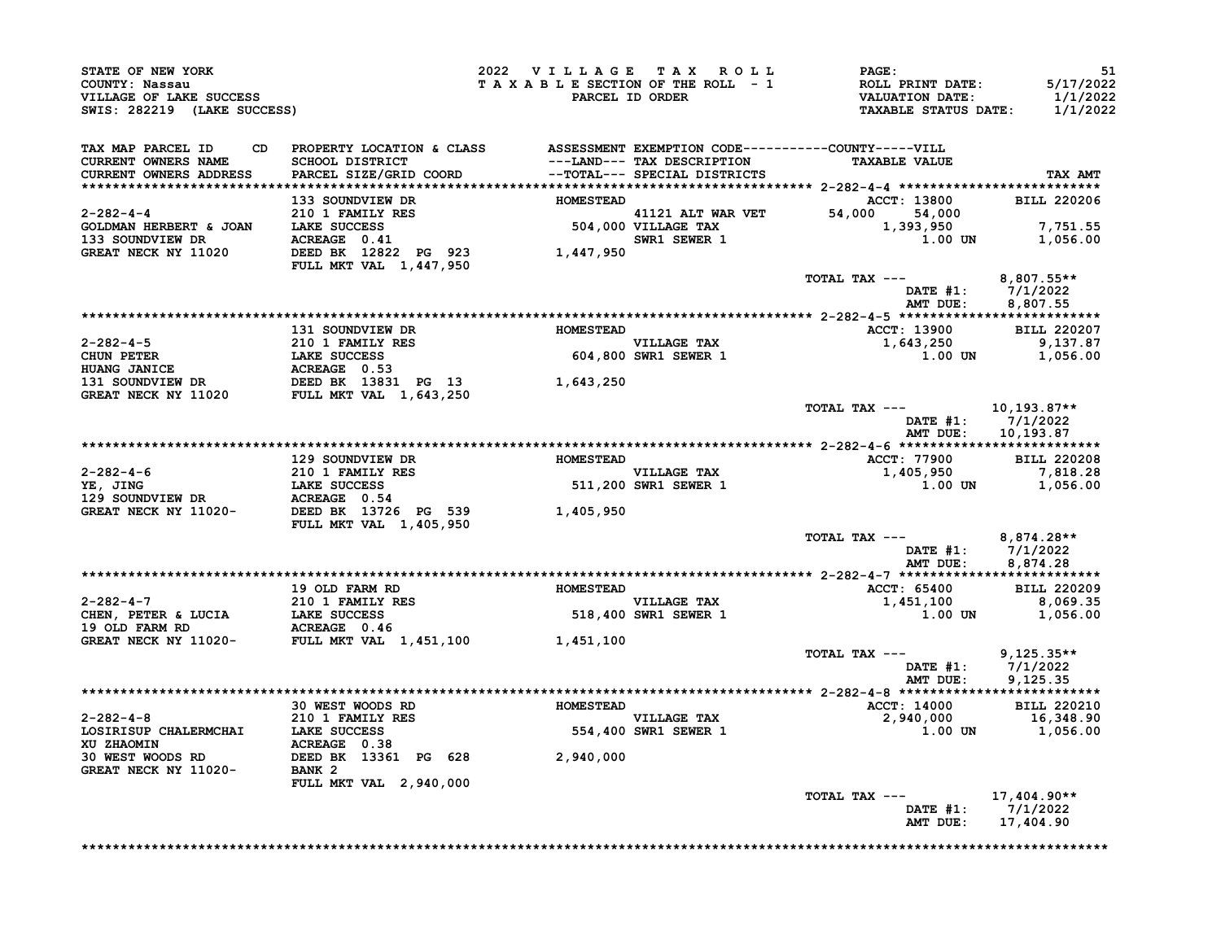STATE OF NEW YORK
COUNTY: Nassau
VILLAGE OF LAKE SUCCESS
SWIS: 282219 (LAKE SUCCESS)

2022 VILLAGE TAX ROLL
TAXABLE SECTION OF THE ROLL - 1
PARCEL ID ORDER

PAGE: 51
ROLL PRINT DATE: 5/17/2022
VALUATION DATE: 1/1/2022
TAXABLE STATUS DATE: 1/1/2022

| TAX MAP PARCEL ID / CURRENT OWNERS NAME / CURRENT OWNERS ADDRESS | PROPERTY LOCATION & CLASS / SCHOOL DISTRICT / PARCEL SIZE/GRID COORD | ASSESSMENT ---LAND--- --TOTAL--- | EXEMPTION CODE / TAX DESCRIPTION / SPECIAL DISTRICTS | COUNTY TAXABLE VALUE | VILL TAXABLE VALUE | TAX AMT |
|---|---|---|---|---|---|---|
| **2-282-4-4** | 133 SOUNDVIEW DR | HOMESTEAD | | ACCT: 13800 | | BILL 220206 |
| 2-282-4-4 | 210 1 FAMILY RES | | 41121 ALT WAR VET | 54,000 | 54,000 | |
| GOLDMAN HERBERT & JOAN | LAKE SUCCESS | 504,000 | VILLAGE TAX | | 1,393,950 | 7,751.55 |
| 133 SOUNDVIEW DR | ACREAGE 0.41 | | SWR1 SEWER 1 | | 1.00 UN | 1,056.00 |
| GREAT NECK NY 11020 | DEED BK 12822 PG 923 | 1,447,950 | | | | |
| | FULL MKT VAL 1,447,950 | | | | | |
| | | | | TOTAL TAX --- | | 8,807.55** |
| | | | | | DATE #1: | 7/1/2022 |
| | | | | | AMT DUE: | 8,807.55 |
| **2-282-4-5** | 131 SOUNDVIEW DR | HOMESTEAD | | ACCT: 13900 | | BILL 220207 |
| 2-282-4-5 | 210 1 FAMILY RES | | VILLAGE TAX | | 1,643,250 | 9,137.87 |
| CHUN PETER | LAKE SUCCESS | 604,800 | SWR1 SEWER 1 | | 1.00 UN | 1,056.00 |
| HUANG JANICE | ACREAGE 0.53 | | | | | |
| 131 SOUNDVIEW DR | DEED BK 13831 PG 13 | 1,643,250 | | | | |
| GREAT NECK NY 11020 | FULL MKT VAL 1,643,250 | | | | | |
| | | | | TOTAL TAX --- | | 10,193.87** |
| | | | | | DATE #1: | 7/1/2022 |
| | | | | | AMT DUE: | 10,193.87 |
| **2-282-4-6** | 129 SOUNDVIEW DR | HOMESTEAD | | ACCT: 77900 | | BILL 220208 |
| 2-282-4-6 | 210 1 FAMILY RES | | VILLAGE TAX | | 1,405,950 | 7,818.28 |
| YE, JING | LAKE SUCCESS | 511,200 | SWR1 SEWER 1 | | 1.00 UN | 1,056.00 |
| 129 SOUNDVIEW DR | ACREAGE 0.54 | | | | | |
| GREAT NECK NY 11020- | DEED BK 13726 PG 539 | 1,405,950 | | | | |
| | FULL MKT VAL 1,405,950 | | | | | |
| | | | | TOTAL TAX --- | | 8,874.28** |
| | | | | | DATE #1: | 7/1/2022 |
| | | | | | AMT DUE: | 8,874.28 |
| **2-282-4-7** | 19 OLD FARM RD | HOMESTEAD | | ACCT: 65400 | | BILL 220209 |
| 2-282-4-7 | 210 1 FAMILY RES | | VILLAGE TAX | | 1,451,100 | 8,069.35 |
| CHEN, PETER & LUCIA | LAKE SUCCESS | 518,400 | SWR1 SEWER 1 | | 1.00 UN | 1,056.00 |
| 19 OLD FARM RD | ACREAGE 0.46 | | | | | |
| GREAT NECK NY 11020- | FULL MKT VAL 1,451,100 | 1,451,100 | | | | |
| | | | | TOTAL TAX --- | | 9,125.35** |
| | | | | | DATE #1: | 7/1/2022 |
| | | | | | AMT DUE: | 9,125.35 |
| **2-282-4-8** | 30 WEST WOODS RD | HOMESTEAD | | ACCT: 14000 | | BILL 220210 |
| 2-282-4-8 | 210 1 FAMILY RES | | VILLAGE TAX | | 2,940,000 | 16,348.90 |
| LOSIRISUP CHALERMCHAI | LAKE SUCCESS | 554,400 | SWR1 SEWER 1 | | 1.00 UN | 1,056.00 |
| XU ZHAOMIN | ACREAGE 0.38 | | | | | |
| 30 WEST WOODS RD | DEED BK 13361 PG 628 | 2,940,000 | | | | |
| GREAT NECK NY 11020- | BANK 2 | | | | | |
| | FULL MKT VAL 2,940,000 | | | | | |
| | | | | TOTAL TAX --- | | 17,404.90** |
| | | | | | DATE #1: | 7/1/2022 |
| | | | | | AMT DUE: | 17,404.90 |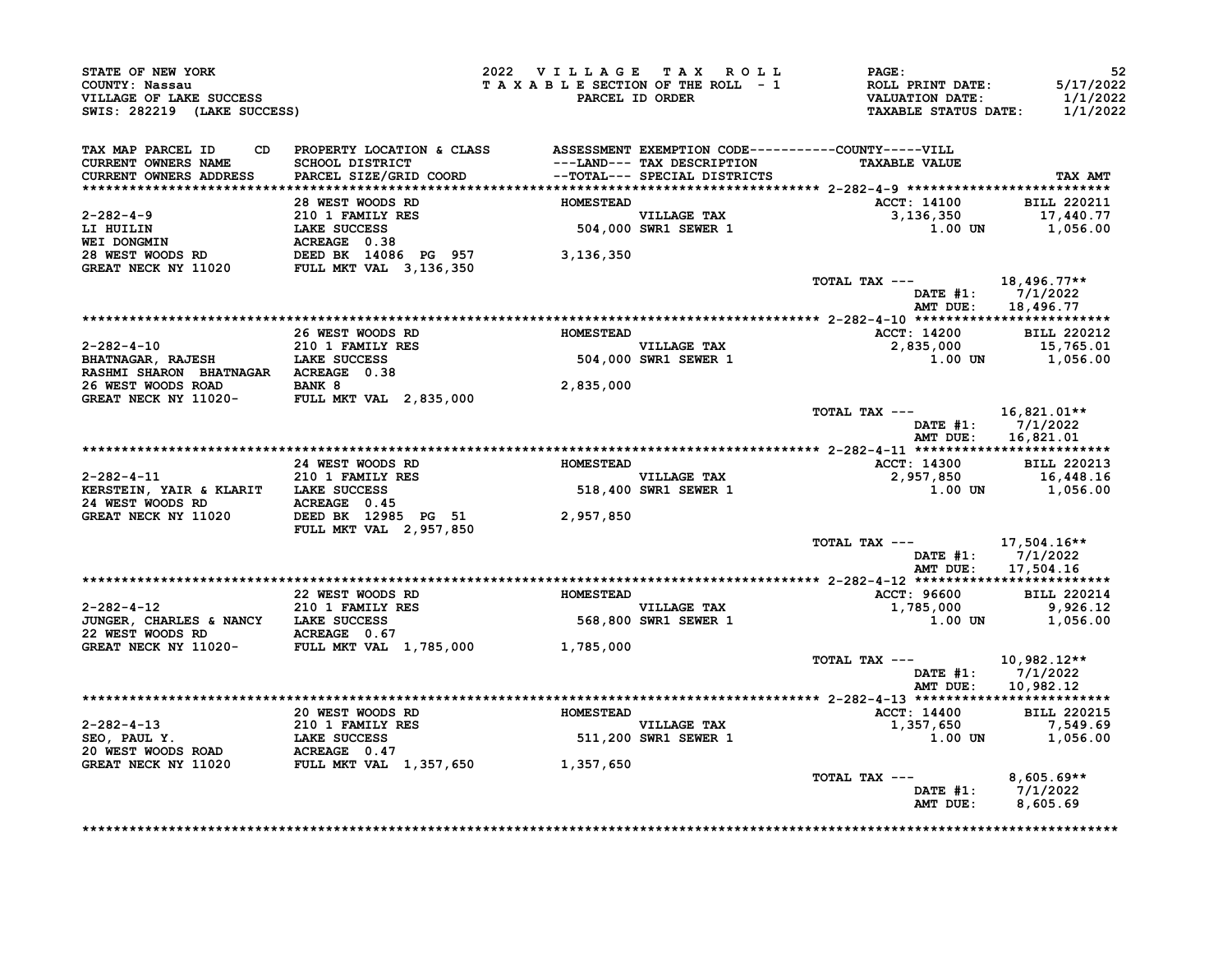STATE OF NEW YORK
COUNTY: Nassau
VILLAGE OF LAKE SUCCESS
SWIS: 282219 (LAKE SUCCESS)

2022 VILLAGE TAX ROLL
TAXABLE SECTION OF THE ROLL - 1
PARCEL ID ORDER

PAGE: 52
ROLL PRINT DATE: 5/17/2022
VALUATION DATE: 1/1/2022
TAXABLE STATUS DATE: 1/1/2022

| TAX MAP PARCEL ID / CURRENT OWNERS NAME / CURRENT OWNERS ADDRESS | PROPERTY LOCATION & CLASS / SCHOOL DISTRICT / PARCEL SIZE/GRID COORD | ASSESSMENT ---LAND--- --TOTAL--- | EXEMPTION CODE / TAX DESCRIPTION / SPECIAL DISTRICTS | TAXABLE VALUE | TAX AMT |
|---|---|---|---|---|---|
| **2-282-4-9** | 28 WEST WOODS RD | HOMESTEAD | | ACCT: 14100 | BILL 220211 |
| 2-282-4-9 | 210 1 FAMILY RES | | VILLAGE TAX | 3,136,350 | 17,440.77 |
| LI HUILIN | LAKE SUCCESS | 504,000 | SWR1 SEWER 1 | 1.00 UN | 1,056.00 |
| WEI DONGMIN | ACREAGE 0.38 | | | | |
| 28 WEST WOODS RD | DEED BK 14086 PG 957 | 3,136,350 | | | |
| GREAT NECK NY 11020 | FULL MKT VAL 3,136,350 | | | | |
| | | | | TOTAL TAX --- | 18,496.77** |
| | | | | DATE #1: | 7/1/2022 |
| | | | | AMT DUE: | 18,496.77 |
| **2-282-4-10** | 26 WEST WOODS RD | HOMESTEAD | | ACCT: 14200 | BILL 220212 |
| 2-282-4-10 | 210 1 FAMILY RES | | VILLAGE TAX | 2,835,000 | 15,765.01 |
| BHATNAGAR, RAJESH | LAKE SUCCESS | 504,000 | SWR1 SEWER 1 | 1.00 UN | 1,056.00 |
| RASHMI SHARON BHATNAGAR | ACREAGE 0.38 | | | | |
| 26 WEST WOODS ROAD | BANK 8 | 2,835,000 | | | |
| GREAT NECK NY 11020- | FULL MKT VAL 2,835,000 | | | | |
| | | | | TOTAL TAX --- | 16,821.01** |
| | | | | DATE #1: | 7/1/2022 |
| | | | | AMT DUE: | 16,821.01 |
| **2-282-4-11** | 24 WEST WOODS RD | HOMESTEAD | | ACCT: 14300 | BILL 220213 |
| 2-282-4-11 | 210 1 FAMILY RES | | VILLAGE TAX | 2,957,850 | 16,448.16 |
| KERSTEIN, YAIR & KLARIT | LAKE SUCCESS | 518,400 | SWR1 SEWER 1 | 1.00 UN | 1,056.00 |
| 24 WEST WOODS RD | ACREAGE 0.45 | | | | |
| GREAT NECK NY 11020 | DEED BK 12985 PG 51 | 2,957,850 | | | |
| | FULL MKT VAL 2,957,850 | | | | |
| | | | | TOTAL TAX --- | 17,504.16** |
| | | | | DATE #1: | 7/1/2022 |
| | | | | AMT DUE: | 17,504.16 |
| **2-282-4-12** | 22 WEST WOODS RD | HOMESTEAD | | ACCT: 96600 | BILL 220214 |
| 2-282-4-12 | 210 1 FAMILY RES | | VILLAGE TAX | 1,785,000 | 9,926.12 |
| JUNGER, CHARLES & NANCY | LAKE SUCCESS | 568,800 | SWR1 SEWER 1 | 1.00 UN | 1,056.00 |
| 22 WEST WOODS RD | ACREAGE 0.67 | | | | |
| GREAT NECK NY 11020- | FULL MKT VAL 1,785,000 | 1,785,000 | | | |
| | | | | TOTAL TAX --- | 10,982.12** |
| | | | | DATE #1: | 7/1/2022 |
| | | | | AMT DUE: | 10,982.12 |
| **2-282-4-13** | 20 WEST WOODS RD | HOMESTEAD | | ACCT: 14400 | BILL 220215 |
| 2-282-4-13 | 210 1 FAMILY RES | | VILLAGE TAX | 1,357,650 | 7,549.69 |
| SEO, PAUL Y. | LAKE SUCCESS | 511,200 | SWR1 SEWER 1 | 1.00 UN | 1,056.00 |
| 20 WEST WOODS ROAD | ACREAGE 0.47 | | | | |
| GREAT NECK NY 11020 | FULL MKT VAL 1,357,650 | 1,357,650 | | | |
| | | | | TOTAL TAX --- | 8,605.69** |
| | | | | DATE #1: | 7/1/2022 |
| | | | | AMT DUE: | 8,605.69 |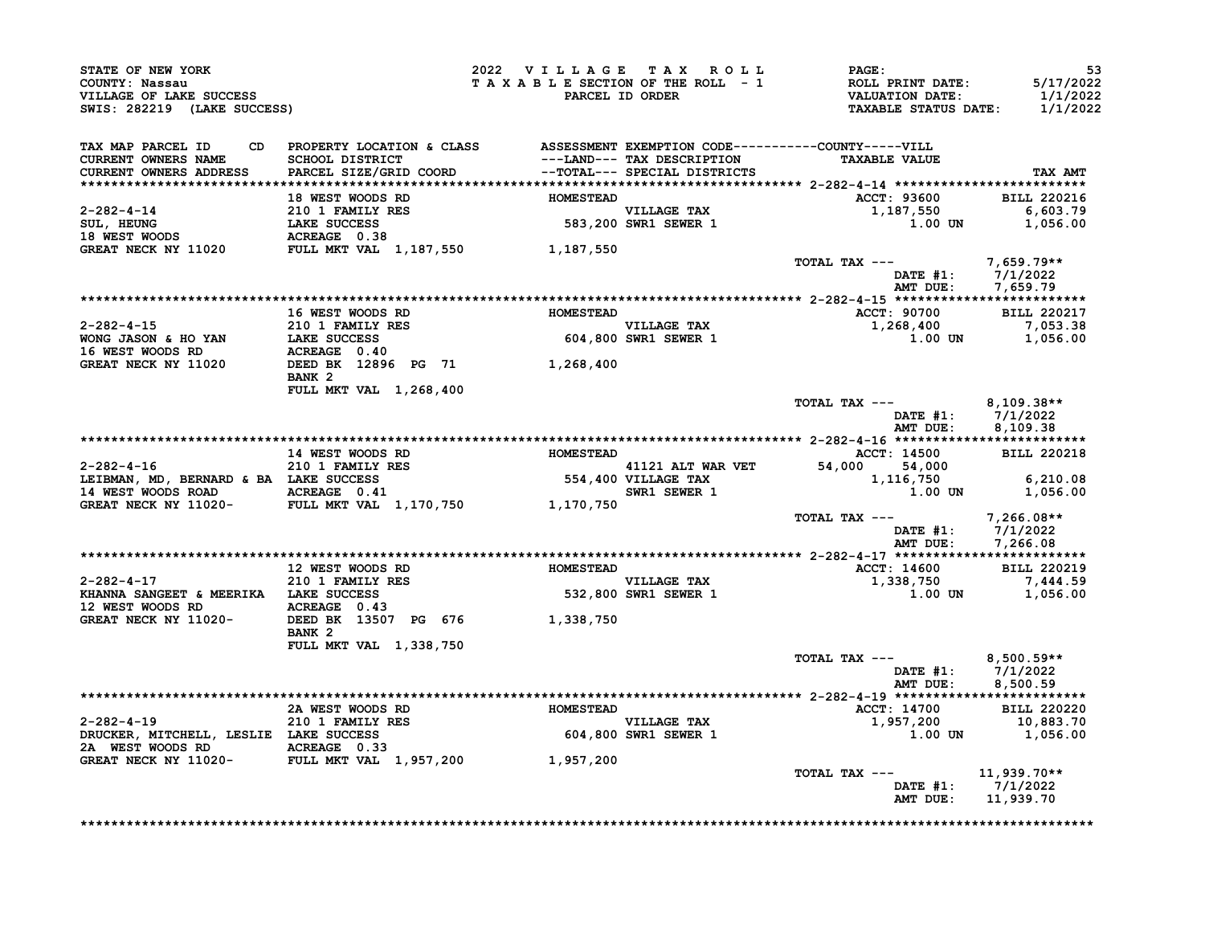STATE OF NEW YORK
COUNTY: Nassau
VILLAGE OF LAKE SUCCESS
SWIS: 282219 (LAKE SUCCESS)

2022 VILLAGE TAX ROLL
TAXABLE SECTION OF THE ROLL - 1
PARCEL ID ORDER

ROLL PRINT DATE: 5/17/2022
VALUATION DATE: 1/1/2022
TAXABLE STATUS DATE: 1/1/2022

| TAX MAP PARCEL ID / CURRENT OWNERS NAME / CURRENT OWNERS ADDRESS | PROPERTY LOCATION & CLASS / SCHOOL DISTRICT / PARCEL SIZE/GRID COORD | ASSESSMENT ---LAND--- / --TOTAL--- | EXEMPTION CODE / TAX DESCRIPTION / SPECIAL DISTRICTS | COUNTY | VILL / TAXABLE VALUE | TAX AMT |
|---|---|---|---|---|---|---|
| **2-282-4-14** | 18 WEST WOODS RD | HOMESTEAD | | | ACCT: 93600 | BILL 220216 |
| SUL, HEUNG | 210 1 FAMILY RES | | VILLAGE TAX | | 1,187,550 | 6,603.79 |
| 18 WEST WOODS | LAKE SUCCESS | 583,200 | SWR1 SEWER 1 | | 1.00 UN | 1,056.00 |
| GREAT NECK NY 11020 | ACREAGE 0.38 | | | | | |
| | FULL MKT VAL 1,187,550 | 1,187,550 | | | | |
| | | | | | TOTAL TAX --- | 7,659.79** |
| | | | | | DATE #1: | 7/1/2022 |
| | | | | | AMT DUE: | 7,659.79 |
| **2-282-4-15** | 16 WEST WOODS RD | HOMESTEAD | | | ACCT: 90700 | BILL 220217 |
| WONG JASON & HO YAN | 210 1 FAMILY RES | | VILLAGE TAX | | 1,268,400 | 7,053.38 |
| 16 WEST WOODS RD | LAKE SUCCESS | 604,800 | SWR1 SEWER 1 | | 1.00 UN | 1,056.00 |
| GREAT NECK NY 11020 | ACREAGE 0.40 | | | | | |
| | DEED BK 12896 PG 71 | 1,268,400 | | | | |
| | BANK 2 | | | | | |
| | FULL MKT VAL 1,268,400 | | | | | |
| | | | | | TOTAL TAX --- | 8,109.38** |
| | | | | | DATE #1: | 7/1/2022 |
| | | | | | AMT DUE: | 8,109.38 |
| **2-282-4-16** | 14 WEST WOODS RD | HOMESTEAD | | | ACCT: 14500 | BILL 220218 |
| LEIBMAN, MD, BERNARD & BA | 210 1 FAMILY RES | | 41121 ALT WAR VET | 54,000 | 54,000 | |
| 14 WEST WOODS ROAD | LAKE SUCCESS | 554,400 | VILLAGE TAX | | 1,116,750 | 6,210.08 |
| GREAT NECK NY 11020- | ACREAGE 0.41 | | SWR1 SEWER 1 | | 1.00 UN | 1,056.00 |
| | FULL MKT VAL 1,170,750 | 1,170,750 | | | | |
| | | | | | TOTAL TAX --- | 7,266.08** |
| | | | | | DATE #1: | 7/1/2022 |
| | | | | | AMT DUE: | 7,266.08 |
| **2-282-4-17** | 12 WEST WOODS RD | HOMESTEAD | | | ACCT: 14600 | BILL 220219 |
| KHANNA SANGEET & MEERIKA | 210 1 FAMILY RES | | VILLAGE TAX | | 1,338,750 | 7,444.59 |
| 12 WEST WOODS RD | LAKE SUCCESS | 532,800 | SWR1 SEWER 1 | | 1.00 UN | 1,056.00 |
| GREAT NECK NY 11020- | ACREAGE 0.43 | | | | | |
| | DEED BK 13507 PG 676 | 1,338,750 | | | | |
| | BANK 2 | | | | | |
| | FULL MKT VAL 1,338,750 | | | | | |
| | | | | | TOTAL TAX --- | 8,500.59** |
| | | | | | DATE #1: | 7/1/2022 |
| | | | | | AMT DUE: | 8,500.59 |
| **2-282-4-19** | 2A WEST WOODS RD | HOMESTEAD | | | ACCT: 14700 | BILL 220220 |
| DRUCKER, MITCHELL, LESLIE | 210 1 FAMILY RES | | VILLAGE TAX | | 1,957,200 | 10,883.70 |
| 2A WEST WOODS RD | LAKE SUCCESS | 604,800 | SWR1 SEWER 1 | | 1.00 UN | 1,056.00 |
| GREAT NECK NY 11020- | ACREAGE 0.33 | | | | | |
| | FULL MKT VAL 1,957,200 | 1,957,200 | | | | |
| | | | | | TOTAL TAX --- | 11,939.70** |
| | | | | | DATE #1: | 7/1/2022 |
| | | | | | AMT DUE: | 11,939.70 |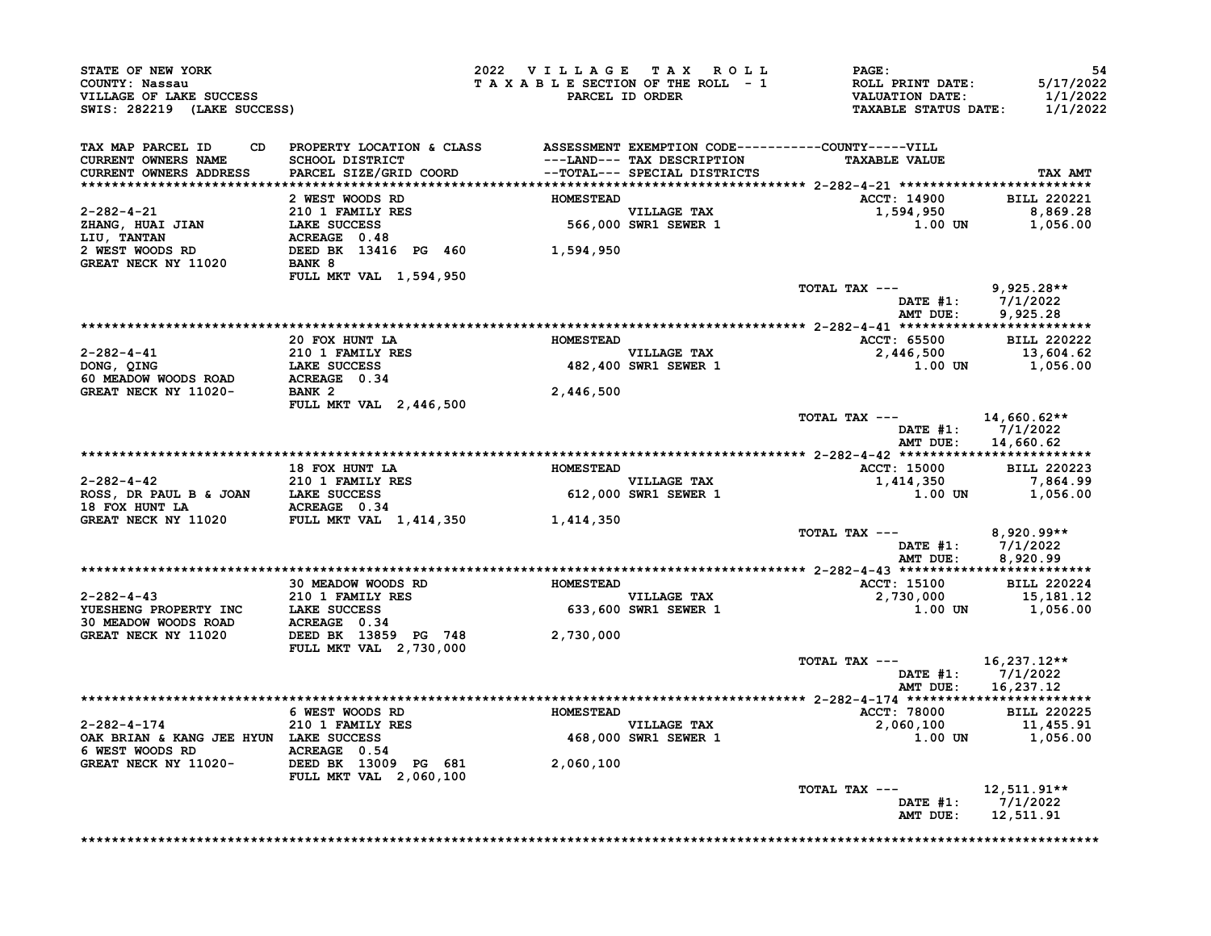STATE OF NEW YORK
COUNTY: Nassau
VILLAGE OF LAKE SUCCESS
SWIS: 282219 (LAKE SUCCESS)

2022 VILLAGE TAX ROLL
TAXABLE SECTION OF THE ROLL - 1
PARCEL ID ORDER

ROLL PRINT DATE: 5/17/2022
VALUATION DATE: 1/1/2022
TAXABLE STATUS DATE: 1/1/2022

| TAX MAP PARCEL ID / CURRENT OWNERS NAME / CURRENT OWNERS ADDRESS | PROPERTY LOCATION & CLASS / SCHOOL DISTRICT / PARCEL SIZE/GRID COORD | ASSESSMENT ---LAND--- / --TOTAL-- | EXEMPTION CODE / TAX DESCRIPTION / SPECIAL DISTRICTS | TAXABLE VALUE | TAX AMT |
|---|---|---|---|---|---|
| **2-282-4-21** | 2 WEST WOODS RD | HOMESTEAD | | ACCT: 14900 | BILL 220221 |
| 2-282-4-21 | 210 1 FAMILY RES | | VILLAGE TAX | 1,594,950 | 8,869.28 |
| ZHANG, HUAI JIAN | LAKE SUCCESS | 566,000 | SWR1 SEWER 1 | 1.00 UN | 1,056.00 |
| LIU, TANTAN | ACREAGE 0.48 | | | | |
| 2 WEST WOODS RD | DEED BK 13416 PG 460 | 1,594,950 | | | |
| GREAT NECK NY 11020 | BANK 8 | | | | |
| | FULL MKT VAL 1,594,950 | | | | |
| | | | | TOTAL TAX --- | 9,925.28** |
| | | | | DATE #1: | 7/1/2022 |
| | | | | AMT DUE: | 9,925.28 |
| **2-282-4-41** | 20 FOX HUNT LA | HOMESTEAD | | ACCT: 65500 | BILL 220222 |
| 2-282-4-41 | 210 1 FAMILY RES | | VILLAGE TAX | 2,446,500 | 13,604.62 |
| DONG, QING | LAKE SUCCESS | 482,400 | SWR1 SEWER 1 | 1.00 UN | 1,056.00 |
| 60 MEADOW WOODS ROAD | ACREAGE 0.34 | | | | |
| GREAT NECK NY 11020- | BANK 2 | 2,446,500 | | | |
| | FULL MKT VAL 2,446,500 | | | | |
| | | | | TOTAL TAX --- | 14,660.62** |
| | | | | DATE #1: | 7/1/2022 |
| | | | | AMT DUE: | 14,660.62 |
| **2-282-4-42** | 18 FOX HUNT LA | HOMESTEAD | | ACCT: 15000 | BILL 220223 |
| 2-282-4-42 | 210 1 FAMILY RES | | VILLAGE TAX | 1,414,350 | 7,864.99 |
| ROSS, DR PAUL B & JOAN | LAKE SUCCESS | 612,000 | SWR1 SEWER 1 | 1.00 UN | 1,056.00 |
| 18 FOX HUNT LA | ACREAGE 0.34 | | | | |
| GREAT NECK NY 11020 | FULL MKT VAL 1,414,350 | 1,414,350 | | | |
| | | | | TOTAL TAX --- | 8,920.99** |
| | | | | DATE #1: | 7/1/2022 |
| | | | | AMT DUE: | 8,920.99 |
| **2-282-4-43** | 30 MEADOW WOODS RD | HOMESTEAD | | ACCT: 15100 | BILL 220224 |
| 2-282-4-43 | 210 1 FAMILY RES | | VILLAGE TAX | 2,730,000 | 15,181.12 |
| YUESHENG PROPERTY INC | LAKE SUCCESS | 633,600 | SWR1 SEWER 1 | 1.00 UN | 1,056.00 |
| 30 MEADOW WOODS ROAD | ACREAGE 0.34 | | | | |
| GREAT NECK NY 11020 | DEED BK 13859 PG 748 | 2,730,000 | | | |
| | FULL MKT VAL 2,730,000 | | | | |
| | | | | TOTAL TAX --- | 16,237.12** |
| | | | | DATE #1: | 7/1/2022 |
| | | | | AMT DUE: | 16,237.12 |
| **2-282-4-174** | 6 WEST WOODS RD | HOMESTEAD | | ACCT: 78000 | BILL 220225 |
| 2-282-4-174 | 210 1 FAMILY RES | | VILLAGE TAX | 2,060,100 | 11,455.91 |
| OAK BRIAN & KANG JEE HYUN | LAKE SUCCESS | 468,000 | SWR1 SEWER 1 | 1.00 UN | 1,056.00 |
| 6 WEST WOODS RD | ACREAGE 0.54 | | | | |
| GREAT NECK NY 11020- | DEED BK 13009 PG 681 | 2,060,100 | | | |
| | FULL MKT VAL 2,060,100 | | | | |
| | | | | TOTAL TAX --- | 12,511.91** |
| | | | | DATE #1: | 7/1/2022 |
| | | | | AMT DUE: | 12,511.91 |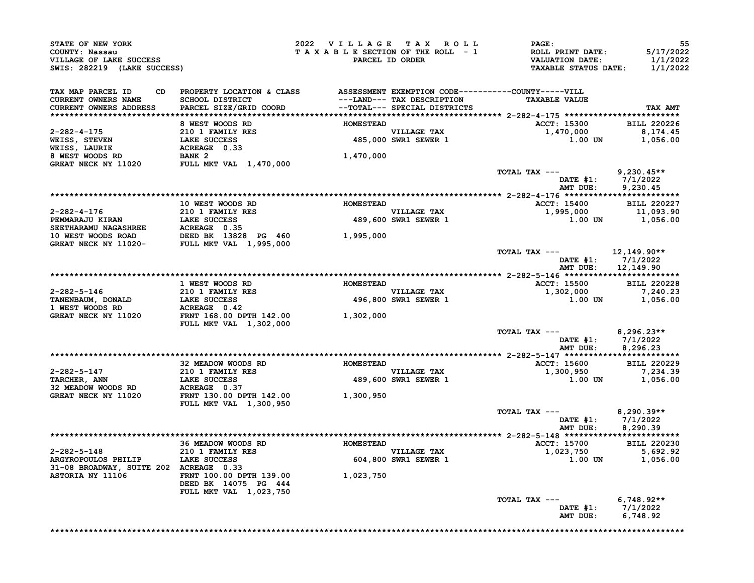STATE OF NEW YORK
COUNTY: Nassau
VILLAGE OF LAKE SUCCESS
SWIS: 282219 (LAKE SUCCESS)

2022 VILLAGE TAX ROLL
TAXABLE SECTION OF THE ROLL - 1
PARCEL ID ORDER

ROLL PRINT DATE: 5/17/2022
VALUATION DATE: 1/1/2022
TAXABLE STATUS DATE: 1/1/2022

| TAX MAP PARCEL ID / CURRENT OWNERS NAME / CURRENT OWNERS ADDRESS | PROPERTY LOCATION & CLASS / SCHOOL DISTRICT / PARCEL SIZE/GRID COORD | ASSESSMENT ---LAND--- / --TOTAL--- | EXEMPTION CODE / TAX DESCRIPTION / SPECIAL DISTRICTS | TAXABLE VALUE | TAX AMT |
|---|---|---|---|---|---|
| **2-282-4-175** | 8 WEST WOODS RD | HOMESTEAD | | ACCT: 15300 | BILL 220226 |
| 2-282-4-175 | 210 1 FAMILY RES | | VILLAGE TAX | 1,470,000 | 8,174.45 |
| WEISS, STEVEN | LAKE SUCCESS | 485,000 | SWR1 SEWER 1 | 1.00 UN | 1,056.00 |
| WEISS, LAURIE | ACREAGE 0.33 | | | | |
| 8 WEST WOODS RD | BANK 2 | 1,470,000 | | | |
| GREAT NECK NY 11020 | FULL MKT VAL 1,470,000 | | | | |
| | | | | TOTAL TAX --- | 9,230.45** |
| | | | | DATE #1: | 7/1/2022 |
| | | | | AMT DUE: | 9,230.45 |
| **2-282-4-176** | 10 WEST WOODS RD | HOMESTEAD | | ACCT: 15400 | BILL 220227 |
| 2-282-4-176 | 210 1 FAMILY RES | | VILLAGE TAX | 1,995,000 | 11,093.90 |
| PEMMARAJU KIRAN | LAKE SUCCESS | 489,600 | SWR1 SEWER 1 | 1.00 UN | 1,056.00 |
| SEETHARAMU NAGASHREE | ACREAGE 0.35 | | | | |
| 10 WEST WOODS ROAD | DEED BK 13828 PG 460 | 1,995,000 | | | |
| GREAT NECK NY 11020- | FULL MKT VAL 1,995,000 | | | | |
| | | | | TOTAL TAX --- | 12,149.90** |
| | | | | DATE #1: | 7/1/2022 |
| | | | | AMT DUE: | 12,149.90 |
| **2-282-5-146** | 1 WEST WOODS RD | HOMESTEAD | | ACCT: 15500 | BILL 220228 |
| 2-282-5-146 | 210 1 FAMILY RES | | VILLAGE TAX | 1,302,000 | 7,240.23 |
| TANENBAUM, DONALD | LAKE SUCCESS | 496,800 | SWR1 SEWER 1 | 1.00 UN | 1,056.00 |
| 1 WEST WOODS RD | ACREAGE 0.42 | | | | |
| GREAT NECK NY 11020 | FRNT 168.00 DPTH 142.00 | 1,302,000 | | | |
| | FULL MKT VAL 1,302,000 | | | | |
| | | | | TOTAL TAX --- | 8,296.23** |
| | | | | DATE #1: | 7/1/2022 |
| | | | | AMT DUE: | 8,296.23 |
| **2-282-5-147** | 32 MEADOW WOODS RD | HOMESTEAD | | ACCT: 15600 | BILL 220229 |
| 2-282-5-147 | 210 1 FAMILY RES | | VILLAGE TAX | 1,300,950 | 7,234.39 |
| TARCHER, ANN | LAKE SUCCESS | 489,600 | SWR1 SEWER 1 | 1.00 UN | 1,056.00 |
| 32 MEADOW WOODS RD | ACREAGE 0.37 | | | | |
| GREAT NECK NY 11020 | FRNT 130.00 DPTH 142.00 | 1,300,950 | | | |
| | FULL MKT VAL 1,300,950 | | | | |
| | | | | TOTAL TAX --- | 8,290.39** |
| | | | | DATE #1: | 7/1/2022 |
| | | | | AMT DUE: | 8,290.39 |
| **2-282-5-148** | 36 MEADOW WOODS RD | HOMESTEAD | | ACCT: 15700 | BILL 220230 |
| 2-282-5-148 | 210 1 FAMILY RES | | VILLAGE TAX | 1,023,750 | 5,692.92 |
| ARGYROPOULOS PHILIP | LAKE SUCCESS | 604,800 | SWR1 SEWER 1 | 1.00 UN | 1,056.00 |
| 31-08 BROADWAY, SUITE 202 | ACREAGE 0.33 | | | | |
| ASTORIA NY 11106 | FRNT 100.00 DPTH 139.00 | 1,023,750 | | | |
| | DEED BK 14075 PG 444 | | | | |
| | FULL MKT VAL 1,023,750 | | | | |
| | | | | TOTAL TAX --- | 6,748.92** |
| | | | | DATE #1: | 7/1/2022 |
| | | | | AMT DUE: | 6,748.92 |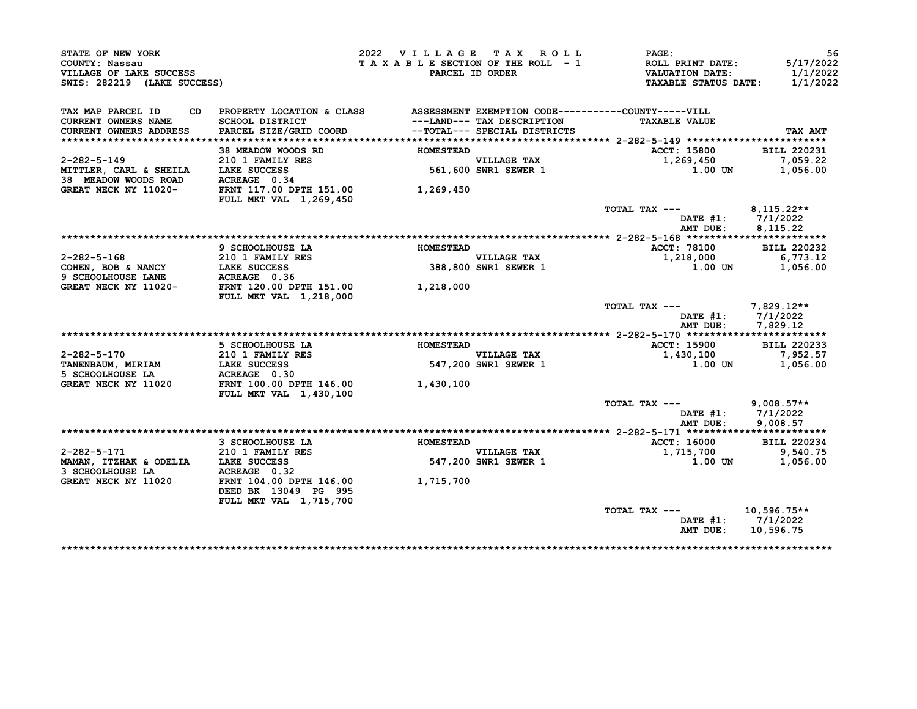STATE OF NEW YORK
COUNTY: Nassau
VILLAGE OF LAKE SUCCESS
SWIS: 282219 (LAKE SUCCESS)

2022 VILLAGE TAX ROLL
TAXABLE SECTION OF THE ROLL - 1
PARCEL ID ORDER

ROLL PRINT DATE: 5/17/2022
VALUATION DATE: 1/1/2022
TAXABLE STATUS DATE: 1/1/2022

| TAX MAP PARCEL ID / CURRENT OWNERS NAME / CURRENT OWNERS ADDRESS | PROPERTY LOCATION & CLASS / SCHOOL DISTRICT / PARCEL SIZE/GRID COORD | ASSESSMENT ---LAND--- / --TOTAL--- | EXEMPTION CODE / TAX DESCRIPTION / SPECIAL DISTRICTS | TAXABLE VALUE | TAX AMT |
|---|---|---|---|---|---|
| 2-282-5-149 | 38 MEADOW WOODS RD | HOMESTEAD | | ACCT: 15800 | BILL 220231 |
| MITTLER, CARL & SHEILA | 210 1 FAMILY RES | | VILLAGE TAX | 1,269,450 | 7,059.22 |
| 38 MEADOW WOODS ROAD | LAKE SUCCESS | 561,600 | SWR1 SEWER 1 | 1.00 UN | 1,056.00 |
| GREAT NECK NY 11020- | ACREAGE 0.34 | | | | |
| | FRNT 117.00 DPTH 151.00 | 1,269,450 | | | |
| | FULL MKT VAL 1,269,450 | | | | |
| | | | | TOTAL TAX --- | 8,115.22** |
| | | | | DATE #1: | 7/1/2022 |
| | | | | AMT DUE: | 8,115.22 |
| 2-282-5-168 | 9 SCHOOLHOUSE LA | HOMESTEAD | | ACCT: 78100 | BILL 220232 |
| COHEN, BOB & NANCY | 210 1 FAMILY RES | | VILLAGE TAX | 1,218,000 | 6,773.12 |
| 9 SCHOOLHOUSE LANE | LAKE SUCCESS | 388,800 | SWR1 SEWER 1 | 1.00 UN | 1,056.00 |
| GREAT NECK NY 11020- | ACREAGE 0.36 | | | | |
| | FRNT 120.00 DPTH 151.00 | 1,218,000 | | | |
| | FULL MKT VAL 1,218,000 | | | | |
| | | | | TOTAL TAX --- | 7,829.12** |
| | | | | DATE #1: | 7/1/2022 |
| | | | | AMT DUE: | 7,829.12 |
| 2-282-5-170 | 5 SCHOOLHOUSE LA | HOMESTEAD | | ACCT: 15900 | BILL 220233 |
| TANENBAUM, MIRIAM | 210 1 FAMILY RES | | VILLAGE TAX | 1,430,100 | 7,952.57 |
| 5 SCHOOLHOUSE LA | LAKE SUCCESS | 547,200 | SWR1 SEWER 1 | 1.00 UN | 1,056.00 |
| GREAT NECK NY 11020 | ACREAGE 0.30 | | | | |
| | FRNT 100.00 DPTH 146.00 | 1,430,100 | | | |
| | FULL MKT VAL 1,430,100 | | | | |
| | | | | TOTAL TAX --- | 9,008.57** |
| | | | | DATE #1: | 7/1/2022 |
| | | | | AMT DUE: | 9,008.57 |
| 2-282-5-171 | 3 SCHOOLHOUSE LA | HOMESTEAD | | ACCT: 16000 | BILL 220234 |
| MAMAN, ITZHAK & ODELIA | 210 1 FAMILY RES | | VILLAGE TAX | 1,715,700 | 9,540.75 |
| 3 SCHOOLHOUSE LA | LAKE SUCCESS | 547,200 | SWR1 SEWER 1 | 1.00 UN | 1,056.00 |
| GREAT NECK NY 11020 | ACREAGE 0.32 | | | | |
| | FRNT 104.00 DPTH 146.00 | 1,715,700 | | | |
| | DEED BK 13049 PG 995 | | | | |
| | FULL MKT VAL 1,715,700 | | | | |
| | | | | TOTAL TAX --- | 10,596.75** |
| | | | | DATE #1: | 7/1/2022 |
| | | | | AMT DUE: | 10,596.75 |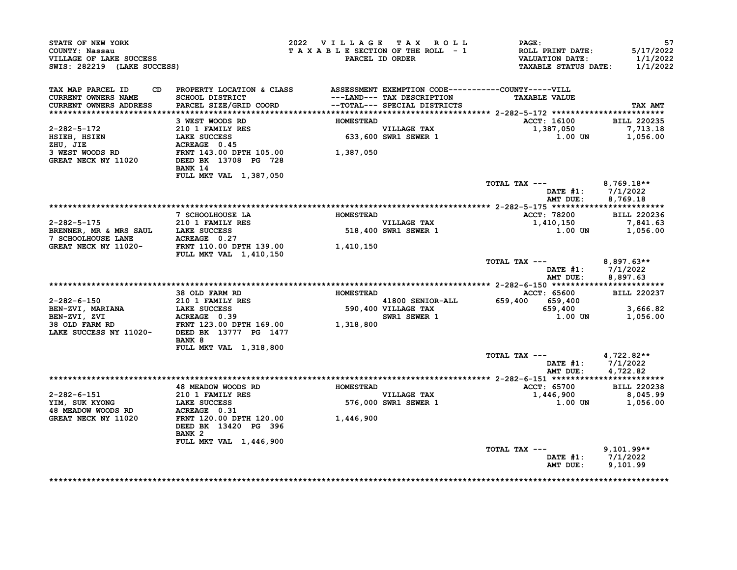STATE OF NEW YORK
COUNTY: Nassau
VILLAGE OF LAKE SUCCESS
SWIS: 282219 (LAKE SUCCESS)

2022 VILLAGE TAX ROLL
TAXABLE SECTION OF THE ROLL - 1
PARCEL ID ORDER

ROLL PRINT DATE: 5/17/2022
VALUATION DATE: 1/1/2022
TAXABLE STATUS DATE: 1/1/2022

| TAX MAP PARCEL ID / CURRENT OWNERS NAME / CURRENT OWNERS ADDRESS | CD | PROPERTY LOCATION & CLASS / SCHOOL DISTRICT / PARCEL SIZE/GRID COORD | ASSESSMENT ---LAND--- / --TOTAL--- | EXEMPTION CODE / TAX DESCRIPTION / SPECIAL DISTRICTS | COUNTY TAXABLE VALUE | VILL TAXABLE VALUE | TAX AMT |
|---|---|---|---|---|---|---|---|
| **2-282-5-172** | | 3 WEST WOODS RD | HOMESTEAD | | ACCT: 16100 | | BILL 220235 |
| 2-282-5-172 | | 210 1 FAMILY RES | | VILLAGE TAX | | 1,387,050 | 7,713.18 |
| HSIEH, HSIEN | | LAKE SUCCESS | 633,600 | SWR1 SEWER 1 | | 1.00 UN | 1,056.00 |
| ZHU, JIE | | ACREAGE 0.45 | | | | | |
| 3 WEST WOODS RD | | FRNT 143.00 DPTH 105.00 | 1,387,050 | | | | |
| GREAT NECK NY 11020 | | DEED BK 13708 PG 728 | | | | | |
| | | BANK 14 | | | | | |
| | | FULL MKT VAL 1,387,050 | | | | | |
| | | | | | TOTAL TAX --- | | 8,769.18** |
| | | | | | DATE #1: | | 7/1/2022 |
| | | | | | AMT DUE: | | 8,769.18 |
| **2-282-5-175** | | 7 SCHOOLHOUSE LA | HOMESTEAD | | ACCT: 78200 | | BILL 220236 |
| 2-282-5-175 | | 210 1 FAMILY RES | | VILLAGE TAX | | 1,410,150 | 7,841.63 |
| BRENNER, MR & MRS SAUL | | LAKE SUCCESS | 518,400 | SWR1 SEWER 1 | | 1.00 UN | 1,056.00 |
| 7 SCHOOLHOUSE LANE | | ACREAGE 0.27 | | | | | |
| GREAT NECK NY 11020- | | FRNT 110.00 DPTH 139.00 | 1,410,150 | | | | |
| | | FULL MKT VAL 1,410,150 | | | | | |
| | | | | | TOTAL TAX --- | | 8,897.63** |
| | | | | | DATE #1: | | 7/1/2022 |
| | | | | | AMT DUE: | | 8,897.63 |
| **2-282-6-150** | | 38 OLD FARM RD | HOMESTEAD | | ACCT: 65600 | | BILL 220237 |
| 2-282-6-150 | | 210 1 FAMILY RES | | 41800 SENIOR-ALL | 659,400 | 659,400 | |
| BEN-ZVI, MARIANA | | LAKE SUCCESS | 590,400 | VILLAGE TAX | | 659,400 | 3,666.82 |
| BEN-ZVI, ZVI | | ACREAGE 0.39 | | SWR1 SEWER 1 | | 1.00 UN | 1,056.00 |
| 38 OLD FARM RD | | FRNT 123.00 DPTH 169.00 | 1,318,800 | | | | |
| LAKE SUCCESS NY 11020- | | DEED BK 13777 PG 1477 | | | | | |
| | | BANK 8 | | | | | |
| | | FULL MKT VAL 1,318,800 | | | | | |
| | | | | | TOTAL TAX --- | | 4,722.82** |
| | | | | | DATE #1: | | 7/1/2022 |
| | | | | | AMT DUE: | | 4,722.82 |
| **2-282-6-151** | | 48 MEADOW WOODS RD | HOMESTEAD | | ACCT: 65700 | | BILL 220238 |
| 2-282-6-151 | | 210 1 FAMILY RES | | VILLAGE TAX | | 1,446,900 | 8,045.99 |
| YIM, SUK KYONG | | LAKE SUCCESS | 576,000 | SWR1 SEWER 1 | | 1.00 UN | 1,056.00 |
| 48 MEADOW WOODS RD | | ACREAGE 0.31 | | | | | |
| GREAT NECK NY 11020 | | FRNT 120.00 DPTH 120.00 | 1,446,900 | | | | |
| | | DEED BK 13420 PG 396 | | | | | |
| | | BANK 2 | | | | | |
| | | FULL MKT VAL 1,446,900 | | | | | |
| | | | | | TOTAL TAX --- | | 9,101.99** |
| | | | | | DATE #1: | | 7/1/2022 |
| | | | | | AMT DUE: | | 9,101.99 |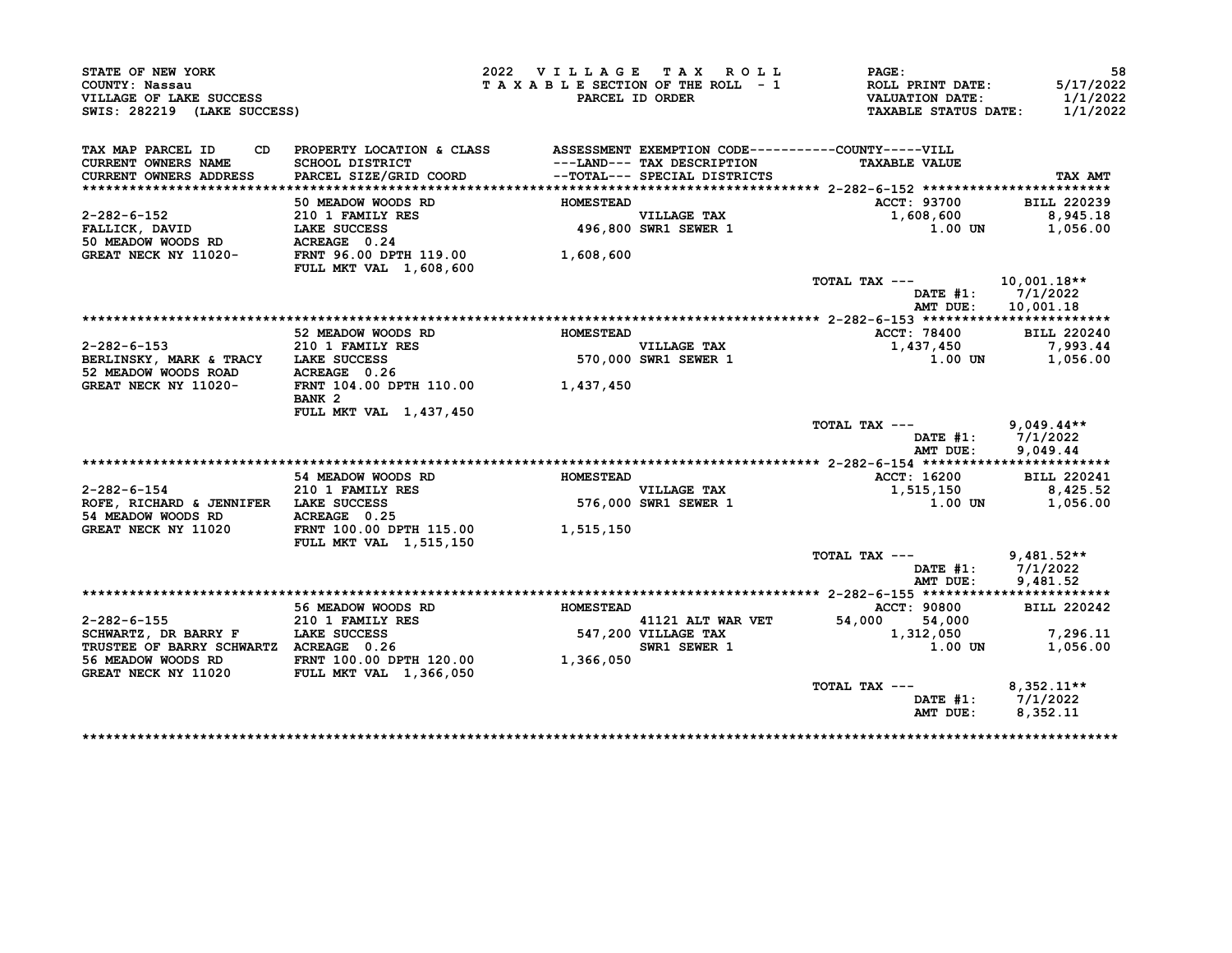STATE OF NEW YORK
COUNTY: Nassau
VILLAGE OF LAKE SUCCESS
SWIS: 282219 (LAKE SUCCESS)

2022 VILLAGE TAX ROLL
TAXABLE SECTION OF THE ROLL - 1
PARCEL ID ORDER

PAGE: 58
ROLL PRINT DATE: 5/17/2022
VALUATION DATE: 1/1/2022
TAXABLE STATUS DATE: 1/1/2022

| TAX MAP PARCEL ID / CURRENT OWNERS NAME / CURRENT OWNERS ADDRESS | PROPERTY LOCATION & CLASS / SCHOOL DISTRICT / PARCEL SIZE/GRID COORD | ASSESSMENT ---LAND--- / --TOTAL--- | EXEMPTION CODE / TAX DESCRIPTION / SPECIAL DISTRICTS | COUNTY | VILL / TAXABLE VALUE | TAX AMT |
|---|---|---|---|---|---|---|
| **2-282-6-152** | 50 MEADOW WOODS RD | HOMESTEAD | | | ACCT: 93700 | BILL 220239 |
| 2-282-6-152 | 210 1 FAMILY RES | | VILLAGE TAX | | 1,608,600 | 8,945.18 |
| FALLICK, DAVID | LAKE SUCCESS | 496,800 | SWR1 SEWER 1 | | 1.00 UN | 1,056.00 |
| 50 MEADOW WOODS RD | ACREAGE 0.24 | | | | | |
| GREAT NECK NY 11020- | FRNT 96.00 DPTH 119.00 | 1,608,600 | | | | |
| | FULL MKT VAL 1,608,600 | | | | | |
| | | | TOTAL TAX --- | | | 10,001.18** |
| | | | | | DATE #1: | 7/1/2022 |
| | | | | | AMT DUE: | 10,001.18 |
| **2-282-6-153** | 52 MEADOW WOODS RD | HOMESTEAD | | | ACCT: 78400 | BILL 220240 |
| 2-282-6-153 | 210 1 FAMILY RES | | VILLAGE TAX | | 1,437,450 | 7,993.44 |
| BERLINSKY, MARK & TRACY | LAKE SUCCESS | 570,000 | SWR1 SEWER 1 | | 1.00 UN | 1,056.00 |
| 52 MEADOW WOODS ROAD | ACREAGE 0.26 | | | | | |
| GREAT NECK NY 11020- | FRNT 104.00 DPTH 110.00 | 1,437,450 | | | | |
| | BANK 2 | | | | | |
| | FULL MKT VAL 1,437,450 | | | | | |
| | | | TOTAL TAX --- | | | 9,049.44** |
| | | | | | DATE #1: | 7/1/2022 |
| | | | | | AMT DUE: | 9,049.44 |
| **2-282-6-154** | 54 MEADOW WOODS RD | HOMESTEAD | | | ACCT: 16200 | BILL 220241 |
| 2-282-6-154 | 210 1 FAMILY RES | | VILLAGE TAX | | 1,515,150 | 8,425.52 |
| ROFE, RICHARD & JENNIFER | LAKE SUCCESS | 576,000 | SWR1 SEWER 1 | | 1.00 UN | 1,056.00 |
| 54 MEADOW WOODS RD | ACREAGE 0.25 | | | | | |
| GREAT NECK NY 11020 | FRNT 100.00 DPTH 115.00 | 1,515,150 | | | | |
| | FULL MKT VAL 1,515,150 | | | | | |
| | | | TOTAL TAX --- | | | 9,481.52** |
| | | | | | DATE #1: | 7/1/2022 |
| | | | | | AMT DUE: | 9,481.52 |
| **2-282-6-155** | 56 MEADOW WOODS RD | HOMESTEAD | | | ACCT: 90800 | BILL 220242 |
| 2-282-6-155 | 210 1 FAMILY RES | | 41121 ALT WAR VET | 54,000 | 54,000 | |
| SCHWARTZ, DR BARRY F | LAKE SUCCESS | 547,200 | VILLAGE TAX | | 1,312,050 | 7,296.11 |
| TRUSTEE OF BARRY SCHWARTZ | ACREAGE 0.26 | | SWR1 SEWER 1 | | 1.00 UN | 1,056.00 |
| 56 MEADOW WOODS RD | FRNT 100.00 DPTH 120.00 | 1,366,050 | | | | |
| GREAT NECK NY 11020 | FULL MKT VAL 1,366,050 | | | | | |
| | | | TOTAL TAX --- | | | 8,352.11** |
| | | | | | DATE #1: | 7/1/2022 |
| | | | | | AMT DUE: | 8,352.11 |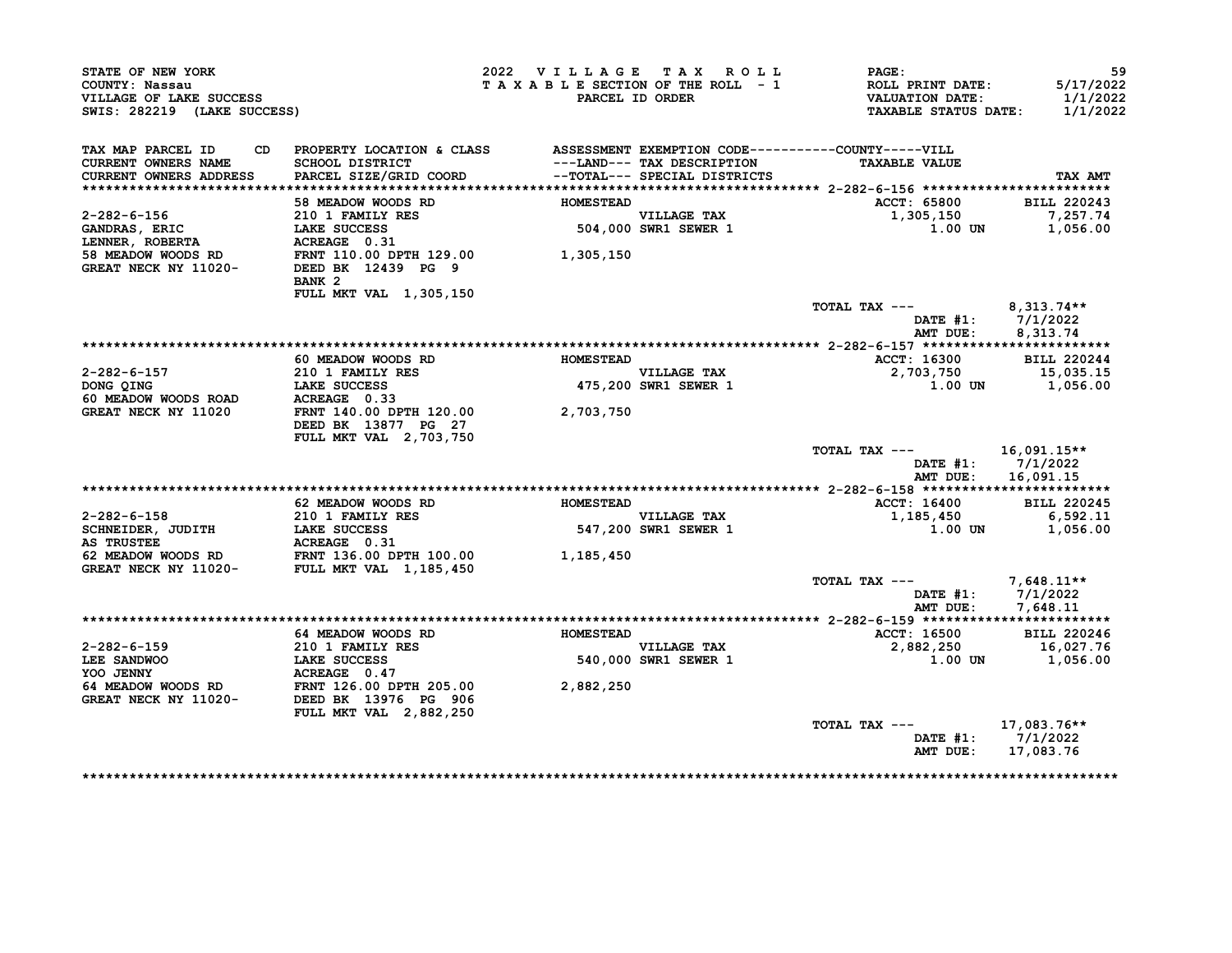STATE OF NEW YORK
COUNTY: Nassau
VILLAGE OF LAKE SUCCESS
SWIS: 282219 (LAKE SUCCESS)

2022 VILLAGE TAX ROLL
TAXABLE SECTION OF THE ROLL - 1
PARCEL ID ORDER

ROLL PRINT DATE: 5/17/2022
VALUATION DATE: 1/1/2022
TAXABLE STATUS DATE: 1/1/2022

| TAX MAP PARCEL ID / CURRENT OWNERS NAME / CURRENT OWNERS ADDRESS | PROPERTY LOCATION & CLASS / SCHOOL DISTRICT / PARCEL SIZE/GRID COORD | ASSESSMENT ---LAND--- / --TOTAL--- | EXEMPTION CODE / TAX DESCRIPTION / SPECIAL DISTRICTS | TAXABLE VALUE | TAX AMT |
|---|---|---|---|---|---|
| **2-282-6-156** | 58 MEADOW WOODS RD | HOMESTEAD | | ACCT: 65800 | BILL 220243 |
| 2-282-6-156 | 210 1 FAMILY RES | | VILLAGE TAX | 1,305,150 | 7,257.74 |
| GANDRAS, ERIC | LAKE SUCCESS | 504,000 | SWR1 SEWER 1 | 1.00 UN | 1,056.00 |
| LENNER, ROBERTA | ACREAGE 0.31 | | | | |
| 58 MEADOW WOODS RD | FRNT 110.00 DPTH 129.00 | 1,305,150 | | | |
| GREAT NECK NY 11020- | DEED BK 12439 PG 9 | | | | |
| | BANK 2 | | | | |
| | FULL MKT VAL 1,305,150 | | | | |
| | | | | TOTAL TAX --- | 8,313.74** |
| | | | | DATE #1: | 7/1/2022 |
| | | | | AMT DUE: | 8,313.74 |
| **2-282-6-157** | 60 MEADOW WOODS RD | HOMESTEAD | | ACCT: 16300 | BILL 220244 |
| 2-282-6-157 | 210 1 FAMILY RES | | VILLAGE TAX | 2,703,750 | 15,035.15 |
| DONG QING | LAKE SUCCESS | 475,200 | SWR1 SEWER 1 | 1.00 UN | 1,056.00 |
| 60 MEADOW WOODS ROAD | ACREAGE 0.33 | | | | |
| GREAT NECK NY 11020 | FRNT 140.00 DPTH 120.00 | 2,703,750 | | | |
| | DEED BK 13877 PG 27 | | | | |
| | FULL MKT VAL 2,703,750 | | | | |
| | | | | TOTAL TAX --- | 16,091.15** |
| | | | | DATE #1: | 7/1/2022 |
| | | | | AMT DUE: | 16,091.15 |
| **2-282-6-158** | 62 MEADOW WOODS RD | HOMESTEAD | | ACCT: 16400 | BILL 220245 |
| 2-282-6-158 | 210 1 FAMILY RES | | VILLAGE TAX | 1,185,450 | 6,592.11 |
| SCHNEIDER, JUDITH | LAKE SUCCESS | 547,200 | SWR1 SEWER 1 | 1.00 UN | 1,056.00 |
| AS TRUSTEE | ACREAGE 0.31 | | | | |
| 62 MEADOW WOODS RD | FRNT 136.00 DPTH 100.00 | 1,185,450 | | | |
| GREAT NECK NY 11020- | FULL MKT VAL 1,185,450 | | | | |
| | | | | TOTAL TAX --- | 7,648.11** |
| | | | | DATE #1: | 7/1/2022 |
| | | | | AMT DUE: | 7,648.11 |
| **2-282-6-159** | 64 MEADOW WOODS RD | HOMESTEAD | | ACCT: 16500 | BILL 220246 |
| 2-282-6-159 | 210 1 FAMILY RES | | VILLAGE TAX | 2,882,250 | 16,027.76 |
| LEE SANDWOO | LAKE SUCCESS | 540,000 | SWR1 SEWER 1 | 1.00 UN | 1,056.00 |
| YOO JENNY | ACREAGE 0.47 | | | | |
| 64 MEADOW WOODS RD | FRNT 126.00 DPTH 205.00 | 2,882,250 | | | |
| GREAT NECK NY 11020- | DEED BK 13976 PG 906 | | | | |
| | FULL MKT VAL 2,882,250 | | | | |
| | | | | TOTAL TAX --- | 17,083.76** |
| | | | | DATE #1: | 7/1/2022 |
| | | | | AMT DUE: | 17,083.76 |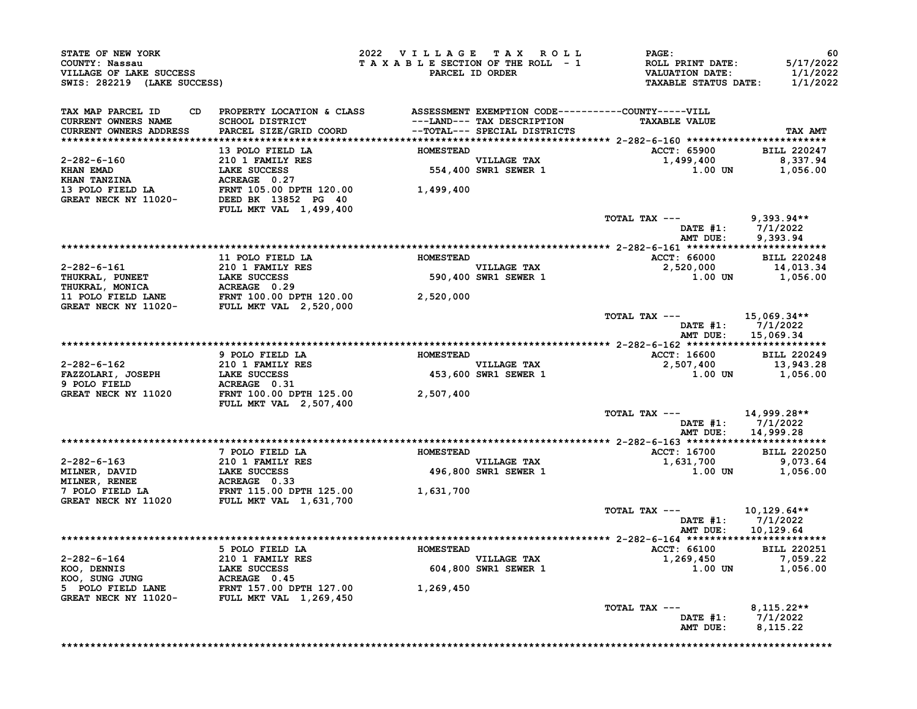STATE OF NEW YORK
COUNTY: Nassau
VILLAGE OF LAKE SUCCESS
SWIS: 282219 (LAKE SUCCESS)

2022 VILLAGE TAX ROLL
TAXABLE SECTION OF THE ROLL - 1
PARCEL ID ORDER

ROLL PRINT DATE: 5/17/2022
VALUATION DATE: 1/1/2022
TAXABLE STATUS DATE: 1/1/2022

| TAX MAP PARCEL ID / CURRENT OWNERS NAME / CURRENT OWNERS ADDRESS | CD | PROPERTY LOCATION & CLASS / SCHOOL DISTRICT / PARCEL SIZE/GRID COORD | ASSESSMENT ---LAND--- / --TOTAL--- | EXEMPTION CODE / TAX DESCRIPTION / SPECIAL DISTRICTS | TAXABLE VALUE (COUNTY-----VILL) | TAX AMT |
|---|---|---|---|---|---|---|
| **2-282-6-160** | | 13 POLO FIELD LA | HOMESTEAD | | ACCT: 65900 | BILL 220247 |
| 2-282-6-160 | | 210 1 FAMILY RES | | VILLAGE TAX | 1,499,400 | 8,337.94 |
| KHAN EMAD | | LAKE SUCCESS | 554,400 | SWR1 SEWER 1 | 1.00 UN | 1,056.00 |
| KHAN TANZINA | | ACREAGE 0.27 | | | | |
| 13 POLO FIELD LA | | FRNT 105.00 DPTH 120.00 | 1,499,400 | | | |
| GREAT NECK NY 11020- | | DEED BK 13852 PG 40 | | | | |
| | | FULL MKT VAL 1,499,400 | | | | |
| | | | | | TOTAL TAX --- | 9,393.94** |
| | | | | | DATE #1: | 7/1/2022 |
| | | | | | AMT DUE: | 9,393.94 |
| **2-282-6-161** | | 11 POLO FIELD LA | HOMESTEAD | | ACCT: 66000 | BILL 220248 |
| 2-282-6-161 | | 210 1 FAMILY RES | | VILLAGE TAX | 2,520,000 | 14,013.34 |
| THUKRAL, PUNEET | | LAKE SUCCESS | 590,400 | SWR1 SEWER 1 | 1.00 UN | 1,056.00 |
| THUKRAL, MONICA | | ACREAGE 0.29 | | | | |
| 11 POLO FIELD LANE | | FRNT 100.00 DPTH 120.00 | 2,520,000 | | | |
| GREAT NECK NY 11020- | | FULL MKT VAL 2,520,000 | | | | |
| | | | | | TOTAL TAX --- | 15,069.34** |
| | | | | | DATE #1: | 7/1/2022 |
| | | | | | AMT DUE: | 15,069.34 |
| **2-282-6-162** | | 9 POLO FIELD LA | HOMESTEAD | | ACCT: 16600 | BILL 220249 |
| 2-282-6-162 | | 210 1 FAMILY RES | | VILLAGE TAX | 2,507,400 | 13,943.28 |
| FAZZOLARI, JOSEPH | | LAKE SUCCESS | 453,600 | SWR1 SEWER 1 | 1.00 UN | 1,056.00 |
| 9 POLO FIELD | | ACREAGE 0.31 | | | | |
| GREAT NECK NY 11020 | | FRNT 100.00 DPTH 125.00 | 2,507,400 | | | |
| | | FULL MKT VAL 2,507,400 | | | | |
| | | | | | TOTAL TAX --- | 14,999.28** |
| | | | | | DATE #1: | 7/1/2022 |
| | | | | | AMT DUE: | 14,999.28 |
| **2-282-6-163** | | 7 POLO FIELD LA | HOMESTEAD | | ACCT: 16700 | BILL 220250 |
| 2-282-6-163 | | 210 1 FAMILY RES | | VILLAGE TAX | 1,631,700 | 9,073.64 |
| MILNER, DAVID | | LAKE SUCCESS | 496,800 | SWR1 SEWER 1 | 1.00 UN | 1,056.00 |
| MILNER, RENEE | | ACREAGE 0.33 | | | | |
| 7 POLO FIELD LA | | FRNT 115.00 DPTH 125.00 | 1,631,700 | | | |
| GREAT NECK NY 11020 | | FULL MKT VAL 1,631,700 | | | | |
| | | | | | TOTAL TAX --- | 10,129.64** |
| | | | | | DATE #1: | 7/1/2022 |
| | | | | | AMT DUE: | 10,129.64 |
| **2-282-6-164** | | 5 POLO FIELD LA | HOMESTEAD | | ACCT: 66100 | BILL 220251 |
| 2-282-6-164 | | 210 1 FAMILY RES | | VILLAGE TAX | 1,269,450 | 7,059.22 |
| KOO, DENNIS | | LAKE SUCCESS | 604,800 | SWR1 SEWER 1 | 1.00 UN | 1,056.00 |
| KOO, SUNG JUNG | | ACREAGE 0.45 | | | | |
| 5 POLO FIELD LANE | | FRNT 157.00 DPTH 127.00 | 1,269,450 | | | |
| GREAT NECK NY 11020- | | FULL MKT VAL 1,269,450 | | | | |
| | | | | | TOTAL TAX --- | 8,115.22** |
| | | | | | DATE #1: | 7/1/2022 |
| | | | | | AMT DUE: | 8,115.22 |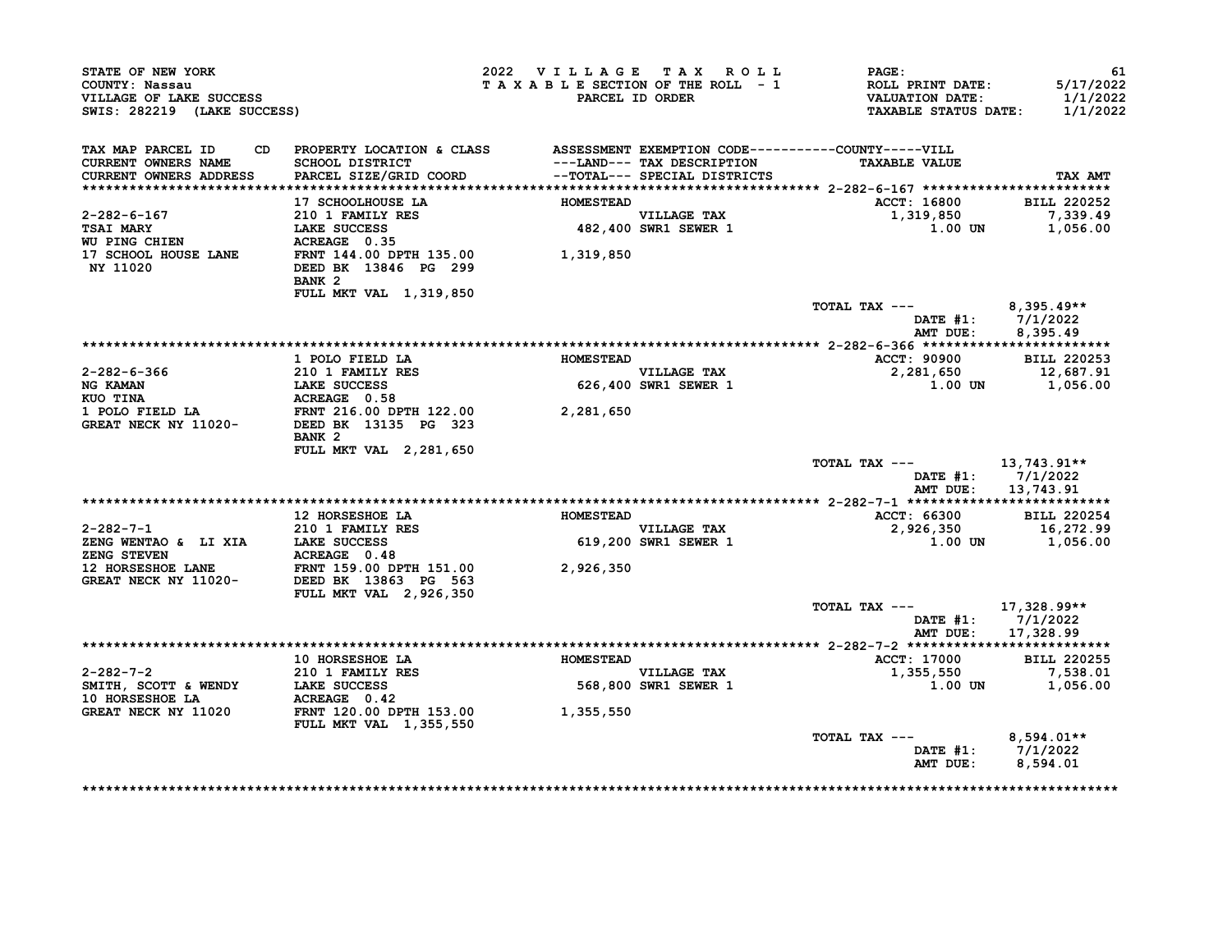STATE OF NEW YORK
COUNTY: Nassau
VILLAGE OF LAKE SUCCESS
SWIS: 282219 (LAKE SUCCESS)

2022 VILLAGE TAX ROLL
TAXABLE SECTION OF THE ROLL - 1
PARCEL ID ORDER

PAGE: 61
ROLL PRINT DATE: 5/17/2022
VALUATION DATE: 1/1/2022
TAXABLE STATUS DATE: 1/1/2022

| TAX MAP PARCEL ID / CURRENT OWNERS NAME / CURRENT OWNERS ADDRESS | CD | PROPERTY LOCATION & CLASS / SCHOOL DISTRICT / PARCEL SIZE/GRID COORD | ASSESSMENT ---LAND--- --TOTAL--- | EXEMPTION CODE / TAX DESCRIPTION / SPECIAL DISTRICTS | TAXABLE VALUE | TAX AMT |
|---|---|---|---|---|---|---|
| 2-282-6-167 | | 17 SCHOOLHOUSE LA | HOMESTEAD | | ACCT: 16800 | BILL 220252 |
| 2-282-6-167 | | 210 1 FAMILY RES | | VILLAGE TAX | 1,319,850 | 7,339.49 |
| TSAI MARY | | LAKE SUCCESS | 482,400 | SWR1 SEWER 1 | 1.00 UN | 1,056.00 |
| WU PING CHIEN | | ACREAGE 0.35 | | | | |
| 17 SCHOOL HOUSE LANE | | FRNT 144.00 DPTH 135.00 | 1,319,850 | | | |
| NY 11020 | | DEED BK 13846 PG 299 | | | | |
| | | BANK 2 | | | | |
| | | FULL MKT VAL 1,319,850 | | | | |
| | | | | | TOTAL TAX --- | 8,395.49** |
| | | | | | DATE #1: | 7/1/2022 |
| | | | | | AMT DUE: | 8,395.49 |
| 2-282-6-366 | | 1 POLO FIELD LA | HOMESTEAD | | ACCT: 90900 | BILL 220253 |
| 2-282-6-366 | | 210 1 FAMILY RES | | VILLAGE TAX | 2,281,650 | 12,687.91 |
| NG KAMAN | | LAKE SUCCESS | 626,400 | SWR1 SEWER 1 | 1.00 UN | 1,056.00 |
| KUO TINA | | ACREAGE 0.58 | | | | |
| 1 POLO FIELD LA | | FRNT 216.00 DPTH 122.00 | 2,281,650 | | | |
| GREAT NECK NY 11020- | | DEED BK 13135 PG 323 | | | | |
| | | BANK 2 | | | | |
| | | FULL MKT VAL 2,281,650 | | | | |
| | | | | | TOTAL TAX --- | 13,743.91** |
| | | | | | DATE #1: | 7/1/2022 |
| | | | | | AMT DUE: | 13,743.91 |
| 2-282-7-1 | | 12 HORSESHOE LA | HOMESTEAD | | ACCT: 66300 | BILL 220254 |
| 2-282-7-1 | | 210 1 FAMILY RES | | VILLAGE TAX | 2,926,350 | 16,272.99 |
| ZENG WENTAO & LI XIA | | LAKE SUCCESS | 619,200 | SWR1 SEWER 1 | 1.00 UN | 1,056.00 |
| ZENG STEVEN | | ACREAGE 0.48 | | | | |
| 12 HORSESHOE LANE | | FRNT 159.00 DPTH 151.00 | 2,926,350 | | | |
| GREAT NECK NY 11020- | | DEED BK 13863 PG 563 | | | | |
| | | FULL MKT VAL 2,926,350 | | | | |
| | | | | | TOTAL TAX --- | 17,328.99** |
| | | | | | DATE #1: | 7/1/2022 |
| | | | | | AMT DUE: | 17,328.99 |
| 2-282-7-2 | | 10 HORSESHOE LA | HOMESTEAD | | ACCT: 17000 | BILL 220255 |
| 2-282-7-2 | | 210 1 FAMILY RES | | VILLAGE TAX | 1,355,550 | 7,538.01 |
| SMITH, SCOTT & WENDY | | LAKE SUCCESS | 568,800 | SWR1 SEWER 1 | 1.00 UN | 1,056.00 |
| 10 HORSESHOE LA | | ACREAGE 0.42 | | | | |
| GREAT NECK NY 11020 | | FRNT 120.00 DPTH 153.00 | 1,355,550 | | | |
| | | FULL MKT VAL 1,355,550 | | | | |
| | | | | | TOTAL TAX --- | 8,594.01** |
| | | | | | DATE #1: | 7/1/2022 |
| | | | | | AMT DUE: | 8,594.01 |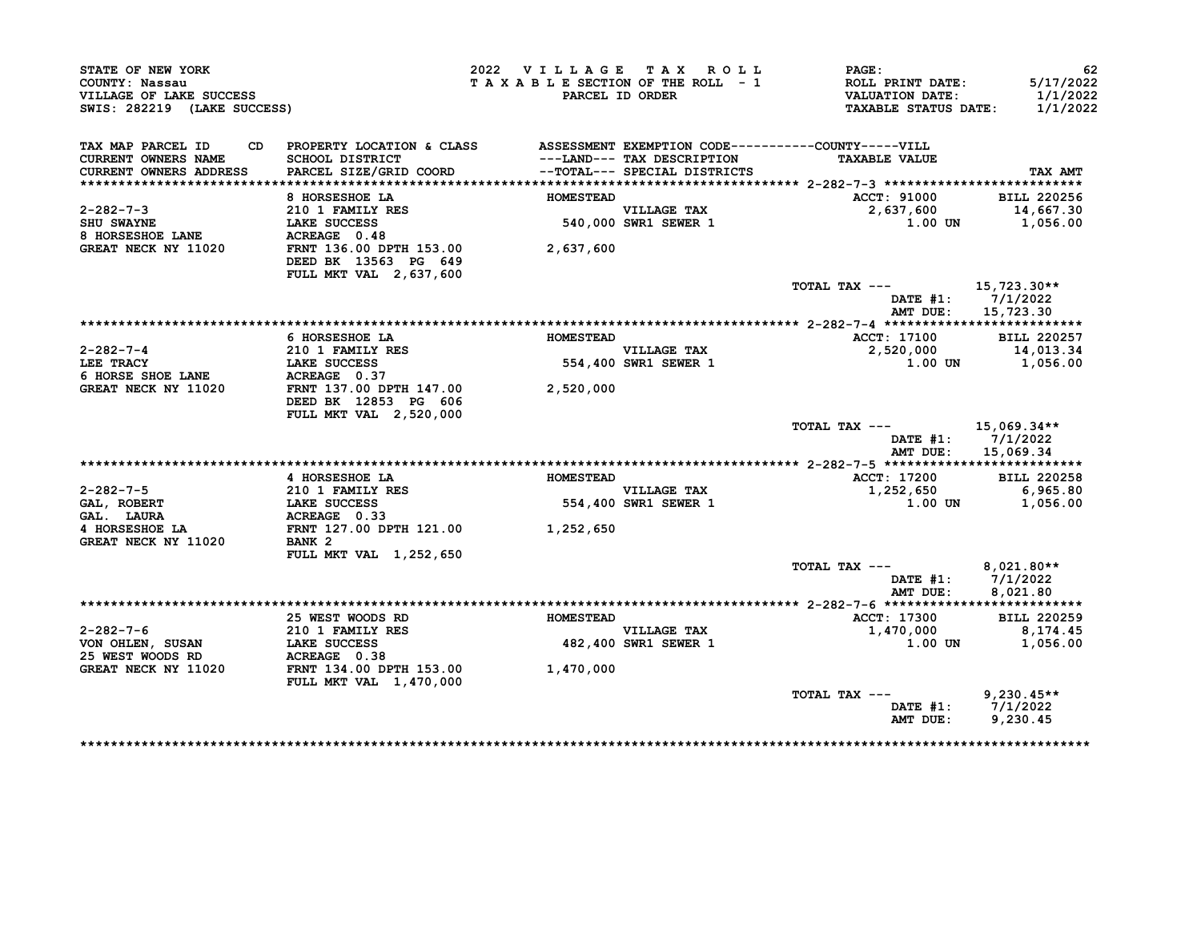STATE OF NEW YORK
COUNTY: Nassau
VILLAGE OF LAKE SUCCESS
SWIS: 282219 (LAKE SUCCESS)

2022 VILLAGE TAX ROLL
TAXABLE SECTION OF THE ROLL - 1
PARCEL ID ORDER

ROLL PRINT DATE: 5/17/2022
VALUATION DATE: 1/1/2022
TAXABLE STATUS DATE: 1/1/2022

| TAX MAP PARCEL ID / CURRENT OWNERS NAME / CURRENT OWNERS ADDRESS | CD | PROPERTY LOCATION & CLASS / SCHOOL DISTRICT / PARCEL SIZE/GRID COORD | ASSESSMENT ---LAND--- --TOTAL--- | EXEMPTION CODE / TAX DESCRIPTION / SPECIAL DISTRICTS | TAXABLE VALUE | TAX AMT |
|---|---|---|---|---|---|---|
| **2-282-7-3** | | 8 HORSESHOE LA | HOMESTEAD | | ACCT: 91000 | BILL 220256 |
| 2-282-7-3 | | 210 1 FAMILY RES | | VILLAGE TAX | 2,637,600 | 14,667.30 |
| SHU SWAYNE | | LAKE SUCCESS | 540,000 | SWR1 SEWER 1 | 1.00 UN | 1,056.00 |
| 8 HORSESHOE LANE | | ACREAGE 0.48 | | | | |
| GREAT NECK NY 11020 | | FRNT 136.00 DPTH 153.00 | 2,637,600 | | | |
| | | DEED BK 13563 PG 649 | | | | |
| | | FULL MKT VAL 2,637,600 | | | | |
| | | | | | TOTAL TAX --- | 15,723.30** |
| | | | | | DATE #1: | 7/1/2022 |
| | | | | | AMT DUE: | 15,723.30 |
| **2-282-7-4** | | 6 HORSESHOE LA | HOMESTEAD | | ACCT: 17100 | BILL 220257 |
| 2-282-7-4 | | 210 1 FAMILY RES | | VILLAGE TAX | 2,520,000 | 14,013.34 |
| LEE TRACY | | LAKE SUCCESS | 554,400 | SWR1 SEWER 1 | 1.00 UN | 1,056.00 |
| 6 HORSE SHOE LANE | | ACREAGE 0.37 | | | | |
| GREAT NECK NY 11020 | | FRNT 137.00 DPTH 147.00 | 2,520,000 | | | |
| | | DEED BK 12853 PG 606 | | | | |
| | | FULL MKT VAL 2,520,000 | | | | |
| | | | | | TOTAL TAX --- | 15,069.34** |
| | | | | | DATE #1: | 7/1/2022 |
| | | | | | AMT DUE: | 15,069.34 |
| **2-282-7-5** | | 4 HORSESHOE LA | HOMESTEAD | | ACCT: 17200 | BILL 220258 |
| 2-282-7-5 | | 210 1 FAMILY RES | | VILLAGE TAX | 1,252,650 | 6,965.80 |
| GAL, ROBERT | | LAKE SUCCESS | 554,400 | SWR1 SEWER 1 | 1.00 UN | 1,056.00 |
| GAL. LAURA | | ACREAGE 0.33 | | | | |
| 4 HORSESHOE LA | | FRNT 127.00 DPTH 121.00 | 1,252,650 | | | |
| GREAT NECK NY 11020 | | BANK 2 | | | | |
| | | FULL MKT VAL 1,252,650 | | | | |
| | | | | | TOTAL TAX --- | 8,021.80** |
| | | | | | DATE #1: | 7/1/2022 |
| | | | | | AMT DUE: | 8,021.80 |
| **2-282-7-6** | | 25 WEST WOODS RD | HOMESTEAD | | ACCT: 17300 | BILL 220259 |
| 2-282-7-6 | | 210 1 FAMILY RES | | VILLAGE TAX | 1,470,000 | 8,174.45 |
| VON OHLEN, SUSAN | | LAKE SUCCESS | 482,400 | SWR1 SEWER 1 | 1.00 UN | 1,056.00 |
| 25 WEST WOODS RD | | ACREAGE 0.38 | | | | |
| GREAT NECK NY 11020 | | FRNT 134.00 DPTH 153.00 | 1,470,000 | | | |
| | | FULL MKT VAL 1,470,000 | | | | |
| | | | | | TOTAL TAX --- | 9,230.45** |
| | | | | | DATE #1: | 7/1/2022 |
| | | | | | AMT DUE: | 9,230.45 |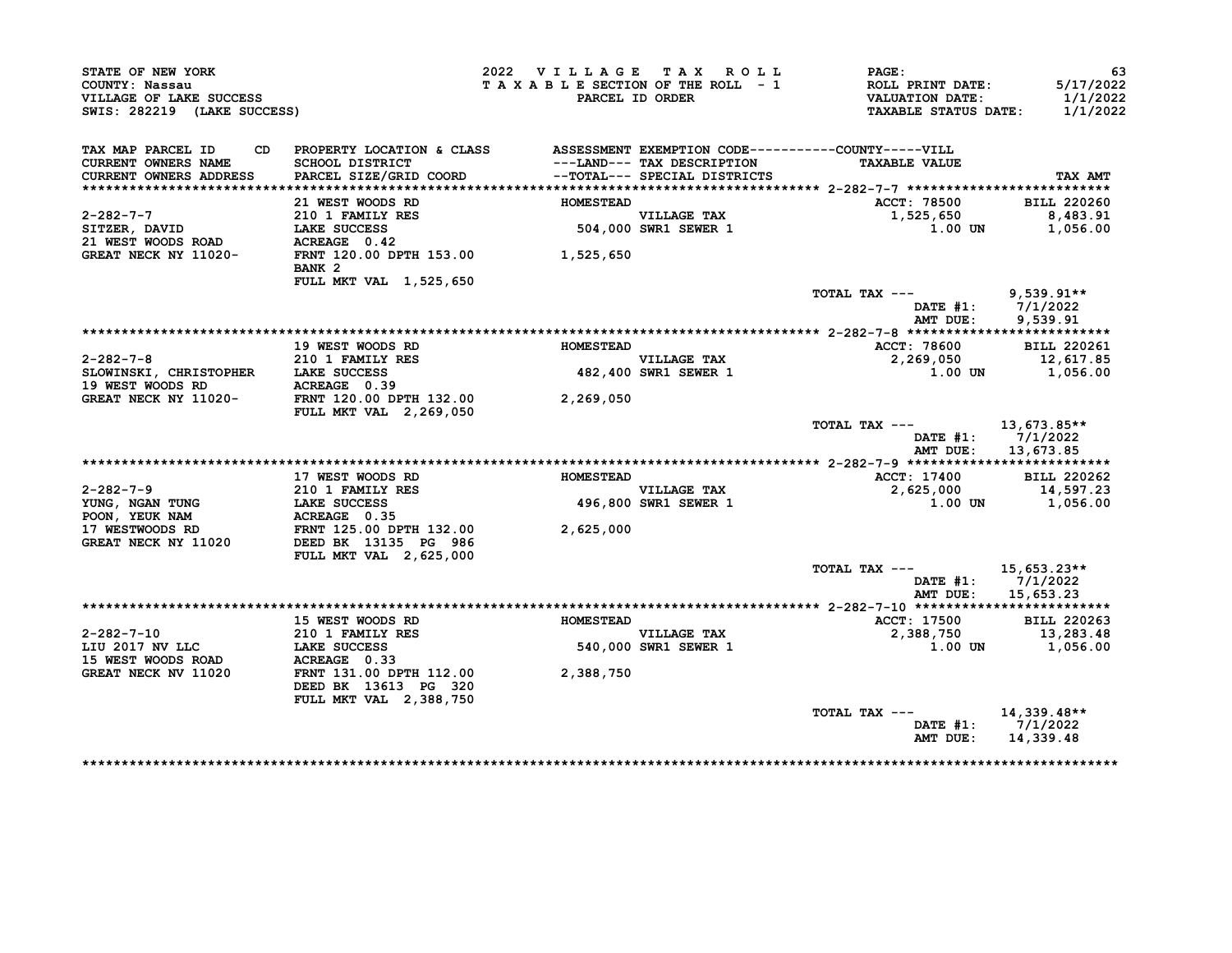STATE OF NEW YORK
COUNTY: Nassau
VILLAGE OF LAKE SUCCESS
SWIS: 282219 (LAKE SUCCESS)

2022 VILLAGE TAX ROLL
TAXABLE SECTION OF THE ROLL - 1
PARCEL ID ORDER

ROLL PRINT DATE: 5/17/2022
VALUATION DATE: 1/1/2022
TAXABLE STATUS DATE: 1/1/2022

| TAX MAP PARCEL ID / CURRENT OWNERS NAME / CURRENT OWNERS ADDRESS | CD | PROPERTY LOCATION & CLASS / SCHOOL DISTRICT / PARCEL SIZE/GRID COORD | ASSESSMENT ---LAND--- / --TOTAL--- | EXEMPTION CODE / TAX DESCRIPTION / SPECIAL DISTRICTS | COUNTY-----VILL TAXABLE VALUE | TAX AMT |
|---|---|---|---|---|---|---|
| 2-282-7-7 | | 21 WEST WOODS RD | HOMESTEAD | | ACCT: 78500 | BILL 220260 |
| SITZER, DAVID | | 210 1 FAMILY RES | | VILLAGE TAX | 1,525,650 | 8,483.91 |
| 21 WEST WOODS ROAD | | LAKE SUCCESS | 504,000 | SWR1 SEWER 1 | 1.00 UN | 1,056.00 |
| GREAT NECK NY 11020- | | ACREAGE 0.42 | | | | |
| | | FRNT 120.00 DPTH 153.00 | 1,525,650 | | | |
| | | BANK 2 | | | | |
| | | FULL MKT VAL 1,525,650 | | | | |
| | | | | | TOTAL TAX --- | 9,539.91** |
| | | | | | DATE #1: | 7/1/2022 |
| | | | | | AMT DUE: | 9,539.91 |
| 2-282-7-8 | | 19 WEST WOODS RD | HOMESTEAD | | ACCT: 78600 | BILL 220261 |
| SLOWINSKI, CHRISTOPHER | | 210 1 FAMILY RES | | VILLAGE TAX | 2,269,050 | 12,617.85 |
| 19 WEST WOODS RD | | LAKE SUCCESS | 482,400 | SWR1 SEWER 1 | 1.00 UN | 1,056.00 |
| GREAT NECK NY 11020- | | ACREAGE 0.39 | | | | |
| | | FRNT 120.00 DPTH 132.00 | 2,269,050 | | | |
| | | FULL MKT VAL 2,269,050 | | | | |
| | | | | | TOTAL TAX --- | 13,673.85** |
| | | | | | DATE #1: | 7/1/2022 |
| | | | | | AMT DUE: | 13,673.85 |
| 2-282-7-9 | | 17 WEST WOODS RD | HOMESTEAD | | ACCT: 17400 | BILL 220262 |
| YUNG, NGAN TUNG | | 210 1 FAMILY RES | | VILLAGE TAX | 2,625,000 | 14,597.23 |
| POON, YEUK NAM | | LAKE SUCCESS | 496,800 | SWR1 SEWER 1 | 1.00 UN | 1,056.00 |
| 17 WESTWOODS RD | | ACREAGE 0.35 | | | | |
| GREAT NECK NY 11020 | | FRNT 125.00 DPTH 132.00 | 2,625,000 | | | |
| | | DEED BK 13135 PG 986 | | | | |
| | | FULL MKT VAL 2,625,000 | | | | |
| | | | | | TOTAL TAX --- | 15,653.23** |
| | | | | | DATE #1: | 7/1/2022 |
| | | | | | AMT DUE: | 15,653.23 |
| 2-282-7-10 | | 15 WEST WOODS RD | HOMESTEAD | | ACCT: 17500 | BILL 220263 |
| LIU 2017 NV LLC | | 210 1 FAMILY RES | | VILLAGE TAX | 2,388,750 | 13,283.48 |
| 15 WEST WOODS ROAD | | LAKE SUCCESS | 540,000 | SWR1 SEWER 1 | 1.00 UN | 1,056.00 |
| GREAT NECK NV 11020 | | ACREAGE 0.33 | | | | |
| | | FRNT 131.00 DPTH 112.00 | 2,388,750 | | | |
| | | DEED BK 13613 PG 320 | | | | |
| | | FULL MKT VAL 2,388,750 | | | | |
| | | | | | TOTAL TAX --- | 14,339.48** |
| | | | | | DATE #1: | 7/1/2022 |
| | | | | | AMT DUE: | 14,339.48 |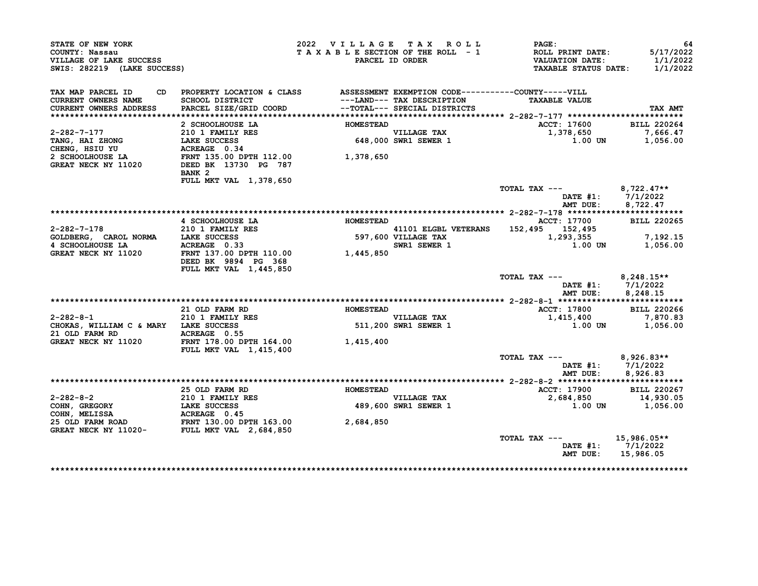STATE OF NEW YORK
COUNTY: Nassau
VILLAGE OF LAKE SUCCESS
SWIS: 282219 (LAKE SUCCESS)

2022 VILLAGE TAX ROLL
TAXABLE SECTION OF THE ROLL - 1
PARCEL ID ORDER

PAGE: 64
ROLL PRINT DATE: 5/17/2022
VALUATION DATE: 1/1/2022
TAXABLE STATUS DATE: 1/1/2022

| TAX MAP PARCEL ID / CURRENT OWNERS NAME / CURRENT OWNERS ADDRESS | CD | PROPERTY LOCATION & CLASS / SCHOOL DISTRICT / PARCEL SIZE/GRID COORD | ASSESSMENT ---LAND--- / --TOTAL--- | EXEMPTION CODE / TAX DESCRIPTION / SPECIAL DISTRICTS | COUNTY | VILL / TAXABLE VALUE | TAX AMT |
|---|---|---|---|---|---|---|---|
| **2-282-7-177** | | 2 SCHOOLHOUSE LA | HOMESTEAD | | | ACCT: 17600 | BILL 220264 |
| 2-282-7-177 | | 210 1 FAMILY RES | | VILLAGE TAX | | 1,378,650 | 7,666.47 |
| TANG, HAI ZHONG | | LAKE SUCCESS | 648,000 | SWR1 SEWER 1 | | 1.00 UN | 1,056.00 |
| CHENG, HSIU YU | | ACREAGE 0.34 | | | | | |
| 2 SCHOOLHOUSE LA | | FRNT 135.00 DPTH 112.00 | 1,378,650 | | | | |
| GREAT NECK NY 11020 | | DEED BK 13730 PG 787 | | | | | |
| | | BANK 2 | | | | | |
| | | FULL MKT VAL 1,378,650 | | | | | |
| | | | | | | TOTAL TAX --- | 8,722.47** |
| | | | | | | DATE #1: | 7/1/2022 |
| | | | | | | AMT DUE: | 8,722.47 |
| **2-282-7-178** | | 4 SCHOOLHOUSE LA | HOMESTEAD | | | ACCT: 17700 | BILL 220265 |
| 2-282-7-178 | | 210 1 FAMILY RES | | 41101 ELGBL VETERANS | 152,495 | 152,495 | |
| GOLDBERG, CAROL NORMA | | LAKE SUCCESS | 597,600 | VILLAGE TAX | | 1,293,355 | 7,192.15 |
| 4 SCHOOLHOUSE LA | | ACREAGE 0.33 | | SWR1 SEWER 1 | | 1.00 UN | 1,056.00 |
| GREAT NECK NY 11020 | | FRNT 137.00 DPTH 110.00 | 1,445,850 | | | | |
| | | DEED BK 9894 PG 368 | | | | | |
| | | FULL MKT VAL 1,445,850 | | | | | |
| | | | | | | TOTAL TAX --- | 8,248.15** |
| | | | | | | DATE #1: | 7/1/2022 |
| | | | | | | AMT DUE: | 8,248.15 |
| **2-282-8-1** | | 21 OLD FARM RD | HOMESTEAD | | | ACCT: 17800 | BILL 220266 |
| 2-282-8-1 | | 210 1 FAMILY RES | | VILLAGE TAX | | 1,415,400 | 7,870.83 |
| CHOKAS, WILLIAM C & MARY | | LAKE SUCCESS | 511,200 | SWR1 SEWER 1 | | 1.00 UN | 1,056.00 |
| 21 OLD FARM RD | | ACREAGE 0.55 | | | | | |
| GREAT NECK NY 11020 | | FRNT 178.00 DPTH 164.00 | 1,415,400 | | | | |
| | | FULL MKT VAL 1,415,400 | | | | | |
| | | | | | | TOTAL TAX --- | 8,926.83** |
| | | | | | | DATE #1: | 7/1/2022 |
| | | | | | | AMT DUE: | 8,926.83 |
| **2-282-8-2** | | 25 OLD FARM RD | HOMESTEAD | | | ACCT: 17900 | BILL 220267 |
| 2-282-8-2 | | 210 1 FAMILY RES | | VILLAGE TAX | | 2,684,850 | 14,930.05 |
| COHN, GREGORY | | LAKE SUCCESS | 489,600 | SWR1 SEWER 1 | | 1.00 UN | 1,056.00 |
| COHN, MELISSA | | ACREAGE 0.45 | | | | | |
| 25 OLD FARM ROAD | | FRNT 130.00 DPTH 163.00 | 2,684,850 | | | | |
| GREAT NECK NY 11020- | | FULL MKT VAL 2,684,850 | | | | | |
| | | | | | | TOTAL TAX --- | 15,986.05** |
| | | | | | | DATE #1: | 7/1/2022 |
| | | | | | | AMT DUE: | 15,986.05 |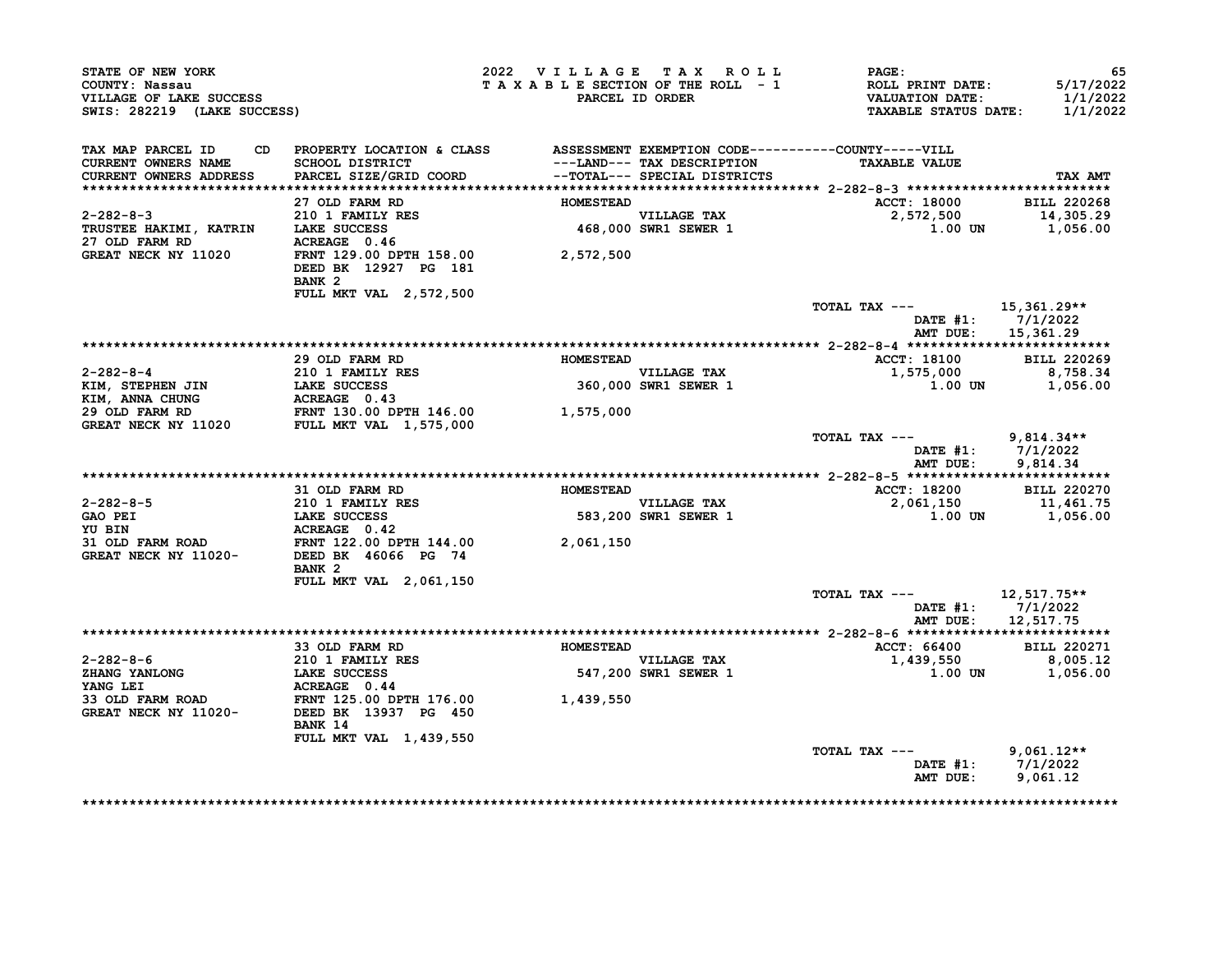STATE OF NEW YORK
COUNTY: Nassau
VILLAGE OF LAKE SUCCESS
SWIS: 282219 (LAKE SUCCESS)

2022 VILLAGE TAX ROLL
TAXABLE SECTION OF THE ROLL - 1
PARCEL ID ORDER

PAGE: 65
ROLL PRINT DATE: 5/17/2022
VALUATION DATE: 1/1/2022
TAXABLE STATUS DATE: 1/1/2022

| TAX MAP PARCEL ID / CURRENT OWNERS NAME / CURRENT OWNERS ADDRESS | CD | PROPERTY LOCATION & CLASS / SCHOOL DISTRICT / PARCEL SIZE/GRID COORD | ASSESSMENT ---LAND--- / ---TOTAL--- | EXEMPTION CODE / TAX DESCRIPTION / SPECIAL DISTRICTS | TAXABLE VALUE (COUNTY-----VILL) | TAX AMT |
|---|---|---|---|---|---|---|
| **2-282-8-3** | | 27 OLD FARM RD | HOMESTEAD | | ACCT: 18000 | BILL 220268 |
| 2-282-8-3 | | 210 1 FAMILY RES | | VILLAGE TAX | 2,572,500 | 14,305.29 |
| TRUSTEE HAKIMI, KATRIN | | LAKE SUCCESS | 468,000 | SWR1 SEWER 1 | 1.00 UN | 1,056.00 |
| 27 OLD FARM RD | | ACREAGE 0.46 | | | | |
| GREAT NECK NY 11020 | | FRNT 129.00 DPTH 158.00 | 2,572,500 | | | |
| | | DEED BK 12927 PG 181 | | | | |
| | | BANK 2 | | | | |
| | | FULL MKT VAL 2,572,500 | | | | |
| | | | | | TOTAL TAX --- | 15,361.29** |
| | | | | | DATE #1: | 7/1/2022 |
| | | | | | AMT DUE: | 15,361.29 |
| **2-282-8-4** | | 29 OLD FARM RD | HOMESTEAD | | ACCT: 18100 | BILL 220269 |
| 2-282-8-4 | | 210 1 FAMILY RES | | VILLAGE TAX | 1,575,000 | 8,758.34 |
| KIM, STEPHEN JIN | | LAKE SUCCESS | 360,000 | SWR1 SEWER 1 | 1.00 UN | 1,056.00 |
| KIM, ANNA CHUNG | | ACREAGE 0.43 | | | | |
| 29 OLD FARM RD | | FRNT 130.00 DPTH 146.00 | 1,575,000 | | | |
| GREAT NECK NY 11020 | | FULL MKT VAL 1,575,000 | | | | |
| | | | | | TOTAL TAX --- | 9,814.34** |
| | | | | | DATE #1: | 7/1/2022 |
| | | | | | AMT DUE: | 9,814.34 |
| **2-282-8-5** | | 31 OLD FARM RD | HOMESTEAD | | ACCT: 18200 | BILL 220270 |
| 2-282-8-5 | | 210 1 FAMILY RES | | VILLAGE TAX | 2,061,150 | 11,461.75 |
| GAO PEI | | LAKE SUCCESS | 583,200 | SWR1 SEWER 1 | 1.00 UN | 1,056.00 |
| YU BIN | | ACREAGE 0.42 | | | | |
| 31 OLD FARM ROAD | | FRNT 122.00 DPTH 144.00 | 2,061,150 | | | |
| GREAT NECK NY 11020- | | DEED BK 46066 PG 74 | | | | |
| | | BANK 2 | | | | |
| | | FULL MKT VAL 2,061,150 | | | | |
| | | | | | TOTAL TAX --- | 12,517.75** |
| | | | | | DATE #1: | 7/1/2022 |
| | | | | | AMT DUE: | 12,517.75 |
| **2-282-8-6** | | 33 OLD FARM RD | HOMESTEAD | | ACCT: 66400 | BILL 220271 |
| 2-282-8-6 | | 210 1 FAMILY RES | | VILLAGE TAX | 1,439,550 | 8,005.12 |
| ZHANG YANLONG | | LAKE SUCCESS | 547,200 | SWR1 SEWER 1 | 1.00 UN | 1,056.00 |
| YANG LEI | | ACREAGE 0.44 | | | | |
| 33 OLD FARM ROAD | | FRNT 125.00 DPTH 176.00 | 1,439,550 | | | |
| GREAT NECK NY 11020- | | DEED BK 13937 PG 450 | | | | |
| | | BANK 14 | | | | |
| | | FULL MKT VAL 1,439,550 | | | | |
| | | | | | TOTAL TAX --- | 9,061.12** |
| | | | | | DATE #1: | 7/1/2022 |
| | | | | | AMT DUE: | 9,061.12 |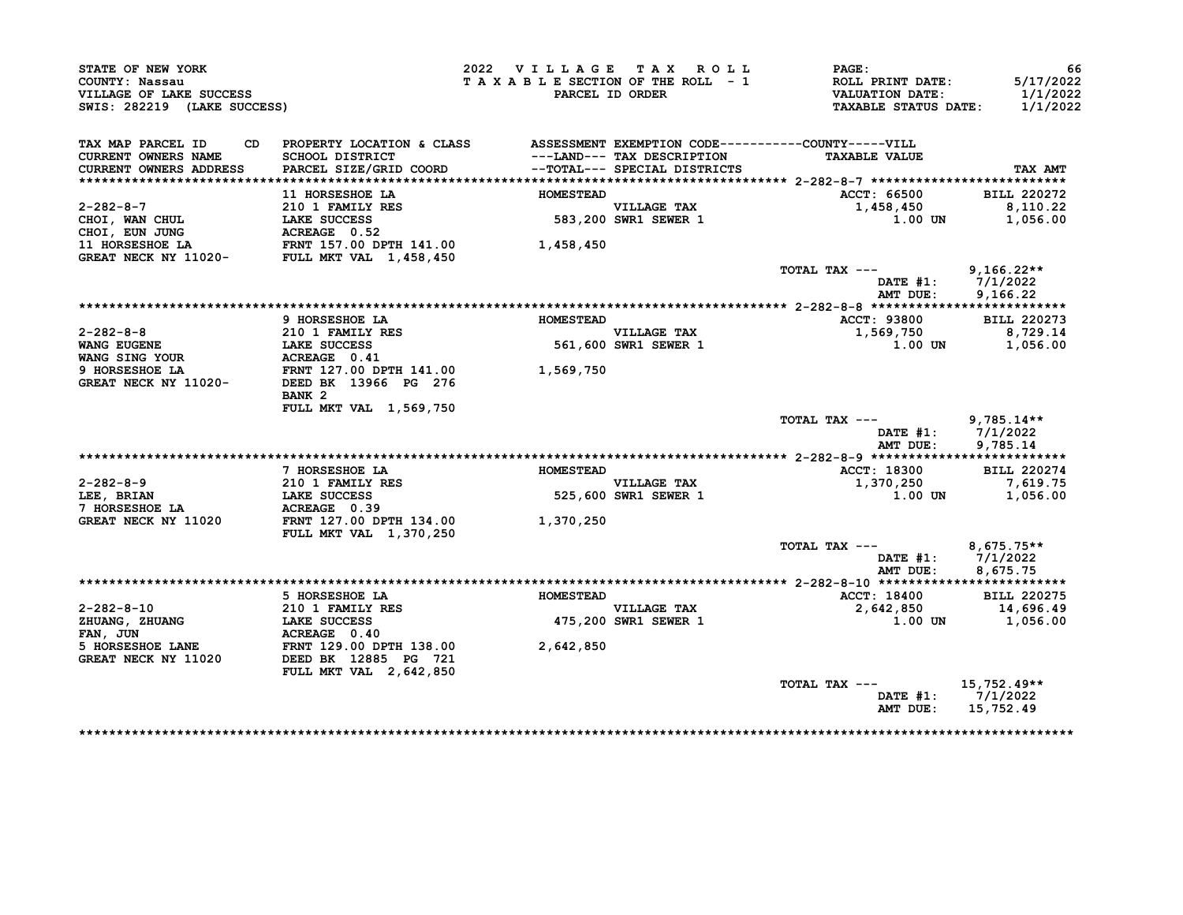STATE OF NEW YORK
COUNTY: Nassau
VILLAGE OF LAKE SUCCESS
SWIS: 282219 (LAKE SUCCESS)

2022 VILLAGE TAX ROLL
TAXABLE SECTION OF THE ROLL - 1
PARCEL ID ORDER

PAGE: 66
ROLL PRINT DATE: 5/17/2022
VALUATION DATE: 1/1/2022
TAXABLE STATUS DATE: 1/1/2022

| TAX MAP PARCEL ID / CURRENT OWNERS NAME / CURRENT OWNERS ADDRESS | PROPERTY LOCATION & CLASS / SCHOOL DISTRICT / PARCEL SIZE/GRID COORD | ASSESSMENT ---LAND--- / --TOTAL--- | EXEMPTION CODE / TAX DESCRIPTION / SPECIAL DISTRICTS | TAXABLE VALUE | TAX AMT |
|---|---|---|---|---|---|
| **2-282-8-7** | 11 HORSESHOE LA | HOMESTEAD | | ACCT: 66500 | BILL 220272 |
| 2-282-8-7 | 210 1 FAMILY RES | | VILLAGE TAX | 1,458,450 | 8,110.22 |
| CHOI, WAN CHUL | LAKE SUCCESS | 583,200 | SWR1 SEWER 1 | 1.00 UN | 1,056.00 |
| CHOI, EUN JUNG | ACREAGE 0.52 | | | | |
| 11 HORSESHOE LA | FRNT 157.00 DPTH 141.00 | 1,458,450 | | | |
| GREAT NECK NY 11020- | FULL MKT VAL 1,458,450 | | | | |
| | | | | TOTAL TAX --- | 9,166.22** |
| | | | | DATE #1: | 7/1/2022 |
| | | | | AMT DUE: | 9,166.22 |
| **2-282-8-8** | 9 HORSESHOE LA | HOMESTEAD | | ACCT: 93800 | BILL 220273 |
| 2-282-8-8 | 210 1 FAMILY RES | | VILLAGE TAX | 1,569,750 | 8,729.14 |
| WANG EUGENE | LAKE SUCCESS | 561,600 | SWR1 SEWER 1 | 1.00 UN | 1,056.00 |
| WANG SING YOUR | ACREAGE 0.41 | | | | |
| 9 HORSESHOE LA | FRNT 127.00 DPTH 141.00 | 1,569,750 | | | |
| GREAT NECK NY 11020- | DEED BK 13966 PG 276 | | | | |
| | BANK 2 | | | | |
| | FULL MKT VAL 1,569,750 | | | | |
| | | | | TOTAL TAX --- | 9,785.14** |
| | | | | DATE #1: | 7/1/2022 |
| | | | | AMT DUE: | 9,785.14 |
| **2-282-8-9** | 7 HORSESHOE LA | HOMESTEAD | | ACCT: 18300 | BILL 220274 |
| 2-282-8-9 | 210 1 FAMILY RES | | VILLAGE TAX | 1,370,250 | 7,619.75 |
| LEE, BRIAN | LAKE SUCCESS | 525,600 | SWR1 SEWER 1 | 1.00 UN | 1,056.00 |
| 7 HORSESHOE LA | ACREAGE 0.39 | | | | |
| GREAT NECK NY 11020 | FRNT 127.00 DPTH 134.00 | 1,370,250 | | | |
| | FULL MKT VAL 1,370,250 | | | | |
| | | | | TOTAL TAX --- | 8,675.75** |
| | | | | DATE #1: | 7/1/2022 |
| | | | | AMT DUE: | 8,675.75 |
| **2-282-8-10** | 5 HORSESHOE LA | HOMESTEAD | | ACCT: 18400 | BILL 220275 |
| 2-282-8-10 | 210 1 FAMILY RES | | VILLAGE TAX | 2,642,850 | 14,696.49 |
| ZHUANG, ZHUANG | LAKE SUCCESS | 475,200 | SWR1 SEWER 1 | 1.00 UN | 1,056.00 |
| FAN, JUN | ACREAGE 0.40 | | | | |
| 5 HORSESHOE LANE | FRNT 129.00 DPTH 138.00 | 2,642,850 | | | |
| GREAT NECK NY 11020 | DEED BK 12885 PG 721 | | | | |
| | FULL MKT VAL 2,642,850 | | | | |
| | | | | TOTAL TAX --- | 15,752.49** |
| | | | | DATE #1: | 7/1/2022 |
| | | | | AMT DUE: | 15,752.49 |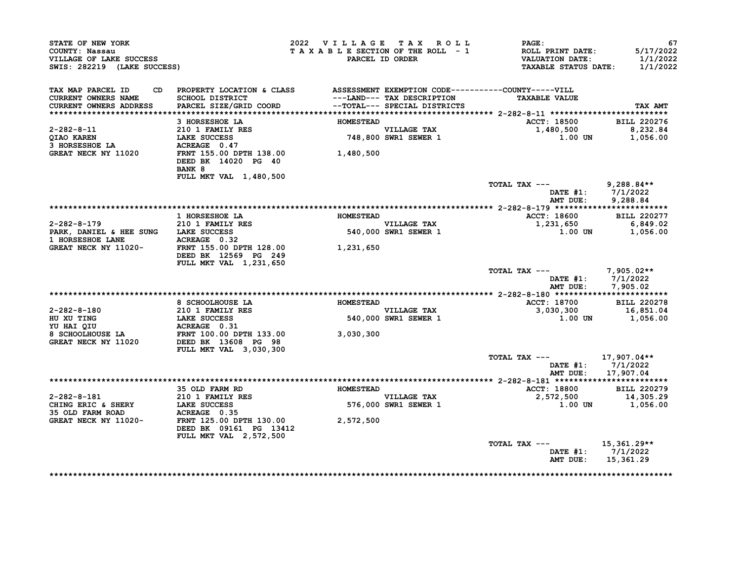STATE OF NEW YORK
COUNTY: Nassau
VILLAGE OF LAKE SUCCESS
SWIS: 282219 (LAKE SUCCESS)

2022 VILLAGE TAX ROLL
TAXABLE SECTION OF THE ROLL - 1
PARCEL ID ORDER

ROLL PRINT DATE: 5/17/2022
VALUATION DATE: 1/1/2022
TAXABLE STATUS DATE: 1/1/2022

| TAX MAP PARCEL ID / CURRENT OWNERS NAME / CURRENT OWNERS ADDRESS | PROPERTY LOCATION & CLASS / SCHOOL DISTRICT / PARCEL SIZE/GRID COORD | ASSESSMENT ---LAND--- --TOTAL--- | EXEMPTION CODE / TAX DESCRIPTION / SPECIAL DISTRICTS | TAXABLE VALUE | TAX AMT |
|---|---|---|---|---|---|
| 2-282-8-11 | 3 HORSESHOE LA | HOMESTEAD | | ACCT: 18500 | BILL 220276 |
| QIAO KAREN | 210 1 FAMILY RES | | VILLAGE TAX | 1,480,500 | 8,232.84 |
| 3 HORSESHOE LA | LAKE SUCCESS | 748,800 | SWR1 SEWER 1 | 1.00 UN | 1,056.00 |
| GREAT NECK NY 11020 | ACREAGE 0.47 | | | | |
| | FRNT 155.00 DPTH 138.00 | 1,480,500 | | | |
| | DEED BK 14020 PG 40 | | | | |
| | BANK 8 | | | | |
| | FULL MKT VAL 1,480,500 | | | | |
| | | | | TOTAL TAX --- | 9,288.84** |
| | | | | DATE #1: | 7/1/2022 |
| | | | | AMT DUE: | 9,288.84 |
| 2-282-8-179 | 1 HORSESHOE LA | HOMESTEAD | | ACCT: 18600 | BILL 220277 |
| PARK, DANIEL & HEE SUNG | 210 1 FAMILY RES | | VILLAGE TAX | 1,231,650 | 6,849.02 |
| 1 HORSESHOE LANE | LAKE SUCCESS | 540,000 | SWR1 SEWER 1 | 1.00 UN | 1,056.00 |
| GREAT NECK NY 11020- | ACREAGE 0.32 | | | | |
| | FRNT 155.00 DPTH 128.00 | 1,231,650 | | | |
| | DEED BK 12569 PG 249 | | | | |
| | FULL MKT VAL 1,231,650 | | | | |
| | | | | TOTAL TAX --- | 7,905.02** |
| | | | | DATE #1: | 7/1/2022 |
| | | | | AMT DUE: | 7,905.02 |
| 2-282-8-180 | 8 SCHOOLHOUSE LA | HOMESTEAD | | ACCT: 18700 | BILL 220278 |
| HU XU TING | 210 1 FAMILY RES | | VILLAGE TAX | 3,030,300 | 16,851.04 |
| YU HAI QIU | LAKE SUCCESS | 540,000 | SWR1 SEWER 1 | 1.00 UN | 1,056.00 |
| 8 SCHOOLHOUSE LA | ACREAGE 0.31 | | | | |
| GREAT NECK NY 11020 | FRNT 100.00 DPTH 133.00 | 3,030,300 | | | |
| | DEED BK 13608 PG 98 | | | | |
| | FULL MKT VAL 3,030,300 | | | | |
| | | | | TOTAL TAX --- | 17,907.04** |
| | | | | DATE #1: | 7/1/2022 |
| | | | | AMT DUE: | 17,907.04 |
| 2-282-8-181 | 35 OLD FARM RD | HOMESTEAD | | ACCT: 18800 | BILL 220279 |
| CHING ERIC & SHERY | 210 1 FAMILY RES | | VILLAGE TAX | 2,572,500 | 14,305.29 |
| 35 OLD FARM ROAD | LAKE SUCCESS | 576,000 | SWR1 SEWER 1 | 1.00 UN | 1,056.00 |
| GREAT NECK NY 11020- | ACREAGE 0.35 | | | | |
| | FRNT 125.00 DPTH 130.00 | 2,572,500 | | | |
| | DEED BK 09161 PG 13412 | | | | |
| | FULL MKT VAL 2,572,500 | | | | |
| | | | | TOTAL TAX --- | 15,361.29** |
| | | | | DATE #1: | 7/1/2022 |
| | | | | AMT DUE: | 15,361.29 |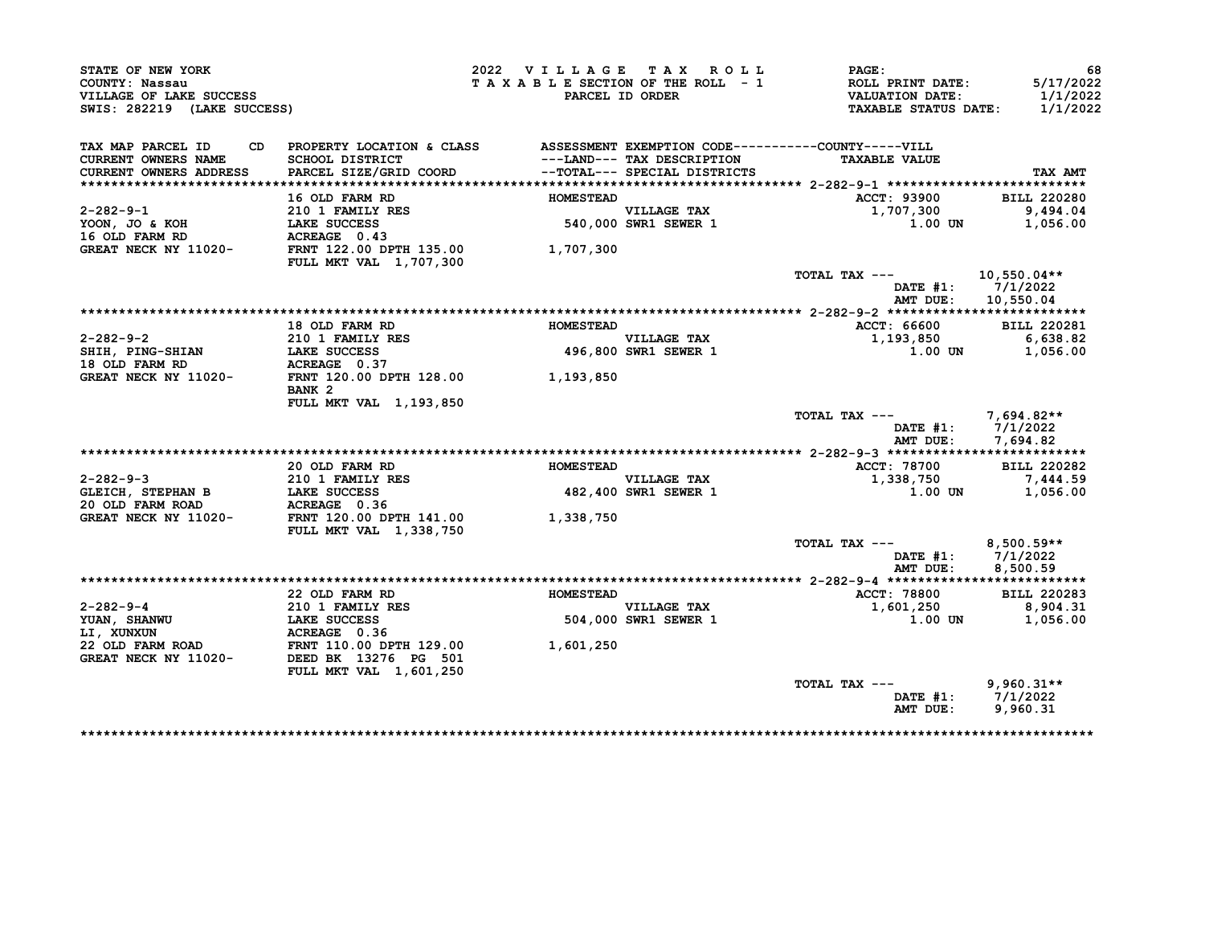STATE OF NEW YORK
COUNTY: Nassau
VILLAGE OF LAKE SUCCESS
SWIS: 282219 (LAKE SUCCESS)

2022 VILLAGE TAX ROLL
TAXABLE SECTION OF THE ROLL - 1
PARCEL ID ORDER

ROLL PRINT DATE: 5/17/2022
VALUATION DATE: 1/1/2022
TAXABLE STATUS DATE: 1/1/2022

| TAX MAP PARCEL ID / CURRENT OWNERS NAME / CURRENT OWNERS ADDRESS | CD | PROPERTY LOCATION & CLASS / SCHOOL DISTRICT / PARCEL SIZE/GRID COORD | ASSESSMENT / ---LAND--- / --TOTAL--- | EXEMPTION CODE / TAX DESCRIPTION / SPECIAL DISTRICTS | COUNTY-----VILL TAXABLE VALUE | TAX AMT |
|---|---|---|---|---|---|---|
| **2-282-9-1** | | 16 OLD FARM RD | HOMESTEAD | | ACCT: 93900 | BILL 220280 |
| 2-282-9-1 | | 210 1 FAMILY RES | | VILLAGE TAX | 1,707,300 | 9,494.04 |
| YOON, JO & KOH | | LAKE SUCCESS | 540,000 | SWR1 SEWER 1 | 1.00 UN | 1,056.00 |
| 16 OLD FARM RD | | ACREAGE 0.43 | | | | |
| GREAT NECK NY 11020- | | FRNT 122.00 DPTH 135.00 | 1,707,300 | | | |
| | | FULL MKT VAL 1,707,300 | | | | |
| | | | | | TOTAL TAX --- | 10,550.04** |
| | | | | | DATE #1: | 7/1/2022 |
| | | | | | AMT DUE: | 10,550.04 |
| **2-282-9-2** | | 18 OLD FARM RD | HOMESTEAD | | ACCT: 66600 | BILL 220281 |
| 2-282-9-2 | | 210 1 FAMILY RES | | VILLAGE TAX | 1,193,850 | 6,638.82 |
| SHIH, PING-SHIAN | | LAKE SUCCESS | 496,800 | SWR1 SEWER 1 | 1.00 UN | 1,056.00 |
| 18 OLD FARM RD | | ACREAGE 0.37 | | | | |
| GREAT NECK NY 11020- | | FRNT 120.00 DPTH 128.00 | 1,193,850 | | | |
| | | BANK 2 | | | | |
| | | FULL MKT VAL 1,193,850 | | | | |
| | | | | | TOTAL TAX --- | 7,694.82** |
| | | | | | DATE #1: | 7/1/2022 |
| | | | | | AMT DUE: | 7,694.82 |
| **2-282-9-3** | | 20 OLD FARM RD | HOMESTEAD | | ACCT: 78700 | BILL 220282 |
| 2-282-9-3 | | 210 1 FAMILY RES | | VILLAGE TAX | 1,338,750 | 7,444.59 |
| GLEICH, STEPHAN B | | LAKE SUCCESS | 482,400 | SWR1 SEWER 1 | 1.00 UN | 1,056.00 |
| 20 OLD FARM ROAD | | ACREAGE 0.36 | | | | |
| GREAT NECK NY 11020- | | FRNT 120.00 DPTH 141.00 | 1,338,750 | | | |
| | | FULL MKT VAL 1,338,750 | | | | |
| | | | | | TOTAL TAX --- | 8,500.59** |
| | | | | | DATE #1: | 7/1/2022 |
| | | | | | AMT DUE: | 8,500.59 |
| **2-282-9-4** | | 22 OLD FARM RD | HOMESTEAD | | ACCT: 78800 | BILL 220283 |
| 2-282-9-4 | | 210 1 FAMILY RES | | VILLAGE TAX | 1,601,250 | 8,904.31 |
| YUAN, SHANWU | | LAKE SUCCESS | 504,000 | SWR1 SEWER 1 | 1.00 UN | 1,056.00 |
| LI, XUNXUN | | ACREAGE 0.36 | | | | |
| 22 OLD FARM ROAD | | FRNT 110.00 DPTH 129.00 | 1,601,250 | | | |
| GREAT NECK NY 11020- | | DEED BK 13276 PG 501 | | | | |
| | | FULL MKT VAL 1,601,250 | | | | |
| | | | | | TOTAL TAX --- | 9,960.31** |
| | | | | | DATE #1: | 7/1/2022 |
| | | | | | AMT DUE: | 9,960.31 |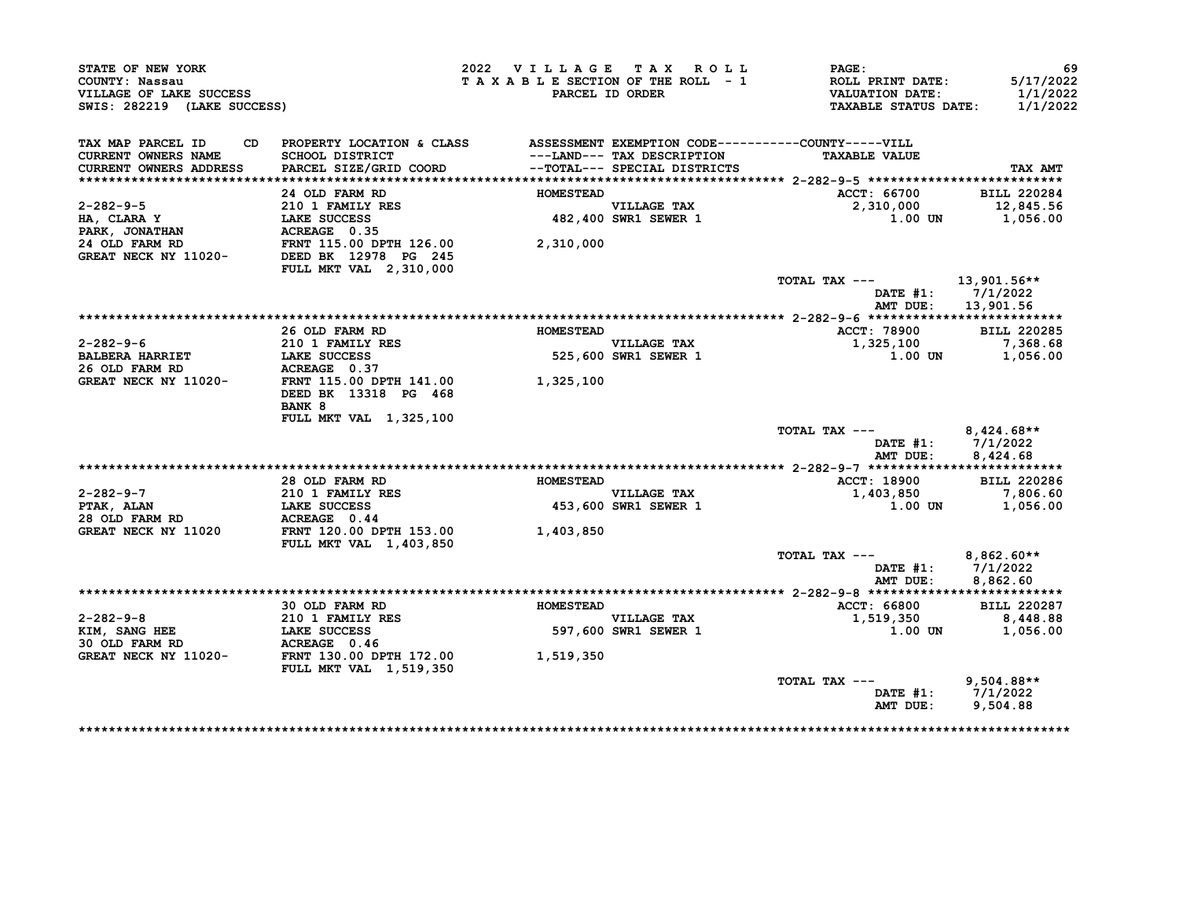STATE OF NEW YORK
COUNTY: Nassau
VILLAGE OF LAKE SUCCESS
SWIS: 282219 (LAKE SUCCESS)

2022 VILLAGE TAX ROLL
TAXABLE SECTION OF THE ROLL - 1
PARCEL ID ORDER

PAGE: 69
ROLL PRINT DATE: 5/17/2022
VALUATION DATE: 1/1/2022
TAXABLE STATUS DATE: 1/1/2022

| TAX MAP PARCEL ID / CURRENT OWNERS NAME / CURRENT OWNERS ADDRESS | PROPERTY LOCATION & CLASS / SCHOOL DISTRICT / PARCEL SIZE/GRID COORD | ASSESSMENT ---LAND--- --TOTAL--- | EXEMPTION CODE / TAX DESCRIPTION / SPECIAL DISTRICTS | TAXABLE VALUE | TAX AMT |
|---|---|---|---|---|---|
| **2-282-9-5** | 24 OLD FARM RD | HOMESTEAD | | ACCT: 66700 | BILL 220284 |
| 2-282-9-5 | 210 1 FAMILY RES | | VILLAGE TAX | 2,310,000 | 12,845.56 |
| HA, CLARA Y | LAKE SUCCESS | 482,400 | SWR1 SEWER 1 | 1.00 UN | 1,056.00 |
| PARK, JONATHAN | ACREAGE 0.35 | | | | |
| 24 OLD FARM RD | FRNT 115.00 DPTH 126.00 | 2,310,000 | | | |
| GREAT NECK NY 11020- | DEED BK 12978 PG 245 | | | | |
| | FULL MKT VAL 2,310,000 | | | | |
| | | | TOTAL TAX --- | | 13,901.56** |
| | | | | DATE #1: | 7/1/2022 |
| | | | | AMT DUE: | 13,901.56 |
| **2-282-9-6** | 26 OLD FARM RD | HOMESTEAD | | ACCT: 78900 | BILL 220285 |
| 2-282-9-6 | 210 1 FAMILY RES | | VILLAGE TAX | 1,325,100 | 7,368.68 |
| BALBERA HARRIET | LAKE SUCCESS | 525,600 | SWR1 SEWER 1 | 1.00 UN | 1,056.00 |
| 26 OLD FARM RD | ACREAGE 0.37 | | | | |
| GREAT NECK NY 11020- | FRNT 115.00 DPTH 141.00 | 1,325,100 | | | |
| | DEED BK 13318 PG 468 | | | | |
| | BANK 8 | | | | |
| | FULL MKT VAL 1,325,100 | | | | |
| | | | TOTAL TAX --- | | 8,424.68** |
| | | | | DATE #1: | 7/1/2022 |
| | | | | AMT DUE: | 8,424.68 |
| **2-282-9-7** | 28 OLD FARM RD | HOMESTEAD | | ACCT: 18900 | BILL 220286 |
| 2-282-9-7 | 210 1 FAMILY RES | | VILLAGE TAX | 1,403,850 | 7,806.60 |
| PTAK, ALAN | LAKE SUCCESS | 453,600 | SWR1 SEWER 1 | 1.00 UN | 1,056.00 |
| 28 OLD FARM RD | ACREAGE 0.44 | | | | |
| GREAT NECK NY 11020 | FRNT 120.00 DPTH 153.00 | 1,403,850 | | | |
| | FULL MKT VAL 1,403,850 | | | | |
| | | | TOTAL TAX --- | | 8,862.60** |
| | | | | DATE #1: | 7/1/2022 |
| | | | | AMT DUE: | 8,862.60 |
| **2-282-9-8** | 30 OLD FARM RD | HOMESTEAD | | ACCT: 66800 | BILL 220287 |
| 2-282-9-8 | 210 1 FAMILY RES | | VILLAGE TAX | 1,519,350 | 8,448.88 |
| KIM, SANG HEE | LAKE SUCCESS | 597,600 | SWR1 SEWER 1 | 1.00 UN | 1,056.00 |
| 30 OLD FARM RD | ACREAGE 0.46 | | | | |
| GREAT NECK NY 11020- | FRNT 130.00 DPTH 172.00 | 1,519,350 | | | |
| | FULL MKT VAL 1,519,350 | | | | |
| | | | TOTAL TAX --- | | 9,504.88** |
| | | | | DATE #1: | 7/1/2022 |
| | | | | AMT DUE: | 9,504.88 |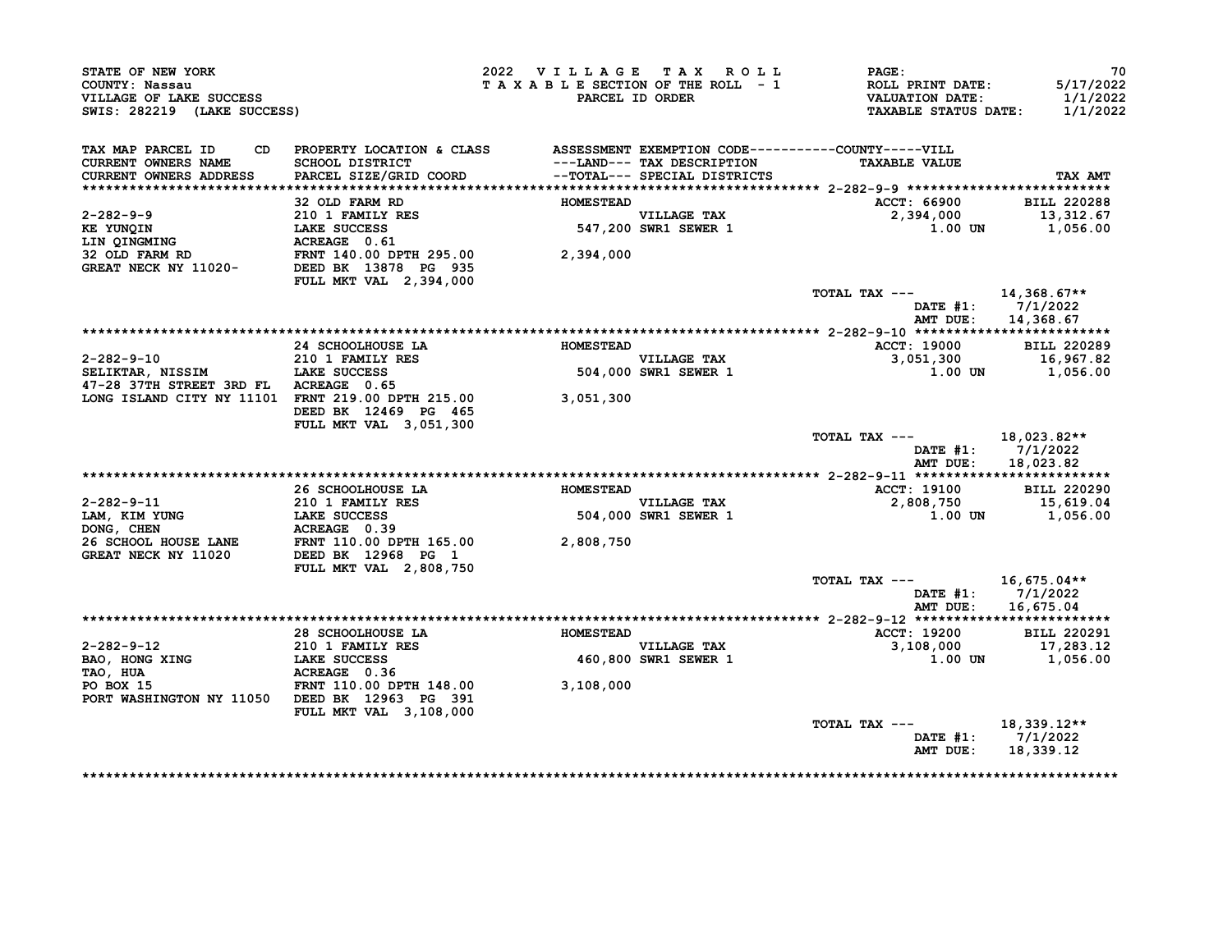STATE OF NEW YORK
COUNTY: Nassau
VILLAGE OF LAKE SUCCESS
SWIS: 282219 (LAKE SUCCESS)

2022 VILLAGE TAX ROLL
TAXABLE SECTION OF THE ROLL - 1
PARCEL ID ORDER

ROLL PRINT DATE: 5/17/2022
VALUATION DATE: 1/1/2022
TAXABLE STATUS DATE: 1/1/2022

| TAX MAP PARCEL ID / CURRENT OWNERS NAME / CURRENT OWNERS ADDRESS | CD | PROPERTY LOCATION & CLASS / SCHOOL DISTRICT / PARCEL SIZE/GRID COORD | ASSESSMENT ---LAND--- --TOTAL--- | EXEMPTION CODE / TAX DESCRIPTION / SPECIAL DISTRICTS | TAXABLE VALUE (COUNTY-----VILL) | TAX AMT |
|---|---|---|---|---|---|---|
| 2-282-9-9 | | 32 OLD FARM RD | HOMESTEAD | | ACCT: 66900 | BILL 220288 |
| KE YUNQIN | | 210 1 FAMILY RES | | VILLAGE TAX | 2,394,000 | 13,312.67 |
| LIN QINGMING | | LAKE SUCCESS | 547,200 | SWR1 SEWER 1 | 1.00 UN | 1,056.00 |
| 32 OLD FARM RD | | ACREAGE 0.61 | | | | |
| GREAT NECK NY 11020- | | FRNT 140.00 DPTH 295.00 | 2,394,000 | | | |
| | | DEED BK 13878 PG 935 | | | | |
| | | FULL MKT VAL 2,394,000 | | | | |
| | | | | | TOTAL TAX --- | 14,368.67** |
| | | | | | DATE #1: | 7/1/2022 |
| | | | | | AMT DUE: | 14,368.67 |
| 2-282-9-10 | | 24 SCHOOLHOUSE LA | HOMESTEAD | | ACCT: 19000 | BILL 220289 |
| SELIKTAR, NISSIM | | 210 1 FAMILY RES | | VILLAGE TAX | 3,051,300 | 16,967.82 |
| 47-28 37TH STREET 3RD FL | | LAKE SUCCESS | 504,000 | SWR1 SEWER 1 | 1.00 UN | 1,056.00 |
| LONG ISLAND CITY NY 11101 | | ACREAGE 0.65 | | | | |
| | | FRNT 219.00 DPTH 215.00 | 3,051,300 | | | |
| | | DEED BK 12469 PG 465 | | | | |
| | | FULL MKT VAL 3,051,300 | | | | |
| | | | | | TOTAL TAX --- | 18,023.82** |
| | | | | | DATE #1: | 7/1/2022 |
| | | | | | AMT DUE: | 18,023.82 |
| 2-282-9-11 | | 26 SCHOOLHOUSE LA | HOMESTEAD | | ACCT: 19100 | BILL 220290 |
| LAM, KIM YUNG | | 210 1 FAMILY RES | | VILLAGE TAX | 2,808,750 | 15,619.04 |
| DONG, CHEN | | LAKE SUCCESS | 504,000 | SWR1 SEWER 1 | 1.00 UN | 1,056.00 |
| 26 SCHOOL HOUSE LANE | | ACREAGE 0.39 | | | | |
| GREAT NECK NY 11020 | | FRNT 110.00 DPTH 165.00 | 2,808,750 | | | |
| | | DEED BK 12968 PG 1 | | | | |
| | | FULL MKT VAL 2,808,750 | | | | |
| | | | | | TOTAL TAX --- | 16,675.04** |
| | | | | | DATE #1: | 7/1/2022 |
| | | | | | AMT DUE: | 16,675.04 |
| 2-282-9-12 | | 28 SCHOOLHOUSE LA | HOMESTEAD | | ACCT: 19200 | BILL 220291 |
| BAO, HONG XING | | 210 1 FAMILY RES | | VILLAGE TAX | 3,108,000 | 17,283.12 |
| TAO, HUA | | LAKE SUCCESS | 460,800 | SWR1 SEWER 1 | 1.00 UN | 1,056.00 |
| PO BOX 15 | | ACREAGE 0.36 | | | | |
| PORT WASHINGTON NY 11050 | | FRNT 110.00 DPTH 148.00 | 3,108,000 | | | |
| | | DEED BK 12963 PG 391 | | | | |
| | | FULL MKT VAL 3,108,000 | | | | |
| | | | | | TOTAL TAX --- | 18,339.12** |
| | | | | | DATE #1: | 7/1/2022 |
| | | | | | AMT DUE: | 18,339.12 |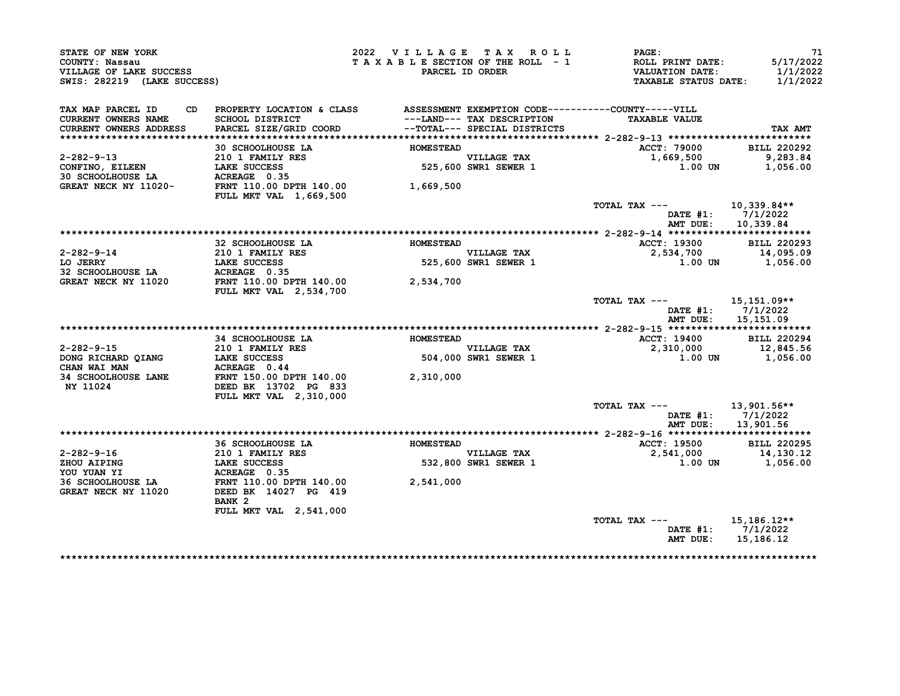STATE OF NEW YORK
COUNTY: Nassau
VILLAGE OF LAKE SUCCESS
SWIS: 282219 (LAKE SUCCESS)

2022 VILLAGE TAX ROLL
TAXABLE SECTION OF THE ROLL - 1
PARCEL ID ORDER

PAGE: 71
ROLL PRINT DATE: 5/17/2022
VALUATION DATE: 1/1/2022
TAXABLE STATUS DATE: 1/1/2022

| TAX MAP PARCEL ID / CURRENT OWNERS NAME / CURRENT OWNERS ADDRESS | CD | PROPERTY LOCATION & CLASS / SCHOOL DISTRICT / PARCEL SIZE/GRID COORD | ASSESSMENT ---LAND--- --TOTAL--- | EXEMPTION CODE / TAX DESCRIPTION / SPECIAL DISTRICTS | TAXABLE VALUE | TAX AMT |
|---|---|---|---|---|---|---|
| **2-282-9-13** | | 30 SCHOOLHOUSE LA | HOMESTEAD | | ACCT: 79000 | BILL 220292 |
| 2-282-9-13 | | 210 1 FAMILY RES | | VILLAGE TAX | 1,669,500 | 9,283.84 |
| CONFINO, EILEEN | | LAKE SUCCESS | 525,600 | SWR1 SEWER 1 | 1.00 UN | 1,056.00 |
| 30 SCHOOLHOUSE LA | | ACREAGE 0.35 | | | | |
| GREAT NECK NY 11020- | | FRNT 110.00 DPTH 140.00 | 1,669,500 | | | |
| | | FULL MKT VAL 1,669,500 | | | | |
| | | | | | TOTAL TAX --- | 10,339.84** |
| | | | | | DATE #1: | 7/1/2022 |
| | | | | | AMT DUE: | 10,339.84 |
| **2-282-9-14** | | 32 SCHOOLHOUSE LA | HOMESTEAD | | ACCT: 19300 | BILL 220293 |
| 2-282-9-14 | | 210 1 FAMILY RES | | VILLAGE TAX | 2,534,700 | 14,095.09 |
| LO JERRY | | LAKE SUCCESS | 525,600 | SWR1 SEWER 1 | 1.00 UN | 1,056.00 |
| 32 SCHOOLHOUSE LA | | ACREAGE 0.35 | | | | |
| GREAT NECK NY 11020 | | FRNT 110.00 DPTH 140.00 | 2,534,700 | | | |
| | | FULL MKT VAL 2,534,700 | | | | |
| | | | | | TOTAL TAX --- | 15,151.09** |
| | | | | | DATE #1: | 7/1/2022 |
| | | | | | AMT DUE: | 15,151.09 |
| **2-282-9-15** | | 34 SCHOOLHOUSE LA | HOMESTEAD | | ACCT: 19400 | BILL 220294 |
| 2-282-9-15 | | 210 1 FAMILY RES | | VILLAGE TAX | 2,310,000 | 12,845.56 |
| DONG RICHARD QIANG | | LAKE SUCCESS | 504,000 | SWR1 SEWER 1 | 1.00 UN | 1,056.00 |
| CHAN WAI MAN | | ACREAGE 0.44 | | | | |
| 34 SCHOOLHOUSE LANE | | FRNT 150.00 DPTH 140.00 | 2,310,000 | | | |
| NY 11024 | | DEED BK 13702 PG 833 | | | | |
| | | FULL MKT VAL 2,310,000 | | | | |
| | | | | | TOTAL TAX --- | 13,901.56** |
| | | | | | DATE #1: | 7/1/2022 |
| | | | | | AMT DUE: | 13,901.56 |
| **2-282-9-16** | | 36 SCHOOLHOUSE LA | HOMESTEAD | | ACCT: 19500 | BILL 220295 |
| 2-282-9-16 | | 210 1 FAMILY RES | | VILLAGE TAX | 2,541,000 | 14,130.12 |
| ZHOU AIPING | | LAKE SUCCESS | 532,800 | SWR1 SEWER 1 | 1.00 UN | 1,056.00 |
| YOU YUAN YI | | ACREAGE 0.35 | | | | |
| 36 SCHOOLHOUSE LA | | FRNT 110.00 DPTH 140.00 | 2,541,000 | | | |
| GREAT NECK NY 11020 | | DEED BK 14027 PG 419 | | | | |
| | | BANK 2 | | | | |
| | | FULL MKT VAL 2,541,000 | | | | |
| | | | | | TOTAL TAX --- | 15,186.12** |
| | | | | | DATE #1: | 7/1/2022 |
| | | | | | AMT DUE: | 15,186.12 |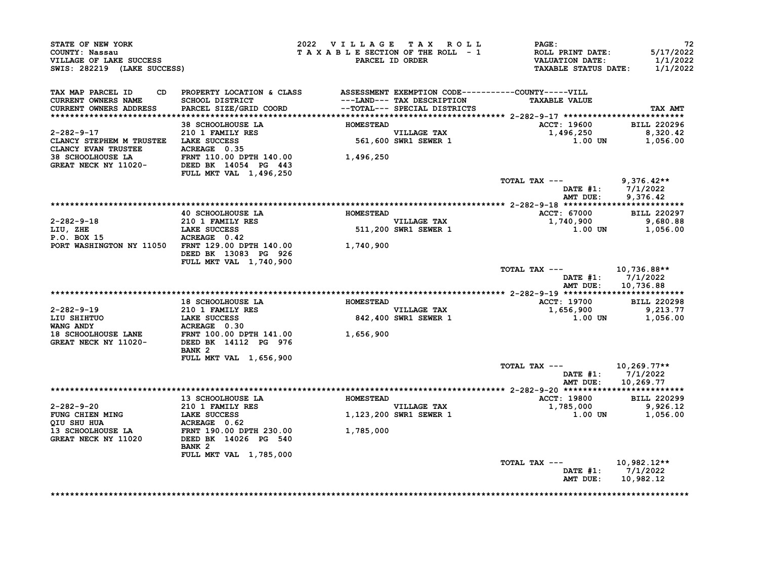STATE OF NEW YORK
COUNTY: Nassau
VILLAGE OF LAKE SUCCESS
SWIS: 282219 (LAKE SUCCESS)

2022 VILLAGE TAX ROLL
TAXABLE SECTION OF THE ROLL - 1
PARCEL ID ORDER

PAGE: 72
ROLL PRINT DATE: 5/17/2022
VALUATION DATE: 1/1/2022
TAXABLE STATUS DATE: 1/1/2022

| TAX MAP PARCEL ID CD / CURRENT OWNERS NAME / CURRENT OWNERS ADDRESS | PROPERTY LOCATION & CLASS / SCHOOL DISTRICT / PARCEL SIZE/GRID COORD | ASSESSMENT ---LAND--- / --TOTAL--- | EXEMPTION CODE / TAX DESCRIPTION / SPECIAL DISTRICTS | TAXABLE VALUE | TAX AMT |
|---|---|---|---|---|---|
| **2-282-9-17** | | | | ACCT: 19600 | BILL 220296 |
| | 38 SCHOOLHOUSE LA | HOMESTEAD | | | |
| 2-282-9-17 | 210 1 FAMILY RES | | VILLAGE TAX | 1,496,250 | 8,320.42 |
| CLANCY STEPHEM M TRUSTEE | LAKE SUCCESS | 561,600 | SWR1 SEWER 1 | 1.00 UN | 1,056.00 |
| CLANCY EVAN TRUSTEE | ACREAGE 0.35 | | | | |
| 38 SCHOOLHOUSE LA | FRNT 110.00 DPTH 140.00 | 1,496,250 | | | |
| GREAT NECK NY 11020- | DEED BK 14054 PG 443 | | | | |
| | FULL MKT VAL 1,496,250 | | | | |
| | | | | TOTAL TAX --- | 9,376.42** |
| | | | | DATE #1: | 7/1/2022 |
| | | | | AMT DUE: | 9,376.42 |
| **2-282-9-18** | | | | ACCT: 67000 | BILL 220297 |
| | 40 SCHOOLHOUSE LA | HOMESTEAD | | | |
| 2-282-9-18 | 210 1 FAMILY RES | | VILLAGE TAX | 1,740,900 | 9,680.88 |
| LIU, ZHE | LAKE SUCCESS | 511,200 | SWR1 SEWER 1 | 1.00 UN | 1,056.00 |
| P.O. BOX 15 | ACREAGE 0.42 | | | | |
| PORT WASHINGTON NY 11050 | FRNT 129.00 DPTH 140.00 | 1,740,900 | | | |
| | DEED BK 13083 PG 926 | | | | |
| | FULL MKT VAL 1,740,900 | | | | |
| | | | | TOTAL TAX --- | 10,736.88** |
| | | | | DATE #1: | 7/1/2022 |
| | | | | AMT DUE: | 10,736.88 |
| **2-282-9-19** | | | | ACCT: 19700 | BILL 220298 |
| | 18 SCHOOLHOUSE LA | HOMESTEAD | | | |
| 2-282-9-19 | 210 1 FAMILY RES | | VILLAGE TAX | 1,656,900 | 9,213.77 |
| LIU SHIHTUO | LAKE SUCCESS | 842,400 | SWR1 SEWER 1 | 1.00 UN | 1,056.00 |
| WANG ANDY | ACREAGE 0.30 | | | | |
| 18 SCHOOLHOUSE LANE | FRNT 100.00 DPTH 141.00 | 1,656,900 | | | |
| GREAT NECK NY 11020- | DEED BK 14112 PG 976 | | | | |
| | BANK 2 | | | | |
| | FULL MKT VAL 1,656,900 | | | | |
| | | | | TOTAL TAX --- | 10,269.77** |
| | | | | DATE #1: | 7/1/2022 |
| | | | | AMT DUE: | 10,269.77 |
| **2-282-9-20** | | | | ACCT: 19800 | BILL 220299 |
| | 13 SCHOOLHOUSE LA | HOMESTEAD | | | |
| 2-282-9-20 | 210 1 FAMILY RES | | VILLAGE TAX | 1,785,000 | 9,926.12 |
| FUNG CHIEN MING | LAKE SUCCESS | 1,123,200 | SWR1 SEWER 1 | 1.00 UN | 1,056.00 |
| QIU SHU HUA | ACREAGE 0.62 | | | | |
| 13 SCHOOLHOUSE LA | FRNT 190.00 DPTH 230.00 | 1,785,000 | | | |
| GREAT NECK NY 11020 | DEED BK 14026 PG 540 | | | | |
| | BANK 2 | | | | |
| | FULL MKT VAL 1,785,000 | | | | |
| | | | | TOTAL TAX --- | 10,982.12** |
| | | | | DATE #1: | 7/1/2022 |
| | | | | AMT DUE: | 10,982.12 |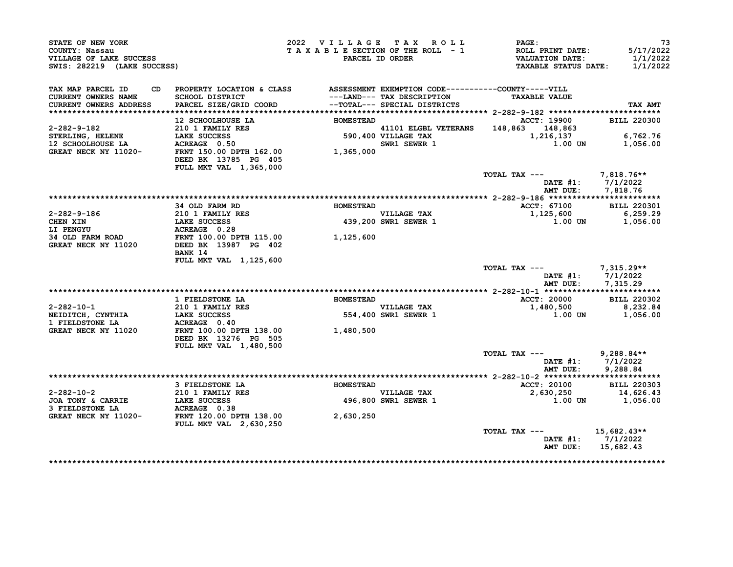STATE OF NEW YORK
COUNTY: Nassau
VILLAGE OF LAKE SUCCESS
SWIS: 282219 (LAKE SUCCESS)

2022 VILLAGE TAX ROLL
TAXABLE SECTION OF THE ROLL - 1
PARCEL ID ORDER

ROLL PRINT DATE: 5/17/2022
VALUATION DATE: 1/1/2022
TAXABLE STATUS DATE: 1/1/2022

| TAX MAP PARCEL ID / CURRENT OWNERS NAME / CURRENT OWNERS ADDRESS | PROPERTY LOCATION & CLASS / SCHOOL DISTRICT / PARCEL SIZE/GRID COORD | ASSESSMENT ---LAND--- / --TOTAL--- | EXEMPTION CODE / TAX DESCRIPTION / SPECIAL DISTRICTS | COUNTY | VILL / TAXABLE VALUE | TAX AMT |
|---|---|---|---|---|---|---|
| **2-282-9-182** | 12 SCHOOLHOUSE LA | HOMESTEAD | | ACCT: 19900 | | BILL 220300 |
| | 210 1 FAMILY RES | | 41101 ELGBL VETERANS | 148,863 | 148,863 | |
| STERLING, HELENE | LAKE SUCCESS | 590,400 | VILLAGE TAX | | 1,216,137 | 6,762.76 |
| 12 SCHOOLHOUSE LA | ACREAGE 0.50 | | SWR1 SEWER 1 | | 1.00 UN | 1,056.00 |
| GREAT NECK NY 11020- | FRNT 150.00 DPTH 162.00 | 1,365,000 | | | | |
| | DEED BK 13785 PG 405 | | | | | |
| | FULL MKT VAL 1,365,000 | | | | | |
| | | | | TOTAL TAX --- | | 7,818.76** |
| | | | | | DATE #1: | 7/1/2022 |
| | | | | | AMT DUE: | 7,818.76 |
| **2-282-9-186** | 34 OLD FARM RD | HOMESTEAD | | ACCT: 67100 | | BILL 220301 |
| | 210 1 FAMILY RES | | VILLAGE TAX | | 1,125,600 | 6,259.29 |
| CHEN XIN | LAKE SUCCESS | 439,200 | SWR1 SEWER 1 | | 1.00 UN | 1,056.00 |
| LI PENGYU | ACREAGE 0.28 | | | | | |
| 34 OLD FARM ROAD | FRNT 100.00 DPTH 115.00 | 1,125,600 | | | | |
| GREAT NECK NY 11020 | DEED BK 13987 PG 402 | | | | | |
| | BANK 14 | | | | | |
| | FULL MKT VAL 1,125,600 | | | | | |
| | | | | TOTAL TAX --- | | 7,315.29** |
| | | | | | DATE #1: | 7/1/2022 |
| | | | | | AMT DUE: | 7,315.29 |
| **2-282-10-1** | 1 FIELDSTONE LA | HOMESTEAD | | ACCT: 20000 | | BILL 220302 |
| | 210 1 FAMILY RES | | VILLAGE TAX | | 1,480,500 | 8,232.84 |
| NEIDITCH, CYNTHIA | LAKE SUCCESS | 554,400 | SWR1 SEWER 1 | | 1.00 UN | 1,056.00 |
| 1 FIELDSTONE LA | ACREAGE 0.40 | | | | | |
| GREAT NECK NY 11020 | FRNT 100.00 DPTH 138.00 | 1,480,500 | | | | |
| | DEED BK 13276 PG 505 | | | | | |
| | FULL MKT VAL 1,480,500 | | | | | |
| | | | | TOTAL TAX --- | | 9,288.84** |
| | | | | | DATE #1: | 7/1/2022 |
| | | | | | AMT DUE: | 9,288.84 |
| **2-282-10-2** | 3 FIELDSTONE LA | HOMESTEAD | | ACCT: 20100 | | BILL 220303 |
| | 210 1 FAMILY RES | | VILLAGE TAX | | 2,630,250 | 14,626.43 |
| JOA TONY & CARRIE | LAKE SUCCESS | 496,800 | SWR1 SEWER 1 | | 1.00 UN | 1,056.00 |
| 3 FIELDSTONE LA | ACREAGE 0.38 | | | | | |
| GREAT NECK NY 11020- | FRNT 120.00 DPTH 138.00 | 2,630,250 | | | | |
| | FULL MKT VAL 2,630,250 | | | | | |
| | | | | TOTAL TAX --- | | 15,682.43** |
| | | | | | DATE #1: | 7/1/2022 |
| | | | | | AMT DUE: | 15,682.43 |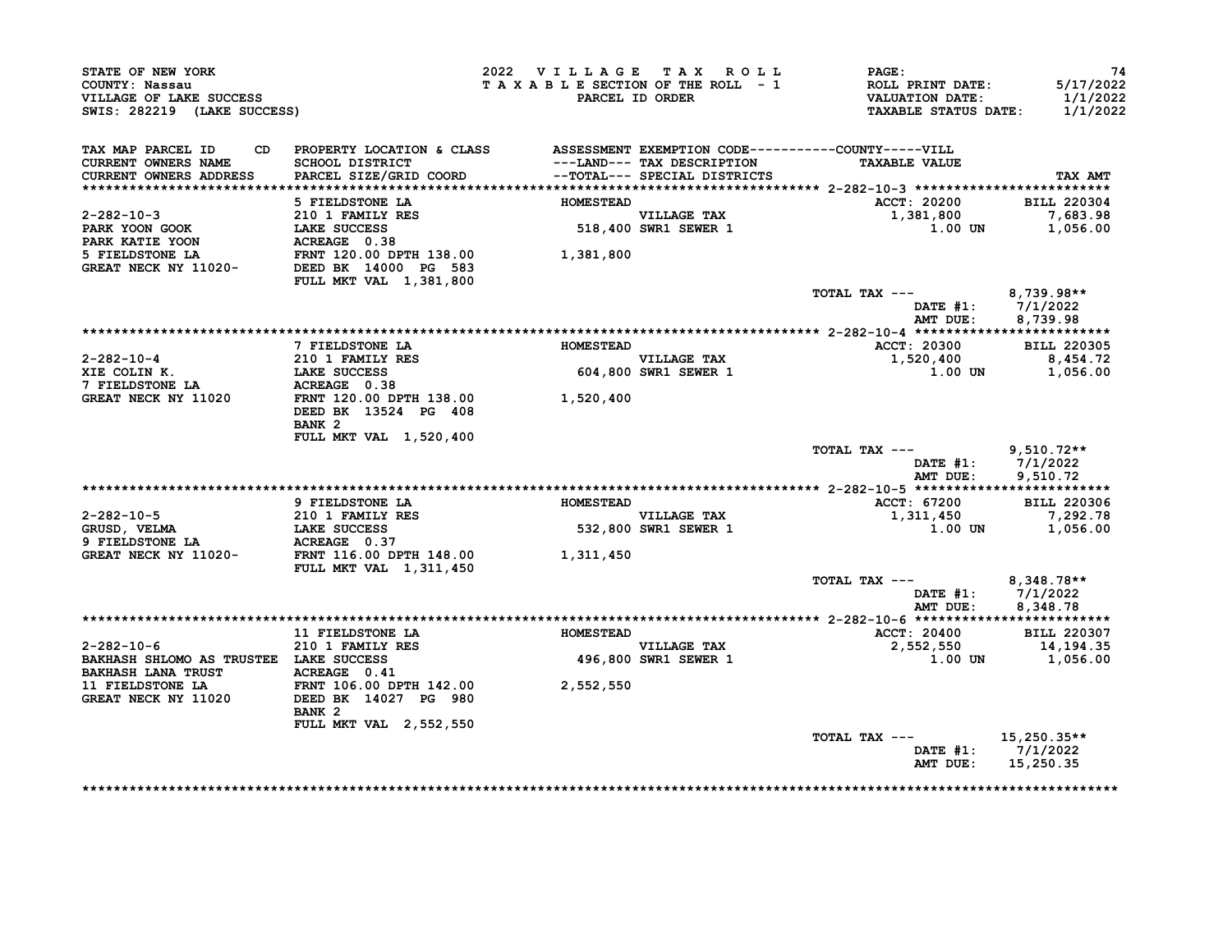STATE OF NEW YORK
COUNTY: Nassau
VILLAGE OF LAKE SUCCESS
SWIS: 282219 (LAKE SUCCESS)

2022 VILLAGE TAX ROLL
TAXABLE SECTION OF THE ROLL - 1
PARCEL ID ORDER

ROLL PRINT DATE: 5/17/2022
VALUATION DATE: 1/1/2022
TAXABLE STATUS DATE: 1/1/2022

| TAX MAP PARCEL ID / CURRENT OWNERS NAME / CURRENT OWNERS ADDRESS | PROPERTY LOCATION & CLASS / SCHOOL DISTRICT / PARCEL SIZE/GRID COORD | ASSESSMENT ---LAND--- / --TOTAL--- | EXEMPTION CODE / TAX DESCRIPTION / SPECIAL DISTRICTS | TAXABLE VALUE | TAX AMT |
|---|---|---|---|---|---|
| **2-282-10-3** | 5 FIELDSTONE LA | HOMESTEAD | | ACCT: 20200 | BILL 220304 |
| 2-282-10-3 | 210 1 FAMILY RES | | VILLAGE TAX | 1,381,800 | 7,683.98 |
| PARK YOON GOOK | LAKE SUCCESS | 518,400 | SWR1 SEWER 1 | 1.00 UN | 1,056.00 |
| PARK KATIE YOON | ACREAGE 0.38 | | | | |
| 5 FIELDSTONE LA | FRNT 120.00 DPTH 138.00 | 1,381,800 | | | |
| GREAT NECK NY 11020- | DEED BK 14000 PG 583 | | | | |
| | FULL MKT VAL 1,381,800 | | | | |
| | | | TOTAL TAX --- | | 8,739.98** |
| | | | DATE #1: | | 7/1/2022 |
| | | | AMT DUE: | | 8,739.98 |
| **2-282-10-4** | 7 FIELDSTONE LA | HOMESTEAD | | ACCT: 20300 | BILL 220305 |
| 2-282-10-4 | 210 1 FAMILY RES | | VILLAGE TAX | 1,520,400 | 8,454.72 |
| XIE COLIN K. | LAKE SUCCESS | 604,800 | SWR1 SEWER 1 | 1.00 UN | 1,056.00 |
| 7 FIELDSTONE LA | ACREAGE 0.38 | | | | |
| GREAT NECK NY 11020 | FRNT 120.00 DPTH 138.00 | 1,520,400 | | | |
| | DEED BK 13524 PG 408 | | | | |
| | BANK 2 | | | | |
| | FULL MKT VAL 1,520,400 | | | | |
| | | | TOTAL TAX --- | | 9,510.72** |
| | | | DATE #1: | | 7/1/2022 |
| | | | AMT DUE: | | 9,510.72 |
| **2-282-10-5** | 9 FIELDSTONE LA | HOMESTEAD | | ACCT: 67200 | BILL 220306 |
| 2-282-10-5 | 210 1 FAMILY RES | | VILLAGE TAX | 1,311,450 | 7,292.78 |
| GRUSD, VELMA | LAKE SUCCESS | 532,800 | SWR1 SEWER 1 | 1.00 UN | 1,056.00 |
| 9 FIELDSTONE LA | ACREAGE 0.37 | | | | |
| GREAT NECK NY 11020- | FRNT 116.00 DPTH 148.00 | 1,311,450 | | | |
| | FULL MKT VAL 1,311,450 | | | | |
| | | | TOTAL TAX --- | | 8,348.78** |
| | | | DATE #1: | | 7/1/2022 |
| | | | AMT DUE: | | 8,348.78 |
| **2-282-10-6** | 11 FIELDSTONE LA | HOMESTEAD | | ACCT: 20400 | BILL 220307 |
| 2-282-10-6 | 210 1 FAMILY RES | | VILLAGE TAX | 2,552,550 | 14,194.35 |
| BAKHASH SHLOMO AS TRUSTEE | LAKE SUCCESS | 496,800 | SWR1 SEWER 1 | 1.00 UN | 1,056.00 |
| BAKHASH LANA TRUST | ACREAGE 0.41 | | | | |
| 11 FIELDSTONE LA | FRNT 106.00 DPTH 142.00 | 2,552,550 | | | |
| GREAT NECK NY 11020 | DEED BK 14027 PG 980 | | | | |
| | BANK 2 | | | | |
| | FULL MKT VAL 2,552,550 | | | | |
| | | | TOTAL TAX --- | | 15,250.35** |
| | | | DATE #1: | | 7/1/2022 |
| | | | AMT DUE: | | 15,250.35 |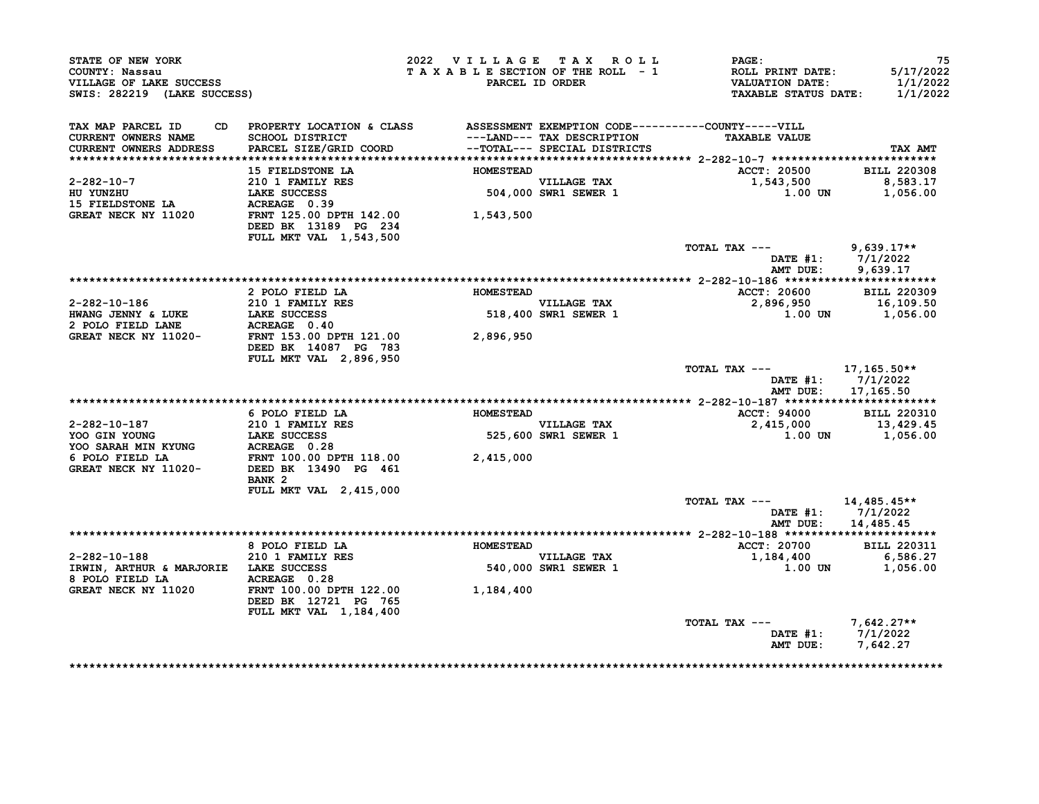STATE OF NEW YORK
COUNTY: Nassau
VILLAGE OF LAKE SUCCESS
SWIS: 282219 (LAKE SUCCESS)

2022 VILLAGE TAX ROLL
TAXABLE SECTION OF THE ROLL - 1
PARCEL ID ORDER

ROLL PRINT DATE: 5/17/2022
VALUATION DATE: 1/1/2022
TAXABLE STATUS DATE: 1/1/2022

| TAX MAP PARCEL ID / CURRENT OWNERS NAME / CURRENT OWNERS ADDRESS | CD | PROPERTY LOCATION & CLASS / SCHOOL DISTRICT / PARCEL SIZE/GRID COORD | ASSESSMENT ---LAND--- / --TOTAL--- | EXEMPTION CODE / TAX DESCRIPTION / SPECIAL DISTRICTS | TAXABLE VALUE | TAX AMT |
|---|---|---|---|---|---|---|
| **2-282-10-7** | | 15 FIELDSTONE LA | HOMESTEAD | | ACCT: 20500 | BILL 220308 |
| 2-282-10-7 | | 210 1 FAMILY RES | | VILLAGE TAX | 1,543,500 | 8,583.17 |
| HU YUNZHU | | LAKE SUCCESS | 504,000 | SWR1 SEWER 1 | 1.00 UN | 1,056.00 |
| 15 FIELDSTONE LA | | ACREAGE 0.39 | | | | |
| GREAT NECK NY 11020 | | FRNT 125.00 DPTH 142.00 | 1,543,500 | | | |
| | | DEED BK 13189 PG 234 | | | | |
| | | FULL MKT VAL 1,543,500 | | | | |
| | | | | | TOTAL TAX --- | 9,639.17** |
| | | | | | DATE #1: | 7/1/2022 |
| | | | | | AMT DUE: | 9,639.17 |
| **2-282-10-186** | | 2 POLO FIELD LA | HOMESTEAD | | ACCT: 20600 | BILL 220309 |
| 2-282-10-186 | | 210 1 FAMILY RES | | VILLAGE TAX | 2,896,950 | 16,109.50 |
| HWANG JENNY & LUKE | | LAKE SUCCESS | 518,400 | SWR1 SEWER 1 | 1.00 UN | 1,056.00 |
| 2 POLO FIELD LANE | | ACREAGE 0.40 | | | | |
| GREAT NECK NY 11020- | | FRNT 153.00 DPTH 121.00 | 2,896,950 | | | |
| | | DEED BK 14087 PG 783 | | | | |
| | | FULL MKT VAL 2,896,950 | | | | |
| | | | | | TOTAL TAX --- | 17,165.50** |
| | | | | | DATE #1: | 7/1/2022 |
| | | | | | AMT DUE: | 17,165.50 |
| **2-282-10-187** | | 6 POLO FIELD LA | HOMESTEAD | | ACCT: 94000 | BILL 220310 |
| 2-282-10-187 | | 210 1 FAMILY RES | | VILLAGE TAX | 2,415,000 | 13,429.45 |
| YOO GIN YOUNG | | LAKE SUCCESS | 525,600 | SWR1 SEWER 1 | 1.00 UN | 1,056.00 |
| YOO SARAH MIN KYUNG | | ACREAGE 0.28 | | | | |
| 6 POLO FIELD LA | | FRNT 100.00 DPTH 118.00 | 2,415,000 | | | |
| GREAT NECK NY 11020- | | DEED BK 13490 PG 461 | | | | |
| | | BANK 2 | | | | |
| | | FULL MKT VAL 2,415,000 | | | | |
| | | | | | TOTAL TAX --- | 14,485.45** |
| | | | | | DATE #1: | 7/1/2022 |
| | | | | | AMT DUE: | 14,485.45 |
| **2-282-10-188** | | 8 POLO FIELD LA | HOMESTEAD | | ACCT: 20700 | BILL 220311 |
| 2-282-10-188 | | 210 1 FAMILY RES | | VILLAGE TAX | 1,184,400 | 6,586.27 |
| IRWIN, ARTHUR & MARJORIE | | LAKE SUCCESS | 540,000 | SWR1 SEWER 1 | 1.00 UN | 1,056.00 |
| 8 POLO FIELD LA | | ACREAGE 0.28 | | | | |
| GREAT NECK NY 11020 | | FRNT 100.00 DPTH 122.00 | 1,184,400 | | | |
| | | DEED BK 12721 PG 765 | | | | |
| | | FULL MKT VAL 1,184,400 | | | | |
| | | | | | TOTAL TAX --- | 7,642.27** |
| | | | | | DATE #1: | 7/1/2022 |
| | | | | | AMT DUE: | 7,642.27 |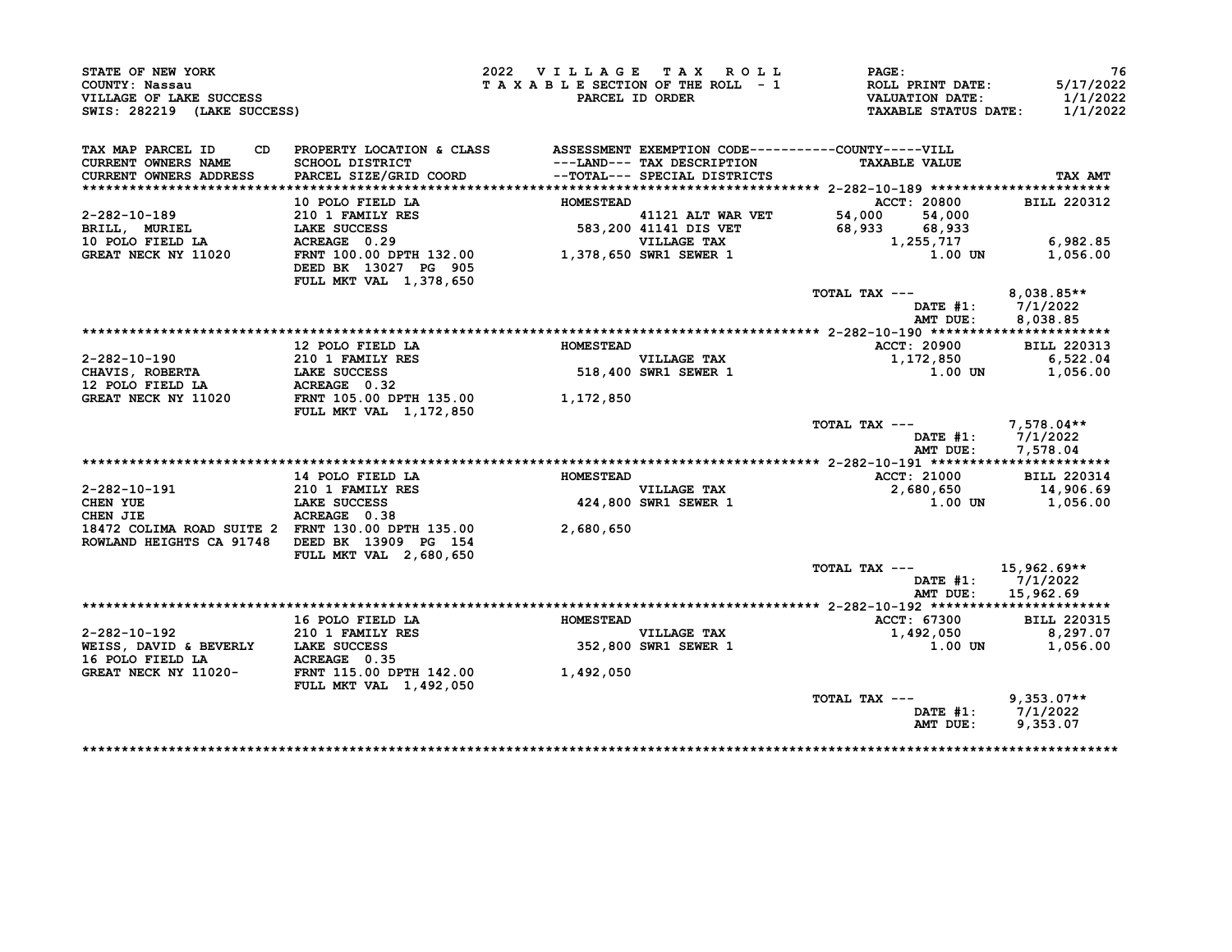STATE OF NEW YORK
COUNTY: Nassau
VILLAGE OF LAKE SUCCESS
SWIS: 282219 (LAKE SUCCESS)

2022 VILLAGE TAX ROLL
TAXABLE SECTION OF THE ROLL - 1
PARCEL ID ORDER

PAGE: 76
ROLL PRINT DATE: 5/17/2022
VALUATION DATE: 1/1/2022
TAXABLE STATUS DATE: 1/1/2022

| TAX MAP PARCEL ID / CURRENT OWNERS NAME / CURRENT OWNERS ADDRESS | CD | PROPERTY LOCATION & CLASS / SCHOOL DISTRICT / PARCEL SIZE/GRID COORD | ASSESSMENT ---LAND--- --TOTAL--- | EXEMPTION CODE / TAX DESCRIPTION / SPECIAL DISTRICTS | COUNTY TAXABLE VALUE | VILL TAXABLE VALUE | TAX AMT |
|---|---|---|---|---|---|---|---|
| **2-282-10-189** | | 10 POLO FIELD LA | HOMESTEAD | | ACCT: 20800 | | BILL 220312 |
| 2-282-10-189 | | 210 1 FAMILY RES | | 41121 ALT WAR VET | 54,000 | 54,000 | |
| BRILL, MURIEL | | LAKE SUCCESS | 583,200 | 41141 DIS VET | 68,933 | 68,933 | |
| 10 POLO FIELD LA | | ACREAGE 0.29 | | VILLAGE TAX | | 1,255,717 | 6,982.85 |
| GREAT NECK NY 11020 | | FRNT 100.00 DPTH 132.00 | 1,378,650 | SWR1 SEWER 1 | | 1.00 UN | 1,056.00 |
| | | DEED BK 13027 PG 905 | | | | | |
| | | FULL MKT VAL 1,378,650 | | | | | |
| | | | | TOTAL TAX --- | | | 8,038.85** |
| | | | | | | DATE #1: | 7/1/2022 |
| | | | | | | AMT DUE: | 8,038.85 |
| **2-282-10-190** | | 12 POLO FIELD LA | HOMESTEAD | | ACCT: 20900 | | BILL 220313 |
| 2-282-10-190 | | 210 1 FAMILY RES | | VILLAGE TAX | | 1,172,850 | 6,522.04 |
| CHAVIS, ROBERTA | | LAKE SUCCESS | 518,400 | SWR1 SEWER 1 | | 1.00 UN | 1,056.00 |
| 12 POLO FIELD LA | | ACREAGE 0.32 | | | | | |
| GREAT NECK NY 11020 | | FRNT 105.00 DPTH 135.00 | 1,172,850 | | | | |
| | | FULL MKT VAL 1,172,850 | | | | | |
| | | | | TOTAL TAX --- | | | 7,578.04** |
| | | | | | | DATE #1: | 7/1/2022 |
| | | | | | | AMT DUE: | 7,578.04 |
| **2-282-10-191** | | 14 POLO FIELD LA | HOMESTEAD | | ACCT: 21000 | | BILL 220314 |
| 2-282-10-191 | | 210 1 FAMILY RES | | VILLAGE TAX | | 2,680,650 | 14,906.69 |
| CHEN YUE | | LAKE SUCCESS | 424,800 | SWR1 SEWER 1 | | 1.00 UN | 1,056.00 |
| CHEN JIE | | ACREAGE 0.38 | | | | | |
| 18472 COLIMA ROAD SUITE 2 | | FRNT 130.00 DPTH 135.00 | 2,680,650 | | | | |
| ROWLAND HEIGHTS CA 91748 | | DEED BK 13909 PG 154 | | | | | |
| | | FULL MKT VAL 2,680,650 | | | | | |
| | | | | TOTAL TAX --- | | | 15,962.69** |
| | | | | | | DATE #1: | 7/1/2022 |
| | | | | | | AMT DUE: | 15,962.69 |
| **2-282-10-192** | | 16 POLO FIELD LA | HOMESTEAD | | ACCT: 67300 | | BILL 220315 |
| 2-282-10-192 | | 210 1 FAMILY RES | | VILLAGE TAX | | 1,492,050 | 8,297.07 |
| WEISS, DAVID & BEVERLY | | LAKE SUCCESS | 352,800 | SWR1 SEWER 1 | | 1.00 UN | 1,056.00 |
| 16 POLO FIELD LA | | ACREAGE 0.35 | | | | | |
| GREAT NECK NY 11020- | | FRNT 115.00 DPTH 142.00 | 1,492,050 | | | | |
| | | FULL MKT VAL 1,492,050 | | | | | |
| | | | | TOTAL TAX --- | | | 9,353.07** |
| | | | | | | DATE #1: | 7/1/2022 |
| | | | | | | AMT DUE: | 9,353.07 |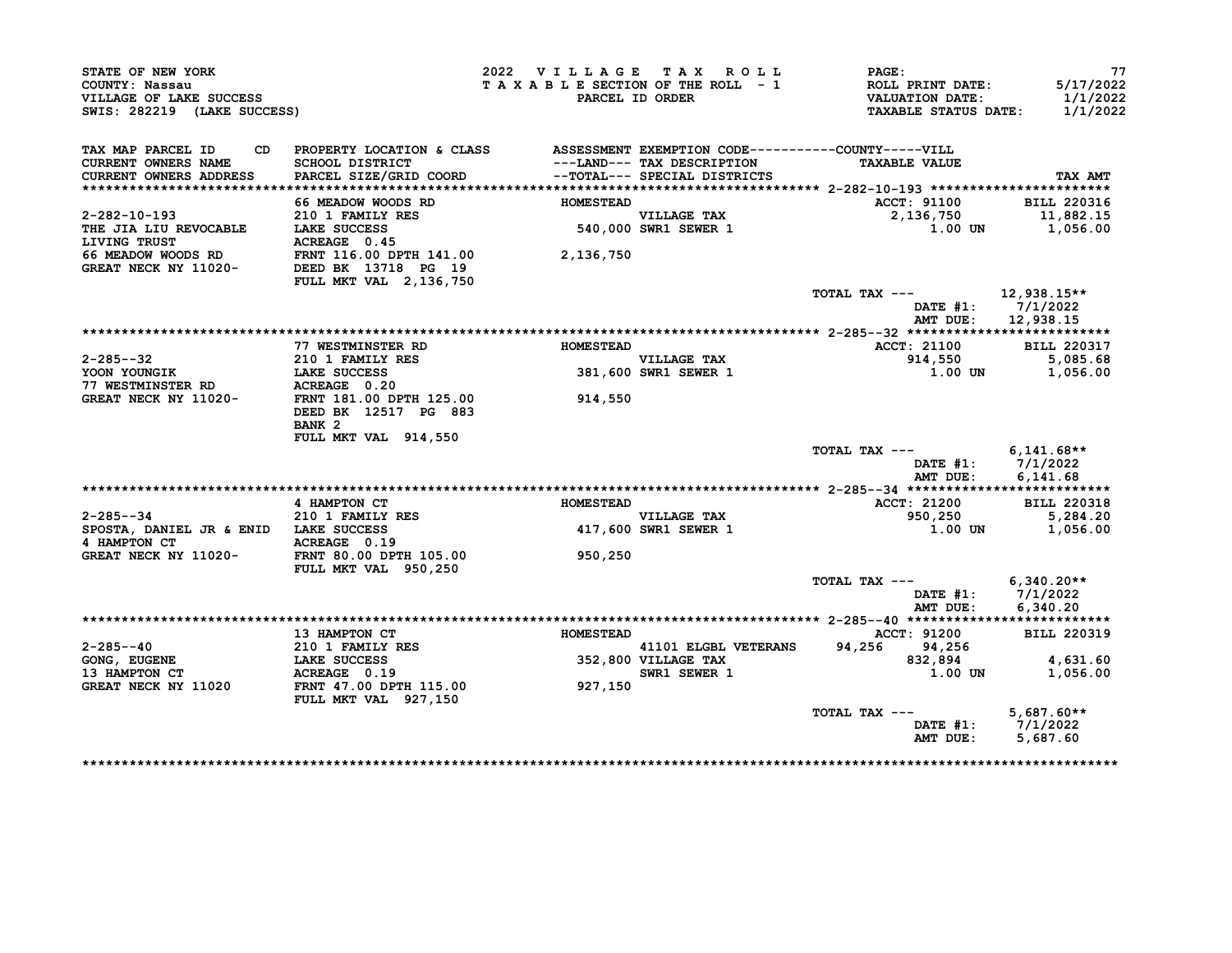STATE OF NEW YORK
COUNTY: Nassau
VILLAGE OF LAKE SUCCESS
SWIS: 282219 (LAKE SUCCESS)

2022 VILLAGE TAX ROLL
TAXABLE SECTION OF THE ROLL - 1
PARCEL ID ORDER

ROLL PRINT DATE: 5/17/2022
VALUATION DATE: 1/1/2022
TAXABLE STATUS DATE: 1/1/2022

| TAX MAP PARCEL ID / CURRENT OWNERS NAME / CURRENT OWNERS ADDRESS | CD PROPERTY LOCATION & CLASS / SCHOOL DISTRICT / PARCEL SIZE/GRID COORD | ASSESSMENT ---LAND--- / --TOTAL--- | EXEMPTION CODE / TAX DESCRIPTION / SPECIAL DISTRICTS | COUNTY | VILL TAXABLE VALUE | TAX AMT |
|---|---|---|---|---|---|---|
| **2-282-10-193** | 66 MEADOW WOODS RD | HOMESTEAD | | | ACCT: 91100 | BILL 220316 |
| 2-282-10-193 | 210 1 FAMILY RES | | VILLAGE TAX | | 2,136,750 | 11,882.15 |
| THE JIA LIU REVOCABLE | LAKE SUCCESS | 540,000 | SWR1 SEWER 1 | | 1.00 UN | 1,056.00 |
| LIVING TRUST | ACREAGE 0.45 | | | | | |
| 66 MEADOW WOODS RD | FRNT 116.00 DPTH 141.00 | 2,136,750 | | | | |
| GREAT NECK NY 11020- | DEED BK 13718 PG 19 | | | | | |
| | FULL MKT VAL 2,136,750 | | | | | |
| | | | | TOTAL TAX --- | | 12,938.15** |
| | | | | | DATE #1: | 7/1/2022 |
| | | | | | AMT DUE: | 12,938.15 |
| **2-285--32** | 77 WESTMINSTER RD | HOMESTEAD | | | ACCT: 21100 | BILL 220317 |
| 2-285--32 | 210 1 FAMILY RES | | VILLAGE TAX | | 914,550 | 5,085.68 |
| YOON YOUNGIK | LAKE SUCCESS | 381,600 | SWR1 SEWER 1 | | 1.00 UN | 1,056.00 |
| 77 WESTMINSTER RD | ACREAGE 0.20 | | | | | |
| GREAT NECK NY 11020- | FRNT 181.00 DPTH 125.00 | 914,550 | | | | |
| | DEED BK 12517 PG 883 | | | | | |
| | BANK 2 | | | | | |
| | FULL MKT VAL 914,550 | | | | | |
| | | | | TOTAL TAX --- | | 6,141.68** |
| | | | | | DATE #1: | 7/1/2022 |
| | | | | | AMT DUE: | 6,141.68 |
| **2-285--34** | 4 HAMPTON CT | HOMESTEAD | | | ACCT: 21200 | BILL 220318 |
| 2-285--34 | 210 1 FAMILY RES | | VILLAGE TAX | | 950,250 | 5,284.20 |
| SPOSTA, DANIEL JR & ENID | LAKE SUCCESS | 417,600 | SWR1 SEWER 1 | | 1.00 UN | 1,056.00 |
| 4 HAMPTON CT | ACREAGE 0.19 | | | | | |
| GREAT NECK NY 11020- | FRNT 80.00 DPTH 105.00 | 950,250 | | | | |
| | FULL MKT VAL 950,250 | | | | | |
| | | | | TOTAL TAX --- | | 6,340.20** |
| | | | | | DATE #1: | 7/1/2022 |
| | | | | | AMT DUE: | 6,340.20 |
| **2-285--40** | 13 HAMPTON CT | HOMESTEAD | | | ACCT: 91200 | BILL 220319 |
| 2-285--40 | 210 1 FAMILY RES | | 41101 ELGBL VETERANS | 94,256 | 94,256 | |
| GONG, EUGENE | LAKE SUCCESS | 352,800 | VILLAGE TAX | | 832,894 | 4,631.60 |
| 13 HAMPTON CT | ACREAGE 0.19 | | SWR1 SEWER 1 | | 1.00 UN | 1,056.00 |
| GREAT NECK NY 11020 | FRNT 47.00 DPTH 115.00 | 927,150 | | | | |
| | FULL MKT VAL 927,150 | | | | | |
| | | | | TOTAL TAX --- | | 5,687.60** |
| | | | | | DATE #1: | 7/1/2022 |
| | | | | | AMT DUE: | 5,687.60 |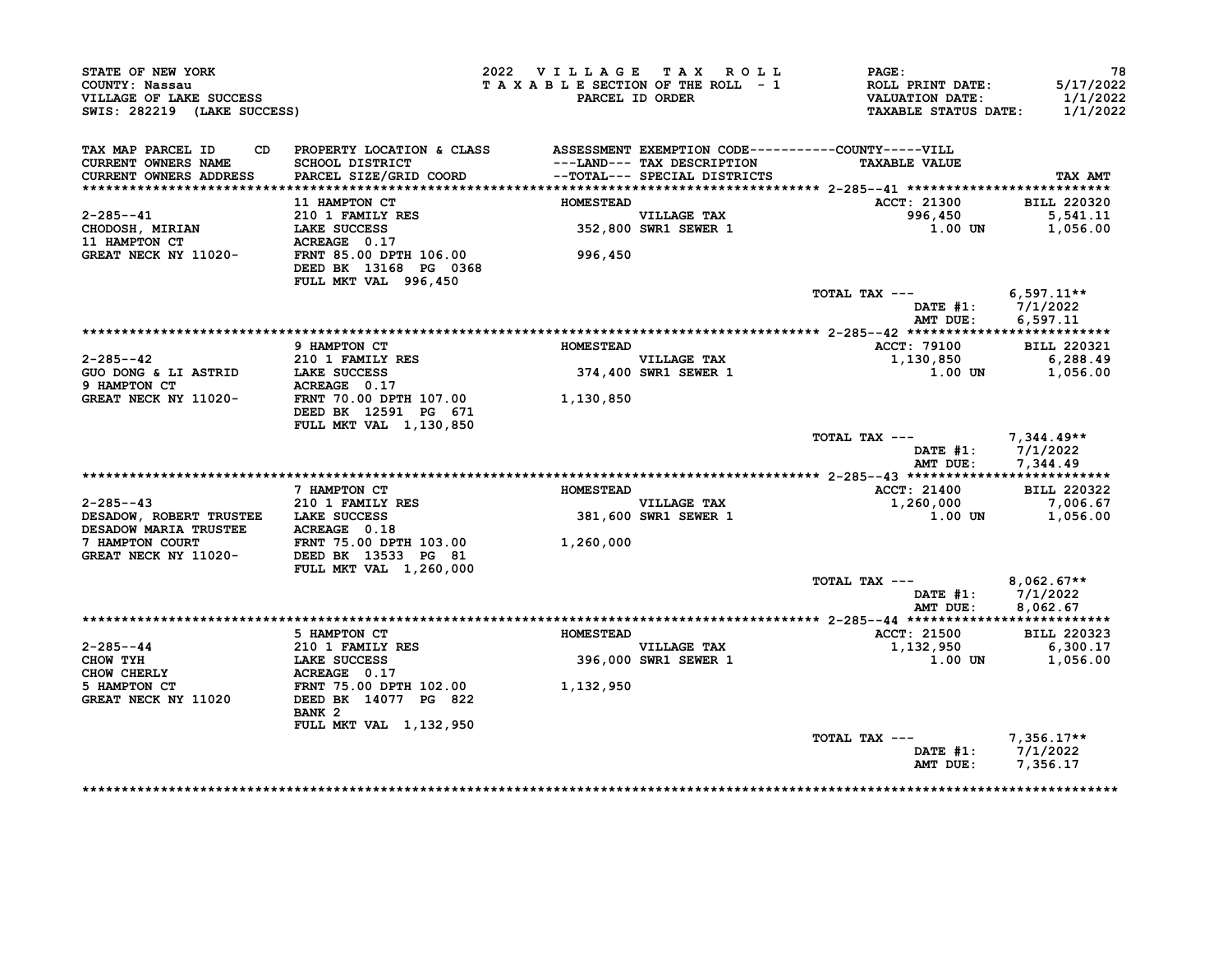STATE OF NEW YORK
COUNTY: Nassau
VILLAGE OF LAKE SUCCESS
SWIS: 282219 (LAKE SUCCESS)

2022 VILLAGE TAX ROLL
TAXABLE SECTION OF THE ROLL - 1
PARCEL ID ORDER

ROLL PRINT DATE: 5/17/2022
VALUATION DATE: 1/1/2022
TAXABLE STATUS DATE: 1/1/2022

| TAX MAP PARCEL ID / CURRENT OWNERS NAME / CURRENT OWNERS ADDRESS | CD | PROPERTY LOCATION & CLASS / SCHOOL DISTRICT / PARCEL SIZE/GRID COORD | ASSESSMENT ---LAND--- / --TOTAL--- | EXEMPTION CODE / TAX DESCRIPTION / SPECIAL DISTRICTS | TAXABLE VALUE (COUNTY-----VILL) | TAX AMT |
|---|---|---|---|---|---|---|
| **2-285--41** | | 11 HAMPTON CT | HOMESTEAD | | ACCT: 21300 | BILL 220320 |
| 2-285--41 | | 210 1 FAMILY RES | | VILLAGE TAX | 996,450 | 5,541.11 |
| CHODOSH, MIRIAN | | LAKE SUCCESS | 352,800 | SWR1 SEWER 1 | 1.00 UN | 1,056.00 |
| 11 HAMPTON CT | | ACREAGE 0.17 | | | | |
| GREAT NECK NY 11020- | | FRNT 85.00 DPTH 106.00 | 996,450 | | | |
| | | DEED BK 13168 PG 0368 | | | | |
| | | FULL MKT VAL 996,450 | | | | |
| | | | | | TOTAL TAX --- | 6,597.11** |
| | | | | | DATE #1: | 7/1/2022 |
| | | | | | AMT DUE: | 6,597.11 |
| **2-285--42** | | 9 HAMPTON CT | HOMESTEAD | | ACCT: 79100 | BILL 220321 |
| 2-285--42 | | 210 1 FAMILY RES | | VILLAGE TAX | 1,130,850 | 6,288.49 |
| GUO DONG & LI ASTRID | | LAKE SUCCESS | 374,400 | SWR1 SEWER 1 | 1.00 UN | 1,056.00 |
| 9 HAMPTON CT | | ACREAGE 0.17 | | | | |
| GREAT NECK NY 11020- | | FRNT 70.00 DPTH 107.00 | 1,130,850 | | | |
| | | DEED BK 12591 PG 671 | | | | |
| | | FULL MKT VAL 1,130,850 | | | | |
| | | | | | TOTAL TAX --- | 7,344.49** |
| | | | | | DATE #1: | 7/1/2022 |
| | | | | | AMT DUE: | 7,344.49 |
| **2-285--43** | | 7 HAMPTON CT | HOMESTEAD | | ACCT: 21400 | BILL 220322 |
| 2-285--43 | | 210 1 FAMILY RES | | VILLAGE TAX | 1,260,000 | 7,006.67 |
| DESADOW, ROBERT TRUSTEE | | LAKE SUCCESS | 381,600 | SWR1 SEWER 1 | 1.00 UN | 1,056.00 |
| DESADOW MARIA TRUSTEE | | ACREAGE 0.18 | | | | |
| 7 HAMPTON COURT | | FRNT 75.00 DPTH 103.00 | 1,260,000 | | | |
| GREAT NECK NY 11020- | | DEED BK 13533 PG 81 | | | | |
| | | FULL MKT VAL 1,260,000 | | | | |
| | | | | | TOTAL TAX --- | 8,062.67** |
| | | | | | DATE #1: | 7/1/2022 |
| | | | | | AMT DUE: | 8,062.67 |
| **2-285--44** | | 5 HAMPTON CT | HOMESTEAD | | ACCT: 21500 | BILL 220323 |
| 2-285--44 | | 210 1 FAMILY RES | | VILLAGE TAX | 1,132,950 | 6,300.17 |
| CHOW TYH | | LAKE SUCCESS | 396,000 | SWR1 SEWER 1 | 1.00 UN | 1,056.00 |
| CHOW CHERLY | | ACREAGE 0.17 | | | | |
| 5 HAMPTON CT | | FRNT 75.00 DPTH 102.00 | 1,132,950 | | | |
| GREAT NECK NY 11020 | | DEED BK 14077 PG 822 | | | | |
| | | BANK 2 | | | | |
| | | FULL MKT VAL 1,132,950 | | | | |
| | | | | | TOTAL TAX --- | 7,356.17** |
| | | | | | DATE #1: | 7/1/2022 |
| | | | | | AMT DUE: | 7,356.17 |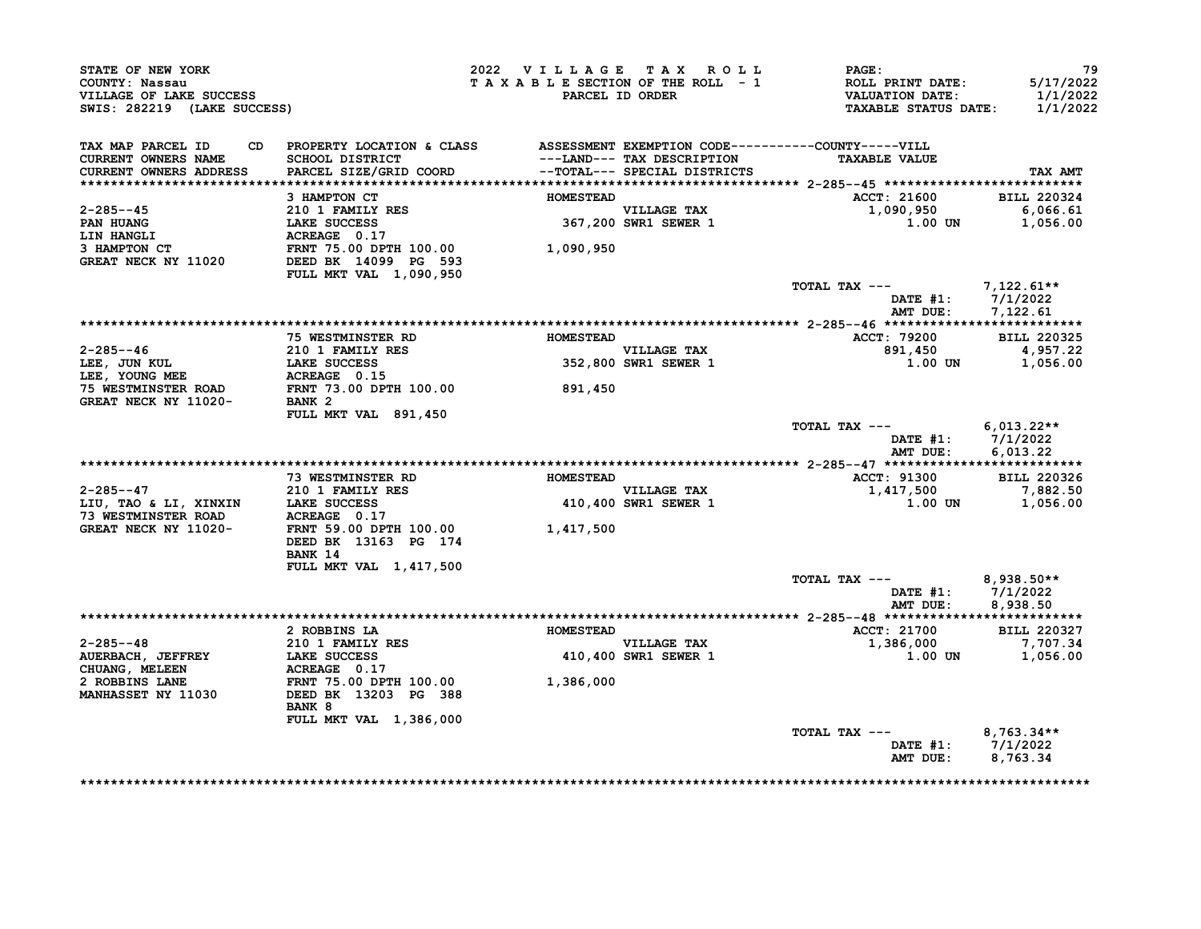STATE OF NEW YORK
COUNTY: Nassau
VILLAGE OF LAKE SUCCESS
SWIS: 282219 (LAKE SUCCESS)

2022 VILLAGE TAX ROLL
TAXABLE SECTION OF THE ROLL - 1
PARCEL ID ORDER

ROLL PRINT DATE: 5/17/2022
VALUATION DATE: 1/1/2022
TAXABLE STATUS DATE: 1/1/2022

| TAX MAP PARCEL ID / CURRENT OWNERS NAME / CURRENT OWNERS ADDRESS | PROPERTY LOCATION & CLASS / SCHOOL DISTRICT / PARCEL SIZE/GRID COORD | ASSESSMENT ---LAND--- / --TOTAL--- | EXEMPTION CODE / TAX DESCRIPTION / SPECIAL DISTRICTS | TAXABLE VALUE (VILL) | TAX AMT |
|---|---|---|---|---|---|
| **2-285--45** | 3 HAMPTON CT | HOMESTEAD | | ACCT: 21600 | BILL 220324 |
| PAN HUANG | 210 1 FAMILY RES | | VILLAGE TAX | 1,090,950 | 6,066.61 |
| LIN HANGLI | LAKE SUCCESS | 367,200 | SWR1 SEWER 1 | 1.00 UN | 1,056.00 |
| 3 HAMPTON CT | ACREAGE 0.17 | | | | |
| GREAT NECK NY 11020 | FRNT 75.00 DPTH 100.00 | 1,090,950 | | | |
| | DEED BK 14099 PG 593 | | | | |
| | FULL MKT VAL 1,090,950 | | | | |
| | | | TOTAL TAX --- | | 7,122.61** |
| | | | | DATE #1: | 7/1/2022 |
| | | | | AMT DUE: | 7,122.61 |
| **2-285--46** | 75 WESTMINSTER RD | HOMESTEAD | | ACCT: 79200 | BILL 220325 |
| LEE, JUN KUL | 210 1 FAMILY RES | | VILLAGE TAX | 891,450 | 4,957.22 |
| LEE, YOUNG MEE | LAKE SUCCESS | 352,800 | SWR1 SEWER 1 | 1.00 UN | 1,056.00 |
| 75 WESTMINSTER ROAD | ACREAGE 0.15 | | | | |
| GREAT NECK NY 11020- | FRNT 73.00 DPTH 100.00 | 891,450 | | | |
| | BANK 2 | | | | |
| | FULL MKT VAL 891,450 | | | | |
| | | | TOTAL TAX --- | | 6,013.22** |
| | | | | DATE #1: | 7/1/2022 |
| | | | | AMT DUE: | 6,013.22 |
| **2-285--47** | 73 WESTMINSTER RD | HOMESTEAD | | ACCT: 91300 | BILL 220326 |
| LIU, TAO & LI, XINXIN | 210 1 FAMILY RES | | VILLAGE TAX | 1,417,500 | 7,882.50 |
| 73 WESTMINSTER ROAD | LAKE SUCCESS | 410,400 | SWR1 SEWER 1 | 1.00 UN | 1,056.00 |
| GREAT NECK NY 11020- | ACREAGE 0.17 | | | | |
| | FRNT 59.00 DPTH 100.00 | 1,417,500 | | | |
| | DEED BK 13163 PG 174 | | | | |
| | BANK 14 | | | | |
| | FULL MKT VAL 1,417,500 | | | | |
| | | | TOTAL TAX --- | | 8,938.50** |
| | | | | DATE #1: | 7/1/2022 |
| | | | | AMT DUE: | 8,938.50 |
| **2-285--48** | 2 ROBBINS LA | HOMESTEAD | | ACCT: 21700 | BILL 220327 |
| AUERBACH, JEFFREY | 210 1 FAMILY RES | | VILLAGE TAX | 1,386,000 | 7,707.34 |
| CHUANG, MELEEN | LAKE SUCCESS | 410,400 | SWR1 SEWER 1 | 1.00 UN | 1,056.00 |
| 2 ROBBINS LANE | ACREAGE 0.17 | | | | |
| MANHASSET NY 11030 | FRNT 75.00 DPTH 100.00 | 1,386,000 | | | |
| | DEED BK 13203 PG 388 | | | | |
| | BANK 8 | | | | |
| | FULL MKT VAL 1,386,000 | | | | |
| | | | TOTAL TAX --- | | 8,763.34** |
| | | | | DATE #1: | 7/1/2022 |
| | | | | AMT DUE: | 8,763.34 |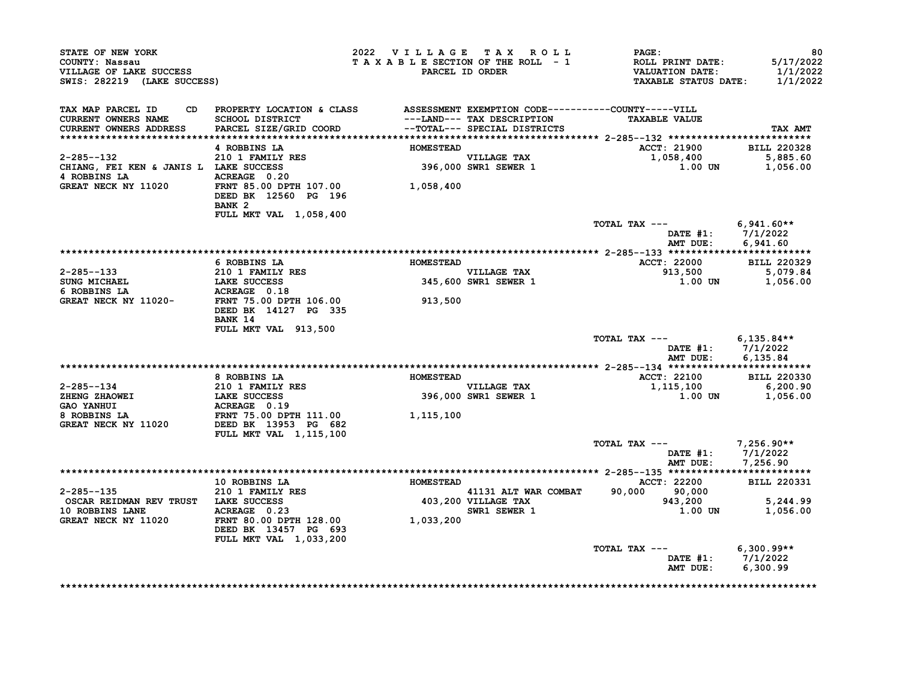STATE OF NEW YORK
COUNTY: Nassau
VILLAGE OF LAKE SUCCESS
SWIS: 282219 (LAKE SUCCESS)

2022 VILLAGE TAX ROLL
TAXABLE SECTION OF THE ROLL - 1
PARCEL ID ORDER

PAGE: 80
ROLL PRINT DATE: 5/17/2022
VALUATION DATE: 1/1/2022
TAXABLE STATUS DATE: 1/1/2022

| TAX MAP PARCEL ID / CURRENT OWNERS NAME / CURRENT OWNERS ADDRESS | PROPERTY LOCATION & CLASS / SCHOOL DISTRICT / PARCEL SIZE/GRID COORD | ASSESSMENT ---LAND--- / ---TOTAL--- | EXEMPTION CODE / TAX DESCRIPTION / SPECIAL DISTRICTS | COUNTY | VILL TAXABLE VALUE | TAX AMT |
|---|---|---|---|---|---|---|
| 2-285--132 | 4 ROBBINS LA | HOMESTEAD | | | ACCT: 21900 | BILL 220328 |
| CHIANG, FEI KEN & JANIS L | 210 1 FAMILY RES | | VILLAGE TAX | | 1,058,400 | 5,885.60 |
| 4 ROBBINS LA | LAKE SUCCESS | 396,000 | SWR1 SEWER 1 | | 1.00 UN | 1,056.00 |
| GREAT NECK NY 11020 | ACREAGE 0.20 | | | | | |
| | FRNT 85.00 DPTH 107.00 | 1,058,400 | | | | |
| | DEED BK 12560 PG 196 | | | | | |
| | BANK 2 | | | | | |
| | FULL MKT VAL 1,058,400 | | | | | |
| | | | TOTAL TAX --- | | | 6,941.60** |
| | | | | | DATE #1: | 7/1/2022 |
| | | | | | AMT DUE: | 6,941.60 |
| 2-285--133 | 6 ROBBINS LA | HOMESTEAD | | | ACCT: 22000 | BILL 220329 |
| SUNG MICHAEL | 210 1 FAMILY RES | | VILLAGE TAX | | 913,500 | 5,079.84 |
| 6 ROBBINS LA | LAKE SUCCESS | 345,600 | SWR1 SEWER 1 | | 1.00 UN | 1,056.00 |
| GREAT NECK NY 11020- | ACREAGE 0.18 | | | | | |
| | FRNT 75.00 DPTH 106.00 | 913,500 | | | | |
| | DEED BK 14127 PG 335 | | | | | |
| | BANK 14 | | | | | |
| | FULL MKT VAL 913,500 | | | | | |
| | | | TOTAL TAX --- | | | 6,135.84** |
| | | | | | DATE #1: | 7/1/2022 |
| | | | | | AMT DUE: | 6,135.84 |
| 2-285--134 | 8 ROBBINS LA | HOMESTEAD | | | ACCT: 22100 | BILL 220330 |
| ZHENG ZHAOWEI | 210 1 FAMILY RES | | VILLAGE TAX | | 1,115,100 | 6,200.90 |
| GAO YANHUI | LAKE SUCCESS | 396,000 | SWR1 SEWER 1 | | 1.00 UN | 1,056.00 |
| 8 ROBBINS LA | ACREAGE 0.19 | | | | | |
| GREAT NECK NY 11020 | FRNT 75.00 DPTH 111.00 | 1,115,100 | | | | |
| | DEED BK 13953 PG 682 | | | | | |
| | FULL MKT VAL 1,115,100 | | | | | |
| | | | TOTAL TAX --- | | | 7,256.90** |
| | | | | | DATE #1: | 7/1/2022 |
| | | | | | AMT DUE: | 7,256.90 |
| 2-285--135 | 10 ROBBINS LA | HOMESTEAD | | | ACCT: 22200 | BILL 220331 |
| OSCAR REIDMAN REV TRUST | 210 1 FAMILY RES | | 41131 ALT WAR COMBAT | 90,000 | 90,000 | |
| 10 ROBBINS LANE | LAKE SUCCESS | 403,200 | VILLAGE TAX | | 943,200 | 5,244.99 |
| GREAT NECK NY 11020 | ACREAGE 0.23 | | SWR1 SEWER 1 | | 1.00 UN | 1,056.00 |
| | FRNT 80.00 DPTH 128.00 | 1,033,200 | | | | |
| | DEED BK 13457 PG 693 | | | | | |
| | FULL MKT VAL 1,033,200 | | | | | |
| | | | TOTAL TAX --- | | | 6,300.99** |
| | | | | | DATE #1: | 7/1/2022 |
| | | | | | AMT DUE: | 6,300.99 |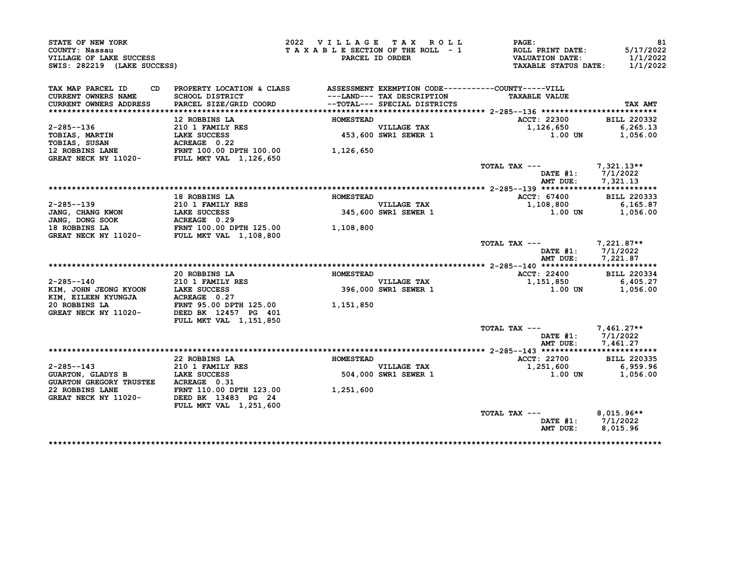STATE OF NEW YORK
COUNTY: Nassau
VILLAGE OF LAKE SUCCESS
SWIS: 282219 (LAKE SUCCESS)

2022 VILLAGE TAX ROLL
TAXABLE SECTION OF THE ROLL - 1
PARCEL ID ORDER

ROLL PRINT DATE: 5/17/2022
VALUATION DATE: 1/1/2022
TAXABLE STATUS DATE: 1/1/2022

| TAX MAP PARCEL ID / CURRENT OWNERS NAME / CURRENT OWNERS ADDRESS | PROPERTY LOCATION & CLASS / SCHOOL DISTRICT / PARCEL SIZE/GRID COORD | ASSESSMENT ---LAND--- / --TOTAL--- | EXEMPTION CODE / TAX DESCRIPTION / SPECIAL DISTRICTS | TAXABLE VALUE | TAX AMT |
|---|---|---|---|---|---|
| 2-285--136 | 12 ROBBINS LA | HOMESTEAD | | ACCT: 22300 | BILL 220332 |
| TOBIAS, MARTIN | 210 1 FAMILY RES | | VILLAGE TAX | 1,126,650 | 6,265.13 |
| TOBIAS, SUSAN | LAKE SUCCESS | 453,600 | SWR1 SEWER 1 | 1.00 UN | 1,056.00 |
| 12 ROBBINS LANE | ACREAGE 0.22 | | | | |
| GREAT NECK NY 11020- | FRNT 100.00 DPTH 100.00 | 1,126,650 | | | |
| | FULL MKT VAL 1,126,650 | | | | |
| | | | | TOTAL TAX --- | 7,321.13** |
| | | | | DATE #1: | 7/1/2022 |
| | | | | AMT DUE: | 7,321.13 |
| 2-285--139 | 18 ROBBINS LA | HOMESTEAD | | ACCT: 67400 | BILL 220333 |
| JANG, CHANG KWON | 210 1 FAMILY RES | | VILLAGE TAX | 1,108,800 | 6,165.87 |
| JANG, DONG SOOK | LAKE SUCCESS | 345,600 | SWR1 SEWER 1 | 1.00 UN | 1,056.00 |
| 18 ROBBINS LA | ACREAGE 0.29 | | | | |
| GREAT NECK NY 11020- | FRNT 100.00 DPTH 125.00 | 1,108,800 | | | |
| | FULL MKT VAL 1,108,800 | | | | |
| | | | | TOTAL TAX --- | 7,221.87** |
| | | | | DATE #1: | 7/1/2022 |
| | | | | AMT DUE: | 7,221.87 |
| 2-285--140 | 20 ROBBINS LA | HOMESTEAD | | ACCT: 22400 | BILL 220334 |
| KIM, JOHN JEONG KYOON | 210 1 FAMILY RES | | VILLAGE TAX | 1,151,850 | 6,405.27 |
| KIM, EILEEN KYUNGJA | LAKE SUCCESS | 396,000 | SWR1 SEWER 1 | 1.00 UN | 1,056.00 |
| 20 ROBBINS LA | ACREAGE 0.27 | | | | |
| GREAT NECK NY 11020- | FRNT 95.00 DPTH 125.00 | 1,151,850 | | | |
| | DEED BK 12457 PG 401 | | | | |
| | FULL MKT VAL 1,151,850 | | | | |
| | | | | TOTAL TAX --- | 7,461.27** |
| | | | | DATE #1: | 7/1/2022 |
| | | | | AMT DUE: | 7,461.27 |
| 2-285--143 | 22 ROBBINS LA | HOMESTEAD | | ACCT: 22700 | BILL 220335 |
| GUARTON, GLADYS B | 210 1 FAMILY RES | | VILLAGE TAX | 1,251,600 | 6,959.96 |
| GUARTON GREGORY TRUSTEE | LAKE SUCCESS | 504,000 | SWR1 SEWER 1 | 1.00 UN | 1,056.00 |
| 22 ROBBINS LANE | ACREAGE 0.31 | | | | |
| GREAT NECK NY 11020- | FRNT 110.00 DPTH 123.00 | 1,251,600 | | | |
| | DEED BK 13483 PG 24 | | | | |
| | FULL MKT VAL 1,251,600 | | | | |
| | | | | TOTAL TAX --- | 8,015.96** |
| | | | | DATE #1: | 7/1/2022 |
| | | | | AMT DUE: | 8,015.96 |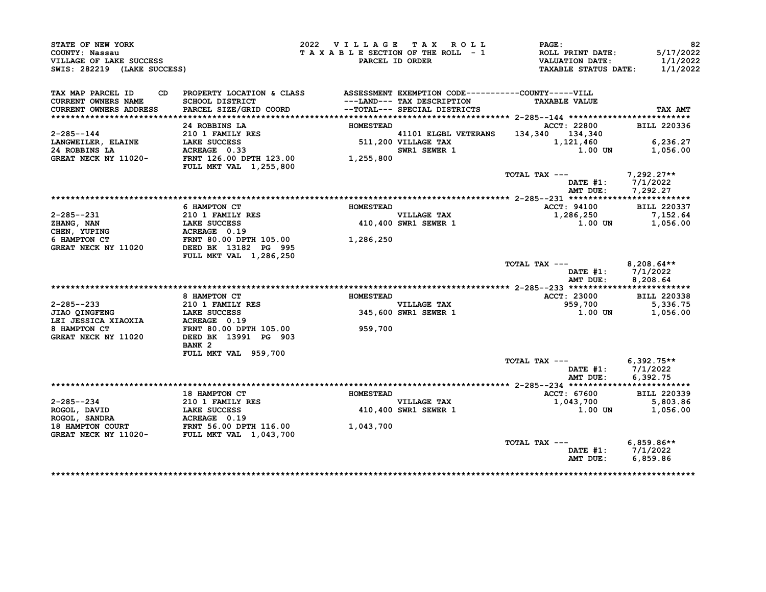STATE OF NEW YORK | 2022 VILLAGE TAX ROLL | PAGE: 82
COUNTY: Nassau | TAXABLE SECTION OF THE ROLL - 1 | ROLL PRINT DATE: 5/17/2022
VILLAGE OF LAKE SUCCESS | PARCEL ID ORDER | VALUATION DATE: 1/1/2022
SWIS: 282219 (LAKE SUCCESS) | | TAXABLE STATUS DATE: 1/1/2022

| TAX MAP PARCEL ID / CURRENT OWNERS NAME / CURRENT OWNERS ADDRESS | CD | PROPERTY LOCATION & CLASS / SCHOOL DISTRICT / PARCEL SIZE/GRID COORD | ASSESSMENT ---LAND--- / --TOTAL--- | EXEMPTION CODE / TAX DESCRIPTION / SPECIAL DISTRICTS | COUNTY | VILL / TAXABLE VALUE | TAX AMT |
|---|---|---|---|---|---|---|---|
| 2-285--144 | | 24 ROBBINS LA | HOMESTEAD | | ACCT: 22800 | | BILL 220336 |
| LANGWEILER, ELAINE | | 210 1 FAMILY RES | | 41101 ELGBL VETERANS | 134,340 | 134,340 | |
| 24 ROBBINS LA | | LAKE SUCCESS | 511,200 | VILLAGE TAX | | 1,121,460 | 6,236.27 |
| GREAT NECK NY 11020- | | ACREAGE 0.33 | | SWR1 SEWER 1 | | 1.00 UN | 1,056.00 |
| | | FRNT 126.00 DPTH 123.00 | 1,255,800 | | | | |
| | | FULL MKT VAL 1,255,800 | | | | | |
| | | | | | TOTAL TAX --- | | 7,292.27** |
| | | | | | | DATE #1: | 7/1/2022 |
| | | | | | | AMT DUE: | 7,292.27 |
| 2-285--231 | | 6 HAMPTON CT | HOMESTEAD | | ACCT: 94100 | | BILL 220337 |
| ZHANG, NAN | | 210 1 FAMILY RES | | VILLAGE TAX | | 1,286,250 | 7,152.64 |
| CHEN, YUPING | | LAKE SUCCESS | 410,400 | SWR1 SEWER 1 | | 1.00 UN | 1,056.00 |
| 6 HAMPTON CT | | ACREAGE 0.19 | | | | | |
| GREAT NECK NY 11020 | | FRNT 80.00 DPTH 105.00 | 1,286,250 | | | | |
| | | DEED BK 13182 PG 995 | | | | | |
| | | FULL MKT VAL 1,286,250 | | | | | |
| | | | | | TOTAL TAX --- | | 8,208.64** |
| | | | | | | DATE #1: | 7/1/2022 |
| | | | | | | AMT DUE: | 8,208.64 |
| 2-285--233 | | 8 HAMPTON CT | HOMESTEAD | | ACCT: 23000 | | BILL 220338 |
| JIAO QINGFENG | | 210 1 FAMILY RES | | VILLAGE TAX | | 959,700 | 5,336.75 |
| LEI JESSICA XIAOXIA | | LAKE SUCCESS | 345,600 | SWR1 SEWER 1 | | 1.00 UN | 1,056.00 |
| 8 HAMPTON CT | | ACREAGE 0.19 | | | | | |
| GREAT NECK NY 11020 | | FRNT 80.00 DPTH 105.00 | 959,700 | | | | |
| | | DEED BK 13991 PG 903 | | | | | |
| | | BANK 2 | | | | | |
| | | FULL MKT VAL 959,700 | | | | | |
| | | | | | TOTAL TAX --- | | 6,392.75** |
| | | | | | | DATE #1: | 7/1/2022 |
| | | | | | | AMT DUE: | 6,392.75 |
| 2-285--234 | | 18 HAMPTON CT | HOMESTEAD | | ACCT: 67600 | | BILL 220339 |
| ROGOL, DAVID | | 210 1 FAMILY RES | | VILLAGE TAX | | 1,043,700 | 5,803.86 |
| ROGOL, SANDRA | | LAKE SUCCESS | 410,400 | SWR1 SEWER 1 | | 1.00 UN | 1,056.00 |
| 18 HAMPTON COURT | | ACREAGE 0.19 | | | | | |
| GREAT NECK NY 11020- | | FRNT 56.00 DPTH 116.00 | 1,043,700 | | | | |
| | | FULL MKT VAL 1,043,700 | | | | | |
| | | | | | TOTAL TAX --- | | 6,859.86** |
| | | | | | | DATE #1: | 7/1/2022 |
| | | | | | | AMT DUE: | 6,859.86 |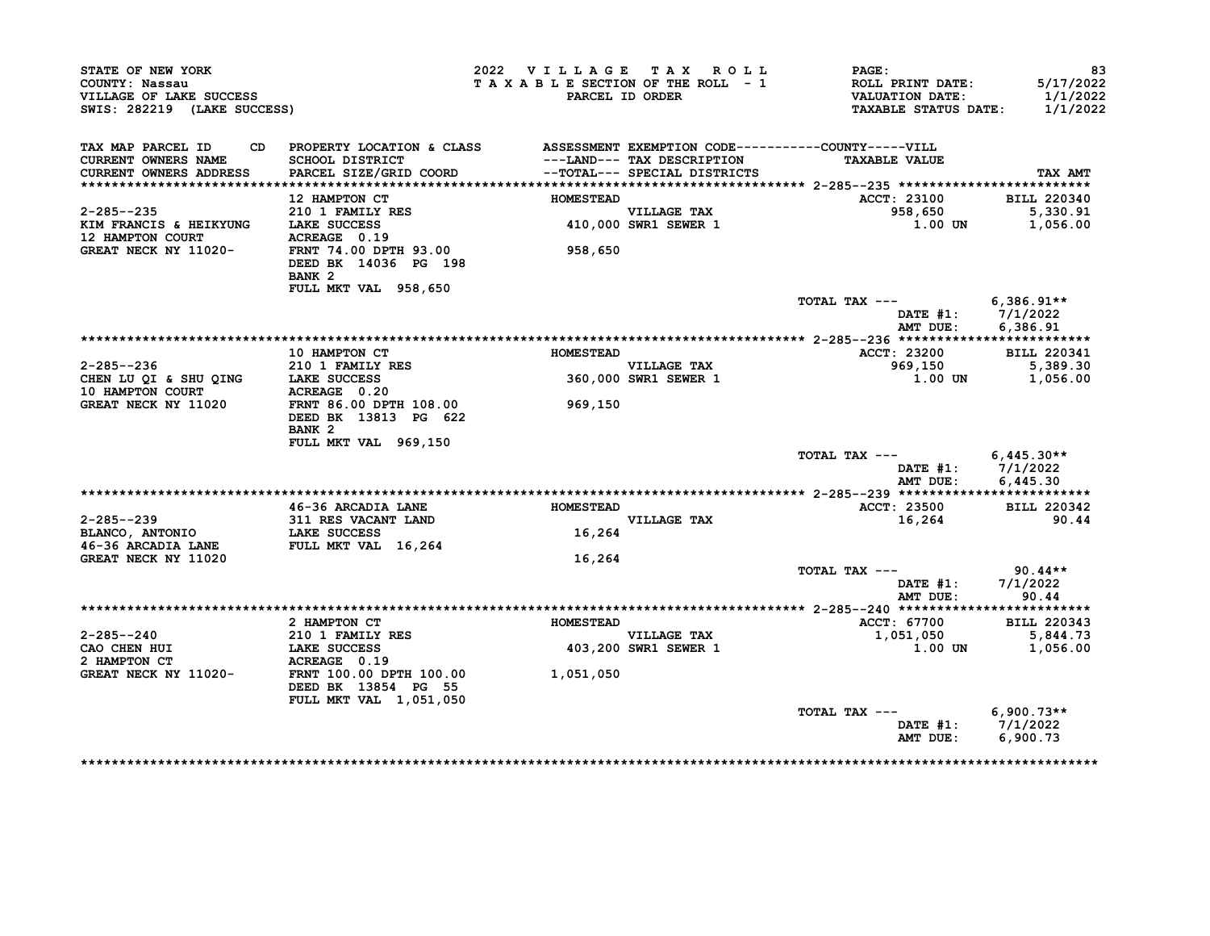STATE OF NEW YORK
COUNTY: Nassau
VILLAGE OF LAKE SUCCESS
SWIS: 282219 (LAKE SUCCESS)

2022 VILLAGE TAX ROLL
TAXABLE SECTION OF THE ROLL - 1
PARCEL ID ORDER

PAGE: 83
ROLL PRINT DATE: 5/17/2022
VALUATION DATE: 1/1/2022
TAXABLE STATUS DATE: 1/1/2022

| TAX MAP PARCEL ID CD / CURRENT OWNERS NAME / CURRENT OWNERS ADDRESS | PROPERTY LOCATION & CLASS / SCHOOL DISTRICT / PARCEL SIZE/GRID COORD | ASSESSMENT ---LAND--- / --TOTAL--- | EXEMPTION CODE / TAX DESCRIPTION / SPECIAL DISTRICTS | TAXABLE VALUE (COUNTY-----VILL) | TAX AMT |
|---|---|---|---|---|---|
| 2-285--235 | 12 HAMPTON CT | HOMESTEAD | | ACCT: 23100 | BILL 220340 |
| KIM FRANCIS & HEIKYUNG | 210 1 FAMILY RES | | VILLAGE TAX | 958,650 | 5,330.91 |
| 12 HAMPTON COURT | LAKE SUCCESS | 410,000 | SWR1 SEWER 1 | 1.00 UN | 1,056.00 |
| GREAT NECK NY 11020- | ACREAGE 0.19 | | | | |
| | FRNT 74.00 DPTH 93.00 | 958,650 | | | |
| | DEED BK 14036 PG 198 | | | | |
| | BANK 2 | | | | |
| | FULL MKT VAL 958,650 | | | | |
| | | | | TOTAL TAX --- | 6,386.91** |
| | | | | DATE #1: | 7/1/2022 |
| | | | | AMT DUE: | 6,386.91 |
| 2-285--236 | 10 HAMPTON CT | HOMESTEAD | | ACCT: 23200 | BILL 220341 |
| CHEN LU QI & SHU QING | 210 1 FAMILY RES | | VILLAGE TAX | 969,150 | 5,389.30 |
| 10 HAMPTON COURT | LAKE SUCCESS | 360,000 | SWR1 SEWER 1 | 1.00 UN | 1,056.00 |
| GREAT NECK NY 11020 | ACREAGE 0.20 | | | | |
| | FRNT 86.00 DPTH 108.00 | 969,150 | | | |
| | DEED BK 13813 PG 622 | | | | |
| | BANK 2 | | | | |
| | FULL MKT VAL 969,150 | | | | |
| | | | | TOTAL TAX --- | 6,445.30** |
| | | | | DATE #1: | 7/1/2022 |
| | | | | AMT DUE: | 6,445.30 |
| 2-285--239 | 46-36 ARCADIA LANE | HOMESTEAD | | ACCT: 23500 | BILL 220342 |
| BLANCO, ANTONIO | 311 RES VACANT LAND | | VILLAGE TAX | 16,264 | 90.44 |
| 46-36 ARCADIA LANE | LAKE SUCCESS | 16,264 | | | |
| GREAT NECK NY 11020 | FULL MKT VAL 16,264 | 16,264 | | | |
| | | | | TOTAL TAX --- | 90.44** |
| | | | | DATE #1: | 7/1/2022 |
| | | | | AMT DUE: | 90.44 |
| 2-285--240 | 2 HAMPTON CT | HOMESTEAD | | ACCT: 67700 | BILL 220343 |
| CAO CHEN HUI | 210 1 FAMILY RES | | VILLAGE TAX | 1,051,050 | 5,844.73 |
| 2 HAMPTON CT | LAKE SUCCESS | 403,200 | SWR1 SEWER 1 | 1.00 UN | 1,056.00 |
| GREAT NECK NY 11020- | ACREAGE 0.19 | | | | |
| | FRNT 100.00 DPTH 100.00 | 1,051,050 | | | |
| | DEED BK 13854 PG 55 | | | | |
| | FULL MKT VAL 1,051,050 | | | | |
| | | | | TOTAL TAX --- | 6,900.73** |
| | | | | DATE #1: | 7/1/2022 |
| | | | | AMT DUE: | 6,900.73 |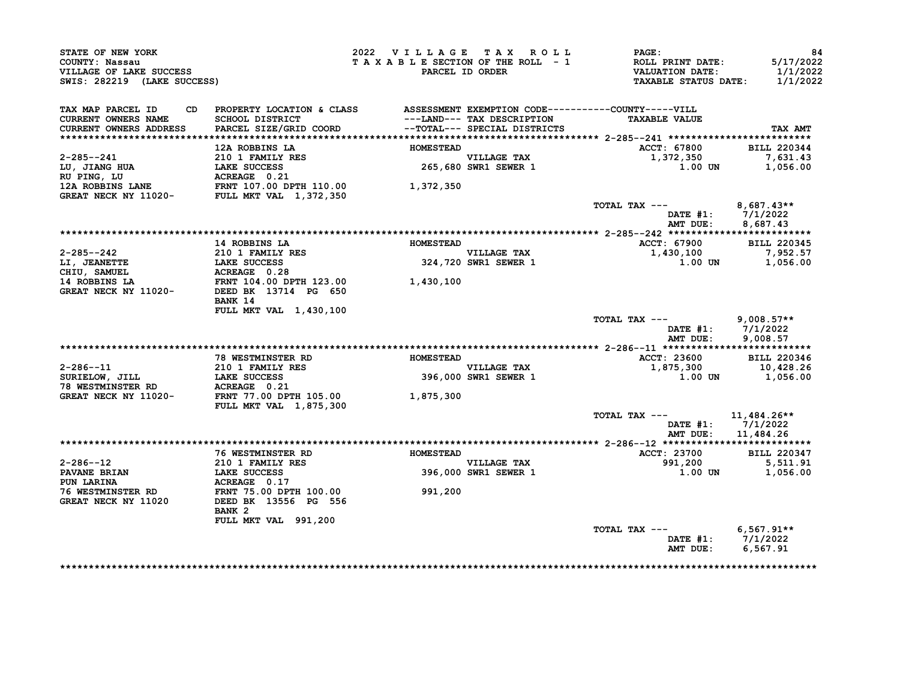STATE OF NEW YORK
COUNTY: Nassau
VILLAGE OF LAKE SUCCESS
SWIS: 282219 (LAKE SUCCESS)

2022 VILLAGE TAX ROLL
TAXABLE SECTION OF THE ROLL - 1
PARCEL ID ORDER

ROLL PRINT DATE: 5/17/2022
VALUATION DATE: 1/1/2022
TAXABLE STATUS DATE: 1/1/2022

| TAX MAP PARCEL ID / CURRENT OWNERS NAME / CURRENT OWNERS ADDRESS | PROPERTY LOCATION & CLASS / SCHOOL DISTRICT / PARCEL SIZE/GRID COORD | ASSESSMENT ---LAND--- --TOTAL--- | EXEMPTION CODE / TAX DESCRIPTION / SPECIAL DISTRICTS | TAXABLE VALUE | TAX AMT |
|---|---|---|---|---|---|
| 2-285--241 | 12A ROBBINS LA | HOMESTEAD | | ACCT: 67800 | BILL 220344 |
| LU, JIANG HUA | 210 1 FAMILY RES | | VILLAGE TAX | 1,372,350 | 7,631.43 |
| RU PING, LU | LAKE SUCCESS | 265,680 | SWR1 SEWER 1 | 1.00 UN | 1,056.00 |
| 12A ROBBINS LANE | ACREAGE 0.21 | | | | |
| GREAT NECK NY 11020- | FRNT 107.00 DPTH 110.00 | 1,372,350 | | | |
| | FULL MKT VAL 1,372,350 | | | | |
| | | | | TOTAL TAX --- | 8,687.43** |
| | | | | DATE #1: | 7/1/2022 |
| | | | | AMT DUE: | 8,687.43 |
| 2-285--242 | 14 ROBBINS LA | HOMESTEAD | | ACCT: 67900 | BILL 220345 |
| LI, JEANETTE | 210 1 FAMILY RES | | VILLAGE TAX | 1,430,100 | 7,952.57 |
| CHIU, SAMUEL | LAKE SUCCESS | 324,720 | SWR1 SEWER 1 | 1.00 UN | 1,056.00 |
| 14 ROBBINS LA | ACREAGE 0.28 | | | | |
| GREAT NECK NY 11020- | FRNT 104.00 DPTH 123.00 | 1,430,100 | | | |
| | DEED BK 13714 PG 650 | | | | |
| | BANK 14 | | | | |
| | FULL MKT VAL 1,430,100 | | | | |
| | | | | TOTAL TAX --- | 9,008.57** |
| | | | | DATE #1: | 7/1/2022 |
| | | | | AMT DUE: | 9,008.57 |
| 2-286--11 | 78 WESTMINSTER RD | HOMESTEAD | | ACCT: 23600 | BILL 220346 |
| SURIELOW, JILL | 210 1 FAMILY RES | | VILLAGE TAX | 1,875,300 | 10,428.26 |
| 78 WESTMINSTER RD | LAKE SUCCESS | 396,000 | SWR1 SEWER 1 | 1.00 UN | 1,056.00 |
| GREAT NECK NY 11020- | ACREAGE 0.21 | | | | |
| | FRNT 77.00 DPTH 105.00 | 1,875,300 | | | |
| | FULL MKT VAL 1,875,300 | | | | |
| | | | | TOTAL TAX --- | 11,484.26** |
| | | | | DATE #1: | 7/1/2022 |
| | | | | AMT DUE: | 11,484.26 |
| 2-286--12 | 76 WESTMINSTER RD | HOMESTEAD | | ACCT: 23700 | BILL 220347 |
| PAVANE BRIAN | 210 1 FAMILY RES | | VILLAGE TAX | 991,200 | 5,511.91 |
| PUN LARINA | LAKE SUCCESS | 396,000 | SWR1 SEWER 1 | 1.00 UN | 1,056.00 |
| 76 WESTMINSTER RD | ACREAGE 0.17 | | | | |
| GREAT NECK NY 11020 | FRNT 75.00 DPTH 100.00 | 991,200 | | | |
| | DEED BK 13556 PG 556 | | | | |
| | BANK 2 | | | | |
| | FULL MKT VAL 991,200 | | | | |
| | | | | TOTAL TAX --- | 6,567.91** |
| | | | | DATE #1: | 7/1/2022 |
| | | | | AMT DUE: | 6,567.91 |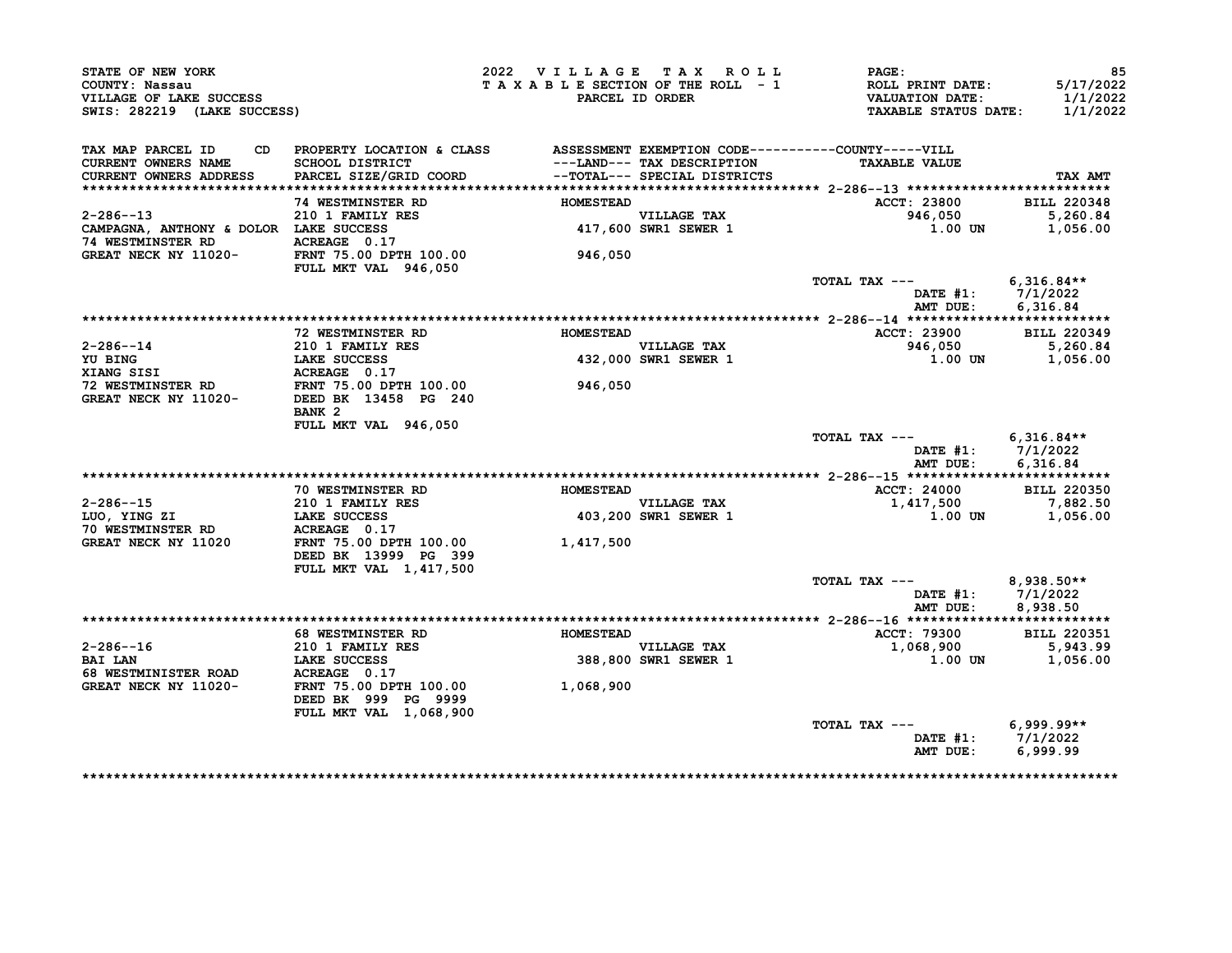STATE OF NEW YORK
COUNTY: Nassau
VILLAGE OF LAKE SUCCESS
SWIS: 282219 (LAKE SUCCESS)

2022 VILLAGE TAX ROLL
TAXABLE SECTION OF THE ROLL - 1
PARCEL ID ORDER

ROLL PRINT DATE: 5/17/2022
VALUATION DATE: 1/1/2022
TAXABLE STATUS DATE: 1/1/2022

| TAX MAP PARCEL ID / CURRENT OWNERS NAME / CURRENT OWNERS ADDRESS | PROPERTY LOCATION & CLASS / SCHOOL DISTRICT / PARCEL SIZE/GRID COORD | ASSESSMENT ---LAND--- --TOTAL--- | EXEMPTION CODE / TAX DESCRIPTION / SPECIAL DISTRICTS | TAXABLE VALUE | TAX AMT |
|---|---|---|---|---|---|
| **2-286--13** | 74 WESTMINSTER RD | HOMESTEAD | | ACCT: 23800 | BILL 220348 |
| 2-286--13 | 210 1 FAMILY RES | | VILLAGE TAX | 946,050 | 5,260.84 |
| CAMPAGNA, ANTHONY & DOLOR | LAKE SUCCESS | 417,600 | SWR1 SEWER 1 | 1.00 UN | 1,056.00 |
| 74 WESTMINSTER RD | ACREAGE 0.17 | | | | |
| GREAT NECK NY 11020- | FRNT 75.00 DPTH 100.00 | 946,050 | | | |
| | FULL MKT VAL 946,050 | | | | |
| | | | TOTAL TAX --- | | 6,316.84** |
| | | | | DATE #1: | 7/1/2022 |
| | | | | AMT DUE: | 6,316.84 |
| **2-286--14** | 72 WESTMINSTER RD | HOMESTEAD | | ACCT: 23900 | BILL 220349 |
| 2-286--14 | 210 1 FAMILY RES | | VILLAGE TAX | 946,050 | 5,260.84 |
| YU BING | LAKE SUCCESS | 432,000 | SWR1 SEWER 1 | 1.00 UN | 1,056.00 |
| XIANG SISI | ACREAGE 0.17 | | | | |
| 72 WESTMINSTER RD | FRNT 75.00 DPTH 100.00 | 946,050 | | | |
| GREAT NECK NY 11020- | DEED BK 13458 PG 240 | | | | |
| | BANK 2 | | | | |
| | FULL MKT VAL 946,050 | | | | |
| | | | TOTAL TAX --- | | 6,316.84** |
| | | | | DATE #1: | 7/1/2022 |
| | | | | AMT DUE: | 6,316.84 |
| **2-286--15** | 70 WESTMINSTER RD | HOMESTEAD | | ACCT: 24000 | BILL 220350 |
| 2-286--15 | 210 1 FAMILY RES | | VILLAGE TAX | 1,417,500 | 7,882.50 |
| LUO, YING ZI | LAKE SUCCESS | 403,200 | SWR1 SEWER 1 | 1.00 UN | 1,056.00 |
| 70 WESTMINSTER RD | ACREAGE 0.17 | | | | |
| GREAT NECK NY 11020 | FRNT 75.00 DPTH 100.00 | 1,417,500 | | | |
| | DEED BK 13999 PG 399 | | | | |
| | FULL MKT VAL 1,417,500 | | | | |
| | | | TOTAL TAX --- | | 8,938.50** |
| | | | | DATE #1: | 7/1/2022 |
| | | | | AMT DUE: | 8,938.50 |
| **2-286--16** | 68 WESTMINSTER RD | HOMESTEAD | | ACCT: 79300 | BILL 220351 |
| 2-286--16 | 210 1 FAMILY RES | | VILLAGE TAX | 1,068,900 | 5,943.99 |
| BAI LAN | LAKE SUCCESS | 388,800 | SWR1 SEWER 1 | 1.00 UN | 1,056.00 |
| 68 WESTMINISTER ROAD | ACREAGE 0.17 | | | | |
| GREAT NECK NY 11020- | FRNT 75.00 DPTH 100.00 | 1,068,900 | | | |
| | DEED BK 999 PG 9999 | | | | |
| | FULL MKT VAL 1,068,900 | | | | |
| | | | TOTAL TAX --- | | 6,999.99** |
| | | | | DATE #1: | 7/1/2022 |
| | | | | AMT DUE: | 6,999.99 |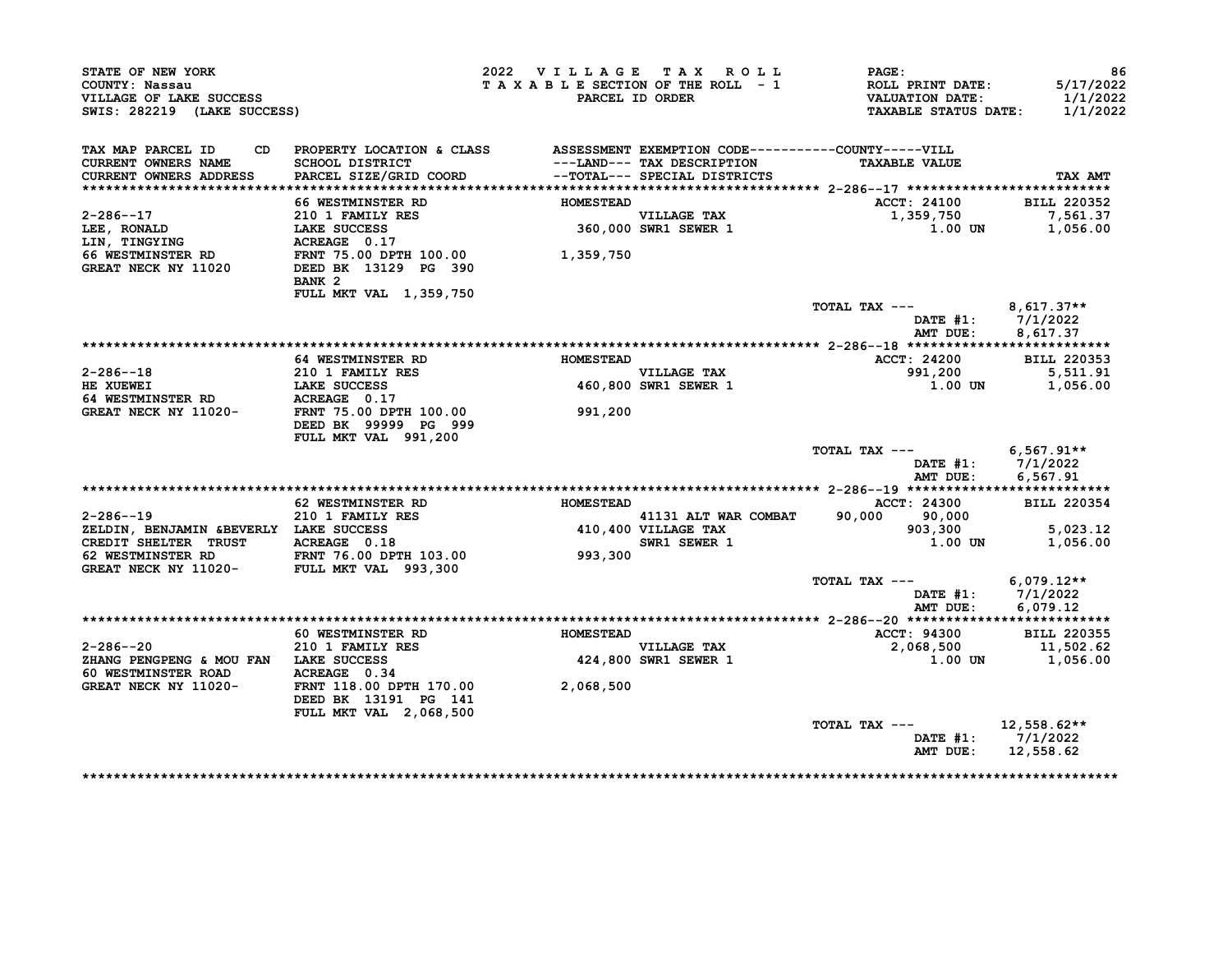STATE OF NEW YORK
COUNTY: Nassau
VILLAGE OF LAKE SUCCESS
SWIS: 282219 (LAKE SUCCESS)

2022 VILLAGE TAX ROLL
TAXABLE SECTION OF THE ROLL - 1
PARCEL ID ORDER

PAGE: 86
ROLL PRINT DATE: 5/17/2022
VALUATION DATE: 1/1/2022
TAXABLE STATUS DATE: 1/1/2022

| TAX MAP PARCEL ID / CURRENT OWNERS NAME / CURRENT OWNERS ADDRESS | PROPERTY LOCATION & CLASS / SCHOOL DISTRICT / PARCEL SIZE/GRID COORD | ASSESSMENT / ---LAND--- / --TOTAL--- | EXEMPTION CODE / TAX DESCRIPTION / SPECIAL DISTRICTS | COUNTY-----VILL / TAXABLE VALUE | TAX AMT |
|---|---|---|---|---|---|
| **2-286--17** | 66 WESTMINSTER RD | HOMESTEAD | | ACCT: 24100 | BILL 220352 |
| 2-286--17 | 210 1 FAMILY RES | | VILLAGE TAX | 1,359,750 | 7,561.37 |
| LEE, RONALD | LAKE SUCCESS | 360,000 | SWR1 SEWER 1 | 1.00 UN | 1,056.00 |
| LIN, TINGYING | ACREAGE 0.17 | | | | |
| 66 WESTMINSTER RD | FRNT 75.00 DPTH 100.00 | 1,359,750 | | | |
| GREAT NECK NY 11020 | DEED BK 13129 PG 390 | | | | |
| | BANK 2 | | | | |
| | FULL MKT VAL 1,359,750 | | | | |
| | | | | TOTAL TAX --- | 8,617.37** |
| | | | | DATE #1: | 7/1/2022 |
| | | | | AMT DUE: | 8,617.37 |
| **2-286--18** | 64 WESTMINSTER RD | HOMESTEAD | | ACCT: 24200 | BILL 220353 |
| 2-286--18 | 210 1 FAMILY RES | | VILLAGE TAX | 991,200 | 5,511.91 |
| HE XUEWEI | LAKE SUCCESS | 460,800 | SWR1 SEWER 1 | 1.00 UN | 1,056.00 |
| 64 WESTMINSTER RD | ACREAGE 0.17 | | | | |
| GREAT NECK NY 11020- | FRNT 75.00 DPTH 100.00 | 991,200 | | | |
| | DEED BK 99999 PG 999 | | | | |
| | FULL MKT VAL 991,200 | | | | |
| | | | | TOTAL TAX --- | 6,567.91** |
| | | | | DATE #1: | 7/1/2022 |
| | | | | AMT DUE: | 6,567.91 |
| **2-286--19** | 62 WESTMINSTER RD | HOMESTEAD | | ACCT: 24300 | BILL 220354 |
| 2-286--19 | 210 1 FAMILY RES | | 41131 ALT WAR COMBAT | 90,000 90,000 | |
| ZELDIN, BENJAMIN &BEVERLY | LAKE SUCCESS | 410,400 | VILLAGE TAX | 903,300 | 5,023.12 |
| CREDIT SHELTER TRUST | ACREAGE 0.18 | | SWR1 SEWER 1 | 1.00 UN | 1,056.00 |
| 62 WESTMINSTER RD | FRNT 76.00 DPTH 103.00 | 993,300 | | | |
| GREAT NECK NY 11020- | FULL MKT VAL 993,300 | | | | |
| | | | | TOTAL TAX --- | 6,079.12** |
| | | | | DATE #1: | 7/1/2022 |
| | | | | AMT DUE: | 6,079.12 |
| **2-286--20** | 60 WESTMINSTER RD | HOMESTEAD | | ACCT: 94300 | BILL 220355 |
| 2-286--20 | 210 1 FAMILY RES | | VILLAGE TAX | 2,068,500 | 11,502.62 |
| ZHANG PENGPENG & MOU FAN | LAKE SUCCESS | 424,800 | SWR1 SEWER 1 | 1.00 UN | 1,056.00 |
| 60 WESTMINSTER ROAD | ACREAGE 0.34 | | | | |
| GREAT NECK NY 11020- | FRNT 118.00 DPTH 170.00 | 2,068,500 | | | |
| | DEED BK 13191 PG 141 | | | | |
| | FULL MKT VAL 2,068,500 | | | | |
| | | | | TOTAL TAX --- | 12,558.62** |
| | | | | DATE #1: | 7/1/2022 |
| | | | | AMT DUE: | 12,558.62 |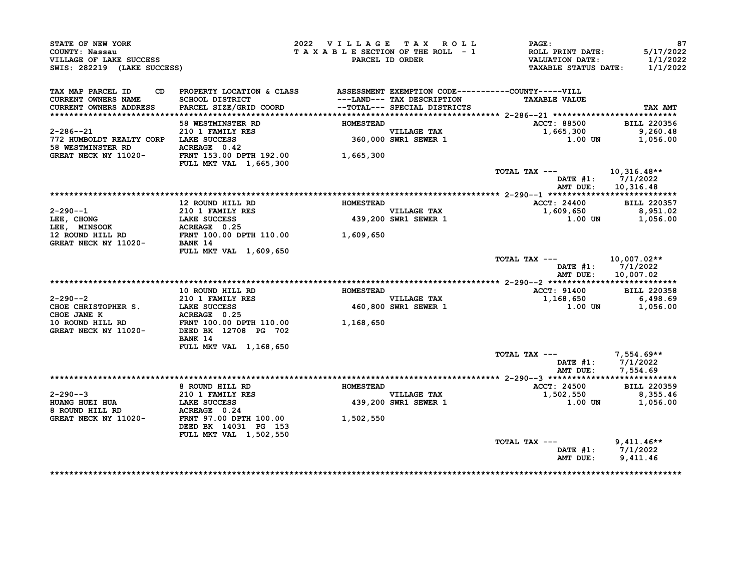STATE OF NEW YORK — 2022 VILLAGE TAX ROLL
COUNTY: Nassau — TAXABLE SECTION OF THE ROLL - 1 — ROLL PRINT DATE: 5/17/2022
VILLAGE OF LAKE SUCCESS — PARCEL ID ORDER — VALUATION DATE: 1/1/2022
SWIS: 282219 (LAKE SUCCESS) — TAXABLE STATUS DATE: 1/1/2022

| TAX MAP PARCEL ID / CURRENT OWNERS NAME / CURRENT OWNERS ADDRESS | PROPERTY LOCATION & CLASS / SCHOOL DISTRICT / PARCEL SIZE/GRID COORD | ASSESSMENT LAND / TOTAL | EXEMPTION CODE / TAX DESCRIPTION / SPECIAL DISTRICTS | TAXABLE VALUE | TAX AMT |
|---|---|---|---|---|---|
| **2-286--21** | 58 WESTMINSTER RD | HOMESTEAD | | ACCT: 88500 | BILL 220356 |
| 2-286--21 | 210 1 FAMILY RES | | VILLAGE TAX | 1,665,300 | 9,260.48 |
| 772 HUMBOLDT REALTY CORP | LAKE SUCCESS | 360,000 | SWR1 SEWER 1 | 1.00 UN | 1,056.00 |
| 58 WESTMINSTER RD | ACREAGE 0.42 | | | | |
| GREAT NECK NY 11020- | FRNT 153.00 DPTH 192.00 | 1,665,300 | | | |
| | FULL MKT VAL 1,665,300 | | | | |
| | | | | TOTAL TAX --- | 10,316.48** |
| | | | | DATE #1: | 7/1/2022 |
| | | | | AMT DUE: | 10,316.48 |
| **2-290--1** | 12 ROUND HILL RD | HOMESTEAD | | ACCT: 24400 | BILL 220357 |
| 2-290--1 | 210 1 FAMILY RES | | VILLAGE TAX | 1,609,650 | 8,951.02 |
| LEE, CHONG | LAKE SUCCESS | 439,200 | SWR1 SEWER 1 | 1.00 UN | 1,056.00 |
| LEE, MINSOOK | ACREAGE 0.25 | | | | |
| 12 ROUND HILL RD | FRNT 100.00 DPTH 110.00 | 1,609,650 | | | |
| GREAT NECK NY 11020- | BANK 14 | | | | |
| | FULL MKT VAL 1,609,650 | | | | |
| | | | | TOTAL TAX --- | 10,007.02** |
| | | | | DATE #1: | 7/1/2022 |
| | | | | AMT DUE: | 10,007.02 |
| **2-290--2** | 10 ROUND HILL RD | HOMESTEAD | | ACCT: 91400 | BILL 220358 |
| 2-290--2 | 210 1 FAMILY RES | | VILLAGE TAX | 1,168,650 | 6,498.69 |
| CHOE CHRISTOPHER S. | LAKE SUCCESS | 460,800 | SWR1 SEWER 1 | 1.00 UN | 1,056.00 |
| CHOE JANE K | ACREAGE 0.25 | | | | |
| 10 ROUND HILL RD | FRNT 100.00 DPTH 110.00 | 1,168,650 | | | |
| GREAT NECK NY 11020- | DEED BK 12708 PG 702 | | | | |
| | BANK 14 | | | | |
| | FULL MKT VAL 1,168,650 | | | | |
| | | | | TOTAL TAX --- | 7,554.69** |
| | | | | DATE #1: | 7/1/2022 |
| | | | | AMT DUE: | 7,554.69 |
| **2-290--3** | 8 ROUND HILL RD | HOMESTEAD | | ACCT: 24500 | BILL 220359 |
| 2-290--3 | 210 1 FAMILY RES | | VILLAGE TAX | 1,502,550 | 8,355.46 |
| HUANG HUEI HUA | LAKE SUCCESS | 439,200 | SWR1 SEWER 1 | 1.00 UN | 1,056.00 |
| 8 ROUND HILL RD | ACREAGE 0.24 | | | | |
| GREAT NECK NY 11020- | FRNT 97.00 DPTH 100.00 | 1,502,550 | | | |
| | DEED BK 14031 PG 153 | | | | |
| | FULL MKT VAL 1,502,550 | | | | |
| | | | | TOTAL TAX --- | 9,411.46** |
| | | | | DATE #1: | 7/1/2022 |
| | | | | AMT DUE: | 9,411.46 |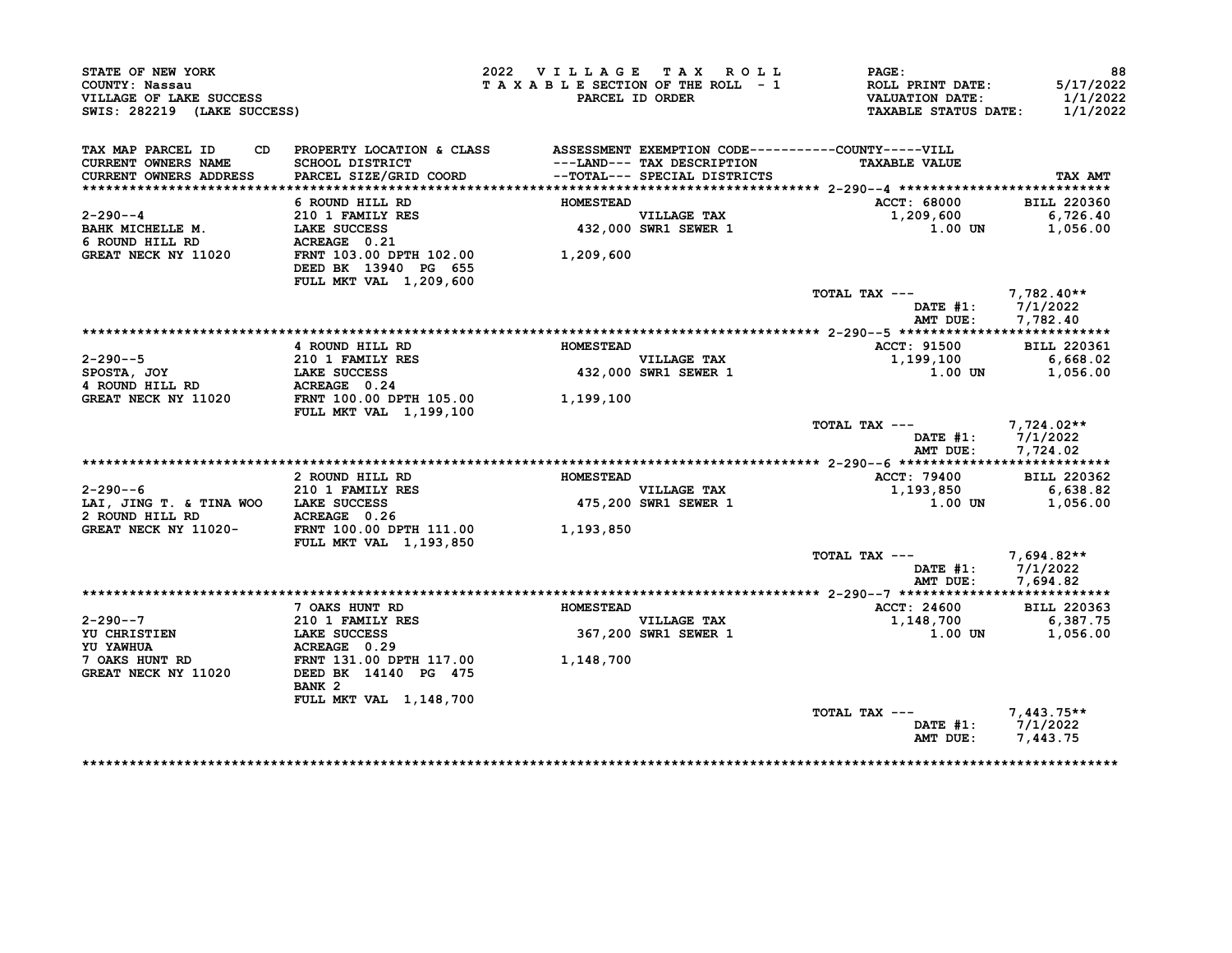STATE OF NEW YORK
COUNTY: Nassau
VILLAGE OF LAKE SUCCESS
SWIS: 282219 (LAKE SUCCESS)

2022 VILLAGE TAX ROLL
TAXABLE SECTION OF THE ROLL - 1
PARCEL ID ORDER

PAGE: 88
ROLL PRINT DATE: 5/17/2022
VALUATION DATE: 1/1/2022
TAXABLE STATUS DATE: 1/1/2022

| TAX MAP PARCEL ID / CURRENT OWNERS NAME / CURRENT OWNERS ADDRESS | PROPERTY LOCATION & CLASS / SCHOOL DISTRICT / PARCEL SIZE/GRID COORD | ASSESSMENT ---LAND--- / --TOTAL--- | EXEMPTION CODE / TAX DESCRIPTION / SPECIAL DISTRICTS | TAXABLE VALUE | TAX AMT |
|---|---|---|---|---|---|
| **2-290--4** | 6 ROUND HILL RD | HOMESTEAD | | ACCT: 68000 | BILL 220360 |
| 2-290--4 | 210 1 FAMILY RES | | VILLAGE TAX | 1,209,600 | 6,726.40 |
| BAHK MICHELLE M. | LAKE SUCCESS | 432,000 | SWR1 SEWER 1 | 1.00 UN | 1,056.00 |
| 6 ROUND HILL RD | ACREAGE 0.21 | | | | |
| GREAT NECK NY 11020 | FRNT 103.00 DPTH 102.00 | 1,209,600 | | | |
| | DEED BK 13940 PG 655 | | | | |
| | FULL MKT VAL 1,209,600 | | | | |
| | | | | TOTAL TAX --- | 7,782.40** |
| | | | | DATE #1: | 7/1/2022 |
| | | | | AMT DUE: | 7,782.40 |
| **2-290--5** | 4 ROUND HILL RD | HOMESTEAD | | ACCT: 91500 | BILL 220361 |
| 2-290--5 | 210 1 FAMILY RES | | VILLAGE TAX | 1,199,100 | 6,668.02 |
| SPOSTA, JOY | LAKE SUCCESS | 432,000 | SWR1 SEWER 1 | 1.00 UN | 1,056.00 |
| 4 ROUND HILL RD | ACREAGE 0.24 | | | | |
| GREAT NECK NY 11020 | FRNT 100.00 DPTH 105.00 | 1,199,100 | | | |
| | FULL MKT VAL 1,199,100 | | | | |
| | | | | TOTAL TAX --- | 7,724.02** |
| | | | | DATE #1: | 7/1/2022 |
| | | | | AMT DUE: | 7,724.02 |
| **2-290--6** | 2 ROUND HILL RD | HOMESTEAD | | ACCT: 79400 | BILL 220362 |
| 2-290--6 | 210 1 FAMILY RES | | VILLAGE TAX | 1,193,850 | 6,638.82 |
| LAI, JING T. & TINA WOO | LAKE SUCCESS | 475,200 | SWR1 SEWER 1 | 1.00 UN | 1,056.00 |
| 2 ROUND HILL RD | ACREAGE 0.26 | | | | |
| GREAT NECK NY 11020- | FRNT 100.00 DPTH 111.00 | 1,193,850 | | | |
| | FULL MKT VAL 1,193,850 | | | | |
| | | | | TOTAL TAX --- | 7,694.82** |
| | | | | DATE #1: | 7/1/2022 |
| | | | | AMT DUE: | 7,694.82 |
| **2-290--7** | 7 OAKS HUNT RD | HOMESTEAD | | ACCT: 24600 | BILL 220363 |
| 2-290--7 | 210 1 FAMILY RES | | VILLAGE TAX | 1,148,700 | 6,387.75 |
| YU CHRISTIEN | LAKE SUCCESS | 367,200 | SWR1 SEWER 1 | 1.00 UN | 1,056.00 |
| YU YAWHUA | ACREAGE 0.29 | | | | |
| 7 OAKS HUNT RD | FRNT 131.00 DPTH 117.00 | 1,148,700 | | | |
| GREAT NECK NY 11020 | DEED BK 14140 PG 475 | | | | |
| | BANK 2 | | | | |
| | FULL MKT VAL 1,148,700 | | | | |
| | | | | TOTAL TAX --- | 7,443.75** |
| | | | | DATE #1: | 7/1/2022 |
| | | | | AMT DUE: | 7,443.75 |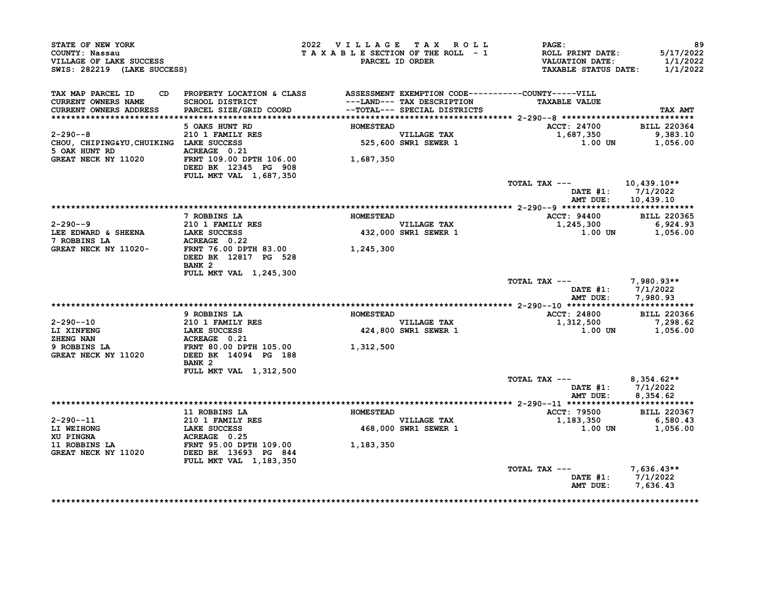STATE OF NEW YORK
COUNTY: Nassau
VILLAGE OF LAKE SUCCESS
SWIS: 282219 (LAKE SUCCESS)

2022 VILLAGE TAX ROLL
TAXABLE SECTION OF THE ROLL - 1
PARCEL ID ORDER

PAGE: 89
ROLL PRINT DATE: 5/17/2022
VALUATION DATE: 1/1/2022
TAXABLE STATUS DATE: 1/1/2022

| TAX MAP PARCEL ID / CURRENT OWNERS NAME / CURRENT OWNERS ADDRESS | PROPERTY LOCATION & CLASS / SCHOOL DISTRICT / PARCEL SIZE/GRID COORD | ASSESSMENT ---LAND--- / ---TOTAL--- | EXEMPTION CODE / TAX DESCRIPTION / SPECIAL DISTRICTS | TAXABLE VALUE | TAX AMT |
|---|---|---|---|---|---|
| 2-290--8 | 5 OAKS HUNT RD | HOMESTEAD | | ACCT: 24700 | BILL 220364 |
| CHOU, CHIPING&YU,CHUIKING | 210 1 FAMILY RES | | VILLAGE TAX | 1,687,350 | 9,383.10 |
| 5 OAK HUNT RD | LAKE SUCCESS | 525,600 | SWR1 SEWER 1 | 1.00 UN | 1,056.00 |
| GREAT NECK NY 11020 | ACREAGE 0.21 | | | | |
| | FRNT 109.00 DPTH 106.00 | 1,687,350 | | | |
| | DEED BK 12345 PG 908 | | | | |
| | FULL MKT VAL 1,687,350 | | | | |
| | | | | TOTAL TAX --- | 10,439.10** |
| | | | | DATE #1: | 7/1/2022 |
| | | | | AMT DUE: | 10,439.10 |
| 2-290--9 | 7 ROBBINS LA | HOMESTEAD | | ACCT: 94400 | BILL 220365 |
| LEE EDWARD & SHEENA | 210 1 FAMILY RES | | VILLAGE TAX | 1,245,300 | 6,924.93 |
| 7 ROBBINS LA | LAKE SUCCESS | 432,000 | SWR1 SEWER 1 | 1.00 UN | 1,056.00 |
| GREAT NECK NY 11020- | ACREAGE 0.22 | | | | |
| | FRNT 76.00 DPTH 83.00 | 1,245,300 | | | |
| | DEED BK 12817 PG 528 | | | | |
| | BANK 2 | | | | |
| | FULL MKT VAL 1,245,300 | | | | |
| | | | | TOTAL TAX --- | 7,980.93** |
| | | | | DATE #1: | 7/1/2022 |
| | | | | AMT DUE: | 7,980.93 |
| 2-290--10 | 9 ROBBINS LA | HOMESTEAD | | ACCT: 24800 | BILL 220366 |
| LI XINFENG | 210 1 FAMILY RES | | VILLAGE TAX | 1,312,500 | 7,298.62 |
| ZHENG NAN | LAKE SUCCESS | 424,800 | SWR1 SEWER 1 | 1.00 UN | 1,056.00 |
| 9 ROBBINS LA | ACREAGE 0.21 | | | | |
| GREAT NECK NY 11020 | FRNT 80.00 DPTH 105.00 | 1,312,500 | | | |
| | DEED BK 14094 PG 188 | | | | |
| | BANK 2 | | | | |
| | FULL MKT VAL 1,312,500 | | | | |
| | | | | TOTAL TAX --- | 8,354.62** |
| | | | | DATE #1: | 7/1/2022 |
| | | | | AMT DUE: | 8,354.62 |
| 2-290--11 | 11 ROBBINS LA | HOMESTEAD | | ACCT: 79500 | BILL 220367 |
| LI WEIHONG | 210 1 FAMILY RES | | VILLAGE TAX | 1,183,350 | 6,580.43 |
| XU PINGNA | LAKE SUCCESS | 468,000 | SWR1 SEWER 1 | 1.00 UN | 1,056.00 |
| 11 ROBBINS LA | ACREAGE 0.25 | | | | |
| GREAT NECK NY 11020 | FRNT 95.00 DPTH 109.00 | 1,183,350 | | | |
| | DEED BK 13693 PG 844 | | | | |
| | FULL MKT VAL 1,183,350 | | | | |
| | | | | TOTAL TAX --- | 7,636.43** |
| | | | | DATE #1: | 7/1/2022 |
| | | | | AMT DUE: | 7,636.43 |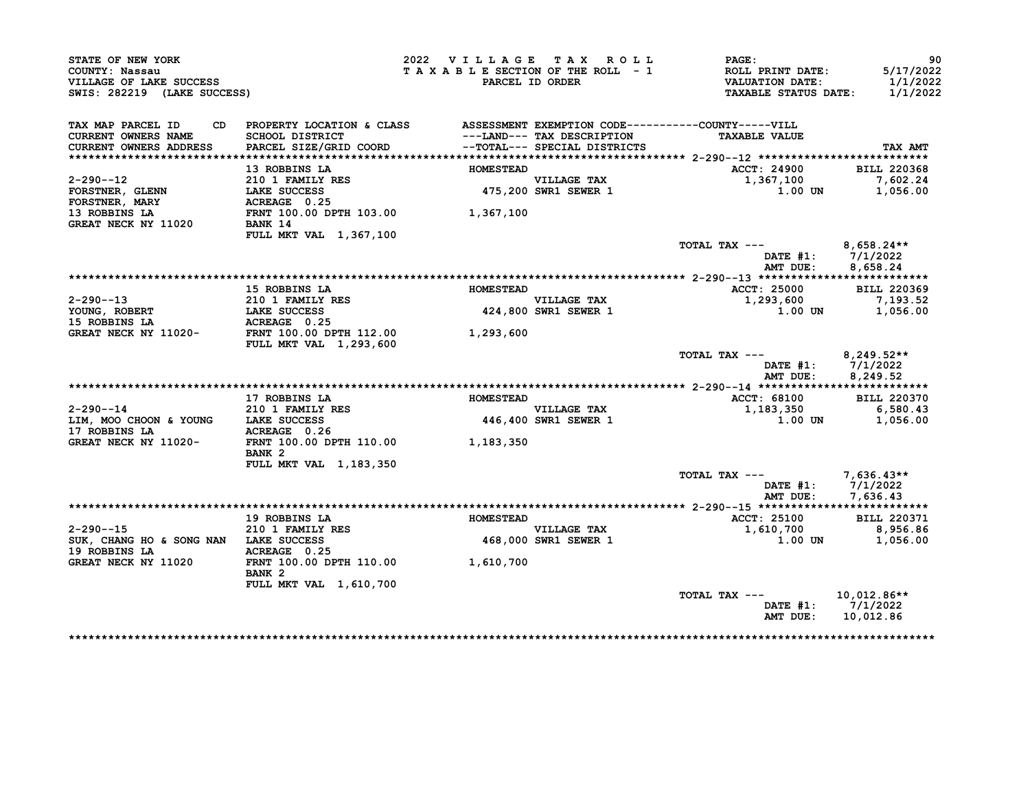STATE OF NEW YORK
COUNTY: Nassau
VILLAGE OF LAKE SUCCESS
SWIS: 282219 (LAKE SUCCESS)

2022 VILLAGE TAX ROLL
TAXABLE SECTION OF THE ROLL - 1
PARCEL ID ORDER

PAGE: 90
ROLL PRINT DATE: 5/17/2022
VALUATION DATE: 1/1/2022
TAXABLE STATUS DATE: 1/1/2022

| TAX MAP PARCEL ID / CURRENT OWNERS NAME / CURRENT OWNERS ADDRESS | CD | PROPERTY LOCATION & CLASS / SCHOOL DISTRICT / PARCEL SIZE/GRID COORD | ASSESSMENT ---LAND--- --TOTAL--- | EXEMPTION CODE / TAX DESCRIPTION / SPECIAL DISTRICTS | COUNTY-----VILL TAXABLE VALUE | TAX AMT |
|---|---|---|---|---|---|---|
| **2-290--12** | | 13 ROBBINS LA | HOMESTEAD | | ACCT: 24900 | BILL 220368 |
| 2-290--12 | | 210 1 FAMILY RES | | VILLAGE TAX | 1,367,100 | 7,602.24 |
| FORSTNER, GLENN | | LAKE SUCCESS | 475,200 | SWR1 SEWER 1 | 1.00 UN | 1,056.00 |
| FORSTNER, MARY | | ACREAGE 0.25 | | | | |
| 13 ROBBINS LA | | FRNT 100.00 DPTH 103.00 | 1,367,100 | | | |
| GREAT NECK NY 11020 | | BANK 14 | | | | |
| | | FULL MKT VAL 1,367,100 | | | | |
| | | | | | TOTAL TAX --- | 8,658.24** |
| | | | | | DATE #1: | 7/1/2022 |
| | | | | | AMT DUE: | 8,658.24 |
| **2-290--13** | | 15 ROBBINS LA | HOMESTEAD | | ACCT: 25000 | BILL 220369 |
| 2-290--13 | | 210 1 FAMILY RES | | VILLAGE TAX | 1,293,600 | 7,193.52 |
| YOUNG, ROBERT | | LAKE SUCCESS | 424,800 | SWR1 SEWER 1 | 1.00 UN | 1,056.00 |
| 15 ROBBINS LA | | ACREAGE 0.25 | | | | |
| GREAT NECK NY 11020- | | FRNT 100.00 DPTH 112.00 | 1,293,600 | | | |
| | | FULL MKT VAL 1,293,600 | | | | |
| | | | | | TOTAL TAX --- | 8,249.52** |
| | | | | | DATE #1: | 7/1/2022 |
| | | | | | AMT DUE: | 8,249.52 |
| **2-290--14** | | 17 ROBBINS LA | HOMESTEAD | | ACCT: 68100 | BILL 220370 |
| 2-290--14 | | 210 1 FAMILY RES | | VILLAGE TAX | 1,183,350 | 6,580.43 |
| LIM, MOO CHOON & YOUNG | | LAKE SUCCESS | 446,400 | SWR1 SEWER 1 | 1.00 UN | 1,056.00 |
| 17 ROBBINS LA | | ACREAGE 0.26 | | | | |
| GREAT NECK NY 11020- | | FRNT 100.00 DPTH 110.00 | 1,183,350 | | | |
| | | BANK 2 | | | | |
| | | FULL MKT VAL 1,183,350 | | | | |
| | | | | | TOTAL TAX --- | 7,636.43** |
| | | | | | DATE #1: | 7/1/2022 |
| | | | | | AMT DUE: | 7,636.43 |
| **2-290--15** | | 19 ROBBINS LA | HOMESTEAD | | ACCT: 25100 | BILL 220371 |
| 2-290--15 | | 210 1 FAMILY RES | | VILLAGE TAX | 1,610,700 | 8,956.86 |
| SUK, CHANG HO & SONG NAN | | LAKE SUCCESS | 468,000 | SWR1 SEWER 1 | 1.00 UN | 1,056.00 |
| 19 ROBBINS LA | | ACREAGE 0.25 | | | | |
| GREAT NECK NY 11020 | | FRNT 100.00 DPTH 110.00 | 1,610,700 | | | |
| | | BANK 2 | | | | |
| | | FULL MKT VAL 1,610,700 | | | | |
| | | | | | TOTAL TAX --- | 10,012.86** |
| | | | | | DATE #1: | 7/1/2022 |
| | | | | | AMT DUE: | 10,012.86 |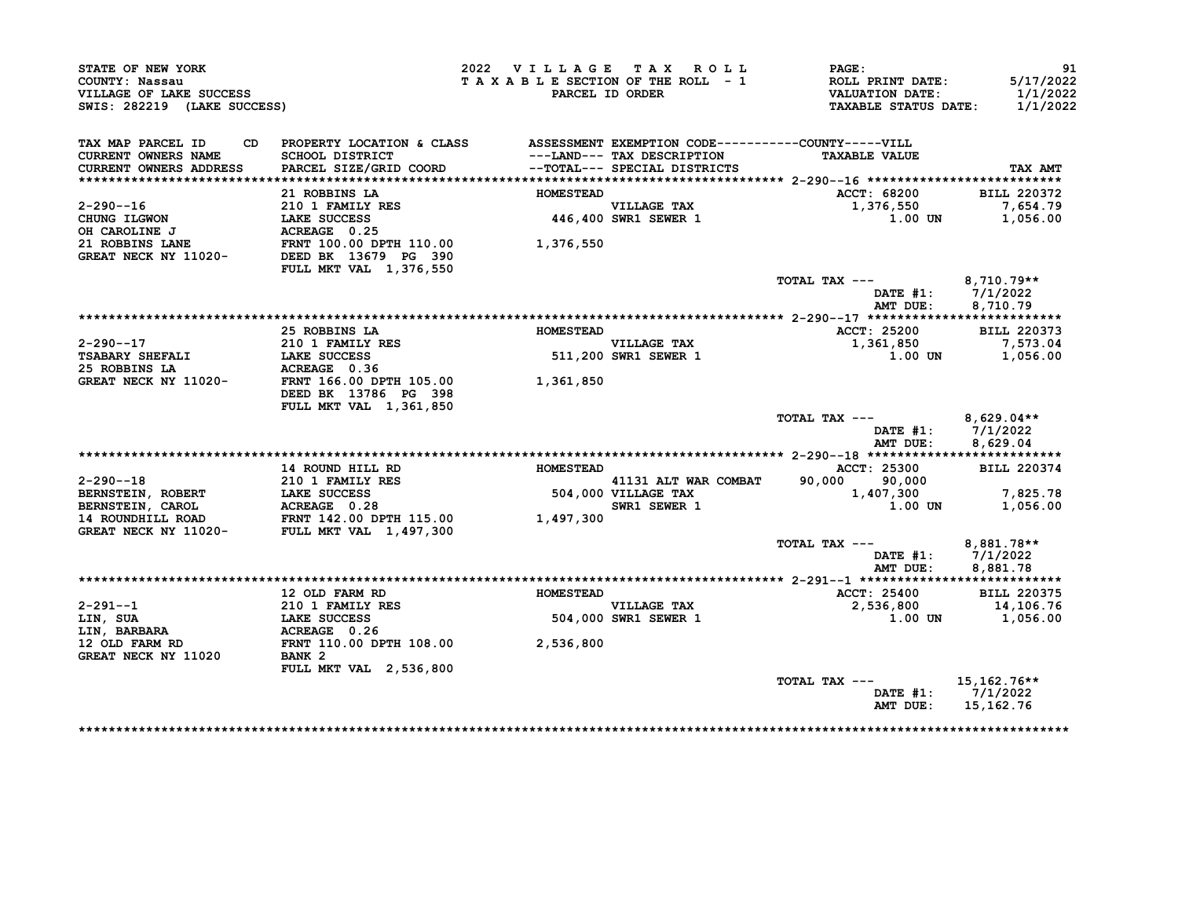STATE OF NEW YORK
COUNTY: Nassau
VILLAGE OF LAKE SUCCESS
SWIS: 282219 (LAKE SUCCESS)

2022 VILLAGE TAX ROLL
TAXABLE SECTION OF THE ROLL - 1
PARCEL ID ORDER

ROLL PRINT DATE: 5/17/2022
VALUATION DATE: 1/1/2022
TAXABLE STATUS DATE: 1/1/2022

| TAX MAP PARCEL ID / CURRENT OWNERS NAME / CURRENT OWNERS ADDRESS | CD | PROPERTY LOCATION & CLASS / SCHOOL DISTRICT / PARCEL SIZE/GRID COORD | ASSESSMENT ---LAND--- --TOTAL--- | EXEMPTION CODE / TAX DESCRIPTION / SPECIAL DISTRICTS | COUNTY | VILL / TAXABLE VALUE | TAX AMT |
|---|---|---|---|---|---|---|---|
| **2-290--16** | | 21 ROBBINS LA | HOMESTEAD | | | ACCT: 68200 | BILL 220372 |
| 2-290--16 | | 210 1 FAMILY RES | | VILLAGE TAX | | 1,376,550 | 7,654.79 |
| CHUNG ILGWON | | LAKE SUCCESS | 446,400 | SWR1 SEWER 1 | | 1.00 UN | 1,056.00 |
| OH CAROLINE J | | ACREAGE 0.25 | | | | | |
| 21 ROBBINS LANE | | FRNT 100.00 DPTH 110.00 | 1,376,550 | | | | |
| GREAT NECK NY 11020- | | DEED BK 13679 PG 390 | | | | | |
| | | FULL MKT VAL 1,376,550 | | | | | |
| | | | | | TOTAL TAX --- | | 8,710.79** |
| | | | | | DATE #1: | | 7/1/2022 |
| | | | | | AMT DUE: | | 8,710.79 |
| **2-290--17** | | 25 ROBBINS LA | HOMESTEAD | | | ACCT: 25200 | BILL 220373 |
| 2-290--17 | | 210 1 FAMILY RES | | VILLAGE TAX | | 1,361,850 | 7,573.04 |
| TSABARY SHEFALI | | LAKE SUCCESS | 511,200 | SWR1 SEWER 1 | | 1.00 UN | 1,056.00 |
| 25 ROBBINS LA | | ACREAGE 0.36 | | | | | |
| GREAT NECK NY 11020- | | FRNT 166.00 DPTH 105.00 | 1,361,850 | | | | |
| | | DEED BK 13786 PG 398 | | | | | |
| | | FULL MKT VAL 1,361,850 | | | | | |
| | | | | | TOTAL TAX --- | | 8,629.04** |
| | | | | | DATE #1: | | 7/1/2022 |
| | | | | | AMT DUE: | | 8,629.04 |
| **2-290--18** | | 14 ROUND HILL RD | HOMESTEAD | | | ACCT: 25300 | BILL 220374 |
| 2-290--18 | | 210 1 FAMILY RES | | 41131 ALT WAR COMBAT | 90,000 | 90,000 | |
| BERNSTEIN, ROBERT | | LAKE SUCCESS | 504,000 | VILLAGE TAX | | 1,407,300 | 7,825.78 |
| BERNSTEIN, CAROL | | ACREAGE 0.28 | | SWR1 SEWER 1 | | 1.00 UN | 1,056.00 |
| 14 ROUNDHILL ROAD | | FRNT 142.00 DPTH 115.00 | 1,497,300 | | | | |
| GREAT NECK NY 11020- | | FULL MKT VAL 1,497,300 | | | | | |
| | | | | | TOTAL TAX --- | | 8,881.78** |
| | | | | | DATE #1: | | 7/1/2022 |
| | | | | | AMT DUE: | | 8,881.78 |
| **2-291--1** | | 12 OLD FARM RD | HOMESTEAD | | | ACCT: 25400 | BILL 220375 |
| 2-291--1 | | 210 1 FAMILY RES | | VILLAGE TAX | | 2,536,800 | 14,106.76 |
| LIN, SUA | | LAKE SUCCESS | 504,000 | SWR1 SEWER 1 | | 1.00 UN | 1,056.00 |
| LIN, BARBARA | | ACREAGE 0.26 | | | | | |
| 12 OLD FARM RD | | FRNT 110.00 DPTH 108.00 | 2,536,800 | | | | |
| GREAT NECK NY 11020 | | BANK 2 | | | | | |
| | | FULL MKT VAL 2,536,800 | | | | | |
| | | | | | TOTAL TAX --- | | 15,162.76** |
| | | | | | DATE #1: | | 7/1/2022 |
| | | | | | AMT DUE: | | 15,162.76 |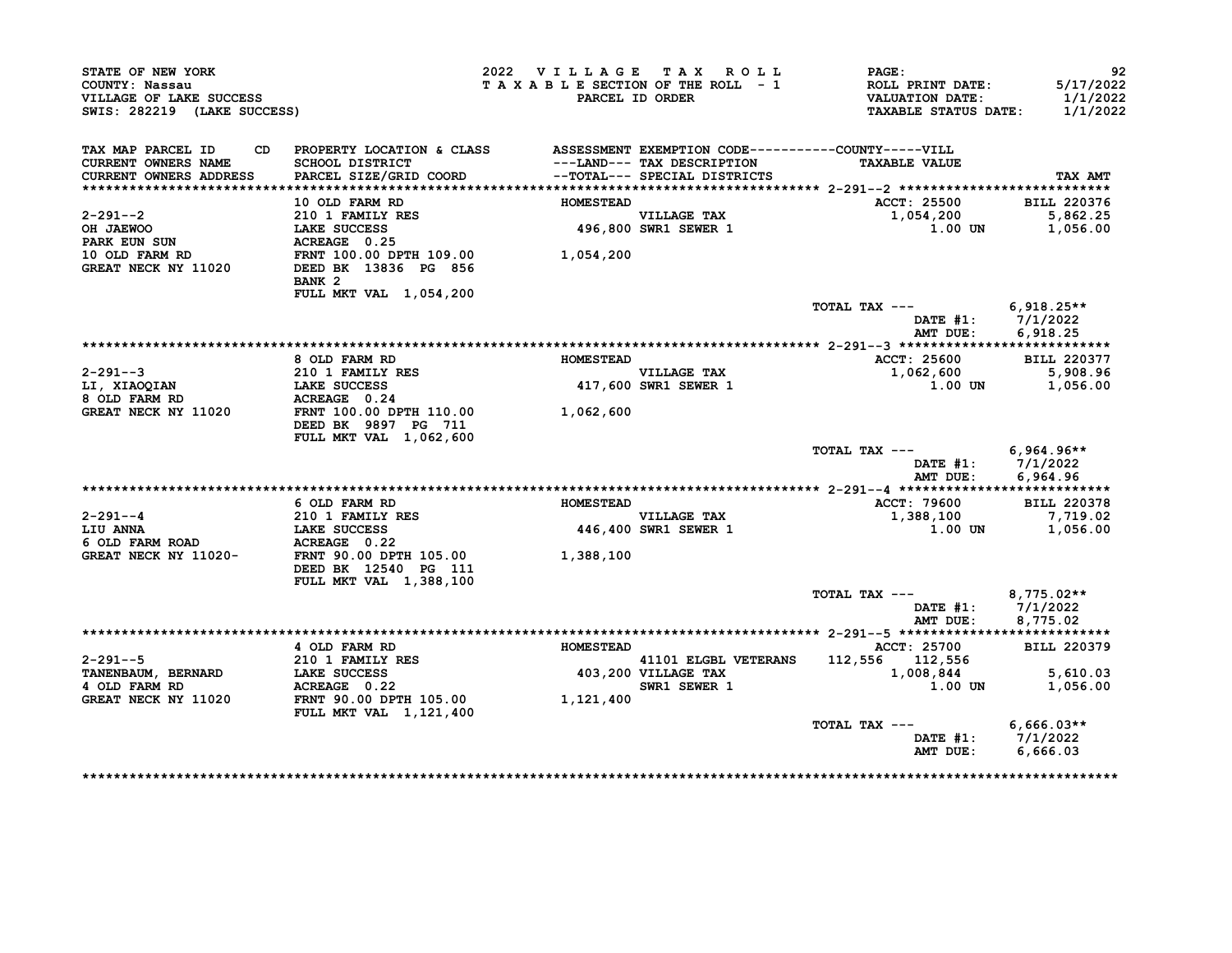STATE OF NEW YORK
COUNTY: Nassau
VILLAGE OF LAKE SUCCESS
SWIS: 282219 (LAKE SUCCESS)

2022 VILLAGE TAX ROLL
TAXABLE SECTION OF THE ROLL - 1
PARCEL ID ORDER

ROLL PRINT DATE: 5/17/2022
VALUATION DATE: 1/1/2022
TAXABLE STATUS DATE: 1/1/2022

| TAX MAP PARCEL ID / CURRENT OWNERS NAME / CURRENT OWNERS ADDRESS | CD | PROPERTY LOCATION & CLASS / SCHOOL DISTRICT / PARCEL SIZE/GRID COORD | ASSESSMENT ---LAND--- / --TOTAL--- | EXEMPTION CODE / TAX DESCRIPTION / SPECIAL DISTRICTS | COUNTY | VILL / TAXABLE VALUE | TAX AMT |
|---|---|---|---|---|---|---|---|
| 2-291--2 | | 10 OLD FARM RD | HOMESTEAD | | | ACCT: 25500 | BILL 220376 |
| OH JAEWOO | | 210 1 FAMILY RES | | VILLAGE TAX | | 1,054,200 | 5,862.25 |
| PARK EUN SUN | | LAKE SUCCESS | 496,800 | SWR1 SEWER 1 | | 1.00 UN | 1,056.00 |
| 10 OLD FARM RD | | ACREAGE 0.25 | | | | | |
| GREAT NECK NY 11020 | | FRNT 100.00 DPTH 109.00 | 1,054,200 | | | | |
| | | DEED BK 13836 PG 856 | | | | | |
| | | BANK 2 | | | | | |
| | | FULL MKT VAL 1,054,200 | | | | | |
| | | | | | | TOTAL TAX --- | 6,918.25** |
| | | | | | | DATE #1: | 7/1/2022 |
| | | | | | | AMT DUE: | 6,918.25 |
| 2-291--3 | | 8 OLD FARM RD | HOMESTEAD | | | ACCT: 25600 | BILL 220377 |
| LI, XIAOQIAN | | 210 1 FAMILY RES | | VILLAGE TAX | | 1,062,600 | 5,908.96 |
| 8 OLD FARM RD | | LAKE SUCCESS | 417,600 | SWR1 SEWER 1 | | 1.00 UN | 1,056.00 |
| GREAT NECK NY 11020 | | ACREAGE 0.24 | | | | | |
| | | FRNT 100.00 DPTH 110.00 | 1,062,600 | | | | |
| | | DEED BK 9897 PG 711 | | | | | |
| | | FULL MKT VAL 1,062,600 | | | | | |
| | | | | | | TOTAL TAX --- | 6,964.96** |
| | | | | | | DATE #1: | 7/1/2022 |
| | | | | | | AMT DUE: | 6,964.96 |
| 2-291--4 | | 6 OLD FARM RD | HOMESTEAD | | | ACCT: 79600 | BILL 220378 |
| LIU ANNA | | 210 1 FAMILY RES | | VILLAGE TAX | | 1,388,100 | 7,719.02 |
| 6 OLD FARM ROAD | | LAKE SUCCESS | 446,400 | SWR1 SEWER 1 | | 1.00 UN | 1,056.00 |
| GREAT NECK NY 11020- | | ACREAGE 0.22 | | | | | |
| | | FRNT 90.00 DPTH 105.00 | 1,388,100 | | | | |
| | | DEED BK 12540 PG 111 | | | | | |
| | | FULL MKT VAL 1,388,100 | | | | | |
| | | | | | | TOTAL TAX --- | 8,775.02** |
| | | | | | | DATE #1: | 7/1/2022 |
| | | | | | | AMT DUE: | 8,775.02 |
| 2-291--5 | | 4 OLD FARM RD | HOMESTEAD | | | ACCT: 25700 | BILL 220379 |
| TANENBAUM, BERNARD | | 210 1 FAMILY RES | | 41101 ELGBL VETERANS | 112,556 | 112,556 | |
| 4 OLD FARM RD | | LAKE SUCCESS | 403,200 | VILLAGE TAX | | 1,008,844 | 5,610.03 |
| GREAT NECK NY 11020 | | ACREAGE 0.22 | | SWR1 SEWER 1 | | 1.00 UN | 1,056.00 |
| | | FRNT 90.00 DPTH 105.00 | 1,121,400 | | | | |
| | | FULL MKT VAL 1,121,400 | | | | | |
| | | | | | | TOTAL TAX --- | 6,666.03** |
| | | | | | | DATE #1: | 7/1/2022 |
| | | | | | | AMT DUE: | 6,666.03 |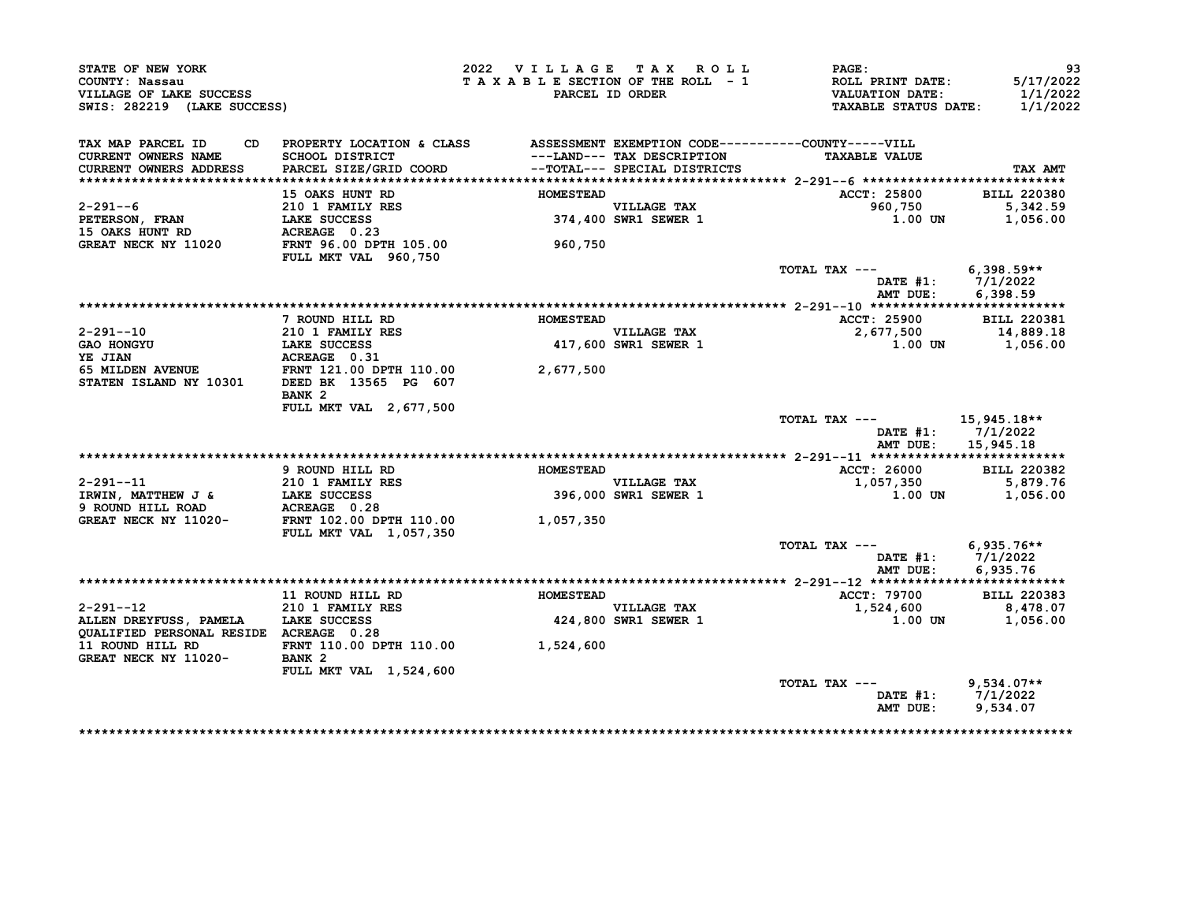STATE OF NEW YORK
COUNTY: Nassau
VILLAGE OF LAKE SUCCESS
SWIS: 282219 (LAKE SUCCESS)

2022 VILLAGE TAX ROLL
TAXABLE SECTION OF THE ROLL - 1
PARCEL ID ORDER

PAGE: 93
ROLL PRINT DATE: 5/17/2022
VALUATION DATE: 1/1/2022
TAXABLE STATUS DATE: 1/1/2022

| TAX MAP PARCEL ID / CURRENT OWNERS NAME / CURRENT OWNERS ADDRESS | CD | PROPERTY LOCATION & CLASS / SCHOOL DISTRICT / PARCEL SIZE/GRID COORD | ASSESSMENT ---LAND--- / --TOTAL--- | EXEMPTION CODE / TAX DESCRIPTION / SPECIAL DISTRICTS | TAXABLE VALUE (COUNTY-----VILL) | TAX AMT |
|---|---|---|---|---|---|---|
| **2-291--6** | | 15 OAKS HUNT RD | HOMESTEAD | | ACCT: 25800 | BILL 220380 |
| 2-291--6 | | 210 1 FAMILY RES | | VILLAGE TAX | 960,750 | 5,342.59 |
| PETERSON, FRAN | | LAKE SUCCESS | 374,400 | SWR1 SEWER 1 | 1.00 UN | 1,056.00 |
| 15 OAKS HUNT RD | | ACREAGE 0.23 | | | | |
| GREAT NECK NY 11020 | | FRNT 96.00 DPTH 105.00 | 960,750 | | | |
| | | FULL MKT VAL 960,750 | | | | |
| | | | | | TOTAL TAX --- | 6,398.59** |
| | | | | | DATE #1: | 7/1/2022 |
| | | | | | AMT DUE: | 6,398.59 |
| **2-291--10** | | 7 ROUND HILL RD | HOMESTEAD | | ACCT: 25900 | BILL 220381 |
| 2-291--10 | | 210 1 FAMILY RES | | VILLAGE TAX | 2,677,500 | 14,889.18 |
| GAO HONGYU | | LAKE SUCCESS | 417,600 | SWR1 SEWER 1 | 1.00 UN | 1,056.00 |
| YE JIAN | | ACREAGE 0.31 | | | | |
| 65 MILDEN AVENUE | | FRNT 121.00 DPTH 110.00 | 2,677,500 | | | |
| STATEN ISLAND NY 10301 | | DEED BK 13565 PG 607 | | | | |
| | | BANK 2 | | | | |
| | | FULL MKT VAL 2,677,500 | | | | |
| | | | | | TOTAL TAX --- | 15,945.18** |
| | | | | | DATE #1: | 7/1/2022 |
| | | | | | AMT DUE: | 15,945.18 |
| **2-291--11** | | 9 ROUND HILL RD | HOMESTEAD | | ACCT: 26000 | BILL 220382 |
| 2-291--11 | | 210 1 FAMILY RES | | VILLAGE TAX | 1,057,350 | 5,879.76 |
| IRWIN, MATTHEW J & | | LAKE SUCCESS | 396,000 | SWR1 SEWER 1 | 1.00 UN | 1,056.00 |
| 9 ROUND HILL ROAD | | ACREAGE 0.28 | | | | |
| GREAT NECK NY 11020- | | FRNT 102.00 DPTH 110.00 | 1,057,350 | | | |
| | | FULL MKT VAL 1,057,350 | | | | |
| | | | | | TOTAL TAX --- | 6,935.76** |
| | | | | | DATE #1: | 7/1/2022 |
| | | | | | AMT DUE: | 6,935.76 |
| **2-291--12** | | 11 ROUND HILL RD | HOMESTEAD | | ACCT: 79700 | BILL 220383 |
| 2-291--12 | | 210 1 FAMILY RES | | VILLAGE TAX | 1,524,600 | 8,478.07 |
| ALLEN DREYFUSS, PAMELA | | LAKE SUCCESS | 424,800 | SWR1 SEWER 1 | 1.00 UN | 1,056.00 |
| QUALIFIED PERSONAL RESIDE | | ACREAGE 0.28 | | | | |
| 11 ROUND HILL RD | | FRNT 110.00 DPTH 110.00 | 1,524,600 | | | |
| GREAT NECK NY 11020- | | BANK 2 | | | | |
| | | FULL MKT VAL 1,524,600 | | | | |
| | | | | | TOTAL TAX --- | 9,534.07** |
| | | | | | DATE #1: | 7/1/2022 |
| | | | | | AMT DUE: | 9,534.07 |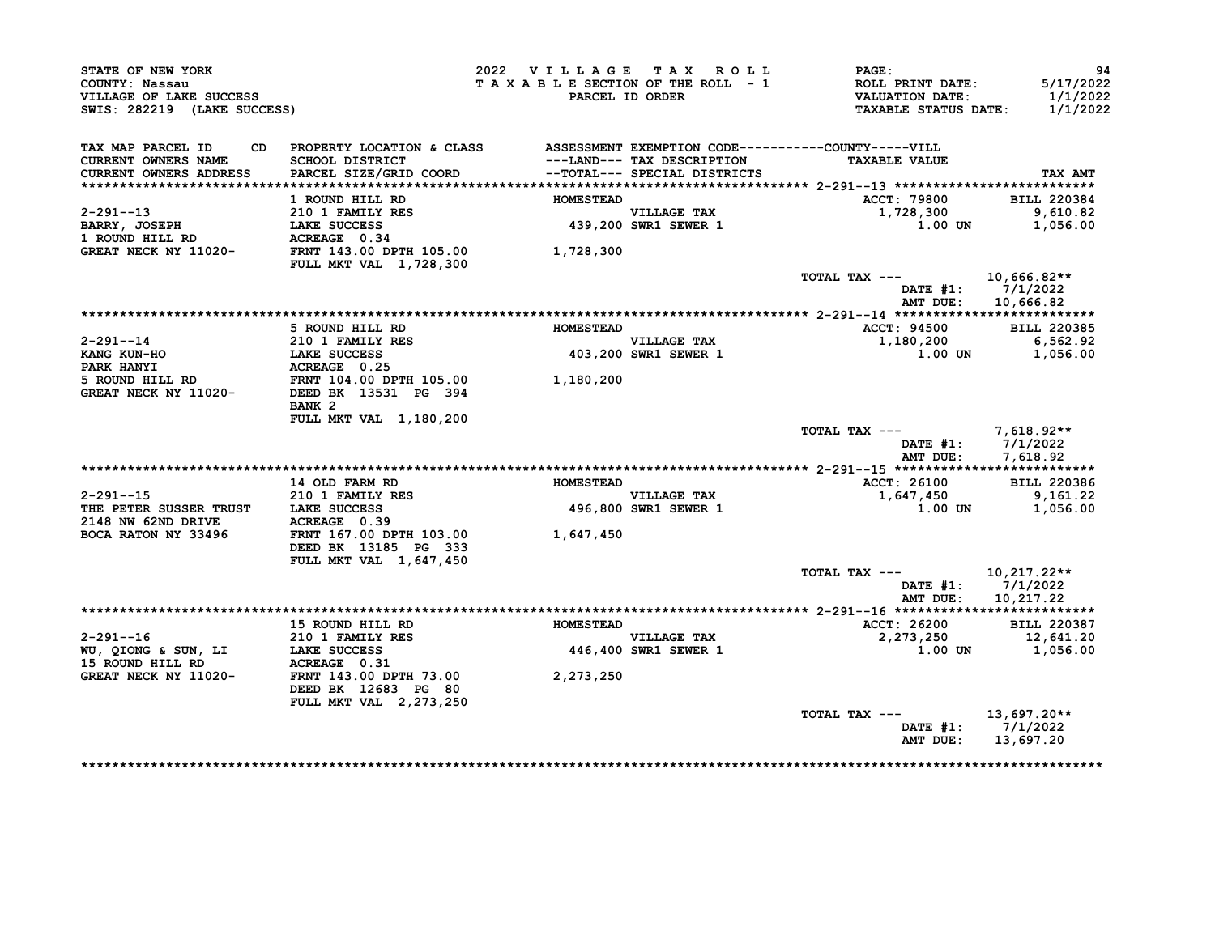STATE OF NEW YORK
COUNTY: Nassau
VILLAGE OF LAKE SUCCESS
SWIS: 282219 (LAKE SUCCESS)

2022 VILLAGE TAX ROLL
TAXABLE SECTION OF THE ROLL - 1
PARCEL ID ORDER

PAGE: 94
ROLL PRINT DATE: 5/17/2022
VALUATION DATE: 1/1/2022
TAXABLE STATUS DATE: 1/1/2022

| TAX MAP PARCEL ID / CURRENT OWNERS NAME / CURRENT OWNERS ADDRESS | PROPERTY LOCATION & CLASS / SCHOOL DISTRICT / PARCEL SIZE/GRID COORD | ASSESSMENT ---LAND--- / --TOTAL--- | EXEMPTION CODE / TAX DESCRIPTION / SPECIAL DISTRICTS | TAXABLE VALUE | TAX AMT |
|---|---|---|---|---|---|
| 2-291--13 | 1 ROUND HILL RD | HOMESTEAD | | ACCT: 79800 | BILL 220384 |
| BARRY, JOSEPH | 210 1 FAMILY RES | | VILLAGE TAX | 1,728,300 | 9,610.82 |
| 1 ROUND HILL RD | LAKE SUCCESS | 439,200 | SWR1 SEWER 1 | 1.00 UN | 1,056.00 |
| GREAT NECK NY 11020- | ACREAGE 0.34 | | | | |
| | FRNT 143.00 DPTH 105.00 | 1,728,300 | | | |
| | FULL MKT VAL 1,728,300 | | | | |
| | | | TOTAL TAX --- | | 10,666.82** |
| | | | | DATE #1: | 7/1/2022 |
| | | | | AMT DUE: | 10,666.82 |
| 2-291--14 | 5 ROUND HILL RD | HOMESTEAD | | ACCT: 94500 | BILL 220385 |
| KANG KUN-HO | 210 1 FAMILY RES | | VILLAGE TAX | 1,180,200 | 6,562.92 |
| PARK HANYI | LAKE SUCCESS | 403,200 | SWR1 SEWER 1 | 1.00 UN | 1,056.00 |
| 5 ROUND HILL RD | ACREAGE 0.25 | | | | |
| GREAT NECK NY 11020- | FRNT 104.00 DPTH 105.00 | 1,180,200 | | | |
| | DEED BK 13531 PG 394 | | | | |
| | BANK 2 | | | | |
| | FULL MKT VAL 1,180,200 | | | | |
| | | | TOTAL TAX --- | | 7,618.92** |
| | | | | DATE #1: | 7/1/2022 |
| | | | | AMT DUE: | 7,618.92 |
| 2-291--15 | 14 OLD FARM RD | HOMESTEAD | | ACCT: 26100 | BILL 220386 |
| THE PETER SUSSER TRUST | 210 1 FAMILY RES | | VILLAGE TAX | 1,647,450 | 9,161.22 |
| 2148 NW 62ND DRIVE | LAKE SUCCESS | 496,800 | SWR1 SEWER 1 | 1.00 UN | 1,056.00 |
| BOCA RATON NY 33496 | ACREAGE 0.39 | | | | |
| | FRNT 167.00 DPTH 103.00 | 1,647,450 | | | |
| | DEED BK 13185 PG 333 | | | | |
| | FULL MKT VAL 1,647,450 | | | | |
| | | | TOTAL TAX --- | | 10,217.22** |
| | | | | DATE #1: | 7/1/2022 |
| | | | | AMT DUE: | 10,217.22 |
| 2-291--16 | 15 ROUND HILL RD | HOMESTEAD | | ACCT: 26200 | BILL 220387 |
| WU, QIONG & SUN, LI | 210 1 FAMILY RES | | VILLAGE TAX | 2,273,250 | 12,641.20 |
| 15 ROUND HILL RD | LAKE SUCCESS | 446,400 | SWR1 SEWER 1 | 1.00 UN | 1,056.00 |
| GREAT NECK NY 11020- | ACREAGE 0.31 | | | | |
| | FRNT 143.00 DPTH 73.00 | 2,273,250 | | | |
| | DEED BK 12683 PG 80 | | | | |
| | FULL MKT VAL 2,273,250 | | | | |
| | | | TOTAL TAX --- | | 13,697.20** |
| | | | | DATE #1: | 7/1/2022 |
| | | | | AMT DUE: | 13,697.20 |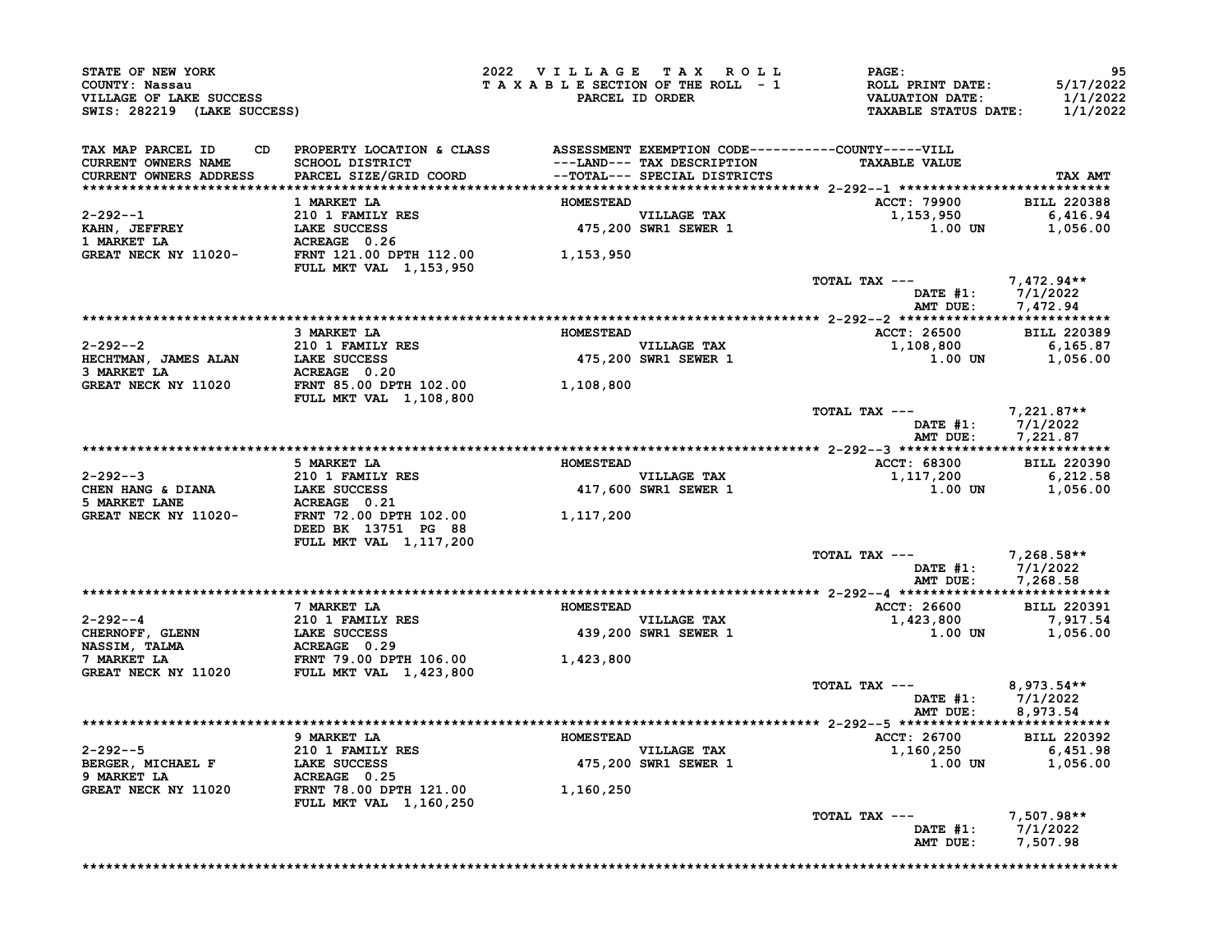STATE OF NEW YORK
COUNTY: Nassau
VILLAGE OF LAKE SUCCESS
SWIS: 282219 (LAKE SUCCESS)

2022 VILLAGE TAX ROLL
TAXABLE SECTION OF THE ROLL - 1
PARCEL ID ORDER

PAGE: 95
ROLL PRINT DATE: 5/17/2022
VALUATION DATE: 1/1/2022
TAXABLE STATUS DATE: 1/1/2022

| TAX MAP PARCEL ID / CURRENT OWNERS NAME / CURRENT OWNERS ADDRESS | CD | PROPERTY LOCATION & CLASS / SCHOOL DISTRICT / PARCEL SIZE/GRID COORD | ASSESSMENT ---LAND--- --TOTAL--- | EXEMPTION CODE / TAX DESCRIPTION / SPECIAL DISTRICTS | TAXABLE VALUE | TAX AMT |
|---|---|---|---|---|---|---|
| **2-292--1** | | 1 MARKET LA | HOMESTEAD | | ACCT: 79900 | BILL 220388 |
| 2-292--1 | | 210 1 FAMILY RES | | VILLAGE TAX | 1,153,950 | 6,416.94 |
| KAHN, JEFFREY | | LAKE SUCCESS | 475,200 | SWR1 SEWER 1 | 1.00 UN | 1,056.00 |
| 1 MARKET LA | | ACREAGE 0.26 | | | | |
| GREAT NECK NY 11020- | | FRNT 121.00 DPTH 112.00 | 1,153,950 | | | |
| | | FULL MKT VAL 1,153,950 | | | | |
| | | | | | TOTAL TAX --- | 7,472.94** |
| | | | | | DATE #1: | 7/1/2022 |
| | | | | | AMT DUE: | 7,472.94 |
| **2-292--2** | | 3 MARKET LA | HOMESTEAD | | ACCT: 26500 | BILL 220389 |
| 2-292--2 | | 210 1 FAMILY RES | | VILLAGE TAX | 1,108,800 | 6,165.87 |
| HECHTMAN, JAMES ALAN | | LAKE SUCCESS | 475,200 | SWR1 SEWER 1 | 1.00 UN | 1,056.00 |
| 3 MARKET LA | | ACREAGE 0.20 | | | | |
| GREAT NECK NY 11020 | | FRNT 85.00 DPTH 102.00 | 1,108,800 | | | |
| | | FULL MKT VAL 1,108,800 | | | | |
| | | | | | TOTAL TAX --- | 7,221.87** |
| | | | | | DATE #1: | 7/1/2022 |
| | | | | | AMT DUE: | 7,221.87 |
| **2-292--3** | | 5 MARKET LA | HOMESTEAD | | ACCT: 68300 | BILL 220390 |
| 2-292--3 | | 210 1 FAMILY RES | | VILLAGE TAX | 1,117,200 | 6,212.58 |
| CHEN HANG & DIANA | | LAKE SUCCESS | 417,600 | SWR1 SEWER 1 | 1.00 UN | 1,056.00 |
| 5 MARKET LANE | | ACREAGE 0.21 | | | | |
| GREAT NECK NY 11020- | | FRNT 72.00 DPTH 102.00 | 1,117,200 | | | |
| | | DEED BK 13751 PG 88 | | | | |
| | | FULL MKT VAL 1,117,200 | | | | |
| | | | | | TOTAL TAX --- | 7,268.58** |
| | | | | | DATE #1: | 7/1/2022 |
| | | | | | AMT DUE: | 7,268.58 |
| **2-292--4** | | 7 MARKET LA | HOMESTEAD | | ACCT: 26600 | BILL 220391 |
| 2-292--4 | | 210 1 FAMILY RES | | VILLAGE TAX | 1,423,800 | 7,917.54 |
| CHERNOFF, GLENN | | LAKE SUCCESS | 439,200 | SWR1 SEWER 1 | 1.00 UN | 1,056.00 |
| NASSIM, TALMA | | ACREAGE 0.29 | | | | |
| 7 MARKET LA | | FRNT 79.00 DPTH 106.00 | 1,423,800 | | | |
| GREAT NECK NY 11020 | | FULL MKT VAL 1,423,800 | | | | |
| | | | | | TOTAL TAX --- | 8,973.54** |
| | | | | | DATE #1: | 7/1/2022 |
| | | | | | AMT DUE: | 8,973.54 |
| **2-292--5** | | 9 MARKET LA | HOMESTEAD | | ACCT: 26700 | BILL 220392 |
| 2-292--5 | | 210 1 FAMILY RES | | VILLAGE TAX | 1,160,250 | 6,451.98 |
| BERGER, MICHAEL F | | LAKE SUCCESS | 475,200 | SWR1 SEWER 1 | 1.00 UN | 1,056.00 |
| 9 MARKET LA | | ACREAGE 0.25 | | | | |
| GREAT NECK NY 11020 | | FRNT 78.00 DPTH 121.00 | 1,160,250 | | | |
| | | FULL MKT VAL 1,160,250 | | | | |
| | | | | | TOTAL TAX --- | 7,507.98** |
| | | | | | DATE #1: | 7/1/2022 |
| | | | | | AMT DUE: | 7,507.98 |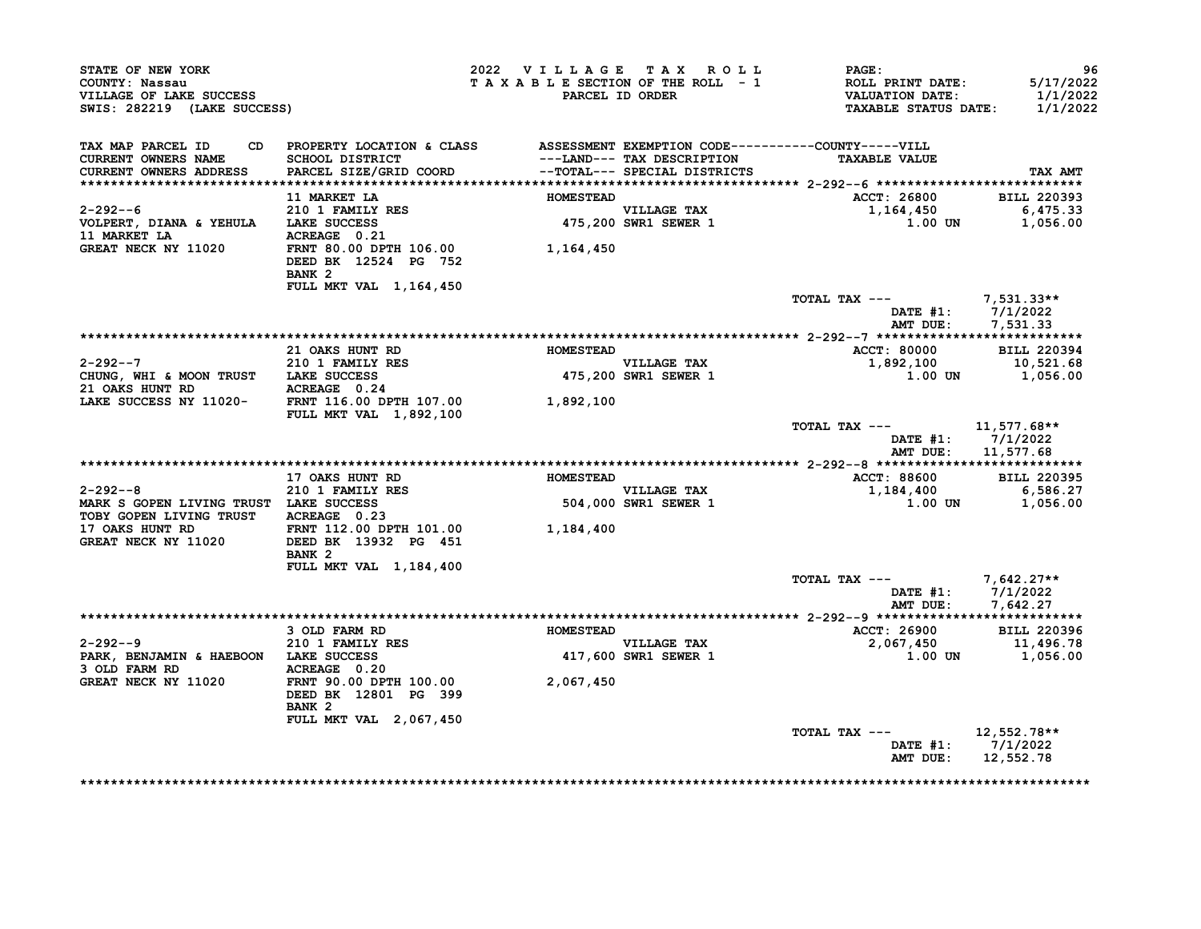STATE OF NEW YORK
COUNTY: Nassau
VILLAGE OF LAKE SUCCESS
SWIS: 282219 (LAKE SUCCESS)

2022 VILLAGE TAX ROLL
TAXABLE SECTION OF THE ROLL - 1
PARCEL ID ORDER

PAGE: 96
ROLL PRINT DATE: 5/17/2022
VALUATION DATE: 1/1/2022
TAXABLE STATUS DATE: 1/1/2022

| TAX MAP PARCEL ID / CURRENT OWNERS NAME / CURRENT OWNERS ADDRESS | PROPERTY LOCATION & CLASS / SCHOOL DISTRICT / PARCEL SIZE/GRID COORD | ASSESSMENT ---LAND--- / --TOTAL--- | EXEMPTION CODE / TAX DESCRIPTION / SPECIAL DISTRICTS | TAXABLE VALUE (COUNTY-----VILL) | TAX AMT |
|---|---|---|---|---|---|
| 2-292--6 | 11 MARKET LA | HOMESTEAD | | ACCT: 26800 | BILL 220393 |
| VOLPERT, DIANA & YEHULA | 210 1 FAMILY RES | | VILLAGE TAX | 1,164,450 | 6,475.33 |
| 11 MARKET LA | LAKE SUCCESS | 475,200 | SWR1 SEWER 1 | 1.00 UN | 1,056.00 |
| GREAT NECK NY 11020 | ACREAGE 0.21 | | | | |
| | FRNT 80.00 DPTH 106.00 | 1,164,450 | | | |
| | DEED BK 12524 PG 752 | | | | |
| | BANK 2 | | | | |
| | FULL MKT VAL 1,164,450 | | | | |
| | | | | TOTAL TAX --- | 7,531.33** |
| | | | | DATE #1: | 7/1/2022 |
| | | | | AMT DUE: | 7,531.33 |
| 2-292--7 | 21 OAKS HUNT RD | HOMESTEAD | | ACCT: 80000 | BILL 220394 |
| CHUNG, WHI & MOON TRUST | 210 1 FAMILY RES | | VILLAGE TAX | 1,892,100 | 10,521.68 |
| 21 OAKS HUNT RD | LAKE SUCCESS | 475,200 | SWR1 SEWER 1 | 1.00 UN | 1,056.00 |
| LAKE SUCCESS NY 11020- | ACREAGE 0.24 | | | | |
| | FRNT 116.00 DPTH 107.00 | 1,892,100 | | | |
| | FULL MKT VAL 1,892,100 | | | | |
| | | | | TOTAL TAX --- | 11,577.68** |
| | | | | DATE #1: | 7/1/2022 |
| | | | | AMT DUE: | 11,577.68 |
| 2-292--8 | 17 OAKS HUNT RD | HOMESTEAD | | ACCT: 88600 | BILL 220395 |
| MARK S GOPEN LIVING TRUST | 210 1 FAMILY RES | | VILLAGE TAX | 1,184,400 | 6,586.27 |
| TOBY GOPEN LIVING TRUST | LAKE SUCCESS | 504,000 | SWR1 SEWER 1 | 1.00 UN | 1,056.00 |
| 17 OAKS HUNT RD | ACREAGE 0.23 | | | | |
| GREAT NECK NY 11020 | FRNT 112.00 DPTH 101.00 | 1,184,400 | | | |
| | DEED BK 13932 PG 451 | | | | |
| | BANK 2 | | | | |
| | FULL MKT VAL 1,184,400 | | | | |
| | | | | TOTAL TAX --- | 7,642.27** |
| | | | | DATE #1: | 7/1/2022 |
| | | | | AMT DUE: | 7,642.27 |
| 2-292--9 | 3 OLD FARM RD | HOMESTEAD | | ACCT: 26900 | BILL 220396 |
| PARK, BENJAMIN & HAEBOON | 210 1 FAMILY RES | | VILLAGE TAX | 2,067,450 | 11,496.78 |
| 3 OLD FARM RD | LAKE SUCCESS | 417,600 | SWR1 SEWER 1 | 1.00 UN | 1,056.00 |
| GREAT NECK NY 11020 | ACREAGE 0.20 | | | | |
| | FRNT 90.00 DPTH 100.00 | 2,067,450 | | | |
| | DEED BK 12801 PG 399 | | | | |
| | BANK 2 | | | | |
| | FULL MKT VAL 2,067,450 | | | | |
| | | | | TOTAL TAX --- | 12,552.78** |
| | | | | DATE #1: | 7/1/2022 |
| | | | | AMT DUE: | 12,552.78 |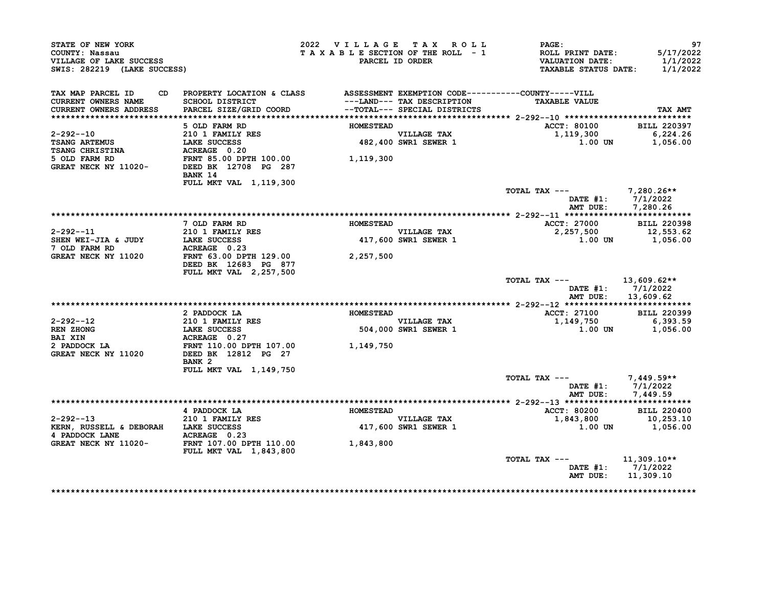STATE OF NEW YORK
COUNTY: Nassau
VILLAGE OF LAKE SUCCESS
SWIS: 282219 (LAKE SUCCESS)

2022 VILLAGE TAX ROLL
TAXABLE SECTION OF THE ROLL - 1
PARCEL ID ORDER

ROLL PRINT DATE: 5/17/2022
VALUATION DATE: 1/1/2022
TAXABLE STATUS DATE: 1/1/2022

| TAX MAP PARCEL ID / CURRENT OWNERS NAME / CURRENT OWNERS ADDRESS | CD | PROPERTY LOCATION & CLASS / SCHOOL DISTRICT / PARCEL SIZE/GRID COORD | ASSESSMENT ---LAND--- --TOTAL--- | EXEMPTION CODE / TAX DESCRIPTION / SPECIAL DISTRICTS | TAXABLE VALUE | TAX AMT |
|---|---|---|---|---|---|---|
| **2-292--10** | | 5 OLD FARM RD | HOMESTEAD | | ACCT: 80100 | BILL 220397 |
| 2-292--10 | | 210 1 FAMILY RES | | VILLAGE TAX | 1,119,300 | 6,224.26 |
| TSANG ARTEMUS | | LAKE SUCCESS | 482,400 | SWR1 SEWER 1 | 1.00 UN | 1,056.00 |
| TSANG CHRISTINA | | ACREAGE 0.20 | | | | |
| 5 OLD FARM RD | | FRNT 85.00 DPTH 100.00 | 1,119,300 | | | |
| GREAT NECK NY 11020- | | DEED BK 12708 PG 287 | | | | |
| | | BANK 14 | | | | |
| | | FULL MKT VAL 1,119,300 | | | | |
| | | | | TOTAL TAX --- | | 7,280.26** |
| | | | | | DATE #1: | 7/1/2022 |
| | | | | | AMT DUE: | 7,280.26 |
| **2-292--11** | | 7 OLD FARM RD | HOMESTEAD | | ACCT: 27000 | BILL 220398 |
| 2-292--11 | | 210 1 FAMILY RES | | VILLAGE TAX | 2,257,500 | 12,553.62 |
| SHEN WEI-JIA & JUDY | | LAKE SUCCESS | 417,600 | SWR1 SEWER 1 | 1.00 UN | 1,056.00 |
| 7 OLD FARM RD | | ACREAGE 0.23 | | | | |
| GREAT NECK NY 11020 | | FRNT 63.00 DPTH 129.00 | 2,257,500 | | | |
| | | DEED BK 12683 PG 877 | | | | |
| | | FULL MKT VAL 2,257,500 | | | | |
| | | | | TOTAL TAX --- | | 13,609.62** |
| | | | | | DATE #1: | 7/1/2022 |
| | | | | | AMT DUE: | 13,609.62 |
| **2-292--12** | | 2 PADDOCK LA | HOMESTEAD | | ACCT: 27100 | BILL 220399 |
| 2-292--12 | | 210 1 FAMILY RES | | VILLAGE TAX | 1,149,750 | 6,393.59 |
| REN ZHONG | | LAKE SUCCESS | 504,000 | SWR1 SEWER 1 | 1.00 UN | 1,056.00 |
| BAI XIN | | ACREAGE 0.27 | | | | |
| 2 PADDOCK LA | | FRNT 110.00 DPTH 107.00 | 1,149,750 | | | |
| GREAT NECK NY 11020 | | DEED BK 12812 PG 27 | | | | |
| | | BANK 2 | | | | |
| | | FULL MKT VAL 1,149,750 | | | | |
| | | | | TOTAL TAX --- | | 7,449.59** |
| | | | | | DATE #1: | 7/1/2022 |
| | | | | | AMT DUE: | 7,449.59 |
| **2-292--13** | | 4 PADDOCK LA | HOMESTEAD | | ACCT: 80200 | BILL 220400 |
| 2-292--13 | | 210 1 FAMILY RES | | VILLAGE TAX | 1,843,800 | 10,253.10 |
| KERN, RUSSELL & DEBORAH | | LAKE SUCCESS | 417,600 | SWR1 SEWER 1 | 1.00 UN | 1,056.00 |
| 4 PADDOCK LANE | | ACREAGE 0.23 | | | | |
| GREAT NECK NY 11020- | | FRNT 107.00 DPTH 110.00 | 1,843,800 | | | |
| | | FULL MKT VAL 1,843,800 | | | | |
| | | | | TOTAL TAX --- | | 11,309.10** |
| | | | | | DATE #1: | 7/1/2022 |
| | | | | | AMT DUE: | 11,309.10 |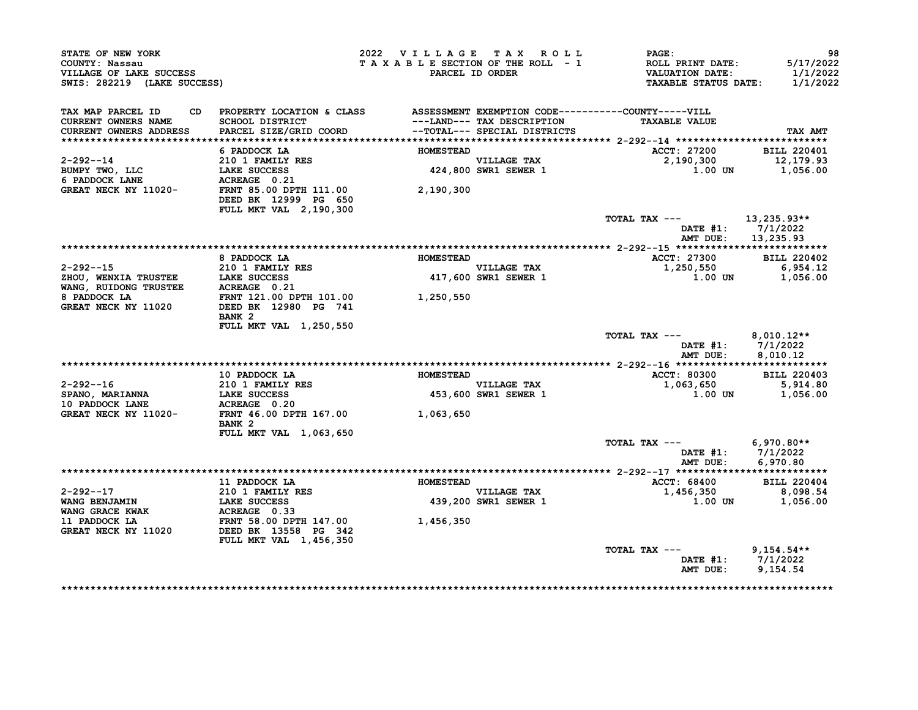STATE OF NEW YORK
COUNTY: Nassau
VILLAGE OF LAKE SUCCESS
SWIS: 282219 (LAKE SUCCESS)

2022 VILLAGE TAX ROLL
TAXABLE SECTION OF THE ROLL - 1
PARCEL ID ORDER

ROLL PRINT DATE: 5/17/2022
VALUATION DATE: 1/1/2022
TAXABLE STATUS DATE: 1/1/2022

| TAX MAP PARCEL ID / CURRENT OWNERS NAME / CURRENT OWNERS ADDRESS | CD PROPERTY LOCATION & CLASS / SCHOOL DISTRICT / PARCEL SIZE/GRID COORD | ASSESSMENT ---LAND--- / --TOTAL--- | EXEMPTION CODE / TAX DESCRIPTION / SPECIAL DISTRICTS | COUNTY-----VILL TAXABLE VALUE | TAX AMT |
|---|---|---|---|---|---|
| 2-292--14 | 6 PADDOCK LA | HOMESTEAD | | ACCT: 27200 | BILL 220401 |
| BUMPY TWO, LLC | 210 1 FAMILY RES | | VILLAGE TAX | 2,190,300 | 12,179.93 |
| 6 PADDOCK LANE | LAKE SUCCESS | 424,800 | SWR1 SEWER 1 | 1.00 UN | 1,056.00 |
| GREAT NECK NY 11020- | ACREAGE 0.21 | | | | |
| | FRNT 85.00 DPTH 111.00 | 2,190,300 | | | |
| | DEED BK 12999 PG 650 | | | | |
| | FULL MKT VAL 2,190,300 | | | | |
| | | | | TOTAL TAX --- | 13,235.93** |
| | | | | DATE #1: | 7/1/2022 |
| | | | | AMT DUE: | 13,235.93 |
| 2-292--15 | 8 PADDOCK LA | HOMESTEAD | | ACCT: 27300 | BILL 220402 |
| ZHOU, WENXIA TRUSTEE | 210 1 FAMILY RES | | VILLAGE TAX | 1,250,550 | 6,954.12 |
| WANG, RUIDONG TRUSTEE | LAKE SUCCESS | 417,600 | SWR1 SEWER 1 | 1.00 UN | 1,056.00 |
| 8 PADDOCK LA | ACREAGE 0.21 | | | | |
| GREAT NECK NY 11020 | FRNT 121.00 DPTH 101.00 | 1,250,550 | | | |
| | DEED BK 12980 PG 741 | | | | |
| | BANK 2 | | | | |
| | FULL MKT VAL 1,250,550 | | | | |
| | | | | TOTAL TAX --- | 8,010.12** |
| | | | | DATE #1: | 7/1/2022 |
| | | | | AMT DUE: | 8,010.12 |
| 2-292--16 | 10 PADDOCK LA | HOMESTEAD | | ACCT: 80300 | BILL 220403 |
| SPANO, MARIANNA | 210 1 FAMILY RES | | VILLAGE TAX | 1,063,650 | 5,914.80 |
| 10 PADDOCK LANE | LAKE SUCCESS | 453,600 | SWR1 SEWER 1 | 1.00 UN | 1,056.00 |
| GREAT NECK NY 11020- | ACREAGE 0.20 | | | | |
| | FRNT 46.00 DPTH 167.00 | 1,063,650 | | | |
| | BANK 2 | | | | |
| | FULL MKT VAL 1,063,650 | | | | |
| | | | | TOTAL TAX --- | 6,970.80** |
| | | | | DATE #1: | 7/1/2022 |
| | | | | AMT DUE: | 6,970.80 |
| 2-292--17 | 11 PADDOCK LA | HOMESTEAD | | ACCT: 68400 | BILL 220404 |
| WANG BENJAMIN | 210 1 FAMILY RES | | VILLAGE TAX | 1,456,350 | 8,098.54 |
| WANG GRACE KWAK | LAKE SUCCESS | 439,200 | SWR1 SEWER 1 | 1.00 UN | 1,056.00 |
| 11 PADDOCK LA | ACREAGE 0.33 | | | | |
| GREAT NECK NY 11020 | FRNT 58.00 DPTH 147.00 | 1,456,350 | | | |
| | DEED BK 13558 PG 342 | | | | |
| | FULL MKT VAL 1,456,350 | | | | |
| | | | | TOTAL TAX --- | 9,154.54** |
| | | | | DATE #1: | 7/1/2022 |
| | | | | AMT DUE: | 9,154.54 |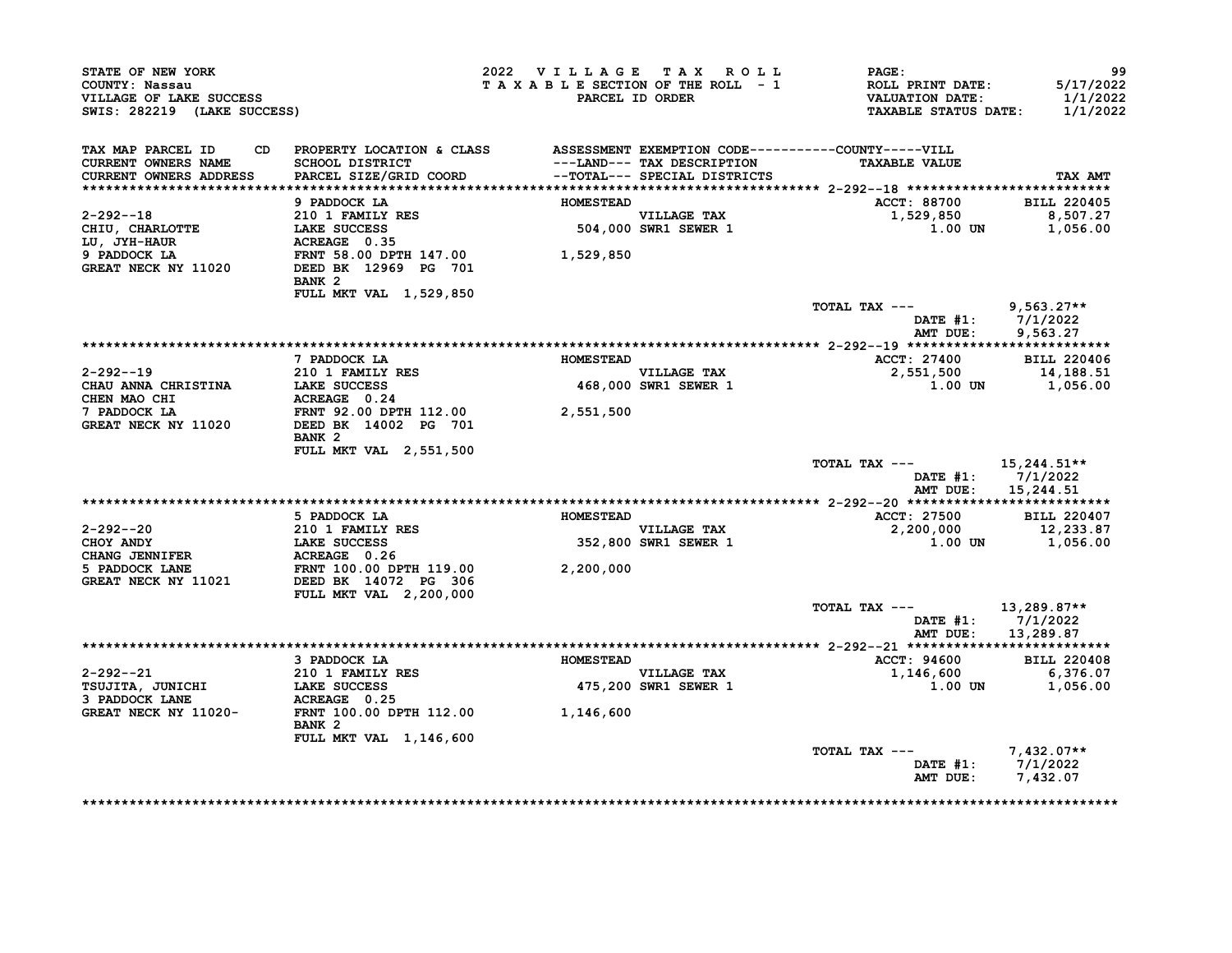STATE OF NEW YORK
COUNTY: Nassau
VILLAGE OF LAKE SUCCESS
SWIS: 282219 (LAKE SUCCESS)

2022 VILLAGE TAX ROLL
TAXABLE SECTION OF THE ROLL - 1
PARCEL ID ORDER

ROLL PRINT DATE: 5/17/2022
VALUATION DATE: 1/1/2022
TAXABLE STATUS DATE: 1/1/2022

| TAX MAP PARCEL ID / CURRENT OWNERS NAME / CURRENT OWNERS ADDRESS | PROPERTY LOCATION & CLASS / SCHOOL DISTRICT / PARCEL SIZE/GRID COORD | ASSESSMENT ---LAND--- / --TOTAL--- | EXEMPTION CODE / TAX DESCRIPTION / SPECIAL DISTRICTS | TAXABLE VALUE | TAX AMT |
|---|---|---|---|---|---|
| 2-292--18 | 9 PADDOCK LA | HOMESTEAD | | ACCT: 88700 | BILL 220405 |
| CHIU, CHARLOTTE | 210 1 FAMILY RES | | VILLAGE TAX | 1,529,850 | 8,507.27 |
| LU, JYH-HAUR | LAKE SUCCESS | 504,000 | SWR1 SEWER 1 | 1.00 UN | 1,056.00 |
| 9 PADDOCK LA | ACREAGE 0.35 | | | | |
| GREAT NECK NY 11020 | FRNT 58.00 DPTH 147.00 | 1,529,850 | | | |
| | DEED BK 12969 PG 701 | | | | |
| | BANK 2 | | | | |
| | FULL MKT VAL 1,529,850 | | | | |
| | | | | TOTAL TAX --- | 9,563.27** |
| | | | | DATE #1: | 7/1/2022 |
| | | | | AMT DUE: | 9,563.27 |
| 2-292--19 | 7 PADDOCK LA | HOMESTEAD | | ACCT: 27400 | BILL 220406 |
| CHAU ANNA CHRISTINA | 210 1 FAMILY RES | | VILLAGE TAX | 2,551,500 | 14,188.51 |
| CHEN MAO CHI | LAKE SUCCESS | 468,000 | SWR1 SEWER 1 | 1.00 UN | 1,056.00 |
| 7 PADDOCK LA | ACREAGE 0.24 | | | | |
| GREAT NECK NY 11020 | FRNT 92.00 DPTH 112.00 | 2,551,500 | | | |
| | DEED BK 14002 PG 701 | | | | |
| | BANK 2 | | | | |
| | FULL MKT VAL 2,551,500 | | | | |
| | | | | TOTAL TAX --- | 15,244.51** |
| | | | | DATE #1: | 7/1/2022 |
| | | | | AMT DUE: | 15,244.51 |
| 2-292--20 | 5 PADDOCK LA | HOMESTEAD | | ACCT: 27500 | BILL 220407 |
| CHOY ANDY | 210 1 FAMILY RES | | VILLAGE TAX | 2,200,000 | 12,233.87 |
| CHANG JENNIFER | LAKE SUCCESS | 352,800 | SWR1 SEWER 1 | 1.00 UN | 1,056.00 |
| 5 PADDOCK LANE | ACREAGE 0.26 | | | | |
| GREAT NECK NY 11021 | FRNT 100.00 DPTH 119.00 | 2,200,000 | | | |
| | DEED BK 14072 PG 306 | | | | |
| | FULL MKT VAL 2,200,000 | | | | |
| | | | | TOTAL TAX --- | 13,289.87** |
| | | | | DATE #1: | 7/1/2022 |
| | | | | AMT DUE: | 13,289.87 |
| 2-292--21 | 3 PADDOCK LA | HOMESTEAD | | ACCT: 94600 | BILL 220408 |
| TSUJITA, JUNICHI | 210 1 FAMILY RES | | VILLAGE TAX | 1,146,600 | 6,376.07 |
| 3 PADDOCK LANE | LAKE SUCCESS | 475,200 | SWR1 SEWER 1 | 1.00 UN | 1,056.00 |
| GREAT NECK NY 11020- | ACREAGE 0.25 | | | | |
| | FRNT 100.00 DPTH 112.00 | 1,146,600 | | | |
| | BANK 2 | | | | |
| | FULL MKT VAL 1,146,600 | | | | |
| | | | | TOTAL TAX --- | 7,432.07** |
| | | | | DATE #1: | 7/1/2022 |
| | | | | AMT DUE: | 7,432.07 |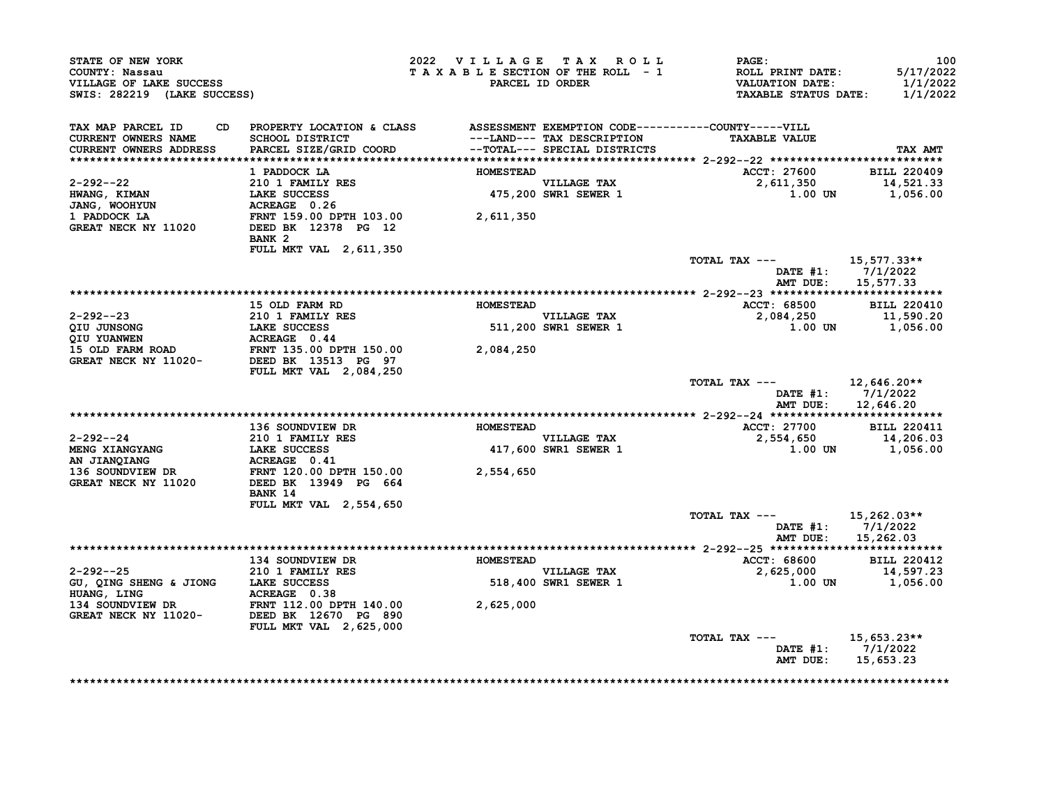STATE OF NEW YORK
COUNTY: Nassau
VILLAGE OF LAKE SUCCESS
SWIS: 282219 (LAKE SUCCESS)

2022 VILLAGE TAX ROLL
TAXABLE SECTION OF THE ROLL - 1
PARCEL ID ORDER

PAGE: 100
ROLL PRINT DATE: 5/17/2022
VALUATION DATE: 1/1/2022
TAXABLE STATUS DATE: 1/1/2022

| TAX MAP PARCEL ID / CURRENT OWNERS NAME / CURRENT OWNERS ADDRESS | CD | PROPERTY LOCATION & CLASS / SCHOOL DISTRICT / PARCEL SIZE/GRID COORD | ASSESSMENT ---LAND--- / --TOTAL--- | EXEMPTION CODE / TAX DESCRIPTION / SPECIAL DISTRICTS | TAXABLE VALUE (COUNTY-----VILL) | TAX AMT |
|---|---|---|---|---|---|---|
| **2-292--22** | | 1 PADDOCK LA | HOMESTEAD | | ACCT: 27600 | BILL 220409 |
| HWANG, KIMAN | | 210 1 FAMILY RES | | VILLAGE TAX | 2,611,350 | 14,521.33 |
| JANG, WOOHYUN | | LAKE SUCCESS | 475,200 | SWR1 SEWER 1 | 1.00 UN | 1,056.00 |
| 1 PADDOCK LA | | ACREAGE 0.26 | | | | |
| GREAT NECK NY 11020 | | FRNT 159.00 DPTH 103.00 | 2,611,350 | | | |
| | | DEED BK 12378 PG 12 | | | | |
| | | BANK 2 | | | | |
| | | FULL MKT VAL 2,611,350 | | | | |
| | | | | | TOTAL TAX --- | 15,577.33** |
| | | | | | DATE #1: | 7/1/2022 |
| | | | | | AMT DUE: | 15,577.33 |
| **2-292--23** | | 15 OLD FARM RD | HOMESTEAD | | ACCT: 68500 | BILL 220410 |
| QIU JUNSONG | | 210 1 FAMILY RES | | VILLAGE TAX | 2,084,250 | 11,590.20 |
| QIU YUANWEN | | LAKE SUCCESS | 511,200 | SWR1 SEWER 1 | 1.00 UN | 1,056.00 |
| 15 OLD FARM ROAD | | ACREAGE 0.44 | | | | |
| GREAT NECK NY 11020- | | FRNT 135.00 DPTH 150.00 | 2,084,250 | | | |
| | | DEED BK 13513 PG 97 | | | | |
| | | FULL MKT VAL 2,084,250 | | | | |
| | | | | | TOTAL TAX --- | 12,646.20** |
| | | | | | DATE #1: | 7/1/2022 |
| | | | | | AMT DUE: | 12,646.20 |
| **2-292--24** | | 136 SOUNDVIEW DR | HOMESTEAD | | ACCT: 27700 | BILL 220411 |
| MENG XIANGYANG | | 210 1 FAMILY RES | | VILLAGE TAX | 2,554,650 | 14,206.03 |
| AN JIANQIANG | | LAKE SUCCESS | 417,600 | SWR1 SEWER 1 | 1.00 UN | 1,056.00 |
| 136 SOUNDVIEW DR | | ACREAGE 0.41 | | | | |
| GREAT NECK NY 11020 | | FRNT 120.00 DPTH 150.00 | 2,554,650 | | | |
| | | DEED BK 13949 PG 664 | | | | |
| | | BANK 14 | | | | |
| | | FULL MKT VAL 2,554,650 | | | | |
| | | | | | TOTAL TAX --- | 15,262.03** |
| | | | | | DATE #1: | 7/1/2022 |
| | | | | | AMT DUE: | 15,262.03 |
| **2-292--25** | | 134 SOUNDVIEW DR | HOMESTEAD | | ACCT: 68600 | BILL 220412 |
| GU, QING SHENG & JIONG | | 210 1 FAMILY RES | | VILLAGE TAX | 2,625,000 | 14,597.23 |
| HUANG, LING | | LAKE SUCCESS | 518,400 | SWR1 SEWER 1 | 1.00 UN | 1,056.00 |
| 134 SOUNDVIEW DR | | ACREAGE 0.38 | | | | |
| GREAT NECK NY 11020- | | FRNT 112.00 DPTH 140.00 | 2,625,000 | | | |
| | | DEED BK 12670 PG 890 | | | | |
| | | FULL MKT VAL 2,625,000 | | | | |
| | | | | | TOTAL TAX --- | 15,653.23** |
| | | | | | DATE #1: | 7/1/2022 |
| | | | | | AMT DUE: | 15,653.23 |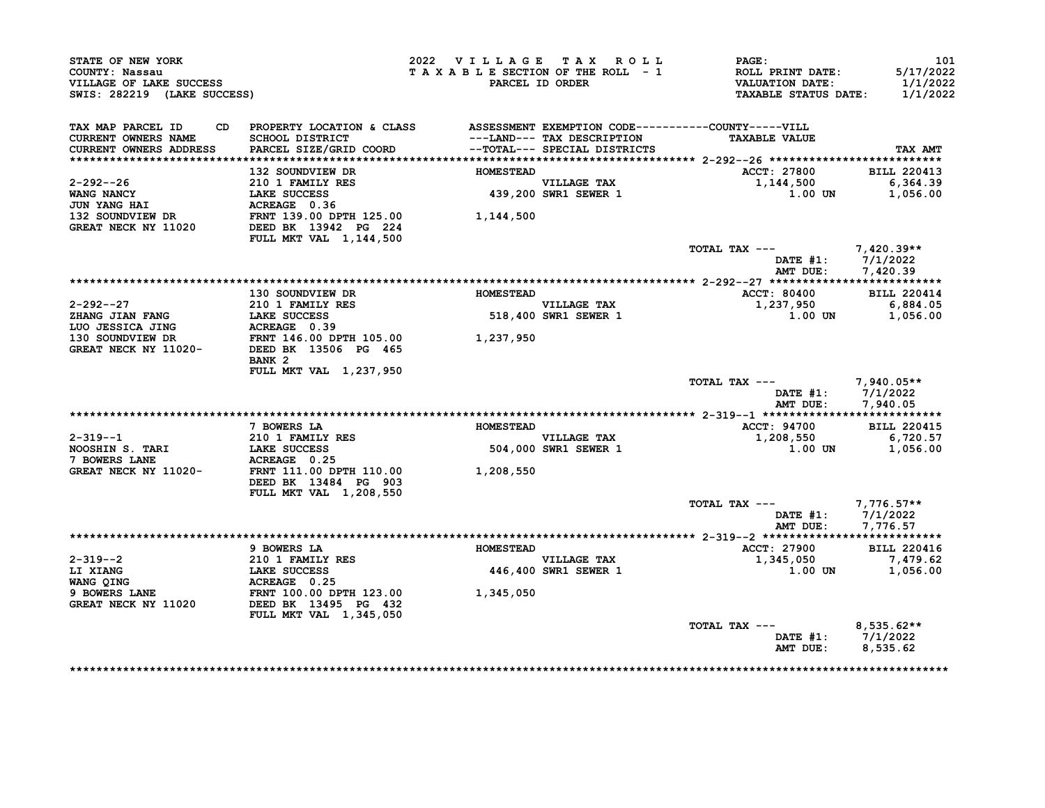STATE OF NEW YORK
COUNTY: Nassau
VILLAGE OF LAKE SUCCESS
SWIS: 282219 (LAKE SUCCESS)

2022 VILLAGE TAX ROLL
TAXABLE SECTION OF THE ROLL - 1
PARCEL ID ORDER

ROLL PRINT DATE: 5/17/2022
VALUATION DATE: 1/1/2022
TAXABLE STATUS DATE: 1/1/2022

| TAX MAP PARCEL ID / CURRENT OWNERS NAME / CURRENT OWNERS ADDRESS | CD | PROPERTY LOCATION & CLASS / SCHOOL DISTRICT / PARCEL SIZE/GRID COORD | ASSESSMENT ---LAND--- / --TOTAL--- | EXEMPTION CODE / TAX DESCRIPTION / SPECIAL DISTRICTS | TAXABLE VALUE (COUNTY-----VILL) | TAX AMT |
|---|---|---|---|---|---|---|
| **2-292--26** | | 132 SOUNDVIEW DR | HOMESTEAD | | ACCT: 27800 | BILL 220413 |
| 2-292--26 | | 210 1 FAMILY RES | | VILLAGE TAX | 1,144,500 | 6,364.39 |
| WANG NANCY | | LAKE SUCCESS | 439,200 | SWR1 SEWER 1 | 1.00 UN | 1,056.00 |
| JUN YANG HAI | | ACREAGE 0.36 | | | | |
| 132 SOUNDVIEW DR | | FRNT 139.00 DPTH 125.00 | 1,144,500 | | | |
| GREAT NECK NY 11020 | | DEED BK 13942 PG 224 | | | | |
| | | FULL MKT VAL 1,144,500 | | | | |
| | | | | | TOTAL TAX --- | 7,420.39** |
| | | | | | DATE #1: | 7/1/2022 |
| | | | | | AMT DUE: | 7,420.39 |
| **2-292--27** | | 130 SOUNDVIEW DR | HOMESTEAD | | ACCT: 80400 | BILL 220414 |
| 2-292--27 | | 210 1 FAMILY RES | | VILLAGE TAX | 1,237,950 | 6,884.05 |
| ZHANG JIAN FANG | | LAKE SUCCESS | 518,400 | SWR1 SEWER 1 | 1.00 UN | 1,056.00 |
| LUO JESSICA JING | | ACREAGE 0.39 | | | | |
| 130 SOUNDVIEW DR | | FRNT 146.00 DPTH 105.00 | 1,237,950 | | | |
| GREAT NECK NY 11020- | | DEED BK 13506 PG 465 | | | | |
| | | BANK 2 | | | | |
| | | FULL MKT VAL 1,237,950 | | | | |
| | | | | | TOTAL TAX --- | 7,940.05** |
| | | | | | DATE #1: | 7/1/2022 |
| | | | | | AMT DUE: | 7,940.05 |
| **2-319--1** | | 7 BOWERS LA | HOMESTEAD | | ACCT: 94700 | BILL 220415 |
| 2-319--1 | | 210 1 FAMILY RES | | VILLAGE TAX | 1,208,550 | 6,720.57 |
| NOOSHIN S. TARI | | LAKE SUCCESS | 504,000 | SWR1 SEWER 1 | 1.00 UN | 1,056.00 |
| 7 BOWERS LANE | | ACREAGE 0.25 | | | | |
| GREAT NECK NY 11020- | | FRNT 111.00 DPTH 110.00 | 1,208,550 | | | |
| | | DEED BK 13484 PG 903 | | | | |
| | | FULL MKT VAL 1,208,550 | | | | |
| | | | | | TOTAL TAX --- | 7,776.57** |
| | | | | | DATE #1: | 7/1/2022 |
| | | | | | AMT DUE: | 7,776.57 |
| **2-319--2** | | 9 BOWERS LA | HOMESTEAD | | ACCT: 27900 | BILL 220416 |
| 2-319--2 | | 210 1 FAMILY RES | | VILLAGE TAX | 1,345,050 | 7,479.62 |
| LI XIANG | | LAKE SUCCESS | 446,400 | SWR1 SEWER 1 | 1.00 UN | 1,056.00 |
| WANG QING | | ACREAGE 0.25 | | | | |
| 9 BOWERS LANE | | FRNT 100.00 DPTH 123.00 | 1,345,050 | | | |
| GREAT NECK NY 11020 | | DEED BK 13495 PG 432 | | | | |
| | | FULL MKT VAL 1,345,050 | | | | |
| | | | | | TOTAL TAX --- | 8,535.62** |
| | | | | | DATE #1: | 7/1/2022 |
| | | | | | AMT DUE: | 8,535.62 |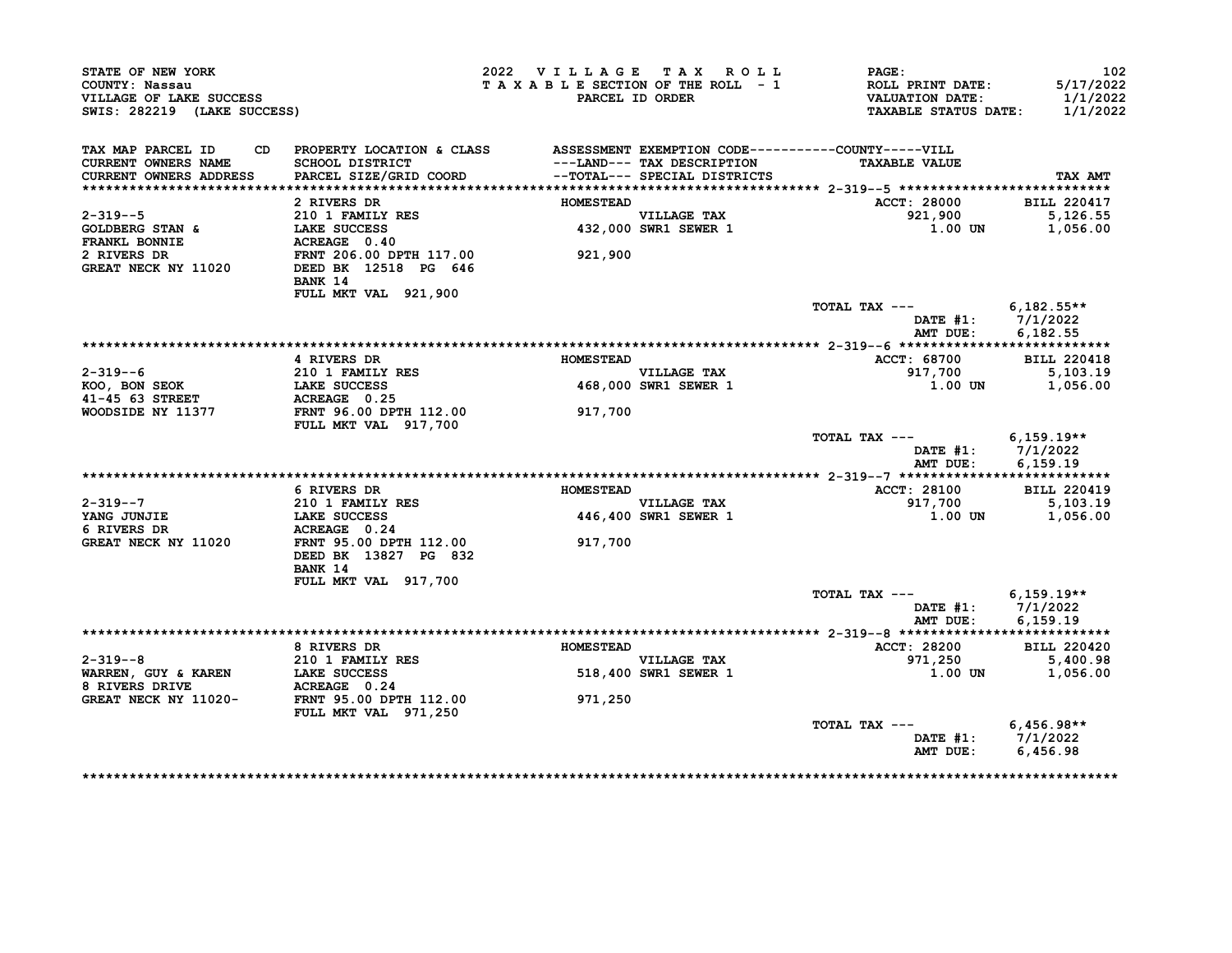STATE OF NEW YORK
COUNTY: Nassau
VILLAGE OF LAKE SUCCESS
SWIS: 282219 (LAKE SUCCESS)

2022 VILLAGE TAX ROLL
TAXABLE SECTION OF THE ROLL - 1
PARCEL ID ORDER

ROLL PRINT DATE: 5/17/2022
VALUATION DATE: 1/1/2022
TAXABLE STATUS DATE: 1/1/2022

| TAX MAP PARCEL ID / CURRENT OWNERS NAME / CURRENT OWNERS ADDRESS | CD | PROPERTY LOCATION & CLASS / SCHOOL DISTRICT / PARCEL SIZE/GRID COORD | ASSESSMENT ---LAND--- --TOTAL--- | EXEMPTION CODE / TAX DESCRIPTION / SPECIAL DISTRICTS | TAXABLE VALUE (COUNTY-----VILL) | TAX AMT |
|---|---|---|---|---|---|---|

**2-319--5** — ACCT: 28000 — BILL 220417

| | | | | | |
|---|---|---|---|---|---|
| 2-319--5 | 2 RIVERS DR | HOMESTEAD | | | |
| GOLDBERG STAN & | 210 1 FAMILY RES | | VILLAGE TAX | 921,900 | 5,126.55 |
| FRANKL BONNIE | LAKE SUCCESS | 432,000 | SWR1 SEWER 1 | 1.00 UN | 1,056.00 |
| 2 RIVERS DR | ACREAGE 0.40 | | | | |
| GREAT NECK NY 11020 | FRNT 206.00 DPTH 117.00 | 921,900 | | | |
| | DEED BK 12518 PG 646 | | | | |
| | BANK 14 | | | | |
| | FULL MKT VAL 921,900 | | | | |
| | | | TOTAL TAX --- | | 6,182.55** |
| | | | | DATE #1: | 7/1/2022 |
| | | | | AMT DUE: | 6,182.55 |

**2-319--6** — ACCT: 68700 — BILL 220418

| | | | | | |
|---|---|---|---|---|---|
| 2-319--6 | 4 RIVERS DR | HOMESTEAD | | | |
| KOO, BON SEOK | 210 1 FAMILY RES | | VILLAGE TAX | 917,700 | 5,103.19 |
| 41-45 63 STREET | LAKE SUCCESS | 468,000 | SWR1 SEWER 1 | 1.00 UN | 1,056.00 |
| WOODSIDE NY 11377 | ACREAGE 0.25 | | | | |
| | FRNT 96.00 DPTH 112.00 | 917,700 | | | |
| | FULL MKT VAL 917,700 | | | | |
| | | | TOTAL TAX --- | | 6,159.19** |
| | | | | DATE #1: | 7/1/2022 |
| | | | | AMT DUE: | 6,159.19 |

**2-319--7** — ACCT: 28100 — BILL 220419

| | | | | | |
|---|---|---|---|---|---|
| 2-319--7 | 6 RIVERS DR | HOMESTEAD | | | |
| YANG JUNJIE | 210 1 FAMILY RES | | VILLAGE TAX | 917,700 | 5,103.19 |
| 6 RIVERS DR | LAKE SUCCESS | 446,400 | SWR1 SEWER 1 | 1.00 UN | 1,056.00 |
| GREAT NECK NY 11020 | ACREAGE 0.24 | | | | |
| | FRNT 95.00 DPTH 112.00 | 917,700 | | | |
| | DEED BK 13827 PG 832 | | | | |
| | BANK 14 | | | | |
| | FULL MKT VAL 917,700 | | | | |
| | | | TOTAL TAX --- | | 6,159.19** |
| | | | | DATE #1: | 7/1/2022 |
| | | | | AMT DUE: | 6,159.19 |

**2-319--8** — ACCT: 28200 — BILL 220420

| | | | | | |
|---|---|---|---|---|---|
| 2-319--8 | 8 RIVERS DR | HOMESTEAD | | | |
| WARREN, GUY & KAREN | 210 1 FAMILY RES | | VILLAGE TAX | 971,250 | 5,400.98 |
| 8 RIVERS DRIVE | LAKE SUCCESS | 518,400 | SWR1 SEWER 1 | 1.00 UN | 1,056.00 |
| GREAT NECK NY 11020- | ACREAGE 0.24 | | | | |
| | FRNT 95.00 DPTH 112.00 | 971,250 | | | |
| | FULL MKT VAL 971,250 | | | | |
| | | | TOTAL TAX --- | | 6,456.98** |
| | | | | DATE #1: | 7/1/2022 |
| | | | | AMT DUE: | 6,456.98 |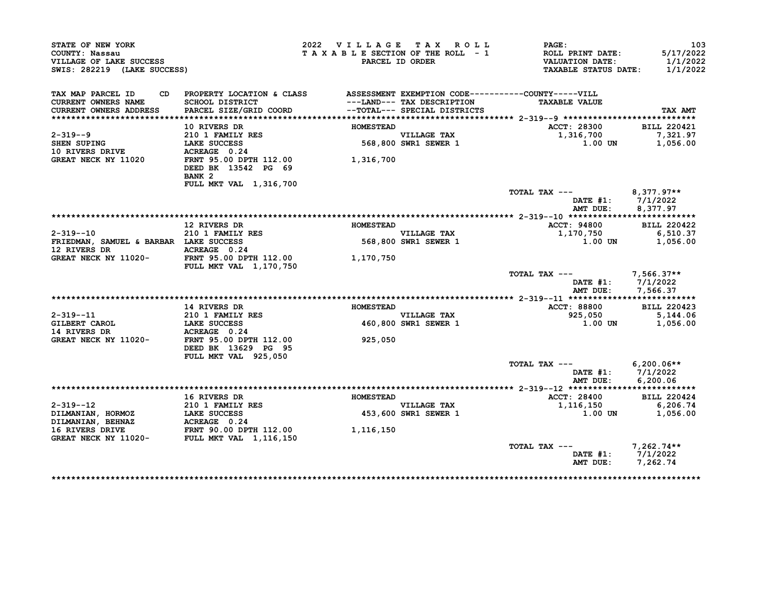STATE OF NEW YORK
COUNTY: Nassau
VILLAGE OF LAKE SUCCESS
SWIS: 282219 (LAKE SUCCESS)

2022 VILLAGE TAX ROLL
TAXABLE SECTION OF THE ROLL - 1
PARCEL ID ORDER

PAGE: 103
ROLL PRINT DATE: 5/17/2022
VALUATION DATE: 1/1/2022
TAXABLE STATUS DATE: 1/1/2022

| TAX MAP PARCEL ID / CURRENT OWNERS NAME / CURRENT OWNERS ADDRESS | PROPERTY LOCATION & CLASS / SCHOOL DISTRICT / PARCEL SIZE/GRID COORD | ASSESSMENT ---LAND--- / --TOTAL--- | EXEMPTION CODE / TAX DESCRIPTION / SPECIAL DISTRICTS | TAXABLE VALUE (COUNTY-----VILL) | TAX AMT |
|---|---|---|---|---|---|
| 2-319--9 | 10 RIVERS DR | HOMESTEAD | | ACCT: 28300 | BILL 220421 |
| SHEN SUPING | 210 1 FAMILY RES | | VILLAGE TAX | 1,316,700 | 7,321.97 |
| 10 RIVERS DRIVE | LAKE SUCCESS | 568,800 | SWR1 SEWER 1 | 1.00 UN | 1,056.00 |
| GREAT NECK NY 11020 | ACREAGE 0.24 | | | | |
| | FRNT 95.00 DPTH 112.00 | 1,316,700 | | | |
| | DEED BK 13542 PG 69 | | | | |
| | BANK 2 | | | | |
| | FULL MKT VAL 1,316,700 | | | | |
| | | | TOTAL TAX --- | | 8,377.97** |
| | | | DATE #1: | | 7/1/2022 |
| | | | AMT DUE: | | 8,377.97 |
| 2-319--10 | 12 RIVERS DR | HOMESTEAD | | ACCT: 94800 | BILL 220422 |
| FRIEDMAN, SAMUEL & BARBAR | 210 1 FAMILY RES | | VILLAGE TAX | 1,170,750 | 6,510.37 |
| 12 RIVERS DR | LAKE SUCCESS | 568,800 | SWR1 SEWER 1 | 1.00 UN | 1,056.00 |
| GREAT NECK NY 11020- | ACREAGE 0.24 | | | | |
| | FRNT 95.00 DPTH 112.00 | 1,170,750 | | | |
| | FULL MKT VAL 1,170,750 | | | | |
| | | | TOTAL TAX --- | | 7,566.37** |
| | | | DATE #1: | | 7/1/2022 |
| | | | AMT DUE: | | 7,566.37 |
| 2-319--11 | 14 RIVERS DR | HOMESTEAD | | ACCT: 88800 | BILL 220423 |
| GILBERT CAROL | 210 1 FAMILY RES | | VILLAGE TAX | 925,050 | 5,144.06 |
| 14 RIVERS DR | LAKE SUCCESS | 460,800 | SWR1 SEWER 1 | 1.00 UN | 1,056.00 |
| GREAT NECK NY 11020- | ACREAGE 0.24 | | | | |
| | FRNT 95.00 DPTH 112.00 | 925,050 | | | |
| | DEED BK 13629 PG 95 | | | | |
| | FULL MKT VAL 925,050 | | | | |
| | | | TOTAL TAX --- | | 6,200.06** |
| | | | DATE #1: | | 7/1/2022 |
| | | | AMT DUE: | | 6,200.06 |
| 2-319--12 | 16 RIVERS DR | HOMESTEAD | | ACCT: 28400 | BILL 220424 |
| DILMANIAN, HORMOZ | 210 1 FAMILY RES | | VILLAGE TAX | 1,116,150 | 6,206.74 |
| DILMANIAN, BEHNAZ | LAKE SUCCESS | 453,600 | SWR1 SEWER 1 | 1.00 UN | 1,056.00 |
| 16 RIVERS DRIVE | ACREAGE 0.24 | | | | |
| GREAT NECK NY 11020- | FRNT 90.00 DPTH 112.00 | 1,116,150 | | | |
| | FULL MKT VAL 1,116,150 | | | | |
| | | | TOTAL TAX --- | | 7,262.74** |
| | | | DATE #1: | | 7/1/2022 |
| | | | AMT DUE: | | 7,262.74 |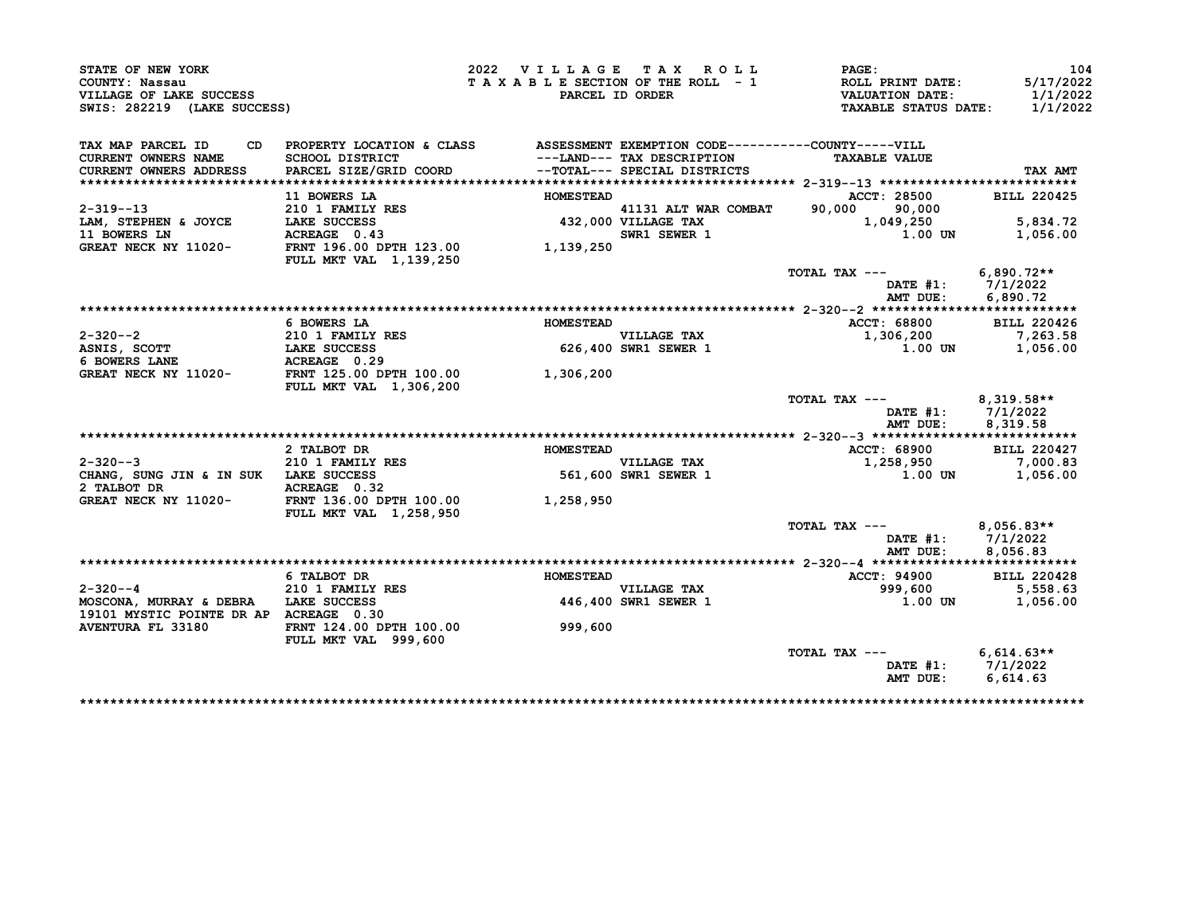STATE OF NEW YORK
COUNTY: Nassau
VILLAGE OF LAKE SUCCESS
SWIS: 282219 (LAKE SUCCESS)

2022 VILLAGE TAX ROLL
TAXABLE SECTION OF THE ROLL - 1
PARCEL ID ORDER

PAGE: 104
ROLL PRINT DATE: 5/17/2022
VALUATION DATE: 1/1/2022
TAXABLE STATUS DATE: 1/1/2022

| TAX MAP PARCEL ID / CURRENT OWNERS NAME / CURRENT OWNERS ADDRESS | CD | PROPERTY LOCATION & CLASS / SCHOOL DISTRICT / PARCEL SIZE/GRID COORD | ASSESSMENT ---LAND--- / --TOTAL--- | EXEMPTION CODE / TAX DESCRIPTION / SPECIAL DISTRICTS | COUNTY | VILL / TAXABLE VALUE | TAX AMT |
|---|---|---|---|---|---|---|---|
| | | 11 BOWERS LA | HOMESTEAD | | | ACCT: 28500 | BILL 220425 |
| 2-319--13 | | 210 1 FAMILY RES | | 41131 ALT WAR COMBAT | 90,000 | 90,000 | |
| LAM, STEPHEN & JOYCE | | LAKE SUCCESS | 432,000 | VILLAGE TAX | | 1,049,250 | 5,834.72 |
| 11 BOWERS LN | | ACREAGE 0.43 | | SWR1 SEWER 1 | | 1.00 UN | 1,056.00 |
| GREAT NECK NY 11020- | | FRNT 196.00 DPTH 123.00 | 1,139,250 | | | | |
| | | FULL MKT VAL 1,139,250 | | | | | |
| | | | | | TOTAL TAX --- | | 6,890.72** |
| | | | | | DATE #1: | | 7/1/2022 |
| | | | | | AMT DUE: | | 6,890.72 |
| | | 6 BOWERS LA | HOMESTEAD | | | ACCT: 68800 | BILL 220426 |
| 2-320--2 | | 210 1 FAMILY RES | | VILLAGE TAX | | 1,306,200 | 7,263.58 |
| ASNIS, SCOTT | | LAKE SUCCESS | 626,400 | SWR1 SEWER 1 | | 1.00 UN | 1,056.00 |
| 6 BOWERS LANE | | ACREAGE 0.29 | | | | | |
| GREAT NECK NY 11020- | | FRNT 125.00 DPTH 100.00 | 1,306,200 | | | | |
| | | FULL MKT VAL 1,306,200 | | | | | |
| | | | | | TOTAL TAX --- | | 8,319.58** |
| | | | | | DATE #1: | | 7/1/2022 |
| | | | | | AMT DUE: | | 8,319.58 |
| | | 2 TALBOT DR | HOMESTEAD | | | ACCT: 68900 | BILL 220427 |
| 2-320--3 | | 210 1 FAMILY RES | | VILLAGE TAX | | 1,258,950 | 7,000.83 |
| CHANG, SUNG JIN & IN SUK | | LAKE SUCCESS | 561,600 | SWR1 SEWER 1 | | 1.00 UN | 1,056.00 |
| 2 TALBOT DR | | ACREAGE 0.32 | | | | | |
| GREAT NECK NY 11020- | | FRNT 136.00 DPTH 100.00 | 1,258,950 | | | | |
| | | FULL MKT VAL 1,258,950 | | | | | |
| | | | | | TOTAL TAX --- | | 8,056.83** |
| | | | | | DATE #1: | | 7/1/2022 |
| | | | | | AMT DUE: | | 8,056.83 |
| | | 6 TALBOT DR | HOMESTEAD | | | ACCT: 94900 | BILL 220428 |
| 2-320--4 | | 210 1 FAMILY RES | | VILLAGE TAX | | 999,600 | 5,558.63 |
| MOSCONA, MURRAY & DEBRA | | LAKE SUCCESS | 446,400 | SWR1 SEWER 1 | | 1.00 UN | 1,056.00 |
| 19101 MYSTIC POINTE DR AP | | ACREAGE 0.30 | | | | | |
| AVENTURA FL 33180 | | FRNT 124.00 DPTH 100.00 | 999,600 | | | | |
| | | FULL MKT VAL 999,600 | | | | | |
| | | | | | TOTAL TAX --- | | 6,614.63** |
| | | | | | DATE #1: | | 7/1/2022 |
| | | | | | AMT DUE: | | 6,614.63 |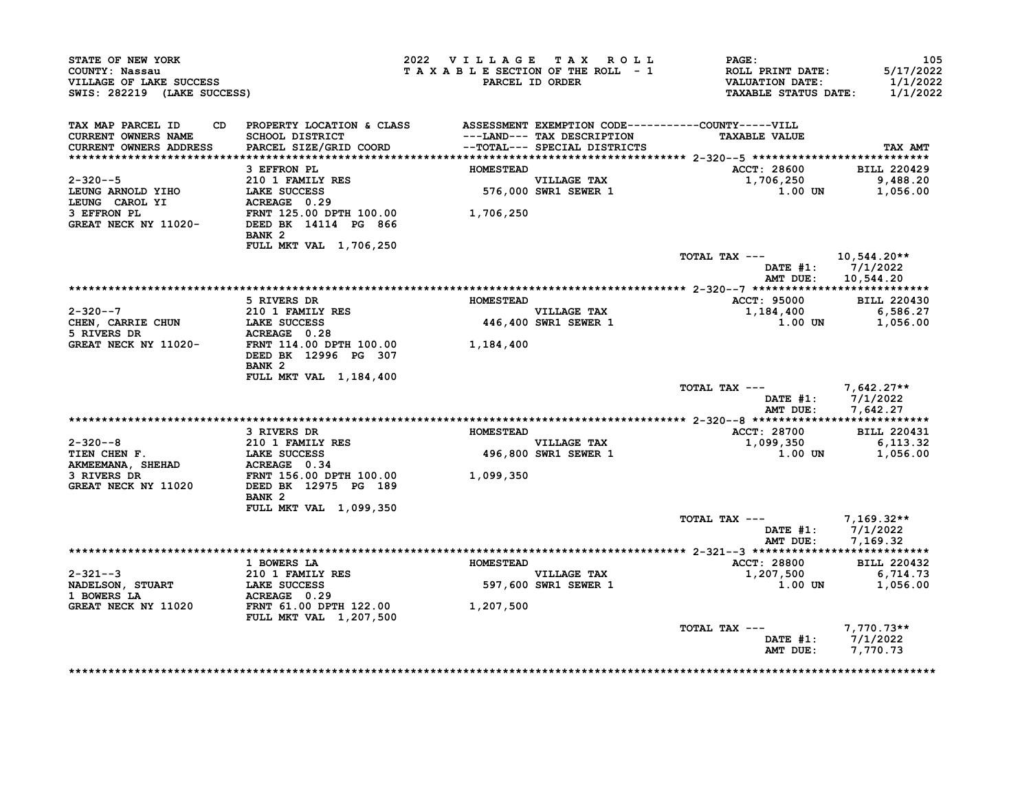STATE OF NEW YORK
COUNTY: Nassau
VILLAGE OF LAKE SUCCESS
SWIS: 282219 (LAKE SUCCESS)

2022 VILLAGE TAX ROLL
TAXABLE SECTION OF THE ROLL - 1
PARCEL ID ORDER

ROLL PRINT DATE: 5/17/2022
VALUATION DATE: 1/1/2022
TAXABLE STATUS DATE: 1/1/2022

| TAX MAP PARCEL ID / CURRENT OWNERS NAME / CURRENT OWNERS ADDRESS | PROPERTY LOCATION & CLASS / SCHOOL DISTRICT / PARCEL SIZE/GRID COORD | ASSESSMENT ---LAND--- / ---TOTAL--- | EXEMPTION CODE / TAX DESCRIPTION / SPECIAL DISTRICTS | TAXABLE VALUE | TAX AMT |
|---|---|---|---|---|---|
| **2-320--5** | 3 EFFRON PL | HOMESTEAD | | ACCT: 28600 | BILL 220429 |
| LEUNG ARNOLD YIHO | 210 1 FAMILY RES | | VILLAGE TAX | 1,706,250 | 9,488.20 |
| LEUNG CAROL YI | LAKE SUCCESS | 576,000 | SWR1 SEWER 1 | 1.00 UN | 1,056.00 |
| 3 EFFRON PL | ACREAGE 0.29 | | | | |
| GREAT NECK NY 11020- | FRNT 125.00 DPTH 100.00 | 1,706,250 | | | |
| | DEED BK 14114 PG 866 | | | | |
| | BANK 2 | | | | |
| | FULL MKT VAL 1,706,250 | | | | |
| | | | TOTAL TAX --- | | 10,544.20** |
| | | | | DATE #1: | 7/1/2022 |
| | | | | AMT DUE: | 10,544.20 |
| **2-320--7** | 5 RIVERS DR | HOMESTEAD | | ACCT: 95000 | BILL 220430 |
| CHEN, CARRIE CHUN | 210 1 FAMILY RES | | VILLAGE TAX | 1,184,400 | 6,586.27 |
| 5 RIVERS DR | LAKE SUCCESS | 446,400 | SWR1 SEWER 1 | 1.00 UN | 1,056.00 |
| GREAT NECK NY 11020- | ACREAGE 0.28 | | | | |
| | FRNT 114.00 DPTH 100.00 | 1,184,400 | | | |
| | DEED BK 12996 PG 307 | | | | |
| | BANK 2 | | | | |
| | FULL MKT VAL 1,184,400 | | | | |
| | | | TOTAL TAX --- | | 7,642.27** |
| | | | | DATE #1: | 7/1/2022 |
| | | | | AMT DUE: | 7,642.27 |
| **2-320--8** | 3 RIVERS DR | HOMESTEAD | | ACCT: 28700 | BILL 220431 |
| TIEN CHEN F. | 210 1 FAMILY RES | | VILLAGE TAX | 1,099,350 | 6,113.32 |
| AKMEEMANA, SHEHAD | LAKE SUCCESS | 496,800 | SWR1 SEWER 1 | 1.00 UN | 1,056.00 |
| 3 RIVERS DR | ACREAGE 0.34 | | | | |
| GREAT NECK NY 11020 | FRNT 156.00 DPTH 100.00 | 1,099,350 | | | |
| | DEED BK 12975 PG 189 | | | | |
| | BANK 2 | | | | |
| | FULL MKT VAL 1,099,350 | | | | |
| | | | TOTAL TAX --- | | 7,169.32** |
| | | | | DATE #1: | 7/1/2022 |
| | | | | AMT DUE: | 7,169.32 |
| **2-321--3** | 1 BOWERS LA | HOMESTEAD | | ACCT: 28800 | BILL 220432 |
| NADELSON, STUART | 210 1 FAMILY RES | | VILLAGE TAX | 1,207,500 | 6,714.73 |
| 1 BOWERS LA | LAKE SUCCESS | 597,600 | SWR1 SEWER 1 | 1.00 UN | 1,056.00 |
| GREAT NECK NY 11020 | ACREAGE 0.29 | | | | |
| | FRNT 61.00 DPTH 122.00 | 1,207,500 | | | |
| | FULL MKT VAL 1,207,500 | | | | |
| | | | TOTAL TAX --- | | 7,770.73** |
| | | | | DATE #1: | 7/1/2022 |
| | | | | AMT DUE: | 7,770.73 |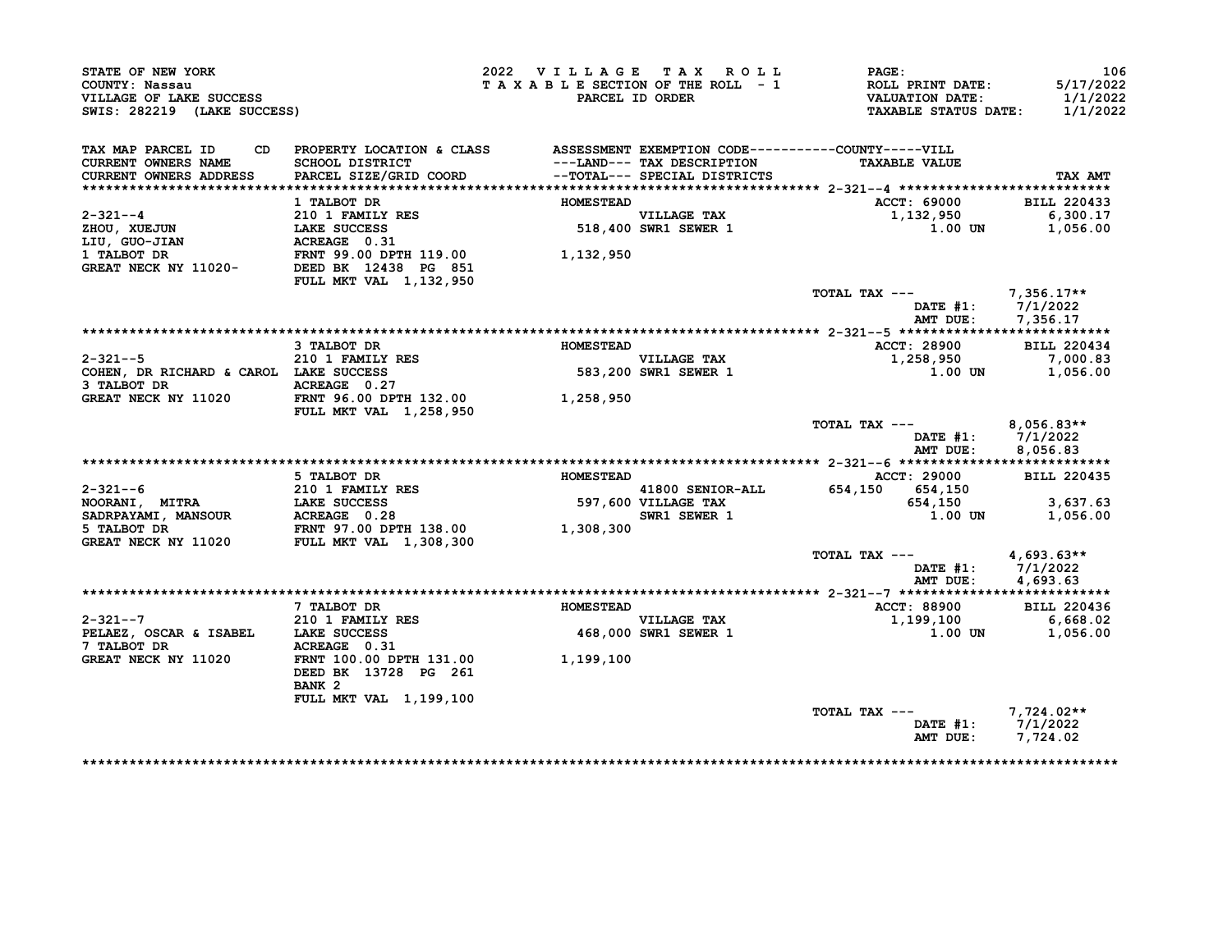STATE OF NEW YORK
COUNTY: Nassau
VILLAGE OF LAKE SUCCESS
SWIS: 282219 (LAKE SUCCESS)

2022 VILLAGE TAX ROLL
TAXABLE SECTION OF THE ROLL - 1
PARCEL ID ORDER

ROLL PRINT DATE: 5/17/2022
VALUATION DATE: 1/1/2022
TAXABLE STATUS DATE: 1/1/2022

| TAX MAP PARCEL ID / CURRENT OWNERS NAME / CURRENT OWNERS ADDRESS | PROPERTY LOCATION & CLASS / SCHOOL DISTRICT / PARCEL SIZE/GRID COORD | ASSESSMENT ---LAND--- / --TOTAL--- | EXEMPTION CODE / TAX DESCRIPTION / SPECIAL DISTRICTS | COUNTY | VILL TAXABLE VALUE | TAX AMT |
|---|---|---|---|---|---|---|
| **2-321--4** | 1 TALBOT DR | HOMESTEAD | | ACCT: 69000 | | BILL 220433 |
| 2-321--4 | 210 1 FAMILY RES | | VILLAGE TAX | | 1,132,950 | 6,300.17 |
| ZHOU, XUEJUN | LAKE SUCCESS | 518,400 | SWR1 SEWER 1 | | 1.00 UN | 1,056.00 |
| LIU, GUO-JIAN | ACREAGE 0.31 | | | | | |
| 1 TALBOT DR | FRNT 99.00 DPTH 119.00 | 1,132,950 | | | | |
| GREAT NECK NY 11020- | DEED BK 12438 PG 851 | | | | | |
| | FULL MKT VAL 1,132,950 | | | | | |
| | | | | TOTAL TAX --- | | 7,356.17** |
| | | | | DATE #1: | | 7/1/2022 |
| | | | | AMT DUE: | | 7,356.17 |
| **2-321--5** | 3 TALBOT DR | HOMESTEAD | | ACCT: 28900 | | BILL 220434 |
| 2-321--5 | 210 1 FAMILY RES | | VILLAGE TAX | | 1,258,950 | 7,000.83 |
| COHEN, DR RICHARD & CAROL | LAKE SUCCESS | 583,200 | SWR1 SEWER 1 | | 1.00 UN | 1,056.00 |
| 3 TALBOT DR | ACREAGE 0.27 | | | | | |
| GREAT NECK NY 11020 | FRNT 96.00 DPTH 132.00 | 1,258,950 | | | | |
| | FULL MKT VAL 1,258,950 | | | | | |
| | | | | TOTAL TAX --- | | 8,056.83** |
| | | | | DATE #1: | | 7/1/2022 |
| | | | | AMT DUE: | | 8,056.83 |
| **2-321--6** | 5 TALBOT DR | HOMESTEAD | | ACCT: 29000 | | BILL 220435 |
| 2-321--6 | 210 1 FAMILY RES | | 41800 SENIOR-ALL | 654,150 | 654,150 | |
| NOORANI, MITRA | LAKE SUCCESS | 597,600 | VILLAGE TAX | | 654,150 | 3,637.63 |
| SADRPAYAMI, MANSOUR | ACREAGE 0.28 | | SWR1 SEWER 1 | | 1.00 UN | 1,056.00 |
| 5 TALBOT DR | FRNT 97.00 DPTH 138.00 | 1,308,300 | | | | |
| GREAT NECK NY 11020 | FULL MKT VAL 1,308,300 | | | | | |
| | | | | TOTAL TAX --- | | 4,693.63** |
| | | | | DATE #1: | | 7/1/2022 |
| | | | | AMT DUE: | | 4,693.63 |
| **2-321--7** | 7 TALBOT DR | HOMESTEAD | | ACCT: 88900 | | BILL 220436 |
| 2-321--7 | 210 1 FAMILY RES | | VILLAGE TAX | | 1,199,100 | 6,668.02 |
| PELAEZ, OSCAR & ISABEL | LAKE SUCCESS | 468,000 | SWR1 SEWER 1 | | 1.00 UN | 1,056.00 |
| 7 TALBOT DR | ACREAGE 0.31 | | | | | |
| GREAT NECK NY 11020 | FRNT 100.00 DPTH 131.00 | 1,199,100 | | | | |
| | DEED BK 13728 PG 261 | | | | | |
| | BANK 2 | | | | | |
| | FULL MKT VAL 1,199,100 | | | | | |
| | | | | TOTAL TAX --- | | 7,724.02** |
| | | | | DATE #1: | | 7/1/2022 |
| | | | | AMT DUE: | | 7,724.02 |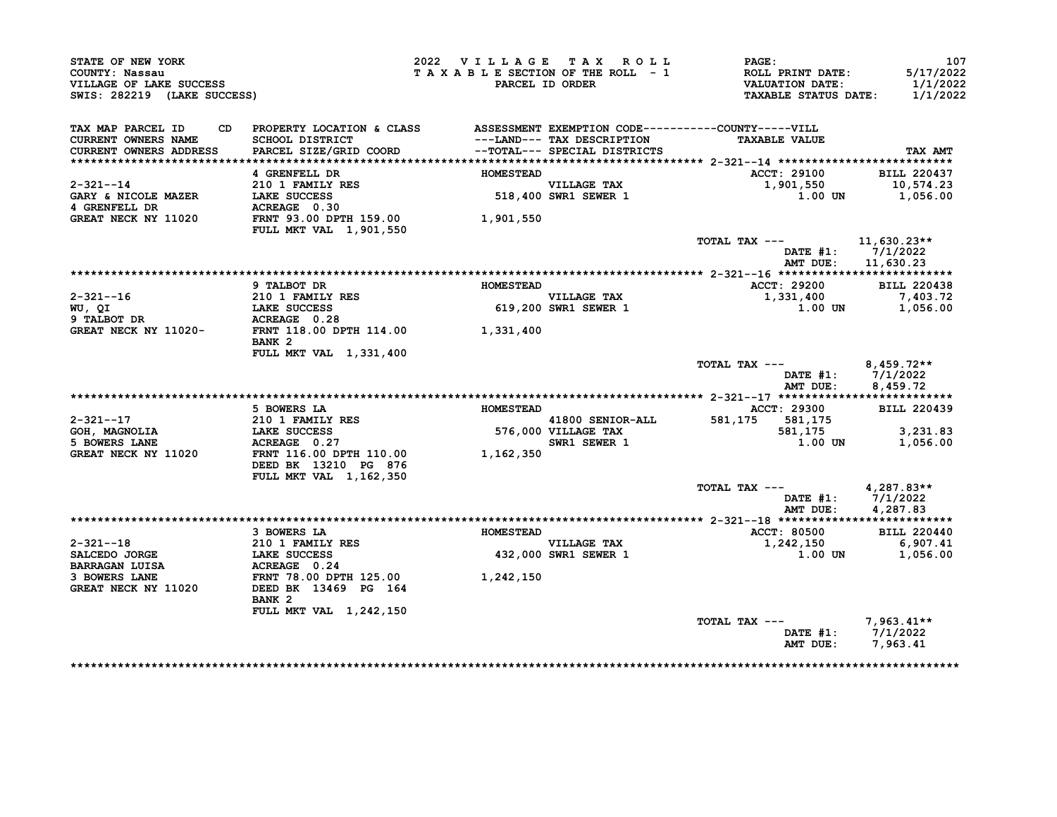STATE OF NEW YORK
COUNTY: Nassau
VILLAGE OF LAKE SUCCESS
SWIS: 282219 (LAKE SUCCESS)

2022 VILLAGE TAX ROLL
TAXABLE SECTION OF THE ROLL - 1
PARCEL ID ORDER

ROLL PRINT DATE: 5/17/2022
VALUATION DATE: 1/1/2022
TAXABLE STATUS DATE: 1/1/2022

| TAX MAP PARCEL ID / CURRENT OWNERS NAME / CURRENT OWNERS ADDRESS | PROPERTY LOCATION & CLASS / SCHOOL DISTRICT / PARCEL SIZE/GRID COORD | ASSESSMENT ---LAND--- --TOTAL--- | EXEMPTION CODE / TAX DESCRIPTION / SPECIAL DISTRICTS | COUNTY | VILL TAXABLE VALUE | TAX AMT |
|---|---|---|---|---|---|---|
| **2-321--14** | 4 GRENFELL DR | HOMESTEAD | | | ACCT: 29100 | BILL 220437 |
| 2-321--14 | 210 1 FAMILY RES | | VILLAGE TAX | | 1,901,550 | 10,574.23 |
| GARY & NICOLE MAZER | LAKE SUCCESS | 518,400 | SWR1 SEWER 1 | | 1.00 UN | 1,056.00 |
| 4 GRENFELL DR | ACREAGE 0.30 | | | | | |
| GREAT NECK NY 11020 | FRNT 93.00 DPTH 159.00 | 1,901,550 | | | | |
| | FULL MKT VAL 1,901,550 | | | | | |
| | | | TOTAL TAX --- | | | 11,630.23** |
| | | | | | DATE #1: | 7/1/2022 |
| | | | | | AMT DUE: | 11,630.23 |
| **2-321--16** | 9 TALBOT DR | HOMESTEAD | | | ACCT: 29200 | BILL 220438 |
| 2-321--16 | 210 1 FAMILY RES | | VILLAGE TAX | | 1,331,400 | 7,403.72 |
| WU, QI | LAKE SUCCESS | 619,200 | SWR1 SEWER 1 | | 1.00 UN | 1,056.00 |
| 9 TALBOT DR | ACREAGE 0.28 | | | | | |
| GREAT NECK NY 11020- | FRNT 118.00 DPTH 114.00 | 1,331,400 | | | | |
| | BANK 2 | | | | | |
| | FULL MKT VAL 1,331,400 | | | | | |
| | | | TOTAL TAX --- | | | 8,459.72** |
| | | | | | DATE #1: | 7/1/2022 |
| | | | | | AMT DUE: | 8,459.72 |
| **2-321--17** | 5 BOWERS LA | HOMESTEAD | | | ACCT: 29300 | BILL 220439 |
| 2-321--17 | 210 1 FAMILY RES | | 41800 SENIOR-ALL | 581,175 | 581,175 | |
| GOH, MAGNOLIA | LAKE SUCCESS | 576,000 | VILLAGE TAX | | 581,175 | 3,231.83 |
| 5 BOWERS LANE | ACREAGE 0.27 | | SWR1 SEWER 1 | | 1.00 UN | 1,056.00 |
| GREAT NECK NY 11020 | FRNT 116.00 DPTH 110.00 | 1,162,350 | | | | |
| | DEED BK 13210 PG 876 | | | | | |
| | FULL MKT VAL 1,162,350 | | | | | |
| | | | TOTAL TAX --- | | | 4,287.83** |
| | | | | | DATE #1: | 7/1/2022 |
| | | | | | AMT DUE: | 4,287.83 |
| **2-321--18** | 3 BOWERS LA | HOMESTEAD | | | ACCT: 80500 | BILL 220440 |
| 2-321--18 | 210 1 FAMILY RES | | VILLAGE TAX | | 1,242,150 | 6,907.41 |
| SALCEDO JORGE | LAKE SUCCESS | 432,000 | SWR1 SEWER 1 | | 1.00 UN | 1,056.00 |
| BARRAGAN LUISA | ACREAGE 0.24 | | | | | |
| 3 BOWERS LANE | FRNT 78.00 DPTH 125.00 | 1,242,150 | | | | |
| GREAT NECK NY 11020 | DEED BK 13469 PG 164 | | | | | |
| | BANK 2 | | | | | |
| | FULL MKT VAL 1,242,150 | | | | | |
| | | | TOTAL TAX --- | | | 7,963.41** |
| | | | | | DATE #1: | 7/1/2022 |
| | | | | | AMT DUE: | 7,963.41 |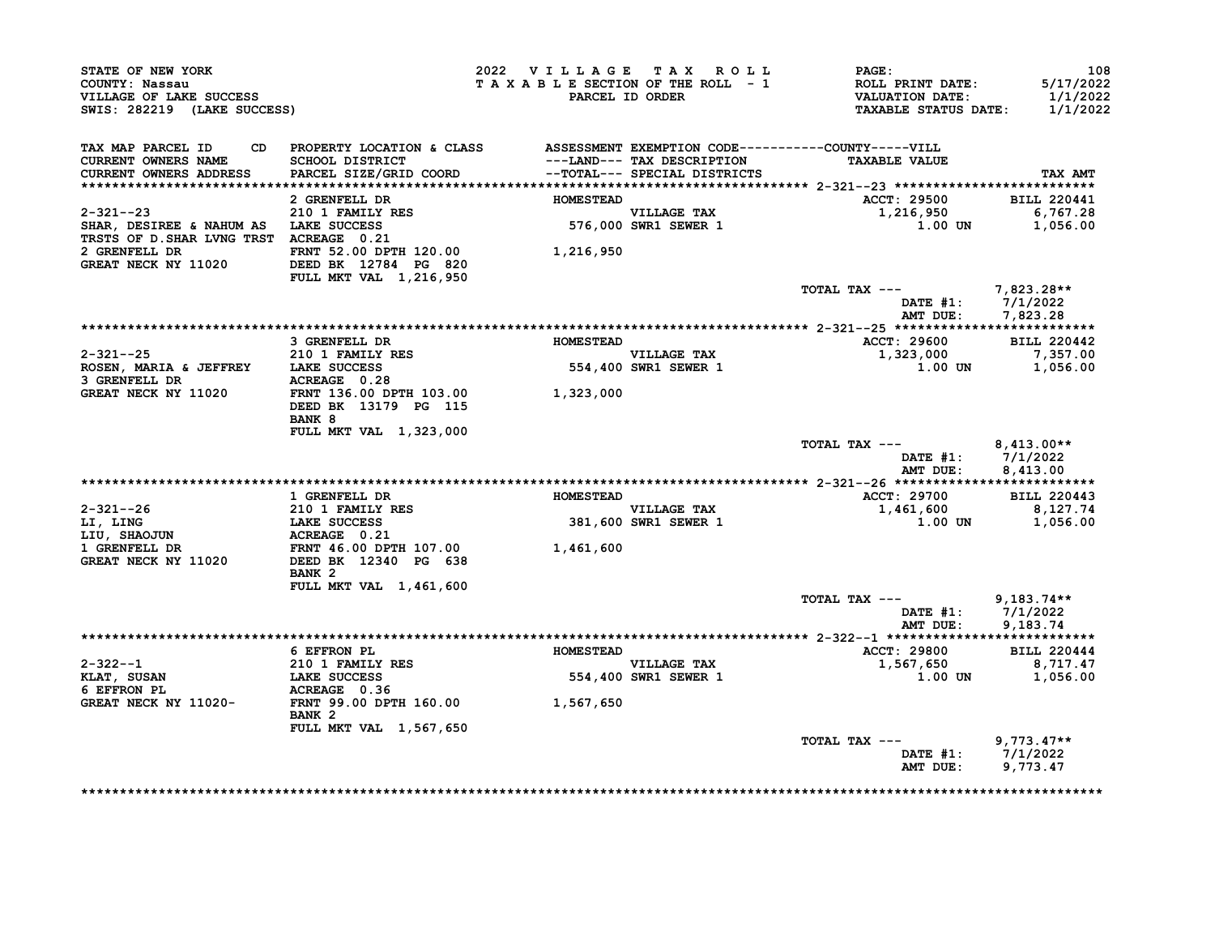STATE OF NEW YORK
COUNTY: Nassau
VILLAGE OF LAKE SUCCESS
SWIS: 282219 (LAKE SUCCESS)

2022 VILLAGE TAX ROLL
TAXABLE SECTION OF THE ROLL - 1
PARCEL ID ORDER

ROLL PRINT DATE: 5/17/2022
VALUATION DATE: 1/1/2022
TAXABLE STATUS DATE: 1/1/2022

| TAX MAP PARCEL ID / CURRENT OWNERS NAME / CURRENT OWNERS ADDRESS | CD | PROPERTY LOCATION & CLASS / SCHOOL DISTRICT / PARCEL SIZE/GRID COORD | ASSESSMENT ---LAND--- / --TOTAL--- | EXEMPTION CODE / TAX DESCRIPTION / SPECIAL DISTRICTS | COUNTY-----VILL TAXABLE VALUE | TAX AMT |
|---|---|---|---|---|---|---|
| **2-321--23** | | 2 GRENFELL DR | HOMESTEAD | | ACCT: 29500 | BILL 220441 |
| SHAR, DESIREE & NAHUM AS | | 210 1 FAMILY RES | | VILLAGE TAX | 1,216,950 | 6,767.28 |
| TRSTS OF D.SHAR LVNG TRST | | LAKE SUCCESS | 576,000 | SWR1 SEWER 1 | 1.00 UN | 1,056.00 |
| 2 GRENFELL DR | | ACREAGE 0.21 | | | | |
| GREAT NECK NY 11020 | | FRNT 52.00 DPTH 120.00 | 1,216,950 | | | |
| | | DEED BK 12784 PG 820 | | | | |
| | | FULL MKT VAL 1,216,950 | | | | |
| | | | | | TOTAL TAX --- | 7,823.28** |
| | | | | | DATE #1: | 7/1/2022 |
| | | | | | AMT DUE: | 7,823.28 |
| **2-321--25** | | 3 GRENFELL DR | HOMESTEAD | | ACCT: 29600 | BILL 220442 |
| ROSEN, MARIA & JEFFREY | | 210 1 FAMILY RES | | VILLAGE TAX | 1,323,000 | 7,357.00 |
| 3 GRENFELL DR | | LAKE SUCCESS | 554,400 | SWR1 SEWER 1 | 1.00 UN | 1,056.00 |
| GREAT NECK NY 11020 | | ACREAGE 0.28 | | | | |
| | | FRNT 136.00 DPTH 103.00 | 1,323,000 | | | |
| | | DEED BK 13179 PG 115 | | | | |
| | | BANK 8 | | | | |
| | | FULL MKT VAL 1,323,000 | | | | |
| | | | | | TOTAL TAX --- | 8,413.00** |
| | | | | | DATE #1: | 7/1/2022 |
| | | | | | AMT DUE: | 8,413.00 |
| **2-321--26** | | 1 GRENFELL DR | HOMESTEAD | | ACCT: 29700 | BILL 220443 |
| LI, LING | | 210 1 FAMILY RES | | VILLAGE TAX | 1,461,600 | 8,127.74 |
| LIU, SHAOJUN | | LAKE SUCCESS | 381,600 | SWR1 SEWER 1 | 1.00 UN | 1,056.00 |
| 1 GRENFELL DR | | ACREAGE 0.21 | | | | |
| GREAT NECK NY 11020 | | FRNT 46.00 DPTH 107.00 | 1,461,600 | | | |
| | | DEED BK 12340 PG 638 | | | | |
| | | BANK 2 | | | | |
| | | FULL MKT VAL 1,461,600 | | | | |
| | | | | | TOTAL TAX --- | 9,183.74** |
| | | | | | DATE #1: | 7/1/2022 |
| | | | | | AMT DUE: | 9,183.74 |
| **2-322--1** | | 6 EFFRON PL | HOMESTEAD | | ACCT: 29800 | BILL 220444 |
| KLAT, SUSAN | | 210 1 FAMILY RES | | VILLAGE TAX | 1,567,650 | 8,717.47 |
| 6 EFFRON PL | | LAKE SUCCESS | 554,400 | SWR1 SEWER 1 | 1.00 UN | 1,056.00 |
| GREAT NECK NY 11020- | | ACREAGE 0.36 | | | | |
| | | FRNT 99.00 DPTH 160.00 | 1,567,650 | | | |
| | | BANK 2 | | | | |
| | | FULL MKT VAL 1,567,650 | | | | |
| | | | | | TOTAL TAX --- | 9,773.47** |
| | | | | | DATE #1: | 7/1/2022 |
| | | | | | AMT DUE: | 9,773.47 |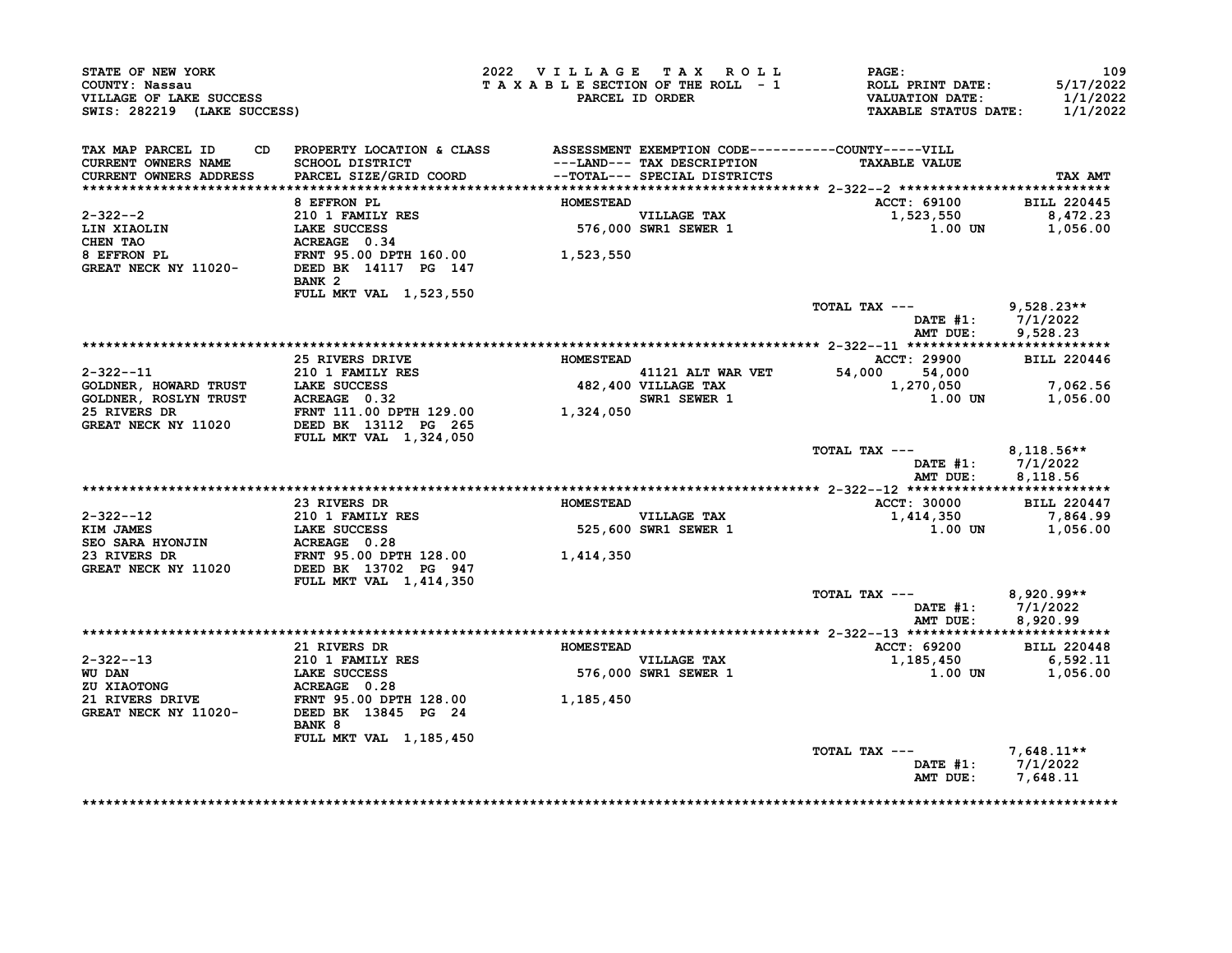STATE OF NEW YORK
COUNTY: Nassau
VILLAGE OF LAKE SUCCESS
SWIS: 282219 (LAKE SUCCESS)

2022 VILLAGE TAX ROLL
TAXABLE SECTION OF THE ROLL - 1
PARCEL ID ORDER

ROLL PRINT DATE: 5/17/2022
VALUATION DATE: 1/1/2022
TAXABLE STATUS DATE: 1/1/2022

| TAX MAP PARCEL ID / CURRENT OWNERS NAME / CURRENT OWNERS ADDRESS | CD | PROPERTY LOCATION & CLASS / SCHOOL DISTRICT / PARCEL SIZE/GRID COORD | ASSESSMENT ---LAND--- / --TOTAL--- | EXEMPTION CODE / TAX DESCRIPTION / SPECIAL DISTRICTS | COUNTY | VILL / TAXABLE VALUE | TAX AMT |
|---|---|---|---|---|---|---|---|
| **2-322--2** ACCT: 69100 BILL 220445 | | 8 EFFRON PL | HOMESTEAD | | | | |
| 2-322--2 | | 210 1 FAMILY RES | | VILLAGE TAX | | 1,523,550 | 8,472.23 |
| LIN XIAOLIN | | LAKE SUCCESS | 576,000 | SWR1 SEWER 1 | | 1.00 UN | 1,056.00 |
| CHEN TAO | | ACREAGE 0.34 | | | | | |
| 8 EFFRON PL | | FRNT 95.00 DPTH 160.00 | 1,523,550 | | | | |
| GREAT NECK NY 11020- | | DEED BK 14117 PG 147 | | | | | |
| | | BANK 2 | | | | | |
| | | FULL MKT VAL 1,523,550 | | | | | |
| | | | | | TOTAL TAX --- | | 9,528.23** |
| | | | | | DATE #1: | | 7/1/2022 |
| | | | | | AMT DUE: | | 9,528.23 |
| **2-322--11** ACCT: 29900 BILL 220446 | | 25 RIVERS DRIVE | HOMESTEAD | | | | |
| 2-322--11 | | 210 1 FAMILY RES | | 41121 ALT WAR VET | 54,000 | 54,000 | |
| GOLDNER, HOWARD TRUST | | LAKE SUCCESS | 482,400 | VILLAGE TAX | | 1,270,050 | 7,062.56 |
| GOLDNER, ROSLYN TRUST | | ACREAGE 0.32 | | SWR1 SEWER 1 | | 1.00 UN | 1,056.00 |
| 25 RIVERS DR | | FRNT 111.00 DPTH 129.00 | 1,324,050 | | | | |
| GREAT NECK NY 11020 | | DEED BK 13112 PG 265 | | | | | |
| | | FULL MKT VAL 1,324,050 | | | | | |
| | | | | | TOTAL TAX --- | | 8,118.56** |
| | | | | | DATE #1: | | 7/1/2022 |
| | | | | | AMT DUE: | | 8,118.56 |
| **2-322--12** ACCT: 30000 BILL 220447 | | 23 RIVERS DR | HOMESTEAD | | | | |
| 2-322--12 | | 210 1 FAMILY RES | | VILLAGE TAX | | 1,414,350 | 7,864.99 |
| KIM JAMES | | LAKE SUCCESS | 525,600 | SWR1 SEWER 1 | | 1.00 UN | 1,056.00 |
| SEO SARA HYONJIN | | ACREAGE 0.28 | | | | | |
| 23 RIVERS DR | | FRNT 95.00 DPTH 128.00 | 1,414,350 | | | | |
| GREAT NECK NY 11020 | | DEED BK 13702 PG 947 | | | | | |
| | | FULL MKT VAL 1,414,350 | | | | | |
| | | | | | TOTAL TAX --- | | 8,920.99** |
| | | | | | DATE #1: | | 7/1/2022 |
| | | | | | AMT DUE: | | 8,920.99 |
| **2-322--13** ACCT: 69200 BILL 220448 | | 21 RIVERS DR | HOMESTEAD | | | | |
| 2-322--13 | | 210 1 FAMILY RES | | VILLAGE TAX | | 1,185,450 | 6,592.11 |
| WU DAN | | LAKE SUCCESS | 576,000 | SWR1 SEWER 1 | | 1.00 UN | 1,056.00 |
| ZU XIAOTONG | | ACREAGE 0.28 | | | | | |
| 21 RIVERS DRIVE | | FRNT 95.00 DPTH 128.00 | 1,185,450 | | | | |
| GREAT NECK NY 11020- | | DEED BK 13845 PG 24 | | | | | |
| | | BANK 8 | | | | | |
| | | FULL MKT VAL 1,185,450 | | | | | |
| | | | | | TOTAL TAX --- | | 7,648.11** |
| | | | | | DATE #1: | | 7/1/2022 |
| | | | | | AMT DUE: | | 7,648.11 |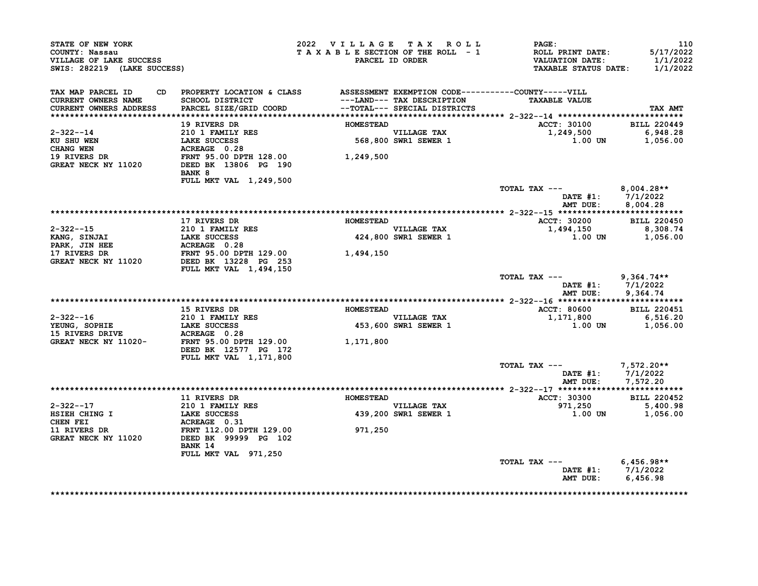STATE OF NEW YORK
COUNTY: Nassau
VILLAGE OF LAKE SUCCESS
SWIS: 282219 (LAKE SUCCESS)

2022 VILLAGE TAX ROLL
TAXABLE SECTION OF THE ROLL - 1
PARCEL ID ORDER

ROLL PRINT DATE: 5/17/2022
VALUATION DATE: 1/1/2022
TAXABLE STATUS DATE: 1/1/2022

| TAX MAP PARCEL ID / CURRENT OWNERS NAME / CURRENT OWNERS ADDRESS | CD PROPERTY LOCATION & CLASS / SCHOOL DISTRICT / PARCEL SIZE/GRID COORD | ASSESSMENT ---LAND--- / --TOTAL--- | EXEMPTION CODE / TAX DESCRIPTION / SPECIAL DISTRICTS | COUNTY-----VILL TAXABLE VALUE | TAX AMT |
|---|---|---|---|---|---|
| 2-322--14 | 19 RIVERS DR | HOMESTEAD | | ACCT: 30100 | BILL 220449 |
| KU SHU WEN | 210 1 FAMILY RES | | VILLAGE TAX | 1,249,500 | 6,948.28 |
| CHANG WEN | LAKE SUCCESS | 568,800 | SWR1 SEWER 1 | 1.00 UN | 1,056.00 |
| 19 RIVERS DR | ACREAGE 0.28 | | | | |
| GREAT NECK NY 11020 | FRNT 95.00 DPTH 128.00 | 1,249,500 | | | |
| | DEED BK 13806 PG 190 | | | | |
| | BANK 8 | | | | |
| | FULL MKT VAL 1,249,500 | | | | |
| | | | | TOTAL TAX --- | 8,004.28** |
| | | | | DATE #1: | 7/1/2022 |
| | | | | AMT DUE: | 8,004.28 |
| 2-322--15 | 17 RIVERS DR | HOMESTEAD | | ACCT: 30200 | BILL 220450 |
| KANG, SINJAI | 210 1 FAMILY RES | | VILLAGE TAX | 1,494,150 | 8,308.74 |
| PARK, JIN HEE | LAKE SUCCESS | 424,800 | SWR1 SEWER 1 | 1.00 UN | 1,056.00 |
| 17 RIVERS DR | ACREAGE 0.28 | | | | |
| GREAT NECK NY 11020 | FRNT 95.00 DPTH 129.00 | 1,494,150 | | | |
| | DEED BK 13228 PG 253 | | | | |
| | FULL MKT VAL 1,494,150 | | | | |
| | | | | TOTAL TAX --- | 9,364.74** |
| | | | | DATE #1: | 7/1/2022 |
| | | | | AMT DUE: | 9,364.74 |
| 2-322--16 | 15 RIVERS DR | HOMESTEAD | | ACCT: 80600 | BILL 220451 |
| YEUNG, SOPHIE | 210 1 FAMILY RES | | VILLAGE TAX | 1,171,800 | 6,516.20 |
| 15 RIVERS DRIVE | LAKE SUCCESS | 453,600 | SWR1 SEWER 1 | 1.00 UN | 1,056.00 |
| GREAT NECK NY 11020- | ACREAGE 0.28 | | | | |
| | FRNT 95.00 DPTH 129.00 | 1,171,800 | | | |
| | DEED BK 12577 PG 172 | | | | |
| | FULL MKT VAL 1,171,800 | | | | |
| | | | | TOTAL TAX --- | 7,572.20** |
| | | | | DATE #1: | 7/1/2022 |
| | | | | AMT DUE: | 7,572.20 |
| 2-322--17 | 11 RIVERS DR | HOMESTEAD | | ACCT: 30300 | BILL 220452 |
| HSIEH CHING I | 210 1 FAMILY RES | | VILLAGE TAX | 971,250 | 5,400.98 |
| CHEN FEI | LAKE SUCCESS | 439,200 | SWR1 SEWER 1 | 1.00 UN | 1,056.00 |
| 11 RIVERS DR | ACREAGE 0.31 | | | | |
| GREAT NECK NY 11020 | FRNT 112.00 DPTH 129.00 | 971,250 | | | |
| | DEED BK 99999 PG 102 | | | | |
| | BANK 14 | | | | |
| | FULL MKT VAL 971,250 | | | | |
| | | | | TOTAL TAX --- | 6,456.98** |
| | | | | DATE #1: | 7/1/2022 |
| | | | | AMT DUE: | 6,456.98 |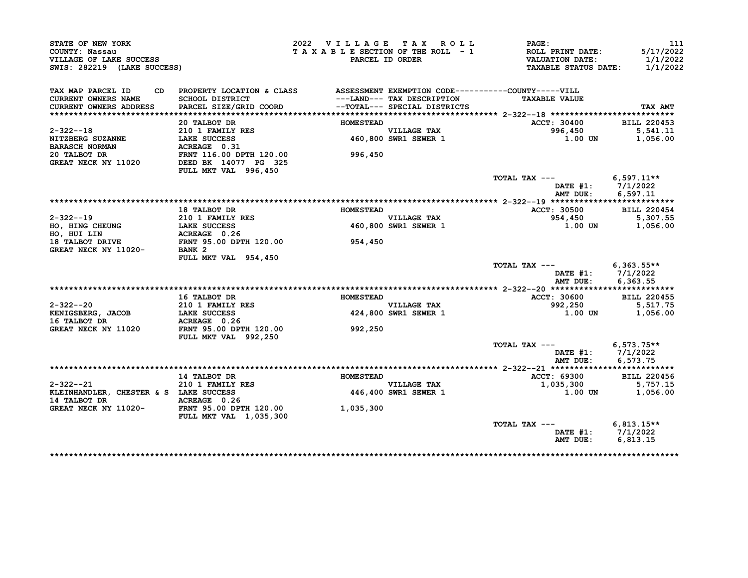STATE OF NEW YORK
COUNTY: Nassau
VILLAGE OF LAKE SUCCESS
SWIS: 282219 (LAKE SUCCESS)

2022 VILLAGE TAX ROLL
TAXABLE SECTION OF THE ROLL - 1
PARCEL ID ORDER

ROLL PRINT DATE: 5/17/2022
VALUATION DATE: 1/1/2022
TAXABLE STATUS DATE: 1/1/2022

| TAX MAP PARCEL ID / CURRENT OWNERS NAME / CURRENT OWNERS ADDRESS | PROPERTY LOCATION & CLASS / SCHOOL DISTRICT / PARCEL SIZE/GRID COORD | ASSESSMENT ---LAND--- / --TOTAL--- | EXEMPTION CODE / TAX DESCRIPTION / SPECIAL DISTRICTS | COUNTY-----VILL TAXABLE VALUE | TAX AMT |
|---|---|---|---|---|---|
| **2-322--18** | 20 TALBOT DR | HOMESTEAD | | ACCT: 30400 | BILL 220453 |
| 2-322--18 | 210 1 FAMILY RES | | VILLAGE TAX | 996,450 | 5,541.11 |
| NITZBERG SUZANNE | LAKE SUCCESS | 460,800 | SWR1 SEWER 1 | 1.00 UN | 1,056.00 |
| BARASCH NORMAN | ACREAGE 0.31 | | | | |
| 20 TALBOT DR | FRNT 116.00 DPTH 120.00 | 996,450 | | | |
| GREAT NECK NY 11020 | DEED BK 14077 PG 325 | | | | |
| | FULL MKT VAL 996,450 | | | | |
| | | | | TOTAL TAX --- | 6,597.11** |
| | | | | DATE #1: | 7/1/2022 |
| | | | | AMT DUE: | 6,597.11 |
| **2-322--19** | 18 TALBOT DR | HOMESTEAD | | ACCT: 30500 | BILL 220454 |
| 2-322--19 | 210 1 FAMILY RES | | VILLAGE TAX | 954,450 | 5,307.55 |
| HO, HING CHEUNG | LAKE SUCCESS | 460,800 | SWR1 SEWER 1 | 1.00 UN | 1,056.00 |
| HO, HUI LIN | ACREAGE 0.26 | | | | |
| 18 TALBOT DRIVE | FRNT 95.00 DPTH 120.00 | 954,450 | | | |
| GREAT NECK NY 11020- | BANK 2 | | | | |
| | FULL MKT VAL 954,450 | | | | |
| | | | | TOTAL TAX --- | 6,363.55** |
| | | | | DATE #1: | 7/1/2022 |
| | | | | AMT DUE: | 6,363.55 |
| **2-322--20** | 16 TALBOT DR | HOMESTEAD | | ACCT: 30600 | BILL 220455 |
| 2-322--20 | 210 1 FAMILY RES | | VILLAGE TAX | 992,250 | 5,517.75 |
| KENIGSBERG, JACOB | LAKE SUCCESS | 424,800 | SWR1 SEWER 1 | 1.00 UN | 1,056.00 |
| 16 TALBOT DR | ACREAGE 0.26 | | | | |
| GREAT NECK NY 11020 | FRNT 95.00 DPTH 120.00 | 992,250 | | | |
| | FULL MKT VAL 992,250 | | | | |
| | | | | TOTAL TAX --- | 6,573.75** |
| | | | | DATE #1: | 7/1/2022 |
| | | | | AMT DUE: | 6,573.75 |
| **2-322--21** | 14 TALBOT DR | HOMESTEAD | | ACCT: 69300 | BILL 220456 |
| 2-322--21 | 210 1 FAMILY RES | | VILLAGE TAX | 1,035,300 | 5,757.15 |
| KLEINHANDLER, CHESTER & S | LAKE SUCCESS | 446,400 | SWR1 SEWER 1 | 1.00 UN | 1,056.00 |
| 14 TALBOT DR | ACREAGE 0.26 | | | | |
| GREAT NECK NY 11020- | FRNT 95.00 DPTH 120.00 | 1,035,300 | | | |
| | FULL MKT VAL 1,035,300 | | | | |
| | | | | TOTAL TAX --- | 6,813.15** |
| | | | | DATE #1: | 7/1/2022 |
| | | | | AMT DUE: | 6,813.15 |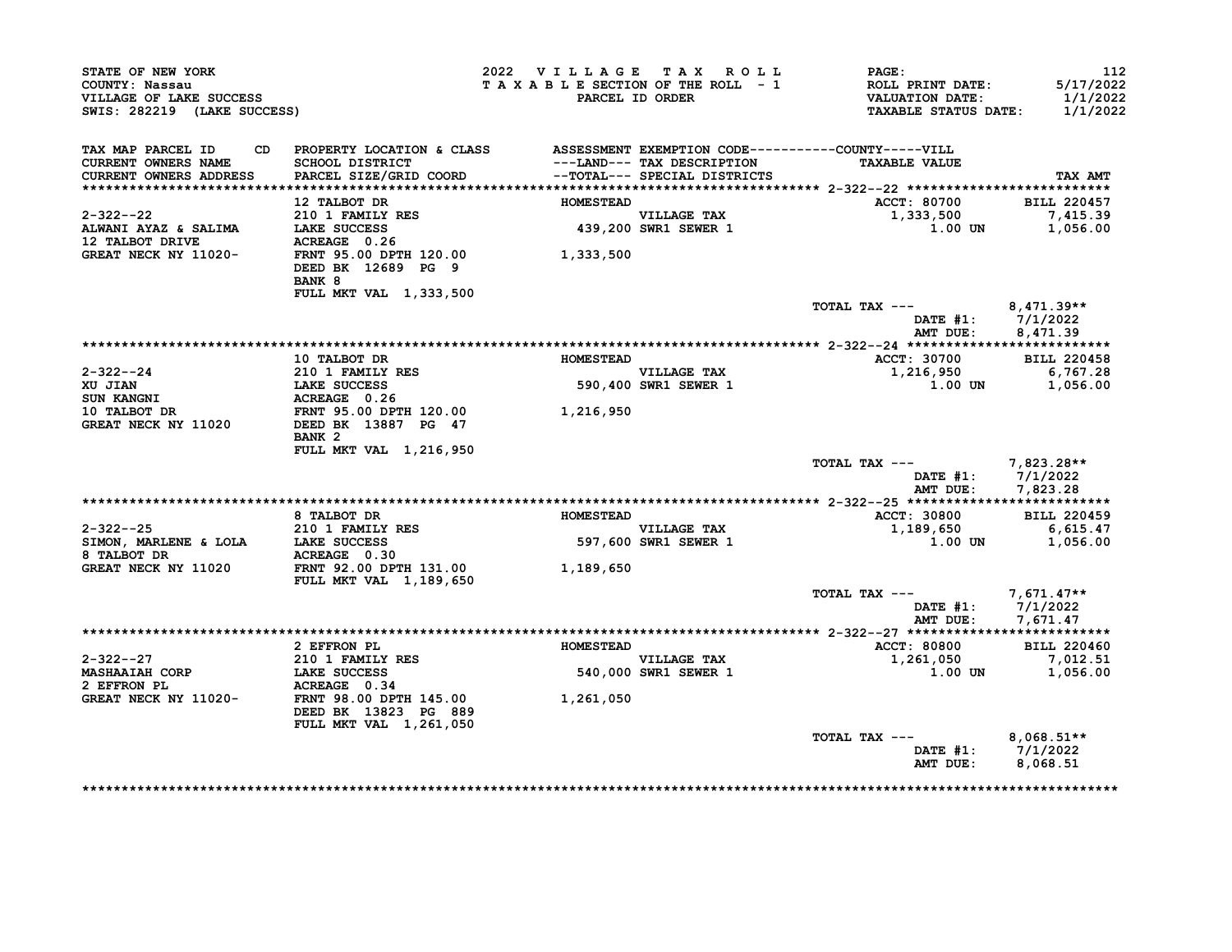STATE OF NEW YORK
COUNTY: Nassau
VILLAGE OF LAKE SUCCESS
SWIS: 282219 (LAKE SUCCESS)

2022 VILLAGE TAX ROLL
TAXABLE SECTION OF THE ROLL - 1
PARCEL ID ORDER

PAGE: 112
ROLL PRINT DATE: 5/17/2022
VALUATION DATE: 1/1/2022
TAXABLE STATUS DATE: 1/1/2022

| TAX MAP PARCEL ID / CURRENT OWNERS NAME / CURRENT OWNERS ADDRESS | PROPERTY LOCATION & CLASS / SCHOOL DISTRICT / PARCEL SIZE/GRID COORD | ASSESSMENT ---LAND--- / --TOTAL--- | EXEMPTION CODE / TAX DESCRIPTION / SPECIAL DISTRICTS | TAXABLE VALUE | TAX AMT |
|---|---|---|---|---|---|
| **2-322--22** | 12 TALBOT DR | HOMESTEAD | | ACCT: 80700 | BILL 220457 |
| 2-322--22 | 210 1 FAMILY RES | | VILLAGE TAX | 1,333,500 | 7,415.39 |
| ALWANI AYAZ & SALIMA | LAKE SUCCESS | 439,200 | SWR1 SEWER 1 | 1.00 UN | 1,056.00 |
| 12 TALBOT DRIVE | ACREAGE 0.26 | | | | |
| GREAT NECK NY 11020- | FRNT 95.00 DPTH 120.00 | 1,333,500 | | | |
| | DEED BK 12689 PG 9 | | | | |
| | BANK 8 | | | | |
| | FULL MKT VAL 1,333,500 | | | | |
| | | | | TOTAL TAX --- | 8,471.39** |
| | | | | DATE #1: | 7/1/2022 |
| | | | | AMT DUE: | 8,471.39 |
| **2-322--24** | 10 TALBOT DR | HOMESTEAD | | ACCT: 30700 | BILL 220458 |
| 2-322--24 | 210 1 FAMILY RES | | VILLAGE TAX | 1,216,950 | 6,767.28 |
| XU JIAN | LAKE SUCCESS | 590,400 | SWR1 SEWER 1 | 1.00 UN | 1,056.00 |
| SUN KANGNI | ACREAGE 0.26 | | | | |
| 10 TALBOT DR | FRNT 95.00 DPTH 120.00 | 1,216,950 | | | |
| GREAT NECK NY 11020 | DEED BK 13887 PG 47 | | | | |
| | BANK 2 | | | | |
| | FULL MKT VAL 1,216,950 | | | | |
| | | | | TOTAL TAX --- | 7,823.28** |
| | | | | DATE #1: | 7/1/2022 |
| | | | | AMT DUE: | 7,823.28 |
| **2-322--25** | 8 TALBOT DR | HOMESTEAD | | ACCT: 30800 | BILL 220459 |
| 2-322--25 | 210 1 FAMILY RES | | VILLAGE TAX | 1,189,650 | 6,615.47 |
| SIMON, MARLENE & LOLA | LAKE SUCCESS | 597,600 | SWR1 SEWER 1 | 1.00 UN | 1,056.00 |
| 8 TALBOT DR | ACREAGE 0.30 | | | | |
| GREAT NECK NY 11020 | FRNT 92.00 DPTH 131.00 | 1,189,650 | | | |
| | FULL MKT VAL 1,189,650 | | | | |
| | | | | TOTAL TAX --- | 7,671.47** |
| | | | | DATE #1: | 7/1/2022 |
| | | | | AMT DUE: | 7,671.47 |
| **2-322--27** | 2 EFFRON PL | HOMESTEAD | | ACCT: 80800 | BILL 220460 |
| 2-322--27 | 210 1 FAMILY RES | | VILLAGE TAX | 1,261,050 | 7,012.51 |
| MASHAAIAH CORP | LAKE SUCCESS | 540,000 | SWR1 SEWER 1 | 1.00 UN | 1,056.00 |
| 2 EFFRON PL | ACREAGE 0.34 | | | | |
| GREAT NECK NY 11020- | FRNT 98.00 DPTH 145.00 | 1,261,050 | | | |
| | DEED BK 13823 PG 889 | | | | |
| | FULL MKT VAL 1,261,050 | | | | |
| | | | | TOTAL TAX --- | 8,068.51** |
| | | | | DATE #1: | 7/1/2022 |
| | | | | AMT DUE: | 8,068.51 |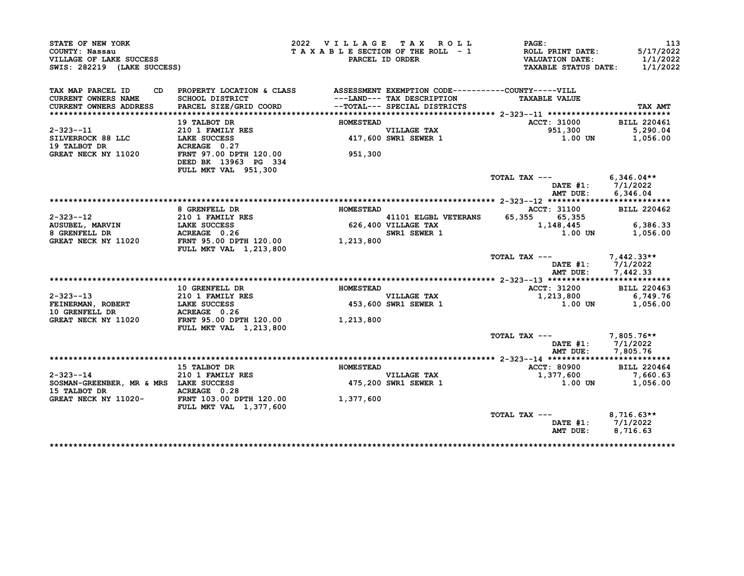STATE OF NEW YORK
COUNTY: Nassau
VILLAGE OF LAKE SUCCESS
SWIS: 282219 (LAKE SUCCESS)

2022 VILLAGE TAX ROLL
TAXABLE SECTION OF THE ROLL - 1
PARCEL ID ORDER

ROLL PRINT DATE: 5/17/2022
VALUATION DATE: 1/1/2022
TAXABLE STATUS DATE: 1/1/2022

| TAX MAP PARCEL ID / CURRENT OWNERS NAME / CURRENT OWNERS ADDRESS | CD PROPERTY LOCATION & CLASS / SCHOOL DISTRICT / PARCEL SIZE/GRID COORD | ASSESSMENT ---LAND--- / --TOTAL--- | EXEMPTION CODE / TAX DESCRIPTION / SPECIAL DISTRICTS | COUNTY | VILL / TAXABLE VALUE | TAX AMT |
|---|---|---|---|---|---|---|
| **2-323--11** | 19 TALBOT DR | HOMESTEAD | | | ACCT: 31000 | BILL 220461 |
| 2-323--11 | 210 1 FAMILY RES | | VILLAGE TAX | | 951,300 | 5,290.04 |
| SILVERROCK 88 LLC | LAKE SUCCESS | 417,600 | SWR1 SEWER 1 | | 1.00 UN | 1,056.00 |
| 19 TALBOT DR | ACREAGE 0.27 | | | | | |
| GREAT NECK NY 11020 | FRNT 97.00 DPTH 120.00 | 951,300 | | | | |
| | DEED BK 13963 PG 334 | | | | | |
| | FULL MKT VAL 951,300 | | | | | |
| | | | TOTAL TAX --- | | | 6,346.04** |
| | | | | | DATE #1: | 7/1/2022 |
| | | | | | AMT DUE: | 6,346.04 |
| **2-323--12** | 8 GRENFELL DR | HOMESTEAD | | | ACCT: 31100 | BILL 220462 |
| 2-323--12 | 210 1 FAMILY RES | | 41101 ELGBL VETERANS | 65,355 | 65,355 | |
| AUSUBEL, MARVIN | LAKE SUCCESS | 626,400 | VILLAGE TAX | | 1,148,445 | 6,386.33 |
| 8 GRENFELL DR | ACREAGE 0.26 | | SWR1 SEWER 1 | | 1.00 UN | 1,056.00 |
| GREAT NECK NY 11020 | FRNT 95.00 DPTH 120.00 | 1,213,800 | | | | |
| | FULL MKT VAL 1,213,800 | | | | | |
| | | | TOTAL TAX --- | | | 7,442.33** |
| | | | | | DATE #1: | 7/1/2022 |
| | | | | | AMT DUE: | 7,442.33 |
| **2-323--13** | 10 GRENFELL DR | HOMESTEAD | | | ACCT: 31200 | BILL 220463 |
| 2-323--13 | 210 1 FAMILY RES | | VILLAGE TAX | | 1,213,800 | 6,749.76 |
| FEINERMAN, ROBERT | LAKE SUCCESS | 453,600 | SWR1 SEWER 1 | | 1.00 UN | 1,056.00 |
| 10 GRENFELL DR | ACREAGE 0.26 | | | | | |
| GREAT NECK NY 11020 | FRNT 95.00 DPTH 120.00 | 1,213,800 | | | | |
| | FULL MKT VAL 1,213,800 | | | | | |
| | | | TOTAL TAX --- | | | 7,805.76** |
| | | | | | DATE #1: | 7/1/2022 |
| | | | | | AMT DUE: | 7,805.76 |
| **2-323--14** | 15 TALBOT DR | HOMESTEAD | | | ACCT: 80900 | BILL 220464 |
| 2-323--14 | 210 1 FAMILY RES | | VILLAGE TAX | | 1,377,600 | 7,660.63 |
| SOSMAN-GREENBER, MR & MRS | LAKE SUCCESS | 475,200 | SWR1 SEWER 1 | | 1.00 UN | 1,056.00 |
| 15 TALBOT DR | ACREAGE 0.28 | | | | | |
| GREAT NECK NY 11020- | FRNT 103.00 DPTH 120.00 | 1,377,600 | | | | |
| | FULL MKT VAL 1,377,600 | | | | | |
| | | | TOTAL TAX --- | | | 8,716.63** |
| | | | | | DATE #1: | 7/1/2022 |
| | | | | | AMT DUE: | 8,716.63 |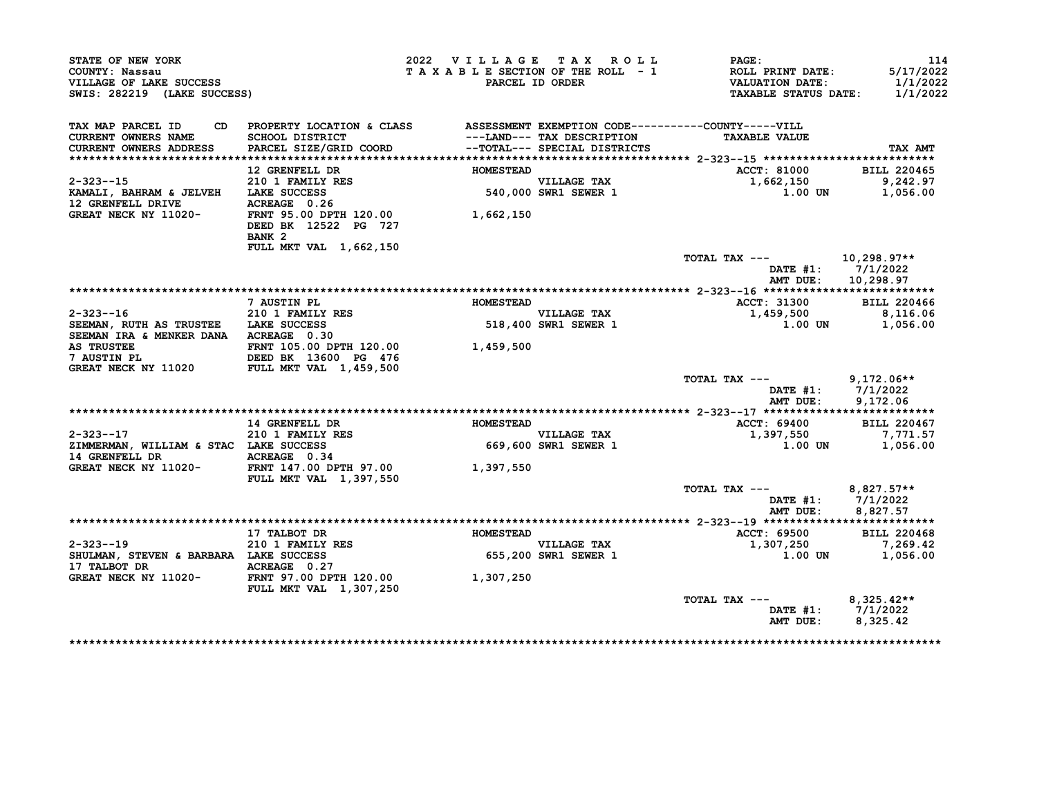STATE OF NEW YORK
COUNTY: Nassau
VILLAGE OF LAKE SUCCESS
SWIS: 282219 (LAKE SUCCESS)

2022 VILLAGE TAX ROLL
TAXABLE SECTION OF THE ROLL - 1
PARCEL ID ORDER

PAGE: 114
ROLL PRINT DATE: 5/17/2022
VALUATION DATE: 1/1/2022
TAXABLE STATUS DATE: 1/1/2022

| TAX MAP PARCEL ID / CURRENT OWNERS NAME / CURRENT OWNERS ADDRESS | PROPERTY LOCATION & CLASS / SCHOOL DISTRICT / PARCEL SIZE/GRID COORD | ASSESSMENT ---LAND--- / --TOTAL--- | EXEMPTION CODE / TAX DESCRIPTION / SPECIAL DISTRICTS | TAXABLE VALUE (COUNTY-----VILL) | TAX AMT |
|---|---|---|---|---|---|
| **2-323--15** | 12 GRENFELL DR | HOMESTEAD | | ACCT: 81000 | BILL 220465 |
| 2-323--15 | 210 1 FAMILY RES | | VILLAGE TAX | 1,662,150 | 9,242.97 |
| KAMALI, BAHRAM & JELVEH | LAKE SUCCESS | 540,000 | SWR1 SEWER 1 | 1.00 UN | 1,056.00 |
| 12 GRENFELL DRIVE | ACREAGE 0.26 | | | | |
| GREAT NECK NY 11020- | FRNT 95.00 DPTH 120.00 | 1,662,150 | | | |
| | DEED BK 12522 PG 727 | | | | |
| | BANK 2 | | | | |
| | FULL MKT VAL 1,662,150 | | | | |
| | | | | TOTAL TAX --- | 10,298.97** |
| | | | | DATE #1: | 7/1/2022 |
| | | | | AMT DUE: | 10,298.97 |
| **2-323--16** | 7 AUSTIN PL | HOMESTEAD | | ACCT: 31300 | BILL 220466 |
| 2-323--16 | 210 1 FAMILY RES | | VILLAGE TAX | 1,459,500 | 8,116.06 |
| SEEMAN, RUTH AS TRUSTEE | LAKE SUCCESS | 518,400 | SWR1 SEWER 1 | 1.00 UN | 1,056.00 |
| SEEMAN IRA & MENKER DANA | ACREAGE 0.30 | | | | |
| AS TRUSTEE | FRNT 105.00 DPTH 120.00 | 1,459,500 | | | |
| 7 AUSTIN PL | DEED BK 13600 PG 476 | | | | |
| GREAT NECK NY 11020 | FULL MKT VAL 1,459,500 | | | | |
| | | | | TOTAL TAX --- | 9,172.06** |
| | | | | DATE #1: | 7/1/2022 |
| | | | | AMT DUE: | 9,172.06 |
| **2-323--17** | 14 GRENFELL DR | HOMESTEAD | | ACCT: 69400 | BILL 220467 |
| 2-323--17 | 210 1 FAMILY RES | | VILLAGE TAX | 1,397,550 | 7,771.57 |
| ZIMMERMAN, WILLIAM & STAC | LAKE SUCCESS | 669,600 | SWR1 SEWER 1 | 1.00 UN | 1,056.00 |
| 14 GRENFELL DR | ACREAGE 0.34 | | | | |
| GREAT NECK NY 11020- | FRNT 147.00 DPTH 97.00 | 1,397,550 | | | |
| | FULL MKT VAL 1,397,550 | | | | |
| | | | | TOTAL TAX --- | 8,827.57** |
| | | | | DATE #1: | 7/1/2022 |
| | | | | AMT DUE: | 8,827.57 |
| **2-323--19** | 17 TALBOT DR | HOMESTEAD | | ACCT: 69500 | BILL 220468 |
| 2-323--19 | 210 1 FAMILY RES | | VILLAGE TAX | 1,307,250 | 7,269.42 |
| SHULMAN, STEVEN & BARBARA | LAKE SUCCESS | 655,200 | SWR1 SEWER 1 | 1.00 UN | 1,056.00 |
| 17 TALBOT DR | ACREAGE 0.27 | | | | |
| GREAT NECK NY 11020- | FRNT 97.00 DPTH 120.00 | 1,307,250 | | | |
| | FULL MKT VAL 1,307,250 | | | | |
| | | | | TOTAL TAX --- | 8,325.42** |
| | | | | DATE #1: | 7/1/2022 |
| | | | | AMT DUE: | 8,325.42 |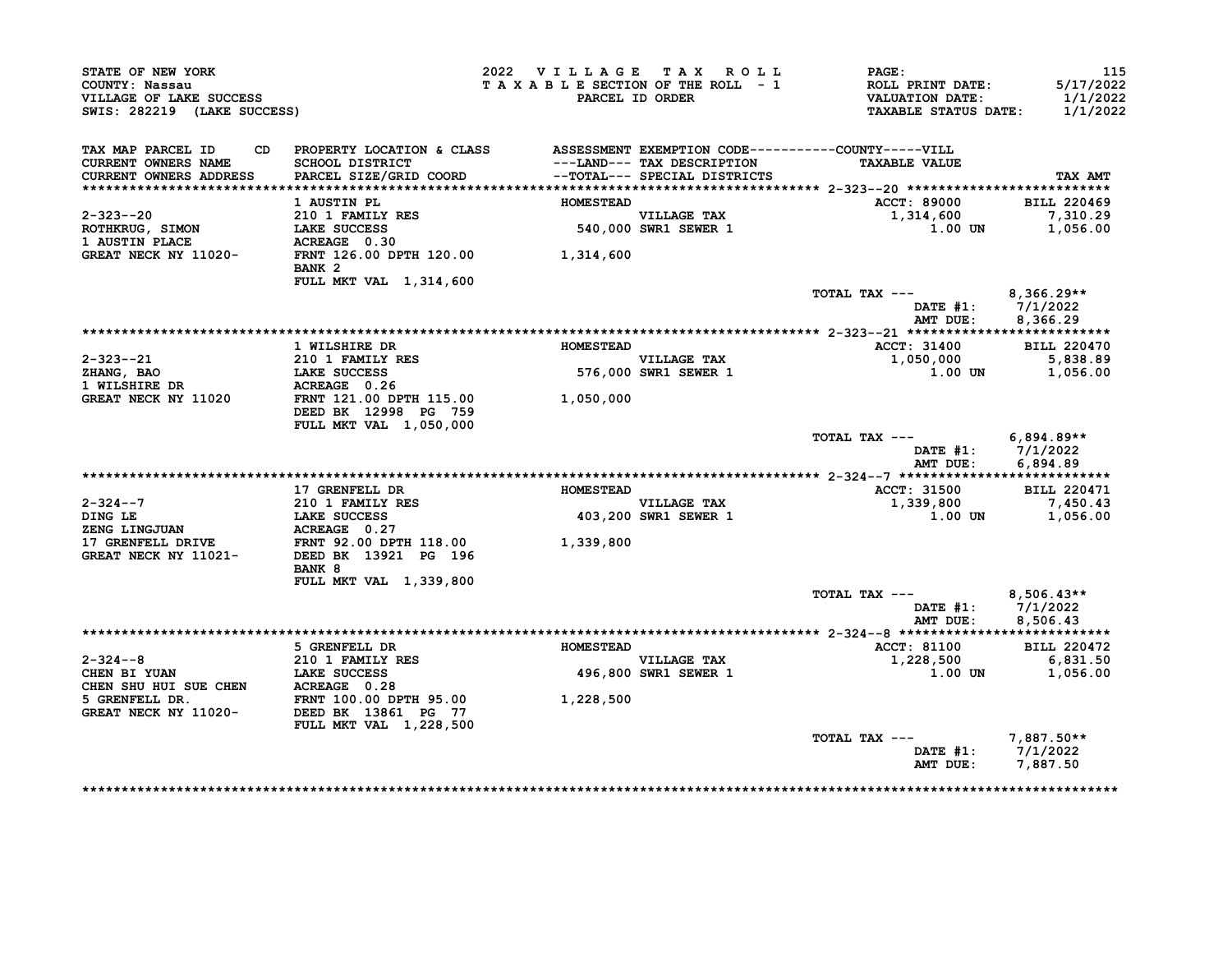STATE OF NEW YORK
COUNTY: Nassau
VILLAGE OF LAKE SUCCESS
SWIS: 282219 (LAKE SUCCESS)

2022 VILLAGE TAX ROLL
TAXABLE SECTION OF THE ROLL - 1
PARCEL ID ORDER

ROLL PRINT DATE: 5/17/2022
VALUATION DATE: 1/1/2022
TAXABLE STATUS DATE: 1/1/2022

| TAX MAP PARCEL ID / CURRENT OWNERS NAME / CURRENT OWNERS ADDRESS | CD | PROPERTY LOCATION & CLASS / SCHOOL DISTRICT / PARCEL SIZE/GRID COORD | ASSESSMENT ---LAND--- --TOTAL--- | EXEMPTION CODE / TAX DESCRIPTION / SPECIAL DISTRICTS | TAXABLE VALUE | TAX AMT |
|---|---|---|---|---|---|---|
| **2-323--20** | | 1 AUSTIN PL | HOMESTEAD | | ACCT: 89000 | BILL 220469 |
| 2-323--20 | | 210 1 FAMILY RES | | VILLAGE TAX | 1,314,600 | 7,310.29 |
| ROTHKRUG, SIMON | | LAKE SUCCESS | 540,000 | SWR1 SEWER 1 | 1.00 UN | 1,056.00 |
| 1 AUSTIN PLACE | | ACREAGE 0.30 | | | | |
| GREAT NECK NY 11020- | | FRNT 126.00 DPTH 120.00 | 1,314,600 | | | |
| | | BANK 2 | | | | |
| | | FULL MKT VAL 1,314,600 | | | | |
| | | | | | TOTAL TAX --- | 8,366.29** |
| | | | | | DATE #1: | 7/1/2022 |
| | | | | | AMT DUE: | 8,366.29 |
| **2-323--21** | | 1 WILSHIRE DR | HOMESTEAD | | ACCT: 31400 | BILL 220470 |
| 2-323--21 | | 210 1 FAMILY RES | | VILLAGE TAX | 1,050,000 | 5,838.89 |
| ZHANG, BAO | | LAKE SUCCESS | 576,000 | SWR1 SEWER 1 | 1.00 UN | 1,056.00 |
| 1 WILSHIRE DR | | ACREAGE 0.26 | | | | |
| GREAT NECK NY 11020 | | FRNT 121.00 DPTH 115.00 | 1,050,000 | | | |
| | | DEED BK 12998 PG 759 | | | | |
| | | FULL MKT VAL 1,050,000 | | | | |
| | | | | | TOTAL TAX --- | 6,894.89** |
| | | | | | DATE #1: | 7/1/2022 |
| | | | | | AMT DUE: | 6,894.89 |
| **2-324--7** | | 17 GRENFELL DR | HOMESTEAD | | ACCT: 31500 | BILL 220471 |
| 2-324--7 | | 210 1 FAMILY RES | | VILLAGE TAX | 1,339,800 | 7,450.43 |
| DING LE | | LAKE SUCCESS | 403,200 | SWR1 SEWER 1 | 1.00 UN | 1,056.00 |
| ZENG LINGJUAN | | ACREAGE 0.27 | | | | |
| 17 GRENFELL DRIVE | | FRNT 92.00 DPTH 118.00 | 1,339,800 | | | |
| GREAT NECK NY 11021- | | DEED BK 13921 PG 196 | | | | |
| | | BANK 8 | | | | |
| | | FULL MKT VAL 1,339,800 | | | | |
| | | | | | TOTAL TAX --- | 8,506.43** |
| | | | | | DATE #1: | 7/1/2022 |
| | | | | | AMT DUE: | 8,506.43 |
| **2-324--8** | | 5 GRENFELL DR | HOMESTEAD | | ACCT: 81100 | BILL 220472 |
| 2-324--8 | | 210 1 FAMILY RES | | VILLAGE TAX | 1,228,500 | 6,831.50 |
| CHEN BI YUAN | | LAKE SUCCESS | 496,800 | SWR1 SEWER 1 | 1.00 UN | 1,056.00 |
| CHEN SHU HUI SUE CHEN | | ACREAGE 0.28 | | | | |
| 5 GRENFELL DR. | | FRNT 100.00 DPTH 95.00 | 1,228,500 | | | |
| GREAT NECK NY 11020- | | DEED BK 13861 PG 77 | | | | |
| | | FULL MKT VAL 1,228,500 | | | | |
| | | | | | TOTAL TAX --- | 7,887.50** |
| | | | | | DATE #1: | 7/1/2022 |
| | | | | | AMT DUE: | 7,887.50 |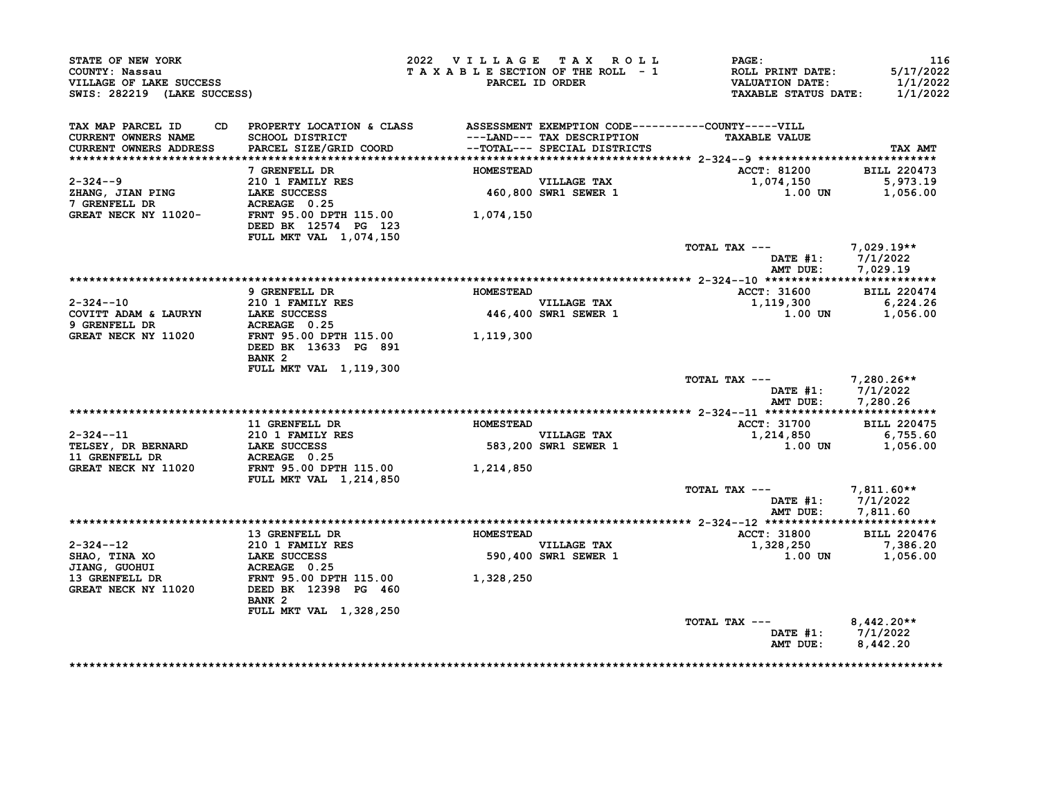STATE OF NEW YORK
COUNTY: Nassau
VILLAGE OF LAKE SUCCESS
SWIS: 282219 (LAKE SUCCESS)

2022 VILLAGE TAX ROLL
TAXABLE SECTION OF THE ROLL - 1
PARCEL ID ORDER

PAGE: 116
ROLL PRINT DATE: 5/17/2022
VALUATION DATE: 1/1/2022
TAXABLE STATUS DATE: 1/1/2022

| TAX MAP PARCEL ID / CURRENT OWNERS NAME / CURRENT OWNERS ADDRESS | CD | PROPERTY LOCATION & CLASS / SCHOOL DISTRICT / PARCEL SIZE/GRID COORD | ASSESSMENT ---LAND--- --TOTAL--- | EXEMPTION CODE / TAX DESCRIPTION / SPECIAL DISTRICTS | TAXABLE VALUE (COUNTY-----VILL) | TAX AMT |
|---|---|---|---|---|---|---|
| 2-324--9 | | 7 GRENFELL DR | HOMESTEAD | | ACCT: 81200 | BILL 220473 |
| ZHANG, JIAN PING | | 210 1 FAMILY RES | | VILLAGE TAX | 1,074,150 | 5,973.19 |
| 7 GRENFELL DR | | LAKE SUCCESS | 460,800 | SWR1 SEWER 1 | 1.00 UN | 1,056.00 |
| GREAT NECK NY 11020- | | ACREAGE 0.25 | | | | |
| | | FRNT 95.00 DPTH 115.00 | 1,074,150 | | | |
| | | DEED BK 12574 PG 123 | | | | |
| | | FULL MKT VAL 1,074,150 | | | | |
| | | | | | TOTAL TAX --- | 7,029.19** |
| | | | | | DATE #1: | 7/1/2022 |
| | | | | | AMT DUE: | 7,029.19 |
| 2-324--10 | | 9 GRENFELL DR | HOMESTEAD | | ACCT: 31600 | BILL 220474 |
| COVITT ADAM & LAURYN | | 210 1 FAMILY RES | | VILLAGE TAX | 1,119,300 | 6,224.26 |
| 9 GRENFELL DR | | LAKE SUCCESS | 446,400 | SWR1 SEWER 1 | 1.00 UN | 1,056.00 |
| GREAT NECK NY 11020 | | ACREAGE 0.25 | | | | |
| | | FRNT 95.00 DPTH 115.00 | 1,119,300 | | | |
| | | DEED BK 13633 PG 891 | | | | |
| | | BANK 2 | | | | |
| | | FULL MKT VAL 1,119,300 | | | | |
| | | | | | TOTAL TAX --- | 7,280.26** |
| | | | | | DATE #1: | 7/1/2022 |
| | | | | | AMT DUE: | 7,280.26 |
| 2-324--11 | | 11 GRENFELL DR | HOMESTEAD | | ACCT: 31700 | BILL 220475 |
| TELSEY, DR BERNARD | | 210 1 FAMILY RES | | VILLAGE TAX | 1,214,850 | 6,755.60 |
| 11 GRENFELL DR | | LAKE SUCCESS | 583,200 | SWR1 SEWER 1 | 1.00 UN | 1,056.00 |
| GREAT NECK NY 11020 | | ACREAGE 0.25 | | | | |
| | | FRNT 95.00 DPTH 115.00 | 1,214,850 | | | |
| | | FULL MKT VAL 1,214,850 | | | | |
| | | | | | TOTAL TAX --- | 7,811.60** |
| | | | | | DATE #1: | 7/1/2022 |
| | | | | | AMT DUE: | 7,811.60 |
| 2-324--12 | | 13 GRENFELL DR | HOMESTEAD | | ACCT: 31800 | BILL 220476 |
| SHAO, TINA XO | | 210 1 FAMILY RES | | VILLAGE TAX | 1,328,250 | 7,386.20 |
| JIANG, GUOHUI | | LAKE SUCCESS | 590,400 | SWR1 SEWER 1 | 1.00 UN | 1,056.00 |
| 13 GRENFELL DR | | ACREAGE 0.25 | | | | |
| GREAT NECK NY 11020 | | FRNT 95.00 DPTH 115.00 | 1,328,250 | | | |
| | | DEED BK 12398 PG 460 | | | | |
| | | BANK 2 | | | | |
| | | FULL MKT VAL 1,328,250 | | | | |
| | | | | | TOTAL TAX --- | 8,442.20** |
| | | | | | DATE #1: | 7/1/2022 |
| | | | | | AMT DUE: | 8,442.20 |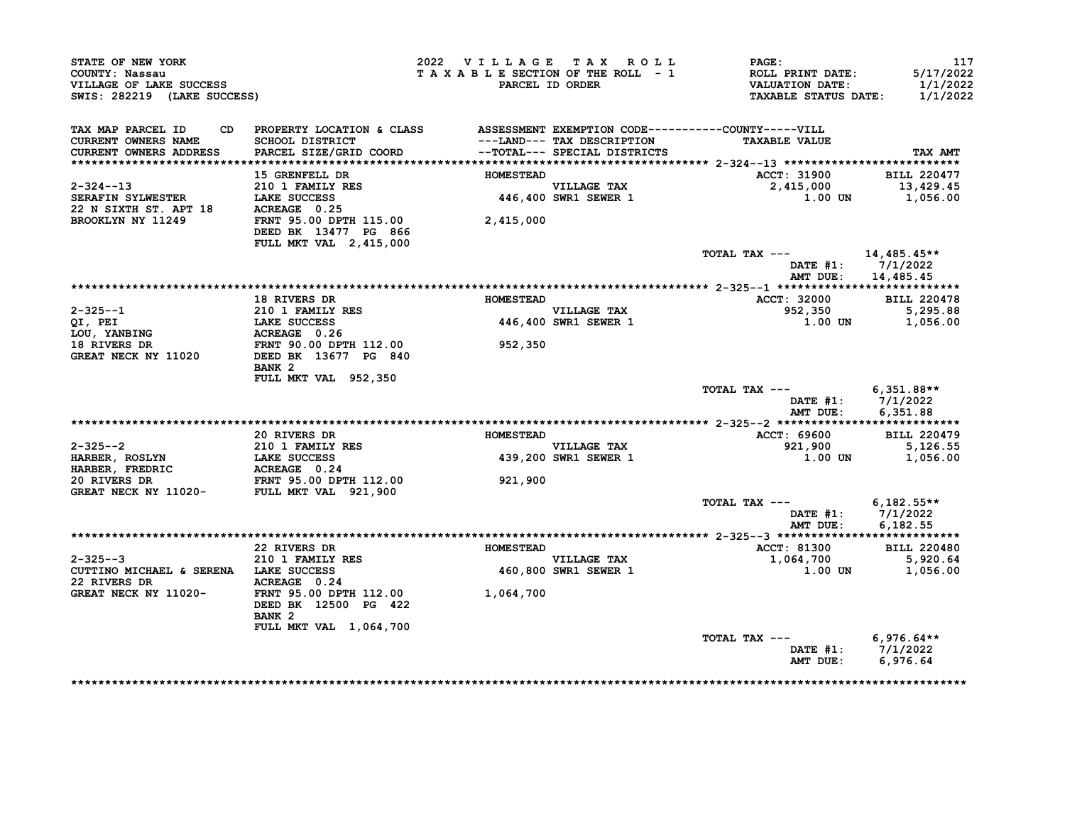STATE OF NEW YORK
COUNTY: Nassau
VILLAGE OF LAKE SUCCESS
SWIS: 282219 (LAKE SUCCESS)

2022 VILLAGE TAX ROLL
TAXABLE SECTION OF THE ROLL - 1
PARCEL ID ORDER

PAGE: 117
ROLL PRINT DATE: 5/17/2022
VALUATION DATE: 1/1/2022
TAXABLE STATUS DATE: 1/1/2022

| TAX MAP PARCEL ID / CURRENT OWNERS NAME / CURRENT OWNERS ADDRESS | PROPERTY LOCATION & CLASS / SCHOOL DISTRICT / PARCEL SIZE/GRID COORD | ASSESSMENT ---LAND--- / --TOTAL--- | EXEMPTION CODE / TAX DESCRIPTION / SPECIAL DISTRICTS | TAXABLE VALUE | TAX AMT |
|---|---|---|---|---|---|
| **2-324--13** | 15 GRENFELL DR | HOMESTEAD | | ACCT: 31900 | BILL 220477 |
| 2-324--13 | 210 1 FAMILY RES | | VILLAGE TAX | 2,415,000 | 13,429.45 |
| SERAFIN SYLWESTER | LAKE SUCCESS | 446,400 | SWR1 SEWER 1 | 1.00 UN | 1,056.00 |
| 22 N SIXTH ST. APT 18 | ACREAGE 0.25 | | | | |
| BROOKLYN NY 11249 | FRNT 95.00 DPTH 115.00 | 2,415,000 | | | |
| | DEED BK 13477 PG 866 | | | | |
| | FULL MKT VAL 2,415,000 | | | | |
| | | | | TOTAL TAX --- | 14,485.45** |
| | | | | DATE #1: | 7/1/2022 |
| | | | | AMT DUE: | 14,485.45 |
| **2-325--1** | 18 RIVERS DR | HOMESTEAD | | ACCT: 32000 | BILL 220478 |
| 2-325--1 | 210 1 FAMILY RES | | VILLAGE TAX | 952,350 | 5,295.88 |
| QI, PEI | LAKE SUCCESS | 446,400 | SWR1 SEWER 1 | 1.00 UN | 1,056.00 |
| LOU, YANBING | ACREAGE 0.26 | | | | |
| 18 RIVERS DR | FRNT 90.00 DPTH 112.00 | 952,350 | | | |
| GREAT NECK NY 11020 | DEED BK 13677 PG 840 | | | | |
| | BANK 2 | | | | |
| | FULL MKT VAL 952,350 | | | | |
| | | | | TOTAL TAX --- | 6,351.88** |
| | | | | DATE #1: | 7/1/2022 |
| | | | | AMT DUE: | 6,351.88 |
| **2-325--2** | 20 RIVERS DR | HOMESTEAD | | ACCT: 69600 | BILL 220479 |
| 2-325--2 | 210 1 FAMILY RES | | VILLAGE TAX | 921,900 | 5,126.55 |
| HARBER, ROSLYN | LAKE SUCCESS | 439,200 | SWR1 SEWER 1 | 1.00 UN | 1,056.00 |
| HARBER, FREDRIC | ACREAGE 0.24 | | | | |
| 20 RIVERS DR | FRNT 95.00 DPTH 112.00 | 921,900 | | | |
| GREAT NECK NY 11020- | FULL MKT VAL 921,900 | | | | |
| | | | | TOTAL TAX --- | 6,182.55** |
| | | | | DATE #1: | 7/1/2022 |
| | | | | AMT DUE: | 6,182.55 |
| **2-325--3** | 22 RIVERS DR | HOMESTEAD | | ACCT: 81300 | BILL 220480 |
| 2-325--3 | 210 1 FAMILY RES | | VILLAGE TAX | 1,064,700 | 5,920.64 |
| CUTTINO MICHAEL & SERENA | LAKE SUCCESS | 460,800 | SWR1 SEWER 1 | 1.00 UN | 1,056.00 |
| 22 RIVERS DR | ACREAGE 0.24 | | | | |
| GREAT NECK NY 11020- | FRNT 95.00 DPTH 112.00 | 1,064,700 | | | |
| | DEED BK 12500 PG 422 | | | | |
| | BANK 2 | | | | |
| | FULL MKT VAL 1,064,700 | | | | |
| | | | | TOTAL TAX --- | 6,976.64** |
| | | | | DATE #1: | 7/1/2022 |
| | | | | AMT DUE: | 6,976.64 |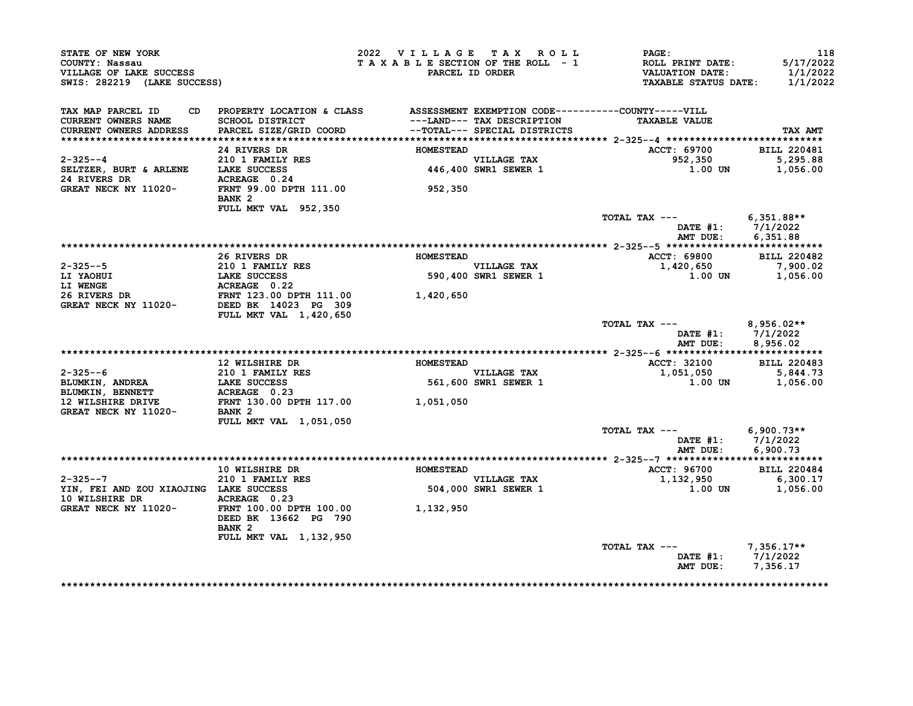STATE OF NEW YORK
COUNTY: Nassau
VILLAGE OF LAKE SUCCESS
SWIS: 282219 (LAKE SUCCESS)

2022 VILLAGE TAX ROLL
TAXABLE SECTION OF THE ROLL - 1
PARCEL ID ORDER

ROLL PRINT DATE: 5/17/2022
VALUATION DATE: 1/1/2022
TAXABLE STATUS DATE: 1/1/2022

| TAX MAP PARCEL ID / CURRENT OWNERS NAME / CURRENT OWNERS ADDRESS | PROPERTY LOCATION & CLASS / SCHOOL DISTRICT / PARCEL SIZE/GRID COORD | ASSESSMENT ---LAND--- / --TOTAL--- | EXEMPTION CODE / TAX DESCRIPTION / SPECIAL DISTRICTS | TAXABLE VALUE | TAX AMT |
|---|---|---|---|---|---|
| **2-325--4** | 24 RIVERS DR | HOMESTEAD | | ACCT: 69700 | BILL 220481 |
| 2-325--4 | 210 1 FAMILY RES | | VILLAGE TAX | 952,350 | 5,295.88 |
| SELTZER, BURT & ARLENE | LAKE SUCCESS | 446,400 | SWR1 SEWER 1 | 1.00 UN | 1,056.00 |
| 24 RIVERS DR | ACREAGE 0.24 | | | | |
| GREAT NECK NY 11020- | FRNT 99.00 DPTH 111.00 | 952,350 | | | |
| | BANK 2 | | | | |
| | FULL MKT VAL 952,350 | | | | |
| | | | | TOTAL TAX --- | 6,351.88** |
| | | | | DATE #1: | 7/1/2022 |
| | | | | AMT DUE: | 6,351.88 |
| **2-325--5** | 26 RIVERS DR | HOMESTEAD | | ACCT: 69800 | BILL 220482 |
| 2-325--5 | 210 1 FAMILY RES | | VILLAGE TAX | 1,420,650 | 7,900.02 |
| LI YAOHUI | LAKE SUCCESS | 590,400 | SWR1 SEWER 1 | 1.00 UN | 1,056.00 |
| LI WENGE | ACREAGE 0.22 | | | | |
| 26 RIVERS DR | FRNT 123.00 DPTH 111.00 | 1,420,650 | | | |
| GREAT NECK NY 11020- | DEED BK 14023 PG 309 | | | | |
| | FULL MKT VAL 1,420,650 | | | | |
| | | | | TOTAL TAX --- | 8,956.02** |
| | | | | DATE #1: | 7/1/2022 |
| | | | | AMT DUE: | 8,956.02 |
| **2-325--6** | 12 WILSHIRE DR | HOMESTEAD | | ACCT: 32100 | BILL 220483 |
| 2-325--6 | 210 1 FAMILY RES | | VILLAGE TAX | 1,051,050 | 5,844.73 |
| BLUMKIN, ANDREA | LAKE SUCCESS | 561,600 | SWR1 SEWER 1 | 1.00 UN | 1,056.00 |
| BLUMKIN, BENNETT | ACREAGE 0.23 | | | | |
| 12 WILSHIRE DRIVE | FRNT 130.00 DPTH 117.00 | 1,051,050 | | | |
| GREAT NECK NY 11020- | BANK 2 | | | | |
| | FULL MKT VAL 1,051,050 | | | | |
| | | | | TOTAL TAX --- | 6,900.73** |
| | | | | DATE #1: | 7/1/2022 |
| | | | | AMT DUE: | 6,900.73 |
| **2-325--7** | 10 WILSHIRE DR | HOMESTEAD | | ACCT: 96700 | BILL 220484 |
| 2-325--7 | 210 1 FAMILY RES | | VILLAGE TAX | 1,132,950 | 6,300.17 |
| YIN, FEI AND ZOU XIAOJING | LAKE SUCCESS | 504,000 | SWR1 SEWER 1 | 1.00 UN | 1,056.00 |
| 10 WILSHIRE DR | ACREAGE 0.23 | | | | |
| GREAT NECK NY 11020- | FRNT 100.00 DPTH 100.00 | 1,132,950 | | | |
| | DEED BK 13662 PG 790 | | | | |
| | BANK 2 | | | | |
| | FULL MKT VAL 1,132,950 | | | | |
| | | | | TOTAL TAX --- | 7,356.17** |
| | | | | DATE #1: | 7/1/2022 |
| | | | | AMT DUE: | 7,356.17 |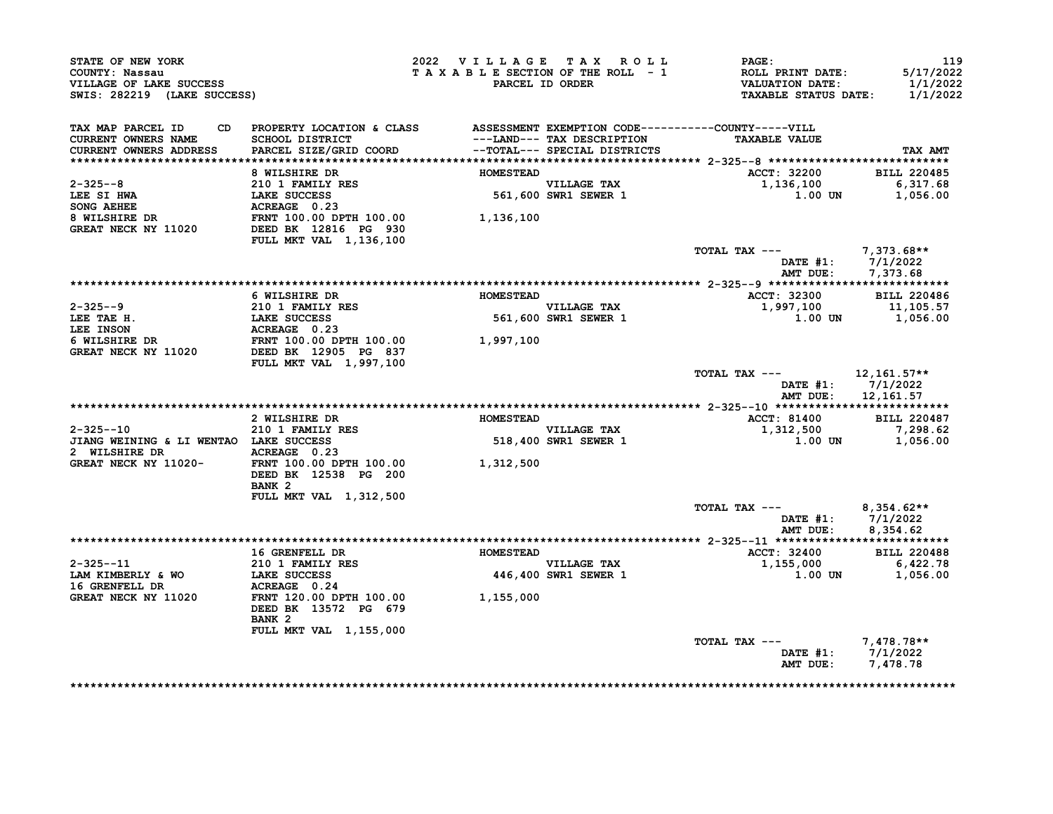STATE OF NEW YORK
COUNTY: Nassau
VILLAGE OF LAKE SUCCESS
SWIS: 282219 (LAKE SUCCESS)

**2022 VILLAGE TAX ROLL**
TAXABLE SECTION OF THE ROLL - 1
PARCEL ID ORDER

ROLL PRINT DATE: 5/17/2022
VALUATION DATE: 1/1/2022
TAXABLE STATUS DATE: 1/1/2022

| TAX MAP PARCEL ID / CURRENT OWNERS NAME / CURRENT OWNERS ADDRESS | PROPERTY LOCATION & CLASS / SCHOOL DISTRICT / PARCEL SIZE/GRID COORD | ASSESSMENT ---LAND--- --TOTAL--- | EXEMPTION CODE / TAX DESCRIPTION / SPECIAL DISTRICTS | TAXABLE VALUE | TAX AMT |
|---|---|---|---|---|---|
| 2-325--8 | 8 WILSHIRE DR | HOMESTEAD | | ACCT: 32200 | BILL 220485 |
| LEE SI HWA | 210 1 FAMILY RES | | VILLAGE TAX | 1,136,100 | 6,317.68 |
| SONG AEHEE | LAKE SUCCESS | 561,600 | SWR1 SEWER 1 | 1.00 UN | 1,056.00 |
| 8 WILSHIRE DR | ACREAGE 0.23 | | | | |
| GREAT NECK NY 11020 | FRNT 100.00 DPTH 100.00 | 1,136,100 | | | |
| | DEED BK 12816 PG 930 | | | | |
| | FULL MKT VAL 1,136,100 | | | | |
| | | | | TOTAL TAX --- | 7,373.68** |
| | | | | DATE #1: | 7/1/2022 |
| | | | | AMT DUE: | 7,373.68 |
| 2-325--9 | 6 WILSHIRE DR | HOMESTEAD | | ACCT: 32300 | BILL 220486 |
| LEE TAE H. | 210 1 FAMILY RES | | VILLAGE TAX | 1,997,100 | 11,105.57 |
| LEE INSON | LAKE SUCCESS | 561,600 | SWR1 SEWER 1 | 1.00 UN | 1,056.00 |
| 6 WILSHIRE DR | ACREAGE 0.23 | | | | |
| GREAT NECK NY 11020 | FRNT 100.00 DPTH 100.00 | 1,997,100 | | | |
| | DEED BK 12905 PG 837 | | | | |
| | FULL MKT VAL 1,997,100 | | | | |
| | | | | TOTAL TAX --- | 12,161.57** |
| | | | | DATE #1: | 7/1/2022 |
| | | | | AMT DUE: | 12,161.57 |
| 2-325--10 | 2 WILSHIRE DR | HOMESTEAD | | ACCT: 81400 | BILL 220487 |
| JIANG WEINING & LI WENTAO | 210 1 FAMILY RES | | VILLAGE TAX | 1,312,500 | 7,298.62 |
| 2 WILSHIRE DR | LAKE SUCCESS | 518,400 | SWR1 SEWER 1 | 1.00 UN | 1,056.00 |
| GREAT NECK NY 11020- | ACREAGE 0.23 | | | | |
| | FRNT 100.00 DPTH 100.00 | 1,312,500 | | | |
| | DEED BK 12538 PG 200 | | | | |
| | BANK 2 | | | | |
| | FULL MKT VAL 1,312,500 | | | | |
| | | | | TOTAL TAX --- | 8,354.62** |
| | | | | DATE #1: | 7/1/2022 |
| | | | | AMT DUE: | 8,354.62 |
| 2-325--11 | 16 GRENFELL DR | HOMESTEAD | | ACCT: 32400 | BILL 220488 |
| LAM KIMBERLY & WO | 210 1 FAMILY RES | | VILLAGE TAX | 1,155,000 | 6,422.78 |
| 16 GRENFELL DR | LAKE SUCCESS | 446,400 | SWR1 SEWER 1 | 1.00 UN | 1,056.00 |
| GREAT NECK NY 11020 | ACREAGE 0.24 | | | | |
| | FRNT 120.00 DPTH 100.00 | 1,155,000 | | | |
| | DEED BK 13572 PG 679 | | | | |
| | BANK 2 | | | | |
| | FULL MKT VAL 1,155,000 | | | | |
| | | | | TOTAL TAX --- | 7,478.78** |
| | | | | DATE #1: | 7/1/2022 |
| | | | | AMT DUE: | 7,478.78 |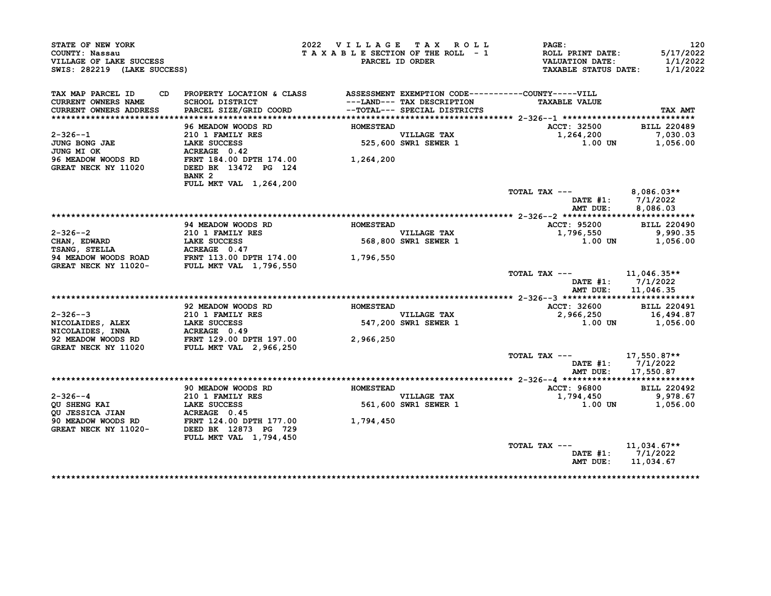STATE OF NEW YORK
COUNTY: Nassau
VILLAGE OF LAKE SUCCESS
SWIS: 282219 (LAKE SUCCESS)

2022 VILLAGE TAX ROLL
TAXABLE SECTION OF THE ROLL - 1
PARCEL ID ORDER

PAGE: 120
ROLL PRINT DATE: 5/17/2022
VALUATION DATE: 1/1/2022
TAXABLE STATUS DATE: 1/1/2022

| TAX MAP PARCEL ID / CURRENT OWNERS NAME / CURRENT OWNERS ADDRESS | CD | PROPERTY LOCATION & CLASS / SCHOOL DISTRICT / PARCEL SIZE/GRID COORD | ASSESSMENT ---LAND--- / --TOTAL--- | EXEMPTION CODE / TAX DESCRIPTION / SPECIAL DISTRICTS | TAXABLE VALUE (COUNTY-----VILL) | TAX AMT |
|---|---|---|---|---|---|---|
| 2-326--1 | | 96 MEADOW WOODS RD | HOMESTEAD | | ACCT: 32500 | BILL 220489 |
| JUNG BONG JAE | | 210 1 FAMILY RES | | VILLAGE TAX | 1,264,200 | 7,030.03 |
| JUNG MI OK | | LAKE SUCCESS | 525,600 | SWR1 SEWER 1 | 1.00 UN | 1,056.00 |
| 96 MEADOW WOODS RD | | ACREAGE 0.42 | | | | |
| GREAT NECK NY 11020 | | FRNT 184.00 DPTH 174.00 | 1,264,200 | | | |
| | | DEED BK 13472 PG 124 | | | | |
| | | BANK 2 | | | | |
| | | FULL MKT VAL 1,264,200 | | | | |
| | | | | | TOTAL TAX --- | 8,086.03** |
| | | | | | DATE #1: | 7/1/2022 |
| | | | | | AMT DUE: | 8,086.03 |
| 2-326--2 | | 94 MEADOW WOODS RD | HOMESTEAD | | ACCT: 95200 | BILL 220490 |
| CHAN, EDWARD | | 210 1 FAMILY RES | | VILLAGE TAX | 1,796,550 | 9,990.35 |
| TSANG, STELLA | | LAKE SUCCESS | 568,800 | SWR1 SEWER 1 | 1.00 UN | 1,056.00 |
| 94 MEADOW WOODS ROAD | | ACREAGE 0.47 | | | | |
| GREAT NECK NY 11020- | | FRNT 113.00 DPTH 174.00 | 1,796,550 | | | |
| | | FULL MKT VAL 1,796,550 | | | | |
| | | | | | TOTAL TAX --- | 11,046.35** |
| | | | | | DATE #1: | 7/1/2022 |
| | | | | | AMT DUE: | 11,046.35 |
| 2-326--3 | | 92 MEADOW WOODS RD | HOMESTEAD | | ACCT: 32600 | BILL 220491 |
| NICOLAIDES, ALEX | | 210 1 FAMILY RES | | VILLAGE TAX | 2,966,250 | 16,494.87 |
| NICOLAIDES, INNA | | LAKE SUCCESS | 547,200 | SWR1 SEWER 1 | 1.00 UN | 1,056.00 |
| 92 MEADOW WOODS RD | | ACREAGE 0.49 | | | | |
| GREAT NECK NY 11020 | | FRNT 129.00 DPTH 197.00 | 2,966,250 | | | |
| | | FULL MKT VAL 2,966,250 | | | | |
| | | | | | TOTAL TAX --- | 17,550.87** |
| | | | | | DATE #1: | 7/1/2022 |
| | | | | | AMT DUE: | 17,550.87 |
| 2-326--4 | | 90 MEADOW WOODS RD | HOMESTEAD | | ACCT: 96800 | BILL 220492 |
| QU SHENG KAI | | 210 1 FAMILY RES | | VILLAGE TAX | 1,794,450 | 9,978.67 |
| QU JESSICA JIAN | | LAKE SUCCESS | 561,600 | SWR1 SEWER 1 | 1.00 UN | 1,056.00 |
| 90 MEADOW WOODS RD | | ACREAGE 0.45 | | | | |
| GREAT NECK NY 11020- | | FRNT 124.00 DPTH 177.00 | 1,794,450 | | | |
| | | DEED BK 12873 PG 729 | | | | |
| | | FULL MKT VAL 1,794,450 | | | | |
| | | | | | TOTAL TAX --- | 11,034.67** |
| | | | | | DATE #1: | 7/1/2022 |
| | | | | | AMT DUE: | 11,034.67 |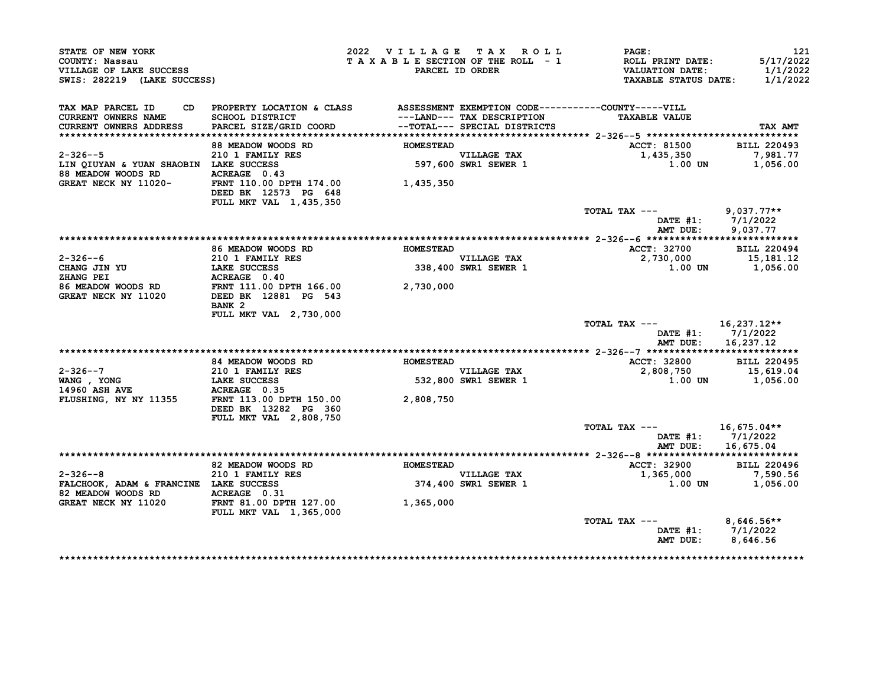STATE OF NEW YORK
COUNTY: Nassau
VILLAGE OF LAKE SUCCESS
SWIS: 282219 (LAKE SUCCESS)

2022 VILLAGE TAX ROLL
TAXABLE SECTION OF THE ROLL - 1
PARCEL ID ORDER

ROLL PRINT DATE: 5/17/2022
VALUATION DATE: 1/1/2022
TAXABLE STATUS DATE: 1/1/2022

| TAX MAP PARCEL ID / CURRENT OWNERS NAME / CURRENT OWNERS ADDRESS | PROPERTY LOCATION & CLASS / SCHOOL DISTRICT / PARCEL SIZE/GRID COORD | ASSESSMENT ---LAND--- / --TOTAL--- | EXEMPTION CODE / TAX DESCRIPTION / SPECIAL DISTRICTS | TAXABLE VALUE (COUNTY-----VILL) | TAX AMT |
|---|---|---|---|---|---|
| 2-326--5 | 88 MEADOW WOODS RD | HOMESTEAD | | ACCT: 81500 | BILL 220493 |
| LIN QIUYAN & YUAN SHAOBIN | 210 1 FAMILY RES | | VILLAGE TAX | 1,435,350 | 7,981.77 |
| 88 MEADOW WOODS RD | LAKE SUCCESS | 597,600 | SWR1 SEWER 1 | 1.00 UN | 1,056.00 |
| GREAT NECK NY 11020- | ACREAGE 0.43 | | | | |
| | FRNT 110.00 DPTH 174.00 | 1,435,350 | | | |
| | DEED BK 12573 PG 648 | | | | |
| | FULL MKT VAL 1,435,350 | | | | |
| | | | | TOTAL TAX --- | 9,037.77** |
| | | | | DATE #1: | 7/1/2022 |
| | | | | AMT DUE: | 9,037.77 |
| 2-326--6 | 86 MEADOW WOODS RD | HOMESTEAD | | ACCT: 32700 | BILL 220494 |
| CHANG JIN YU | 210 1 FAMILY RES | | VILLAGE TAX | 2,730,000 | 15,181.12 |
| ZHANG PEI | LAKE SUCCESS | 338,400 | SWR1 SEWER 1 | 1.00 UN | 1,056.00 |
| 86 MEADOW WOODS RD | ACREAGE 0.40 | | | | |
| GREAT NECK NY 11020 | FRNT 111.00 DPTH 166.00 | 2,730,000 | | | |
| | DEED BK 12881 PG 543 | | | | |
| | BANK 2 | | | | |
| | FULL MKT VAL 2,730,000 | | | | |
| | | | | TOTAL TAX --- | 16,237.12** |
| | | | | DATE #1: | 7/1/2022 |
| | | | | AMT DUE: | 16,237.12 |
| 2-326--7 | 84 MEADOW WOODS RD | HOMESTEAD | | ACCT: 32800 | BILL 220495 |
| WANG , YONG | 210 1 FAMILY RES | | VILLAGE TAX | 2,808,750 | 15,619.04 |
| 14960 ASH AVE | LAKE SUCCESS | 532,800 | SWR1 SEWER 1 | 1.00 UN | 1,056.00 |
| FLUSHING, NY NY 11355 | ACREAGE 0.35 | | | | |
| | FRNT 113.00 DPTH 150.00 | 2,808,750 | | | |
| | DEED BK 13282 PG 360 | | | | |
| | FULL MKT VAL 2,808,750 | | | | |
| | | | | TOTAL TAX --- | 16,675.04** |
| | | | | DATE #1: | 7/1/2022 |
| | | | | AMT DUE: | 16,675.04 |
| 2-326--8 | 82 MEADOW WOODS RD | HOMESTEAD | | ACCT: 32900 | BILL 220496 |
| FALCHOOK, ADAM & FRANCINE | 210 1 FAMILY RES | | VILLAGE TAX | 1,365,000 | 7,590.56 |
| 82 MEADOW WOODS RD | LAKE SUCCESS | 374,400 | SWR1 SEWER 1 | 1.00 UN | 1,056.00 |
| GREAT NECK NY 11020 | ACREAGE 0.31 | | | | |
| | FRNT 81.00 DPTH 127.00 | 1,365,000 | | | |
| | FULL MKT VAL 1,365,000 | | | | |
| | | | | TOTAL TAX --- | 8,646.56** |
| | | | | DATE #1: | 7/1/2022 |
| | | | | AMT DUE: | 8,646.56 |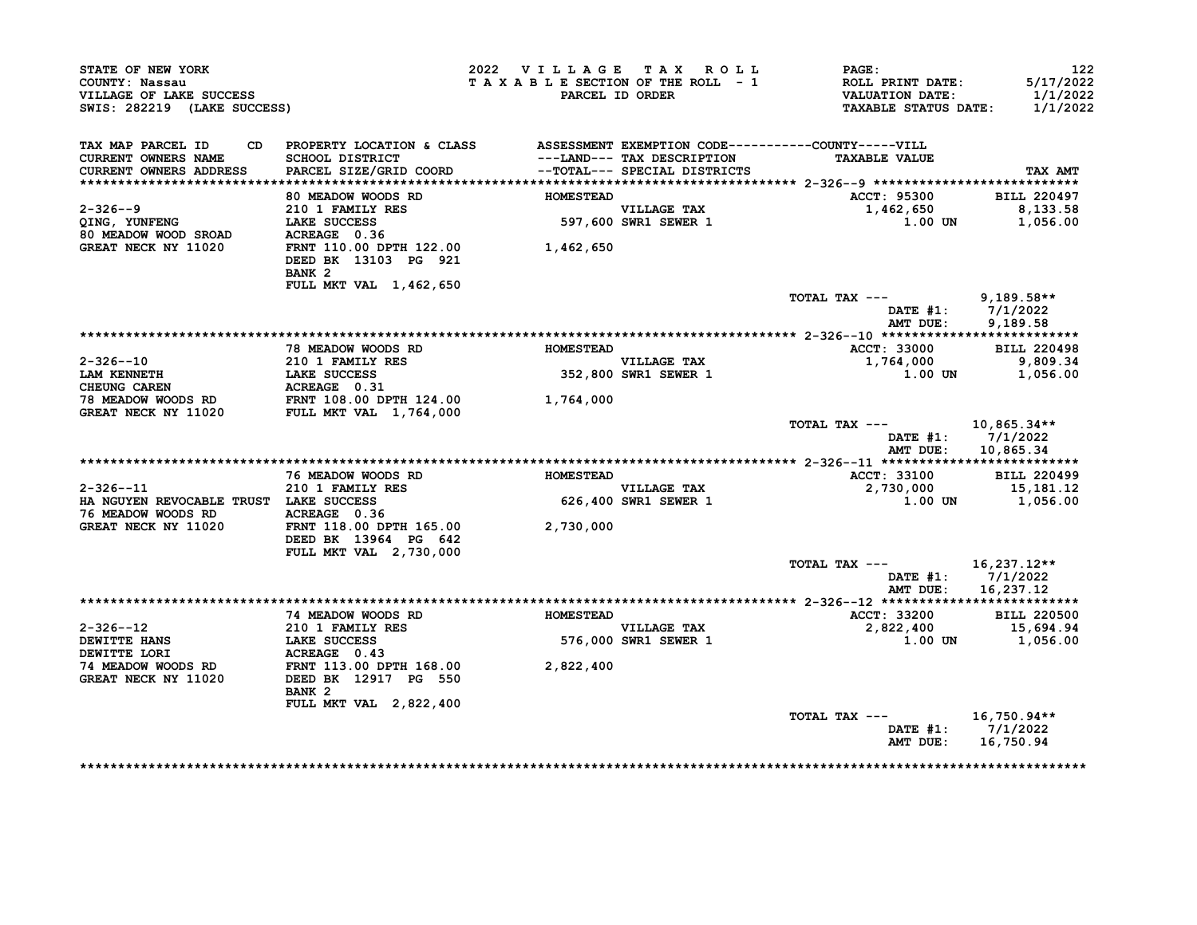STATE OF NEW YORK
COUNTY: Nassau
VILLAGE OF LAKE SUCCESS
SWIS: 282219 (LAKE SUCCESS)

**2022 VILLAGE TAX ROLL**
TAXABLE SECTION OF THE ROLL - 1
PARCEL ID ORDER

PAGE: 122
ROLL PRINT DATE: 5/17/2022
VALUATION DATE: 1/1/2022
TAXABLE STATUS DATE: 1/1/2022

| TAX MAP PARCEL ID / CURRENT OWNERS NAME / CURRENT OWNERS ADDRESS | PROPERTY LOCATION & CLASS / SCHOOL DISTRICT / PARCEL SIZE/GRID COORD | ASSESSMENT ---LAND--- / --TOTAL--- | EXEMPTION CODE / TAX DESCRIPTION / SPECIAL DISTRICTS | TAXABLE VALUE (COUNTY-----VILL) | TAX AMT |
|---|---|---|---|---|---|
| 2-326--9 | 80 MEADOW WOODS RD | HOMESTEAD | | ACCT: 95300 | BILL 220497 |
| QING, YUNFENG | 210 1 FAMILY RES | | VILLAGE TAX | 1,462,650 | 8,133.58 |
| 80 MEADOW WOOD SROAD | LAKE SUCCESS | 597,600 | SWR1 SEWER 1 | 1.00 UN | 1,056.00 |
| GREAT NECK NY 11020 | ACREAGE 0.36 | | | | |
| | FRNT 110.00 DPTH 122.00 | 1,462,650 | | | |
| | DEED BK 13103 PG 921 | | | | |
| | BANK 2 | | | | |
| | FULL MKT VAL 1,462,650 | | | | |
| | | | | TOTAL TAX --- | 9,189.58** |
| | | | | DATE #1: | 7/1/2022 |
| | | | | AMT DUE: | 9,189.58 |
| 2-326--10 | 78 MEADOW WOODS RD | HOMESTEAD | | ACCT: 33000 | BILL 220498 |
| LAM KENNETH | 210 1 FAMILY RES | | VILLAGE TAX | 1,764,000 | 9,809.34 |
| CHEUNG CAREN | LAKE SUCCESS | 352,800 | SWR1 SEWER 1 | 1.00 UN | 1,056.00 |
| 78 MEADOW WOODS RD | ACREAGE 0.31 | | | | |
| GREAT NECK NY 11020 | FRNT 108.00 DPTH 124.00 | 1,764,000 | | | |
| | FULL MKT VAL 1,764,000 | | | | |
| | | | | TOTAL TAX --- | 10,865.34** |
| | | | | DATE #1: | 7/1/2022 |
| | | | | AMT DUE: | 10,865.34 |
| 2-326--11 | 76 MEADOW WOODS RD | HOMESTEAD | | ACCT: 33100 | BILL 220499 |
| HA NGUYEN REVOCABLE TRUST | 210 1 FAMILY RES | | VILLAGE TAX | 2,730,000 | 15,181.12 |
| 76 MEADOW WOODS RD | LAKE SUCCESS | 626,400 | SWR1 SEWER 1 | 1.00 UN | 1,056.00 |
| GREAT NECK NY 11020 | ACREAGE 0.36 | | | | |
| | FRNT 118.00 DPTH 165.00 | 2,730,000 | | | |
| | DEED BK 13964 PG 642 | | | | |
| | FULL MKT VAL 2,730,000 | | | | |
| | | | | TOTAL TAX --- | 16,237.12** |
| | | | | DATE #1: | 7/1/2022 |
| | | | | AMT DUE: | 16,237.12 |
| 2-326--12 | 74 MEADOW WOODS RD | HOMESTEAD | | ACCT: 33200 | BILL 220500 |
| DEWITTE HANS | 210 1 FAMILY RES | | VILLAGE TAX | 2,822,400 | 15,694.94 |
| DEWITTE LORI | LAKE SUCCESS | 576,000 | SWR1 SEWER 1 | 1.00 UN | 1,056.00 |
| 74 MEADOW WOODS RD | ACREAGE 0.43 | | | | |
| GREAT NECK NY 11020 | FRNT 113.00 DPTH 168.00 | 2,822,400 | | | |
| | DEED BK 12917 PG 550 | | | | |
| | BANK 2 | | | | |
| | FULL MKT VAL 2,822,400 | | | | |
| | | | | TOTAL TAX --- | 16,750.94** |
| | | | | DATE #1: | 7/1/2022 |
| | | | | AMT DUE: | 16,750.94 |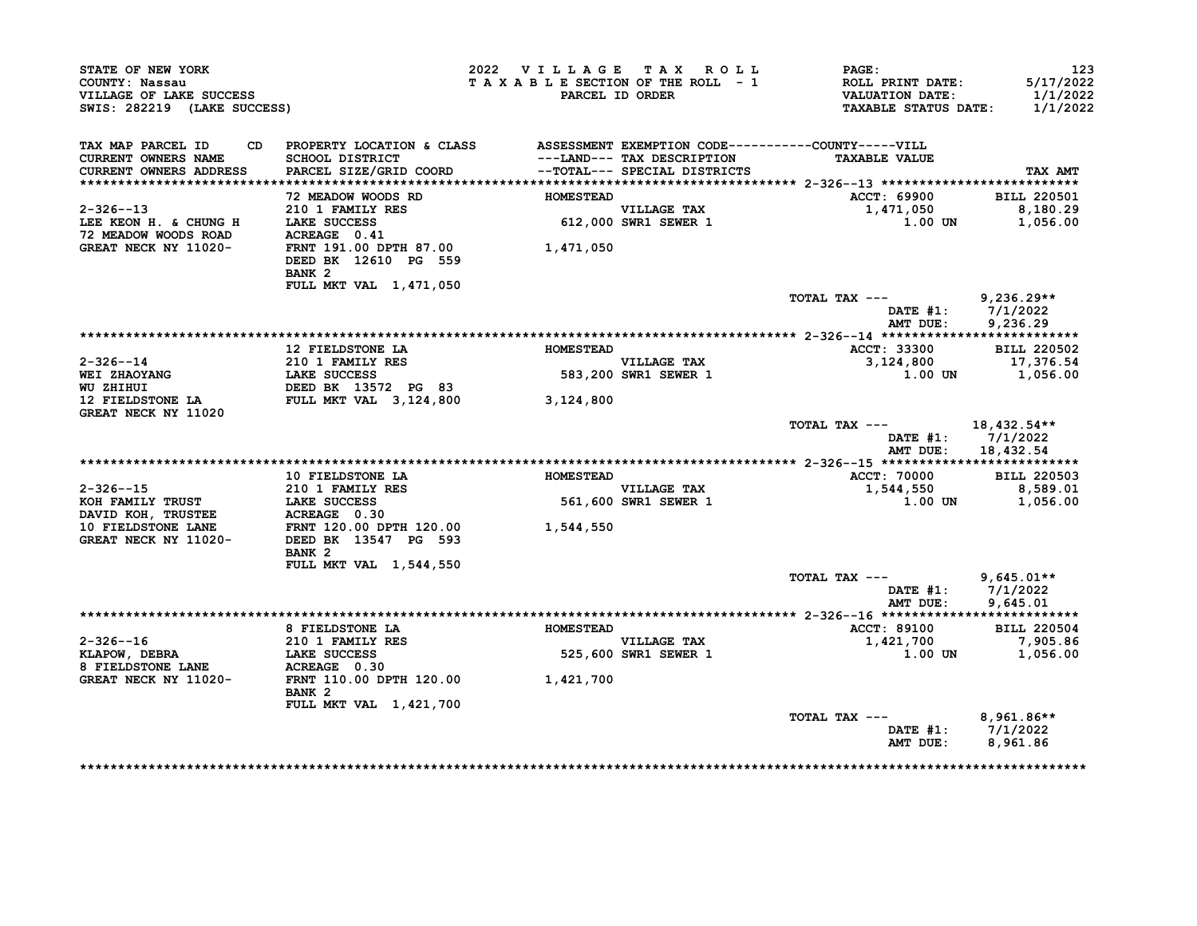STATE OF NEW YORK
COUNTY: Nassau
VILLAGE OF LAKE SUCCESS
SWIS: 282219 (LAKE SUCCESS)

2022 VILLAGE TAX ROLL
TAXABLE SECTION OF THE ROLL - 1
PARCEL ID ORDER

PAGE: 123
ROLL PRINT DATE: 5/17/2022
VALUATION DATE: 1/1/2022
TAXABLE STATUS DATE: 1/1/2022

| TAX MAP PARCEL ID / CURRENT OWNERS NAME / CURRENT OWNERS ADDRESS | CD | PROPERTY LOCATION & CLASS / SCHOOL DISTRICT / PARCEL SIZE/GRID COORD | ASSESSMENT ---LAND--- / --TOTAL--- | EXEMPTION CODE / TAX DESCRIPTION / SPECIAL DISTRICTS | COUNTY-----VILL TAXABLE VALUE | TAX AMT |
|---|---|---|---|---|---|---|
| **2-326--13** | | 72 MEADOW WOODS RD | HOMESTEAD | | ACCT: 69900 | BILL 220501 |
| 2-326--13 | | 210 1 FAMILY RES | | VILLAGE TAX | 1,471,050 | 8,180.29 |
| LEE KEON H. & CHUNG H | | LAKE SUCCESS | 612,000 | SWR1 SEWER 1 | 1.00 UN | 1,056.00 |
| 72 MEADOW WOODS ROAD | | ACREAGE 0.41 | | | | |
| GREAT NECK NY 11020- | | FRNT 191.00 DPTH 87.00 | 1,471,050 | | | |
| | | DEED BK 12610 PG 559 | | | | |
| | | BANK 2 | | | | |
| | | FULL MKT VAL 1,471,050 | | | | |
| | | | | | TOTAL TAX --- | 9,236.29** |
| | | | | | DATE #1: | 7/1/2022 |
| | | | | | AMT DUE: | 9,236.29 |
| **2-326--14** | | 12 FIELDSTONE LA | HOMESTEAD | | ACCT: 33300 | BILL 220502 |
| 2-326--14 | | 210 1 FAMILY RES | | VILLAGE TAX | 3,124,800 | 17,376.54 |
| WEI ZHAOYANG | | LAKE SUCCESS | 583,200 | SWR1 SEWER 1 | 1.00 UN | 1,056.00 |
| WU ZHIHUI | | DEED BK 13572 PG 83 | | | | |
| 12 FIELDSTONE LA | | FULL MKT VAL 3,124,800 | 3,124,800 | | | |
| GREAT NECK NY 11020 | | | | | | |
| | | | | | TOTAL TAX --- | 18,432.54** |
| | | | | | DATE #1: | 7/1/2022 |
| | | | | | AMT DUE: | 18,432.54 |
| **2-326--15** | | 10 FIELDSTONE LA | HOMESTEAD | | ACCT: 70000 | BILL 220503 |
| 2-326--15 | | 210 1 FAMILY RES | | VILLAGE TAX | 1,544,550 | 8,589.01 |
| KOH FAMILY TRUST | | LAKE SUCCESS | 561,600 | SWR1 SEWER 1 | 1.00 UN | 1,056.00 |
| DAVID KOH, TRUSTEE | | ACREAGE 0.30 | | | | |
| 10 FIELDSTONE LANE | | FRNT 120.00 DPTH 120.00 | 1,544,550 | | | |
| GREAT NECK NY 11020- | | DEED BK 13547 PG 593 | | | | |
| | | BANK 2 | | | | |
| | | FULL MKT VAL 1,544,550 | | | | |
| | | | | | TOTAL TAX --- | 9,645.01** |
| | | | | | DATE #1: | 7/1/2022 |
| | | | | | AMT DUE: | 9,645.01 |
| **2-326--16** | | 8 FIELDSTONE LA | HOMESTEAD | | ACCT: 89100 | BILL 220504 |
| 2-326--16 | | 210 1 FAMILY RES | | VILLAGE TAX | 1,421,700 | 7,905.86 |
| KLAPOW, DEBRA | | LAKE SUCCESS | 525,600 | SWR1 SEWER 1 | 1.00 UN | 1,056.00 |
| 8 FIELDSTONE LANE | | ACREAGE 0.30 | | | | |
| GREAT NECK NY 11020- | | FRNT 110.00 DPTH 120.00 | 1,421,700 | | | |
| | | BANK 2 | | | | |
| | | FULL MKT VAL 1,421,700 | | | | |
| | | | | | TOTAL TAX --- | 8,961.86** |
| | | | | | DATE #1: | 7/1/2022 |
| | | | | | AMT DUE: | 8,961.86 |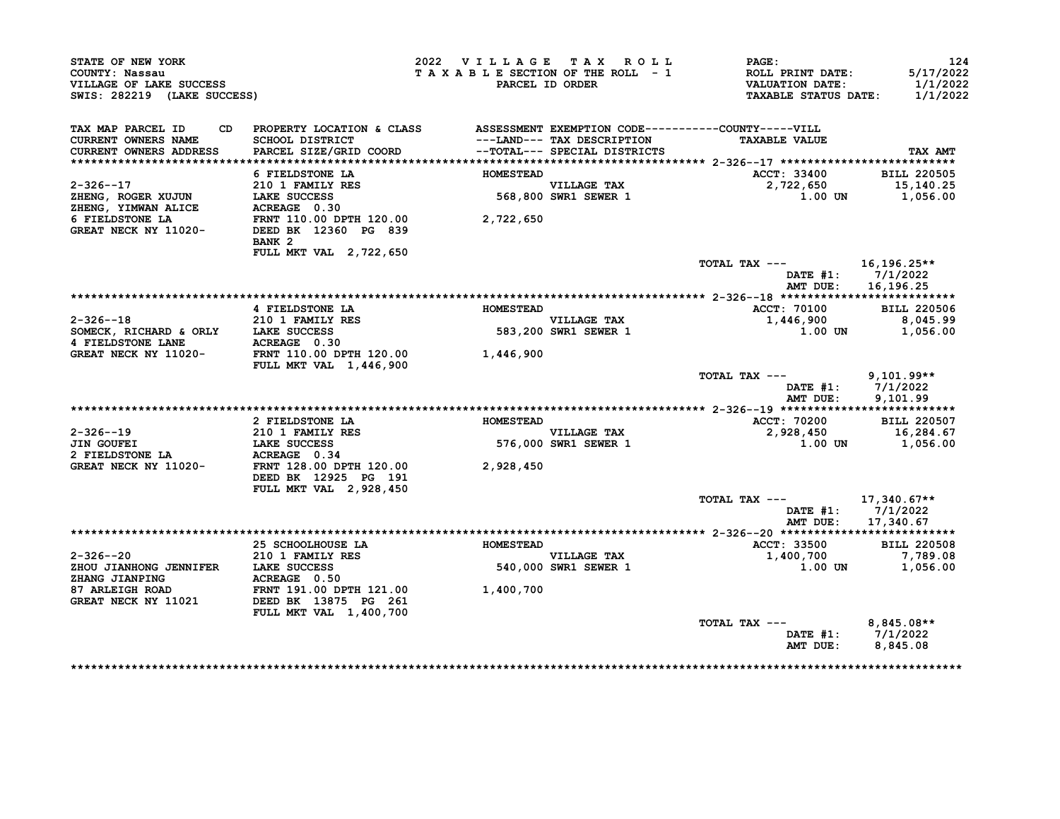STATE OF NEW YORK
COUNTY: Nassau
VILLAGE OF LAKE SUCCESS
SWIS: 282219 (LAKE SUCCESS)

2022 VILLAGE TAX ROLL
TAXABLE SECTION OF THE ROLL - 1
PARCEL ID ORDER

PAGE: 124
ROLL PRINT DATE: 5/17/2022
VALUATION DATE: 1/1/2022
TAXABLE STATUS DATE: 1/1/2022

| TAX MAP PARCEL ID / CURRENT OWNERS NAME / CURRENT OWNERS ADDRESS | CD | PROPERTY LOCATION & CLASS / SCHOOL DISTRICT / PARCEL SIZE/GRID COORD | ASSESSMENT ---LAND--- --TOTAL--- | EXEMPTION CODE / TAX DESCRIPTION / SPECIAL DISTRICTS | TAXABLE VALUE (COUNTY-----VILL) | TAX AMT |
|---|---|---|---|---|---|---|
| **2-326--17** | | 6 FIELDSTONE LA | HOMESTEAD | | ACCT: 33400 | BILL 220505 |
| 2-326--17 | | 210 1 FAMILY RES | | VILLAGE TAX | 2,722,650 | 15,140.25 |
| ZHENG, ROGER XUJUN | | LAKE SUCCESS | 568,800 | SWR1 SEWER 1 | 1.00 UN | 1,056.00 |
| ZHENG, YIMWAN ALICE | | ACREAGE 0.30 | | | | |
| 6 FIELDSTONE LA | | FRNT 110.00 DPTH 120.00 | 2,722,650 | | | |
| GREAT NECK NY 11020- | | DEED BK 12360 PG 839 | | | | |
| | | BANK 2 | | | | |
| | | FULL MKT VAL 2,722,650 | | | | |
| | | | | | TOTAL TAX --- | 16,196.25** |
| | | | | | DATE #1: | 7/1/2022 |
| | | | | | AMT DUE: | 16,196.25 |
| **2-326--18** | | 4 FIELDSTONE LA | HOMESTEAD | | ACCT: 70100 | BILL 220506 |
| 2-326--18 | | 210 1 FAMILY RES | | VILLAGE TAX | 1,446,900 | 8,045.99 |
| SOMECK, RICHARD & ORLY | | LAKE SUCCESS | 583,200 | SWR1 SEWER 1 | 1.00 UN | 1,056.00 |
| 4 FIELDSTONE LANE | | ACREAGE 0.30 | | | | |
| GREAT NECK NY 11020- | | FRNT 110.00 DPTH 120.00 | 1,446,900 | | | |
| | | FULL MKT VAL 1,446,900 | | | | |
| | | | | | TOTAL TAX --- | 9,101.99** |
| | | | | | DATE #1: | 7/1/2022 |
| | | | | | AMT DUE: | 9,101.99 |
| **2-326--19** | | 2 FIELDSTONE LA | HOMESTEAD | | ACCT: 70200 | BILL 220507 |
| 2-326--19 | | 210 1 FAMILY RES | | VILLAGE TAX | 2,928,450 | 16,284.67 |
| JIN GOUFEI | | LAKE SUCCESS | 576,000 | SWR1 SEWER 1 | 1.00 UN | 1,056.00 |
| 2 FIELDSTONE LA | | ACREAGE 0.34 | | | | |
| GREAT NECK NY 11020- | | FRNT 128.00 DPTH 120.00 | 2,928,450 | | | |
| | | DEED BK 12925 PG 191 | | | | |
| | | FULL MKT VAL 2,928,450 | | | | |
| | | | | | TOTAL TAX --- | 17,340.67** |
| | | | | | DATE #1: | 7/1/2022 |
| | | | | | AMT DUE: | 17,340.67 |
| **2-326--20** | | 25 SCHOOLHOUSE LA | HOMESTEAD | | ACCT: 33500 | BILL 220508 |
| 2-326--20 | | 210 1 FAMILY RES | | VILLAGE TAX | 1,400,700 | 7,789.08 |
| ZHOU JIANHONG JENNIFER | | LAKE SUCCESS | 540,000 | SWR1 SEWER 1 | 1.00 UN | 1,056.00 |
| ZHANG JIANPING | | ACREAGE 0.50 | | | | |
| 87 ARLEIGH ROAD | | FRNT 191.00 DPTH 121.00 | 1,400,700 | | | |
| GREAT NECK NY 11021 | | DEED BK 13875 PG 261 | | | | |
| | | FULL MKT VAL 1,400,700 | | | | |
| | | | | | TOTAL TAX --- | 8,845.08** |
| | | | | | DATE #1: | 7/1/2022 |
| | | | | | AMT DUE: | 8,845.08 |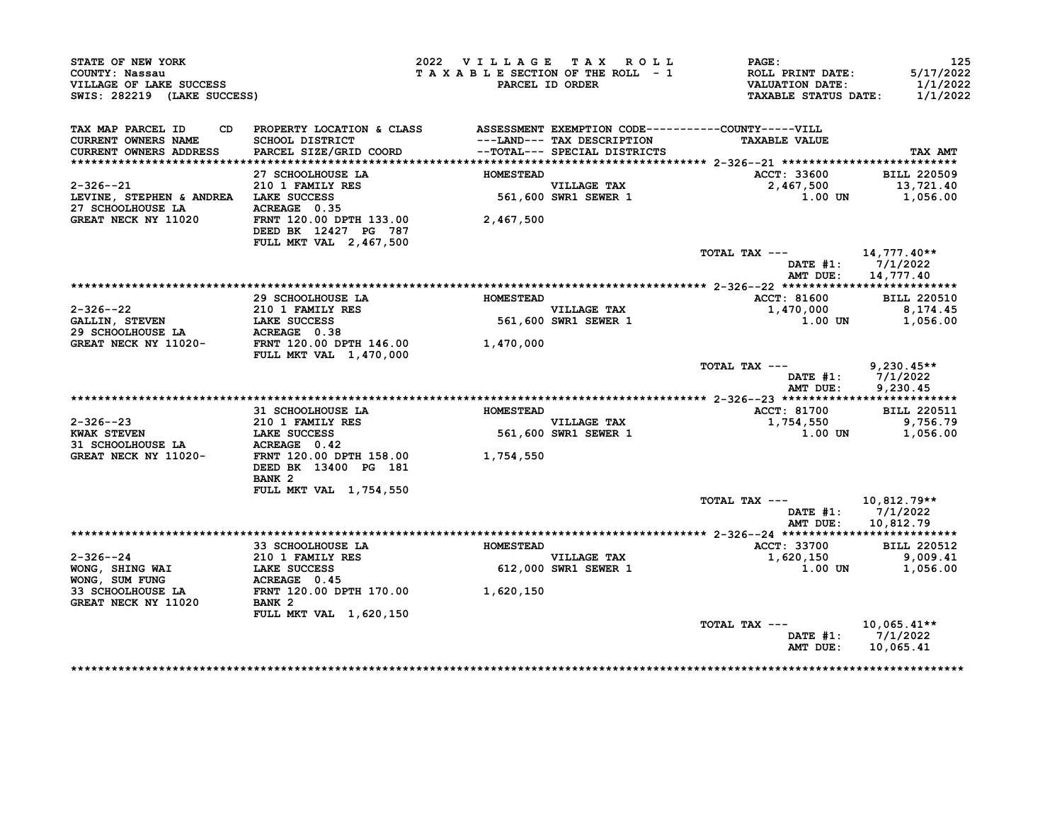STATE OF NEW YORK
COUNTY: Nassau
VILLAGE OF LAKE SUCCESS
SWIS: 282219 (LAKE SUCCESS)

2022 VILLAGE TAX ROLL
TAXABLE SECTION OF THE ROLL - 1
PARCEL ID ORDER

ROLL PRINT DATE: 5/17/2022
VALUATION DATE: 1/1/2022
TAXABLE STATUS DATE: 1/1/2022

| TAX MAP PARCEL ID / CURRENT OWNERS NAME / CURRENT OWNERS ADDRESS | CD | PROPERTY LOCATION & CLASS / SCHOOL DISTRICT / PARCEL SIZE/GRID COORD | ASSESSMENT ---LAND--- / --TOTAL--- | EXEMPTION CODE / TAX DESCRIPTION / SPECIAL DISTRICTS | TAXABLE VALUE (COUNTY-----VILL) | TAX AMT |
|---|---|---|---|---|---|---|
| **2-326--21** | | 27 SCHOOLHOUSE LA | HOMESTEAD | | ACCT: 33600 | BILL 220509 |
| 2-326--21 | | 210 1 FAMILY RES | | VILLAGE TAX | 2,467,500 | 13,721.40 |
| LEVINE, STEPHEN & ANDREA | | LAKE SUCCESS | 561,600 | SWR1 SEWER 1 | 1.00 UN | 1,056.00 |
| 27 SCHOOLHOUSE LA | | ACREAGE 0.35 | | | | |
| GREAT NECK NY 11020 | | FRNT 120.00 DPTH 133.00 | 2,467,500 | | | |
| | | DEED BK 12427 PG 787 | | | | |
| | | FULL MKT VAL 2,467,500 | | | | |
| | | | | | TOTAL TAX --- | 14,777.40** |
| | | | | | DATE #1: | 7/1/2022 |
| | | | | | AMT DUE: | 14,777.40 |
| **2-326--22** | | 29 SCHOOLHOUSE LA | HOMESTEAD | | ACCT: 81600 | BILL 220510 |
| 2-326--22 | | 210 1 FAMILY RES | | VILLAGE TAX | 1,470,000 | 8,174.45 |
| GALLIN, STEVEN | | LAKE SUCCESS | 561,600 | SWR1 SEWER 1 | 1.00 UN | 1,056.00 |
| 29 SCHOOLHOUSE LA | | ACREAGE 0.38 | | | | |
| GREAT NECK NY 11020- | | FRNT 120.00 DPTH 146.00 | 1,470,000 | | | |
| | | FULL MKT VAL 1,470,000 | | | | |
| | | | | | TOTAL TAX --- | 9,230.45** |
| | | | | | DATE #1: | 7/1/2022 |
| | | | | | AMT DUE: | 9,230.45 |
| **2-326--23** | | 31 SCHOOLHOUSE LA | HOMESTEAD | | ACCT: 81700 | BILL 220511 |
| 2-326--23 | | 210 1 FAMILY RES | | VILLAGE TAX | 1,754,550 | 9,756.79 |
| KWAK STEVEN | | LAKE SUCCESS | 561,600 | SWR1 SEWER 1 | 1.00 UN | 1,056.00 |
| 31 SCHOOLHOUSE LA | | ACREAGE 0.42 | | | | |
| GREAT NECK NY 11020- | | FRNT 120.00 DPTH 158.00 | 1,754,550 | | | |
| | | DEED BK 13400 PG 181 | | | | |
| | | BANK 2 | | | | |
| | | FULL MKT VAL 1,754,550 | | | | |
| | | | | | TOTAL TAX --- | 10,812.79** |
| | | | | | DATE #1: | 7/1/2022 |
| | | | | | AMT DUE: | 10,812.79 |
| **2-326--24** | | 33 SCHOOLHOUSE LA | HOMESTEAD | | ACCT: 33700 | BILL 220512 |
| 2-326--24 | | 210 1 FAMILY RES | | VILLAGE TAX | 1,620,150 | 9,009.41 |
| WONG, SHING WAI | | LAKE SUCCESS | 612,000 | SWR1 SEWER 1 | 1.00 UN | 1,056.00 |
| WONG, SUM FUNG | | ACREAGE 0.45 | | | | |
| 33 SCHOOLHOUSE LA | | FRNT 120.00 DPTH 170.00 | 1,620,150 | | | |
| GREAT NECK NY 11020 | | BANK 2 | | | | |
| | | FULL MKT VAL 1,620,150 | | | | |
| | | | | | TOTAL TAX --- | 10,065.41** |
| | | | | | DATE #1: | 7/1/2022 |
| | | | | | AMT DUE: | 10,065.41 |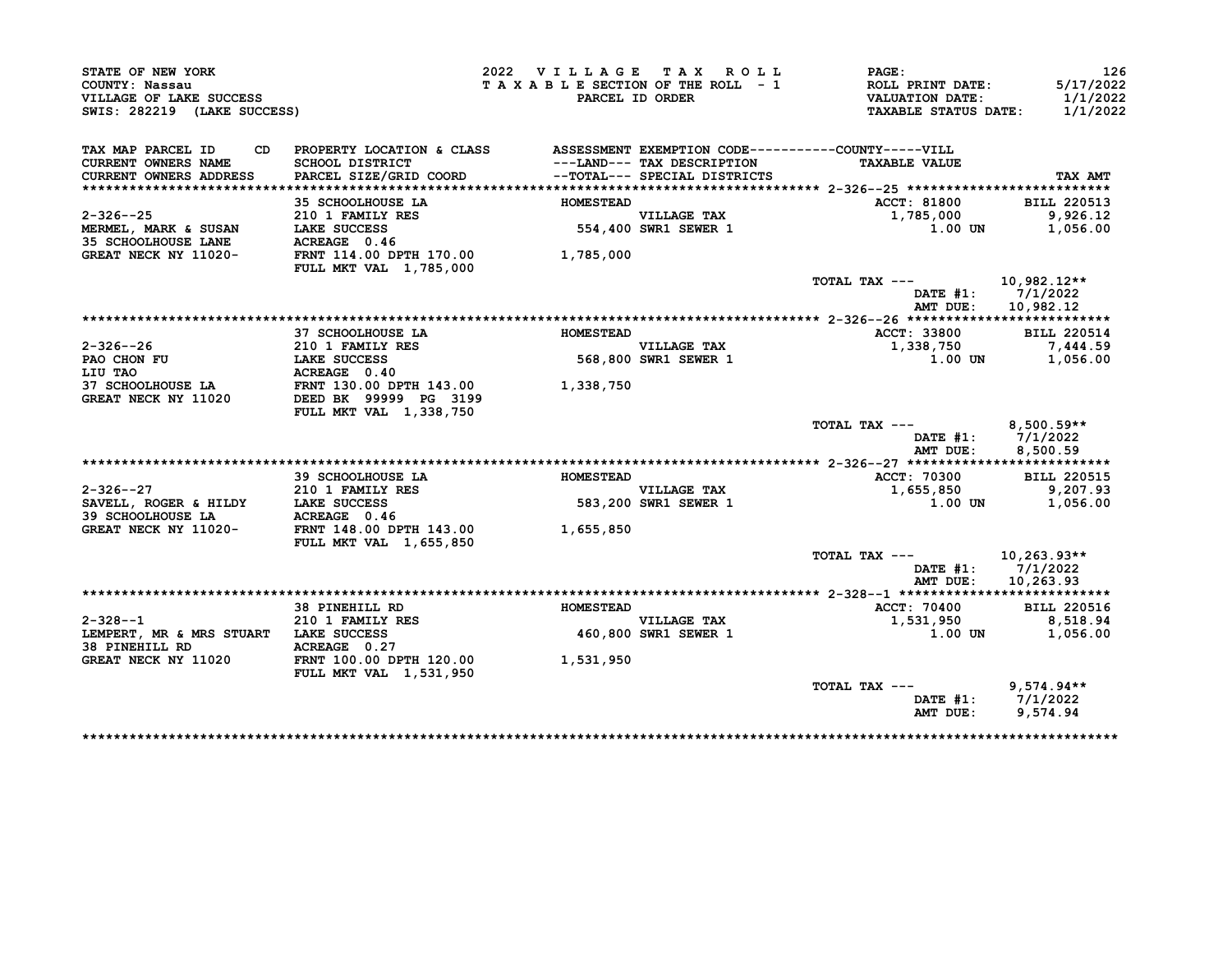STATE OF NEW YORK
COUNTY: Nassau
VILLAGE OF LAKE SUCCESS
SWIS: 282219 (LAKE SUCCESS)

2022 VILLAGE TAX ROLL
TAXABLE SECTION OF THE ROLL - 1
PARCEL ID ORDER

PAGE: 126
ROLL PRINT DATE: 5/17/2022
VALUATION DATE: 1/1/2022
TAXABLE STATUS DATE: 1/1/2022

| TAX MAP PARCEL ID / CURRENT OWNERS NAME / CURRENT OWNERS ADDRESS | PROPERTY LOCATION & CLASS / SCHOOL DISTRICT / PARCEL SIZE/GRID COORD | ASSESSMENT ---LAND--- --TOTAL--- | EXEMPTION CODE / TAX DESCRIPTION / SPECIAL DISTRICTS | TAXABLE VALUE | TAX AMT |
|---|---|---|---|---|---|
| 2-326--25 | 35 SCHOOLHOUSE LA | HOMESTEAD | | ACCT: 81800 | BILL 220513 |
| MERMEL, MARK & SUSAN | 210 1 FAMILY RES | | VILLAGE TAX | 1,785,000 | 9,926.12 |
| 35 SCHOOLHOUSE LANE | LAKE SUCCESS | 554,400 | SWR1 SEWER 1 | 1.00 UN | 1,056.00 |
| GREAT NECK NY 11020- | ACREAGE 0.46 | | | | |
| | FRNT 114.00 DPTH 170.00 | 1,785,000 | | | |
| | FULL MKT VAL 1,785,000 | | | | |
| | | | | TOTAL TAX --- | 10,982.12** |
| | | | | DATE #1: | 7/1/2022 |
| | | | | AMT DUE: | 10,982.12 |
| 2-326--26 | 37 SCHOOLHOUSE LA | HOMESTEAD | | ACCT: 33800 | BILL 220514 |
| PAO CHON FU | 210 1 FAMILY RES | | VILLAGE TAX | 1,338,750 | 7,444.59 |
| LIU TAO | LAKE SUCCESS | 568,800 | SWR1 SEWER 1 | 1.00 UN | 1,056.00 |
| 37 SCHOOLHOUSE LA | ACREAGE 0.40 | | | | |
| GREAT NECK NY 11020 | FRNT 130.00 DPTH 143.00 | 1,338,750 | | | |
| | DEED BK 99999 PG 3199 | | | | |
| | FULL MKT VAL 1,338,750 | | | | |
| | | | | TOTAL TAX --- | 8,500.59** |
| | | | | DATE #1: | 7/1/2022 |
| | | | | AMT DUE: | 8,500.59 |
| 2-326--27 | 39 SCHOOLHOUSE LA | HOMESTEAD | | ACCT: 70300 | BILL 220515 |
| SAVELL, ROGER & HILDY | 210 1 FAMILY RES | | VILLAGE TAX | 1,655,850 | 9,207.93 |
| 39 SCHOOLHOUSE LA | LAKE SUCCESS | 583,200 | SWR1 SEWER 1 | 1.00 UN | 1,056.00 |
| GREAT NECK NY 11020- | ACREAGE 0.46 | | | | |
| | FRNT 148.00 DPTH 143.00 | 1,655,850 | | | |
| | FULL MKT VAL 1,655,850 | | | | |
| | | | | TOTAL TAX --- | 10,263.93** |
| | | | | DATE #1: | 7/1/2022 |
| | | | | AMT DUE: | 10,263.93 |
| 2-328--1 | 38 PINEHILL RD | HOMESTEAD | | ACCT: 70400 | BILL 220516 |
| LEMPERT, MR & MRS STUART | 210 1 FAMILY RES | | VILLAGE TAX | 1,531,950 | 8,518.94 |
| 38 PINEHILL RD | LAKE SUCCESS | 460,800 | SWR1 SEWER 1 | 1.00 UN | 1,056.00 |
| GREAT NECK NY 11020 | ACREAGE 0.27 | | | | |
| | FRNT 100.00 DPTH 120.00 | 1,531,950 | | | |
| | FULL MKT VAL 1,531,950 | | | | |
| | | | | TOTAL TAX --- | 9,574.94** |
| | | | | DATE #1: | 7/1/2022 |
| | | | | AMT DUE: | 9,574.94 |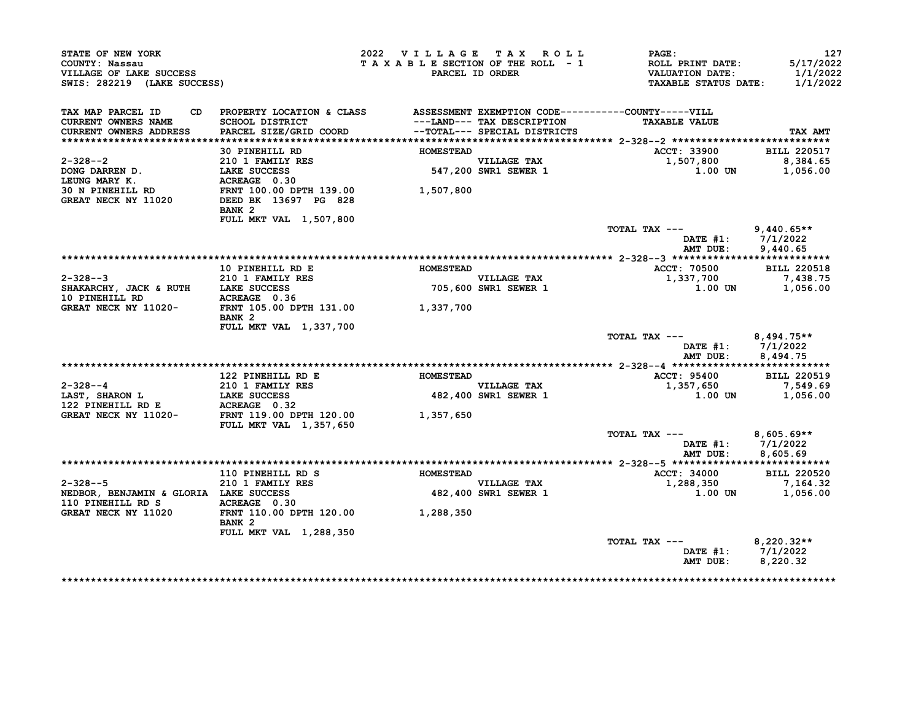STATE OF NEW YORK
COUNTY: Nassau
VILLAGE OF LAKE SUCCESS
SWIS: 282219 (LAKE SUCCESS)

2022 VILLAGE TAX ROLL
TAXABLE SECTION OF THE ROLL - 1
PARCEL ID ORDER

ROLL PRINT DATE: 5/17/2022
VALUATION DATE: 1/1/2022
TAXABLE STATUS DATE: 1/1/2022

| TAX MAP PARCEL ID / CURRENT OWNERS NAME / CURRENT OWNERS ADDRESS | CD PROPERTY LOCATION & CLASS / SCHOOL DISTRICT / PARCEL SIZE/GRID COORD | ASSESSMENT ---LAND--- / --TOTAL--- | EXEMPTION CODE / TAX DESCRIPTION / SPECIAL DISTRICTS | TAXABLE VALUE | TAX AMT |
|---|---|---|---|---|---|
| **2-328--2** | 30 PINEHILL RD | HOMESTEAD | | ACCT: 33900 | BILL 220517 |
| 2-328--2 | 210 1 FAMILY RES | | VILLAGE TAX | 1,507,800 | 8,384.65 |
| DONG DARREN D. | LAKE SUCCESS | 547,200 | SWR1 SEWER 1 | 1.00 UN | 1,056.00 |
| LEUNG MARY K. | ACREAGE 0.30 | | | | |
| 30 N PINEHILL RD | FRNT 100.00 DPTH 139.00 | 1,507,800 | | | |
| GREAT NECK NY 11020 | DEED BK 13697 PG 828 | | | | |
| | BANK 2 | | | | |
| | FULL MKT VAL 1,507,800 | | | | |
| | | | TOTAL TAX --- | | 9,440.65** |
| | | | DATE #1: | | 7/1/2022 |
| | | | AMT DUE: | | 9,440.65 |
| **2-328--3** | 10 PINEHILL RD E | HOMESTEAD | | ACCT: 70500 | BILL 220518 |
| 2-328--3 | 210 1 FAMILY RES | | VILLAGE TAX | 1,337,700 | 7,438.75 |
| SHAKARCHY, JACK & RUTH | LAKE SUCCESS | 705,600 | SWR1 SEWER 1 | 1.00 UN | 1,056.00 |
| 10 PINEHILL RD | ACREAGE 0.36 | | | | |
| GREAT NECK NY 11020- | FRNT 105.00 DPTH 131.00 | 1,337,700 | | | |
| | BANK 2 | | | | |
| | FULL MKT VAL 1,337,700 | | | | |
| | | | TOTAL TAX --- | | 8,494.75** |
| | | | DATE #1: | | 7/1/2022 |
| | | | AMT DUE: | | 8,494.75 |
| **2-328--4** | 122 PINEHILL RD E | HOMESTEAD | | ACCT: 95400 | BILL 220519 |
| 2-328--4 | 210 1 FAMILY RES | | VILLAGE TAX | 1,357,650 | 7,549.69 |
| LAST, SHARON L | LAKE SUCCESS | 482,400 | SWR1 SEWER 1 | 1.00 UN | 1,056.00 |
| 122 PINEHILL RD E | ACREAGE 0.32 | | | | |
| GREAT NECK NY 11020- | FRNT 119.00 DPTH 120.00 | 1,357,650 | | | |
| | FULL MKT VAL 1,357,650 | | | | |
| | | | TOTAL TAX --- | | 8,605.69** |
| | | | DATE #1: | | 7/1/2022 |
| | | | AMT DUE: | | 8,605.69 |
| **2-328--5** | 110 PINEHILL RD S | HOMESTEAD | | ACCT: 34000 | BILL 220520 |
| 2-328--5 | 210 1 FAMILY RES | | VILLAGE TAX | 1,288,350 | 7,164.32 |
| NEDBOR, BENJAMIN & GLORIA | LAKE SUCCESS | 482,400 | SWR1 SEWER 1 | 1.00 UN | 1,056.00 |
| 110 PINEHILL RD S | ACREAGE 0.30 | | | | |
| GREAT NECK NY 11020 | FRNT 110.00 DPTH 120.00 | 1,288,350 | | | |
| | BANK 2 | | | | |
| | FULL MKT VAL 1,288,350 | | | | |
| | | | TOTAL TAX --- | | 8,220.32** |
| | | | DATE #1: | | 7/1/2022 |
| | | | AMT DUE: | | 8,220.32 |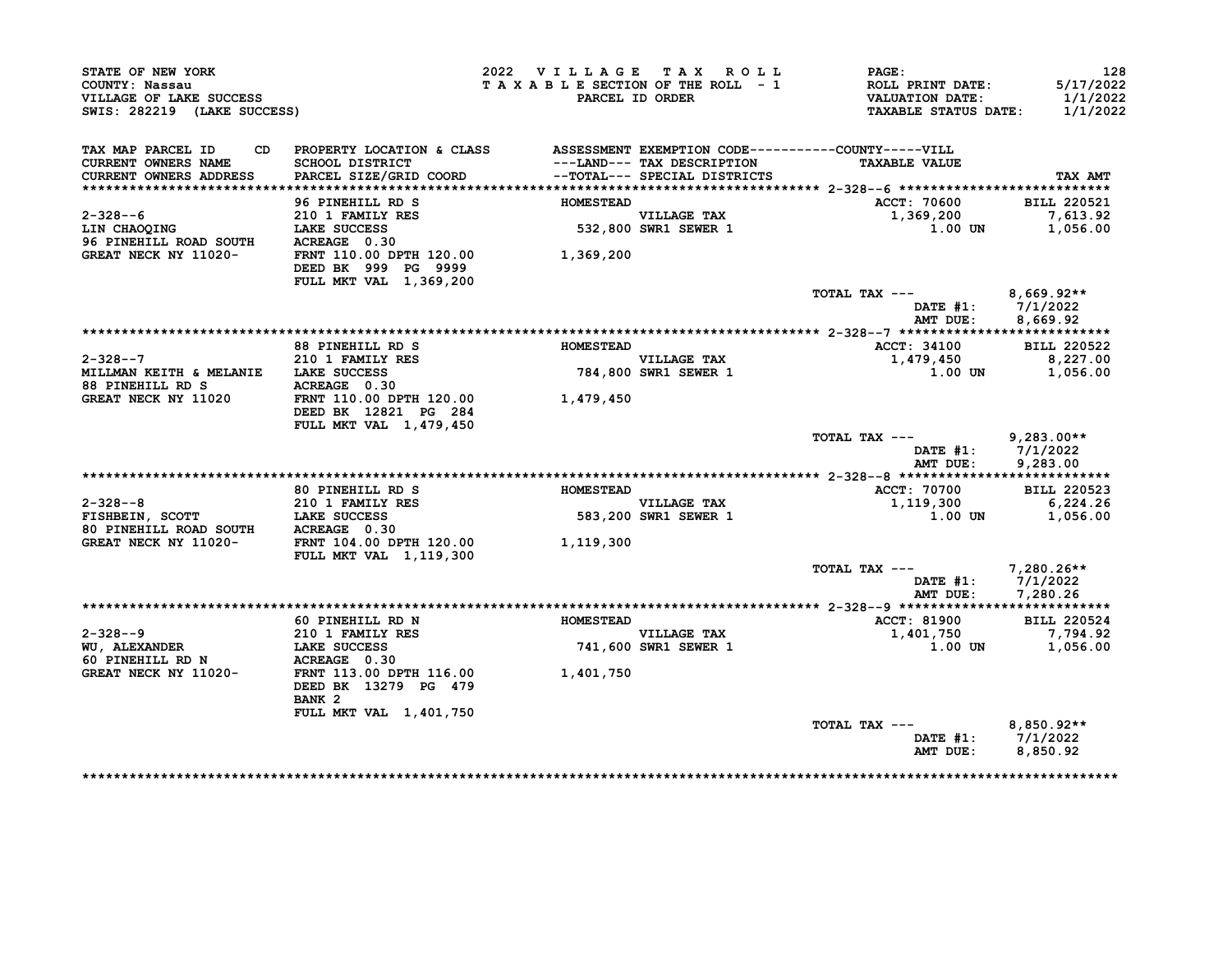STATE OF NEW YORK
COUNTY: Nassau
VILLAGE OF LAKE SUCCESS
SWIS: 282219 (LAKE SUCCESS)

2022 VILLAGE TAX ROLL
TAXABLE SECTION OF THE ROLL - 1
PARCEL ID ORDER

ROLL PRINT DATE: 5/17/2022
VALUATION DATE: 1/1/2022
TAXABLE STATUS DATE: 1/1/2022

| TAX MAP PARCEL ID / CURRENT OWNERS NAME / CURRENT OWNERS ADDRESS | PROPERTY LOCATION & CLASS / SCHOOL DISTRICT / PARCEL SIZE/GRID COORD | ASSESSMENT ---LAND--- / --TOTAL--- | EXEMPTION CODE / TAX DESCRIPTION / SPECIAL DISTRICTS | TAXABLE VALUE | TAX AMT |
|---|---|---|---|---|---|
| 2-328--6 | 96 PINEHILL RD S | HOMESTEAD | | ACCT: 70600 | BILL 220521 |
| LIN CHAOQING | 210 1 FAMILY RES | | VILLAGE TAX | 1,369,200 | 7,613.92 |
| 96 PINEHILL ROAD SOUTH | LAKE SUCCESS | 532,800 | SWR1 SEWER 1 | 1.00 UN | 1,056.00 |
| GREAT NECK NY 11020- | ACREAGE 0.30 | | | | |
| | FRNT 110.00 DPTH 120.00 | 1,369,200 | | | |
| | DEED BK 999 PG 9999 | | | | |
| | FULL MKT VAL 1,369,200 | | | | |
| | | | TOTAL TAX --- | | 8,669.92** |
| | | | | DATE #1: | 7/1/2022 |
| | | | | AMT DUE: | 8,669.92 |
| 2-328--7 | 88 PINEHILL RD S | HOMESTEAD | | ACCT: 34100 | BILL 220522 |
| MILLMAN KEITH & MELANIE | 210 1 FAMILY RES | | VILLAGE TAX | 1,479,450 | 8,227.00 |
| 88 PINEHILL RD S | LAKE SUCCESS | 784,800 | SWR1 SEWER 1 | 1.00 UN | 1,056.00 |
| GREAT NECK NY 11020 | ACREAGE 0.30 | | | | |
| | FRNT 110.00 DPTH 120.00 | 1,479,450 | | | |
| | DEED BK 12821 PG 284 | | | | |
| | FULL MKT VAL 1,479,450 | | | | |
| | | | TOTAL TAX --- | | 9,283.00** |
| | | | | DATE #1: | 7/1/2022 |
| | | | | AMT DUE: | 9,283.00 |
| 2-328--8 | 80 PINEHILL RD S | HOMESTEAD | | ACCT: 70700 | BILL 220523 |
| FISHBEIN, SCOTT | 210 1 FAMILY RES | | VILLAGE TAX | 1,119,300 | 6,224.26 |
| 80 PINEHILL ROAD SOUTH | LAKE SUCCESS | 583,200 | SWR1 SEWER 1 | 1.00 UN | 1,056.00 |
| GREAT NECK NY 11020- | ACREAGE 0.30 | | | | |
| | FRNT 104.00 DPTH 120.00 | 1,119,300 | | | |
| | FULL MKT VAL 1,119,300 | | | | |
| | | | TOTAL TAX --- | | 7,280.26** |
| | | | | DATE #1: | 7/1/2022 |
| | | | | AMT DUE: | 7,280.26 |
| 2-328--9 | 60 PINEHILL RD N | HOMESTEAD | | ACCT: 81900 | BILL 220524 |
| WU, ALEXANDER | 210 1 FAMILY RES | | VILLAGE TAX | 1,401,750 | 7,794.92 |
| 60 PINEHILL RD N | LAKE SUCCESS | 741,600 | SWR1 SEWER 1 | 1.00 UN | 1,056.00 |
| GREAT NECK NY 11020- | ACREAGE 0.30 | | | | |
| | FRNT 113.00 DPTH 116.00 | 1,401,750 | | | |
| | DEED BK 13279 PG 479 | | | | |
| | BANK 2 | | | | |
| | FULL MKT VAL 1,401,750 | | | | |
| | | | TOTAL TAX --- | | 8,850.92** |
| | | | | DATE #1: | 7/1/2022 |
| | | | | AMT DUE: | 8,850.92 |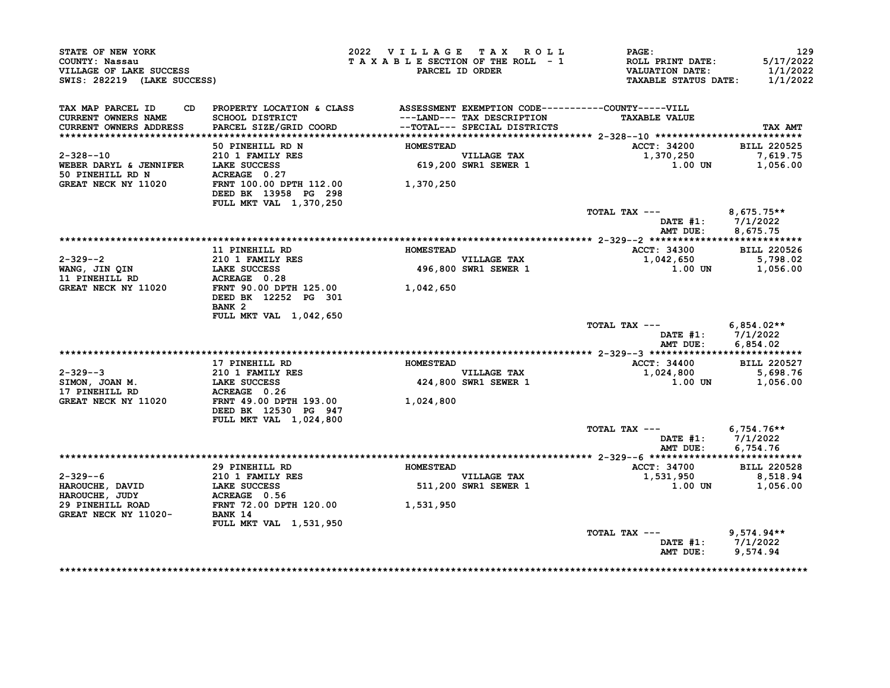STATE OF NEW YORK
COUNTY: Nassau
VILLAGE OF LAKE SUCCESS
SWIS: 282219 (LAKE SUCCESS)

2022 VILLAGE TAX ROLL
TAXABLE SECTION OF THE ROLL - 1
PARCEL ID ORDER

ROLL PRINT DATE: 5/17/2022
VALUATION DATE: 1/1/2022
TAXABLE STATUS DATE: 1/1/2022

| TAX MAP PARCEL ID / CURRENT OWNERS NAME / CURRENT OWNERS ADDRESS | CD | PROPERTY LOCATION & CLASS / SCHOOL DISTRICT / PARCEL SIZE/GRID COORD | ASSESSMENT ---LAND--- --TOTAL--- | EXEMPTION CODE / TAX DESCRIPTION / SPECIAL DISTRICTS | TAXABLE VALUE (COUNTY / VILL) | TAX AMT |
|---|---|---|---|---|---|---|
| **2-328--10** | | 50 PINEHILL RD N | HOMESTEAD | | ACCT: 34200 | BILL 220525 |
| 2-328--10 | | 210 1 FAMILY RES | | VILLAGE TAX | 1,370,250 | 7,619.75 |
| WEBER DARYL & JENNIFER | | LAKE SUCCESS | 619,200 | SWR1 SEWER 1 | 1.00 UN | 1,056.00 |
| 50 PINEHILL RD N | | ACREAGE 0.27 | | | | |
| GREAT NECK NY 11020 | | FRNT 100.00 DPTH 112.00 | 1,370,250 | | | |
| | | DEED BK 13958 PG 298 | | | | |
| | | FULL MKT VAL 1,370,250 | | | | |
| | | | | | TOTAL TAX --- | 8,675.75** |
| | | | | | DATE #1: | 7/1/2022 |
| | | | | | AMT DUE: | 8,675.75 |
| **2-329--2** | | 11 PINEHILL RD | HOMESTEAD | | ACCT: 34300 | BILL 220526 |
| 2-329--2 | | 210 1 FAMILY RES | | VILLAGE TAX | 1,042,650 | 5,798.02 |
| WANG, JIN QIN | | LAKE SUCCESS | 496,800 | SWR1 SEWER 1 | 1.00 UN | 1,056.00 |
| 11 PINEHILL RD | | ACREAGE 0.28 | | | | |
| GREAT NECK NY 11020 | | FRNT 90.00 DPTH 125.00 | 1,042,650 | | | |
| | | DEED BK 12252 PG 301 | | | | |
| | | BANK 2 | | | | |
| | | FULL MKT VAL 1,042,650 | | | | |
| | | | | | TOTAL TAX --- | 6,854.02** |
| | | | | | DATE #1: | 7/1/2022 |
| | | | | | AMT DUE: | 6,854.02 |
| **2-329--3** | | 17 PINEHILL RD | HOMESTEAD | | ACCT: 34400 | BILL 220527 |
| 2-329--3 | | 210 1 FAMILY RES | | VILLAGE TAX | 1,024,800 | 5,698.76 |
| SIMON, JOAN M. | | LAKE SUCCESS | 424,800 | SWR1 SEWER 1 | 1.00 UN | 1,056.00 |
| 17 PINEHILL RD | | ACREAGE 0.26 | | | | |
| GREAT NECK NY 11020 | | FRNT 49.00 DPTH 193.00 | 1,024,800 | | | |
| | | DEED BK 12530 PG 947 | | | | |
| | | FULL MKT VAL 1,024,800 | | | | |
| | | | | | TOTAL TAX --- | 6,754.76** |
| | | | | | DATE #1: | 7/1/2022 |
| | | | | | AMT DUE: | 6,754.76 |
| **2-329--6** | | 29 PINEHILL RD | HOMESTEAD | | ACCT: 34700 | BILL 220528 |
| 2-329--6 | | 210 1 FAMILY RES | | VILLAGE TAX | 1,531,950 | 8,518.94 |
| HAROUCHE, DAVID | | LAKE SUCCESS | 511,200 | SWR1 SEWER 1 | 1.00 UN | 1,056.00 |
| HAROUCHE, JUDY | | ACREAGE 0.56 | | | | |
| 29 PINEHILL ROAD | | FRNT 72.00 DPTH 120.00 | 1,531,950 | | | |
| GREAT NECK NY 11020- | | BANK 14 | | | | |
| | | FULL MKT VAL 1,531,950 | | | | |
| | | | | | TOTAL TAX --- | 9,574.94** |
| | | | | | DATE #1: | 7/1/2022 |
| | | | | | AMT DUE: | 9,574.94 |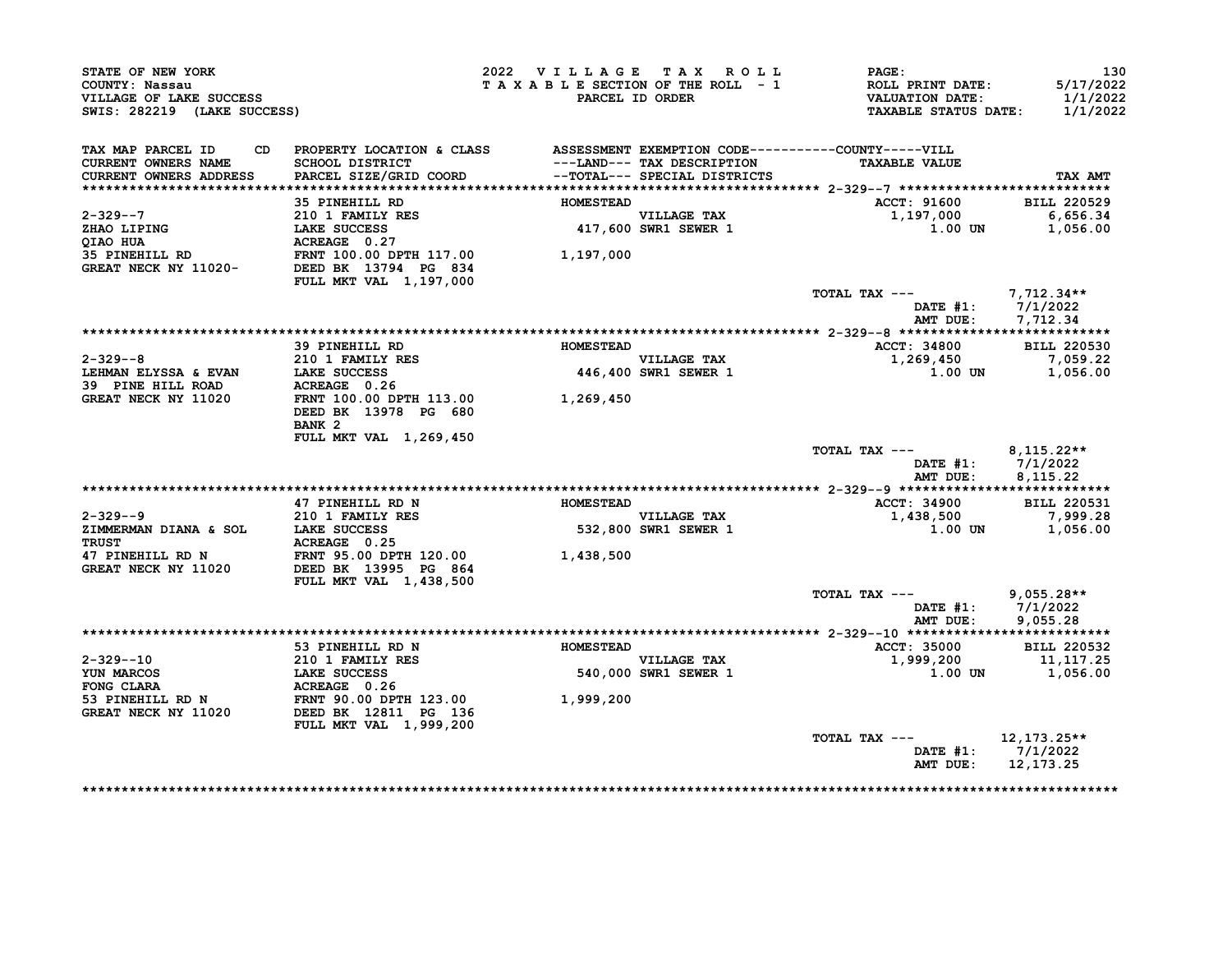STATE OF NEW YORK
COUNTY: Nassau
VILLAGE OF LAKE SUCCESS
SWIS: 282219 (LAKE SUCCESS)

2022 VILLAGE TAX ROLL
TAXABLE SECTION OF THE ROLL - 1
PARCEL ID ORDER

ROLL PRINT DATE: 5/17/2022
VALUATION DATE: 1/1/2022
TAXABLE STATUS DATE: 1/1/2022

| TAX MAP PARCEL ID / CURRENT OWNERS NAME / CURRENT OWNERS ADDRESS | PROPERTY LOCATION & CLASS / SCHOOL DISTRICT / PARCEL SIZE/GRID COORD | ASSESSMENT ---LAND--- / --TOTAL--- | EXEMPTION CODE / TAX DESCRIPTION / SPECIAL DISTRICTS | TAXABLE VALUE | TAX AMT |
|---|---|---|---|---|---|
| **2-329--7** | 35 PINEHILL RD | HOMESTEAD | | ACCT: 91600 | BILL 220529 |
| 2-329--7 | 210 1 FAMILY RES | | VILLAGE TAX | 1,197,000 | 6,656.34 |
| ZHAO LIPING | LAKE SUCCESS | 417,600 | SWR1 SEWER 1 | 1.00 UN | 1,056.00 |
| QIAO HUA | ACREAGE 0.27 | | | | |
| 35 PINEHILL RD | FRNT 100.00 DPTH 117.00 | 1,197,000 | | | |
| GREAT NECK NY 11020- | DEED BK 13794 PG 834 | | | | |
| | FULL MKT VAL 1,197,000 | | | | |
| | | | | TOTAL TAX --- | 7,712.34** |
| | | | | DATE #1: | 7/1/2022 |
| | | | | AMT DUE: | 7,712.34 |
| **2-329--8** | 39 PINEHILL RD | HOMESTEAD | | ACCT: 34800 | BILL 220530 |
| 2-329--8 | 210 1 FAMILY RES | | VILLAGE TAX | 1,269,450 | 7,059.22 |
| LEHMAN ELYSSA & EVAN | LAKE SUCCESS | 446,400 | SWR1 SEWER 1 | 1.00 UN | 1,056.00 |
| 39 PINE HILL ROAD | ACREAGE 0.26 | | | | |
| GREAT NECK NY 11020 | FRNT 100.00 DPTH 113.00 | 1,269,450 | | | |
| | DEED BK 13978 PG 680 | | | | |
| | BANK 2 | | | | |
| | FULL MKT VAL 1,269,450 | | | | |
| | | | | TOTAL TAX --- | 8,115.22** |
| | | | | DATE #1: | 7/1/2022 |
| | | | | AMT DUE: | 8,115.22 |
| **2-329--9** | 47 PINEHILL RD N | HOMESTEAD | | ACCT: 34900 | BILL 220531 |
| 2-329--9 | 210 1 FAMILY RES | | VILLAGE TAX | 1,438,500 | 7,999.28 |
| ZIMMERMAN DIANA & SOL | LAKE SUCCESS | 532,800 | SWR1 SEWER 1 | 1.00 UN | 1,056.00 |
| TRUST | ACREAGE 0.25 | | | | |
| 47 PINEHILL RD N | FRNT 95.00 DPTH 120.00 | 1,438,500 | | | |
| GREAT NECK NY 11020 | DEED BK 13995 PG 864 | | | | |
| | FULL MKT VAL 1,438,500 | | | | |
| | | | | TOTAL TAX --- | 9,055.28** |
| | | | | DATE #1: | 7/1/2022 |
| | | | | AMT DUE: | 9,055.28 |
| **2-329--10** | 53 PINEHILL RD N | HOMESTEAD | | ACCT: 35000 | BILL 220532 |
| 2-329--10 | 210 1 FAMILY RES | | VILLAGE TAX | 1,999,200 | 11,117.25 |
| YUN MARCOS | LAKE SUCCESS | 540,000 | SWR1 SEWER 1 | 1.00 UN | 1,056.00 |
| FONG CLARA | ACREAGE 0.26 | | | | |
| 53 PINEHILL RD N | FRNT 90.00 DPTH 123.00 | 1,999,200 | | | |
| GREAT NECK NY 11020 | DEED BK 12811 PG 136 | | | | |
| | FULL MKT VAL 1,999,200 | | | | |
| | | | | TOTAL TAX --- | 12,173.25** |
| | | | | DATE #1: | 7/1/2022 |
| | | | | AMT DUE: | 12,173.25 |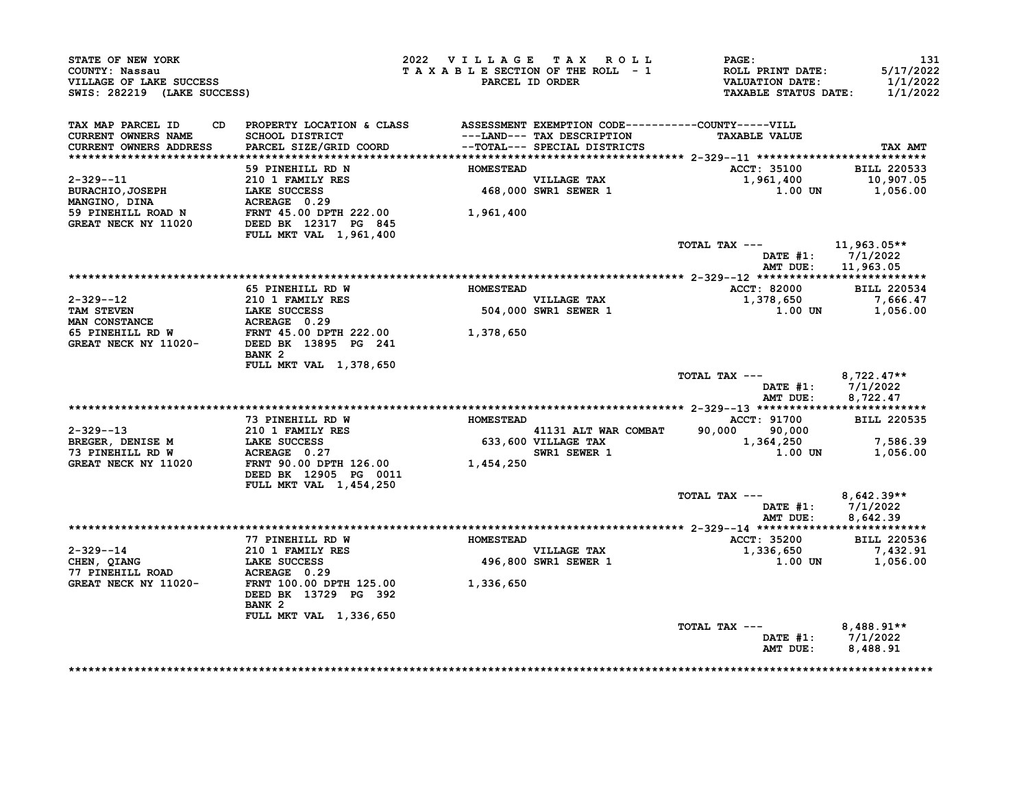STATE OF NEW YORK
COUNTY: Nassau
VILLAGE OF LAKE SUCCESS
SWIS: 282219 (LAKE SUCCESS)

2022 VILLAGE TAX ROLL
TAXABLE SECTION OF THE ROLL - 1
PARCEL ID ORDER

ROLL PRINT DATE: 5/17/2022
VALUATION DATE: 1/1/2022
TAXABLE STATUS DATE: 1/1/2022

| TAX MAP PARCEL ID / CURRENT OWNERS NAME / CURRENT OWNERS ADDRESS | PROPERTY LOCATION & CLASS / SCHOOL DISTRICT / PARCEL SIZE/GRID COORD | ASSESSMENT / ---LAND--- / --TOTAL--- | EXEMPTION CODE / TAX DESCRIPTION / SPECIAL DISTRICTS | COUNTY | VILL / TAXABLE VALUE | TAX AMT |
|---|---|---|---|---|---|---|
| **2-329--11** | | | | | ACCT: 35100 | BILL 220533 |
| | 59 PINEHILL RD N | HOMESTEAD | | | | |
| 2-329--11 | 210 1 FAMILY RES | | VILLAGE TAX | | 1,961,400 | 10,907.05 |
| BURACHIO,JOSEPH | LAKE SUCCESS | 468,000 | SWR1 SEWER 1 | | 1.00 UN | 1,056.00 |
| MANGINO, DINA | ACREAGE 0.29 | | | | | |
| 59 PINEHILL ROAD N | FRNT 45.00 DPTH 222.00 | 1,961,400 | | | | |
| GREAT NECK NY 11020 | DEED BK 12317 PG 845 | | | | | |
| | FULL MKT VAL 1,961,400 | | | | | |
| | | | | TOTAL TAX --- | | 11,963.05** |
| | | | | DATE #1: | | 7/1/2022 |
| | | | | AMT DUE: | | 11,963.05 |
| **2-329--12** | | | | | ACCT: 82000 | BILL 220534 |
| | 65 PINEHILL RD W | HOMESTEAD | | | | |
| 2-329--12 | 210 1 FAMILY RES | | VILLAGE TAX | | 1,378,650 | 7,666.47 |
| TAM STEVEN | LAKE SUCCESS | 504,000 | SWR1 SEWER 1 | | 1.00 UN | 1,056.00 |
| MAN CONSTANCE | ACREAGE 0.29 | | | | | |
| 65 PINEHILL RD W | FRNT 45.00 DPTH 222.00 | 1,378,650 | | | | |
| GREAT NECK NY 11020- | DEED BK 13895 PG 241 | | | | | |
| | BANK 2 | | | | | |
| | FULL MKT VAL 1,378,650 | | | | | |
| | | | | TOTAL TAX --- | | 8,722.47** |
| | | | | DATE #1: | | 7/1/2022 |
| | | | | AMT DUE: | | 8,722.47 |
| **2-329--13** | | | | | ACCT: 91700 | BILL 220535 |
| | 73 PINEHILL RD W | HOMESTEAD | | | | |
| 2-329--13 | 210 1 FAMILY RES | | 41131 ALT WAR COMBAT | 90,000 | 90,000 | |
| BREGER, DENISE M | LAKE SUCCESS | 633,600 | VILLAGE TAX | | 1,364,250 | 7,586.39 |
| 73 PINEHILL RD W | ACREAGE 0.27 | | SWR1 SEWER 1 | | 1.00 UN | 1,056.00 |
| GREAT NECK NY 11020 | FRNT 90.00 DPTH 126.00 | 1,454,250 | | | | |
| | DEED BK 12905 PG 0011 | | | | | |
| | FULL MKT VAL 1,454,250 | | | | | |
| | | | | TOTAL TAX --- | | 8,642.39** |
| | | | | DATE #1: | | 7/1/2022 |
| | | | | AMT DUE: | | 8,642.39 |
| **2-329--14** | | | | | ACCT: 35200 | BILL 220536 |
| | 77 PINEHILL RD W | HOMESTEAD | | | | |
| 2-329--14 | 210 1 FAMILY RES | | VILLAGE TAX | | 1,336,650 | 7,432.91 |
| CHEN, QIANG | LAKE SUCCESS | 496,800 | SWR1 SEWER 1 | | 1.00 UN | 1,056.00 |
| 77 PINEHILL ROAD | ACREAGE 0.29 | | | | | |
| GREAT NECK NY 11020- | FRNT 100.00 DPTH 125.00 | 1,336,650 | | | | |
| | DEED BK 13729 PG 392 | | | | | |
| | BANK 2 | | | | | |
| | FULL MKT VAL 1,336,650 | | | | | |
| | | | | TOTAL TAX --- | | 8,488.91** |
| | | | | DATE #1: | | 7/1/2022 |
| | | | | AMT DUE: | | 8,488.91 |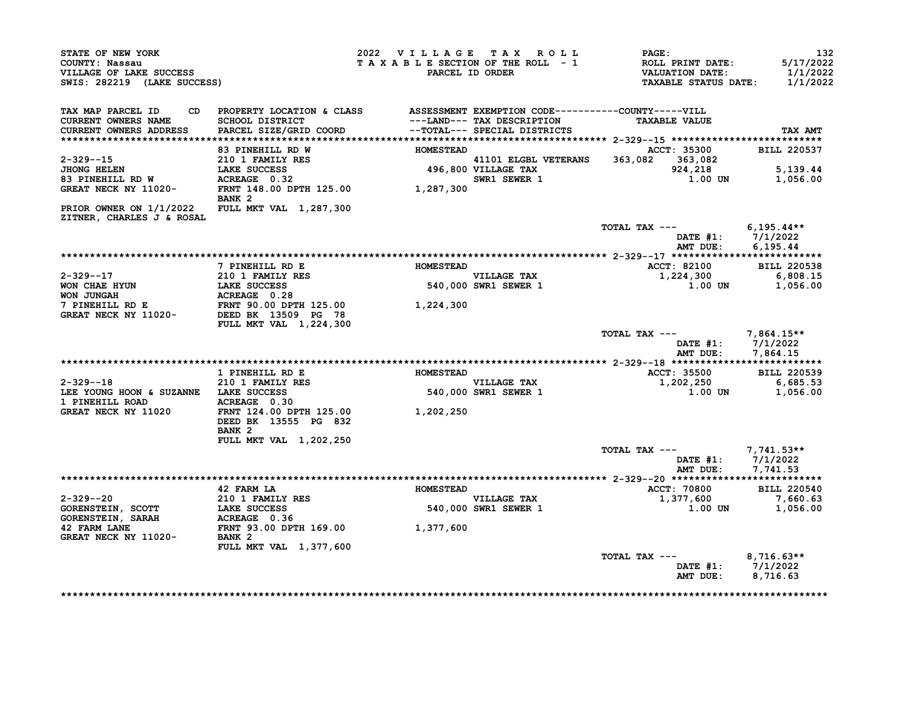STATE OF NEW YORK
COUNTY: Nassau
VILLAGE OF LAKE SUCCESS
SWIS: 282219 (LAKE SUCCESS)

2022 VILLAGE TAX ROLL
TAXABLE SECTION OF THE ROLL - 1
PARCEL ID ORDER

ROLL PRINT DATE: 5/17/2022
VALUATION DATE: 1/1/2022
TAXABLE STATUS DATE: 1/1/2022

| TAX MAP PARCEL ID / CURRENT OWNERS NAME / CURRENT OWNERS ADDRESS | CD PROPERTY LOCATION & CLASS / SCHOOL DISTRICT / PARCEL SIZE/GRID COORD | ASSESSMENT ---LAND--- / --TOTAL--- | EXEMPTION CODE / TAX DESCRIPTION / SPECIAL DISTRICTS | COUNTY | VILL TAXABLE VALUE | TAX AMT |
|---|---|---|---|---|---|---|
| **2-329--15** | | | | | ACCT: 35300 | BILL 220537 |
| 2-329--15 | 83 PINEHILL RD W | HOMESTEAD | | | | |
| JHONG HELEN | 210 1 FAMILY RES | | 41101 ELGBL VETERANS | 363,082 | 363,082 | |
| 83 PINEHILL RD W | LAKE SUCCESS | 496,800 | VILLAGE TAX | | 924,218 | 5,139.44 |
| GREAT NECK NY 11020- | ACREAGE 0.32 | | SWR1 SEWER 1 | | 1.00 UN | 1,056.00 |
| | FRNT 148.00 DPTH 125.00 | 1,287,300 | | | | |
| | BANK 2 | | | | | |
| PRIOR OWNER ON 1/1/2022 | FULL MKT VAL 1,287,300 | | | | | |
| ZITNER, CHARLES J & ROSAL | | | | | | |
| | | | | TOTAL TAX --- | | 6,195.44** |
| | | | | DATE #1: | | 7/1/2022 |
| | | | | AMT DUE: | | 6,195.44 |
| **2-329--17** | | | | | ACCT: 82100 | BILL 220538 |
| 2-329--17 | 7 PINEHILL RD E | HOMESTEAD | | | | |
| WON CHAE HYUN | 210 1 FAMILY RES | | VILLAGE TAX | | 1,224,300 | 6,808.15 |
| WON JUNGAH | LAKE SUCCESS | 540,000 | SWR1 SEWER 1 | | 1.00 UN | 1,056.00 |
| 7 PINEHILL RD E | ACREAGE 0.28 | | | | | |
| GREAT NECK NY 11020- | FRNT 90.00 DPTH 125.00 | 1,224,300 | | | | |
| | DEED BK 13509 PG 78 | | | | | |
| | FULL MKT VAL 1,224,300 | | | | | |
| | | | | TOTAL TAX --- | | 7,864.15** |
| | | | | DATE #1: | | 7/1/2022 |
| | | | | AMT DUE: | | 7,864.15 |
| **2-329--18** | | | | | ACCT: 35500 | BILL 220539 |
| 2-329--18 | 1 PINEHILL RD E | HOMESTEAD | | | | |
| LEE YOUNG HOON & SUZANNE | 210 1 FAMILY RES | | VILLAGE TAX | | 1,202,250 | 6,685.53 |
| 1 PINEHILL ROAD | LAKE SUCCESS | 540,000 | SWR1 SEWER 1 | | 1.00 UN | 1,056.00 |
| GREAT NECK NY 11020 | ACREAGE 0.30 | | | | | |
| | FRNT 124.00 DPTH 125.00 | 1,202,250 | | | | |
| | DEED BK 13555 PG 832 | | | | | |
| | BANK 2 | | | | | |
| | FULL MKT VAL 1,202,250 | | | | | |
| | | | | TOTAL TAX --- | | 7,741.53** |
| | | | | DATE #1: | | 7/1/2022 |
| | | | | AMT DUE: | | 7,741.53 |
| **2-329--20** | | | | | ACCT: 70800 | BILL 220540 |
| 2-329--20 | 42 FARM LA | HOMESTEAD | | | | |
| GORENSTEIN, SCOTT | 210 1 FAMILY RES | | VILLAGE TAX | | 1,377,600 | 7,660.63 |
| GORENSTEIN, SARAH | LAKE SUCCESS | 540,000 | SWR1 SEWER 1 | | 1.00 UN | 1,056.00 |
| 42 FARM LANE | ACREAGE 0.36 | | | | | |
| GREAT NECK NY 11020- | FRNT 93.00 DPTH 169.00 | 1,377,600 | | | | |
| | BANK 2 | | | | | |
| | FULL MKT VAL 1,377,600 | | | | | |
| | | | | TOTAL TAX --- | | 8,716.63** |
| | | | | DATE #1: | | 7/1/2022 |
| | | | | AMT DUE: | | 8,716.63 |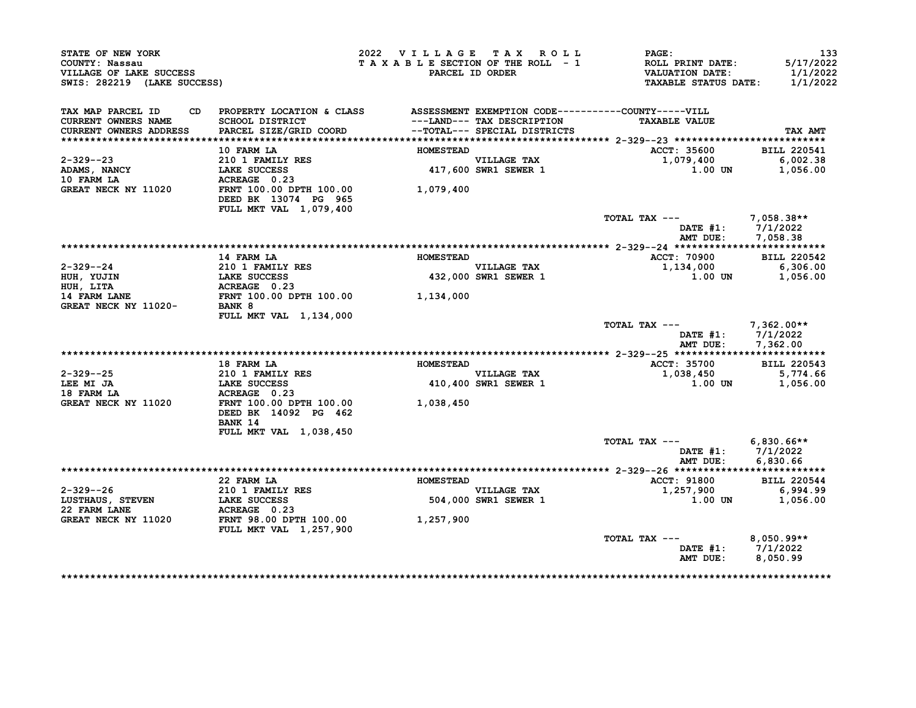STATE OF NEW YORK
COUNTY: Nassau
VILLAGE OF LAKE SUCCESS
SWIS: 282219 (LAKE SUCCESS)

2022 VILLAGE TAX ROLL
TAXABLE SECTION OF THE ROLL - 1
PARCEL ID ORDER

ROLL PRINT DATE: 5/17/2022
VALUATION DATE: 1/1/2022
TAXABLE STATUS DATE: 1/1/2022

| TAX MAP PARCEL ID / CURRENT OWNERS NAME / CURRENT OWNERS ADDRESS | PROPERTY LOCATION & CLASS / SCHOOL DISTRICT / PARCEL SIZE/GRID COORD | ASSESSMENT ---LAND--- / --TOTAL--- | EXEMPTION CODE / TAX DESCRIPTION / SPECIAL DISTRICTS | TAXABLE VALUE | TAX AMT |
|---|---|---|---|---|---|
| 2-329--23 | 10 FARM LA | HOMESTEAD | | ACCT: 35600 | BILL 220541 |
| ADAMS, NANCY | 210 1 FAMILY RES | | VILLAGE TAX | 1,079,400 | 6,002.38 |
| 10 FARM LA | LAKE SUCCESS | 417,600 | SWR1 SEWER 1 | 1.00 UN | 1,056.00 |
| GREAT NECK NY 11020 | ACREAGE 0.23 | | | | |
| | FRNT 100.00 DPTH 100.00 | 1,079,400 | | | |
| | DEED BK 13074 PG 965 | | | | |
| | FULL MKT VAL 1,079,400 | | | | |
| | | | | TOTAL TAX --- | 7,058.38** |
| | | | | DATE #1: | 7/1/2022 |
| | | | | AMT DUE: | 7,058.38 |
| 2-329--24 | 14 FARM LA | HOMESTEAD | | ACCT: 70900 | BILL 220542 |
| HUH, YUJIN | 210 1 FAMILY RES | | VILLAGE TAX | 1,134,000 | 6,306.00 |
| HUH, LITA | LAKE SUCCESS | 432,000 | SWR1 SEWER 1 | 1.00 UN | 1,056.00 |
| 14 FARM LANE | ACREAGE 0.23 | | | | |
| GREAT NECK NY 11020- | FRNT 100.00 DPTH 100.00 | 1,134,000 | | | |
| | BANK 8 | | | | |
| | FULL MKT VAL 1,134,000 | | | | |
| | | | | TOTAL TAX --- | 7,362.00** |
| | | | | DATE #1: | 7/1/2022 |
| | | | | AMT DUE: | 7,362.00 |
| 2-329--25 | 18 FARM LA | HOMESTEAD | | ACCT: 35700 | BILL 220543 |
| LEE MI JA | 210 1 FAMILY RES | | VILLAGE TAX | 1,038,450 | 5,774.66 |
| 18 FARM LA | LAKE SUCCESS | 410,400 | SWR1 SEWER 1 | 1.00 UN | 1,056.00 |
| GREAT NECK NY 11020 | ACREAGE 0.23 | | | | |
| | FRNT 100.00 DPTH 100.00 | 1,038,450 | | | |
| | DEED BK 14092 PG 462 | | | | |
| | BANK 14 | | | | |
| | FULL MKT VAL 1,038,450 | | | | |
| | | | | TOTAL TAX --- | 6,830.66** |
| | | | | DATE #1: | 7/1/2022 |
| | | | | AMT DUE: | 6,830.66 |
| 2-329--26 | 22 FARM LA | HOMESTEAD | | ACCT: 91800 | BILL 220544 |
| LUSTHAUS, STEVEN | 210 1 FAMILY RES | | VILLAGE TAX | 1,257,900 | 6,994.99 |
| 22 FARM LANE | LAKE SUCCESS | 504,000 | SWR1 SEWER 1 | 1.00 UN | 1,056.00 |
| GREAT NECK NY 11020 | ACREAGE 0.23 | | | | |
| | FRNT 98.00 DPTH 100.00 | 1,257,900 | | | |
| | FULL MKT VAL 1,257,900 | | | | |
| | | | | TOTAL TAX --- | 8,050.99** |
| | | | | DATE #1: | 7/1/2022 |
| | | | | AMT DUE: | 8,050.99 |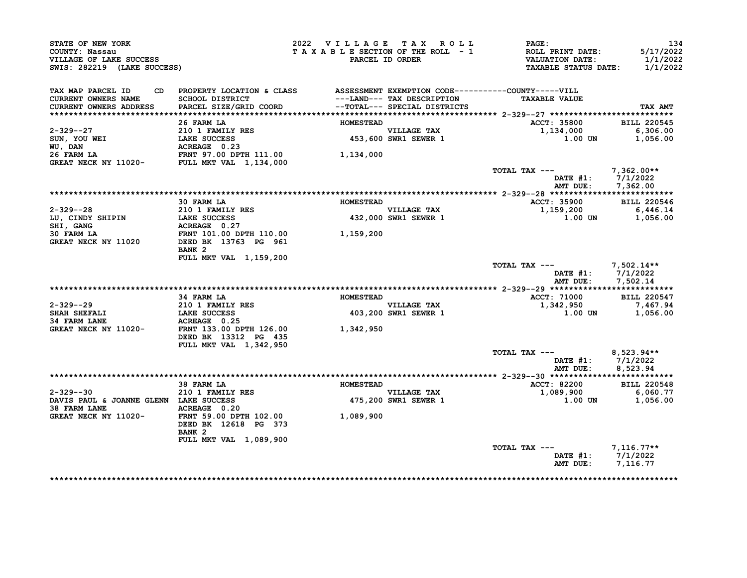STATE OF NEW YORK
COUNTY: Nassau
VILLAGE OF LAKE SUCCESS
SWIS: 282219 (LAKE SUCCESS)

2022 VILLAGE TAX ROLL
TAXABLE SECTION OF THE ROLL - 1
PARCEL ID ORDER

ROLL PRINT DATE: 5/17/2022
VALUATION DATE: 1/1/2022
TAXABLE STATUS DATE: 1/1/2022

| TAX MAP PARCEL ID / CURRENT OWNERS NAME / CURRENT OWNERS ADDRESS | PROPERTY LOCATION & CLASS / SCHOOL DISTRICT / PARCEL SIZE/GRID COORD | ASSESSMENT ---LAND--- / --TOTAL--- | EXEMPTION CODE / TAX DESCRIPTION / SPECIAL DISTRICTS | TAXABLE VALUE | TAX AMT |
|---|---|---|---|---|---|
| **2-329--27** | 26 FARM LA | HOMESTEAD | | ACCT: 35800 | BILL 220545 |
| SUN, YOU WEI | 210 1 FAMILY RES | | VILLAGE TAX | 1,134,000 | 6,306.00 |
| WU, DAN | LAKE SUCCESS | 453,600 | SWR1 SEWER 1 | 1.00 UN | 1,056.00 |
| 26 FARM LA | ACREAGE 0.23 | | | | |
| GREAT NECK NY 11020- | FRNT 97.00 DPTH 111.00 | 1,134,000 | | | |
| | FULL MKT VAL 1,134,000 | | | | |
| | | | | TOTAL TAX --- | 7,362.00** |
| | | | | DATE #1: | 7/1/2022 |
| | | | | AMT DUE: | 7,362.00 |
| **2-329--28** | 30 FARM LA | HOMESTEAD | | ACCT: 35900 | BILL 220546 |
| LU, CINDY SHIPIN | 210 1 FAMILY RES | | VILLAGE TAX | 1,159,200 | 6,446.14 |
| SHI, GANG | LAKE SUCCESS | 432,000 | SWR1 SEWER 1 | 1.00 UN | 1,056.00 |
| 30 FARM LA | ACREAGE 0.27 | | | | |
| GREAT NECK NY 11020 | FRNT 101.00 DPTH 110.00 | 1,159,200 | | | |
| | DEED BK 13763 PG 961 | | | | |
| | BANK 2 | | | | |
| | FULL MKT VAL 1,159,200 | | | | |
| | | | | TOTAL TAX --- | 7,502.14** |
| | | | | DATE #1: | 7/1/2022 |
| | | | | AMT DUE: | 7,502.14 |
| **2-329--29** | 34 FARM LA | HOMESTEAD | | ACCT: 71000 | BILL 220547 |
| SHAH SHEFALI | 210 1 FAMILY RES | | VILLAGE TAX | 1,342,950 | 7,467.94 |
| 34 FARM LANE | LAKE SUCCESS | 403,200 | SWR1 SEWER 1 | 1.00 UN | 1,056.00 |
| GREAT NECK NY 11020- | ACREAGE 0.25 | | | | |
| | FRNT 133.00 DPTH 126.00 | 1,342,950 | | | |
| | DEED BK 13312 PG 435 | | | | |
| | FULL MKT VAL 1,342,950 | | | | |
| | | | | TOTAL TAX --- | 8,523.94** |
| | | | | DATE #1: | 7/1/2022 |
| | | | | AMT DUE: | 8,523.94 |
| **2-329--30** | 38 FARM LA | HOMESTEAD | | ACCT: 82200 | BILL 220548 |
| DAVIS PAUL & JOANNE GLENN | 210 1 FAMILY RES | | VILLAGE TAX | 1,089,900 | 6,060.77 |
| 38 FARM LANE | LAKE SUCCESS | 475,200 | SWR1 SEWER 1 | 1.00 UN | 1,056.00 |
| GREAT NECK NY 11020- | ACREAGE 0.20 | | | | |
| | FRNT 59.00 DPTH 102.00 | 1,089,900 | | | |
| | DEED BK 12618 PG 373 | | | | |
| | BANK 2 | | | | |
| | FULL MKT VAL 1,089,900 | | | | |
| | | | | TOTAL TAX --- | 7,116.77** |
| | | | | DATE #1: | 7/1/2022 |
| | | | | AMT DUE: | 7,116.77 |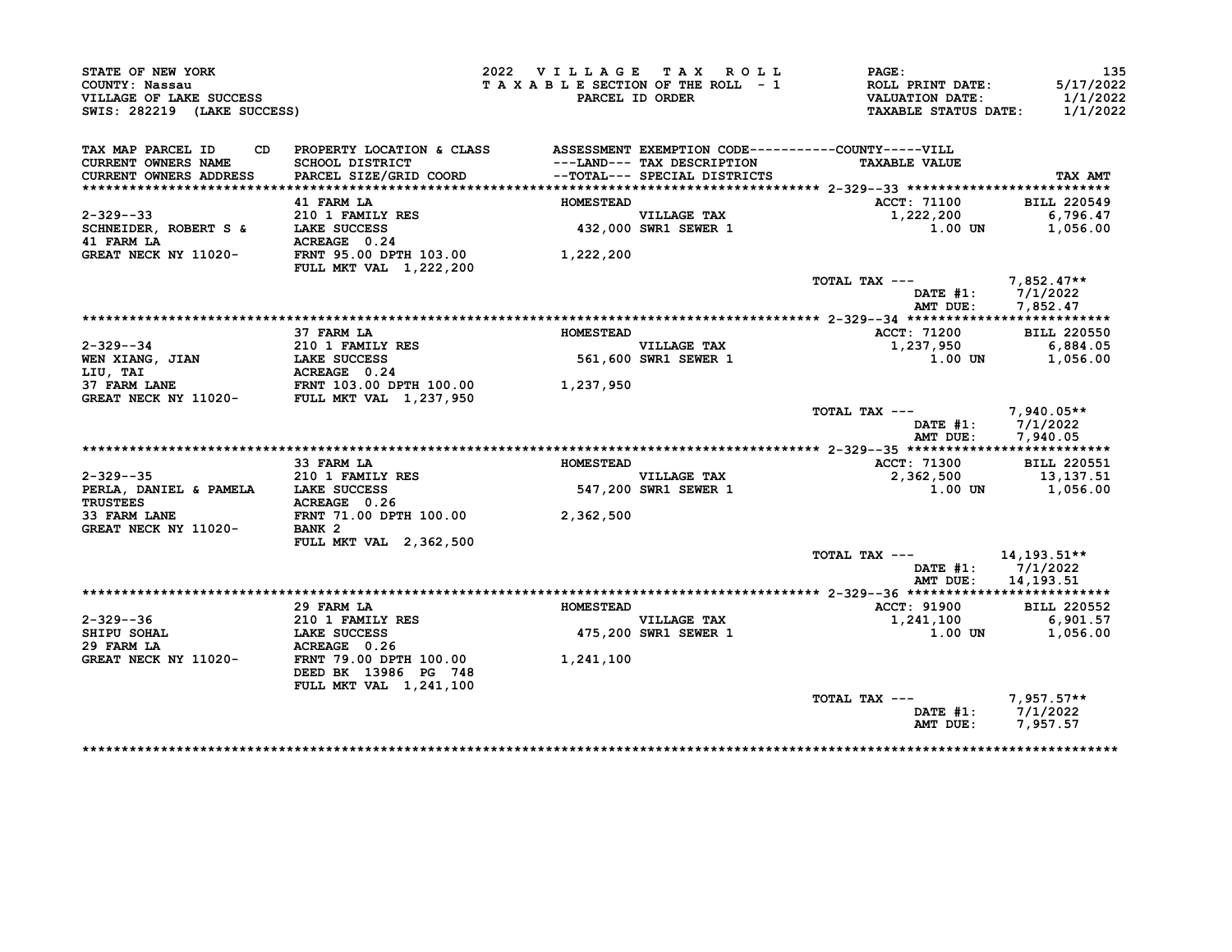STATE OF NEW YORK
COUNTY: Nassau
VILLAGE OF LAKE SUCCESS
SWIS: 282219 (LAKE SUCCESS)

2022 VILLAGE TAX ROLL
TAXABLE SECTION OF THE ROLL - 1
PARCEL ID ORDER

ROLL PRINT DATE: 5/17/2022
VALUATION DATE: 1/1/2022
TAXABLE STATUS DATE: 1/1/2022

| TAX MAP PARCEL ID / CURRENT OWNERS NAME / CURRENT OWNERS ADDRESS | PROPERTY LOCATION & CLASS / SCHOOL DISTRICT / PARCEL SIZE/GRID COORD | ASSESSMENT ---LAND--- / --TOTAL--- | EXEMPTION CODE / TAX DESCRIPTION / SPECIAL DISTRICTS | TAXABLE VALUE | TAX AMT |
|---|---|---|---|---|---|
| **2-329--33** | 41 FARM LA | HOMESTEAD | | ACCT: 71100 | BILL 220549 |
| 2-329--33 | 210 1 FAMILY RES | | VILLAGE TAX | 1,222,200 | 6,796.47 |
| SCHNEIDER, ROBERT S & | LAKE SUCCESS | 432,000 | SWR1 SEWER 1 | 1.00 UN | 1,056.00 |
| 41 FARM LA | ACREAGE 0.24 | | | | |
| GREAT NECK NY 11020- | FRNT 95.00 DPTH 103.00 | 1,222,200 | | | |
| | FULL MKT VAL 1,222,200 | | | | |
| | | | TOTAL TAX --- | | 7,852.47** |
| | | | | DATE #1: | 7/1/2022 |
| | | | | AMT DUE: | 7,852.47 |
| **2-329--34** | 37 FARM LA | HOMESTEAD | | ACCT: 71200 | BILL 220550 |
| 2-329--34 | 210 1 FAMILY RES | | VILLAGE TAX | 1,237,950 | 6,884.05 |
| WEN XIANG, JIAN | LAKE SUCCESS | 561,600 | SWR1 SEWER 1 | 1.00 UN | 1,056.00 |
| LIU, TAI | ACREAGE 0.24 | | | | |
| 37 FARM LANE | FRNT 103.00 DPTH 100.00 | 1,237,950 | | | |
| GREAT NECK NY 11020- | FULL MKT VAL 1,237,950 | | | | |
| | | | TOTAL TAX --- | | 7,940.05** |
| | | | | DATE #1: | 7/1/2022 |
| | | | | AMT DUE: | 7,940.05 |
| **2-329--35** | 33 FARM LA | HOMESTEAD | | ACCT: 71300 | BILL 220551 |
| 2-329--35 | 210 1 FAMILY RES | | VILLAGE TAX | 2,362,500 | 13,137.51 |
| PERLA, DANIEL & PAMELA | LAKE SUCCESS | 547,200 | SWR1 SEWER 1 | 1.00 UN | 1,056.00 |
| TRUSTEES | ACREAGE 0.26 | | | | |
| 33 FARM LANE | FRNT 71.00 DPTH 100.00 | 2,362,500 | | | |
| GREAT NECK NY 11020- | BANK 2 | | | | |
| | FULL MKT VAL 2,362,500 | | | | |
| | | | TOTAL TAX --- | | 14,193.51** |
| | | | | DATE #1: | 7/1/2022 |
| | | | | AMT DUE: | 14,193.51 |
| **2-329--36** | 29 FARM LA | HOMESTEAD | | ACCT: 91900 | BILL 220552 |
| 2-329--36 | 210 1 FAMILY RES | | VILLAGE TAX | 1,241,100 | 6,901.57 |
| SHIPU SOHAL | LAKE SUCCESS | 475,200 | SWR1 SEWER 1 | 1.00 UN | 1,056.00 |
| 29 FARM LA | ACREAGE 0.26 | | | | |
| GREAT NECK NY 11020- | FRNT 79.00 DPTH 100.00 | 1,241,100 | | | |
| | DEED BK 13986 PG 748 | | | | |
| | FULL MKT VAL 1,241,100 | | | | |
| | | | TOTAL TAX --- | | 7,957.57** |
| | | | | DATE #1: | 7/1/2022 |
| | | | | AMT DUE: | 7,957.57 |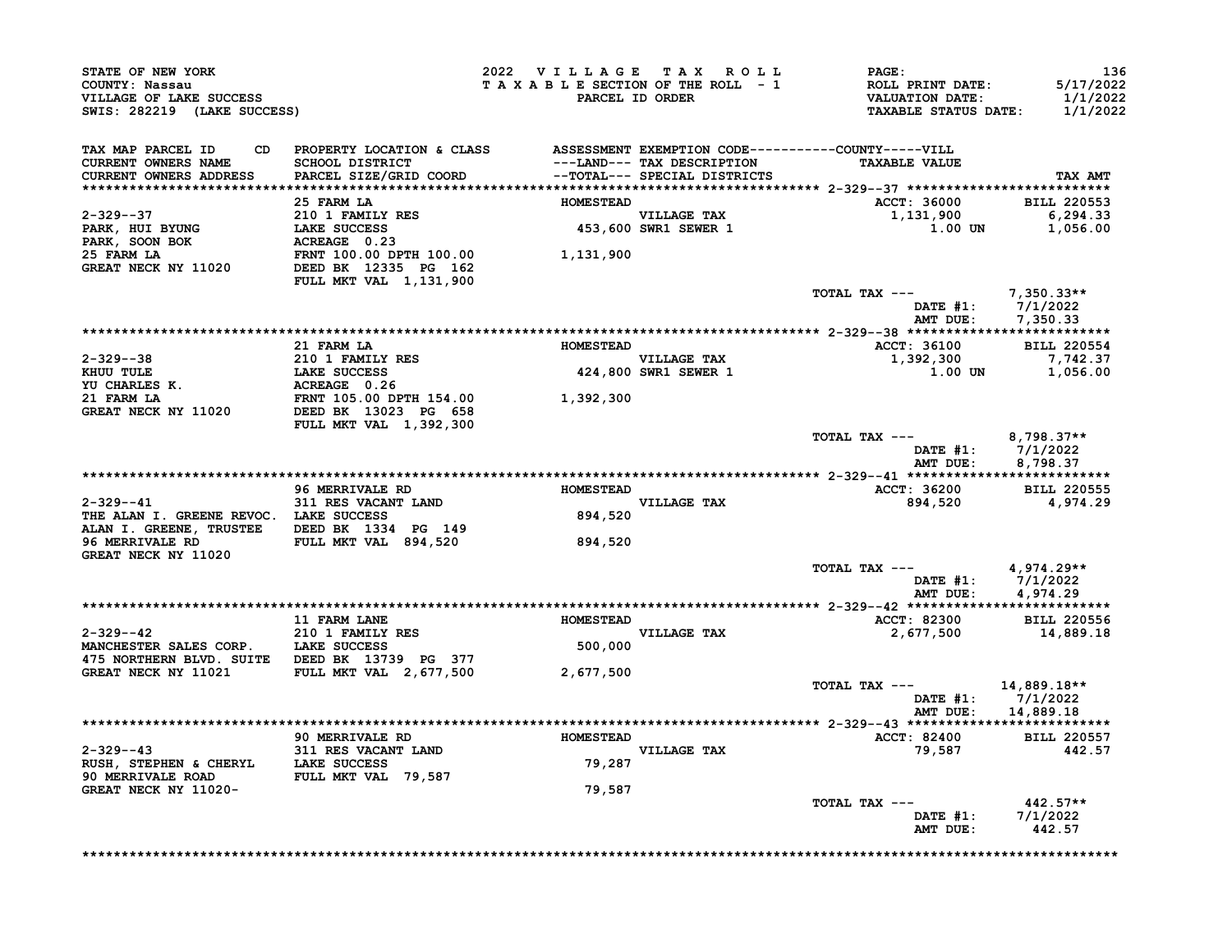STATE OF NEW YORK
COUNTY: Nassau
VILLAGE OF LAKE SUCCESS
SWIS: 282219 (LAKE SUCCESS)

2022 VILLAGE TAX ROLL
TAXABLE SECTION OF THE ROLL - 1
PARCEL ID ORDER

PAGE: 136
ROLL PRINT DATE: 5/17/2022
VALUATION DATE: 1/1/2022
TAXABLE STATUS DATE: 1/1/2022

| TAX MAP PARCEL ID / CURRENT OWNERS NAME / CURRENT OWNERS ADDRESS | CD | PROPERTY LOCATION & CLASS / SCHOOL DISTRICT / PARCEL SIZE/GRID COORD | ASSESSMENT ---LAND--- / --TOTAL--- | EXEMPTION CODE / TAX DESCRIPTION / SPECIAL DISTRICTS | TAXABLE VALUE (COUNTY-----VILL) | TAX AMT |
|---|---|---|---|---|---|---|
| **2-329--37** | | 25 FARM LA | HOMESTEAD | | ACCT: 36000 | BILL 220553 |
| PARK, HUI BYUNG | | 210 1 FAMILY RES | | VILLAGE TAX | 1,131,900 | 6,294.33 |
| PARK, SOON BOK | | LAKE SUCCESS | 453,600 | SWR1 SEWER 1 | 1.00 UN | 1,056.00 |
| 25 FARM LA | | ACREAGE 0.23 | | | | |
| GREAT NECK NY 11020 | | FRNT 100.00 DPTH 100.00 | 1,131,900 | | | |
| | | DEED BK 12335 PG 162 | | | | |
| | | FULL MKT VAL 1,131,900 | | | | |
| | | | | | TOTAL TAX --- | 7,350.33** |
| | | | | | DATE #1: | 7/1/2022 |
| | | | | | AMT DUE: | 7,350.33 |
| **2-329--38** | | 21 FARM LA | HOMESTEAD | | ACCT: 36100 | BILL 220554 |
| KHUU TULE | | 210 1 FAMILY RES | | VILLAGE TAX | 1,392,300 | 7,742.37 |
| YU CHARLES K. | | LAKE SUCCESS | 424,800 | SWR1 SEWER 1 | 1.00 UN | 1,056.00 |
| 21 FARM LA | | ACREAGE 0.26 | | | | |
| GREAT NECK NY 11020 | | FRNT 105.00 DPTH 154.00 | 1,392,300 | | | |
| | | DEED BK 13023 PG 658 | | | | |
| | | FULL MKT VAL 1,392,300 | | | | |
| | | | | | TOTAL TAX --- | 8,798.37** |
| | | | | | DATE #1: | 7/1/2022 |
| | | | | | AMT DUE: | 8,798.37 |
| **2-329--41** | | 96 MERRIVALE RD | HOMESTEAD | | ACCT: 36200 | BILL 220555 |
| THE ALAN I. GREENE REVOC. | | 311 RES VACANT LAND | | VILLAGE TAX | 894,520 | 4,974.29 |
| ALAN I. GREENE, TRUSTEE | | LAKE SUCCESS | 894,520 | | | |
| 96 MERRIVALE RD | | DEED BK 1334 PG 149 | | | | |
| GREAT NECK NY 11020 | | FULL MKT VAL 894,520 | 894,520 | | | |
| | | | | | TOTAL TAX --- | 4,974.29** |
| | | | | | DATE #1: | 7/1/2022 |
| | | | | | AMT DUE: | 4,974.29 |
| **2-329--42** | | 11 FARM LANE | HOMESTEAD | | ACCT: 82300 | BILL 220556 |
| MANCHESTER SALES CORP. | | 210 1 FAMILY RES | | VILLAGE TAX | 2,677,500 | 14,889.18 |
| 475 NORTHERN BLVD. SUITE | | LAKE SUCCESS | 500,000 | | | |
| GREAT NECK NY 11021 | | DEED BK 13739 PG 377 | | | | |
| | | FULL MKT VAL 2,677,500 | 2,677,500 | | | |
| | | | | | TOTAL TAX --- | 14,889.18** |
| | | | | | DATE #1: | 7/1/2022 |
| | | | | | AMT DUE: | 14,889.18 |
| **2-329--43** | | 90 MERRIVALE RD | HOMESTEAD | | ACCT: 82400 | BILL 220557 |
| RUSH, STEPHEN & CHERYL | | 311 RES VACANT LAND | | VILLAGE TAX | 79,587 | 442.57 |
| 90 MERRIVALE ROAD | | LAKE SUCCESS | 79,287 | | | |
| GREAT NECK NY 11020- | | FULL MKT VAL 79,587 | 79,587 | | | |
| | | | | | TOTAL TAX --- | 442.57** |
| | | | | | DATE #1: | 7/1/2022 |
| | | | | | AMT DUE: | 442.57 |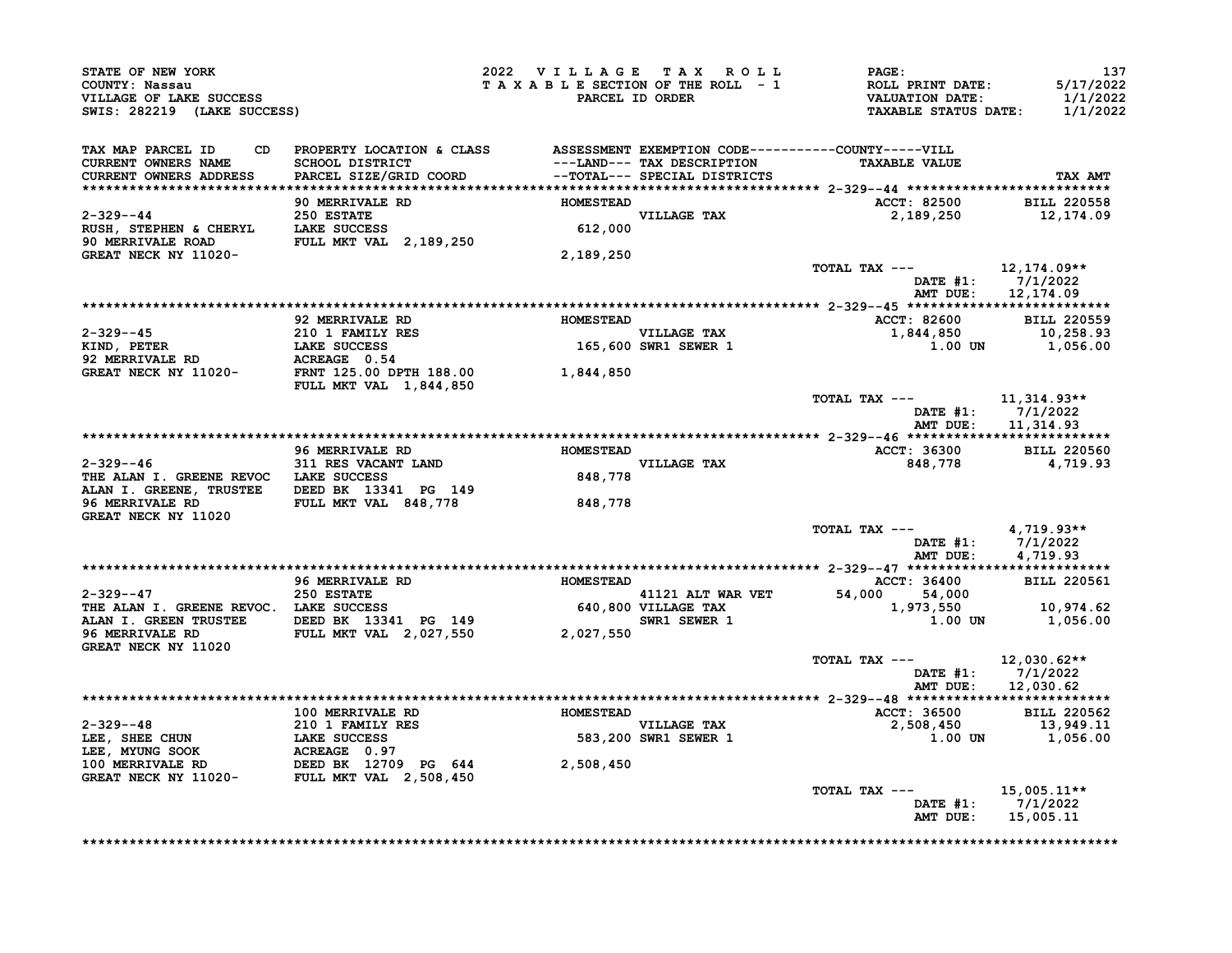STATE OF NEW YORK
COUNTY: Nassau
VILLAGE OF LAKE SUCCESS
SWIS: 282219 (LAKE SUCCESS)

2022 VILLAGE TAX ROLL
TAXABLE SECTION OF THE ROLL - 1
PARCEL ID ORDER

PAGE: 137
ROLL PRINT DATE: 5/17/2022
VALUATION DATE: 1/1/2022
TAXABLE STATUS DATE: 1/1/2022

| TAX MAP PARCEL ID / CURRENT OWNERS NAME / CURRENT OWNERS ADDRESS | CD | PROPERTY LOCATION & CLASS / SCHOOL DISTRICT / PARCEL SIZE/GRID COORD | ASSESSMENT ---LAND--- / --TOTAL--- | EXEMPTION CODE / TAX DESCRIPTION / SPECIAL DISTRICTS | COUNTY | VILL / TAXABLE VALUE | TAX AMT |
|---|---|---|---|---|---|---|---|
| **2-329--44** | | 90 MERRIVALE RD | HOMESTEAD | | | ACCT: 82500 | BILL 220558 |
| 2-329--44 | | 250 ESTATE | | VILLAGE TAX | | 2,189,250 | 12,174.09 |
| RUSH, STEPHEN & CHERYL | | LAKE SUCCESS | 612,000 | | | | |
| 90 MERRIVALE ROAD | | FULL MKT VAL 2,189,250 | | | | | |
| GREAT NECK NY 11020- | | | 2,189,250 | | | | |
| | | | | TOTAL TAX --- | | | 12,174.09** |
| | | | | DATE #1: | | | 7/1/2022 |
| | | | | AMT DUE: | | | 12,174.09 |
| **2-329--45** | | 92 MERRIVALE RD | HOMESTEAD | | | ACCT: 82600 | BILL 220559 |
| 2-329--45 | | 210 1 FAMILY RES | | VILLAGE TAX | | 1,844,850 | 10,258.93 |
| KIND, PETER | | LAKE SUCCESS | 165,600 | SWR1 SEWER 1 | | 1.00 UN | 1,056.00 |
| 92 MERRIVALE RD | | ACREAGE 0.54 | | | | | |
| GREAT NECK NY 11020- | | FRNT 125.00 DPTH 188.00 | 1,844,850 | | | | |
| | | FULL MKT VAL 1,844,850 | | | | | |
| | | | | TOTAL TAX --- | | | 11,314.93** |
| | | | | DATE #1: | | | 7/1/2022 |
| | | | | AMT DUE: | | | 11,314.93 |
| **2-329--46** | | 96 MERRIVALE RD | HOMESTEAD | | | ACCT: 36300 | BILL 220560 |
| 2-329--46 | | 311 RES VACANT LAND | | VILLAGE TAX | | 848,778 | 4,719.93 |
| THE ALAN I. GREENE REVOC | | LAKE SUCCESS | 848,778 | | | | |
| ALAN I. GREENE, TRUSTEE | | DEED BK 13341 PG 149 | | | | | |
| 96 MERRIVALE RD | | FULL MKT VAL 848,778 | 848,778 | | | | |
| GREAT NECK NY 11020 | | | | | | | |
| | | | | TOTAL TAX --- | | | 4,719.93** |
| | | | | DATE #1: | | | 7/1/2022 |
| | | | | AMT DUE: | | | 4,719.93 |
| **2-329--47** | | 96 MERRIVALE RD | HOMESTEAD | | | ACCT: 36400 | BILL 220561 |
| 2-329--47 | | 250 ESTATE | | 41121 ALT WAR VET | 54,000 | 54,000 | |
| THE ALAN I. GREENE REVOC. | | LAKE SUCCESS | 640,800 | VILLAGE TAX | | 1,973,550 | 10,974.62 |
| ALAN I. GREEN TRUSTEE | | DEED BK 13341 PG 149 | | SWR1 SEWER 1 | | 1.00 UN | 1,056.00 |
| 96 MERRIVALE RD | | FULL MKT VAL 2,027,550 | 2,027,550 | | | | |
| GREAT NECK NY 11020 | | | | | | | |
| | | | | TOTAL TAX --- | | | 12,030.62** |
| | | | | DATE #1: | | | 7/1/2022 |
| | | | | AMT DUE: | | | 12,030.62 |
| **2-329--48** | | 100 MERRIVALE RD | HOMESTEAD | | | ACCT: 36500 | BILL 220562 |
| 2-329--48 | | 210 1 FAMILY RES | | VILLAGE TAX | | 2,508,450 | 13,949.11 |
| LEE, SHEE CHUN | | LAKE SUCCESS | 583,200 | SWR1 SEWER 1 | | 1.00 UN | 1,056.00 |
| LEE, MYUNG SOOK | | ACREAGE 0.97 | | | | | |
| 100 MERRIVALE RD | | DEED BK 12709 PG 644 | 2,508,450 | | | | |
| GREAT NECK NY 11020- | | FULL MKT VAL 2,508,450 | | | | | |
| | | | | TOTAL TAX --- | | | 15,005.11** |
| | | | | DATE #1: | | | 7/1/2022 |
| | | | | AMT DUE: | | | 15,005.11 |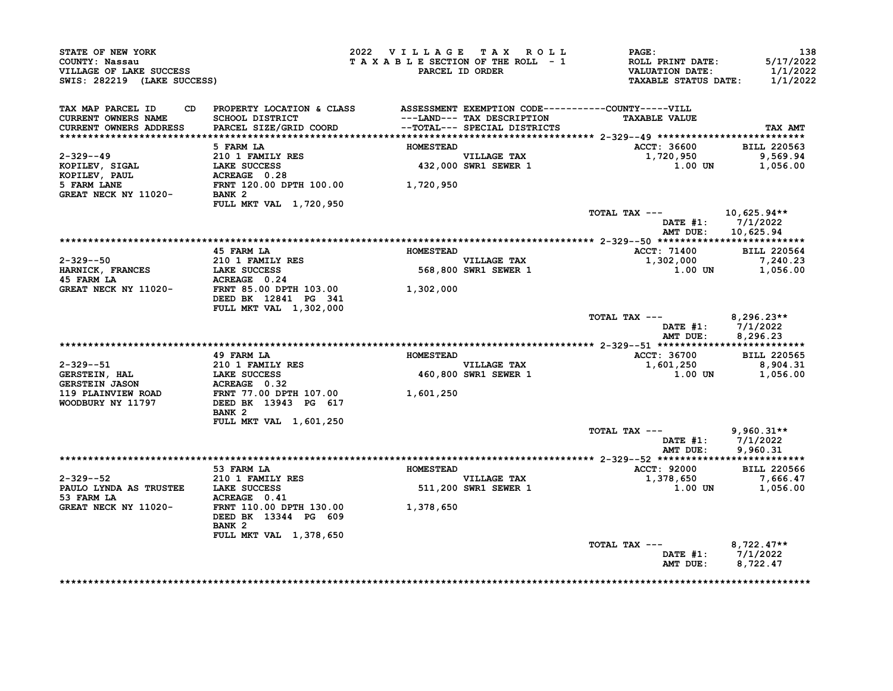STATE OF NEW YORK
COUNTY: Nassau
VILLAGE OF LAKE SUCCESS
SWIS: 282219 (LAKE SUCCESS)

2022 VILLAGE TAX ROLL
TAXABLE SECTION OF THE ROLL - 1
PARCEL ID ORDER

ROLL PRINT DATE: 5/17/2022
VALUATION DATE: 1/1/2022
TAXABLE STATUS DATE: 1/1/2022

| TAX MAP PARCEL ID / CURRENT OWNERS NAME / CURRENT OWNERS ADDRESS | CD | PROPERTY LOCATION & CLASS / SCHOOL DISTRICT / PARCEL SIZE/GRID COORD | ASSESSMENT ---LAND--- / --TOTAL--- | EXEMPTION CODE / TAX DESCRIPTION / SPECIAL DISTRICTS | COUNTY-----VILL TAXABLE VALUE | TAX AMT |
|---|---|---|---|---|---|---|

**2-329--49**

| | | | | | | |
|---|---|---|---|---|---|---|
| | | 5 FARM LA | HOMESTEAD | | ACCT: 36600 | BILL 220563 |
| 2-329--49 | | 210 1 FAMILY RES | | VILLAGE TAX | 1,720,950 | 9,569.94 |
| KOPILEV, SIGAL | | LAKE SUCCESS | 432,000 | SWR1 SEWER 1 | 1.00 UN | 1,056.00 |
| KOPILEV, PAUL | | ACREAGE 0.28 | | | | |
| 5 FARM LANE | | FRNT 120.00 DPTH 100.00 | 1,720,950 | | | |
| GREAT NECK NY 11020- | | BANK 2 | | | | |
| | | FULL MKT VAL 1,720,950 | | | | |
| | | | | | TOTAL TAX --- | 10,625.94** |
| | | | | | DATE #1: | 7/1/2022 |
| | | | | | AMT DUE: | 10,625.94 |

**2-329--50**

| | | | | | | |
|---|---|---|---|---|---|---|
| | | 45 FARM LA | HOMESTEAD | | ACCT: 71400 | BILL 220564 |
| 2-329--50 | | 210 1 FAMILY RES | | VILLAGE TAX | 1,302,000 | 7,240.23 |
| HARNICK, FRANCES | | LAKE SUCCESS | 568,800 | SWR1 SEWER 1 | 1.00 UN | 1,056.00 |
| 45 FARM LA | | ACREAGE 0.24 | | | | |
| GREAT NECK NY 11020- | | FRNT 85.00 DPTH 103.00 | 1,302,000 | | | |
| | | DEED BK 12841 PG 341 | | | | |
| | | FULL MKT VAL 1,302,000 | | | | |
| | | | | | TOTAL TAX --- | 8,296.23** |
| | | | | | DATE #1: | 7/1/2022 |
| | | | | | AMT DUE: | 8,296.23 |

**2-329--51**

| | | | | | | |
|---|---|---|---|---|---|---|
| | | 49 FARM LA | HOMESTEAD | | ACCT: 36700 | BILL 220565 |
| 2-329--51 | | 210 1 FAMILY RES | | VILLAGE TAX | 1,601,250 | 8,904.31 |
| GERSTEIN, HAL | | LAKE SUCCESS | 460,800 | SWR1 SEWER 1 | 1.00 UN | 1,056.00 |
| GERSTEIN JASON | | ACREAGE 0.32 | | | | |
| 119 PLAINVIEW ROAD | | FRNT 77.00 DPTH 107.00 | 1,601,250 | | | |
| WOODBURY NY 11797 | | DEED BK 13943 PG 617 | | | | |
| | | BANK 2 | | | | |
| | | FULL MKT VAL 1,601,250 | | | | |
| | | | | | TOTAL TAX --- | 9,960.31** |
| | | | | | DATE #1: | 7/1/2022 |
| | | | | | AMT DUE: | 9,960.31 |

**2-329--52**

| | | | | | | |
|---|---|---|---|---|---|---|
| | | 53 FARM LA | HOMESTEAD | | ACCT: 92000 | BILL 220566 |
| 2-329--52 | | 210 1 FAMILY RES | | VILLAGE TAX | 1,378,650 | 7,666.47 |
| PAULO LYNDA AS TRUSTEE | | LAKE SUCCESS | 511,200 | SWR1 SEWER 1 | 1.00 UN | 1,056.00 |
| 53 FARM LA | | ACREAGE 0.41 | | | | |
| GREAT NECK NY 11020- | | FRNT 110.00 DPTH 130.00 | 1,378,650 | | | |
| | | DEED BK 13344 PG 609 | | | | |
| | | BANK 2 | | | | |
| | | FULL MKT VAL 1,378,650 | | | | |
| | | | | | TOTAL TAX --- | 8,722.47** |
| | | | | | DATE #1: | 7/1/2022 |
| | | | | | AMT DUE: | 8,722.47 |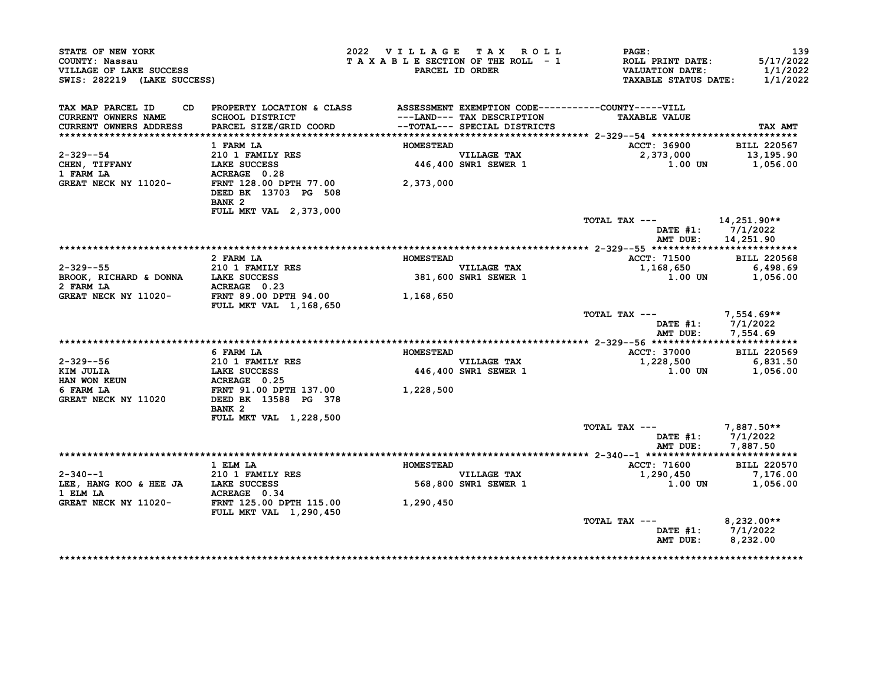STATE OF NEW YORK
COUNTY: Nassau
VILLAGE OF LAKE SUCCESS
SWIS: 282219 (LAKE SUCCESS)

2022 VILLAGE TAX ROLL
TAXABLE SECTION OF THE ROLL - 1
PARCEL ID ORDER

PAGE: 139
ROLL PRINT DATE: 5/17/2022
VALUATION DATE: 1/1/2022
TAXABLE STATUS DATE: 1/1/2022

| TAX MAP PARCEL ID CD / CURRENT OWNERS NAME / CURRENT OWNERS ADDRESS | PROPERTY LOCATION & CLASS / SCHOOL DISTRICT / PARCEL SIZE/GRID COORD | ASSESSMENT ---LAND--- / --TOTAL--- | EXEMPTION CODE / TAX DESCRIPTION / SPECIAL DISTRICTS | TAXABLE VALUE (COUNTY-----VILL) | TAX AMT |
|---|---|---|---|---|---|
| **2-329--54** | 1 FARM LA | HOMESTEAD | | ACCT: 36900 | BILL 220567 |
| 2-329--54 | 210 1 FAMILY RES | | VILLAGE TAX | 2,373,000 | 13,195.90 |
| CHEN, TIFFANY | LAKE SUCCESS | 446,400 | SWR1 SEWER 1 | 1.00 UN | 1,056.00 |
| 1 FARM LA | ACREAGE 0.28 | | | | |
| GREAT NECK NY 11020- | FRNT 128.00 DPTH 77.00 | 2,373,000 | | | |
| | DEED BK 13703 PG 508 | | | | |
| | BANK 2 | | | | |
| | FULL MKT VAL 2,373,000 | | | | |
| | | | | TOTAL TAX --- | 14,251.90** |
| | | | | DATE #1: | 7/1/2022 |
| | | | | AMT DUE: | 14,251.90 |
| **2-329--55** | 2 FARM LA | HOMESTEAD | | ACCT: 71500 | BILL 220568 |
| 2-329--55 | 210 1 FAMILY RES | | VILLAGE TAX | 1,168,650 | 6,498.69 |
| BROOK, RICHARD & DONNA | LAKE SUCCESS | 381,600 | SWR1 SEWER 1 | 1.00 UN | 1,056.00 |
| 2 FARM LA | ACREAGE 0.23 | | | | |
| GREAT NECK NY 11020- | FRNT 89.00 DPTH 94.00 | 1,168,650 | | | |
| | FULL MKT VAL 1,168,650 | | | | |
| | | | | TOTAL TAX --- | 7,554.69** |
| | | | | DATE #1: | 7/1/2022 |
| | | | | AMT DUE: | 7,554.69 |
| **2-329--56** | 6 FARM LA | HOMESTEAD | | ACCT: 37000 | BILL 220569 |
| 2-329--56 | 210 1 FAMILY RES | | VILLAGE TAX | 1,228,500 | 6,831.50 |
| KIM JULIA | LAKE SUCCESS | 446,400 | SWR1 SEWER 1 | 1.00 UN | 1,056.00 |
| HAN WON KEUN | ACREAGE 0.25 | | | | |
| 6 FARM LA | FRNT 91.00 DPTH 137.00 | 1,228,500 | | | |
| GREAT NECK NY 11020 | DEED BK 13588 PG 378 | | | | |
| | BANK 2 | | | | |
| | FULL MKT VAL 1,228,500 | | | | |
| | | | | TOTAL TAX --- | 7,887.50** |
| | | | | DATE #1: | 7/1/2022 |
| | | | | AMT DUE: | 7,887.50 |
| **2-340--1** | 1 ELM LA | HOMESTEAD | | ACCT: 71600 | BILL 220570 |
| 2-340--1 | 210 1 FAMILY RES | | VILLAGE TAX | 1,290,450 | 7,176.00 |
| LEE, HANG KOO & HEE JA | LAKE SUCCESS | 568,800 | SWR1 SEWER 1 | 1.00 UN | 1,056.00 |
| 1 ELM LA | ACREAGE 0.34 | | | | |
| GREAT NECK NY 11020- | FRNT 125.00 DPTH 115.00 | 1,290,450 | | | |
| | FULL MKT VAL 1,290,450 | | | | |
| | | | | TOTAL TAX --- | 8,232.00** |
| | | | | DATE #1: | 7/1/2022 |
| | | | | AMT DUE: | 8,232.00 |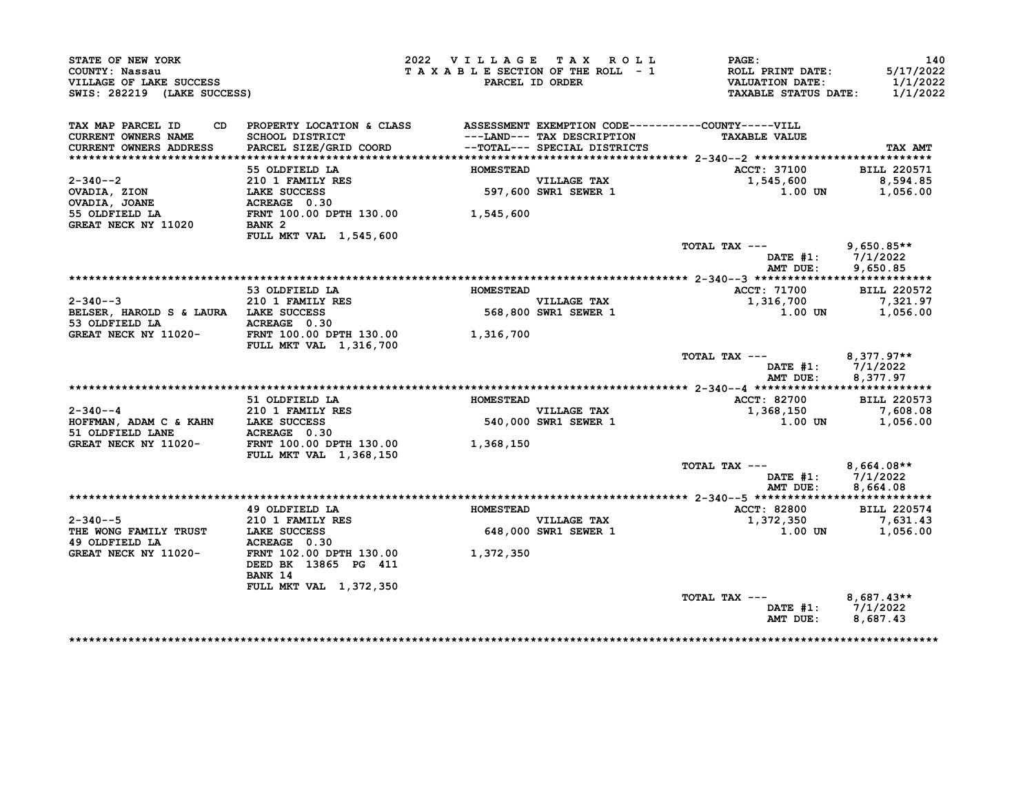STATE OF NEW YORK
COUNTY: Nassau
VILLAGE OF LAKE SUCCESS
SWIS: 282219 (LAKE SUCCESS)

2022 VILLAGE TAX ROLL
TAXABLE SECTION OF THE ROLL - 1
PARCEL ID ORDER

ROLL PRINT DATE: 5/17/2022
VALUATION DATE: 1/1/2022
TAXABLE STATUS DATE: 1/1/2022

| TAX MAP PARCEL ID / CURRENT OWNERS NAME / CURRENT OWNERS ADDRESS | PROPERTY LOCATION & CLASS / SCHOOL DISTRICT / PARCEL SIZE/GRID COORD | ASSESSMENT ---LAND--- / --TOTAL--- | EXEMPTION CODE / TAX DESCRIPTION / SPECIAL DISTRICTS | TAXABLE VALUE | TAX AMT |
|---|---|---|---|---|---|
| 2-340--2 | 55 OLDFIELD LA | HOMESTEAD | | ACCT: 37100 | BILL 220571 |
| OVADIA, ZION | 210 1 FAMILY RES | | VILLAGE TAX | 1,545,600 | 8,594.85 |
| OVADIA, JOANE | LAKE SUCCESS | 597,600 | SWR1 SEWER 1 | 1.00 UN | 1,056.00 |
| 55 OLDFIELD LA | ACREAGE 0.30 | | | | |
| GREAT NECK NY 11020 | FRNT 100.00 DPTH 130.00 | 1,545,600 | | | |
| | BANK 2 | | | | |
| | FULL MKT VAL 1,545,600 | | | | |
| | | | | TOTAL TAX --- | 9,650.85** |
| | | | | DATE #1: | 7/1/2022 |
| | | | | AMT DUE: | 9,650.85 |
| 2-340--3 | 53 OLDFIELD LA | HOMESTEAD | | ACCT: 71700 | BILL 220572 |
| BELSER, HAROLD S & LAURA | 210 1 FAMILY RES | | VILLAGE TAX | 1,316,700 | 7,321.97 |
| 53 OLDFIELD LA | LAKE SUCCESS | 568,800 | SWR1 SEWER 1 | 1.00 UN | 1,056.00 |
| GREAT NECK NY 11020- | ACREAGE 0.30 | | | | |
| | FRNT 100.00 DPTH 130.00 | 1,316,700 | | | |
| | FULL MKT VAL 1,316,700 | | | | |
| | | | | TOTAL TAX --- | 8,377.97** |
| | | | | DATE #1: | 7/1/2022 |
| | | | | AMT DUE: | 8,377.97 |
| 2-340--4 | 51 OLDFIELD LA | HOMESTEAD | | ACCT: 82700 | BILL 220573 |
| HOFFMAN, ADAM C & KAHN | 210 1 FAMILY RES | | VILLAGE TAX | 1,368,150 | 7,608.08 |
| 51 OLDFIELD LANE | LAKE SUCCESS | 540,000 | SWR1 SEWER 1 | 1.00 UN | 1,056.00 |
| GREAT NECK NY 11020- | ACREAGE 0.30 | | | | |
| | FRNT 100.00 DPTH 130.00 | 1,368,150 | | | |
| | FULL MKT VAL 1,368,150 | | | | |
| | | | | TOTAL TAX --- | 8,664.08** |
| | | | | DATE #1: | 7/1/2022 |
| | | | | AMT DUE: | 8,664.08 |
| 2-340--5 | 49 OLDFIELD LA | HOMESTEAD | | ACCT: 82800 | BILL 220574 |
| THE WONG FAMILY TRUST | 210 1 FAMILY RES | | VILLAGE TAX | 1,372,350 | 7,631.43 |
| 49 OLDFIELD LA | LAKE SUCCESS | 648,000 | SWR1 SEWER 1 | 1.00 UN | 1,056.00 |
| GREAT NECK NY 11020- | ACREAGE 0.30 | | | | |
| | FRNT 102.00 DPTH 130.00 | 1,372,350 | | | |
| | DEED BK 13865 PG 411 | | | | |
| | BANK 14 | | | | |
| | FULL MKT VAL 1,372,350 | | | | |
| | | | | TOTAL TAX --- | 8,687.43** |
| | | | | DATE #1: | 7/1/2022 |
| | | | | AMT DUE: | 8,687.43 |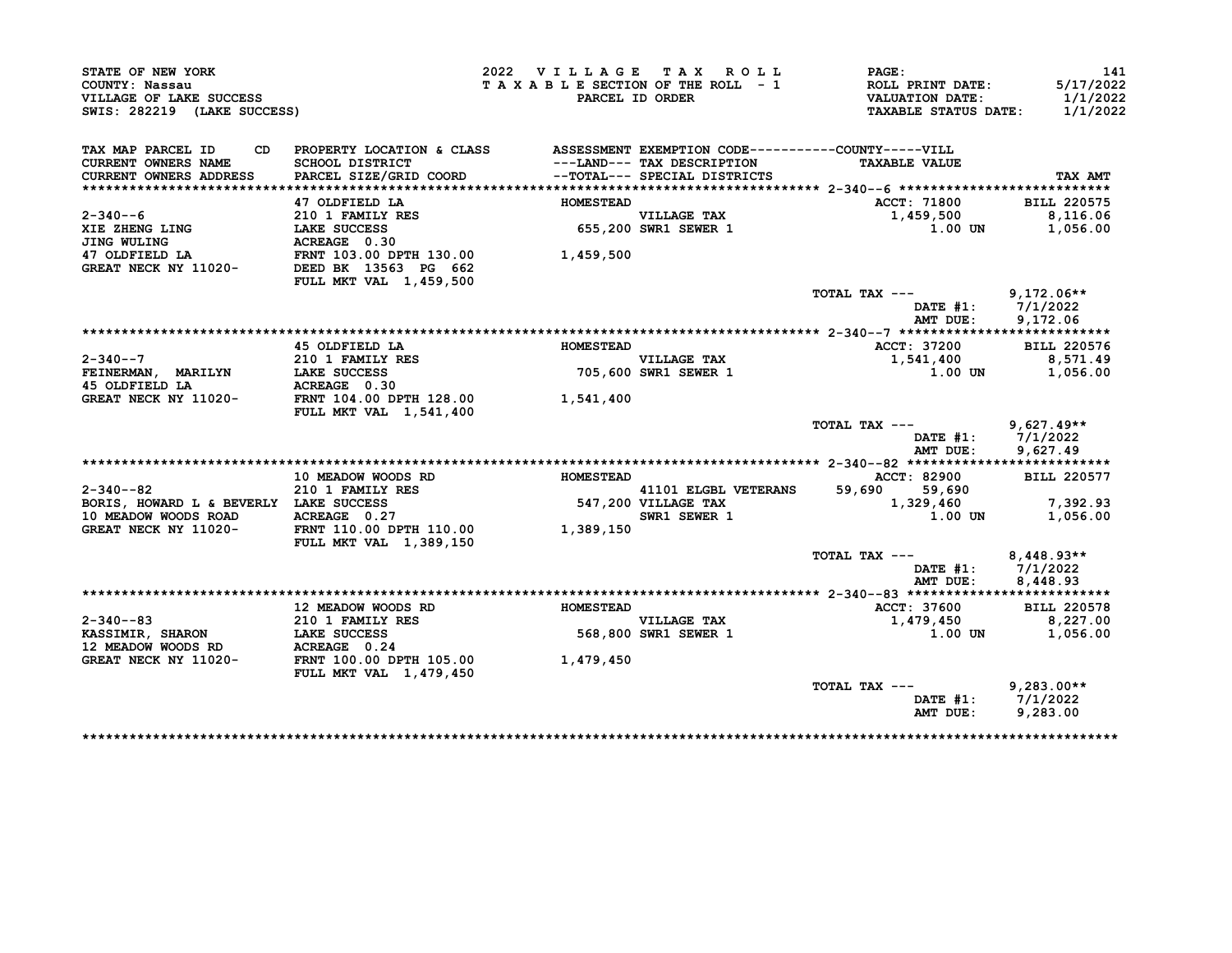STATE OF NEW YORK
COUNTY: Nassau
VILLAGE OF LAKE SUCCESS
SWIS: 282219 (LAKE SUCCESS)

2022 VILLAGE TAX ROLL
TAXABLE SECTION OF THE ROLL - 1
PARCEL ID ORDER

PAGE: 141
ROLL PRINT DATE: 5/17/2022
VALUATION DATE: 1/1/2022
TAXABLE STATUS DATE: 1/1/2022

| TAX MAP PARCEL ID / CURRENT OWNERS NAME / CURRENT OWNERS ADDRESS | CD | PROPERTY LOCATION & CLASS / SCHOOL DISTRICT / PARCEL SIZE/GRID COORD | ASSESSMENT ---LAND--- / --TOTAL--- | EXEMPTION CODE / TAX DESCRIPTION / SPECIAL DISTRICTS | COUNTY | VILL TAXABLE VALUE | TAX AMT |
|---|---|---|---|---|---|---|---|
| **2-340--6** | | 47 OLDFIELD LA | HOMESTEAD | | | ACCT: 71800 | BILL 220575 |
| 2-340--6 | | 210 1 FAMILY RES | | VILLAGE TAX | | 1,459,500 | 8,116.06 |
| XIE ZHENG LING | | LAKE SUCCESS | 655,200 | SWR1 SEWER 1 | | 1.00 UN | 1,056.00 |
| JING WULING | | ACREAGE 0.30 | | | | | |
| 47 OLDFIELD LA | | FRNT 103.00 DPTH 130.00 | 1,459,500 | | | | |
| GREAT NECK NY 11020- | | DEED BK 13563 PG 662 | | | | | |
| | | FULL MKT VAL 1,459,500 | | | | | |
| | | | | TOTAL TAX --- | | | 9,172.06** |
| | | | | | | DATE #1: | 7/1/2022 |
| | | | | | | AMT DUE: | 9,172.06 |
| **2-340--7** | | 45 OLDFIELD LA | HOMESTEAD | | | ACCT: 37200 | BILL 220576 |
| 2-340--7 | | 210 1 FAMILY RES | | VILLAGE TAX | | 1,541,400 | 8,571.49 |
| FEINERMAN, MARILYN | | LAKE SUCCESS | 705,600 | SWR1 SEWER 1 | | 1.00 UN | 1,056.00 |
| 45 OLDFIELD LA | | ACREAGE 0.30 | | | | | |
| GREAT NECK NY 11020- | | FRNT 104.00 DPTH 128.00 | 1,541,400 | | | | |
| | | FULL MKT VAL 1,541,400 | | | | | |
| | | | | TOTAL TAX --- | | | 9,627.49** |
| | | | | | | DATE #1: | 7/1/2022 |
| | | | | | | AMT DUE: | 9,627.49 |
| **2-340--82** | | 10 MEADOW WOODS RD | HOMESTEAD | | | ACCT: 82900 | BILL 220577 |
| 2-340--82 | | 210 1 FAMILY RES | | 41101 ELGBL VETERANS | 59,690 | 59,690 | |
| BORIS, HOWARD L & BEVERLY | | LAKE SUCCESS | 547,200 | VILLAGE TAX | | 1,329,460 | 7,392.93 |
| 10 MEADOW WOODS ROAD | | ACREAGE 0.27 | | SWR1 SEWER 1 | | 1.00 UN | 1,056.00 |
| GREAT NECK NY 11020- | | FRNT 110.00 DPTH 110.00 | 1,389,150 | | | | |
| | | FULL MKT VAL 1,389,150 | | | | | |
| | | | | TOTAL TAX --- | | | 8,448.93** |
| | | | | | | DATE #1: | 7/1/2022 |
| | | | | | | AMT DUE: | 8,448.93 |
| **2-340--83** | | 12 MEADOW WOODS RD | HOMESTEAD | | | ACCT: 37600 | BILL 220578 |
| 2-340--83 | | 210 1 FAMILY RES | | VILLAGE TAX | | 1,479,450 | 8,227.00 |
| KASSIMIR, SHARON | | LAKE SUCCESS | 568,800 | SWR1 SEWER 1 | | 1.00 UN | 1,056.00 |
| 12 MEADOW WOODS RD | | ACREAGE 0.24 | | | | | |
| GREAT NECK NY 11020- | | FRNT 100.00 DPTH 105.00 | 1,479,450 | | | | |
| | | FULL MKT VAL 1,479,450 | | | | | |
| | | | | TOTAL TAX --- | | | 9,283.00** |
| | | | | | | DATE #1: | 7/1/2022 |
| | | | | | | AMT DUE: | 9,283.00 |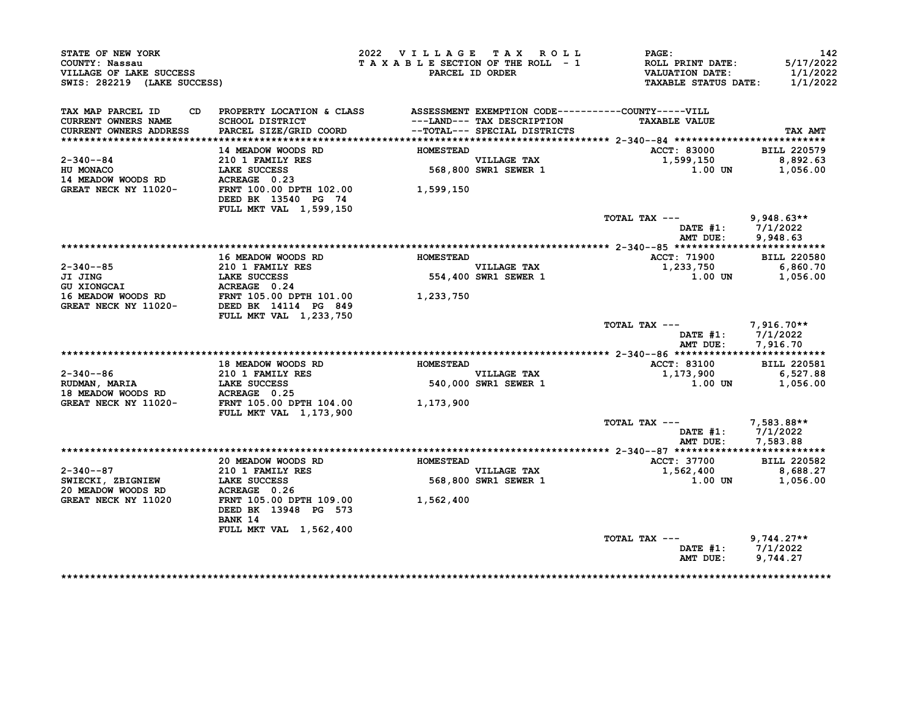STATE OF NEW YORK
COUNTY: Nassau
VILLAGE OF LAKE SUCCESS
SWIS: 282219 (LAKE SUCCESS)

2022 VILLAGE TAX ROLL
TAXABLE SECTION OF THE ROLL - 1
PARCEL ID ORDER

ROLL PRINT DATE: 5/17/2022
VALUATION DATE: 1/1/2022
TAXABLE STATUS DATE: 1/1/2022

| TAX MAP PARCEL ID / CURRENT OWNERS NAME / CURRENT OWNERS ADDRESS | PROPERTY LOCATION & CLASS / SCHOOL DISTRICT / PARCEL SIZE/GRID COORD | ASSESSMENT ---LAND--- / --TOTAL--- | EXEMPTION CODE / TAX DESCRIPTION / SPECIAL DISTRICTS | TAXABLE VALUE | TAX AMT |
|---|---|---|---|---|---|
| **2-340--84** | 14 MEADOW WOODS RD | HOMESTEAD | | ACCT: 83000 | BILL 220579 |
| 2-340--84 | 210 1 FAMILY RES | | VILLAGE TAX | 1,599,150 | 8,892.63 |
| HU MONACO | LAKE SUCCESS | 568,800 | SWR1 SEWER 1 | 1.00 UN | 1,056.00 |
| 14 MEADOW WOODS RD | ACREAGE 0.23 | | | | |
| GREAT NECK NY 11020- | FRNT 100.00 DPTH 102.00 | 1,599,150 | | | |
| | DEED BK 13540 PG 74 | | | | |
| | FULL MKT VAL 1,599,150 | | | | |
| | | | | TOTAL TAX --- | 9,948.63** |
| | | | | DATE #1: | 7/1/2022 |
| | | | | AMT DUE: | 9,948.63 |
| **2-340--85** | 16 MEADOW WOODS RD | HOMESTEAD | | ACCT: 71900 | BILL 220580 |
| 2-340--85 | 210 1 FAMILY RES | | VILLAGE TAX | 1,233,750 | 6,860.70 |
| JI JING | LAKE SUCCESS | 554,400 | SWR1 SEWER 1 | 1.00 UN | 1,056.00 |
| GU XIONGCAI | ACREAGE 0.24 | | | | |
| 16 MEADOW WOODS RD | FRNT 105.00 DPTH 101.00 | 1,233,750 | | | |
| GREAT NECK NY 11020- | DEED BK 14114 PG 849 | | | | |
| | FULL MKT VAL 1,233,750 | | | | |
| | | | | TOTAL TAX --- | 7,916.70** |
| | | | | DATE #1: | 7/1/2022 |
| | | | | AMT DUE: | 7,916.70 |
| **2-340--86** | 18 MEADOW WOODS RD | HOMESTEAD | | ACCT: 83100 | BILL 220581 |
| 2-340--86 | 210 1 FAMILY RES | | VILLAGE TAX | 1,173,900 | 6,527.88 |
| RUDMAN, MARIA | LAKE SUCCESS | 540,000 | SWR1 SEWER 1 | 1.00 UN | 1,056.00 |
| 18 MEADOW WOODS RD | ACREAGE 0.25 | | | | |
| GREAT NECK NY 11020- | FRNT 105.00 DPTH 104.00 | 1,173,900 | | | |
| | FULL MKT VAL 1,173,900 | | | | |
| | | | | TOTAL TAX --- | 7,583.88** |
| | | | | DATE #1: | 7/1/2022 |
| | | | | AMT DUE: | 7,583.88 |
| **2-340--87** | 20 MEADOW WOODS RD | HOMESTEAD | | ACCT: 37700 | BILL 220582 |
| 2-340--87 | 210 1 FAMILY RES | | VILLAGE TAX | 1,562,400 | 8,688.27 |
| SWIECKI, ZBIGNIEW | LAKE SUCCESS | 568,800 | SWR1 SEWER 1 | 1.00 UN | 1,056.00 |
| 20 MEADOW WOODS RD | ACREAGE 0.26 | | | | |
| GREAT NECK NY 11020 | FRNT 105.00 DPTH 109.00 | 1,562,400 | | | |
| | DEED BK 13948 PG 573 | | | | |
| | BANK 14 | | | | |
| | FULL MKT VAL 1,562,400 | | | | |
| | | | | TOTAL TAX --- | 9,744.27** |
| | | | | DATE #1: | 7/1/2022 |
| | | | | AMT DUE: | 9,744.27 |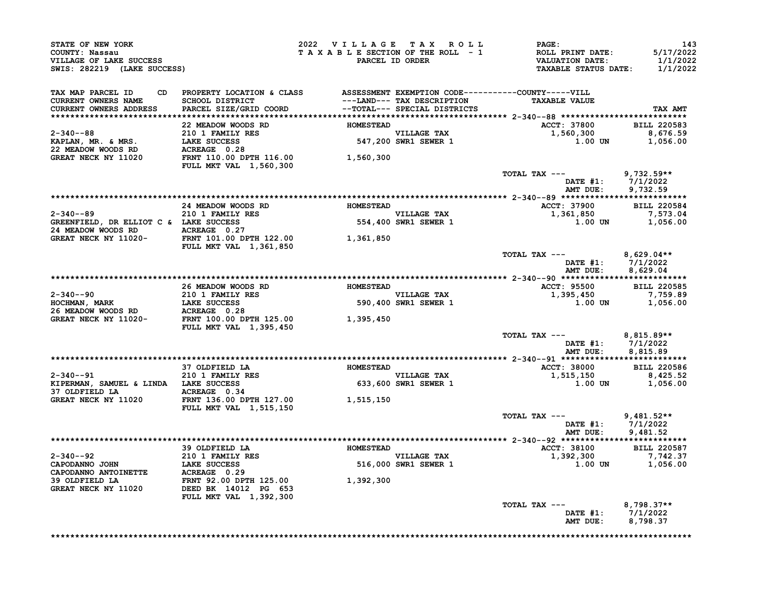STATE OF NEW YORK
COUNTY: Nassau
VILLAGE OF LAKE SUCCESS
SWIS: 282219 (LAKE SUCCESS)

2022 VILLAGE TAX ROLL
TAXABLE SECTION OF THE ROLL - 1
PARCEL ID ORDER

PAGE: 143
ROLL PRINT DATE: 5/17/2022
VALUATION DATE: 1/1/2022
TAXABLE STATUS DATE: 1/1/2022

| TAX MAP PARCEL ID / CURRENT OWNERS NAME / CURRENT OWNERS ADDRESS | CD | PROPERTY LOCATION & CLASS / SCHOOL DISTRICT / PARCEL SIZE/GRID COORD | ASSESSMENT ---LAND--- / --TOTAL--- | EXEMPTION CODE / TAX DESCRIPTION / SPECIAL DISTRICTS | COUNTY-----VILL TAXABLE VALUE | TAX AMT |
|---|---|---|---|---|---|---|
| 2-340--88 | | 22 MEADOW WOODS RD | HOMESTEAD | | ACCT: 37800 | BILL 220583 |
| KAPLAN, MR. & MRS. | | 210 1 FAMILY RES | | VILLAGE TAX | 1,560,300 | 8,676.59 |
| 22 MEADOW WOODS RD | | LAKE SUCCESS | 547,200 | SWR1 SEWER 1 | 1.00 UN | 1,056.00 |
| GREAT NECK NY 11020 | | ACREAGE 0.28 | | | | |
| | | FRNT 110.00 DPTH 116.00 | 1,560,300 | | | |
| | | FULL MKT VAL 1,560,300 | | | | |
| | | | | | TOTAL TAX --- | 9,732.59** |
| | | | | | DATE #1: | 7/1/2022 |
| | | | | | AMT DUE: | 9,732.59 |
| 2-340--89 | | 24 MEADOW WOODS RD | HOMESTEAD | | ACCT: 37900 | BILL 220584 |
| GREENFIELD, DR ELLIOT C & | | 210 1 FAMILY RES | | VILLAGE TAX | 1,361,850 | 7,573.04 |
| 24 MEADOW WOODS RD | | LAKE SUCCESS | 554,400 | SWR1 SEWER 1 | 1.00 UN | 1,056.00 |
| GREAT NECK NY 11020- | | ACREAGE 0.27 | | | | |
| | | FRNT 101.00 DPTH 122.00 | 1,361,850 | | | |
| | | FULL MKT VAL 1,361,850 | | | | |
| | | | | | TOTAL TAX --- | 8,629.04** |
| | | | | | DATE #1: | 7/1/2022 |
| | | | | | AMT DUE: | 8,629.04 |
| 2-340--90 | | 26 MEADOW WOODS RD | HOMESTEAD | | ACCT: 95500 | BILL 220585 |
| HOCHMAN, MARK | | 210 1 FAMILY RES | | VILLAGE TAX | 1,395,450 | 7,759.89 |
| 26 MEADOW WOODS RD | | LAKE SUCCESS | 590,400 | SWR1 SEWER 1 | 1.00 UN | 1,056.00 |
| GREAT NECK NY 11020- | | ACREAGE 0.28 | | | | |
| | | FRNT 100.00 DPTH 125.00 | 1,395,450 | | | |
| | | FULL MKT VAL 1,395,450 | | | | |
| | | | | | TOTAL TAX --- | 8,815.89** |
| | | | | | DATE #1: | 7/1/2022 |
| | | | | | AMT DUE: | 8,815.89 |
| 2-340--91 | | 37 OLDFIELD LA | HOMESTEAD | | ACCT: 38000 | BILL 220586 |
| KIPERMAN, SAMUEL & LINDA | | 210 1 FAMILY RES | | VILLAGE TAX | 1,515,150 | 8,425.52 |
| 37 OLDFIELD LA | | LAKE SUCCESS | 633,600 | SWR1 SEWER 1 | 1.00 UN | 1,056.00 |
| GREAT NECK NY 11020 | | ACREAGE 0.34 | | | | |
| | | FRNT 136.00 DPTH 127.00 | 1,515,150 | | | |
| | | FULL MKT VAL 1,515,150 | | | | |
| | | | | | TOTAL TAX --- | 9,481.52** |
| | | | | | DATE #1: | 7/1/2022 |
| | | | | | AMT DUE: | 9,481.52 |
| 2-340--92 | | 39 OLDFIELD LA | HOMESTEAD | | ACCT: 38100 | BILL 220587 |
| CAPODANNO JOHN | | 210 1 FAMILY RES | | VILLAGE TAX | 1,392,300 | 7,742.37 |
| CAPODANNO ANTOINETTE | | LAKE SUCCESS | 516,000 | SWR1 SEWER 1 | 1.00 UN | 1,056.00 |
| 39 OLDFIELD LA | | ACREAGE 0.29 | | | | |
| GREAT NECK NY 11020 | | FRNT 92.00 DPTH 125.00 | 1,392,300 | | | |
| | | DEED BK 14012 PG 653 | | | | |
| | | FULL MKT VAL 1,392,300 | | | | |
| | | | | | TOTAL TAX --- | 8,798.37** |
| | | | | | DATE #1: | 7/1/2022 |
| | | | | | AMT DUE: | 8,798.37 |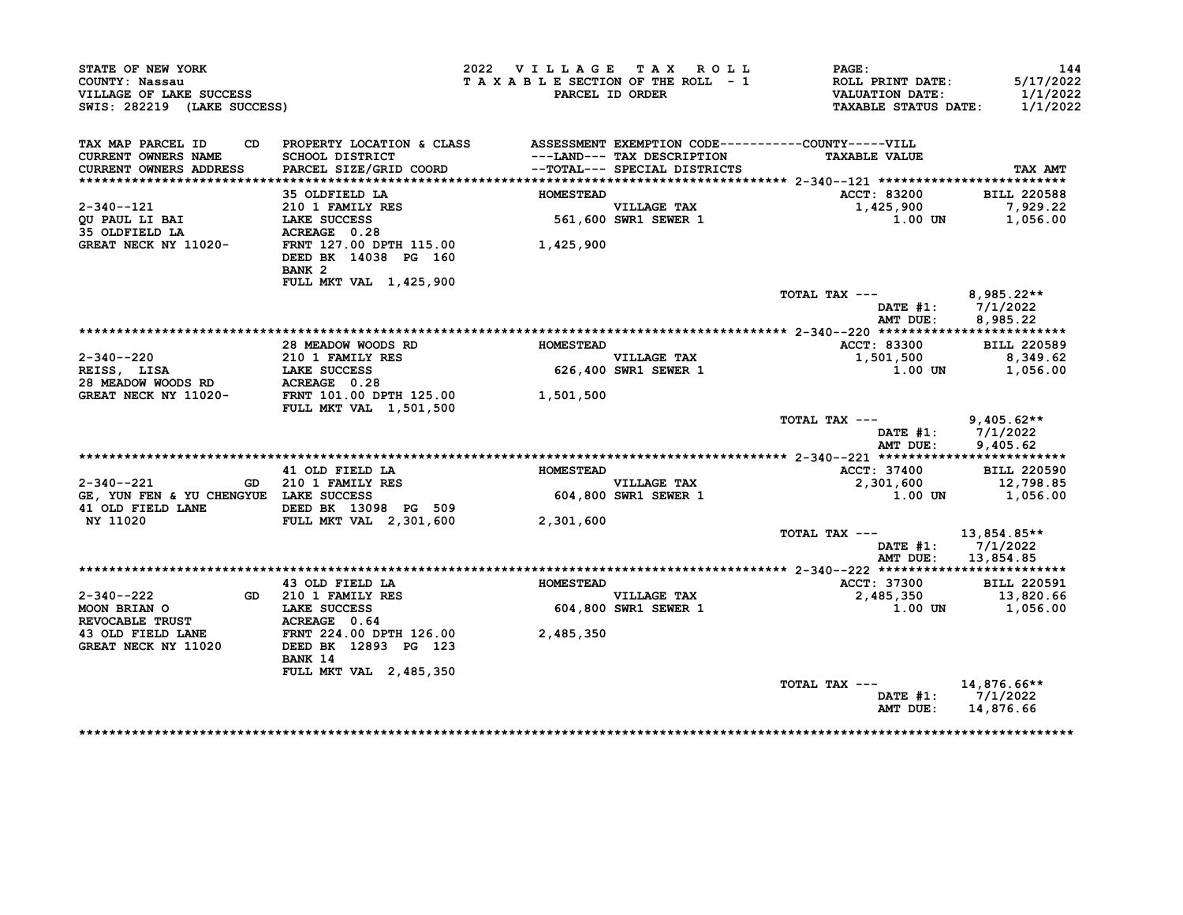STATE OF NEW YORK
COUNTY: Nassau
VILLAGE OF LAKE SUCCESS
SWIS: 282219 (LAKE SUCCESS)

2022 VILLAGE TAX ROLL
TAXABLE SECTION OF THE ROLL - 1
PARCEL ID ORDER

ROLL PRINT DATE: 5/17/2022
VALUATION DATE: 1/1/2022
TAXABLE STATUS DATE: 1/1/2022

| TAX MAP PARCEL ID / CURRENT OWNERS NAME / CURRENT OWNERS ADDRESS | CD | PROPERTY LOCATION & CLASS / SCHOOL DISTRICT / PARCEL SIZE/GRID COORD | ASSESSMENT ---LAND--- / --TOTAL--- | EXEMPTION CODE / TAX DESCRIPTION / SPECIAL DISTRICTS | TAXABLE VALUE | TAX AMT |
|---|---|---|---|---|---|---|
| **2-340--121** | | 35 OLDFIELD LA | HOMESTEAD | | ACCT: 83200 | BILL 220588 |
| 2-340--121 | | 210 1 FAMILY RES | | VILLAGE TAX | 1,425,900 | 7,929.22 |
| QU PAUL LI BAI | | LAKE SUCCESS | 561,600 | SWR1 SEWER 1 | 1.00 UN | 1,056.00 |
| 35 OLDFIELD LA | | ACREAGE 0.28 | | | | |
| GREAT NECK NY 11020- | | FRNT 127.00 DPTH 115.00 | 1,425,900 | | | |
| | | DEED BK 14038 PG 160 | | | | |
| | | BANK 2 | | | | |
| | | FULL MKT VAL 1,425,900 | | | | |
| | | | | TOTAL TAX --- | | 8,985.22** |
| | | | | | DATE #1: | 7/1/2022 |
| | | | | | AMT DUE: | 8,985.22 |
| **2-340--220** | | 28 MEADOW WOODS RD | HOMESTEAD | | ACCT: 83300 | BILL 220589 |
| 2-340--220 | | 210 1 FAMILY RES | | VILLAGE TAX | 1,501,500 | 8,349.62 |
| REISS, LISA | | LAKE SUCCESS | 626,400 | SWR1 SEWER 1 | 1.00 UN | 1,056.00 |
| 28 MEADOW WOODS RD | | ACREAGE 0.28 | | | | |
| GREAT NECK NY 11020- | | FRNT 101.00 DPTH 125.00 | 1,501,500 | | | |
| | | FULL MKT VAL 1,501,500 | | | | |
| | | | | TOTAL TAX --- | | 9,405.62** |
| | | | | | DATE #1: | 7/1/2022 |
| | | | | | AMT DUE: | 9,405.62 |
| **2-340--221** | | 41 OLD FIELD LA | HOMESTEAD | | ACCT: 37400 | BILL 220590 |
| 2-340--221 | GD | 210 1 FAMILY RES | | VILLAGE TAX | 2,301,600 | 12,798.85 |
| GE, YUN FEN & YU CHENGYUE | | LAKE SUCCESS | 604,800 | SWR1 SEWER 1 | 1.00 UN | 1,056.00 |
| 41 OLD FIELD LANE | | DEED BK 13098 PG 509 | | | | |
| NY 11020 | | FULL MKT VAL 2,301,600 | 2,301,600 | | | |
| | | | | TOTAL TAX --- | | 13,854.85** |
| | | | | | DATE #1: | 7/1/2022 |
| | | | | | AMT DUE: | 13,854.85 |
| **2-340--222** | | 43 OLD FIELD LA | HOMESTEAD | | ACCT: 37300 | BILL 220591 |
| 2-340--222 | GD | 210 1 FAMILY RES | | VILLAGE TAX | 2,485,350 | 13,820.66 |
| MOON BRIAN O | | LAKE SUCCESS | 604,800 | SWR1 SEWER 1 | 1.00 UN | 1,056.00 |
| REVOCABLE TRUST | | ACREAGE 0.64 | | | | |
| 43 OLD FIELD LANE | | FRNT 224.00 DPTH 126.00 | 2,485,350 | | | |
| GREAT NECK NY 11020 | | DEED BK 12893 PG 123 | | | | |
| | | BANK 14 | | | | |
| | | FULL MKT VAL 2,485,350 | | | | |
| | | | | TOTAL TAX --- | | 14,876.66** |
| | | | | | DATE #1: | 7/1/2022 |
| | | | | | AMT DUE: | 14,876.66 |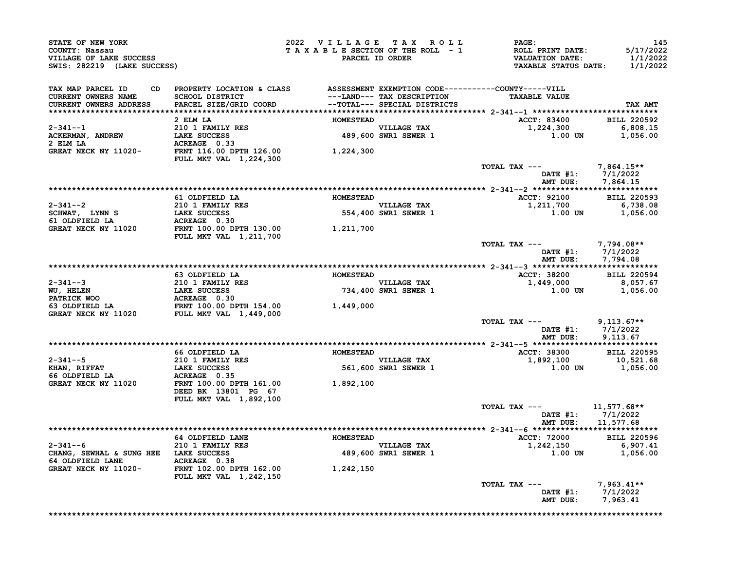STATE OF NEW YORK
COUNTY: Nassau
VILLAGE OF LAKE SUCCESS
SWIS: 282219 (LAKE SUCCESS)

2022 VILLAGE TAX ROLL
TAXABLE SECTION OF THE ROLL - 1
PARCEL ID ORDER

PAGE: 145
ROLL PRINT DATE: 5/17/2022
VALUATION DATE: 1/1/2022
TAXABLE STATUS DATE: 1/1/2022

| TAX MAP PARCEL ID / CURRENT OWNERS NAME / CURRENT OWNERS ADDRESS | CD | PROPERTY LOCATION & CLASS / SCHOOL DISTRICT / PARCEL SIZE/GRID COORD | ASSESSMENT ---LAND--- --TOTAL--- | EXEMPTION CODE / TAX DESCRIPTION / SPECIAL DISTRICTS | TAXABLE VALUE (COUNTY-----VILL) | TAX AMT |
|---|---|---|---|---|---|---|
| 2-341--1 | | 2 ELM LA | HOMESTEAD | | ACCT: 83400 | BILL 220592 |
| ACKERMAN, ANDREW | | 210 1 FAMILY RES | | VILLAGE TAX | 1,224,300 | 6,808.15 |
| 2 ELM LA | | LAKE SUCCESS | 489,600 | SWR1 SEWER 1 | 1.00 UN | 1,056.00 |
| GREAT NECK NY 11020- | | ACREAGE 0.33 | | | | |
| | | FRNT 116.00 DPTH 126.00 | 1,224,300 | | | |
| | | FULL MKT VAL 1,224,300 | | | | |
| | | | | | TOTAL TAX --- | 7,864.15** |
| | | | | | DATE #1: | 7/1/2022 |
| | | | | | AMT DUE: | 7,864.15 |
| 2-341--2 | | 61 OLDFIELD LA | HOMESTEAD | | ACCT: 92100 | BILL 220593 |
| SCHWAT, LYNN S | | 210 1 FAMILY RES | | VILLAGE TAX | 1,211,700 | 6,738.08 |
| 61 OLDFIELD LA | | LAKE SUCCESS | 554,400 | SWR1 SEWER 1 | 1.00 UN | 1,056.00 |
| GREAT NECK NY 11020 | | ACREAGE 0.30 | | | | |
| | | FRNT 100.00 DPTH 130.00 | 1,211,700 | | | |
| | | FULL MKT VAL 1,211,700 | | | | |
| | | | | | TOTAL TAX --- | 7,794.08** |
| | | | | | DATE #1: | 7/1/2022 |
| | | | | | AMT DUE: | 7,794.08 |
| 2-341--3 | | 63 OLDFIELD LA | HOMESTEAD | | ACCT: 38200 | BILL 220594 |
| WU, HELEN | | 210 1 FAMILY RES | | VILLAGE TAX | 1,449,000 | 8,057.67 |
| PATRICK WOO | | LAKE SUCCESS | 734,400 | SWR1 SEWER 1 | 1.00 UN | 1,056.00 |
| 63 OLDFIELD LA | | ACREAGE 0.30 | | | | |
| GREAT NECK NY 11020 | | FRNT 100.00 DPTH 154.00 | 1,449,000 | | | |
| | | FULL MKT VAL 1,449,000 | | | | |
| | | | | | TOTAL TAX --- | 9,113.67** |
| | | | | | DATE #1: | 7/1/2022 |
| | | | | | AMT DUE: | 9,113.67 |
| 2-341--5 | | 66 OLDFIELD LA | HOMESTEAD | | ACCT: 38300 | BILL 220595 |
| KHAN, RIFFAT | | 210 1 FAMILY RES | | VILLAGE TAX | 1,892,100 | 10,521.68 |
| 66 OLDFIELD LA | | LAKE SUCCESS | 561,600 | SWR1 SEWER 1 | 1.00 UN | 1,056.00 |
| GREAT NECK NY 11020 | | ACREAGE 0.35 | | | | |
| | | FRNT 100.00 DPTH 161.00 | 1,892,100 | | | |
| | | DEED BK 13801 PG 67 | | | | |
| | | FULL MKT VAL 1,892,100 | | | | |
| | | | | | TOTAL TAX --- | 11,577.68** |
| | | | | | DATE #1: | 7/1/2022 |
| | | | | | AMT DUE: | 11,577.68 |
| 2-341--6 | | 64 OLDFIELD LANE | HOMESTEAD | | ACCT: 72000 | BILL 220596 |
| CHANG, SEWHAL & SUNG HEE | | 210 1 FAMILY RES | | VILLAGE TAX | 1,242,150 | 6,907.41 |
| 64 OLDFIELD LANE | | LAKE SUCCESS | 489,600 | SWR1 SEWER 1 | 1.00 UN | 1,056.00 |
| GREAT NECK NY 11020- | | ACREAGE 0.38 | | | | |
| | | FRNT 102.00 DPTH 162.00 | 1,242,150 | | | |
| | | FULL MKT VAL 1,242,150 | | | | |
| | | | | | TOTAL TAX --- | 7,963.41** |
| | | | | | DATE #1: | 7/1/2022 |
| | | | | | AMT DUE: | 7,963.41 |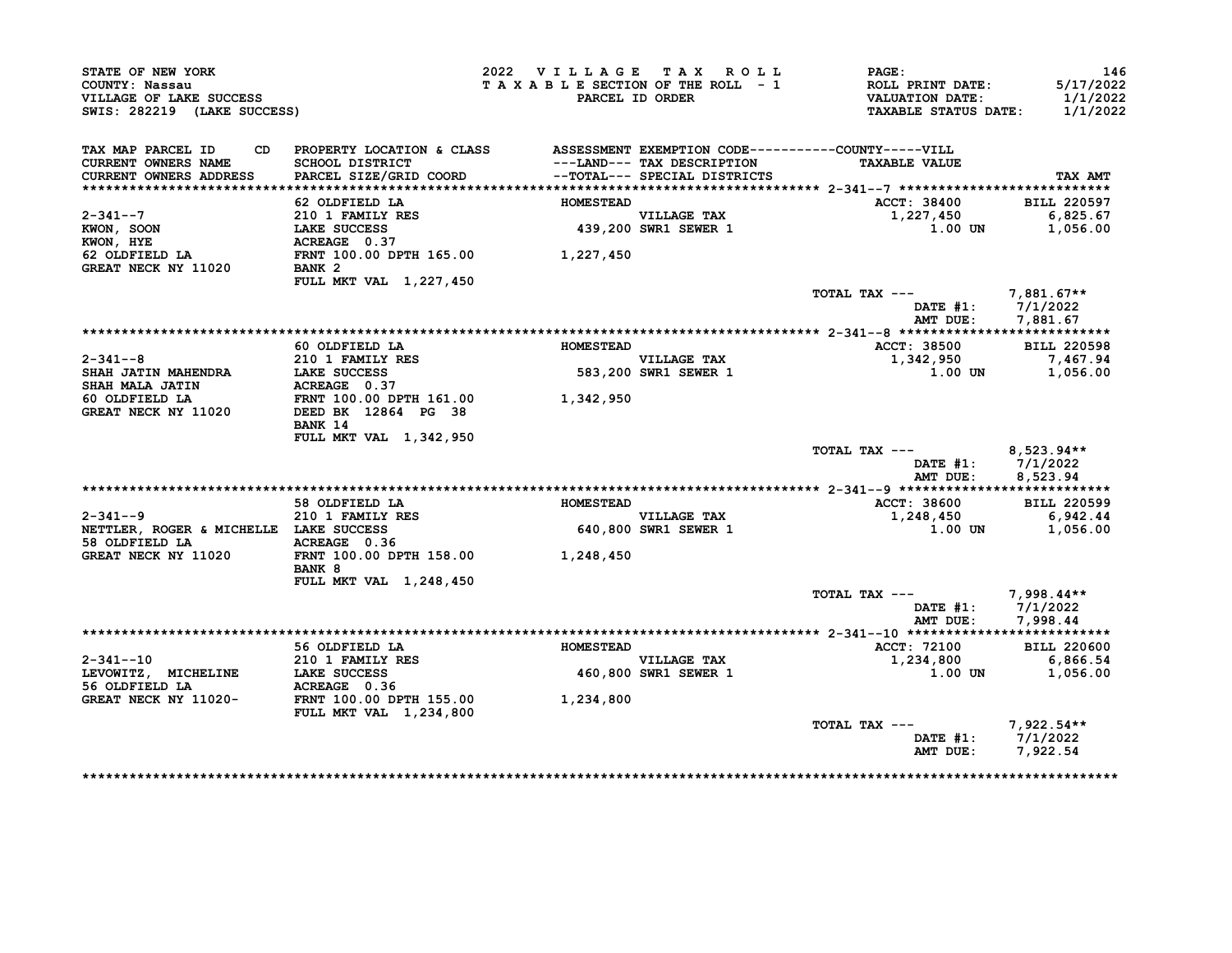STATE OF NEW YORK
COUNTY: Nassau
VILLAGE OF LAKE SUCCESS
SWIS: 282219 (LAKE SUCCESS)

2022 VILLAGE TAX ROLL
TAXABLE SECTION OF THE ROLL - 1
PARCEL ID ORDER

ROLL PRINT DATE: 5/17/2022
VALUATION DATE: 1/1/2022
TAXABLE STATUS DATE: 1/1/2022

| TAX MAP PARCEL ID / CURRENT OWNERS NAME / CURRENT OWNERS ADDRESS | CD PROPERTY LOCATION & CLASS / SCHOOL DISTRICT / PARCEL SIZE/GRID COORD | ASSESSMENT ---LAND--- / --TOTAL--- | EXEMPTION CODE / TAX DESCRIPTION / SPECIAL DISTRICTS | COUNTY-----VILL TAXABLE VALUE | TAX AMT |
|---|---|---|---|---|---|
| **2-341--7** | 62 OLDFIELD LA | HOMESTEAD | | ACCT: 38400 | BILL 220597 |
| KWON, SOON | 210 1 FAMILY RES | | VILLAGE TAX | 1,227,450 | 6,825.67 |
| KWON, HYE | LAKE SUCCESS | 439,200 | SWR1 SEWER 1 | 1.00 UN | 1,056.00 |
| 62 OLDFIELD LA | ACREAGE 0.37 | | | | |
| GREAT NECK NY 11020 | FRNT 100.00 DPTH 165.00 | 1,227,450 | | | |
| | BANK 2 | | | | |
| | FULL MKT VAL 1,227,450 | | | | |
| | | | | TOTAL TAX --- | 7,881.67** |
| | | | | DATE #1: | 7/1/2022 |
| | | | | AMT DUE: | 7,881.67 |
| **2-341--8** | 60 OLDFIELD LA | HOMESTEAD | | ACCT: 38500 | BILL 220598 |
| SHAH JATIN MAHENDRA | 210 1 FAMILY RES | | VILLAGE TAX | 1,342,950 | 7,467.94 |
| SHAH MALA JATIN | LAKE SUCCESS | 583,200 | SWR1 SEWER 1 | 1.00 UN | 1,056.00 |
| 60 OLDFIELD LA | ACREAGE 0.37 | | | | |
| GREAT NECK NY 11020 | FRNT 100.00 DPTH 161.00 | 1,342,950 | | | |
| | DEED BK 12864 PG 38 | | | | |
| | BANK 14 | | | | |
| | FULL MKT VAL 1,342,950 | | | | |
| | | | | TOTAL TAX --- | 8,523.94** |
| | | | | DATE #1: | 7/1/2022 |
| | | | | AMT DUE: | 8,523.94 |
| **2-341--9** | 58 OLDFIELD LA | HOMESTEAD | | ACCT: 38600 | BILL 220599 |
| NETTLER, ROGER & MICHELLE | 210 1 FAMILY RES | | VILLAGE TAX | 1,248,450 | 6,942.44 |
| 58 OLDFIELD LA | LAKE SUCCESS | 640,800 | SWR1 SEWER 1 | 1.00 UN | 1,056.00 |
| GREAT NECK NY 11020 | ACREAGE 0.36 | | | | |
| | FRNT 100.00 DPTH 158.00 | 1,248,450 | | | |
| | BANK 8 | | | | |
| | FULL MKT VAL 1,248,450 | | | | |
| | | | | TOTAL TAX --- | 7,998.44** |
| | | | | DATE #1: | 7/1/2022 |
| | | | | AMT DUE: | 7,998.44 |
| **2-341--10** | 56 OLDFIELD LA | HOMESTEAD | | ACCT: 72100 | BILL 220600 |
| LEVOWITZ, MICHELINE | 210 1 FAMILY RES | | VILLAGE TAX | 1,234,800 | 6,866.54 |
| 56 OLDFIELD LA | LAKE SUCCESS | 460,800 | SWR1 SEWER 1 | 1.00 UN | 1,056.00 |
| GREAT NECK NY 11020- | ACREAGE 0.36 | | | | |
| | FRNT 100.00 DPTH 155.00 | 1,234,800 | | | |
| | FULL MKT VAL 1,234,800 | | | | |
| | | | | TOTAL TAX --- | 7,922.54** |
| | | | | DATE #1: | 7/1/2022 |
| | | | | AMT DUE: | 7,922.54 |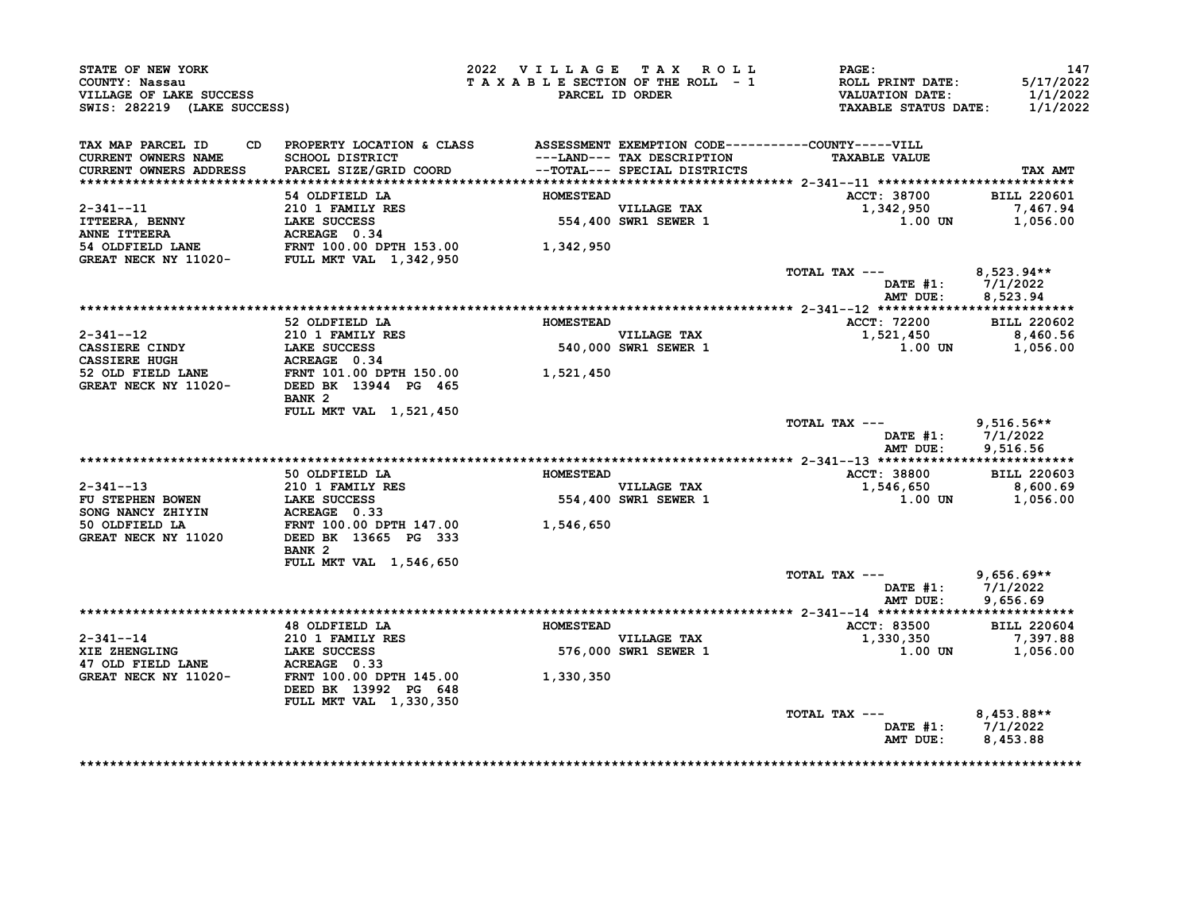STATE OF NEW YORK
COUNTY: Nassau
VILLAGE OF LAKE SUCCESS
SWIS: 282219 (LAKE SUCCESS)

2022 VILLAGE TAX ROLL
TAXABLE SECTION OF THE ROLL - 1
PARCEL ID ORDER

ROLL PRINT DATE: 5/17/2022
VALUATION DATE: 1/1/2022
TAXABLE STATUS DATE: 1/1/2022

| TAX MAP PARCEL ID / CURRENT OWNERS NAME / CURRENT OWNERS ADDRESS | CD | PROPERTY LOCATION & CLASS / SCHOOL DISTRICT / PARCEL SIZE/GRID COORD | ASSESSMENT ---LAND--- / --TOTAL--- | EXEMPTION CODE / TAX DESCRIPTION / SPECIAL DISTRICTS | TAXABLE VALUE (COUNTY-----VILL) | TAX AMT |
|---|---|---|---|---|---|---|
| **2-341--11** | | 54 OLDFIELD LA | HOMESTEAD | | ACCT: 38700 | BILL 220601 |
| 2-341--11 | | 210 1 FAMILY RES | | VILLAGE TAX | 1,342,950 | 7,467.94 |
| ITTEERA, BENNY | | LAKE SUCCESS | 554,400 | SWR1 SEWER 1 | 1.00 UN | 1,056.00 |
| ANNE ITTEERA | | ACREAGE 0.34 | | | | |
| 54 OLDFIELD LANE | | FRNT 100.00 DPTH 153.00 | 1,342,950 | | | |
| GREAT NECK NY 11020- | | FULL MKT VAL 1,342,950 | | | | |
| | | | | | TOTAL TAX --- | 8,523.94** |
| | | | | | DATE #1: | 7/1/2022 |
| | | | | | AMT DUE: | 8,523.94 |
| **2-341--12** | | 52 OLDFIELD LA | HOMESTEAD | | ACCT: 72200 | BILL 220602 |
| 2-341--12 | | 210 1 FAMILY RES | | VILLAGE TAX | 1,521,450 | 8,460.56 |
| CASSIERE CINDY | | LAKE SUCCESS | 540,000 | SWR1 SEWER 1 | 1.00 UN | 1,056.00 |
| CASSIERE HUGH | | ACREAGE 0.34 | | | | |
| 52 OLD FIELD LANE | | FRNT 101.00 DPTH 150.00 | 1,521,450 | | | |
| GREAT NECK NY 11020- | | DEED BK 13944 PG 465 | | | | |
| | | BANK 2 | | | | |
| | | FULL MKT VAL 1,521,450 | | | | |
| | | | | | TOTAL TAX --- | 9,516.56** |
| | | | | | DATE #1: | 7/1/2022 |
| | | | | | AMT DUE: | 9,516.56 |
| **2-341--13** | | 50 OLDFIELD LA | HOMESTEAD | | ACCT: 38800 | BILL 220603 |
| 2-341--13 | | 210 1 FAMILY RES | | VILLAGE TAX | 1,546,650 | 8,600.69 |
| FU STEPHEN BOWEN | | LAKE SUCCESS | 554,400 | SWR1 SEWER 1 | 1.00 UN | 1,056.00 |
| SONG NANCY ZHIYIN | | ACREAGE 0.33 | | | | |
| 50 OLDFIELD LA | | FRNT 100.00 DPTH 147.00 | 1,546,650 | | | |
| GREAT NECK NY 11020 | | DEED BK 13665 PG 333 | | | | |
| | | BANK 2 | | | | |
| | | FULL MKT VAL 1,546,650 | | | | |
| | | | | | TOTAL TAX --- | 9,656.69** |
| | | | | | DATE #1: | 7/1/2022 |
| | | | | | AMT DUE: | 9,656.69 |
| **2-341--14** | | 48 OLDFIELD LA | HOMESTEAD | | ACCT: 83500 | BILL 220604 |
| 2-341--14 | | 210 1 FAMILY RES | | VILLAGE TAX | 1,330,350 | 7,397.88 |
| XIE ZHENGLING | | LAKE SUCCESS | 576,000 | SWR1 SEWER 1 | 1.00 UN | 1,056.00 |
| 47 OLD FIELD LANE | | ACREAGE 0.33 | | | | |
| GREAT NECK NY 11020- | | FRNT 100.00 DPTH 145.00 | 1,330,350 | | | |
| | | DEED BK 13992 PG 648 | | | | |
| | | FULL MKT VAL 1,330,350 | | | | |
| | | | | | TOTAL TAX --- | 8,453.88** |
| | | | | | DATE #1: | 7/1/2022 |
| | | | | | AMT DUE: | 8,453.88 |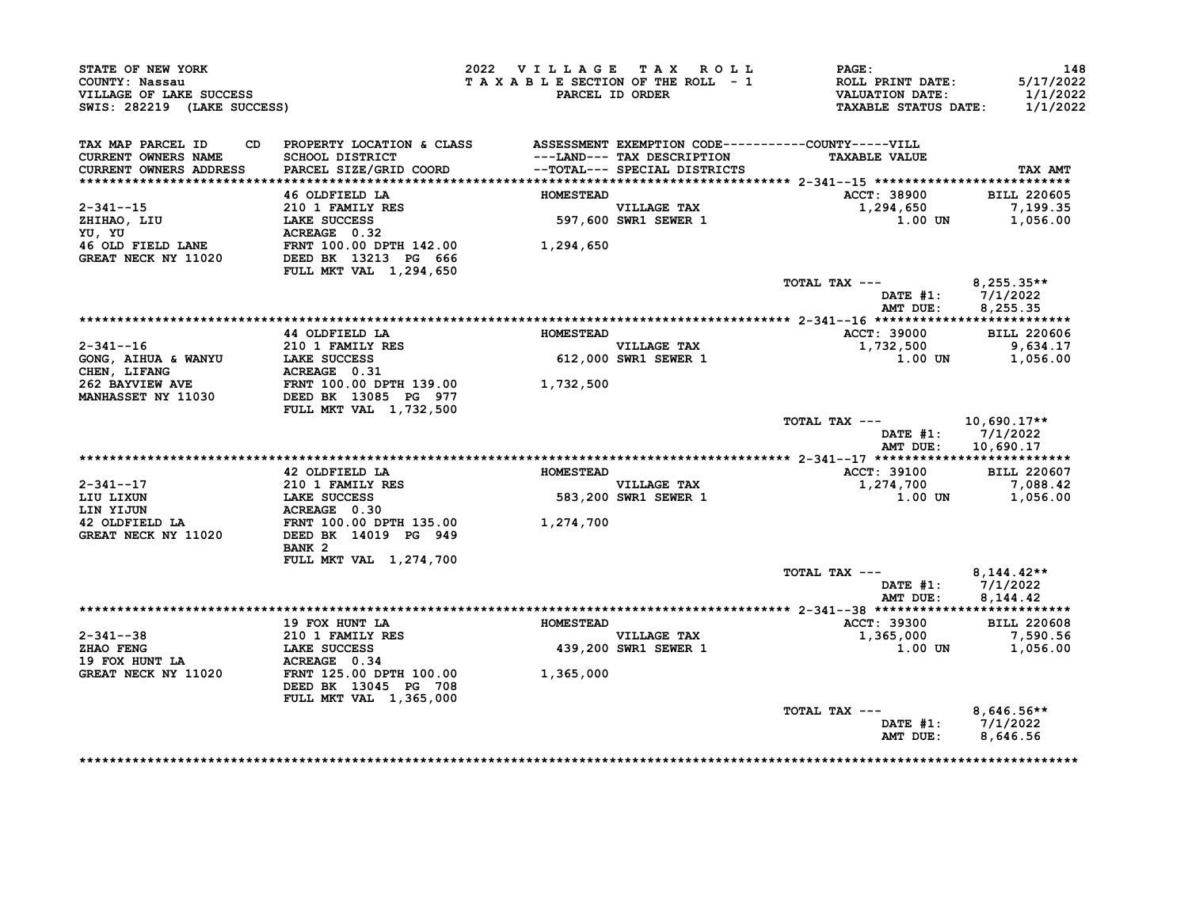STATE OF NEW YORK
COUNTY: Nassau
VILLAGE OF LAKE SUCCESS
SWIS: 282219 (LAKE SUCCESS)

2022 V I L L A G E T A X R O L L
T A X A B L E SECTION OF THE ROLL - 1
PARCEL ID ORDER

PAGE: 148
ROLL PRINT DATE: 5/17/2022
VALUATION DATE: 1/1/2022
TAXABLE STATUS DATE: 1/1/2022

| TAX MAP PARCEL ID / CURRENT OWNERS NAME / CURRENT OWNERS ADDRESS | PROPERTY LOCATION & CLASS / SCHOOL DISTRICT / PARCEL SIZE/GRID COORD | ASSESSMENT ---LAND--- / --TOTAL--- | EXEMPTION CODE / TAX DESCRIPTION / SPECIAL DISTRICTS | TAXABLE VALUE (COUNTY-----VILL) | TAX AMT |
|---|---|---|---|---|---|
| **2-341--15** | 46 OLDFIELD LA | HOMESTEAD | | ACCT: 38900 | BILL 220605 |
| 2-341--15 | 210 1 FAMILY RES | | VILLAGE TAX | 1,294,650 | 7,199.35 |
| ZHIHAO, LIU | LAKE SUCCESS | 597,600 | SWR1 SEWER 1 | 1.00 UN | 1,056.00 |
| YU, YU | ACREAGE 0.32 | | | | |
| 46 OLD FIELD LANE | FRNT 100.00 DPTH 142.00 | 1,294,650 | | | |
| GREAT NECK NY 11020 | DEED BK 13213 PG 666 | | | | |
| | FULL MKT VAL 1,294,650 | | | | |
| | | | | TOTAL TAX --- | 8,255.35** |
| | | | | DATE #1: | 7/1/2022 |
| | | | | AMT DUE: | 8,255.35 |
| **2-341--16** | 44 OLDFIELD LA | HOMESTEAD | | ACCT: 39000 | BILL 220606 |
| 2-341--16 | 210 1 FAMILY RES | | VILLAGE TAX | 1,732,500 | 9,634.17 |
| GONG, AIHUA & WANYU | LAKE SUCCESS | 612,000 | SWR1 SEWER 1 | 1.00 UN | 1,056.00 |
| CHEN, LIFANG | ACREAGE 0.31 | | | | |
| 262 BAYVIEW AVE | FRNT 100.00 DPTH 139.00 | 1,732,500 | | | |
| MANHASSET NY 11030 | DEED BK 13085 PG 977 | | | | |
| | FULL MKT VAL 1,732,500 | | | | |
| | | | | TOTAL TAX --- | 10,690.17** |
| | | | | DATE #1: | 7/1/2022 |
| | | | | AMT DUE: | 10,690.17 |
| **2-341--17** | 42 OLDFIELD LA | HOMESTEAD | | ACCT: 39100 | BILL 220607 |
| 2-341--17 | 210 1 FAMILY RES | | VILLAGE TAX | 1,274,700 | 7,088.42 |
| LIU LIXUN | LAKE SUCCESS | 583,200 | SWR1 SEWER 1 | 1.00 UN | 1,056.00 |
| LIN YIJUN | ACREAGE 0.30 | | | | |
| 42 OLDFIELD LA | FRNT 100.00 DPTH 135.00 | 1,274,700 | | | |
| GREAT NECK NY 11020 | DEED BK 14019 PG 949 | | | | |
| | BANK 2 | | | | |
| | FULL MKT VAL 1,274,700 | | | | |
| | | | | TOTAL TAX --- | 8,144.42** |
| | | | | DATE #1: | 7/1/2022 |
| | | | | AMT DUE: | 8,144.42 |
| **2-341--38** | 19 FOX HUNT LA | HOMESTEAD | | ACCT: 39300 | BILL 220608 |
| 2-341--38 | 210 1 FAMILY RES | | VILLAGE TAX | 1,365,000 | 7,590.56 |
| ZHAO FENG | LAKE SUCCESS | 439,200 | SWR1 SEWER 1 | 1.00 UN | 1,056.00 |
| 19 FOX HUNT LA | ACREAGE 0.34 | | | | |
| GREAT NECK NY 11020 | FRNT 125.00 DPTH 100.00 | 1,365,000 | | | |
| | DEED BK 13045 PG 708 | | | | |
| | FULL MKT VAL 1,365,000 | | | | |
| | | | | TOTAL TAX --- | 8,646.56** |
| | | | | DATE #1: | 7/1/2022 |
| | | | | AMT DUE: | 8,646.56 |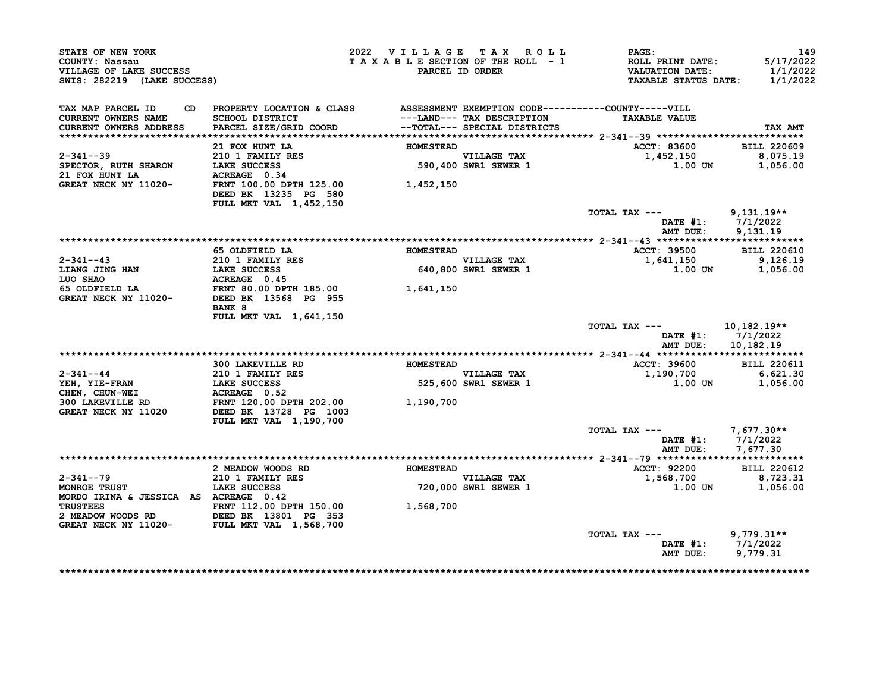STATE OF NEW YORK
COUNTY: Nassau
VILLAGE OF LAKE SUCCESS
SWIS: 282219 (LAKE SUCCESS)

2022 VILLAGE TAX ROLL
TAXABLE SECTION OF THE ROLL - 1
PARCEL ID ORDER

PAGE: 149
ROLL PRINT DATE: 5/17/2022
VALUATION DATE: 1/1/2022
TAXABLE STATUS DATE: 1/1/2022

| TAX MAP PARCEL ID / CURRENT OWNERS NAME / CURRENT OWNERS ADDRESS | CD | PROPERTY LOCATION & CLASS / SCHOOL DISTRICT / PARCEL SIZE/GRID COORD | ASSESSMENT ---LAND--- / --TOTAL--- | EXEMPTION CODE / TAX DESCRIPTION / SPECIAL DISTRICTS | TAXABLE VALUE (COUNTY-----VILL) | TAX AMT |
|---|---|---|---|---|---|---|
| **2-341--39** | | 21 FOX HUNT LA | HOMESTEAD | | ACCT: 83600 | BILL 220609 |
| 2-341--39 | | 210 1 FAMILY RES | | VILLAGE TAX | 1,452,150 | 8,075.19 |
| SPECTOR, RUTH SHARON | | LAKE SUCCESS | 590,400 | SWR1 SEWER 1 | 1.00 UN | 1,056.00 |
| 21 FOX HUNT LA | | ACREAGE 0.34 | | | | |
| GREAT NECK NY 11020- | | FRNT 100.00 DPTH 125.00 | 1,452,150 | | | |
| | | DEED BK 13235 PG 580 | | | | |
| | | FULL MKT VAL 1,452,150 | | | | |
| | | | | | TOTAL TAX --- | 9,131.19** |
| | | | | | DATE #1: | 7/1/2022 |
| | | | | | AMT DUE: | 9,131.19 |
| **2-341--43** | | 65 OLDFIELD LA | HOMESTEAD | | ACCT: 39500 | BILL 220610 |
| 2-341--43 | | 210 1 FAMILY RES | | VILLAGE TAX | 1,641,150 | 9,126.19 |
| LIANG JING HAN | | LAKE SUCCESS | 640,800 | SWR1 SEWER 1 | 1.00 UN | 1,056.00 |
| LUO SHAO | | ACREAGE 0.45 | | | | |
| 65 OLDFIELD LA | | FRNT 80.00 DPTH 185.00 | 1,641,150 | | | |
| GREAT NECK NY 11020- | | DEED BK 13568 PG 955 | | | | |
| | | BANK 8 | | | | |
| | | FULL MKT VAL 1,641,150 | | | | |
| | | | | | TOTAL TAX --- | 10,182.19** |
| | | | | | DATE #1: | 7/1/2022 |
| | | | | | AMT DUE: | 10,182.19 |
| **2-341--44** | | 300 LAKEVILLE RD | HOMESTEAD | | ACCT: 39600 | BILL 220611 |
| 2-341--44 | | 210 1 FAMILY RES | | VILLAGE TAX | 1,190,700 | 6,621.30 |
| YEH, YIE-FRAN | | LAKE SUCCESS | 525,600 | SWR1 SEWER 1 | 1.00 UN | 1,056.00 |
| CHEN, CHUN-WEI | | ACREAGE 0.52 | | | | |
| 300 LAKEVILLE RD | | FRNT 120.00 DPTH 202.00 | 1,190,700 | | | |
| GREAT NECK NY 11020 | | DEED BK 13728 PG 1003 | | | | |
| | | FULL MKT VAL 1,190,700 | | | | |
| | | | | | TOTAL TAX --- | 7,677.30** |
| | | | | | DATE #1: | 7/1/2022 |
| | | | | | AMT DUE: | 7,677.30 |
| **2-341--79** | | 2 MEADOW WOODS RD | HOMESTEAD | | ACCT: 92200 | BILL 220612 |
| 2-341--79 | | 210 1 FAMILY RES | | VILLAGE TAX | 1,568,700 | 8,723.31 |
| MONROE TRUST | | LAKE SUCCESS | 720,000 | SWR1 SEWER 1 | 1.00 UN | 1,056.00 |
| MORDO IRINA & JESSICA AS | | ACREAGE 0.42 | | | | |
| TRUSTEES | | FRNT 112.00 DPTH 150.00 | 1,568,700 | | | |
| 2 MEADOW WOODS RD | | DEED BK 13801 PG 353 | | | | |
| GREAT NECK NY 11020- | | FULL MKT VAL 1,568,700 | | | | |
| | | | | | TOTAL TAX --- | 9,779.31** |
| | | | | | DATE #1: | 7/1/2022 |
| | | | | | AMT DUE: | 9,779.31 |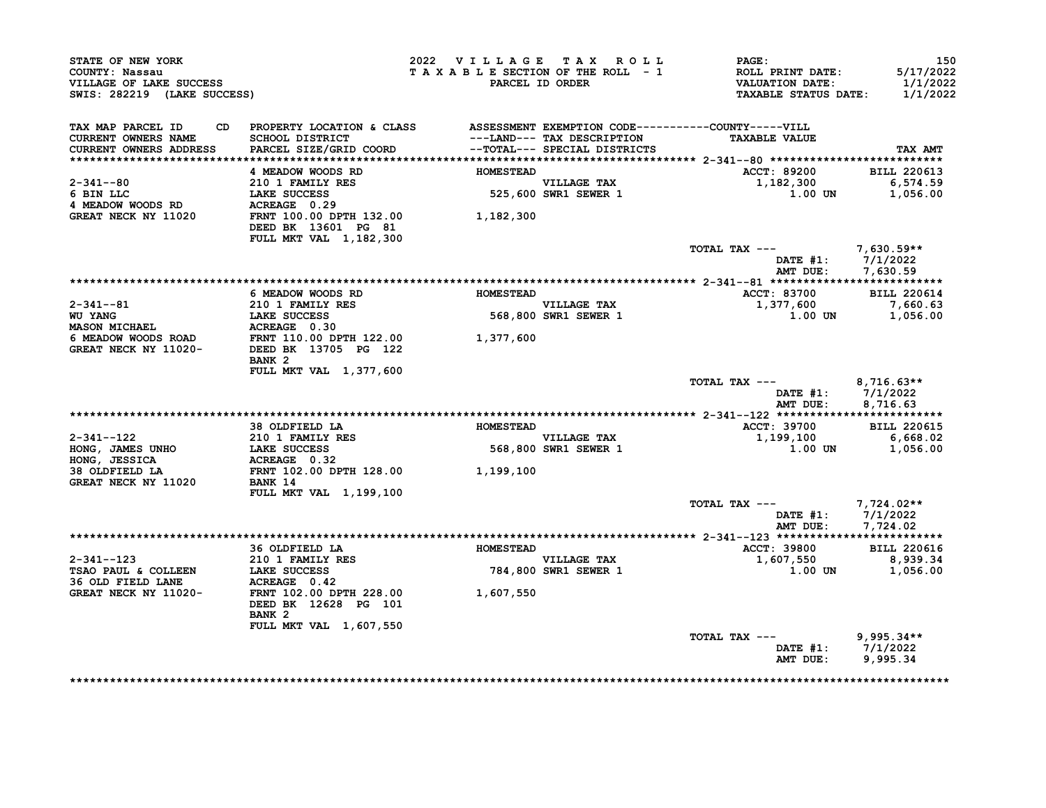STATE OF NEW YORK
COUNTY: Nassau
VILLAGE OF LAKE SUCCESS
SWIS: 282219 (LAKE SUCCESS)

2022 VILLAGE TAX ROLL
TAXABLE SECTION OF THE ROLL - 1
PARCEL ID ORDER

PAGE: 150
ROLL PRINT DATE: 5/17/2022
VALUATION DATE: 1/1/2022
TAXABLE STATUS DATE: 1/1/2022

| TAX MAP PARCEL ID / CURRENT OWNERS NAME / CURRENT OWNERS ADDRESS | PROPERTY LOCATION & CLASS / SCHOOL DISTRICT / PARCEL SIZE/GRID COORD | ASSESSMENT ---LAND--- / --TOTAL--- | EXEMPTION CODE / TAX DESCRIPTION / SPECIAL DISTRICTS | TAXABLE VALUE (COUNTY-----VILL) | TAX AMT |
|---|---|---|---|---|---|
| 2-341--80 | 4 MEADOW WOODS RD | HOMESTEAD | | ACCT: 89200 | BILL 220613 |
| 6 BIN LLC | 210 1 FAMILY RES | | VILLAGE TAX | 1,182,300 | 6,574.59 |
| 4 MEADOW WOODS RD | LAKE SUCCESS | 525,600 | SWR1 SEWER 1 | 1.00 UN | 1,056.00 |
| GREAT NECK NY 11020 | ACREAGE 0.29 | | | | |
| | FRNT 100.00 DPTH 132.00 | 1,182,300 | | | |
| | DEED BK 13601 PG 81 | | | | |
| | FULL MKT VAL 1,182,300 | | | | |
| | | | | TOTAL TAX --- | 7,630.59** |
| | | | | DATE #1: | 7/1/2022 |
| | | | | AMT DUE: | 7,630.59 |
| 2-341--81 | 6 MEADOW WOODS RD | HOMESTEAD | | ACCT: 83700 | BILL 220614 |
| WU YANG | 210 1 FAMILY RES | | VILLAGE TAX | 1,377,600 | 7,660.63 |
| MASON MICHAEL | LAKE SUCCESS | 568,800 | SWR1 SEWER 1 | 1.00 UN | 1,056.00 |
| 6 MEADOW WOODS ROAD | ACREAGE 0.30 | | | | |
| GREAT NECK NY 11020- | FRNT 110.00 DPTH 122.00 | 1,377,600 | | | |
| | DEED BK 13705 PG 122 | | | | |
| | BANK 2 | | | | |
| | FULL MKT VAL 1,377,600 | | | | |
| | | | | TOTAL TAX --- | 8,716.63** |
| | | | | DATE #1: | 7/1/2022 |
| | | | | AMT DUE: | 8,716.63 |
| 2-341--122 | 38 OLDFIELD LA | HOMESTEAD | | ACCT: 39700 | BILL 220615 |
| HONG, JAMES UNHO | 210 1 FAMILY RES | | VILLAGE TAX | 1,199,100 | 6,668.02 |
| HONG, JESSICA | LAKE SUCCESS | 568,800 | SWR1 SEWER 1 | 1.00 UN | 1,056.00 |
| 38 OLDFIELD LA | ACREAGE 0.32 | | | | |
| GREAT NECK NY 11020 | FRNT 102.00 DPTH 128.00 | 1,199,100 | | | |
| | BANK 14 | | | | |
| | FULL MKT VAL 1,199,100 | | | | |
| | | | | TOTAL TAX --- | 7,724.02** |
| | | | | DATE #1: | 7/1/2022 |
| | | | | AMT DUE: | 7,724.02 |
| 2-341--123 | 36 OLDFIELD LA | HOMESTEAD | | ACCT: 39800 | BILL 220616 |
| TSAO PAUL & COLLEEN | 210 1 FAMILY RES | | VILLAGE TAX | 1,607,550 | 8,939.34 |
| 36 OLD FIELD LANE | LAKE SUCCESS | 784,800 | SWR1 SEWER 1 | 1.00 UN | 1,056.00 |
| GREAT NECK NY 11020- | ACREAGE 0.42 | | | | |
| | FRNT 102.00 DPTH 228.00 | 1,607,550 | | | |
| | DEED BK 12628 PG 101 | | | | |
| | BANK 2 | | | | |
| | FULL MKT VAL 1,607,550 | | | | |
| | | | | TOTAL TAX --- | 9,995.34** |
| | | | | DATE #1: | 7/1/2022 |
| | | | | AMT DUE: | 9,995.34 |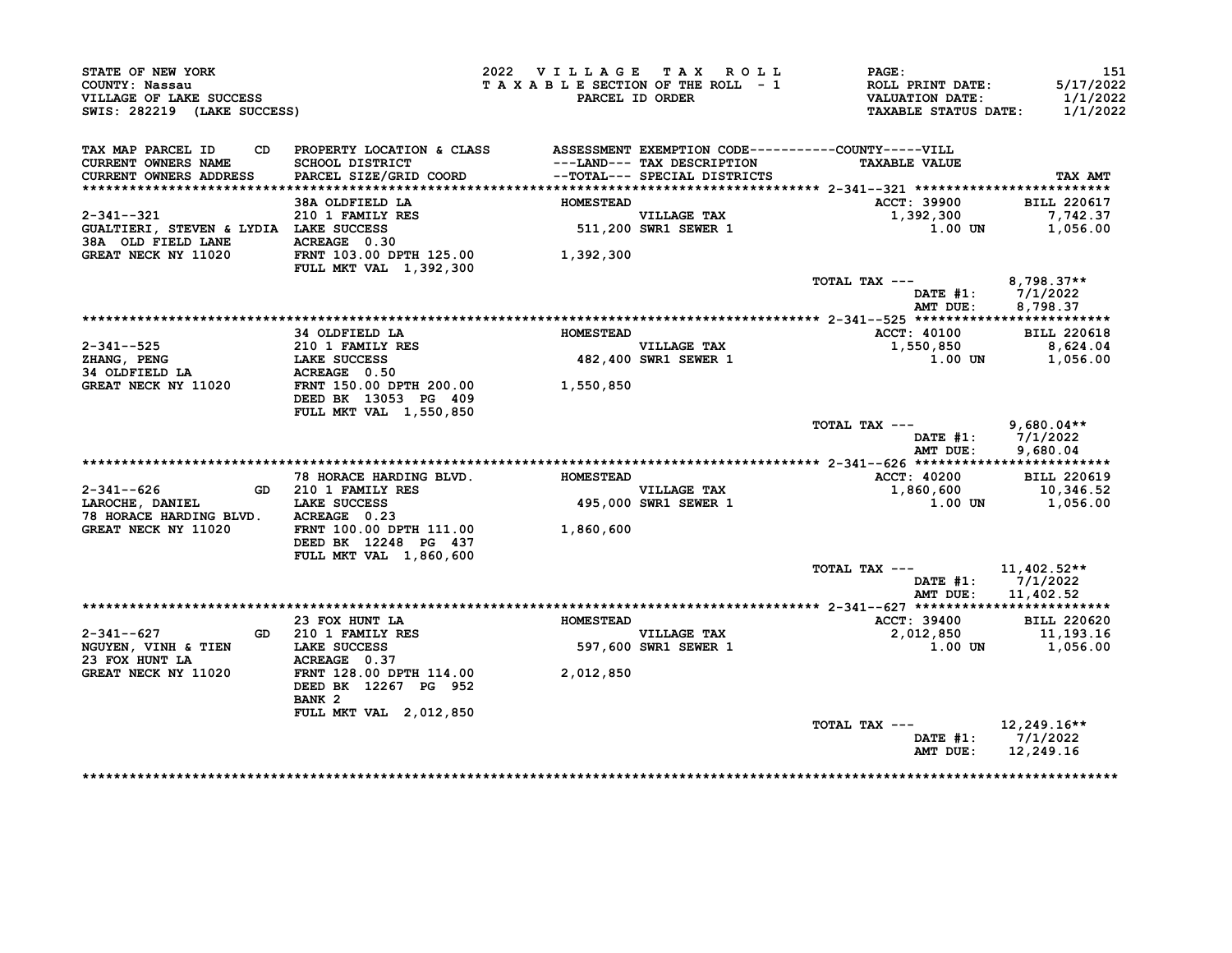STATE OF NEW YORK
COUNTY: Nassau
VILLAGE OF LAKE SUCCESS
SWIS: 282219 (LAKE SUCCESS)

2022 VILLAGE TAX ROLL
TAXABLE SECTION OF THE ROLL - 1
PARCEL ID ORDER

ROLL PRINT DATE: 5/17/2022
VALUATION DATE: 1/1/2022
TAXABLE STATUS DATE: 1/1/2022

| TAX MAP PARCEL ID / CURRENT OWNERS NAME / CURRENT OWNERS ADDRESS | CD | PROPERTY LOCATION & CLASS / SCHOOL DISTRICT / PARCEL SIZE/GRID COORD | ASSESSMENT ---LAND--- / --TOTAL--- | EXEMPTION CODE / TAX DESCRIPTION / SPECIAL DISTRICTS | TAXABLE VALUE (COUNTY-----VILL) | TAX AMT |
|---|---|---|---|---|---|---|
| 2-341--321 | | 38A OLDFIELD LA | HOMESTEAD | | ACCT: 39900 | BILL 220617 |
| GUALTIERI, STEVEN & LYDIA | | 210 1 FAMILY RES | | VILLAGE TAX | 1,392,300 | 7,742.37 |
| 38A OLD FIELD LANE | | LAKE SUCCESS | 511,200 | SWR1 SEWER 1 | 1.00 UN | 1,056.00 |
| GREAT NECK NY 11020 | | ACREAGE 0.30 | | | | |
| | | FRNT 103.00 DPTH 125.00 | 1,392,300 | | | |
| | | FULL MKT VAL 1,392,300 | | | | |
| | | | | TOTAL TAX --- | | 8,798.37** |
| | | | | | DATE #1: | 7/1/2022 |
| | | | | | AMT DUE: | 8,798.37 |
| 2-341--525 | | 34 OLDFIELD LA | HOMESTEAD | | ACCT: 40100 | BILL 220618 |
| ZHANG, PENG | | 210 1 FAMILY RES | | VILLAGE TAX | 1,550,850 | 8,624.04 |
| 34 OLDFIELD LA | | LAKE SUCCESS | 482,400 | SWR1 SEWER 1 | 1.00 UN | 1,056.00 |
| GREAT NECK NY 11020 | | ACREAGE 0.50 | | | | |
| | | FRNT 150.00 DPTH 200.00 | 1,550,850 | | | |
| | | DEED BK 13053 PG 409 | | | | |
| | | FULL MKT VAL 1,550,850 | | | | |
| | | | | TOTAL TAX --- | | 9,680.04** |
| | | | | | DATE #1: | 7/1/2022 |
| | | | | | AMT DUE: | 9,680.04 |
| 2-341--626 | GD | 78 HORACE HARDING BLVD. | HOMESTEAD | | ACCT: 40200 | BILL 220619 |
| LAROCHE, DANIEL | | 210 1 FAMILY RES | | VILLAGE TAX | 1,860,600 | 10,346.52 |
| 78 HORACE HARDING BLVD. | | LAKE SUCCESS | 495,000 | SWR1 SEWER 1 | 1.00 UN | 1,056.00 |
| GREAT NECK NY 11020 | | ACREAGE 0.23 | | | | |
| | | FRNT 100.00 DPTH 111.00 | 1,860,600 | | | |
| | | DEED BK 12248 PG 437 | | | | |
| | | FULL MKT VAL 1,860,600 | | | | |
| | | | | TOTAL TAX --- | | 11,402.52** |
| | | | | | DATE #1: | 7/1/2022 |
| | | | | | AMT DUE: | 11,402.52 |
| 2-341--627 | GD | 23 FOX HUNT LA | HOMESTEAD | | ACCT: 39400 | BILL 220620 |
| NGUYEN, VINH & TIEN | | 210 1 FAMILY RES | | VILLAGE TAX | 2,012,850 | 11,193.16 |
| 23 FOX HUNT LA | | LAKE SUCCESS | 597,600 | SWR1 SEWER 1 | 1.00 UN | 1,056.00 |
| GREAT NECK NY 11020 | | ACREAGE 0.37 | | | | |
| | | FRNT 128.00 DPTH 114.00 | 2,012,850 | | | |
| | | DEED BK 12267 PG 952 | | | | |
| | | BANK 2 | | | | |
| | | FULL MKT VAL 2,012,850 | | | | |
| | | | | TOTAL TAX --- | | 12,249.16** |
| | | | | | DATE #1: | 7/1/2022 |
| | | | | | AMT DUE: | 12,249.16 |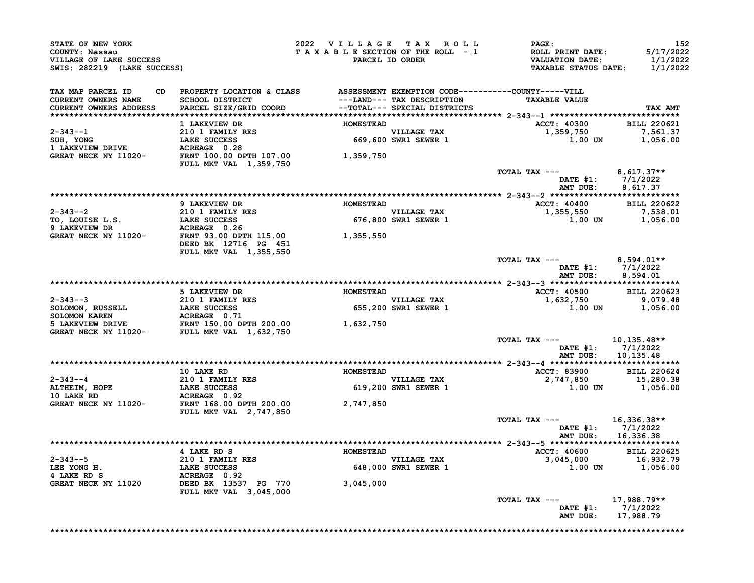STATE OF NEW YORK
COUNTY: Nassau
VILLAGE OF LAKE SUCCESS
SWIS: 282219 (LAKE SUCCESS)

2022 VILLAGE TAX ROLL
TAXABLE SECTION OF THE ROLL - 1
PARCEL ID ORDER

ROLL PRINT DATE: 5/17/2022
VALUATION DATE: 1/1/2022
TAXABLE STATUS DATE: 1/1/2022

| TAX MAP PARCEL ID / CURRENT OWNERS NAME / CURRENT OWNERS ADDRESS | PROPERTY LOCATION & CLASS / SCHOOL DISTRICT / PARCEL SIZE/GRID COORD | ASSESSMENT LAND / TOTAL | EXEMPTION CODE / TAX DESCRIPTION / SPECIAL DISTRICTS | TAXABLE VALUE | TAX AMT |
|---|---|---|---|---|---|
| 2-343--1 | 1 LAKEVIEW DR | HOMESTEAD | | ACCT: 40300 | BILL 220621 |
| SUH, YONG | 210 1 FAMILY RES | | VILLAGE TAX | 1,359,750 | 7,561.37 |
| 1 LAKEVIEW DRIVE | LAKE SUCCESS | 669,600 | SWR1 SEWER 1 | 1.00 UN | 1,056.00 |
| GREAT NECK NY 11020- | ACREAGE 0.28 | | | | |
| | FRNT 100.00 DPTH 107.00 | 1,359,750 | | | |
| | FULL MKT VAL 1,359,750 | | | | |
| | | | | TOTAL TAX --- | 8,617.37** |
| | | | | DATE #1: | 7/1/2022 |
| | | | | AMT DUE: | 8,617.37 |
| 2-343--2 | 9 LAKEVIEW DR | HOMESTEAD | | ACCT: 40400 | BILL 220622 |
| TO, LOUISE L.S. | 210 1 FAMILY RES | | VILLAGE TAX | 1,355,550 | 7,538.01 |
| 9 LAKEVIEW DR | LAKE SUCCESS | 676,800 | SWR1 SEWER 1 | 1.00 UN | 1,056.00 |
| GREAT NECK NY 11020- | ACREAGE 0.26 | | | | |
| | FRNT 93.00 DPTH 115.00 | 1,355,550 | | | |
| | DEED BK 12716 PG 451 | | | | |
| | FULL MKT VAL 1,355,550 | | | | |
| | | | | TOTAL TAX --- | 8,594.01** |
| | | | | DATE #1: | 7/1/2022 |
| | | | | AMT DUE: | 8,594.01 |
| 2-343--3 | 5 LAKEVIEW DR | HOMESTEAD | | ACCT: 40500 | BILL 220623 |
| SOLOMON, RUSSELL | 210 1 FAMILY RES | | VILLAGE TAX | 1,632,750 | 9,079.48 |
| SOLOMON KAREN | LAKE SUCCESS | 655,200 | SWR1 SEWER 1 | 1.00 UN | 1,056.00 |
| 5 LAKEVIEW DRIVE | ACREAGE 0.71 | | | | |
| GREAT NECK NY 11020- | FRNT 150.00 DPTH 200.00 | 1,632,750 | | | |
| | FULL MKT VAL 1,632,750 | | | | |
| | | | | TOTAL TAX --- | 10,135.48** |
| | | | | DATE #1: | 7/1/2022 |
| | | | | AMT DUE: | 10,135.48 |
| 2-343--4 | 10 LAKE RD | HOMESTEAD | | ACCT: 83900 | BILL 220624 |
| ALTHEIM, HOPE | 210 1 FAMILY RES | | VILLAGE TAX | 2,747,850 | 15,280.38 |
| 10 LAKE RD | LAKE SUCCESS | 619,200 | SWR1 SEWER 1 | 1.00 UN | 1,056.00 |
| GREAT NECK NY 11020- | ACREAGE 0.92 | | | | |
| | FRNT 168.00 DPTH 200.00 | 2,747,850 | | | |
| | FULL MKT VAL 2,747,850 | | | | |
| | | | | TOTAL TAX --- | 16,336.38** |
| | | | | DATE #1: | 7/1/2022 |
| | | | | AMT DUE: | 16,336.38 |
| 2-343--5 | 4 LAKE RD S | HOMESTEAD | | ACCT: 40600 | BILL 220625 |
| LEE YONG H. | 210 1 FAMILY RES | | VILLAGE TAX | 3,045,000 | 16,932.79 |
| 4 LAKE RD S | LAKE SUCCESS | 648,000 | SWR1 SEWER 1 | 1.00 UN | 1,056.00 |
| GREAT NECK NY 11020 | ACREAGE 0.92 | | | | |
| | DEED BK 13537 PG 770 | 3,045,000 | | | |
| | FULL MKT VAL 3,045,000 | | | | |
| | | | | TOTAL TAX --- | 17,988.79** |
| | | | | DATE #1: | 7/1/2022 |
| | | | | AMT DUE: | 17,988.79 |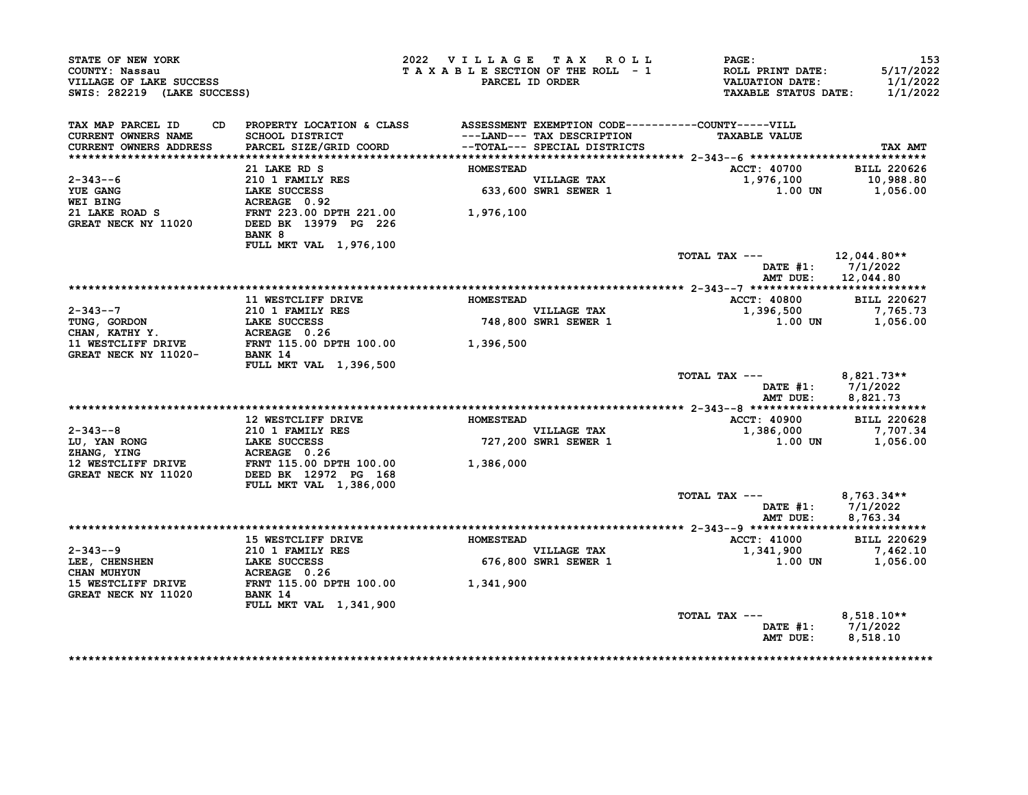STATE OF NEW YORK
COUNTY: Nassau
VILLAGE OF LAKE SUCCESS
SWIS: 282219 (LAKE SUCCESS)

2022 VILLAGE TAX ROLL
TAXABLE SECTION OF THE ROLL - 1
PARCEL ID ORDER

ROLL PRINT DATE: 5/17/2022
VALUATION DATE: 1/1/2022
TAXABLE STATUS DATE: 1/1/2022

| TAX MAP PARCEL ID / CURRENT OWNERS NAME / CURRENT OWNERS ADDRESS | PROPERTY LOCATION & CLASS / SCHOOL DISTRICT / PARCEL SIZE/GRID COORD | ASSESSMENT LAND / TOTAL | EXEMPTION CODE / TAX DESCRIPTION / SPECIAL DISTRICTS | TAXABLE VALUE | TAX AMT |
|---|---|---|---|---|---|
| 2-343--6 | 21 LAKE RD S | HOMESTEAD | | ACCT: 40700 | BILL 220626 |
| YUE GANG | 210 1 FAMILY RES | | VILLAGE TAX | 1,976,100 | 10,988.80 |
| WEI BING | LAKE SUCCESS | 633,600 | SWR1 SEWER 1 | 1.00 UN | 1,056.00 |
| 21 LAKE ROAD S | ACREAGE 0.92 | | | | |
| GREAT NECK NY 11020 | FRNT 223.00 DPTH 221.00 | 1,976,100 | | | |
| | DEED BK 13979 PG 226 | | | | |
| | BANK 8 | | | | |
| | FULL MKT VAL 1,976,100 | | | | |
| | | | | TOTAL TAX --- | 12,044.80** |
| | | | | DATE #1: | 7/1/2022 |
| | | | | AMT DUE: | 12,044.80 |
| 2-343--7 | 11 WESTCLIFF DRIVE | HOMESTEAD | | ACCT: 40800 | BILL 220627 |
| TUNG, GORDON | 210 1 FAMILY RES | | VILLAGE TAX | 1,396,500 | 7,765.73 |
| CHAN, KATHY Y. | LAKE SUCCESS | 748,800 | SWR1 SEWER 1 | 1.00 UN | 1,056.00 |
| 11 WESTCLIFF DRIVE | ACREAGE 0.26 | | | | |
| GREAT NECK NY 11020- | FRNT 115.00 DPTH 100.00 | 1,396,500 | | | |
| | BANK 14 | | | | |
| | FULL MKT VAL 1,396,500 | | | | |
| | | | | TOTAL TAX --- | 8,821.73** |
| | | | | DATE #1: | 7/1/2022 |
| | | | | AMT DUE: | 8,821.73 |
| 2-343--8 | 12 WESTCLIFF DRIVE | HOMESTEAD | | ACCT: 40900 | BILL 220628 |
| LU, YAN RONG | 210 1 FAMILY RES | | VILLAGE TAX | 1,386,000 | 7,707.34 |
| ZHANG, YING | LAKE SUCCESS | 727,200 | SWR1 SEWER 1 | 1.00 UN | 1,056.00 |
| 12 WESTCLIFF DRIVE | ACREAGE 0.26 | | | | |
| GREAT NECK NY 11020 | FRNT 115.00 DPTH 100.00 | 1,386,000 | | | |
| | DEED BK 12972 PG 168 | | | | |
| | FULL MKT VAL 1,386,000 | | | | |
| | | | | TOTAL TAX --- | 8,763.34** |
| | | | | DATE #1: | 7/1/2022 |
| | | | | AMT DUE: | 8,763.34 |
| 2-343--9 | 15 WESTCLIFF DRIVE | HOMESTEAD | | ACCT: 41000 | BILL 220629 |
| LEE, CHENSHEN | 210 1 FAMILY RES | | VILLAGE TAX | 1,341,900 | 7,462.10 |
| CHAN MUHYUN | LAKE SUCCESS | 676,800 | SWR1 SEWER 1 | 1.00 UN | 1,056.00 |
| 15 WESTCLIFF DRIVE | ACREAGE 0.26 | | | | |
| GREAT NECK NY 11020 | FRNT 115.00 DPTH 100.00 | 1,341,900 | | | |
| | BANK 14 | | | | |
| | FULL MKT VAL 1,341,900 | | | | |
| | | | | TOTAL TAX --- | 8,518.10** |
| | | | | DATE #1: | 7/1/2022 |
| | | | | AMT DUE: | 8,518.10 |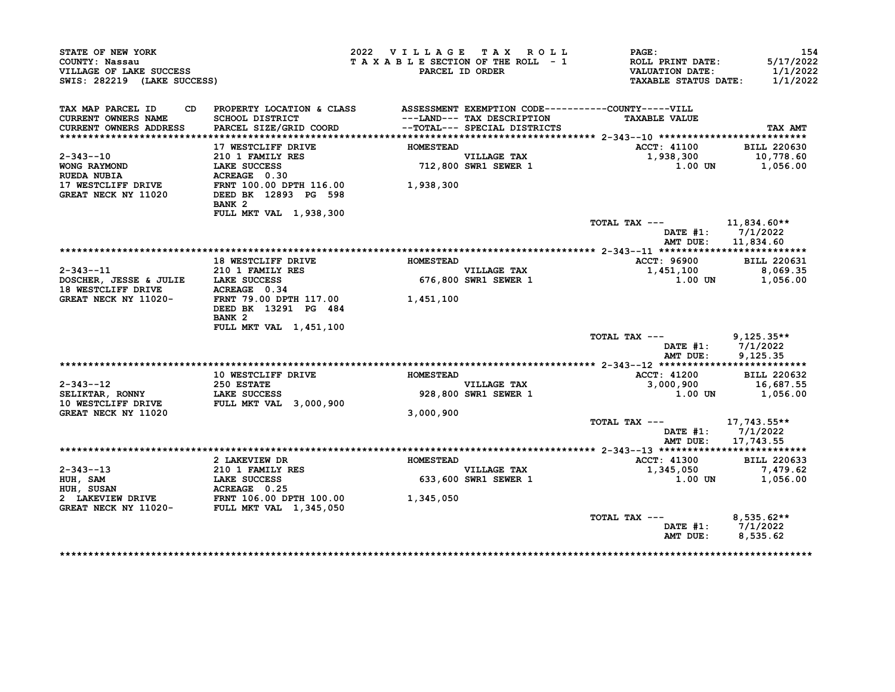STATE OF NEW YORK
COUNTY: Nassau
VILLAGE OF LAKE SUCCESS
SWIS: 282219 (LAKE SUCCESS)

2022 VILLAGE TAX ROLL
TAXABLE SECTION OF THE ROLL - 1
PARCEL ID ORDER

PAGE: 154
ROLL PRINT DATE: 5/17/2022
VALUATION DATE: 1/1/2022
TAXABLE STATUS DATE: 1/1/2022

| TAX MAP PARCEL ID / CURRENT OWNERS NAME / CURRENT OWNERS ADDRESS | CD | PROPERTY LOCATION & CLASS / SCHOOL DISTRICT / PARCEL SIZE/GRID COORD | ASSESSMENT ---LAND--- / --TOTAL--- | EXEMPTION CODE / TAX DESCRIPTION / SPECIAL DISTRICTS | TAXABLE VALUE (COUNTY-----VILL) | TAX AMT |
|---|---|---|---|---|---|---|
| 2-343--10 | | 17 WESTCLIFF DRIVE | HOMESTEAD | | ACCT: 41100 | BILL 220630 |
| WONG RAYMOND | | 210 1 FAMILY RES | | VILLAGE TAX | 1,938,300 | 10,778.60 |
| RUEDA NUBIA | | LAKE SUCCESS | 712,800 | SWR1 SEWER 1 | 1.00 UN | 1,056.00 |
| 17 WESTCLIFF DRIVE | | ACREAGE 0.30 | | | | |
| GREAT NECK NY 11020 | | FRNT 100.00 DPTH 116.00 | 1,938,300 | | | |
| | | DEED BK 12893 PG 598 | | | | |
| | | BANK 2 | | | | |
| | | FULL MKT VAL 1,938,300 | | | | |
| | | | | | TOTAL TAX --- | 11,834.60** |
| | | | | | DATE #1: | 7/1/2022 |
| | | | | | AMT DUE: | 11,834.60 |
| 2-343--11 | | 18 WESTCLIFF DRIVE | HOMESTEAD | | ACCT: 96900 | BILL 220631 |
| DOSCHER, JESSE & JULIE | | 210 1 FAMILY RES | | VILLAGE TAX | 1,451,100 | 8,069.35 |
| 18 WESTCLIFF DRIVE | | LAKE SUCCESS | 676,800 | SWR1 SEWER 1 | 1.00 UN | 1,056.00 |
| GREAT NECK NY 11020- | | ACREAGE 0.34 | | | | |
| | | FRNT 79.00 DPTH 117.00 | 1,451,100 | | | |
| | | DEED BK 13291 PG 484 | | | | |
| | | BANK 2 | | | | |
| | | FULL MKT VAL 1,451,100 | | | | |
| | | | | | TOTAL TAX --- | 9,125.35** |
| | | | | | DATE #1: | 7/1/2022 |
| | | | | | AMT DUE: | 9,125.35 |
| 2-343--12 | | 10 WESTCLIFF DRIVE | HOMESTEAD | | ACCT: 41200 | BILL 220632 |
| SELIKTAR, RONNY | | 250 ESTATE | | VILLAGE TAX | 3,000,900 | 16,687.55 |
| 10 WESTCLIFF DRIVE | | LAKE SUCCESS | 928,800 | SWR1 SEWER 1 | 1.00 UN | 1,056.00 |
| GREAT NECK NY 11020 | | FULL MKT VAL 3,000,900 | 3,000,900 | | | |
| | | | | | TOTAL TAX --- | 17,743.55** |
| | | | | | DATE #1: | 7/1/2022 |
| | | | | | AMT DUE: | 17,743.55 |
| 2-343--13 | | 2 LAKEVIEW DR | HOMESTEAD | | ACCT: 41300 | BILL 220633 |
| HUH, SAM | | 210 1 FAMILY RES | | VILLAGE TAX | 1,345,050 | 7,479.62 |
| HUH, SUSAN | | LAKE SUCCESS | 633,600 | SWR1 SEWER 1 | 1.00 UN | 1,056.00 |
| 2 LAKEVIEW DRIVE | | ACREAGE 0.25 | | | | |
| GREAT NECK NY 11020- | | FRNT 106.00 DPTH 100.00 | 1,345,050 | | | |
| | | FULL MKT VAL 1,345,050 | | | | |
| | | | | | TOTAL TAX --- | 8,535.62** |
| | | | | | DATE #1: | 7/1/2022 |
| | | | | | AMT DUE: | 8,535.62 |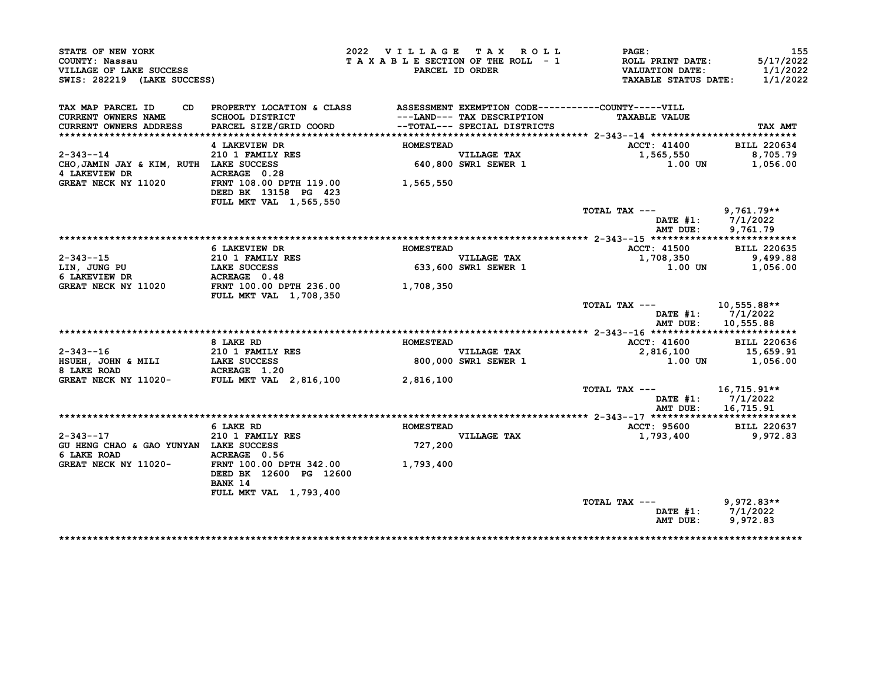STATE OF NEW YORK
COUNTY: Nassau
VILLAGE OF LAKE SUCCESS
SWIS: 282219 (LAKE SUCCESS)

2022 VILLAGE TAX ROLL
TAXABLE SECTION OF THE ROLL - 1
PARCEL ID ORDER

ROLL PRINT DATE: 5/17/2022
VALUATION DATE: 1/1/2022
TAXABLE STATUS DATE: 1/1/2022

| TAX MAP PARCEL ID / CURRENT OWNERS NAME / CURRENT OWNERS ADDRESS | PROPERTY LOCATION & CLASS / SCHOOL DISTRICT / PARCEL SIZE/GRID COORD | ASSESSMENT ---LAND--- / --TOTAL--- | EXEMPTION CODE / TAX DESCRIPTION / SPECIAL DISTRICTS | TAXABLE VALUE | TAX AMT |
|---|---|---|---|---|---|
| **2-343--14** | 4 LAKEVIEW DR | HOMESTEAD | | ACCT: 41400 | BILL 220634 |
| 2-343--14 | 210 1 FAMILY RES | | VILLAGE TAX | 1,565,550 | 8,705.79 |
| CHO,JAMIN JAY & KIM, RUTH | LAKE SUCCESS | 640,800 | SWR1 SEWER 1 | 1.00 UN | 1,056.00 |
| 4 LAKEVIEW DR | ACREAGE 0.28 | | | | |
| GREAT NECK NY 11020 | FRNT 108.00 DPTH 119.00 | 1,565,550 | | | |
| | DEED BK 13158 PG 423 | | | | |
| | FULL MKT VAL 1,565,550 | | | | |
| | | | | TOTAL TAX --- | 9,761.79** |
| | | | | DATE #1: | 7/1/2022 |
| | | | | AMT DUE: | 9,761.79 |
| **2-343--15** | 6 LAKEVIEW DR | HOMESTEAD | | ACCT: 41500 | BILL 220635 |
| 2-343--15 | 210 1 FAMILY RES | | VILLAGE TAX | 1,708,350 | 9,499.88 |
| LIN, JUNG PU | LAKE SUCCESS | 633,600 | SWR1 SEWER 1 | 1.00 UN | 1,056.00 |
| 6 LAKEVIEW DR | ACREAGE 0.48 | | | | |
| GREAT NECK NY 11020 | FRNT 100.00 DPTH 236.00 | 1,708,350 | | | |
| | FULL MKT VAL 1,708,350 | | | | |
| | | | | TOTAL TAX --- | 10,555.88** |
| | | | | DATE #1: | 7/1/2022 |
| | | | | AMT DUE: | 10,555.88 |
| **2-343--16** | 8 LAKE RD | HOMESTEAD | | ACCT: 41600 | BILL 220636 |
| 2-343--16 | 210 1 FAMILY RES | | VILLAGE TAX | 2,816,100 | 15,659.91 |
| HSUEH, JOHN & MILI | LAKE SUCCESS | 800,000 | SWR1 SEWER 1 | 1.00 UN | 1,056.00 |
| 8 LAKE ROAD | ACREAGE 1.20 | | | | |
| GREAT NECK NY 11020- | FULL MKT VAL 2,816,100 | 2,816,100 | | | |
| | | | | TOTAL TAX --- | 16,715.91** |
| | | | | DATE #1: | 7/1/2022 |
| | | | | AMT DUE: | 16,715.91 |
| **2-343--17** | 6 LAKE RD | HOMESTEAD | | ACCT: 95600 | BILL 220637 |
| 2-343--17 | 210 1 FAMILY RES | | VILLAGE TAX | 1,793,400 | 9,972.83 |
| GU HENG CHAO & GAO YUNYAN | LAKE SUCCESS | 727,200 | | | |
| 6 LAKE ROAD | ACREAGE 0.56 | | | | |
| GREAT NECK NY 11020- | FRNT 100.00 DPTH 342.00 | 1,793,400 | | | |
| | DEED BK 12600 PG 12600 | | | | |
| | BANK 14 | | | | |
| | FULL MKT VAL 1,793,400 | | | | |
| | | | | TOTAL TAX --- | 9,972.83** |
| | | | | DATE #1: | 7/1/2022 |
| | | | | AMT DUE: | 9,972.83 |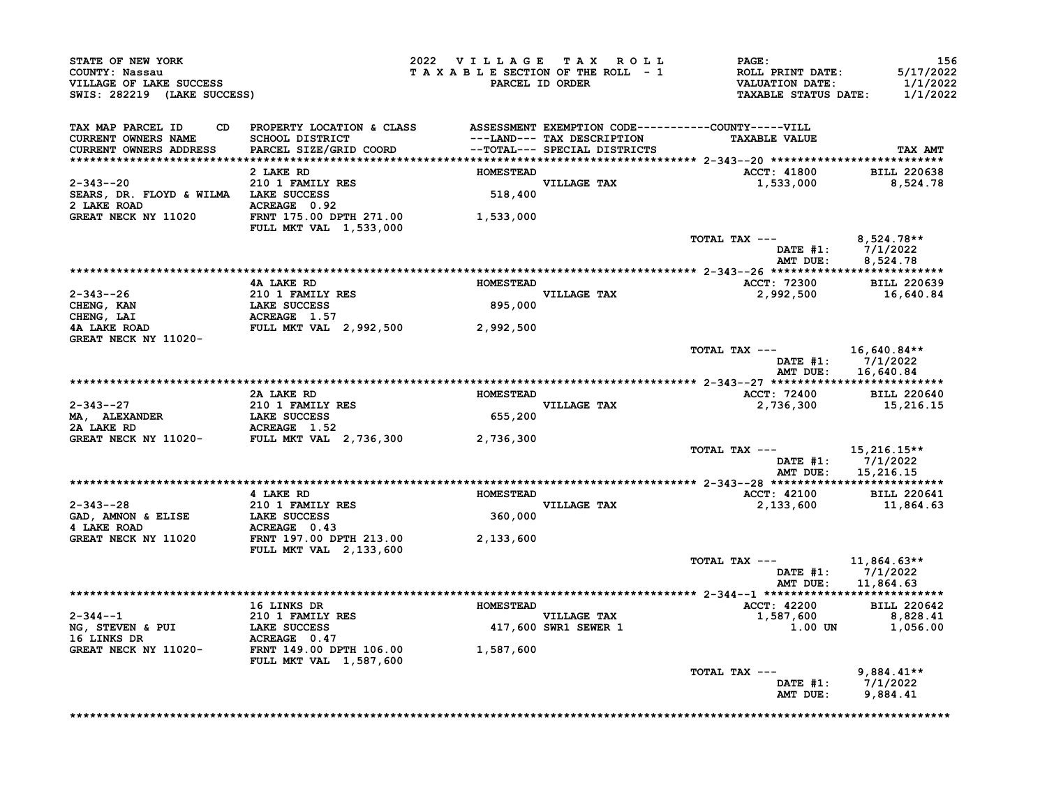STATE OF NEW YORK | 2022 VILLAGE TAX ROLL | PAGE: 156
COUNTY: Nassau | TAXABLE SECTION OF THE ROLL - 1 | ROLL PRINT DATE: 5/17/2022
VILLAGE OF LAKE SUCCESS | PARCEL ID ORDER | VALUATION DATE: 1/1/2022
SWIS: 282219 (LAKE SUCCESS) | | TAXABLE STATUS DATE: 1/1/2022

| TAX MAP PARCEL ID / CURRENT OWNERS NAME / CURRENT OWNERS ADDRESS | CD | PROPERTY LOCATION & CLASS / SCHOOL DISTRICT / PARCEL SIZE/GRID COORD | ASSESSMENT ---LAND--- / --TOTAL--- | EXEMPTION CODE / TAX DESCRIPTION / SPECIAL DISTRICTS | TAXABLE VALUE (COUNTY-----VILL) | TAX AMT |
|---|---|---|---|---|---|---|
| **2-343--20** | | 2 LAKE RD | HOMESTEAD | | ACCT: 41800 | BILL 220638 |
| 2-343--20 | | 210 1 FAMILY RES | | VILLAGE TAX | 1,533,000 | 8,524.78 |
| SEARS, DR. FLOYD & WILMA | | LAKE SUCCESS | 518,400 | | | |
| 2 LAKE ROAD | | ACREAGE 0.92 | | | | |
| GREAT NECK NY 11020 | | FRNT 175.00 DPTH 271.00 | 1,533,000 | | | |
| | | FULL MKT VAL 1,533,000 | | | | |
| | | | | | TOTAL TAX --- | 8,524.78** |
| | | | | | DATE #1: | 7/1/2022 |
| | | | | | AMT DUE: | 8,524.78 |
| **2-343--26** | | 4A LAKE RD | HOMESTEAD | | ACCT: 72300 | BILL 220639 |
| 2-343--26 | | 210 1 FAMILY RES | | VILLAGE TAX | 2,992,500 | 16,640.84 |
| CHENG, KAN | | LAKE SUCCESS | 895,000 | | | |
| CHENG, LAI | | ACREAGE 1.57 | | | | |
| 4A LAKE ROAD | | FULL MKT VAL 2,992,500 | 2,992,500 | | | |
| GREAT NECK NY 11020- | | | | | | |
| | | | | | TOTAL TAX --- | 16,640.84** |
| | | | | | DATE #1: | 7/1/2022 |
| | | | | | AMT DUE: | 16,640.84 |
| **2-343--27** | | 2A LAKE RD | HOMESTEAD | | ACCT: 72400 | BILL 220640 |
| 2-343--27 | | 210 1 FAMILY RES | | VILLAGE TAX | 2,736,300 | 15,216.15 |
| MA, ALEXANDER | | LAKE SUCCESS | 655,200 | | | |
| 2A LAKE RD | | ACREAGE 1.52 | | | | |
| GREAT NECK NY 11020- | | FULL MKT VAL 2,736,300 | 2,736,300 | | | |
| | | | | | TOTAL TAX --- | 15,216.15** |
| | | | | | DATE #1: | 7/1/2022 |
| | | | | | AMT DUE: | 15,216.15 |
| **2-343--28** | | 4 LAKE RD | HOMESTEAD | | ACCT: 42100 | BILL 220641 |
| 2-343--28 | | 210 1 FAMILY RES | | VILLAGE TAX | 2,133,600 | 11,864.63 |
| GAD, AMNON & ELISE | | LAKE SUCCESS | 360,000 | | | |
| 4 LAKE ROAD | | ACREAGE 0.43 | | | | |
| GREAT NECK NY 11020 | | FRNT 197.00 DPTH 213.00 | 2,133,600 | | | |
| | | FULL MKT VAL 2,133,600 | | | | |
| | | | | | TOTAL TAX --- | 11,864.63** |
| | | | | | DATE #1: | 7/1/2022 |
| | | | | | AMT DUE: | 11,864.63 |
| **2-344--1** | | 16 LINKS DR | HOMESTEAD | | ACCT: 42200 | BILL 220642 |
| 2-344--1 | | 210 1 FAMILY RES | | VILLAGE TAX | 1,587,600 | 8,828.41 |
| NG, STEVEN & PUI | | LAKE SUCCESS | 417,600 | SWR1 SEWER 1 | 1.00 UN | 1,056.00 |
| 16 LINKS DR | | ACREAGE 0.47 | | | | |
| GREAT NECK NY 11020- | | FRNT 149.00 DPTH 106.00 | 1,587,600 | | | |
| | | FULL MKT VAL 1,587,600 | | | | |
| | | | | | TOTAL TAX --- | 9,884.41** |
| | | | | | DATE #1: | 7/1/2022 |
| | | | | | AMT DUE: | 9,884.41 |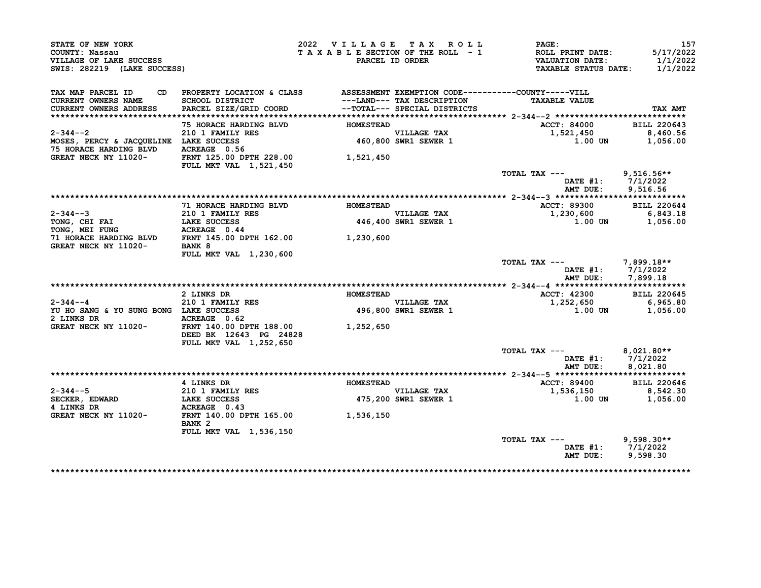STATE OF NEW YORK
COUNTY: Nassau
VILLAGE OF LAKE SUCCESS
SWIS: 282219 (LAKE SUCCESS)

2022 VILLAGE TAX ROLL
TAXABLE SECTION OF THE ROLL - 1
PARCEL ID ORDER

ROLL PRINT DATE: 5/17/2022
VALUATION DATE: 1/1/2022
TAXABLE STATUS DATE: 1/1/2022

| TAX MAP PARCEL ID CD / CURRENT OWNERS NAME / CURRENT OWNERS ADDRESS | PROPERTY LOCATION & CLASS / SCHOOL DISTRICT / PARCEL SIZE/GRID COORD | ASSESSMENT ---LAND--- / --TOTAL--- | EXEMPTION CODE / TAX DESCRIPTION / SPECIAL DISTRICTS | COUNTY-----VILL TAXABLE VALUE | TAX AMT |
|---|---|---|---|---|---|
| **2-344--2** | 75 HORACE HARDING BLVD | HOMESTEAD | | ACCT: 84000 | BILL 220643 |
| 2-344--2 | 210 1 FAMILY RES | | VILLAGE TAX | 1,521,450 | 8,460.56 |
| MOSES, PERCY & JACQUELINE | LAKE SUCCESS | 460,800 | SWR1 SEWER 1 | 1.00 UN | 1,056.00 |
| 75 HORACE HARDING BLVD | ACREAGE 0.56 | | | | |
| GREAT NECK NY 11020- | FRNT 125.00 DPTH 228.00 | 1,521,450 | | | |
| | FULL MKT VAL 1,521,450 | | | | |
| | | | | TOTAL TAX --- | 9,516.56** |
| | | | | DATE #1: | 7/1/2022 |
| | | | | AMT DUE: | 9,516.56 |
| **2-344--3** | 71 HORACE HARDING BLVD | HOMESTEAD | | ACCT: 89300 | BILL 220644 |
| 2-344--3 | 210 1 FAMILY RES | | VILLAGE TAX | 1,230,600 | 6,843.18 |
| TONG, CHI FAI | LAKE SUCCESS | 446,400 | SWR1 SEWER 1 | 1.00 UN | 1,056.00 |
| TONG, MEI FUNG | ACREAGE 0.44 | | | | |
| 71 HORACE HARDING BLVD | FRNT 145.00 DPTH 162.00 | 1,230,600 | | | |
| GREAT NECK NY 11020- | BANK 8 | | | | |
| | FULL MKT VAL 1,230,600 | | | | |
| | | | | TOTAL TAX --- | 7,899.18** |
| | | | | DATE #1: | 7/1/2022 |
| | | | | AMT DUE: | 7,899.18 |
| **2-344--4** | 2 LINKS DR | HOMESTEAD | | ACCT: 42300 | BILL 220645 |
| 2-344--4 | 210 1 FAMILY RES | | VILLAGE TAX | 1,252,650 | 6,965.80 |
| YU HO SANG & YU SUNG BONG | LAKE SUCCESS | 496,800 | SWR1 SEWER 1 | 1.00 UN | 1,056.00 |
| 2 LINKS DR | ACREAGE 0.62 | | | | |
| GREAT NECK NY 11020- | FRNT 140.00 DPTH 188.00 | 1,252,650 | | | |
| | DEED BK 12643 PG 24828 | | | | |
| | FULL MKT VAL 1,252,650 | | | | |
| | | | | TOTAL TAX --- | 8,021.80** |
| | | | | DATE #1: | 7/1/2022 |
| | | | | AMT DUE: | 8,021.80 |
| **2-344--5** | 4 LINKS DR | HOMESTEAD | | ACCT: 89400 | BILL 220646 |
| 2-344--5 | 210 1 FAMILY RES | | VILLAGE TAX | 1,536,150 | 8,542.30 |
| SECKER, EDWARD | LAKE SUCCESS | 475,200 | SWR1 SEWER 1 | 1.00 UN | 1,056.00 |
| 4 LINKS DR | ACREAGE 0.43 | | | | |
| GREAT NECK NY 11020- | FRNT 140.00 DPTH 165.00 | 1,536,150 | | | |
| | BANK 2 | | | | |
| | FULL MKT VAL 1,536,150 | | | | |
| | | | | TOTAL TAX --- | 9,598.30** |
| | | | | DATE #1: | 7/1/2022 |
| | | | | AMT DUE: | 9,598.30 |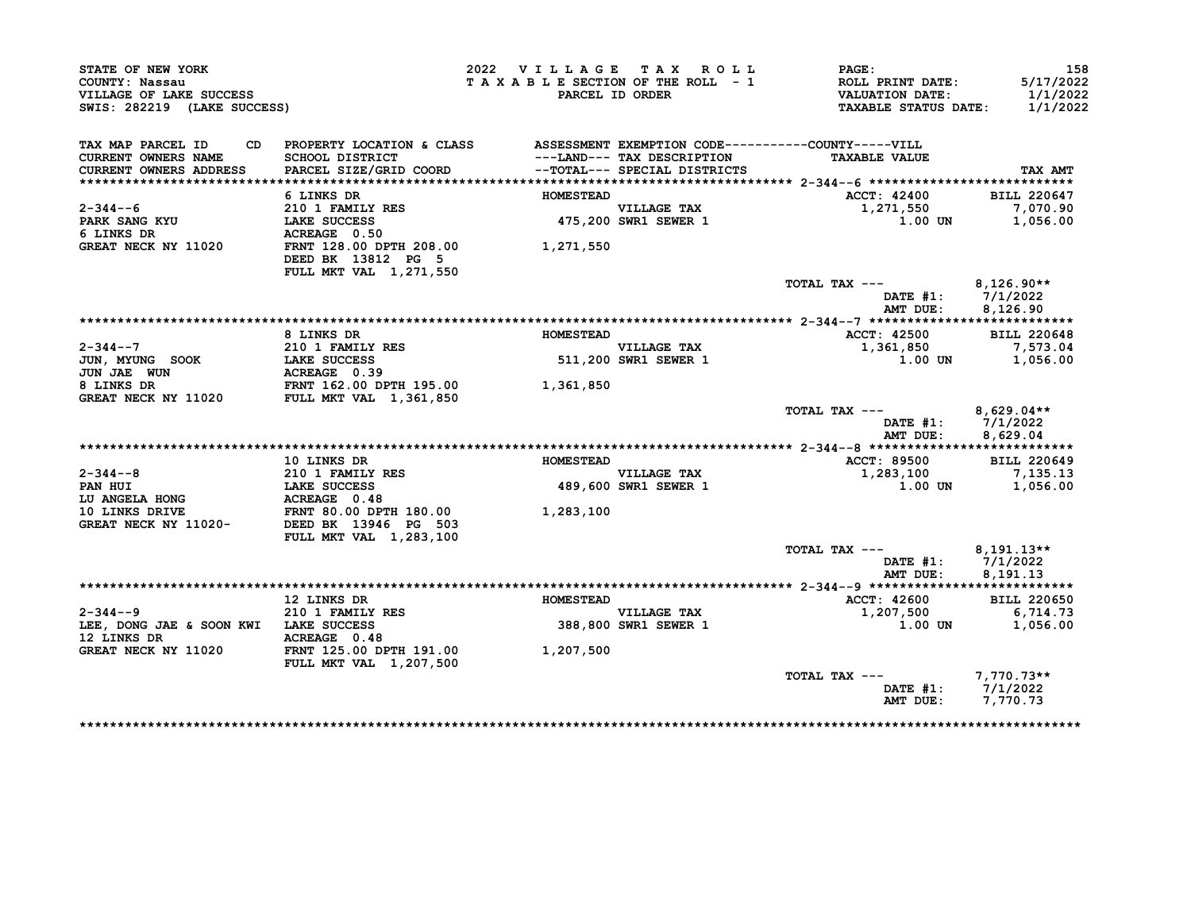STATE OF NEW YORK
COUNTY: Nassau
VILLAGE OF LAKE SUCCESS
SWIS: 282219 (LAKE SUCCESS)

2022 VILLAGE TAX ROLL
TAXABLE SECTION OF THE ROLL - 1
PARCEL ID ORDER

ROLL PRINT DATE: 5/17/2022
VALUATION DATE: 1/1/2022
TAXABLE STATUS DATE: 1/1/2022

| TAX MAP PARCEL ID / CURRENT OWNERS NAME / CURRENT OWNERS ADDRESS | PROPERTY LOCATION & CLASS / SCHOOL DISTRICT / PARCEL SIZE/GRID COORD | ASSESSMENT ---LAND--- / --TOTAL--- | EXEMPTION CODE / TAX DESCRIPTION / SPECIAL DISTRICTS | TAXABLE VALUE | TAX AMT |
|---|---|---|---|---|---|
| 2-344--6 | 6 LINKS DR | HOMESTEAD | | ACCT: 42400 | BILL 220647 |
| PARK SANG KYU | 210 1 FAMILY RES | | VILLAGE TAX | 1,271,550 | 7,070.90 |
| 6 LINKS DR | LAKE SUCCESS | 475,200 | SWR1 SEWER 1 | 1.00 UN | 1,056.00 |
| GREAT NECK NY 11020 | ACREAGE 0.50 | | | | |
| | FRNT 128.00 DPTH 208.00 | 1,271,550 | | | |
| | DEED BK 13812 PG 5 | | | | |
| | FULL MKT VAL 1,271,550 | | | | |
| | | | | TOTAL TAX --- | 8,126.90** |
| | | | | DATE #1: | 7/1/2022 |
| | | | | AMT DUE: | 8,126.90 |
| 2-344--7 | 8 LINKS DR | HOMESTEAD | | ACCT: 42500 | BILL 220648 |
| JUN, MYUNG SOOK | 210 1 FAMILY RES | | VILLAGE TAX | 1,361,850 | 7,573.04 |
| JUN JAE WUN | LAKE SUCCESS | 511,200 | SWR1 SEWER 1 | 1.00 UN | 1,056.00 |
| 8 LINKS DR | ACREAGE 0.39 | | | | |
| GREAT NECK NY 11020 | FRNT 162.00 DPTH 195.00 | 1,361,850 | | | |
| | FULL MKT VAL 1,361,850 | | | | |
| | | | | TOTAL TAX --- | 8,629.04** |
| | | | | DATE #1: | 7/1/2022 |
| | | | | AMT DUE: | 8,629.04 |
| 2-344--8 | 10 LINKS DR | HOMESTEAD | | ACCT: 89500 | BILL 220649 |
| PAN HUI | 210 1 FAMILY RES | | VILLAGE TAX | 1,283,100 | 7,135.13 |
| LU ANGELA HONG | LAKE SUCCESS | 489,600 | SWR1 SEWER 1 | 1.00 UN | 1,056.00 |
| 10 LINKS DRIVE | ACREAGE 0.48 | | | | |
| GREAT NECK NY 11020- | FRNT 80.00 DPTH 180.00 | 1,283,100 | | | |
| | DEED BK 13946 PG 503 | | | | |
| | FULL MKT VAL 1,283,100 | | | | |
| | | | | TOTAL TAX --- | 8,191.13** |
| | | | | DATE #1: | 7/1/2022 |
| | | | | AMT DUE: | 8,191.13 |
| 2-344--9 | 12 LINKS DR | HOMESTEAD | | ACCT: 42600 | BILL 220650 |
| LEE, DONG JAE & SOON KWI | 210 1 FAMILY RES | | VILLAGE TAX | 1,207,500 | 6,714.73 |
| 12 LINKS DR | LAKE SUCCESS | 388,800 | SWR1 SEWER 1 | 1.00 UN | 1,056.00 |
| GREAT NECK NY 11020 | ACREAGE 0.48 | | | | |
| | FRNT 125.00 DPTH 191.00 | 1,207,500 | | | |
| | FULL MKT VAL 1,207,500 | | | | |
| | | | | TOTAL TAX --- | 7,770.73** |
| | | | | DATE #1: | 7/1/2022 |
| | | | | AMT DUE: | 7,770.73 |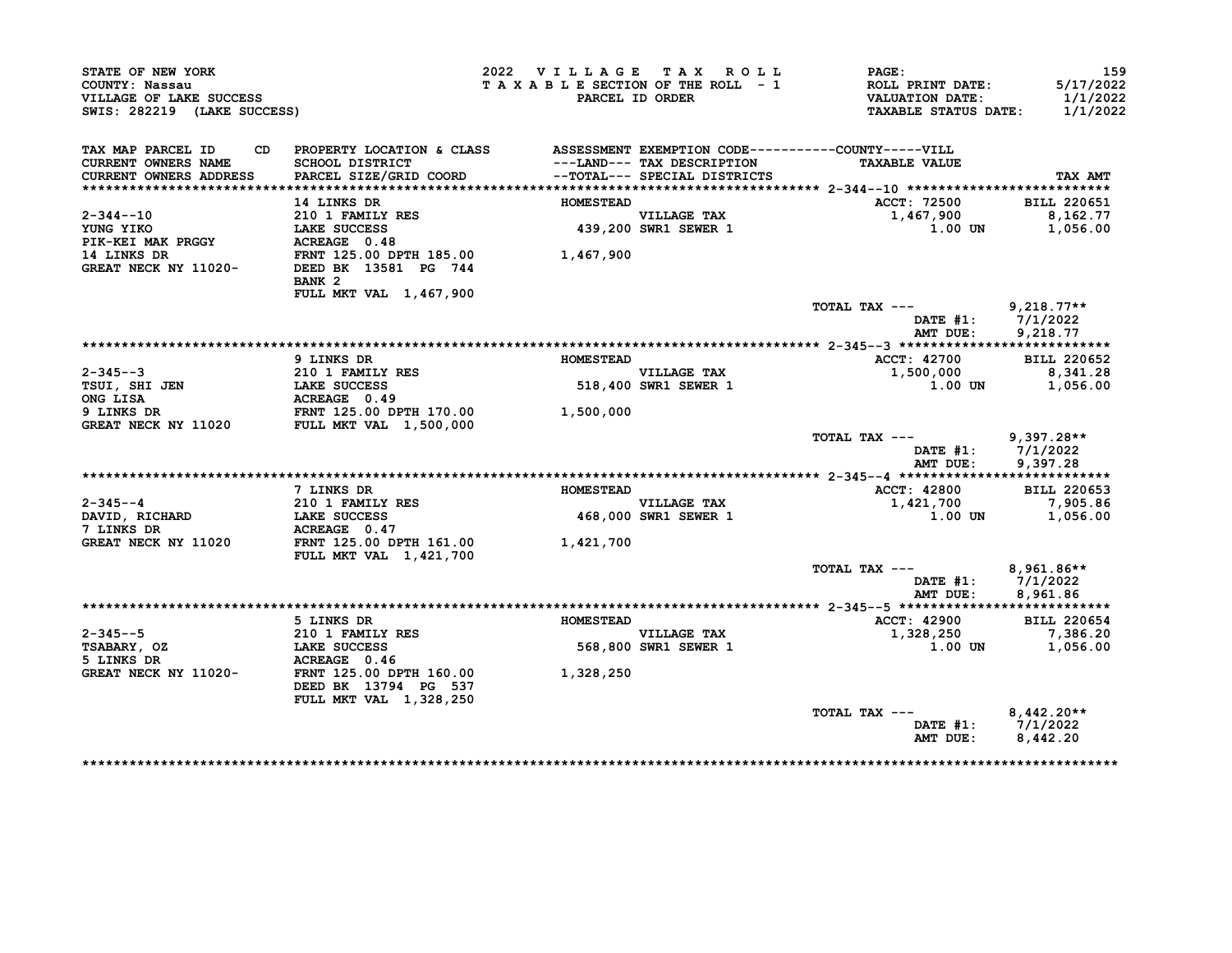STATE OF NEW YORK
COUNTY: Nassau
VILLAGE OF LAKE SUCCESS
SWIS: 282219 (LAKE SUCCESS)

2022 VILLAGE TAX ROLL
TAXABLE SECTION OF THE ROLL - 1
PARCEL ID ORDER

PAGE: 159
ROLL PRINT DATE: 5/17/2022
VALUATION DATE: 1/1/2022
TAXABLE STATUS DATE: 1/1/2022

| TAX MAP PARCEL ID / CURRENT OWNERS NAME / CURRENT OWNERS ADDRESS | PROPERTY LOCATION & CLASS / SCHOOL DISTRICT / PARCEL SIZE/GRID COORD | ASSESSMENT ---LAND--- / --TOTAL--- | EXEMPTION CODE / TAX DESCRIPTION / SPECIAL DISTRICTS | TAXABLE VALUE | TAX AMT |
|---|---|---|---|---|---|
| **2-344--10** | 14 LINKS DR | HOMESTEAD | | ACCT: 72500 | BILL 220651 |
| 2-344--10 | 210 1 FAMILY RES | | VILLAGE TAX | 1,467,900 | 8,162.77 |
| YUNG YIKO | LAKE SUCCESS | 439,200 | SWR1 SEWER 1 | 1.00 UN | 1,056.00 |
| PIK-KEI MAK PRGGY | ACREAGE 0.48 | | | | |
| 14 LINKS DR | FRNT 125.00 DPTH 185.00 | 1,467,900 | | | |
| GREAT NECK NY 11020- | DEED BK 13581 PG 744 | | | | |
| | BANK 2 | | | | |
| | FULL MKT VAL 1,467,900 | | | | |
| | | | | TOTAL TAX --- | 9,218.77** |
| | | | | DATE #1: | 7/1/2022 |
| | | | | AMT DUE: | 9,218.77 |
| **2-345--3** | 9 LINKS DR | HOMESTEAD | | ACCT: 42700 | BILL 220652 |
| 2-345--3 | 210 1 FAMILY RES | | VILLAGE TAX | 1,500,000 | 8,341.28 |
| TSUI, SHI JEN | LAKE SUCCESS | 518,400 | SWR1 SEWER 1 | 1.00 UN | 1,056.00 |
| ONG LISA | ACREAGE 0.49 | | | | |
| 9 LINKS DR | FRNT 125.00 DPTH 170.00 | 1,500,000 | | | |
| GREAT NECK NY 11020 | FULL MKT VAL 1,500,000 | | | | |
| | | | | TOTAL TAX --- | 9,397.28** |
| | | | | DATE #1: | 7/1/2022 |
| | | | | AMT DUE: | 9,397.28 |
| **2-345--4** | 7 LINKS DR | HOMESTEAD | | ACCT: 42800 | BILL 220653 |
| 2-345--4 | 210 1 FAMILY RES | | VILLAGE TAX | 1,421,700 | 7,905.86 |
| DAVID, RICHARD | LAKE SUCCESS | 468,000 | SWR1 SEWER 1 | 1.00 UN | 1,056.00 |
| 7 LINKS DR | ACREAGE 0.47 | | | | |
| GREAT NECK NY 11020 | FRNT 125.00 DPTH 161.00 | 1,421,700 | | | |
| | FULL MKT VAL 1,421,700 | | | | |
| | | | | TOTAL TAX --- | 8,961.86** |
| | | | | DATE #1: | 7/1/2022 |
| | | | | AMT DUE: | 8,961.86 |
| **2-345--5** | 5 LINKS DR | HOMESTEAD | | ACCT: 42900 | BILL 220654 |
| 2-345--5 | 210 1 FAMILY RES | | VILLAGE TAX | 1,328,250 | 7,386.20 |
| TSABARY, OZ | LAKE SUCCESS | 568,800 | SWR1 SEWER 1 | 1.00 UN | 1,056.00 |
| 5 LINKS DR | ACREAGE 0.46 | | | | |
| GREAT NECK NY 11020- | FRNT 125.00 DPTH 160.00 | 1,328,250 | | | |
| | DEED BK 13794 PG 537 | | | | |
| | FULL MKT VAL 1,328,250 | | | | |
| | | | | TOTAL TAX --- | 8,442.20** |
| | | | | DATE #1: | 7/1/2022 |
| | | | | AMT DUE: | 8,442.20 |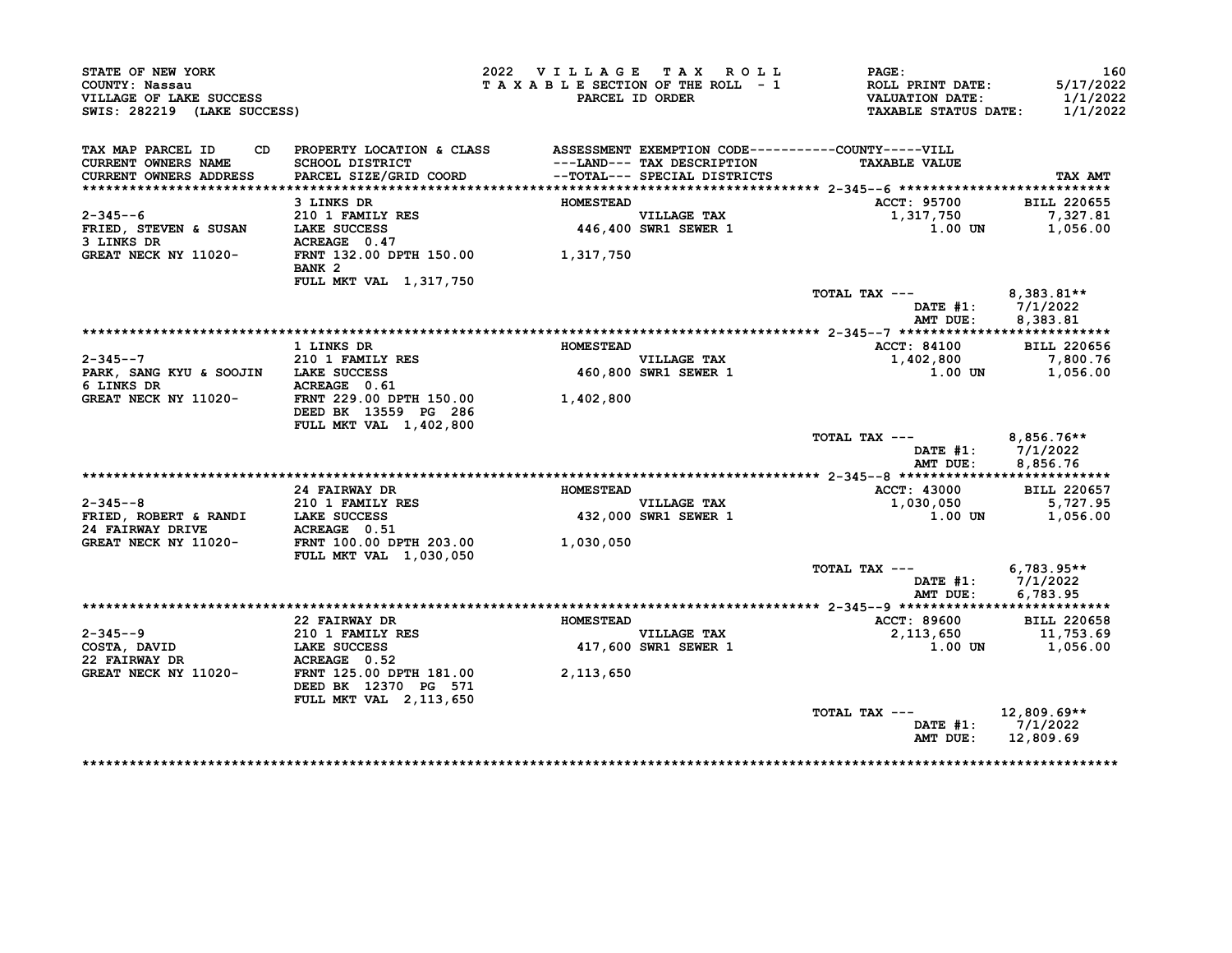STATE OF NEW YORK
COUNTY: Nassau
VILLAGE OF LAKE SUCCESS
SWIS: 282219 (LAKE SUCCESS)

2022 VILLAGE TAX ROLL
TAXABLE SECTION OF THE ROLL - 1
PARCEL ID ORDER

ROLL PRINT DATE: 5/17/2022
VALUATION DATE: 1/1/2022
TAXABLE STATUS DATE: 1/1/2022

| TAX MAP PARCEL ID / CURRENT OWNERS NAME / CURRENT OWNERS ADDRESS | PROPERTY LOCATION & CLASS / SCHOOL DISTRICT / PARCEL SIZE/GRID COORD | ASSESSMENT ---LAND--- --TOTAL--- | EXEMPTION CODE / TAX DESCRIPTION / SPECIAL DISTRICTS | TAXABLE VALUE | TAX AMT |
|---|---|---|---|---|---|
| 2-345--6 | 3 LINKS DR | HOMESTEAD | | ACCT: 95700 | BILL 220655 |
| FRIED, STEVEN & SUSAN | 210 1 FAMILY RES | | VILLAGE TAX | 1,317,750 | 7,327.81 |
| 3 LINKS DR | LAKE SUCCESS | 446,400 | SWR1 SEWER 1 | 1.00 UN | 1,056.00 |
| GREAT NECK NY 11020- | ACREAGE 0.47 | | | | |
| | FRNT 132.00 DPTH 150.00 | 1,317,750 | | | |
| | BANK 2 | | | | |
| | FULL MKT VAL 1,317,750 | | | | |
| | | | TOTAL TAX --- | | 8,383.81** |
| | | | | DATE #1: | 7/1/2022 |
| | | | | AMT DUE: | 8,383.81 |
| 2-345--7 | 1 LINKS DR | HOMESTEAD | | ACCT: 84100 | BILL 220656 |
| PARK, SANG KYU & SOOJIN | 210 1 FAMILY RES | | VILLAGE TAX | 1,402,800 | 7,800.76 |
| 6 LINKS DR | LAKE SUCCESS | 460,800 | SWR1 SEWER 1 | 1.00 UN | 1,056.00 |
| GREAT NECK NY 11020- | ACREAGE 0.61 | | | | |
| | FRNT 229.00 DPTH 150.00 | 1,402,800 | | | |
| | DEED BK 13559 PG 286 | | | | |
| | FULL MKT VAL 1,402,800 | | | | |
| | | | TOTAL TAX --- | | 8,856.76** |
| | | | | DATE #1: | 7/1/2022 |
| | | | | AMT DUE: | 8,856.76 |
| 2-345--8 | 24 FAIRWAY DR | HOMESTEAD | | ACCT: 43000 | BILL 220657 |
| FRIED, ROBERT & RANDI | 210 1 FAMILY RES | | VILLAGE TAX | 1,030,050 | 5,727.95 |
| 24 FAIRWAY DRIVE | LAKE SUCCESS | 432,000 | SWR1 SEWER 1 | 1.00 UN | 1,056.00 |
| GREAT NECK NY 11020- | ACREAGE 0.51 | | | | |
| | FRNT 100.00 DPTH 203.00 | 1,030,050 | | | |
| | FULL MKT VAL 1,030,050 | | | | |
| | | | TOTAL TAX --- | | 6,783.95** |
| | | | | DATE #1: | 7/1/2022 |
| | | | | AMT DUE: | 6,783.95 |
| 2-345--9 | 22 FAIRWAY DR | HOMESTEAD | | ACCT: 89600 | BILL 220658 |
| COSTA, DAVID | 210 1 FAMILY RES | | VILLAGE TAX | 2,113,650 | 11,753.69 |
| 22 FAIRWAY DR | LAKE SUCCESS | 417,600 | SWR1 SEWER 1 | 1.00 UN | 1,056.00 |
| GREAT NECK NY 11020- | ACREAGE 0.52 | | | | |
| | FRNT 125.00 DPTH 181.00 | 2,113,650 | | | |
| | DEED BK 12370 PG 571 | | | | |
| | FULL MKT VAL 2,113,650 | | | | |
| | | | TOTAL TAX --- | | 12,809.69** |
| | | | | DATE #1: | 7/1/2022 |
| | | | | AMT DUE: | 12,809.69 |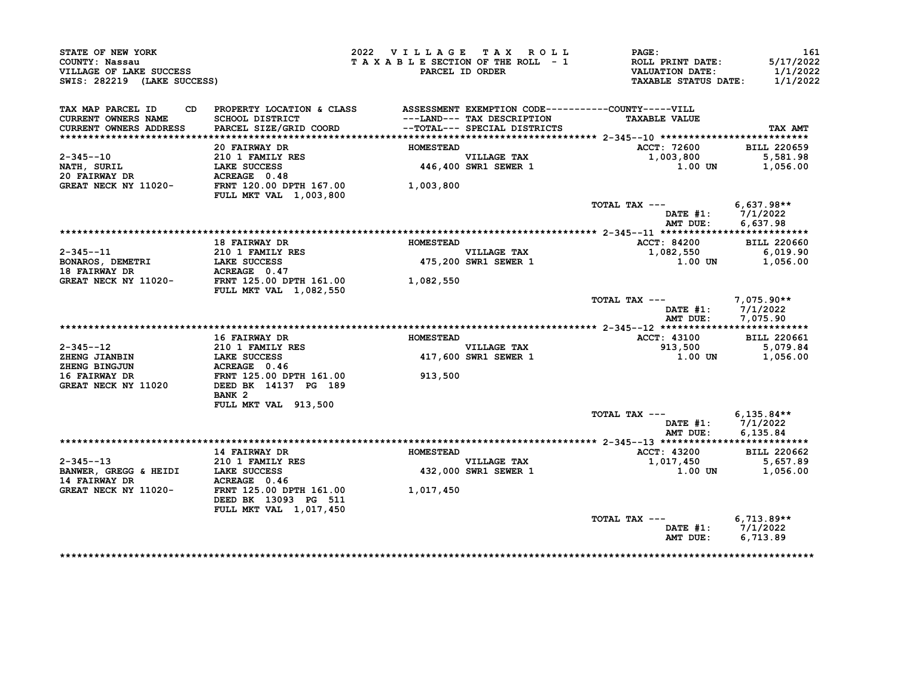STATE OF NEW YORK
COUNTY: Nassau
VILLAGE OF LAKE SUCCESS
SWIS: 282219 (LAKE SUCCESS)

2022 VILLAGE TAX ROLL
TAXABLE SECTION OF THE ROLL - 1
PARCEL ID ORDER

PAGE: 161
ROLL PRINT DATE: 5/17/2022
VALUATION DATE: 1/1/2022
TAXABLE STATUS DATE: 1/1/2022

| TAX MAP PARCEL ID / CURRENT OWNERS NAME / CURRENT OWNERS ADDRESS | PROPERTY LOCATION & CLASS / SCHOOL DISTRICT / PARCEL SIZE/GRID COORD | ASSESSMENT ---LAND--- / --TOTAL--- | EXEMPTION CODE / TAX DESCRIPTION / SPECIAL DISTRICTS | TAXABLE VALUE | TAX AMT |
|---|---|---|---|---|---|
| 2-345--10 | 20 FAIRWAY DR | HOMESTEAD | | ACCT: 72600 | BILL 220659 |
| NATH, SURIL | 210 1 FAMILY RES | | VILLAGE TAX | 1,003,800 | 5,581.98 |
| 20 FAIRWAY DR | LAKE SUCCESS | 446,400 | SWR1 SEWER 1 | 1.00 UN | 1,056.00 |
| GREAT NECK NY 11020- | ACREAGE 0.48 | | | | |
| | FRNT 120.00 DPTH 167.00 | 1,003,800 | | | |
| | FULL MKT VAL 1,003,800 | | | | |
| | | | | TOTAL TAX --- | 6,637.98** |
| | | | | DATE #1: | 7/1/2022 |
| | | | | AMT DUE: | 6,637.98 |
| 2-345--11 | 18 FAIRWAY DR | HOMESTEAD | | ACCT: 84200 | BILL 220660 |
| BONAROS, DEMETRI | 210 1 FAMILY RES | | VILLAGE TAX | 1,082,550 | 6,019.90 |
| 18 FAIRWAY DR | LAKE SUCCESS | 475,200 | SWR1 SEWER 1 | 1.00 UN | 1,056.00 |
| GREAT NECK NY 11020- | ACREAGE 0.47 | | | | |
| | FRNT 125.00 DPTH 161.00 | 1,082,550 | | | |
| | FULL MKT VAL 1,082,550 | | | | |
| | | | | TOTAL TAX --- | 7,075.90** |
| | | | | DATE #1: | 7/1/2022 |
| | | | | AMT DUE: | 7,075.90 |
| 2-345--12 | 16 FAIRWAY DR | HOMESTEAD | | ACCT: 43100 | BILL 220661 |
| ZHENG JIANBIN | 210 1 FAMILY RES | | VILLAGE TAX | 913,500 | 5,079.84 |
| ZHENG BINGJUN | LAKE SUCCESS | 417,600 | SWR1 SEWER 1 | 1.00 UN | 1,056.00 |
| 16 FAIRWAY DR | ACREAGE 0.46 | | | | |
| GREAT NECK NY 11020 | FRNT 125.00 DPTH 161.00 | 913,500 | | | |
| | DEED BK 14137 PG 189 | | | | |
| | BANK 2 | | | | |
| | FULL MKT VAL 913,500 | | | | |
| | | | | TOTAL TAX --- | 6,135.84** |
| | | | | DATE #1: | 7/1/2022 |
| | | | | AMT DUE: | 6,135.84 |
| 2-345--13 | 14 FAIRWAY DR | HOMESTEAD | | ACCT: 43200 | BILL 220662 |
| BANWER, GREGG & HEIDI | 210 1 FAMILY RES | | VILLAGE TAX | 1,017,450 | 5,657.89 |
| 14 FAIRWAY DR | LAKE SUCCESS | 432,000 | SWR1 SEWER 1 | 1.00 UN | 1,056.00 |
| GREAT NECK NY 11020- | ACREAGE 0.46 | | | | |
| | FRNT 125.00 DPTH 161.00 | 1,017,450 | | | |
| | DEED BK 13093 PG 511 | | | | |
| | FULL MKT VAL 1,017,450 | | | | |
| | | | | TOTAL TAX --- | 6,713.89** |
| | | | | DATE #1: | 7/1/2022 |
| | | | | AMT DUE: | 6,713.89 |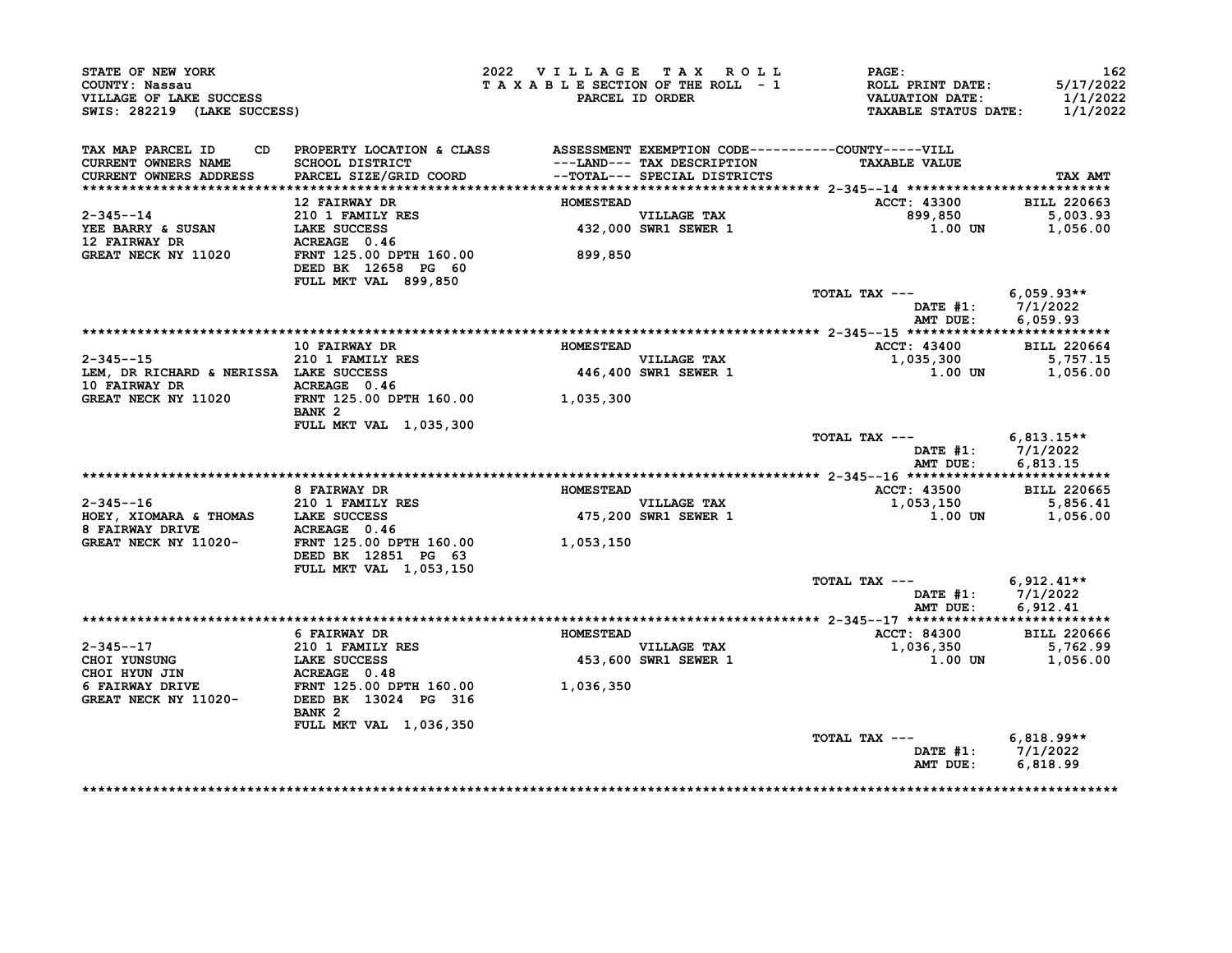STATE OF NEW YORK
COUNTY: Nassau
VILLAGE OF LAKE SUCCESS
SWIS: 282219 (LAKE SUCCESS)

2022 VILLAGE TAX ROLL
TAXABLE SECTION OF THE ROLL - 1
PARCEL ID ORDER

ROLL PRINT DATE: 5/17/2022
VALUATION DATE: 1/1/2022
TAXABLE STATUS DATE: 1/1/2022

| TAX MAP PARCEL ID / CURRENT OWNERS NAME / CURRENT OWNERS ADDRESS | PROPERTY LOCATION & CLASS / SCHOOL DISTRICT / PARCEL SIZE/GRID COORD | ASSESSMENT ---LAND--- --TOTAL--- | EXEMPTION CODE / TAX DESCRIPTION / SPECIAL DISTRICTS | TAXABLE VALUE | TAX AMT |
|---|---|---|---|---|---|
| **2-345--14** | 12 FAIRWAY DR | HOMESTEAD | | ACCT: 43300 | BILL 220663 |
| 2-345--14 | 210 1 FAMILY RES | | VILLAGE TAX | 899,850 | 5,003.93 |
| YEE BARRY & SUSAN | LAKE SUCCESS | 432,000 | SWR1 SEWER 1 | 1.00 UN | 1,056.00 |
| 12 FAIRWAY DR | ACREAGE 0.46 | | | | |
| GREAT NECK NY 11020 | FRNT 125.00 DPTH 160.00 | 899,850 | | | |
| | DEED BK 12658 PG 60 | | | | |
| | FULL MKT VAL 899,850 | | | | |
| | | | TOTAL TAX --- | | 6,059.93** |
| | | | | DATE #1: | 7/1/2022 |
| | | | | AMT DUE: | 6,059.93 |
| **2-345--15** | 10 FAIRWAY DR | HOMESTEAD | | ACCT: 43400 | BILL 220664 |
| 2-345--15 | 210 1 FAMILY RES | | VILLAGE TAX | 1,035,300 | 5,757.15 |
| LEM, DR RICHARD & NERISSA | LAKE SUCCESS | 446,400 | SWR1 SEWER 1 | 1.00 UN | 1,056.00 |
| 10 FAIRWAY DR | ACREAGE 0.46 | | | | |
| GREAT NECK NY 11020 | FRNT 125.00 DPTH 160.00 | 1,035,300 | | | |
| | BANK 2 | | | | |
| | FULL MKT VAL 1,035,300 | | | | |
| | | | TOTAL TAX --- | | 6,813.15** |
| | | | | DATE #1: | 7/1/2022 |
| | | | | AMT DUE: | 6,813.15 |
| **2-345--16** | 8 FAIRWAY DR | HOMESTEAD | | ACCT: 43500 | BILL 220665 |
| 2-345--16 | 210 1 FAMILY RES | | VILLAGE TAX | 1,053,150 | 5,856.41 |
| HOEY, XIOMARA & THOMAS | LAKE SUCCESS | 475,200 | SWR1 SEWER 1 | 1.00 UN | 1,056.00 |
| 8 FAIRWAY DRIVE | ACREAGE 0.46 | | | | |
| GREAT NECK NY 11020- | FRNT 125.00 DPTH 160.00 | 1,053,150 | | | |
| | DEED BK 12851 PG 63 | | | | |
| | FULL MKT VAL 1,053,150 | | | | |
| | | | TOTAL TAX --- | | 6,912.41** |
| | | | | DATE #1: | 7/1/2022 |
| | | | | AMT DUE: | 6,912.41 |
| **2-345--17** | 6 FAIRWAY DR | HOMESTEAD | | ACCT: 84300 | BILL 220666 |
| 2-345--17 | 210 1 FAMILY RES | | VILLAGE TAX | 1,036,350 | 5,762.99 |
| CHOI YUNSUNG | LAKE SUCCESS | 453,600 | SWR1 SEWER 1 | 1.00 UN | 1,056.00 |
| CHOI HYUN JIN | ACREAGE 0.48 | | | | |
| 6 FAIRWAY DRIVE | FRNT 125.00 DPTH 160.00 | 1,036,350 | | | |
| GREAT NECK NY 11020- | DEED BK 13024 PG 316 | | | | |
| | BANK 2 | | | | |
| | FULL MKT VAL 1,036,350 | | | | |
| | | | TOTAL TAX --- | | 6,818.99** |
| | | | | DATE #1: | 7/1/2022 |
| | | | | AMT DUE: | 6,818.99 |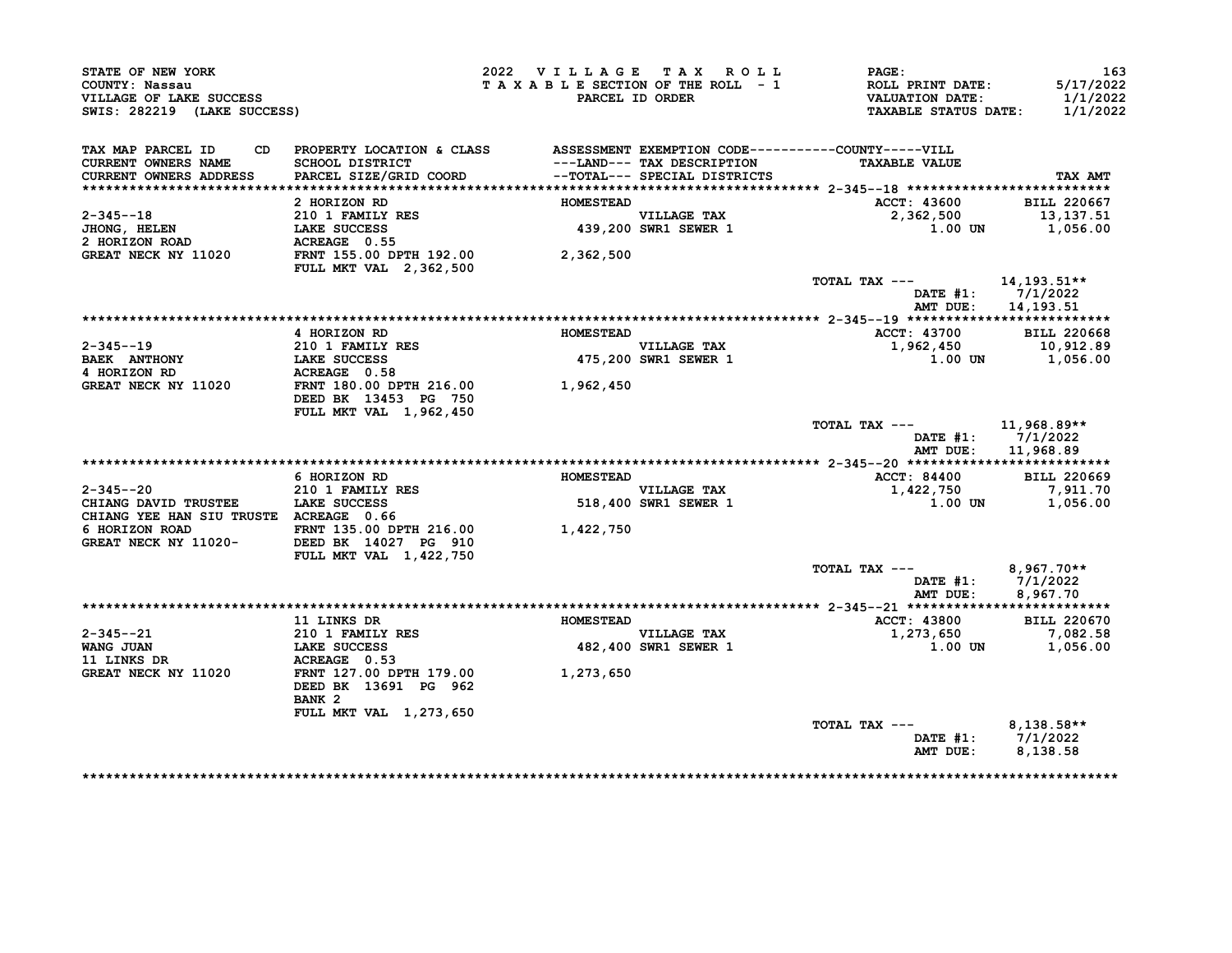STATE OF NEW YORK
COUNTY: Nassau
VILLAGE OF LAKE SUCCESS
SWIS: 282219 (LAKE SUCCESS)

2022 VILLAGE TAX ROLL
TAXABLE SECTION OF THE ROLL - 1
PARCEL ID ORDER

ROLL PRINT DATE: 5/17/2022
VALUATION DATE: 1/1/2022
TAXABLE STATUS DATE: 1/1/2022

| TAX MAP PARCEL ID / CURRENT OWNERS NAME / CURRENT OWNERS ADDRESS | PROPERTY LOCATION & CLASS / SCHOOL DISTRICT / PARCEL SIZE/GRID COORD | ASSESSMENT ---LAND--- / --TOTAL--- | EXEMPTION CODE / TAX DESCRIPTION / SPECIAL DISTRICTS | TAXABLE VALUE | TAX AMT |
|---|---|---|---|---|---|
| **2-345--18** | 2 HORIZON RD | HOMESTEAD | | ACCT: 43600 | BILL 220667 |
| JHONG, HELEN | 210 1 FAMILY RES | | VILLAGE TAX | 2,362,500 | 13,137.51 |
| 2 HORIZON ROAD | LAKE SUCCESS | 439,200 | SWR1 SEWER 1 | 1.00 UN | 1,056.00 |
| GREAT NECK NY 11020 | ACREAGE 0.55 | | | | |
| | FRNT 155.00 DPTH 192.00 | 2,362,500 | | | |
| | FULL MKT VAL 2,362,500 | | | | |
| | | | | TOTAL TAX --- | 14,193.51** |
| | | | | DATE #1: | 7/1/2022 |
| | | | | AMT DUE: | 14,193.51 |
| **2-345--19** | 4 HORIZON RD | HOMESTEAD | | ACCT: 43700 | BILL 220668 |
| BAEK ANTHONY | 210 1 FAMILY RES | | VILLAGE TAX | 1,962,450 | 10,912.89 |
| 4 HORIZON RD | LAKE SUCCESS | 475,200 | SWR1 SEWER 1 | 1.00 UN | 1,056.00 |
| GREAT NECK NY 11020 | ACREAGE 0.58 | | | | |
| | FRNT 180.00 DPTH 216.00 | 1,962,450 | | | |
| | DEED BK 13453 PG 750 | | | | |
| | FULL MKT VAL 1,962,450 | | | | |
| | | | | TOTAL TAX --- | 11,968.89** |
| | | | | DATE #1: | 7/1/2022 |
| | | | | AMT DUE: | 11,968.89 |
| **2-345--20** | 6 HORIZON RD | HOMESTEAD | | ACCT: 84400 | BILL 220669 |
| CHIANG DAVID TRUSTEE | 210 1 FAMILY RES | | VILLAGE TAX | 1,422,750 | 7,911.70 |
| CHIANG YEE HAN SIU TRUSTE | LAKE SUCCESS | 518,400 | SWR1 SEWER 1 | 1.00 UN | 1,056.00 |
| 6 HORIZON ROAD | ACREAGE 0.66 | | | | |
| GREAT NECK NY 11020- | FRNT 135.00 DPTH 216.00 | 1,422,750 | | | |
| | DEED BK 14027 PG 910 | | | | |
| | FULL MKT VAL 1,422,750 | | | | |
| | | | | TOTAL TAX --- | 8,967.70** |
| | | | | DATE #1: | 7/1/2022 |
| | | | | AMT DUE: | 8,967.70 |
| **2-345--21** | 11 LINKS DR | HOMESTEAD | | ACCT: 43800 | BILL 220670 |
| WANG JUAN | 210 1 FAMILY RES | | VILLAGE TAX | 1,273,650 | 7,082.58 |
| 11 LINKS DR | LAKE SUCCESS | 482,400 | SWR1 SEWER 1 | 1.00 UN | 1,056.00 |
| GREAT NECK NY 11020 | ACREAGE 0.53 | | | | |
| | FRNT 127.00 DPTH 179.00 | 1,273,650 | | | |
| | DEED BK 13691 PG 962 | | | | |
| | BANK 2 | | | | |
| | FULL MKT VAL 1,273,650 | | | | |
| | | | | TOTAL TAX --- | 8,138.58** |
| | | | | DATE #1: | 7/1/2022 |
| | | | | AMT DUE: | 8,138.58 |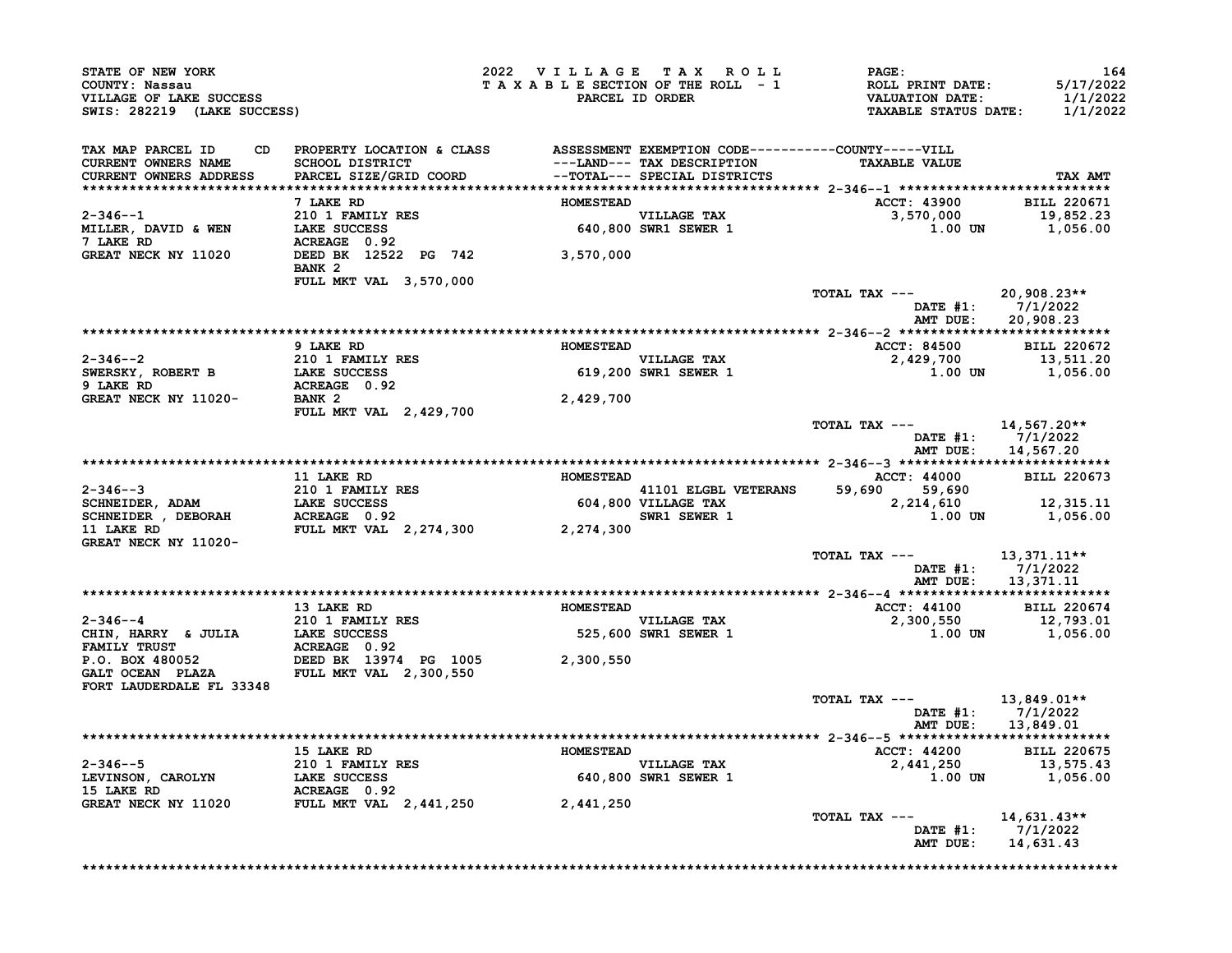STATE OF NEW YORK
COUNTY: Nassau
VILLAGE OF LAKE SUCCESS
SWIS: 282219 (LAKE SUCCESS)

2022 VILLAGE TAX ROLL
TAXABLE SECTION OF THE ROLL - 1
PARCEL ID ORDER

PAGE: 164
ROLL PRINT DATE: 5/17/2022
VALUATION DATE: 1/1/2022
TAXABLE STATUS DATE: 1/1/2022

| TAX MAP PARCEL ID / CURRENT OWNERS NAME / CURRENT OWNERS ADDRESS | CD | PROPERTY LOCATION & CLASS / SCHOOL DISTRICT / PARCEL SIZE/GRID COORD | ASSESSMENT ---LAND--- --TOTAL--- | EXEMPTION CODE / TAX DESCRIPTION / SPECIAL DISTRICTS | COUNTY | VILL / TAXABLE VALUE | TAX AMT |
|---|---|---|---|---|---|---|---|
| **2-346--1** | | 7 LAKE RD | HOMESTEAD | | | ACCT: 43900 | BILL 220671 |
| 2-346--1 | | 210 1 FAMILY RES | | VILLAGE TAX | | 3,570,000 | 19,852.23 |
| MILLER, DAVID & WEN | | LAKE SUCCESS | 640,800 | SWR1 SEWER 1 | | 1.00 UN | 1,056.00 |
| 7 LAKE RD | | ACREAGE 0.92 | | | | | |
| GREAT NECK NY 11020 | | DEED BK 12522 PG 742 | 3,570,000 | | | | |
| | | BANK 2 | | | | | |
| | | FULL MKT VAL 3,570,000 | | | | | |
| | | | | | TOTAL TAX --- | | 20,908.23** |
| | | | | | | DATE #1: | 7/1/2022 |
| | | | | | | AMT DUE: | 20,908.23 |
| **2-346--2** | | 9 LAKE RD | HOMESTEAD | | | ACCT: 84500 | BILL 220672 |
| 2-346--2 | | 210 1 FAMILY RES | | VILLAGE TAX | | 2,429,700 | 13,511.20 |
| SWERSKY, ROBERT B | | LAKE SUCCESS | 619,200 | SWR1 SEWER 1 | | 1.00 UN | 1,056.00 |
| 9 LAKE RD | | ACREAGE 0.92 | | | | | |
| GREAT NECK NY 11020- | | BANK 2 | 2,429,700 | | | | |
| | | FULL MKT VAL 2,429,700 | | | | | |
| | | | | | TOTAL TAX --- | | 14,567.20** |
| | | | | | | DATE #1: | 7/1/2022 |
| | | | | | | AMT DUE: | 14,567.20 |
| **2-346--3** | | 11 LAKE RD | HOMESTEAD | | | ACCT: 44000 | BILL 220673 |
| 2-346--3 | | 210 1 FAMILY RES | | 41101 ELGBL VETERANS | 59,690 | 59,690 | |
| SCHNEIDER, ADAM | | LAKE SUCCESS | 604,800 | VILLAGE TAX | | 2,214,610 | 12,315.11 |
| SCHNEIDER , DEBORAH | | ACREAGE 0.92 | | SWR1 SEWER 1 | | 1.00 UN | 1,056.00 |
| 11 LAKE RD | | FULL MKT VAL 2,274,300 | 2,274,300 | | | | |
| GREAT NECK NY 11020- | | | | | | | |
| | | | | | TOTAL TAX --- | | 13,371.11** |
| | | | | | | DATE #1: | 7/1/2022 |
| | | | | | | AMT DUE: | 13,371.11 |
| **2-346--4** | | 13 LAKE RD | HOMESTEAD | | | ACCT: 44100 | BILL 220674 |
| 2-346--4 | | 210 1 FAMILY RES | | VILLAGE TAX | | 2,300,550 | 12,793.01 |
| CHIN, HARRY & JULIA | | LAKE SUCCESS | 525,600 | SWR1 SEWER 1 | | 1.00 UN | 1,056.00 |
| FAMILY TRUST | | ACREAGE 0.92 | | | | | |
| P.O. BOX 480052 | | DEED BK 13974 PG 1005 | 2,300,550 | | | | |
| GALT OCEAN PLAZA | | FULL MKT VAL 2,300,550 | | | | | |
| FORT LAUDERDALE FL 33348 | | | | | | | |
| | | | | | TOTAL TAX --- | | 13,849.01** |
| | | | | | | DATE #1: | 7/1/2022 |
| | | | | | | AMT DUE: | 13,849.01 |
| **2-346--5** | | 15 LAKE RD | HOMESTEAD | | | ACCT: 44200 | BILL 220675 |
| 2-346--5 | | 210 1 FAMILY RES | | VILLAGE TAX | | 2,441,250 | 13,575.43 |
| LEVINSON, CAROLYN | | LAKE SUCCESS | 640,800 | SWR1 SEWER 1 | | 1.00 UN | 1,056.00 |
| 15 LAKE RD | | ACREAGE 0.92 | | | | | |
| GREAT NECK NY 11020 | | FULL MKT VAL 2,441,250 | 2,441,250 | | | | |
| | | | | | TOTAL TAX --- | | 14,631.43** |
| | | | | | | DATE #1: | 7/1/2022 |
| | | | | | | AMT DUE: | 14,631.43 |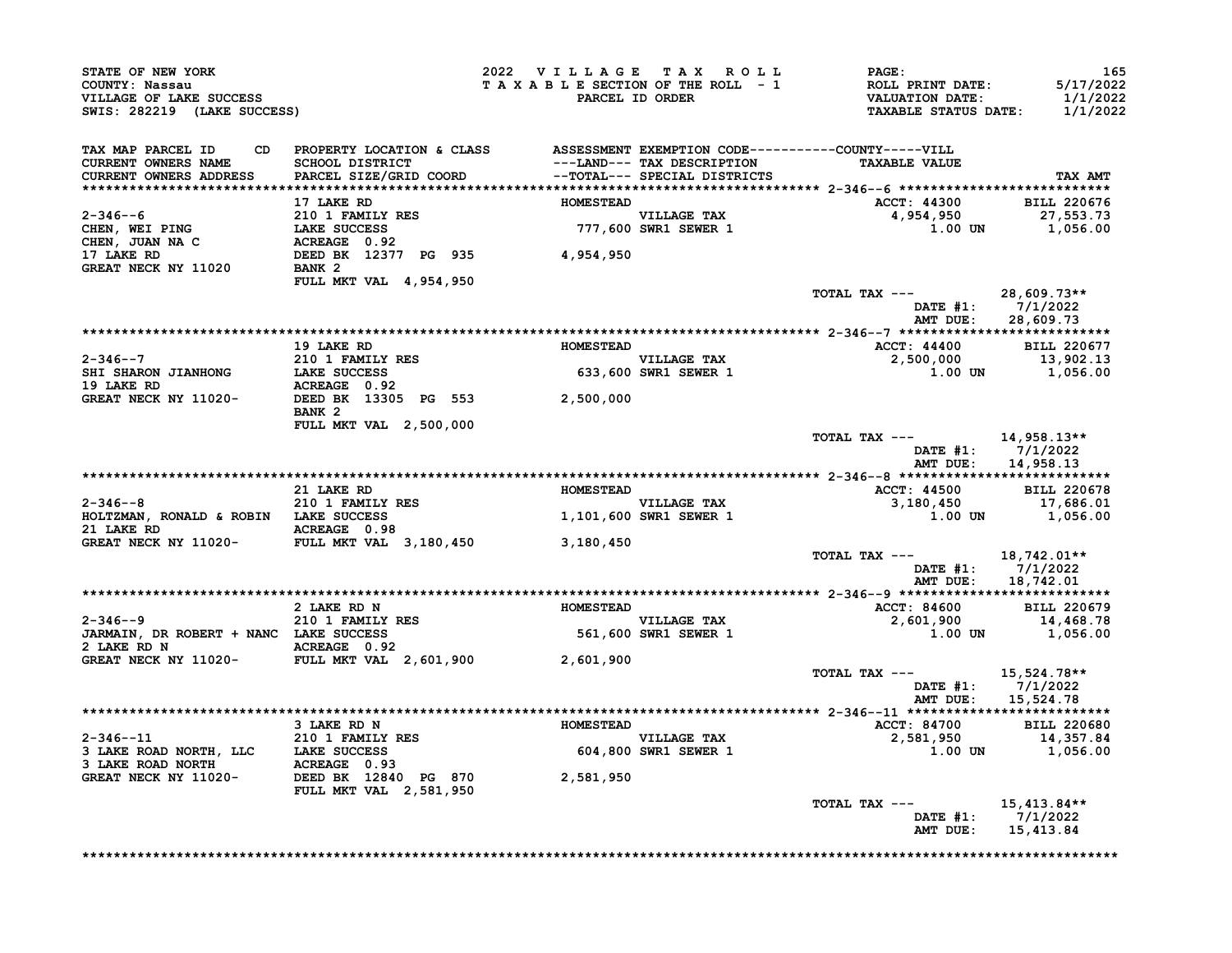STATE OF NEW YORK
COUNTY: Nassau
VILLAGE OF LAKE SUCCESS
SWIS: 282219 (LAKE SUCCESS)

2022 VILLAGE TAX ROLL
TAXABLE SECTION OF THE ROLL - 1
PARCEL ID ORDER

ROLL PRINT DATE: 5/17/2022
VALUATION DATE: 1/1/2022
TAXABLE STATUS DATE: 1/1/2022

| TAX MAP PARCEL ID / CURRENT OWNERS NAME / CURRENT OWNERS ADDRESS | PROPERTY LOCATION & CLASS / SCHOOL DISTRICT / PARCEL SIZE/GRID COORD | ASSESSMENT ---LAND--- / --TOTAL-- | EXEMPTION CODE / TAX DESCRIPTION / SPECIAL DISTRICTS | TAXABLE VALUE | TAX AMT |
|---|---|---|---|---|---|
| **2-346--6** | 17 LAKE RD | HOMESTEAD | | ACCT: 44300 | BILL 220676 |
| CHEN, WEI PING | 210 1 FAMILY RES | | VILLAGE TAX | 4,954,950 | 27,553.73 |
| CHEN, JUAN NA C | LAKE SUCCESS | 777,600 | SWR1 SEWER 1 | 1.00 UN | 1,056.00 |
| 17 LAKE RD | ACREAGE 0.92 | | | | |
| GREAT NECK NY 11020 | DEED BK 12377 PG 935 | 4,954,950 | | | |
| | BANK 2 | | | | |
| | FULL MKT VAL 4,954,950 | | | | |
| | | | | TOTAL TAX --- | 28,609.73** |
| | | | | DATE #1: | 7/1/2022 |
| | | | | AMT DUE: | 28,609.73 |
| **2-346--7** | 19 LAKE RD | HOMESTEAD | | ACCT: 44400 | BILL 220677 |
| SHI SHARON JIANHONG | 210 1 FAMILY RES | | VILLAGE TAX | 2,500,000 | 13,902.13 |
| 19 LAKE RD | LAKE SUCCESS | 633,600 | SWR1 SEWER 1 | 1.00 UN | 1,056.00 |
| GREAT NECK NY 11020- | ACREAGE 0.92 | | | | |
| | DEED BK 13305 PG 553 | 2,500,000 | | | |
| | BANK 2 | | | | |
| | FULL MKT VAL 2,500,000 | | | | |
| | | | | TOTAL TAX --- | 14,958.13** |
| | | | | DATE #1: | 7/1/2022 |
| | | | | AMT DUE: | 14,958.13 |
| **2-346--8** | 21 LAKE RD | HOMESTEAD | | ACCT: 44500 | BILL 220678 |
| HOLTZMAN, RONALD & ROBIN | 210 1 FAMILY RES | | VILLAGE TAX | 3,180,450 | 17,686.01 |
| 21 LAKE RD | LAKE SUCCESS | 1,101,600 | SWR1 SEWER 1 | 1.00 UN | 1,056.00 |
| GREAT NECK NY 11020- | ACREAGE 0.98 | | | | |
| | FULL MKT VAL 3,180,450 | 3,180,450 | | | |
| | | | | TOTAL TAX --- | 18,742.01** |
| | | | | DATE #1: | 7/1/2022 |
| | | | | AMT DUE: | 18,742.01 |
| **2-346--9** | 2 LAKE RD N | HOMESTEAD | | ACCT: 84600 | BILL 220679 |
| JARMAIN, DR ROBERT + NANC | 210 1 FAMILY RES | | VILLAGE TAX | 2,601,900 | 14,468.78 |
| 2 LAKE RD N | LAKE SUCCESS | 561,600 | SWR1 SEWER 1 | 1.00 UN | 1,056.00 |
| GREAT NECK NY 11020- | ACREAGE 0.92 | | | | |
| | FULL MKT VAL 2,601,900 | 2,601,900 | | | |
| | | | | TOTAL TAX --- | 15,524.78** |
| | | | | DATE #1: | 7/1/2022 |
| | | | | AMT DUE: | 15,524.78 |
| **2-346--11** | 3 LAKE RD N | HOMESTEAD | | ACCT: 84700 | BILL 220680 |
| 3 LAKE ROAD NORTH, LLC | 210 1 FAMILY RES | | VILLAGE TAX | 2,581,950 | 14,357.84 |
| 3 LAKE ROAD NORTH | LAKE SUCCESS | 604,800 | SWR1 SEWER 1 | 1.00 UN | 1,056.00 |
| GREAT NECK NY 11020- | ACREAGE 0.93 | | | | |
| | DEED BK 12840 PG 870 | 2,581,950 | | | |
| | FULL MKT VAL 2,581,950 | | | | |
| | | | | TOTAL TAX --- | 15,413.84** |
| | | | | DATE #1: | 7/1/2022 |
| | | | | AMT DUE: | 15,413.84 |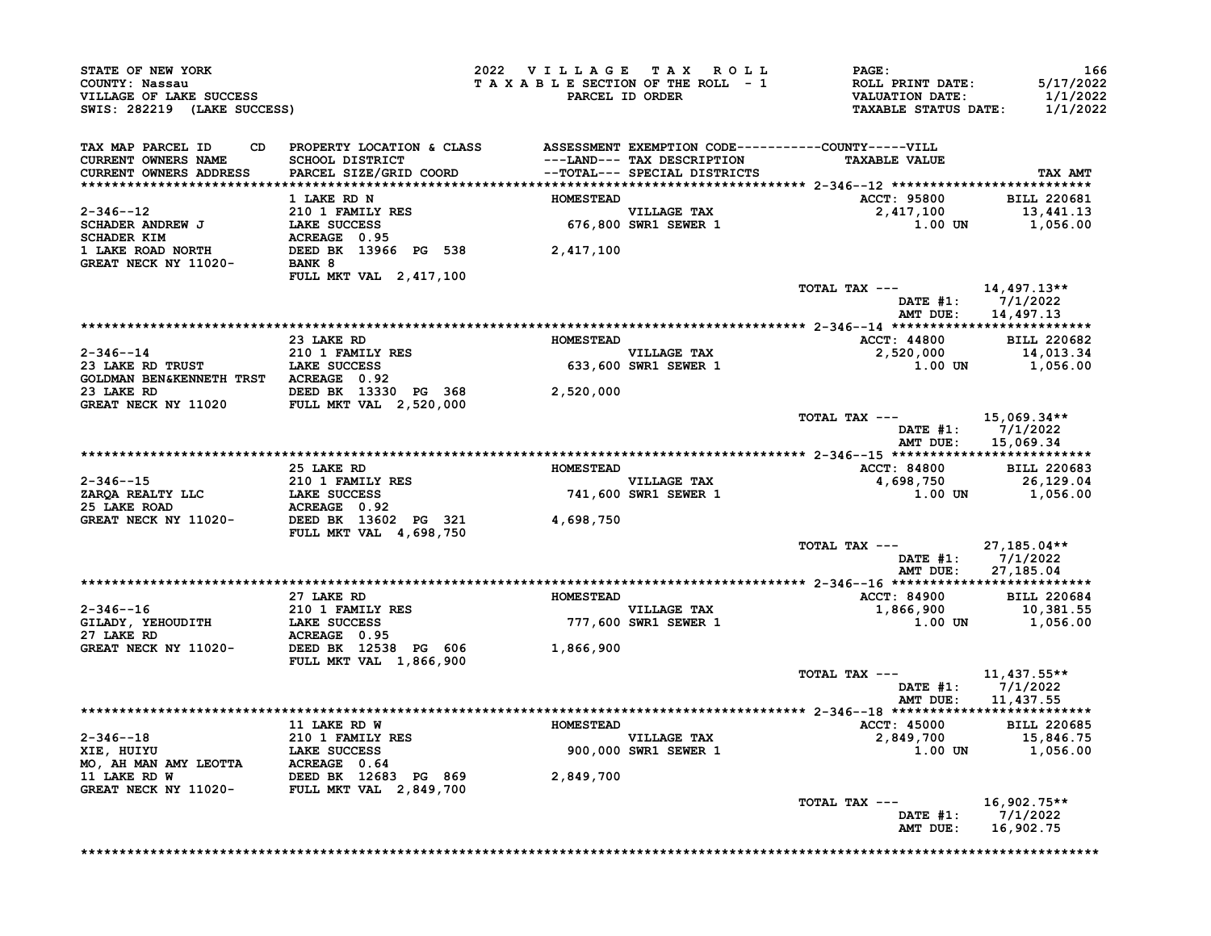STATE OF NEW YORK
COUNTY: Nassau
VILLAGE OF LAKE SUCCESS
SWIS: 282219 (LAKE SUCCESS)

2022 VILLAGE TAX ROLL
TAXABLE SECTION OF THE ROLL - 1
PARCEL ID ORDER

ROLL PRINT DATE: 5/17/2022
VALUATION DATE: 1/1/2022
TAXABLE STATUS DATE: 1/1/2022

| TAX MAP PARCEL ID / CURRENT OWNERS NAME / CURRENT OWNERS ADDRESS | CD | PROPERTY LOCATION & CLASS / SCHOOL DISTRICT / PARCEL SIZE/GRID COORD | ASSESSMENT ---LAND--- / --TOTAL--- | EXEMPTION CODE / TAX DESCRIPTION / SPECIAL DISTRICTS | TAXABLE VALUE (COUNTY-----VILL) | TAX AMT |
|---|---|---|---|---|---|---|
| **2-346--12** | | 1 LAKE RD N | HOMESTEAD | | ACCT: 95800 | BILL 220681 |
| 2-346--12 | | 210 1 FAMILY RES | | VILLAGE TAX | 2,417,100 | 13,441.13 |
| SCHADER ANDREW J | | LAKE SUCCESS | 676,800 | SWR1 SEWER 1 | 1.00 UN | 1,056.00 |
| SCHADER KIM | | ACREAGE 0.95 | | | | |
| 1 LAKE ROAD NORTH | | DEED BK 13966 PG 538 | 2,417,100 | | | |
| GREAT NECK NY 11020- | | BANK 8 | | | | |
| | | FULL MKT VAL 2,417,100 | | | | |
| | | | | | TOTAL TAX --- | 14,497.13** |
| | | | | | DATE #1: | 7/1/2022 |
| | | | | | AMT DUE: | 14,497.13 |
| **2-346--14** | | 23 LAKE RD | HOMESTEAD | | ACCT: 44800 | BILL 220682 |
| 2-346--14 | | 210 1 FAMILY RES | | VILLAGE TAX | 2,520,000 | 14,013.34 |
| 23 LAKE RD TRUST | | LAKE SUCCESS | 633,600 | SWR1 SEWER 1 | 1.00 UN | 1,056.00 |
| GOLDMAN BEN&KENNETH TRST | | ACREAGE 0.92 | | | | |
| 23 LAKE RD | | DEED BK 13330 PG 368 | 2,520,000 | | | |
| GREAT NECK NY 11020 | | FULL MKT VAL 2,520,000 | | | | |
| | | | | | TOTAL TAX --- | 15,069.34** |
| | | | | | DATE #1: | 7/1/2022 |
| | | | | | AMT DUE: | 15,069.34 |
| **2-346--15** | | 25 LAKE RD | HOMESTEAD | | ACCT: 84800 | BILL 220683 |
| 2-346--15 | | 210 1 FAMILY RES | | VILLAGE TAX | 4,698,750 | 26,129.04 |
| ZARQA REALTY LLC | | LAKE SUCCESS | 741,600 | SWR1 SEWER 1 | 1.00 UN | 1,056.00 |
| 25 LAKE ROAD | | ACREAGE 0.92 | | | | |
| GREAT NECK NY 11020- | | DEED BK 13602 PG 321 | 4,698,750 | | | |
| | | FULL MKT VAL 4,698,750 | | | | |
| | | | | | TOTAL TAX --- | 27,185.04** |
| | | | | | DATE #1: | 7/1/2022 |
| | | | | | AMT DUE: | 27,185.04 |
| **2-346--16** | | 27 LAKE RD | HOMESTEAD | | ACCT: 84900 | BILL 220684 |
| 2-346--16 | | 210 1 FAMILY RES | | VILLAGE TAX | 1,866,900 | 10,381.55 |
| GILADY, YEHOUDITH | | LAKE SUCCESS | 777,600 | SWR1 SEWER 1 | 1.00 UN | 1,056.00 |
| 27 LAKE RD | | ACREAGE 0.95 | | | | |
| GREAT NECK NY 11020- | | DEED BK 12538 PG 606 | 1,866,900 | | | |
| | | FULL MKT VAL 1,866,900 | | | | |
| | | | | | TOTAL TAX --- | 11,437.55** |
| | | | | | DATE #1: | 7/1/2022 |
| | | | | | AMT DUE: | 11,437.55 |
| **2-346--18** | | 11 LAKE RD W | HOMESTEAD | | ACCT: 45000 | BILL 220685 |
| 2-346--18 | | 210 1 FAMILY RES | | VILLAGE TAX | 2,849,700 | 15,846.75 |
| XIE, HUIYU | | LAKE SUCCESS | 900,000 | SWR1 SEWER 1 | 1.00 UN | 1,056.00 |
| MO, AH MAN AMY LEOTTA | | ACREAGE 0.64 | | | | |
| 11 LAKE RD W | | DEED BK 12683 PG 869 | 2,849,700 | | | |
| GREAT NECK NY 11020- | | FULL MKT VAL 2,849,700 | | | | |
| | | | | | TOTAL TAX --- | 16,902.75** |
| | | | | | DATE #1: | 7/1/2022 |
| | | | | | AMT DUE: | 16,902.75 |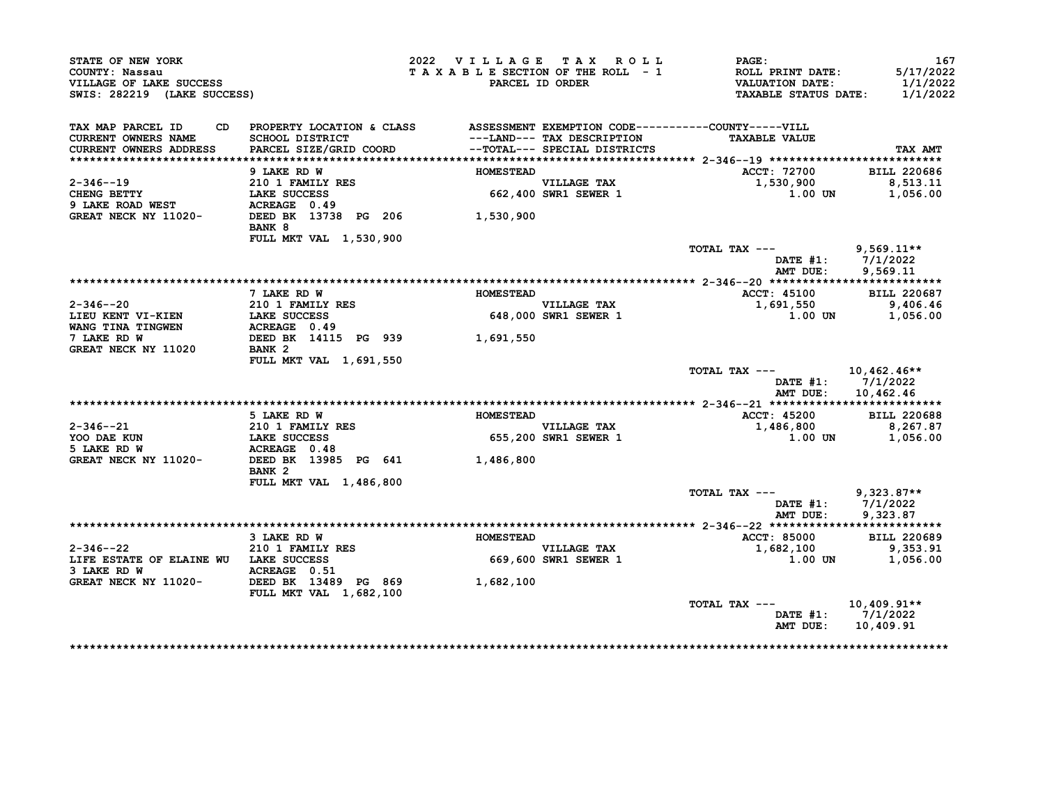STATE OF NEW YORK
COUNTY: Nassau
VILLAGE OF LAKE SUCCESS
SWIS: 282219 (LAKE SUCCESS)

2022 VILLAGE TAX ROLL
TAXABLE SECTION OF THE ROLL - 1
PARCEL ID ORDER

PAGE: 167
ROLL PRINT DATE: 5/17/2022
VALUATION DATE: 1/1/2022
TAXABLE STATUS DATE: 1/1/2022

| TAX MAP PARCEL ID / CURRENT OWNERS NAME / CURRENT OWNERS ADDRESS | PROPERTY LOCATION & CLASS / SCHOOL DISTRICT / PARCEL SIZE/GRID COORD | ASSESSMENT ---LAND--- --TOTAL--- | EXEMPTION CODE / TAX DESCRIPTION / SPECIAL DISTRICTS | TAXABLE VALUE | TAX AMT |
|---|---|---|---|---|---|
| **2-346--19** | 9 LAKE RD W | HOMESTEAD | | ACCT: 72700 | BILL 220686 |
| 2-346--19 | 210 1 FAMILY RES | | VILLAGE TAX | 1,530,900 | 8,513.11 |
| CHENG BETTY | LAKE SUCCESS | 662,400 | SWR1 SEWER 1 | 1.00 UN | 1,056.00 |
| 9 LAKE ROAD WEST | ACREAGE 0.49 | | | | |
| GREAT NECK NY 11020- | DEED BK 13738 PG 206 | 1,530,900 | | | |
| | BANK 8 | | | | |
| | FULL MKT VAL 1,530,900 | | | | |
| | | | | TOTAL TAX --- | 9,569.11** |
| | | | | DATE #1: | 7/1/2022 |
| | | | | AMT DUE: | 9,569.11 |
| **2-346--20** | 7 LAKE RD W | HOMESTEAD | | ACCT: 45100 | BILL 220687 |
| 2-346--20 | 210 1 FAMILY RES | | VILLAGE TAX | 1,691,550 | 9,406.46 |
| LIEU KENT VI-KIEN | LAKE SUCCESS | 648,000 | SWR1 SEWER 1 | 1.00 UN | 1,056.00 |
| WANG TINA TINGWEN | ACREAGE 0.49 | | | | |
| 7 LAKE RD W | DEED BK 14115 PG 939 | 1,691,550 | | | |
| GREAT NECK NY 11020 | BANK 2 | | | | |
| | FULL MKT VAL 1,691,550 | | | | |
| | | | | TOTAL TAX --- | 10,462.46** |
| | | | | DATE #1: | 7/1/2022 |
| | | | | AMT DUE: | 10,462.46 |
| **2-346--21** | 5 LAKE RD W | HOMESTEAD | | ACCT: 45200 | BILL 220688 |
| 2-346--21 | 210 1 FAMILY RES | | VILLAGE TAX | 1,486,800 | 8,267.87 |
| YOO DAE KUN | LAKE SUCCESS | 655,200 | SWR1 SEWER 1 | 1.00 UN | 1,056.00 |
| 5 LAKE RD W | ACREAGE 0.48 | | | | |
| GREAT NECK NY 11020- | DEED BK 13985 PG 641 | 1,486,800 | | | |
| | BANK 2 | | | | |
| | FULL MKT VAL 1,486,800 | | | | |
| | | | | TOTAL TAX --- | 9,323.87** |
| | | | | DATE #1: | 7/1/2022 |
| | | | | AMT DUE: | 9,323.87 |
| **2-346--22** | 3 LAKE RD W | HOMESTEAD | | ACCT: 85000 | BILL 220689 |
| 2-346--22 | 210 1 FAMILY RES | | VILLAGE TAX | 1,682,100 | 9,353.91 |
| LIFE ESTATE OF ELAINE WU | LAKE SUCCESS | 669,600 | SWR1 SEWER 1 | 1.00 UN | 1,056.00 |
| 3 LAKE RD W | ACREAGE 0.51 | | | | |
| GREAT NECK NY 11020- | DEED BK 13489 PG 869 | 1,682,100 | | | |
| | FULL MKT VAL 1,682,100 | | | | |
| | | | | TOTAL TAX --- | 10,409.91** |
| | | | | DATE #1: | 7/1/2022 |
| | | | | AMT DUE: | 10,409.91 |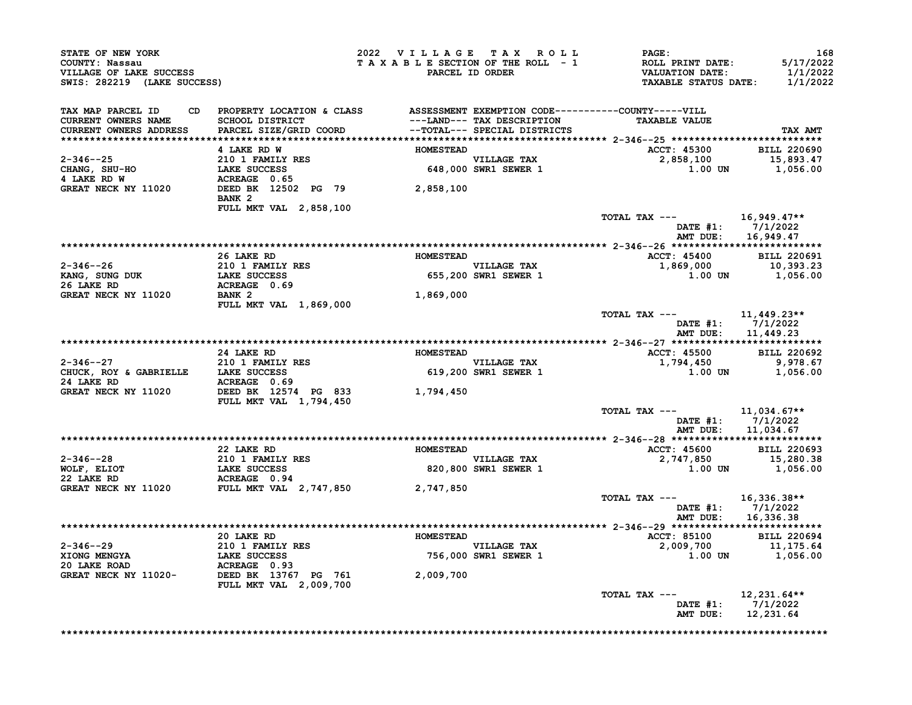STATE OF NEW YORK
COUNTY: Nassau
VILLAGE OF LAKE SUCCESS
SWIS: 282219 (LAKE SUCCESS)

2022 VILLAGE TAX ROLL
TAXABLE SECTION OF THE ROLL - 1
PARCEL ID ORDER

ROLL PRINT DATE: 5/17/2022
VALUATION DATE: 1/1/2022
TAXABLE STATUS DATE: 1/1/2022

| TAX MAP PARCEL ID / CURRENT OWNERS NAME / CURRENT OWNERS ADDRESS | PROPERTY LOCATION & CLASS / SCHOOL DISTRICT / PARCEL SIZE/GRID COORD | ASSESSMENT ---LAND--- / --TOTAL--- | EXEMPTION CODE / TAX DESCRIPTION / SPECIAL DISTRICTS | TAXABLE VALUE | TAX AMT |
|---|---|---|---|---|---|
| 2-346--25 | 4 LAKE RD W | HOMESTEAD | | ACCT: 45300 | BILL 220690 |
| CHANG, SHU-HO | 210 1 FAMILY RES | | VILLAGE TAX | 2,858,100 | 15,893.47 |
| 4 LAKE RD W | LAKE SUCCESS | 648,000 | SWR1 SEWER 1 | 1.00 UN | 1,056.00 |
| GREAT NECK NY 11020 | ACREAGE 0.65 | | | | |
| | DEED BK 12502 PG 79 | 2,858,100 | | | |
| | BANK 2 | | | | |
| | FULL MKT VAL 2,858,100 | | | | |
| | | | | TOTAL TAX --- | 16,949.47** |
| | | | | DATE #1: | 7/1/2022 |
| | | | | AMT DUE: | 16,949.47 |
| 2-346--26 | 26 LAKE RD | HOMESTEAD | | ACCT: 45400 | BILL 220691 |
| KANG, SUNG DUK | 210 1 FAMILY RES | | VILLAGE TAX | 1,869,000 | 10,393.23 |
| 26 LAKE RD | LAKE SUCCESS | 655,200 | SWR1 SEWER 1 | 1.00 UN | 1,056.00 |
| GREAT NECK NY 11020 | ACREAGE 0.69 | | | | |
| | BANK 2 | 1,869,000 | | | |
| | FULL MKT VAL 1,869,000 | | | | |
| | | | | TOTAL TAX --- | 11,449.23** |
| | | | | DATE #1: | 7/1/2022 |
| | | | | AMT DUE: | 11,449.23 |
| 2-346--27 | 24 LAKE RD | HOMESTEAD | | ACCT: 45500 | BILL 220692 |
| CHUCK, ROY & GABRIELLE | 210 1 FAMILY RES | | VILLAGE TAX | 1,794,450 | 9,978.67 |
| 24 LAKE RD | LAKE SUCCESS | 619,200 | SWR1 SEWER 1 | 1.00 UN | 1,056.00 |
| GREAT NECK NY 11020 | ACREAGE 0.69 | | | | |
| | DEED BK 12574 PG 833 | 1,794,450 | | | |
| | FULL MKT VAL 1,794,450 | | | | |
| | | | | TOTAL TAX --- | 11,034.67** |
| | | | | DATE #1: | 7/1/2022 |
| | | | | AMT DUE: | 11,034.67 |
| 2-346--28 | 22 LAKE RD | HOMESTEAD | | ACCT: 45600 | BILL 220693 |
| WOLF, ELIOT | 210 1 FAMILY RES | | VILLAGE TAX | 2,747,850 | 15,280.38 |
| 22 LAKE RD | LAKE SUCCESS | 820,800 | SWR1 SEWER 1 | 1.00 UN | 1,056.00 |
| GREAT NECK NY 11020 | ACREAGE 0.94 | | | | |
| | FULL MKT VAL 2,747,850 | 2,747,850 | | | |
| | | | | TOTAL TAX --- | 16,336.38** |
| | | | | DATE #1: | 7/1/2022 |
| | | | | AMT DUE: | 16,336.38 |
| 2-346--29 | 20 LAKE RD | HOMESTEAD | | ACCT: 85100 | BILL 220694 |
| XIONG MENGYA | 210 1 FAMILY RES | | VILLAGE TAX | 2,009,700 | 11,175.64 |
| 20 LAKE ROAD | LAKE SUCCESS | 756,000 | SWR1 SEWER 1 | 1.00 UN | 1,056.00 |
| GREAT NECK NY 11020- | ACREAGE 0.93 | | | | |
| | DEED BK 13767 PG 761 | 2,009,700 | | | |
| | FULL MKT VAL 2,009,700 | | | | |
| | | | | TOTAL TAX --- | 12,231.64** |
| | | | | DATE #1: | 7/1/2022 |
| | | | | AMT DUE: | 12,231.64 |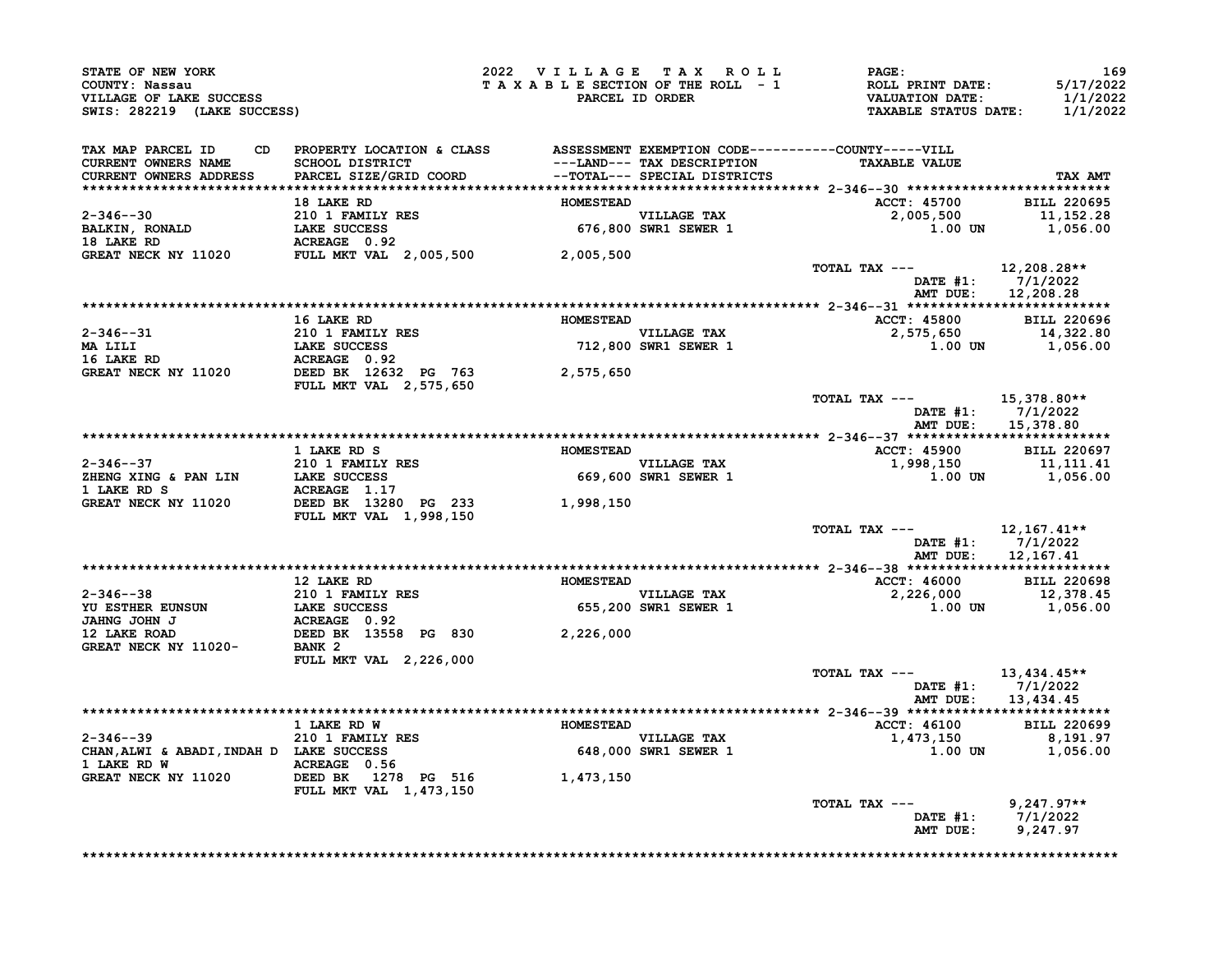STATE OF NEW YORK
COUNTY: Nassau
VILLAGE OF LAKE SUCCESS
SWIS: 282219 (LAKE SUCCESS)

2022 VILLAGE TAX ROLL
TAXABLE SECTION OF THE ROLL - 1
PARCEL ID ORDER

PAGE: 169
ROLL PRINT DATE: 5/17/2022
VALUATION DATE: 1/1/2022
TAXABLE STATUS DATE: 1/1/2022

| TAX MAP PARCEL ID / CURRENT OWNERS NAME / CURRENT OWNERS ADDRESS | PROPERTY LOCATION & CLASS / SCHOOL DISTRICT / PARCEL SIZE/GRID COORD | ASSESSMENT ---LAND--- / --TOTAL--- | EXEMPTION CODE / TAX DESCRIPTION / SPECIAL DISTRICTS | TAXABLE VALUE (COUNTY-----VILL) | TAX AMT |
|---|---|---|---|---|---|
| **2-346--30** | 18 LAKE RD | HOMESTEAD | | ACCT: 45700 | BILL 220695 |
| 2-346--30 | 210 1 FAMILY RES | | VILLAGE TAX | 2,005,500 | 11,152.28 |
| BALKIN, RONALD | LAKE SUCCESS | 676,800 | SWR1 SEWER 1 | 1.00 UN | 1,056.00 |
| 18 LAKE RD | ACREAGE 0.92 | | | | |
| GREAT NECK NY 11020 | FULL MKT VAL 2,005,500 | 2,005,500 | | | |
| | | | | TOTAL TAX --- | 12,208.28** |
| | | | | DATE #1: | 7/1/2022 |
| | | | | AMT DUE: | 12,208.28 |
| **2-346--31** | 16 LAKE RD | HOMESTEAD | | ACCT: 45800 | BILL 220696 |
| 2-346--31 | 210 1 FAMILY RES | | VILLAGE TAX | 2,575,650 | 14,322.80 |
| MA LILI | LAKE SUCCESS | 712,800 | SWR1 SEWER 1 | 1.00 UN | 1,056.00 |
| 16 LAKE RD | ACREAGE 0.92 | | | | |
| GREAT NECK NY 11020 | DEED BK 12632 PG 763 | 2,575,650 | | | |
| | FULL MKT VAL 2,575,650 | | | | |
| | | | | TOTAL TAX --- | 15,378.80** |
| | | | | DATE #1: | 7/1/2022 |
| | | | | AMT DUE: | 15,378.80 |
| **2-346--37** | 1 LAKE RD S | HOMESTEAD | | ACCT: 45900 | BILL 220697 |
| 2-346--37 | 210 1 FAMILY RES | | VILLAGE TAX | 1,998,150 | 11,111.41 |
| ZHENG XING & PAN LIN | LAKE SUCCESS | 669,600 | SWR1 SEWER 1 | 1.00 UN | 1,056.00 |
| 1 LAKE RD S | ACREAGE 1.17 | | | | |
| GREAT NECK NY 11020 | DEED BK 13280 PG 233 | 1,998,150 | | | |
| | FULL MKT VAL 1,998,150 | | | | |
| | | | | TOTAL TAX --- | 12,167.41** |
| | | | | DATE #1: | 7/1/2022 |
| | | | | AMT DUE: | 12,167.41 |
| **2-346--38** | 12 LAKE RD | HOMESTEAD | | ACCT: 46000 | BILL 220698 |
| 2-346--38 | 210 1 FAMILY RES | | VILLAGE TAX | 2,226,000 | 12,378.45 |
| YU ESTHER EUNSUN | LAKE SUCCESS | 655,200 | SWR1 SEWER 1 | 1.00 UN | 1,056.00 |
| JAHNG JOHN J | ACREAGE 0.92 | | | | |
| 12 LAKE ROAD | DEED BK 13558 PG 830 | 2,226,000 | | | |
| GREAT NECK NY 11020- | BANK 2 | | | | |
| | FULL MKT VAL 2,226,000 | | | | |
| | | | | TOTAL TAX --- | 13,434.45** |
| | | | | DATE #1: | 7/1/2022 |
| | | | | AMT DUE: | 13,434.45 |
| **2-346--39** | 1 LAKE RD W | HOMESTEAD | | ACCT: 46100 | BILL 220699 |
| 2-346--39 | 210 1 FAMILY RES | | VILLAGE TAX | 1,473,150 | 8,191.97 |
| CHAN,ALWI & ABADI,INDAH D | LAKE SUCCESS | 648,000 | SWR1 SEWER 1 | 1.00 UN | 1,056.00 |
| 1 LAKE RD W | ACREAGE 0.56 | | | | |
| GREAT NECK NY 11020 | DEED BK 1278 PG 516 | 1,473,150 | | | |
| | FULL MKT VAL 1,473,150 | | | | |
| | | | | TOTAL TAX --- | 9,247.97** |
| | | | | DATE #1: | 7/1/2022 |
| | | | | AMT DUE: | 9,247.97 |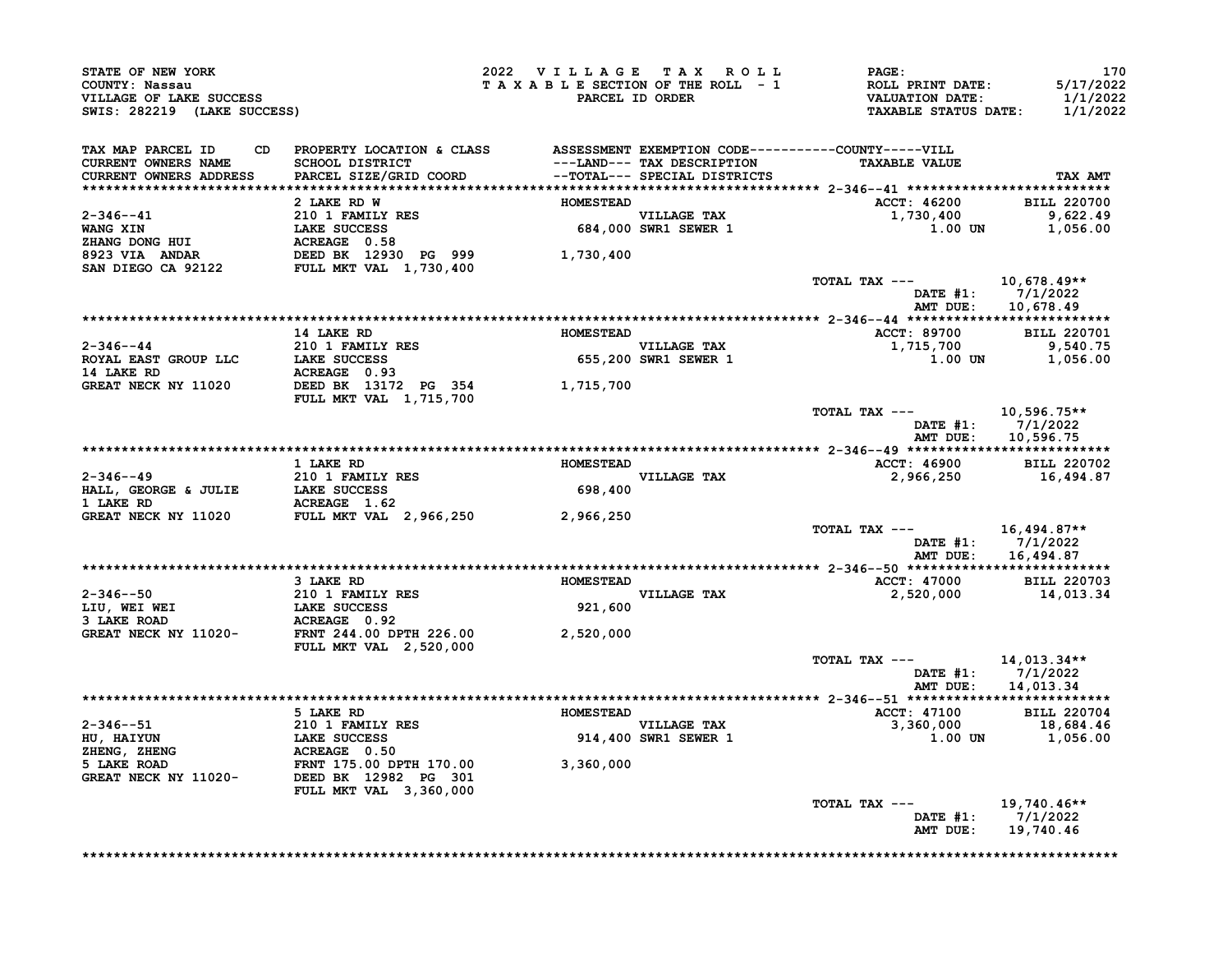STATE OF NEW YORK
COUNTY: Nassau
VILLAGE OF LAKE SUCCESS
SWIS: 282219 (LAKE SUCCESS)

2022 VILLAGE TAX ROLL
TAXABLE SECTION OF THE ROLL - 1
PARCEL ID ORDER

ROLL PRINT DATE: 5/17/2022
VALUATION DATE: 1/1/2022
TAXABLE STATUS DATE: 1/1/2022

| TAX MAP PARCEL ID / CURRENT OWNERS NAME / CURRENT OWNERS ADDRESS | PROPERTY LOCATION & CLASS / SCHOOL DISTRICT / PARCEL SIZE/GRID COORD | ASSESSMENT ---LAND--- / --TOTAL--- | EXEMPTION CODE / TAX DESCRIPTION / SPECIAL DISTRICTS | TAXABLE VALUE | TAX AMT |
|---|---|---|---|---|---|
| **2-346--41** | 2 LAKE RD W | HOMESTEAD | | ACCT: 46200 | BILL 220700 |
| 2-346--41 | 210 1 FAMILY RES | | VILLAGE TAX | 1,730,400 | 9,622.49 |
| WANG XIN | LAKE SUCCESS | 684,000 | SWR1 SEWER 1 | 1.00 UN | 1,056.00 |
| ZHANG DONG HUI | ACREAGE 0.58 | | | | |
| 8923 VIA ANDAR | DEED BK 12930 PG 999 | 1,730,400 | | | |
| SAN DIEGO CA 92122 | FULL MKT VAL 1,730,400 | | | | |
| | | | | TOTAL TAX --- | 10,678.49** |
| | | | | DATE #1: | 7/1/2022 |
| | | | | AMT DUE: | 10,678.49 |
| **2-346--44** | 14 LAKE RD | HOMESTEAD | | ACCT: 89700 | BILL 220701 |
| 2-346--44 | 210 1 FAMILY RES | | VILLAGE TAX | 1,715,700 | 9,540.75 |
| ROYAL EAST GROUP LLC | LAKE SUCCESS | 655,200 | SWR1 SEWER 1 | 1.00 UN | 1,056.00 |
| 14 LAKE RD | ACREAGE 0.93 | | | | |
| GREAT NECK NY 11020 | DEED BK 13172 PG 354 | 1,715,700 | | | |
| | FULL MKT VAL 1,715,700 | | | | |
| | | | | TOTAL TAX --- | 10,596.75** |
| | | | | DATE #1: | 7/1/2022 |
| | | | | AMT DUE: | 10,596.75 |
| **2-346--49** | 1 LAKE RD | HOMESTEAD | | ACCT: 46900 | BILL 220702 |
| 2-346--49 | 210 1 FAMILY RES | | VILLAGE TAX | 2,966,250 | 16,494.87 |
| HALL, GEORGE & JULIE | LAKE SUCCESS | 698,400 | | | |
| 1 LAKE RD | ACREAGE 1.62 | | | | |
| GREAT NECK NY 11020 | FULL MKT VAL 2,966,250 | 2,966,250 | | | |
| | | | | TOTAL TAX --- | 16,494.87** |
| | | | | DATE #1: | 7/1/2022 |
| | | | | AMT DUE: | 16,494.87 |
| **2-346--50** | 3 LAKE RD | HOMESTEAD | | ACCT: 47000 | BILL 220703 |
| 2-346--50 | 210 1 FAMILY RES | | VILLAGE TAX | 2,520,000 | 14,013.34 |
| LIU, WEI WEI | LAKE SUCCESS | 921,600 | | | |
| 3 LAKE ROAD | ACREAGE 0.92 | | | | |
| GREAT NECK NY 11020- | FRNT 244.00 DPTH 226.00 | 2,520,000 | | | |
| | FULL MKT VAL 2,520,000 | | | | |
| | | | | TOTAL TAX --- | 14,013.34** |
| | | | | DATE #1: | 7/1/2022 |
| | | | | AMT DUE: | 14,013.34 |
| **2-346--51** | 5 LAKE RD | HOMESTEAD | | ACCT: 47100 | BILL 220704 |
| 2-346--51 | 210 1 FAMILY RES | | VILLAGE TAX | 3,360,000 | 18,684.46 |
| HU, HAIYUN | LAKE SUCCESS | 914,400 | SWR1 SEWER 1 | 1.00 UN | 1,056.00 |
| ZHENG, ZHENG | ACREAGE 0.50 | | | | |
| 5 LAKE ROAD | FRNT 175.00 DPTH 170.00 | 3,360,000 | | | |
| GREAT NECK NY 11020- | DEED BK 12982 PG 301 | | | | |
| | FULL MKT VAL 3,360,000 | | | | |
| | | | | TOTAL TAX --- | 19,740.46** |
| | | | | DATE #1: | 7/1/2022 |
| | | | | AMT DUE: | 19,740.46 |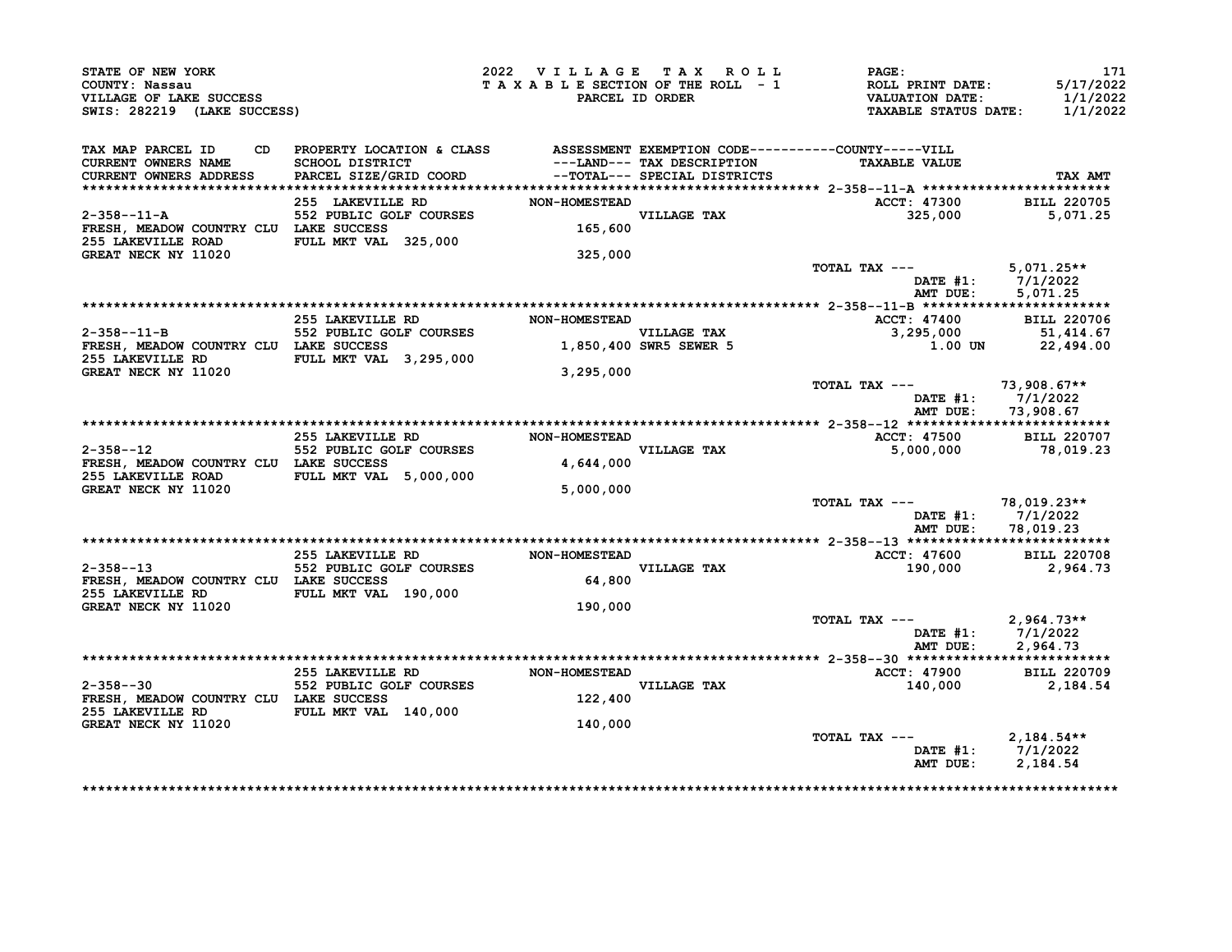STATE OF NEW YORK
COUNTY: Nassau
VILLAGE OF LAKE SUCCESS
SWIS: 282219 (LAKE SUCCESS)

2022 VILLAGE TAX ROLL
TAXABLE SECTION OF THE ROLL - 1
PARCEL ID ORDER

ROLL PRINT DATE: 5/17/2022
VALUATION DATE: 1/1/2022
TAXABLE STATUS DATE: 1/1/2022

| TAX MAP PARCEL ID / CURRENT OWNERS NAME / CURRENT OWNERS ADDRESS | CD | PROPERTY LOCATION & CLASS / SCHOOL DISTRICT / PARCEL SIZE/GRID COORD | ASSESSMENT ---LAND--- / --TOTAL--- | EXEMPTION CODE / TAX DESCRIPTION / SPECIAL DISTRICTS | COUNTY-----VILL TAXABLE VALUE | TAX AMT |
|---|---|---|---|---|---|---|
| **2-358--11-A** | | 255 LAKEVILLE RD | NON-HOMESTEAD | | ACCT: 47300 | BILL 220705 |
| 2-358--11-A | | 552 PUBLIC GOLF COURSES | | VILLAGE TAX | 325,000 | 5,071.25 |
| FRESH, MEADOW COUNTRY CLU | | LAKE SUCCESS | 165,600 | | | |
| 255 LAKEVILLE ROAD | | FULL MKT VAL 325,000 | | | | |
| GREAT NECK NY 11020 | | | 325,000 | | | |
| | | | | | TOTAL TAX --- | 5,071.25** |
| | | | | | DATE #1: | 7/1/2022 |
| | | | | | AMT DUE: | 5,071.25 |
| **2-358--11-B** | | 255 LAKEVILLE RD | NON-HOMESTEAD | | ACCT: 47400 | BILL 220706 |
| 2-358--11-B | | 552 PUBLIC GOLF COURSES | | VILLAGE TAX | 3,295,000 | 51,414.67 |
| FRESH, MEADOW COUNTRY CLU | | LAKE SUCCESS | 1,850,400 | SWR5 SEWER 5 | 1.00 UN | 22,494.00 |
| 255 LAKEVILLE RD | | FULL MKT VAL 3,295,000 | | | | |
| GREAT NECK NY 11020 | | | 3,295,000 | | | |
| | | | | | TOTAL TAX --- | 73,908.67** |
| | | | | | DATE #1: | 7/1/2022 |
| | | | | | AMT DUE: | 73,908.67 |
| **2-358--12** | | 255 LAKEVILLE RD | NON-HOMESTEAD | | ACCT: 47500 | BILL 220707 |
| 2-358--12 | | 552 PUBLIC GOLF COURSES | | VILLAGE TAX | 5,000,000 | 78,019.23 |
| FRESH, MEADOW COUNTRY CLU | | LAKE SUCCESS | 4,644,000 | | | |
| 255 LAKEVILLE ROAD | | FULL MKT VAL 5,000,000 | | | | |
| GREAT NECK NY 11020 | | | 5,000,000 | | | |
| | | | | | TOTAL TAX --- | 78,019.23** |
| | | | | | DATE #1: | 7/1/2022 |
| | | | | | AMT DUE: | 78,019.23 |
| **2-358--13** | | 255 LAKEVILLE RD | NON-HOMESTEAD | | ACCT: 47600 | BILL 220708 |
| 2-358--13 | | 552 PUBLIC GOLF COURSES | | VILLAGE TAX | 190,000 | 2,964.73 |
| FRESH, MEADOW COUNTRY CLU | | LAKE SUCCESS | 64,800 | | | |
| 255 LAKEVILLE RD | | FULL MKT VAL 190,000 | | | | |
| GREAT NECK NY 11020 | | | 190,000 | | | |
| | | | | | TOTAL TAX --- | 2,964.73** |
| | | | | | DATE #1: | 7/1/2022 |
| | | | | | AMT DUE: | 2,964.73 |
| **2-358--30** | | 255 LAKEVILLE RD | NON-HOMESTEAD | | ACCT: 47900 | BILL 220709 |
| 2-358--30 | | 552 PUBLIC GOLF COURSES | | VILLAGE TAX | 140,000 | 2,184.54 |
| FRESH, MEADOW COUNTRY CLU | | LAKE SUCCESS | 122,400 | | | |
| 255 LAKEVILLE RD | | FULL MKT VAL 140,000 | | | | |
| GREAT NECK NY 11020 | | | 140,000 | | | |
| | | | | | TOTAL TAX --- | 2,184.54** |
| | | | | | DATE #1: | 7/1/2022 |
| | | | | | AMT DUE: | 2,184.54 |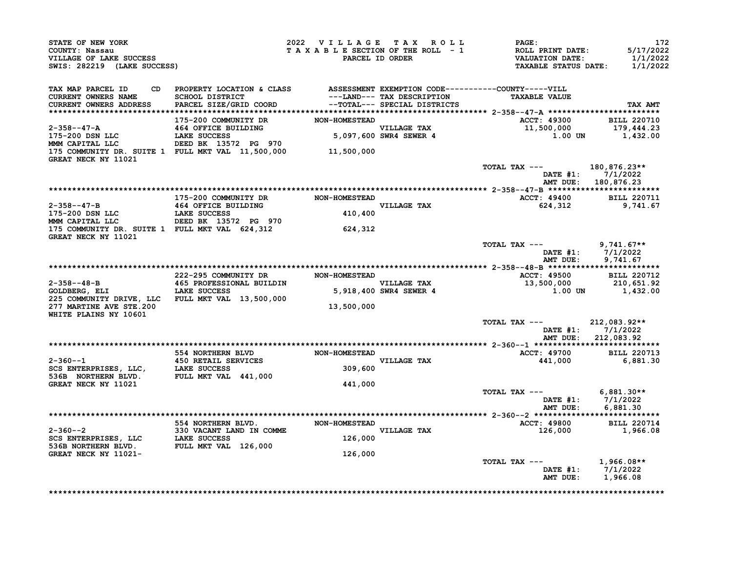STATE OF NEW YORK
COUNTY: Nassau
VILLAGE OF LAKE SUCCESS
SWIS: 282219 (LAKE SUCCESS)

2022 V I L L A G E T A X R O L L
T A X A B L E SECTION OF THE ROLL - 1
PARCEL ID ORDER

ROLL PRINT DATE: 5/17/2022
VALUATION DATE: 1/1/2022
TAXABLE STATUS DATE: 1/1/2022

| TAX MAP PARCEL ID / CURRENT OWNERS NAME / CURRENT OWNERS ADDRESS | CD | PROPERTY LOCATION & CLASS / SCHOOL DISTRICT / PARCEL SIZE/GRID COORD | ASSESSMENT ---LAND--- / --TOTAL--- | EXEMPTION CODE / TAX DESCRIPTION / SPECIAL DISTRICTS | TAXABLE VALUE | TAX AMT |
|---|---|---|---|---|---|---|
| **2-358--47-A** | | 175-200 COMMUNITY DR | NON-HOMESTEAD | | ACCT: 49300 | BILL 220710 |
| 2-358--47-A | | 464 OFFICE BUILDING | | VILLAGE TAX | 11,500,000 | 179,444.23 |
| 175-200 DSN LLC | | LAKE SUCCESS | 5,097,600 | SWR4 SEWER 4 | 1.00 UN | 1,432.00 |
| MMM CAPITAL LLC | | DEED BK 13572 PG 970 | | | | |
| 175 COMMUNITY DR. SUITE 1 | | FULL MKT VAL 11,500,000 | 11,500,000 | | | |
| GREAT NECK NY 11021 | | | | | | |
| | | | | | TOTAL TAX --- | 180,876.23** |
| | | | | | DATE #1: | 7/1/2022 |
| | | | | | AMT DUE: | 180,876.23 |
| **2-358--47-B** | | 175-200 COMMUNITY DR | NON-HOMESTEAD | | ACCT: 49400 | BILL 220711 |
| 2-358--47-B | | 464 OFFICE BUILDING | | VILLAGE TAX | 624,312 | 9,741.67 |
| 175-200 DSN LLC | | LAKE SUCCESS | 410,400 | | | |
| MMM CAPITAL LLC | | DEED BK 13572 PG 970 | | | | |
| 175 COMMUNITY DR. SUITE 1 | | FULL MKT VAL 624,312 | 624,312 | | | |
| GREAT NECK NY 11021 | | | | | | |
| | | | | | TOTAL TAX --- | 9,741.67** |
| | | | | | DATE #1: | 7/1/2022 |
| | | | | | AMT DUE: | 9,741.67 |
| **2-358--48-B** | | 222-295 COMMUNITY DR | NON-HOMESTEAD | | ACCT: 49500 | BILL 220712 |
| 2-358--48-B | | 465 PROFESSIONAL BUILDIN | | VILLAGE TAX | 13,500,000 | 210,651.92 |
| GOLDBERG, ELI | | LAKE SUCCESS | 5,918,400 | SWR4 SEWER 4 | 1.00 UN | 1,432.00 |
| 225 COMMUNITY DRIVE, LLC | | FULL MKT VAL 13,500,000 | | | | |
| 277 MARTINE AVE STE.200 | | | 13,500,000 | | | |
| WHITE PLAINS NY 10601 | | | | | | |
| | | | | | TOTAL TAX --- | 212,083.92** |
| | | | | | DATE #1: | 7/1/2022 |
| | | | | | AMT DUE: | 212,083.92 |
| **2-360--1** | | 554 NORTHERN BLVD | NON-HOMESTEAD | | ACCT: 49700 | BILL 220713 |
| 2-360--1 | | 450 RETAIL SERVICES | | VILLAGE TAX | 441,000 | 6,881.30 |
| SCS ENTERPRISES, LLC, | | LAKE SUCCESS | 309,600 | | | |
| 536B NORTHERN BLVD. | | FULL MKT VAL 441,000 | | | | |
| GREAT NECK NY 11021 | | | 441,000 | | | |
| | | | | | TOTAL TAX --- | 6,881.30** |
| | | | | | DATE #1: | 7/1/2022 |
| | | | | | AMT DUE: | 6,881.30 |
| **2-360--2** | | 554 NORTHERN BLVD. | NON-HOMESTEAD | | ACCT: 49800 | BILL 220714 |
| 2-360--2 | | 330 VACANT LAND IN COMME | | VILLAGE TAX | 126,000 | 1,966.08 |
| SCS ENTERPRISES, LLC | | LAKE SUCCESS | 126,000 | | | |
| 536B NORTHERN BLVD. | | FULL MKT VAL 126,000 | | | | |
| GREAT NECK NY 11021- | | | 126,000 | | | |
| | | | | | TOTAL TAX --- | 1,966.08** |
| | | | | | DATE #1: | 7/1/2022 |
| | | | | | AMT DUE: | 1,966.08 |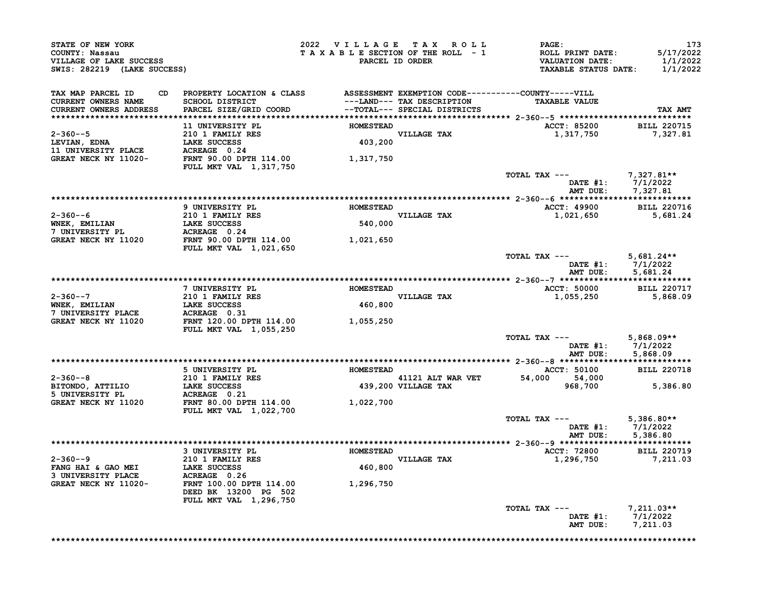STATE OF NEW YORK
COUNTY: Nassau
VILLAGE OF LAKE SUCCESS
SWIS: 282219 (LAKE SUCCESS)

2022 VILLAGE TAX ROLL
TAXABLE SECTION OF THE ROLL - 1
PARCEL ID ORDER

PAGE: 173
ROLL PRINT DATE: 5/17/2022
VALUATION DATE: 1/1/2022
TAXABLE STATUS DATE: 1/1/2022

| TAX MAP PARCEL ID / CURRENT OWNERS NAME / CURRENT OWNERS ADDRESS | CD | PROPERTY LOCATION & CLASS / SCHOOL DISTRICT / PARCEL SIZE/GRID COORD | ASSESSMENT ---LAND--- / --TOTAL--- | EXEMPTION CODE / TAX DESCRIPTION / SPECIAL DISTRICTS | COUNTY | VILL / TAXABLE VALUE | TAX AMT |
|---|---|---|---|---|---|---|---|
| 2-360--5 | | 11 UNIVERSITY PL | HOMESTEAD | | ACCT: 85200 | | BILL 220715 |
| LEVIAN, EDNA | | 210 1 FAMILY RES | | VILLAGE TAX | | 1,317,750 | 7,327.81 |
| 11 UNIVERSITY PLACE | | LAKE SUCCESS | 403,200 | | | | |
| GREAT NECK NY 11020- | | ACREAGE 0.24 | | | | | |
| | | FRNT 90.00 DPTH 114.00 | 1,317,750 | | | | |
| | | FULL MKT VAL 1,317,750 | | | | | |
| | | | | | TOTAL TAX --- | | 7,327.81** |
| | | | | | DATE #1: | | 7/1/2022 |
| | | | | | AMT DUE: | | 7,327.81 |
| 2-360--6 | | 9 UNIVERSITY PL | HOMESTEAD | | ACCT: 49900 | | BILL 220716 |
| WNEK, EMILIAN | | 210 1 FAMILY RES | | VILLAGE TAX | | 1,021,650 | 5,681.24 |
| 7 UNIVERSITY PL | | LAKE SUCCESS | 540,000 | | | | |
| GREAT NECK NY 11020 | | ACREAGE 0.24 | | | | | |
| | | FRNT 90.00 DPTH 114.00 | 1,021,650 | | | | |
| | | FULL MKT VAL 1,021,650 | | | | | |
| | | | | | TOTAL TAX --- | | 5,681.24** |
| | | | | | DATE #1: | | 7/1/2022 |
| | | | | | AMT DUE: | | 5,681.24 |
| 2-360--7 | | 7 UNIVERSITY PL | HOMESTEAD | | ACCT: 50000 | | BILL 220717 |
| WNEK, EMILIAN | | 210 1 FAMILY RES | | VILLAGE TAX | | 1,055,250 | 5,868.09 |
| 7 UNIVERSITY PLACE | | LAKE SUCCESS | 460,800 | | | | |
| GREAT NECK NY 11020 | | ACREAGE 0.31 | | | | | |
| | | FRNT 120.00 DPTH 114.00 | 1,055,250 | | | | |
| | | FULL MKT VAL 1,055,250 | | | | | |
| | | | | | TOTAL TAX --- | | 5,868.09** |
| | | | | | DATE #1: | | 7/1/2022 |
| | | | | | AMT DUE: | | 5,868.09 |
| 2-360--8 | | 5 UNIVERSITY PL | HOMESTEAD | | ACCT: 50100 | | BILL 220718 |
| BITONDO, ATTILIO | | 210 1 FAMILY RES | | 41121 ALT WAR VET | 54,000 | 54,000 | |
| 5 UNIVERSITY PL | | LAKE SUCCESS | 439,200 | VILLAGE TAX | | 968,700 | 5,386.80 |
| GREAT NECK NY 11020 | | ACREAGE 0.21 | | | | | |
| | | FRNT 80.00 DPTH 114.00 | 1,022,700 | | | | |
| | | FULL MKT VAL 1,022,700 | | | | | |
| | | | | | TOTAL TAX --- | | 5,386.80** |
| | | | | | DATE #1: | | 7/1/2022 |
| | | | | | AMT DUE: | | 5,386.80 |
| 2-360--9 | | 3 UNIVERSITY PL | HOMESTEAD | | ACCT: 72800 | | BILL 220719 |
| FANG HAI & GAO MEI | | 210 1 FAMILY RES | | VILLAGE TAX | | 1,296,750 | 7,211.03 |
| 3 UNIVERSITY PLACE | | LAKE SUCCESS | 460,800 | | | | |
| GREAT NECK NY 11020- | | ACREAGE 0.26 | | | | | |
| | | FRNT 100.00 DPTH 114.00 | 1,296,750 | | | | |
| | | DEED BK 13200 PG 502 | | | | | |
| | | FULL MKT VAL 1,296,750 | | | | | |
| | | | | | TOTAL TAX --- | | 7,211.03** |
| | | | | | DATE #1: | | 7/1/2022 |
| | | | | | AMT DUE: | | 7,211.03 |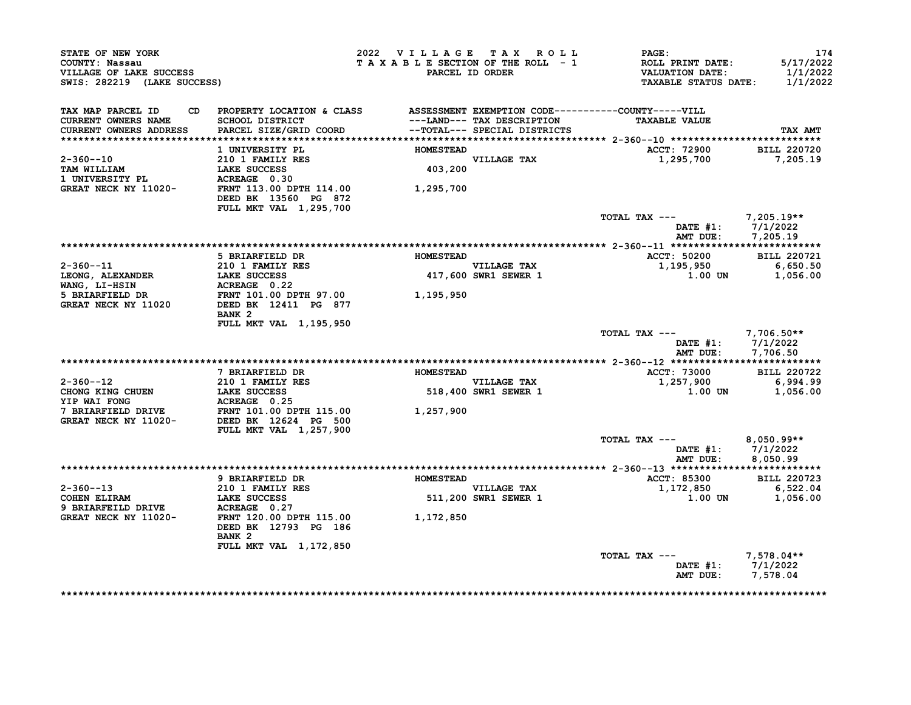STATE OF NEW YORK
COUNTY: Nassau
VILLAGE OF LAKE SUCCESS
SWIS: 282219 (LAKE SUCCESS)

2022 VILLAGE TAX ROLL
TAXABLE SECTION OF THE ROLL - 1
PARCEL ID ORDER

PAGE: 174
ROLL PRINT DATE: 5/17/2022
VALUATION DATE: 1/1/2022
TAXABLE STATUS DATE: 1/1/2022

| TAX MAP PARCEL ID / CURRENT OWNERS NAME / CURRENT OWNERS ADDRESS | PROPERTY LOCATION & CLASS / SCHOOL DISTRICT / PARCEL SIZE/GRID COORD | ASSESSMENT ---LAND--- / --TOTAL--- | EXEMPTION CODE / TAX DESCRIPTION / SPECIAL DISTRICTS | TAXABLE VALUE | TAX AMT |
|---|---|---|---|---|---|
| **2-360--10** | 1 UNIVERSITY PL | HOMESTEAD | | ACCT: 72900 | BILL 220720 |
| 2-360--10 | 210 1 FAMILY RES | | VILLAGE TAX | 1,295,700 | 7,205.19 |
| TAM WILLIAM | LAKE SUCCESS | 403,200 | | | |
| 1 UNIVERSITY PL | ACREAGE 0.30 | | | | |
| GREAT NECK NY 11020- | FRNT 113.00 DPTH 114.00 | 1,295,700 | | | |
| | DEED BK 13560 PG 872 | | | | |
| | FULL MKT VAL 1,295,700 | | | | |
| | | | | TOTAL TAX --- | 7,205.19** |
| | | | | DATE #1: | 7/1/2022 |
| | | | | AMT DUE: | 7,205.19 |
| **2-360--11** | 5 BRIARFIELD DR | HOMESTEAD | | ACCT: 50200 | BILL 220721 |
| 2-360--11 | 210 1 FAMILY RES | | VILLAGE TAX | 1,195,950 | 6,650.50 |
| LEONG, ALEXANDER | LAKE SUCCESS | 417,600 | SWR1 SEWER 1 | 1.00 UN | 1,056.00 |
| WANG, LI-HSIN | ACREAGE 0.22 | | | | |
| 5 BRIARFIELD DR | FRNT 101.00 DPTH 97.00 | 1,195,950 | | | |
| GREAT NECK NY 11020 | DEED BK 12411 PG 877 | | | | |
| | BANK 2 | | | | |
| | FULL MKT VAL 1,195,950 | | | | |
| | | | | TOTAL TAX --- | 7,706.50** |
| | | | | DATE #1: | 7/1/2022 |
| | | | | AMT DUE: | 7,706.50 |
| **2-360--12** | 7 BRIARFIELD DR | HOMESTEAD | | ACCT: 73000 | BILL 220722 |
| 2-360--12 | 210 1 FAMILY RES | | VILLAGE TAX | 1,257,900 | 6,994.99 |
| CHONG KING CHUEN | LAKE SUCCESS | 518,400 | SWR1 SEWER 1 | 1.00 UN | 1,056.00 |
| YIP WAI FONG | ACREAGE 0.25 | | | | |
| 7 BRIARFIELD DRIVE | FRNT 101.00 DPTH 115.00 | 1,257,900 | | | |
| GREAT NECK NY 11020- | DEED BK 12624 PG 500 | | | | |
| | FULL MKT VAL 1,257,900 | | | | |
| | | | | TOTAL TAX --- | 8,050.99** |
| | | | | DATE #1: | 7/1/2022 |
| | | | | AMT DUE: | 8,050.99 |
| **2-360--13** | 9 BRIARFIELD DR | HOMESTEAD | | ACCT: 85300 | BILL 220723 |
| 2-360--13 | 210 1 FAMILY RES | | VILLAGE TAX | 1,172,850 | 6,522.04 |
| COHEN ELIRAM | LAKE SUCCESS | 511,200 | SWR1 SEWER 1 | 1.00 UN | 1,056.00 |
| 9 BRIARFEILD DRIVE | ACREAGE 0.27 | | | | |
| GREAT NECK NY 11020- | FRNT 120.00 DPTH 115.00 | 1,172,850 | | | |
| | DEED BK 12793 PG 186 | | | | |
| | BANK 2 | | | | |
| | FULL MKT VAL 1,172,850 | | | | |
| | | | | TOTAL TAX --- | 7,578.04** |
| | | | | DATE #1: | 7/1/2022 |
| | | | | AMT DUE: | 7,578.04 |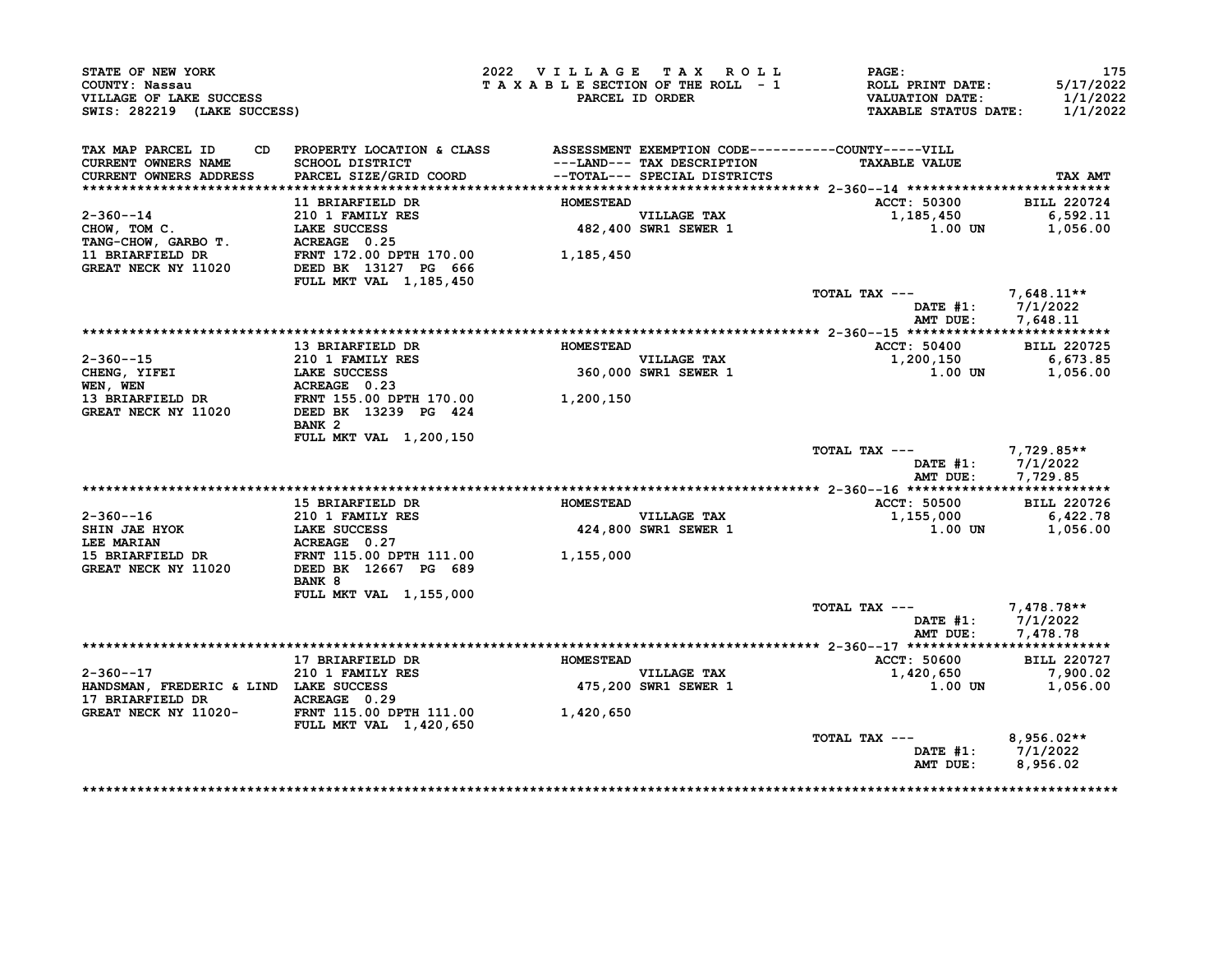STATE OF NEW YORK
COUNTY: Nassau
VILLAGE OF LAKE SUCCESS
SWIS: 282219 (LAKE SUCCESS)

2022 VILLAGE TAX ROLL
TAXABLE SECTION OF THE ROLL - 1
PARCEL ID ORDER

ROLL PRINT DATE: 5/17/2022
VALUATION DATE: 1/1/2022
TAXABLE STATUS DATE: 1/1/2022

| TAX MAP PARCEL ID / CURRENT OWNERS NAME / CURRENT OWNERS ADDRESS | PROPERTY LOCATION & CLASS / SCHOOL DISTRICT / PARCEL SIZE/GRID COORD | ASSESSMENT ---LAND--- / --TOTAL--- | EXEMPTION CODE / TAX DESCRIPTION / SPECIAL DISTRICTS | TAXABLE VALUE (COUNTY-----VILL) | TAX AMT |
|---|---|---|---|---|---|
| 2-360--14 | 11 BRIARFIELD DR | HOMESTEAD | | ACCT: 50300 | BILL 220724 |
| CHOW, TOM C. | 210 1 FAMILY RES | | VILLAGE TAX | 1,185,450 | 6,592.11 |
| TANG-CHOW, GARBO T. | LAKE SUCCESS | 482,400 | SWR1 SEWER 1 | 1.00 UN | 1,056.00 |
| 11 BRIARFIELD DR | ACREAGE 0.25 | | | | |
| GREAT NECK NY 11020 | FRNT 172.00 DPTH 170.00 | 1,185,450 | | | |
| | DEED BK 13127 PG 666 | | | | |
| | FULL MKT VAL 1,185,450 | | | | |
| | | | | TOTAL TAX --- | 7,648.11** |
| | | | | DATE #1: | 7/1/2022 |
| | | | | AMT DUE: | 7,648.11 |
| 2-360--15 | 13 BRIARFIELD DR | HOMESTEAD | | ACCT: 50400 | BILL 220725 |
| CHENG, YIFEI | 210 1 FAMILY RES | | VILLAGE TAX | 1,200,150 | 6,673.85 |
| WEN, WEN | LAKE SUCCESS | 360,000 | SWR1 SEWER 1 | 1.00 UN | 1,056.00 |
| 13 BRIARFIELD DR | ACREAGE 0.23 | | | | |
| GREAT NECK NY 11020 | FRNT 155.00 DPTH 170.00 | 1,200,150 | | | |
| | DEED BK 13239 PG 424 | | | | |
| | BANK 2 | | | | |
| | FULL MKT VAL 1,200,150 | | | | |
| | | | | TOTAL TAX --- | 7,729.85** |
| | | | | DATE #1: | 7/1/2022 |
| | | | | AMT DUE: | 7,729.85 |
| 2-360--16 | 15 BRIARFIELD DR | HOMESTEAD | | ACCT: 50500 | BILL 220726 |
| SHIN JAE HYOK | 210 1 FAMILY RES | | VILLAGE TAX | 1,155,000 | 6,422.78 |
| LEE MARIAN | LAKE SUCCESS | 424,800 | SWR1 SEWER 1 | 1.00 UN | 1,056.00 |
| 15 BRIARFIELD DR | ACREAGE 0.27 | | | | |
| GREAT NECK NY 11020 | FRNT 115.00 DPTH 111.00 | 1,155,000 | | | |
| | DEED BK 12667 PG 689 | | | | |
| | BANK 8 | | | | |
| | FULL MKT VAL 1,155,000 | | | | |
| | | | | TOTAL TAX --- | 7,478.78** |
| | | | | DATE #1: | 7/1/2022 |
| | | | | AMT DUE: | 7,478.78 |
| 2-360--17 | 17 BRIARFIELD DR | HOMESTEAD | | ACCT: 50600 | BILL 220727 |
| HANDSMAN, FREDERIC & LIND | 210 1 FAMILY RES | | VILLAGE TAX | 1,420,650 | 7,900.02 |
| 17 BRIARFIELD DR | LAKE SUCCESS | 475,200 | SWR1 SEWER 1 | 1.00 UN | 1,056.00 |
| GREAT NECK NY 11020- | ACREAGE 0.29 | | | | |
| | FRNT 115.00 DPTH 111.00 | 1,420,650 | | | |
| | FULL MKT VAL 1,420,650 | | | | |
| | | | | TOTAL TAX --- | 8,956.02** |
| | | | | DATE #1: | 7/1/2022 |
| | | | | AMT DUE: | 8,956.02 |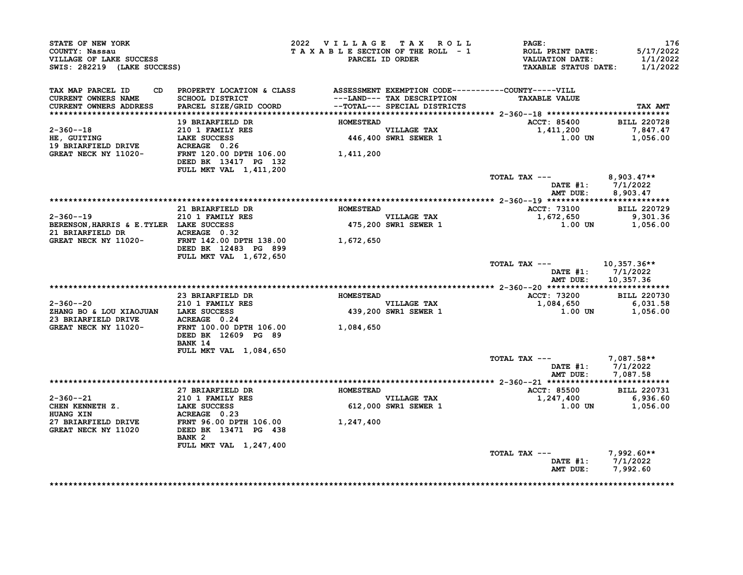STATE OF NEW YORK
COUNTY: Nassau
VILLAGE OF LAKE SUCCESS
SWIS: 282219 (LAKE SUCCESS)

2022 VILLAGE TAX ROLL
TAXABLE SECTION OF THE ROLL - 1
PARCEL ID ORDER

ROLL PRINT DATE: 5/17/2022
VALUATION DATE: 1/1/2022
TAXABLE STATUS DATE: 1/1/2022

| TAX MAP PARCEL ID / CURRENT OWNERS NAME / CURRENT OWNERS ADDRESS | CD | PROPERTY LOCATION & CLASS / SCHOOL DISTRICT / PARCEL SIZE/GRID COORD | ASSESSMENT ---LAND--- / --TOTAL--- | EXEMPTION CODE / TAX DESCRIPTION / SPECIAL DISTRICTS | TAXABLE VALUE (COUNTY-----VILL) | TAX AMT |
|---|---|---|---|---|---|---|
| 2-360--18 | | 19 BRIARFIELD DR | HOMESTEAD | | ACCT: 85400 | BILL 220728 |
| HE, GUITING | | 210 1 FAMILY RES | | VILLAGE TAX | 1,411,200 | 7,847.47 |
| 19 BRIARFIELD DRIVE | | LAKE SUCCESS | 446,400 | SWR1 SEWER 1 | 1.00 UN | 1,056.00 |
| GREAT NECK NY 11020- | | ACREAGE 0.26 | | | | |
| | | FRNT 120.00 DPTH 106.00 | 1,411,200 | | | |
| | | DEED BK 13417 PG 132 | | | | |
| | | FULL MKT VAL 1,411,200 | | | | |
| | | | | | TOTAL TAX --- | 8,903.47** |
| | | | | | DATE #1: | 7/1/2022 |
| | | | | | AMT DUE: | 8,903.47 |
| 2-360--19 | | 21 BRIARFIELD DR | HOMESTEAD | | ACCT: 73100 | BILL 220729 |
| BERENSON,HARRIS & E.TYLER | | 210 1 FAMILY RES | | VILLAGE TAX | 1,672,650 | 9,301.36 |
| 21 BRIARFIELD DR | | LAKE SUCCESS | 475,200 | SWR1 SEWER 1 | 1.00 UN | 1,056.00 |
| GREAT NECK NY 11020- | | ACREAGE 0.32 | | | | |
| | | FRNT 142.00 DPTH 138.00 | 1,672,650 | | | |
| | | DEED BK 12483 PG 899 | | | | |
| | | FULL MKT VAL 1,672,650 | | | | |
| | | | | | TOTAL TAX --- | 10,357.36** |
| | | | | | DATE #1: | 7/1/2022 |
| | | | | | AMT DUE: | 10,357.36 |
| 2-360--20 | | 23 BRIARFIELD DR | HOMESTEAD | | ACCT: 73200 | BILL 220730 |
| ZHANG BO & LOU XIAOJUAN | | 210 1 FAMILY RES | | VILLAGE TAX | 1,084,650 | 6,031.58 |
| 23 BRIARFIELD DRIVE | | LAKE SUCCESS | 439,200 | SWR1 SEWER 1 | 1.00 UN | 1,056.00 |
| GREAT NECK NY 11020- | | ACREAGE 0.24 | | | | |
| | | FRNT 100.00 DPTH 106.00 | 1,084,650 | | | |
| | | DEED BK 12609 PG 89 | | | | |
| | | BANK 14 | | | | |
| | | FULL MKT VAL 1,084,650 | | | | |
| | | | | | TOTAL TAX --- | 7,087.58** |
| | | | | | DATE #1: | 7/1/2022 |
| | | | | | AMT DUE: | 7,087.58 |
| 2-360--21 | | 27 BRIARFIELD DR | HOMESTEAD | | ACCT: 85500 | BILL 220731 |
| CHEN KENNETH Z. | | 210 1 FAMILY RES | | VILLAGE TAX | 1,247,400 | 6,936.60 |
| HUANG XIN | | LAKE SUCCESS | 612,000 | SWR1 SEWER 1 | 1.00 UN | 1,056.00 |
| 27 BRIARFIELD DRIVE | | ACREAGE 0.23 | | | | |
| GREAT NECK NY 11020 | | FRNT 96.00 DPTH 106.00 | 1,247,400 | | | |
| | | DEED BK 13471 PG 438 | | | | |
| | | BANK 2 | | | | |
| | | FULL MKT VAL 1,247,400 | | | | |
| | | | | | TOTAL TAX --- | 7,992.60** |
| | | | | | DATE #1: | 7/1/2022 |
| | | | | | AMT DUE: | 7,992.60 |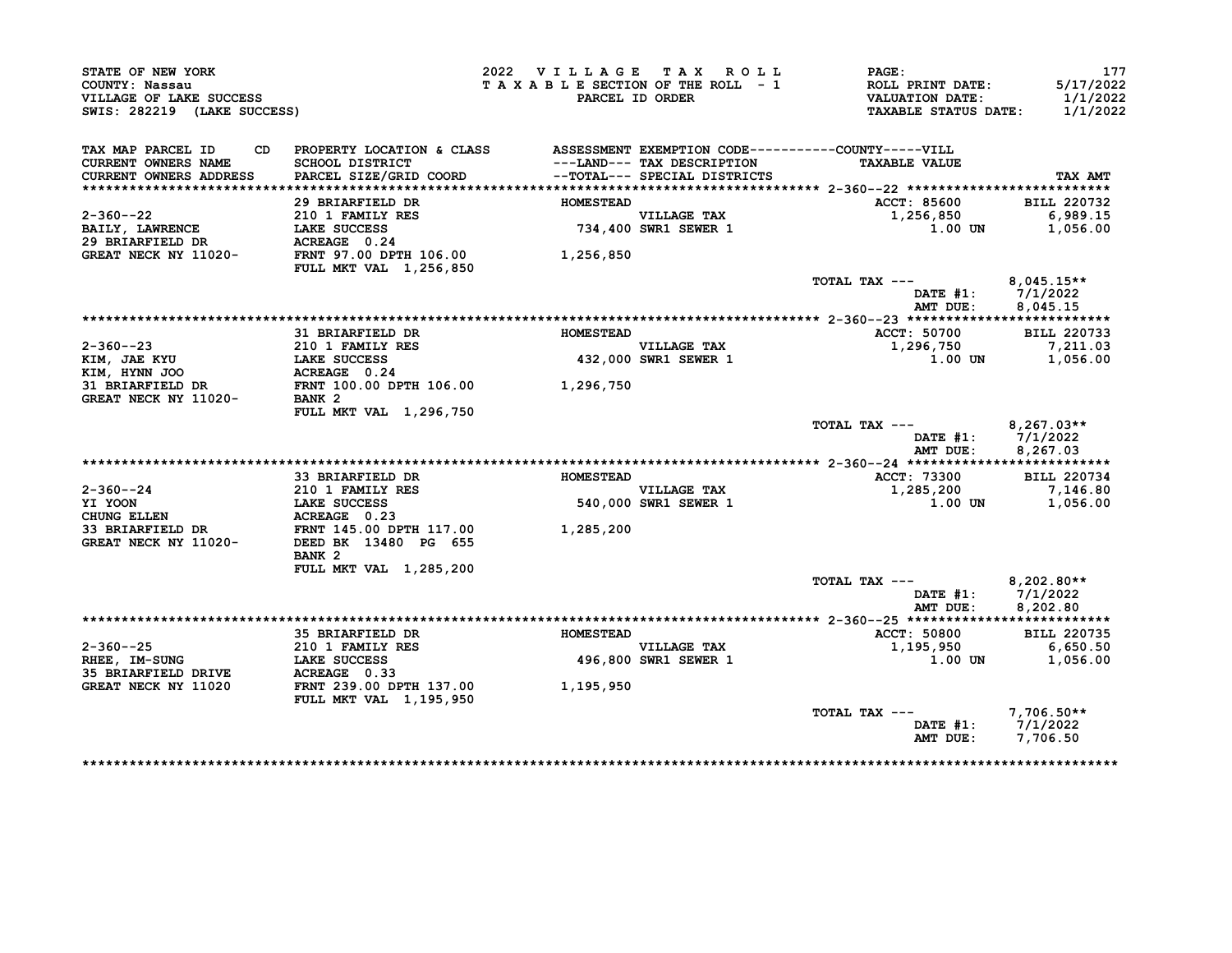STATE OF NEW YORK
COUNTY: Nassau
VILLAGE OF LAKE SUCCESS
SWIS: 282219 (LAKE SUCCESS)

2022 VILLAGE TAX ROLL
TAXABLE SECTION OF THE ROLL - 1
PARCEL ID ORDER

PAGE: 177
ROLL PRINT DATE: 5/17/2022
VALUATION DATE: 1/1/2022
TAXABLE STATUS DATE: 1/1/2022

| TAX MAP PARCEL ID / CURRENT OWNERS NAME / CURRENT OWNERS ADDRESS | CD | PROPERTY LOCATION & CLASS / SCHOOL DISTRICT / PARCEL SIZE/GRID COORD | ASSESSMENT ---LAND--- / --TOTAL--- | EXEMPTION CODE / TAX DESCRIPTION / SPECIAL DISTRICTS | COUNTY-----VILL TAXABLE VALUE | TAX AMT |
|---|---|---|---|---|---|---|
| **2-360--22** | | 29 BRIARFIELD DR | HOMESTEAD | | ACCT: 85600 | BILL 220732 |
| BAILY, LAWRENCE | | 210 1 FAMILY RES | | VILLAGE TAX | 1,256,850 | 6,989.15 |
| 29 BRIARFIELD DR | | LAKE SUCCESS | 734,400 | SWR1 SEWER 1 | 1.00 UN | 1,056.00 |
| GREAT NECK NY 11020- | | ACREAGE 0.24 | | | | |
| | | FRNT 97.00 DPTH 106.00 | 1,256,850 | | | |
| | | FULL MKT VAL 1,256,850 | | | | |
| | | | | | TOTAL TAX --- | 8,045.15** |
| | | | | | DATE #1: | 7/1/2022 |
| | | | | | AMT DUE: | 8,045.15 |
| **2-360--23** | | 31 BRIARFIELD DR | HOMESTEAD | | ACCT: 50700 | BILL 220733 |
| KIM, JAE KYU | | 210 1 FAMILY RES | | VILLAGE TAX | 1,296,750 | 7,211.03 |
| KIM, HYNN JOO | | LAKE SUCCESS | 432,000 | SWR1 SEWER 1 | 1.00 UN | 1,056.00 |
| 31 BRIARFIELD DR | | ACREAGE 0.24 | | | | |
| GREAT NECK NY 11020- | | FRNT 100.00 DPTH 106.00 | 1,296,750 | | | |
| | | BANK 2 | | | | |
| | | FULL MKT VAL 1,296,750 | | | | |
| | | | | | TOTAL TAX --- | 8,267.03** |
| | | | | | DATE #1: | 7/1/2022 |
| | | | | | AMT DUE: | 8,267.03 |
| **2-360--24** | | 33 BRIARFIELD DR | HOMESTEAD | | ACCT: 73300 | BILL 220734 |
| YI YOON | | 210 1 FAMILY RES | | VILLAGE TAX | 1,285,200 | 7,146.80 |
| CHUNG ELLEN | | LAKE SUCCESS | 540,000 | SWR1 SEWER 1 | 1.00 UN | 1,056.00 |
| 33 BRIARFIELD DR | | ACREAGE 0.23 | | | | |
| GREAT NECK NY 11020- | | FRNT 145.00 DPTH 117.00 | 1,285,200 | | | |
| | | DEED BK 13480 PG 655 | | | | |
| | | BANK 2 | | | | |
| | | FULL MKT VAL 1,285,200 | | | | |
| | | | | | TOTAL TAX --- | 8,202.80** |
| | | | | | DATE #1: | 7/1/2022 |
| | | | | | AMT DUE: | 8,202.80 |
| **2-360--25** | | 35 BRIARFIELD DR | HOMESTEAD | | ACCT: 50800 | BILL 220735 |
| RHEE, IM-SUNG | | 210 1 FAMILY RES | | VILLAGE TAX | 1,195,950 | 6,650.50 |
| 35 BRIARFIELD DRIVE | | LAKE SUCCESS | 496,800 | SWR1 SEWER 1 | 1.00 UN | 1,056.00 |
| GREAT NECK NY 11020 | | ACREAGE 0.33 | | | | |
| | | FRNT 239.00 DPTH 137.00 | 1,195,950 | | | |
| | | FULL MKT VAL 1,195,950 | | | | |
| | | | | | TOTAL TAX --- | 7,706.50** |
| | | | | | DATE #1: | 7/1/2022 |
| | | | | | AMT DUE: | 7,706.50 |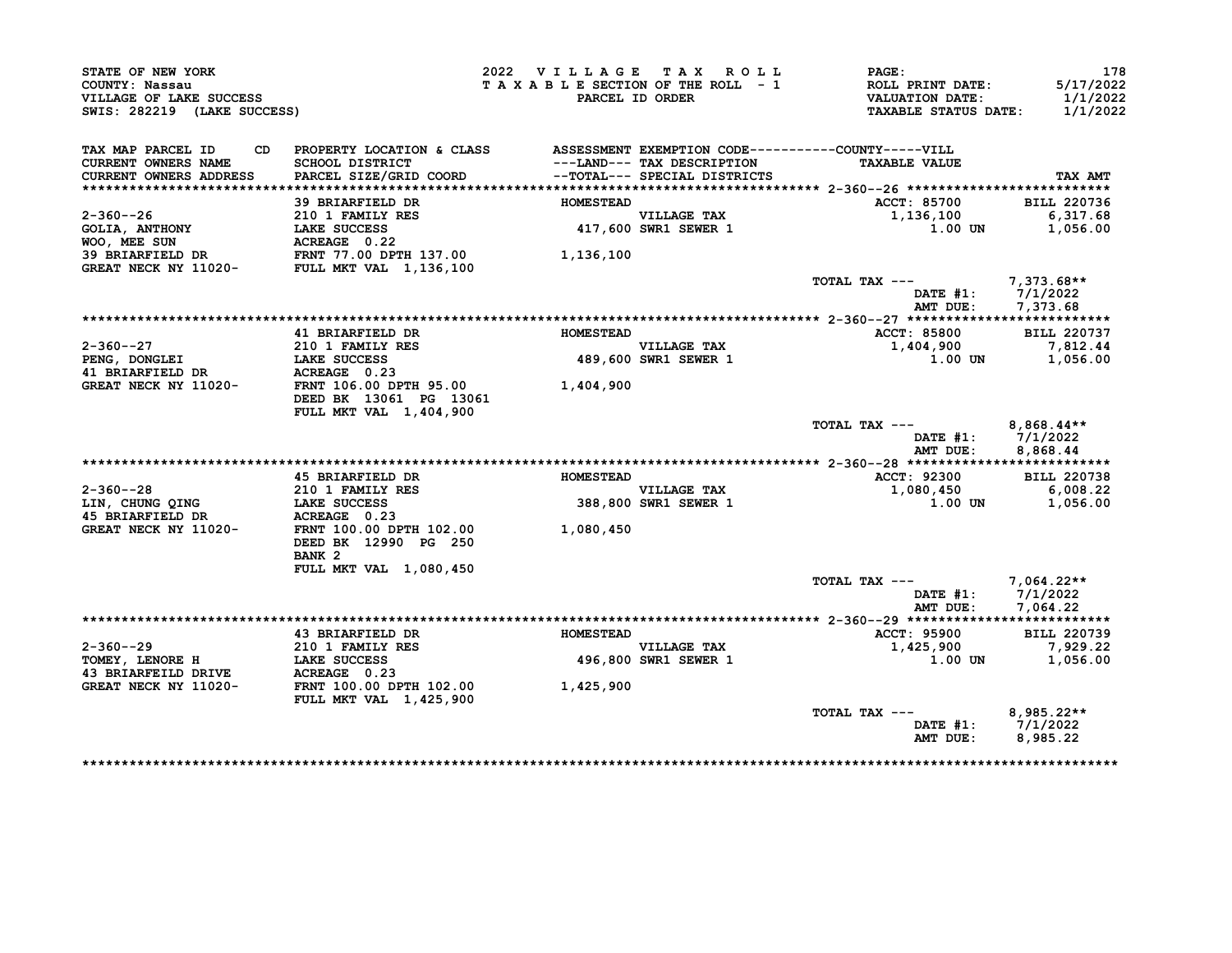STATE OF NEW YORK
COUNTY: Nassau
VILLAGE OF LAKE SUCCESS
SWIS: 282219 (LAKE SUCCESS)

2022 VILLAGE TAX ROLL
TAXABLE SECTION OF THE ROLL - 1
PARCEL ID ORDER

ROLL PRINT DATE: 5/17/2022
VALUATION DATE: 1/1/2022
TAXABLE STATUS DATE: 1/1/2022

| TAX MAP PARCEL ID / CURRENT OWNERS NAME / CURRENT OWNERS ADDRESS | PROPERTY LOCATION & CLASS / SCHOOL DISTRICT / PARCEL SIZE/GRID COORD | ASSESSMENT ---LAND--- --TOTAL--- | EXEMPTION CODE / TAX DESCRIPTION / SPECIAL DISTRICTS | TAXABLE VALUE | TAX AMT |
|---|---|---|---|---|---|
| 2-360--26 | 39 BRIARFIELD DR | HOMESTEAD | | ACCT: 85700 | BILL 220736 |
| GOLIA, ANTHONY | 210 1 FAMILY RES | | VILLAGE TAX | 1,136,100 | 6,317.68 |
| WOO, MEE SUN | LAKE SUCCESS | 417,600 | SWR1 SEWER 1 | 1.00 UN | 1,056.00 |
| 39 BRIARFIELD DR | ACREAGE 0.22 | | | | |
| GREAT NECK NY 11020- | FRNT 77.00 DPTH 137.00 | 1,136,100 | | | |
| | FULL MKT VAL 1,136,100 | | | | |
| | | | | TOTAL TAX --- | 7,373.68** |
| | | | | DATE #1: | 7/1/2022 |
| | | | | AMT DUE: | 7,373.68 |
| 2-360--27 | 41 BRIARFIELD DR | HOMESTEAD | | ACCT: 85800 | BILL 220737 |
| PENG, DONGLEI | 210 1 FAMILY RES | | VILLAGE TAX | 1,404,900 | 7,812.44 |
| 41 BRIARFIELD DR | LAKE SUCCESS | 489,600 | SWR1 SEWER 1 | 1.00 UN | 1,056.00 |
| GREAT NECK NY 11020- | ACREAGE 0.23 | | | | |
| | FRNT 106.00 DPTH 95.00 | 1,404,900 | | | |
| | DEED BK 13061 PG 13061 | | | | |
| | FULL MKT VAL 1,404,900 | | | | |
| | | | | TOTAL TAX --- | 8,868.44** |
| | | | | DATE #1: | 7/1/2022 |
| | | | | AMT DUE: | 8,868.44 |
| 2-360--28 | 45 BRIARFIELD DR | HOMESTEAD | | ACCT: 92300 | BILL 220738 |
| LIN, CHUNG QING | 210 1 FAMILY RES | | VILLAGE TAX | 1,080,450 | 6,008.22 |
| 45 BRIARFIELD DR | LAKE SUCCESS | 388,800 | SWR1 SEWER 1 | 1.00 UN | 1,056.00 |
| GREAT NECK NY 11020- | ACREAGE 0.23 | | | | |
| | FRNT 100.00 DPTH 102.00 | 1,080,450 | | | |
| | DEED BK 12990 PG 250 | | | | |
| | BANK 2 | | | | |
| | FULL MKT VAL 1,080,450 | | | | |
| | | | | TOTAL TAX --- | 7,064.22** |
| | | | | DATE #1: | 7/1/2022 |
| | | | | AMT DUE: | 7,064.22 |
| 2-360--29 | 43 BRIARFIELD DR | HOMESTEAD | | ACCT: 95900 | BILL 220739 |
| TOMEY, LENORE H | 210 1 FAMILY RES | | VILLAGE TAX | 1,425,900 | 7,929.22 |
| 43 BRIARFEILD DRIVE | LAKE SUCCESS | 496,800 | SWR1 SEWER 1 | 1.00 UN | 1,056.00 |
| GREAT NECK NY 11020- | ACREAGE 0.23 | | | | |
| | FRNT 100.00 DPTH 102.00 | 1,425,900 | | | |
| | FULL MKT VAL 1,425,900 | | | | |
| | | | | TOTAL TAX --- | 8,985.22** |
| | | | | DATE #1: | 7/1/2022 |
| | | | | AMT DUE: | 8,985.22 |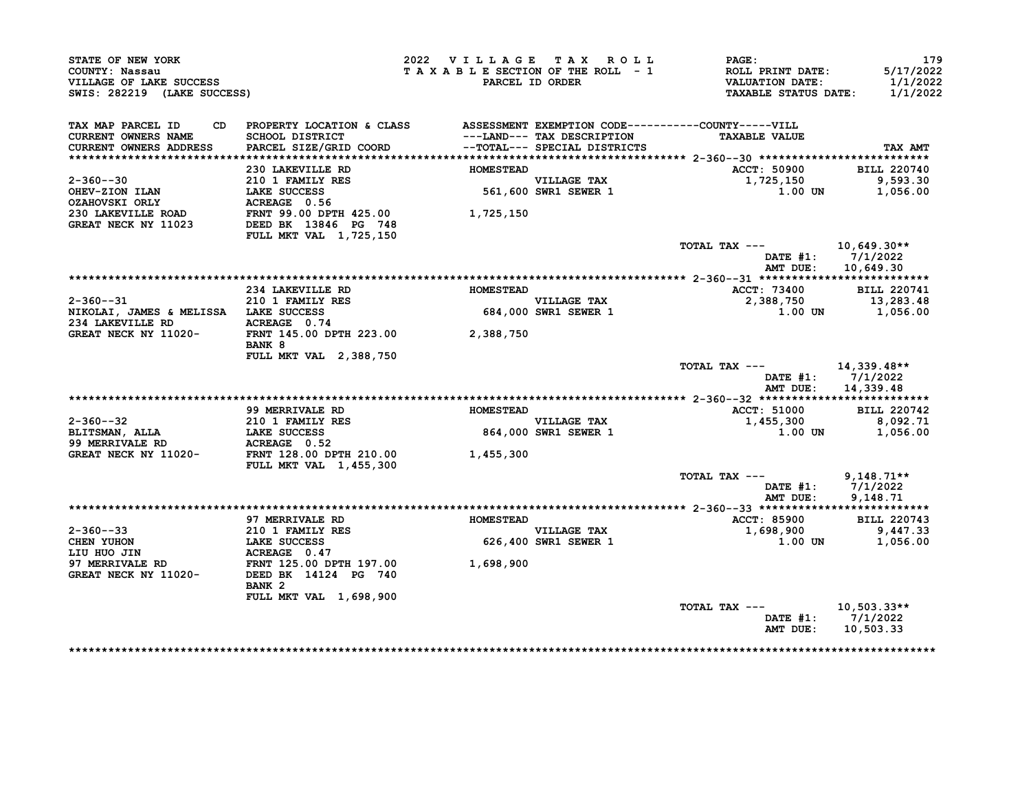STATE OF NEW YORK
COUNTY: Nassau
VILLAGE OF LAKE SUCCESS
SWIS: 282219 (LAKE SUCCESS)

2022 VILLAGE TAX ROLL
TAXABLE SECTION OF THE ROLL - 1
PARCEL ID ORDER

ROLL PRINT DATE: 5/17/2022
VALUATION DATE: 1/1/2022
TAXABLE STATUS DATE: 1/1/2022

| TAX MAP PARCEL ID / CURRENT OWNERS NAME / CURRENT OWNERS ADDRESS | CD | PROPERTY LOCATION & CLASS / SCHOOL DISTRICT / PARCEL SIZE/GRID COORD | ASSESSMENT ---LAND--- / --TOTAL--- | EXEMPTION CODE / TAX DESCRIPTION / SPECIAL DISTRICTS | COUNTY-----VILL TAXABLE VALUE | TAX AMT |
|---|---|---|---|---|---|---|
| 2-360--30 | | 230 LAKEVILLE RD | HOMESTEAD | | ACCT: 50900 | BILL 220740 |
| OHEV-ZION ILAN | | 210 1 FAMILY RES | | VILLAGE TAX | 1,725,150 | 9,593.30 |
| OZAHOVSKI ORLY | | LAKE SUCCESS | 561,600 | SWR1 SEWER 1 | 1.00 UN | 1,056.00 |
| 230 LAKEVILLE ROAD | | ACREAGE 0.56 | | | | |
| GREAT NECK NY 11023 | | FRNT 99.00 DPTH 425.00 | 1,725,150 | | | |
| | | DEED BK 13846 PG 748 | | | | |
| | | FULL MKT VAL 1,725,150 | | | | |
| | | | | | TOTAL TAX --- | 10,649.30** |
| | | | | | DATE #1: | 7/1/2022 |
| | | | | | AMT DUE: | 10,649.30 |
| 2-360--31 | | 234 LAKEVILLE RD | HOMESTEAD | | ACCT: 73400 | BILL 220741 |
| NIKOLAI, JAMES & MELISSA | | 210 1 FAMILY RES | | VILLAGE TAX | 2,388,750 | 13,283.48 |
| 234 LAKEVILLE RD | | LAKE SUCCESS | 684,000 | SWR1 SEWER 1 | 1.00 UN | 1,056.00 |
| GREAT NECK NY 11020- | | ACREAGE 0.74 | | | | |
| | | FRNT 145.00 DPTH 223.00 | 2,388,750 | | | |
| | | BANK 8 | | | | |
| | | FULL MKT VAL 2,388,750 | | | | |
| | | | | | TOTAL TAX --- | 14,339.48** |
| | | | | | DATE #1: | 7/1/2022 |
| | | | | | AMT DUE: | 14,339.48 |
| 2-360--32 | | 99 MERRIVALE RD | HOMESTEAD | | ACCT: 51000 | BILL 220742 |
| BLITSMAN, ALLA | | 210 1 FAMILY RES | | VILLAGE TAX | 1,455,300 | 8,092.71 |
| 99 MERRIVALE RD | | LAKE SUCCESS | 864,000 | SWR1 SEWER 1 | 1.00 UN | 1,056.00 |
| GREAT NECK NY 11020- | | ACREAGE 0.52 | | | | |
| | | FRNT 128.00 DPTH 210.00 | 1,455,300 | | | |
| | | FULL MKT VAL 1,455,300 | | | | |
| | | | | | TOTAL TAX --- | 9,148.71** |
| | | | | | DATE #1: | 7/1/2022 |
| | | | | | AMT DUE: | 9,148.71 |
| 2-360--33 | | 97 MERRIVALE RD | HOMESTEAD | | ACCT: 85900 | BILL 220743 |
| CHEN YUHON | | 210 1 FAMILY RES | | VILLAGE TAX | 1,698,900 | 9,447.33 |
| LIU HUO JIN | | LAKE SUCCESS | 626,400 | SWR1 SEWER 1 | 1.00 UN | 1,056.00 |
| 97 MERRIVALE RD | | ACREAGE 0.47 | | | | |
| GREAT NECK NY 11020- | | FRNT 125.00 DPTH 197.00 | 1,698,900 | | | |
| | | DEED BK 14124 PG 740 | | | | |
| | | BANK 2 | | | | |
| | | FULL MKT VAL 1,698,900 | | | | |
| | | | | | TOTAL TAX --- | 10,503.33** |
| | | | | | DATE #1: | 7/1/2022 |
| | | | | | AMT DUE: | 10,503.33 |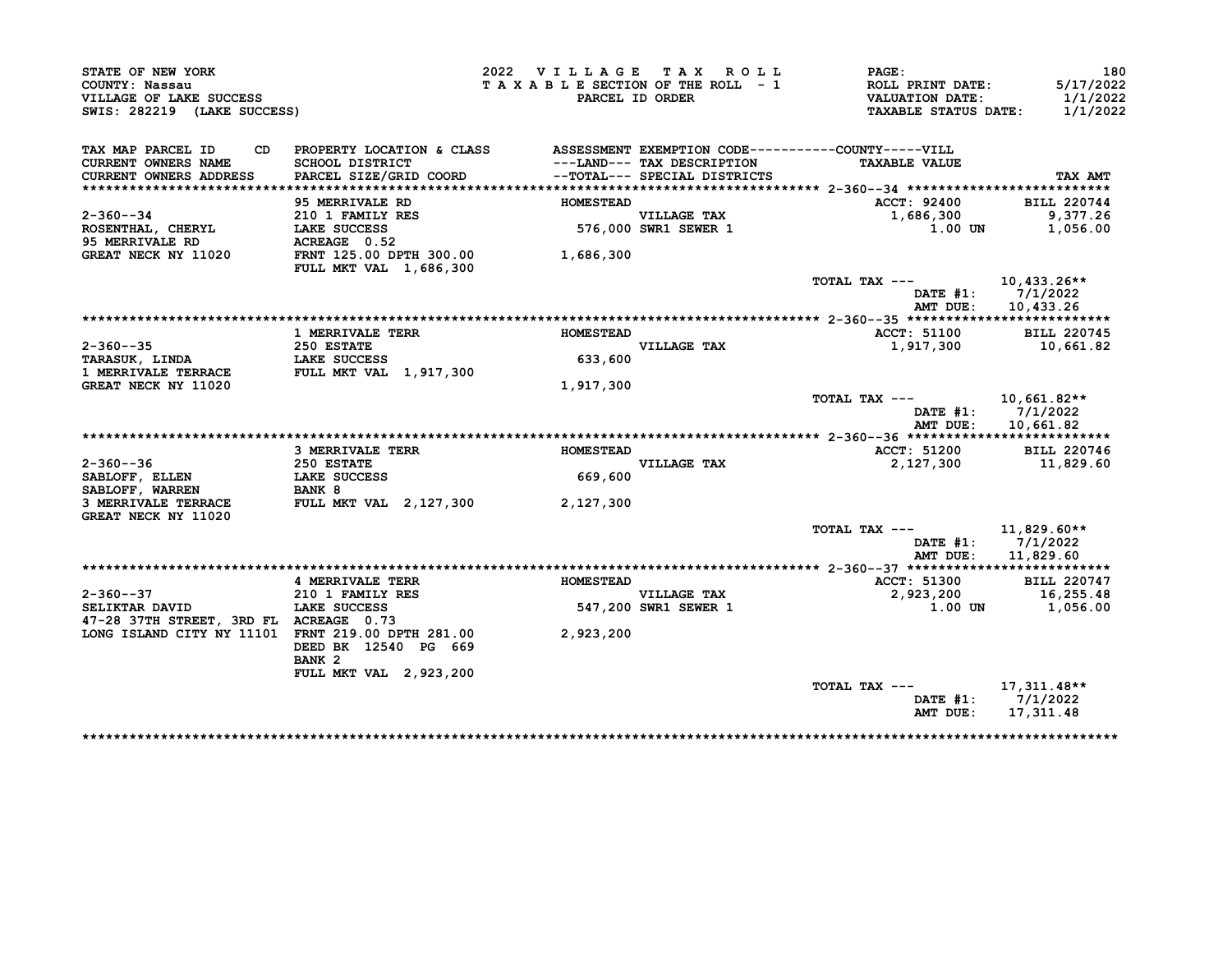STATE OF NEW YORK
COUNTY: Nassau
VILLAGE OF LAKE SUCCESS
SWIS: 282219 (LAKE SUCCESS)

2022 VILLAGE TAX ROLL
TAXABLE SECTION OF THE ROLL - 1
PARCEL ID ORDER

PAGE: 180
ROLL PRINT DATE: 5/17/2022
VALUATION DATE: 1/1/2022
TAXABLE STATUS DATE: 1/1/2022

| TAX MAP PARCEL ID / CURRENT OWNERS NAME / CURRENT OWNERS ADDRESS | CD PROPERTY LOCATION & CLASS / SCHOOL DISTRICT / PARCEL SIZE/GRID COORD | ASSESSMENT ---LAND--- / --TOTAL--- | EXEMPTION CODE / TAX DESCRIPTION / SPECIAL DISTRICTS | COUNTY-----VILL TAXABLE VALUE | TAX AMT |
|---|---|---|---|---|---|
| | 95 MERRIVALE RD | HOMESTEAD | | ACCT: 92400 | BILL 220744 |
| 2-360--34 | 210 1 FAMILY RES | | VILLAGE TAX | 1,686,300 | 9,377.26 |
| ROSENTHAL, CHERYL | LAKE SUCCESS | 576,000 | SWR1 SEWER 1 | 1.00 UN | 1,056.00 |
| 95 MERRIVALE RD | ACREAGE 0.52 | | | | |
| GREAT NECK NY 11020 | FRNT 125.00 DPTH 300.00 | 1,686,300 | | | |
| | FULL MKT VAL 1,686,300 | | | | |
| | | | | TOTAL TAX --- | 10,433.26** |
| | | | | DATE #1: | 7/1/2022 |
| | | | | AMT DUE: | 10,433.26 |
| | 1 MERRIVALE TERR | HOMESTEAD | | ACCT: 51100 | BILL 220745 |
| 2-360--35 | 250 ESTATE | | VILLAGE TAX | 1,917,300 | 10,661.82 |
| TARASUK, LINDA | LAKE SUCCESS | 633,600 | | | |
| 1 MERRIVALE TERRACE | FULL MKT VAL 1,917,300 | | | | |
| GREAT NECK NY 11020 | | 1,917,300 | | | |
| | | | | TOTAL TAX --- | 10,661.82** |
| | | | | DATE #1: | 7/1/2022 |
| | | | | AMT DUE: | 10,661.82 |
| | 3 MERRIVALE TERR | HOMESTEAD | | ACCT: 51200 | BILL 220746 |
| 2-360--36 | 250 ESTATE | | VILLAGE TAX | 2,127,300 | 11,829.60 |
| SABLOFF, ELLEN | LAKE SUCCESS | 669,600 | | | |
| SABLOFF, WARREN | BANK 8 | | | | |
| 3 MERRIVALE TERRACE | FULL MKT VAL 2,127,300 | 2,127,300 | | | |
| GREAT NECK NY 11020 | | | | | |
| | | | | TOTAL TAX --- | 11,829.60** |
| | | | | DATE #1: | 7/1/2022 |
| | | | | AMT DUE: | 11,829.60 |
| | 4 MERRIVALE TERR | HOMESTEAD | | ACCT: 51300 | BILL 220747 |
| 2-360--37 | 210 1 FAMILY RES | | VILLAGE TAX | 2,923,200 | 16,255.48 |
| SELIKTAR DAVID | LAKE SUCCESS | 547,200 | SWR1 SEWER 1 | 1.00 UN | 1,056.00 |
| 47-28 37TH STREET, 3RD FL | ACREAGE 0.73 | | | | |
| LONG ISLAND CITY NY 11101 | FRNT 219.00 DPTH 281.00 | 2,923,200 | | | |
| | DEED BK 12540 PG 669 | | | | |
| | BANK 2 | | | | |
| | FULL MKT VAL 2,923,200 | | | | |
| | | | | TOTAL TAX --- | 17,311.48** |
| | | | | DATE #1: | 7/1/2022 |
| | | | | AMT DUE: | 17,311.48 |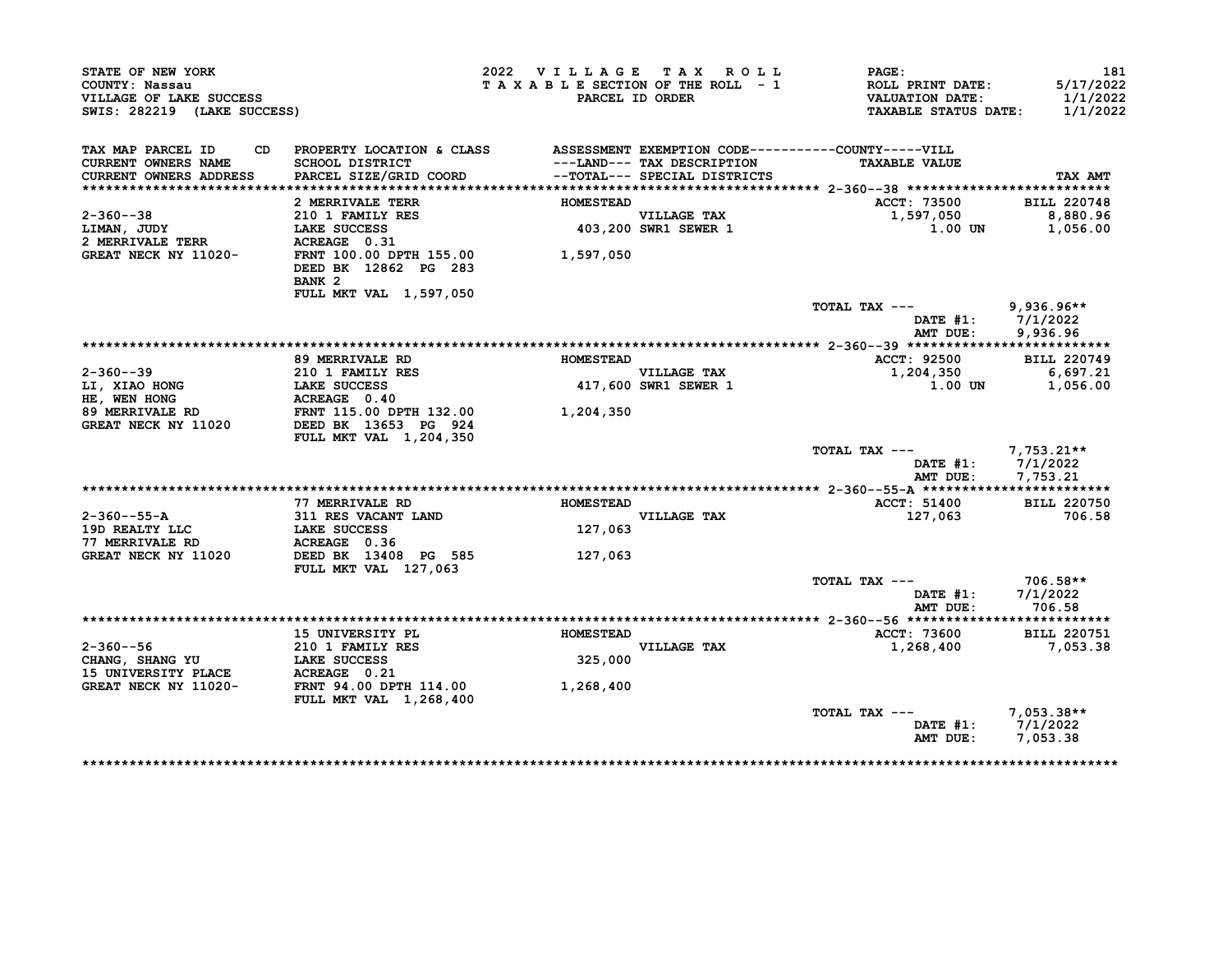STATE OF NEW YORK
COUNTY: Nassau
VILLAGE OF LAKE SUCCESS
SWIS: 282219 (LAKE SUCCESS)

2022 VILLAGE TAX ROLL
TAXABLE SECTION OF THE ROLL - 1
PARCEL ID ORDER

ROLL PRINT DATE: 5/17/2022
VALUATION DATE: 1/1/2022
TAXABLE STATUS DATE: 1/1/2022

| TAX MAP PARCEL ID / CURRENT OWNERS NAME / CURRENT OWNERS ADDRESS | CD | PROPERTY LOCATION & CLASS / SCHOOL DISTRICT / PARCEL SIZE/GRID COORD | ASSESSMENT ---LAND--- / --TOTAL--- | EXEMPTION CODE / TAX DESCRIPTION / SPECIAL DISTRICTS | TAXABLE VALUE (COUNTY-----VILL) | TAX AMT |
|---|---|---|---|---|---|---|
| **2-360--38** | | 2 MERRIVALE TERR | HOMESTEAD | | ACCT: 73500 | BILL 220748 |
| 2-360--38 | | 210 1 FAMILY RES | | VILLAGE TAX | 1,597,050 | 8,880.96 |
| LIMAN, JUDY | | LAKE SUCCESS | 403,200 | SWR1 SEWER 1 | 1.00 UN | 1,056.00 |
| 2 MERRIVALE TERR | | ACREAGE 0.31 | | | | |
| GREAT NECK NY 11020- | | FRNT 100.00 DPTH 155.00 | 1,597,050 | | | |
| | | DEED BK 12862 PG 283 | | | | |
| | | BANK 2 | | | | |
| | | FULL MKT VAL 1,597,050 | | | | |
| | | | | | TOTAL TAX --- | 9,936.96** |
| | | | | | DATE #1: | 7/1/2022 |
| | | | | | AMT DUE: | 9,936.96 |
| **2-360--39** | | 89 MERRIVALE RD | HOMESTEAD | | ACCT: 92500 | BILL 220749 |
| 2-360--39 | | 210 1 FAMILY RES | | VILLAGE TAX | 1,204,350 | 6,697.21 |
| LI, XIAO HONG | | LAKE SUCCESS | 417,600 | SWR1 SEWER 1 | 1.00 UN | 1,056.00 |
| HE, WEN HONG | | ACREAGE 0.40 | | | | |
| 89 MERRIVALE RD | | FRNT 115.00 DPTH 132.00 | 1,204,350 | | | |
| GREAT NECK NY 11020 | | DEED BK 13653 PG 924 | | | | |
| | | FULL MKT VAL 1,204,350 | | | | |
| | | | | | TOTAL TAX --- | 7,753.21** |
| | | | | | DATE #1: | 7/1/2022 |
| | | | | | AMT DUE: | 7,753.21 |
| **2-360--55-A** | | 77 MERRIVALE RD | HOMESTEAD | | ACCT: 51400 | BILL 220750 |
| 2-360--55-A | | 311 RES VACANT LAND | | VILLAGE TAX | 127,063 | 706.58 |
| 19D REALTY LLC | | LAKE SUCCESS | 127,063 | | | |
| 77 MERRIVALE RD | | ACREAGE 0.36 | | | | |
| GREAT NECK NY 11020 | | DEED BK 13408 PG 585 | 127,063 | | | |
| | | FULL MKT VAL 127,063 | | | | |
| | | | | | TOTAL TAX --- | 706.58** |
| | | | | | DATE #1: | 7/1/2022 |
| | | | | | AMT DUE: | 706.58 |
| **2-360--56** | | 15 UNIVERSITY PL | HOMESTEAD | | ACCT: 73600 | BILL 220751 |
| 2-360--56 | | 210 1 FAMILY RES | | VILLAGE TAX | 1,268,400 | 7,053.38 |
| CHANG, SHANG YU | | LAKE SUCCESS | 325,000 | | | |
| 15 UNIVERSITY PLACE | | ACREAGE 0.21 | | | | |
| GREAT NECK NY 11020- | | FRNT 94.00 DPTH 114.00 | 1,268,400 | | | |
| | | FULL MKT VAL 1,268,400 | | | | |
| | | | | | TOTAL TAX --- | 7,053.38** |
| | | | | | DATE #1: | 7/1/2022 |
| | | | | | AMT DUE: | 7,053.38 |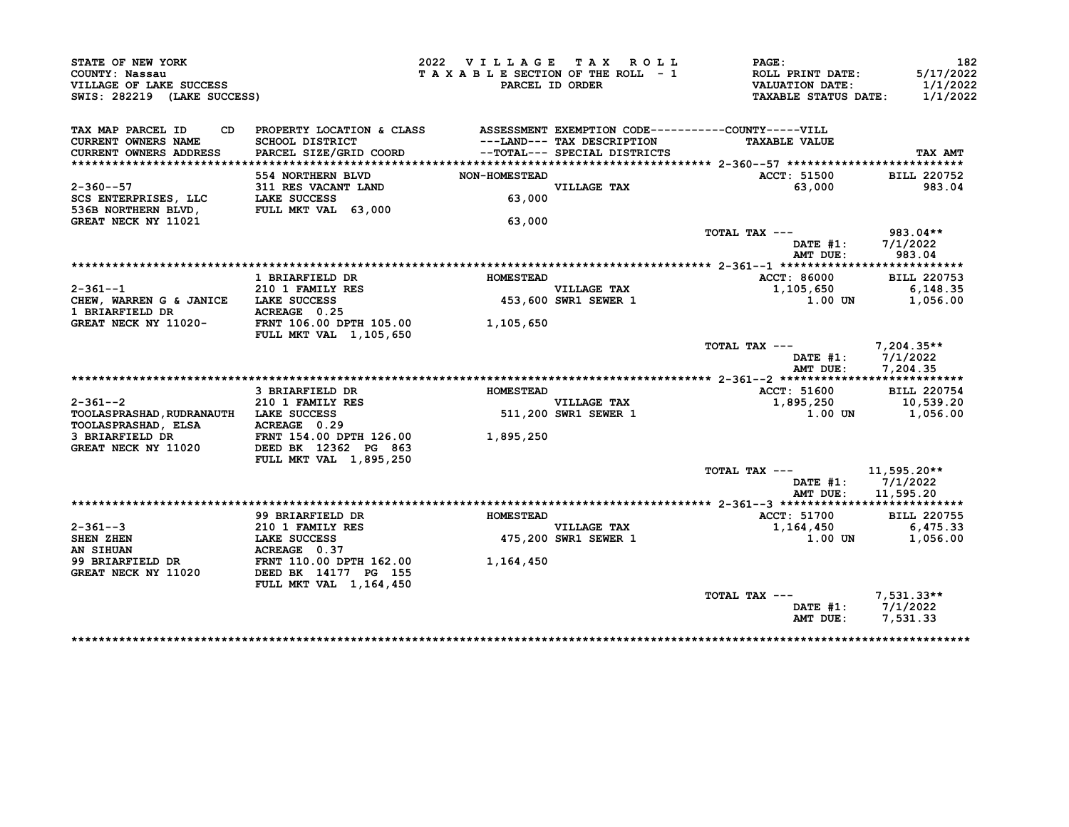STATE OF NEW YORK
COUNTY: Nassau
VILLAGE OF LAKE SUCCESS
SWIS: 282219 (LAKE SUCCESS)

2022 VILLAGE TAX ROLL
TAXABLE SECTION OF THE ROLL - 1
PARCEL ID ORDER

ROLL PRINT DATE: 5/17/2022
VALUATION DATE: 1/1/2022
TAXABLE STATUS DATE: 1/1/2022

| TAX MAP PARCEL ID / CURRENT OWNERS NAME / CURRENT OWNERS ADDRESS | PROPERTY LOCATION & CLASS / SCHOOL DISTRICT / PARCEL SIZE/GRID COORD | ASSESSMENT ---LAND--- --TOTAL--- | EXEMPTION CODE / TAX DESCRIPTION / SPECIAL DISTRICTS | TAXABLE VALUE | TAX AMT |
|---|---|---|---|---|---|
| **2-360--57** | 554 NORTHERN BLVD | NON-HOMESTEAD | | ACCT: 51500 | BILL 220752 |
| 2-360--57 | 311 RES VACANT LAND | | VILLAGE TAX | 63,000 | 983.04 |
| SCS ENTERPRISES, LLC | LAKE SUCCESS | 63,000 | | | |
| 536B NORTHERN BLVD, | FULL MKT VAL 63,000 | | | | |
| GREAT NECK NY 11021 | | 63,000 | | | |
| | | | | TOTAL TAX --- | 983.04** |
| | | | | DATE #1: | 7/1/2022 |
| | | | | AMT DUE: | 983.04 |
| **2-361--1** | 1 BRIARFIELD DR | HOMESTEAD | | ACCT: 86000 | BILL 220753 |
| 2-361--1 | 210 1 FAMILY RES | | VILLAGE TAX | 1,105,650 | 6,148.35 |
| CHEW, WARREN G & JANICE | LAKE SUCCESS | 453,600 | SWR1 SEWER 1 | 1.00 UN | 1,056.00 |
| 1 BRIARFIELD DR | ACREAGE 0.25 | | | | |
| GREAT NECK NY 11020- | FRNT 106.00 DPTH 105.00 | 1,105,650 | | | |
| | FULL MKT VAL 1,105,650 | | | | |
| | | | | TOTAL TAX --- | 7,204.35** |
| | | | | DATE #1: | 7/1/2022 |
| | | | | AMT DUE: | 7,204.35 |
| **2-361--2** | 3 BRIARFIELD DR | HOMESTEAD | | ACCT: 51600 | BILL 220754 |
| 2-361--2 | 210 1 FAMILY RES | | VILLAGE TAX | 1,895,250 | 10,539.20 |
| TOOLASPRASHAD,RUDRANAUTH | LAKE SUCCESS | 511,200 | SWR1 SEWER 1 | 1.00 UN | 1,056.00 |
| TOOLASPRASHAD, ELSA | ACREAGE 0.29 | | | | |
| 3 BRIARFIELD DR | FRNT 154.00 DPTH 126.00 | 1,895,250 | | | |
| GREAT NECK NY 11020 | DEED BK 12362 PG 863 | | | | |
| | FULL MKT VAL 1,895,250 | | | | |
| | | | | TOTAL TAX --- | 11,595.20** |
| | | | | DATE #1: | 7/1/2022 |
| | | | | AMT DUE: | 11,595.20 |
| **2-361--3** | 99 BRIARFIELD DR | HOMESTEAD | | ACCT: 51700 | BILL 220755 |
| 2-361--3 | 210 1 FAMILY RES | | VILLAGE TAX | 1,164,450 | 6,475.33 |
| SHEN ZHEN | LAKE SUCCESS | 475,200 | SWR1 SEWER 1 | 1.00 UN | 1,056.00 |
| AN SIHUAN | ACREAGE 0.37 | | | | |
| 99 BRIARFIELD DR | FRNT 110.00 DPTH 162.00 | 1,164,450 | | | |
| GREAT NECK NY 11020 | DEED BK 14177 PG 155 | | | | |
| | FULL MKT VAL 1,164,450 | | | | |
| | | | | TOTAL TAX --- | 7,531.33** |
| | | | | DATE #1: | 7/1/2022 |
| | | | | AMT DUE: | 7,531.33 |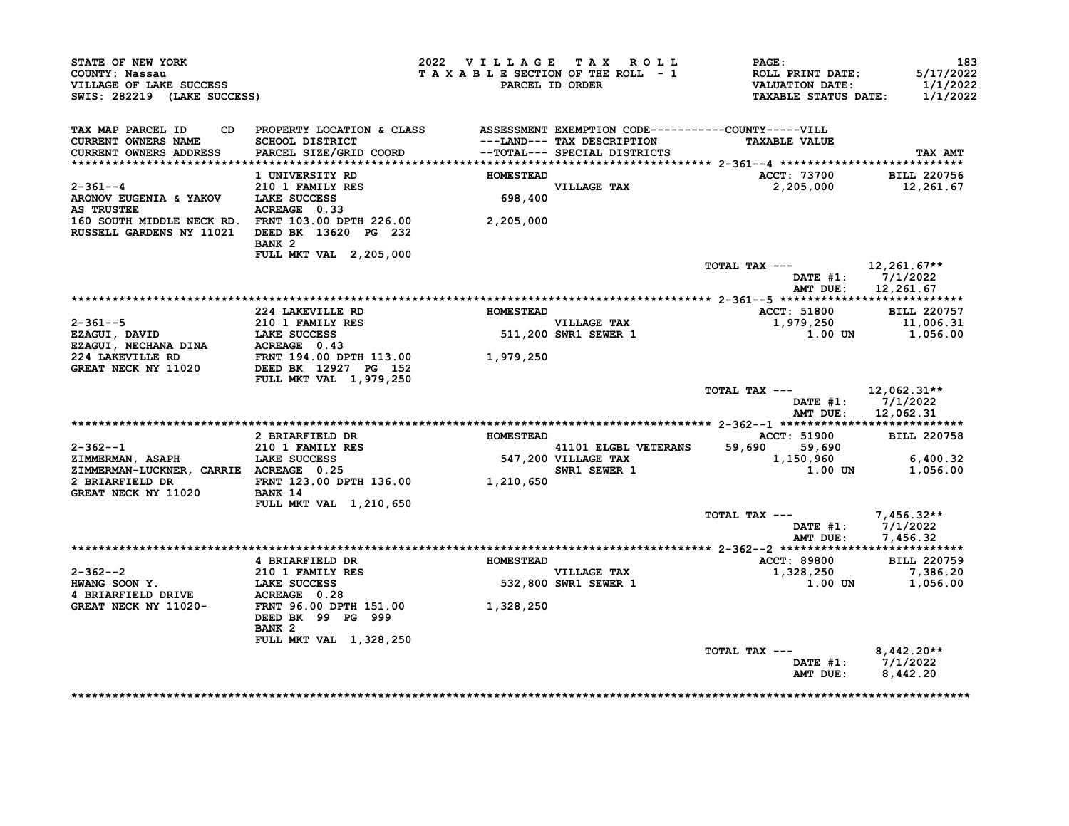STATE OF NEW YORK
COUNTY: Nassau
VILLAGE OF LAKE SUCCESS
SWIS: 282219 (LAKE SUCCESS)

2022 VILLAGE TAX ROLL
TAXABLE SECTION OF THE ROLL - 1
PARCEL ID ORDER

PAGE: 183
ROLL PRINT DATE: 5/17/2022
VALUATION DATE: 1/1/2022
TAXABLE STATUS DATE: 1/1/2022

| TAX MAP PARCEL ID CD / CURRENT OWNERS NAME / CURRENT OWNERS ADDRESS | PROPERTY LOCATION & CLASS / SCHOOL DISTRICT / PARCEL SIZE/GRID COORD | ASSESSMENT ---LAND--- / --TOTAL--- | EXEMPTION CODE / TAX DESCRIPTION / SPECIAL DISTRICTS | COUNTY | VILL TAXABLE VALUE | TAX AMT |
|---|---|---|---|---|---|---|
| **2-361--4** | 1 UNIVERSITY RD | HOMESTEAD | | | ACCT: 73700 | BILL 220756 |
| ARONOV EUGENIA & YAKOV | 210 1 FAMILY RES | | VILLAGE TAX | | 2,205,000 | 12,261.67 |
| AS TRUSTEE | LAKE SUCCESS | 698,400 | | | | |
| 160 SOUTH MIDDLE NECK RD. | ACREAGE 0.33 | | | | | |
| RUSSELL GARDENS NY 11021 | FRNT 103.00 DPTH 226.00 | 2,205,000 | | | | |
| | DEED BK 13620 PG 232 | | | | | |
| | BANK 2 | | | | | |
| | FULL MKT VAL 2,205,000 | | | | | |
| | | | TOTAL TAX --- | | | 12,261.67** |
| | | | | | DATE #1: | 7/1/2022 |
| | | | | | AMT DUE: | 12,261.67 |
| **2-361--5** | 224 LAKEVILLE RD | HOMESTEAD | | | ACCT: 51800 | BILL 220757 |
| EZAGUI, DAVID | 210 1 FAMILY RES | | VILLAGE TAX | | 1,979,250 | 11,006.31 |
| EZAGUI, NECHANA DINA | LAKE SUCCESS | 511,200 | SWR1 SEWER 1 | | 1.00 UN | 1,056.00 |
| 224 LAKEVILLE RD | ACREAGE 0.43 | | | | | |
| GREAT NECK NY 11020 | FRNT 194.00 DPTH 113.00 | 1,979,250 | | | | |
| | DEED BK 12927 PG 152 | | | | | |
| | FULL MKT VAL 1,979,250 | | | | | |
| | | | TOTAL TAX --- | | | 12,062.31** |
| | | | | | DATE #1: | 7/1/2022 |
| | | | | | AMT DUE: | 12,062.31 |
| **2-362--1** | 2 BRIARFIELD DR | HOMESTEAD | | | ACCT: 51900 | BILL 220758 |
| ZIMMERMAN, ASAPH | 210 1 FAMILY RES | | 41101 ELGBL VETERANS | 59,690 | 59,690 | |
| ZIMMERMAN-LUCKNER, CARRIE | LAKE SUCCESS | 547,200 | VILLAGE TAX | | 1,150,960 | 6,400.32 |
| 2 BRIARFIELD DR | ACREAGE 0.25 | | SWR1 SEWER 1 | | 1.00 UN | 1,056.00 |
| GREAT NECK NY 11020 | FRNT 123.00 DPTH 136.00 | 1,210,650 | | | | |
| | BANK 14 | | | | | |
| | FULL MKT VAL 1,210,650 | | | | | |
| | | | TOTAL TAX --- | | | 7,456.32** |
| | | | | | DATE #1: | 7/1/2022 |
| | | | | | AMT DUE: | 7,456.32 |
| **2-362--2** | 4 BRIARFIELD DR | HOMESTEAD | | | ACCT: 89800 | BILL 220759 |
| HWANG SOON Y. | 210 1 FAMILY RES | | VILLAGE TAX | | 1,328,250 | 7,386.20 |
| 4 BRIARFIELD DRIVE | LAKE SUCCESS | 532,800 | SWR1 SEWER 1 | | 1.00 UN | 1,056.00 |
| GREAT NECK NY 11020- | ACREAGE 0.28 | | | | | |
| | FRNT 96.00 DPTH 151.00 | 1,328,250 | | | | |
| | DEED BK 99 PG 999 | | | | | |
| | BANK 2 | | | | | |
| | FULL MKT VAL 1,328,250 | | | | | |
| | | | TOTAL TAX --- | | | 8,442.20** |
| | | | | | DATE #1: | 7/1/2022 |
| | | | | | AMT DUE: | 8,442.20 |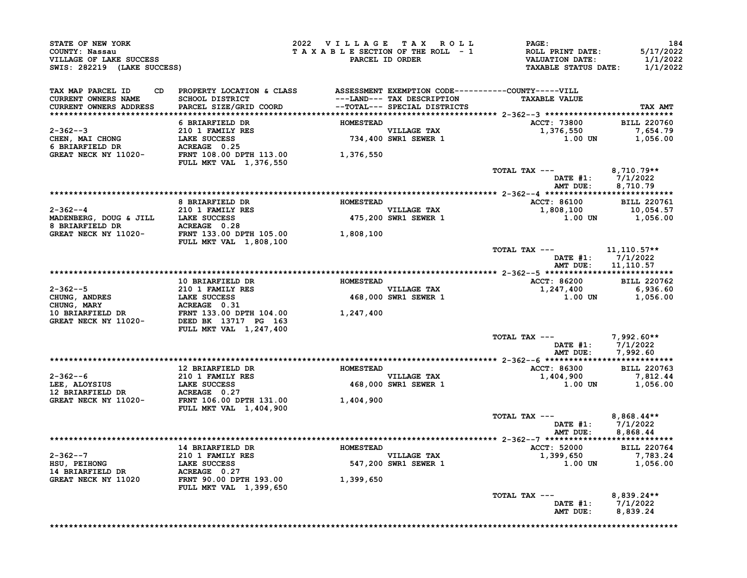STATE OF NEW YORK
COUNTY: Nassau
VILLAGE OF LAKE SUCCESS
SWIS: 282219 (LAKE SUCCESS)

2022 VILLAGE TAX ROLL
TAXABLE SECTION OF THE ROLL - 1
PARCEL ID ORDER

PAGE: 184
ROLL PRINT DATE: 5/17/2022
VALUATION DATE: 1/1/2022
TAXABLE STATUS DATE: 1/1/2022

| TAX MAP PARCEL ID / CURRENT OWNERS NAME / CURRENT OWNERS ADDRESS | CD | PROPERTY LOCATION & CLASS / SCHOOL DISTRICT / PARCEL SIZE/GRID COORD | ASSESSMENT ---LAND--- --TOTAL--- | EXEMPTION CODE / TAX DESCRIPTION / SPECIAL DISTRICTS | TAXABLE VALUE | TAX AMT |
|---|---|---|---|---|---|---|
| 2-362--3 | | 6 BRIARFIELD DR | HOMESTEAD | | ACCT: 73800 | BILL 220760 |
| CHEN, MAI CHONG | | 210 1 FAMILY RES | | VILLAGE TAX | 1,376,550 | 7,654.79 |
| 6 BRIARFIELD DR | | LAKE SUCCESS | 734,400 | SWR1 SEWER 1 | 1.00 UN | 1,056.00 |
| GREAT NECK NY 11020- | | ACREAGE 0.25 | | | | |
| | | FRNT 108.00 DPTH 113.00 | 1,376,550 | | | |
| | | FULL MKT VAL 1,376,550 | | | | |
| | | | | | TOTAL TAX --- | 8,710.79** |
| | | | | | DATE #1: | 7/1/2022 |
| | | | | | AMT DUE: | 8,710.79 |
| 2-362--4 | | 8 BRIARFIELD DR | HOMESTEAD | | ACCT: 86100 | BILL 220761 |
| MADENBERG, DOUG & JILL | | 210 1 FAMILY RES | | VILLAGE TAX | 1,808,100 | 10,054.57 |
| 8 BRIARFIELD DR | | LAKE SUCCESS | 475,200 | SWR1 SEWER 1 | 1.00 UN | 1,056.00 |
| GREAT NECK NY 11020- | | ACREAGE 0.28 | | | | |
| | | FRNT 133.00 DPTH 105.00 | 1,808,100 | | | |
| | | FULL MKT VAL 1,808,100 | | | | |
| | | | | | TOTAL TAX --- | 11,110.57** |
| | | | | | DATE #1: | 7/1/2022 |
| | | | | | AMT DUE: | 11,110.57 |
| 2-362--5 | | 10 BRIARFIELD DR | HOMESTEAD | | ACCT: 86200 | BILL 220762 |
| CHUNG, ANDRES | | 210 1 FAMILY RES | | VILLAGE TAX | 1,247,400 | 6,936.60 |
| CHUNG, MARY | | LAKE SUCCESS | 468,000 | SWR1 SEWER 1 | 1.00 UN | 1,056.00 |
| 10 BRIARFIELD DR | | ACREAGE 0.31 | | | | |
| GREAT NECK NY 11020- | | FRNT 133.00 DPTH 104.00 | 1,247,400 | | | |
| | | DEED BK 13717 PG 163 | | | | |
| | | FULL MKT VAL 1,247,400 | | | | |
| | | | | | TOTAL TAX --- | 7,992.60** |
| | | | | | DATE #1: | 7/1/2022 |
| | | | | | AMT DUE: | 7,992.60 |
| 2-362--6 | | 12 BRIARFIELD DR | HOMESTEAD | | ACCT: 86300 | BILL 220763 |
| LEE, ALOYSIUS | | 210 1 FAMILY RES | | VILLAGE TAX | 1,404,900 | 7,812.44 |
| 12 BRIARFIELD DR | | LAKE SUCCESS | 468,000 | SWR1 SEWER 1 | 1.00 UN | 1,056.00 |
| GREAT NECK NY 11020- | | ACREAGE 0.27 | | | | |
| | | FRNT 106.00 DPTH 131.00 | 1,404,900 | | | |
| | | FULL MKT VAL 1,404,900 | | | | |
| | | | | | TOTAL TAX --- | 8,868.44** |
| | | | | | DATE #1: | 7/1/2022 |
| | | | | | AMT DUE: | 8,868.44 |
| 2-362--7 | | 14 BRIARFIELD DR | HOMESTEAD | | ACCT: 52000 | BILL 220764 |
| HSU, PEIHONG | | 210 1 FAMILY RES | | VILLAGE TAX | 1,399,650 | 7,783.24 |
| 14 BRIARFIELD DR | | LAKE SUCCESS | 547,200 | SWR1 SEWER 1 | 1.00 UN | 1,056.00 |
| GREAT NECK NY 11020 | | ACREAGE 0.27 | | | | |
| | | FRNT 90.00 DPTH 193.00 | 1,399,650 | | | |
| | | FULL MKT VAL 1,399,650 | | | | |
| | | | | | TOTAL TAX --- | 8,839.24** |
| | | | | | DATE #1: | 7/1/2022 |
| | | | | | AMT DUE: | 8,839.24 |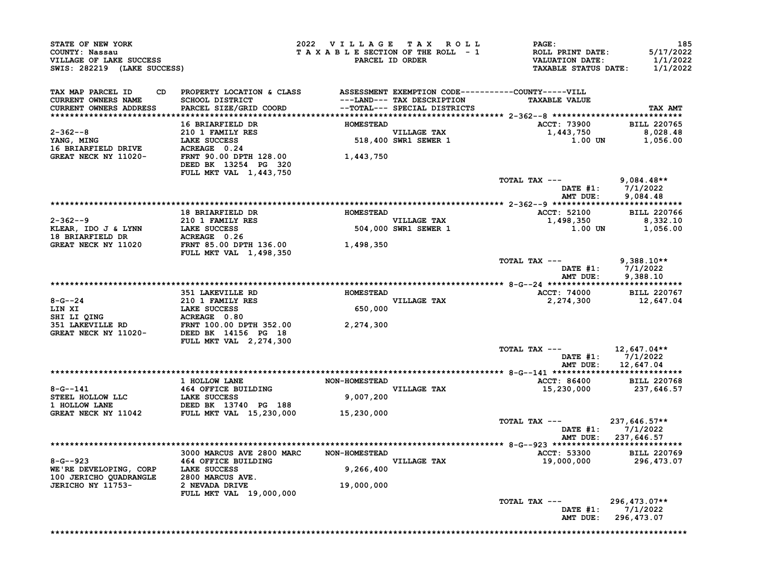STATE OF NEW YORK
COUNTY: Nassau
VILLAGE OF LAKE SUCCESS
SWIS: 282219 (LAKE SUCCESS)

2022 VILLAGE TAX ROLL
TAXABLE SECTION OF THE ROLL - 1
PARCEL ID ORDER

ROLL PRINT DATE: 5/17/2022
VALUATION DATE: 1/1/2022
TAXABLE STATUS DATE: 1/1/2022

| TAX MAP PARCEL ID / CURRENT OWNERS NAME / CURRENT OWNERS ADDRESS | CD | PROPERTY LOCATION & CLASS / SCHOOL DISTRICT / PARCEL SIZE/GRID COORD | ASSESSMENT ---LAND--- --TOTAL--- | EXEMPTION CODE / TAX DESCRIPTION / SPECIAL DISTRICTS | TAXABLE VALUE | TAX AMT |
|---|---|---|---|---|---|---|
| **2-362--8** | | 16 BRIARFIELD DR | HOMESTEAD | | ACCT: 73900 | BILL 220765 |
| 2-362--8 | | 210 1 FAMILY RES | | VILLAGE TAX | 1,443,750 | 8,028.48 |
| YANG, MING | | LAKE SUCCESS | 518,400 | SWR1 SEWER 1 | 1.00 UN | 1,056.00 |
| 16 BRIARFIELD DRIVE | | ACREAGE 0.24 | | | | |
| GREAT NECK NY 11020- | | FRNT 90.00 DPTH 128.00 | 1,443,750 | | | |
| | | DEED BK 13254 PG 320 | | | | |
| | | FULL MKT VAL 1,443,750 | | | | |
| | | | | | TOTAL TAX --- | 9,084.48** |
| | | | | | DATE #1: | 7/1/2022 |
| | | | | | AMT DUE: | 9,084.48 |
| **2-362--9** | | 18 BRIARFIELD DR | HOMESTEAD | | ACCT: 52100 | BILL 220766 |
| 2-362--9 | | 210 1 FAMILY RES | | VILLAGE TAX | 1,498,350 | 8,332.10 |
| KLEAR, IDO J & LYNN | | LAKE SUCCESS | 504,000 | SWR1 SEWER 1 | 1.00 UN | 1,056.00 |
| 18 BRIARFIELD DR | | ACREAGE 0.26 | | | | |
| GREAT NECK NY 11020 | | FRNT 85.00 DPTH 136.00 | 1,498,350 | | | |
| | | FULL MKT VAL 1,498,350 | | | | |
| | | | | | TOTAL TAX --- | 9,388.10** |
| | | | | | DATE #1: | 7/1/2022 |
| | | | | | AMT DUE: | 9,388.10 |
| **8-G--24** | | 351 LAKEVILLE RD | HOMESTEAD | | ACCT: 74000 | BILL 220767 |
| 8-G--24 | | 210 1 FAMILY RES | | VILLAGE TAX | 2,274,300 | 12,647.04 |
| LIN XI | | LAKE SUCCESS | 650,000 | | | |
| SHI LI QING | | ACREAGE 0.80 | | | | |
| 351 LAKEVILLE RD | | FRNT 100.00 DPTH 352.00 | 2,274,300 | | | |
| GREAT NECK NY 11020- | | DEED BK 14156 PG 18 | | | | |
| | | FULL MKT VAL 2,274,300 | | | | |
| | | | | | TOTAL TAX --- | 12,647.04** |
| | | | | | DATE #1: | 7/1/2022 |
| | | | | | AMT DUE: | 12,647.04 |
| **8-G--141** | | 1 HOLLOW LANE | NON-HOMESTEAD | | ACCT: 86400 | BILL 220768 |
| 8-G--141 | | 464 OFFICE BUILDING | | VILLAGE TAX | 15,230,000 | 237,646.57 |
| STEEL HOLLOW LLC | | LAKE SUCCESS | 9,007,200 | | | |
| 1 HOLLOW LANE | | DEED BK 13740 PG 188 | | | | |
| GREAT NECK NY 11042 | | FULL MKT VAL 15,230,000 | 15,230,000 | | | |
| | | | | | TOTAL TAX --- | 237,646.57** |
| | | | | | DATE #1: | 7/1/2022 |
| | | | | | AMT DUE: | 237,646.57 |
| **8-G--923** | | 3000 MARCUS AVE 2800 MARC | NON-HOMESTEAD | | ACCT: 53300 | BILL 220769 |
| 8-G--923 | | 464 OFFICE BUILDING | | VILLAGE TAX | 19,000,000 | 296,473.07 |
| WE'RE DEVELOPING, CORP | | LAKE SUCCESS | 9,266,400 | | | |
| 100 JERICHO QUADRANGLE | | 2800 MARCUS AVE. | | | | |
| JERICHO NY 11753- | | 2 NEVADA DRIVE | 19,000,000 | | | |
| | | FULL MKT VAL 19,000,000 | | | | |
| | | | | | TOTAL TAX --- | 296,473.07** |
| | | | | | DATE #1: | 7/1/2022 |
| | | | | | AMT DUE: | 296,473.07 |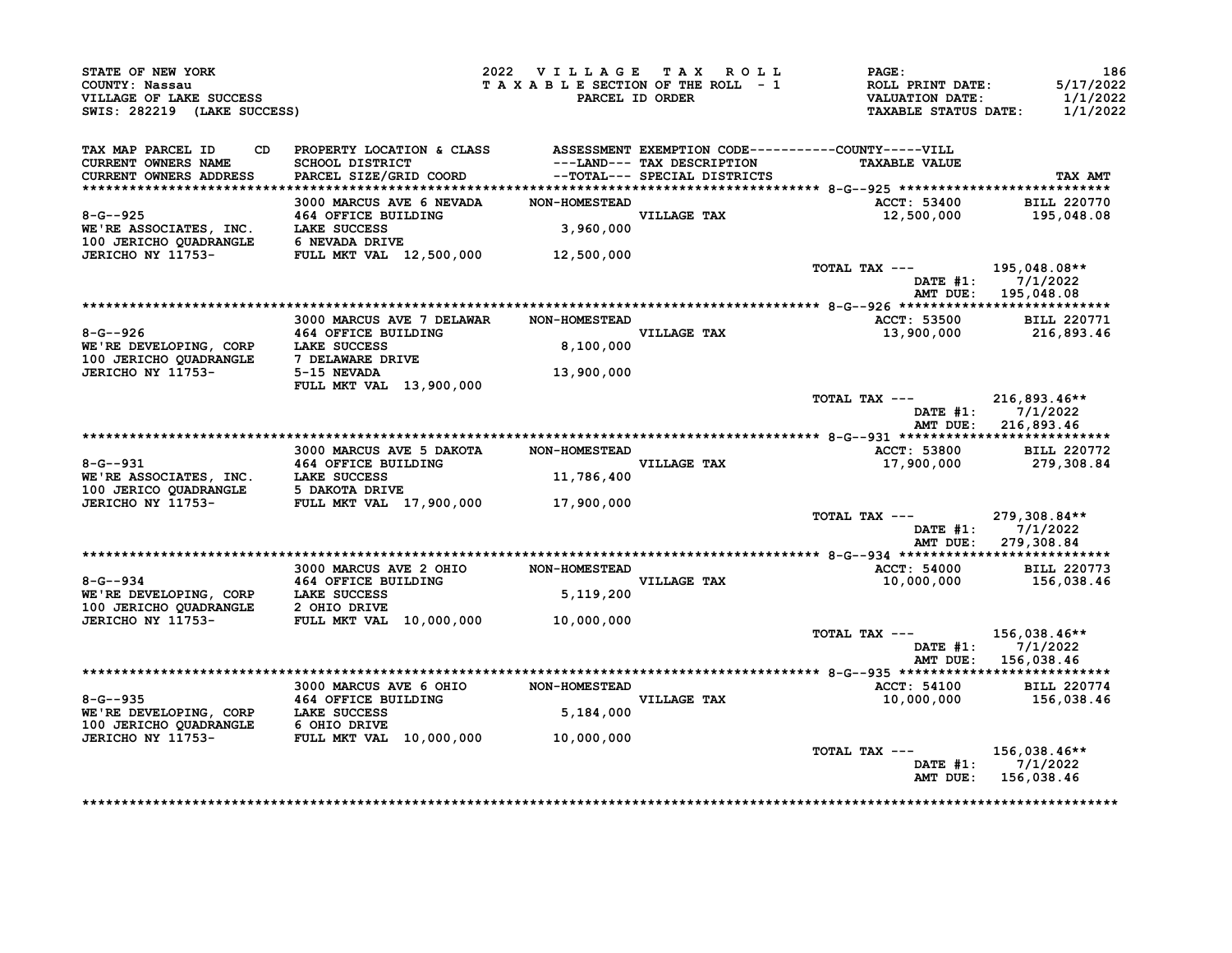STATE OF NEW YORK
COUNTY: Nassau
VILLAGE OF LAKE SUCCESS
SWIS: 282219 (LAKE SUCCESS)

2022 VILLAGE TAX ROLL
TAXABLE SECTION OF THE ROLL - 1
PARCEL ID ORDER

ROLL PRINT DATE: 5/17/2022
VALUATION DATE: 1/1/2022
TAXABLE STATUS DATE: 1/1/2022

| TAX MAP PARCEL ID / CURRENT OWNERS NAME / CURRENT OWNERS ADDRESS | PROPERTY LOCATION & CLASS / SCHOOL DISTRICT / PARCEL SIZE/GRID COORD | ASSESSMENT / LAND / TOTAL | EXEMPTION CODE / TAX DESCRIPTION / SPECIAL DISTRICTS | TAXABLE VALUE | TAX AMT |
|---|---|---|---|---|---|
| 8-G--925 | 3000 MARCUS AVE 6 NEVADA | NON-HOMESTEAD | | ACCT: 53400 | BILL 220770 |
| WE'RE ASSOCIATES, INC. | 464 OFFICE BUILDING | | VILLAGE TAX | 12,500,000 | 195,048.08 |
| 100 JERICHO QUADRANGLE | LAKE SUCCESS | 3,960,000 | | | |
| JERICHO NY 11753- | 6 NEVADA DRIVE | | | | |
| | FULL MKT VAL 12,500,000 | 12,500,000 | | | |
| | | | | TOTAL TAX --- | 195,048.08** |
| | | | | DATE #1: | 7/1/2022 |
| | | | | AMT DUE: | 195,048.08 |
| 8-G--926 | 3000 MARCUS AVE 7 DELAWAR | NON-HOMESTEAD | | ACCT: 53500 | BILL 220771 |
| WE'RE DEVELOPING, CORP | 464 OFFICE BUILDING | | VILLAGE TAX | 13,900,000 | 216,893.46 |
| 100 JERICHO QUADRANGLE | LAKE SUCCESS | 8,100,000 | | | |
| JERICHO NY 11753- | 7 DELAWARE DRIVE | | | | |
| | 5-15 NEVADA | 13,900,000 | | | |
| | FULL MKT VAL 13,900,000 | | | | |
| | | | | TOTAL TAX --- | 216,893.46** |
| | | | | DATE #1: | 7/1/2022 |
| | | | | AMT DUE: | 216,893.46 |
| 8-G--931 | 3000 MARCUS AVE 5 DAKOTA | NON-HOMESTEAD | | ACCT: 53800 | BILL 220772 |
| WE'RE ASSOCIATES, INC. | 464 OFFICE BUILDING | | VILLAGE TAX | 17,900,000 | 279,308.84 |
| 100 JERICO QUADRANGLE | LAKE SUCCESS | 11,786,400 | | | |
| JERICHO NY 11753- | 5 DAKOTA DRIVE | | | | |
| | FULL MKT VAL 17,900,000 | 17,900,000 | | | |
| | | | | TOTAL TAX --- | 279,308.84** |
| | | | | DATE #1: | 7/1/2022 |
| | | | | AMT DUE: | 279,308.84 |
| 8-G--934 | 3000 MARCUS AVE 2 OHIO | NON-HOMESTEAD | | ACCT: 54000 | BILL 220773 |
| WE'RE DEVELOPING, CORP | 464 OFFICE BUILDING | | VILLAGE TAX | 10,000,000 | 156,038.46 |
| 100 JERICHO QUADRANGLE | LAKE SUCCESS | 5,119,200 | | | |
| JERICHO NY 11753- | 2 OHIO DRIVE | | | | |
| | FULL MKT VAL 10,000,000 | 10,000,000 | | | |
| | | | | TOTAL TAX --- | 156,038.46** |
| | | | | DATE #1: | 7/1/2022 |
| | | | | AMT DUE: | 156,038.46 |
| 8-G--935 | 3000 MARCUS AVE 6 OHIO | NON-HOMESTEAD | | ACCT: 54100 | BILL 220774 |
| WE'RE DEVELOPING, CORP | 464 OFFICE BUILDING | | VILLAGE TAX | 10,000,000 | 156,038.46 |
| 100 JERICHO QUADRANGLE | LAKE SUCCESS | 5,184,000 | | | |
| JERICHO NY 11753- | 6 OHIO DRIVE | | | | |
| | FULL MKT VAL 10,000,000 | 10,000,000 | | | |
| | | | | TOTAL TAX --- | 156,038.46** |
| | | | | DATE #1: | 7/1/2022 |
| | | | | AMT DUE: | 156,038.46 |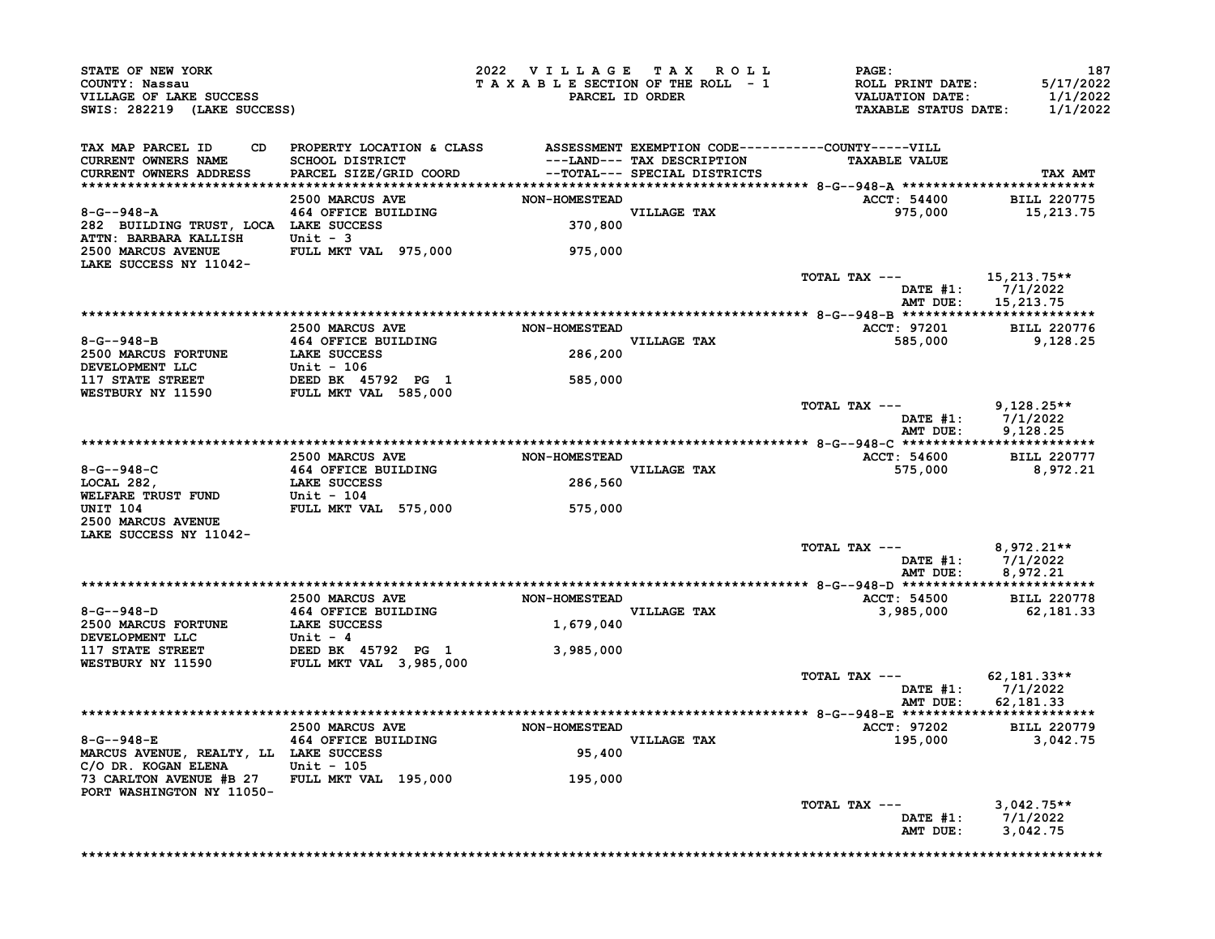STATE OF NEW YORK
COUNTY: Nassau
VILLAGE OF LAKE SUCCESS
SWIS: 282219 (LAKE SUCCESS)

2022 VILLAGE TAX ROLL
TAXABLE SECTION OF THE ROLL - 1
PARCEL ID ORDER

ROLL PRINT DATE: 5/17/2022
VALUATION DATE: 1/1/2022
TAXABLE STATUS DATE: 1/1/2022

| TAX MAP PARCEL ID / CURRENT OWNERS NAME / CURRENT OWNERS ADDRESS | PROPERTY LOCATION & CLASS / SCHOOL DISTRICT / PARCEL SIZE/GRID COORD | ASSESSMENT ---LAND--- / --TOTAL--- | EXEMPTION CODE / TAX DESCRIPTION / SPECIAL DISTRICTS | TAXABLE VALUE (VILL) | TAX AMT |
|---|---|---|---|---|---|
| **8-G--948-A** | 2500 MARCUS AVE | NON-HOMESTEAD | | ACCT: 54400 | BILL 220775 |
| 8-G--948-A | 464 OFFICE BUILDING | | VILLAGE TAX | 975,000 | 15,213.75 |
| 282 BUILDING TRUST, LOCA | LAKE SUCCESS | 370,800 | | | |
| ATTN: BARBARA KALLISH | Unit - 3 | | | | |
| 2500 MARCUS AVENUE | FULL MKT VAL 975,000 | 975,000 | | | |
| LAKE SUCCESS NY 11042- | | | | | |
| | | | | TOTAL TAX --- | 15,213.75** |
| | | | | DATE #1: | 7/1/2022 |
| | | | | AMT DUE: | 15,213.75 |
| **8-G--948-B** | 2500 MARCUS AVE | NON-HOMESTEAD | | ACCT: 97201 | BILL 220776 |
| 8-G--948-B | 464 OFFICE BUILDING | | VILLAGE TAX | 585,000 | 9,128.25 |
| 2500 MARCUS FORTUNE | LAKE SUCCESS | 286,200 | | | |
| DEVELOPMENT LLC | Unit - 106 | | | | |
| 117 STATE STREET | DEED BK 45792 PG 1 | 585,000 | | | |
| WESTBURY NY 11590 | FULL MKT VAL 585,000 | | | | |
| | | | | TOTAL TAX --- | 9,128.25** |
| | | | | DATE #1: | 7/1/2022 |
| | | | | AMT DUE: | 9,128.25 |
| **8-G--948-C** | 2500 MARCUS AVE | NON-HOMESTEAD | | ACCT: 54600 | BILL 220777 |
| 8-G--948-C | 464 OFFICE BUILDING | | VILLAGE TAX | 575,000 | 8,972.21 |
| LOCAL 282, | LAKE SUCCESS | 286,560 | | | |
| WELFARE TRUST FUND | Unit - 104 | | | | |
| UNIT 104 | FULL MKT VAL 575,000 | 575,000 | | | |
| 2500 MARCUS AVENUE | | | | | |
| LAKE SUCCESS NY 11042- | | | | | |
| | | | | TOTAL TAX --- | 8,972.21** |
| | | | | DATE #1: | 7/1/2022 |
| | | | | AMT DUE: | 8,972.21 |
| **8-G--948-D** | 2500 MARCUS AVE | NON-HOMESTEAD | | ACCT: 54500 | BILL 220778 |
| 8-G--948-D | 464 OFFICE BUILDING | | VILLAGE TAX | 3,985,000 | 62,181.33 |
| 2500 MARCUS FORTUNE | LAKE SUCCESS | 1,679,040 | | | |
| DEVELOPMENT LLC | Unit - 4 | | | | |
| 117 STATE STREET | DEED BK 45792 PG 1 | 3,985,000 | | | |
| WESTBURY NY 11590 | FULL MKT VAL 3,985,000 | | | | |
| | | | | TOTAL TAX --- | 62,181.33** |
| | | | | DATE #1: | 7/1/2022 |
| | | | | AMT DUE: | 62,181.33 |
| **8-G--948-E** | 2500 MARCUS AVE | NON-HOMESTEAD | | ACCT: 97202 | BILL 220779 |
| 8-G--948-E | 464 OFFICE BUILDING | | VILLAGE TAX | 195,000 | 3,042.75 |
| MARCUS AVENUE, REALTY, LL | LAKE SUCCESS | 95,400 | | | |
| C/O DR. KOGAN ELENA | Unit - 105 | | | | |
| 73 CARLTON AVENUE #B 27 | FULL MKT VAL 195,000 | 195,000 | | | |
| PORT WASHINGTON NY 11050- | | | | | |
| | | | | TOTAL TAX --- | 3,042.75** |
| | | | | DATE #1: | 7/1/2022 |
| | | | | AMT DUE: | 3,042.75 |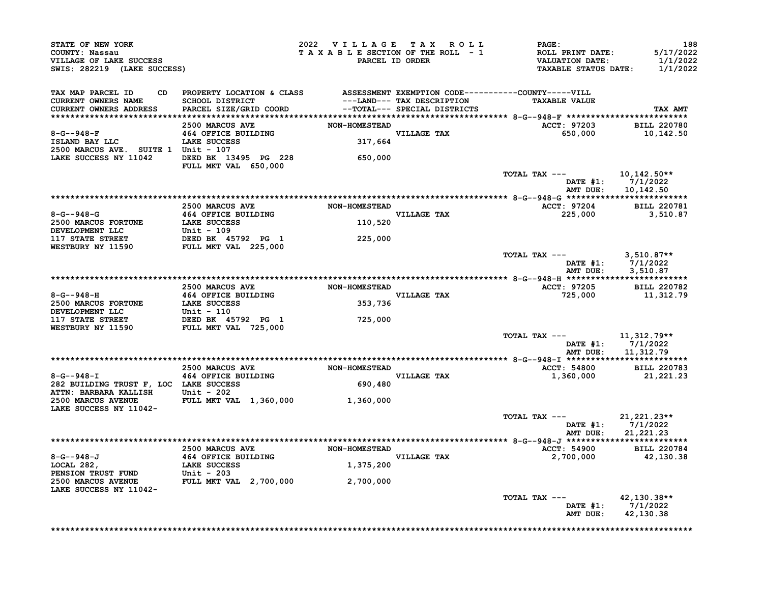STATE OF NEW YORK
COUNTY: Nassau
VILLAGE OF LAKE SUCCESS
SWIS: 282219 (LAKE SUCCESS)

2022 VILLAGE TAX ROLL
TAXABLE SECTION OF THE ROLL - 1
PARCEL ID ORDER

ROLL PRINT DATE: 5/17/2022
VALUATION DATE: 1/1/2022
TAXABLE STATUS DATE: 1/1/2022

| TAX MAP PARCEL ID / CURRENT OWNERS NAME / CURRENT OWNERS ADDRESS | PROPERTY LOCATION & CLASS / SCHOOL DISTRICT / PARCEL SIZE/GRID COORD | ASSESSMENT ---LAND--- / --TOTAL--- | EXEMPTION CODE / TAX DESCRIPTION / SPECIAL DISTRICTS | TAXABLE VALUE | TAX AMT |
|---|---|---|---|---|---|
| **8-G--948-F** | 2500 MARCUS AVE | NON-HOMESTEAD | | ACCT: 97203 | BILL 220780 |
| 8-G--948-F | 464 OFFICE BUILDING | | VILLAGE TAX | 650,000 | 10,142.50 |
| ISLAND BAY LLC | LAKE SUCCESS | 317,664 | | | |
| 2500 MARCUS AVE. SUITE 1 | Unit - 107 | | | | |
| LAKE SUCCESS NY 11042 | DEED BK 13495 PG 228 | 650,000 | | | |
| | FULL MKT VAL 650,000 | | | | |
| | | | | TOTAL TAX --- | 10,142.50** |
| | | | | DATE #1: | 7/1/2022 |
| | | | | AMT DUE: | 10,142.50 |
| **8-G--948-G** | 2500 MARCUS AVE | NON-HOMESTEAD | | ACCT: 97204 | BILL 220781 |
| 8-G--948-G | 464 OFFICE BUILDING | | VILLAGE TAX | 225,000 | 3,510.87 |
| 2500 MARCUS FORTUNE | LAKE SUCCESS | 110,520 | | | |
| DEVELOPMENT LLC | Unit - 109 | | | | |
| 117 STATE STREET | DEED BK 45792 PG 1 | 225,000 | | | |
| WESTBURY NY 11590 | FULL MKT VAL 225,000 | | | | |
| | | | | TOTAL TAX --- | 3,510.87** |
| | | | | DATE #1: | 7/1/2022 |
| | | | | AMT DUE: | 3,510.87 |
| **8-G--948-H** | 2500 MARCUS AVE | NON-HOMESTEAD | | ACCT: 97205 | BILL 220782 |
| 8-G--948-H | 464 OFFICE BUILDING | | VILLAGE TAX | 725,000 | 11,312.79 |
| 2500 MARCUS FORTUNE | LAKE SUCCESS | 353,736 | | | |
| DEVELOPMENT LLC | Unit - 110 | | | | |
| 117 STATE STREET | DEED BK 45792 PG 1 | 725,000 | | | |
| WESTBURY NY 11590 | FULL MKT VAL 725,000 | | | | |
| | | | | TOTAL TAX --- | 11,312.79** |
| | | | | DATE #1: | 7/1/2022 |
| | | | | AMT DUE: | 11,312.79 |
| **8-G--948-I** | 2500 MARCUS AVE | NON-HOMESTEAD | | ACCT: 54800 | BILL 220783 |
| 8-G--948-I | 464 OFFICE BUILDING | | VILLAGE TAX | 1,360,000 | 21,221.23 |
| 282 BUILDING TRUST F, LOC | LAKE SUCCESS | 690,480 | | | |
| ATTN: BARBARA KALLISH | Unit - 202 | | | | |
| 2500 MARCUS AVENUE | FULL MKT VAL 1,360,000 | 1,360,000 | | | |
| LAKE SUCCESS NY 11042- | | | | | |
| | | | | TOTAL TAX --- | 21,221.23** |
| | | | | DATE #1: | 7/1/2022 |
| | | | | AMT DUE: | 21,221.23 |
| **8-G--948-J** | 2500 MARCUS AVE | NON-HOMESTEAD | | ACCT: 54900 | BILL 220784 |
| 8-G--948-J | 464 OFFICE BUILDING | | VILLAGE TAX | 2,700,000 | 42,130.38 |
| LOCAL 282, | LAKE SUCCESS | 1,375,200 | | | |
| PENSION TRUST FUND | Unit - 203 | | | | |
| 2500 MARCUS AVENUE | FULL MKT VAL 2,700,000 | 2,700,000 | | | |
| LAKE SUCCESS NY 11042- | | | | | |
| | | | | TOTAL TAX --- | 42,130.38** |
| | | | | DATE #1: | 7/1/2022 |
| | | | | AMT DUE: | 42,130.38 |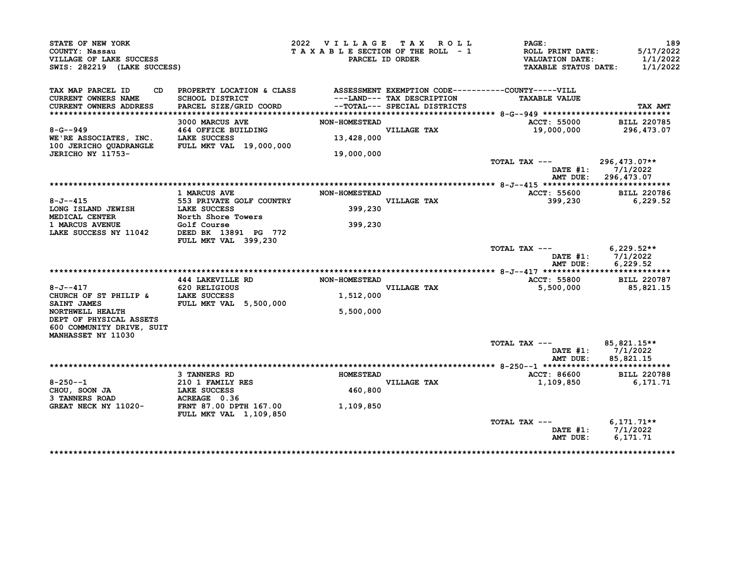STATE OF NEW YORK
COUNTY: Nassau
VILLAGE OF LAKE SUCCESS
SWIS: 282219 (LAKE SUCCESS)

2022 VILLAGE TAX ROLL
TAXABLE SECTION OF THE ROLL - 1
PARCEL ID ORDER

ROLL PRINT DATE: 5/17/2022
VALUATION DATE: 1/1/2022
TAXABLE STATUS DATE: 1/1/2022

| TAX MAP PARCEL ID / CURRENT OWNERS NAME / CURRENT OWNERS ADDRESS | PROPERTY LOCATION & CLASS / SCHOOL DISTRICT / PARCEL SIZE/GRID COORD | ASSESSMENT ---LAND--- / --TOTAL--- | EXEMPTION CODE / TAX DESCRIPTION / SPECIAL DISTRICTS | TAXABLE VALUE (COUNTY-----VILL) | TAX AMT |
|---|---|---|---|---|---|
| **8-G--949** | 3000 MARCUS AVE | NON-HOMESTEAD | | ACCT: 55000 | BILL 220785 |
| 8-G--949 | 464 OFFICE BUILDING | | VILLAGE TAX | 19,000,000 | 296,473.07 |
| WE'RE ASSOCIATES, INC. | LAKE SUCCESS | 13,428,000 | | | |
| 100 JERICHO QUADRANGLE | FULL MKT VAL 19,000,000 | | | | |
| JERICHO NY 11753- | | 19,000,000 | | | |
| | | | | TOTAL TAX --- | 296,473.07** |
| | | | | DATE #1: | 7/1/2022 |
| | | | | AMT DUE: | 296,473.07 |
| **8-J--415** | 1 MARCUS AVE | NON-HOMESTEAD | | ACCT: 55600 | BILL 220786 |
| 8-J--415 | 553 PRIVATE GOLF COUNTRY | | VILLAGE TAX | 399,230 | 6,229.52 |
| LONG ISLAND JEWISH | LAKE SUCCESS | 399,230 | | | |
| MEDICAL CENTER | North Shore Towers | | | | |
| 1 MARCUS AVENUE | Golf Course | 399,230 | | | |
| LAKE SUCCESS NY 11042 | DEED BK 13891 PG 772 | | | | |
| | FULL MKT VAL 399,230 | | | | |
| | | | | TOTAL TAX --- | 6,229.52** |
| | | | | DATE #1: | 7/1/2022 |
| | | | | AMT DUE: | 6,229.52 |
| **8-J--417** | 444 LAKEVILLE RD | NON-HOMESTEAD | | ACCT: 55800 | BILL 220787 |
| 8-J--417 | 620 RELIGIOUS | | VILLAGE TAX | 5,500,000 | 85,821.15 |
| CHURCH OF ST PHILIP & | LAKE SUCCESS | 1,512,000 | | | |
| SAINT JAMES | FULL MKT VAL 5,500,000 | | | | |
| NORTHWELL HEALTH | | 5,500,000 | | | |
| DEPT OF PHYSICAL ASSETS | | | | | |
| 600 COMMUNITY DRIVE, SUIT | | | | | |
| MANHASSET NY 11030 | | | | | |
| | | | | TOTAL TAX --- | 85,821.15** |
| | | | | DATE #1: | 7/1/2022 |
| | | | | AMT DUE: | 85,821.15 |
| **8-250--1** | 3 TANNERS RD | HOMESTEAD | | ACCT: 86600 | BILL 220788 |
| 8-250--1 | 210 1 FAMILY RES | | VILLAGE TAX | 1,109,850 | 6,171.71 |
| CHOU, SOON JA | LAKE SUCCESS | 460,800 | | | |
| 3 TANNERS ROAD | ACREAGE 0.36 | | | | |
| GREAT NECK NY 11020- | FRNT 87.00 DPTH 167.00 | 1,109,850 | | | |
| | FULL MKT VAL 1,109,850 | | | | |
| | | | | TOTAL TAX --- | 6,171.71** |
| | | | | DATE #1: | 7/1/2022 |
| | | | | AMT DUE: | 6,171.71 |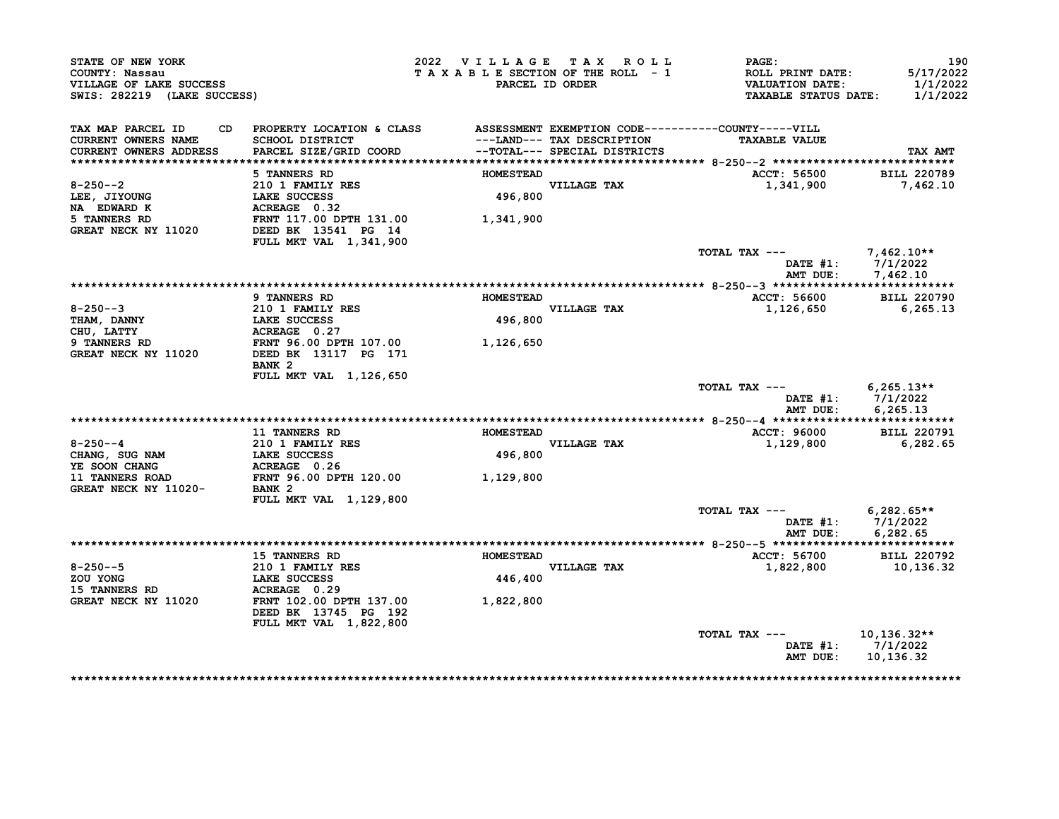STATE OF NEW YORK
COUNTY: Nassau
VILLAGE OF LAKE SUCCESS
SWIS: 282219 (LAKE SUCCESS)

**2022 VILLAGE TAX ROLL**
**TAXABLE SECTION OF THE ROLL - 1**
**PARCEL ID ORDER**

PAGE: 190
ROLL PRINT DATE: 5/17/2022
VALUATION DATE: 1/1/2022
TAXABLE STATUS DATE: 1/1/2022

| TAX MAP PARCEL ID / CURRENT OWNERS NAME / CURRENT OWNERS ADDRESS | PROPERTY LOCATION & CLASS / SCHOOL DISTRICT / PARCEL SIZE/GRID COORD | ASSESSMENT ---LAND--- / --TOTAL--- | EXEMPTION CODE / TAX DESCRIPTION / SPECIAL DISTRICTS | TAXABLE VALUE | TAX AMT |
|---|---|---|---|---|---|
| **8-250--2** | 5 TANNERS RD | HOMESTEAD | | ACCT: 56500 | BILL 220789 |
| 8-250--2 | 210 1 FAMILY RES | | VILLAGE TAX | 1,341,900 | 7,462.10 |
| LEE, JIYOUNG | LAKE SUCCESS | 496,800 | | | |
| NA EDWARD K | ACREAGE 0.32 | | | | |
| 5 TANNERS RD | FRNT 117.00 DPTH 131.00 | 1,341,900 | | | |
| GREAT NECK NY 11020 | DEED BK 13541 PG 14 | | | | |
| | FULL MKT VAL 1,341,900 | | | | |
| | | | | TOTAL TAX --- | 7,462.10** |
| | | | | DATE #1: | 7/1/2022 |
| | | | | AMT DUE: | 7,462.10 |
| **8-250--3** | 9 TANNERS RD | HOMESTEAD | | ACCT: 56600 | BILL 220790 |
| 8-250--3 | 210 1 FAMILY RES | | VILLAGE TAX | 1,126,650 | 6,265.13 |
| THAM, DANNY | LAKE SUCCESS | 496,800 | | | |
| CHU, LATTY | ACREAGE 0.27 | | | | |
| 9 TANNERS RD | FRNT 96.00 DPTH 107.00 | 1,126,650 | | | |
| GREAT NECK NY 11020 | DEED BK 13117 PG 171 | | | | |
| | BANK 2 | | | | |
| | FULL MKT VAL 1,126,650 | | | | |
| | | | | TOTAL TAX --- | 6,265.13** |
| | | | | DATE #1: | 7/1/2022 |
| | | | | AMT DUE: | 6,265.13 |
| **8-250--4** | 11 TANNERS RD | HOMESTEAD | | ACCT: 96000 | BILL 220791 |
| 8-250--4 | 210 1 FAMILY RES | | VILLAGE TAX | 1,129,800 | 6,282.65 |
| CHANG, SUG NAM | LAKE SUCCESS | 496,800 | | | |
| YE SOON CHANG | ACREAGE 0.26 | | | | |
| 11 TANNERS ROAD | FRNT 96.00 DPTH 120.00 | 1,129,800 | | | |
| GREAT NECK NY 11020- | BANK 2 | | | | |
| | FULL MKT VAL 1,129,800 | | | | |
| | | | | TOTAL TAX --- | 6,282.65** |
| | | | | DATE #1: | 7/1/2022 |
| | | | | AMT DUE: | 6,282.65 |
| **8-250--5** | 15 TANNERS RD | HOMESTEAD | | ACCT: 56700 | BILL 220792 |
| 8-250--5 | 210 1 FAMILY RES | | VILLAGE TAX | 1,822,800 | 10,136.32 |
| ZOU YONG | LAKE SUCCESS | 446,400 | | | |
| 15 TANNERS RD | ACREAGE 0.29 | | | | |
| GREAT NECK NY 11020 | FRNT 102.00 DPTH 137.00 | 1,822,800 | | | |
| | DEED BK 13745 PG 192 | | | | |
| | FULL MKT VAL 1,822,800 | | | | |
| | | | | TOTAL TAX --- | 10,136.32** |
| | | | | DATE #1: | 7/1/2022 |
| | | | | AMT DUE: | 10,136.32 |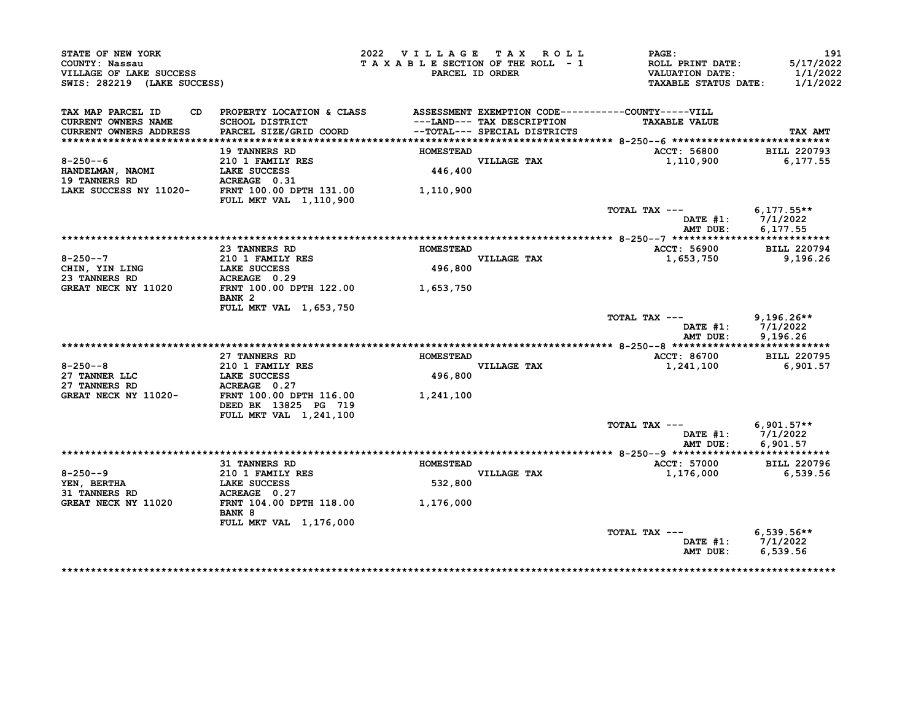STATE OF NEW YORK
COUNTY: Nassau
VILLAGE OF LAKE SUCCESS
SWIS: 282219 (LAKE SUCCESS)

2022 VILLAGE TAX ROLL
TAXABLE SECTION OF THE ROLL - 1
PARCEL ID ORDER

PAGE: 191
ROLL PRINT DATE: 5/17/2022
VALUATION DATE: 1/1/2022
TAXABLE STATUS DATE: 1/1/2022

| TAX MAP PARCEL ID / CURRENT OWNERS NAME / CURRENT OWNERS ADDRESS | PROPERTY LOCATION & CLASS / SCHOOL DISTRICT / PARCEL SIZE/GRID COORD | ASSESSMENT ---LAND--- / --TOTAL--- | EXEMPTION CODE / TAX DESCRIPTION / SPECIAL DISTRICTS | TAXABLE VALUE | TAX AMT |
|---|---|---|---|---|---|
| **8-250--6** | 19 TANNERS RD | HOMESTEAD | | ACCT: 56800 | BILL 220793 |
| 8-250--6 | 210 1 FAMILY RES | | VILLAGE TAX | 1,110,900 | 6,177.55 |
| HANDELMAN, NAOMI | LAKE SUCCESS | 446,400 | | | |
| 19 TANNERS RD | ACREAGE 0.31 | | | | |
| LAKE SUCCESS NY 11020- | FRNT 100.00 DPTH 131.00 | 1,110,900 | | | |
| | FULL MKT VAL 1,110,900 | | | | |
| | | | | TOTAL TAX --- | 6,177.55** |
| | | | | DATE #1: | 7/1/2022 |
| | | | | AMT DUE: | 6,177.55 |
| **8-250--7** | 23 TANNERS RD | HOMESTEAD | | ACCT: 56900 | BILL 220794 |
| 8-250--7 | 210 1 FAMILY RES | | VILLAGE TAX | 1,653,750 | 9,196.26 |
| CHIN, YIN LING | LAKE SUCCESS | 496,800 | | | |
| 23 TANNERS RD | ACREAGE 0.29 | | | | |
| GREAT NECK NY 11020 | FRNT 100.00 DPTH 122.00 | 1,653,750 | | | |
| | BANK 2 | | | | |
| | FULL MKT VAL 1,653,750 | | | | |
| | | | | TOTAL TAX --- | 9,196.26** |
| | | | | DATE #1: | 7/1/2022 |
| | | | | AMT DUE: | 9,196.26 |
| **8-250--8** | 27 TANNERS RD | HOMESTEAD | | ACCT: 86700 | BILL 220795 |
| 8-250--8 | 210 1 FAMILY RES | | VILLAGE TAX | 1,241,100 | 6,901.57 |
| 27 TANNER LLC | LAKE SUCCESS | 496,800 | | | |
| 27 TANNERS RD | ACREAGE 0.27 | | | | |
| GREAT NECK NY 11020- | FRNT 100.00 DPTH 116.00 | 1,241,100 | | | |
| | DEED BK 13825 PG 719 | | | | |
| | FULL MKT VAL 1,241,100 | | | | |
| | | | | TOTAL TAX --- | 6,901.57** |
| | | | | DATE #1: | 7/1/2022 |
| | | | | AMT DUE: | 6,901.57 |
| **8-250--9** | 31 TANNERS RD | HOMESTEAD | | ACCT: 57000 | BILL 220796 |
| 8-250--9 | 210 1 FAMILY RES | | VILLAGE TAX | 1,176,000 | 6,539.56 |
| YEN, BERTHA | LAKE SUCCESS | 532,800 | | | |
| 31 TANNERS RD | ACREAGE 0.27 | | | | |
| GREAT NECK NY 11020 | FRNT 104.00 DPTH 118.00 | 1,176,000 | | | |
| | BANK 8 | | | | |
| | FULL MKT VAL 1,176,000 | | | | |
| | | | | TOTAL TAX --- | 6,539.56** |
| | | | | DATE #1: | 7/1/2022 |
| | | | | AMT DUE: | 6,539.56 |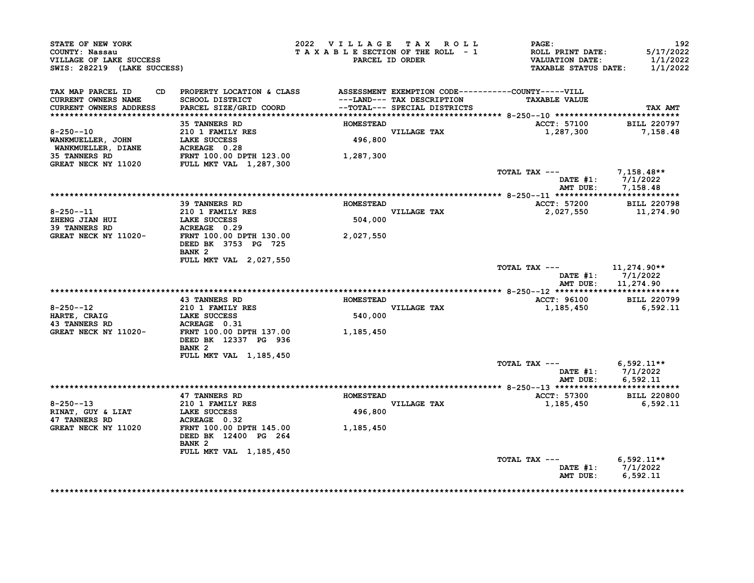STATE OF NEW YORK
COUNTY: Nassau
VILLAGE OF LAKE SUCCESS
SWIS: 282219 (LAKE SUCCESS)

2022 VILLAGE TAX ROLL
TAXABLE SECTION OF THE ROLL - 1
PARCEL ID ORDER

PAGE: 192
ROLL PRINT DATE: 5/17/2022
VALUATION DATE: 1/1/2022
TAXABLE STATUS DATE: 1/1/2022

| TAX MAP PARCEL ID / CURRENT OWNERS NAME / CURRENT OWNERS ADDRESS | PROPERTY LOCATION & CLASS / SCHOOL DISTRICT / PARCEL SIZE/GRID COORD | ASSESSMENT ---LAND--- / ---TOTAL--- | EXEMPTION CODE / TAX DESCRIPTION / SPECIAL DISTRICTS | TAXABLE VALUE (COUNTY-----VILL) | TAX AMT |
|---|---|---|---|---|---|
| 8-250--10 | 35 TANNERS RD | HOMESTEAD | | ACCT: 57100 | BILL 220797 |
| WANKMUELLER, JOHN | 210 1 FAMILY RES | | VILLAGE TAX | 1,287,300 | 7,158.48 |
| WANKMUELLER, DIANE | LAKE SUCCESS | 496,800 | | | |
| 35 TANNERS RD | ACREAGE 0.28 | | | | |
| GREAT NECK NY 11020 | FRNT 100.00 DPTH 123.00 | 1,287,300 | | | |
| | FULL MKT VAL 1,287,300 | | | | |
| | | | | TOTAL TAX --- | 7,158.48** |
| | | | | DATE #1: | 7/1/2022 |
| | | | | AMT DUE: | 7,158.48 |
| 8-250--11 | 39 TANNERS RD | HOMESTEAD | | ACCT: 57200 | BILL 220798 |
| ZHENG JIAN HUI | 210 1 FAMILY RES | | VILLAGE TAX | 2,027,550 | 11,274.90 |
| 39 TANNERS RD | LAKE SUCCESS | 504,000 | | | |
| GREAT NECK NY 11020- | ACREAGE 0.29 | | | | |
| | FRNT 100.00 DPTH 130.00 | 2,027,550 | | | |
| | DEED BK 3753 PG 725 | | | | |
| | BANK 2 | | | | |
| | FULL MKT VAL 2,027,550 | | | | |
| | | | | TOTAL TAX --- | 11,274.90** |
| | | | | DATE #1: | 7/1/2022 |
| | | | | AMT DUE: | 11,274.90 |
| 8-250--12 | 43 TANNERS RD | HOMESTEAD | | ACCT: 96100 | BILL 220799 |
| HARTE, CRAIG | 210 1 FAMILY RES | | VILLAGE TAX | 1,185,450 | 6,592.11 |
| 43 TANNERS RD | LAKE SUCCESS | 540,000 | | | |
| GREAT NECK NY 11020- | ACREAGE 0.31 | | | | |
| | FRNT 100.00 DPTH 137.00 | 1,185,450 | | | |
| | DEED BK 12337 PG 936 | | | | |
| | BANK 2 | | | | |
| | FULL MKT VAL 1,185,450 | | | | |
| | | | | TOTAL TAX --- | 6,592.11** |
| | | | | DATE #1: | 7/1/2022 |
| | | | | AMT DUE: | 6,592.11 |
| 8-250--13 | 47 TANNERS RD | HOMESTEAD | | ACCT: 57300 | BILL 220800 |
| RINAT, GUY & LIAT | 210 1 FAMILY RES | | VILLAGE TAX | 1,185,450 | 6,592.11 |
| 47 TANNERS RD | LAKE SUCCESS | 496,800 | | | |
| GREAT NECK NY 11020 | ACREAGE 0.32 | | | | |
| | FRNT 100.00 DPTH 145.00 | 1,185,450 | | | |
| | DEED BK 12400 PG 264 | | | | |
| | BANK 2 | | | | |
| | FULL MKT VAL 1,185,450 | | | | |
| | | | | TOTAL TAX --- | 6,592.11** |
| | | | | DATE #1: | 7/1/2022 |
| | | | | AMT DUE: | 6,592.11 |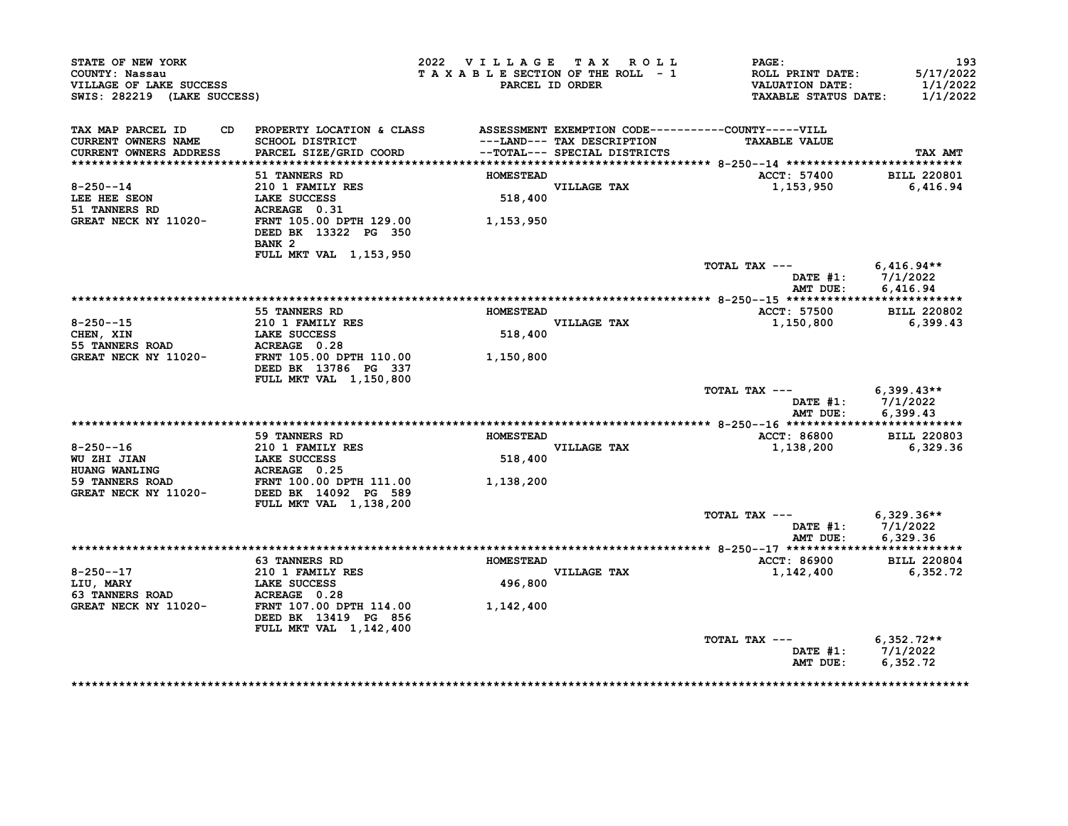STATE OF NEW YORK
COUNTY: Nassau
VILLAGE OF LAKE SUCCESS
SWIS: 282219 (LAKE SUCCESS)

2022 VILLAGE TAX ROLL
TAXABLE SECTION OF THE ROLL - 1
PARCEL ID ORDER

ROLL PRINT DATE: 5/17/2022
VALUATION DATE: 1/1/2022
TAXABLE STATUS DATE: 1/1/2022

| TAX MAP PARCEL ID / CURRENT OWNERS NAME / CURRENT OWNERS ADDRESS | PROPERTY LOCATION & CLASS / SCHOOL DISTRICT / PARCEL SIZE/GRID COORD | ASSESSMENT ---LAND--- / --TOTAL--- | EXEMPTION CODE / TAX DESCRIPTION / SPECIAL DISTRICTS | TAXABLE VALUE | TAX AMT |
|---|---|---|---|---|---|
| 8-250--14 | 51 TANNERS RD | HOMESTEAD | | ACCT: 57400 | BILL 220801 |
| LEE HEE SEON | 210 1 FAMILY RES | | VILLAGE TAX | 1,153,950 | 6,416.94 |
| 51 TANNERS RD | LAKE SUCCESS | 518,400 | | | |
| GREAT NECK NY 11020- | ACREAGE 0.31 | | | | |
| | FRNT 105.00 DPTH 129.00 | 1,153,950 | | | |
| | DEED BK 13322 PG 350 | | | | |
| | BANK 2 | | | | |
| | FULL MKT VAL 1,153,950 | | | | |
| | | | | TOTAL TAX --- | 6,416.94** |
| | | | | DATE #1: | 7/1/2022 |
| | | | | AMT DUE: | 6,416.94 |
| 8-250--15 | 55 TANNERS RD | HOMESTEAD | | ACCT: 57500 | BILL 220802 |
| CHEN, XIN | 210 1 FAMILY RES | | VILLAGE TAX | 1,150,800 | 6,399.43 |
| 55 TANNERS ROAD | LAKE SUCCESS | 518,400 | | | |
| GREAT NECK NY 11020- | ACREAGE 0.28 | | | | |
| | FRNT 105.00 DPTH 110.00 | 1,150,800 | | | |
| | DEED BK 13786 PG 337 | | | | |
| | FULL MKT VAL 1,150,800 | | | | |
| | | | | TOTAL TAX --- | 6,399.43** |
| | | | | DATE #1: | 7/1/2022 |
| | | | | AMT DUE: | 6,399.43 |
| 8-250--16 | 59 TANNERS RD | HOMESTEAD | | ACCT: 86800 | BILL 220803 |
| WU ZHI JIAN | 210 1 FAMILY RES | | VILLAGE TAX | 1,138,200 | 6,329.36 |
| HUANG WANLING | LAKE SUCCESS | 518,400 | | | |
| 59 TANNERS ROAD | ACREAGE 0.25 | | | | |
| GREAT NECK NY 11020- | FRNT 100.00 DPTH 111.00 | 1,138,200 | | | |
| | DEED BK 14092 PG 589 | | | | |
| | FULL MKT VAL 1,138,200 | | | | |
| | | | | TOTAL TAX --- | 6,329.36** |
| | | | | DATE #1: | 7/1/2022 |
| | | | | AMT DUE: | 6,329.36 |
| 8-250--17 | 63 TANNERS RD | HOMESTEAD | | ACCT: 86900 | BILL 220804 |
| LIU, MARY | 210 1 FAMILY RES | | VILLAGE TAX | 1,142,400 | 6,352.72 |
| 63 TANNERS ROAD | LAKE SUCCESS | 496,800 | | | |
| GREAT NECK NY 11020- | ACREAGE 0.28 | | | | |
| | FRNT 107.00 DPTH 114.00 | 1,142,400 | | | |
| | DEED BK 13419 PG 856 | | | | |
| | FULL MKT VAL 1,142,400 | | | | |
| | | | | TOTAL TAX --- | 6,352.72** |
| | | | | DATE #1: | 7/1/2022 |
| | | | | AMT DUE: | 6,352.72 |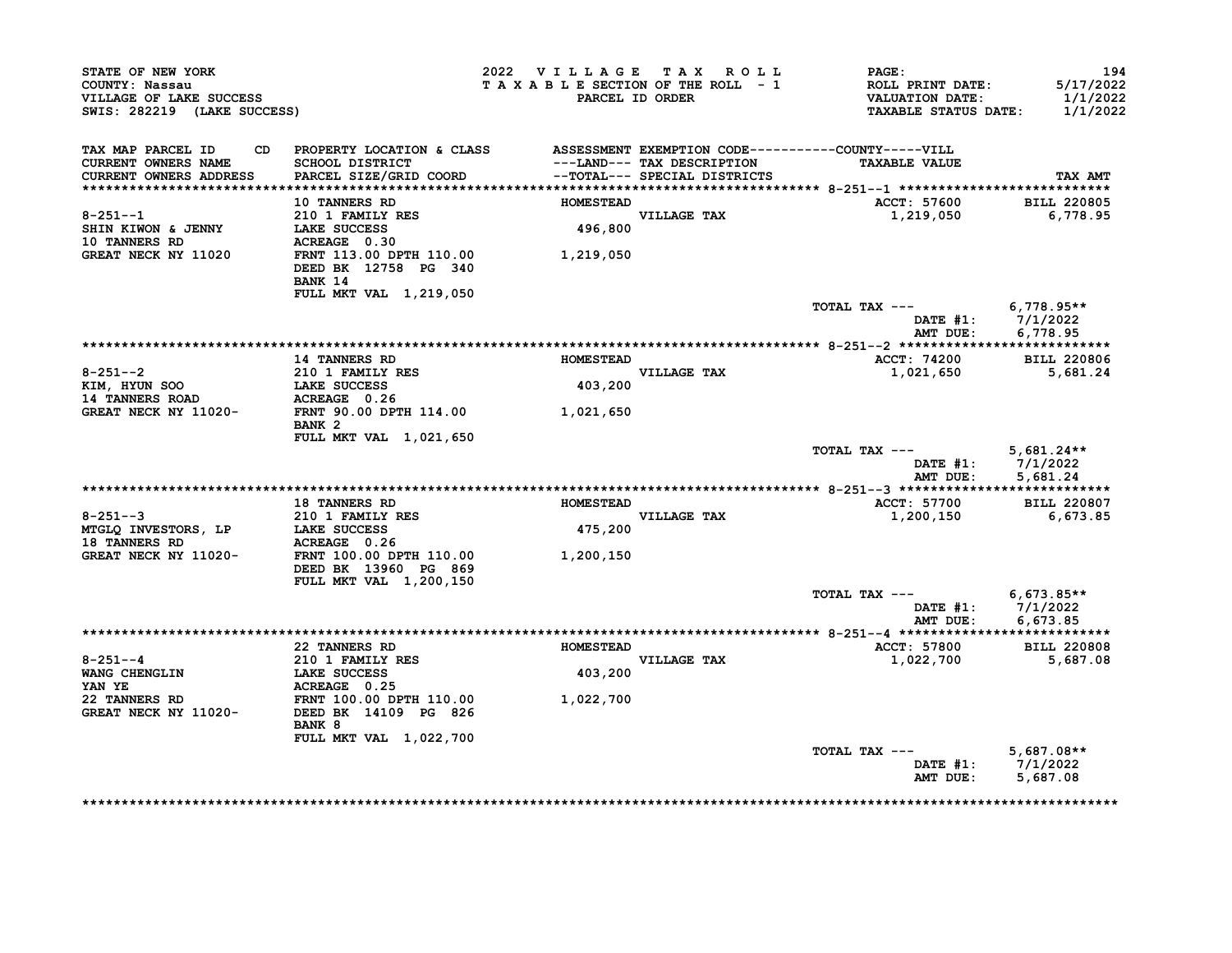STATE OF NEW YORK
COUNTY: Nassau
VILLAGE OF LAKE SUCCESS
SWIS: 282219 (LAKE SUCCESS)

2022 VILLAGE TAX ROLL
TAXABLE SECTION OF THE ROLL - 1
PARCEL ID ORDER

PAGE: 194
ROLL PRINT DATE: 5/17/2022
VALUATION DATE: 1/1/2022
TAXABLE STATUS DATE: 1/1/2022

| TAX MAP PARCEL ID / CURRENT OWNERS NAME / CURRENT OWNERS ADDRESS | CD | PROPERTY LOCATION & CLASS / SCHOOL DISTRICT / PARCEL SIZE/GRID COORD | ASSESSMENT ---LAND--- --TOTAL--- | EXEMPTION CODE / TAX DESCRIPTION / SPECIAL DISTRICTS | COUNTY-----VILL TAXABLE VALUE | TAX AMT |
|---|---|---|---|---|---|---|
| **8-251--1** | | 10 TANNERS RD | HOMESTEAD | | ACCT: 57600 | BILL 220805 |
| 8-251--1 | | 210 1 FAMILY RES | | VILLAGE TAX | 1,219,050 | 6,778.95 |
| SHIN KIWON & JENNY | | LAKE SUCCESS | 496,800 | | | |
| 10 TANNERS RD | | ACREAGE 0.30 | | | | |
| GREAT NECK NY 11020 | | FRNT 113.00 DPTH 110.00 | 1,219,050 | | | |
| | | DEED BK 12758 PG 340 | | | | |
| | | BANK 14 | | | | |
| | | FULL MKT VAL 1,219,050 | | | | |
| | | | | | TOTAL TAX --- | 6,778.95** |
| | | | | | DATE #1: | 7/1/2022 |
| | | | | | AMT DUE: | 6,778.95 |
| **8-251--2** | | 14 TANNERS RD | HOMESTEAD | | ACCT: 74200 | BILL 220806 |
| 8-251--2 | | 210 1 FAMILY RES | | VILLAGE TAX | 1,021,650 | 5,681.24 |
| KIM, HYUN SOO | | LAKE SUCCESS | 403,200 | | | |
| 14 TANNERS ROAD | | ACREAGE 0.26 | | | | |
| GREAT NECK NY 11020- | | FRNT 90.00 DPTH 114.00 | 1,021,650 | | | |
| | | BANK 2 | | | | |
| | | FULL MKT VAL 1,021,650 | | | | |
| | | | | | TOTAL TAX --- | 5,681.24** |
| | | | | | DATE #1: | 7/1/2022 |
| | | | | | AMT DUE: | 5,681.24 |
| **8-251--3** | | 18 TANNERS RD | HOMESTEAD | | ACCT: 57700 | BILL 220807 |
| 8-251--3 | | 210 1 FAMILY RES | | VILLAGE TAX | 1,200,150 | 6,673.85 |
| MTGLQ INVESTORS, LP | | LAKE SUCCESS | 475,200 | | | |
| 18 TANNERS RD | | ACREAGE 0.26 | | | | |
| GREAT NECK NY 11020- | | FRNT 100.00 DPTH 110.00 | 1,200,150 | | | |
| | | DEED BK 13960 PG 869 | | | | |
| | | FULL MKT VAL 1,200,150 | | | | |
| | | | | | TOTAL TAX --- | 6,673.85** |
| | | | | | DATE #1: | 7/1/2022 |
| | | | | | AMT DUE: | 6,673.85 |
| **8-251--4** | | 22 TANNERS RD | HOMESTEAD | | ACCT: 57800 | BILL 220808 |
| 8-251--4 | | 210 1 FAMILY RES | | VILLAGE TAX | 1,022,700 | 5,687.08 |
| WANG CHENGLIN | | LAKE SUCCESS | 403,200 | | | |
| YAN YE | | ACREAGE 0.25 | | | | |
| 22 TANNERS RD | | FRNT 100.00 DPTH 110.00 | 1,022,700 | | | |
| GREAT NECK NY 11020- | | DEED BK 14109 PG 826 | | | | |
| | | BANK 8 | | | | |
| | | FULL MKT VAL 1,022,700 | | | | |
| | | | | | TOTAL TAX --- | 5,687.08** |
| | | | | | DATE #1: | 7/1/2022 |
| | | | | | AMT DUE: | 5,687.08 |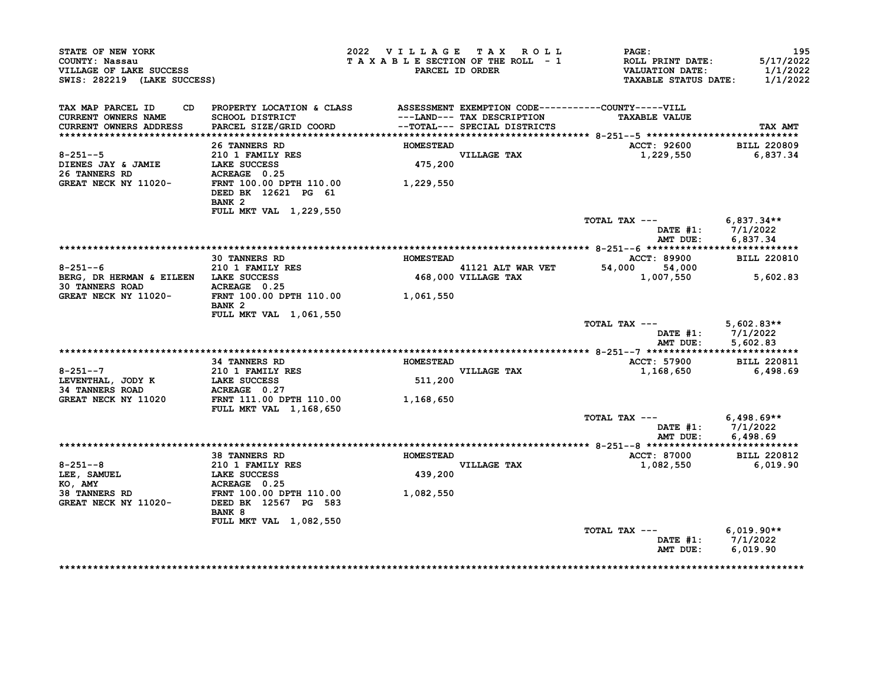STATE OF NEW YORK
COUNTY: Nassau
VILLAGE OF LAKE SUCCESS
SWIS: 282219 (LAKE SUCCESS)

2022 VILLAGE TAX ROLL
TAXABLE SECTION OF THE ROLL - 1
PARCEL ID ORDER

PAGE: 195
ROLL PRINT DATE: 5/17/2022
VALUATION DATE: 1/1/2022
TAXABLE STATUS DATE: 1/1/2022

| TAX MAP PARCEL ID CD / CURRENT OWNERS NAME / CURRENT OWNERS ADDRESS | PROPERTY LOCATION & CLASS / SCHOOL DISTRICT / PARCEL SIZE/GRID COORD | ASSESSMENT ---LAND--- / --TOTAL--- | EXEMPTION CODE / TAX DESCRIPTION / SPECIAL DISTRICTS | COUNTY | VILL / TAXABLE VALUE | TAX AMT |
|---|---|---|---|---|---|---|
| **8-251--5** | 26 TANNERS RD | HOMESTEAD | | | ACCT: 92600 | BILL 220809 |
| DIENES JAY & JAMIE | 210 1 FAMILY RES | | VILLAGE TAX | | 1,229,550 | 6,837.34 |
| 26 TANNERS RD | LAKE SUCCESS | 475,200 | | | | |
| GREAT NECK NY 11020- | ACREAGE 0.25 | | | | | |
| | FRNT 100.00 DPTH 110.00 | 1,229,550 | | | | |
| | DEED BK 12621 PG 61 | | | | | |
| | BANK 2 | | | | | |
| | FULL MKT VAL 1,229,550 | | | | | |
| | | | TOTAL TAX --- | | | 6,837.34** |
| | | | | | DATE #1: | 7/1/2022 |
| | | | | | AMT DUE: | 6,837.34 |
| **8-251--6** | 30 TANNERS RD | HOMESTEAD | | | ACCT: 89900 | BILL 220810 |
| BERG, DR HERMAN & EILEEN | 210 1 FAMILY RES | | 41121 ALT WAR VET | 54,000 | 54,000 | |
| 30 TANNERS ROAD | LAKE SUCCESS | 468,000 | VILLAGE TAX | | 1,007,550 | 5,602.83 |
| GREAT NECK NY 11020- | ACREAGE 0.25 | | | | | |
| | FRNT 100.00 DPTH 110.00 | 1,061,550 | | | | |
| | BANK 2 | | | | | |
| | FULL MKT VAL 1,061,550 | | | | | |
| | | | TOTAL TAX --- | | | 5,602.83** |
| | | | | | DATE #1: | 7/1/2022 |
| | | | | | AMT DUE: | 5,602.83 |
| **8-251--7** | 34 TANNERS RD | HOMESTEAD | | | ACCT: 57900 | BILL 220811 |
| LEVENTHAL, JODY K | 210 1 FAMILY RES | | VILLAGE TAX | | 1,168,650 | 6,498.69 |
| 34 TANNERS ROAD | LAKE SUCCESS | 511,200 | | | | |
| GREAT NECK NY 11020 | ACREAGE 0.27 | | | | | |
| | FRNT 111.00 DPTH 110.00 | 1,168,650 | | | | |
| | FULL MKT VAL 1,168,650 | | | | | |
| | | | TOTAL TAX --- | | | 6,498.69** |
| | | | | | DATE #1: | 7/1/2022 |
| | | | | | AMT DUE: | 6,498.69 |
| **8-251--8** | 38 TANNERS RD | HOMESTEAD | | | ACCT: 87000 | BILL 220812 |
| LEE, SAMUEL | 210 1 FAMILY RES | | VILLAGE TAX | | 1,082,550 | 6,019.90 |
| KO, AMY | LAKE SUCCESS | 439,200 | | | | |
| 38 TANNERS RD | ACREAGE 0.25 | | | | | |
| GREAT NECK NY 11020- | FRNT 100.00 DPTH 110.00 | 1,082,550 | | | | |
| | DEED BK 12567 PG 583 | | | | | |
| | BANK 8 | | | | | |
| | FULL MKT VAL 1,082,550 | | | | | |
| | | | TOTAL TAX --- | | | 6,019.90** |
| | | | | | DATE #1: | 7/1/2022 |
| | | | | | AMT DUE: | 6,019.90 |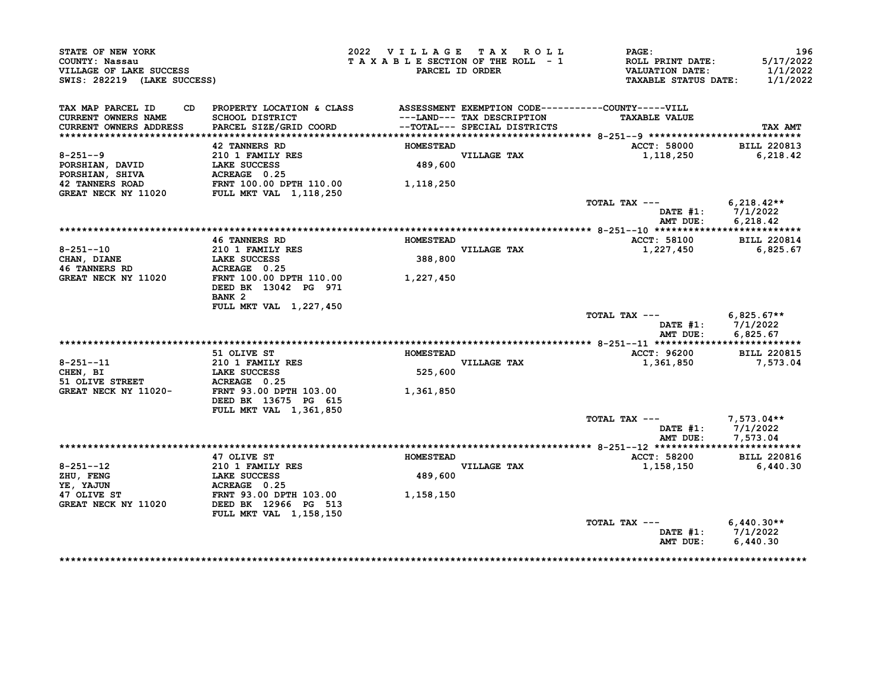STATE OF NEW YORK
COUNTY: Nassau
VILLAGE OF LAKE SUCCESS
SWIS: 282219 (LAKE SUCCESS)

2022 VILLAGE TAX ROLL
TAXABLE SECTION OF THE ROLL - 1
PARCEL ID ORDER

PAGE: 196
ROLL PRINT DATE: 5/17/2022
VALUATION DATE: 1/1/2022
TAXABLE STATUS DATE: 1/1/2022

| TAX MAP PARCEL ID / CURRENT OWNERS NAME / CURRENT OWNERS ADDRESS | PROPERTY LOCATION & CLASS / SCHOOL DISTRICT / PARCEL SIZE/GRID COORD | ASSESSMENT ---LAND--- / --TOTAL--- | EXEMPTION CODE / TAX DESCRIPTION / SPECIAL DISTRICTS | TAXABLE VALUE | TAX AMT |
|---|---|---|---|---|---|
| **8-251--9** | 42 TANNERS RD | HOMESTEAD | | ACCT: 58000 | BILL 220813 |
| 8-251--9 | 210 1 FAMILY RES | | VILLAGE TAX | 1,118,250 | 6,218.42 |
| PORSHIAN, DAVID | LAKE SUCCESS | 489,600 | | | |
| PORSHIAN, SHIVA | ACREAGE 0.25 | | | | |
| 42 TANNERS ROAD | FRNT 100.00 DPTH 110.00 | 1,118,250 | | | |
| GREAT NECK NY 11020 | FULL MKT VAL 1,118,250 | | | | |
| | | | TOTAL TAX --- | | 6,218.42** |
| | | | DATE #1: | | 7/1/2022 |
| | | | AMT DUE: | | 6,218.42 |
| **8-251--10** | 46 TANNERS RD | HOMESTEAD | | ACCT: 58100 | BILL 220814 |
| 8-251--10 | 210 1 FAMILY RES | | VILLAGE TAX | 1,227,450 | 6,825.67 |
| CHAN, DIANE | LAKE SUCCESS | 388,800 | | | |
| 46 TANNERS RD | ACREAGE 0.25 | | | | |
| GREAT NECK NY 11020 | FRNT 100.00 DPTH 110.00 | 1,227,450 | | | |
| | DEED BK 13042 PG 971 | | | | |
| | BANK 2 | | | | |
| | FULL MKT VAL 1,227,450 | | | | |
| | | | TOTAL TAX --- | | 6,825.67** |
| | | | DATE #1: | | 7/1/2022 |
| | | | AMT DUE: | | 6,825.67 |
| **8-251--11** | 51 OLIVE ST | HOMESTEAD | | ACCT: 96200 | BILL 220815 |
| 8-251--11 | 210 1 FAMILY RES | | VILLAGE TAX | 1,361,850 | 7,573.04 |
| CHEN, BI | LAKE SUCCESS | 525,600 | | | |
| 51 OLIVE STREET | ACREAGE 0.25 | | | | |
| GREAT NECK NY 11020- | FRNT 93.00 DPTH 103.00 | 1,361,850 | | | |
| | DEED BK 13675 PG 615 | | | | |
| | FULL MKT VAL 1,361,850 | | | | |
| | | | TOTAL TAX --- | | 7,573.04** |
| | | | DATE #1: | | 7/1/2022 |
| | | | AMT DUE: | | 7,573.04 |
| **8-251--12** | 47 OLIVE ST | HOMESTEAD | | ACCT: 58200 | BILL 220816 |
| 8-251--12 | 210 1 FAMILY RES | | VILLAGE TAX | 1,158,150 | 6,440.30 |
| ZHU, FENG | LAKE SUCCESS | 489,600 | | | |
| YE, YAJUN | ACREAGE 0.25 | | | | |
| 47 OLIVE ST | FRNT 93.00 DPTH 103.00 | 1,158,150 | | | |
| GREAT NECK NY 11020 | DEED BK 12966 PG 513 | | | | |
| | FULL MKT VAL 1,158,150 | | | | |
| | | | TOTAL TAX --- | | 6,440.30** |
| | | | DATE #1: | | 7/1/2022 |
| | | | AMT DUE: | | 6,440.30 |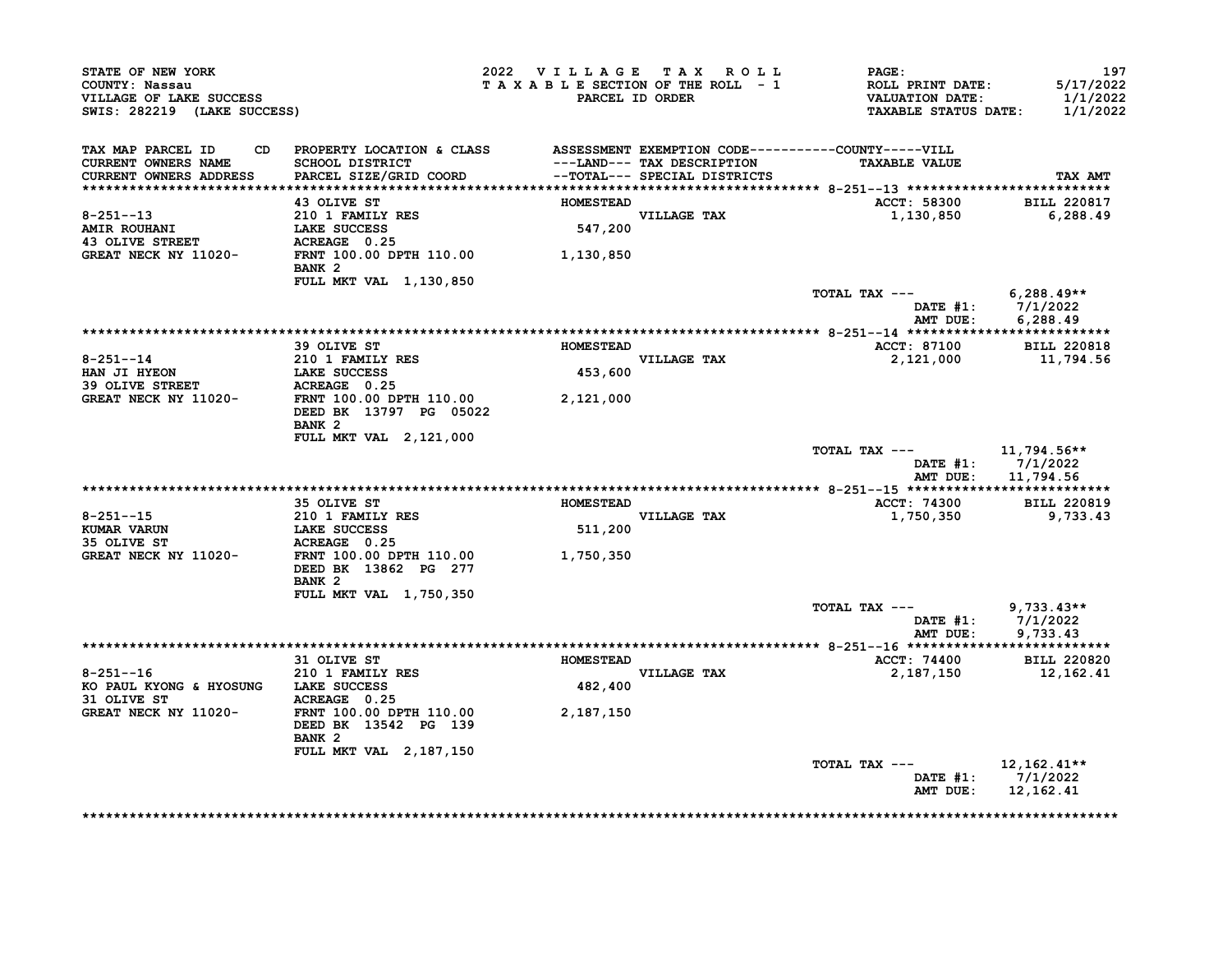STATE OF NEW YORK
COUNTY: Nassau
VILLAGE OF LAKE SUCCESS
SWIS: 282219 (LAKE SUCCESS)

2022 VILLAGE TAX ROLL
TAXABLE SECTION OF THE ROLL - 1
PARCEL ID ORDER

ROLL PRINT DATE: 5/17/2022
VALUATION DATE: 1/1/2022
TAXABLE STATUS DATE: 1/1/2022

| TAX MAP PARCEL ID / CURRENT OWNERS NAME / CURRENT OWNERS ADDRESS | CD | PROPERTY LOCATION & CLASS / SCHOOL DISTRICT / PARCEL SIZE/GRID COORD | ASSESSMENT ---LAND--- / --TOTAL--- | EXEMPTION CODE / TAX DESCRIPTION / SPECIAL DISTRICTS | TAXABLE VALUE | TAX AMT |
|---|---|---|---|---|---|---|
| **8-251--13** | | 43 OLIVE ST | HOMESTEAD | | ACCT: 58300 | BILL 220817 |
| 8-251--13 | | 210 1 FAMILY RES | | VILLAGE TAX | 1,130,850 | 6,288.49 |
| AMIR ROUHANI | | LAKE SUCCESS | 547,200 | | | |
| 43 OLIVE STREET | | ACREAGE 0.25 | | | | |
| GREAT NECK NY 11020- | | FRNT 100.00 DPTH 110.00 | 1,130,850 | | | |
| | | BANK 2 | | | | |
| | | FULL MKT VAL 1,130,850 | | | | |
| | | | | | TOTAL TAX --- | 6,288.49** |
| | | | | | DATE #1: | 7/1/2022 |
| | | | | | AMT DUE: | 6,288.49 |
| **8-251--14** | | 39 OLIVE ST | HOMESTEAD | | ACCT: 87100 | BILL 220818 |
| 8-251--14 | | 210 1 FAMILY RES | | VILLAGE TAX | 2,121,000 | 11,794.56 |
| HAN JI HYEON | | LAKE SUCCESS | 453,600 | | | |
| 39 OLIVE STREET | | ACREAGE 0.25 | | | | |
| GREAT NECK NY 11020- | | FRNT 100.00 DPTH 110.00 | 2,121,000 | | | |
| | | DEED BK 13797 PG 05022 | | | | |
| | | BANK 2 | | | | |
| | | FULL MKT VAL 2,121,000 | | | | |
| | | | | | TOTAL TAX --- | 11,794.56** |
| | | | | | DATE #1: | 7/1/2022 |
| | | | | | AMT DUE: | 11,794.56 |
| **8-251--15** | | 35 OLIVE ST | HOMESTEAD | | ACCT: 74300 | BILL 220819 |
| 8-251--15 | | 210 1 FAMILY RES | | VILLAGE TAX | 1,750,350 | 9,733.43 |
| KUMAR VARUN | | LAKE SUCCESS | 511,200 | | | |
| 35 OLIVE ST | | ACREAGE 0.25 | | | | |
| GREAT NECK NY 11020- | | FRNT 100.00 DPTH 110.00 | 1,750,350 | | | |
| | | DEED BK 13862 PG 277 | | | | |
| | | BANK 2 | | | | |
| | | FULL MKT VAL 1,750,350 | | | | |
| | | | | | TOTAL TAX --- | 9,733.43** |
| | | | | | DATE #1: | 7/1/2022 |
| | | | | | AMT DUE: | 9,733.43 |
| **8-251--16** | | 31 OLIVE ST | HOMESTEAD | | ACCT: 74400 | BILL 220820 |
| 8-251--16 | | 210 1 FAMILY RES | | VILLAGE TAX | 2,187,150 | 12,162.41 |
| KO PAUL KYONG & HYOSUNG | | LAKE SUCCESS | 482,400 | | | |
| 31 OLIVE ST | | ACREAGE 0.25 | | | | |
| GREAT NECK NY 11020- | | FRNT 100.00 DPTH 110.00 | 2,187,150 | | | |
| | | DEED BK 13542 PG 139 | | | | |
| | | BANK 2 | | | | |
| | | FULL MKT VAL 2,187,150 | | | | |
| | | | | | TOTAL TAX --- | 12,162.41** |
| | | | | | DATE #1: | 7/1/2022 |
| | | | | | AMT DUE: | 12,162.41 |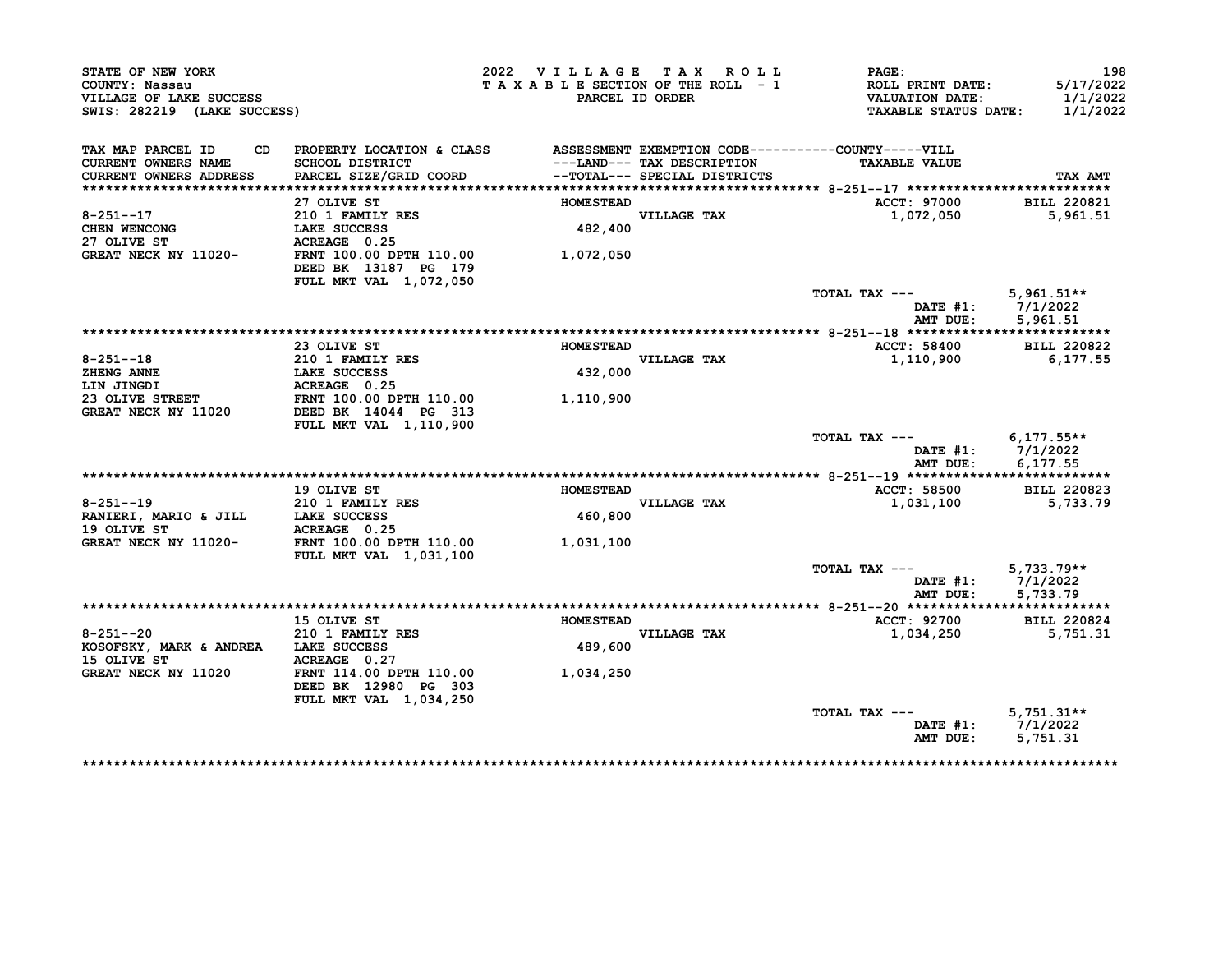STATE OF NEW YORK
COUNTY: Nassau
VILLAGE OF LAKE SUCCESS
SWIS: 282219 (LAKE SUCCESS)

2022 VILLAGE TAX ROLL
TAXABLE SECTION OF THE ROLL - 1
PARCEL ID ORDER

PAGE: 198
ROLL PRINT DATE: 5/17/2022
VALUATION DATE: 1/1/2022
TAXABLE STATUS DATE: 1/1/2022

| TAX MAP PARCEL ID / CURRENT OWNERS NAME / CURRENT OWNERS ADDRESS | CD PROPERTY LOCATION & CLASS / SCHOOL DISTRICT / PARCEL SIZE/GRID COORD | ASSESSMENT ---LAND--- / --TOTAL--- | EXEMPTION CODE / TAX DESCRIPTION / SPECIAL DISTRICTS | COUNTY-----VILL TAXABLE VALUE | TAX AMT |
|---|---|---|---|---|---|
| **8-251--17** | 27 OLIVE ST | HOMESTEAD | | ACCT: 97000 | BILL 220821 |
| 8-251--17 | 210 1 FAMILY RES | | VILLAGE TAX | 1,072,050 | 5,961.51 |
| CHEN WENCONG | LAKE SUCCESS | 482,400 | | | |
| 27 OLIVE ST | ACREAGE 0.25 | | | | |
| GREAT NECK NY 11020- | FRNT 100.00 DPTH 110.00 | 1,072,050 | | | |
| | DEED BK 13187 PG 179 | | | | |
| | FULL MKT VAL 1,072,050 | | | | |
| | | | | TOTAL TAX --- | 5,961.51** |
| | | | | DATE #1: | 7/1/2022 |
| | | | | AMT DUE: | 5,961.51 |
| **8-251--18** | 23 OLIVE ST | HOMESTEAD | | ACCT: 58400 | BILL 220822 |
| 8-251--18 | 210 1 FAMILY RES | | VILLAGE TAX | 1,110,900 | 6,177.55 |
| ZHENG ANNE | LAKE SUCCESS | 432,000 | | | |
| LIN JINGDI | ACREAGE 0.25 | | | | |
| 23 OLIVE STREET | FRNT 100.00 DPTH 110.00 | 1,110,900 | | | |
| GREAT NECK NY 11020 | DEED BK 14044 PG 313 | | | | |
| | FULL MKT VAL 1,110,900 | | | | |
| | | | | TOTAL TAX --- | 6,177.55** |
| | | | | DATE #1: | 7/1/2022 |
| | | | | AMT DUE: | 6,177.55 |
| **8-251--19** | 19 OLIVE ST | HOMESTEAD | | ACCT: 58500 | BILL 220823 |
| 8-251--19 | 210 1 FAMILY RES | | VILLAGE TAX | 1,031,100 | 5,733.79 |
| RANIERI, MARIO & JILL | LAKE SUCCESS | 460,800 | | | |
| 19 OLIVE ST | ACREAGE 0.25 | | | | |
| GREAT NECK NY 11020- | FRNT 100.00 DPTH 110.00 | 1,031,100 | | | |
| | FULL MKT VAL 1,031,100 | | | | |
| | | | | TOTAL TAX --- | 5,733.79** |
| | | | | DATE #1: | 7/1/2022 |
| | | | | AMT DUE: | 5,733.79 |
| **8-251--20** | 15 OLIVE ST | HOMESTEAD | | ACCT: 92700 | BILL 220824 |
| 8-251--20 | 210 1 FAMILY RES | | VILLAGE TAX | 1,034,250 | 5,751.31 |
| KOSOFSKY, MARK & ANDREA | LAKE SUCCESS | 489,600 | | | |
| 15 OLIVE ST | ACREAGE 0.27 | | | | |
| GREAT NECK NY 11020 | FRNT 114.00 DPTH 110.00 | 1,034,250 | | | |
| | DEED BK 12980 PG 303 | | | | |
| | FULL MKT VAL 1,034,250 | | | | |
| | | | | TOTAL TAX --- | 5,751.31** |
| | | | | DATE #1: | 7/1/2022 |
| | | | | AMT DUE: | 5,751.31 |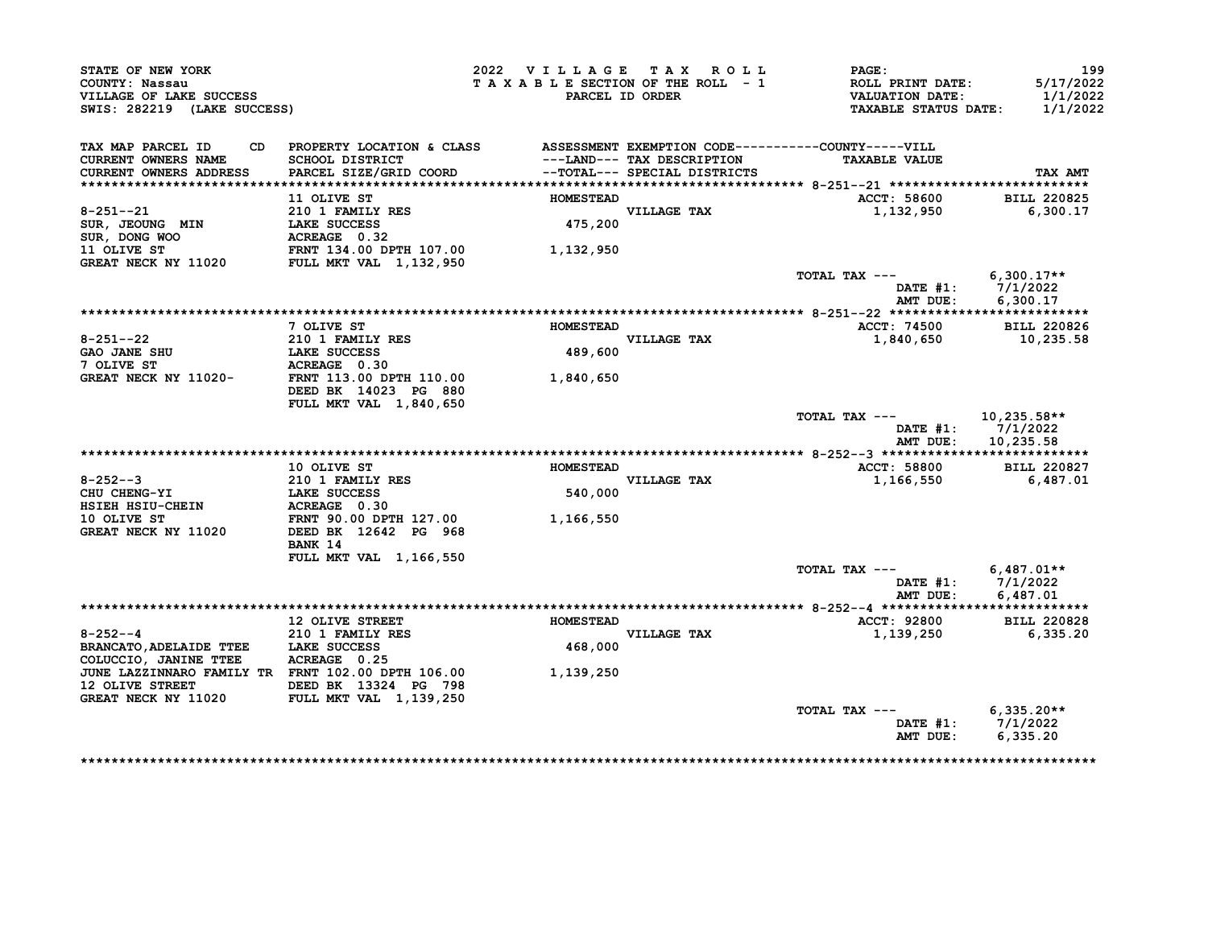STATE OF NEW YORK
COUNTY: Nassau
VILLAGE OF LAKE SUCCESS
SWIS: 282219 (LAKE SUCCESS)

2022 VILLAGE TAX ROLL
TAXABLE SECTION OF THE ROLL - 1
PARCEL ID ORDER

PAGE: 199
ROLL PRINT DATE: 5/17/2022
VALUATION DATE: 1/1/2022
TAXABLE STATUS DATE: 1/1/2022

| TAX MAP PARCEL ID CD / CURRENT OWNERS NAME / CURRENT OWNERS ADDRESS | PROPERTY LOCATION & CLASS / SCHOOL DISTRICT / PARCEL SIZE/GRID COORD | ASSESSMENT ---LAND--- / --TOTAL--- | EXEMPTION CODE / TAX DESCRIPTION / SPECIAL DISTRICTS | TAXABLE VALUE (COUNTY-----VILL) | TAX AMT |
|---|---|---|---|---|---|
| 8-251--21 | 11 OLIVE ST | HOMESTEAD | | ACCT: 58600 | BILL 220825 |
| SUR, JEOUNG MIN | 210 1 FAMILY RES | | VILLAGE TAX | 1,132,950 | 6,300.17 |
| SUR, DONG WOO | LAKE SUCCESS | 475,200 | | | |
| 11 OLIVE ST | ACREAGE 0.32 | | | | |
| GREAT NECK NY 11020 | FRNT 134.00 DPTH 107.00 | 1,132,950 | | | |
| | FULL MKT VAL 1,132,950 | | | | |
| | | | | TOTAL TAX --- | 6,300.17** |
| | | | | DATE #1: | 7/1/2022 |
| | | | | AMT DUE: | 6,300.17 |
| 8-251--22 | 7 OLIVE ST | HOMESTEAD | | ACCT: 74500 | BILL 220826 |
| GAO JANE SHU | 210 1 FAMILY RES | | VILLAGE TAX | 1,840,650 | 10,235.58 |
| 7 OLIVE ST | LAKE SUCCESS | 489,600 | | | |
| GREAT NECK NY 11020- | ACREAGE 0.30 | | | | |
| | FRNT 113.00 DPTH 110.00 | 1,840,650 | | | |
| | DEED BK 14023 PG 880 | | | | |
| | FULL MKT VAL 1,840,650 | | | | |
| | | | | TOTAL TAX --- | 10,235.58** |
| | | | | DATE #1: | 7/1/2022 |
| | | | | AMT DUE: | 10,235.58 |
| 8-252--3 | 10 OLIVE ST | HOMESTEAD | | ACCT: 58800 | BILL 220827 |
| CHU CHENG-YI | 210 1 FAMILY RES | | VILLAGE TAX | 1,166,550 | 6,487.01 |
| HSIEH HSIU-CHEIN | LAKE SUCCESS | 540,000 | | | |
| 10 OLIVE ST | ACREAGE 0.30 | | | | |
| GREAT NECK NY 11020 | FRNT 90.00 DPTH 127.00 | 1,166,550 | | | |
| | DEED BK 12642 PG 968 | | | | |
| | BANK 14 | | | | |
| | FULL MKT VAL 1,166,550 | | | | |
| | | | | TOTAL TAX --- | 6,487.01** |
| | | | | DATE #1: | 7/1/2022 |
| | | | | AMT DUE: | 6,487.01 |
| 8-252--4 | 12 OLIVE STREET | HOMESTEAD | | ACCT: 92800 | BILL 220828 |
| BRANCATO,ADELAIDE TTEE | 210 1 FAMILY RES | | VILLAGE TAX | 1,139,250 | 6,335.20 |
| COLUCCIO, JANINE TTEE | LAKE SUCCESS | 468,000 | | | |
| JUNE LAZZINNARO FAMILY TR | ACREAGE 0.25 | | | | |
| 12 OLIVE STREET | FRNT 102.00 DPTH 106.00 | 1,139,250 | | | |
| GREAT NECK NY 11020 | DEED BK 13324 PG 798 | | | | |
| | FULL MKT VAL 1,139,250 | | | | |
| | | | | TOTAL TAX --- | 6,335.20** |
| | | | | DATE #1: | 7/1/2022 |
| | | | | AMT DUE: | 6,335.20 |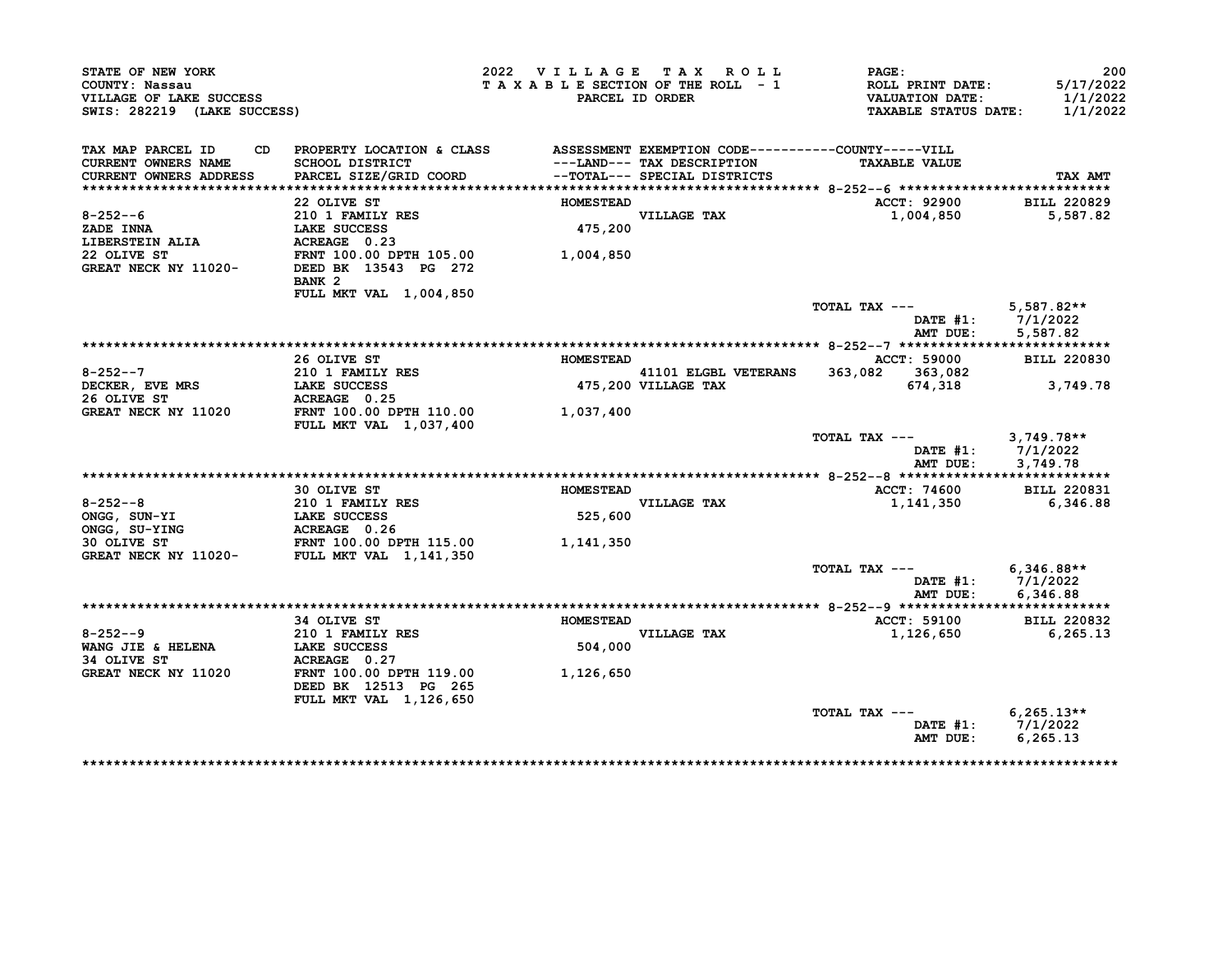STATE OF NEW YORK
COUNTY: Nassau
VILLAGE OF LAKE SUCCESS
SWIS: 282219 (LAKE SUCCESS)

2022 VILLAGE TAX ROLL
TAXABLE SECTION OF THE ROLL - 1
PARCEL ID ORDER

PAGE: 200
ROLL PRINT DATE: 5/17/2022
VALUATION DATE: 1/1/2022
TAXABLE STATUS DATE: 1/1/2022

| TAX MAP PARCEL ID / CURRENT OWNERS NAME / CURRENT OWNERS ADDRESS | PROPERTY LOCATION & CLASS / SCHOOL DISTRICT / PARCEL SIZE/GRID COORD | ASSESSMENT ---LAND--- / --TOTAL--- | EXEMPTION CODE / TAX DESCRIPTION / SPECIAL DISTRICTS | COUNTY | VILL TAXABLE VALUE | TAX AMT |
|---|---|---|---|---|---|---|
| 8-252--6 | 22 OLIVE ST | HOMESTEAD | | | ACCT: 92900 | BILL 220829 |
| ZADE INNA | 210 1 FAMILY RES | | VILLAGE TAX | | 1,004,850 | 5,587.82 |
| LIBERSTEIN ALIA | LAKE SUCCESS | 475,200 | | | | |
| 22 OLIVE ST | ACREAGE 0.23 | | | | | |
| GREAT NECK NY 11020- | FRNT 100.00 DPTH 105.00 | 1,004,850 | | | | |
| | DEED BK 13543 PG 272 | | | | | |
| | BANK 2 | | | | | |
| | FULL MKT VAL 1,004,850 | | | | | |
| | | | TOTAL TAX --- | | | 5,587.82** |
| | | | | | DATE #1: | 7/1/2022 |
| | | | | | AMT DUE: | 5,587.82 |
| 8-252--7 | 26 OLIVE ST | HOMESTEAD | | | ACCT: 59000 | BILL 220830 |
| DECKER, EVE MRS | 210 1 FAMILY RES | | 41101 ELGBL VETERANS | 363,082 | 363,082 | |
| 26 OLIVE ST | LAKE SUCCESS | 475,200 | VILLAGE TAX | | 674,318 | 3,749.78 |
| GREAT NECK NY 11020 | ACREAGE 0.25 | | | | | |
| | FRNT 100.00 DPTH 110.00 | 1,037,400 | | | | |
| | FULL MKT VAL 1,037,400 | | | | | |
| | | | TOTAL TAX --- | | | 3,749.78** |
| | | | | | DATE #1: | 7/1/2022 |
| | | | | | AMT DUE: | 3,749.78 |
| 8-252--8 | 30 OLIVE ST | HOMESTEAD | | | ACCT: 74600 | BILL 220831 |
| ONGG, SUN-YI | 210 1 FAMILY RES | | VILLAGE TAX | | 1,141,350 | 6,346.88 |
| ONGG, SU-YING | LAKE SUCCESS | 525,600 | | | | |
| 30 OLIVE ST | ACREAGE 0.26 | | | | | |
| GREAT NECK NY 11020- | FRNT 100.00 DPTH 115.00 | 1,141,350 | | | | |
| | FULL MKT VAL 1,141,350 | | | | | |
| | | | TOTAL TAX --- | | | 6,346.88** |
| | | | | | DATE #1: | 7/1/2022 |
| | | | | | AMT DUE: | 6,346.88 |
| 8-252--9 | 34 OLIVE ST | HOMESTEAD | | | ACCT: 59100 | BILL 220832 |
| WANG JIE & HELENA | 210 1 FAMILY RES | | VILLAGE TAX | | 1,126,650 | 6,265.13 |
| 34 OLIVE ST | LAKE SUCCESS | 504,000 | | | | |
| GREAT NECK NY 11020 | ACREAGE 0.27 | | | | | |
| | FRNT 100.00 DPTH 119.00 | 1,126,650 | | | | |
| | DEED BK 12513 PG 265 | | | | | |
| | FULL MKT VAL 1,126,650 | | | | | |
| | | | TOTAL TAX --- | | | 6,265.13** |
| | | | | | DATE #1: | 7/1/2022 |
| | | | | | AMT DUE: | 6,265.13 |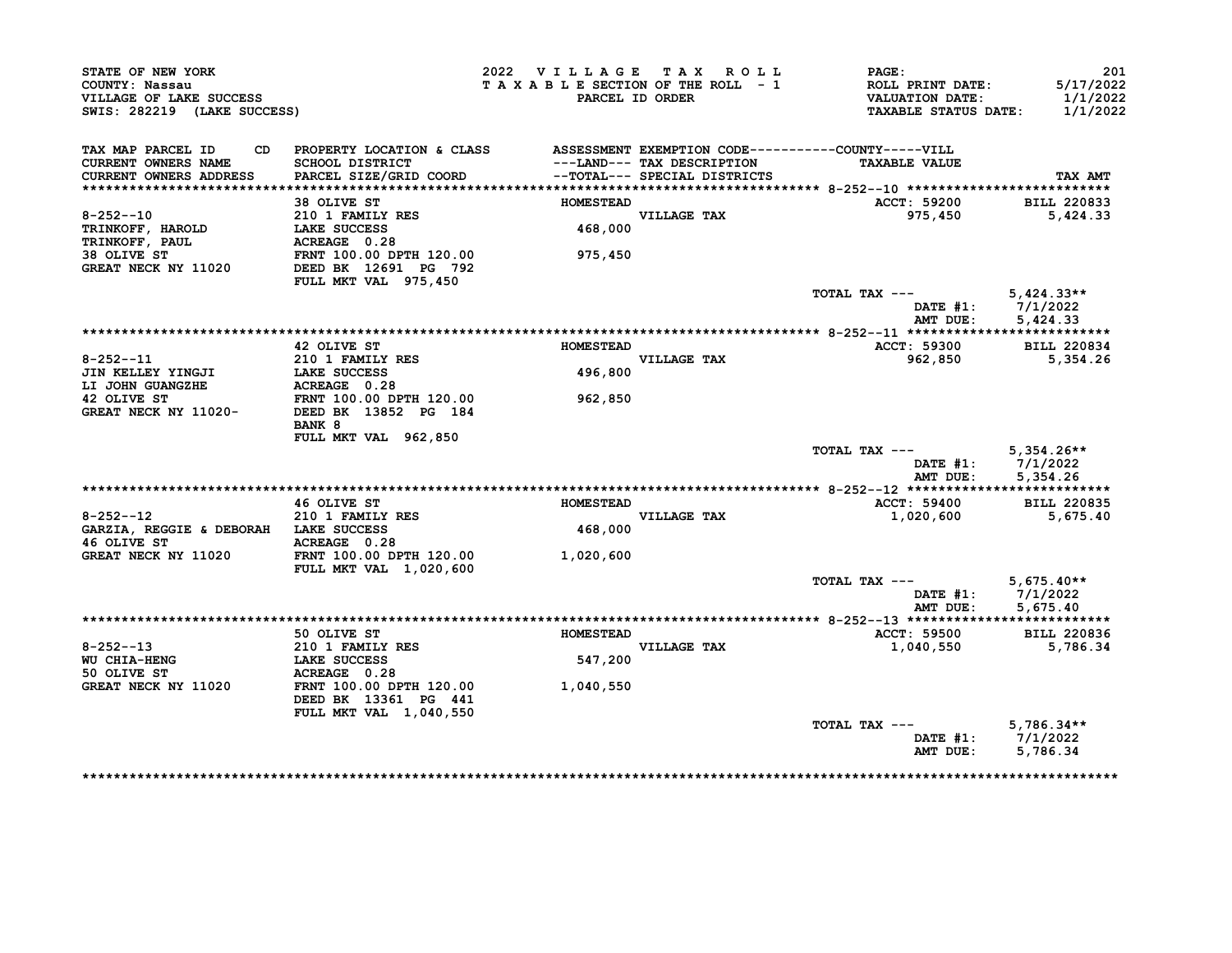STATE OF NEW YORK
COUNTY: Nassau
VILLAGE OF LAKE SUCCESS
SWIS: 282219 (LAKE SUCCESS)

2022 VILLAGE TAX ROLL
TAXABLE SECTION OF THE ROLL - 1
PARCEL ID ORDER

ROLL PRINT DATE: 5/17/2022
VALUATION DATE: 1/1/2022
TAXABLE STATUS DATE: 1/1/2022

| TAX MAP PARCEL ID / CURRENT OWNERS NAME / CURRENT OWNERS ADDRESS | PROPERTY LOCATION & CLASS / SCHOOL DISTRICT / PARCEL SIZE/GRID COORD | ASSESSMENT ---LAND--- / --TOTAL--- | EXEMPTION CODE / TAX DESCRIPTION / SPECIAL DISTRICTS | TAXABLE VALUE | TAX AMT |
|---|---|---|---|---|---|
| 8-252--10 | 38 OLIVE ST | HOMESTEAD | | ACCT: 59200 | BILL 220833 |
| TRINKOFF, HAROLD | 210 1 FAMILY RES | | VILLAGE TAX | 975,450 | 5,424.33 |
| TRINKOFF, PAUL | LAKE SUCCESS | 468,000 | | | |
| 38 OLIVE ST | ACREAGE 0.28 | | | | |
| GREAT NECK NY 11020 | FRNT 100.00 DPTH 120.00 | 975,450 | | | |
| | DEED BK 12691 PG 792 | | | | |
| | FULL MKT VAL 975,450 | | | | |
| | | | | TOTAL TAX --- | 5,424.33** |
| | | | | DATE #1: | 7/1/2022 |
| | | | | AMT DUE: | 5,424.33 |
| 8-252--11 | 42 OLIVE ST | HOMESTEAD | | ACCT: 59300 | BILL 220834 |
| JIN KELLEY YINGJI | 210 1 FAMILY RES | | VILLAGE TAX | 962,850 | 5,354.26 |
| LI JOHN GUANGZHE | LAKE SUCCESS | 496,800 | | | |
| 42 OLIVE ST | ACREAGE 0.28 | | | | |
| GREAT NECK NY 11020- | FRNT 100.00 DPTH 120.00 | 962,850 | | | |
| | DEED BK 13852 PG 184 | | | | |
| | BANK 8 | | | | |
| | FULL MKT VAL 962,850 | | | | |
| | | | | TOTAL TAX --- | 5,354.26** |
| | | | | DATE #1: | 7/1/2022 |
| | | | | AMT DUE: | 5,354.26 |
| 8-252--12 | 46 OLIVE ST | HOMESTEAD | | ACCT: 59400 | BILL 220835 |
| GARZIA, REGGIE & DEBORAH | 210 1 FAMILY RES | | VILLAGE TAX | 1,020,600 | 5,675.40 |
| 46 OLIVE ST | LAKE SUCCESS | 468,000 | | | |
| GREAT NECK NY 11020 | ACREAGE 0.28 | | | | |
| | FRNT 100.00 DPTH 120.00 | 1,020,600 | | | |
| | FULL MKT VAL 1,020,600 | | | | |
| | | | | TOTAL TAX --- | 5,675.40** |
| | | | | DATE #1: | 7/1/2022 |
| | | | | AMT DUE: | 5,675.40 |
| 8-252--13 | 50 OLIVE ST | HOMESTEAD | | ACCT: 59500 | BILL 220836 |
| WU CHIA-HENG | 210 1 FAMILY RES | | VILLAGE TAX | 1,040,550 | 5,786.34 |
| 50 OLIVE ST | LAKE SUCCESS | 547,200 | | | |
| GREAT NECK NY 11020 | ACREAGE 0.28 | | | | |
| | FRNT 100.00 DPTH 120.00 | 1,040,550 | | | |
| | DEED BK 13361 PG 441 | | | | |
| | FULL MKT VAL 1,040,550 | | | | |
| | | | | TOTAL TAX --- | 5,786.34** |
| | | | | DATE #1: | 7/1/2022 |
| | | | | AMT DUE: | 5,786.34 |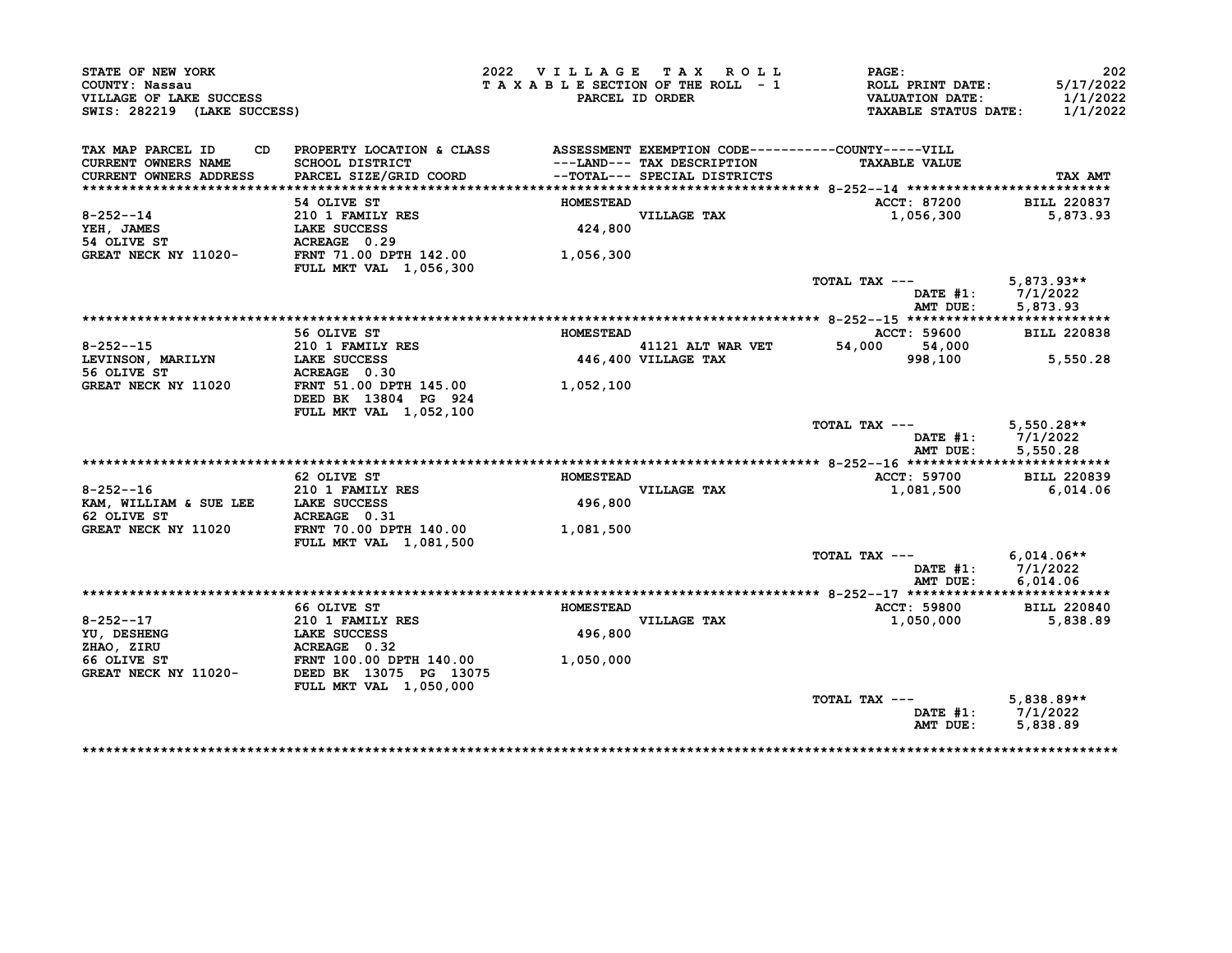STATE OF NEW YORK
COUNTY: Nassau
VILLAGE OF LAKE SUCCESS
SWIS: 282219 (LAKE SUCCESS)

2022 VILLAGE TAX ROLL
TAXABLE SECTION OF THE ROLL - 1
PARCEL ID ORDER

ROLL PRINT DATE: 5/17/2022
VALUATION DATE: 1/1/2022
TAXABLE STATUS DATE: 1/1/2022

| TAX MAP PARCEL ID / CURRENT OWNERS NAME / CURRENT OWNERS ADDRESS | PROPERTY LOCATION & CLASS / SCHOOL DISTRICT / PARCEL SIZE/GRID COORD | ASSESSMENT ---LAND--- --TOTAL--- | EXEMPTION CODE / TAX DESCRIPTION / SPECIAL DISTRICTS | COUNTY | VILL TAXABLE VALUE | TAX AMT |
|---|---|---|---|---|---|---|
| **8-252--14** | 54 OLIVE ST | HOMESTEAD | | ACCT: 87200 | | BILL 220837 |
| YEH, JAMES | 210 1 FAMILY RES | | VILLAGE TAX | | 1,056,300 | 5,873.93 |
| 54 OLIVE ST | LAKE SUCCESS | 424,800 | | | | |
| GREAT NECK NY 11020- | ACREAGE 0.29 | | | | | |
| | FRNT 71.00 DPTH 142.00 | 1,056,300 | | | | |
| | FULL MKT VAL 1,056,300 | | | | | |
| | | | TOTAL TAX --- | | | 5,873.93** |
| | | | DATE #1: | | | 7/1/2022 |
| | | | AMT DUE: | | | 5,873.93 |
| **8-252--15** | 56 OLIVE ST | HOMESTEAD | | ACCT: 59600 | | BILL 220838 |
| LEVINSON, MARILYN | 210 1 FAMILY RES | | 41121 ALT WAR VET | 54,000 | 54,000 | |
| 56 OLIVE ST | LAKE SUCCESS | 446,400 | VILLAGE TAX | | 998,100 | 5,550.28 |
| GREAT NECK NY 11020 | ACREAGE 0.30 | | | | | |
| | FRNT 51.00 DPTH 145.00 | 1,052,100 | | | | |
| | DEED BK 13804 PG 924 | | | | | |
| | FULL MKT VAL 1,052,100 | | | | | |
| | | | TOTAL TAX --- | | | 5,550.28** |
| | | | DATE #1: | | | 7/1/2022 |
| | | | AMT DUE: | | | 5,550.28 |
| **8-252--16** | 62 OLIVE ST | HOMESTEAD | | ACCT: 59700 | | BILL 220839 |
| KAM, WILLIAM & SUE LEE | 210 1 FAMILY RES | | VILLAGE TAX | | 1,081,500 | 6,014.06 |
| 62 OLIVE ST | LAKE SUCCESS | 496,800 | | | | |
| GREAT NECK NY 11020 | ACREAGE 0.31 | | | | | |
| | FRNT 70.00 DPTH 140.00 | 1,081,500 | | | | |
| | FULL MKT VAL 1,081,500 | | | | | |
| | | | TOTAL TAX --- | | | 6,014.06** |
| | | | DATE #1: | | | 7/1/2022 |
| | | | AMT DUE: | | | 6,014.06 |
| **8-252--17** | 66 OLIVE ST | HOMESTEAD | | ACCT: 59800 | | BILL 220840 |
| YU, DESHENG | 210 1 FAMILY RES | | VILLAGE TAX | | 1,050,000 | 5,838.89 |
| ZHAO, ZIRU | LAKE SUCCESS | 496,800 | | | | |
| 66 OLIVE ST | ACREAGE 0.32 | | | | | |
| GREAT NECK NY 11020- | FRNT 100.00 DPTH 140.00 | 1,050,000 | | | | |
| | DEED BK 13075 PG 13075 | | | | | |
| | FULL MKT VAL 1,050,000 | | | | | |
| | | | TOTAL TAX --- | | | 5,838.89** |
| | | | DATE #1: | | | 7/1/2022 |
| | | | AMT DUE: | | | 5,838.89 |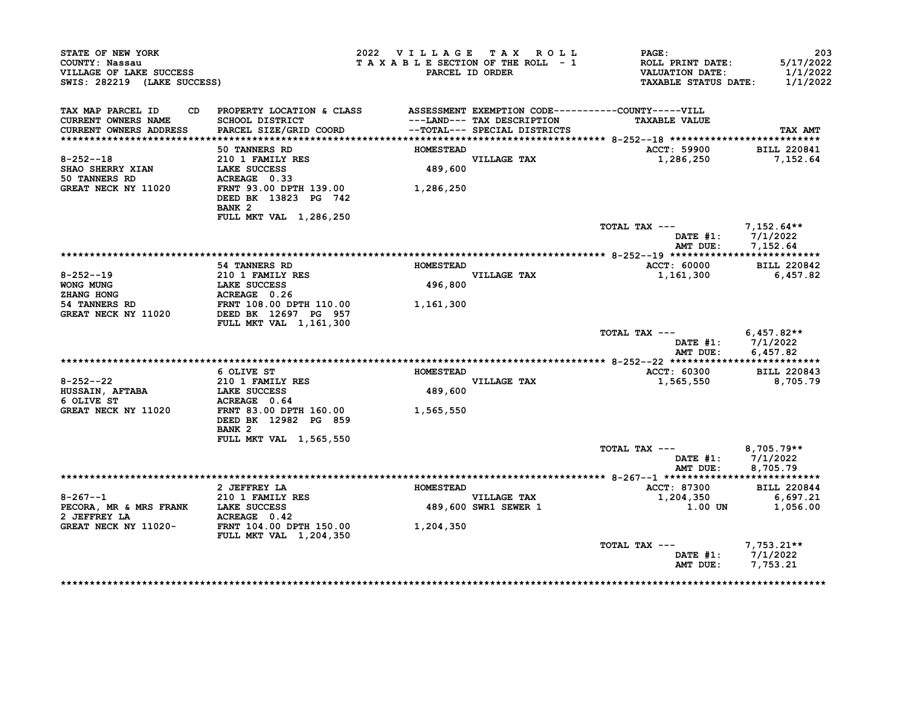STATE OF NEW YORK
COUNTY: Nassau
VILLAGE OF LAKE SUCCESS
SWIS: 282219 (LAKE SUCCESS)

2022 VILLAGE TAX ROLL
TAXABLE SECTION OF THE ROLL - 1
PARCEL ID ORDER

PAGE: 203
ROLL PRINT DATE: 5/17/2022
VALUATION DATE: 1/1/2022
TAXABLE STATUS DATE: 1/1/2022

| TAX MAP PARCEL ID / CURRENT OWNERS NAME / CURRENT OWNERS ADDRESS | CD | PROPERTY LOCATION & CLASS / SCHOOL DISTRICT / PARCEL SIZE/GRID COORD | ASSESSMENT ---LAND--- / --TOTAL--- | EXEMPTION CODE / TAX DESCRIPTION / SPECIAL DISTRICTS | TAXABLE VALUE (COUNTY-----VILL) | TAX AMT |
|---|---|---|---|---|---|---|
| **8-252--18** | | 50 TANNERS RD | HOMESTEAD | | ACCT: 59900 | BILL 220841 |
| 8-252--18 | | 210 1 FAMILY RES | | VILLAGE TAX | 1,286,250 | 7,152.64 |
| SHAO SHERRY XIAN | | LAKE SUCCESS | 489,600 | | | |
| 50 TANNERS RD | | ACREAGE 0.33 | | | | |
| GREAT NECK NY 11020 | | FRNT 93.00 DPTH 139.00 | 1,286,250 | | | |
| | | DEED BK 13823 PG 742 | | | | |
| | | BANK 2 | | | | |
| | | FULL MKT VAL 1,286,250 | | | | |
| | | | | | TOTAL TAX --- | 7,152.64** |
| | | | | | DATE #1: | 7/1/2022 |
| | | | | | AMT DUE: | 7,152.64 |
| **8-252--19** | | 54 TANNERS RD | HOMESTEAD | | ACCT: 60000 | BILL 220842 |
| 8-252--19 | | 210 1 FAMILY RES | | VILLAGE TAX | 1,161,300 | 6,457.82 |
| WONG MUNG | | LAKE SUCCESS | 496,800 | | | |
| ZHANG HONG | | ACREAGE 0.26 | | | | |
| 54 TANNERS RD | | FRNT 108.00 DPTH 110.00 | 1,161,300 | | | |
| GREAT NECK NY 11020 | | DEED BK 12697 PG 957 | | | | |
| | | FULL MKT VAL 1,161,300 | | | | |
| | | | | | TOTAL TAX --- | 6,457.82** |
| | | | | | DATE #1: | 7/1/2022 |
| | | | | | AMT DUE: | 6,457.82 |
| **8-252--22** | | 6 OLIVE ST | HOMESTEAD | | ACCT: 60300 | BILL 220843 |
| 8-252--22 | | 210 1 FAMILY RES | | VILLAGE TAX | 1,565,550 | 8,705.79 |
| HUSSAIN, AFTABA | | LAKE SUCCESS | 489,600 | | | |
| 6 OLIVE ST | | ACREAGE 0.64 | | | | |
| GREAT NECK NY 11020 | | FRNT 83.00 DPTH 160.00 | 1,565,550 | | | |
| | | DEED BK 12982 PG 859 | | | | |
| | | BANK 2 | | | | |
| | | FULL MKT VAL 1,565,550 | | | | |
| | | | | | TOTAL TAX --- | 8,705.79** |
| | | | | | DATE #1: | 7/1/2022 |
| | | | | | AMT DUE: | 8,705.79 |
| **8-267--1** | | 2 JEFFREY LA | HOMESTEAD | | ACCT: 87300 | BILL 220844 |
| 8-267--1 | | 210 1 FAMILY RES | | VILLAGE TAX | 1,204,350 | 6,697.21 |
| PECORA, MR & MRS FRANK | | LAKE SUCCESS | 489,600 | SWR1 SEWER 1 | 1.00 UN | 1,056.00 |
| 2 JEFFREY LA | | ACREAGE 0.42 | | | | |
| GREAT NECK NY 11020- | | FRNT 104.00 DPTH 150.00 | 1,204,350 | | | |
| | | FULL MKT VAL 1,204,350 | | | | |
| | | | | | TOTAL TAX --- | 7,753.21** |
| | | | | | DATE #1: | 7/1/2022 |
| | | | | | AMT DUE: | 7,753.21 |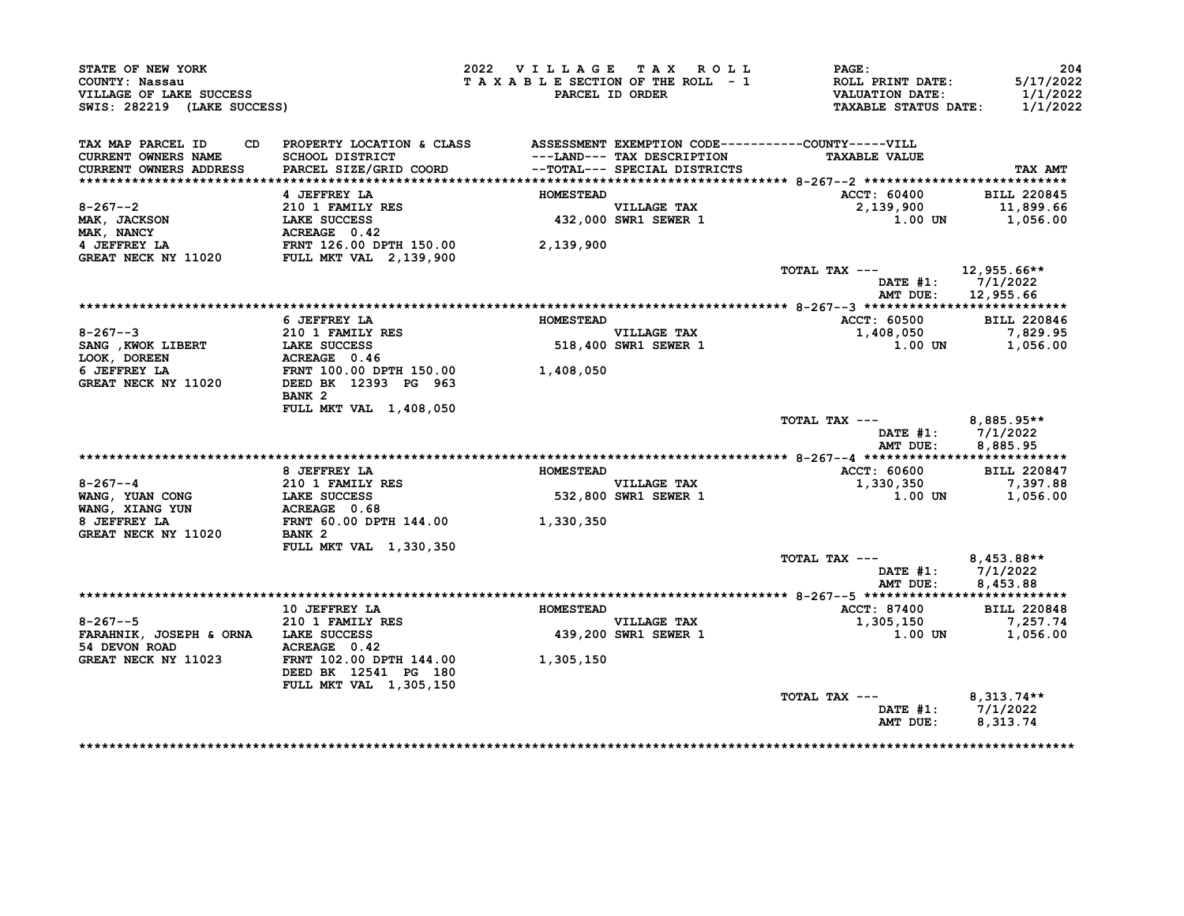STATE OF NEW YORK
COUNTY: Nassau
VILLAGE OF LAKE SUCCESS
SWIS: 282219 (LAKE SUCCESS)

2022 VILLAGE TAX ROLL
TAXABLE SECTION OF THE ROLL - 1
PARCEL ID ORDER

ROLL PRINT DATE: 5/17/2022
VALUATION DATE: 1/1/2022
TAXABLE STATUS DATE: 1/1/2022

| TAX MAP PARCEL ID / CURRENT OWNERS NAME / CURRENT OWNERS ADDRESS | PROPERTY LOCATION & CLASS / SCHOOL DISTRICT / PARCEL SIZE/GRID COORD | ASSESSMENT ---LAND--- --TOTAL--- | EXEMPTION CODE / TAX DESCRIPTION / SPECIAL DISTRICTS | TAXABLE VALUE | TAX AMT |
|---|---|---|---|---|---|
| **8-267--2** | 4 JEFFREY LA | HOMESTEAD | | ACCT: 60400 | BILL 220845 |
| 8-267--2 | 210 1 FAMILY RES | | VILLAGE TAX | 2,139,900 | 11,899.66 |
| MAK, JACKSON | LAKE SUCCESS | 432,000 | SWR1 SEWER 1 | 1.00 UN | 1,056.00 |
| MAK, NANCY | ACREAGE 0.42 | | | | |
| 4 JEFFREY LA | FRNT 126.00 DPTH 150.00 | 2,139,900 | | | |
| GREAT NECK NY 11020 | FULL MKT VAL 2,139,900 | | | | |
| | | | | TOTAL TAX --- | 12,955.66** |
| | | | | DATE #1: | 7/1/2022 |
| | | | | AMT DUE: | 12,955.66 |
| **8-267--3** | 6 JEFFREY LA | HOMESTEAD | | ACCT: 60500 | BILL 220846 |
| 8-267--3 | 210 1 FAMILY RES | | VILLAGE TAX | 1,408,050 | 7,829.95 |
| SANG ,KWOK LIBERT | LAKE SUCCESS | 518,400 | SWR1 SEWER 1 | 1.00 UN | 1,056.00 |
| LOOK, DOREEN | ACREAGE 0.46 | | | | |
| 6 JEFFREY LA | FRNT 100.00 DPTH 150.00 | 1,408,050 | | | |
| GREAT NECK NY 11020 | DEED BK 12393 PG 963 | | | | |
| | BANK 2 | | | | |
| | FULL MKT VAL 1,408,050 | | | | |
| | | | | TOTAL TAX --- | 8,885.95** |
| | | | | DATE #1: | 7/1/2022 |
| | | | | AMT DUE: | 8,885.95 |
| **8-267--4** | 8 JEFFREY LA | HOMESTEAD | | ACCT: 60600 | BILL 220847 |
| 8-267--4 | 210 1 FAMILY RES | | VILLAGE TAX | 1,330,350 | 7,397.88 |
| WANG, YUAN CONG | LAKE SUCCESS | 532,800 | SWR1 SEWER 1 | 1.00 UN | 1,056.00 |
| WANG, XIANG YUN | ACREAGE 0.68 | | | | |
| 8 JEFFREY LA | FRNT 60.00 DPTH 144.00 | 1,330,350 | | | |
| GREAT NECK NY 11020 | BANK 2 | | | | |
| | FULL MKT VAL 1,330,350 | | | | |
| | | | | TOTAL TAX --- | 8,453.88** |
| | | | | DATE #1: | 7/1/2022 |
| | | | | AMT DUE: | 8,453.88 |
| **8-267--5** | 10 JEFFREY LA | HOMESTEAD | | ACCT: 87400 | BILL 220848 |
| 8-267--5 | 210 1 FAMILY RES | | VILLAGE TAX | 1,305,150 | 7,257.74 |
| FARAHNIK, JOSEPH & ORNA | LAKE SUCCESS | 439,200 | SWR1 SEWER 1 | 1.00 UN | 1,056.00 |
| 54 DEVON ROAD | ACREAGE 0.42 | | | | |
| GREAT NECK NY 11023 | FRNT 102.00 DPTH 144.00 | 1,305,150 | | | |
| | DEED BK 12541 PG 180 | | | | |
| | FULL MKT VAL 1,305,150 | | | | |
| | | | | TOTAL TAX --- | 8,313.74** |
| | | | | DATE #1: | 7/1/2022 |
| | | | | AMT DUE: | 8,313.74 |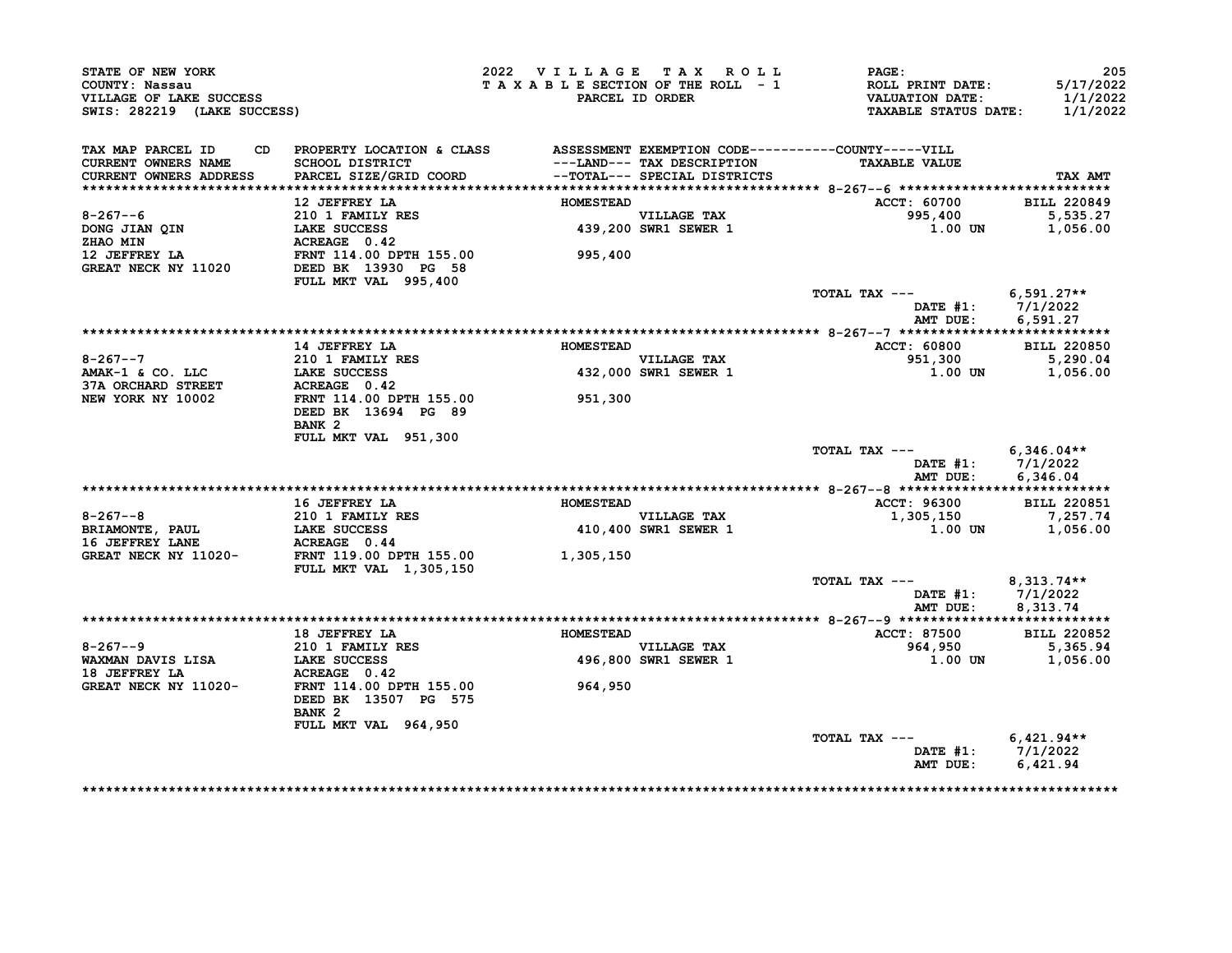STATE OF NEW YORK
COUNTY: Nassau
VILLAGE OF LAKE SUCCESS
SWIS: 282219 (LAKE SUCCESS)

2022 VILLAGE TAX ROLL
TAXABLE SECTION OF THE ROLL - 1
PARCEL ID ORDER

PAGE: 205
ROLL PRINT DATE: 5/17/2022
VALUATION DATE: 1/1/2022
TAXABLE STATUS DATE: 1/1/2022

| TAX MAP PARCEL ID / CURRENT OWNERS NAME / CURRENT OWNERS ADDRESS | CD | PROPERTY LOCATION & CLASS / SCHOOL DISTRICT / PARCEL SIZE/GRID COORD | ASSESSMENT ---LAND--- / --TOTAL--- | EXEMPTION CODE / TAX DESCRIPTION / SPECIAL DISTRICTS | TAXABLE VALUE (COUNTY-----VILL) | TAX AMT |
|---|---|---|---|---|---|---|
| **8-267--6** | | 12 JEFFREY LA | HOMESTEAD | | ACCT: 60700 | BILL 220849 |
| 8-267--6 | | 210 1 FAMILY RES | | VILLAGE TAX | 995,400 | 5,535.27 |
| DONG JIAN QIN | | LAKE SUCCESS | 439,200 | SWR1 SEWER 1 | 1.00 UN | 1,056.00 |
| ZHAO MIN | | ACREAGE 0.42 | | | | |
| 12 JEFFREY LA | | FRNT 114.00 DPTH 155.00 | 995,400 | | | |
| GREAT NECK NY 11020 | | DEED BK 13930 PG 58 | | | | |
| | | FULL MKT VAL 995,400 | | | | |
| | | | | | TOTAL TAX --- | 6,591.27** |
| | | | | | DATE #1: | 7/1/2022 |
| | | | | | AMT DUE: | 6,591.27 |
| **8-267--7** | | 14 JEFFREY LA | HOMESTEAD | | ACCT: 60800 | BILL 220850 |
| 8-267--7 | | 210 1 FAMILY RES | | VILLAGE TAX | 951,300 | 5,290.04 |
| AMAK-1 & CO. LLC | | LAKE SUCCESS | 432,000 | SWR1 SEWER 1 | 1.00 UN | 1,056.00 |
| 37A ORCHARD STREET | | ACREAGE 0.42 | | | | |
| NEW YORK NY 10002 | | FRNT 114.00 DPTH 155.00 | 951,300 | | | |
| | | DEED BK 13694 PG 89 | | | | |
| | | BANK 2 | | | | |
| | | FULL MKT VAL 951,300 | | | | |
| | | | | | TOTAL TAX --- | 6,346.04** |
| | | | | | DATE #1: | 7/1/2022 |
| | | | | | AMT DUE: | 6,346.04 |
| **8-267--8** | | 16 JEFFREY LA | HOMESTEAD | | ACCT: 96300 | BILL 220851 |
| 8-267--8 | | 210 1 FAMILY RES | | VILLAGE TAX | 1,305,150 | 7,257.74 |
| BRIAMONTE, PAUL | | LAKE SUCCESS | 410,400 | SWR1 SEWER 1 | 1.00 UN | 1,056.00 |
| 16 JEFFREY LANE | | ACREAGE 0.44 | | | | |
| GREAT NECK NY 11020- | | FRNT 119.00 DPTH 155.00 | 1,305,150 | | | |
| | | FULL MKT VAL 1,305,150 | | | | |
| | | | | | TOTAL TAX --- | 8,313.74** |
| | | | | | DATE #1: | 7/1/2022 |
| | | | | | AMT DUE: | 8,313.74 |
| **8-267--9** | | 18 JEFFREY LA | HOMESTEAD | | ACCT: 87500 | BILL 220852 |
| 8-267--9 | | 210 1 FAMILY RES | | VILLAGE TAX | 964,950 | 5,365.94 |
| WAXMAN DAVIS LISA | | LAKE SUCCESS | 496,800 | SWR1 SEWER 1 | 1.00 UN | 1,056.00 |
| 18 JEFFREY LA | | ACREAGE 0.42 | | | | |
| GREAT NECK NY 11020- | | FRNT 114.00 DPTH 155.00 | 964,950 | | | |
| | | DEED BK 13507 PG 575 | | | | |
| | | BANK 2 | | | | |
| | | FULL MKT VAL 964,950 | | | | |
| | | | | | TOTAL TAX --- | 6,421.94** |
| | | | | | DATE #1: | 7/1/2022 |
| | | | | | AMT DUE: | 6,421.94 |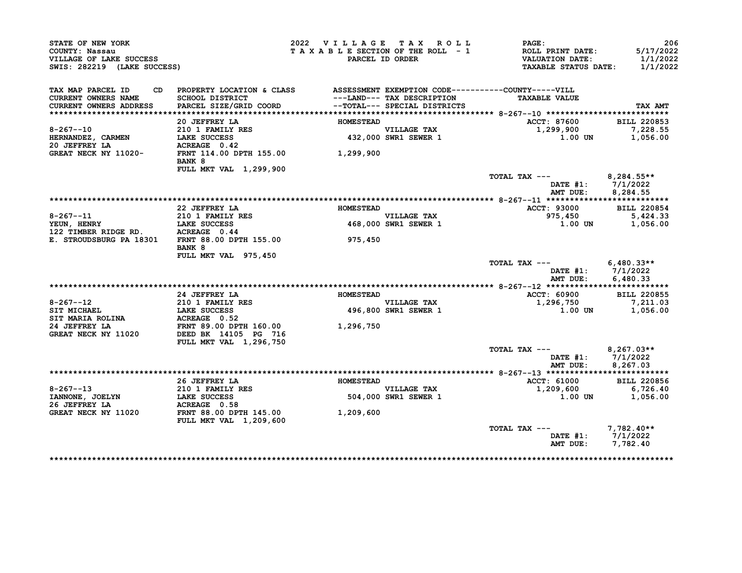STATE OF NEW YORK
COUNTY: Nassau
VILLAGE OF LAKE SUCCESS
SWIS: 282219 (LAKE SUCCESS)

2022 VILLAGE TAX ROLL
TAXABLE SECTION OF THE ROLL - 1
PARCEL ID ORDER

ROLL PRINT DATE: 5/17/2022
VALUATION DATE: 1/1/2022
TAXABLE STATUS DATE: 1/1/2022

| TAX MAP PARCEL ID / CURRENT OWNERS NAME / CURRENT OWNERS ADDRESS | PROPERTY LOCATION & CLASS / SCHOOL DISTRICT / PARCEL SIZE/GRID COORD | ASSESSMENT ---LAND--- --TOTAL--- | EXEMPTION CODE / TAX DESCRIPTION / SPECIAL DISTRICTS | TAXABLE VALUE | TAX AMT |
|---|---|---|---|---|---|
| 8-267--10 | 20 JEFFREY LA | HOMESTEAD | | ACCT: 87600 | BILL 220853 |
| HERNANDEZ, CARMEN | 210 1 FAMILY RES | | VILLAGE TAX | 1,299,900 | 7,228.55 |
| 20 JEFFREY LA | LAKE SUCCESS | 432,000 | SWR1 SEWER 1 | 1.00 UN | 1,056.00 |
| GREAT NECK NY 11020- | ACREAGE 0.42 | | | | |
| | FRNT 114.00 DPTH 155.00 | 1,299,900 | | | |
| | BANK 8 | | | | |
| | FULL MKT VAL 1,299,900 | | | | |
| | | | | TOTAL TAX --- | 8,284.55** |
| | | | | DATE #1: | 7/1/2022 |
| | | | | AMT DUE: | 8,284.55 |
| 8-267--11 | 22 JEFFREY LA | HOMESTEAD | | ACCT: 93000 | BILL 220854 |
| YEUN, HENRY | 210 1 FAMILY RES | | VILLAGE TAX | 975,450 | 5,424.33 |
| 122 TIMBER RIDGE RD. | LAKE SUCCESS | 468,000 | SWR1 SEWER 1 | 1.00 UN | 1,056.00 |
| E. STROUDSBURG PA 18301 | ACREAGE 0.44 | | | | |
| | FRNT 88.00 DPTH 155.00 | 975,450 | | | |
| | BANK 8 | | | | |
| | FULL MKT VAL 975,450 | | | | |
| | | | | TOTAL TAX --- | 6,480.33** |
| | | | | DATE #1: | 7/1/2022 |
| | | | | AMT DUE: | 6,480.33 |
| 8-267--12 | 24 JEFFREY LA | HOMESTEAD | | ACCT: 60900 | BILL 220855 |
| SIT MICHAEL | 210 1 FAMILY RES | | VILLAGE TAX | 1,296,750 | 7,211.03 |
| SIT MARIA ROLINA | LAKE SUCCESS | 496,800 | SWR1 SEWER 1 | 1.00 UN | 1,056.00 |
| 24 JEFFREY LA | ACREAGE 0.52 | | | | |
| GREAT NECK NY 11020 | FRNT 89.00 DPTH 160.00 | 1,296,750 | | | |
| | DEED BK 14105 PG 716 | | | | |
| | FULL MKT VAL 1,296,750 | | | | |
| | | | | TOTAL TAX --- | 8,267.03** |
| | | | | DATE #1: | 7/1/2022 |
| | | | | AMT DUE: | 8,267.03 |
| 8-267--13 | 26 JEFFREY LA | HOMESTEAD | | ACCT: 61000 | BILL 220856 |
| IANNONE, JOELYN | 210 1 FAMILY RES | | VILLAGE TAX | 1,209,600 | 6,726.40 |
| 26 JEFFREY LA | LAKE SUCCESS | 504,000 | SWR1 SEWER 1 | 1.00 UN | 1,056.00 |
| GREAT NECK NY 11020 | ACREAGE 0.58 | | | | |
| | FRNT 88.00 DPTH 145.00 | 1,209,600 | | | |
| | FULL MKT VAL 1,209,600 | | | | |
| | | | | TOTAL TAX --- | 7,782.40** |
| | | | | DATE #1: | 7/1/2022 |
| | | | | AMT DUE: | 7,782.40 |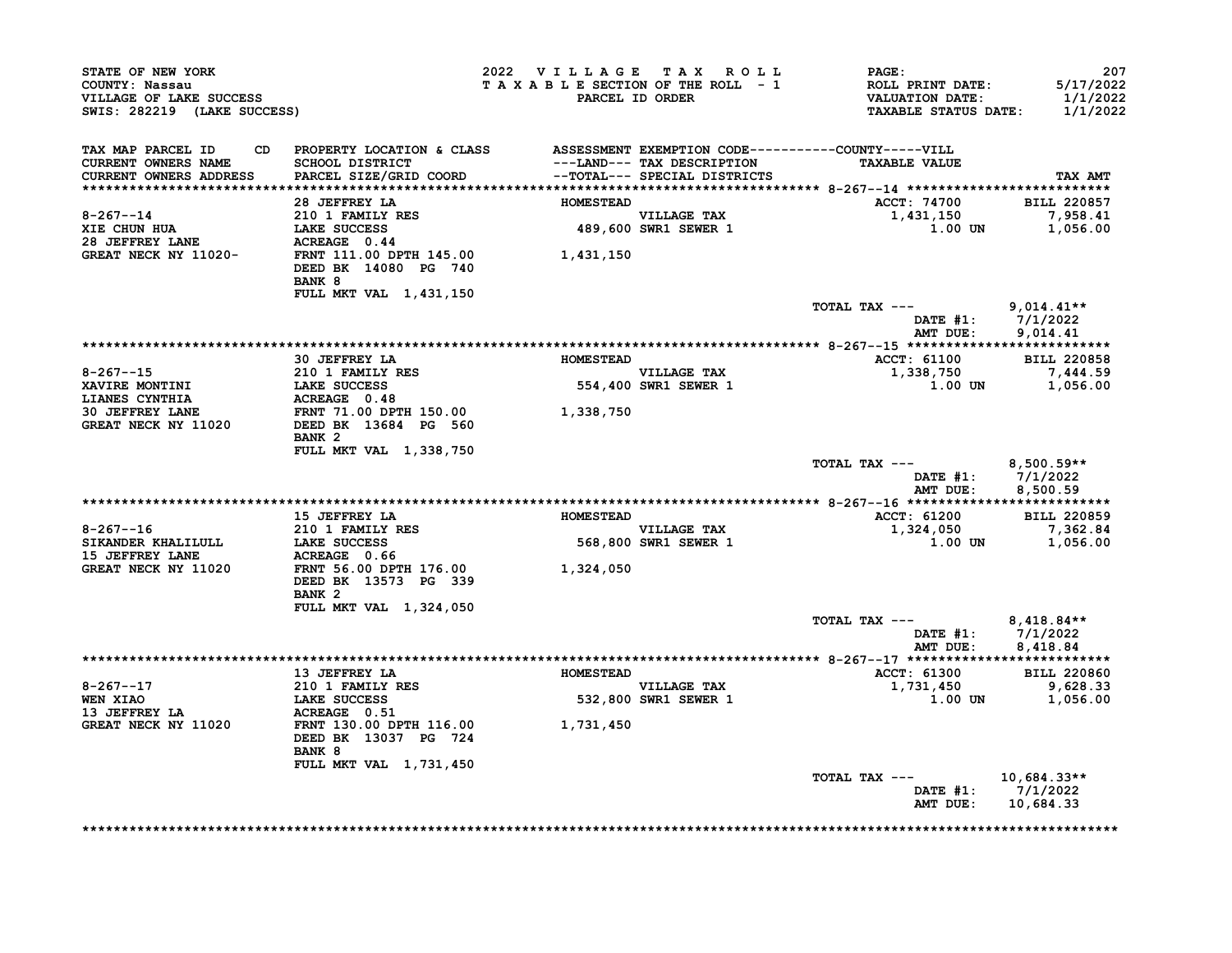STATE OF NEW YORK
COUNTY: Nassau
VILLAGE OF LAKE SUCCESS
SWIS: 282219 (LAKE SUCCESS)

2022 VILLAGE TAX ROLL
TAXABLE SECTION OF THE ROLL - 1
PARCEL ID ORDER

ROLL PRINT DATE: 5/17/2022
VALUATION DATE: 1/1/2022
TAXABLE STATUS DATE: 1/1/2022

| TAX MAP PARCEL ID / CURRENT OWNERS NAME / CURRENT OWNERS ADDRESS | PROPERTY LOCATION & CLASS / SCHOOL DISTRICT / PARCEL SIZE/GRID COORD | ASSESSMENT LAND / TOTAL | EXEMPTION CODE / TAX DESCRIPTION / SPECIAL DISTRICTS | TAXABLE VALUE | TAX AMT |
|---|---|---|---|---|---|
| **8-267--14** | 28 JEFFREY LA | HOMESTEAD | | ACCT: 74700 | BILL 220857 |
| XIE CHUN HUA | 210 1 FAMILY RES | | VILLAGE TAX | 1,431,150 | 7,958.41 |
| 28 JEFFREY LANE | LAKE SUCCESS | 489,600 | SWR1 SEWER 1 | 1.00 UN | 1,056.00 |
| GREAT NECK NY 11020- | ACREAGE 0.44 | | | | |
| | FRNT 111.00 DPTH 145.00 | 1,431,150 | | | |
| | DEED BK 14080 PG 740 | | | | |
| | BANK 8 | | | | |
| | FULL MKT VAL 1,431,150 | | | | |
| | | | TOTAL TAX --- | | 9,014.41** |
| | | | | DATE #1: | 7/1/2022 |
| | | | | AMT DUE: | 9,014.41 |
| **8-267--15** | 30 JEFFREY LA | HOMESTEAD | | ACCT: 61100 | BILL 220858 |
| XAVIRE MONTINI | 210 1 FAMILY RES | | VILLAGE TAX | 1,338,750 | 7,444.59 |
| LIANES CYNTHIA | LAKE SUCCESS | 554,400 | SWR1 SEWER 1 | 1.00 UN | 1,056.00 |
| 30 JEFFREY LANE | ACREAGE 0.48 | | | | |
| GREAT NECK NY 11020 | FRNT 71.00 DPTH 150.00 | 1,338,750 | | | |
| | DEED BK 13684 PG 560 | | | | |
| | BANK 2 | | | | |
| | FULL MKT VAL 1,338,750 | | | | |
| | | | TOTAL TAX --- | | 8,500.59** |
| | | | | DATE #1: | 7/1/2022 |
| | | | | AMT DUE: | 8,500.59 |
| **8-267--16** | 15 JEFFREY LA | HOMESTEAD | | ACCT: 61200 | BILL 220859 |
| SIKANDER KHALILULL | 210 1 FAMILY RES | | VILLAGE TAX | 1,324,050 | 7,362.84 |
| 15 JEFFREY LANE | LAKE SUCCESS | 568,800 | SWR1 SEWER 1 | 1.00 UN | 1,056.00 |
| GREAT NECK NY 11020 | ACREAGE 0.66 | | | | |
| | FRNT 56.00 DPTH 176.00 | 1,324,050 | | | |
| | DEED BK 13573 PG 339 | | | | |
| | BANK 2 | | | | |
| | FULL MKT VAL 1,324,050 | | | | |
| | | | TOTAL TAX --- | | 8,418.84** |
| | | | | DATE #1: | 7/1/2022 |
| | | | | AMT DUE: | 8,418.84 |
| **8-267--17** | 13 JEFFREY LA | HOMESTEAD | | ACCT: 61300 | BILL 220860 |
| WEN XIAO | 210 1 FAMILY RES | | VILLAGE TAX | 1,731,450 | 9,628.33 |
| 13 JEFFREY LA | LAKE SUCCESS | 532,800 | SWR1 SEWER 1 | 1.00 UN | 1,056.00 |
| GREAT NECK NY 11020 | ACREAGE 0.51 | | | | |
| | FRNT 130.00 DPTH 116.00 | 1,731,450 | | | |
| | DEED BK 13037 PG 724 | | | | |
| | BANK 8 | | | | |
| | FULL MKT VAL 1,731,450 | | | | |
| | | | TOTAL TAX --- | | 10,684.33** |
| | | | | DATE #1: | 7/1/2022 |
| | | | | AMT DUE: | 10,684.33 |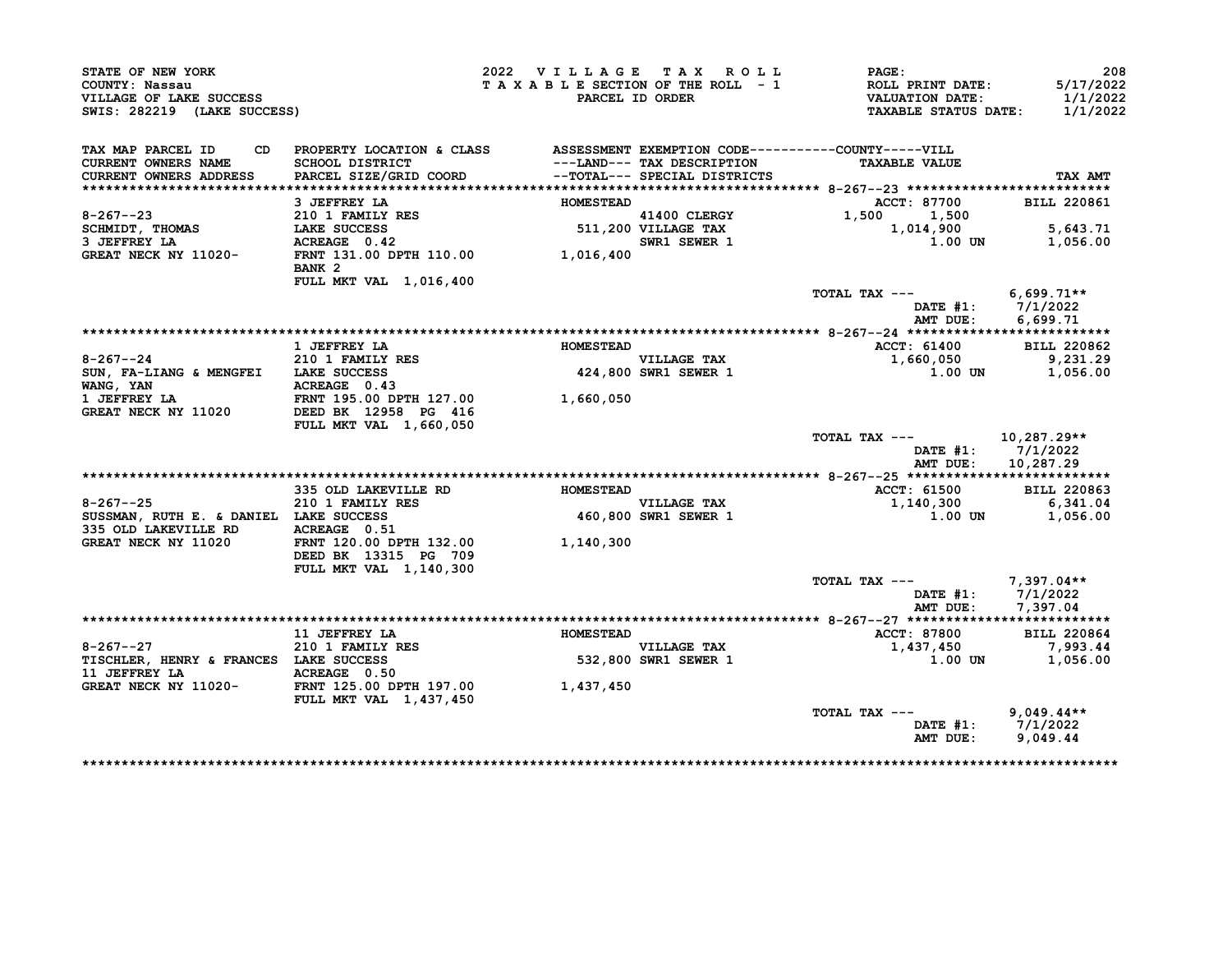STATE OF NEW YORK
COUNTY: Nassau
VILLAGE OF LAKE SUCCESS
SWIS: 282219 (LAKE SUCCESS)

2022 VILLAGE TAX ROLL
TAXABLE SECTION OF THE ROLL - 1
PARCEL ID ORDER

PAGE: 208
ROLL PRINT DATE: 5/17/2022
VALUATION DATE: 1/1/2022
TAXABLE STATUS DATE: 1/1/2022

| TAX MAP PARCEL ID / CURRENT OWNERS NAME / CURRENT OWNERS ADDRESS | PROPERTY LOCATION & CLASS / SCHOOL DISTRICT / PARCEL SIZE/GRID COORD | ASSESSMENT ---LAND--- / --TOTAL--- | EXEMPTION CODE / TAX DESCRIPTION / SPECIAL DISTRICTS | COUNTY | VILL / TAXABLE VALUE | TAX AMT |
|---|---|---|---|---|---|---|
| 8-267--23 | 3 JEFFREY LA | HOMESTEAD | | | ACCT: 87700 | BILL 220861 |
| SCHMIDT, THOMAS | 210 1 FAMILY RES | | 41400 CLERGY | 1,500 | 1,500 | |
| 3 JEFFREY LA | LAKE SUCCESS | 511,200 | VILLAGE TAX | | 1,014,900 | 5,643.71 |
| GREAT NECK NY 11020- | ACREAGE 0.42 | | SWR1 SEWER 1 | | 1.00 UN | 1,056.00 |
| | FRNT 131.00 DPTH 110.00 | 1,016,400 | | | | |
| | BANK 2 | | | | | |
| | FULL MKT VAL 1,016,400 | | | | | |
| | | | | | TOTAL TAX --- | 6,699.71** |
| | | | | | DATE #1: | 7/1/2022 |
| | | | | | AMT DUE: | 6,699.71 |
| 8-267--24 | 1 JEFFREY LA | HOMESTEAD | | | ACCT: 61400 | BILL 220862 |
| SUN, FA-LIANG & MENGFEI | 210 1 FAMILY RES | | VILLAGE TAX | | 1,660,050 | 9,231.29 |
| WANG, YAN | LAKE SUCCESS | 424,800 | SWR1 SEWER 1 | | 1.00 UN | 1,056.00 |
| 1 JEFFREY LA | ACREAGE 0.43 | | | | | |
| GREAT NECK NY 11020 | FRNT 195.00 DPTH 127.00 | 1,660,050 | | | | |
| | DEED BK 12958 PG 416 | | | | | |
| | FULL MKT VAL 1,660,050 | | | | | |
| | | | | | TOTAL TAX --- | 10,287.29** |
| | | | | | DATE #1: | 7/1/2022 |
| | | | | | AMT DUE: | 10,287.29 |
| 8-267--25 | 335 OLD LAKEVILLE RD | HOMESTEAD | | | ACCT: 61500 | BILL 220863 |
| SUSSMAN, RUTH E. & DANIEL | 210 1 FAMILY RES | | VILLAGE TAX | | 1,140,300 | 6,341.04 |
| 335 OLD LAKEVILLE RD | LAKE SUCCESS | 460,800 | SWR1 SEWER 1 | | 1.00 UN | 1,056.00 |
| GREAT NECK NY 11020 | ACREAGE 0.51 | | | | | |
| | FRNT 120.00 DPTH 132.00 | 1,140,300 | | | | |
| | DEED BK 13315 PG 709 | | | | | |
| | FULL MKT VAL 1,140,300 | | | | | |
| | | | | | TOTAL TAX --- | 7,397.04** |
| | | | | | DATE #1: | 7/1/2022 |
| | | | | | AMT DUE: | 7,397.04 |
| 8-267--27 | 11 JEFFREY LA | HOMESTEAD | | | ACCT: 87800 | BILL 220864 |
| TISCHLER, HENRY & FRANCES | 210 1 FAMILY RES | | VILLAGE TAX | | 1,437,450 | 7,993.44 |
| 11 JEFFREY LA | LAKE SUCCESS | 532,800 | SWR1 SEWER 1 | | 1.00 UN | 1,056.00 |
| GREAT NECK NY 11020- | ACREAGE 0.50 | | | | | |
| | FRNT 125.00 DPTH 197.00 | 1,437,450 | | | | |
| | FULL MKT VAL 1,437,450 | | | | | |
| | | | | | TOTAL TAX --- | 9,049.44** |
| | | | | | DATE #1: | 7/1/2022 |
| | | | | | AMT DUE: | 9,049.44 |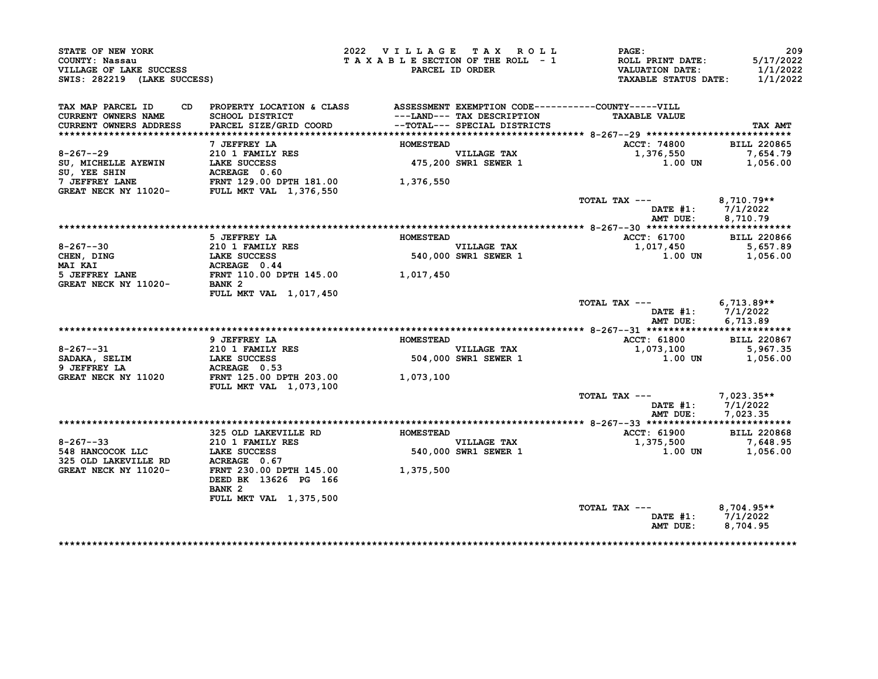STATE OF NEW YORK
COUNTY: Nassau
VILLAGE OF LAKE SUCCESS
SWIS: 282219 (LAKE SUCCESS)

2022 VILLAGE TAX ROLL
TAXABLE SECTION OF THE ROLL - 1
PARCEL ID ORDER

ROLL PRINT DATE: 5/17/2022
VALUATION DATE: 1/1/2022
TAXABLE STATUS DATE: 1/1/2022

| TAX MAP PARCEL ID / CURRENT OWNERS NAME / CURRENT OWNERS ADDRESS | PROPERTY LOCATION & CLASS / SCHOOL DISTRICT / PARCEL SIZE/GRID COORD | ASSESSMENT ---LAND--- / --TOTAL--- | EXEMPTION CODE / TAX DESCRIPTION / SPECIAL DISTRICTS | TAXABLE VALUE | TAX AMT |
|---|---|---|---|---|---|
| **8-267--29** | 7 JEFFREY LA | HOMESTEAD | | ACCT: 74800 | BILL 220865 |
| SU, MICHELLE AYEWIN | 210 1 FAMILY RES | | VILLAGE TAX | 1,376,550 | 7,654.79 |
| SU, YEE SHIN | LAKE SUCCESS | 475,200 | SWR1 SEWER 1 | 1.00 UN | 1,056.00 |
| 7 JEFFREY LANE | ACREAGE 0.60 | | | | |
| GREAT NECK NY 11020- | FRNT 129.00 DPTH 181.00 | 1,376,550 | | | |
| | FULL MKT VAL 1,376,550 | | | | |
| | | | | TOTAL TAX --- | 8,710.79** |
| | | | | DATE #1: | 7/1/2022 |
| | | | | AMT DUE: | 8,710.79 |
| **8-267--30** | 5 JEFFREY LA | HOMESTEAD | | ACCT: 61700 | BILL 220866 |
| CHEN, DING | 210 1 FAMILY RES | | VILLAGE TAX | 1,017,450 | 5,657.89 |
| MAI KAI | LAKE SUCCESS | 540,000 | SWR1 SEWER 1 | 1.00 UN | 1,056.00 |
| 5 JEFFREY LANE | ACREAGE 0.44 | | | | |
| GREAT NECK NY 11020- | FRNT 110.00 DPTH 145.00 | 1,017,450 | | | |
| | BANK 2 | | | | |
| | FULL MKT VAL 1,017,450 | | | | |
| | | | | TOTAL TAX --- | 6,713.89** |
| | | | | DATE #1: | 7/1/2022 |
| | | | | AMT DUE: | 6,713.89 |
| **8-267--31** | 9 JEFFREY LA | HOMESTEAD | | ACCT: 61800 | BILL 220867 |
| SADAKA, SELIM | 210 1 FAMILY RES | | VILLAGE TAX | 1,073,100 | 5,967.35 |
| 9 JEFFREY LA | LAKE SUCCESS | 504,000 | SWR1 SEWER 1 | 1.00 UN | 1,056.00 |
| GREAT NECK NY 11020 | ACREAGE 0.53 | | | | |
| | FRNT 125.00 DPTH 203.00 | 1,073,100 | | | |
| | FULL MKT VAL 1,073,100 | | | | |
| | | | | TOTAL TAX --- | 7,023.35** |
| | | | | DATE #1: | 7/1/2022 |
| | | | | AMT DUE: | 7,023.35 |
| **8-267--33** | 325 OLD LAKEVILLE RD | HOMESTEAD | | ACCT: 61900 | BILL 220868 |
| 548 HANCOCOK LLC | 210 1 FAMILY RES | | VILLAGE TAX | 1,375,500 | 7,648.95 |
| 325 OLD LAKEVILLE RD | LAKE SUCCESS | 540,000 | SWR1 SEWER 1 | 1.00 UN | 1,056.00 |
| GREAT NECK NY 11020- | ACREAGE 0.67 | | | | |
| | FRNT 230.00 DPTH 145.00 | 1,375,500 | | | |
| | DEED BK 13626 PG 166 | | | | |
| | BANK 2 | | | | |
| | FULL MKT VAL 1,375,500 | | | | |
| | | | | TOTAL TAX --- | 8,704.95** |
| | | | | DATE #1: | 7/1/2022 |
| | | | | AMT DUE: | 8,704.95 |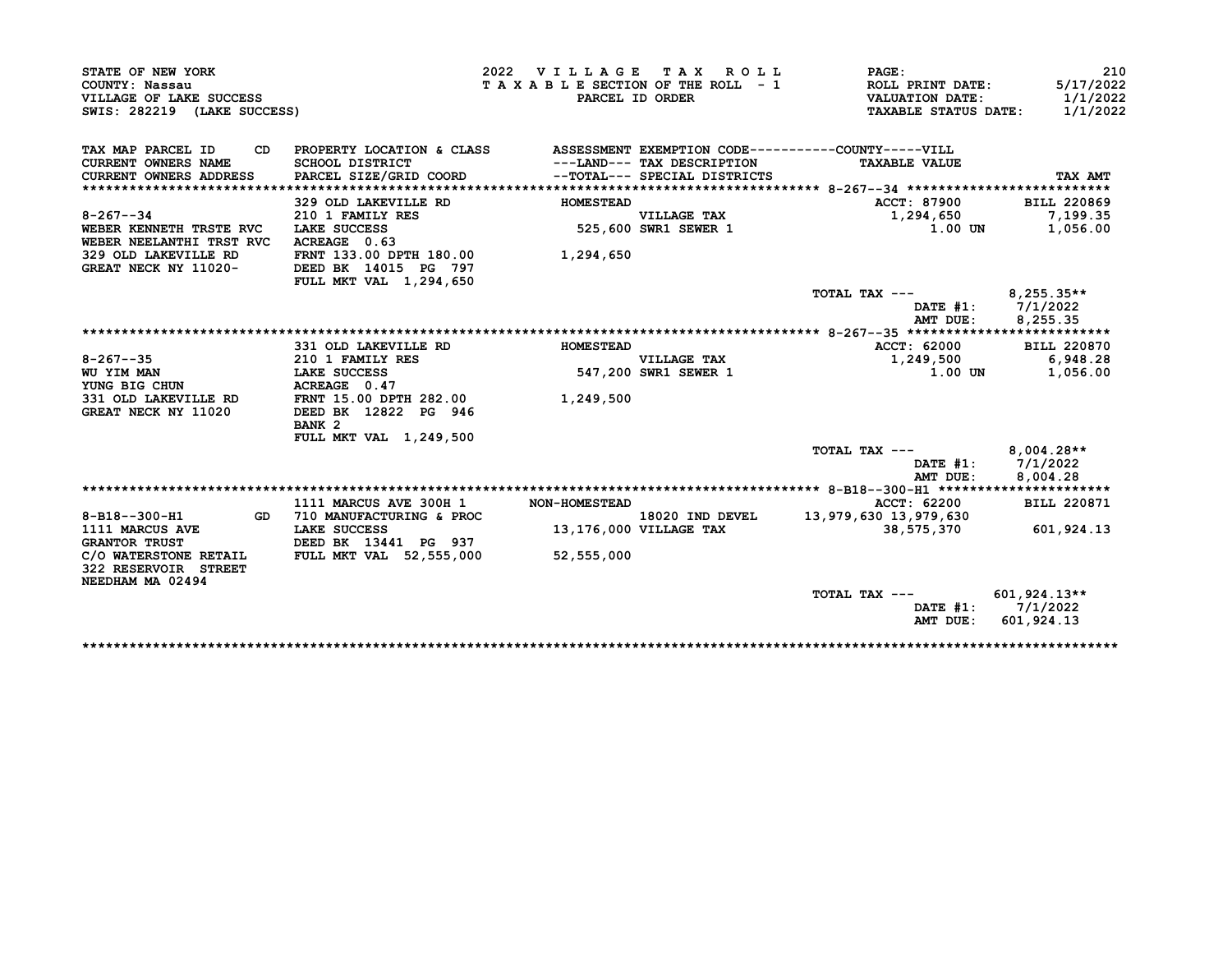STATE OF NEW YORK
COUNTY: Nassau
VILLAGE OF LAKE SUCCESS
SWIS: 282219 (LAKE SUCCESS)

2022 VILLAGE TAX ROLL
TAXABLE SECTION OF THE ROLL - 1
PARCEL ID ORDER

ROLL PRINT DATE: 5/17/2022
VALUATION DATE: 1/1/2022
TAXABLE STATUS DATE: 1/1/2022

| TAX MAP PARCEL ID / CD / CURRENT OWNERS NAME / CURRENT OWNERS ADDRESS | PROPERTY LOCATION & CLASS / SCHOOL DISTRICT / PARCEL SIZE/GRID COORD | ASSESSMENT ---LAND--- / ---TOTAL--- | EXEMPTION CODE / TAX DESCRIPTION / SPECIAL DISTRICTS | COUNTY-----VILL TAXABLE VALUE | TAX AMT |
|---|---|---|---|---|---|
| **8-267--34** | 329 OLD LAKEVILLE RD | HOMESTEAD | | ACCT: 87900 | BILL 220869 |
| 8-267--34 | 210 1 FAMILY RES | | VILLAGE TAX | 1,294,650 | 7,199.35 |
| WEBER KENNETH TRSTE RVC | LAKE SUCCESS | 525,600 | SWR1 SEWER 1 | 1.00 UN | 1,056.00 |
| WEBER NEELANTHI TRST RVC | ACREAGE 0.63 | | | | |
| 329 OLD LAKEVILLE RD | FRNT 133.00 DPTH 180.00 | 1,294,650 | | | |
| GREAT NECK NY 11020- | DEED BK 14015 PG 797 | | | | |
| | FULL MKT VAL 1,294,650 | | | | |
| | | | | TOTAL TAX --- | 8,255.35** |
| | | | | DATE #1: | 7/1/2022 |
| | | | | AMT DUE: | 8,255.35 |
| **8-267--35** | 331 OLD LAKEVILLE RD | HOMESTEAD | | ACCT: 62000 | BILL 220870 |
| 8-267--35 | 210 1 FAMILY RES | | VILLAGE TAX | 1,249,500 | 6,948.28 |
| WU YIM MAN | LAKE SUCCESS | 547,200 | SWR1 SEWER 1 | 1.00 UN | 1,056.00 |
| YUNG BIG CHUN | ACREAGE 0.47 | | | | |
| 331 OLD LAKEVILLE RD | FRNT 15.00 DPTH 282.00 | 1,249,500 | | | |
| GREAT NECK NY 11020 | DEED BK 12822 PG 946 | | | | |
| | BANK 2 | | | | |
| | FULL MKT VAL 1,249,500 | | | | |
| | | | | TOTAL TAX --- | 8,004.28** |
| | | | | DATE #1: | 7/1/2022 |
| | | | | AMT DUE: | 8,004.28 |
| **8-B18--300-H1** | 1111 MARCUS AVE 300H 1 | NON-HOMESTEAD | | ACCT: 62200 | BILL 220871 |
| 8-B18--300-H1 GD | 710 MANUFACTURING & PROC | | 18020 IND DEVEL | 13,979,630 13,979,630 | |
| 1111 MARCUS AVE | LAKE SUCCESS | 13,176,000 | VILLAGE TAX | 38,575,370 | 601,924.13 |
| GRANTOR TRUST | DEED BK 13441 PG 937 | | | | |
| C/O WATERSTONE RETAIL | FULL MKT VAL 52,555,000 | 52,555,000 | | | |
| 322 RESERVOIR STREET | | | | | |
| NEEDHAM MA 02494 | | | | | |
| | | | | TOTAL TAX --- | 601,924.13** |
| | | | | DATE #1: | 7/1/2022 |
| | | | | AMT DUE: | 601,924.13 |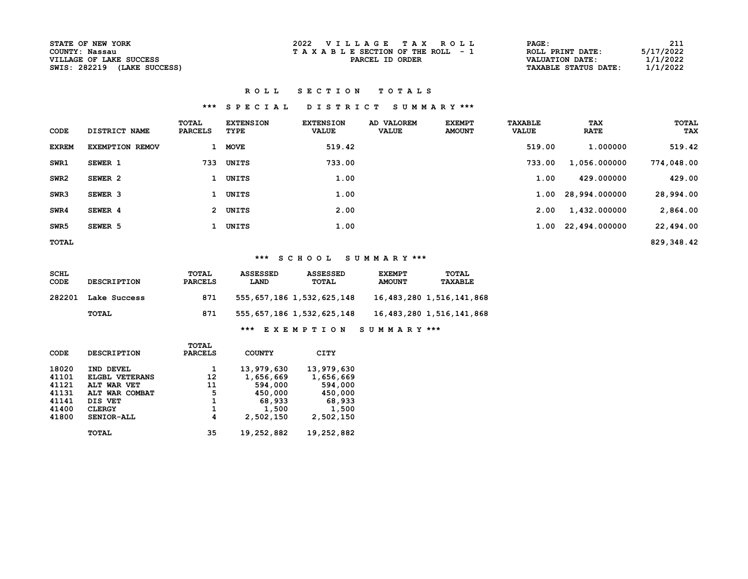STATE OF NEW YORK
COUNTY: Nassau
VILLAGE OF LAKE SUCCESS
SWIS: 282219 (LAKE SUCCESS)

2022 VILLAGE TAX ROLL
TAXABLE SECTION OF THE ROLL - 1
PARCEL ID ORDER

PAGE: 211
ROLL PRINT DATE: 5/17/2022
VALUATION DATE: 1/1/2022
TAXABLE STATUS DATE: 1/1/2022

## ROLL SECTION TOTALS

### *** SPECIAL DISTRICT SUMMARY ***

| CODE | DISTRICT NAME | TOTAL PARCELS | EXTENSION TYPE | EXTENSION VALUE | AD VALOREM VALUE | EXEMPT AMOUNT | TAXABLE VALUE | TAX RATE | TOTAL TAX |
|---|---|---|---|---|---|---|---|---|---|
| EXREM | EXEMPTION REMOV | 1 | MOVE | 519.42 | | | 519.00 | 1.000000 | 519.42 |
| SWR1 | SEWER 1 | 733 | UNITS | 733.00 | | | 733.00 | 1,056.000000 | 774,048.00 |
| SWR2 | SEWER 2 | 1 | UNITS | 1.00 | | | 1.00 | 429.000000 | 429.00 |
| SWR3 | SEWER 3 | 1 | UNITS | 1.00 | | | 1.00 | 28,994.000000 | 28,994.00 |
| SWR4 | SEWER 4 | 2 | UNITS | 2.00 | | | 2.00 | 1,432.000000 | 2,864.00 |
| SWR5 | SEWER 5 | 1 | UNITS | 1.00 | | | 1.00 | 22,494.000000 | 22,494.00 |
| TOTAL | | | | | | | | | 829,348.42 |

### *** SCHOOL SUMMARY ***

| SCHL CODE | DESCRIPTION | TOTAL PARCELS | ASSESSED LAND | ASSESSED TOTAL | EXEMPT AMOUNT | TOTAL TAXABLE |
|---|---|---|---|---|---|---|
| 282201 | Lake Success | 871 | 555,657,186 | 1,532,625,148 | 16,483,280 | 1,516,141,868 |
| | TOTAL | 871 | 555,657,186 | 1,532,625,148 | 16,483,280 | 1,516,141,868 |

### *** EXEMPTION SUMMARY ***

| CODE | DESCRIPTION | TOTAL PARCELS | COUNTY | CITY |
|---|---|---|---|---|
| 18020 | IND DEVEL | 1 | 13,979,630 | 13,979,630 |
| 41101 | ELGBL VETERANS | 12 | 1,656,669 | 1,656,669 |
| 41121 | ALT WAR VET | 11 | 594,000 | 594,000 |
| 41131 | ALT WAR COMBAT | 5 | 450,000 | 450,000 |
| 41141 | DIS VET | 1 | 68,933 | 68,933 |
| 41400 | CLERGY | 1 | 1,500 | 1,500 |
| 41800 | SENIOR-ALL | 4 | 2,502,150 | 2,502,150 |
| | TOTAL | 35 | 19,252,882 | 19,252,882 |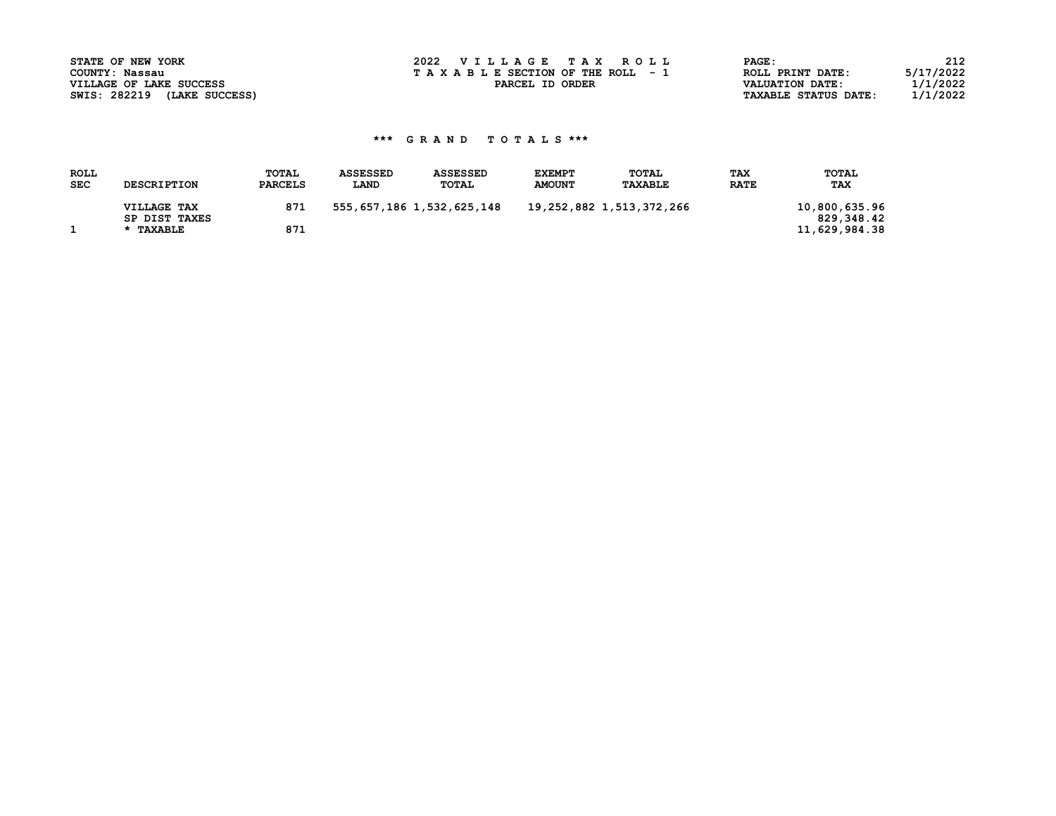STATE OF NEW YORK
COUNTY: Nassau
VILLAGE OF LAKE SUCCESS
SWIS: 282219 (LAKE SUCCESS)

2022 VILLAGE TAX ROLL
TAXABLE SECTION OF THE ROLL - 1
PARCEL ID ORDER

ROLL PRINT DATE: 5/17/2022
VALUATION DATE: 1/1/2022
TAXABLE STATUS DATE: 1/1/2022

### *** GRAND TOTALS ***

| ROLL SEC | DESCRIPTION | TOTAL PARCELS | ASSESSED LAND | ASSESSED TOTAL | EXEMPT AMOUNT | TOTAL TAXABLE | TAX RATE | TOTAL TAX |
|---|---|---|---|---|---|---|---|---|
| | VILLAGE TAX | 871 | 555,657,186 | 1,532,625,148 | 19,252,882 | 1,513,372,266 | | 10,800,635.96 |
| | SP DIST TAXES | | | | | | | 829,348.42 |
| 1 | * TAXABLE | 871 | | | | | | 11,629,984.38 |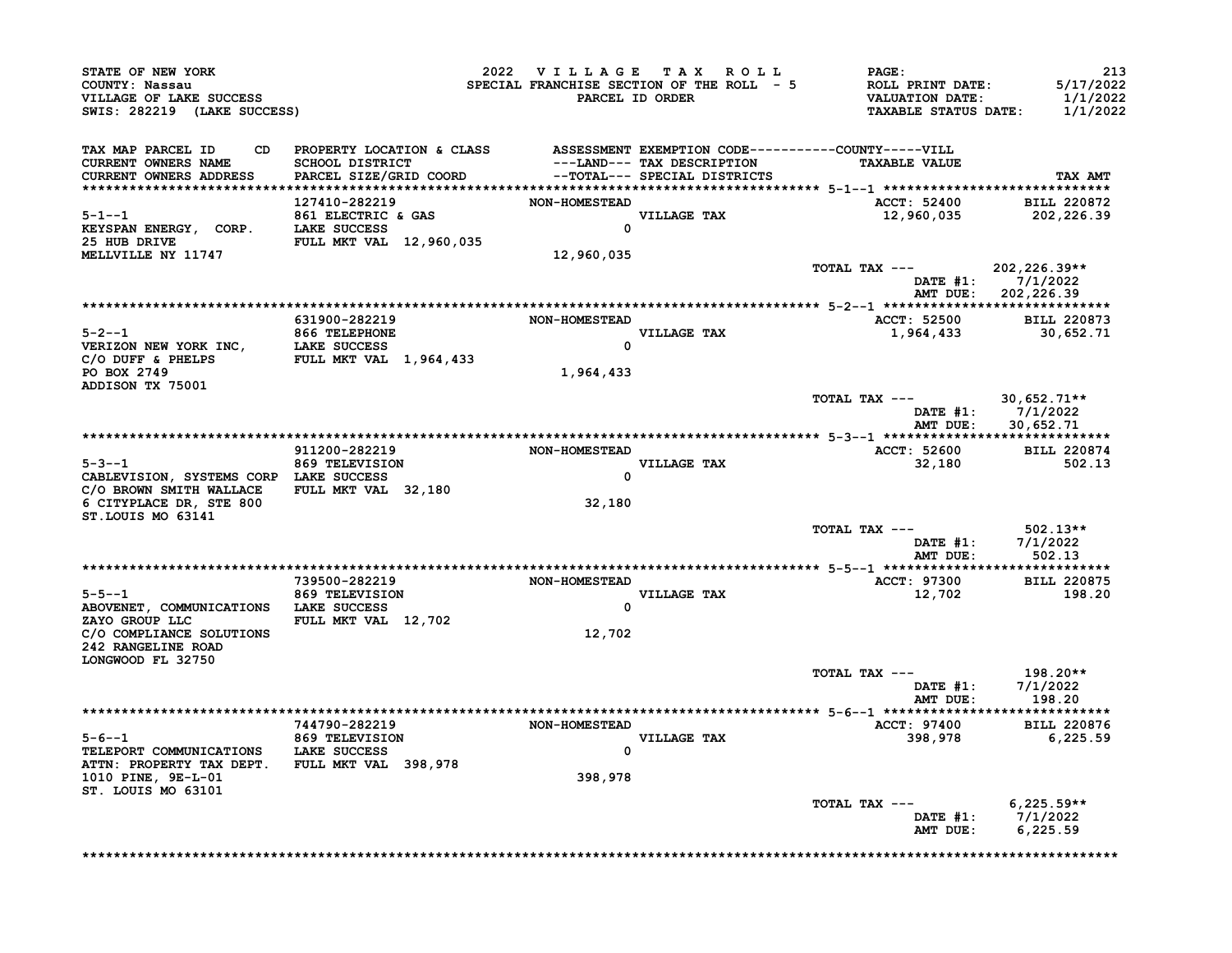STATE OF NEW YORK
COUNTY: Nassau
VILLAGE OF LAKE SUCCESS
SWIS: 282219 (LAKE SUCCESS)

2022 VILLAGE TAX ROLL
SPECIAL FRANCHISE SECTION OF THE ROLL - 5
PARCEL ID ORDER

ROLL PRINT DATE: 5/17/2022
VALUATION DATE: 1/1/2022
TAXABLE STATUS DATE: 1/1/2022

| TAX MAP PARCEL ID / CURRENT OWNERS NAME / CURRENT OWNERS ADDRESS | PROPERTY LOCATION & CLASS / SCHOOL DISTRICT / PARCEL SIZE/GRID COORD | ASSESSMENT LAND / TOTAL | EXEMPTION CODE / TAX DESCRIPTION / SPECIAL DISTRICTS | TAXABLE VALUE | TAX AMT |
|---|---|---|---|---|---|
| 5-1--1<br>KEYSPAN ENERGY, CORP.<br>25 HUB DRIVE<br>MELLVILLE NY 11747 | 127410-282219<br>861 ELECTRIC & GAS<br>LAKE SUCCESS<br>FULL MKT VAL 12,960,035 | NON-HOMESTEAD<br>0<br>12,960,035 | VILLAGE TAX | ACCT: 52400<br>12,960,035 | BILL 220872<br>202,226.39 |
| | | | | TOTAL TAX --- | 202,226.39** |
| | | | | DATE #1: | 7/1/2022 |
| | | | | AMT DUE: | 202,226.39 |
| 5-2--1<br>VERIZON NEW YORK INC,<br>C/O DUFF & PHELPS<br>PO BOX 2749<br>ADDISON TX 75001 | 631900-282219<br>866 TELEPHONE<br>LAKE SUCCESS<br>FULL MKT VAL 1,964,433 | NON-HOMESTEAD<br>0<br>1,964,433 | VILLAGE TAX | ACCT: 52500<br>1,964,433 | BILL 220873<br>30,652.71 |
| | | | | TOTAL TAX --- | 30,652.71** |
| | | | | DATE #1: | 7/1/2022 |
| | | | | AMT DUE: | 30,652.71 |
| 5-3--1<br>CABLEVISION, SYSTEMS CORP<br>C/O BROWN SMITH WALLACE<br>6 CITYPLACE DR, STE 800<br>ST.LOUIS MO 63141 | 911200-282219<br>869 TELEVISION<br>LAKE SUCCESS<br>FULL MKT VAL 32,180 | NON-HOMESTEAD<br>0<br>32,180 | VILLAGE TAX | ACCT: 52600<br>32,180 | BILL 220874<br>502.13 |
| | | | | TOTAL TAX --- | 502.13** |
| | | | | DATE #1: | 7/1/2022 |
| | | | | AMT DUE: | 502.13 |
| 5-5--1<br>ABOVENET, COMMUNICATIONS<br>ZAYO GROUP LLC<br>C/O COMPLIANCE SOLUTIONS<br>242 RANGELINE ROAD<br>LONGWOOD FL 32750 | 739500-282219<br>869 TELEVISION<br>LAKE SUCCESS<br>FULL MKT VAL 12,702 | NON-HOMESTEAD<br>0<br>12,702 | VILLAGE TAX | ACCT: 97300<br>12,702 | BILL 220875<br>198.20 |
| | | | | TOTAL TAX --- | 198.20** |
| | | | | DATE #1: | 7/1/2022 |
| | | | | AMT DUE: | 198.20 |
| 5-6--1<br>TELEPORT COMMUNICATIONS<br>ATTN: PROPERTY TAX DEPT.<br>1010 PINE, 9E-L-01<br>ST. LOUIS MO 63101 | 744790-282219<br>869 TELEVISION<br>LAKE SUCCESS<br>FULL MKT VAL 398,978 | NON-HOMESTEAD<br>0<br>398,978 | VILLAGE TAX | ACCT: 97400<br>398,978 | BILL 220876<br>6,225.59 |
| | | | | TOTAL TAX --- | 6,225.59** |
| | | | | DATE #1: | 7/1/2022 |
| | | | | AMT DUE: | 6,225.59 |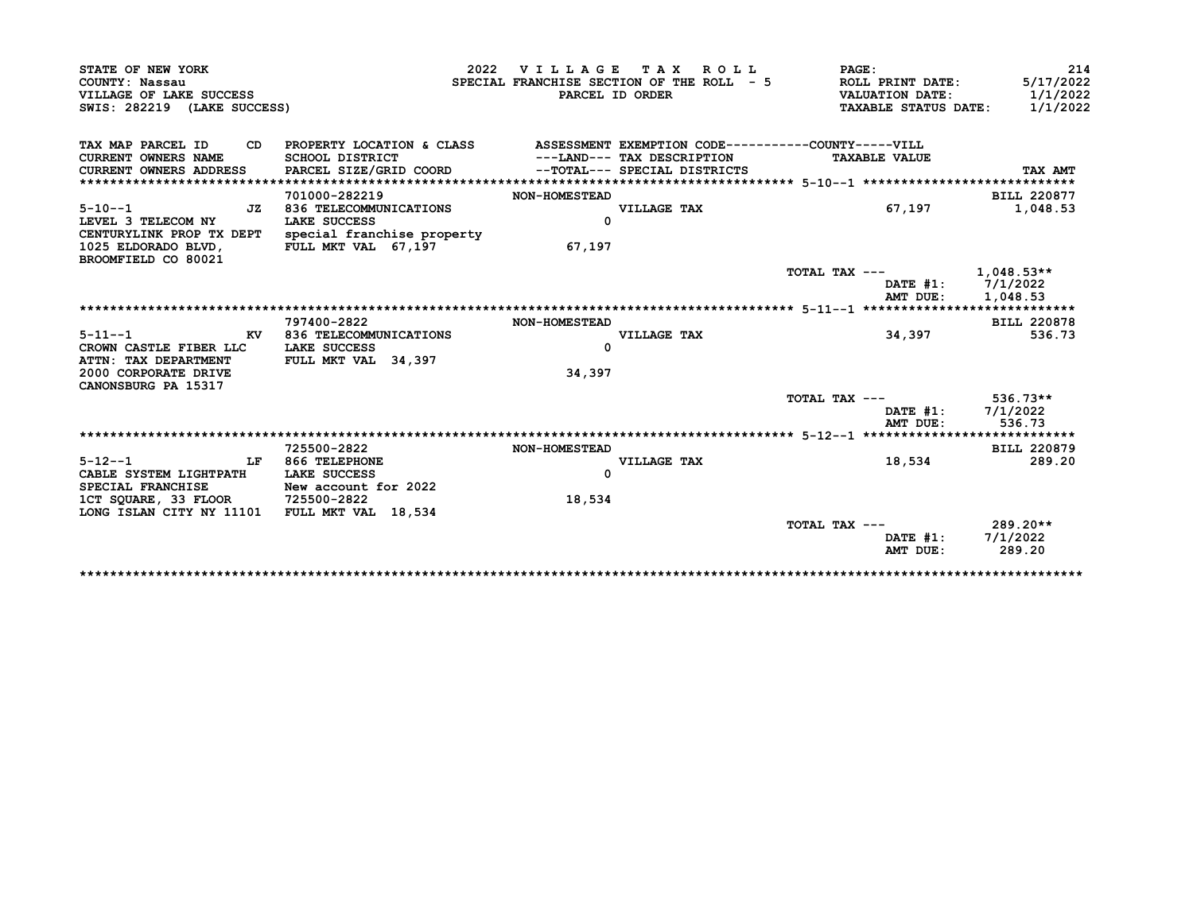STATE OF NEW YORK
COUNTY: Nassau
VILLAGE OF LAKE SUCCESS
SWIS: 282219 (LAKE SUCCESS)

2022 VILLAGE TAX ROLL
SPECIAL FRANCHISE SECTION OF THE ROLL - 5
PARCEL ID ORDER

PAGE: 214
ROLL PRINT DATE: 5/17/2022
VALUATION DATE: 1/1/2022
TAXABLE STATUS DATE: 1/1/2022

| TAX MAP PARCEL ID CD<br>CURRENT OWNERS NAME<br>CURRENT OWNERS ADDRESS | PROPERTY LOCATION & CLASS<br>SCHOOL DISTRICT<br>PARCEL SIZE/GRID COORD | ASSESSMENT<br>---LAND---<br>--TOTAL--- | EXEMPTION CODE-----------COUNTY-----VILL<br>TAX DESCRIPTION<br>SPECIAL DISTRICTS | TAXABLE VALUE | TAX AMT |
|---|---|---|---|---|---|
| ***** 5-10--1 ***** | | | | | |
| | 701000-282219 | NON-HOMESTEAD | | | BILL 220877 |
| 5-10--1 JZ | 836 TELECOMMUNICATIONS | | VILLAGE TAX | 67,197 | 1,048.53 |
| LEVEL 3 TELECOM NY | LAKE SUCCESS | 0 | | | |
| CENTURYLINK PROP TX DEPT | special franchise property | | | | |
| 1025 ELDORADO BLVD, | FULL MKT VAL 67,197 | 67,197 | | | |
| BROOMFIELD CO 80021 | | | | | |
| | | | TOTAL TAX --- | | 1,048.53** |
| | | | | DATE #1: | 7/1/2022 |
| | | | | AMT DUE: | 1,048.53 |
| ***** 5-11--1 ***** | | | | | |
| | 797400-2822 | NON-HOMESTEAD | | | BILL 220878 |
| 5-11--1 KV | 836 TELECOMMUNICATIONS | | VILLAGE TAX | 34,397 | 536.73 |
| CROWN CASTLE FIBER LLC | LAKE SUCCESS | 0 | | | |
| ATTN: TAX DEPARTMENT | FULL MKT VAL 34,397 | | | | |
| 2000 CORPORATE DRIVE | | 34,397 | | | |
| CANONSBURG PA 15317 | | | | | |
| | | | TOTAL TAX --- | | 536.73** |
| | | | | DATE #1: | 7/1/2022 |
| | | | | AMT DUE: | 536.73 |
| ***** 5-12--1 ***** | | | | | |
| | 725500-2822 | NON-HOMESTEAD | | | BILL 220879 |
| 5-12--1 LF | 866 TELEPHONE | | VILLAGE TAX | 18,534 | 289.20 |
| CABLE SYSTEM LIGHTPATH | LAKE SUCCESS | 0 | | | |
| SPECIAL FRANCHISE | New account for 2022 | | | | |
| 1CT SQUARE, 33 FLOOR | 725500-2822 | 18,534 | | | |
| LONG ISLAN CITY NY 11101 | FULL MKT VAL 18,534 | | | | |
| | | | TOTAL TAX --- | | 289.20** |
| | | | | DATE #1: | 7/1/2022 |
| | | | | AMT DUE: | 289.20 |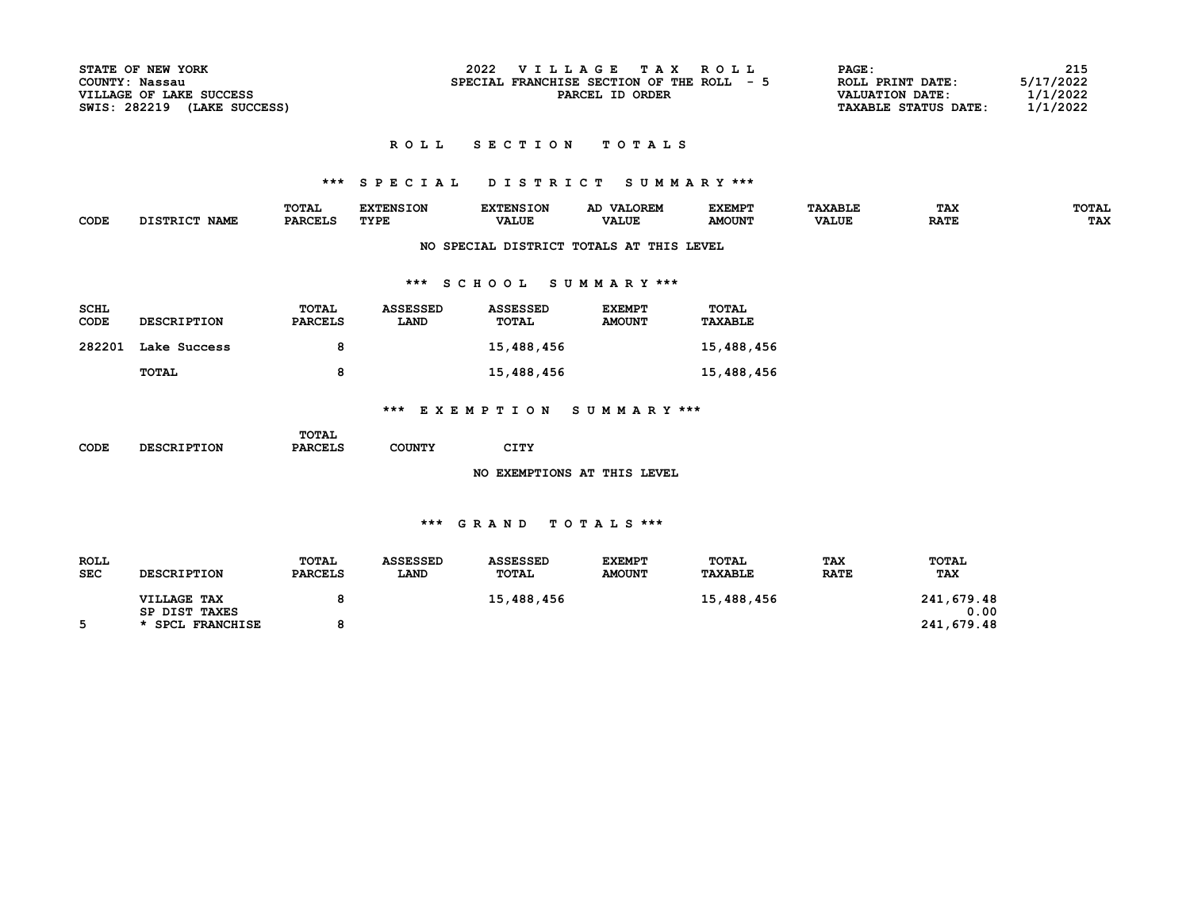STATE OF NEW YORK
COUNTY: Nassau
VILLAGE OF LAKE SUCCESS
SWIS: 282219 (LAKE SUCCESS)

2022 VILLAGE TAX ROLL
SPECIAL FRANCHISE SECTION OF THE ROLL - 5
PARCEL ID ORDER

ROLL PRINT DATE: 5/17/2022
VALUATION DATE: 1/1/2022
TAXABLE STATUS DATE: 1/1/2022

## ROLL SECTION TOTALS

### *** SPECIAL DISTRICT SUMMARY ***

| CODE | DISTRICT NAME | TOTAL PARCELS | EXTENSION TYPE | EXTENSION VALUE | AD VALOREM VALUE | EXEMPT AMOUNT | TAXABLE VALUE | TAX RATE | TOTAL TAX |
|---|---|---|---|---|---|---|---|---|---|

NO SPECIAL DISTRICT TOTALS AT THIS LEVEL

### *** SCHOOL SUMMARY ***

| SCHL CODE | DESCRIPTION | TOTAL PARCELS | ASSESSED LAND | ASSESSED TOTAL | EXEMPT AMOUNT | TOTAL TAXABLE |
|---|---|---|---|---|---|---|
| 282201 | Lake Success | 8 | | 15,488,456 | | 15,488,456 |
| | TOTAL | 8 | | 15,488,456 | | 15,488,456 |

### *** EXEMPTION SUMMARY ***

| CODE | DESCRIPTION | TOTAL PARCELS | COUNTY | CITY |
|---|---|---|---|---|

NO EXEMPTIONS AT THIS LEVEL

### *** GRAND TOTALS ***

| ROLL SEC | DESCRIPTION | TOTAL PARCELS | ASSESSED LAND | ASSESSED TOTAL | EXEMPT AMOUNT | TOTAL TAXABLE | TAX RATE | TOTAL TAX |
|---|---|---|---|---|---|---|---|---|
| | VILLAGE TAX | 8 | | 15,488,456 | | 15,488,456 | | 241,679.48 |
| | SP DIST TAXES | | | | | | | 0.00 |
| 5 | * SPCL FRANCHISE | 8 | | | | | | 241,679.48 |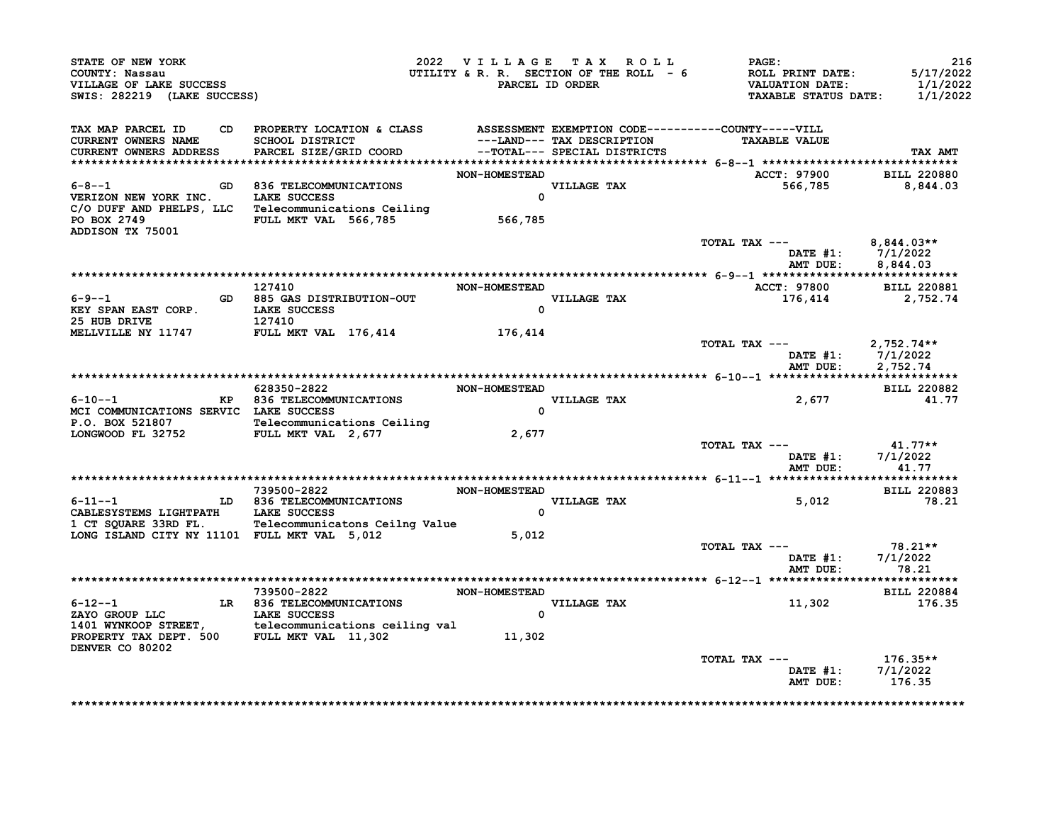STATE OF NEW YORK
COUNTY: Nassau
VILLAGE OF LAKE SUCCESS
SWIS: 282219 (LAKE SUCCESS)

2022 VILLAGE TAX ROLL
UTILITY & R. R. SECTION OF THE ROLL - 6
PARCEL ID ORDER

ROLL PRINT DATE: 5/17/2022
VALUATION DATE: 1/1/2022
TAXABLE STATUS DATE: 1/1/2022

| TAX MAP PARCEL ID / CURRENT OWNERS NAME / CURRENT OWNERS ADDRESS | CD | PROPERTY LOCATION & CLASS / SCHOOL DISTRICT / PARCEL SIZE/GRID COORD | ASSESSMENT ---LAND--- / --TOTAL--- | EXEMPTION CODE / TAX DESCRIPTION / SPECIAL DISTRICTS | TAXABLE VALUE | TAX AMT |
|---|---|---|---|---|---|---|
| **6-8--1** | | | NON-HOMESTEAD | | ACCT: 97900 | BILL 220880 |
| 6-8--1 | GD | 836 TELECOMMUNICATIONS | | VILLAGE TAX | 566,785 | 8,844.03 |
| VERIZON NEW YORK INC. | | LAKE SUCCESS | 0 | | | |
| C/O DUFF AND PHELPS, LLC | | Telecommunications Ceiling | | | | |
| PO BOX 2749 | | FULL MKT VAL 566,785 | 566,785 | | | |
| ADDISON TX 75001 | | | | | | |
| | | | | TOTAL TAX --- | | 8,844.03** |
| | | | | | DATE #1: | 7/1/2022 |
| | | | | | AMT DUE: | 8,844.03 |
| **6-9--1** | | 127410 | NON-HOMESTEAD | | ACCT: 97800 | BILL 220881 |
| 6-9--1 | GD | 885 GAS DISTRIBUTION-OUT | | VILLAGE TAX | 176,414 | 2,752.74 |
| KEY SPAN EAST CORP. | | LAKE SUCCESS | 0 | | | |
| 25 HUB DRIVE | | 127410 | | | | |
| MELLVILLE NY 11747 | | FULL MKT VAL 176,414 | 176,414 | | | |
| | | | | TOTAL TAX --- | | 2,752.74** |
| | | | | | DATE #1: | 7/1/2022 |
| | | | | | AMT DUE: | 2,752.74 |
| **6-10--1** | | 628350-2822 | NON-HOMESTEAD | | | BILL 220882 |
| 6-10--1 | KP | 836 TELECOMMUNICATIONS | | VILLAGE TAX | 2,677 | 41.77 |
| MCI COMMUNICATIONS SERVIC | | LAKE SUCCESS | 0 | | | |
| P.O. BOX 521807 | | Telecommunications Ceiling | | | | |
| LONGWOOD FL 32752 | | FULL MKT VAL 2,677 | 2,677 | | | |
| | | | | TOTAL TAX --- | | 41.77** |
| | | | | | DATE #1: | 7/1/2022 |
| | | | | | AMT DUE: | 41.77 |
| **6-11--1** | | 739500-2822 | NON-HOMESTEAD | | | BILL 220883 |
| 6-11--1 | LD | 836 TELECOMMUNICATIONS | | VILLAGE TAX | 5,012 | 78.21 |
| CABLESYSTEMS LIGHTPATH | | LAKE SUCCESS | 0 | | | |
| 1 CT SQUARE 33RD FL. | | Telecommunicatons Ceilng Value | | | | |
| LONG ISLAND CITY NY 11101 | | FULL MKT VAL 5,012 | 5,012 | | | |
| | | | | TOTAL TAX --- | | 78.21** |
| | | | | | DATE #1: | 7/1/2022 |
| | | | | | AMT DUE: | 78.21 |
| **6-12--1** | | 739500-2822 | NON-HOMESTEAD | | | BILL 220884 |
| 6-12--1 | LR | 836 TELECOMMUNICATIONS | | VILLAGE TAX | 11,302 | 176.35 |
| ZAYO GROUP LLC | | LAKE SUCCESS | 0 | | | |
| 1401 WYNKOOP STREET, | | telecommunications ceiling val | | | | |
| PROPERTY TAX DEPT. 500 | | FULL MKT VAL 11,302 | 11,302 | | | |
| DENVER CO 80202 | | | | | | |
| | | | | TOTAL TAX --- | | 176.35** |
| | | | | | DATE #1: | 7/1/2022 |
| | | | | | AMT DUE: | 176.35 |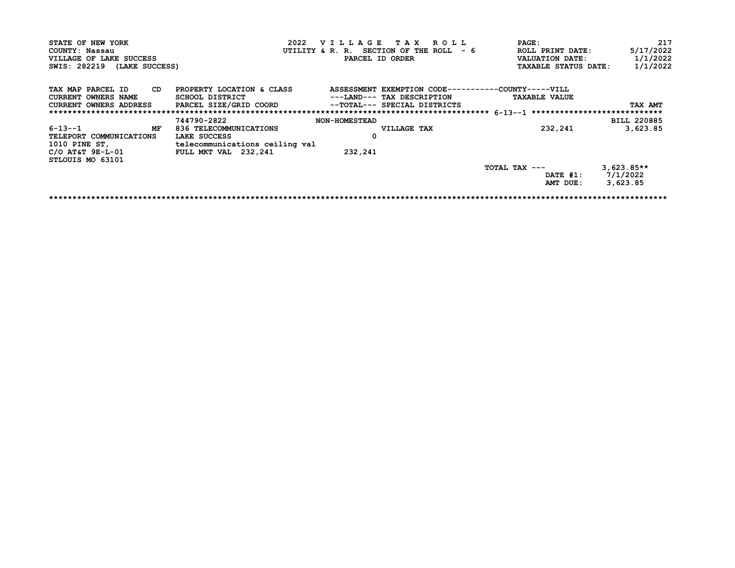STATE OF NEW YORK
COUNTY: Nassau
VILLAGE OF LAKE SUCCESS
SWIS: 282219 (LAKE SUCCESS)

2022 V I L L A G E T A X R O L L
UTILITY & R. R. SECTION OF THE ROLL - 6
PARCEL ID ORDER

PAGE: 217
ROLL PRINT DATE: 5/17/2022
VALUATION DATE: 1/1/2022
TAXABLE STATUS DATE: 1/1/2022

| TAX MAP PARCEL ID CD / CURRENT OWNERS NAME / CURRENT OWNERS ADDRESS | PROPERTY LOCATION & CLASS / SCHOOL DISTRICT / PARCEL SIZE/GRID COORD | ASSESSMENT ---LAND--- --TOTAL--- | EXEMPTION CODE / TAX DESCRIPTION / SPECIAL DISTRICTS | COUNTY-----VILL TAXABLE VALUE | TAX AMT |
|---|---|---|---|---|---|
| ******** 6-13--1 ******** | | | | | |
| | 744790-2822 | NON-HOMESTEAD | | | BILL 220885 |
| 6-13--1 MF | 836 TELECOMMUNICATIONS | | VILLAGE TAX | 232,241 | 3,623.85 |
| TELEPORT COMMUNICATIONS | LAKE SUCCESS | 0 | | | |
| 1010 PINE ST, | telecommunications ceiling val | | | | |
| C/O AT&T 9E-L-01 | FULL MKT VAL 232,241 | 232,241 | | | |
| STLOUIS MO 63101 | | | | | |
| | | | | TOTAL TAX --- | 3,623.85** |
| | | | | DATE #1: | 7/1/2022 |
| | | | | AMT DUE: | 3,623.85 |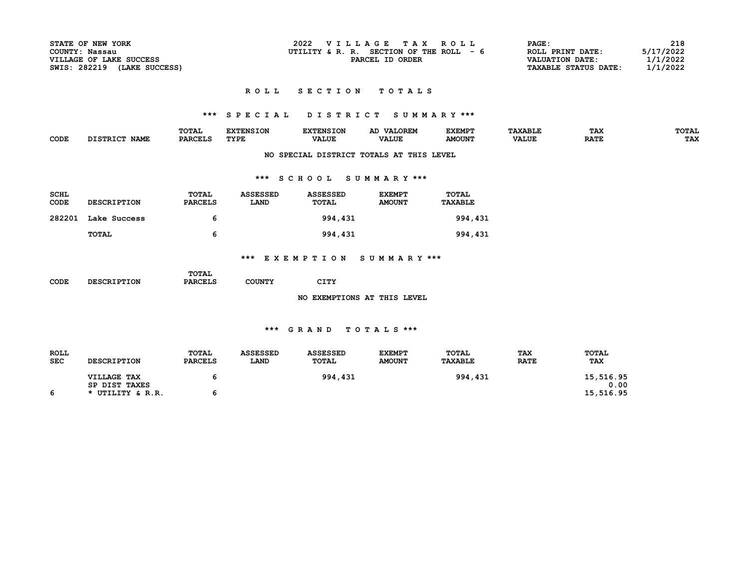STATE OF NEW YORK
COUNTY: Nassau
VILLAGE OF LAKE SUCCESS
SWIS: 282219 (LAKE SUCCESS)

2022 VILLAGE TAX ROLL
UTILITY & R. R. SECTION OF THE ROLL - 6
PARCEL ID ORDER

ROLL PRINT DATE: 5/17/2022
VALUATION DATE: 1/1/2022
TAXABLE STATUS DATE: 1/1/2022

## ROLL SECTION TOTALS

### *** SPECIAL DISTRICT SUMMARY ***

| CODE | DISTRICT NAME | TOTAL PARCELS | EXTENSION TYPE | EXTENSION VALUE | AD VALOREM VALUE | EXEMPT AMOUNT | TAXABLE VALUE | TAX RATE | TOTAL TAX |
|---|---|---|---|---|---|---|---|---|---|

NO SPECIAL DISTRICT TOTALS AT THIS LEVEL

### *** SCHOOL SUMMARY ***

| SCHL CODE | DESCRIPTION | TOTAL PARCELS | ASSESSED LAND | ASSESSED TOTAL | EXEMPT AMOUNT | TOTAL TAXABLE |
|---|---|---|---|---|---|---|
| 282201 | Lake Success | 6 | | 994,431 | | 994,431 |
| | TOTAL | 6 | | 994,431 | | 994,431 |

### *** EXEMPTION SUMMARY ***

| CODE | DESCRIPTION | TOTAL PARCELS | COUNTY | CITY |
|---|---|---|---|---|

NO EXEMPTIONS AT THIS LEVEL

### *** GRAND TOTALS ***

| ROLL SEC | DESCRIPTION | TOTAL PARCELS | ASSESSED LAND | ASSESSED TOTAL | EXEMPT AMOUNT | TOTAL TAXABLE | TAX RATE | TOTAL TAX |
|---|---|---|---|---|---|---|---|---|
| | VILLAGE TAX | 6 | | 994,431 | | 994,431 | | 15,516.95 |
| | SP DIST TAXES | | | | | | | 0.00 |
| 6 | * UTILITY & R.R. | 6 | | | | | | 15,516.95 |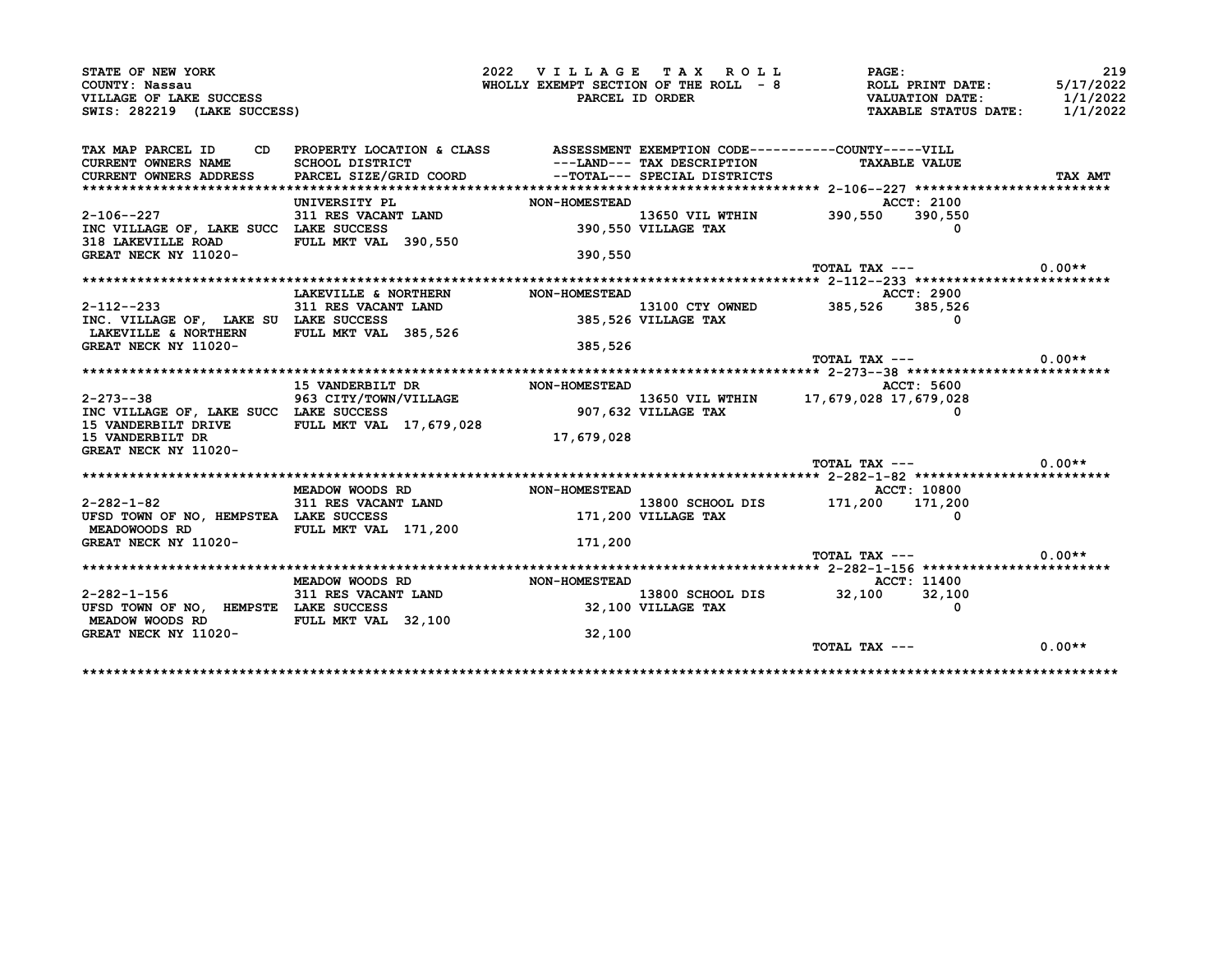STATE OF NEW YORK
COUNTY: Nassau
VILLAGE OF LAKE SUCCESS
SWIS: 282219 (LAKE SUCCESS)

2022 V I L L A G E T A X R O L L
WHOLLY EXEMPT SECTION OF THE ROLL - 8
PARCEL ID ORDER

ROLL PRINT DATE: 5/17/2022
VALUATION DATE: 1/1/2022
TAXABLE STATUS DATE: 1/1/2022

| TAX MAP PARCEL ID / CURRENT OWNERS NAME / CURRENT OWNERS ADDRESS | CD | PROPERTY LOCATION & CLASS / SCHOOL DISTRICT / PARCEL SIZE/GRID COORD | ASSESSMENT ---LAND--- / --TOTAL--- | EXEMPTION CODE / TAX DESCRIPTION / SPECIAL DISTRICTS | COUNTY | VILL (TAXABLE VALUE) | TAX AMT |
|---|---|---|---|---|---|---|---|
| 2-106--227 | | UNIVERSITY PL | NON-HOMESTEAD | | | ACCT: 2100 | |
| INC VILLAGE OF, LAKE SUCC | | 311 RES VACANT LAND | | 13650 VIL WTHIN | 390,550 | 390,550 | |
| 318 LAKEVILLE ROAD | | LAKE SUCCESS | 390,550 | VILLAGE TAX | | 0 | |
| GREAT NECK NY 11020- | | FULL MKT VAL 390,550 | 390,550 | | | | |
| | | | | | TOTAL TAX --- | | 0.00** |
| 2-112--233 | | LAKEVILLE & NORTHERN | NON-HOMESTEAD | | | ACCT: 2900 | |
| INC. VILLAGE OF, LAKE SU | | 311 RES VACANT LAND | | 13100 CTY OWNED | 385,526 | 385,526 | |
| LAKEVILLE & NORTHERN | | LAKE SUCCESS | 385,526 | VILLAGE TAX | | 0 | |
| GREAT NECK NY 11020- | | FULL MKT VAL 385,526 | 385,526 | | | | |
| | | | | | TOTAL TAX --- | | 0.00** |
| 2-273--38 | | 15 VANDERBILT DR | NON-HOMESTEAD | | | ACCT: 5600 | |
| INC VILLAGE OF, LAKE SUCC | | 963 CITY/TOWN/VILLAGE | | 13650 VIL WTHIN | 17,679,028 | 17,679,028 | |
| 15 VANDERBILT DRIVE | | LAKE SUCCESS | 907,632 | VILLAGE TAX | | 0 | |
| 15 VANDERBILT DR | | FULL MKT VAL 17,679,028 | 17,679,028 | | | | |
| GREAT NECK NY 11020- | | | | | | | |
| | | | | | TOTAL TAX --- | | 0.00** |
| 2-282-1-82 | | MEADOW WOODS RD | NON-HOMESTEAD | | | ACCT: 10800 | |
| UFSD TOWN OF NO, HEMPSTEA | | 311 RES VACANT LAND | | 13800 SCHOOL DIS | 171,200 | 171,200 | |
| MEADOWOODS RD | | LAKE SUCCESS | 171,200 | VILLAGE TAX | | 0 | |
| GREAT NECK NY 11020- | | FULL MKT VAL 171,200 | 171,200 | | | | |
| | | | | | TOTAL TAX --- | | 0.00** |
| 2-282-1-156 | | MEADOW WOODS RD | NON-HOMESTEAD | | | ACCT: 11400 | |
| UFSD TOWN OF NO, HEMPSTE | | 311 RES VACANT LAND | | 13800 SCHOOL DIS | 32,100 | 32,100 | |
| MEADOW WOODS RD | | LAKE SUCCESS | 32,100 | VILLAGE TAX | | 0 | |
| GREAT NECK NY 11020- | | FULL MKT VAL 32,100 | 32,100 | | | | |
| | | | | | TOTAL TAX --- | | 0.00** |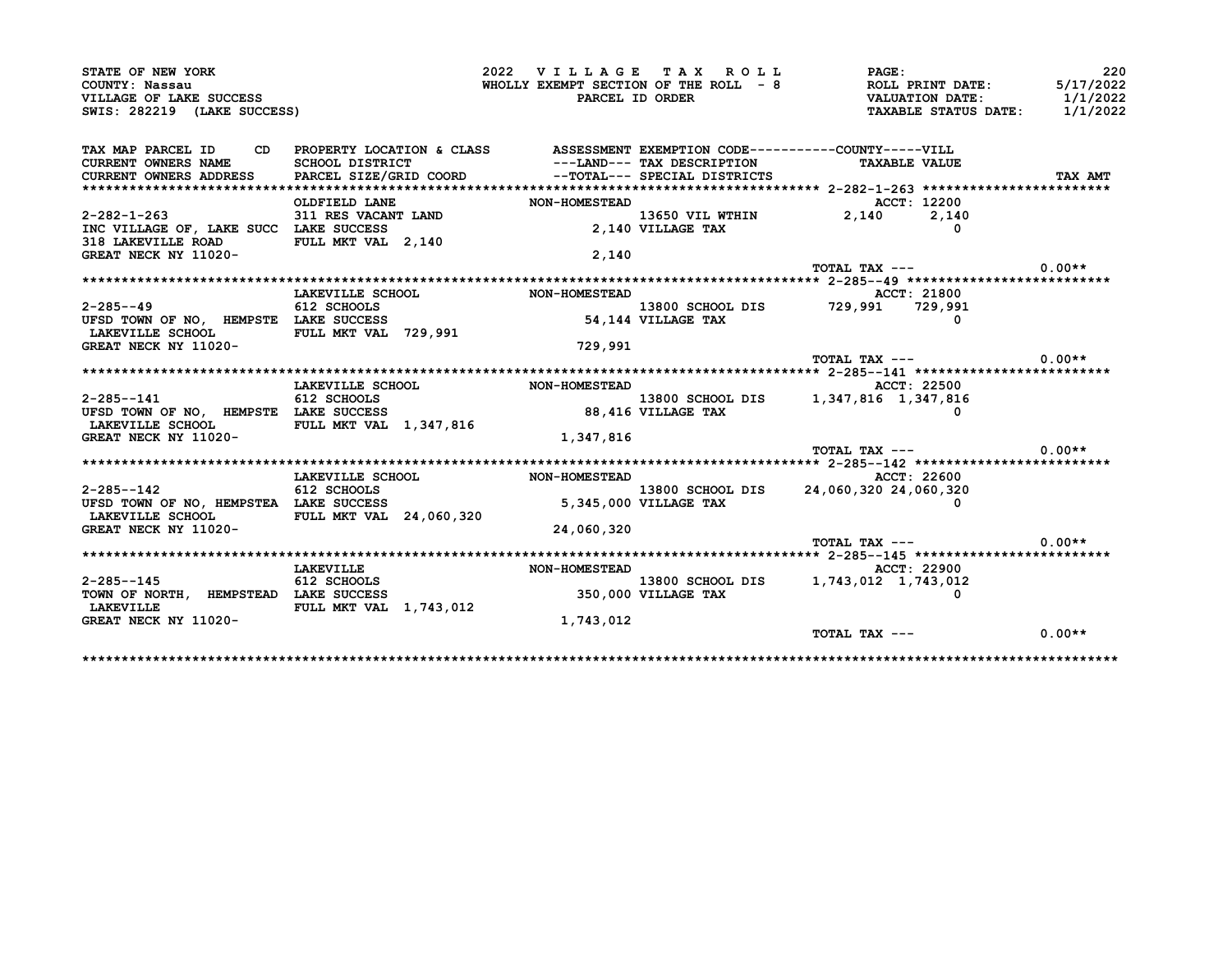STATE OF NEW YORK
COUNTY: Nassau
VILLAGE OF LAKE SUCCESS
SWIS: 282219 (LAKE SUCCESS)

2022 VILLAGE TAX ROLL
WHOLLY EXEMPT SECTION OF THE ROLL - 8
PARCEL ID ORDER

ROLL PRINT DATE: 5/17/2022
VALUATION DATE: 1/1/2022
TAXABLE STATUS DATE: 1/1/2022

| TAX MAP PARCEL ID / CURRENT OWNERS NAME / CURRENT OWNERS ADDRESS | PROPERTY LOCATION & CLASS / SCHOOL DISTRICT / PARCEL SIZE/GRID COORD | ASSESSMENT ---LAND--- / --TOTAL--- | EXEMPTION CODE / TAX DESCRIPTION / SPECIAL DISTRICTS | COUNTY TAXABLE VALUE | VILL TAXABLE VALUE | TAX AMT |
|---|---|---|---|---|---|---|
| 2-282-1-263 | OLDFIELD LANE | NON-HOMESTEAD | | ACCT: 12200 | | |
| INC VILLAGE OF, LAKE SUCC | 311 RES VACANT LAND | | 13650 VIL WTHIN | 2,140 | 2,140 | |
| 318 LAKEVILLE ROAD | LAKE SUCCESS | 2,140 | VILLAGE TAX | | 0 | |
| GREAT NECK NY 11020- | FULL MKT VAL 2,140 | 2,140 | | | | |
| | | | | TOTAL TAX --- | | 0.00** |
| 2-285--49 | LAKEVILLE SCHOOL | NON-HOMESTEAD | | ACCT: 21800 | | |
| UFSD TOWN OF NO, HEMPSTE | 612 SCHOOLS | | 13800 SCHOOL DIS | 729,991 | 729,991 | |
| LAKEVILLE SCHOOL | LAKE SUCCESS | 54,144 | VILLAGE TAX | | 0 | |
| GREAT NECK NY 11020- | FULL MKT VAL 729,991 | 729,991 | | | | |
| | | | | TOTAL TAX --- | | 0.00** |
| 2-285--141 | LAKEVILLE SCHOOL | NON-HOMESTEAD | | ACCT: 22500 | | |
| UFSD TOWN OF NO, HEMPSTE | 612 SCHOOLS | | 13800 SCHOOL DIS | 1,347,816 | 1,347,816 | |
| LAKEVILLE SCHOOL | LAKE SUCCESS | 88,416 | VILLAGE TAX | | 0 | |
| GREAT NECK NY 11020- | FULL MKT VAL 1,347,816 | 1,347,816 | | | | |
| | | | | TOTAL TAX --- | | 0.00** |
| 2-285--142 | LAKEVILLE SCHOOL | NON-HOMESTEAD | | ACCT: 22600 | | |
| UFSD TOWN OF NO, HEMPSTEA | 612 SCHOOLS | | 13800 SCHOOL DIS | 24,060,320 | 24,060,320 | |
| LAKEVILLE SCHOOL | LAKE SUCCESS | 5,345,000 | VILLAGE TAX | | 0 | |
| GREAT NECK NY 11020- | FULL MKT VAL 24,060,320 | 24,060,320 | | | | |
| | | | | TOTAL TAX --- | | 0.00** |
| 2-285--145 | LAKEVILLE | NON-HOMESTEAD | | ACCT: 22900 | | |
| TOWN OF NORTH, HEMPSTEAD | 612 SCHOOLS | | 13800 SCHOOL DIS | 1,743,012 | 1,743,012 | |
| LAKEVILLE | LAKE SUCCESS | 350,000 | VILLAGE TAX | | 0 | |
| GREAT NECK NY 11020- | FULL MKT VAL 1,743,012 | 1,743,012 | | | | |
| | | | | TOTAL TAX --- | | 0.00** |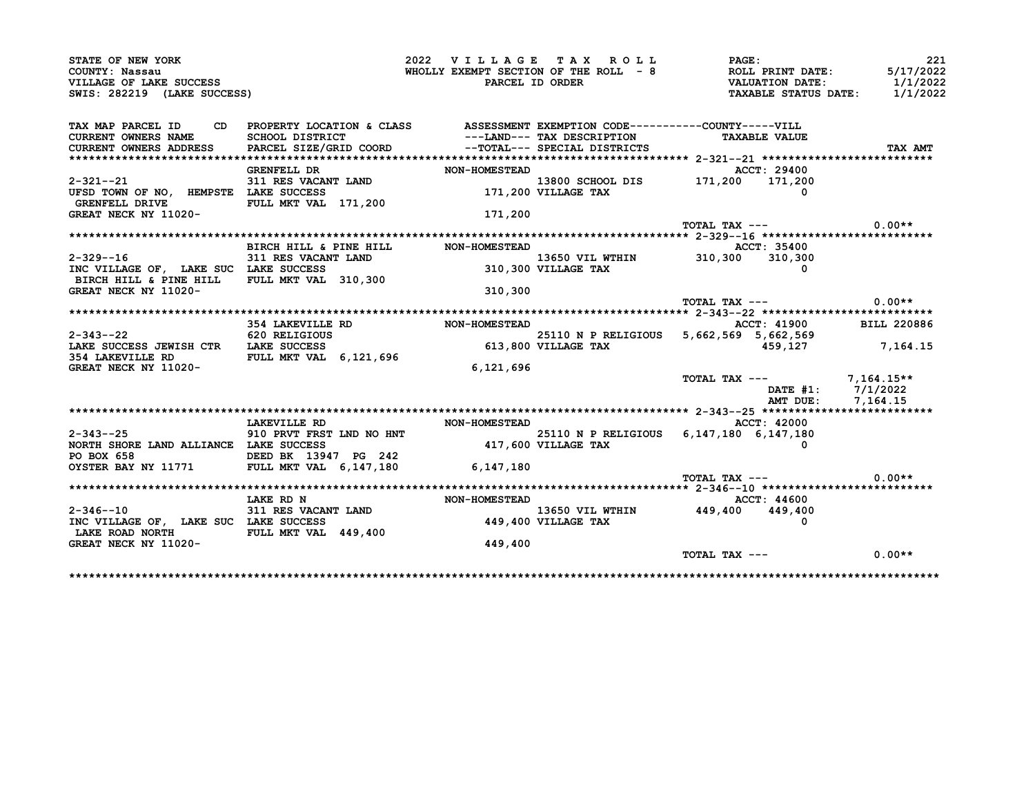STATE OF NEW YORK
COUNTY: Nassau
VILLAGE OF LAKE SUCCESS
SWIS: 282219 (LAKE SUCCESS)

2022 VILLAGE TAX ROLL
WHOLLY EXEMPT SECTION OF THE ROLL - 8
PARCEL ID ORDER

ROLL PRINT DATE: 5/17/2022
VALUATION DATE: 1/1/2022
TAXABLE STATUS DATE: 1/1/2022

```
TAX MAP PARCEL ID    CD  PROPERTY LOCATION & CLASS    ASSESSMENT EXEMPTION CODE----------COUNTY-----VILL
CURRENT OWNERS NAME      SCHOOL DISTRICT              ---LAND--- TAX DESCRIPTION           TAXABLE VALUE
CURRENT OWNERS ADDRESS   PARCEL SIZE/GRID COORD       --TOTAL--- SPECIAL DISTRICTS                                     TAX AMT
*************************************************************************************************** 2-321--21 *****************************
                         GRENFELL DR                  NON-HOMESTEAD                                ACCT: 29400
2-321--21                311 RES VACANT LAND                     13800 SCHOOL DIS        171,200    171,200
UFSD TOWN OF NO, HEMPSTE LAKE SUCCESS                    171,200 VILLAGE TAX                              0
GRENFELL DRIVE           FULL MKT VAL 171,200
GREAT NECK NY 11020-                                     171,200
                                                                                   TOTAL TAX ---                          0.00**
*************************************************************************************************** 2-329--16 *****************************
                         BIRCH HILL & PINE HILL       NON-HOMESTEAD                                ACCT: 35400
2-329--16                311 RES VACANT LAND                     13650 VIL WTHIN         310,300    310,300
INC VILLAGE OF, LAKE SUC LAKE SUCCESS                    310,300 VILLAGE TAX                              0
BIRCH HILL & PINE HILL   FULL MKT VAL 310,300
GREAT NECK NY 11020-                                     310,300
                                                                                   TOTAL TAX ---                          0.00**
*************************************************************************************************** 2-343--22 *****************************
                         354 LAKEVILLE RD             NON-HOMESTEAD                                ACCT: 41900     BILL 220886
2-343--22                620 RELIGIOUS                           25110 N P RELIGIOUS   5,662,569  5,662,569
LAKE SUCCESS JEWISH CTR  LAKE SUCCESS                    613,800 VILLAGE TAX                        459,127         7,164.15
354 LAKEVILLE RD         FULL MKT VAL 6,121,696
GREAT NECK NY 11020-                                   6,121,696
                                                                                   TOTAL TAX ---                      7,164.15**
                                                                                              DATE #1:     7/1/2022
                                                                                              AMT DUE:     7,164.15
*************************************************************************************************** 2-343--25 *****************************
                         LAKEVILLE RD                 NON-HOMESTEAD                                ACCT: 42000
2-343--25                910 PRVT FRST LND NO HNT                25110 N P RELIGIOUS   6,147,180  6,147,180
NORTH SHORE LAND ALLIANCE LAKE SUCCESS                   417,600 VILLAGE TAX                              0
PO BOX 658               DEED BK 13947 PG 242
OYSTER BAY NY 11771      FULL MKT VAL 6,147,180        6,147,180
                                                                                   TOTAL TAX ---                          0.00**
*************************************************************************************************** 2-346--10 *****************************
                         LAKE RD N                    NON-HOMESTEAD                                ACCT: 44600
2-346--10                311 RES VACANT LAND                     13650 VIL WTHIN         449,400    449,400
INC VILLAGE OF, LAKE SUC LAKE SUCCESS                    449,400 VILLAGE TAX                              0
LAKE ROAD NORTH          FULL MKT VAL 449,400
GREAT NECK NY 11020-                                     449,400
                                                                                   TOTAL TAX ---                          0.00**
*****************************************************************************************************************************************
```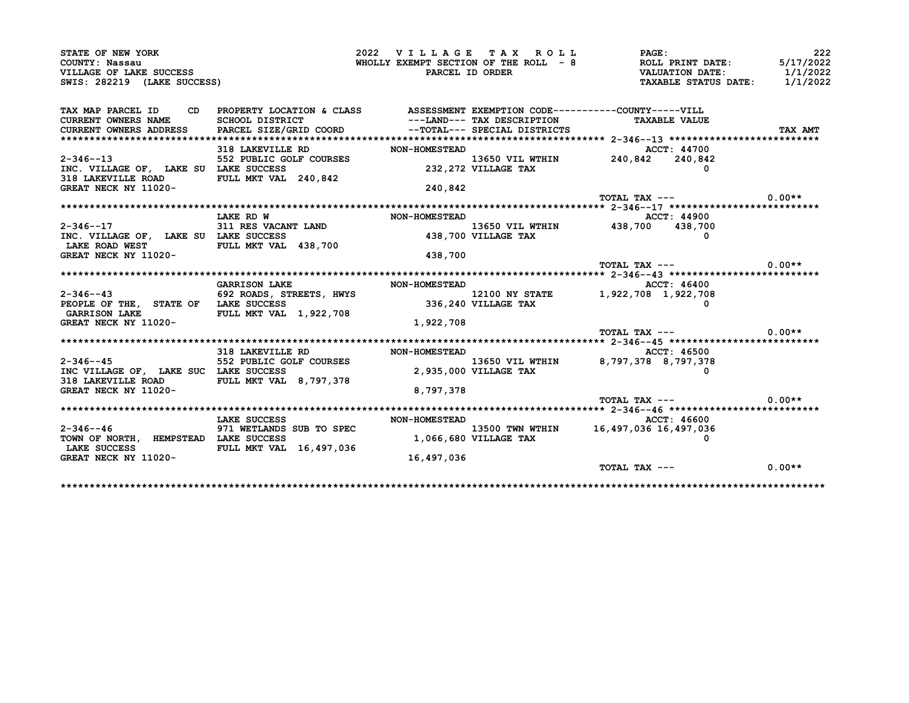STATE OF NEW YORK
COUNTY: Nassau
VILLAGE OF LAKE SUCCESS
SWIS: 282219 (LAKE SUCCESS)

2022 VILLAGE TAX ROLL
WHOLLY EXEMPT SECTION OF THE ROLL - 8
PARCEL ID ORDER

ROLL PRINT DATE: 5/17/2022
VALUATION DATE: 1/1/2022
TAXABLE STATUS DATE: 1/1/2022

| TAX MAP PARCEL ID / CURRENT OWNERS NAME / CURRENT OWNERS ADDRESS | PROPERTY LOCATION & CLASS / SCHOOL DISTRICT / PARCEL SIZE/GRID COORD | ASSESSMENT ---LAND--- / --TOTAL--- | EXEMPTION CODE / TAX DESCRIPTION / SPECIAL DISTRICTS | COUNTY TAXABLE VALUE | VILL TAXABLE VALUE | TAX AMT |
|---|---|---|---|---|---|---|
| 2-346--13 | 318 LAKEVILLE RD | NON-HOMESTEAD | | ACCT: 44700 | | |
| INC. VILLAGE OF, LAKE SU | 552 PUBLIC GOLF COURSES | | 13650 VIL WTHIN | 240,842 | 240,842 | |
| 318 LAKEVILLE ROAD | LAKE SUCCESS | 232,272 | VILLAGE TAX | | 0 | |
| GREAT NECK NY 11020- | FULL MKT VAL 240,842 | 240,842 | | | | |
| | | | | TOTAL TAX --- | | 0.00** |
| 2-346--17 | LAKE RD W | NON-HOMESTEAD | | ACCT: 44900 | | |
| INC. VILLAGE OF, LAKE SU | 311 RES VACANT LAND | | 13650 VIL WTHIN | 438,700 | 438,700 | |
| LAKE ROAD WEST | LAKE SUCCESS | 438,700 | VILLAGE TAX | | 0 | |
| GREAT NECK NY 11020- | FULL MKT VAL 438,700 | 438,700 | | | | |
| | | | | TOTAL TAX --- | | 0.00** |
| 2-346--43 | GARRISON LAKE | NON-HOMESTEAD | | ACCT: 46400 | | |
| PEOPLE OF THE, STATE OF | 692 ROADS, STREETS, HWYS | | 12100 NY STATE | 1,922,708 | 1,922,708 | |
| GARRISON LAKE | LAKE SUCCESS | 336,240 | VILLAGE TAX | | 0 | |
| GREAT NECK NY 11020- | FULL MKT VAL 1,922,708 | 1,922,708 | | | | |
| | | | | TOTAL TAX --- | | 0.00** |
| 2-346--45 | 318 LAKEVILLE RD | NON-HOMESTEAD | | ACCT: 46500 | | |
| INC VILLAGE OF, LAKE SUC | 552 PUBLIC GOLF COURSES | | 13650 VIL WTHIN | 8,797,378 | 8,797,378 | |
| 318 LAKEVILLE ROAD | LAKE SUCCESS | 2,935,000 | VILLAGE TAX | | 0 | |
| GREAT NECK NY 11020- | FULL MKT VAL 8,797,378 | 8,797,378 | | | | |
| | | | | TOTAL TAX --- | | 0.00** |
| 2-346--46 | LAKE SUCCESS | NON-HOMESTEAD | | ACCT: 46600 | | |
| TOWN OF NORTH, HEMPSTEAD | 971 WETLANDS SUB TO SPEC | | 13500 TWN WTHIN | 16,497,036 | 16,497,036 | |
| LAKE SUCCESS | LAKE SUCCESS | 1,066,680 | VILLAGE TAX | | 0 | |
| GREAT NECK NY 11020- | FULL MKT VAL 16,497,036 | 16,497,036 | | | | |
| | | | | TOTAL TAX --- | | 0.00** |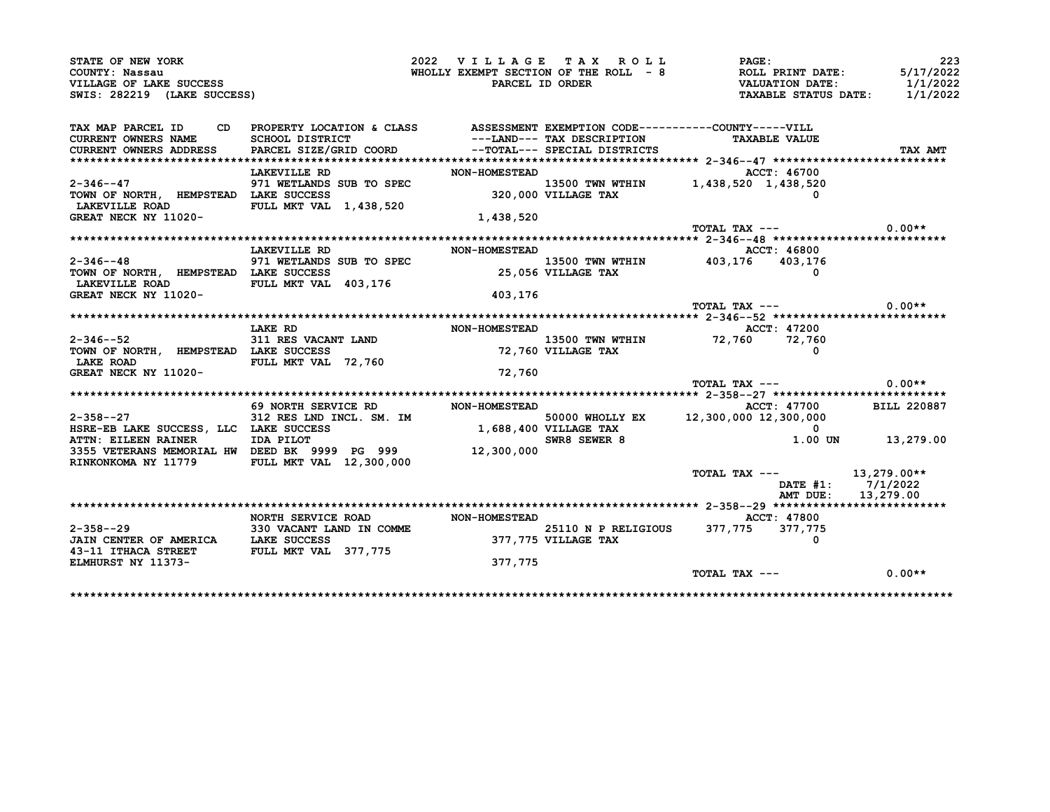STATE OF NEW YORK
COUNTY: Nassau
VILLAGE OF LAKE SUCCESS
SWIS: 282219 (LAKE SUCCESS)

2022 VILLAGE TAX ROLL
WHOLLY EXEMPT SECTION OF THE ROLL - 8
PARCEL ID ORDER

ROLL PRINT DATE: 5/17/2022
VALUATION DATE: 1/1/2022
TAXABLE STATUS DATE: 1/1/2022

| TAX MAP PARCEL ID / CURRENT OWNERS NAME / CURRENT OWNERS ADDRESS | CD | PROPERTY LOCATION & CLASS / SCHOOL DISTRICT / PARCEL SIZE/GRID COORD | ASSESSMENT ---LAND--- / --TOTAL--- | EXEMPTION CODE / TAX DESCRIPTION / SPECIAL DISTRICTS | TAXABLE VALUE COUNTY | TAXABLE VALUE VILL | TAX AMT |
|---|---|---|---|---|---|---|---|
| **2-346--47** | | LAKEVILLE RD — NON-HOMESTEAD | | | ACCT: 46700 | | |
| 2-346--47 | | 971 WETLANDS SUB TO SPEC | | 13500 TWN WTHIN | 1,438,520 | 1,438,520 | |
| TOWN OF NORTH, HEMPSTEAD | | LAKE SUCCESS | 320,000 | VILLAGE TAX | | 0 | |
| LAKEVILLE ROAD | | FULL MKT VAL 1,438,520 | | | | | |
| GREAT NECK NY 11020- | | | 1,438,520 | | | | |
| | | | | | TOTAL TAX --- | | 0.00** |
| **2-346--48** | | LAKEVILLE RD — NON-HOMESTEAD | | | ACCT: 46800 | | |
| 2-346--48 | | 971 WETLANDS SUB TO SPEC | | 13500 TWN WTHIN | 403,176 | 403,176 | |
| TOWN OF NORTH, HEMPSTEAD | | LAKE SUCCESS | 25,056 | VILLAGE TAX | | 0 | |
| LAKEVILLE ROAD | | FULL MKT VAL 403,176 | | | | | |
| GREAT NECK NY 11020- | | | 403,176 | | | | |
| | | | | | TOTAL TAX --- | | 0.00** |
| **2-346--52** | | LAKE RD — NON-HOMESTEAD | | | ACCT: 47200 | | |
| 2-346--52 | | 311 RES VACANT LAND | | 13500 TWN WTHIN | 72,760 | 72,760 | |
| TOWN OF NORTH, HEMPSTEAD | | LAKE SUCCESS | 72,760 | VILLAGE TAX | | 0 | |
| LAKE ROAD | | FULL MKT VAL 72,760 | | | | | |
| GREAT NECK NY 11020- | | | 72,760 | | | | |
| | | | | | TOTAL TAX --- | | 0.00** |
| **2-358--27** | | 69 NORTH SERVICE RD — NON-HOMESTEAD | | | ACCT: 47700 | | BILL 220887 |
| 2-358--27 | | 312 RES LND INCL. SM. IM | | 50000 WHOLLY EX | 12,300,000 | 12,300,000 | |
| HSRE-EB LAKE SUCCESS, LLC | | LAKE SUCCESS | 1,688,400 | VILLAGE TAX | | 0 | |
| ATTN: EILEEN RAINER | | IDA PILOT | | SWR8 SEWER 8 | | 1.00 UN | 13,279.00 |
| 3355 VETERANS MEMORIAL HW | | DEED BK 9999 PG 999 | 12,300,000 | | | | |
| RINKONKOMA NY 11779 | | FULL MKT VAL 12,300,000 | | | | | |
| | | | | | TOTAL TAX --- | | 13,279.00** |
| | | | | | DATE #1: | 7/1/2022 | |
| | | | | | AMT DUE: | 13,279.00 | |
| **2-358--29** | | NORTH SERVICE ROAD — NON-HOMESTEAD | | | ACCT: 47800 | | |
| 2-358--29 | | 330 VACANT LAND IN COMME | | 25110 N P RELIGIOUS | 377,775 | 377,775 | |
| JAIN CENTER OF AMERICA | | LAKE SUCCESS | 377,775 | VILLAGE TAX | | 0 | |
| 43-11 ITHACA STREET | | FULL MKT VAL 377,775 | | | | | |
| ELMHURST NY 11373- | | | 377,775 | | | | |
| | | | | | TOTAL TAX --- | | 0.00** |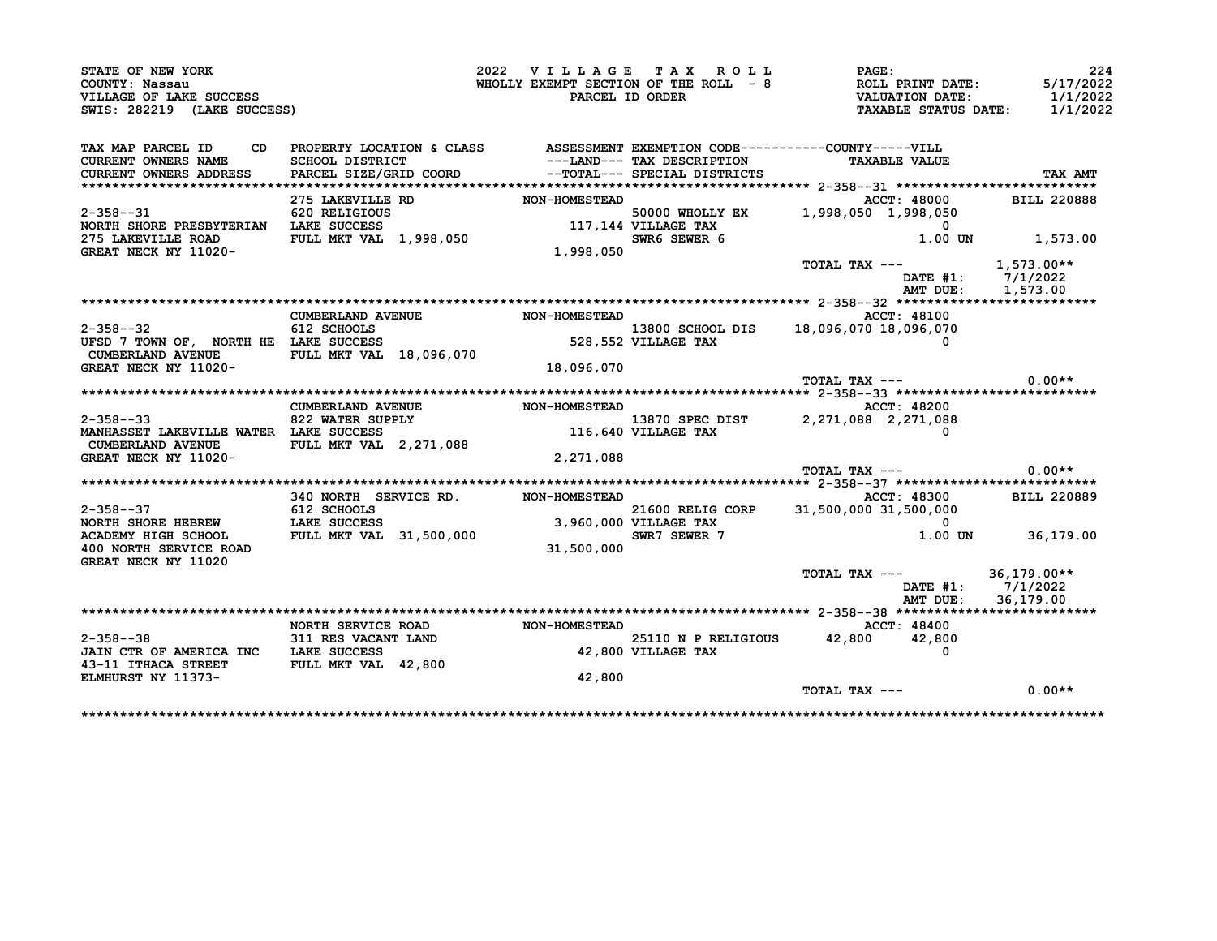STATE OF NEW YORK
COUNTY: Nassau
VILLAGE OF LAKE SUCCESS
SWIS: 282219 (LAKE SUCCESS)

2022 VILLAGE TAX ROLL
WHOLLY EXEMPT SECTION OF THE ROLL - 8
PARCEL ID ORDER

ROLL PRINT DATE: 5/17/2022
VALUATION DATE: 1/1/2022
TAXABLE STATUS DATE: 1/1/2022

| TAX MAP PARCEL ID / CURRENT OWNERS NAME / CURRENT OWNERS ADDRESS | PROPERTY LOCATION & CLASS / SCHOOL DISTRICT / PARCEL SIZE/GRID COORD | ASSESSMENT ---LAND--- / --TOTAL--- | EXEMPTION CODE / TAX DESCRIPTION / SPECIAL DISTRICTS | COUNTY / VILL TAXABLE VALUE | TAX AMT |
|---|---|---|---|---|---|
| **2-358--31** | 275 LAKEVILLE RD | NON-HOMESTEAD | | ACCT: 48000 | BILL 220888 |
| 2-358--31 | 620 RELIGIOUS | | 50000 WHOLLY EX | 1,998,050 1,998,050 | |
| NORTH SHORE PRESBYTERIAN | LAKE SUCCESS | 117,144 | VILLAGE TAX | 0 | |
| 275 LAKEVILLE ROAD | FULL MKT VAL 1,998,050 | | SWR6 SEWER 6 | 1.00 UN | 1,573.00 |
| GREAT NECK NY 11020- | | 1,998,050 | | | |
| | | | | TOTAL TAX --- | 1,573.00** |
| | | | | DATE #1: | 7/1/2022 |
| | | | | AMT DUE: | 1,573.00 |
| **2-358--32** | CUMBERLAND AVENUE | NON-HOMESTEAD | | ACCT: 48100 | |
| 2-358--32 | 612 SCHOOLS | | 13800 SCHOOL DIS | 18,096,070 18,096,070 | |
| UFSD 7 TOWN OF, NORTH HE | LAKE SUCCESS | 528,552 | VILLAGE TAX | 0 | |
| CUMBERLAND AVENUE | FULL MKT VAL 18,096,070 | | | | |
| GREAT NECK NY 11020- | | 18,096,070 | | | |
| | | | | TOTAL TAX --- | 0.00** |
| **2-358--33** | CUMBERLAND AVENUE | NON-HOMESTEAD | | ACCT: 48200 | |
| 2-358--33 | 822 WATER SUPPLY | | 13870 SPEC DIST | 2,271,088 2,271,088 | |
| MANHASSET LAKEVILLE WATER | LAKE SUCCESS | 116,640 | VILLAGE TAX | 0 | |
| CUMBERLAND AVENUE | FULL MKT VAL 2,271,088 | | | | |
| GREAT NECK NY 11020- | | 2,271,088 | | | |
| | | | | TOTAL TAX --- | 0.00** |
| **2-358--37** | 340 NORTH SERVICE RD. | NON-HOMESTEAD | | ACCT: 48300 | BILL 220889 |
| 2-358--37 | 612 SCHOOLS | | 21600 RELIG CORP | 31,500,000 31,500,000 | |
| NORTH SHORE HEBREW | LAKE SUCCESS | 3,960,000 | VILLAGE TAX | 0 | |
| ACADEMY HIGH SCHOOL | FULL MKT VAL 31,500,000 | | SWR7 SEWER 7 | 1.00 UN | 36,179.00 |
| 400 NORTH SERVICE ROAD | | 31,500,000 | | | |
| GREAT NECK NY 11020 | | | | | |
| | | | | TOTAL TAX --- | 36,179.00** |
| | | | | DATE #1: | 7/1/2022 |
| | | | | AMT DUE: | 36,179.00 |
| **2-358--38** | NORTH SERVICE ROAD | NON-HOMESTEAD | | ACCT: 48400 | |
| 2-358--38 | 311 RES VACANT LAND | | 25110 N P RELIGIOUS | 42,800 42,800 | |
| JAIN CTR OF AMERICA INC | LAKE SUCCESS | 42,800 | VILLAGE TAX | 0 | |
| 43-11 ITHACA STREET | FULL MKT VAL 42,800 | | | | |
| ELMHURST NY 11373- | | 42,800 | | | |
| | | | | TOTAL TAX --- | 0.00** |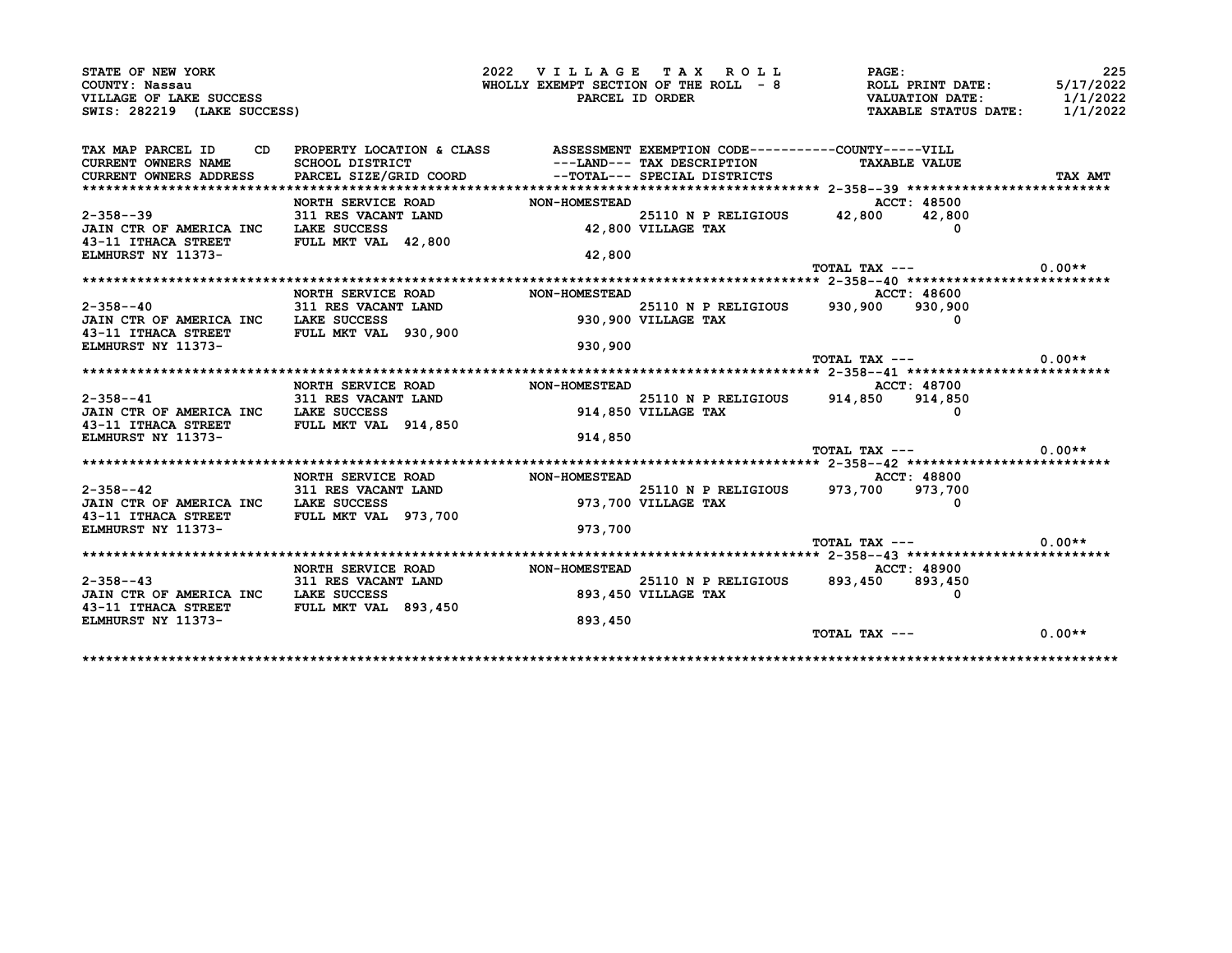STATE OF NEW YORK
COUNTY: Nassau
VILLAGE OF LAKE SUCCESS
SWIS: 282219 (LAKE SUCCESS)

2022 VILLAGE TAX ROLL
WHOLLY EXEMPT SECTION OF THE ROLL - 8
PARCEL ID ORDER

PAGE: 225
ROLL PRINT DATE: 5/17/2022
VALUATION DATE: 1/1/2022
TAXABLE STATUS DATE: 1/1/2022

| TAX MAP PARCEL ID / CURRENT OWNERS NAME / CURRENT OWNERS ADDRESS | PROPERTY LOCATION & CLASS / SCHOOL DISTRICT / PARCEL SIZE/GRID COORD | ASSESSMENT ---LAND--- / --TOTAL--- | EXEMPTION CODE / TAX DESCRIPTION / SPECIAL DISTRICTS | COUNTY TAXABLE VALUE | VILL TAXABLE VALUE | TAX AMT |
|---|---|---|---|---|---|---|
| 2-358--39 | NORTH SERVICE ROAD | NON-HOMESTEAD | | ACCT: 48500 | | |
| JAIN CTR OF AMERICA INC | 311 RES VACANT LAND | | 25110 N P RELIGIOUS | 42,800 | 42,800 | |
| 43-11 ITHACA STREET | LAKE SUCCESS | 42,800 | VILLAGE TAX | | 0 | |
| ELMHURST NY 11373- | FULL MKT VAL 42,800 | 42,800 | | | | |
| | | | | TOTAL TAX --- | | 0.00** |
| 2-358--40 | NORTH SERVICE ROAD | NON-HOMESTEAD | | ACCT: 48600 | | |
| JAIN CTR OF AMERICA INC | 311 RES VACANT LAND | | 25110 N P RELIGIOUS | 930,900 | 930,900 | |
| 43-11 ITHACA STREET | LAKE SUCCESS | 930,900 | VILLAGE TAX | | 0 | |
| ELMHURST NY 11373- | FULL MKT VAL 930,900 | 930,900 | | | | |
| | | | | TOTAL TAX --- | | 0.00** |
| 2-358--41 | NORTH SERVICE ROAD | NON-HOMESTEAD | | ACCT: 48700 | | |
| JAIN CTR OF AMERICA INC | 311 RES VACANT LAND | | 25110 N P RELIGIOUS | 914,850 | 914,850 | |
| 43-11 ITHACA STREET | LAKE SUCCESS | 914,850 | VILLAGE TAX | | 0 | |
| ELMHURST NY 11373- | FULL MKT VAL 914,850 | 914,850 | | | | |
| | | | | TOTAL TAX --- | | 0.00** |
| 2-358--42 | NORTH SERVICE ROAD | NON-HOMESTEAD | | ACCT: 48800 | | |
| JAIN CTR OF AMERICA INC | 311 RES VACANT LAND | | 25110 N P RELIGIOUS | 973,700 | 973,700 | |
| 43-11 ITHACA STREET | LAKE SUCCESS | 973,700 | VILLAGE TAX | | 0 | |
| ELMHURST NY 11373- | FULL MKT VAL 973,700 | 973,700 | | | | |
| | | | | TOTAL TAX --- | | 0.00** |
| 2-358--43 | NORTH SERVICE ROAD | NON-HOMESTEAD | | ACCT: 48900 | | |
| JAIN CTR OF AMERICA INC | 311 RES VACANT LAND | | 25110 N P RELIGIOUS | 893,450 | 893,450 | |
| 43-11 ITHACA STREET | LAKE SUCCESS | 893,450 | VILLAGE TAX | | 0 | |
| ELMHURST NY 11373- | FULL MKT VAL 893,450 | 893,450 | | | | |
| | | | | TOTAL TAX --- | | 0.00** |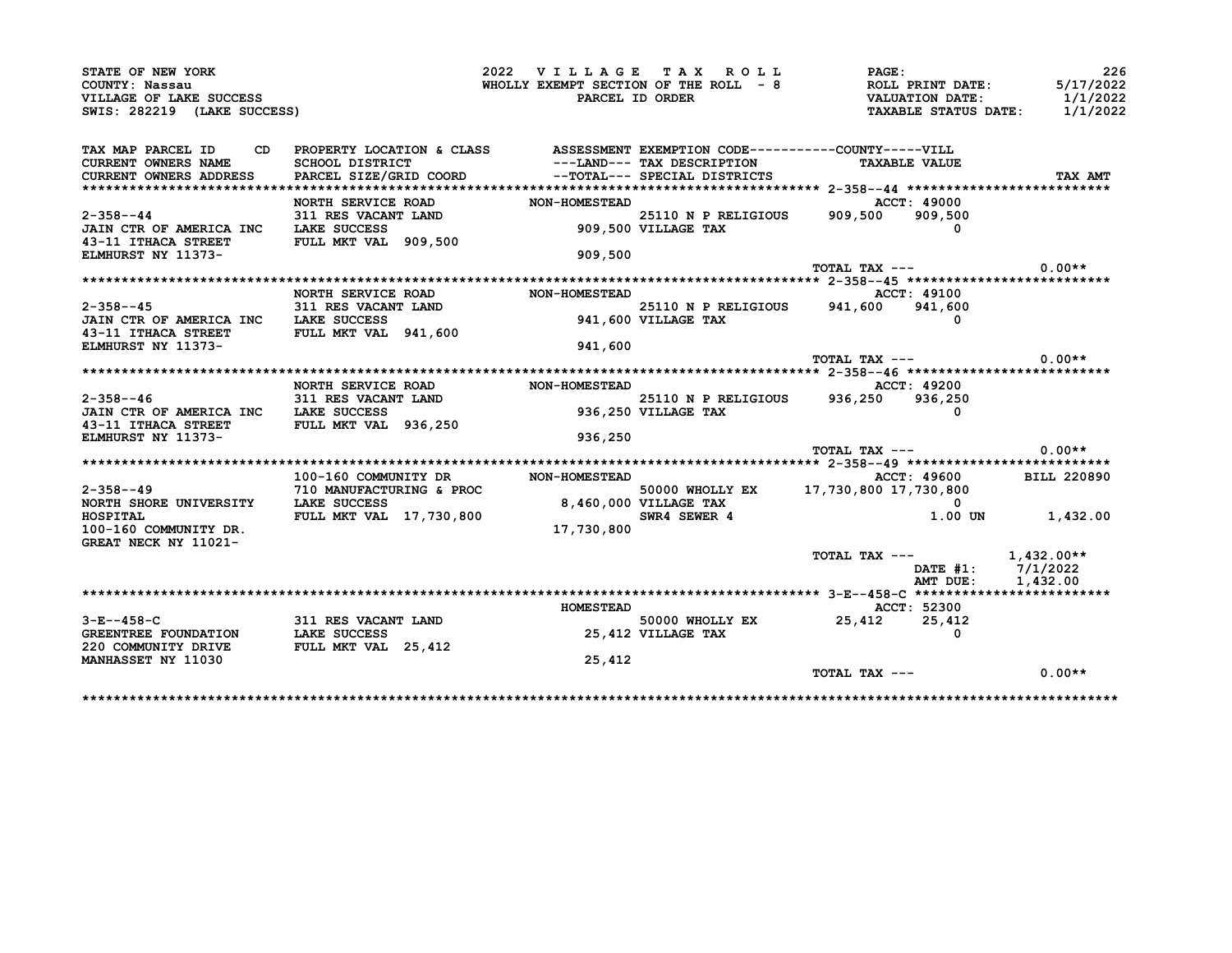STATE OF NEW YORK
COUNTY: Nassau
VILLAGE OF LAKE SUCCESS
SWIS: 282219 (LAKE SUCCESS)

2022 VILLAGE TAX ROLL
WHOLLY EXEMPT SECTION OF THE ROLL - 8
PARCEL ID ORDER

ROLL PRINT DATE: 5/17/2022
VALUATION DATE: 1/1/2022
TAXABLE STATUS DATE: 1/1/2022

| TAX MAP PARCEL ID CD / CURRENT OWNERS NAME / CURRENT OWNERS ADDRESS | PROPERTY LOCATION & CLASS / SCHOOL DISTRICT / PARCEL SIZE/GRID COORD | ASSESSMENT ---LAND--- --TOTAL--- | EXEMPTION CODE / TAX DESCRIPTION / SPECIAL DISTRICTS | COUNTY | VILL TAXABLE VALUE | TAX AMT |
|---|---|---|---|---|---|---|
| **2-358--44** | NORTH SERVICE ROAD | NON-HOMESTEAD | | ACCT: 49000 | | |
| 2-358--44 | 311 RES VACANT LAND | | 25110 N P RELIGIOUS | 909,500 | 909,500 | |
| JAIN CTR OF AMERICA INC | LAKE SUCCESS | 909,500 | VILLAGE TAX | | 0 | |
| 43-11 ITHACA STREET | FULL MKT VAL 909,500 | | | | | |
| ELMHURST NY 11373- | | 909,500 | | | | |
| | | | | TOTAL TAX --- | | 0.00** |
| **2-358--45** | NORTH SERVICE ROAD | NON-HOMESTEAD | | ACCT: 49100 | | |
| 2-358--45 | 311 RES VACANT LAND | | 25110 N P RELIGIOUS | 941,600 | 941,600 | |
| JAIN CTR OF AMERICA INC | LAKE SUCCESS | 941,600 | VILLAGE TAX | | 0 | |
| 43-11 ITHACA STREET | FULL MKT VAL 941,600 | | | | | |
| ELMHURST NY 11373- | | 941,600 | | | | |
| | | | | TOTAL TAX --- | | 0.00** |
| **2-358--46** | NORTH SERVICE ROAD | NON-HOMESTEAD | | ACCT: 49200 | | |
| 2-358--46 | 311 RES VACANT LAND | | 25110 N P RELIGIOUS | 936,250 | 936,250 | |
| JAIN CTR OF AMERICA INC | LAKE SUCCESS | 936,250 | VILLAGE TAX | | 0 | |
| 43-11 ITHACA STREET | FULL MKT VAL 936,250 | | | | | |
| ELMHURST NY 11373- | | 936,250 | | | | |
| | | | | TOTAL TAX --- | | 0.00** |
| **2-358--49** | 100-160 COMMUNITY DR | NON-HOMESTEAD | | ACCT: 49600 | | BILL 220890 |
| 2-358--49 | 710 MANUFACTURING & PROC | | 50000 WHOLLY EX | 17,730,800 | 17,730,800 | |
| NORTH SHORE UNIVERSITY | LAKE SUCCESS | 8,460,000 | VILLAGE TAX | | 0 | |
| HOSPITAL | FULL MKT VAL 17,730,800 | | SWR4 SEWER 4 | | 1.00 UN | 1,432.00 |
| 100-160 COMMUNITY DR. | | 17,730,800 | | | | |
| GREAT NECK NY 11021- | | | | | | |
| | | | | TOTAL TAX --- | | 1,432.00** |
| | | | | | DATE #1: | 7/1/2022 |
| | | | | | AMT DUE: | 1,432.00 |
| **3-E--458-C** | | HOMESTEAD | | ACCT: 52300 | | |
| 3-E--458-C | 311 RES VACANT LAND | | 50000 WHOLLY EX | 25,412 | 25,412 | |
| GREENTREE FOUNDATION | LAKE SUCCESS | 25,412 | VILLAGE TAX | | 0 | |
| 220 COMMUNITY DRIVE | FULL MKT VAL 25,412 | | | | | |
| MANHASSET NY 11030 | | 25,412 | | | | |
| | | | | TOTAL TAX --- | | 0.00** |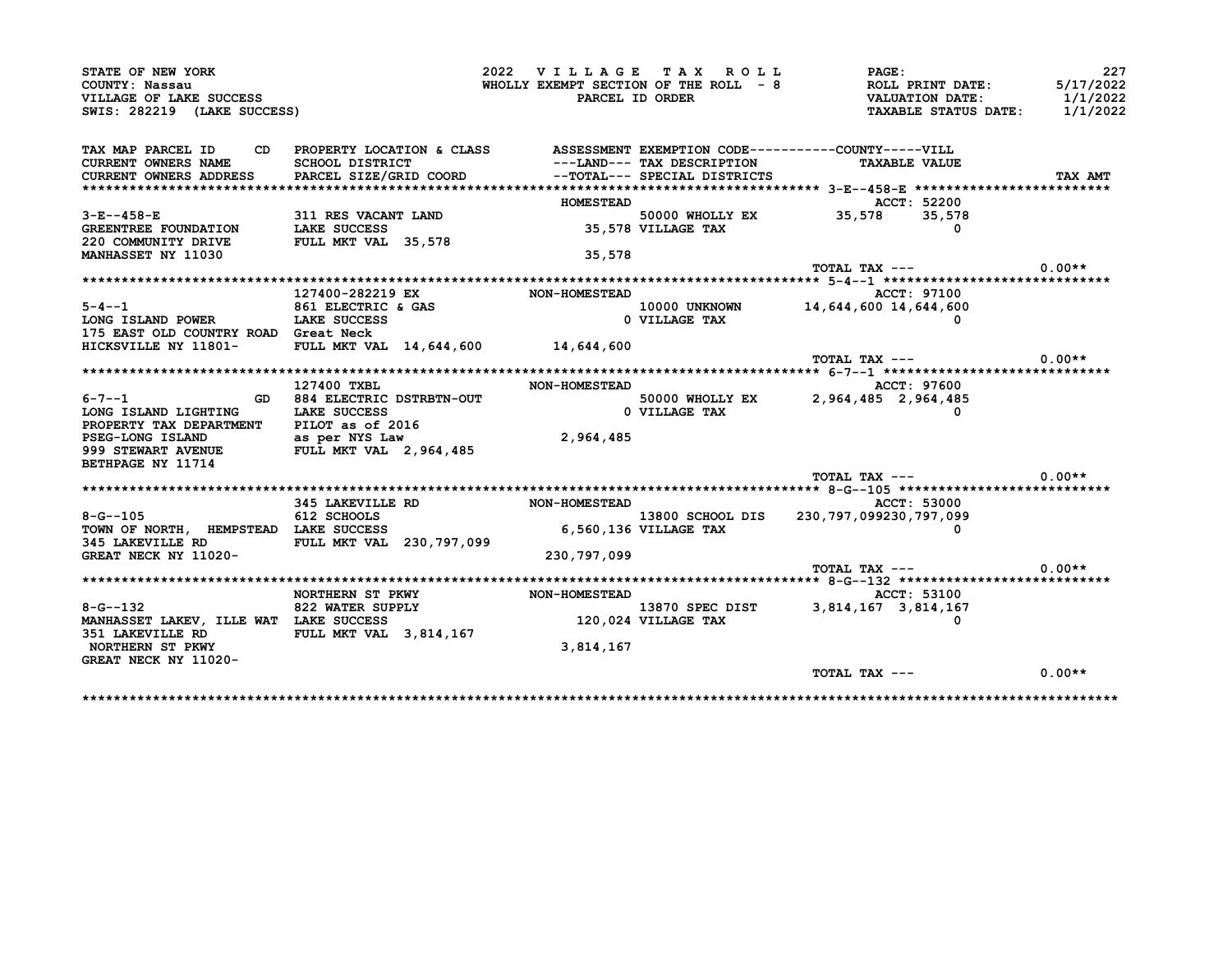STATE OF NEW YORK
COUNTY: Nassau
VILLAGE OF LAKE SUCCESS
SWIS: 282219 (LAKE SUCCESS)

2022 VILLAGE TAX ROLL
WHOLLY EXEMPT SECTION OF THE ROLL - 8
PARCEL ID ORDER

ROLL PRINT DATE: 5/17/2022
VALUATION DATE: 1/1/2022
TAXABLE STATUS DATE: 1/1/2022

| TAX MAP PARCEL ID / CURRENT OWNERS NAME / CURRENT OWNERS ADDRESS | CD | PROPERTY LOCATION & CLASS / SCHOOL DISTRICT / PARCEL SIZE/GRID COORD | ASSESSMENT ---LAND--- / --TOTAL--- | EXEMPTION CODE / TAX DESCRIPTION / SPECIAL DISTRICTS | COUNTY TAXABLE VALUE | VILL TAXABLE VALUE | TAX AMT |
|---|---|---|---|---|---|---|---|
| **3-E--458-E** | | | HOMESTEAD | | ACCT: 52200 | | |
| 3-E--458-E | | 311 RES VACANT LAND | | 50000 WHOLLY EX | 35,578 | 35,578 | |
| GREENTREE FOUNDATION | | LAKE SUCCESS | 35,578 | VILLAGE TAX | | 0 | |
| 220 COMMUNITY DRIVE | | FULL MKT VAL 35,578 | | | | | |
| MANHASSET NY 11030 | | | 35,578 | | | | |
| | | | | | TOTAL TAX --- | | 0.00** |
| **5-4--1** | | 127400-282219 EX | NON-HOMESTEAD | | ACCT: 97100 | | |
| 5-4--1 | | 861 ELECTRIC & GAS | | 10000 UNKNOWN | 14,644,600 | 14,644,600 | |
| LONG ISLAND POWER | | LAKE SUCCESS | 0 | VILLAGE TAX | | 0 | |
| 175 EAST OLD COUNTRY ROAD | | Great Neck | | | | | |
| HICKSVILLE NY 11801- | | FULL MKT VAL 14,644,600 | 14,644,600 | | | | |
| | | | | | TOTAL TAX --- | | 0.00** |
| **6-7--1** | | 127400 TXBL | NON-HOMESTEAD | | ACCT: 97600 | | |
| 6-7--1 | GD | 884 ELECTRIC DSTRBTN-OUT | | 50000 WHOLLY EX | 2,964,485 | 2,964,485 | |
| LONG ISLAND LIGHTING | | LAKE SUCCESS | 0 | VILLAGE TAX | | 0 | |
| PROPERTY TAX DEPARTMENT | | PILOT as of 2016 | | | | | |
| PSEG-LONG ISLAND | | as per NYS Law | 2,964,485 | | | | |
| 999 STEWART AVENUE | | FULL MKT VAL 2,964,485 | | | | | |
| BETHPAGE NY 11714 | | | | | | | |
| | | | | | TOTAL TAX --- | | 0.00** |
| **8-G--105** | | 345 LAKEVILLE RD | NON-HOMESTEAD | | ACCT: 53000 | | |
| 8-G--105 | | 612 SCHOOLS | | 13800 SCHOOL DIS | 230,797,099 | 230,797,099 | |
| TOWN OF NORTH, HEMPSTEAD | | LAKE SUCCESS | 6,560,136 | VILLAGE TAX | | 0 | |
| 345 LAKEVILLE RD | | FULL MKT VAL 230,797,099 | | | | | |
| GREAT NECK NY 11020- | | | 230,797,099 | | | | |
| | | | | | TOTAL TAX --- | | 0.00** |
| **8-G--132** | | NORTHERN ST PKWY | NON-HOMESTEAD | | ACCT: 53100 | | |
| 8-G--132 | | 822 WATER SUPPLY | | 13870 SPEC DIST | 3,814,167 | 3,814,167 | |
| MANHASSET LAKEV, ILLE WAT | | LAKE SUCCESS | 120,024 | VILLAGE TAX | | 0 | |
| 351 LAKEVILLE RD | | FULL MKT VAL 3,814,167 | | | | | |
| NORTHERN ST PKWY | | | 3,814,167 | | | | |
| GREAT NECK NY 11020- | | | | | | | |
| | | | | | TOTAL TAX --- | | 0.00** |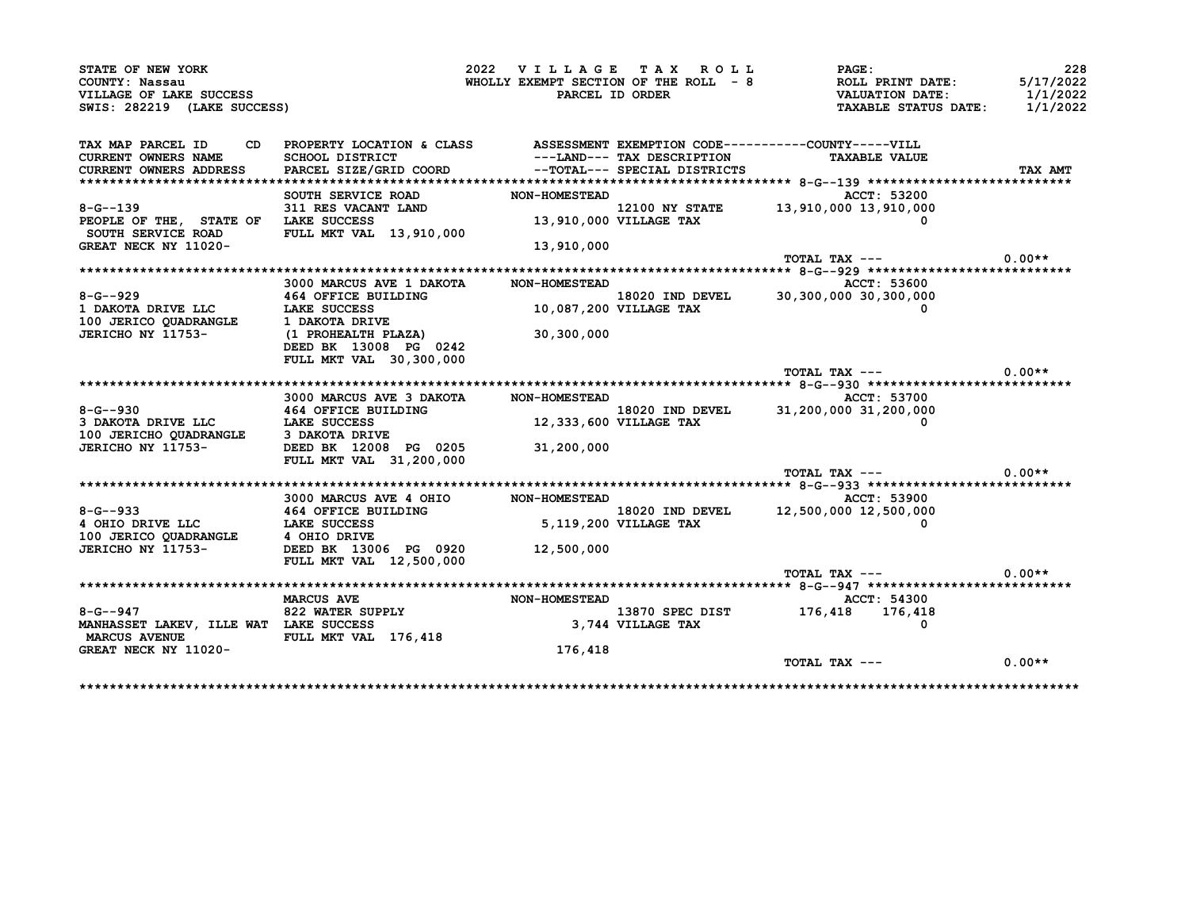STATE OF NEW YORK
COUNTY: Nassau
VILLAGE OF LAKE SUCCESS
SWIS: 282219 (LAKE SUCCESS)

2022 VILLAGE TAX ROLL
WHOLLY EXEMPT SECTION OF THE ROLL - 8
PARCEL ID ORDER

ROLL PRINT DATE: 5/17/2022
VALUATION DATE: 1/1/2022
TAXABLE STATUS DATE: 1/1/2022

| TAX MAP PARCEL ID / CURRENT OWNERS NAME / CURRENT OWNERS ADDRESS | PROPERTY LOCATION & CLASS / SCHOOL DISTRICT / PARCEL SIZE/GRID COORD | ASSESSMENT ---LAND--- / --TOTAL--- | EXEMPTION CODE / TAX DESCRIPTION / SPECIAL DISTRICTS | COUNTY TAXABLE VALUE | VILL TAXABLE VALUE | TAX AMT |
|---|---|---|---|---|---|---|
| **8-G--139** | SOUTH SERVICE ROAD | NON-HOMESTEAD | | ACCT: 53200 | | |
| 8-G--139 | 311 RES VACANT LAND | | 12100 NY STATE | 13,910,000 | 13,910,000 | |
| PEOPLE OF THE, STATE OF | LAKE SUCCESS | 13,910,000 | VILLAGE TAX | | 0 | |
| SOUTH SERVICE ROAD | FULL MKT VAL 13,910,000 | | | | | |
| GREAT NECK NY 11020- | | 13,910,000 | | | | |
| | | | | TOTAL TAX --- | | 0.00** |
| **8-G--929** | 3000 MARCUS AVE 1 DAKOTA | NON-HOMESTEAD | | ACCT: 53600 | | |
| 8-G--929 | 464 OFFICE BUILDING | | 18020 IND DEVEL | 30,300,000 | 30,300,000 | |
| 1 DAKOTA DRIVE LLC | LAKE SUCCESS | 10,087,200 | VILLAGE TAX | | 0 | |
| 100 JERICO QUADRANGLE | 1 DAKOTA DRIVE | | | | | |
| JERICHO NY 11753- | (1 PROHEALTH PLAZA) | 30,300,000 | | | | |
| | DEED BK 13008 PG 0242 | | | | | |
| | FULL MKT VAL 30,300,000 | | | | | |
| | | | | TOTAL TAX --- | | 0.00** |
| **8-G--930** | 3000 MARCUS AVE 3 DAKOTA | NON-HOMESTEAD | | ACCT: 53700 | | |
| 8-G--930 | 464 OFFICE BUILDING | | 18020 IND DEVEL | 31,200,000 | 31,200,000 | |
| 3 DAKOTA DRIVE LLC | LAKE SUCCESS | 12,333,600 | VILLAGE TAX | | 0 | |
| 100 JERICHO QUADRANGLE | 3 DAKOTA DRIVE | | | | | |
| JERICHO NY 11753- | DEED BK 12008 PG 0205 | 31,200,000 | | | | |
| | FULL MKT VAL 31,200,000 | | | | | |
| | | | | TOTAL TAX --- | | 0.00** |
| **8-G--933** | 3000 MARCUS AVE 4 OHIO | NON-HOMESTEAD | | ACCT: 53900 | | |
| 8-G--933 | 464 OFFICE BUILDING | | 18020 IND DEVEL | 12,500,000 | 12,500,000 | |
| 4 OHIO DRIVE LLC | LAKE SUCCESS | 5,119,200 | VILLAGE TAX | | 0 | |
| 100 JERICO QUADRANGLE | 4 OHIO DRIVE | | | | | |
| JERICHO NY 11753- | DEED BK 13006 PG 0920 | 12,500,000 | | | | |
| | FULL MKT VAL 12,500,000 | | | | | |
| | | | | TOTAL TAX --- | | 0.00** |
| **8-G--947** | MARCUS AVE | NON-HOMESTEAD | | ACCT: 54300 | | |
| 8-G--947 | 822 WATER SUPPLY | | 13870 SPEC DIST | 176,418 | 176,418 | |
| MANHASSET LAKEV, ILLE WAT | LAKE SUCCESS | 3,744 | VILLAGE TAX | | 0 | |
| MARCUS AVENUE | FULL MKT VAL 176,418 | | | | | |
| GREAT NECK NY 11020- | | 176,418 | | | | |
| | | | | TOTAL TAX --- | | 0.00** |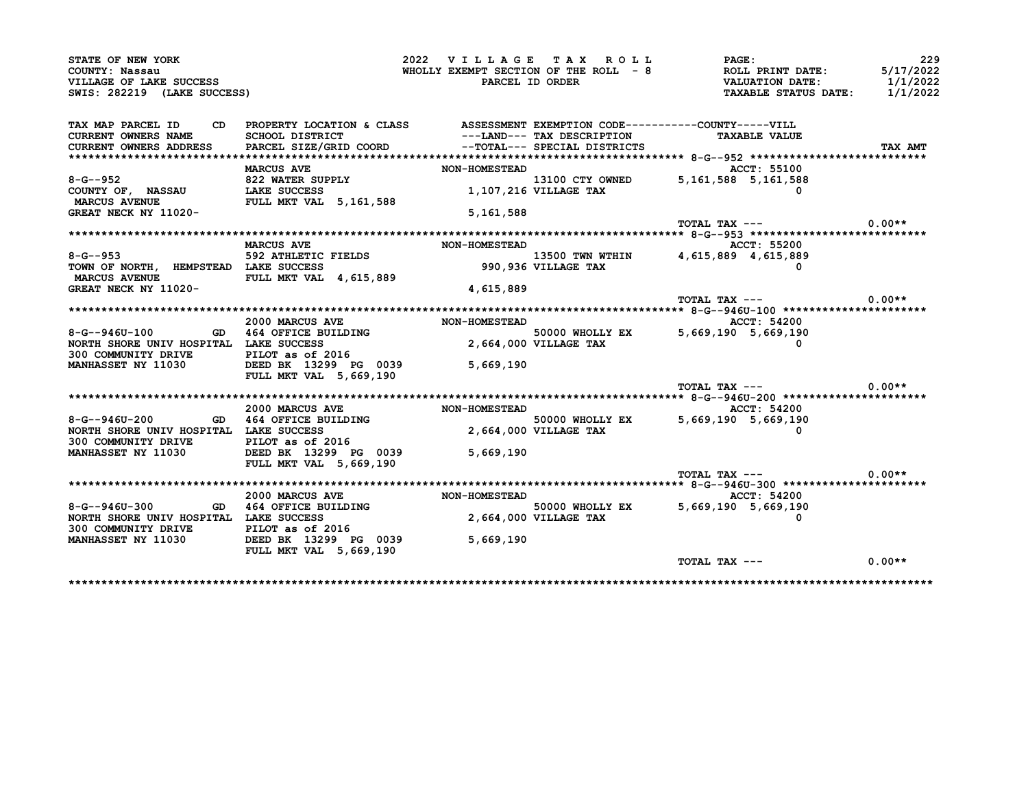STATE OF NEW YORK
COUNTY: Nassau
VILLAGE OF LAKE SUCCESS
SWIS: 282219 (LAKE SUCCESS)

2022 VILLAGE TAX ROLL
WHOLLY EXEMPT SECTION OF THE ROLL - 8
PARCEL ID ORDER

ROLL PRINT DATE: 5/17/2022
VALUATION DATE: 1/1/2022
TAXABLE STATUS DATE: 1/1/2022

| TAX MAP PARCEL ID / CURRENT OWNERS NAME / CURRENT OWNERS ADDRESS | CD | PROPERTY LOCATION & CLASS / SCHOOL DISTRICT / PARCEL SIZE/GRID COORD | ASSESSMENT ---LAND--- / --TOTAL--- | EXEMPTION CODE / TAX DESCRIPTION / SPECIAL DISTRICTS | COUNTY TAXABLE VALUE | VILL TAXABLE VALUE | TAX AMT |
|---|---|---|---|---|---|---|---|
| **8-G--952** | | MARCUS AVE | NON-HOMESTEAD | | ACCT: 55100 | | |
| 8-G--952 | | 822 WATER SUPPLY | | 13100 CTY OWNED | 5,161,588 | 5,161,588 | |
| COUNTY OF, NASSAU | | LAKE SUCCESS | 1,107,216 | VILLAGE TAX | | 0 | |
| MARCUS AVENUE | | FULL MKT VAL 5,161,588 | | | | | |
| GREAT NECK NY 11020- | | | 5,161,588 | | | | |
| | | | | | TOTAL TAX --- | | 0.00** |
| **8-G--953** | | MARCUS AVE | NON-HOMESTEAD | | ACCT: 55200 | | |
| 8-G--953 | | 592 ATHLETIC FIELDS | | 13500 TWN WTHIN | 4,615,889 | 4,615,889 | |
| TOWN OF NORTH, HEMPSTEAD | | LAKE SUCCESS | 990,936 | VILLAGE TAX | | 0 | |
| MARCUS AVENUE | | FULL MKT VAL 4,615,889 | | | | | |
| GREAT NECK NY 11020- | | | 4,615,889 | | | | |
| | | | | | TOTAL TAX --- | | 0.00** |
| **8-G--946U-100** | | 2000 MARCUS AVE | NON-HOMESTEAD | | ACCT: 54200 | | |
| 8-G--946U-100 | GD | 464 OFFICE BUILDING | | 50000 WHOLLY EX | 5,669,190 | 5,669,190 | |
| NORTH SHORE UNIV HOSPITAL | | LAKE SUCCESS | 2,664,000 | VILLAGE TAX | | 0 | |
| 300 COMMUNITY DRIVE | | PILOT as of 2016 | | | | | |
| MANHASSET NY 11030 | | DEED BK 13299 PG 0039 | 5,669,190 | | | | |
| | | FULL MKT VAL 5,669,190 | | | | | |
| | | | | | TOTAL TAX --- | | 0.00** |
| **8-G--946U-200** | | 2000 MARCUS AVE | NON-HOMESTEAD | | ACCT: 54200 | | |
| 8-G--946U-200 | GD | 464 OFFICE BUILDING | | 50000 WHOLLY EX | 5,669,190 | 5,669,190 | |
| NORTH SHORE UNIV HOSPITAL | | LAKE SUCCESS | 2,664,000 | VILLAGE TAX | | 0 | |
| 300 COMMUNITY DRIVE | | PILOT as of 2016 | | | | | |
| MANHASSET NY 11030 | | DEED BK 13299 PG 0039 | 5,669,190 | | | | |
| | | FULL MKT VAL 5,669,190 | | | | | |
| | | | | | TOTAL TAX --- | | 0.00** |
| **8-G--946U-300** | | 2000 MARCUS AVE | NON-HOMESTEAD | | ACCT: 54200 | | |
| 8-G--946U-300 | GD | 464 OFFICE BUILDING | | 50000 WHOLLY EX | 5,669,190 | 5,669,190 | |
| NORTH SHORE UNIV HOSPITAL | | LAKE SUCCESS | 2,664,000 | VILLAGE TAX | | 0 | |
| 300 COMMUNITY DRIVE | | PILOT as of 2016 | | | | | |
| MANHASSET NY 11030 | | DEED BK 13299 PG 0039 | 5,669,190 | | | | |
| | | FULL MKT VAL 5,669,190 | | | | | |
| | | | | | TOTAL TAX --- | | 0.00** |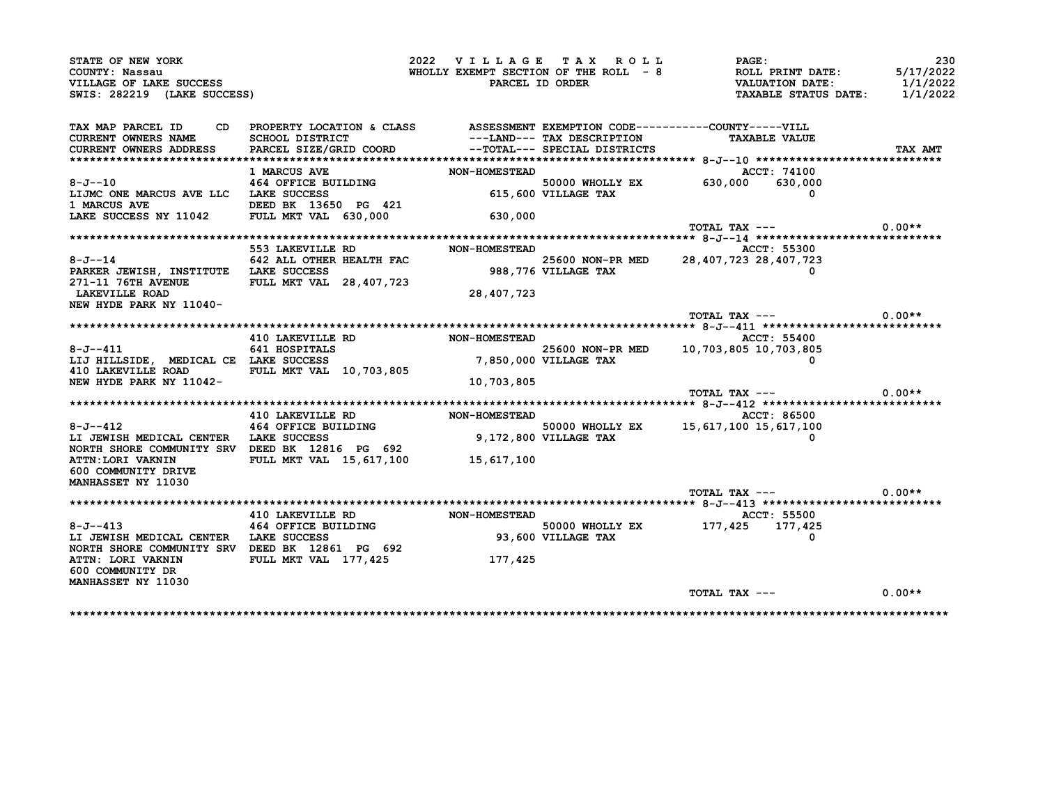STATE OF NEW YORK
COUNTY: Nassau
VILLAGE OF LAKE SUCCESS
SWIS: 282219 (LAKE SUCCESS)

2022 VILLAGE TAX ROLL
WHOLLY EXEMPT SECTION OF THE ROLL - 8
PARCEL ID ORDER

ROLL PRINT DATE: 5/17/2022
VALUATION DATE: 1/1/2022
TAXABLE STATUS DATE: 1/1/2022

| TAX MAP PARCEL ID / CURRENT OWNERS NAME / CURRENT OWNERS ADDRESS | PROPERTY LOCATION & CLASS / SCHOOL DISTRICT / PARCEL SIZE/GRID COORD | ASSESSMENT ---LAND--- / --TOTAL--- | EXEMPTION CODE / TAX DESCRIPTION / SPECIAL DISTRICTS | COUNTY TAXABLE VALUE | VILL TAXABLE VALUE | TAX AMT |
|---|---|---|---|---|---|---|
| 8-J--10 | 1 MARCUS AVE | NON-HOMESTEAD | | ACCT: 74100 | | |
| LIJMC ONE MARCUS AVE LLC | 464 OFFICE BUILDING | | 50000 WHOLLY EX | 630,000 | 630,000 | |
| 1 MARCUS AVE | LAKE SUCCESS | 615,600 | VILLAGE TAX | | 0 | |
| LAKE SUCCESS NY 11042 | DEED BK 13650 PG 421 | | | | | |
| | FULL MKT VAL 630,000 | 630,000 | | | | |
| | | | | TOTAL TAX --- | | 0.00** |
| 8-J--14 | 553 LAKEVILLE RD | NON-HOMESTEAD | | ACCT: 55300 | | |
| PARKER JEWISH, INSTITUTE | 642 ALL OTHER HEALTH FAC | | 25600 NON-PR MED | 28,407,723 | 28,407,723 | |
| 271-11 76TH AVENUE | LAKE SUCCESS | 988,776 | VILLAGE TAX | | 0 | |
| LAKEVILLE ROAD | FULL MKT VAL 28,407,723 | | | | | |
| NEW HYDE PARK NY 11040- | | 28,407,723 | | | | |
| | | | | TOTAL TAX --- | | 0.00** |
| 8-J--411 | 410 LAKEVILLE RD | NON-HOMESTEAD | | ACCT: 55400 | | |
| LIJ HILLSIDE, MEDICAL CE | 641 HOSPITALS | | 25600 NON-PR MED | 10,703,805 | 10,703,805 | |
| 410 LAKEVILLE ROAD | LAKE SUCCESS | 7,850,000 | VILLAGE TAX | | 0 | |
| NEW HYDE PARK NY 11042- | FULL MKT VAL 10,703,805 | 10,703,805 | | | | |
| | | | | TOTAL TAX --- | | 0.00** |
| 8-J--412 | 410 LAKEVILLE RD | NON-HOMESTEAD | | ACCT: 86500 | | |
| LI JEWISH MEDICAL CENTER | 464 OFFICE BUILDING | | 50000 WHOLLY EX | 15,617,100 | 15,617,100 | |
| NORTH SHORE COMMUNITY SRV | LAKE SUCCESS | 9,172,800 | VILLAGE TAX | | 0 | |
| ATTN:LORI VAKNIN | DEED BK 12816 PG 692 | | | | | |
| 600 COMMUNITY DRIVE | FULL MKT VAL 15,617,100 | 15,617,100 | | | | |
| MANHASSET NY 11030 | | | | | | |
| | | | | TOTAL TAX --- | | 0.00** |
| 8-J--413 | 410 LAKEVILLE RD | NON-HOMESTEAD | | ACCT: 55500 | | |
| LI JEWISH MEDICAL CENTER | 464 OFFICE BUILDING | | 50000 WHOLLY EX | 177,425 | 177,425 | |
| NORTH SHORE COMMUNITY SRV | LAKE SUCCESS | 93,600 | VILLAGE TAX | | 0 | |
| ATTN: LORI VAKNIN | DEED BK 12861 PG 692 | | | | | |
| 600 COMMUNITY DR | FULL MKT VAL 177,425 | 177,425 | | | | |
| MANHASSET NY 11030 | | | | | | |
| | | | | TOTAL TAX --- | | 0.00** |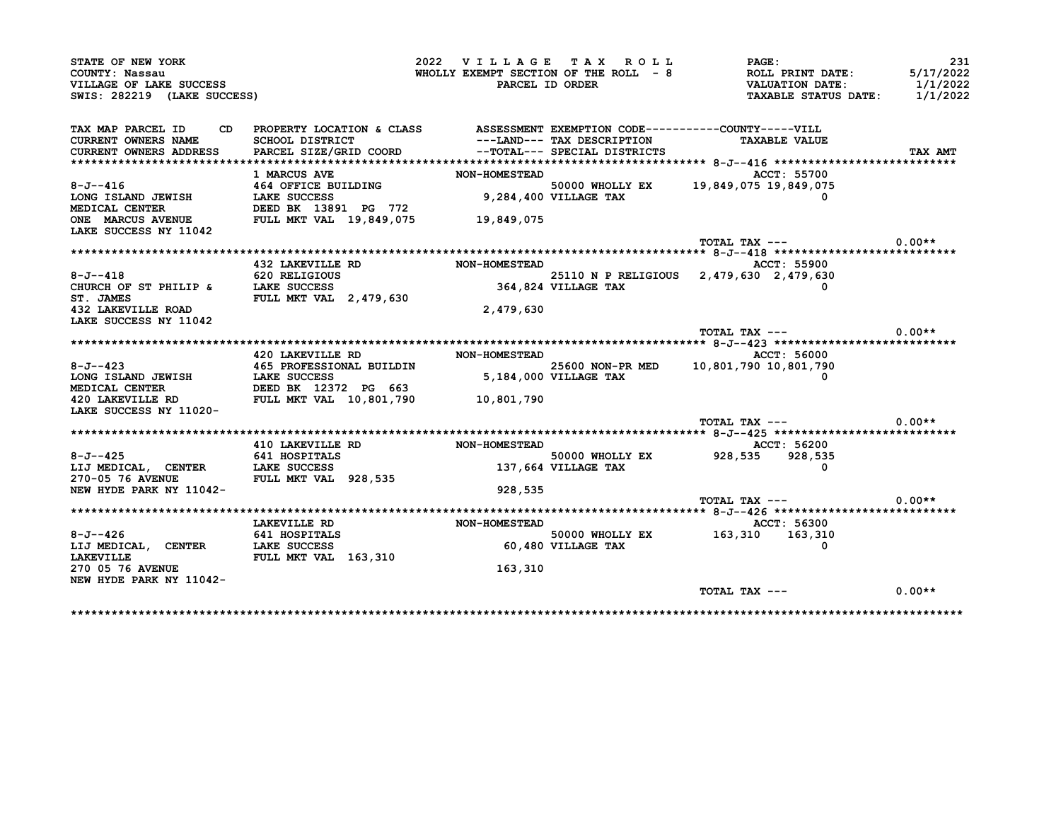STATE OF NEW YORK
COUNTY: Nassau
VILLAGE OF LAKE SUCCESS
SWIS: 282219 (LAKE SUCCESS)

2022 VILLAGE TAX ROLL
WHOLLY EXEMPT SECTION OF THE ROLL - 8
PARCEL ID ORDER

PAGE: 231
ROLL PRINT DATE: 5/17/2022
VALUATION DATE: 1/1/2022
TAXABLE STATUS DATE: 1/1/2022

| TAX MAP PARCEL ID / CURRENT OWNERS NAME / CURRENT OWNERS ADDRESS | PROPERTY LOCATION & CLASS / SCHOOL DISTRICT / PARCEL SIZE/GRID COORD | ASSESSMENT ---LAND--- / --TOTAL--- | EXEMPTION CODE / TAX DESCRIPTION / SPECIAL DISTRICTS | COUNTY TAXABLE VALUE | VILL TAXABLE VALUE | TAX AMT |
|---|---|---|---|---|---|---|
| 8-J--416 | 1 MARCUS AVE | NON-HOMESTEAD | | ACCT: 55700 | | |
| LONG ISLAND JEWISH | 464 OFFICE BUILDING | | 50000 WHOLLY EX | 19,849,075 | 19,849,075 | |
| MEDICAL CENTER | LAKE SUCCESS | 9,284,400 | VILLAGE TAX | | 0 | |
| ONE MARCUS AVENUE | DEED BK 13891 PG 772 | | | | | |
| LAKE SUCCESS NY 11042 | FULL MKT VAL 19,849,075 | 19,849,075 | | | | |
| | | | | TOTAL TAX --- | | 0.00** |
| 8-J--418 | 432 LAKEVILLE RD | NON-HOMESTEAD | | ACCT: 55900 | | |
| CHURCH OF ST PHILIP & | 620 RELIGIOUS | | 25110 N P RELIGIOUS | 2,479,630 | 2,479,630 | |
| ST. JAMES | LAKE SUCCESS | 364,824 | VILLAGE TAX | | 0 | |
| 432 LAKEVILLE ROAD | FULL MKT VAL 2,479,630 | 2,479,630 | | | | |
| LAKE SUCCESS NY 11042 | | | | | | |
| | | | | TOTAL TAX --- | | 0.00** |
| 8-J--423 | 420 LAKEVILLE RD | NON-HOMESTEAD | | ACCT: 56000 | | |
| LONG ISLAND JEWISH | 465 PROFESSIONAL BUILDIN | | 25600 NON-PR MED | 10,801,790 | 10,801,790 | |
| MEDICAL CENTER | LAKE SUCCESS | 5,184,000 | VILLAGE TAX | | 0 | |
| 420 LAKEVILLE RD | DEED BK 12372 PG 663 | | | | | |
| LAKE SUCCESS NY 11020- | FULL MKT VAL 10,801,790 | 10,801,790 | | | | |
| | | | | TOTAL TAX --- | | 0.00** |
| 8-J--425 | 410 LAKEVILLE RD | NON-HOMESTEAD | | ACCT: 56200 | | |
| LIJ MEDICAL, CENTER | 641 HOSPITALS | | 50000 WHOLLY EX | 928,535 | 928,535 | |
| 270-05 76 AVENUE | LAKE SUCCESS | 137,664 | VILLAGE TAX | | 0 | |
| NEW HYDE PARK NY 11042- | FULL MKT VAL 928,535 | 928,535 | | | | |
| | | | | TOTAL TAX --- | | 0.00** |
| 8-J--426 | LAKEVILLE RD | NON-HOMESTEAD | | ACCT: 56300 | | |
| LIJ MEDICAL, CENTER | 641 HOSPITALS | | 50000 WHOLLY EX | 163,310 | 163,310 | |
| LAKEVILLE | LAKE SUCCESS | 60,480 | VILLAGE TAX | | 0 | |
| 270 05 76 AVENUE | FULL MKT VAL 163,310 | 163,310 | | | | |
| NEW HYDE PARK NY 11042- | | | | | | |
| | | | | TOTAL TAX --- | | 0.00** |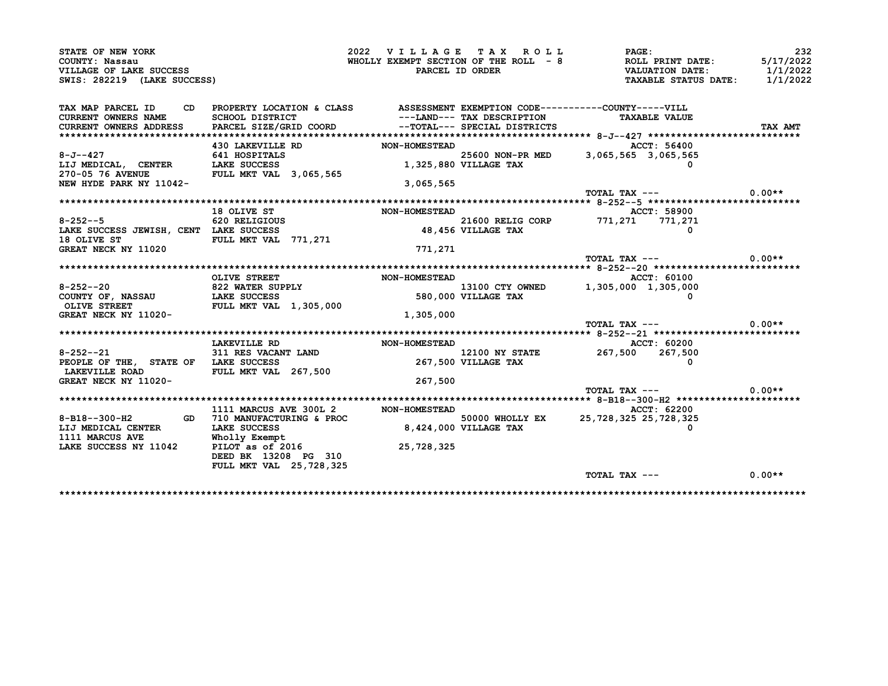STATE OF NEW YORK
COUNTY: Nassau
VILLAGE OF LAKE SUCCESS
SWIS: 282219 (LAKE SUCCESS)

2022 VILLAGE TAX ROLL
WHOLLY EXEMPT SECTION OF THE ROLL - 8
PARCEL ID ORDER

ROLL PRINT DATE: 5/17/2022
VALUATION DATE: 1/1/2022
TAXABLE STATUS DATE: 1/1/2022

| TAX MAP PARCEL ID / CURRENT OWNERS NAME / CURRENT OWNERS ADDRESS | CD | PROPERTY LOCATION & CLASS / SCHOOL DISTRICT / PARCEL SIZE/GRID COORD | ASSESSMENT ---LAND--- --TOTAL--- | EXEMPTION CODE / TAX DESCRIPTION / SPECIAL DISTRICTS | COUNTY TAXABLE VALUE | VILL TAXABLE VALUE | TAX AMT |
|---|---|---|---|---|---|---|---|
| 8-J--427 | | 430 LAKEVILLE RD | NON-HOMESTEAD | | ACCT: 56400 | | |
| LIJ MEDICAL, CENTER | | 641 HOSPITALS | | 25600 NON-PR MED | 3,065,565 | 3,065,565 | |
| 270-05 76 AVENUE | | LAKE SUCCESS | 1,325,880 | VILLAGE TAX | | 0 | |
| NEW HYDE PARK NY 11042- | | FULL MKT VAL 3,065,565 | 3,065,565 | | | | |
| | | | | | TOTAL TAX --- | | 0.00** |
| 8-252--5 | | 18 OLIVE ST | NON-HOMESTEAD | | ACCT: 58900 | | |
| LAKE SUCCESS JEWISH, CENT | | 620 RELIGIOUS | | 21600 RELIG CORP | 771,271 | 771,271 | |
| 18 OLIVE ST | | LAKE SUCCESS | 48,456 | VILLAGE TAX | | 0 | |
| GREAT NECK NY 11020 | | FULL MKT VAL 771,271 | 771,271 | | | | |
| | | | | | TOTAL TAX --- | | 0.00** |
| 8-252--20 | | OLIVE STREET | NON-HOMESTEAD | | ACCT: 60100 | | |
| COUNTY OF, NASSAU | | 822 WATER SUPPLY | | 13100 CTY OWNED | 1,305,000 | 1,305,000 | |
| OLIVE STREET | | LAKE SUCCESS | 580,000 | VILLAGE TAX | | 0 | |
| GREAT NECK NY 11020- | | FULL MKT VAL 1,305,000 | 1,305,000 | | | | |
| | | | | | TOTAL TAX --- | | 0.00** |
| 8-252--21 | | LAKEVILLE RD | NON-HOMESTEAD | | ACCT: 60200 | | |
| PEOPLE OF THE, STATE OF | | 311 RES VACANT LAND | | 12100 NY STATE | 267,500 | 267,500 | |
| LAKEVILLE ROAD | | LAKE SUCCESS | 267,500 | VILLAGE TAX | | 0 | |
| GREAT NECK NY 11020- | | FULL MKT VAL 267,500 | 267,500 | | | | |
| | | | | | TOTAL TAX --- | | 0.00** |
| 8-B18--300-H2 | GD | 1111 MARCUS AVE 300L 2 | NON-HOMESTEAD | | ACCT: 62200 | | |
| LIJ MEDICAL CENTER | | 710 MANUFACTURING & PROC | | 50000 WHOLLY EX | 25,728,325 | 25,728,325 | |
| 1111 MARCUS AVE | | LAKE SUCCESS | 8,424,000 | VILLAGE TAX | | 0 | |
| LAKE SUCCESS NY 11042 | | Wholly Exempt | | | | | |
| | | PILOT as of 2016 | 25,728,325 | | | | |
| | | DEED BK 13208 PG 310 | | | | | |
| | | FULL MKT VAL 25,728,325 | | | | | |
| | | | | | TOTAL TAX --- | | 0.00** |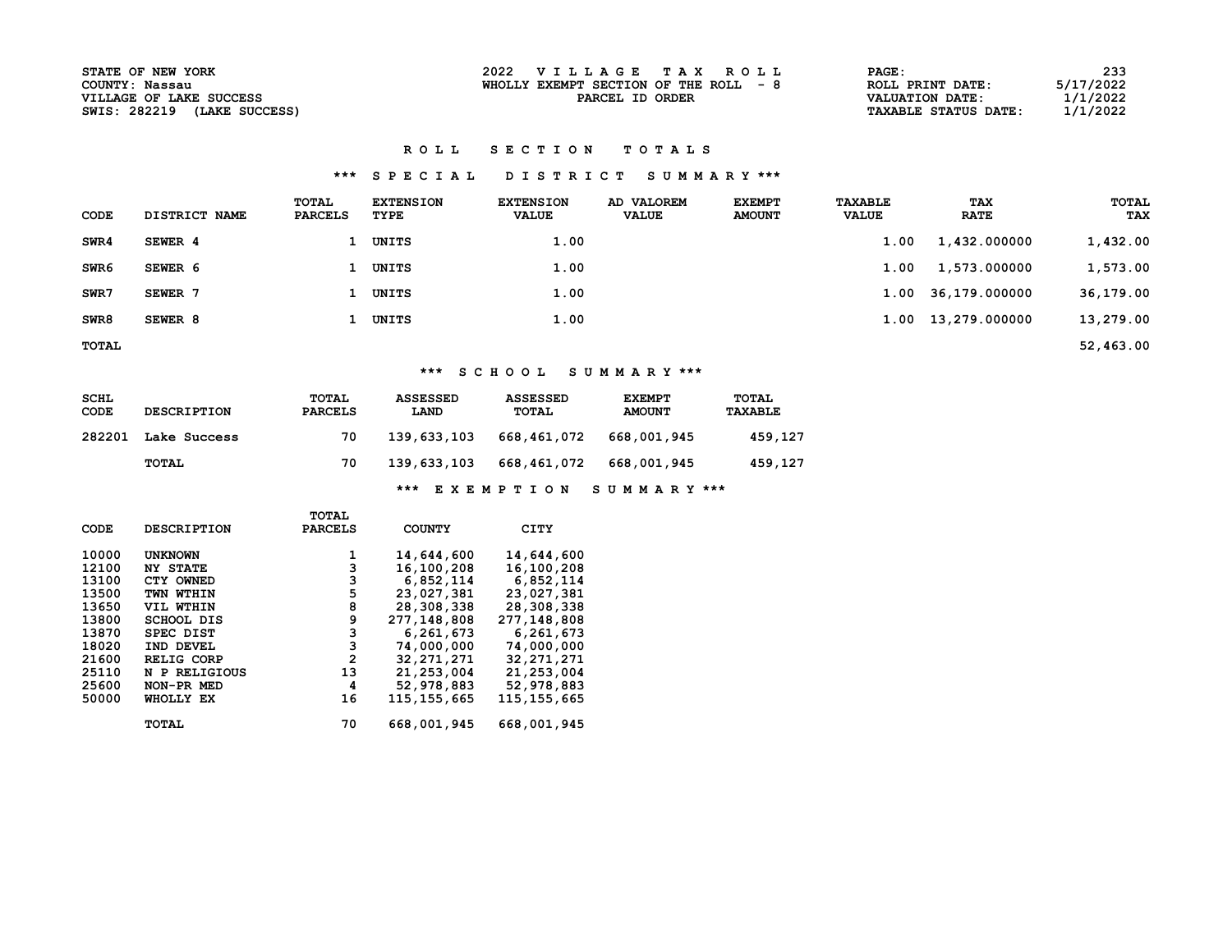STATE OF NEW YORK
COUNTY: Nassau
VILLAGE OF LAKE SUCCESS
SWIS: 282219 (LAKE SUCCESS)

2022 VILLAGE TAX ROLL
WHOLLY EXEMPT SECTION OF THE ROLL - 8
PARCEL ID ORDER

ROLL PRINT DATE: 5/17/2022
VALUATION DATE: 1/1/2022
TAXABLE STATUS DATE: 1/1/2022

# ROLL SECTION TOTALS

## *** SPECIAL DISTRICT SUMMARY ***

| CODE | DISTRICT NAME | TOTAL PARCELS | EXTENSION TYPE | EXTENSION VALUE | AD VALOREM VALUE | EXEMPT AMOUNT | TAXABLE VALUE | TAX RATE | TOTAL TAX |
|---|---|---|---|---|---|---|---|---|---|
| SWR4 | SEWER 4 | 1 | UNITS | 1.00 | | | 1.00 | 1,432.000000 | 1,432.00 |
| SWR6 | SEWER 6 | 1 | UNITS | 1.00 | | | 1.00 | 1,573.000000 | 1,573.00 |
| SWR7 | SEWER 7 | 1 | UNITS | 1.00 | | | 1.00 | 36,179.000000 | 36,179.00 |
| SWR8 | SEWER 8 | 1 | UNITS | 1.00 | | | 1.00 | 13,279.000000 | 13,279.00 |
| TOTAL | | | | | | | | | 52,463.00 |

## *** SCHOOL SUMMARY ***

| SCHL CODE | DESCRIPTION | TOTAL PARCELS | ASSESSED LAND | ASSESSED TOTAL | EXEMPT AMOUNT | TOTAL TAXABLE |
|---|---|---|---|---|---|---|
| 282201 | Lake Success | 70 | 139,633,103 | 668,461,072 | 668,001,945 | 459,127 |
| | TOTAL | 70 | 139,633,103 | 668,461,072 | 668,001,945 | 459,127 |

## *** EXEMPTION SUMMARY ***

| CODE | DESCRIPTION | TOTAL PARCELS | COUNTY | CITY |
|---|---|---|---|---|
| 10000 | UNKNOWN | 1 | 14,644,600 | 14,644,600 |
| 12100 | NY STATE | 3 | 16,100,208 | 16,100,208 |
| 13100 | CTY OWNED | 3 | 6,852,114 | 6,852,114 |
| 13500 | TWN WTHIN | 5 | 23,027,381 | 23,027,381 |
| 13650 | VIL WTHIN | 8 | 28,308,338 | 28,308,338 |
| 13800 | SCHOOL DIS | 9 | 277,148,808 | 277,148,808 |
| 13870 | SPEC DIST | 3 | 6,261,673 | 6,261,673 |
| 18020 | IND DEVEL | 3 | 74,000,000 | 74,000,000 |
| 21600 | RELIG CORP | 2 | 32,271,271 | 32,271,271 |
| 25110 | N P RELIGIOUS | 13 | 21,253,004 | 21,253,004 |
| 25600 | NON-PR MED | 4 | 52,978,883 | 52,978,883 |
| 50000 | WHOLLY EX | 16 | 115,155,665 | 115,155,665 |
| | TOTAL | 70 | 668,001,945 | 668,001,945 |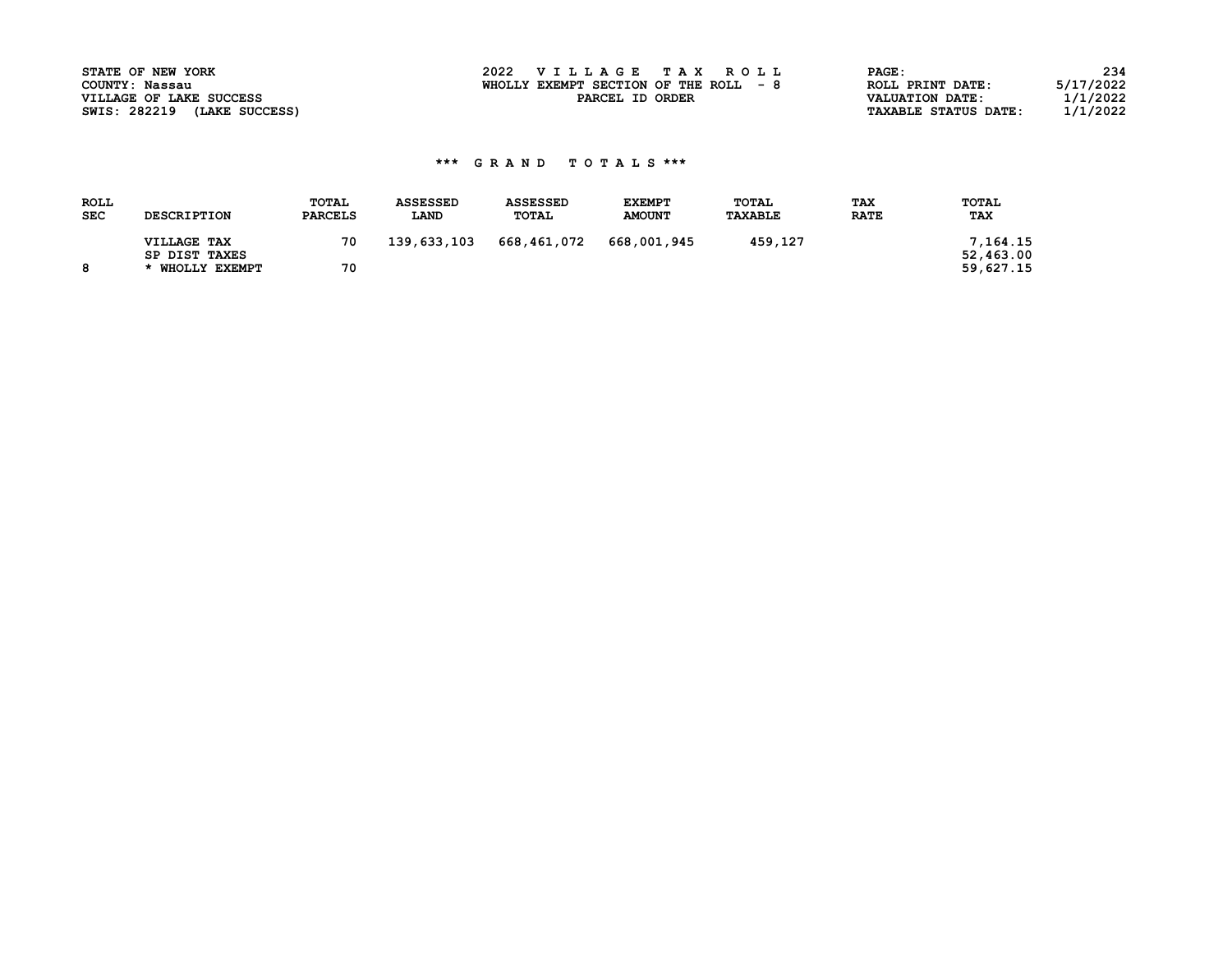STATE OF NEW YORK
COUNTY: Nassau
VILLAGE OF LAKE SUCCESS
SWIS: 282219 (LAKE SUCCESS)

2022 VILLAGE TAX ROLL
WHOLLY EXEMPT SECTION OF THE ROLL - 8
PARCEL ID ORDER

PAGE: 234
ROLL PRINT DATE: 5/17/2022
VALUATION DATE: 1/1/2022
TAXABLE STATUS DATE: 1/1/2022

### *** GRAND TOTALS ***

| ROLL SEC | DESCRIPTION | TOTAL PARCELS | ASSESSED LAND | ASSESSED TOTAL | EXEMPT AMOUNT | TOTAL TAXABLE | TAX RATE | TOTAL TAX |
|---|---|---|---|---|---|---|---|---|
| | VILLAGE TAX | 70 | 139,633,103 | 668,461,072 | 668,001,945 | 459,127 | | 7,164.15 |
| | SP DIST TAXES | | | | | | | 52,463.00 |
| 8 | * WHOLLY EXEMPT | 70 | | | | | | 59,627.15 |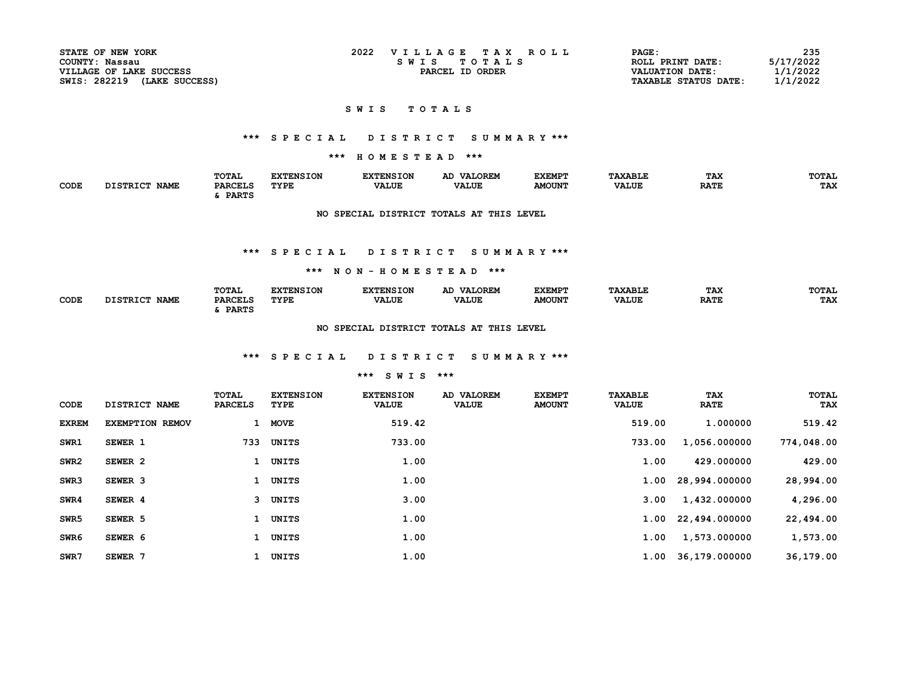STATE OF NEW YORK
COUNTY: Nassau
VILLAGE OF LAKE SUCCESS
SWIS: 282219 (LAKE SUCCESS)

2022 VILLAGE TAX ROLL
SWIS TOTALS
PARCEL ID ORDER

PAGE: 235
ROLL PRINT DATE: 5/17/2022
VALUATION DATE: 1/1/2022
TAXABLE STATUS DATE: 1/1/2022

## S W I S   T O T A L S

### *** S P E C I A L   D I S T R I C T   S U M M A R Y ***

#### *** H O M E S T E A D ***

| CODE | DISTRICT NAME | TOTAL PARCELS & PARTS | EXTENSION TYPE | EXTENSION VALUE | AD VALOREM VALUE | EXEMPT AMOUNT | TAXABLE VALUE | TAX RATE | TOTAL TAX |
|---|---|---|---|---|---|---|---|---|---|

NO SPECIAL DISTRICT TOTALS AT THIS LEVEL

### *** S P E C I A L   D I S T R I C T   S U M M A R Y ***

#### *** N O N - H O M E S T E A D ***

| CODE | DISTRICT NAME | TOTAL PARCELS & PARTS | EXTENSION TYPE | EXTENSION VALUE | AD VALOREM VALUE | EXEMPT AMOUNT | TAXABLE VALUE | TAX RATE | TOTAL TAX |
|---|---|---|---|---|---|---|---|---|---|

NO SPECIAL DISTRICT TOTALS AT THIS LEVEL

### *** S P E C I A L   D I S T R I C T   S U M M A R Y ***

#### *** S W I S ***

| CODE | DISTRICT NAME | TOTAL PARCELS | EXTENSION TYPE | EXTENSION VALUE | AD VALOREM VALUE | EXEMPT AMOUNT | TAXABLE VALUE | TAX RATE | TOTAL TAX |
|---|---|---|---|---|---|---|---|---|---|
| EXREM | EXEMPTION REMOV | 1 | MOVE | 519.42 | | | 519.00 | 1.000000 | 519.42 |
| SWR1 | SEWER 1 | 733 | UNITS | 733.00 | | | 733.00 | 1,056.000000 | 774,048.00 |
| SWR2 | SEWER 2 | 1 | UNITS | 1.00 | | | 1.00 | 429.000000 | 429.00 |
| SWR3 | SEWER 3 | 1 | UNITS | 1.00 | | | 1.00 | 28,994.000000 | 28,994.00 |
| SWR4 | SEWER 4 | 3 | UNITS | 3.00 | | | 3.00 | 1,432.000000 | 4,296.00 |
| SWR5 | SEWER 5 | 1 | UNITS | 1.00 | | | 1.00 | 22,494.000000 | 22,494.00 |
| SWR6 | SEWER 6 | 1 | UNITS | 1.00 | | | 1.00 | 1,573.000000 | 1,573.00 |
| SWR7 | SEWER 7 | 1 | UNITS | 1.00 | | | 1.00 | 36,179.000000 | 36,179.00 |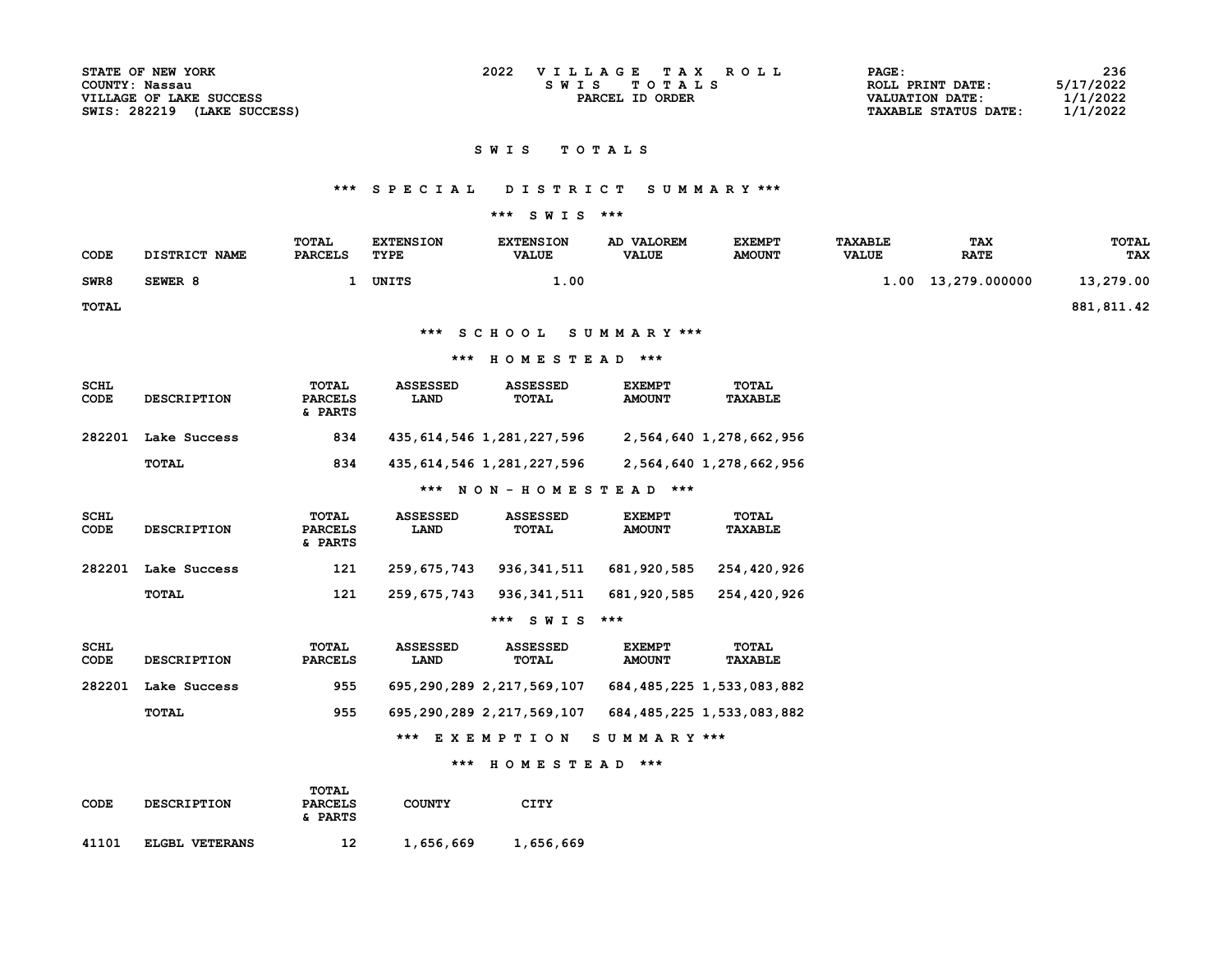STATE OF NEW YORK
COUNTY: Nassau
VILLAGE OF LAKE SUCCESS
SWIS: 282219 (LAKE SUCCESS)

2022 VILLAGE TAX ROLL
SWIS TOTALS
PARCEL ID ORDER

ROLL PRINT DATE: 5/17/2022
VALUATION DATE: 1/1/2022
TAXABLE STATUS DATE: 1/1/2022

# SWIS TOTALS

## *** SPECIAL DISTRICT SUMMARY ***

### *** SWIS ***

| CODE | DISTRICT NAME | TOTAL PARCELS | EXTENSION TYPE | EXTENSION VALUE | AD VALOREM VALUE | EXEMPT AMOUNT | TAXABLE VALUE | TAX RATE | TOTAL TAX |
|---|---|---|---|---|---|---|---|---|---|
| SWR8 | SEWER 8 | 1 | UNITS | 1.00 | | | 1.00 | 13,279.000000 | 13,279.00 |
| TOTAL | | | | | | | | | 881,811.42 |

## *** SCHOOL SUMMARY ***

### *** HOMESTEAD ***

| SCHL CODE | DESCRIPTION | TOTAL PARCELS & PARTS | ASSESSED LAND | ASSESSED TOTAL | EXEMPT AMOUNT | TOTAL TAXABLE |
|---|---|---|---|---|---|---|
| 282201 | Lake Success | 834 | 435,614,546 | 1,281,227,596 | 2,564,640 | 1,278,662,956 |
| | TOTAL | 834 | 435,614,546 | 1,281,227,596 | 2,564,640 | 1,278,662,956 |

### *** NON-HOMESTEAD ***

| SCHL CODE | DESCRIPTION | TOTAL PARCELS & PARTS | ASSESSED LAND | ASSESSED TOTAL | EXEMPT AMOUNT | TOTAL TAXABLE |
|---|---|---|---|---|---|---|
| 282201 | Lake Success | 121 | 259,675,743 | 936,341,511 | 681,920,585 | 254,420,926 |
| | TOTAL | 121 | 259,675,743 | 936,341,511 | 681,920,585 | 254,420,926 |

### *** SWIS ***

| SCHL CODE | DESCRIPTION | TOTAL PARCELS | ASSESSED LAND | ASSESSED TOTAL | EXEMPT AMOUNT | TOTAL TAXABLE |
|---|---|---|---|---|---|---|
| 282201 | Lake Success | 955 | 695,290,289 | 2,217,569,107 | 684,485,225 | 1,533,083,882 |
| | TOTAL | 955 | 695,290,289 | 2,217,569,107 | 684,485,225 | 1,533,083,882 |

## *** EXEMPTION SUMMARY ***

### *** HOMESTEAD ***

| CODE | DESCRIPTION | TOTAL PARCELS & PARTS | COUNTY | CITY |
|---|---|---|---|---|
| 41101 | ELGBL VETERANS | 12 | 1,656,669 | 1,656,669 |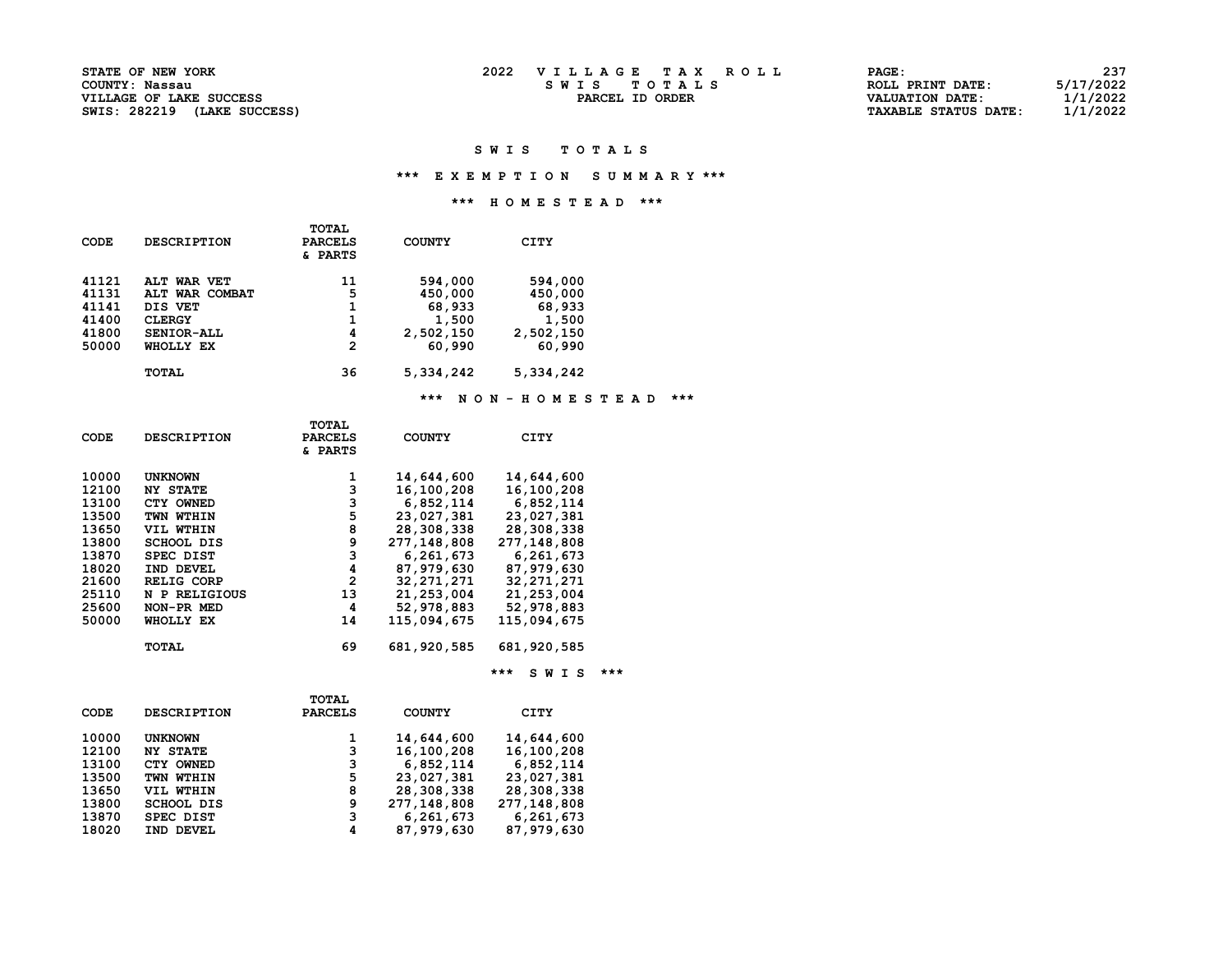STATE OF NEW YORK
COUNTY: Nassau
VILLAGE OF LAKE SUCCESS
SWIS: 282219 (LAKE SUCCESS)

2022 VILLAGE TAX ROLL
SWIS TOTALS
PARCEL ID ORDER

ROLL PRINT DATE: 5/17/2022
VALUATION DATE: 1/1/2022
TAXABLE STATUS DATE: 1/1/2022

# SWIS TOTALS

## *** EXEMPTION SUMMARY ***

### *** HOMESTEAD ***

| CODE | DESCRIPTION | TOTAL PARCELS & PARTS | COUNTY | CITY |
|---|---|---|---|---|
| 41121 | ALT WAR VET | 11 | 594,000 | 594,000 |
| 41131 | ALT WAR COMBAT | 5 | 450,000 | 450,000 |
| 41141 | DIS VET | 1 | 68,933 | 68,933 |
| 41400 | CLERGY | 1 | 1,500 | 1,500 |
| 41800 | SENIOR-ALL | 4 | 2,502,150 | 2,502,150 |
| 50000 | WHOLLY EX | 2 | 60,990 | 60,990 |
| | TOTAL | 36 | 5,334,242 | 5,334,242 |

### *** NON-HOMESTEAD ***

| CODE | DESCRIPTION | TOTAL PARCELS & PARTS | COUNTY | CITY |
|---|---|---|---|---|
| 10000 | UNKNOWN | 1 | 14,644,600 | 14,644,600 |
| 12100 | NY STATE | 3 | 16,100,208 | 16,100,208 |
| 13100 | CTY OWNED | 3 | 6,852,114 | 6,852,114 |
| 13500 | TWN WTHIN | 5 | 23,027,381 | 23,027,381 |
| 13650 | VIL WTHIN | 8 | 28,308,338 | 28,308,338 |
| 13800 | SCHOOL DIS | 9 | 277,148,808 | 277,148,808 |
| 13870 | SPEC DIST | 3 | 6,261,673 | 6,261,673 |
| 18020 | IND DEVEL | 4 | 87,979,630 | 87,979,630 |
| 21600 | RELIG CORP | 2 | 32,271,271 | 32,271,271 |
| 25110 | N P RELIGIOUS | 13 | 21,253,004 | 21,253,004 |
| 25600 | NON-PR MED | 4 | 52,978,883 | 52,978,883 |
| 50000 | WHOLLY EX | 14 | 115,094,675 | 115,094,675 |
| | TOTAL | 69 | 681,920,585 | 681,920,585 |

### *** SWIS ***

| CODE | DESCRIPTION | TOTAL PARCELS | COUNTY | CITY |
|---|---|---|---|---|
| 10000 | UNKNOWN | 1 | 14,644,600 | 14,644,600 |
| 12100 | NY STATE | 3 | 16,100,208 | 16,100,208 |
| 13100 | CTY OWNED | 3 | 6,852,114 | 6,852,114 |
| 13500 | TWN WTHIN | 5 | 23,027,381 | 23,027,381 |
| 13650 | VIL WTHIN | 8 | 28,308,338 | 28,308,338 |
| 13800 | SCHOOL DIS | 9 | 277,148,808 | 277,148,808 |
| 13870 | SPEC DIST | 3 | 6,261,673 | 6,261,673 |
| 18020 | IND DEVEL | 4 | 87,979,630 | 87,979,630 |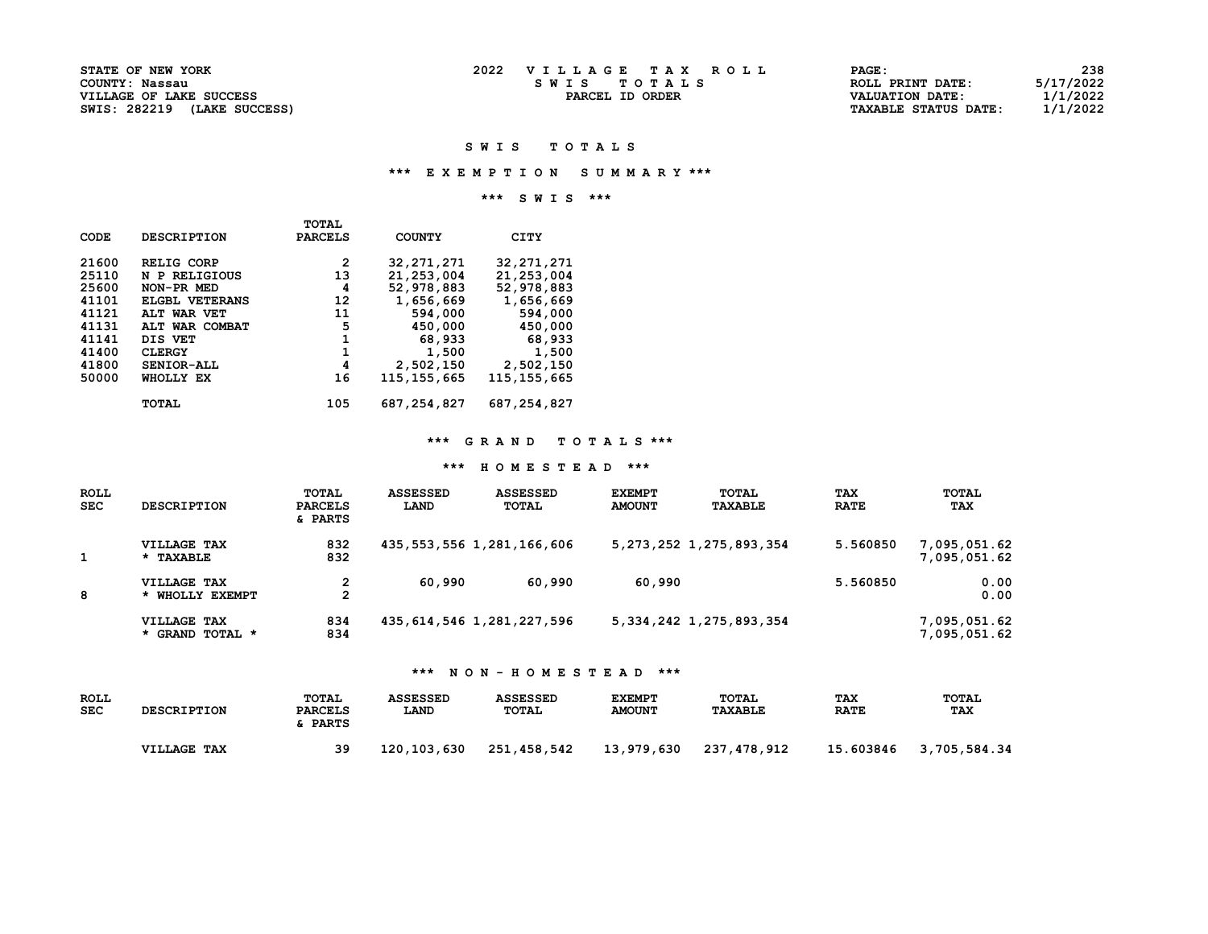STATE OF NEW YORK
COUNTY: Nassau
VILLAGE OF LAKE SUCCESS
SWIS: 282219 (LAKE SUCCESS)

2022 VILLAGE TAX ROLL
SWIS TOTALS
PARCEL ID ORDER

ROLL PRINT DATE: 5/17/2022
VALUATION DATE: 1/1/2022
TAXABLE STATUS DATE: 1/1/2022

## S W I S T O T A L S

### \*\*\* E X E M P T I O N S U M M A R Y \*\*\*

### \*\*\* S W I S \*\*\*

| CODE | DESCRIPTION | TOTAL PARCELS | COUNTY | CITY |
|---|---|---|---|---|
| 21600 | RELIG CORP | 2 | 32,271,271 | 32,271,271 |
| 25110 | N P RELIGIOUS | 13 | 21,253,004 | 21,253,004 |
| 25600 | NON-PR MED | 4 | 52,978,883 | 52,978,883 |
| 41101 | ELGBL VETERANS | 12 | 1,656,669 | 1,656,669 |
| 41121 | ALT WAR VET | 11 | 594,000 | 594,000 |
| 41131 | ALT WAR COMBAT | 5 | 450,000 | 450,000 |
| 41141 | DIS VET | 1 | 68,933 | 68,933 |
| 41400 | CLERGY | 1 | 1,500 | 1,500 |
| 41800 | SENIOR-ALL | 4 | 2,502,150 | 2,502,150 |
| 50000 | WHOLLY EX | 16 | 115,155,665 | 115,155,665 |
| | TOTAL | 105 | 687,254,827 | 687,254,827 |

### \*\*\* G R A N D T O T A L S \*\*\*

### \*\*\* H O M E S T E A D \*\*\*

| ROLL SEC | DESCRIPTION | TOTAL PARCELS & PARTS | ASSESSED LAND | ASSESSED TOTAL | EXEMPT AMOUNT | TOTAL TAXABLE | TAX RATE | TOTAL TAX |
|---|---|---|---|---|---|---|---|---|
| | VILLAGE TAX | 832 | 435,553,556 | 1,281,166,606 | 5,273,252 | 1,275,893,354 | 5.560850 | 7,095,051.62 |
| 1 | * TAXABLE | 832 | | | | | | 7,095,051.62 |
| | VILLAGE TAX | 2 | 60,990 | 60,990 | 60,990 | | 5.560850 | 0.00 |
| 8 | * WHOLLY EXEMPT | 2 | | | | | | 0.00 |
| | VILLAGE TAX | 834 | 435,614,546 | 1,281,227,596 | 5,334,242 | 1,275,893,354 | | 7,095,051.62 |
| | * GRAND TOTAL * | 834 | | | | | | 7,095,051.62 |

### \*\*\* N O N - H O M E S T E A D \*\*\*

| ROLL SEC | DESCRIPTION | TOTAL PARCELS & PARTS | ASSESSED LAND | ASSESSED TOTAL | EXEMPT AMOUNT | TOTAL TAXABLE | TAX RATE | TOTAL TAX |
|---|---|---|---|---|---|---|---|---|
| | VILLAGE TAX | 39 | 120,103,630 | 251,458,542 | 13,979,630 | 237,478,912 | 15.603846 | 3,705,584.34 |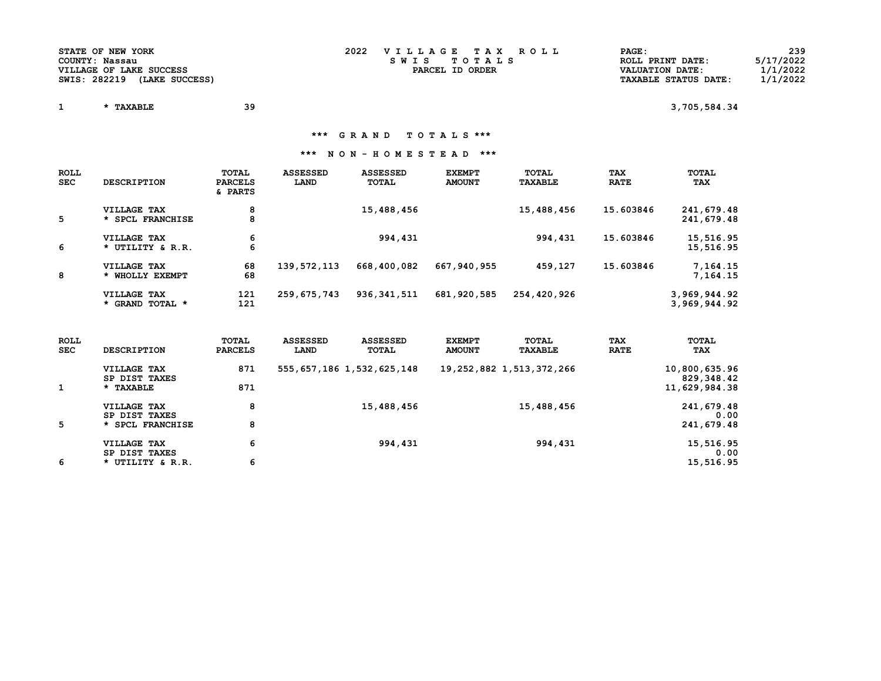STATE OF NEW YORK
COUNTY: Nassau
VILLAGE OF LAKE SUCCESS
SWIS: 282219 (LAKE SUCCESS)

2022 VILLAGE TAX ROLL
SWIS TOTALS
PARCEL ID ORDER

PAGE: 239
ROLL PRINT DATE: 5/17/2022
VALUATION DATE: 1/1/2022
TAXABLE STATUS DATE: 1/1/2022

| | | | |
|---|---|---|---|
| 1 | * TAXABLE | 39 | 3,705,584.34 |

### *** GRAND TOTALS ***

### *** NON-HOMESTEAD ***

| ROLL SEC | DESCRIPTION | TOTAL PARCELS & PARTS | ASSESSED LAND | ASSESSED TOTAL | EXEMPT AMOUNT | TOTAL TAXABLE | TAX RATE | TOTAL TAX |
|---|---|---|---|---|---|---|---|---|
| | VILLAGE TAX | 8 | | 15,488,456 | | 15,488,456 | 15.603846 | 241,679.48 |
| 5 | * SPCL FRANCHISE | 8 | | | | | | 241,679.48 |
| | VILLAGE TAX | 6 | | 994,431 | | 994,431 | 15.603846 | 15,516.95 |
| 6 | * UTILITY & R.R. | 6 | | | | | | 15,516.95 |
| | VILLAGE TAX | 68 | 139,572,113 | 668,400,082 | 667,940,955 | 459,127 | 15.603846 | 7,164.15 |
| 8 | * WHOLLY EXEMPT | 68 | | | | | | 7,164.15 |
| | VILLAGE TAX | 121 | 259,675,743 | 936,341,511 | 681,920,585 | 254,420,926 | | 3,969,944.92 |
| | * GRAND TOTAL * | 121 | | | | | | 3,969,944.92 |

| ROLL SEC | DESCRIPTION | TOTAL PARCELS | ASSESSED LAND | ASSESSED TOTAL | EXEMPT AMOUNT | TOTAL TAXABLE | TAX RATE | TOTAL TAX |
|---|---|---|---|---|---|---|---|---|
| | VILLAGE TAX | 871 | 555,657,186 | 1,532,625,148 | 19,252,882 | 1,513,372,266 | | 10,800,635.96 |
| | SP DIST TAXES | | | | | | | 829,348.42 |
| 1 | * TAXABLE | 871 | | | | | | 11,629,984.38 |
| | VILLAGE TAX | 8 | | 15,488,456 | | 15,488,456 | | 241,679.48 |
| | SP DIST TAXES | | | | | | | 0.00 |
| 5 | * SPCL FRANCHISE | 8 | | | | | | 241,679.48 |
| | VILLAGE TAX | 6 | | 994,431 | | 994,431 | | 15,516.95 |
| | SP DIST TAXES | | | | | | | 0.00 |
| 6 | * UTILITY & R.R. | 6 | | | | | | 15,516.95 |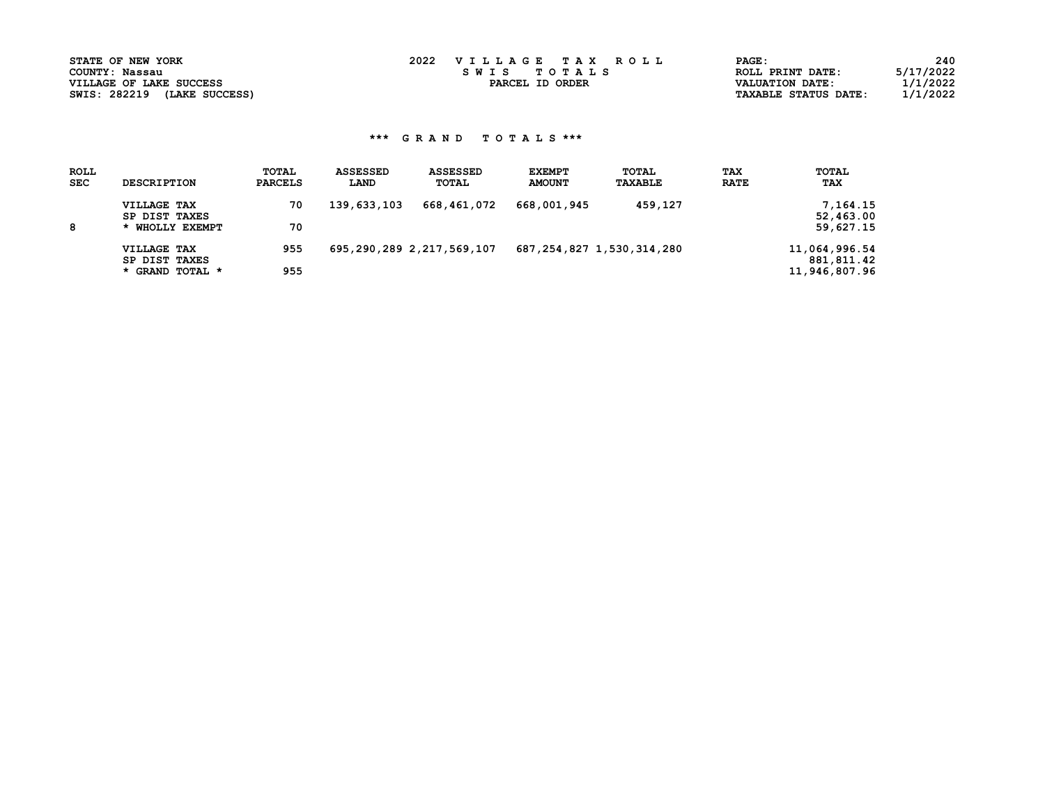STATE OF NEW YORK
COUNTY: Nassau
VILLAGE OF LAKE SUCCESS
SWIS: 282219 (LAKE SUCCESS)

2022 V I L L A G E T A X R O L L
S W I S T O T A L S
PARCEL ID ORDER

PAGE: 240
ROLL PRINT DATE: 5/17/2022
VALUATION DATE: 1/1/2022
TAXABLE STATUS DATE: 1/1/2022

## *** G R A N D T O T A L S ***

| ROLL SEC | DESCRIPTION | TOTAL PARCELS | ASSESSED LAND | ASSESSED TOTAL | EXEMPT AMOUNT | TOTAL TAXABLE | TAX RATE | TOTAL TAX |
|---|---|---|---|---|---|---|---|---|
| | VILLAGE TAX | 70 | 139,633,103 | 668,461,072 | 668,001,945 | 459,127 | | 7,164.15 |
| | SP DIST TAXES | | | | | | | 52,463.00 |
| 8 | * WHOLLY EXEMPT | 70 | | | | | | 59,627.15 |
| | VILLAGE TAX | 955 | 695,290,289 | 2,217,569,107 | 687,254,827 | 1,530,314,280 | | 11,064,996.54 |
| | SP DIST TAXES | | | | | | | 881,811.42 |
| | * GRAND TOTAL * | 955 | | | | | | 11,946,807.96 |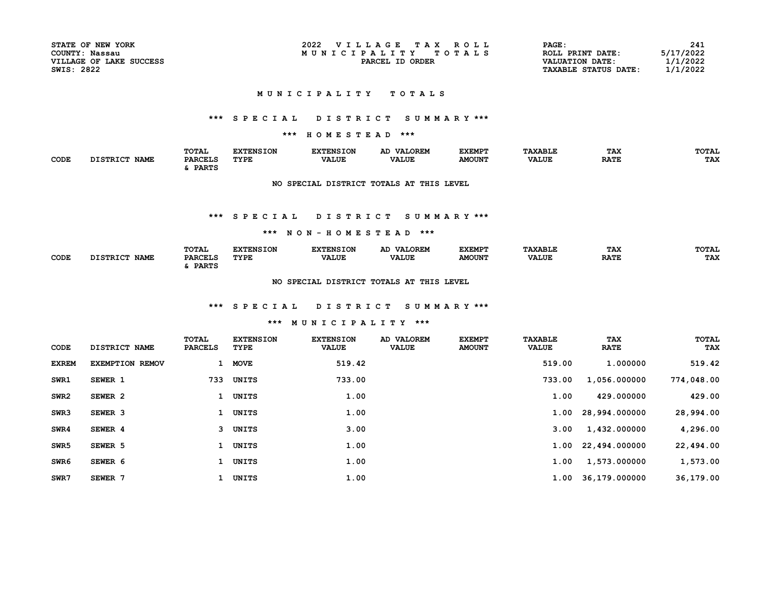STATE OF NEW YORK
COUNTY: Nassau
VILLAGE OF LAKE SUCCESS
SWIS: 2822

2022 VILLAGE TAX ROLL
MUNICIPALITY TOTALS
PARCEL ID ORDER

PAGE: 241
ROLL PRINT DATE: 5/17/2022
VALUATION DATE: 1/1/2022
TAXABLE STATUS DATE: 1/1/2022

# MUNICIPALITY TOTALS

## *** SPECIAL DISTRICT SUMMARY ***

### *** HOMESTEAD ***

| CODE | DISTRICT NAME | TOTAL PARCELS & PARTS | EXTENSION TYPE | EXTENSION VALUE | AD VALOREM VALUE | EXEMPT AMOUNT | TAXABLE VALUE | TAX RATE | TOTAL TAX |
|---|---|---|---|---|---|---|---|---|---|

NO SPECIAL DISTRICT TOTALS AT THIS LEVEL

## *** SPECIAL DISTRICT SUMMARY ***

### *** NON-HOMESTEAD ***

| CODE | DISTRICT NAME | TOTAL PARCELS & PARTS | EXTENSION TYPE | EXTENSION VALUE | AD VALOREM VALUE | EXEMPT AMOUNT | TAXABLE VALUE | TAX RATE | TOTAL TAX |
|---|---|---|---|---|---|---|---|---|---|

NO SPECIAL DISTRICT TOTALS AT THIS LEVEL

## *** SPECIAL DISTRICT SUMMARY ***

### *** MUNICIPALITY ***

| CODE | DISTRICT NAME | TOTAL PARCELS | EXTENSION TYPE | EXTENSION VALUE | AD VALOREM VALUE | EXEMPT AMOUNT | TAXABLE VALUE | TAX RATE | TOTAL TAX |
|---|---|---|---|---|---|---|---|---|---|
| EXREM | EXEMPTION REMOV | 1 | MOVE | 519.42 | | | 519.00 | 1.000000 | 519.42 |
| SWR1 | SEWER 1 | 733 | UNITS | 733.00 | | | 733.00 | 1,056.000000 | 774,048.00 |
| SWR2 | SEWER 2 | 1 | UNITS | 1.00 | | | 1.00 | 429.000000 | 429.00 |
| SWR3 | SEWER 3 | 1 | UNITS | 1.00 | | | 1.00 | 28,994.000000 | 28,994.00 |
| SWR4 | SEWER 4 | 3 | UNITS | 3.00 | | | 3.00 | 1,432.000000 | 4,296.00 |
| SWR5 | SEWER 5 | 1 | UNITS | 1.00 | | | 1.00 | 22,494.000000 | 22,494.00 |
| SWR6 | SEWER 6 | 1 | UNITS | 1.00 | | | 1.00 | 1,573.000000 | 1,573.00 |
| SWR7 | SEWER 7 | 1 | UNITS | 1.00 | | | 1.00 | 36,179.000000 | 36,179.00 |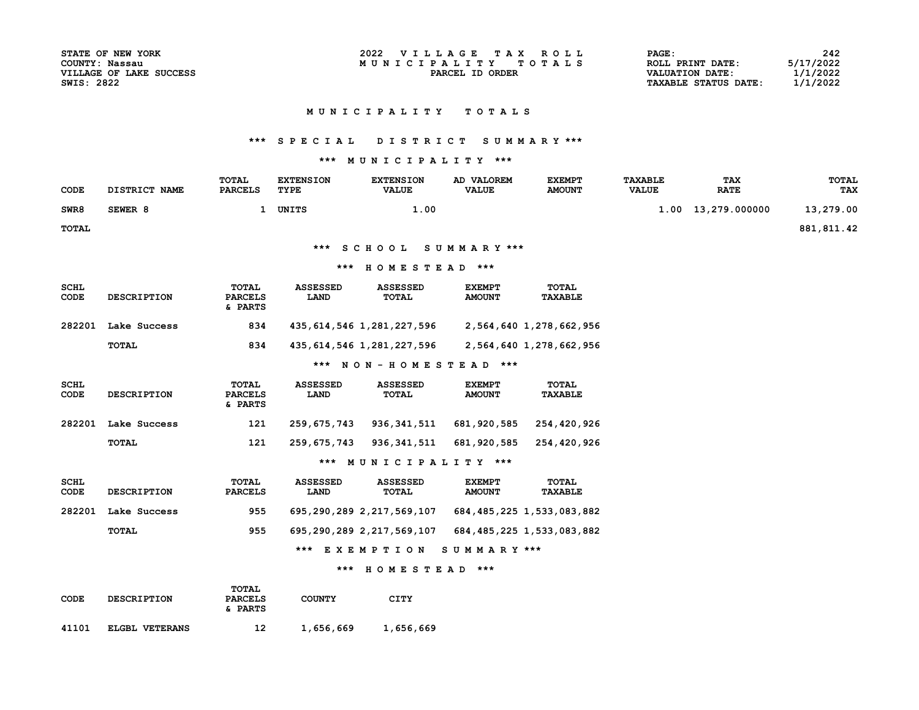STATE OF NEW YORK
COUNTY: Nassau
VILLAGE OF LAKE SUCCESS
SWIS: 2822

2022 VILLAGE TAX ROLL
MUNICIPALITY TOTALS
PARCEL ID ORDER

ROLL PRINT DATE: 5/17/2022
VALUATION DATE: 1/1/2022
TAXABLE STATUS DATE: 1/1/2022

# MUNICIPALITY TOTALS

## *** SPECIAL DISTRICT SUMMARY ***

### *** MUNICIPALITY ***

| CODE | DISTRICT NAME | TOTAL PARCELS | EXTENSION TYPE | EXTENSION VALUE | AD VALOREM VALUE | EXEMPT AMOUNT | TAXABLE VALUE | TAX RATE | TOTAL TAX |
|---|---|---|---|---|---|---|---|---|---|
| SWR8 | SEWER 8 | 1 | UNITS | 1.00 | | | 1.00 | 13,279.000000 | 13,279.00 |
| TOTAL | | | | | | | | | 881,811.42 |

## *** SCHOOL SUMMARY ***

### *** HOMESTEAD ***

| SCHL CODE | DESCRIPTION | TOTAL PARCELS & PARTS | ASSESSED LAND | ASSESSED TOTAL | EXEMPT AMOUNT | TOTAL TAXABLE |
|---|---|---|---|---|---|---|
| 282201 | Lake Success | 834 | 435,614,546 | 1,281,227,596 | 2,564,640 | 1,278,662,956 |
| | TOTAL | 834 | 435,614,546 | 1,281,227,596 | 2,564,640 | 1,278,662,956 |

### *** NON-HOMESTEAD ***

| SCHL CODE | DESCRIPTION | TOTAL PARCELS & PARTS | ASSESSED LAND | ASSESSED TOTAL | EXEMPT AMOUNT | TOTAL TAXABLE |
|---|---|---|---|---|---|---|
| 282201 | Lake Success | 121 | 259,675,743 | 936,341,511 | 681,920,585 | 254,420,926 |
| | TOTAL | 121 | 259,675,743 | 936,341,511 | 681,920,585 | 254,420,926 |

### *** MUNICIPALITY ***

| SCHL CODE | DESCRIPTION | TOTAL PARCELS | ASSESSED LAND | ASSESSED TOTAL | EXEMPT AMOUNT | TOTAL TAXABLE |
|---|---|---|---|---|---|---|
| 282201 | Lake Success | 955 | 695,290,289 | 2,217,569,107 | 684,485,225 | 1,533,083,882 |
| | TOTAL | 955 | 695,290,289 | 2,217,569,107 | 684,485,225 | 1,533,083,882 |

## *** EXEMPTION SUMMARY ***

### *** HOMESTEAD ***

| CODE | DESCRIPTION | TOTAL PARCELS & PARTS | COUNTY | CITY |
|---|---|---|---|---|
| 41101 | ELGBL VETERANS | 12 | 1,656,669 | 1,656,669 |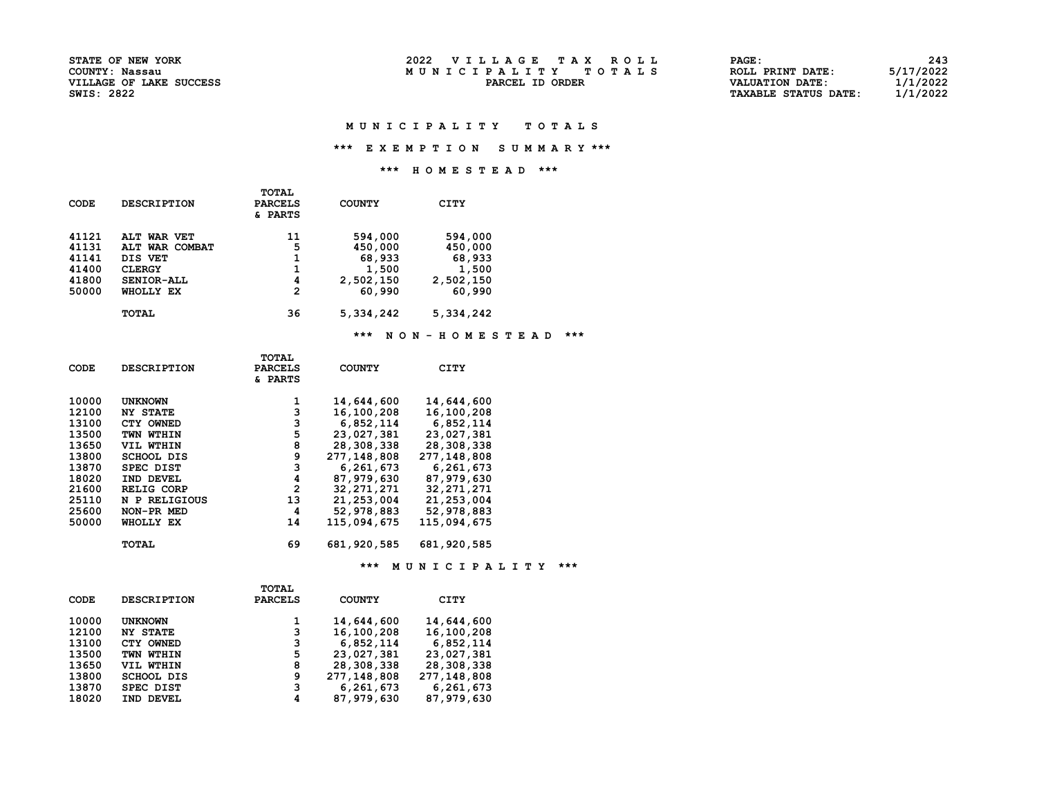STATE OF NEW YORK
COUNTY: Nassau
VILLAGE OF LAKE SUCCESS
SWIS: 2822

2022 VILLAGE TAX ROLL
MUNICIPALITY TOTALS
PARCEL ID ORDER

ROLL PRINT DATE: 5/17/2022
VALUATION DATE: 1/1/2022
TAXABLE STATUS DATE: 1/1/2022

# MUNICIPALITY TOTALS

## *** EXEMPTION SUMMARY ***

### *** HOMESTEAD ***

| CODE | DESCRIPTION | TOTAL PARCELS & PARTS | COUNTY | CITY |
|---|---|---|---|---|
| 41121 | ALT WAR VET | 11 | 594,000 | 594,000 |
| 41131 | ALT WAR COMBAT | 5 | 450,000 | 450,000 |
| 41141 | DIS VET | 1 | 68,933 | 68,933 |
| 41400 | CLERGY | 1 | 1,500 | 1,500 |
| 41800 | SENIOR-ALL | 4 | 2,502,150 | 2,502,150 |
| 50000 | WHOLLY EX | 2 | 60,990 | 60,990 |
| | TOTAL | 36 | 5,334,242 | 5,334,242 |

### *** NON-HOMESTEAD ***

| CODE | DESCRIPTION | TOTAL PARCELS & PARTS | COUNTY | CITY |
|---|---|---|---|---|
| 10000 | UNKNOWN | 1 | 14,644,600 | 14,644,600 |
| 12100 | NY STATE | 3 | 16,100,208 | 16,100,208 |
| 13100 | CTY OWNED | 3 | 6,852,114 | 6,852,114 |
| 13500 | TWN WTHIN | 5 | 23,027,381 | 23,027,381 |
| 13650 | VIL WTHIN | 8 | 28,308,338 | 28,308,338 |
| 13800 | SCHOOL DIS | 9 | 277,148,808 | 277,148,808 |
| 13870 | SPEC DIST | 3 | 6,261,673 | 6,261,673 |
| 18020 | IND DEVEL | 4 | 87,979,630 | 87,979,630 |
| 21600 | RELIG CORP | 2 | 32,271,271 | 32,271,271 |
| 25110 | N P RELIGIOUS | 13 | 21,253,004 | 21,253,004 |
| 25600 | NON-PR MED | 4 | 52,978,883 | 52,978,883 |
| 50000 | WHOLLY EX | 14 | 115,094,675 | 115,094,675 |
| | TOTAL | 69 | 681,920,585 | 681,920,585 |

### *** MUNICIPALITY ***

| CODE | DESCRIPTION | TOTAL PARCELS | COUNTY | CITY |
|---|---|---|---|---|
| 10000 | UNKNOWN | 1 | 14,644,600 | 14,644,600 |
| 12100 | NY STATE | 3 | 16,100,208 | 16,100,208 |
| 13100 | CTY OWNED | 3 | 6,852,114 | 6,852,114 |
| 13500 | TWN WTHIN | 5 | 23,027,381 | 23,027,381 |
| 13650 | VIL WTHIN | 8 | 28,308,338 | 28,308,338 |
| 13800 | SCHOOL DIS | 9 | 277,148,808 | 277,148,808 |
| 13870 | SPEC DIST | 3 | 6,261,673 | 6,261,673 |
| 18020 | IND DEVEL | 4 | 87,979,630 | 87,979,630 |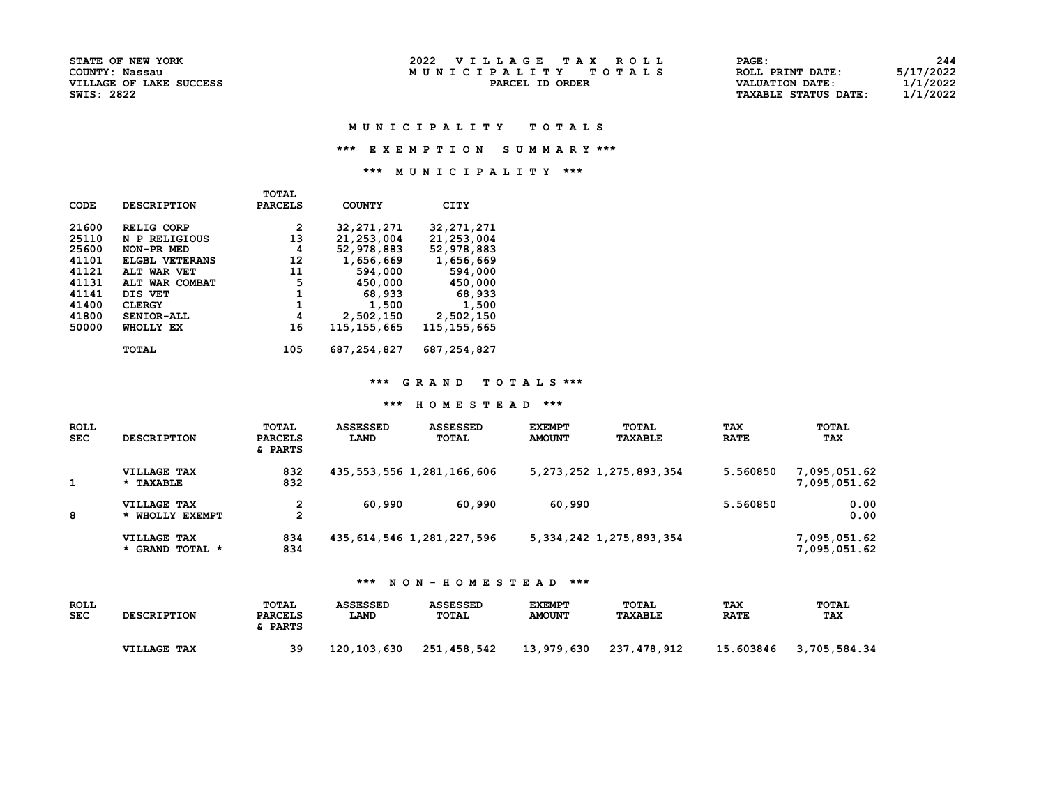STATE OF NEW YORK
COUNTY: Nassau
VILLAGE OF LAKE SUCCESS
SWIS: 2822

2022 VILLAGE TAX ROLL
MUNICIPALITY TOTALS
PARCEL ID ORDER

ROLL PRINT DATE: 5/17/2022
VALUATION DATE: 1/1/2022
TAXABLE STATUS DATE: 1/1/2022

## MUNICIPALITY TOTALS

### *** EXEMPTION SUMMARY ***

### *** MUNICIPALITY ***

| CODE | DESCRIPTION | TOTAL PARCELS | COUNTY | CITY |
|---|---|---|---|---|
| 21600 | RELIG CORP | 2 | 32,271,271 | 32,271,271 |
| 25110 | N P RELIGIOUS | 13 | 21,253,004 | 21,253,004 |
| 25600 | NON-PR MED | 4 | 52,978,883 | 52,978,883 |
| 41101 | ELGBL VETERANS | 12 | 1,656,669 | 1,656,669 |
| 41121 | ALT WAR VET | 11 | 594,000 | 594,000 |
| 41131 | ALT WAR COMBAT | 5 | 450,000 | 450,000 |
| 41141 | DIS VET | 1 | 68,933 | 68,933 |
| 41400 | CLERGY | 1 | 1,500 | 1,500 |
| 41800 | SENIOR-ALL | 4 | 2,502,150 | 2,502,150 |
| 50000 | WHOLLY EX | 16 | 115,155,665 | 115,155,665 |
| | TOTAL | 105 | 687,254,827 | 687,254,827 |

### *** GRAND TOTALS ***

### *** HOMESTEAD ***

| ROLL SEC | DESCRIPTION | TOTAL PARCELS & PARTS | ASSESSED LAND | ASSESSED TOTAL | EXEMPT AMOUNT | TOTAL TAXABLE | TAX RATE | TOTAL TAX |
|---|---|---|---|---|---|---|---|---|
| | VILLAGE TAX | 832 | 435,553,556 | 1,281,166,606 | 5,273,252 | 1,275,893,354 | 5.560850 | 7,095,051.62 |
| 1 | * TAXABLE | 832 | | | | | | 7,095,051.62 |
| | VILLAGE TAX | 2 | 60,990 | 60,990 | 60,990 | | 5.560850 | 0.00 |
| 8 | * WHOLLY EXEMPT | 2 | | | | | | 0.00 |
| | VILLAGE TAX | 834 | 435,614,546 | 1,281,227,596 | 5,334,242 | 1,275,893,354 | | 7,095,051.62 |
| | * GRAND TOTAL * | 834 | | | | | | 7,095,051.62 |

### *** NON-HOMESTEAD ***

| ROLL SEC | DESCRIPTION | TOTAL PARCELS & PARTS | ASSESSED LAND | ASSESSED TOTAL | EXEMPT AMOUNT | TOTAL TAXABLE | TAX RATE | TOTAL TAX |
|---|---|---|---|---|---|---|---|---|
| | VILLAGE TAX | 39 | 120,103,630 | 251,458,542 | 13,979,630 | 237,478,912 | 15.603846 | 3,705,584.34 |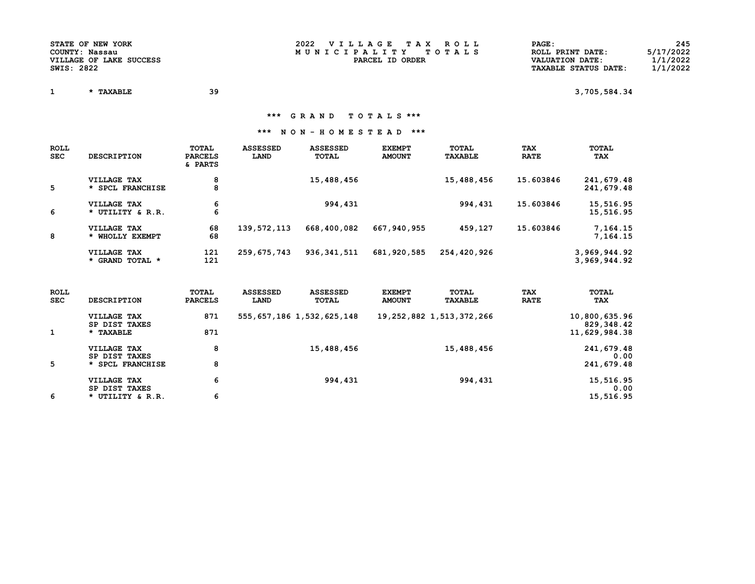STATE OF NEW YORK
COUNTY: Nassau
VILLAGE OF LAKE SUCCESS
SWIS: 2822

2022 V I L L A G E   T A X   R O L L
M U N I C I P A L I T Y   T O T A L S
PARCEL ID ORDER

ROLL PRINT DATE: 5/17/2022
VALUATION DATE: 1/1/2022
TAXABLE STATUS DATE: 1/1/2022

| | | | |
|---|---|---|---|
| 1 | * TAXABLE | 39 | 3,705,584.34 |

*** G R A N D   T O T A L S ***

*** N O N - H O M E S T E A D ***

| ROLL SEC | DESCRIPTION | TOTAL PARCELS & PARTS | ASSESSED LAND | ASSESSED TOTAL | EXEMPT AMOUNT | TOTAL TAXABLE | TAX RATE | TOTAL TAX |
|---|---|---|---|---|---|---|---|---|
| | VILLAGE TAX | 8 | | 15,488,456 | | 15,488,456 | 15.603846 | 241,679.48 |
| 5 | * SPCL FRANCHISE | 8 | | | | | | 241,679.48 |
| | VILLAGE TAX | 6 | | 994,431 | | 994,431 | 15.603846 | 15,516.95 |
| 6 | * UTILITY & R.R. | 6 | | | | | | 15,516.95 |
| | VILLAGE TAX | 68 | 139,572,113 | 668,400,082 | 667,940,955 | 459,127 | 15.603846 | 7,164.15 |
| 8 | * WHOLLY EXEMPT | 68 | | | | | | 7,164.15 |
| | VILLAGE TAX | 121 | 259,675,743 | 936,341,511 | 681,920,585 | 254,420,926 | | 3,969,944.92 |
| | * GRAND TOTAL * | 121 | | | | | | 3,969,944.92 |

| ROLL SEC | DESCRIPTION | TOTAL PARCELS | ASSESSED LAND | ASSESSED TOTAL | EXEMPT AMOUNT | TOTAL TAXABLE | TAX RATE | TOTAL TAX |
|---|---|---|---|---|---|---|---|---|
| | VILLAGE TAX | 871 | 555,657,186 | 1,532,625,148 | 19,252,882 | 1,513,372,266 | | 10,800,635.96 |
| | SP DIST TAXES | | | | | | | 829,348.42 |
| 1 | * TAXABLE | 871 | | | | | | 11,629,984.38 |
| | VILLAGE TAX | 8 | | 15,488,456 | | 15,488,456 | | 241,679.48 |
| | SP DIST TAXES | | | | | | | 0.00 |
| 5 | * SPCL FRANCHISE | 8 | | | | | | 241,679.48 |
| | VILLAGE TAX | 6 | | 994,431 | | 994,431 | | 15,516.95 |
| | SP DIST TAXES | | | | | | | 0.00 |
| 6 | * UTILITY & R.R. | 6 | | | | | | 15,516.95 |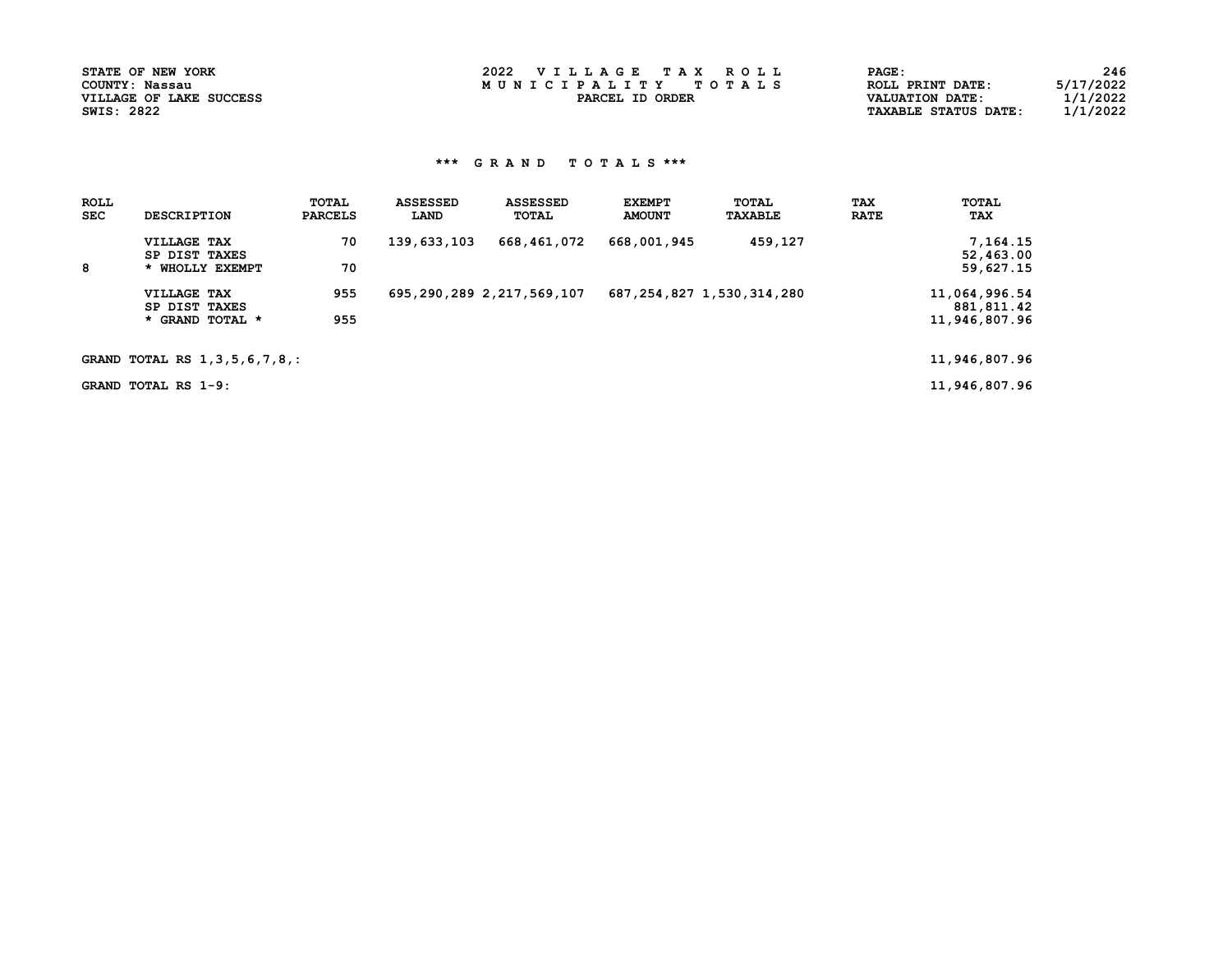STATE OF NEW YORK
COUNTY: Nassau
VILLAGE OF LAKE SUCCESS
SWIS: 2822

2022 VILLAGE TAX ROLL
MUNICIPALITY TOTALS
PARCEL ID ORDER

ROLL PRINT DATE: 5/17/2022
VALUATION DATE: 1/1/2022
TAXABLE STATUS DATE: 1/1/2022

### *** GRAND TOTALS ***

| ROLL SEC | DESCRIPTION | TOTAL PARCELS | ASSESSED LAND | ASSESSED TOTAL | EXEMPT AMOUNT | TOTAL TAXABLE | TAX RATE | TOTAL TAX |
|---|---|---|---|---|---|---|---|---|
| | VILLAGE TAX | 70 | 139,633,103 | 668,461,072 | 668,001,945 | 459,127 | | 7,164.15 |
| | SP DIST TAXES | | | | | | | 52,463.00 |
| 8 | * WHOLLY EXEMPT | 70 | | | | | | 59,627.15 |
| | VILLAGE TAX | 955 | 695,290,289 | 2,217,569,107 | 687,254,827 | 1,530,314,280 | | 11,064,996.54 |
| | SP DIST TAXES | | | | | | | 881,811.42 |
| | * GRAND TOTAL * | 955 | | | | | | 11,946,807.96 |

GRAND TOTAL RS 1,3,5,6,7,8,: 11,946,807.96

GRAND TOTAL RS 1-9: 11,946,807.96